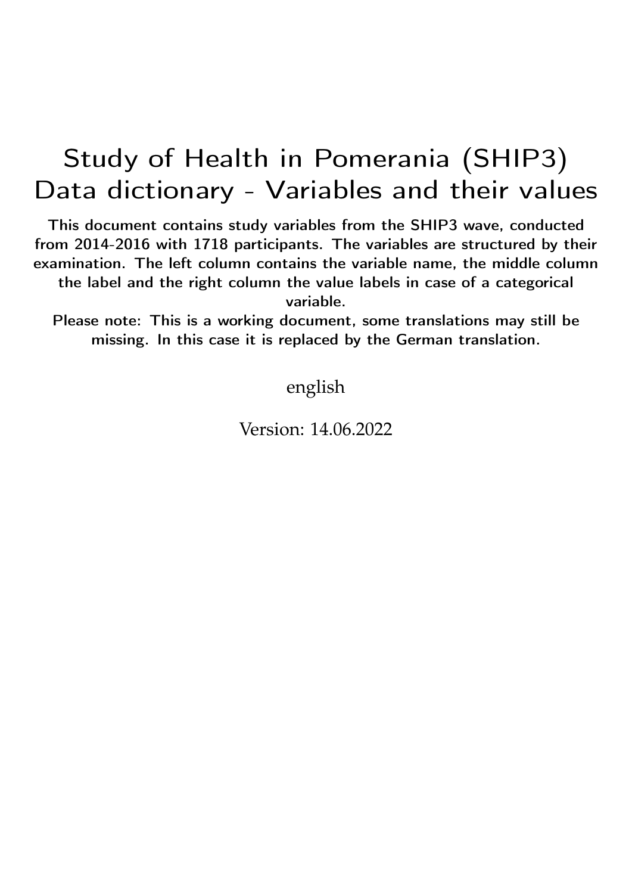# Study of Health in Pomerania (SHIP3) Data dictionary - Variables and their values

**This document contains study variables from the SHIP3 wave, conducted from 2014-2016 with 1718 participants. The variables are structured by their examination. The left column contains the variable name, the middle column the label and the right column the value labels in case of a categorical variable.**

**Please note: This is a working document, some translations may still be missing. In this case it is replaced by the German translation.**

english

Version: 14.06.2022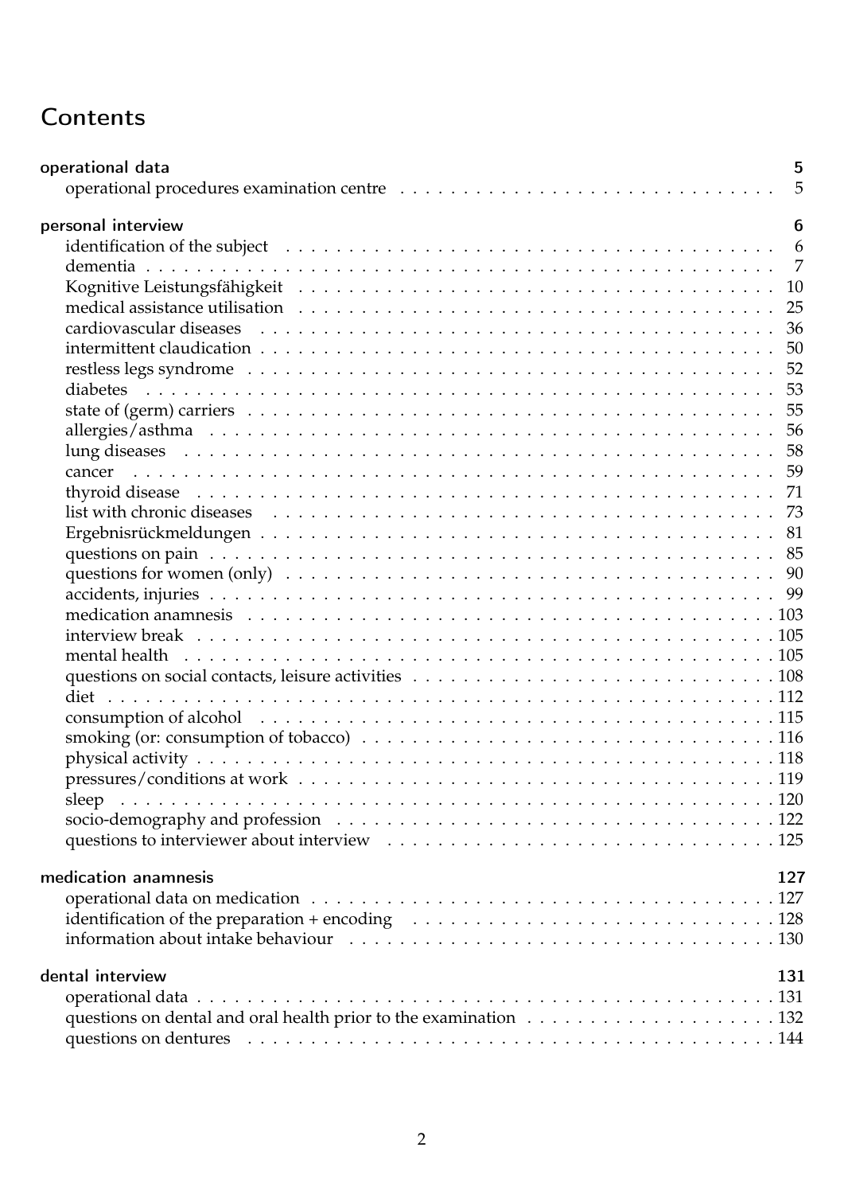# Contents

**operational data** — 5
- operational procedures examination centre — 5

**personal interview** — 6
- identification of the subject — 6
- dementia — 7
- Kognitive Leistungsfähigkeit — 10
- medical assistance utilisation — 25
- cardiovascular diseases — 36
- intermittent claudication — 50
- restless legs syndrome — 52
- diabetes — 53
- state of (germ) carriers — 55
- allergies/asthma — 56
- lung diseases — 58
- cancer — 59
- thyroid disease — 71
- list with chronic diseases — 73
- Ergebnisrückmeldungen — 81
- questions on pain — 85
- questions for women (only) — 90
- accidents, injuries — 99
- medication anamnesis — 103
- interview break — 105
- mental health — 105
- questions on social contacts, leisure activities — 108
- diet — 112
- consumption of alcohol — 115
- smoking (or: consumption of tobacco) — 116
- physical activity — 118
- pressures/conditions at work — 119
- sleep — 120
- socio-demography and profession — 122
- questions to interviewer about interview — 125

**medication anamnesis** — 127
- operational data on medication — 127
- identification of the preparation + encoding — 128
- information about intake behaviour — 130

**dental interview** — 131
- operational data — 131
- questions on dental and oral health prior to the examination — 132
- questions on dentures — 144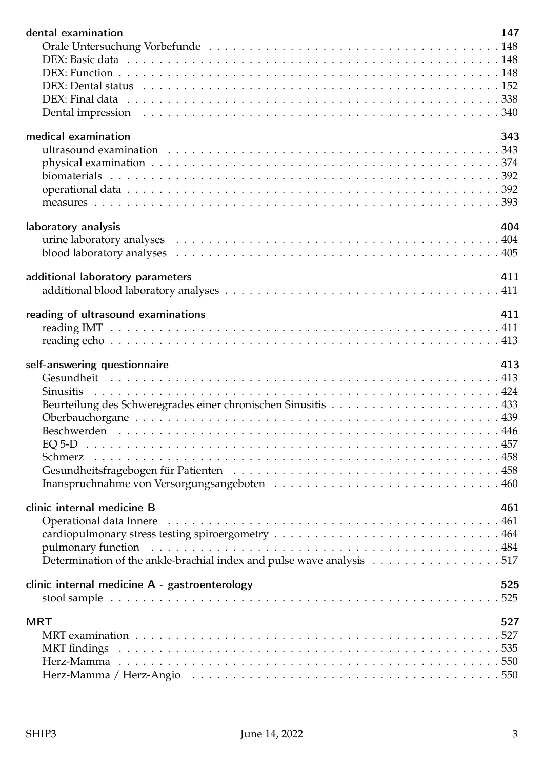**dental examination** 147

- Orale Untersuchung Vorbefunde . . . . . 148
- DEX: Basic data . . . . . 148
- DEX: Function . . . . . 148
- DEX: Dental status . . . . . 152
- DEX: Final data . . . . . 338
- Dental impression . . . . . 340

**medical examination** 343

- ultrasound examination . . . . . 343
- physical examination . . . . . 374
- biomaterials . . . . . 392
- operational data . . . . . 392
- measures . . . . . 393

**laboratory analysis** 404

- urine laboratory analyses . . . . . 404
- blood laboratory analyses . . . . . 405

**additional laboratory parameters** 411

- additional blood laboratory analyses . . . . . 411

**reading of ultrasound examinations** 411

- reading IMT . . . . . 411
- reading echo . . . . . 413

**self-answering questionnaire** 413

- Gesundheit . . . . . 413
- Sinusitis . . . . . 424
- Beurteilung des Schweregrades einer chronischen Sinusitis . . . . . 433
- Oberbauchorgane . . . . . 439
- Beschwerden . . . . . 446
- EQ 5-D . . . . . 457
- Schmerz . . . . . 458
- Gesundheitsfragebogen für Patienten . . . . . 458
- Inanspruchnahme von Versorgungsangeboten . . . . . 460

**clinic internal medicine B** 461

- Operational data Innere . . . . . 461
- cardiopulmonary stress testing spiroergometry . . . . . 464
- pulmonary function . . . . . 484
- Determination of the ankle-brachial index and pulse wave analysis . . . . . 517

**clinic internal medicine A - gastroenterology** 525

- stool sample . . . . . 525

**MRT** 527

- MRT examination . . . . . 527
- MRT findings . . . . . 535
- Herz-Mamma . . . . . 550
- Herz-Mamma / Herz-Angio . . . . . 550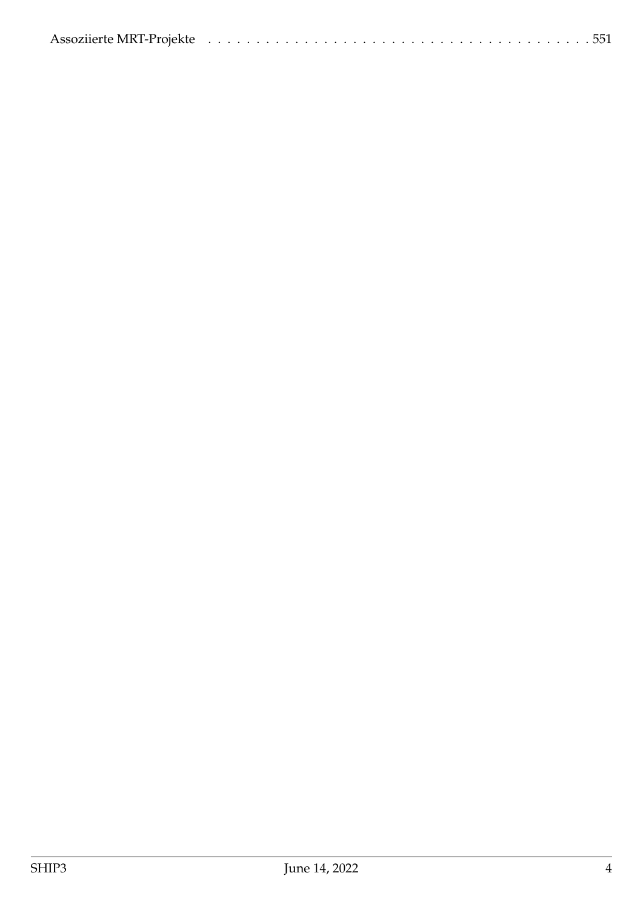Assoziierte MRT-Projekte . . . . . . . . . . . . . . . . . . . . . . . . . . . . . . . . . . . . . . . . 551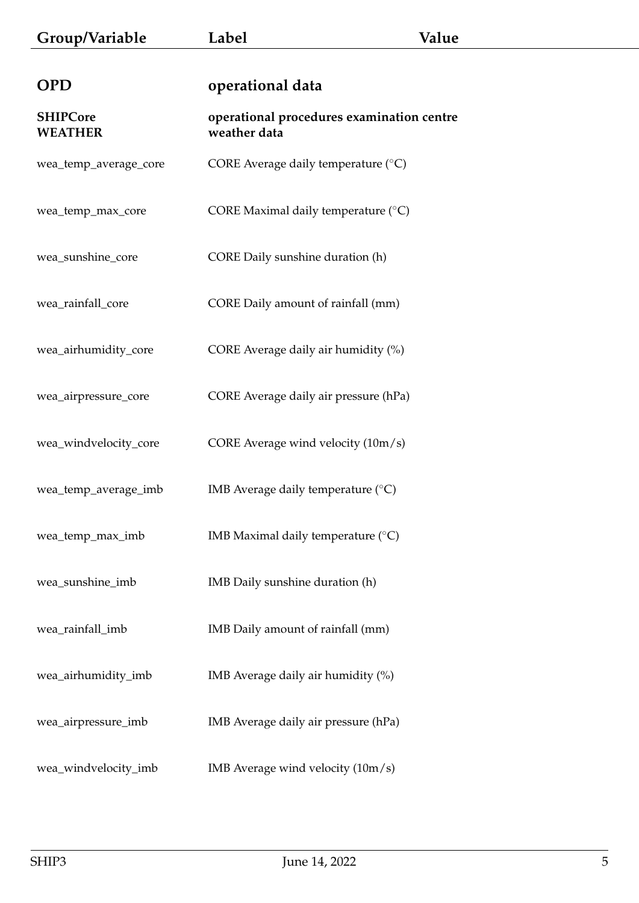| Group/Variable | Label | Value |
|---|---|---|
| **OPD** | **operational data** | |
| **SHIPCore** | **operational procedures examination centre** | |
| **WEATHER** | **weather data** | |
| wea_temp_average_core | CORE Average daily temperature (°C) | |
| wea_temp_max_core | CORE Maximal daily temperature (°C) | |
| wea_sunshine_core | CORE Daily sunshine duration (h) | |
| wea_rainfall_core | CORE Daily amount of rainfall (mm) | |
| wea_airhumidity_core | CORE Average daily air humidity (%) | |
| wea_airpressure_core | CORE Average daily air pressure (hPa) | |
| wea_windvelocity_core | CORE Average wind velocity (10m/s) | |
| wea_temp_average_imb | IMB Average daily temperature (°C) | |
| wea_temp_max_imb | IMB Maximal daily temperature (°C) | |
| wea_sunshine_imb | IMB Daily sunshine duration (h) | |
| wea_rainfall_imb | IMB Daily amount of rainfall (mm) | |
| wea_airhumidity_imb | IMB Average daily air humidity (%) | |
| wea_airpressure_imb | IMB Average daily air pressure (hPa) | |
| wea_windvelocity_imb | IMB Average wind velocity (10m/s) | |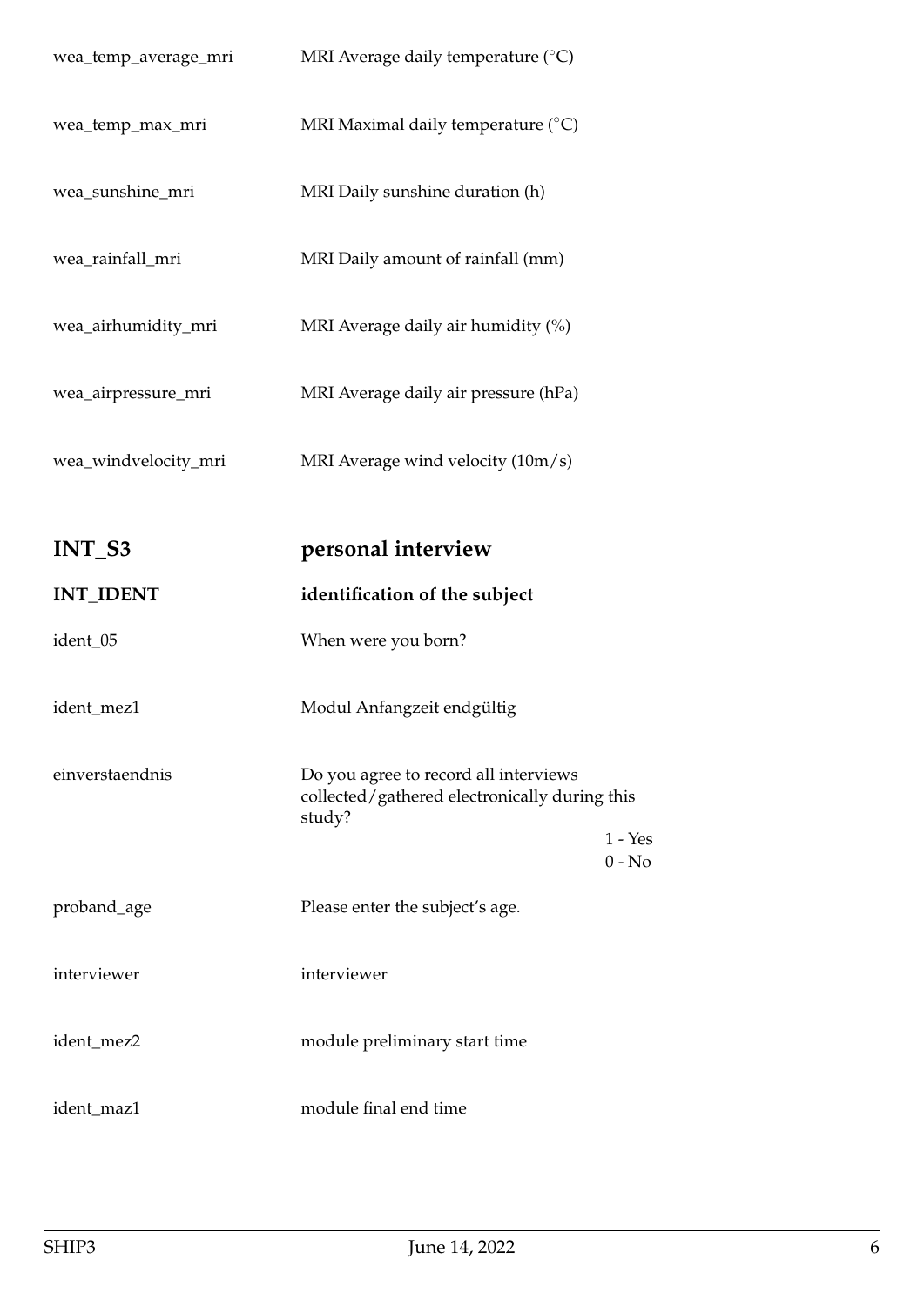| | |
|---|---|
| wea_temp_average_mri | MRI Average daily temperature (°C) |
| wea_temp_max_mri | MRI Maximal daily temperature (°C) |
| wea_sunshine_mri | MRI Daily sunshine duration (h) |
| wea_rainfall_mri | MRI Daily amount of rainfall (mm) |
| wea_airhumidity_mri | MRI Average daily air humidity (%) |
| wea_airpressure_mri | MRI Average daily air pressure (hPa) |
| wea_windvelocity_mri | MRI Average wind velocity (10m/s) |

## INT_S3 personal interview

### INT_IDENT identification of the subject

| | |
|---|---|
| ident_05 | When were you born? |
| ident_mez1 | Modul Anfangzeit endgültig |
| einverstaendnis | Do you agree to record all interviews collected/gathered electronically during this study?<br>1 - Yes<br>0 - No |
| proband_age | Please enter the subject's age. |
| interviewer | interviewer |
| ident_mez2 | module preliminary start time |
| ident_maz1 | module final end time |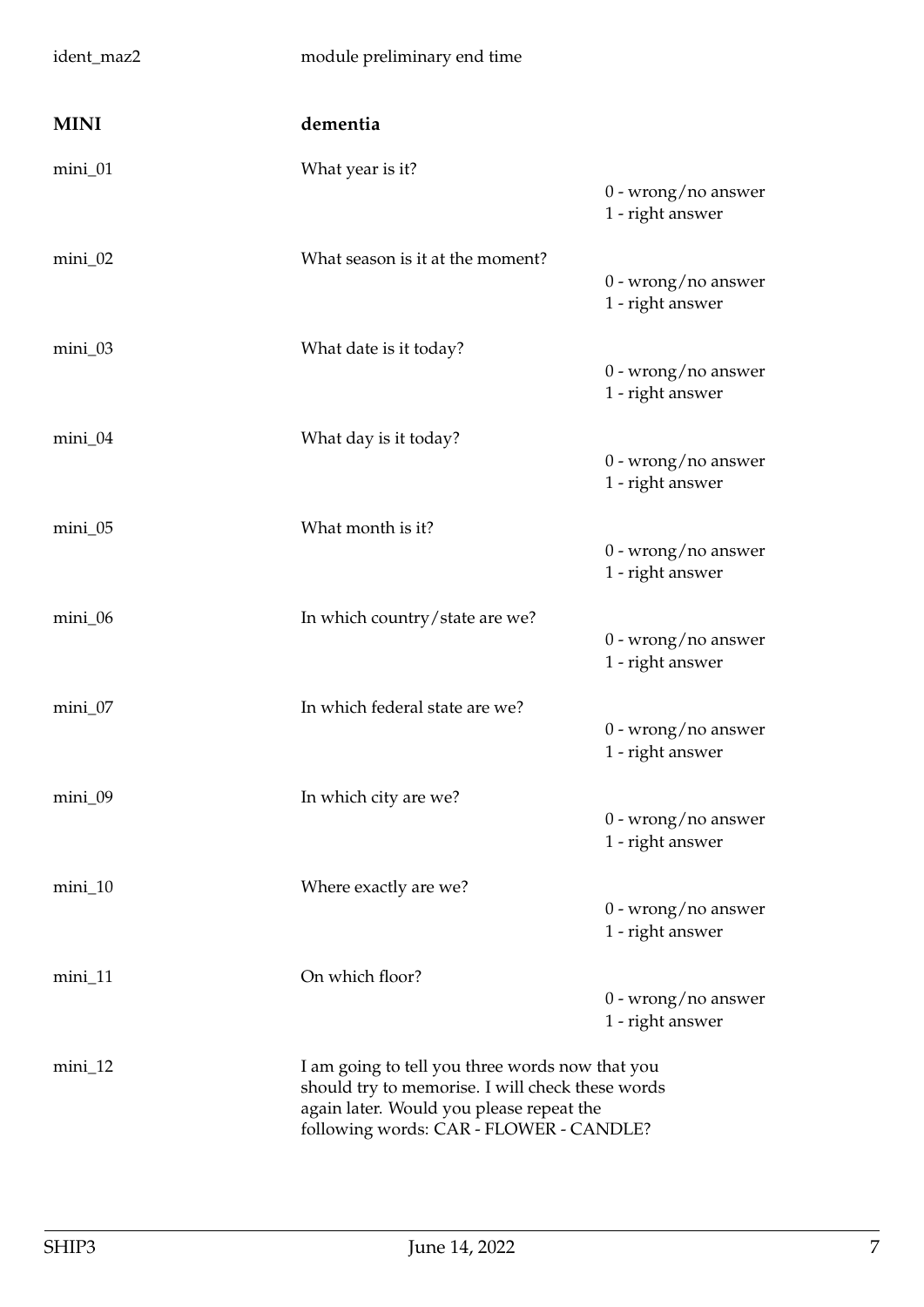| | | |
|---|---|---|
| ident_maz2 | module preliminary end time | |
| **MINI** | **dementia** | |
| mini_01 | What year is it? | 0 - wrong/no answer<br>1 - right answer |
| mini_02 | What season is it at the moment? | 0 - wrong/no answer<br>1 - right answer |
| mini_03 | What date is it today? | 0 - wrong/no answer<br>1 - right answer |
| mini_04 | What day is it today? | 0 - wrong/no answer<br>1 - right answer |
| mini_05 | What month is it? | 0 - wrong/no answer<br>1 - right answer |
| mini_06 | In which country/state are we? | 0 - wrong/no answer<br>1 - right answer |
| mini_07 | In which federal state are we? | 0 - wrong/no answer<br>1 - right answer |
| mini_09 | In which city are we? | 0 - wrong/no answer<br>1 - right answer |
| mini_10 | Where exactly are we? | 0 - wrong/no answer<br>1 - right answer |
| mini_11 | On which floor? | 0 - wrong/no answer<br>1 - right answer |
| mini_12 | I am going to tell you three words now that you should try to memorise. I will check these words again later. Would you please repeat the following words: CAR - FLOWER - CANDLE? | |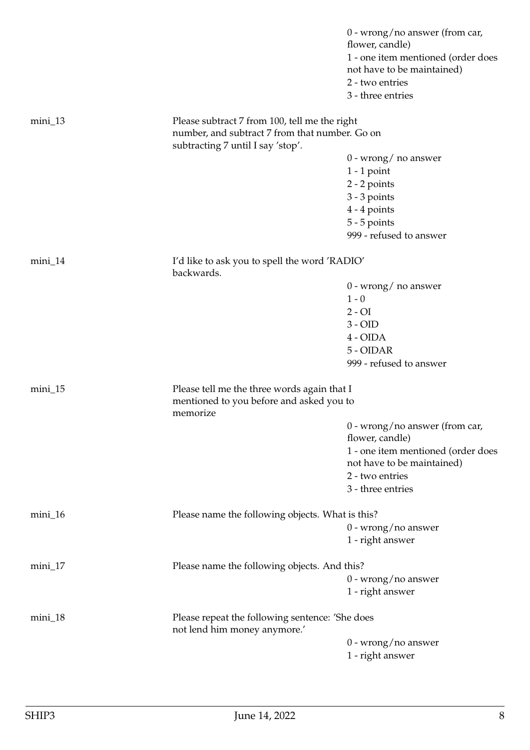0 - wrong/no answer (from car, flower, candle)
1 - one item mentioned (order does not have to be maintained)
2 - two entries
3 - three entries

mini_13 — Please subtract 7 from 100, tell me the right number, and subtract 7 from that number. Go on subtracting 7 until I say 'stop'.

0 - wrong/ no answer
1 - 1 point
2 - 2 points
3 - 3 points
4 - 4 points
5 - 5 points
999 - refused to answer

mini_14 — I'd like to ask you to spell the word 'RADIO' backwards.

0 - wrong/ no answer
1 - 0
2 - OI
3 - OID
4 - OIDA
5 - OIDAR
999 - refused to answer

mini_15 — Please tell me the three words again that I mentioned to you before and asked you to memorize

0 - wrong/no answer (from car, flower, candle)
1 - one item mentioned (order does not have to be maintained)
2 - two entries
3 - three entries

mini_16 — Please name the following objects. What is this?

0 - wrong/no answer
1 - right answer

mini_17 — Please name the following objects. And this?

0 - wrong/no answer
1 - right answer

mini_18 — Please repeat the following sentence: 'She does not lend him money anymore.'

0 - wrong/no answer
1 - right answer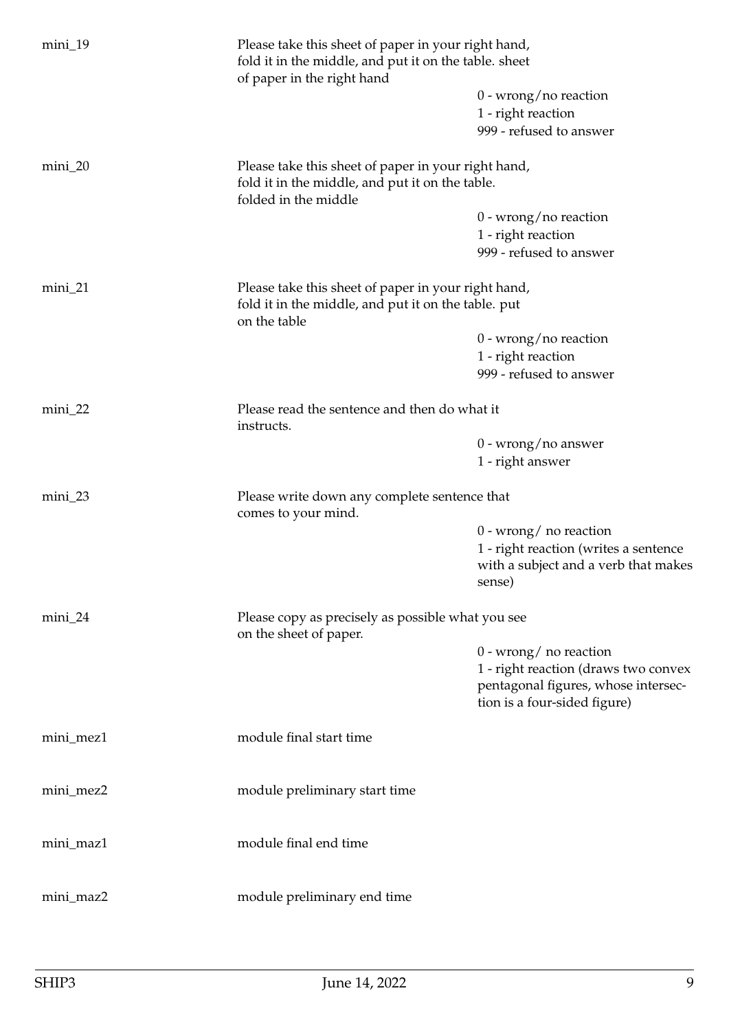| | | |
|---|---|---|
| mini_19 | Please take this sheet of paper in your right hand, fold it in the middle, and put it on the table. sheet of paper in the right hand | |
| | | 0 - wrong/no reaction |
| | | 1 - right reaction |
| | | 999 - refused to answer |
| mini_20 | Please take this sheet of paper in your right hand, fold it in the middle, and put it on the table. folded in the middle | |
| | | 0 - wrong/no reaction |
| | | 1 - right reaction |
| | | 999 - refused to answer |
| mini_21 | Please take this sheet of paper in your right hand, fold it in the middle, and put it on the table. put on the table | |
| | | 0 - wrong/no reaction |
| | | 1 - right reaction |
| | | 999 - refused to answer |
| mini_22 | Please read the sentence and then do what it instructs. | |
| | | 0 - wrong/no answer |
| | | 1 - right answer |
| mini_23 | Please write down any complete sentence that comes to your mind. | |
| | | 0 - wrong/ no reaction |
| | | 1 - right reaction (writes a sentence with a subject and a verb that makes sense) |
| mini_24 | Please copy as precisely as possible what you see on the sheet of paper. | |
| | | 0 - wrong/ no reaction |
| | | 1 - right reaction (draws two convex pentagonal figures, whose intersection is a four-sided figure) |
| mini_mez1 | module final start time | |
| mini_mez2 | module preliminary start time | |
| mini_maz1 | module final end time | |
| mini_maz2 | module preliminary end time | |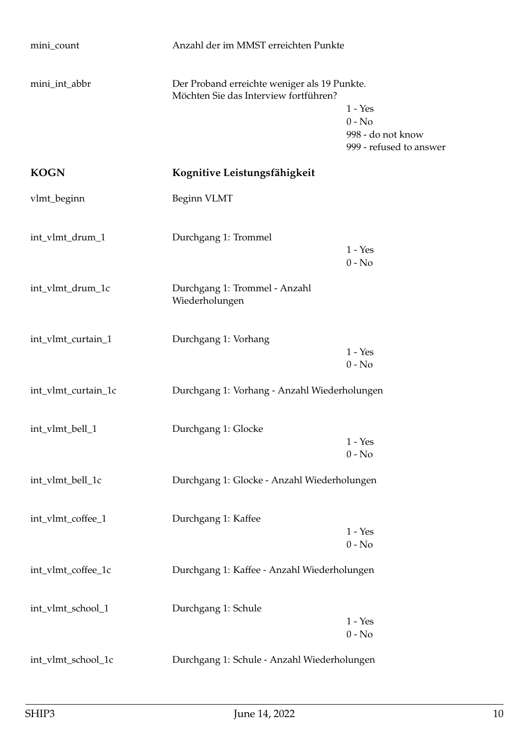| Variable | Description | Values |
|---|---|---|
| mini_count | Anzahl der im MMST erreichten Punkte | |
| mini_int_abbr | Der Proband erreichte weniger als 19 Punkte. Möchten Sie das Interview fortführen? | 1 - Yes<br>0 - No<br>998 - do not know<br>999 - refused to answer |

## KOGN — Kognitive Leistungsfähigkeit

| Variable | Description | Values |
|---|---|---|
| vlmt_beginn | Beginn VLMT | |
| int_vlmt_drum_1 | Durchgang 1: Trommel | 1 - Yes<br>0 - No |
| int_vlmt_drum_1c | Durchgang 1: Trommel - Anzahl Wiederholungen | |
| int_vlmt_curtain_1 | Durchgang 1: Vorhang | 1 - Yes<br>0 - No |
| int_vlmt_curtain_1c | Durchgang 1: Vorhang - Anzahl Wiederholungen | |
| int_vlmt_bell_1 | Durchgang 1: Glocke | 1 - Yes<br>0 - No |
| int_vlmt_bell_1c | Durchgang 1: Glocke - Anzahl Wiederholungen | |
| int_vlmt_coffee_1 | Durchgang 1: Kaffee | 1 - Yes<br>0 - No |
| int_vlmt_coffee_1c | Durchgang 1: Kaffee - Anzahl Wiederholungen | |
| int_vlmt_school_1 | Durchgang 1: Schule | 1 - Yes<br>0 - No |
| int_vlmt_school_1c | Durchgang 1: Schule - Anzahl Wiederholungen | |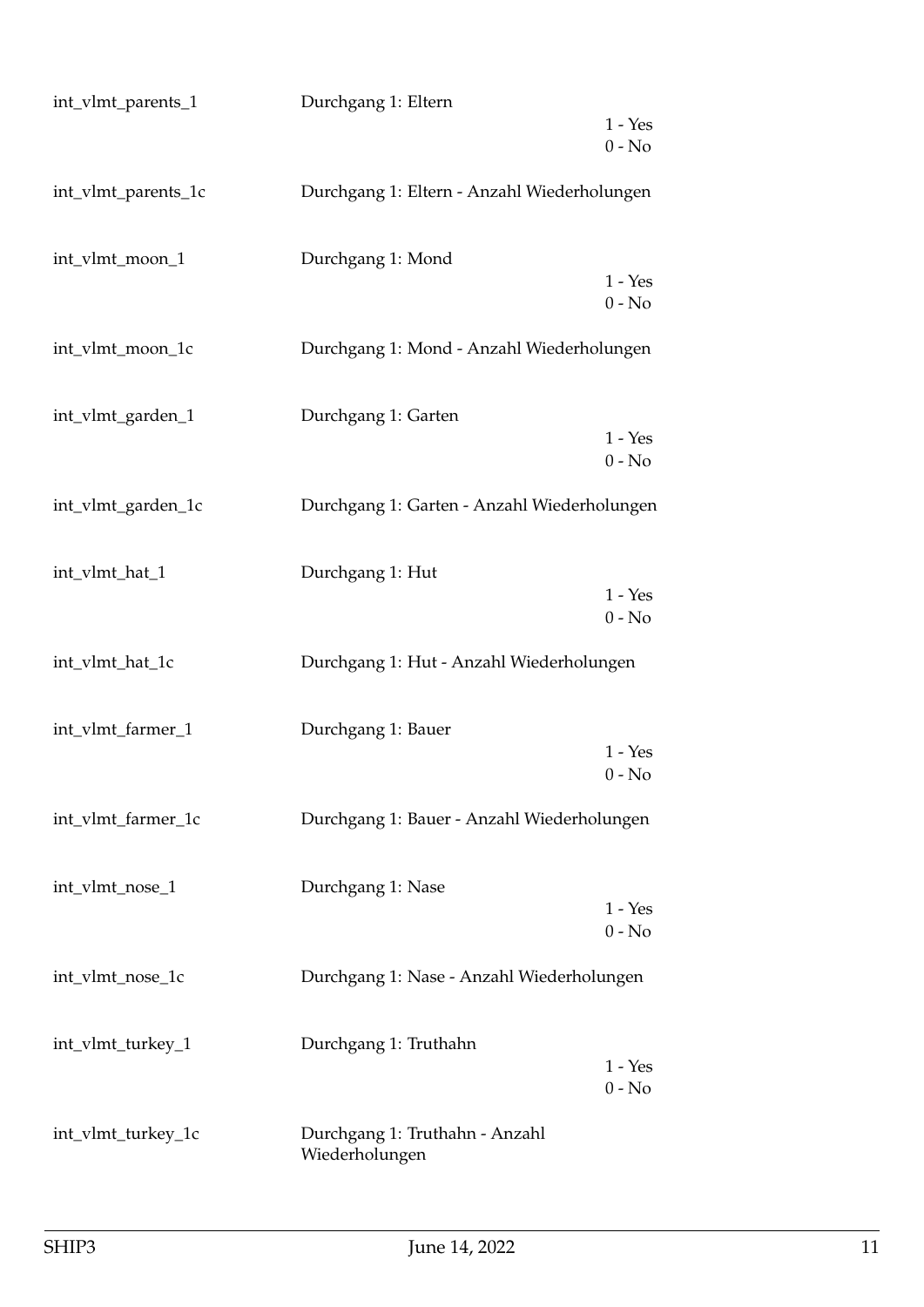int_vlmt_parents_1 Durchgang 1: Eltern

1 - Yes
0 - No

int_vlmt_parents_1c Durchgang 1: Eltern - Anzahl Wiederholungen

int_vlmt_moon_1 Durchgang 1: Mond

1 - Yes
0 - No

int_vlmt_moon_1c Durchgang 1: Mond - Anzahl Wiederholungen

int_vlmt_garden_1 Durchgang 1: Garten

1 - Yes
0 - No

int_vlmt_garden_1c Durchgang 1: Garten - Anzahl Wiederholungen

int_vlmt_hat_1 Durchgang 1: Hut

1 - Yes
0 - No

int_vlmt_hat_1c Durchgang 1: Hut - Anzahl Wiederholungen

int_vlmt_farmer_1 Durchgang 1: Bauer

1 - Yes
0 - No

int_vlmt_farmer_1c Durchgang 1: Bauer - Anzahl Wiederholungen

int_vlmt_nose_1 Durchgang 1: Nase

1 - Yes
0 - No

int_vlmt_nose_1c Durchgang 1: Nase - Anzahl Wiederholungen

int_vlmt_turkey_1 Durchgang 1: Truthahn

1 - Yes
0 - No

int_vlmt_turkey_1c Durchgang 1: Truthahn - Anzahl Wiederholungen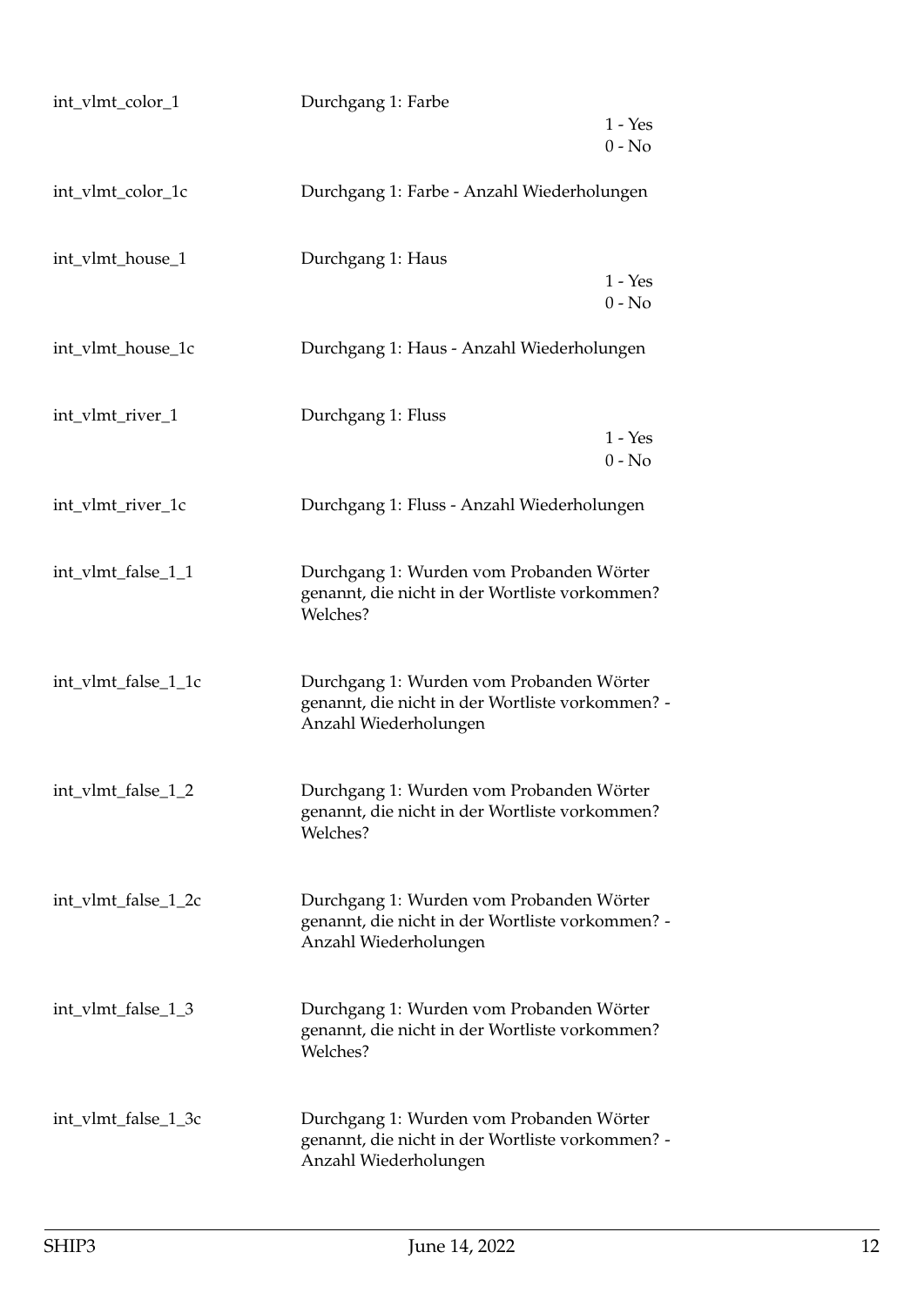| | | |
|---|---|---|
| int_vlmt_color_1 | Durchgang 1: Farbe | 1 - Yes<br>0 - No |
| int_vlmt_color_1c | Durchgang 1: Farbe - Anzahl Wiederholungen | |
| int_vlmt_house_1 | Durchgang 1: Haus | 1 - Yes<br>0 - No |
| int_vlmt_house_1c | Durchgang 1: Haus - Anzahl Wiederholungen | |
| int_vlmt_river_1 | Durchgang 1: Fluss | 1 - Yes<br>0 - No |
| int_vlmt_river_1c | Durchgang 1: Fluss - Anzahl Wiederholungen | |
| int_vlmt_false_1_1 | Durchgang 1: Wurden vom Probanden Wörter genannt, die nicht in der Wortliste vorkommen? Welches? | |
| int_vlmt_false_1_1c | Durchgang 1: Wurden vom Probanden Wörter genannt, die nicht in der Wortliste vorkommen? - Anzahl Wiederholungen | |
| int_vlmt_false_1_2 | Durchgang 1: Wurden vom Probanden Wörter genannt, die nicht in der Wortliste vorkommen? Welches? | |
| int_vlmt_false_1_2c | Durchgang 1: Wurden vom Probanden Wörter genannt, die nicht in der Wortliste vorkommen? - Anzahl Wiederholungen | |
| int_vlmt_false_1_3 | Durchgang 1: Wurden vom Probanden Wörter genannt, die nicht in der Wortliste vorkommen? Welches? | |
| int_vlmt_false_1_3c | Durchgang 1: Wurden vom Probanden Wörter genannt, die nicht in der Wortliste vorkommen? - Anzahl Wiederholungen | |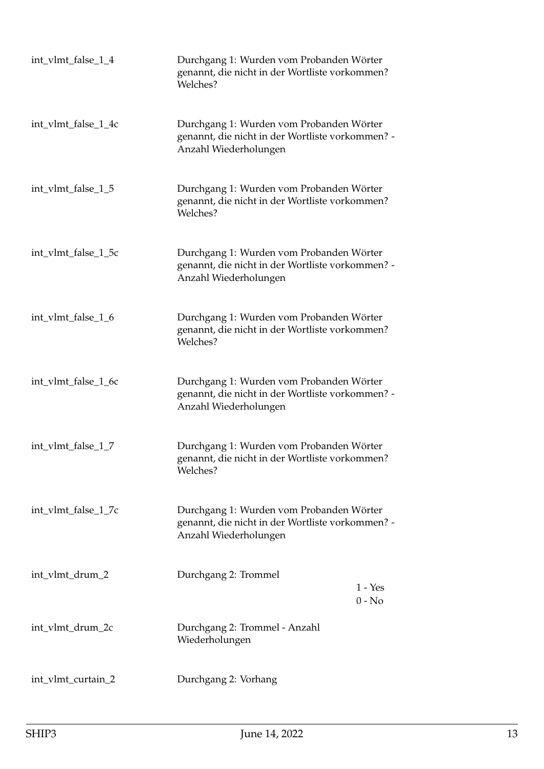| | | |
|---|---|---|
| int_vlmt_false_1_4 | Durchgang 1: Wurden vom Probanden Wörter genannt, die nicht in der Wortliste vorkommen? Welches? | |
| int_vlmt_false_1_4c | Durchgang 1: Wurden vom Probanden Wörter genannt, die nicht in der Wortliste vorkommen? - Anzahl Wiederholungen | |
| int_vlmt_false_1_5 | Durchgang 1: Wurden vom Probanden Wörter genannt, die nicht in der Wortliste vorkommen? Welches? | |
| int_vlmt_false_1_5c | Durchgang 1: Wurden vom Probanden Wörter genannt, die nicht in der Wortliste vorkommen? - Anzahl Wiederholungen | |
| int_vlmt_false_1_6 | Durchgang 1: Wurden vom Probanden Wörter genannt, die nicht in der Wortliste vorkommen? Welches? | |
| int_vlmt_false_1_6c | Durchgang 1: Wurden vom Probanden Wörter genannt, die nicht in der Wortliste vorkommen? - Anzahl Wiederholungen | |
| int_vlmt_false_1_7 | Durchgang 1: Wurden vom Probanden Wörter genannt, die nicht in der Wortliste vorkommen? Welches? | |
| int_vlmt_false_1_7c | Durchgang 1: Wurden vom Probanden Wörter genannt, die nicht in der Wortliste vorkommen? - Anzahl Wiederholungen | |
| int_vlmt_drum_2 | Durchgang 2: Trommel | 1 - Yes<br>0 - No |
| int_vlmt_drum_2c | Durchgang 2: Trommel - Anzahl Wiederholungen | |
| int_vlmt_curtain_2 | Durchgang 2: Vorhang | |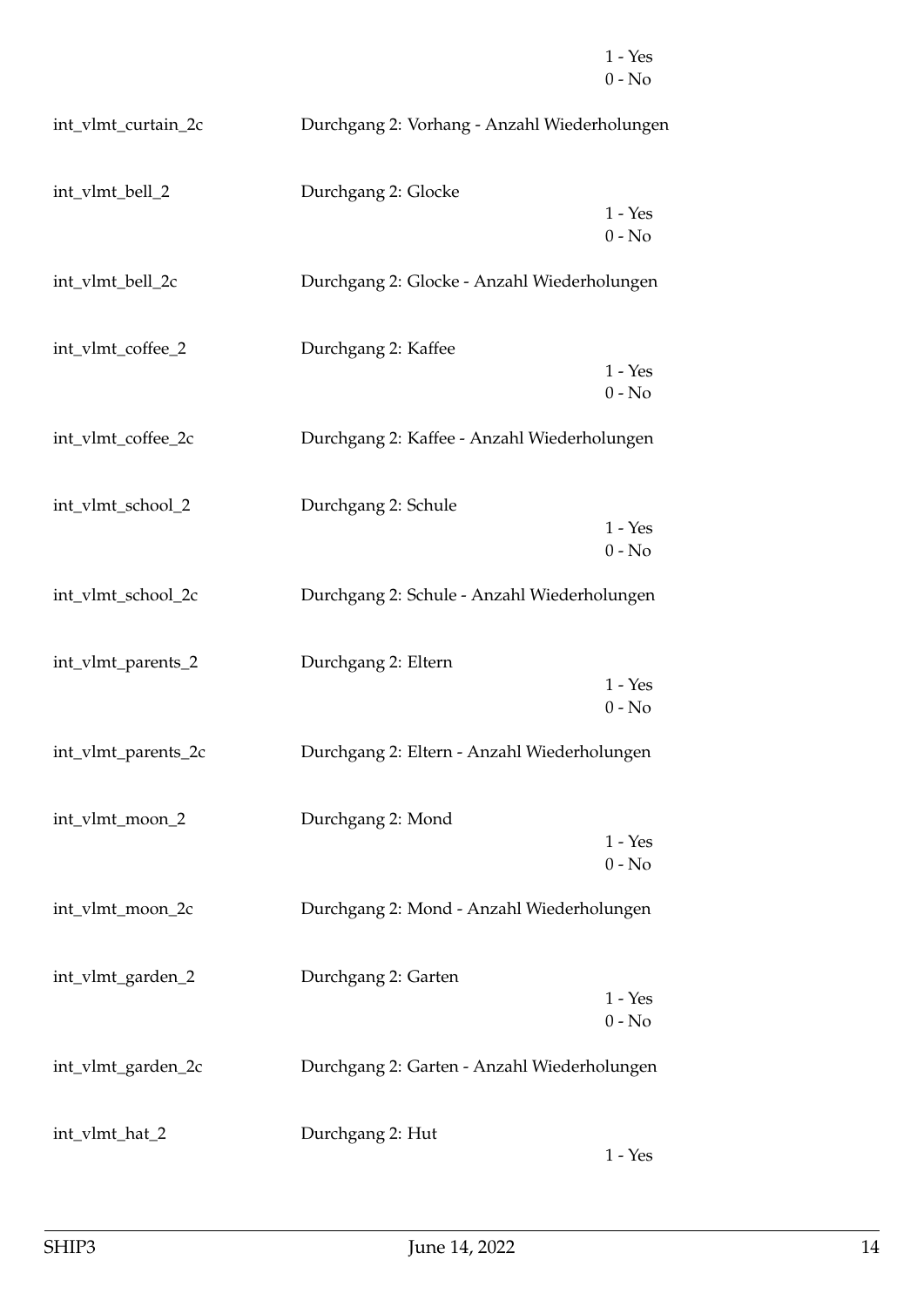1 - Yes
0 - No

| | | |
|---|---|---|
| int_vlmt_curtain_2c | Durchgang 2: Vorhang - Anzahl Wiederholungen | |
| int_vlmt_bell_2 | Durchgang 2: Glocke | 1 - Yes<br>0 - No |
| int_vlmt_bell_2c | Durchgang 2: Glocke - Anzahl Wiederholungen | |
| int_vlmt_coffee_2 | Durchgang 2: Kaffee | 1 - Yes<br>0 - No |
| int_vlmt_coffee_2c | Durchgang 2: Kaffee - Anzahl Wiederholungen | |
| int_vlmt_school_2 | Durchgang 2: Schule | 1 - Yes<br>0 - No |
| int_vlmt_school_2c | Durchgang 2: Schule - Anzahl Wiederholungen | |
| int_vlmt_parents_2 | Durchgang 2: Eltern | 1 - Yes<br>0 - No |
| int_vlmt_parents_2c | Durchgang 2: Eltern - Anzahl Wiederholungen | |
| int_vlmt_moon_2 | Durchgang 2: Mond | 1 - Yes<br>0 - No |
| int_vlmt_moon_2c | Durchgang 2: Mond - Anzahl Wiederholungen | |
| int_vlmt_garden_2 | Durchgang 2: Garten | 1 - Yes<br>0 - No |
| int_vlmt_garden_2c | Durchgang 2: Garten - Anzahl Wiederholungen | |
| int_vlmt_hat_2 | Durchgang 2: Hut | 1 - Yes |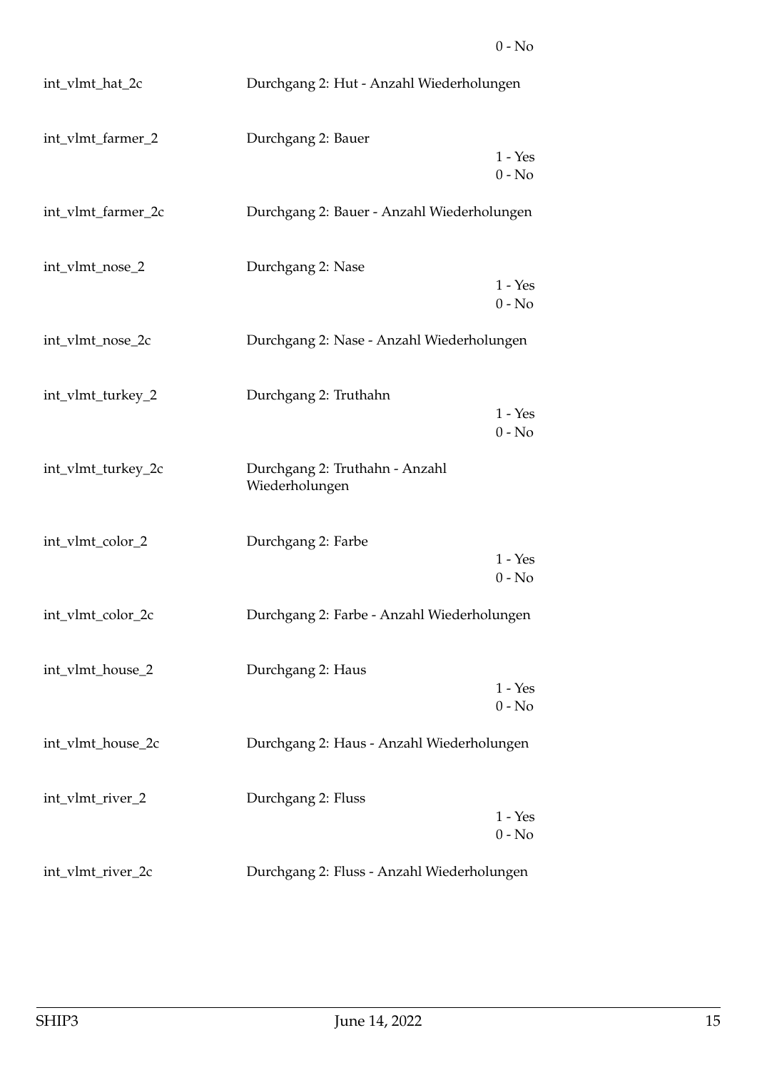0 - No

int_vlmt_hat_2c — Durchgang 2: Hut - Anzahl Wiederholungen

int_vlmt_farmer_2 — Durchgang 2: Bauer
1 - Yes
0 - No

int_vlmt_farmer_2c — Durchgang 2: Bauer - Anzahl Wiederholungen

int_vlmt_nose_2 — Durchgang 2: Nase
1 - Yes
0 - No

int_vlmt_nose_2c — Durchgang 2: Nase - Anzahl Wiederholungen

int_vlmt_turkey_2 — Durchgang 2: Truthahn
1 - Yes
0 - No

int_vlmt_turkey_2c — Durchgang 2: Truthahn - Anzahl Wiederholungen

int_vlmt_color_2 — Durchgang 2: Farbe
1 - Yes
0 - No

int_vlmt_color_2c — Durchgang 2: Farbe - Anzahl Wiederholungen

int_vlmt_house_2 — Durchgang 2: Haus
1 - Yes
0 - No

int_vlmt_house_2c — Durchgang 2: Haus - Anzahl Wiederholungen

int_vlmt_river_2 — Durchgang 2: Fluss
1 - Yes
0 - No

int_vlmt_river_2c — Durchgang 2: Fluss - Anzahl Wiederholungen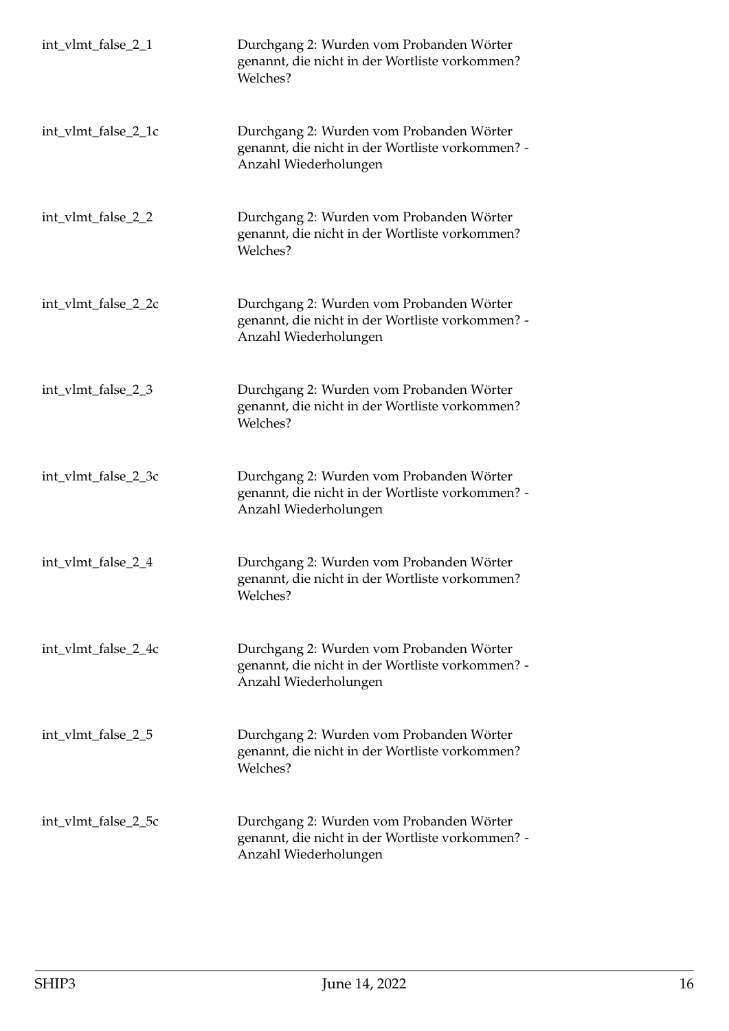| | |
|---|---|
| int_vlmt_false_2_1 | Durchgang 2: Wurden vom Probanden Wörter genannt, die nicht in der Wortliste vorkommen? Welches? |
| int_vlmt_false_2_1c | Durchgang 2: Wurden vom Probanden Wörter genannt, die nicht in der Wortliste vorkommen? - Anzahl Wiederholungen |
| int_vlmt_false_2_2 | Durchgang 2: Wurden vom Probanden Wörter genannt, die nicht in der Wortliste vorkommen? Welches? |
| int_vlmt_false_2_2c | Durchgang 2: Wurden vom Probanden Wörter genannt, die nicht in der Wortliste vorkommen? - Anzahl Wiederholungen |
| int_vlmt_false_2_3 | Durchgang 2: Wurden vom Probanden Wörter genannt, die nicht in der Wortliste vorkommen? Welches? |
| int_vlmt_false_2_3c | Durchgang 2: Wurden vom Probanden Wörter genannt, die nicht in der Wortliste vorkommen? - Anzahl Wiederholungen |
| int_vlmt_false_2_4 | Durchgang 2: Wurden vom Probanden Wörter genannt, die nicht in der Wortliste vorkommen? Welches? |
| int_vlmt_false_2_4c | Durchgang 2: Wurden vom Probanden Wörter genannt, die nicht in der Wortliste vorkommen? - Anzahl Wiederholungen |
| int_vlmt_false_2_5 | Durchgang 2: Wurden vom Probanden Wörter genannt, die nicht in der Wortliste vorkommen? Welches? |
| int_vlmt_false_2_5c | Durchgang 2: Wurden vom Probanden Wörter genannt, die nicht in der Wortliste vorkommen? - Anzahl Wiederholungen |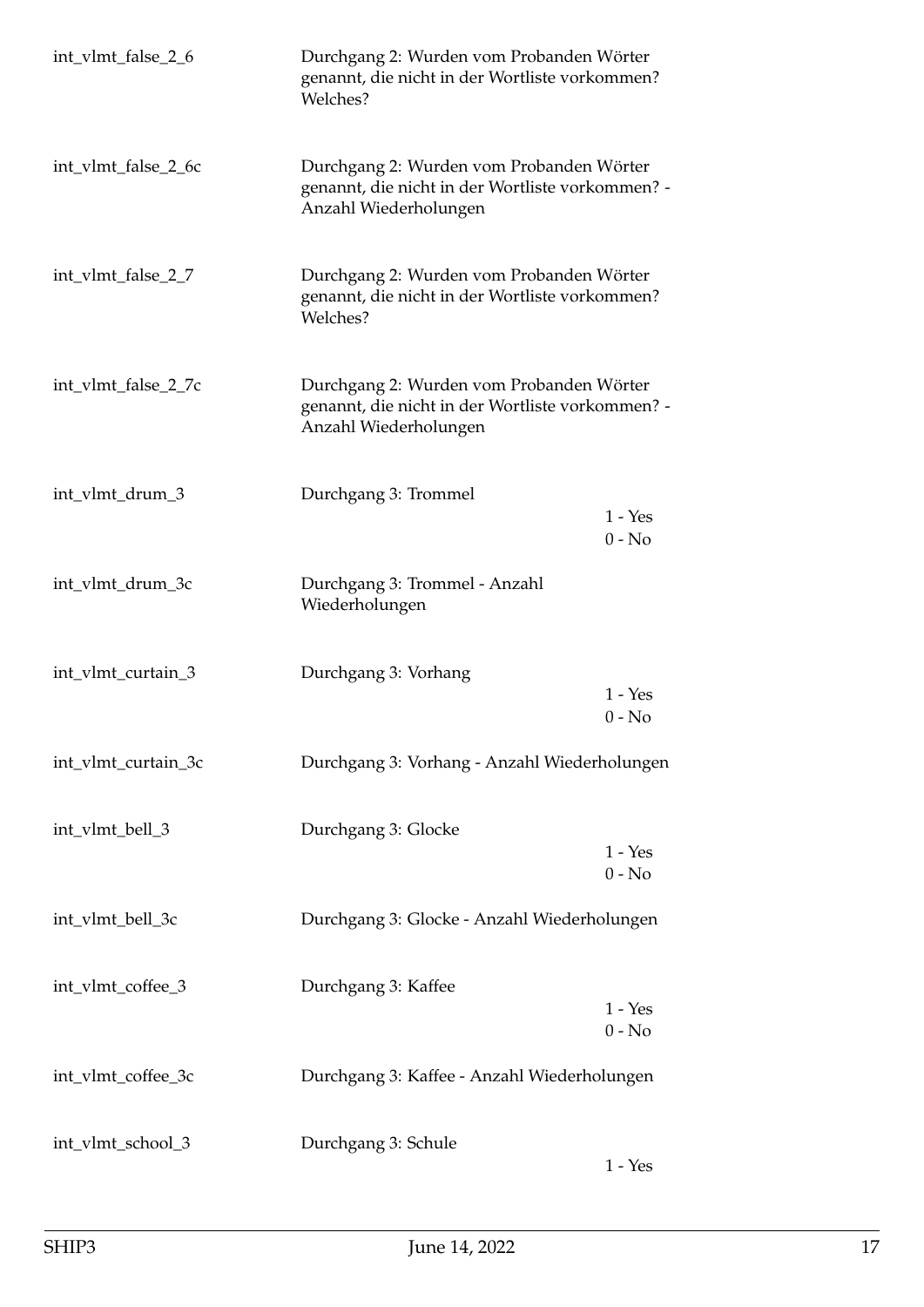| | | |
|---|---|---|
| int_vlmt_false_2_6 | Durchgang 2: Wurden vom Probanden Wörter genannt, die nicht in der Wortliste vorkommen? Welches? | |
| int_vlmt_false_2_6c | Durchgang 2: Wurden vom Probanden Wörter genannt, die nicht in der Wortliste vorkommen? - Anzahl Wiederholungen | |
| int_vlmt_false_2_7 | Durchgang 2: Wurden vom Probanden Wörter genannt, die nicht in der Wortliste vorkommen? Welches? | |
| int_vlmt_false_2_7c | Durchgang 2: Wurden vom Probanden Wörter genannt, die nicht in der Wortliste vorkommen? - Anzahl Wiederholungen | |
| int_vlmt_drum_3 | Durchgang 3: Trommel | 1 - Yes<br>0 - No |
| int_vlmt_drum_3c | Durchgang 3: Trommel - Anzahl Wiederholungen | |
| int_vlmt_curtain_3 | Durchgang 3: Vorhang | 1 - Yes<br>0 - No |
| int_vlmt_curtain_3c | Durchgang 3: Vorhang - Anzahl Wiederholungen | |
| int_vlmt_bell_3 | Durchgang 3: Glocke | 1 - Yes<br>0 - No |
| int_vlmt_bell_3c | Durchgang 3: Glocke - Anzahl Wiederholungen | |
| int_vlmt_coffee_3 | Durchgang 3: Kaffee | 1 - Yes<br>0 - No |
| int_vlmt_coffee_3c | Durchgang 3: Kaffee - Anzahl Wiederholungen | |
| int_vlmt_school_3 | Durchgang 3: Schule | 1 - Yes |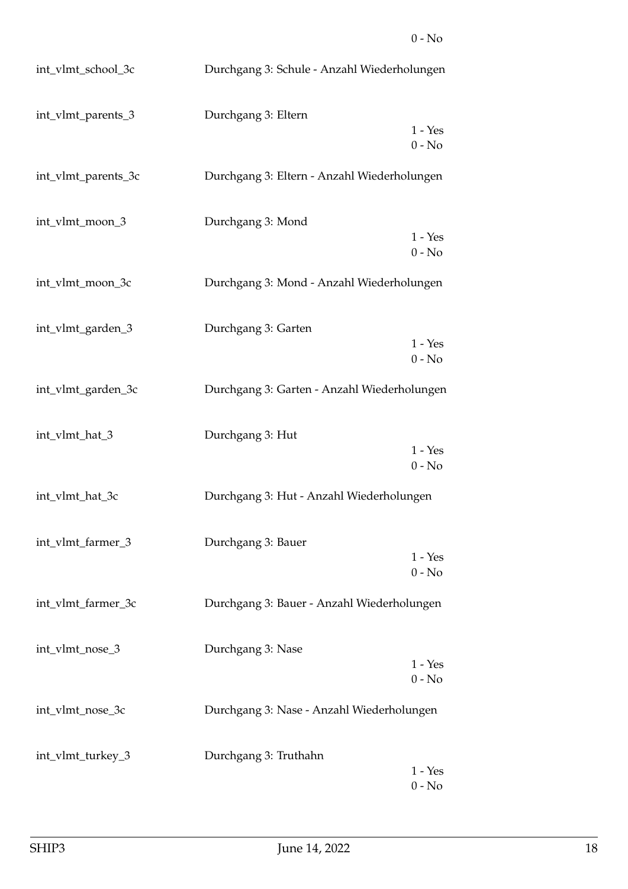0 - No

int_vlmt_school_3c — Durchgang 3: Schule - Anzahl Wiederholungen

int_vlmt_parents_3 — Durchgang 3: Eltern

1 - Yes
0 - No

int_vlmt_parents_3c — Durchgang 3: Eltern - Anzahl Wiederholungen

int_vlmt_moon_3 — Durchgang 3: Mond

1 - Yes
0 - No

int_vlmt_moon_3c — Durchgang 3: Mond - Anzahl Wiederholungen

int_vlmt_garden_3 — Durchgang 3: Garten

1 - Yes
0 - No

int_vlmt_garden_3c — Durchgang 3: Garten - Anzahl Wiederholungen

int_vlmt_hat_3 — Durchgang 3: Hut

1 - Yes
0 - No

int_vlmt_hat_3c — Durchgang 3: Hut - Anzahl Wiederholungen

int_vlmt_farmer_3 — Durchgang 3: Bauer

1 - Yes
0 - No

int_vlmt_farmer_3c — Durchgang 3: Bauer - Anzahl Wiederholungen

int_vlmt_nose_3 — Durchgang 3: Nase

1 - Yes
0 - No

int_vlmt_nose_3c — Durchgang 3: Nase - Anzahl Wiederholungen

int_vlmt_turkey_3 — Durchgang 3: Truthahn

1 - Yes
0 - No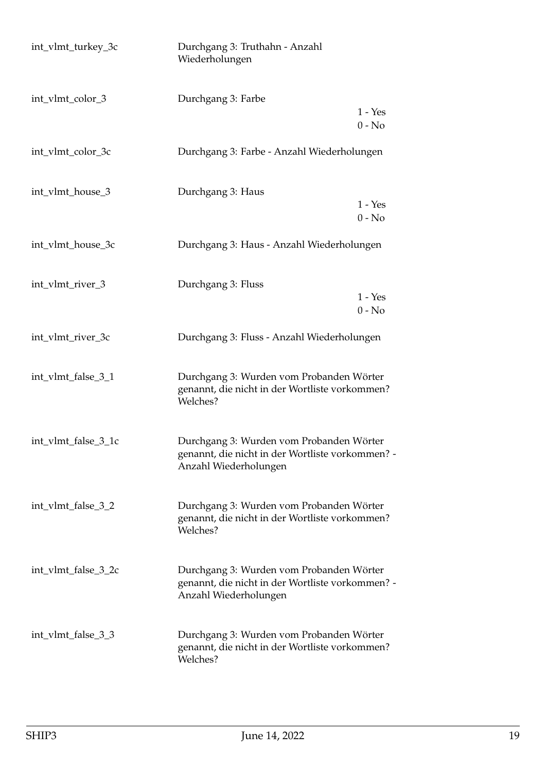| | | |
|---|---|---|
| int_vlmt_turkey_3c | Durchgang 3: Truthahn - Anzahl Wiederholungen | |
| int_vlmt_color_3 | Durchgang 3: Farbe | 1 - Yes<br>0 - No |
| int_vlmt_color_3c | Durchgang 3: Farbe - Anzahl Wiederholungen | |
| int_vlmt_house_3 | Durchgang 3: Haus | 1 - Yes<br>0 - No |
| int_vlmt_house_3c | Durchgang 3: Haus - Anzahl Wiederholungen | |
| int_vlmt_river_3 | Durchgang 3: Fluss | 1 - Yes<br>0 - No |
| int_vlmt_river_3c | Durchgang 3: Fluss - Anzahl Wiederholungen | |
| int_vlmt_false_3_1 | Durchgang 3: Wurden vom Probanden Wörter genannt, die nicht in der Wortliste vorkommen? Welches? | |
| int_vlmt_false_3_1c | Durchgang 3: Wurden vom Probanden Wörter genannt, die nicht in der Wortliste vorkommen? - Anzahl Wiederholungen | |
| int_vlmt_false_3_2 | Durchgang 3: Wurden vom Probanden Wörter genannt, die nicht in der Wortliste vorkommen? Welches? | |
| int_vlmt_false_3_2c | Durchgang 3: Wurden vom Probanden Wörter genannt, die nicht in der Wortliste vorkommen? - Anzahl Wiederholungen | |
| int_vlmt_false_3_3 | Durchgang 3: Wurden vom Probanden Wörter genannt, die nicht in der Wortliste vorkommen? Welches? | |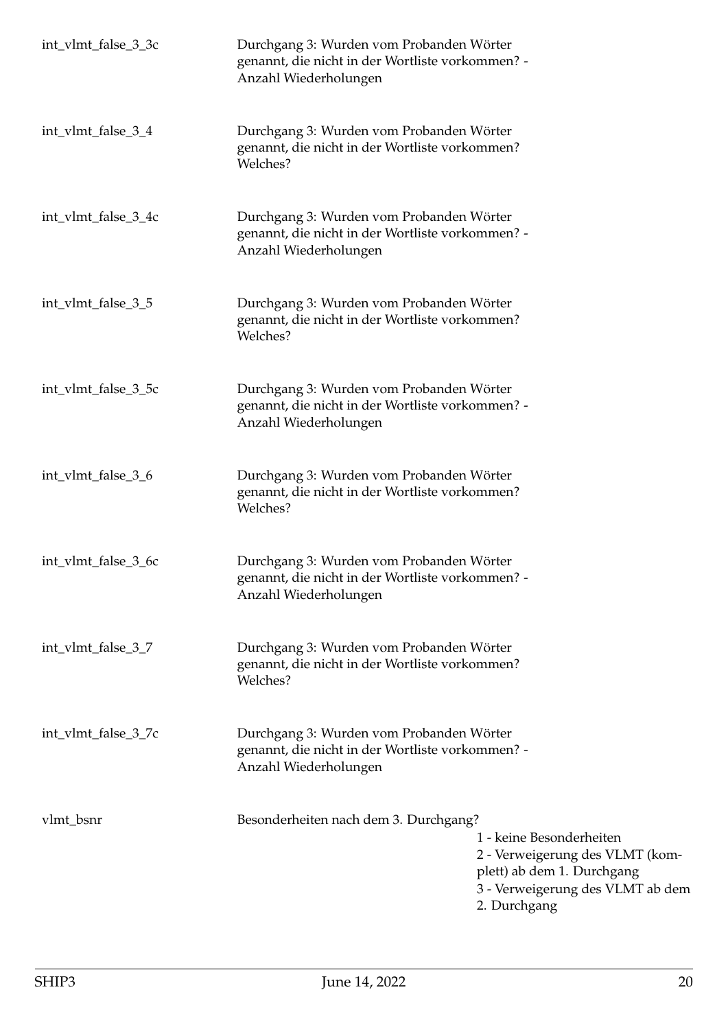| | | |
|---|---|---|
| int_vlmt_false_3_3c | Durchgang 3: Wurden vom Probanden Wörter genannt, die nicht in der Wortliste vorkommen? - Anzahl Wiederholungen | |
| int_vlmt_false_3_4 | Durchgang 3: Wurden vom Probanden Wörter genannt, die nicht in der Wortliste vorkommen? Welches? | |
| int_vlmt_false_3_4c | Durchgang 3: Wurden vom Probanden Wörter genannt, die nicht in der Wortliste vorkommen? - Anzahl Wiederholungen | |
| int_vlmt_false_3_5 | Durchgang 3: Wurden vom Probanden Wörter genannt, die nicht in der Wortliste vorkommen? Welches? | |
| int_vlmt_false_3_5c | Durchgang 3: Wurden vom Probanden Wörter genannt, die nicht in der Wortliste vorkommen? - Anzahl Wiederholungen | |
| int_vlmt_false_3_6 | Durchgang 3: Wurden vom Probanden Wörter genannt, die nicht in der Wortliste vorkommen? Welches? | |
| int_vlmt_false_3_6c | Durchgang 3: Wurden vom Probanden Wörter genannt, die nicht in der Wortliste vorkommen? - Anzahl Wiederholungen | |
| int_vlmt_false_3_7 | Durchgang 3: Wurden vom Probanden Wörter genannt, die nicht in der Wortliste vorkommen? Welches? | |
| int_vlmt_false_3_7c | Durchgang 3: Wurden vom Probanden Wörter genannt, die nicht in der Wortliste vorkommen? - Anzahl Wiederholungen | |
| vlmt_bsnr | Besonderheiten nach dem 3. Durchgang? | 1 - keine Besonderheiten<br>2 - Verweigerung des VLMT (komplett) ab dem 1. Durchgang<br>3 - Verweigerung des VLMT ab dem 2. Durchgang |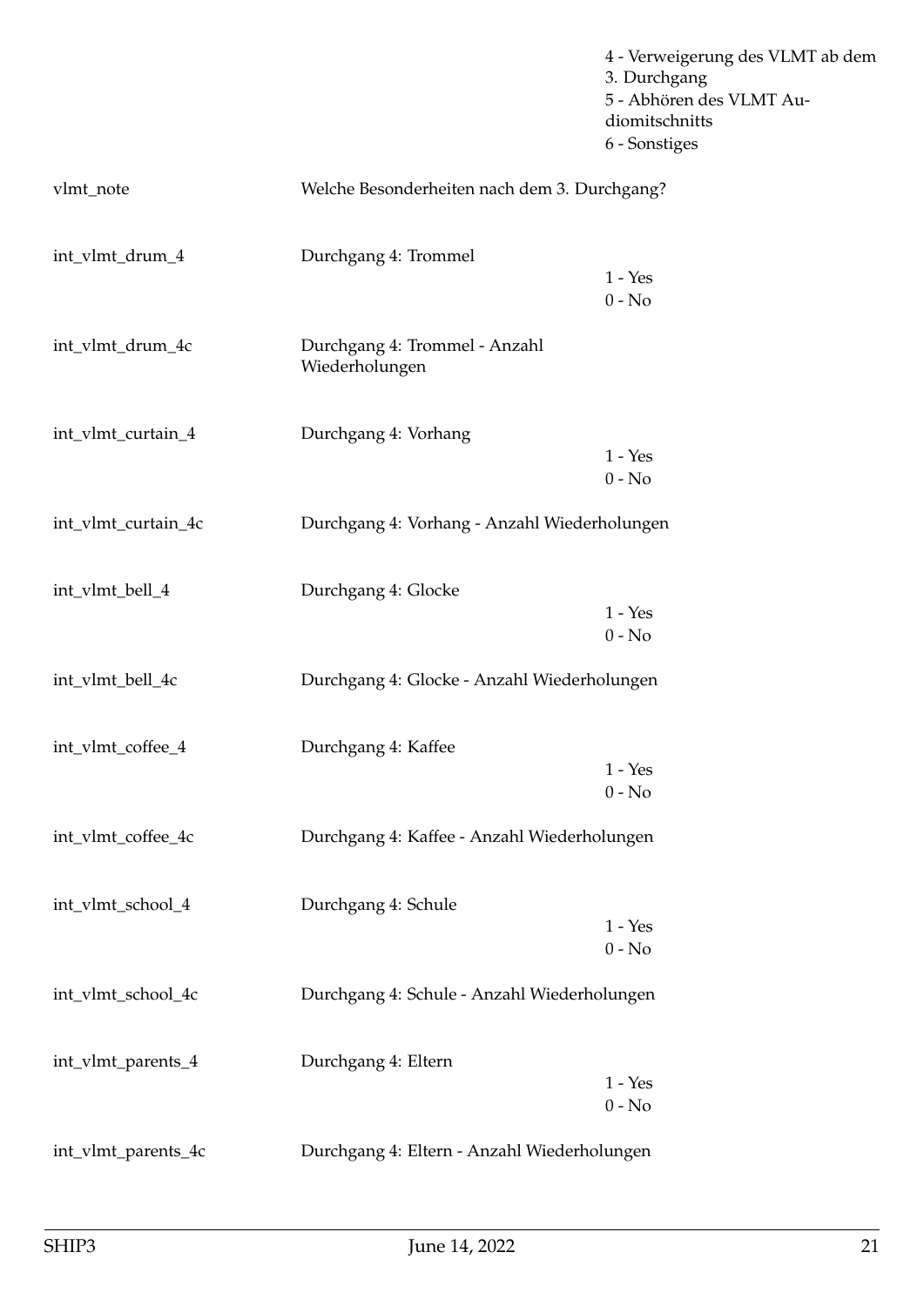| | | |
|---|---|---|
| | | 4 - Verweigerung des VLMT ab dem 3. Durchgang<br>5 - Abhören des VLMT Audiomitschnitts<br>6 - Sonstiges |
| vlmt_note | Welche Besonderheiten nach dem 3. Durchgang? | |
| int_vlmt_drum_4 | Durchgang 4: Trommel | 1 - Yes<br>0 - No |
| int_vlmt_drum_4c | Durchgang 4: Trommel - Anzahl Wiederholungen | |
| int_vlmt_curtain_4 | Durchgang 4: Vorhang | 1 - Yes<br>0 - No |
| int_vlmt_curtain_4c | Durchgang 4: Vorhang - Anzahl Wiederholungen | |
| int_vlmt_bell_4 | Durchgang 4: Glocke | 1 - Yes<br>0 - No |
| int_vlmt_bell_4c | Durchgang 4: Glocke - Anzahl Wiederholungen | |
| int_vlmt_coffee_4 | Durchgang 4: Kaffee | 1 - Yes<br>0 - No |
| int_vlmt_coffee_4c | Durchgang 4: Kaffee - Anzahl Wiederholungen | |
| int_vlmt_school_4 | Durchgang 4: Schule | 1 - Yes<br>0 - No |
| int_vlmt_school_4c | Durchgang 4: Schule - Anzahl Wiederholungen | |
| int_vlmt_parents_4 | Durchgang 4: Eltern | 1 - Yes<br>0 - No |
| int_vlmt_parents_4c | Durchgang 4: Eltern - Anzahl Wiederholungen | |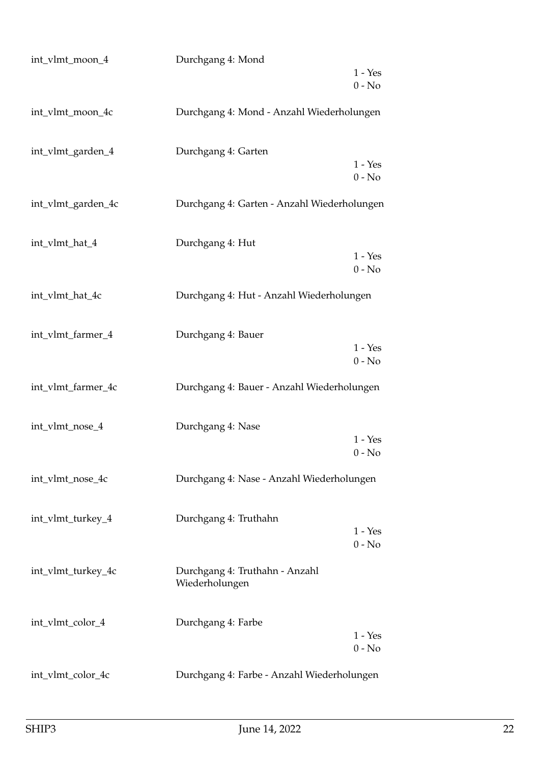| | | |
|---|---|---|
| int_vlmt_moon_4 | Durchgang 4: Mond | 1 - Yes<br>0 - No |
| int_vlmt_moon_4c | Durchgang 4: Mond - Anzahl Wiederholungen | |
| int_vlmt_garden_4 | Durchgang 4: Garten | 1 - Yes<br>0 - No |
| int_vlmt_garden_4c | Durchgang 4: Garten - Anzahl Wiederholungen | |
| int_vlmt_hat_4 | Durchgang 4: Hut | 1 - Yes<br>0 - No |
| int_vlmt_hat_4c | Durchgang 4: Hut - Anzahl Wiederholungen | |
| int_vlmt_farmer_4 | Durchgang 4: Bauer | 1 - Yes<br>0 - No |
| int_vlmt_farmer_4c | Durchgang 4: Bauer - Anzahl Wiederholungen | |
| int_vlmt_nose_4 | Durchgang 4: Nase | 1 - Yes<br>0 - No |
| int_vlmt_nose_4c | Durchgang 4: Nase - Anzahl Wiederholungen | |
| int_vlmt_turkey_4 | Durchgang 4: Truthahn | 1 - Yes<br>0 - No |
| int_vlmt_turkey_4c | Durchgang 4: Truthahn - Anzahl Wiederholungen | |
| int_vlmt_color_4 | Durchgang 4: Farbe | 1 - Yes<br>0 - No |
| int_vlmt_color_4c | Durchgang 4: Farbe - Anzahl Wiederholungen | |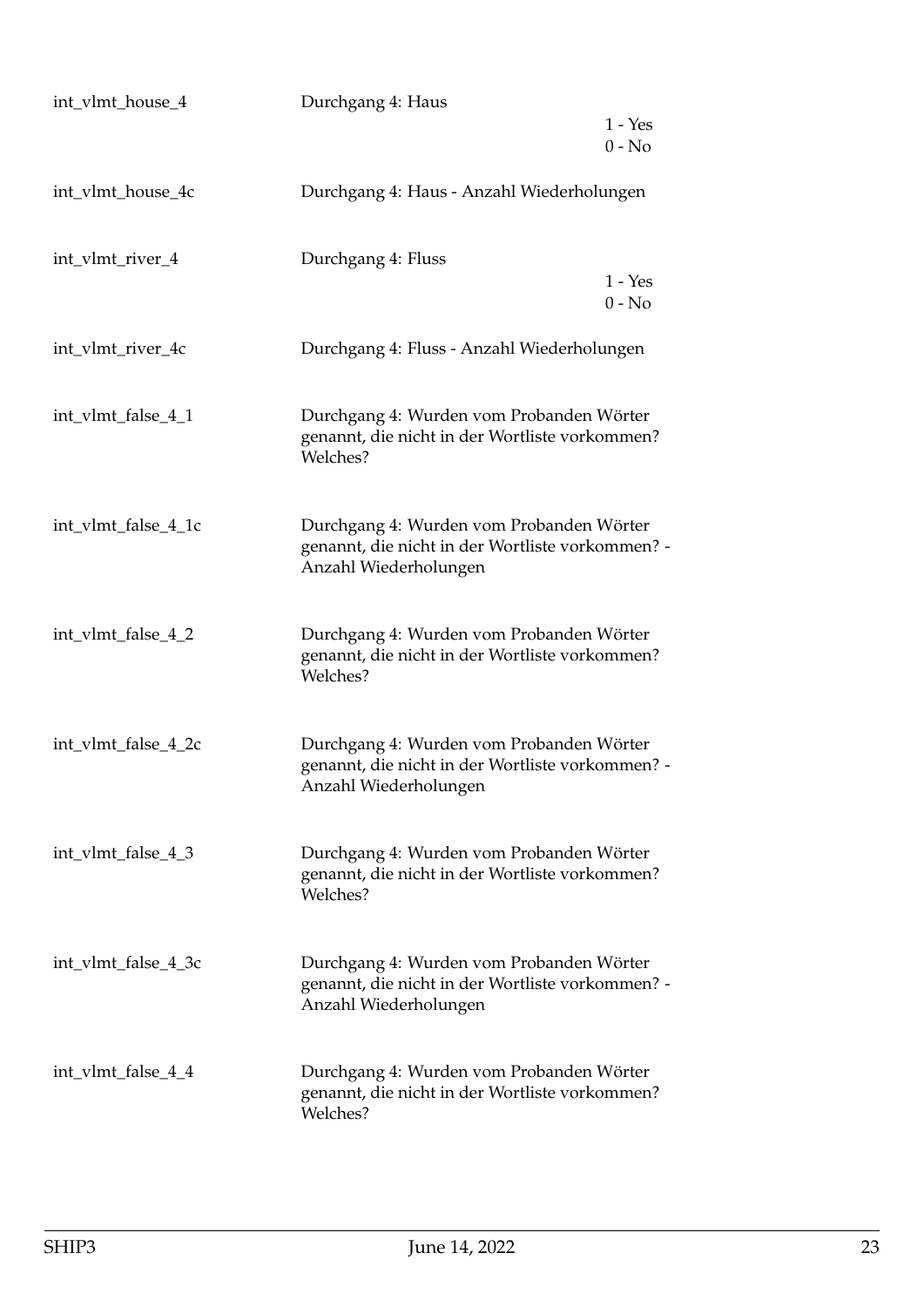| | | |
|---|---|---|
| int_vlmt_house_4 | Durchgang 4: Haus | 1 - Yes<br>0 - No |
| int_vlmt_house_4c | Durchgang 4: Haus - Anzahl Wiederholungen | |
| int_vlmt_river_4 | Durchgang 4: Fluss | 1 - Yes<br>0 - No |
| int_vlmt_river_4c | Durchgang 4: Fluss - Anzahl Wiederholungen | |
| int_vlmt_false_4_1 | Durchgang 4: Wurden vom Probanden Wörter genannt, die nicht in der Wortliste vorkommen? Welches? | |
| int_vlmt_false_4_1c | Durchgang 4: Wurden vom Probanden Wörter genannt, die nicht in der Wortliste vorkommen? - Anzahl Wiederholungen | |
| int_vlmt_false_4_2 | Durchgang 4: Wurden vom Probanden Wörter genannt, die nicht in der Wortliste vorkommen? Welches? | |
| int_vlmt_false_4_2c | Durchgang 4: Wurden vom Probanden Wörter genannt, die nicht in der Wortliste vorkommen? - Anzahl Wiederholungen | |
| int_vlmt_false_4_3 | Durchgang 4: Wurden vom Probanden Wörter genannt, die nicht in der Wortliste vorkommen? Welches? | |
| int_vlmt_false_4_3c | Durchgang 4: Wurden vom Probanden Wörter genannt, die nicht in der Wortliste vorkommen? - Anzahl Wiederholungen | |
| int_vlmt_false_4_4 | Durchgang 4: Wurden vom Probanden Wörter genannt, die nicht in der Wortliste vorkommen? Welches? | |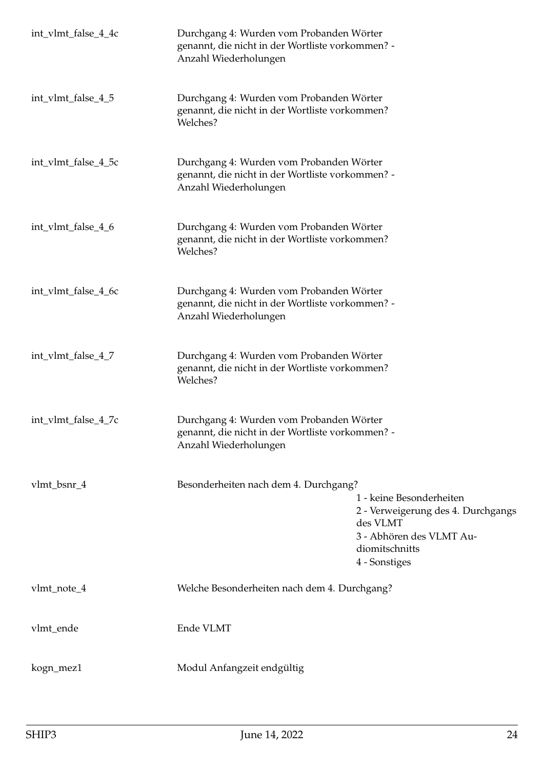| | | |
|---|---|---|
| int_vlmt_false_4_4c | Durchgang 4: Wurden vom Probanden Wörter genannt, die nicht in der Wortliste vorkommen? - Anzahl Wiederholungen | |
| int_vlmt_false_4_5 | Durchgang 4: Wurden vom Probanden Wörter genannt, die nicht in der Wortliste vorkommen? Welches? | |
| int_vlmt_false_4_5c | Durchgang 4: Wurden vom Probanden Wörter genannt, die nicht in der Wortliste vorkommen? - Anzahl Wiederholungen | |
| int_vlmt_false_4_6 | Durchgang 4: Wurden vom Probanden Wörter genannt, die nicht in der Wortliste vorkommen? Welches? | |
| int_vlmt_false_4_6c | Durchgang 4: Wurden vom Probanden Wörter genannt, die nicht in der Wortliste vorkommen? - Anzahl Wiederholungen | |
| int_vlmt_false_4_7 | Durchgang 4: Wurden vom Probanden Wörter genannt, die nicht in der Wortliste vorkommen? Welches? | |
| int_vlmt_false_4_7c | Durchgang 4: Wurden vom Probanden Wörter genannt, die nicht in der Wortliste vorkommen? - Anzahl Wiederholungen | |
| vlmt_bsnr_4 | Besonderheiten nach dem 4. Durchgang? | 1 - keine Besonderheiten<br>2 - Verweigerung des 4. Durchgangs des VLMT<br>3 - Abhören des VLMT Audiomitschnitts<br>4 - Sonstiges |
| vlmt_note_4 | Welche Besonderheiten nach dem 4. Durchgang? | |
| vlmt_ende | Ende VLMT | |
| kogn_mez1 | Modul Anfangzeit endgültig | |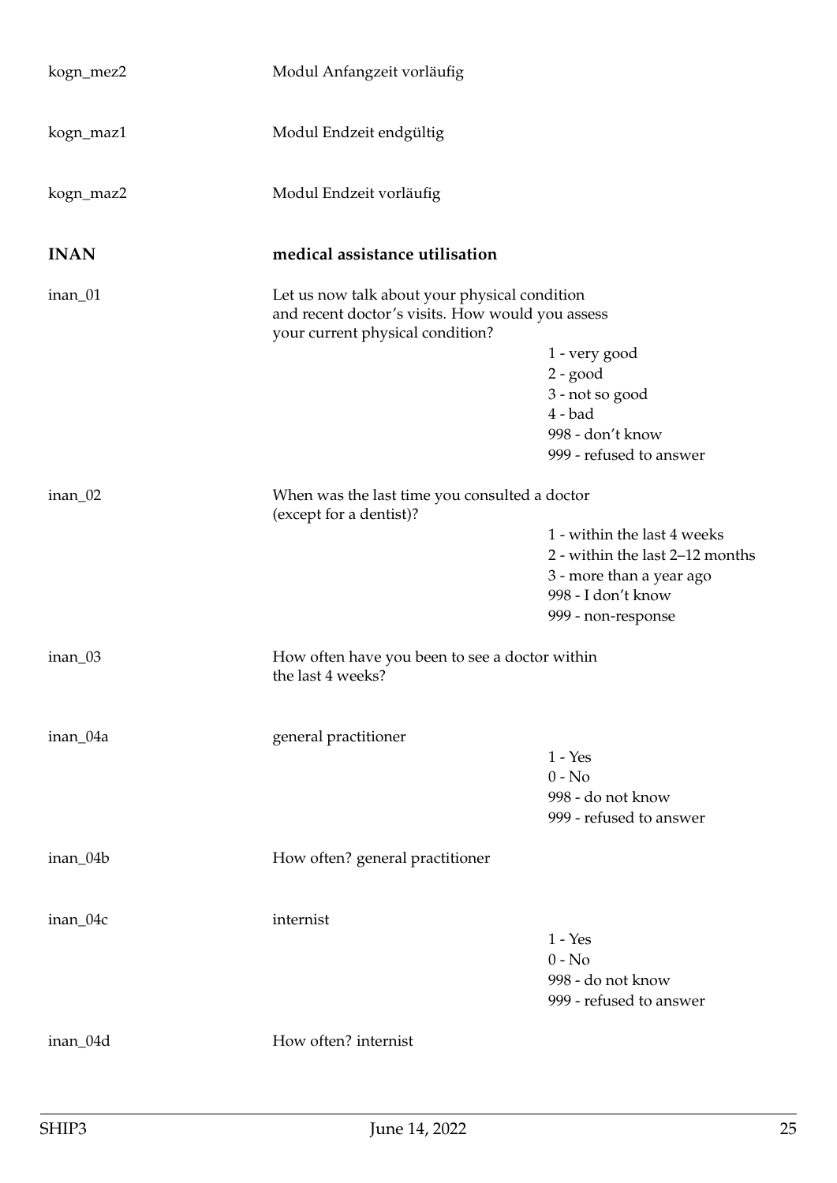| | | |
|---|---|---|
| kogn_mez2 | Modul Anfangzeit vorläufig | |
| kogn_maz1 | Modul Endzeit endgültig | |
| kogn_maz2 | Modul Endzeit vorläufig | |

## INAN — medical assistance utilisation

| | | |
|---|---|---|
| inan_01 | Let us now talk about your physical condition and recent doctor's visits. How would you assess your current physical condition? | 1 - very good<br>2 - good<br>3 - not so good<br>4 - bad<br>998 - don't know<br>999 - refused to answer |
| inan_02 | When was the last time you consulted a doctor (except for a dentist)? | 1 - within the last 4 weeks<br>2 - within the last 2–12 months<br>3 - more than a year ago<br>998 - I don't know<br>999 - non-response |
| inan_03 | How often have you been to see a doctor within the last 4 weeks? | |
| inan_04a | general practitioner | 1 - Yes<br>0 - No<br>998 - do not know<br>999 - refused to answer |
| inan_04b | How often? general practitioner | |
| inan_04c | internist | 1 - Yes<br>0 - No<br>998 - do not know<br>999 - refused to answer |
| inan_04d | How often? internist | |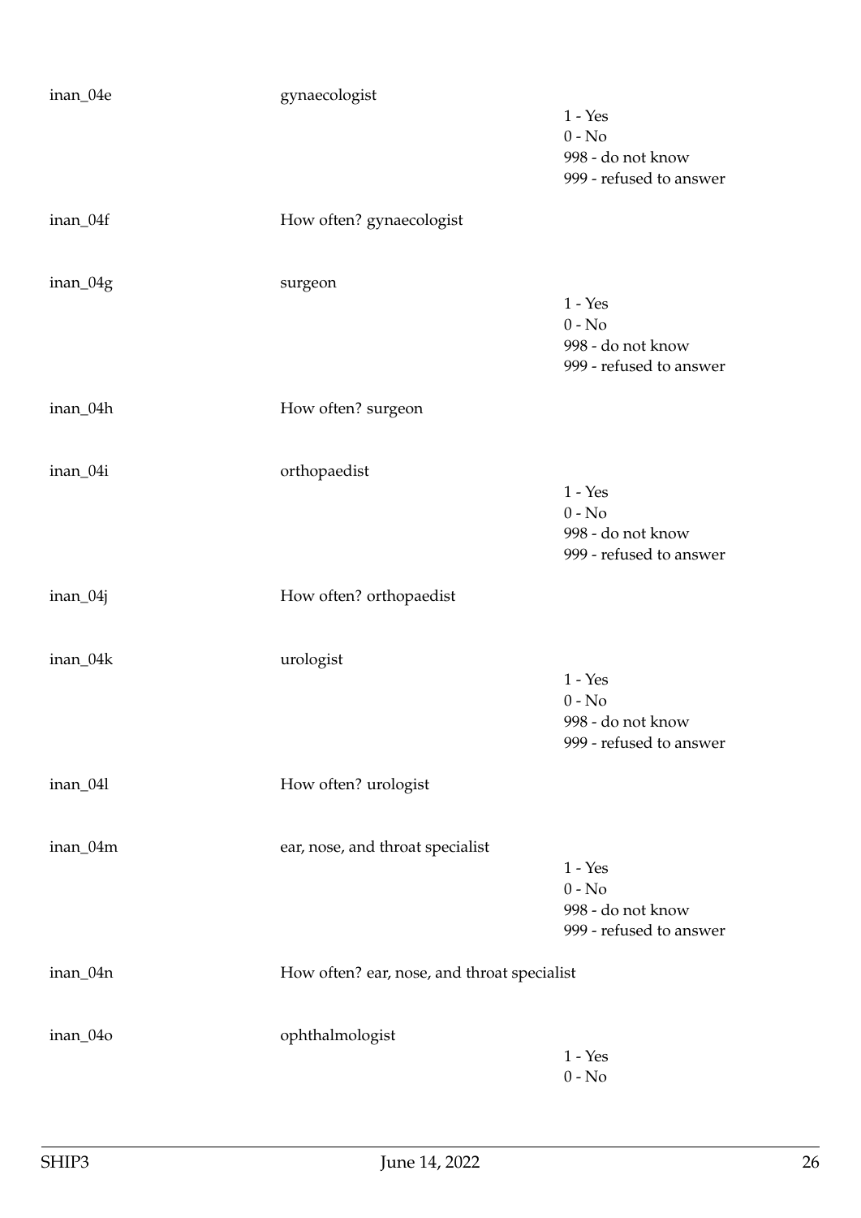| | | |
|---|---|---|
| inan_04e | gynaecologist | 1 - Yes<br>0 - No<br>998 - do not know<br>999 - refused to answer |
| inan_04f | How often? gynaecologist | |
| inan_04g | surgeon | 1 - Yes<br>0 - No<br>998 - do not know<br>999 - refused to answer |
| inan_04h | How often? surgeon | |
| inan_04i | orthopaedist | 1 - Yes<br>0 - No<br>998 - do not know<br>999 - refused to answer |
| inan_04j | How often? orthopaedist | |
| inan_04k | urologist | 1 - Yes<br>0 - No<br>998 - do not know<br>999 - refused to answer |
| inan_04l | How often? urologist | |
| inan_04m | ear, nose, and throat specialist | 1 - Yes<br>0 - No<br>998 - do not know<br>999 - refused to answer |
| inan_04n | How often? ear, nose, and throat specialist | |
| inan_04o | ophthalmologist | 1 - Yes<br>0 - No |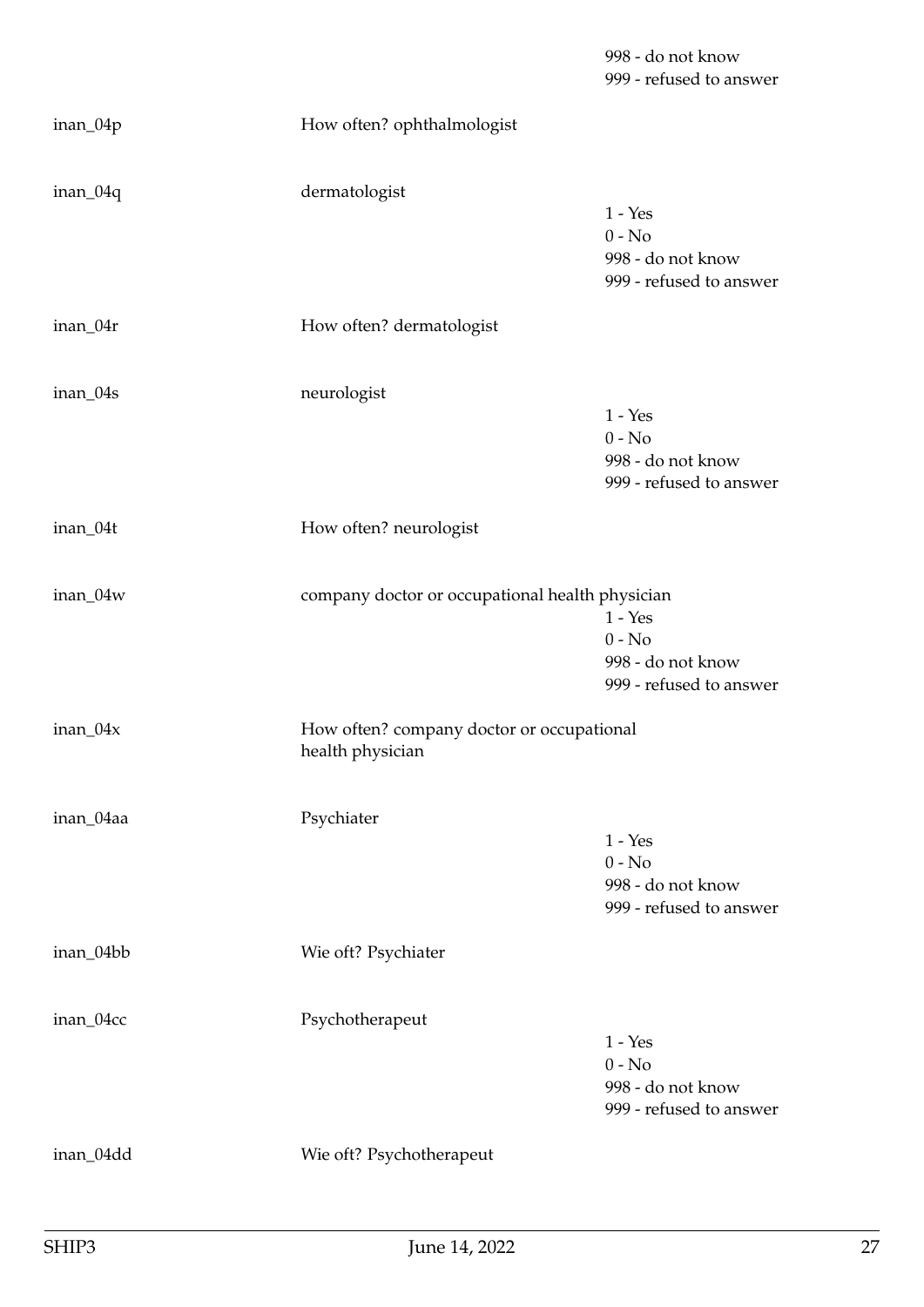| | | |
|---|---|---|
| | | 998 - do not know<br>999 - refused to answer |
| inan_04p | How often? ophthalmologist | |
| inan_04q | dermatologist | 1 - Yes<br>0 - No<br>998 - do not know<br>999 - refused to answer |
| inan_04r | How often? dermatologist | |
| inan_04s | neurologist | 1 - Yes<br>0 - No<br>998 - do not know<br>999 - refused to answer |
| inan_04t | How often? neurologist | |
| inan_04w | company doctor or occupational health physician | 1 - Yes<br>0 - No<br>998 - do not know<br>999 - refused to answer |
| inan_04x | How often? company doctor or occupational health physician | |
| inan_04aa | Psychiater | 1 - Yes<br>0 - No<br>998 - do not know<br>999 - refused to answer |
| inan_04bb | Wie oft? Psychiater | |
| inan_04cc | Psychotherapeut | 1 - Yes<br>0 - No<br>998 - do not know<br>999 - refused to answer |
| inan_04dd | Wie oft? Psychotherapeut | |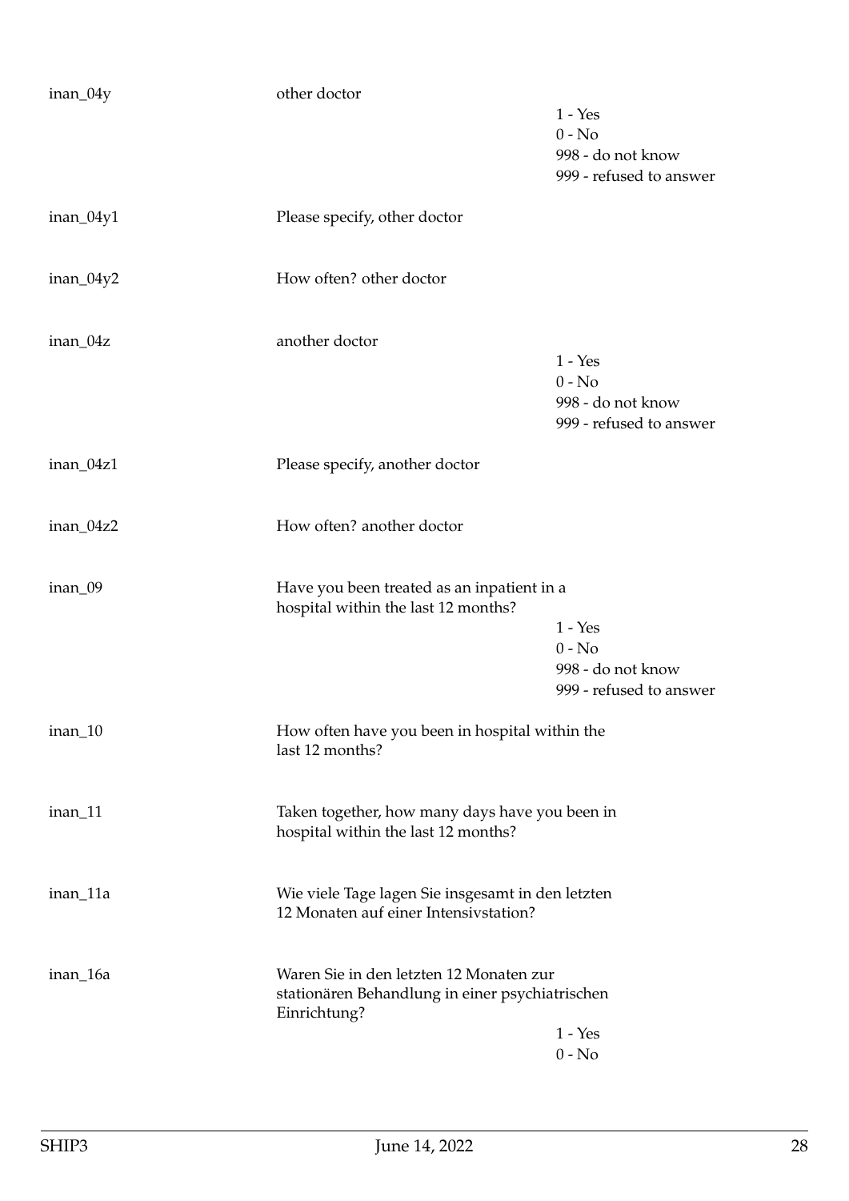| | | |
|---|---|---|
| inan_04y | other doctor | 1 - Yes<br>0 - No<br>998 - do not know<br>999 - refused to answer |
| inan_04y1 | Please specify, other doctor | |
| inan_04y2 | How often? other doctor | |
| inan_04z | another doctor | 1 - Yes<br>0 - No<br>998 - do not know<br>999 - refused to answer |
| inan_04z1 | Please specify, another doctor | |
| inan_04z2 | How often? another doctor | |
| inan_09 | Have you been treated as an inpatient in a hospital within the last 12 months? | 1 - Yes<br>0 - No<br>998 - do not know<br>999 - refused to answer |
| inan_10 | How often have you been in hospital within the last 12 months? | |
| inan_11 | Taken together, how many days have you been in hospital within the last 12 months? | |
| inan_11a | Wie viele Tage lagen Sie insgesamt in den letzten 12 Monaten auf einer Intensivstation? | |
| inan_16a | Waren Sie in den letzten 12 Monaten zur stationären Behandlung in einer psychiatrischen Einrichtung? | 1 - Yes<br>0 - No |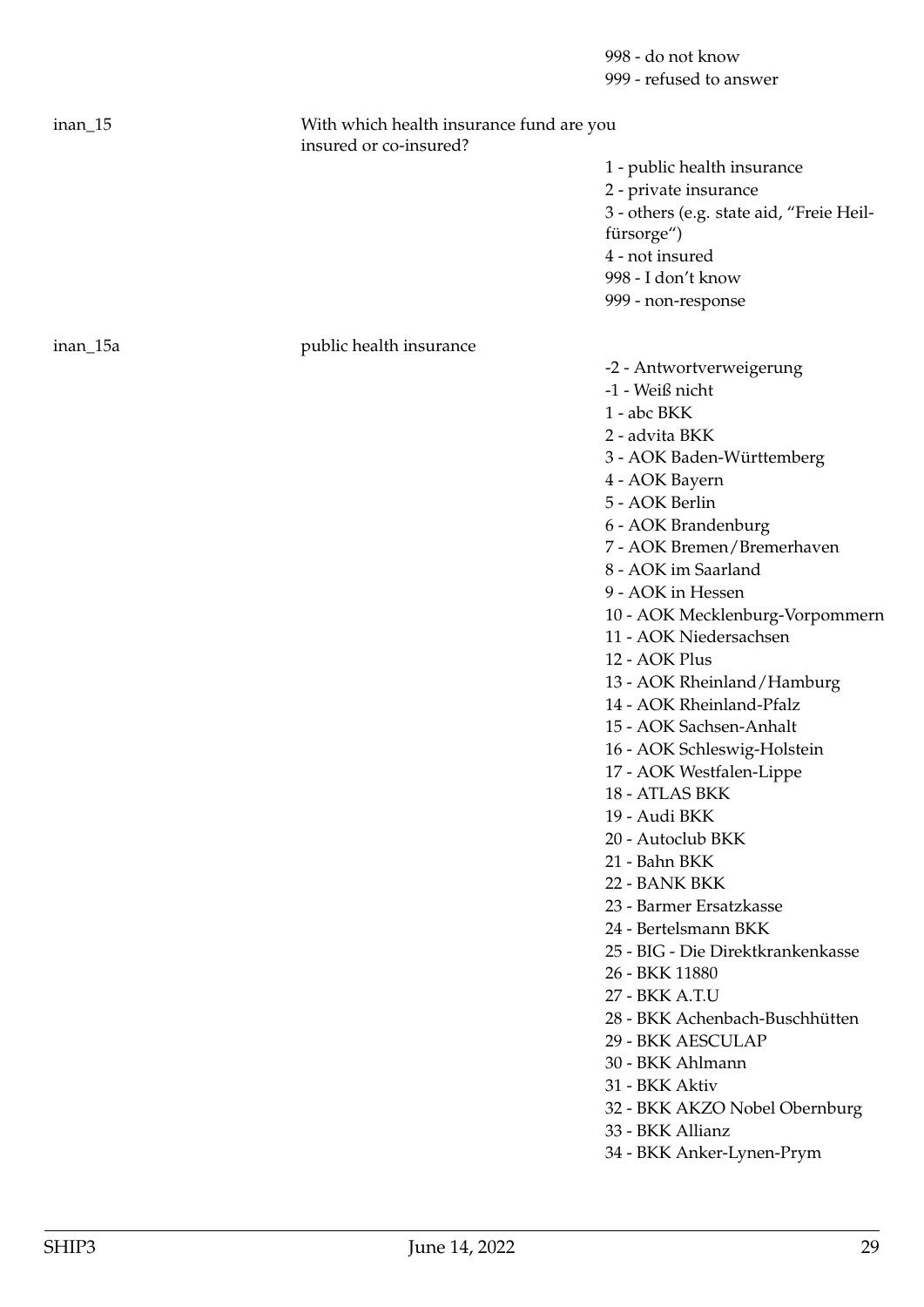998 - do not know
999 - refused to answer

**inan_15** With which health insurance fund are you insured or co-insured?

1 - public health insurance
2 - private insurance
3 - others (e.g. state aid, "Freie Heilfürsorge")
4 - not insured
998 - I don't know
999 - non-response

**inan_15a** public health insurance

-2 - Antwortverweigerung
-1 - Weiß nicht
1 - abc BKK
2 - advita BKK
3 - AOK Baden-Württemberg
4 - AOK Bayern
5 - AOK Berlin
6 - AOK Brandenburg
7 - AOK Bremen/Bremerhaven
8 - AOK im Saarland
9 - AOK in Hessen
10 - AOK Mecklenburg-Vorpommern
11 - AOK Niedersachsen
12 - AOK Plus
13 - AOK Rheinland/Hamburg
14 - AOK Rheinland-Pfalz
15 - AOK Sachsen-Anhalt
16 - AOK Schleswig-Holstein
17 - AOK Westfalen-Lippe
18 - ATLAS BKK
19 - Audi BKK
20 - Autoclub BKK
21 - Bahn BKK
22 - BANK BKK
23 - Barmer Ersatzkasse
24 - Bertelsmann BKK
25 - BIG - Die Direktkrankenkasse
26 - BKK 11880
27 - BKK A.T.U
28 - BKK Achenbach-Buschhütten
29 - BKK AESCULAP
30 - BKK Ahlmann
31 - BKK Aktiv
32 - BKK AKZO Nobel Obernburg
33 - BKK Allianz
34 - BKK Anker-Lynen-Prym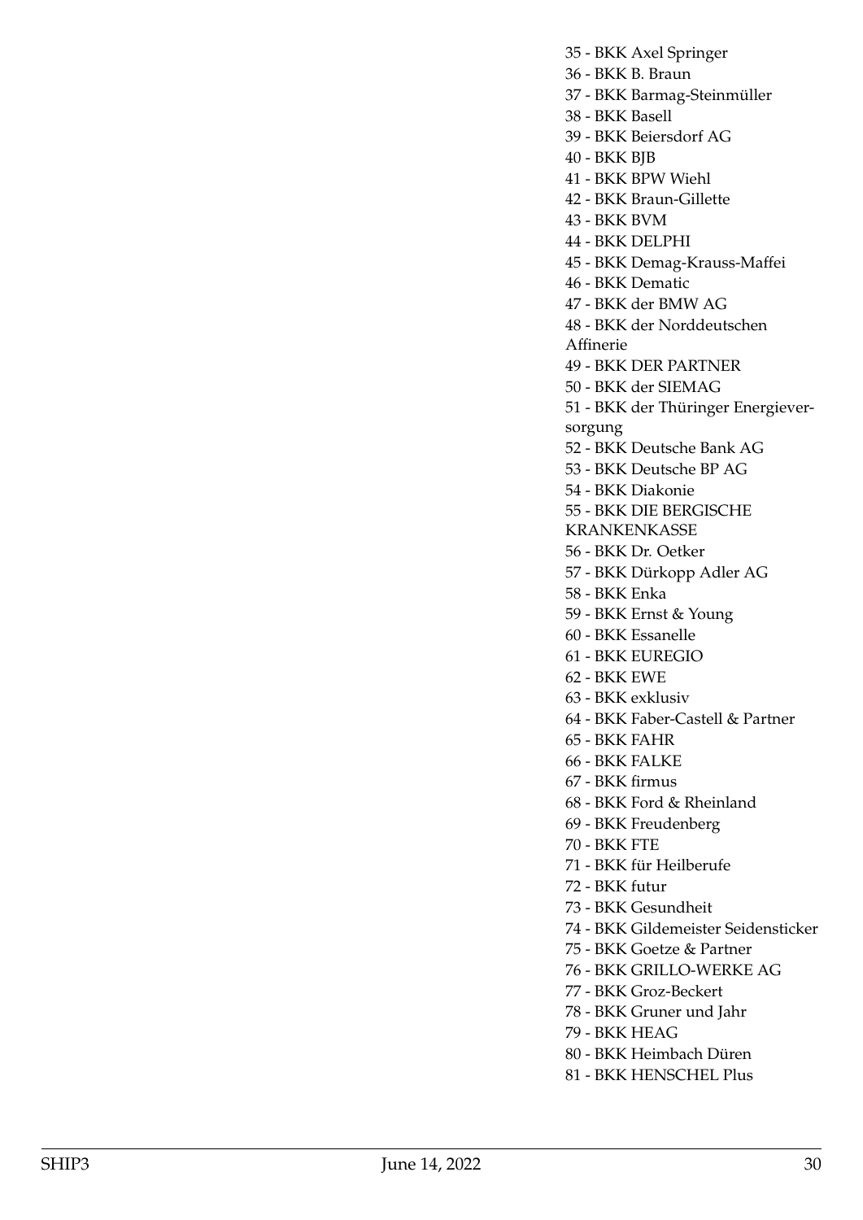35 - BKK Axel Springer
36 - BKK B. Braun
37 - BKK Barmag-Steinmüller
38 - BKK Basell
39 - BKK Beiersdorf AG
40 - BKK BJB
41 - BKK BPW Wiehl
42 - BKK Braun-Gillette
43 - BKK BVM
44 - BKK DELPHI
45 - BKK Demag-Krauss-Maffei
46 - BKK Dematic
47 - BKK der BMW AG
48 - BKK der Norddeutschen Affinerie
49 - BKK DER PARTNER
50 - BKK der SIEMAG
51 - BKK der Thüringer Energieversorgung
52 - BKK Deutsche Bank AG
53 - BKK Deutsche BP AG
54 - BKK Diakonie
55 - BKK DIE BERGISCHE KRANKENKASSE
56 - BKK Dr. Oetker
57 - BKK Dürkopp Adler AG
58 - BKK Enka
59 - BKK Ernst & Young
60 - BKK Essanelle
61 - BKK EUREGIO
62 - BKK EWE
63 - BKK exklusiv
64 - BKK Faber-Castell & Partner
65 - BKK FAHR
66 - BKK FALKE
67 - BKK firmus
68 - BKK Ford & Rheinland
69 - BKK Freudenberg
70 - BKK FTE
71 - BKK für Heilberufe
72 - BKK futur
73 - BKK Gesundheit
74 - BKK Gildemeister Seidensticker
75 - BKK Goetze & Partner
76 - BKK GRILLO-WERKE AG
77 - BKK Groz-Beckert
78 - BKK Gruner und Jahr
79 - BKK HEAG
80 - BKK Heimbach Düren
81 - BKK HENSCHEL Plus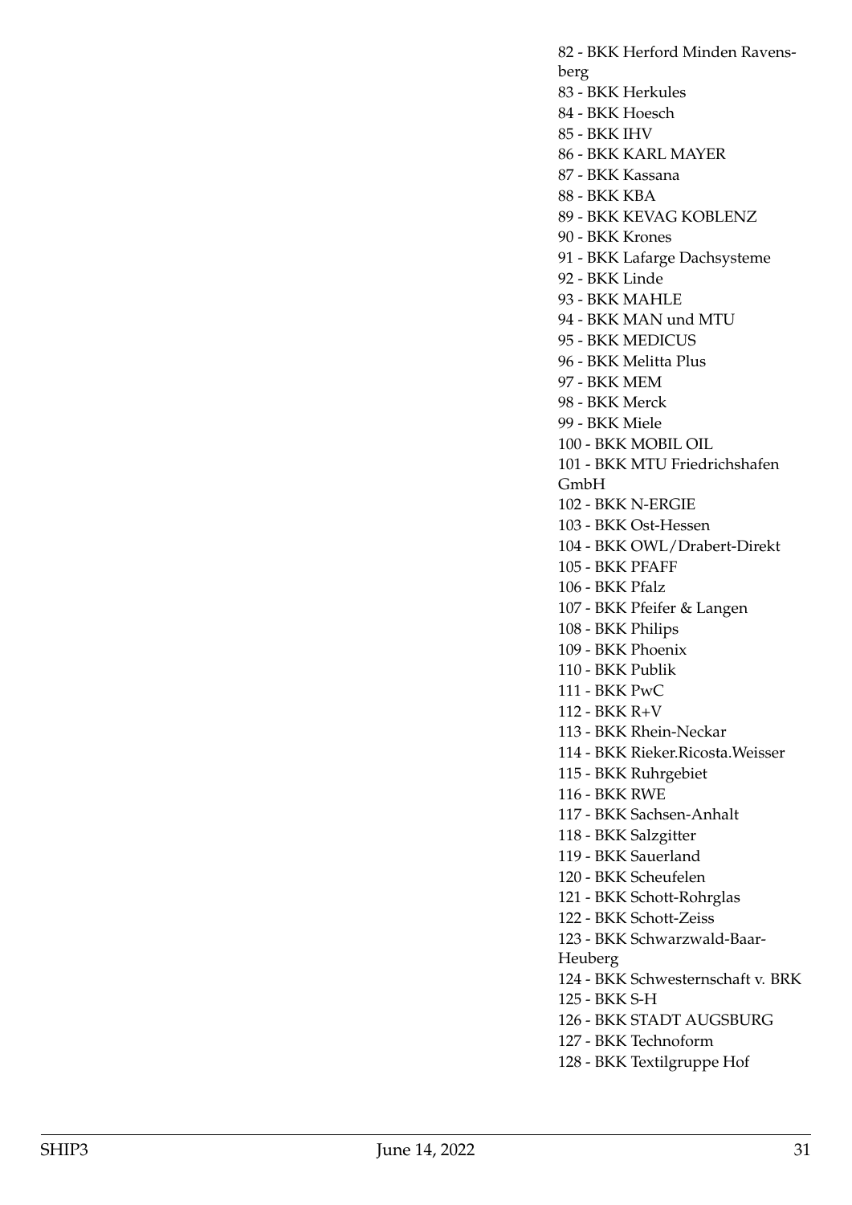82 - BKK Herford Minden Ravensberg
83 - BKK Herkules
84 - BKK Hoesch
85 - BKK IHV
86 - BKK KARL MAYER
87 - BKK Kassana
88 - BKK KBA
89 - BKK KEVAG KOBLENZ
90 - BKK Krones
91 - BKK Lafarge Dachsysteme
92 - BKK Linde
93 - BKK MAHLE
94 - BKK MAN und MTU
95 - BKK MEDICUS
96 - BKK Melitta Plus
97 - BKK MEM
98 - BKK Merck
99 - BKK Miele
100 - BKK MOBIL OIL
101 - BKK MTU Friedrichshafen GmbH
102 - BKK N-ERGIE
103 - BKK Ost-Hessen
104 - BKK OWL/Drabert-Direkt
105 - BKK PFAFF
106 - BKK Pfalz
107 - BKK Pfeifer & Langen
108 - BKK Philips
109 - BKK Phoenix
110 - BKK Publik
111 - BKK PwC
112 - BKK R+V
113 - BKK Rhein-Neckar
114 - BKK Rieker.Ricosta.Weisser
115 - BKK Ruhrgebiet
116 - BKK RWE
117 - BKK Sachsen-Anhalt
118 - BKK Salzgitter
119 - BKK Sauerland
120 - BKK Scheufelen
121 - BKK Schott-Rohrglas
122 - BKK Schott-Zeiss
123 - BKK Schwarzwald-Baar-Heuberg
124 - BKK Schwesternschaft v. BRK
125 - BKK S-H
126 - BKK STADT AUGSBURG
127 - BKK Technoform
128 - BKK Textilgruppe Hof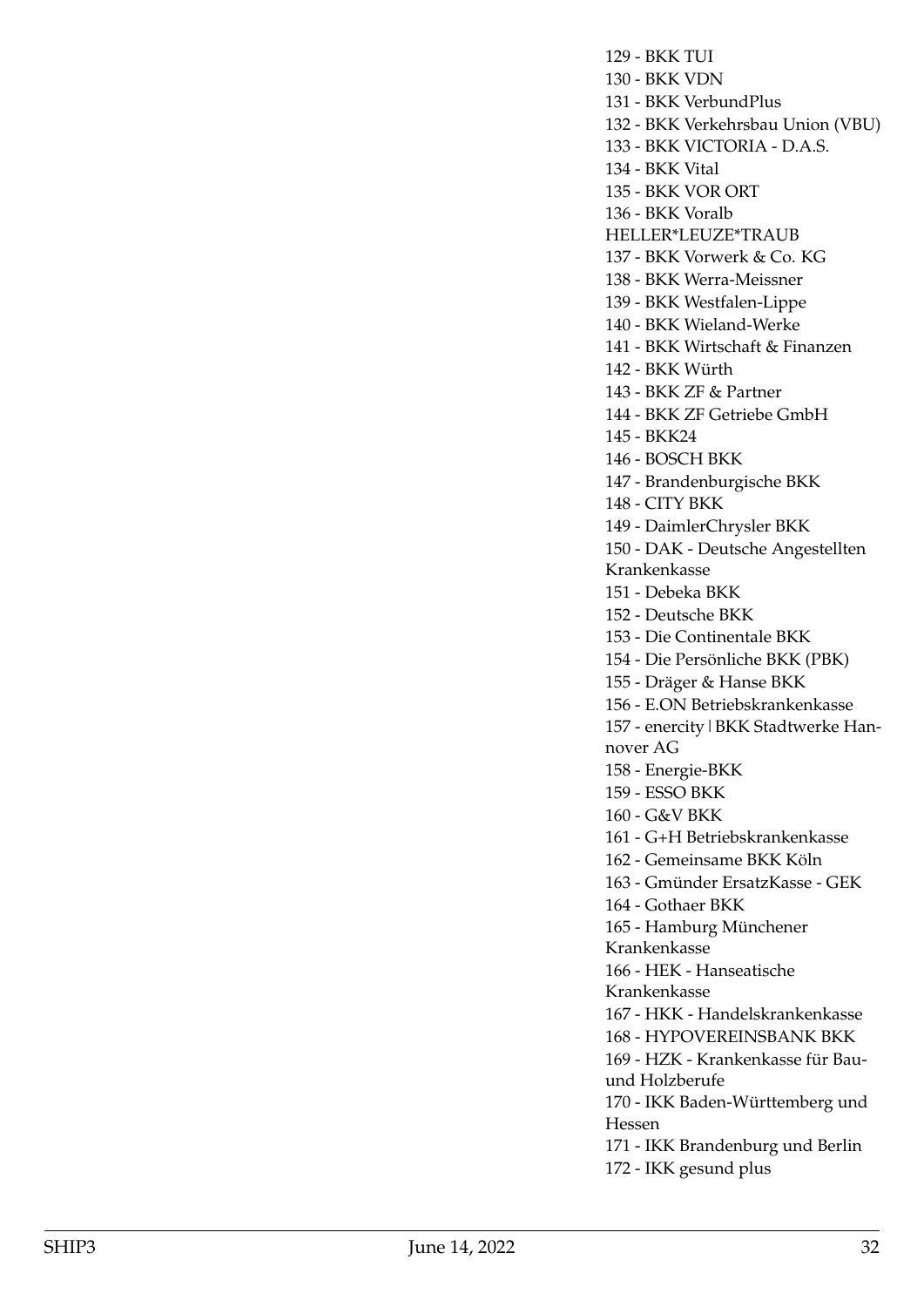129 - BKK TUI
130 - BKK VDN
131 - BKK VerbundPlus
132 - BKK Verkehrsbau Union (VBU)
133 - BKK VICTORIA - D.A.S.
134 - BKK Vital
135 - BKK VOR ORT
136 - BKK Voralb HELLER*LEUZE*TRAUB
137 - BKK Vorwerk & Co. KG
138 - BKK Werra-Meissner
139 - BKK Westfalen-Lippe
140 - BKK Wieland-Werke
141 - BKK Wirtschaft & Finanzen
142 - BKK Würth
143 - BKK ZF & Partner
144 - BKK ZF Getriebe GmbH
145 - BKK24
146 - BOSCH BKK
147 - Brandenburgische BKK
148 - CITY BKK
149 - DaimlerChrysler BKK
150 - DAK - Deutsche Angestellten Krankenkasse
151 - Debeka BKK
152 - Deutsche BKK
153 - Die Continentale BKK
154 - Die Persönliche BKK (PBK)
155 - Dräger & Hanse BKK
156 - E.ON Betriebskrankenkasse
157 - enercity | BKK Stadtwerke Hannover AG
158 - Energie-BKK
159 - ESSO BKK
160 - G&V BKK
161 - G+H Betriebskrankenkasse
162 - Gemeinsame BKK Köln
163 - Gmünder ErsatzKasse - GEK
164 - Gothaer BKK
165 - Hamburg Münchener Krankenkasse
166 - HEK - Hanseatische Krankenkasse
167 - HKK - Handelskrankenkasse
168 - HYPOVEREINSBANK BKK
169 - HZK - Krankenkasse für Bau- und Holzberufe
170 - IKK Baden-Württemberg und Hessen
171 - IKK Brandenburg und Berlin
172 - IKK gesund plus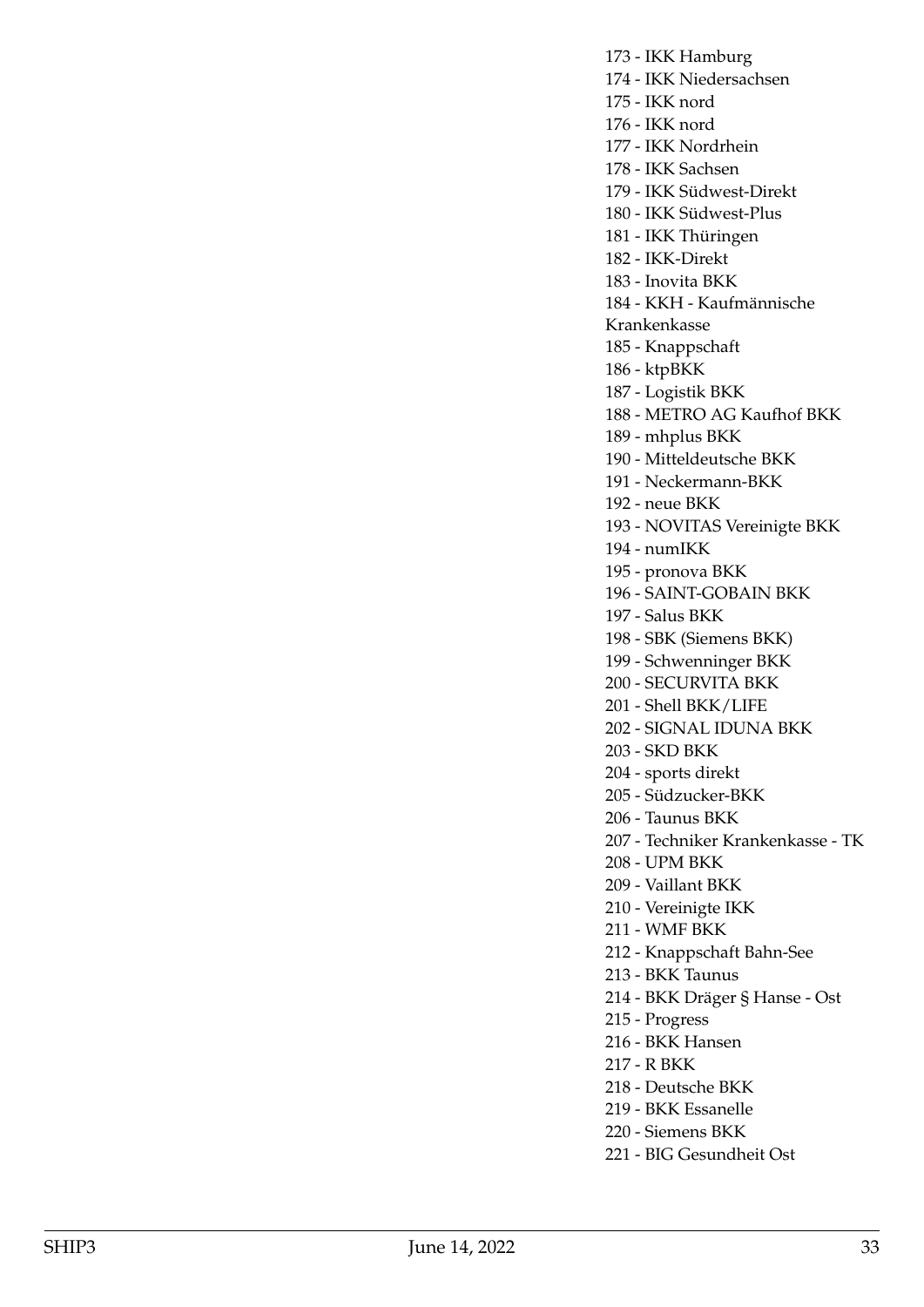173 - IKK Hamburg
174 - IKK Niedersachsen
175 - IKK nord
176 - IKK nord
177 - IKK Nordrhein
178 - IKK Sachsen
179 - IKK Südwest-Direkt
180 - IKK Südwest-Plus
181 - IKK Thüringen
182 - IKK-Direkt
183 - Inovita BKK
184 - KKH - Kaufmännische Krankenkasse
185 - Knappschaft
186 - ktpBKK
187 - Logistik BKK
188 - METRO AG Kaufhof BKK
189 - mhplus BKK
190 - Mitteldeutsche BKK
191 - Neckermann-BKK
192 - neue BKK
193 - NOVITAS Vereinigte BKK
194 - numIKK
195 - pronova BKK
196 - SAINT-GOBAIN BKK
197 - Salus BKK
198 - SBK (Siemens BKK)
199 - Schwenninger BKK
200 - SECURVITA BKK
201 - Shell BKK/LIFE
202 - SIGNAL IDUNA BKK
203 - SKD BKK
204 - sports direkt
205 - Südzucker-BKK
206 - Taunus BKK
207 - Techniker Krankenkasse - TK
208 - UPM BKK
209 - Vaillant BKK
210 - Vereinigte IKK
211 - WMF BKK
212 - Knappschaft Bahn-See
213 - BKK Taunus
214 - BKK Dräger § Hanse - Ost
215 - Progress
216 - BKK Hansen
217 - R BKK
218 - Deutsche BKK
219 - BKK Essanelle
220 - Siemens BKK
221 - BIG Gesundheit Ost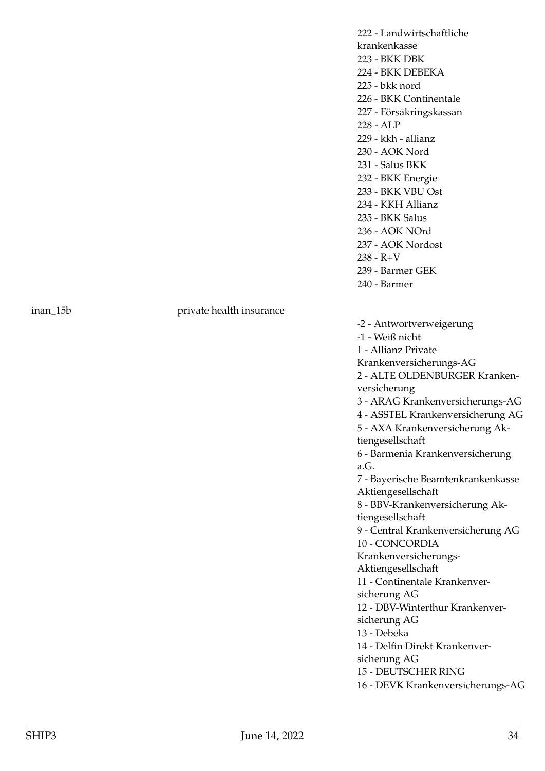| | | |
|---|---|---|
| | | 222 - Landwirtschaftliche krankenkasse<br>223 - BKK DBK<br>224 - BKK DEBEKA<br>225 - bkk nord<br>226 - BKK Continentale<br>227 - Försäkringskassan<br>228 - ALP<br>229 - kkh - allianz<br>230 - AOK Nord<br>231 - Salus BKK<br>232 - BKK Energie<br>233 - BKK VBU Ost<br>234 - KKH Allianz<br>235 - BKK Salus<br>236 - AOK NOrd<br>237 - AOK Nordost<br>238 - R+V<br>239 - Barmer GEK<br>240 - Barmer |
| inan_15b | private health insurance | -2 - Antwortverweigerung<br>-1 - Weiß nicht<br>1 - Allianz Private Krankenversicherungs-AG<br>2 - ALTE OLDENBURGER Krankenversicherung<br>3 - ARAG Krankenversicherungs-AG<br>4 - ASSTEL Krankenversicherung AG<br>5 - AXA Krankenversicherung Aktiengesellschaft<br>6 - Barmenia Krankenversicherung a.G.<br>7 - Bayerische Beamtenkrankenkasse Aktiengesellschaft<br>8 - BBV-Krankenversicherung Aktiengesellschaft<br>9 - Central Krankenversicherung AG<br>10 - CONCORDIA Krankenversicherungs-Aktiengesellschaft<br>11 - Continentale Krankenversicherung AG<br>12 - DBV-Winterthur Krankenversicherung AG<br>13 - Debeka<br>14 - Delfin Direkt Krankenversicherung AG<br>15 - DEUTSCHER RING<br>16 - DEVK Krankenversicherungs-AG |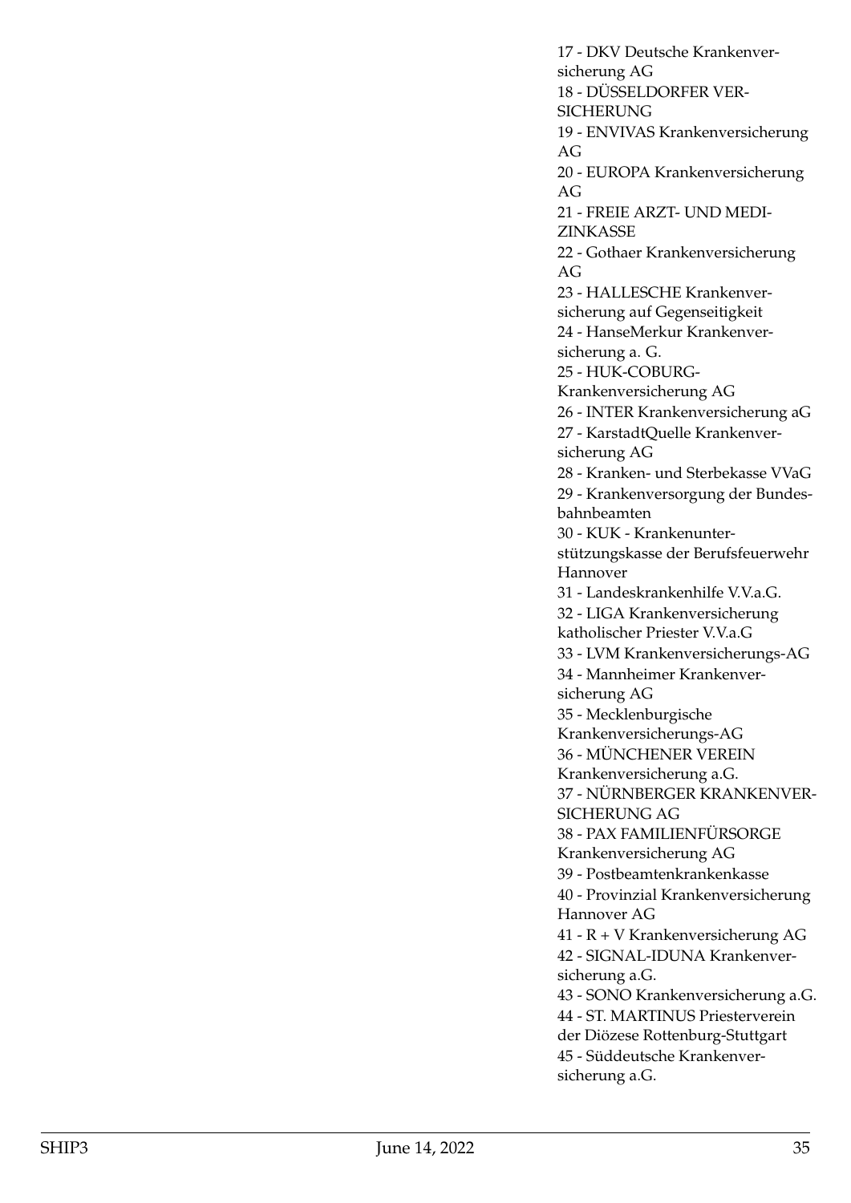17 - DKV Deutsche Krankenversicherung AG
18 - DÜSSELDORFER VERSICHERUNG
19 - ENVIVAS Krankenversicherung AG
20 - EUROPA Krankenversicherung AG
21 - FREIE ARZT- UND MEDIZINKASSE
22 - Gothaer Krankenversicherung AG
23 - HALLESCHE Krankenversicherung auf Gegenseitigkeit
24 - HanseMerkur Krankenversicherung a. G.
25 - HUK-COBURG-Krankenversicherung AG
26 - INTER Krankenversicherung aG
27 - KarstadtQuelle Krankenversicherung AG
28 - Kranken- und Sterbekasse VVaG
29 - Krankenversorgung der Bundesbahnbeamten
30 - KUK - Krankenunterstützungskasse der Berufsfeuerwehr Hannover
31 - Landeskrankenhilfe V.V.a.G.
32 - LIGA Krankenversicherung katholischer Priester V.V.a.G
33 - LVM Krankenversicherungs-AG
34 - Mannheimer Krankenversicherung AG
35 - Mecklenburgische Krankenversicherungs-AG
36 - MÜNCHENER VEREIN Krankenversicherung a.G.
37 - NÜRNBERGER KRANKENVERSICHERUNG AG
38 - PAX FAMILIENFÜRSORGE Krankenversicherung AG
39 - Postbeamtenkrankenkasse
40 - Provinzial Krankenversicherung Hannover AG
41 - R + V Krankenversicherung AG
42 - SIGNAL-IDUNA Krankenversicherung a.G.
43 - SONO Krankenversicherung a.G.
44 - ST. MARTINUS Priesterverein der Diözese Rottenburg-Stuttgart
45 - Süddeutsche Krankenversicherung a.G.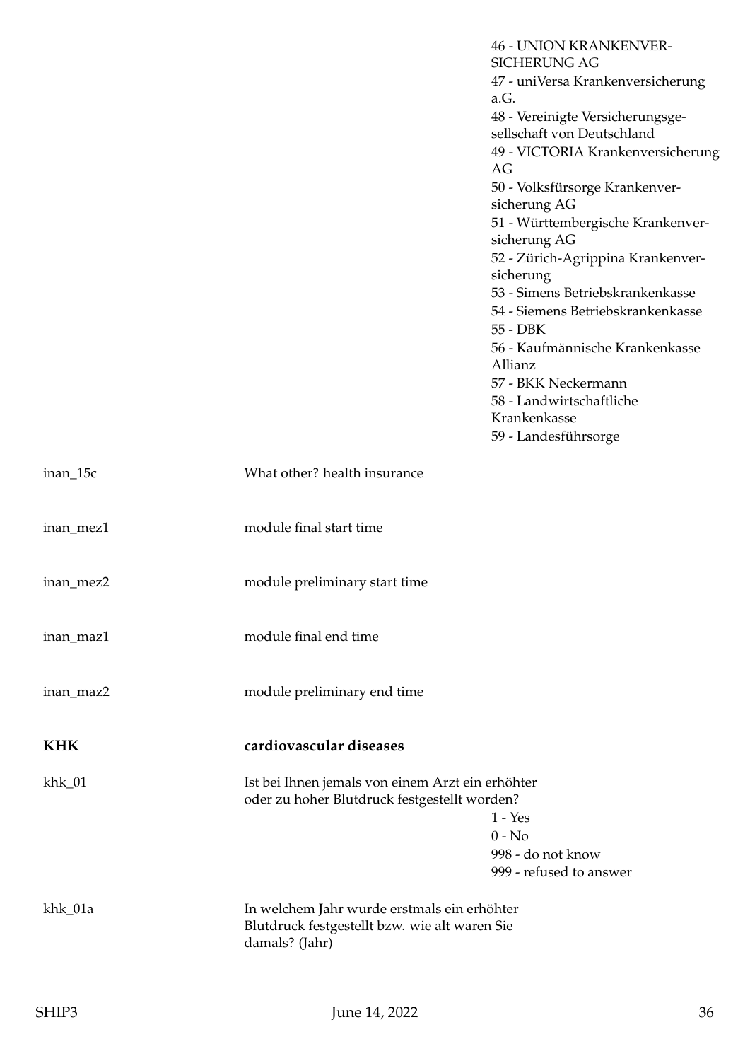| | | |
|---|---|---|
| | | 46 - UNION KRANKENVERSICHERUNG AG<br>47 - uniVersa Krankenversicherung a.G.<br>48 - Vereinigte Versicherungsgesellschaft von Deutschland<br>49 - VICTORIA Krankenversicherung AG<br>50 - Volksfürsorge Krankenversicherung AG<br>51 - Württembergische Krankenversicherung AG<br>52 - Zürich-Agrippina Krankenversicherung<br>53 - Simens Betriebskrankenkasse<br>54 - Siemens Betriebskrankenkasse<br>55 - DBK<br>56 - Kaufmännische Krankenkasse Allianz<br>57 - BKK Neckermann<br>58 - Landwirtschaftliche Krankenkasse<br>59 - Landesführsorge |
| inan_15c | What other? health insurance | |
| inan_mez1 | module final start time | |
| inan_mez2 | module preliminary start time | |
| inan_maz1 | module final end time | |
| inan_maz2 | module preliminary end time | |

## KHK — cardiovascular diseases

| | | |
|---|---|---|
| khk_01 | Ist bei Ihnen jemals von einem Arzt ein erhöhter oder zu hoher Blutdruck festgestellt worden? | 1 - Yes<br>0 - No<br>998 - do not know<br>999 - refused to answer |
| khk_01a | In welchem Jahr wurde erstmals ein erhöhter Blutdruck festgestellt bzw. wie alt waren Sie damals? (Jahr) | |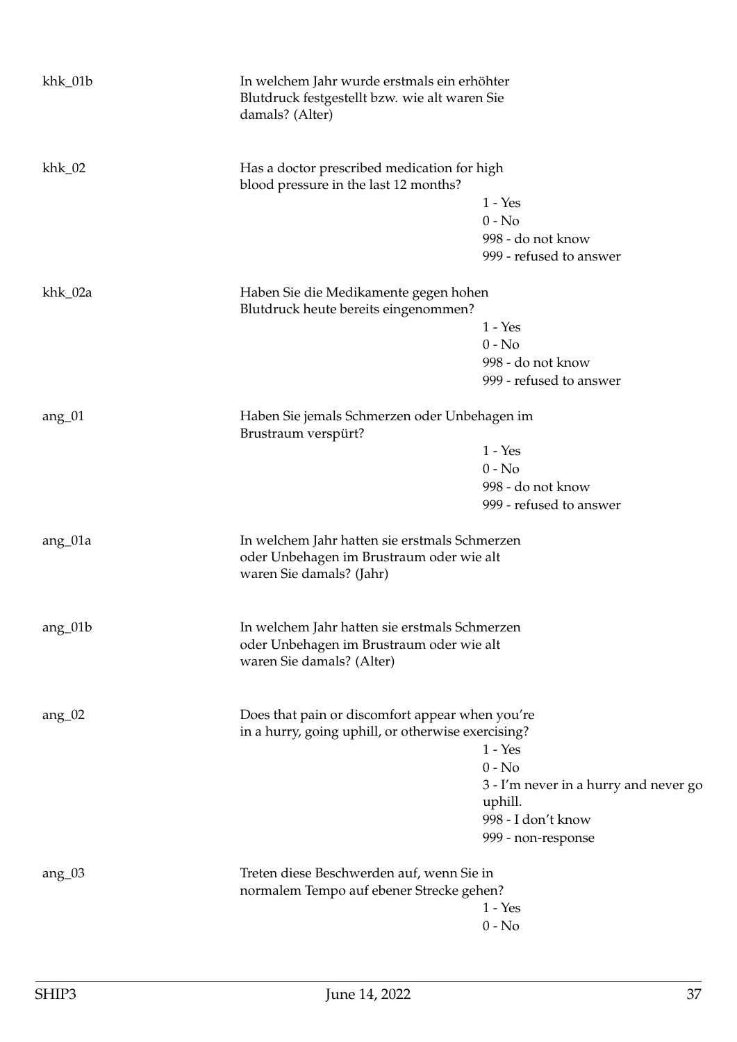| Variable | Question | Values |
|---|---|---|
| khk_01b | In welchem Jahr wurde erstmals ein erhöhter Blutdruck festgestellt bzw. wie alt waren Sie damals? (Alter) | |
| khk_02 | Has a doctor prescribed medication for high blood pressure in the last 12 months? | 1 - Yes<br>0 - No<br>998 - do not know<br>999 - refused to answer |
| khk_02a | Haben Sie die Medikamente gegen hohen Blutdruck heute bereits eingenommen? | 1 - Yes<br>0 - No<br>998 - do not know<br>999 - refused to answer |
| ang_01 | Haben Sie jemals Schmerzen oder Unbehagen im Brustraum verspürt? | 1 - Yes<br>0 - No<br>998 - do not know<br>999 - refused to answer |
| ang_01a | In welchem Jahr hatten sie erstmals Schmerzen oder Unbehagen im Brustraum oder wie alt waren Sie damals? (Jahr) | |
| ang_01b | In welchem Jahr hatten sie erstmals Schmerzen oder Unbehagen im Brustraum oder wie alt waren Sie damals? (Alter) | |
| ang_02 | Does that pain or discomfort appear when you're in a hurry, going uphill, or otherwise exercising? | 1 - Yes<br>0 - No<br>3 - I'm never in a hurry and never go uphill.<br>998 - I don't know<br>999 - non-response |
| ang_03 | Treten diese Beschwerden auf, wenn Sie in normalem Tempo auf ebener Strecke gehen? | 1 - Yes<br>0 - No |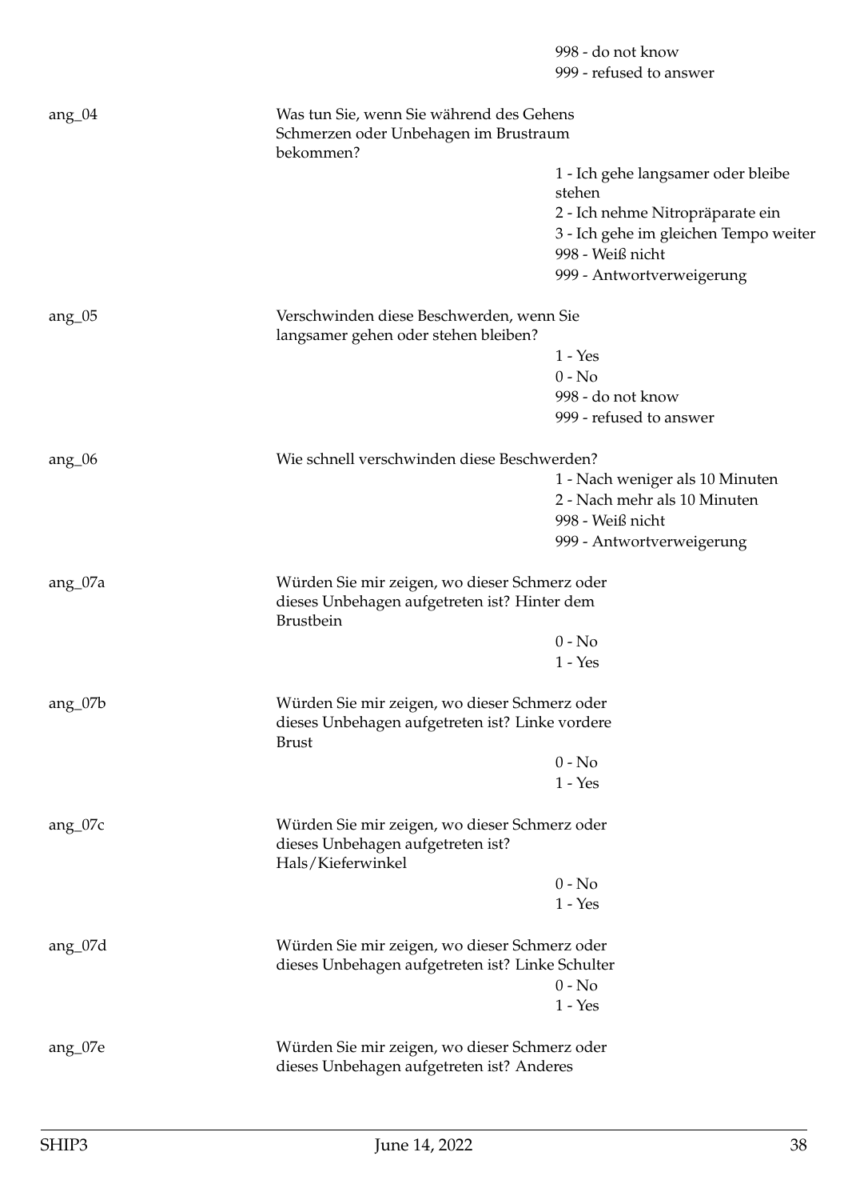998 - do not know
999 - refused to answer

ang_04 Was tun Sie, wenn Sie während des Gehens Schmerzen oder Unbehagen im Brustraum bekommen?

1 - Ich gehe langsamer oder bleibe stehen
2 - Ich nehme Nitropräparate ein
3 - Ich gehe im gleichen Tempo weiter
998 - Weiß nicht
999 - Antwortverweigerung

ang_05 Verschwinden diese Beschwerden, wenn Sie langsamer gehen oder stehen bleiben?

1 - Yes
0 - No
998 - do not know
999 - refused to answer

ang_06 Wie schnell verschwinden diese Beschwerden?

1 - Nach weniger als 10 Minuten
2 - Nach mehr als 10 Minuten
998 - Weiß nicht
999 - Antwortverweigerung

ang_07a Würden Sie mir zeigen, wo dieser Schmerz oder dieses Unbehagen aufgetreten ist? Hinter dem Brustbein

0 - No
1 - Yes

ang_07b Würden Sie mir zeigen, wo dieser Schmerz oder dieses Unbehagen aufgetreten ist? Linke vordere Brust

0 - No
1 - Yes

ang_07c Würden Sie mir zeigen, wo dieser Schmerz oder dieses Unbehagen aufgetreten ist? Hals/Kieferwinkel

0 - No
1 - Yes

ang_07d Würden Sie mir zeigen, wo dieser Schmerz oder dieses Unbehagen aufgetreten ist? Linke Schulter

0 - No
1 - Yes

ang_07e Würden Sie mir zeigen, wo dieser Schmerz oder dieses Unbehagen aufgetreten ist? Anderes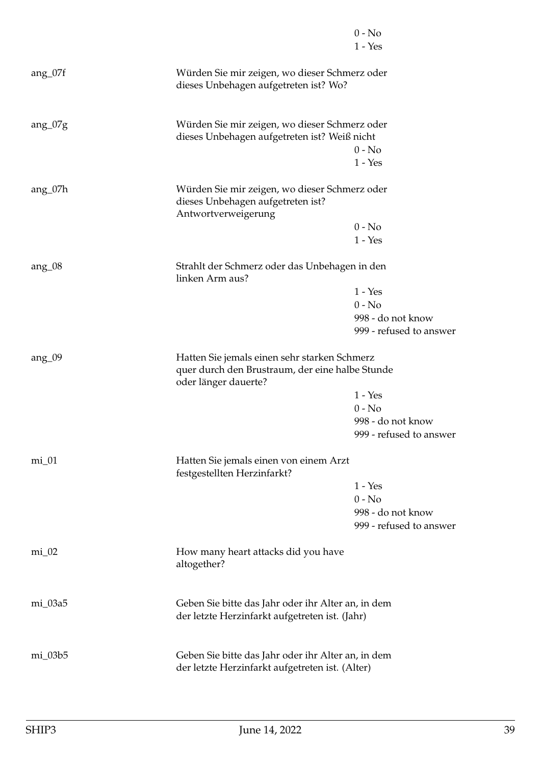0 - No
1 - Yes

ang_07f Würden Sie mir zeigen, wo dieser Schmerz oder dieses Unbehagen aufgetreten ist? Wo?

ang_07g Würden Sie mir zeigen, wo dieser Schmerz oder dieses Unbehagen aufgetreten ist? Weiß nicht

0 - No
1 - Yes

ang_07h Würden Sie mir zeigen, wo dieser Schmerz oder dieses Unbehagen aufgetreten ist? Antwortverweigerung

0 - No
1 - Yes

ang_08 Strahlt der Schmerz oder das Unbehagen in den linken Arm aus?

1 - Yes
0 - No
998 - do not know
999 - refused to answer

ang_09 Hatten Sie jemals einen sehr starken Schmerz quer durch den Brustraum, der eine halbe Stunde oder länger dauerte?

1 - Yes
0 - No
998 - do not know
999 - refused to answer

mi_01 Hatten Sie jemals einen von einem Arzt festgestellten Herzinfarkt?

1 - Yes
0 - No
998 - do not know
999 - refused to answer

mi_02 How many heart attacks did you have altogether?

mi_03a5 Geben Sie bitte das Jahr oder ihr Alter an, in dem der letzte Herzinfarkt aufgetreten ist. (Jahr)

mi_03b5 Geben Sie bitte das Jahr oder ihr Alter an, in dem der letzte Herzinfarkt aufgetreten ist. (Alter)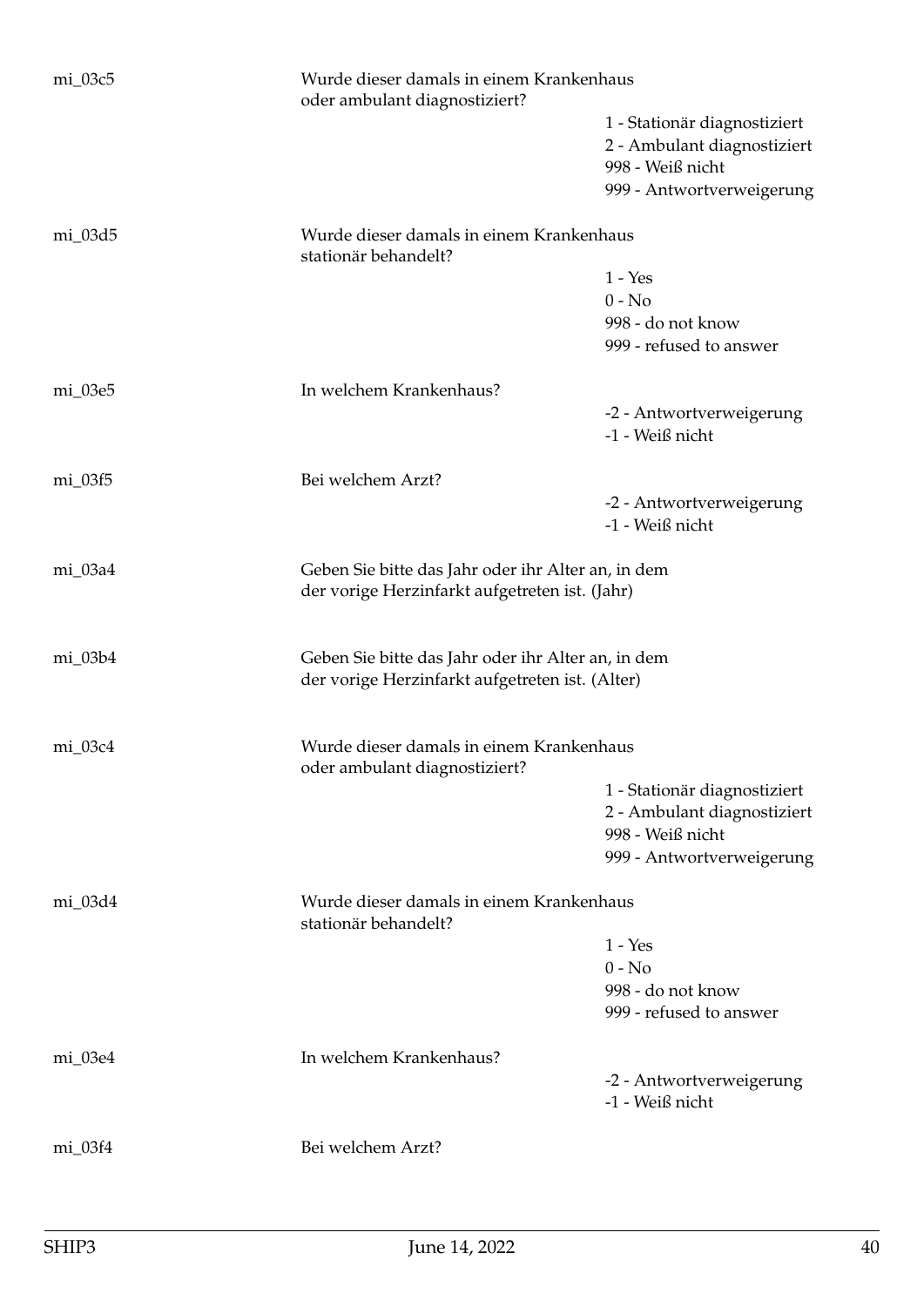| | | |
|---|---|---|
| mi_03c5 | Wurde dieser damals in einem Krankenhaus oder ambulant diagnostiziert? | |
| | | 1 - Stationär diagnostiziert |
| | | 2 - Ambulant diagnostiziert |
| | | 998 - Weiß nicht |
| | | 999 - Antwortverweigerung |
| mi_03d5 | Wurde dieser damals in einem Krankenhaus stationär behandelt? | |
| | | 1 - Yes |
| | | 0 - No |
| | | 998 - do not know |
| | | 999 - refused to answer |
| mi_03e5 | In welchem Krankenhaus? | |
| | | -2 - Antwortverweigerung |
| | | -1 - Weiß nicht |
| mi_03f5 | Bei welchem Arzt? | |
| | | -2 - Antwortverweigerung |
| | | -1 - Weiß nicht |
| mi_03a4 | Geben Sie bitte das Jahr oder ihr Alter an, in dem der vorige Herzinfarkt aufgetreten ist. (Jahr) | |
| mi_03b4 | Geben Sie bitte das Jahr oder ihr Alter an, in dem der vorige Herzinfarkt aufgetreten ist. (Alter) | |
| mi_03c4 | Wurde dieser damals in einem Krankenhaus oder ambulant diagnostiziert? | |
| | | 1 - Stationär diagnostiziert |
| | | 2 - Ambulant diagnostiziert |
| | | 998 - Weiß nicht |
| | | 999 - Antwortverweigerung |
| mi_03d4 | Wurde dieser damals in einem Krankenhaus stationär behandelt? | |
| | | 1 - Yes |
| | | 0 - No |
| | | 998 - do not know |
| | | 999 - refused to answer |
| mi_03e4 | In welchem Krankenhaus? | |
| | | -2 - Antwortverweigerung |
| | | -1 - Weiß nicht |
| mi_03f4 | Bei welchem Arzt? | |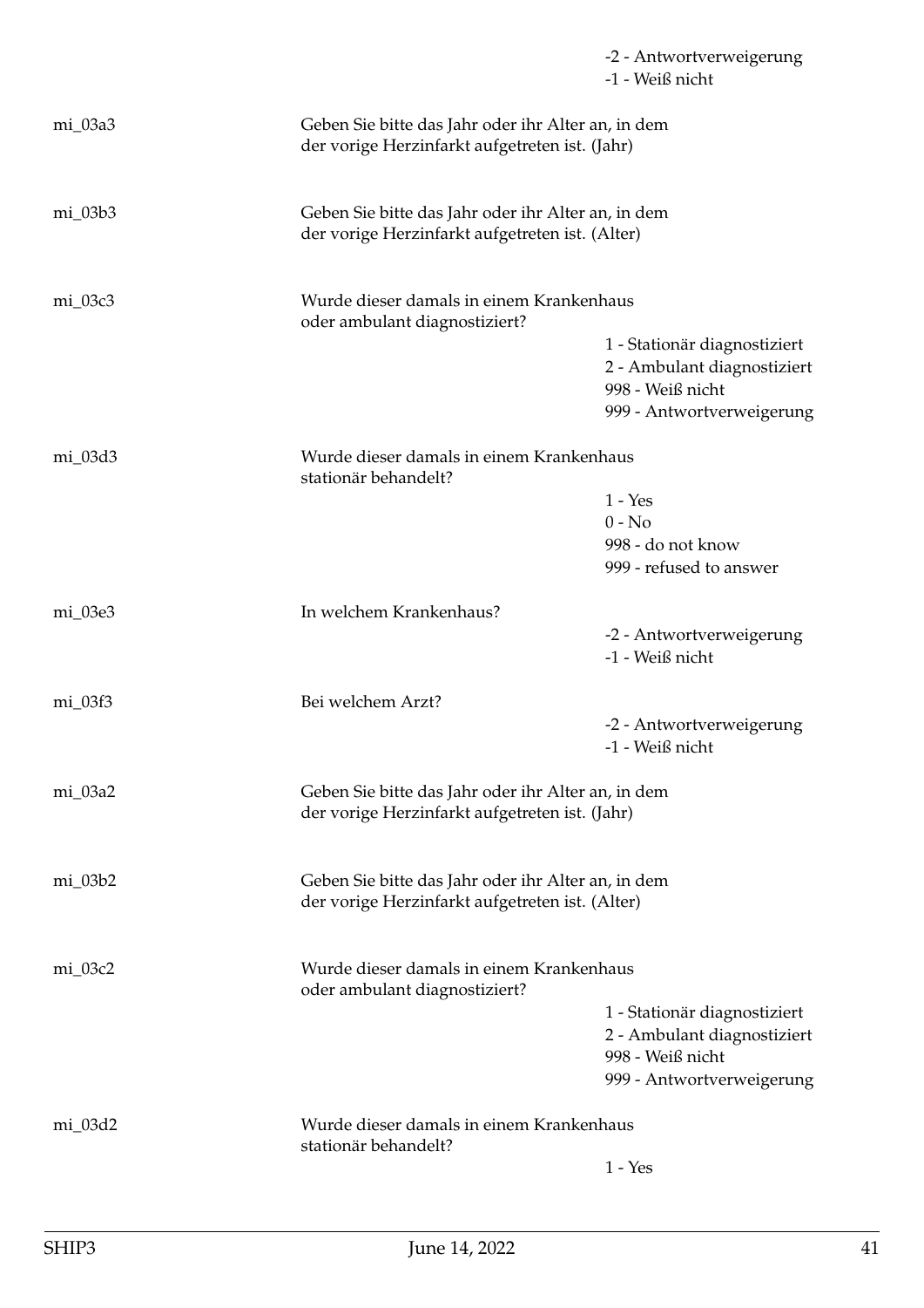| | | |
|---|---|---|
| | | -2 - Antwortverweigerung |
| | | -1 - Weiß nicht |
| mi_03a3 | Geben Sie bitte das Jahr oder ihr Alter an, in dem der vorige Herzinfarkt aufgetreten ist. (Jahr) | |
| mi_03b3 | Geben Sie bitte das Jahr oder ihr Alter an, in dem der vorige Herzinfarkt aufgetreten ist. (Alter) | |
| mi_03c3 | Wurde dieser damals in einem Krankenhaus oder ambulant diagnostiziert? | |
| | | 1 - Stationär diagnostiziert |
| | | 2 - Ambulant diagnostiziert |
| | | 998 - Weiß nicht |
| | | 999 - Antwortverweigerung |
| mi_03d3 | Wurde dieser damals in einem Krankenhaus stationär behandelt? | |
| | | 1 - Yes |
| | | 0 - No |
| | | 998 - do not know |
| | | 999 - refused to answer |
| mi_03e3 | In welchem Krankenhaus? | |
| | | -2 - Antwortverweigerung |
| | | -1 - Weiß nicht |
| mi_03f3 | Bei welchem Arzt? | |
| | | -2 - Antwortverweigerung |
| | | -1 - Weiß nicht |
| mi_03a2 | Geben Sie bitte das Jahr oder ihr Alter an, in dem der vorige Herzinfarkt aufgetreten ist. (Jahr) | |
| mi_03b2 | Geben Sie bitte das Jahr oder ihr Alter an, in dem der vorige Herzinfarkt aufgetreten ist. (Alter) | |
| mi_03c2 | Wurde dieser damals in einem Krankenhaus oder ambulant diagnostiziert? | |
| | | 1 - Stationär diagnostiziert |
| | | 2 - Ambulant diagnostiziert |
| | | 998 - Weiß nicht |
| | | 999 - Antwortverweigerung |
| mi_03d2 | Wurde dieser damals in einem Krankenhaus stationär behandelt? | |
| | | 1 - Yes |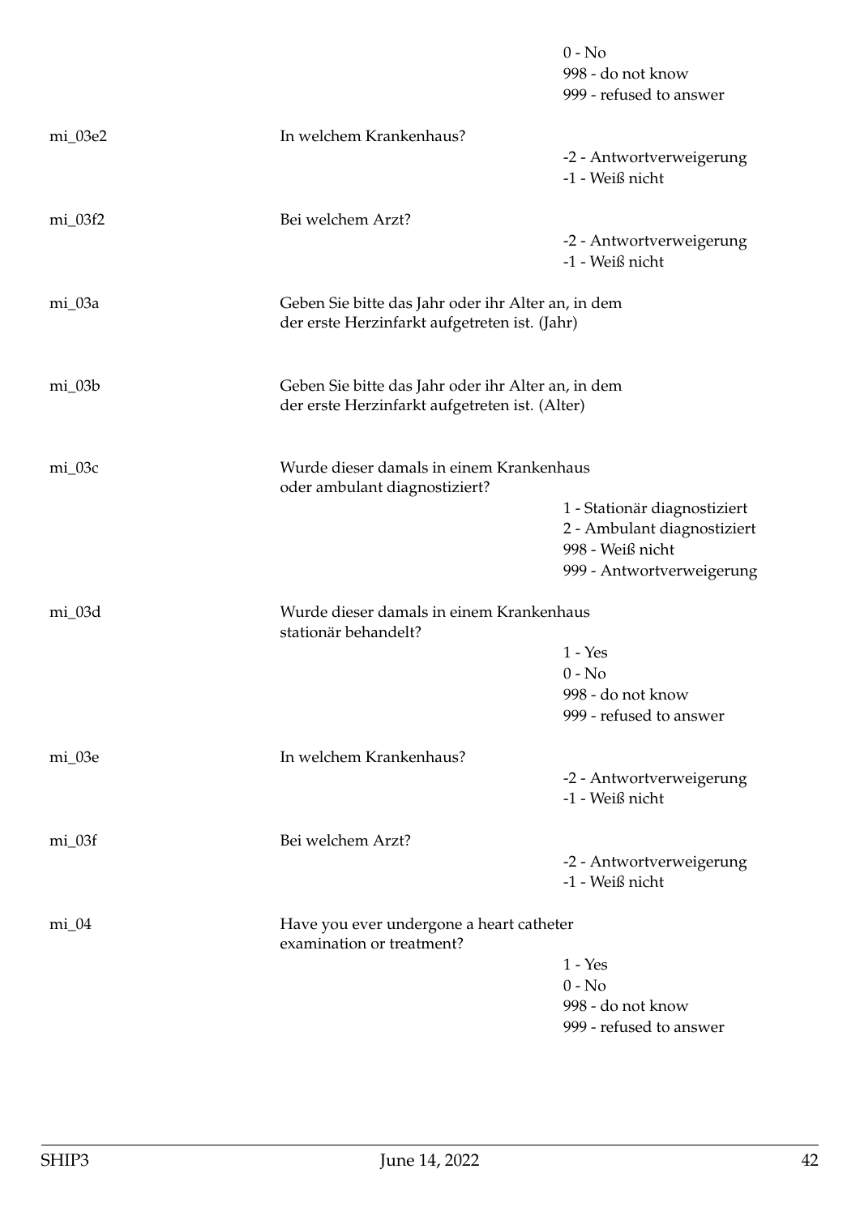| | | |
|---|---|---|
| | | 0 - No<br>998 - do not know<br>999 - refused to answer |
| mi_03e2 | In welchem Krankenhaus? | -2 - Antwortverweigerung<br>-1 - Weiß nicht |
| mi_03f2 | Bei welchem Arzt? | -2 - Antwortverweigerung<br>-1 - Weiß nicht |
| mi_03a | Geben Sie bitte das Jahr oder ihr Alter an, in dem der erste Herzinfarkt aufgetreten ist. (Jahr) | |
| mi_03b | Geben Sie bitte das Jahr oder ihr Alter an, in dem der erste Herzinfarkt aufgetreten ist. (Alter) | |
| mi_03c | Wurde dieser damals in einem Krankenhaus oder ambulant diagnostiziert? | 1 - Stationär diagnostiziert<br>2 - Ambulant diagnostiziert<br>998 - Weiß nicht<br>999 - Antwortverweigerung |
| mi_03d | Wurde dieser damals in einem Krankenhaus stationär behandelt? | 1 - Yes<br>0 - No<br>998 - do not know<br>999 - refused to answer |
| mi_03e | In welchem Krankenhaus? | -2 - Antwortverweigerung<br>-1 - Weiß nicht |
| mi_03f | Bei welchem Arzt? | -2 - Antwortverweigerung<br>-1 - Weiß nicht |
| mi_04 | Have you ever undergone a heart catheter examination or treatment? | 1 - Yes<br>0 - No<br>998 - do not know<br>999 - refused to answer |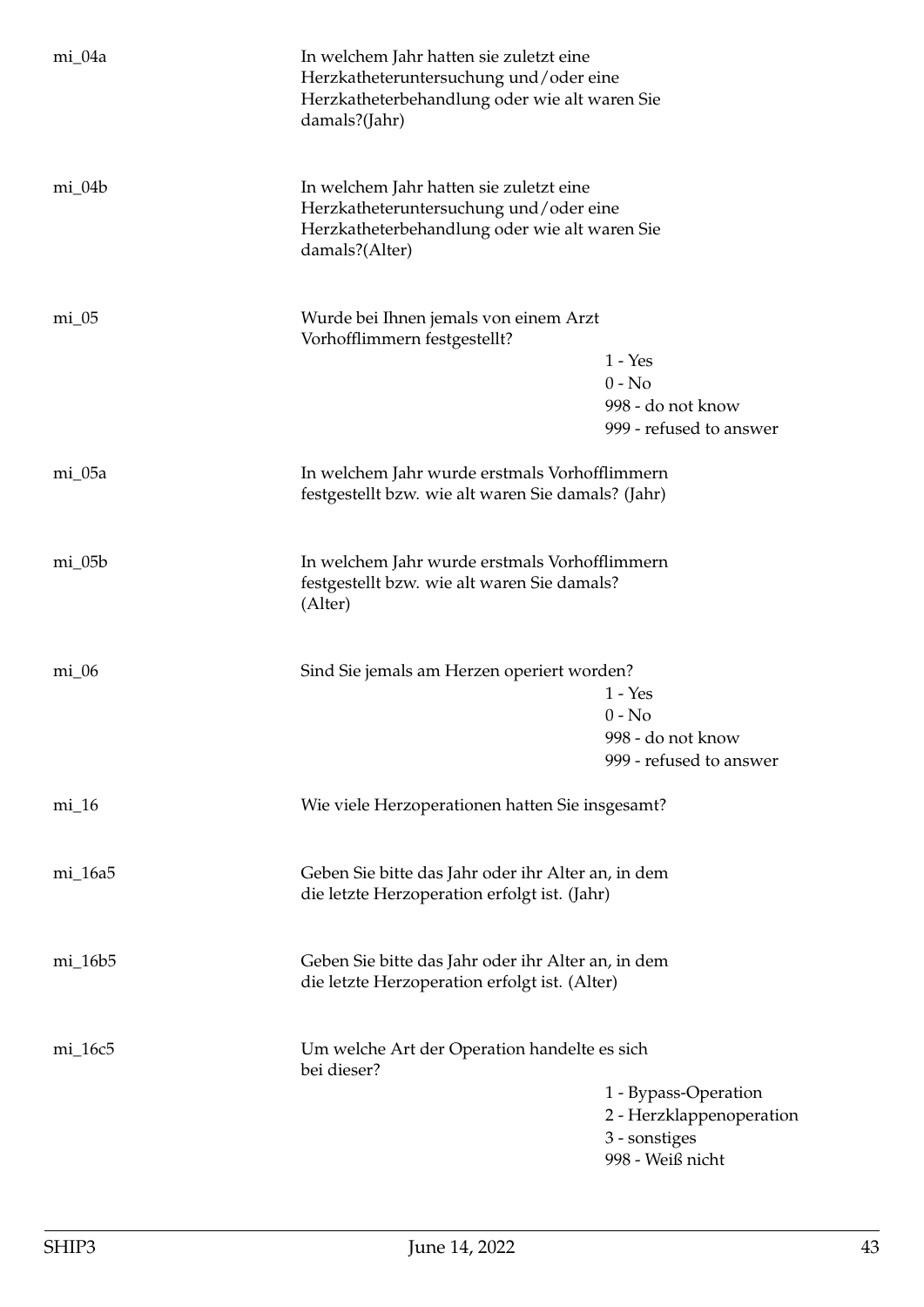| | | |
|---|---|---|
| mi_04a | In welchem Jahr hatten sie zuletzt eine Herzkatheteruntersuchung und/oder eine Herzkatheterbehandlung oder wie alt waren Sie damals?(Jahr) | |
| mi_04b | In welchem Jahr hatten sie zuletzt eine Herzkatheteruntersuchung und/oder eine Herzkatheterbehandlung oder wie alt waren Sie damals?(Alter) | |
| mi_05 | Wurde bei Ihnen jemals von einem Arzt Vorhofflimmern festgestellt? | 1 - Yes<br>0 - No<br>998 - do not know<br>999 - refused to answer |
| mi_05a | In welchem Jahr wurde erstmals Vorhofflimmern festgestellt bzw. wie alt waren Sie damals? (Jahr) | |
| mi_05b | In welchem Jahr wurde erstmals Vorhofflimmern festgestellt bzw. wie alt waren Sie damals? (Alter) | |
| mi_06 | Sind Sie jemals am Herzen operiert worden? | 1 - Yes<br>0 - No<br>998 - do not know<br>999 - refused to answer |
| mi_16 | Wie viele Herzoperationen hatten Sie insgesamt? | |
| mi_16a5 | Geben Sie bitte das Jahr oder ihr Alter an, in dem die letzte Herzoperation erfolgt ist. (Jahr) | |
| mi_16b5 | Geben Sie bitte das Jahr oder ihr Alter an, in dem die letzte Herzoperation erfolgt ist. (Alter) | |
| mi_16c5 | Um welche Art der Operation handelte es sich bei dieser? | 1 - Bypass-Operation<br>2 - Herzklappenoperation<br>3 - sonstiges<br>998 - Weiß nicht |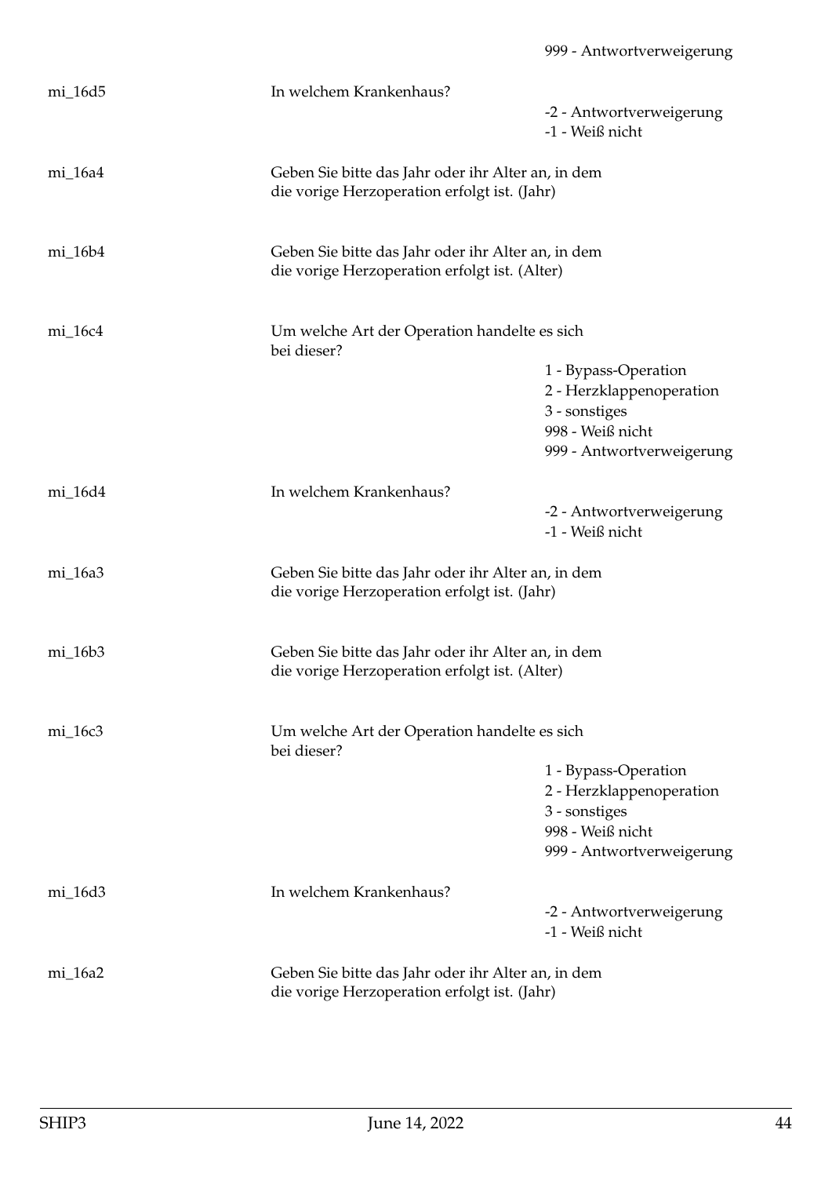999 - Antwortverweigerung

mi_16d5 In welchem Krankenhaus?

-2 - Antwortverweigerung
-1 - Weiß nicht

mi_16a4 Geben Sie bitte das Jahr oder ihr Alter an, in dem die vorige Herzoperation erfolgt ist. (Jahr)

mi_16b4 Geben Sie bitte das Jahr oder ihr Alter an, in dem die vorige Herzoperation erfolgt ist. (Alter)

mi_16c4 Um welche Art der Operation handelte es sich bei dieser?

1 - Bypass-Operation
2 - Herzklappenoperation
3 - sonstiges
998 - Weiß nicht
999 - Antwortverweigerung

mi_16d4 In welchem Krankenhaus?

-2 - Antwortverweigerung
-1 - Weiß nicht

mi_16a3 Geben Sie bitte das Jahr oder ihr Alter an, in dem die vorige Herzoperation erfolgt ist. (Jahr)

mi_16b3 Geben Sie bitte das Jahr oder ihr Alter an, in dem die vorige Herzoperation erfolgt ist. (Alter)

mi_16c3 Um welche Art der Operation handelte es sich bei dieser?

1 - Bypass-Operation
2 - Herzklappenoperation
3 - sonstiges
998 - Weiß nicht
999 - Antwortverweigerung

mi_16d3 In welchem Krankenhaus?

-2 - Antwortverweigerung
-1 - Weiß nicht

mi_16a2 Geben Sie bitte das Jahr oder ihr Alter an, in dem die vorige Herzoperation erfolgt ist. (Jahr)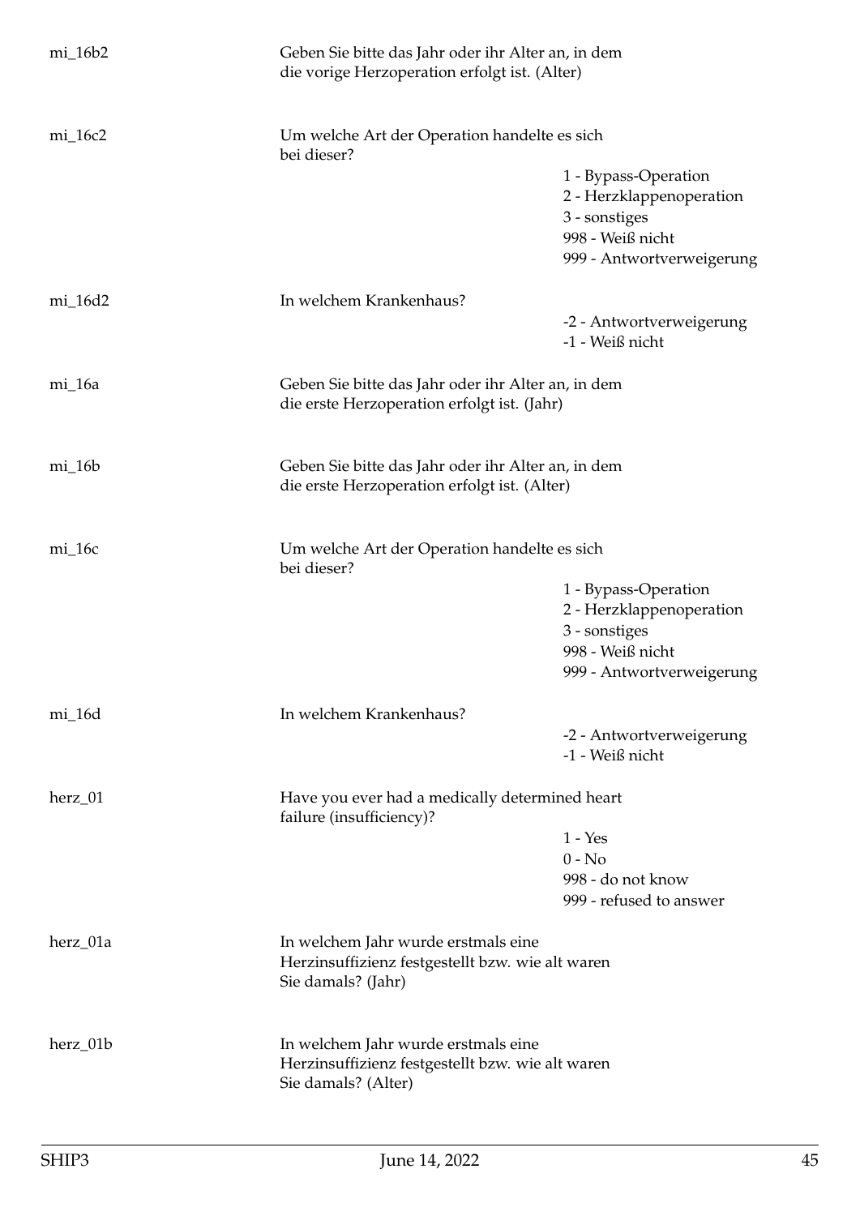mi_16b2 Geben Sie bitte das Jahr oder ihr Alter an, in dem die vorige Herzoperation erfolgt ist. (Alter)

mi_16c2 Um welche Art der Operation handelte es sich bei dieser?

1 - Bypass-Operation
2 - Herzklappenoperation
3 - sonstiges
998 - Weiß nicht
999 - Antwortverweigerung

mi_16d2 In welchem Krankenhaus?

-2 - Antwortverweigerung
-1 - Weiß nicht

mi_16a Geben Sie bitte das Jahr oder ihr Alter an, in dem die erste Herzoperation erfolgt ist. (Jahr)

mi_16b Geben Sie bitte das Jahr oder ihr Alter an, in dem die erste Herzoperation erfolgt ist. (Alter)

mi_16c Um welche Art der Operation handelte es sich bei dieser?

1 - Bypass-Operation
2 - Herzklappenoperation
3 - sonstiges
998 - Weiß nicht
999 - Antwortverweigerung

mi_16d In welchem Krankenhaus?

-2 - Antwortverweigerung
-1 - Weiß nicht

herz_01 Have you ever had a medically determined heart failure (insufficiency)?

1 - Yes
0 - No
998 - do not know
999 - refused to answer

herz_01a In welchem Jahr wurde erstmals eine Herzinsuffizienz festgestellt bzw. wie alt waren Sie damals? (Jahr)

herz_01b In welchem Jahr wurde erstmals eine Herzinsuffizienz festgestellt bzw. wie alt waren Sie damals? (Alter)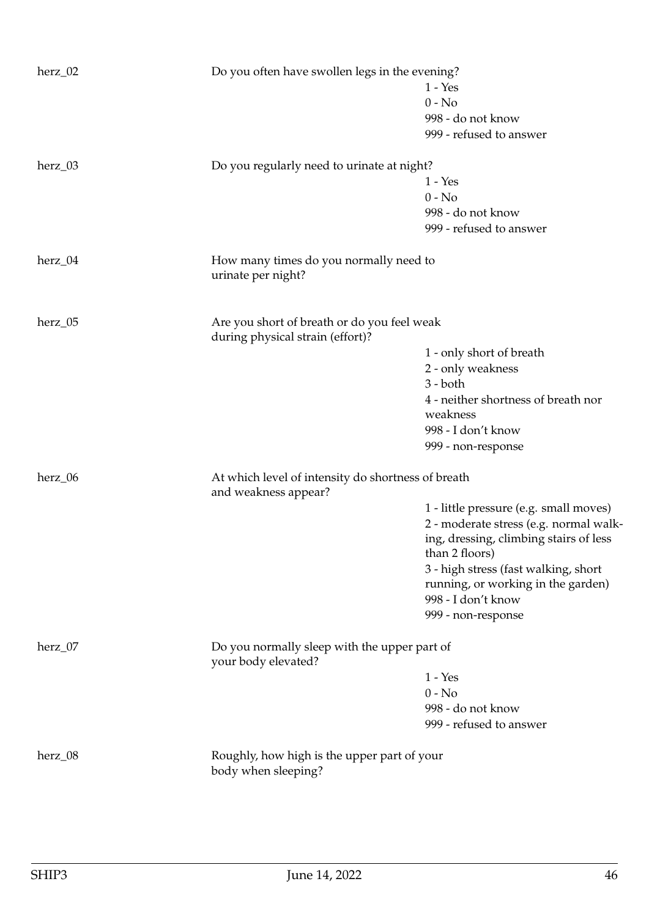| | | |
|---|---|---|
| herz_02 | Do you often have swollen legs in the evening? | |
| | | 1 - Yes |
| | | 0 - No |
| | | 998 - do not know |
| | | 999 - refused to answer |
| herz_03 | Do you regularly need to urinate at night? | |
| | | 1 - Yes |
| | | 0 - No |
| | | 998 - do not know |
| | | 999 - refused to answer |
| herz_04 | How many times do you normally need to urinate per night? | |
| herz_05 | Are you short of breath or do you feel weak during physical strain (effort)? | |
| | | 1 - only short of breath |
| | | 2 - only weakness |
| | | 3 - both |
| | | 4 - neither shortness of breath nor weakness |
| | | 998 - I don't know |
| | | 999 - non-response |
| herz_06 | At which level of intensity do shortness of breath and weakness appear? | |
| | | 1 - little pressure (e.g. small moves) |
| | | 2 - moderate stress (e.g. normal walking, dressing, climbing stairs of less than 2 floors) |
| | | 3 - high stress (fast walking, short running, or working in the garden) |
| | | 998 - I don't know |
| | | 999 - non-response |
| herz_07 | Do you normally sleep with the upper part of your body elevated? | |
| | | 1 - Yes |
| | | 0 - No |
| | | 998 - do not know |
| | | 999 - refused to answer |
| herz_08 | Roughly, how high is the upper part of your body when sleeping? | |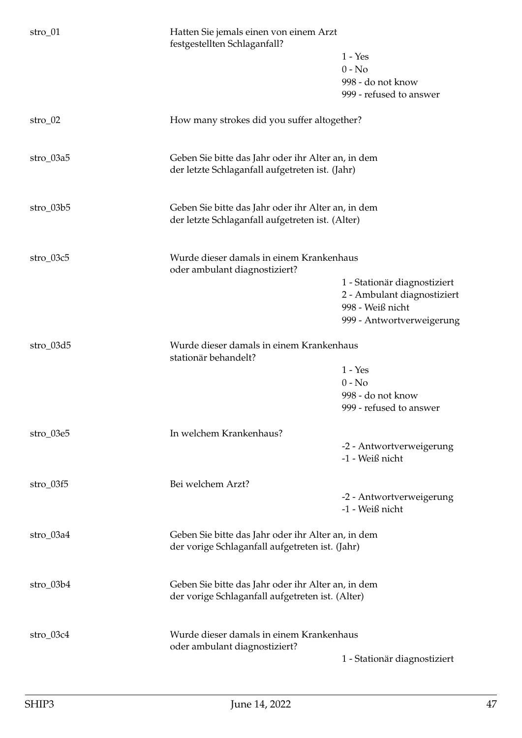| Variable | Question | Values |
|---|---|---|
| stro_01 | Hatten Sie jemals einen von einem Arzt festgestellten Schlaganfall? | 1 - Yes<br>0 - No<br>998 - do not know<br>999 - refused to answer |
| stro_02 | How many strokes did you suffer altogether? | |
| stro_03a5 | Geben Sie bitte das Jahr oder ihr Alter an, in dem der letzte Schlaganfall aufgetreten ist. (Jahr) | |
| stro_03b5 | Geben Sie bitte das Jahr oder ihr Alter an, in dem der letzte Schlaganfall aufgetreten ist. (Alter) | |
| stro_03c5 | Wurde dieser damals in einem Krankenhaus oder ambulant diagnostiziert? | 1 - Stationär diagnostiziert<br>2 - Ambulant diagnostiziert<br>998 - Weiß nicht<br>999 - Antwortverweigerung |
| stro_03d5 | Wurde dieser damals in einem Krankenhaus stationär behandelt? | 1 - Yes<br>0 - No<br>998 - do not know<br>999 - refused to answer |
| stro_03e5 | In welchem Krankenhaus? | -2 - Antwortverweigerung<br>-1 - Weiß nicht |
| stro_03f5 | Bei welchem Arzt? | -2 - Antwortverweigerung<br>-1 - Weiß nicht |
| stro_03a4 | Geben Sie bitte das Jahr oder ihr Alter an, in dem der vorige Schlaganfall aufgetreten ist. (Jahr) | |
| stro_03b4 | Geben Sie bitte das Jahr oder ihr Alter an, in dem der vorige Schlaganfall aufgetreten ist. (Alter) | |
| stro_03c4 | Wurde dieser damals in einem Krankenhaus oder ambulant diagnostiziert? | 1 - Stationär diagnostiziert |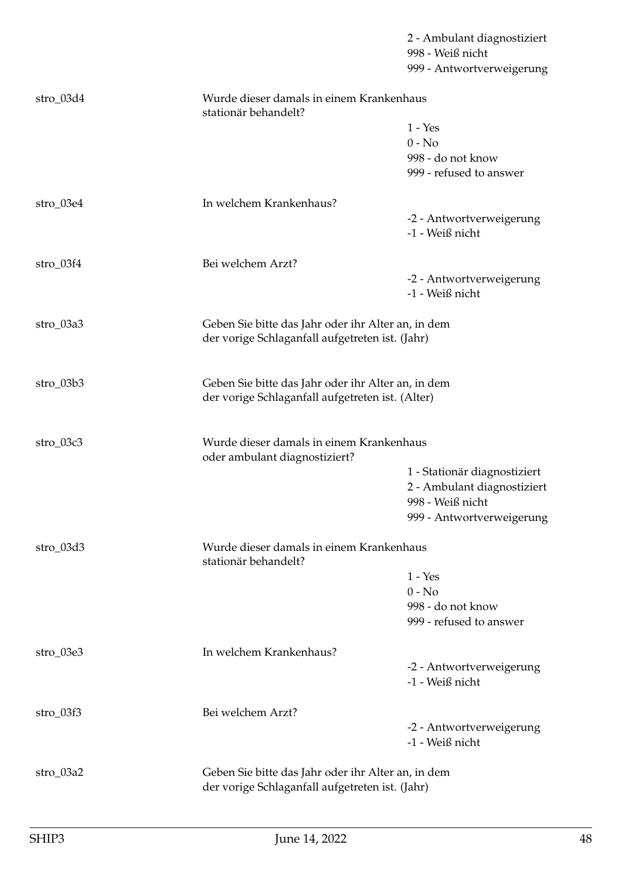| | | |
|---|---|---|
| | | 2 - Ambulant diagnostiziert |
| | | 998 - Weiß nicht |
| | | 999 - Antwortverweigerung |
| stro_03d4 | Wurde dieser damals in einem Krankenhaus stationär behandelt? | |
| | | 1 - Yes |
| | | 0 - No |
| | | 998 - do not know |
| | | 999 - refused to answer |
| stro_03e4 | In welchem Krankenhaus? | |
| | | -2 - Antwortverweigerung |
| | | -1 - Weiß nicht |
| stro_03f4 | Bei welchem Arzt? | |
| | | -2 - Antwortverweigerung |
| | | -1 - Weiß nicht |
| stro_03a3 | Geben Sie bitte das Jahr oder ihr Alter an, in dem der vorige Schlaganfall aufgetreten ist. (Jahr) | |
| stro_03b3 | Geben Sie bitte das Jahr oder ihr Alter an, in dem der vorige Schlaganfall aufgetreten ist. (Alter) | |
| stro_03c3 | Wurde dieser damals in einem Krankenhaus oder ambulant diagnostiziert? | |
| | | 1 - Stationär diagnostiziert |
| | | 2 - Ambulant diagnostiziert |
| | | 998 - Weiß nicht |
| | | 999 - Antwortverweigerung |
| stro_03d3 | Wurde dieser damals in einem Krankenhaus stationär behandelt? | |
| | | 1 - Yes |
| | | 0 - No |
| | | 998 - do not know |
| | | 999 - refused to answer |
| stro_03e3 | In welchem Krankenhaus? | |
| | | -2 - Antwortverweigerung |
| | | -1 - Weiß nicht |
| stro_03f3 | Bei welchem Arzt? | |
| | | -2 - Antwortverweigerung |
| | | -1 - Weiß nicht |
| stro_03a2 | Geben Sie bitte das Jahr oder ihr Alter an, in dem der vorige Schlaganfall aufgetreten ist. (Jahr) | |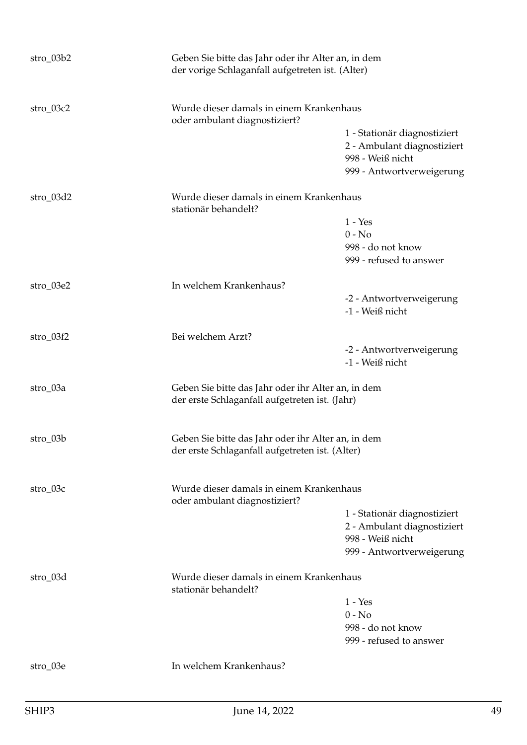| | | |
|---|---|---|
| stro_03b2 | Geben Sie bitte das Jahr oder ihr Alter an, in dem der vorige Schlaganfall aufgetreten ist. (Alter) | |
| stro_03c2 | Wurde dieser damals in einem Krankenhaus oder ambulant diagnostiziert? | 1 - Stationär diagnostiziert<br>2 - Ambulant diagnostiziert<br>998 - Weiß nicht<br>999 - Antwortverweigerung |
| stro_03d2 | Wurde dieser damals in einem Krankenhaus stationär behandelt? | 1 - Yes<br>0 - No<br>998 - do not know<br>999 - refused to answer |
| stro_03e2 | In welchem Krankenhaus? | -2 - Antwortverweigerung<br>-1 - Weiß nicht |
| stro_03f2 | Bei welchem Arzt? | -2 - Antwortverweigerung<br>-1 - Weiß nicht |
| stro_03a | Geben Sie bitte das Jahr oder ihr Alter an, in dem der erste Schlaganfall aufgetreten ist. (Jahr) | |
| stro_03b | Geben Sie bitte das Jahr oder ihr Alter an, in dem der erste Schlaganfall aufgetreten ist. (Alter) | |
| stro_03c | Wurde dieser damals in einem Krankenhaus oder ambulant diagnostiziert? | 1 - Stationär diagnostiziert<br>2 - Ambulant diagnostiziert<br>998 - Weiß nicht<br>999 - Antwortverweigerung |
| stro_03d | Wurde dieser damals in einem Krankenhaus stationär behandelt? | 1 - Yes<br>0 - No<br>998 - do not know<br>999 - refused to answer |
| stro_03e | In welchem Krankenhaus? | |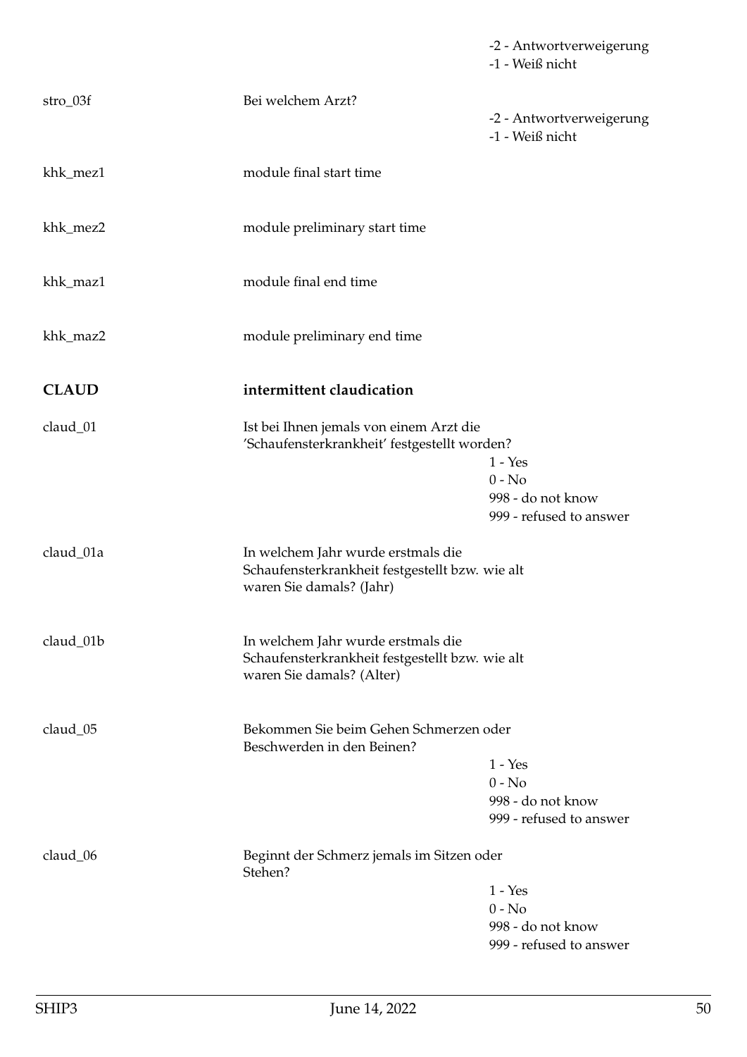| | | |
|---|---|---|
| | | -2 - Antwortverweigerung<br>-1 - Weiß nicht |
| stro_03f | Bei welchem Arzt? | -2 - Antwortverweigerung<br>-1 - Weiß nicht |
| khk_mez1 | module final start time | |
| khk_mez2 | module preliminary start time | |
| khk_maz1 | module final end time | |
| khk_maz2 | module preliminary end time | |
| **CLAUD** | **intermittent claudication** | |
| claud_01 | Ist bei Ihnen jemals von einem Arzt die 'Schaufensterkrankheit' festgestellt worden? | 1 - Yes<br>0 - No<br>998 - do not know<br>999 - refused to answer |
| claud_01a | In welchem Jahr wurde erstmals die Schaufensterkrankheit festgestellt bzw. wie alt waren Sie damals? (Jahr) | |
| claud_01b | In welchem Jahr wurde erstmals die Schaufensterkrankheit festgestellt bzw. wie alt waren Sie damals? (Alter) | |
| claud_05 | Bekommen Sie beim Gehen Schmerzen oder Beschwerden in den Beinen? | 1 - Yes<br>0 - No<br>998 - do not know<br>999 - refused to answer |
| claud_06 | Beginnt der Schmerz jemals im Sitzen oder Stehen? | 1 - Yes<br>0 - No<br>998 - do not know<br>999 - refused to answer |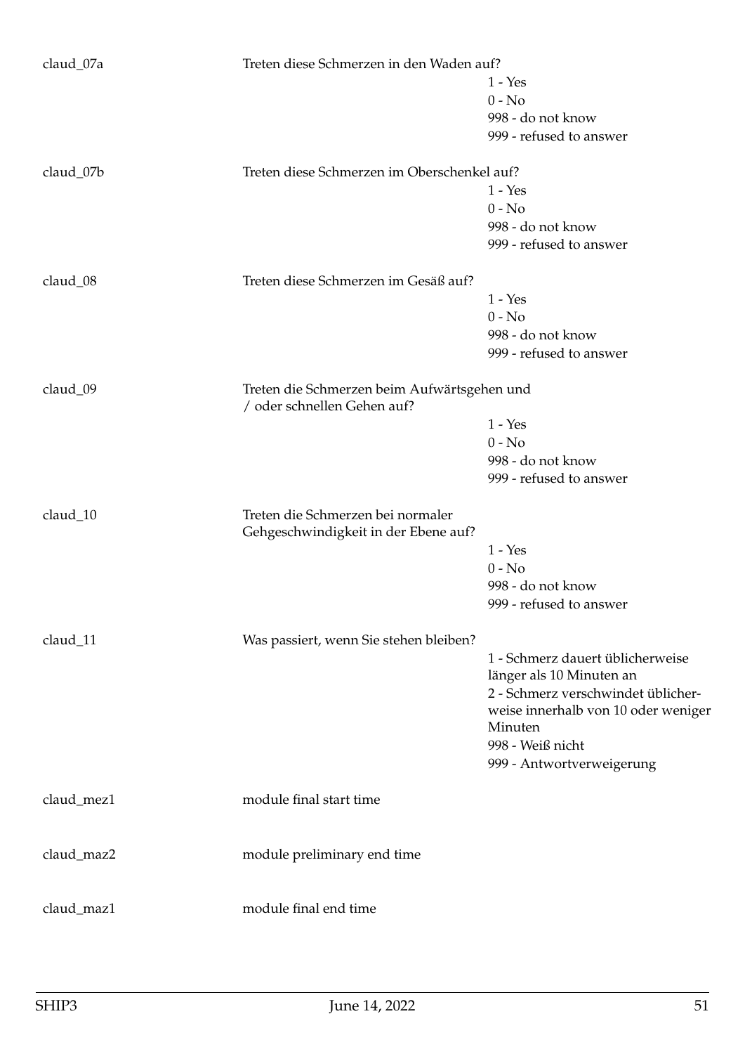| | | |
|---|---|---|
| claud_07a | Treten diese Schmerzen in den Waden auf? | 1 - Yes<br>0 - No<br>998 - do not know<br>999 - refused to answer |
| claud_07b | Treten diese Schmerzen im Oberschenkel auf? | 1 - Yes<br>0 - No<br>998 - do not know<br>999 - refused to answer |
| claud_08 | Treten diese Schmerzen im Gesäß auf? | 1 - Yes<br>0 - No<br>998 - do not know<br>999 - refused to answer |
| claud_09 | Treten die Schmerzen beim Aufwärtsgehen und / oder schnellen Gehen auf? | 1 - Yes<br>0 - No<br>998 - do not know<br>999 - refused to answer |
| claud_10 | Treten die Schmerzen bei normaler Gehgeschwindigkeit in der Ebene auf? | 1 - Yes<br>0 - No<br>998 - do not know<br>999 - refused to answer |
| claud_11 | Was passiert, wenn Sie stehen bleiben? | 1 - Schmerz dauert üblicherweise länger als 10 Minuten an<br>2 - Schmerz verschwindet üblicherweise innerhalb von 10 oder weniger Minuten<br>998 - Weiß nicht<br>999 - Antwortverweigerung |
| claud_mez1 | module final start time | |
| claud_maz2 | module preliminary end time | |
| claud_maz1 | module final end time | |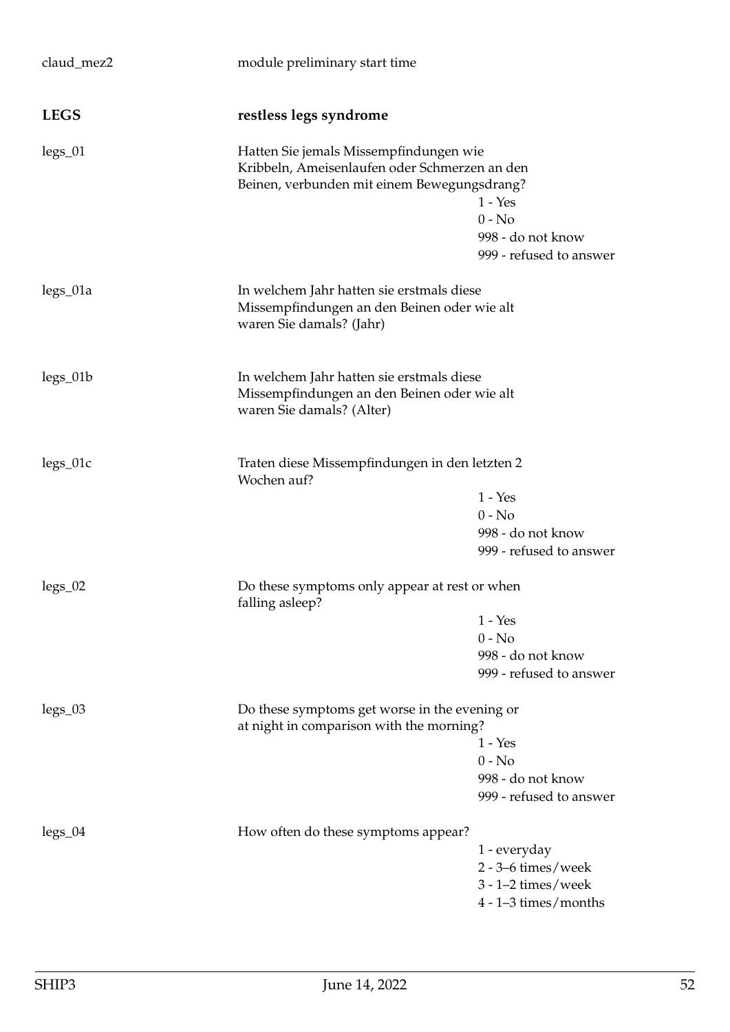claud_mez2 — module preliminary start time

## LEGS — restless legs syndrome

**legs_01** — Hatten Sie jemals Missempfindungen wie Kribbeln, Ameisenlaufen oder Schmerzen an den Beinen, verbunden mit einem Bewegungsdrang?

- 1 - Yes
- 0 - No
- 998 - do not know
- 999 - refused to answer

**legs_01a** — In welchem Jahr hatten sie erstmals diese Missempfindungen an den Beinen oder wie alt waren Sie damals? (Jahr)

**legs_01b** — In welchem Jahr hatten sie erstmals diese Missempfindungen an den Beinen oder wie alt waren Sie damals? (Alter)

**legs_01c** — Traten diese Missempfindungen in den letzten 2 Wochen auf?

- 1 - Yes
- 0 - No
- 998 - do not know
- 999 - refused to answer

**legs_02** — Do these symptoms only appear at rest or when falling asleep?

- 1 - Yes
- 0 - No
- 998 - do not know
- 999 - refused to answer

**legs_03** — Do these symptoms get worse in the evening or at night in comparison with the morning?

- 1 - Yes
- 0 - No
- 998 - do not know
- 999 - refused to answer

**legs_04** — How often do these symptoms appear?

- 1 - everyday
- 2 - 3–6 times/week
- 3 - 1–2 times/week
- 4 - 1–3 times/months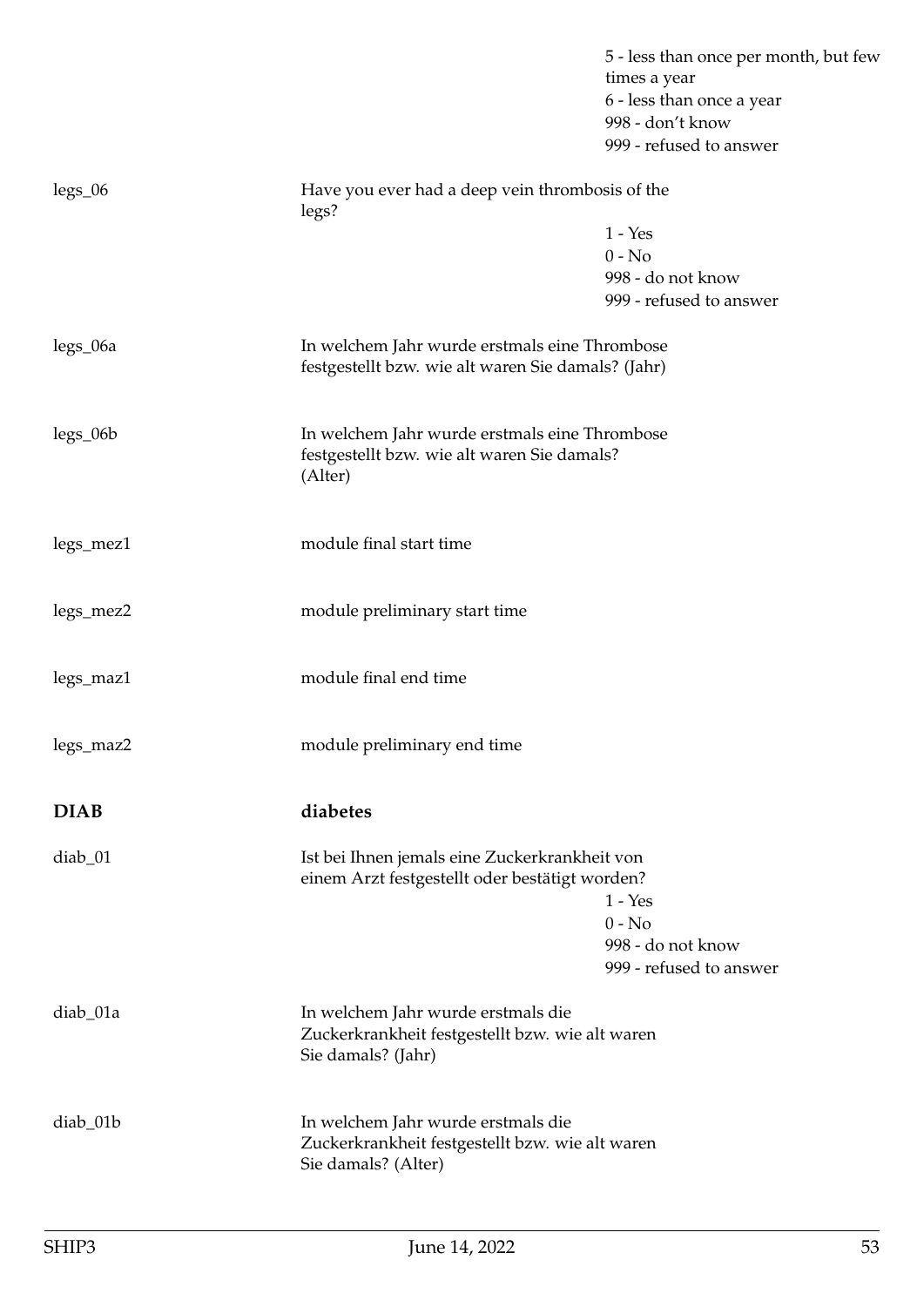5 - less than once per month, but few times a year
6 - less than once a year
998 - don't know
999 - refused to answer

legs_06 — Have you ever had a deep vein thrombosis of the legs?

1 - Yes
0 - No
998 - do not know
999 - refused to answer

legs_06a — In welchem Jahr wurde erstmals eine Thrombose festgestellt bzw. wie alt waren Sie damals? (Jahr)

legs_06b — In welchem Jahr wurde erstmals eine Thrombose festgestellt bzw. wie alt waren Sie damals? (Alter)

legs_mez1 — module final start time

legs_mez2 — module preliminary start time

legs_maz1 — module final end time

legs_maz2 — module preliminary end time

## DIAB — diabetes

diab_01 — Ist bei Ihnen jemals eine Zuckerkrankheit von einem Arzt festgestellt oder bestätigt worden?

1 - Yes
0 - No
998 - do not know
999 - refused to answer

diab_01a — In welchem Jahr wurde erstmals die Zuckerkrankheit festgestellt bzw. wie alt waren Sie damals? (Jahr)

diab_01b — In welchem Jahr wurde erstmals die Zuckerkrankheit festgestellt bzw. wie alt waren Sie damals? (Alter)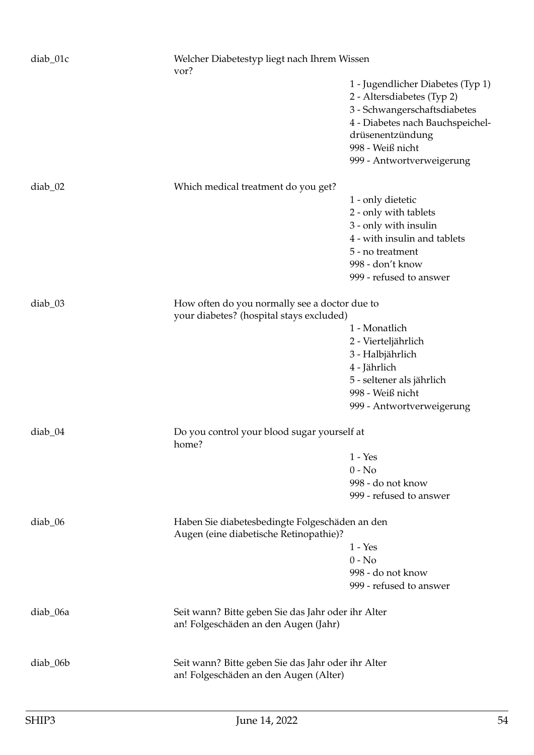**diab_01c**

Welcher Diabetestyp liegt nach Ihrem Wissen vor?

- 1 - Jugendlicher Diabetes (Typ 1)
- 2 - Altersdiabetes (Typ 2)
- 3 - Schwangerschaftsdiabetes
- 4 - Diabetes nach Bauchspeicheldrüsenentzündung
- 998 - Weiß nicht
- 999 - Antwortverweigerung

**diab_02**

Which medical treatment do you get?

- 1 - only dietetic
- 2 - only with tablets
- 3 - only with insulin
- 4 - with insulin and tablets
- 5 - no treatment
- 998 - don't know
- 999 - refused to answer

**diab_03**

How often do you normally see a doctor due to your diabetes? (hospital stays excluded)

- 1 - Monatlich
- 2 - Vierteljährlich
- 3 - Halbjährlich
- 4 - Jährlich
- 5 - seltener als jährlich
- 998 - Weiß nicht
- 999 - Antwortverweigerung

**diab_04**

Do you control your blood sugar yourself at home?

- 1 - Yes
- 0 - No
- 998 - do not know
- 999 - refused to answer

**diab_06**

Haben Sie diabetesbedingte Folgeschäden an den Augen (eine diabetische Retinopathie)?

- 1 - Yes
- 0 - No
- 998 - do not know
- 999 - refused to answer

**diab_06a**

Seit wann? Bitte geben Sie das Jahr oder ihr Alter an! Folgeschäden an den Augen (Jahr)

**diab_06b**

Seit wann? Bitte geben Sie das Jahr oder ihr Alter an! Folgeschäden an den Augen (Alter)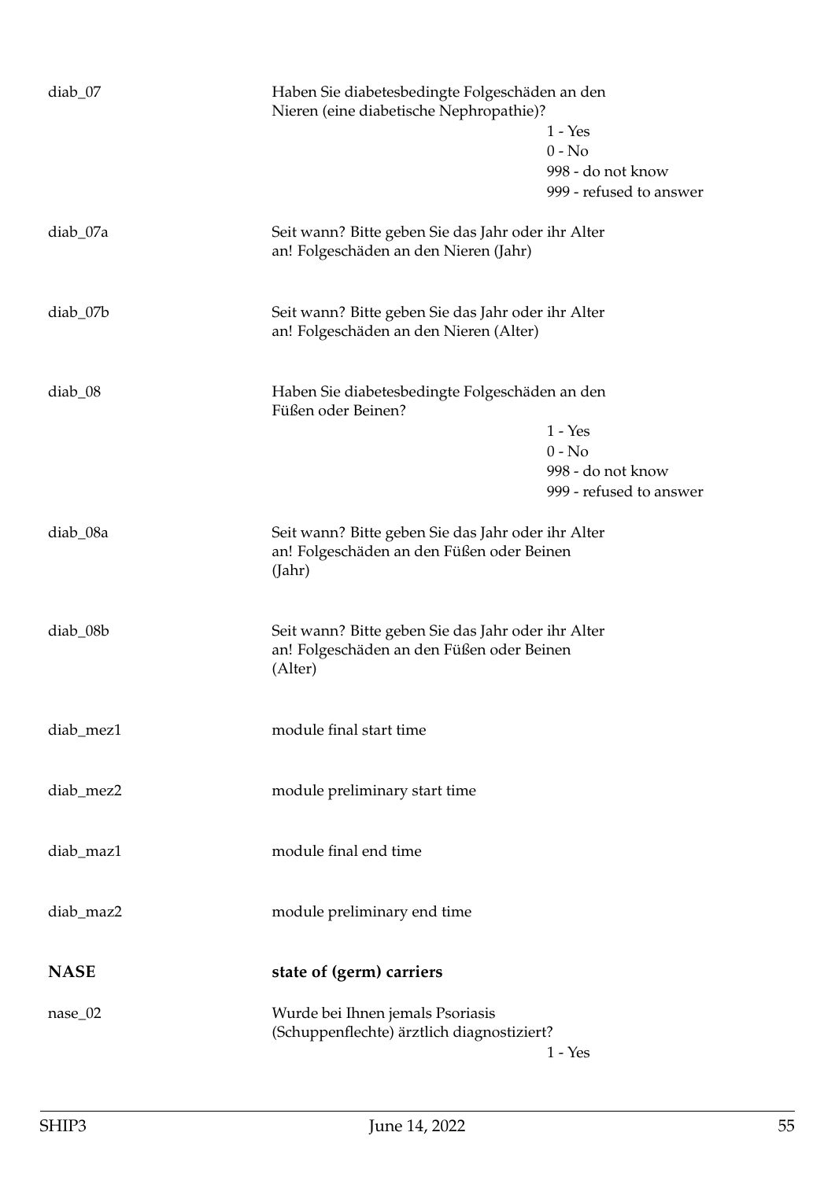diab_07 | Haben Sie diabetesbedingte Folgeschäden an den Nieren (eine diabetische Nephropathie)?

- 1 - Yes
- 0 - No
- 998 - do not know
- 999 - refused to answer

diab_07a | Seit wann? Bitte geben Sie das Jahr oder ihr Alter an! Folgeschäden an den Nieren (Jahr)

diab_07b | Seit wann? Bitte geben Sie das Jahr oder ihr Alter an! Folgeschäden an den Nieren (Alter)

diab_08 | Haben Sie diabetesbedingte Folgeschäden an den Füßen oder Beinen?

- 1 - Yes
- 0 - No
- 998 - do not know
- 999 - refused to answer

diab_08a | Seit wann? Bitte geben Sie das Jahr oder ihr Alter an! Folgeschäden an den Füßen oder Beinen (Jahr)

diab_08b | Seit wann? Bitte geben Sie das Jahr oder ihr Alter an! Folgeschäden an den Füßen oder Beinen (Alter)

diab_mez1 | module final start time

diab_mez2 | module preliminary start time

diab_maz1 | module final end time

diab_maz2 | module preliminary end time

## NASE — state of (germ) carriers

nase_02 | Wurde bei Ihnen jemals Psoriasis (Schuppenflechte) ärztlich diagnostiziert?

- 1 - Yes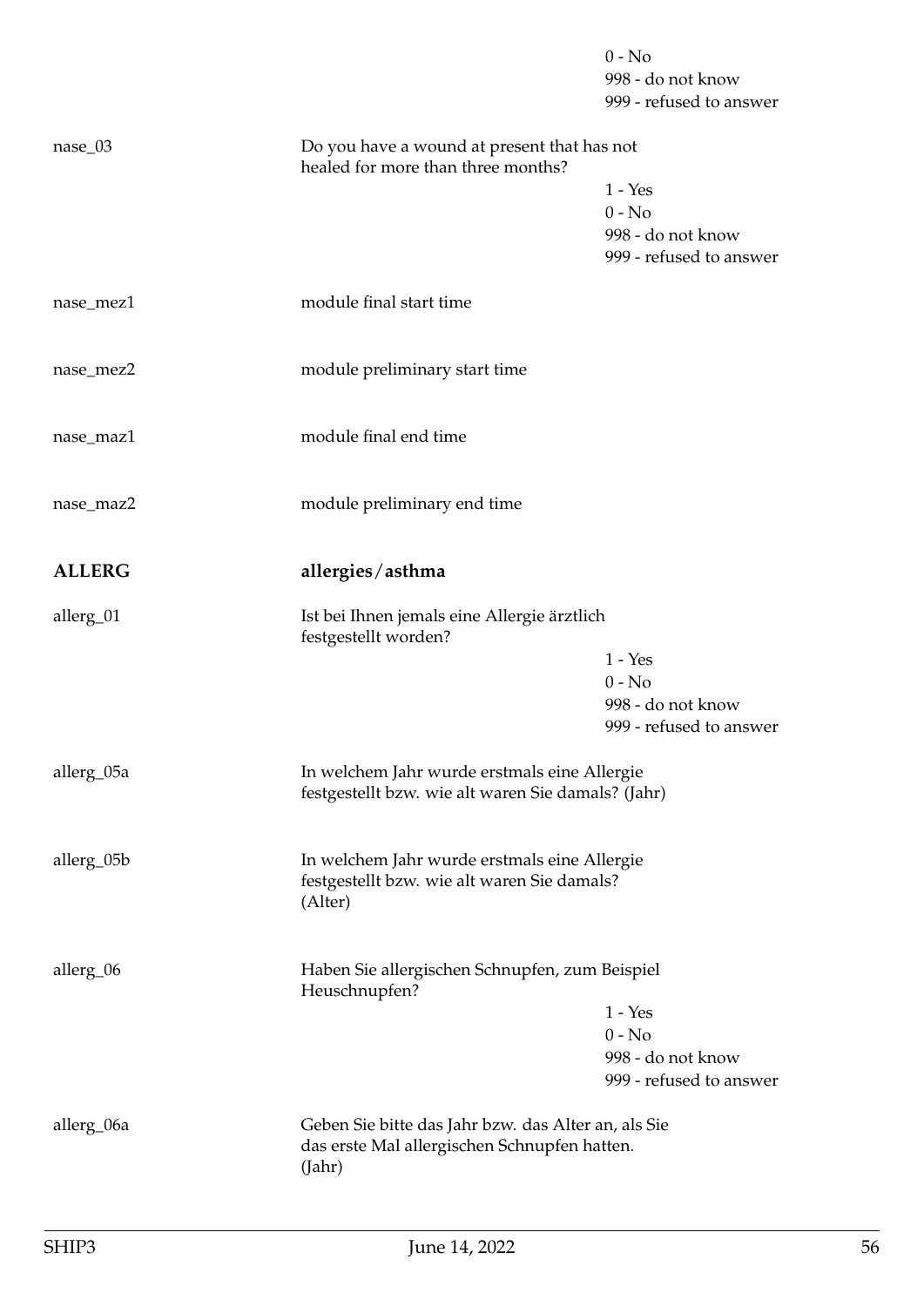| | | |
|---|---|---|
| | | 0 - No |
| | | 998 - do not know |
| | | 999 - refused to answer |
| nase_03 | Do you have a wound at present that has not healed for more than three months? | |
| | | 1 - Yes |
| | | 0 - No |
| | | 998 - do not know |
| | | 999 - refused to answer |
| nase_mez1 | module final start time | |
| nase_mez2 | module preliminary start time | |
| nase_maz1 | module final end time | |
| nase_maz2 | module preliminary end time | |

## ALLERG — allergies/asthma

| | | |
|---|---|---|
| allerg_01 | Ist bei Ihnen jemals eine Allergie ärztlich festgestellt worden? | |
| | | 1 - Yes |
| | | 0 - No |
| | | 998 - do not know |
| | | 999 - refused to answer |
| allerg_05a | In welchem Jahr wurde erstmals eine Allergie festgestellt bzw. wie alt waren Sie damals? (Jahr) | |
| allerg_05b | In welchem Jahr wurde erstmals eine Allergie festgestellt bzw. wie alt waren Sie damals? (Alter) | |
| allerg_06 | Haben Sie allergischen Schnupfen, zum Beispiel Heuschnupfen? | |
| | | 1 - Yes |
| | | 0 - No |
| | | 998 - do not know |
| | | 999 - refused to answer |
| allerg_06a | Geben Sie bitte das Jahr bzw. das Alter an, als Sie das erste Mal allergischen Schnupfen hatten. (Jahr) | |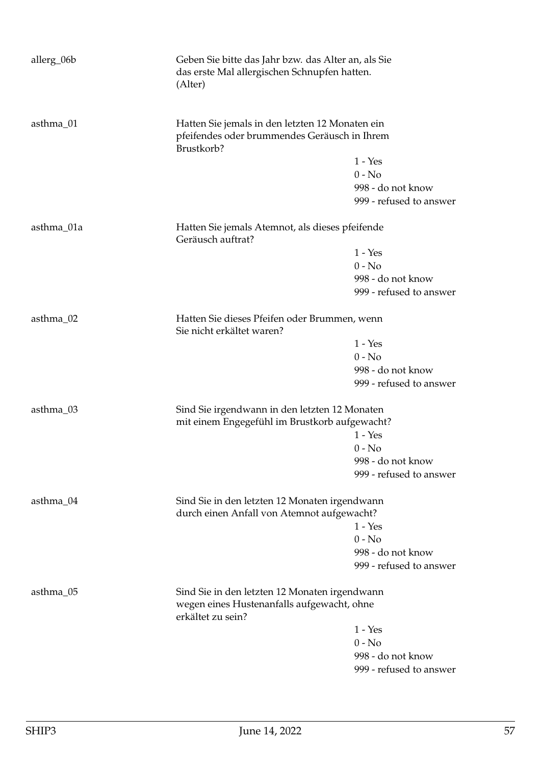allerg_06b

Geben Sie bitte das Jahr bzw. das Alter an, als Sie das erste Mal allergischen Schnupfen hatten. (Alter)

asthma_01

Hatten Sie jemals in den letzten 12 Monaten ein pfeifendes oder brummendes Geräusch in Ihrem Brustkorb?

1 - Yes
0 - No
998 - do not know
999 - refused to answer

asthma_01a

Hatten Sie jemals Atemnot, als dieses pfeifende Geräusch auftrat?

1 - Yes
0 - No
998 - do not know
999 - refused to answer

asthma_02

Hatten Sie dieses Pfeifen oder Brummen, wenn Sie nicht erkältet waren?

1 - Yes
0 - No
998 - do not know
999 - refused to answer

asthma_03

Sind Sie irgendwann in den letzten 12 Monaten mit einem Engegefühl im Brustkorb aufgewacht?

1 - Yes
0 - No
998 - do not know
999 - refused to answer

asthma_04

Sind Sie in den letzten 12 Monaten irgendwann durch einen Anfall von Atemnot aufgewacht?

1 - Yes
0 - No
998 - do not know
999 - refused to answer

asthma_05

Sind Sie in den letzten 12 Monaten irgendwann wegen eines Hustenanfalls aufgewacht, ohne erkältet zu sein?

1 - Yes
0 - No
998 - do not know
999 - refused to answer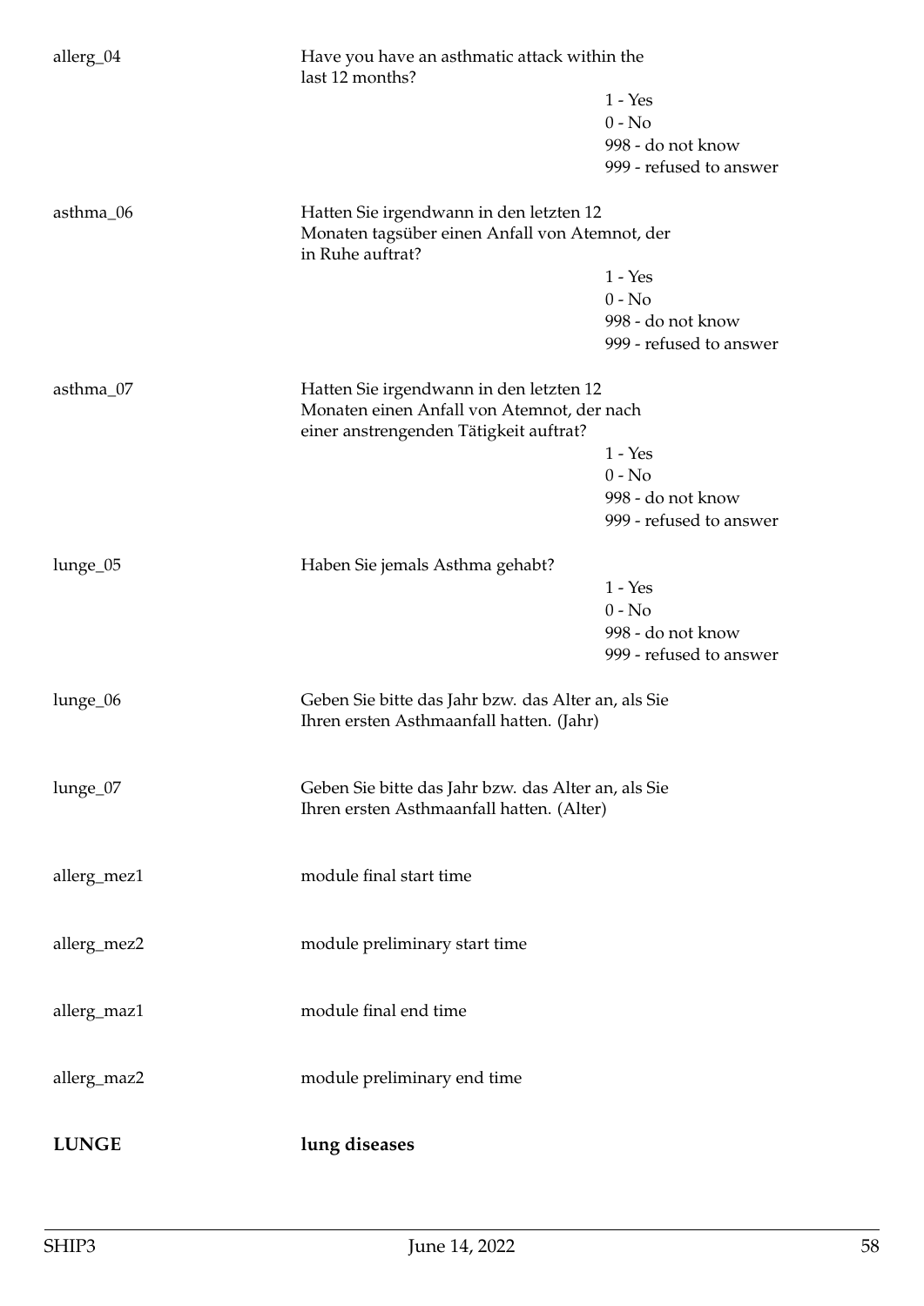allerg_04 | Have you have an asthmatic attack within the last 12 months?
- 1 - Yes
- 0 - No
- 998 - do not know
- 999 - refused to answer

asthma_06 | Hatten Sie irgendwann in den letzten 12 Monaten tagsüber einen Anfall von Atemnot, der in Ruhe auftrat?
- 1 - Yes
- 0 - No
- 998 - do not know
- 999 - refused to answer

asthma_07 | Hatten Sie irgendwann in den letzten 12 Monaten einen Anfall von Atemnot, der nach einer anstrengenden Tätigkeit auftrat?
- 1 - Yes
- 0 - No
- 998 - do not know
- 999 - refused to answer

lunge_05 | Haben Sie jemals Asthma gehabt?
- 1 - Yes
- 0 - No
- 998 - do not know
- 999 - refused to answer

lunge_06 | Geben Sie bitte das Jahr bzw. das Alter an, als Sie Ihren ersten Asthmaanfall hatten. (Jahr)

lunge_07 | Geben Sie bitte das Jahr bzw. das Alter an, als Sie Ihren ersten Asthmaanfall hatten. (Alter)

allerg_mez1 | module final start time

allerg_mez2 | module preliminary start time

allerg_maz1 | module final end time

allerg_maz2 | module preliminary end time

## LUNGE | lung diseases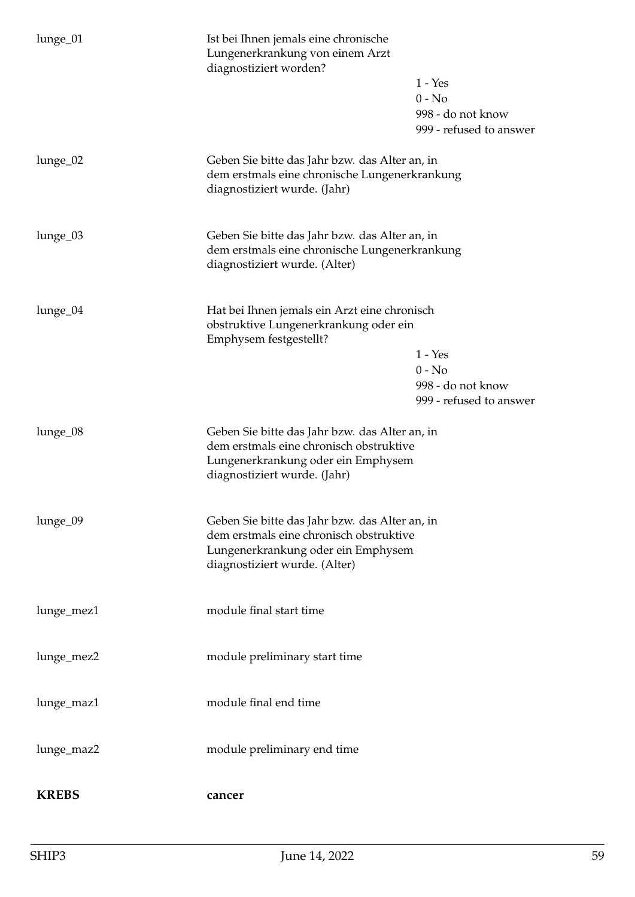lunge_01

Ist bei Ihnen jemals eine chronische Lungenerkrankung von einem Arzt diagnostiziert worden?

- 1 - Yes
- 0 - No
- 998 - do not know
- 999 - refused to answer

lunge_02

Geben Sie bitte das Jahr bzw. das Alter an, in dem erstmals eine chronische Lungenerkrankung diagnostiziert wurde. (Jahr)

lunge_03

Geben Sie bitte das Jahr bzw. das Alter an, in dem erstmals eine chronische Lungenerkrankung diagnostiziert wurde. (Alter)

lunge_04

Hat bei Ihnen jemals ein Arzt eine chronisch obstruktive Lungenerkrankung oder ein Emphysem festgestellt?

- 1 - Yes
- 0 - No
- 998 - do not know
- 999 - refused to answer

lunge_08

Geben Sie bitte das Jahr bzw. das Alter an, in dem erstmals eine chronisch obstruktive Lungenerkrankung oder ein Emphysem diagnostiziert wurde. (Jahr)

lunge_09

Geben Sie bitte das Jahr bzw. das Alter an, in dem erstmals eine chronisch obstruktive Lungenerkrankung oder ein Emphysem diagnostiziert wurde. (Alter)

lunge_mez1

module final start time

lunge_mez2

module preliminary start time

lunge_maz1

module final end time

lunge_maz2

module preliminary end time

**KREBS** **cancer**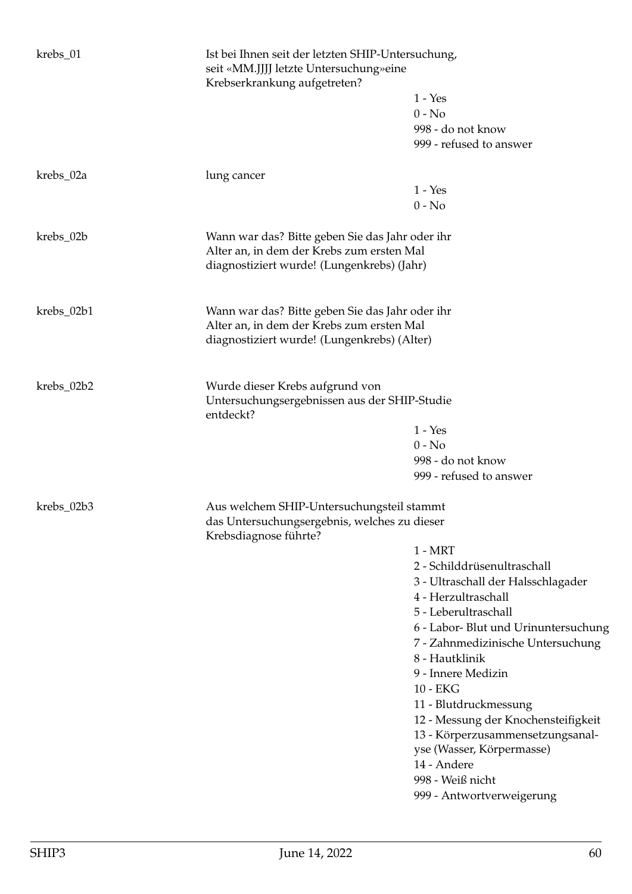krebs_01

Ist bei Ihnen seit der letzten SHIP-Untersuchung, seit «MM.JJJJ letzte Untersuchung»eine Krebserkrankung aufgetreten?

- 1 - Yes
- 0 - No
- 998 - do not know
- 999 - refused to answer

krebs_02a

lung cancer

- 1 - Yes
- 0 - No

krebs_02b

Wann war das? Bitte geben Sie das Jahr oder ihr Alter an, in dem der Krebs zum ersten Mal diagnostiziert wurde! (Lungenkrebs) (Jahr)

krebs_02b1

Wann war das? Bitte geben Sie das Jahr oder ihr Alter an, in dem der Krebs zum ersten Mal diagnostiziert wurde! (Lungenkrebs) (Alter)

krebs_02b2

Wurde dieser Krebs aufgrund von Untersuchungsergebnissen aus der SHIP-Studie entdeckt?

- 1 - Yes
- 0 - No
- 998 - do not know
- 999 - refused to answer

krebs_02b3

Aus welchem SHIP-Untersuchungsteil stammt das Untersuchungsergebnis, welches zu dieser Krebsdiagnose führte?

- 1 - MRT
- 2 - Schilddrüsenultraschall
- 3 - Ultraschall der Halsschlagader
- 4 - Herzultraschall
- 5 - Leberultraschall
- 6 - Labor- Blut und Urinuntersuchung
- 7 - Zahnmedizinische Untersuchung
- 8 - Hautklinik
- 9 - Innere Medizin
- 10 - EKG
- 11 - Blutdruckmessung
- 12 - Messung der Knochensteifigkeit
- 13 - Körperzusammensetzungsanalyse (Wasser, Körpermasse)
- 14 - Andere
- 998 - Weiß nicht
- 999 - Antwortverweigerung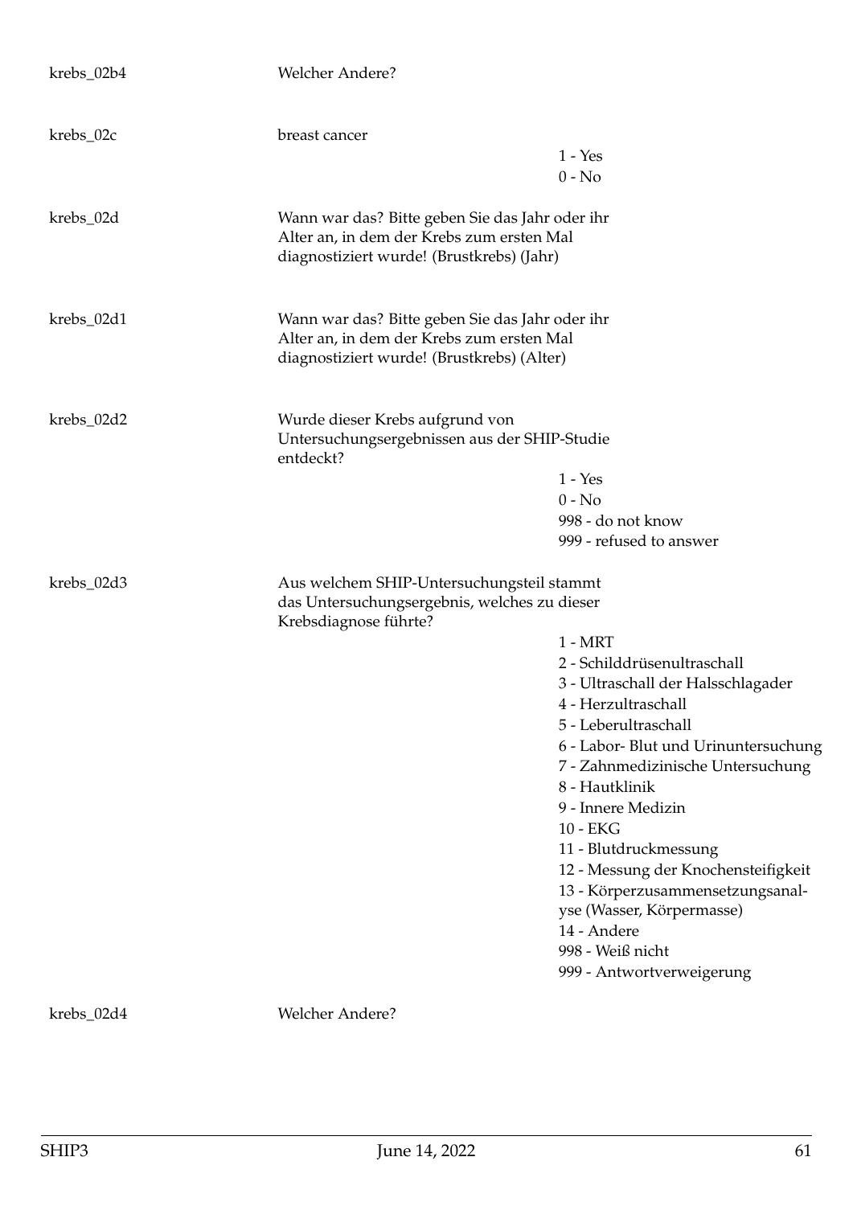krebs_02b4 Welcher Andere?

krebs_02c breast cancer

- 1 - Yes
- 0 - No

krebs_02d Wann war das? Bitte geben Sie das Jahr oder ihr Alter an, in dem der Krebs zum ersten Mal diagnostiziert wurde! (Brustkrebs) (Jahr)

krebs_02d1 Wann war das? Bitte geben Sie das Jahr oder ihr Alter an, in dem der Krebs zum ersten Mal diagnostiziert wurde! (Brustkrebs) (Alter)

krebs_02d2 Wurde dieser Krebs aufgrund von Untersuchungsergebnissen aus der SHIP-Studie entdeckt?

- 1 - Yes
- 0 - No
- 998 - do not know
- 999 - refused to answer

krebs_02d3 Aus welchem SHIP-Untersuchungsteil stammt das Untersuchungsergebnis, welches zu dieser Krebsdiagnose führte?

- 1 - MRT
- 2 - Schilddrüsenultraschall
- 3 - Ultraschall der Halsschlagader
- 4 - Herzultraschall
- 5 - Leberultraschall
- 6 - Labor- Blut und Urinuntersuchung
- 7 - Zahnmedizinische Untersuchung
- 8 - Hautklinik
- 9 - Innere Medizin
- 10 - EKG
- 11 - Blutdruckmessung
- 12 - Messung der Knochensteifigkeit
- 13 - Körperzusammensetzungsanalyse (Wasser, Körpermasse)
- 14 - Andere
- 998 - Weiß nicht
- 999 - Antwortverweigerung

krebs_02d4 Welcher Andere?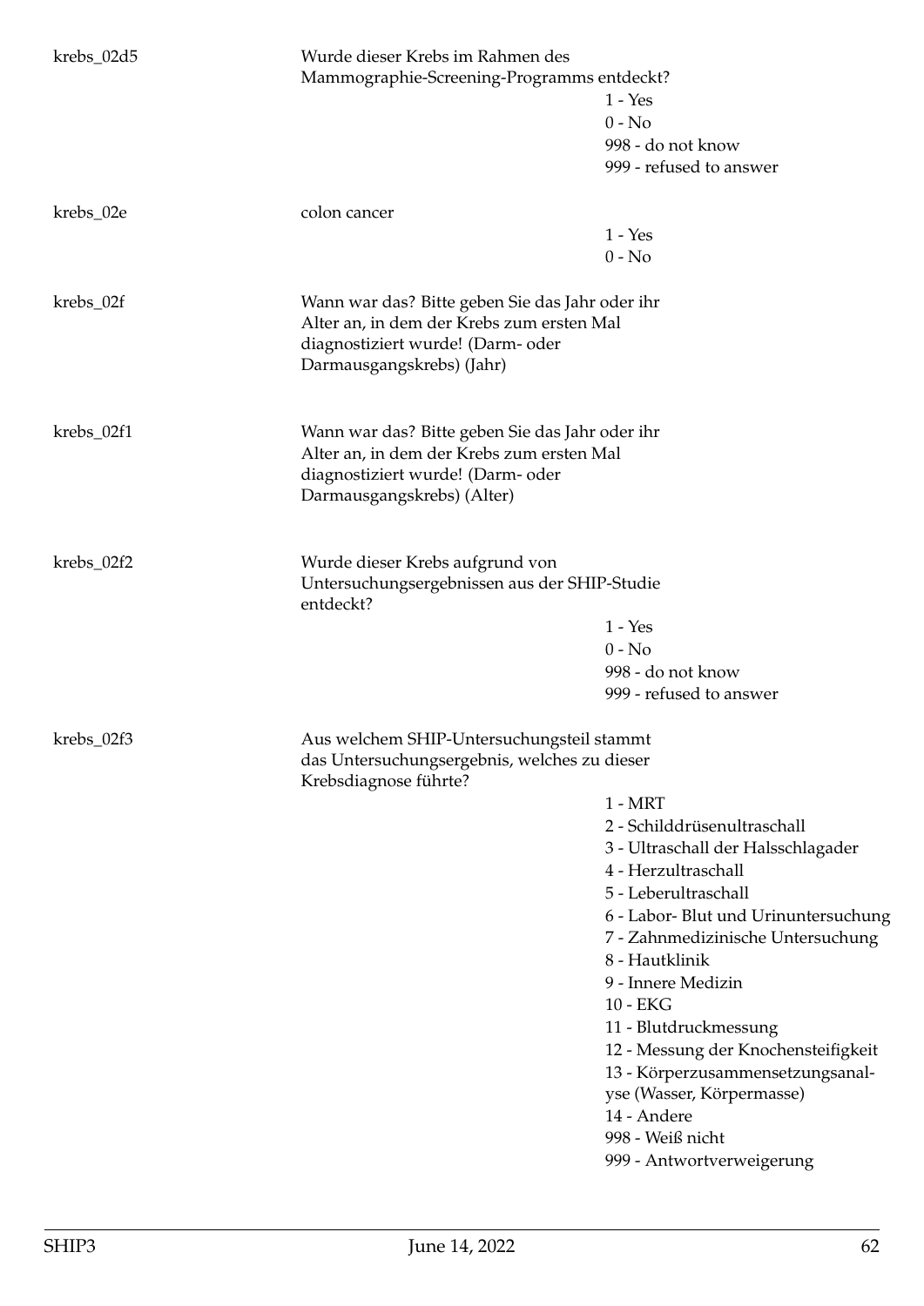krebs_02d5

Wurde dieser Krebs im Rahmen des Mammographie-Screening-Programms entdeckt?

1 - Yes
0 - No
998 - do not know
999 - refused to answer

krebs_02e

colon cancer

1 - Yes
0 - No

krebs_02f

Wann war das? Bitte geben Sie das Jahr oder ihr Alter an, in dem der Krebs zum ersten Mal diagnostiziert wurde! (Darm- oder Darmausgangskrebs) (Jahr)

krebs_02f1

Wann war das? Bitte geben Sie das Jahr oder ihr Alter an, in dem der Krebs zum ersten Mal diagnostiziert wurde! (Darm- oder Darmausgangskrebs) (Alter)

krebs_02f2

Wurde dieser Krebs aufgrund von Untersuchungsergebnissen aus der SHIP-Studie entdeckt?

1 - Yes
0 - No
998 - do not know
999 - refused to answer

krebs_02f3

Aus welchem SHIP-Untersuchungsteil stammt das Untersuchungsergebnis, welches zu dieser Krebsdiagnose führte?

1 - MRT
2 - Schilddrüsenultraschall
3 - Ultraschall der Halsschlagader
4 - Herzultraschall
5 - Leberultraschall
6 - Labor- Blut und Urinuntersuchung
7 - Zahnmedizinische Untersuchung
8 - Hautklinik
9 - Innere Medizin
10 - EKG
11 - Blutdruckmessung
12 - Messung der Knochensteifigkeit
13 - Körperzusammensetzungsanalyse (Wasser, Körpermasse)
14 - Andere
998 - Weiß nicht
999 - Antwortverweigerung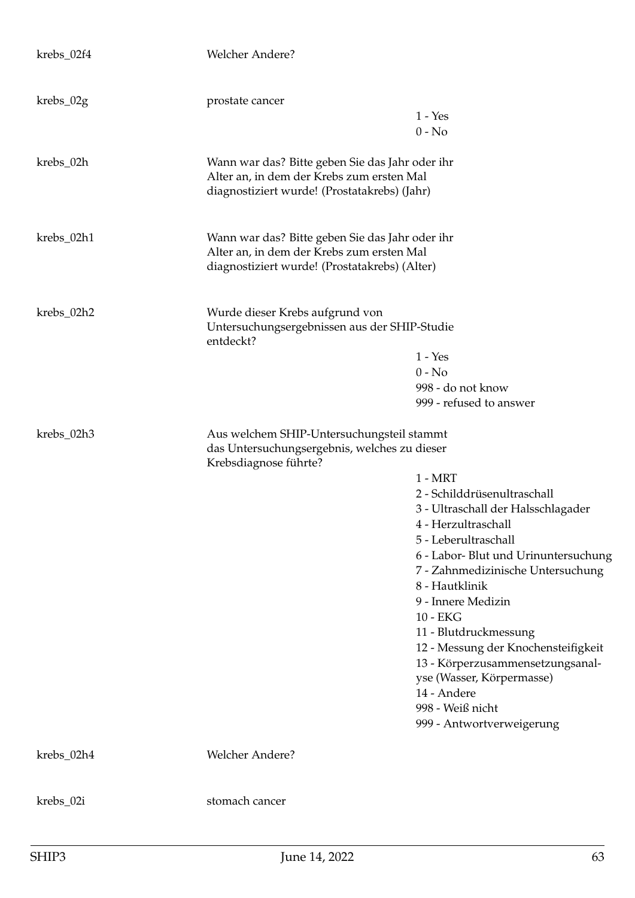| | | |
|---|---|---|
| krebs_02f4 | Welcher Andere? | |
| krebs_02g | prostate cancer | 1 - Yes<br>0 - No |
| krebs_02h | Wann war das? Bitte geben Sie das Jahr oder ihr Alter an, in dem der Krebs zum ersten Mal diagnostiziert wurde! (Prostatakrebs) (Jahr) | |
| krebs_02h1 | Wann war das? Bitte geben Sie das Jahr oder ihr Alter an, in dem der Krebs zum ersten Mal diagnostiziert wurde! (Prostatakrebs) (Alter) | |
| krebs_02h2 | Wurde dieser Krebs aufgrund von Untersuchungsergebnissen aus der SHIP-Studie entdeckt? | 1 - Yes<br>0 - No<br>998 - do not know<br>999 - refused to answer |
| krebs_02h3 | Aus welchem SHIP-Untersuchungsteil stammt das Untersuchungsergebnis, welches zu dieser Krebsdiagnose führte? | 1 - MRT<br>2 - Schilddrüsenultraschall<br>3 - Ultraschall der Halsschlagader<br>4 - Herzultraschall<br>5 - Leberultraschall<br>6 - Labor- Blut und Urinuntersuchung<br>7 - Zahnmedizinische Untersuchung<br>8 - Hautklinik<br>9 - Innere Medizin<br>10 - EKG<br>11 - Blutdruckmessung<br>12 - Messung der Knochensteifigkeit<br>13 - Körperzusammensetzungsanalyse (Wasser, Körpermasse)<br>14 - Andere<br>998 - Weiß nicht<br>999 - Antwortverweigerung |
| krebs_02h4 | Welcher Andere? | |
| krebs_02i | stomach cancer | |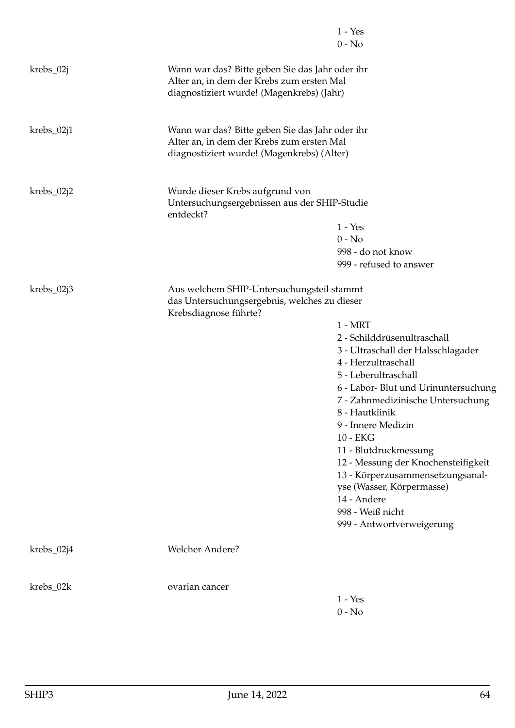| | | |
|---|---|---|
| | | 1 - Yes<br>0 - No |
| krebs_02j | Wann war das? Bitte geben Sie das Jahr oder ihr Alter an, in dem der Krebs zum ersten Mal diagnostiziert wurde! (Magenkrebs) (Jahr) | |
| krebs_02j1 | Wann war das? Bitte geben Sie das Jahr oder ihr Alter an, in dem der Krebs zum ersten Mal diagnostiziert wurde! (Magenkrebs) (Alter) | |
| krebs_02j2 | Wurde dieser Krebs aufgrund von Untersuchungsergebnissen aus der SHIP-Studie entdeckt? | 1 - Yes<br>0 - No<br>998 - do not know<br>999 - refused to answer |
| krebs_02j3 | Aus welchem SHIP-Untersuchungsteil stammt das Untersuchungsergebnis, welches zu dieser Krebsdiagnose führte? | 1 - MRT<br>2 - Schilddrüsenultraschall<br>3 - Ultraschall der Halsschlagader<br>4 - Herzultraschall<br>5 - Leberultraschall<br>6 - Labor- Blut und Urinuntersuchung<br>7 - Zahnmedizinische Untersuchung<br>8 - Hautklinik<br>9 - Innere Medizin<br>10 - EKG<br>11 - Blutdruckmessung<br>12 - Messung der Knochensteifigkeit<br>13 - Körperzusammensetzungsanalyse (Wasser, Körpermasse)<br>14 - Andere<br>998 - Weiß nicht<br>999 - Antwortverweigerung |
| krebs_02j4 | Welcher Andere? | |
| krebs_02k | ovarian cancer | 1 - Yes<br>0 - No |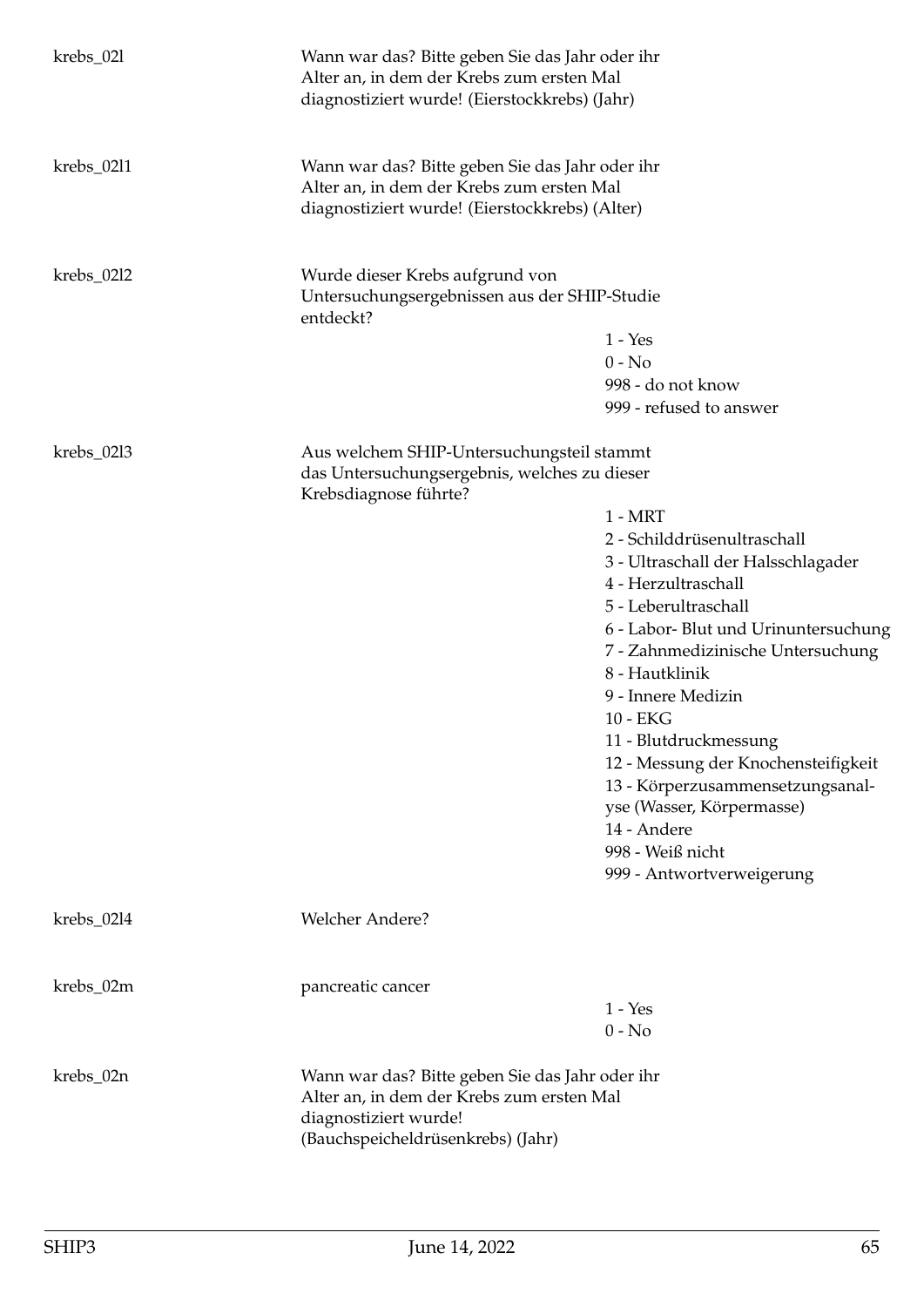| | | |
|---|---|---|
| krebs_02l | Wann war das? Bitte geben Sie das Jahr oder ihr Alter an, in dem der Krebs zum ersten Mal diagnostiziert wurde! (Eierstockkrebs) (Jahr) | |
| krebs_02l1 | Wann war das? Bitte geben Sie das Jahr oder ihr Alter an, in dem der Krebs zum ersten Mal diagnostiziert wurde! (Eierstockkrebs) (Alter) | |
| krebs_02l2 | Wurde dieser Krebs aufgrund von Untersuchungsergebnissen aus der SHIP-Studie entdeckt? | 1 - Yes<br>0 - No<br>998 - do not know<br>999 - refused to answer |
| krebs_02l3 | Aus welchem SHIP-Untersuchungsteil stammt das Untersuchungsergebnis, welches zu dieser Krebsdiagnose führte? | 1 - MRT<br>2 - Schilddrüsenultraschall<br>3 - Ultraschall der Halsschlagader<br>4 - Herzultraschall<br>5 - Leberultraschall<br>6 - Labor- Blut und Urinuntersuchung<br>7 - Zahnmedizinische Untersuchung<br>8 - Hautklinik<br>9 - Innere Medizin<br>10 - EKG<br>11 - Blutdruckmessung<br>12 - Messung der Knochensteifigkeit<br>13 - Körperzusammensetzungsanalyse (Wasser, Körpermasse)<br>14 - Andere<br>998 - Weiß nicht<br>999 - Antwortverweigerung |
| krebs_02l4 | Welcher Andere? | |
| krebs_02m | pancreatic cancer | 1 - Yes<br>0 - No |
| krebs_02n | Wann war das? Bitte geben Sie das Jahr oder ihr Alter an, in dem der Krebs zum ersten Mal diagnostiziert wurde! (Bauchspeicheldrüsenkrebs) (Jahr) | |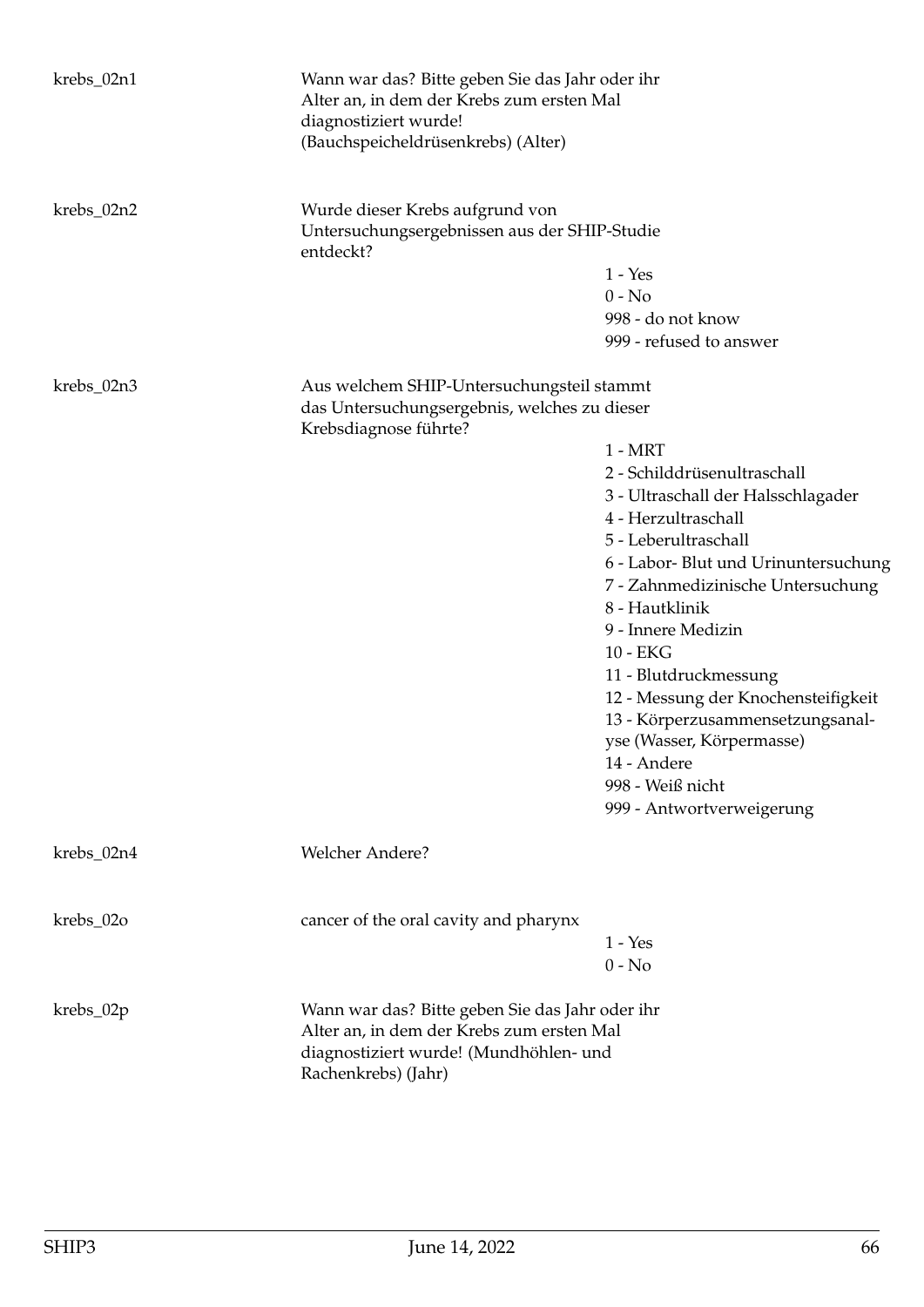| Variable | Label | Values |
|---|---|---|
| krebs_02n1 | Wann war das? Bitte geben Sie das Jahr oder ihr Alter an, in dem der Krebs zum ersten Mal diagnostiziert wurde! (Bauchspeicheldrüsenkrebs) (Alter) | |
| krebs_02n2 | Wurde dieser Krebs aufgrund von Untersuchungsergebnissen aus der SHIP-Studie entdeckt? | 1 - Yes<br>0 - No<br>998 - do not know<br>999 - refused to answer |
| krebs_02n3 | Aus welchem SHIP-Untersuchungsteil stammt das Untersuchungsergebnis, welches zu dieser Krebsdiagnose führte? | 1 - MRT<br>2 - Schilddrüsenultraschall<br>3 - Ultraschall der Halsschlagader<br>4 - Herzultraschall<br>5 - Leberultraschall<br>6 - Labor- Blut und Urinuntersuchung<br>7 - Zahnmedizinische Untersuchung<br>8 - Hautklinik<br>9 - Innere Medizin<br>10 - EKG<br>11 - Blutdruckmessung<br>12 - Messung der Knochensteifigkeit<br>13 - Körperzusammensetzungsanalyse (Wasser, Körpermasse)<br>14 - Andere<br>998 - Weiß nicht<br>999 - Antwortverweigerung |
| krebs_02n4 | Welcher Andere? | |
| krebs_02o | cancer of the oral cavity and pharynx | 1 - Yes<br>0 - No |
| krebs_02p | Wann war das? Bitte geben Sie das Jahr oder ihr Alter an, in dem der Krebs zum ersten Mal diagnostiziert wurde! (Mundhöhlen- und Rachenkrebs) (Jahr) | |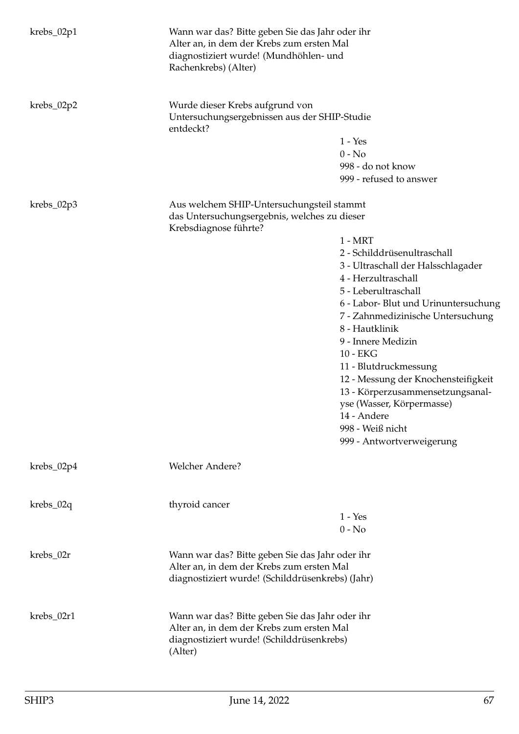| Variable | Question | Values |
|---|---|---|
| krebs_02p1 | Wann war das? Bitte geben Sie das Jahr oder ihr Alter an, in dem der Krebs zum ersten Mal diagnostiziert wurde! (Mundhöhlen- und Rachenkrebs) (Alter) | |
| krebs_02p2 | Wurde dieser Krebs aufgrund von Untersuchungsergebnissen aus der SHIP-Studie entdeckt? | 1 - Yes<br>0 - No<br>998 - do not know<br>999 - refused to answer |
| krebs_02p3 | Aus welchem SHIP-Untersuchungsteil stammt das Untersuchungsergebnis, welches zu dieser Krebsdiagnose führte? | 1 - MRT<br>2 - Schilddrüsenultraschall<br>3 - Ultraschall der Halsschlagader<br>4 - Herzultraschall<br>5 - Leberultraschall<br>6 - Labor- Blut und Urinuntersuchung<br>7 - Zahnmedizinische Untersuchung<br>8 - Hautklinik<br>9 - Innere Medizin<br>10 - EKG<br>11 - Blutdruckmessung<br>12 - Messung der Knochensteifigkeit<br>13 - Körperzusammensetzungsanalyse (Wasser, Körpermasse)<br>14 - Andere<br>998 - Weiß nicht<br>999 - Antwortverweigerung |
| krebs_02p4 | Welcher Andere? | |
| krebs_02q | thyroid cancer | 1 - Yes<br>0 - No |
| krebs_02r | Wann war das? Bitte geben Sie das Jahr oder ihr Alter an, in dem der Krebs zum ersten Mal diagnostiziert wurde! (Schilddrüsenkrebs) (Jahr) | |
| krebs_02r1 | Wann war das? Bitte geben Sie das Jahr oder ihr Alter an, in dem der Krebs zum ersten Mal diagnostiziert wurde! (Schilddrüsenkrebs) (Alter) | |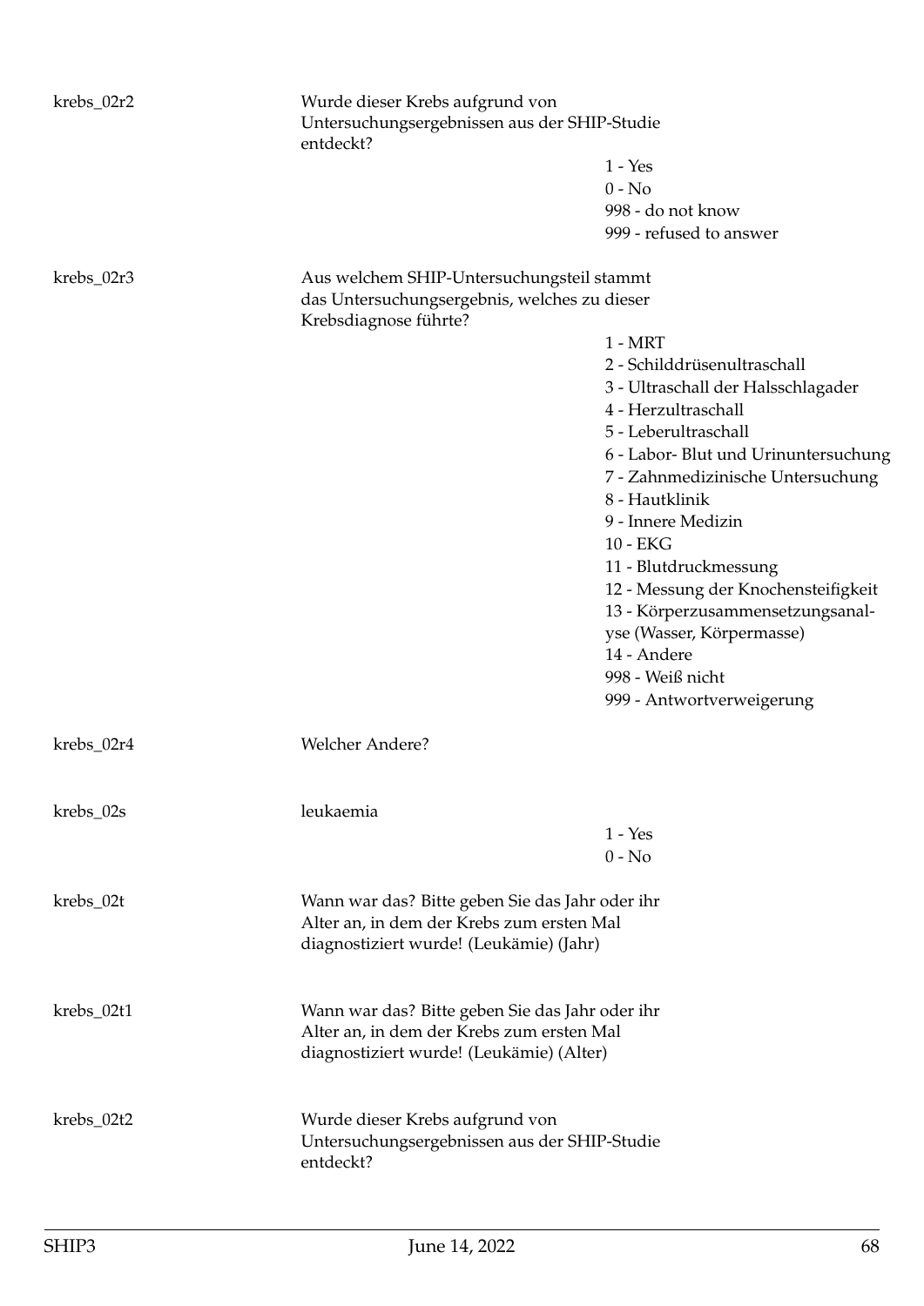| | | |
|---|---|---|
| krebs_02r2 | Wurde dieser Krebs aufgrund von Untersuchungsergebnissen aus der SHIP-Studie entdeckt? | |
| | | 1 - Yes |
| | | 0 - No |
| | | 998 - do not know |
| | | 999 - refused to answer |
| krebs_02r3 | Aus welchem SHIP-Untersuchungsteil stammt das Untersuchungsergebnis, welches zu dieser Krebsdiagnose führte? | |
| | | 1 - MRT |
| | | 2 - Schilddrüsenultraschall |
| | | 3 - Ultraschall der Halsschlagader |
| | | 4 - Herzultraschall |
| | | 5 - Leberultraschall |
| | | 6 - Labor- Blut und Urinuntersuchung |
| | | 7 - Zahnmedizinische Untersuchung |
| | | 8 - Hautklinik |
| | | 9 - Innere Medizin |
| | | 10 - EKG |
| | | 11 - Blutdruckmessung |
| | | 12 - Messung der Knochensteifigkeit |
| | | 13 - Körperzusammensetzungsanalyse (Wasser, Körpermasse) |
| | | 14 - Andere |
| | | 998 - Weiß nicht |
| | | 999 - Antwortverweigerung |
| krebs_02r4 | Welcher Andere? | |
| krebs_02s | leukaemia | |
| | | 1 - Yes |
| | | 0 - No |
| krebs_02t | Wann war das? Bitte geben Sie das Jahr oder ihr Alter an, in dem der Krebs zum ersten Mal diagnostiziert wurde! (Leukämie) (Jahr) | |
| krebs_02t1 | Wann war das? Bitte geben Sie das Jahr oder ihr Alter an, in dem der Krebs zum ersten Mal diagnostiziert wurde! (Leukämie) (Alter) | |
| krebs_02t2 | Wurde dieser Krebs aufgrund von Untersuchungsergebnissen aus der SHIP-Studie entdeckt? | |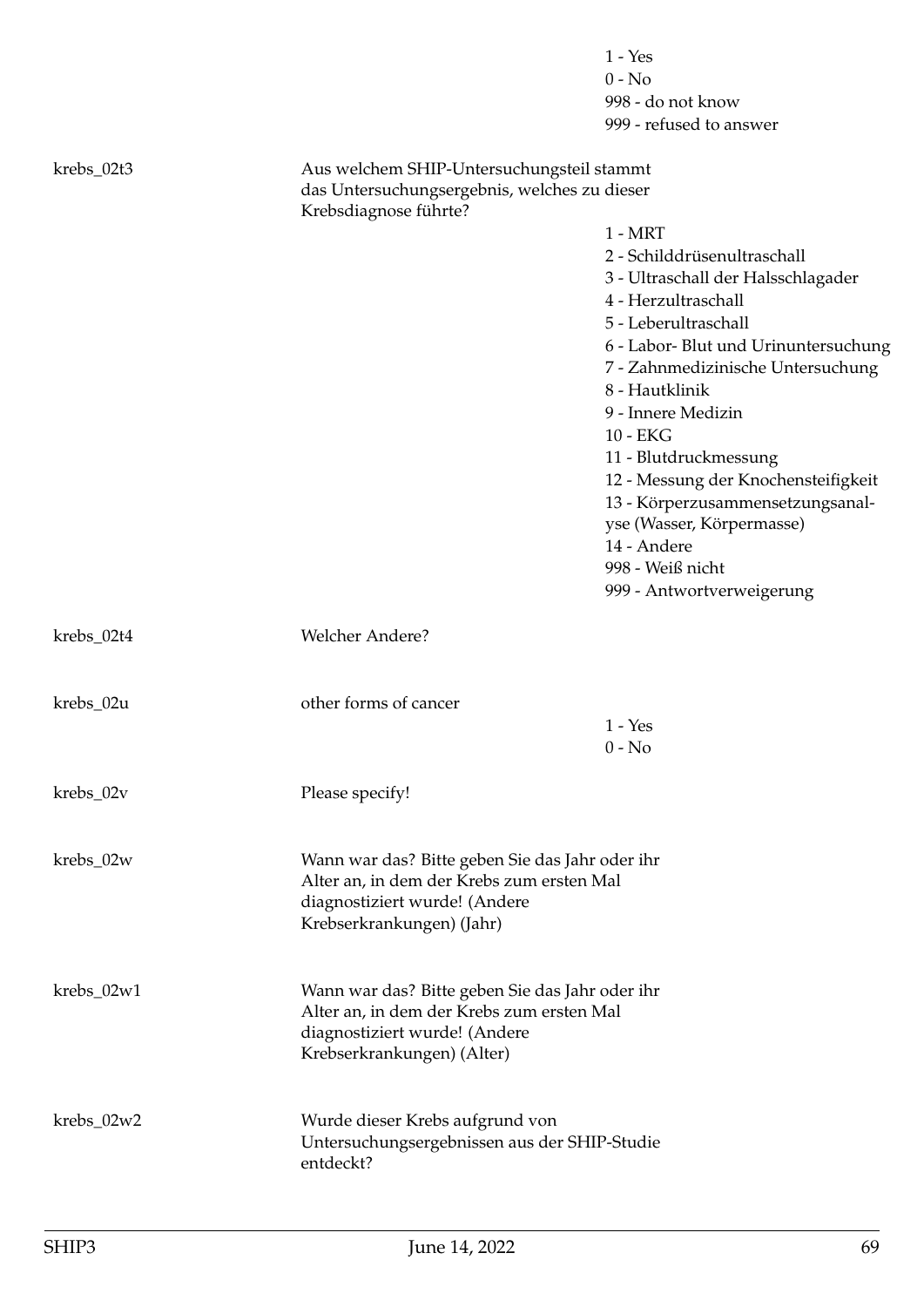1 - Yes
0 - No
998 - do not know
999 - refused to answer

| | | |
|---|---|---|
| krebs_02t3 | Aus welchem SHIP-Untersuchungsteil stammt das Untersuchungsergebnis, welches zu dieser Krebsdiagnose führte? | 1 - MRT<br>2 - Schilddrüsenultraschall<br>3 - Ultraschall der Halsschlagader<br>4 - Herzultraschall<br>5 - Leberultraschall<br>6 - Labor- Blut und Urinuntersuchung<br>7 - Zahnmedizinische Untersuchung<br>8 - Hautklinik<br>9 - Innere Medizin<br>10 - EKG<br>11 - Blutdruckmessung<br>12 - Messung der Knochensteifigkeit<br>13 - Körperzusammensetzungsanalyse (Wasser, Körpermasse)<br>14 - Andere<br>998 - Weiß nicht<br>999 - Antwortverweigerung |
| krebs_02t4 | Welcher Andere? | |
| krebs_02u | other forms of cancer | 1 - Yes<br>0 - No |
| krebs_02v | Please specify! | |
| krebs_02w | Wann war das? Bitte geben Sie das Jahr oder ihr Alter an, in dem der Krebs zum ersten Mal diagnostiziert wurde! (Andere Krebserkrankungen) (Jahr) | |
| krebs_02w1 | Wann war das? Bitte geben Sie das Jahr oder ihr Alter an, in dem der Krebs zum ersten Mal diagnostiziert wurde! (Andere Krebserkrankungen) (Alter) | |
| krebs_02w2 | Wurde dieser Krebs aufgrund von Untersuchungsergebnissen aus der SHIP-Studie entdeckt? | |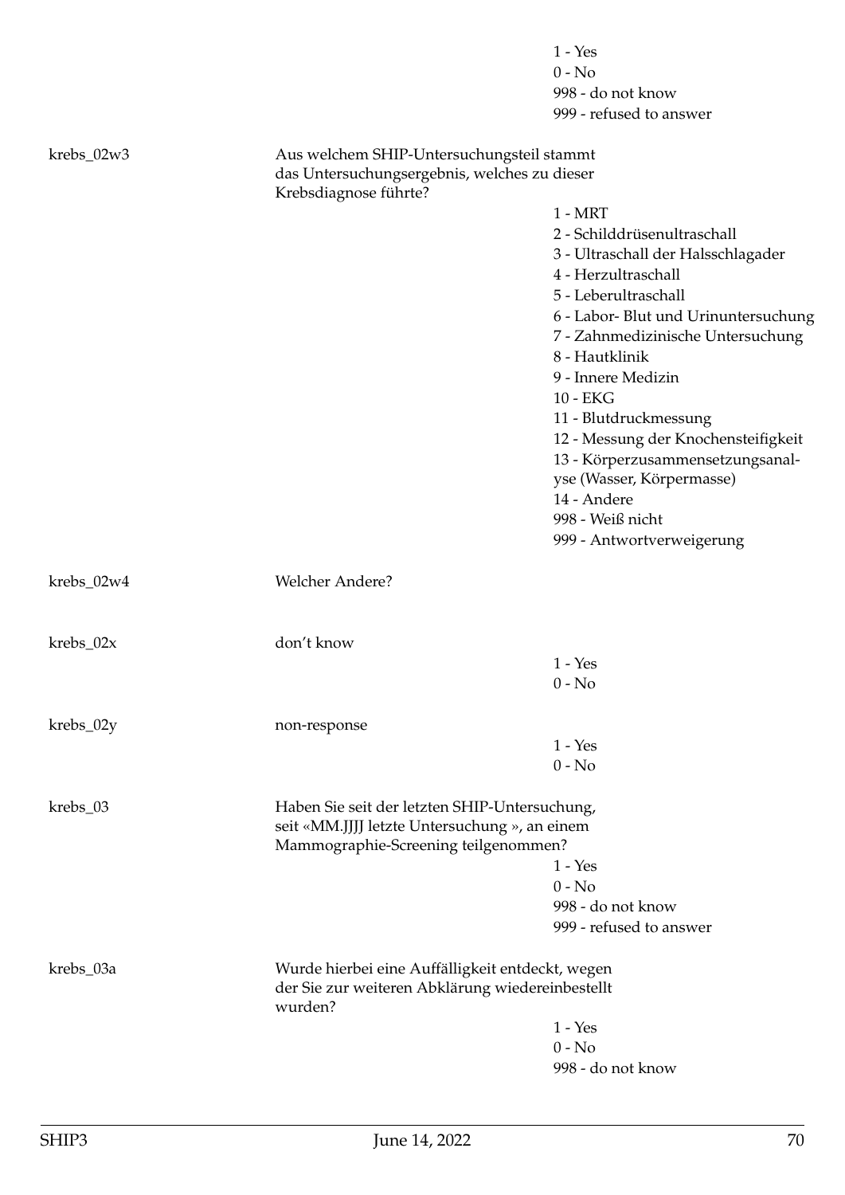1 - Yes
0 - No
998 - do not know
999 - refused to answer

**krebs_02w3** Aus welchem SHIP-Untersuchungsteil stammt das Untersuchungsergebnis, welches zu dieser Krebsdiagnose führte?

1 - MRT
2 - Schilddrüsenultraschall
3 - Ultraschall der Halsschlagader
4 - Herzultraschall
5 - Leberultraschall
6 - Labor- Blut und Urinuntersuchung
7 - Zahnmedizinische Untersuchung
8 - Hautklinik
9 - Innere Medizin
10 - EKG
11 - Blutdruckmessung
12 - Messung der Knochensteifigkeit
13 - Körperzusammensetzungsanalyse (Wasser, Körpermasse)
14 - Andere
998 - Weiß nicht
999 - Antwortverweigerung

**krebs_02w4** Welcher Andere?

**krebs_02x** don't know

1 - Yes
0 - No

**krebs_02y** non-response

1 - Yes
0 - No

**krebs_03** Haben Sie seit der letzten SHIP-Untersuchung, seit «MM.JJJJ letzte Untersuchung », an einem Mammographie-Screening teilgenommen?

1 - Yes
0 - No
998 - do not know
999 - refused to answer

**krebs_03a** Wurde hierbei eine Auffälligkeit entdeckt, wegen der Sie zur weiteren Abklärung wiedereinbestellt wurden?

1 - Yes
0 - No
998 - do not know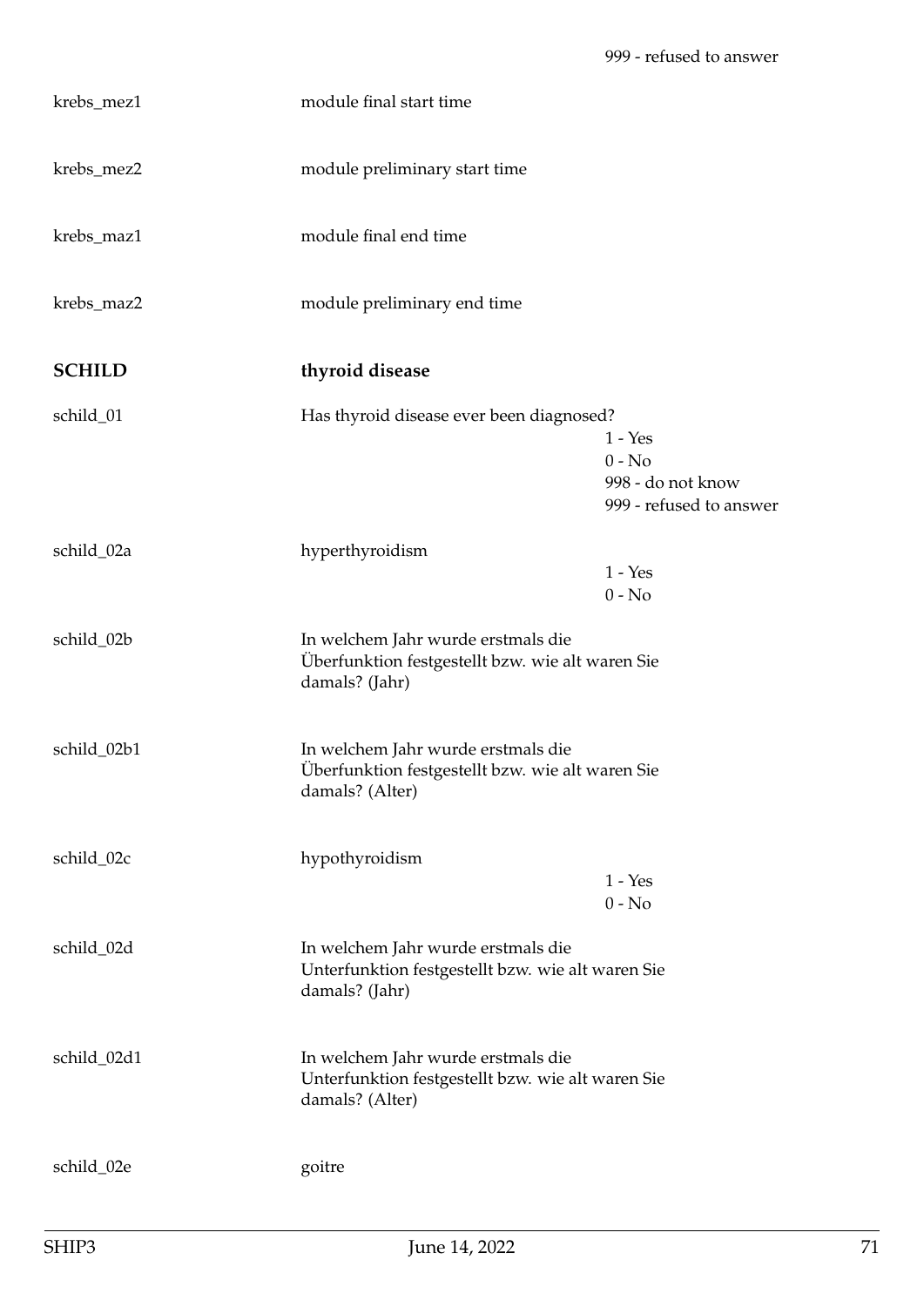| | | |
|---|---|---|
| | | 999 - refused to answer |
| krebs_mez1 | module final start time | |
| krebs_mez2 | module preliminary start time | |
| krebs_maz1 | module final end time | |
| krebs_maz2 | module preliminary end time | |

## SCHILD — thyroid disease

| | | |
|---|---|---|
| schild_01 | Has thyroid disease ever been diagnosed? | 1 - Yes<br>0 - No<br>998 - do not know<br>999 - refused to answer |
| schild_02a | hyperthyroidism | 1 - Yes<br>0 - No |
| schild_02b | In welchem Jahr wurde erstmals die Überfunktion festgestellt bzw. wie alt waren Sie damals? (Jahr) | |
| schild_02b1 | In welchem Jahr wurde erstmals die Überfunktion festgestellt bzw. wie alt waren Sie damals? (Alter) | |
| schild_02c | hypothyroidism | 1 - Yes<br>0 - No |
| schild_02d | In welchem Jahr wurde erstmals die Unterfunktion festgestellt bzw. wie alt waren Sie damals? (Jahr) | |
| schild_02d1 | In welchem Jahr wurde erstmals die Unterfunktion festgestellt bzw. wie alt waren Sie damals? (Alter) | |
| schild_02e | goitre | |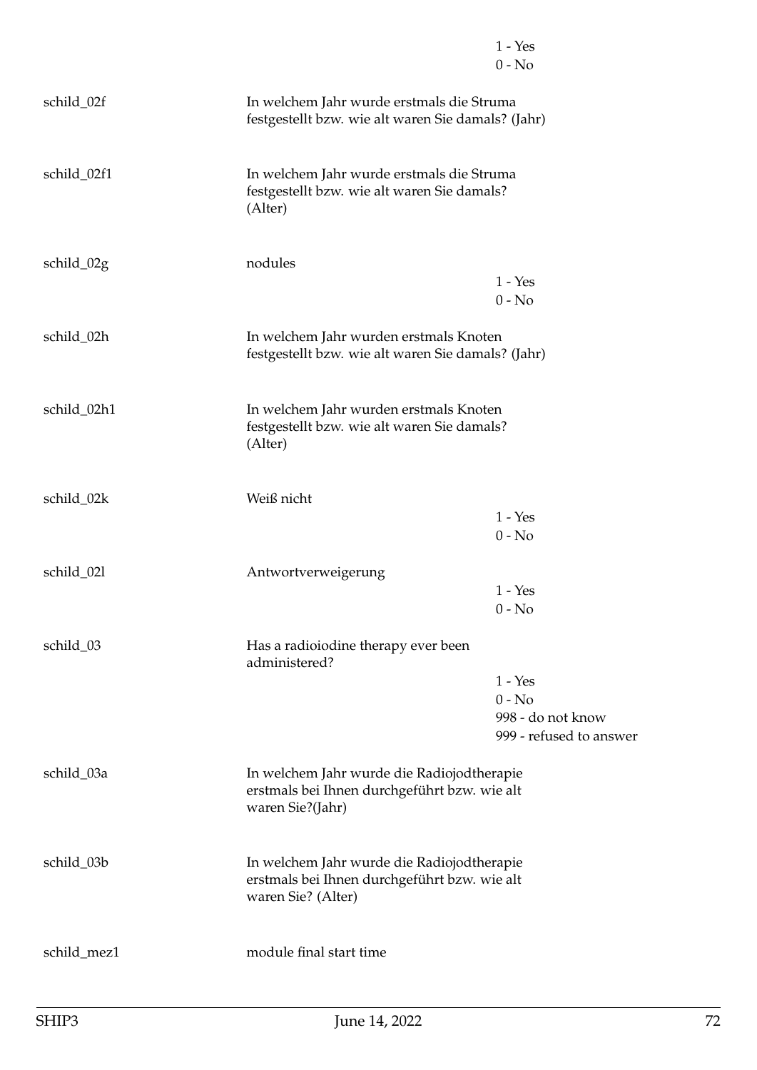| | | |
|---|---|---|
| | | 1 - Yes<br>0 - No |
| schild_02f | In welchem Jahr wurde erstmals die Struma festgestellt bzw. wie alt waren Sie damals? (Jahr) | |
| schild_02f1 | In welchem Jahr wurde erstmals die Struma festgestellt bzw. wie alt waren Sie damals? (Alter) | |
| schild_02g | nodules | 1 - Yes<br>0 - No |
| schild_02h | In welchem Jahr wurden erstmals Knoten festgestellt bzw. wie alt waren Sie damals? (Jahr) | |
| schild_02h1 | In welchem Jahr wurden erstmals Knoten festgestellt bzw. wie alt waren Sie damals? (Alter) | |
| schild_02k | Weiß nicht | 1 - Yes<br>0 - No |
| schild_02l | Antwortverweigerung | 1 - Yes<br>0 - No |
| schild_03 | Has a radioiodine therapy ever been administered? | 1 - Yes<br>0 - No<br>998 - do not know<br>999 - refused to answer |
| schild_03a | In welchem Jahr wurde die Radiojodtherapie erstmals bei Ihnen durchgeführt bzw. wie alt waren Sie?(Jahr) | |
| schild_03b | In welchem Jahr wurde die Radiojodtherapie erstmals bei Ihnen durchgeführt bzw. wie alt waren Sie? (Alter) | |
| schild_mez1 | module final start time | |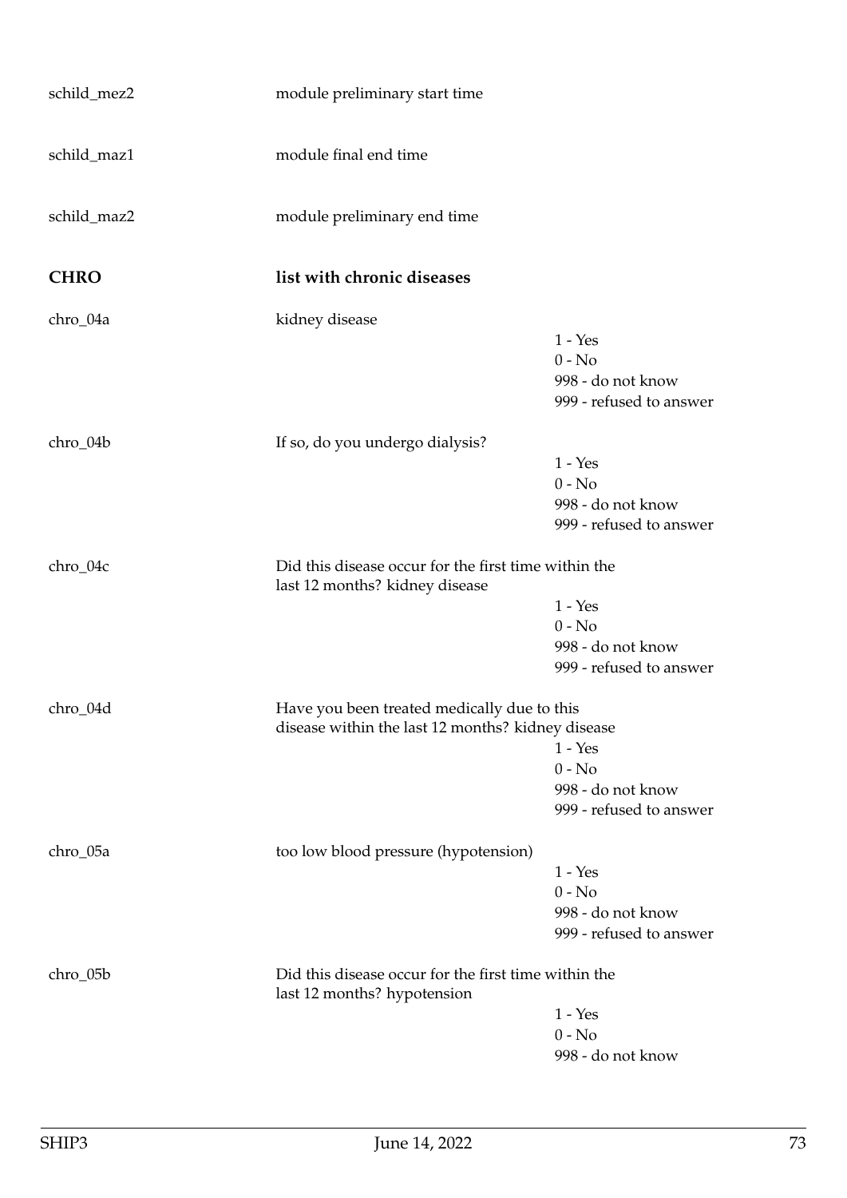schild_mez2 module preliminary start time

schild_maz1 module final end time

schild_maz2 module preliminary end time

## CHRO list with chronic diseases

chro_04a kidney disease

- 1 - Yes
- 0 - No
- 998 - do not know
- 999 - refused to answer

chro_04b If so, do you undergo dialysis?

- 1 - Yes
- 0 - No
- 998 - do not know
- 999 - refused to answer

chro_04c Did this disease occur for the first time within the last 12 months? kidney disease

- 1 - Yes
- 0 - No
- 998 - do not know
- 999 - refused to answer

chro_04d Have you been treated medically due to this disease within the last 12 months? kidney disease

- 1 - Yes
- 0 - No
- 998 - do not know
- 999 - refused to answer

chro_05a too low blood pressure (hypotension)

- 1 - Yes
- 0 - No
- 998 - do not know
- 999 - refused to answer

chro_05b Did this disease occur for the first time within the last 12 months? hypotension

- 1 - Yes
- 0 - No
- 998 - do not know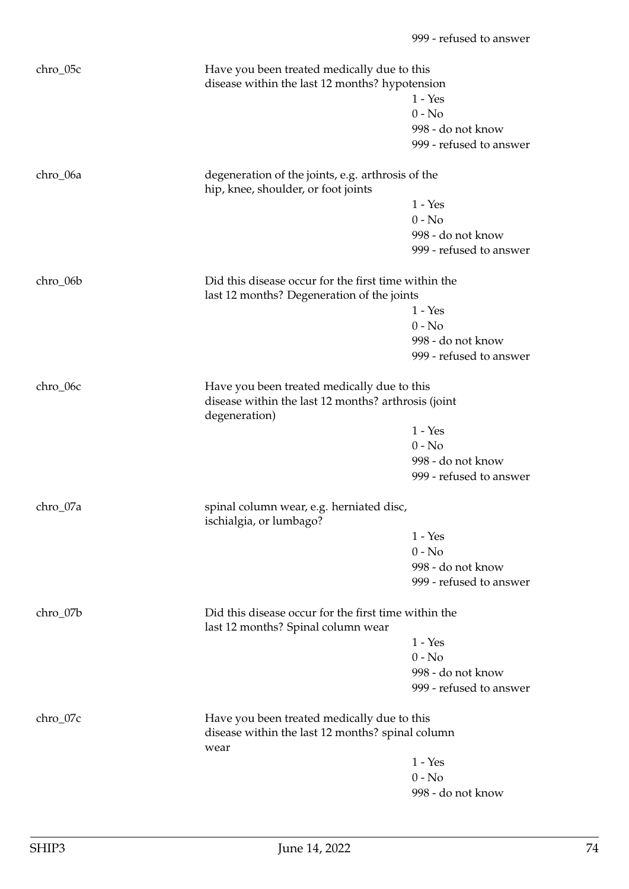999 - refused to answer

chro_05c — Have you been treated medically due to this disease within the last 12 months? hypotension

1 - Yes
0 - No
998 - do not know
999 - refused to answer

chro_06a — degeneration of the joints, e.g. arthrosis of the hip, knee, shoulder, or foot joints

1 - Yes
0 - No
998 - do not know
999 - refused to answer

chro_06b — Did this disease occur for the first time within the last 12 months? Degeneration of the joints

1 - Yes
0 - No
998 - do not know
999 - refused to answer

chro_06c — Have you been treated medically due to this disease within the last 12 months? arthrosis (joint degeneration)

1 - Yes
0 - No
998 - do not know
999 - refused to answer

chro_07a — spinal column wear, e.g. herniated disc, ischialgia, or lumbago?

1 - Yes
0 - No
998 - do not know
999 - refused to answer

chro_07b — Did this disease occur for the first time within the last 12 months? Spinal column wear

1 - Yes
0 - No
998 - do not know
999 - refused to answer

chro_07c — Have you been treated medically due to this disease within the last 12 months? spinal column wear

1 - Yes
0 - No
998 - do not know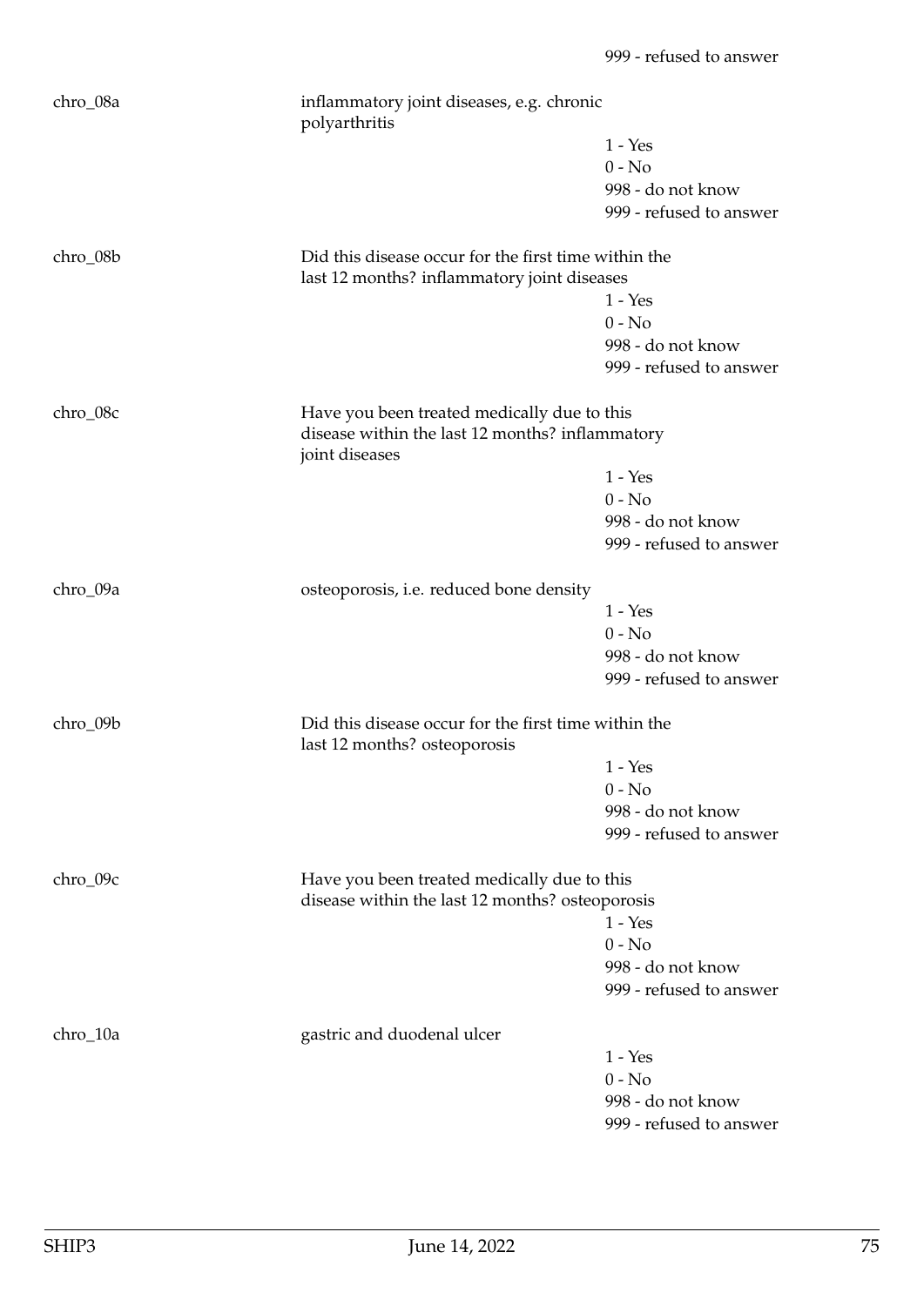999 - refused to answer

chro_08a inflammatory joint diseases, e.g. chronic polyarthritis

1 - Yes
0 - No
998 - do not know
999 - refused to answer

chro_08b Did this disease occur for the first time within the last 12 months? inflammatory joint diseases

1 - Yes
0 - No
998 - do not know
999 - refused to answer

chro_08c Have you been treated medically due to this disease within the last 12 months? inflammatory joint diseases

1 - Yes
0 - No
998 - do not know
999 - refused to answer

chro_09a osteoporosis, i.e. reduced bone density

1 - Yes
0 - No
998 - do not know
999 - refused to answer

chro_09b Did this disease occur for the first time within the last 12 months? osteoporosis

1 - Yes
0 - No
998 - do not know
999 - refused to answer

chro_09c Have you been treated medically due to this disease within the last 12 months? osteoporosis

1 - Yes
0 - No
998 - do not know
999 - refused to answer

chro_10a gastric and duodenal ulcer

1 - Yes
0 - No
998 - do not know
999 - refused to answer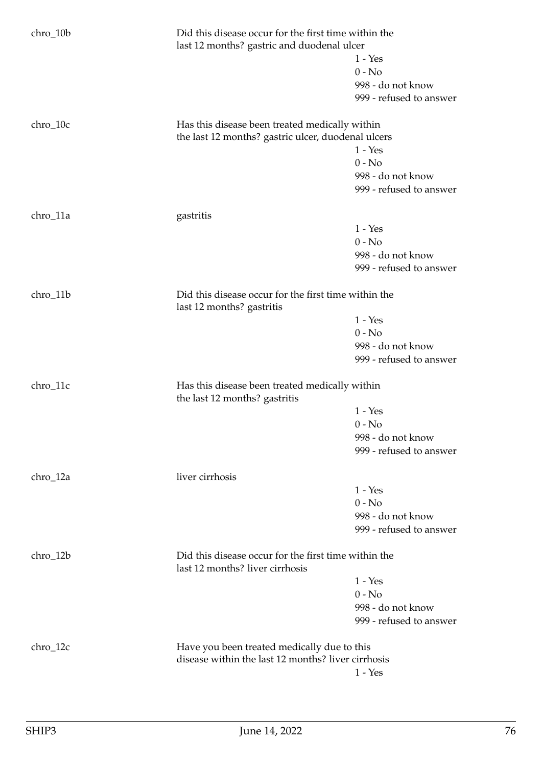chro_10b

Did this disease occur for the first time within the last 12 months? gastric and duodenal ulcer

1 - Yes
0 - No
998 - do not know
999 - refused to answer

chro_10c

Has this disease been treated medically within the last 12 months? gastric ulcer, duodenal ulcers

1 - Yes
0 - No
998 - do not know
999 - refused to answer

chro_11a

gastritis

1 - Yes
0 - No
998 - do not know
999 - refused to answer

chro_11b

Did this disease occur for the first time within the last 12 months? gastritis

1 - Yes
0 - No
998 - do not know
999 - refused to answer

chro_11c

Has this disease been treated medically within the last 12 months? gastritis

1 - Yes
0 - No
998 - do not know
999 - refused to answer

chro_12a

liver cirrhosis

1 - Yes
0 - No
998 - do not know
999 - refused to answer

chro_12b

Did this disease occur for the first time within the last 12 months? liver cirrhosis

1 - Yes
0 - No
998 - do not know
999 - refused to answer

chro_12c

Have you been treated medically due to this disease within the last 12 months? liver cirrhosis

1 - Yes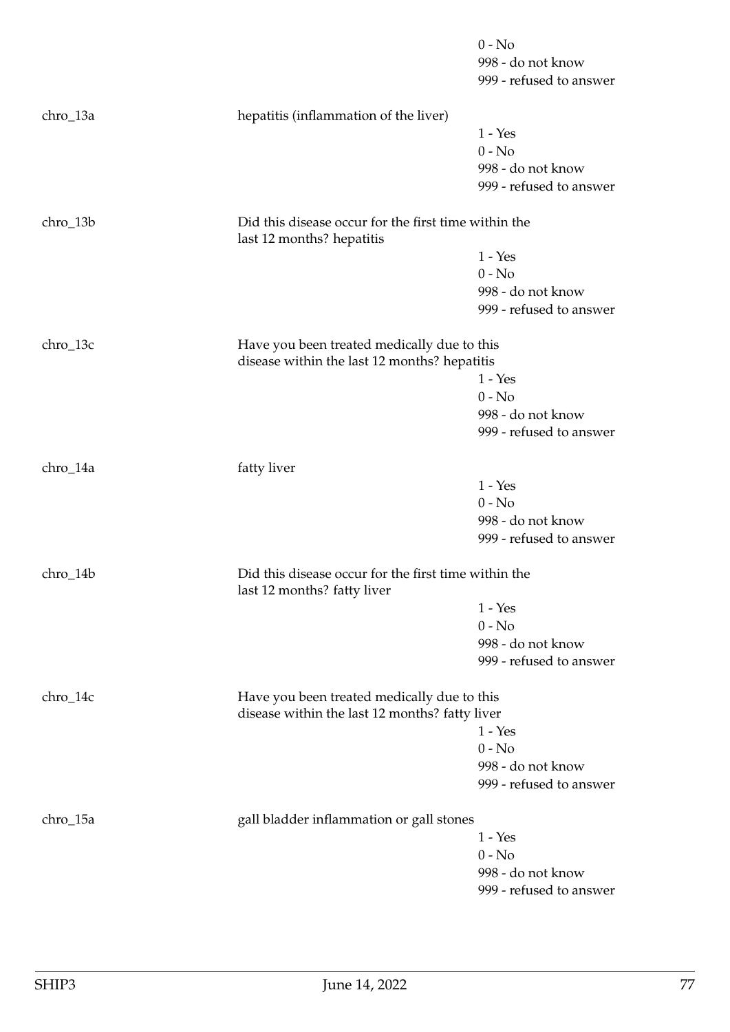0 - No
998 - do not know
999 - refused to answer

chro_13a hepatitis (inflammation of the liver)

1 - Yes
0 - No
998 - do not know
999 - refused to answer

chro_13b Did this disease occur for the first time within the last 12 months? hepatitis

1 - Yes
0 - No
998 - do not know
999 - refused to answer

chro_13c Have you been treated medically due to this disease within the last 12 months? hepatitis

1 - Yes
0 - No
998 - do not know
999 - refused to answer

chro_14a fatty liver

1 - Yes
0 - No
998 - do not know
999 - refused to answer

chro_14b Did this disease occur for the first time within the last 12 months? fatty liver

1 - Yes
0 - No
998 - do not know
999 - refused to answer

chro_14c Have you been treated medically due to this disease within the last 12 months? fatty liver

1 - Yes
0 - No
998 - do not know
999 - refused to answer

chro_15a gall bladder inflammation or gall stones

1 - Yes
0 - No
998 - do not know
999 - refused to answer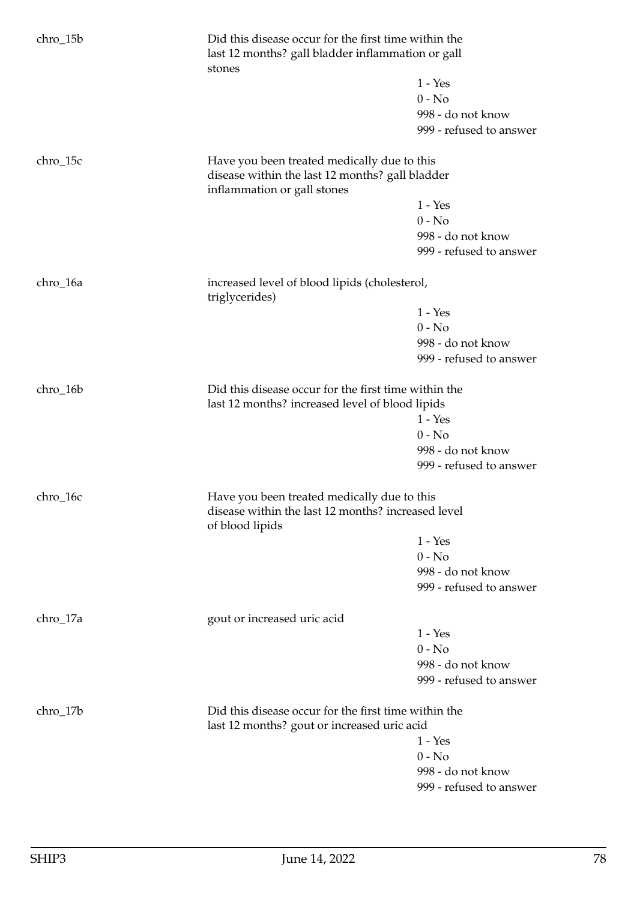chro_15b

Did this disease occur for the first time within the last 12 months? gall bladder inflammation or gall stones

1 - Yes
0 - No
998 - do not know
999 - refused to answer

chro_15c

Have you been treated medically due to this disease within the last 12 months? gall bladder inflammation or gall stones

1 - Yes
0 - No
998 - do not know
999 - refused to answer

chro_16a

increased level of blood lipids (cholesterol, triglycerides)

1 - Yes
0 - No
998 - do not know
999 - refused to answer

chro_16b

Did this disease occur for the first time within the last 12 months? increased level of blood lipids

1 - Yes
0 - No
998 - do not know
999 - refused to answer

chro_16c

Have you been treated medically due to this disease within the last 12 months? increased level of blood lipids

1 - Yes
0 - No
998 - do not know
999 - refused to answer

chro_17a

gout or increased uric acid

1 - Yes
0 - No
998 - do not know
999 - refused to answer

chro_17b

Did this disease occur for the first time within the last 12 months? gout or increased uric acid

1 - Yes
0 - No
998 - do not know
999 - refused to answer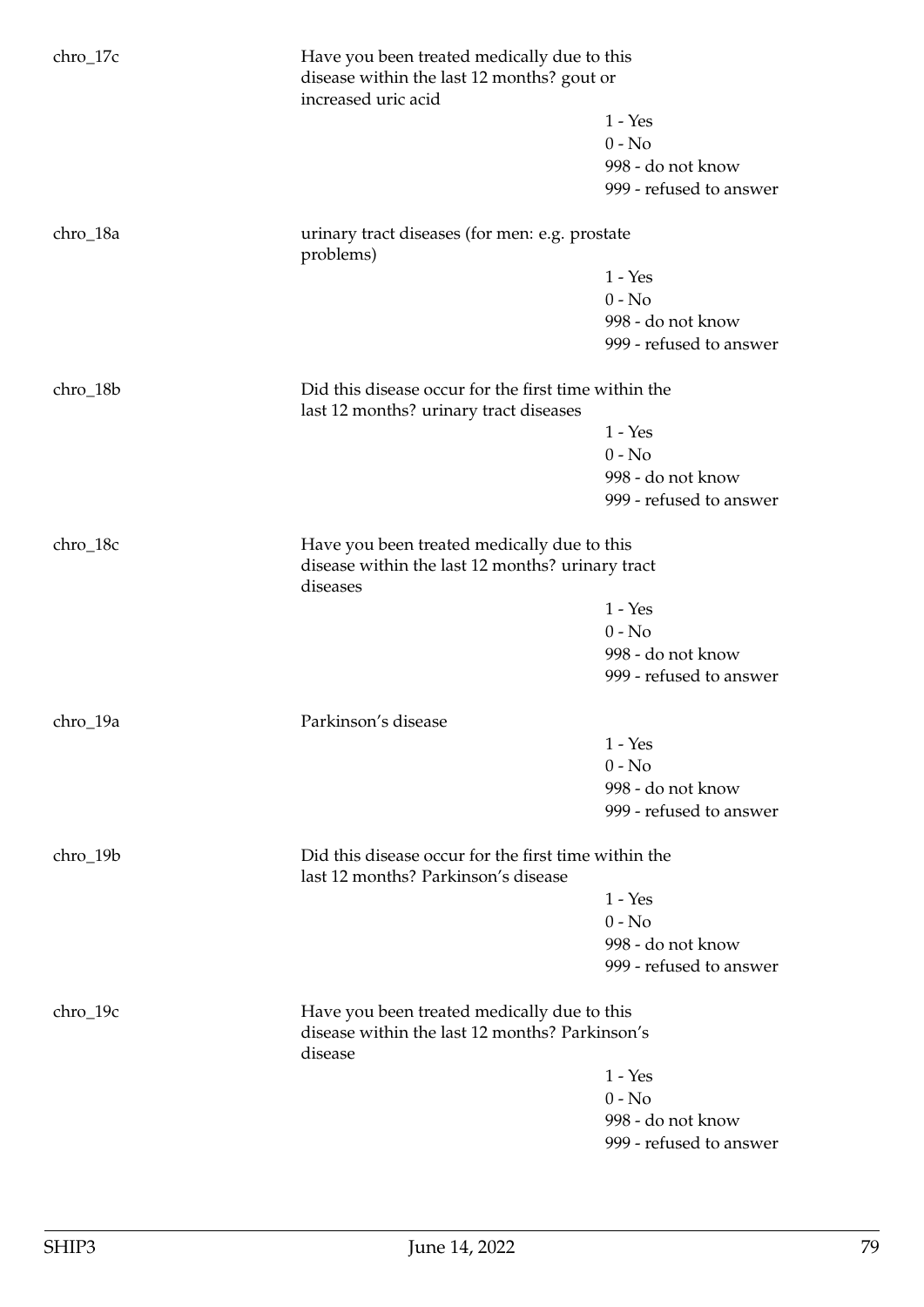chro_17c

Have you been treated medically due to this disease within the last 12 months? gout or increased uric acid

- 1 - Yes
- 0 - No
- 998 - do not know
- 999 - refused to answer

chro_18a

urinary tract diseases (for men: e.g. prostate problems)

- 1 - Yes
- 0 - No
- 998 - do not know
- 999 - refused to answer

chro_18b

Did this disease occur for the first time within the last 12 months? urinary tract diseases

- 1 - Yes
- 0 - No
- 998 - do not know
- 999 - refused to answer

chro_18c

Have you been treated medically due to this disease within the last 12 months? urinary tract diseases

- 1 - Yes
- 0 - No
- 998 - do not know
- 999 - refused to answer

chro_19a

Parkinson's disease

- 1 - Yes
- 0 - No
- 998 - do not know
- 999 - refused to answer

chro_19b

Did this disease occur for the first time within the last 12 months? Parkinson's disease

- 1 - Yes
- 0 - No
- 998 - do not know
- 999 - refused to answer

chro_19c

Have you been treated medically due to this disease within the last 12 months? Parkinson's disease

- 1 - Yes
- 0 - No
- 998 - do not know
- 999 - refused to answer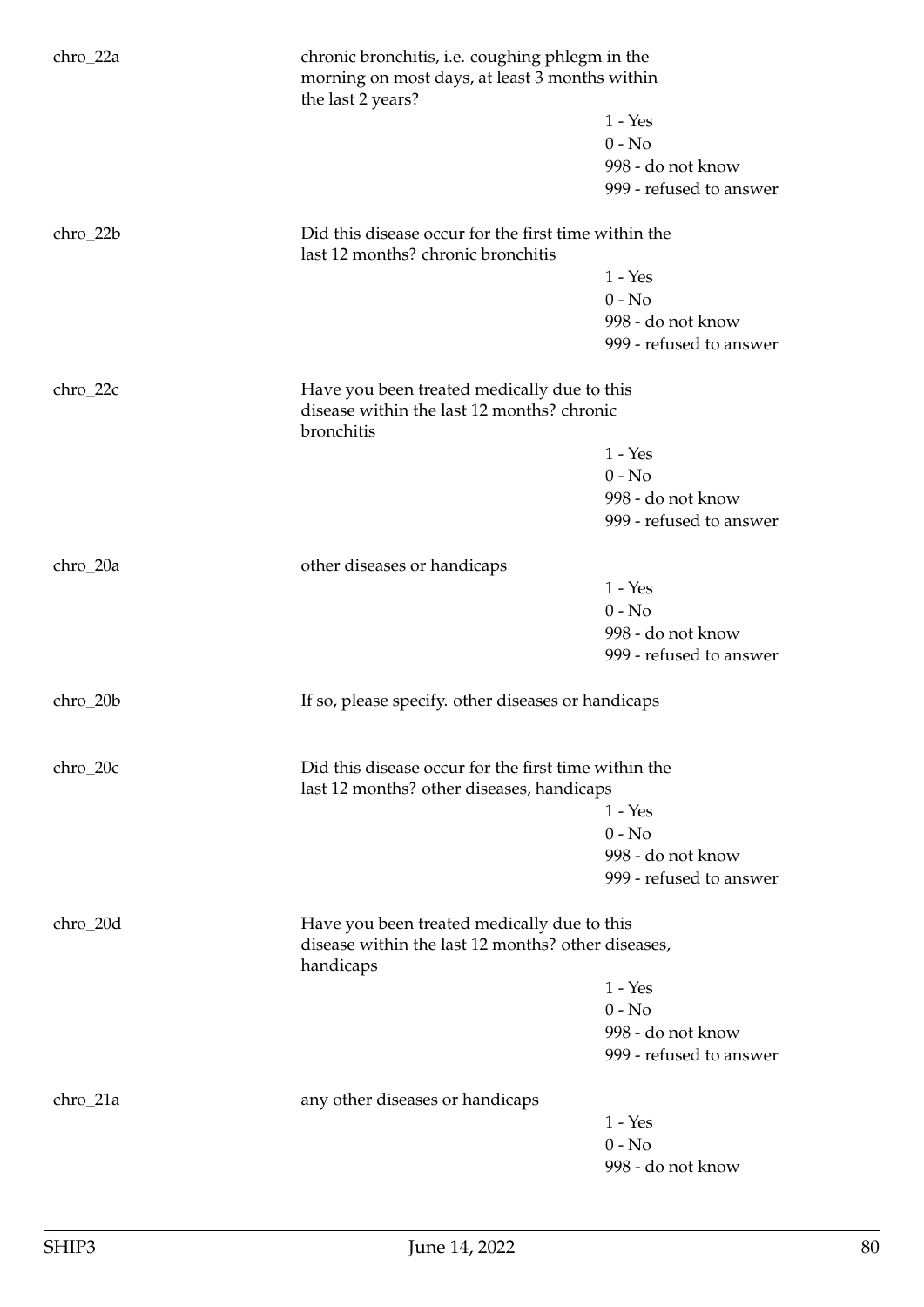| | | |
|---|---|---|
| chro_22a | chronic bronchitis, i.e. coughing phlegm in the morning on most days, at least 3 months within the last 2 years? | |
| | | 1 - Yes |
| | | 0 - No |
| | | 998 - do not know |
| | | 999 - refused to answer |
| chro_22b | Did this disease occur for the first time within the last 12 months? chronic bronchitis | |
| | | 1 - Yes |
| | | 0 - No |
| | | 998 - do not know |
| | | 999 - refused to answer |
| chro_22c | Have you been treated medically due to this disease within the last 12 months? chronic bronchitis | |
| | | 1 - Yes |
| | | 0 - No |
| | | 998 - do not know |
| | | 999 - refused to answer |
| chro_20a | other diseases or handicaps | |
| | | 1 - Yes |
| | | 0 - No |
| | | 998 - do not know |
| | | 999 - refused to answer |
| chro_20b | If so, please specify. other diseases or handicaps | |
| chro_20c | Did this disease occur for the first time within the last 12 months? other diseases, handicaps | |
| | | 1 - Yes |
| | | 0 - No |
| | | 998 - do not know |
| | | 999 - refused to answer |
| chro_20d | Have you been treated medically due to this disease within the last 12 months? other diseases, handicaps | |
| | | 1 - Yes |
| | | 0 - No |
| | | 998 - do not know |
| | | 999 - refused to answer |
| chro_21a | any other diseases or handicaps | |
| | | 1 - Yes |
| | | 0 - No |
| | | 998 - do not know |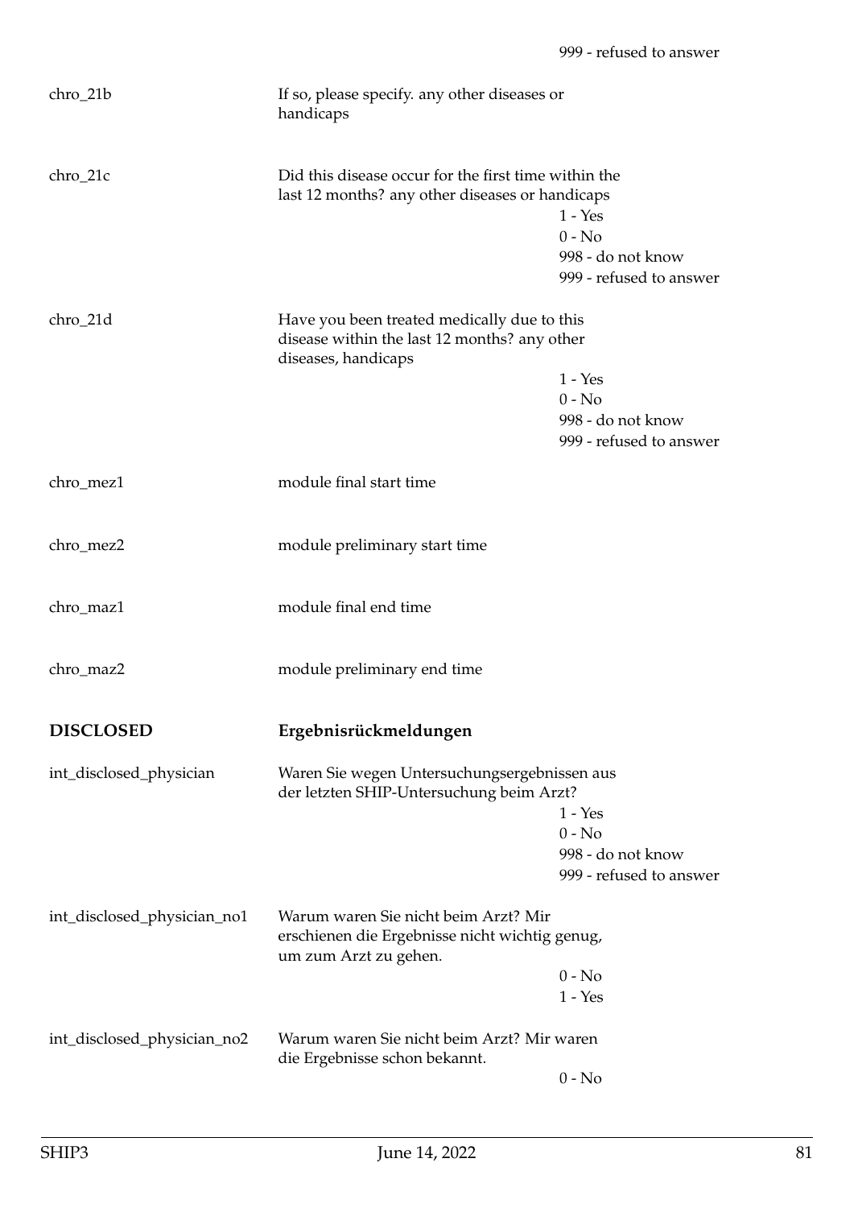999 - refused to answer

| Variable | Description | Values |
|---|---|---|
| chro_21b | If so, please specify. any other diseases or handicaps | |
| chro_21c | Did this disease occur for the first time within the last 12 months? any other diseases or handicaps | 1 - Yes<br>0 - No<br>998 - do not know<br>999 - refused to answer |
| chro_21d | Have you been treated medically due to this disease within the last 12 months? any other diseases, handicaps | 1 - Yes<br>0 - No<br>998 - do not know<br>999 - refused to answer |
| chro_mez1 | module final start time | |
| chro_mez2 | module preliminary start time | |
| chro_maz1 | module final end time | |
| chro_maz2 | module preliminary end time | |

## DISCLOSED — Ergebnisrückmeldungen

| Variable | Description | Values |
|---|---|---|
| int_disclosed_physician | Waren Sie wegen Untersuchungsergebnissen aus der letzten SHIP-Untersuchung beim Arzt? | 1 - Yes<br>0 - No<br>998 - do not know<br>999 - refused to answer |
| int_disclosed_physician_no1 | Warum waren Sie nicht beim Arzt? Mir erschienen die Ergebnisse nicht wichtig genug, um zum Arzt zu gehen. | 0 - No<br>1 - Yes |
| int_disclosed_physician_no2 | Warum waren Sie nicht beim Arzt? Mir waren die Ergebnisse schon bekannt. | 0 - No |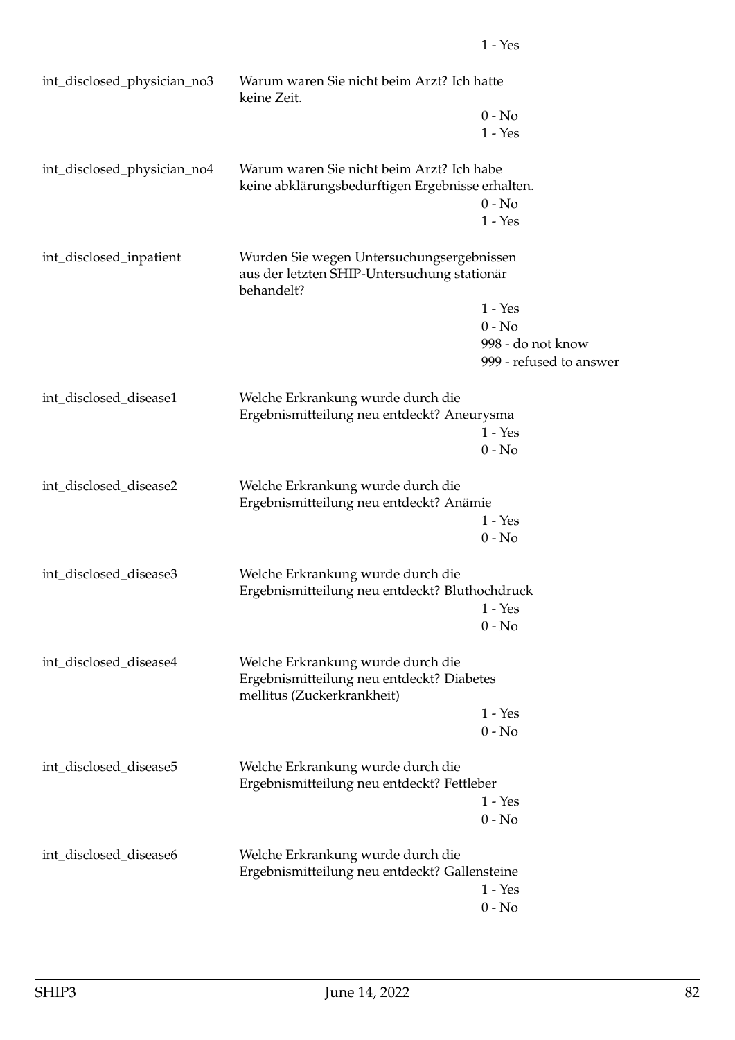| | | |
|---|---|---|
| | | 1 - Yes |
| int_disclosed_physician_no3 | Warum waren Sie nicht beim Arzt? Ich hatte keine Zeit. | 0 - No<br>1 - Yes |
| int_disclosed_physician_no4 | Warum waren Sie nicht beim Arzt? Ich habe keine abklärungsbedürftigen Ergebnisse erhalten. | 0 - No<br>1 - Yes |
| int_disclosed_inpatient | Wurden Sie wegen Untersuchungsergebnissen aus der letzten SHIP-Untersuchung stationär behandelt? | 1 - Yes<br>0 - No<br>998 - do not know<br>999 - refused to answer |
| int_disclosed_disease1 | Welche Erkrankung wurde durch die Ergebnismitteilung neu entdeckt? Aneurysma | 1 - Yes<br>0 - No |
| int_disclosed_disease2 | Welche Erkrankung wurde durch die Ergebnismitteilung neu entdeckt? Anämie | 1 - Yes<br>0 - No |
| int_disclosed_disease3 | Welche Erkrankung wurde durch die Ergebnismitteilung neu entdeckt? Bluthochdruck | 1 - Yes<br>0 - No |
| int_disclosed_disease4 | Welche Erkrankung wurde durch die Ergebnismitteilung neu entdeckt? Diabetes mellitus (Zuckerkrankheit) | 1 - Yes<br>0 - No |
| int_disclosed_disease5 | Welche Erkrankung wurde durch die Ergebnismitteilung neu entdeckt? Fettleber | 1 - Yes<br>0 - No |
| int_disclosed_disease6 | Welche Erkrankung wurde durch die Ergebnismitteilung neu entdeckt? Gallensteine | 1 - Yes<br>0 - No |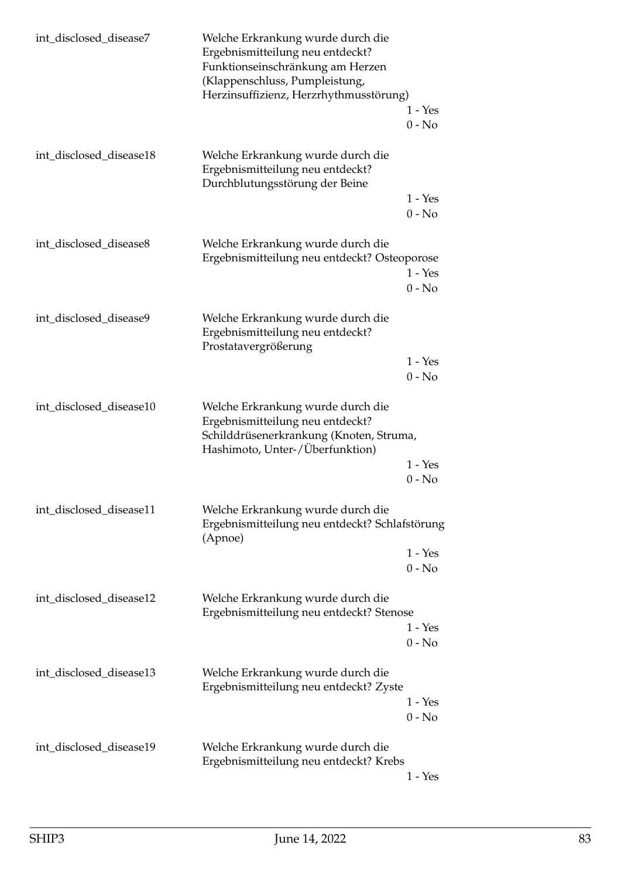int_disclosed_disease7 | Welche Erkrankung wurde durch die Ergebnismitteilung neu entdeckt? Funktionseinschränkung am Herzen (Klappenschluss, Pumpleistung, Herzinsuffizienz, Herzrhythmusstörung)
- 1 - Yes
- 0 - No

int_disclosed_disease18 | Welche Erkrankung wurde durch die Ergebnismitteilung neu entdeckt? Durchblutungsstörung der Beine
- 1 - Yes
- 0 - No

int_disclosed_disease8 | Welche Erkrankung wurde durch die Ergebnismitteilung neu entdeckt? Osteoporose
- 1 - Yes
- 0 - No

int_disclosed_disease9 | Welche Erkrankung wurde durch die Ergebnismitteilung neu entdeckt? Prostatavergrößerung
- 1 - Yes
- 0 - No

int_disclosed_disease10 | Welche Erkrankung wurde durch die Ergebnismitteilung neu entdeckt? Schilddrüsenerkrankung (Knoten, Struma, Hashimoto, Unter-/Überfunktion)
- 1 - Yes
- 0 - No

int_disclosed_disease11 | Welche Erkrankung wurde durch die Ergebnismitteilung neu entdeckt? Schlafstörung (Apnoe)
- 1 - Yes
- 0 - No

int_disclosed_disease12 | Welche Erkrankung wurde durch die Ergebnismitteilung neu entdeckt? Stenose
- 1 - Yes
- 0 - No

int_disclosed_disease13 | Welche Erkrankung wurde durch die Ergebnismitteilung neu entdeckt? Zyste
- 1 - Yes
- 0 - No

int_disclosed_disease19 | Welche Erkrankung wurde durch die Ergebnismitteilung neu entdeckt? Krebs
- 1 - Yes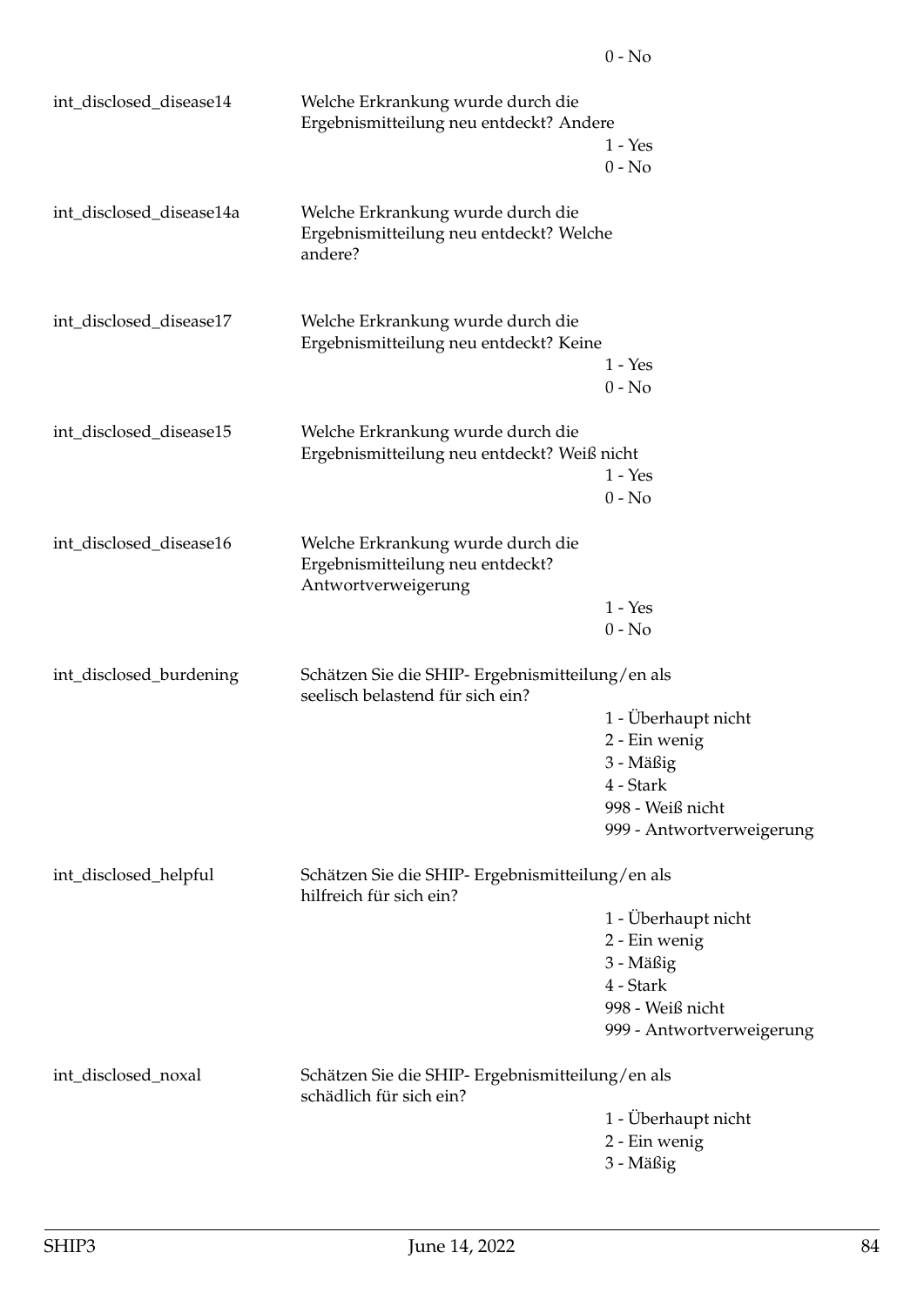0 - No

| | | |
|---|---|---|
| int_disclosed_disease14 | Welche Erkrankung wurde durch die Ergebnismitteilung neu entdeckt? Andere | 1 - Yes<br>0 - No |
| int_disclosed_disease14a | Welche Erkrankung wurde durch die Ergebnismitteilung neu entdeckt? Welche andere? | |
| int_disclosed_disease17 | Welche Erkrankung wurde durch die Ergebnismitteilung neu entdeckt? Keine | 1 - Yes<br>0 - No |
| int_disclosed_disease15 | Welche Erkrankung wurde durch die Ergebnismitteilung neu entdeckt? Weiß nicht | 1 - Yes<br>0 - No |
| int_disclosed_disease16 | Welche Erkrankung wurde durch die Ergebnismitteilung neu entdeckt? Antwortverweigerung | 1 - Yes<br>0 - No |
| int_disclosed_burdening | Schätzen Sie die SHIP- Ergebnismitteilung/en als seelisch belastend für sich ein? | 1 - Überhaupt nicht<br>2 - Ein wenig<br>3 - Mäßig<br>4 - Stark<br>998 - Weiß nicht<br>999 - Antwortverweigerung |
| int_disclosed_helpful | Schätzen Sie die SHIP- Ergebnismitteilung/en als hilfreich für sich ein? | 1 - Überhaupt nicht<br>2 - Ein wenig<br>3 - Mäßig<br>4 - Stark<br>998 - Weiß nicht<br>999 - Antwortverweigerung |
| int_disclosed_noxal | Schätzen Sie die SHIP- Ergebnismitteilung/en als schädlich für sich ein? | 1 - Überhaupt nicht<br>2 - Ein wenig<br>3 - Mäßig |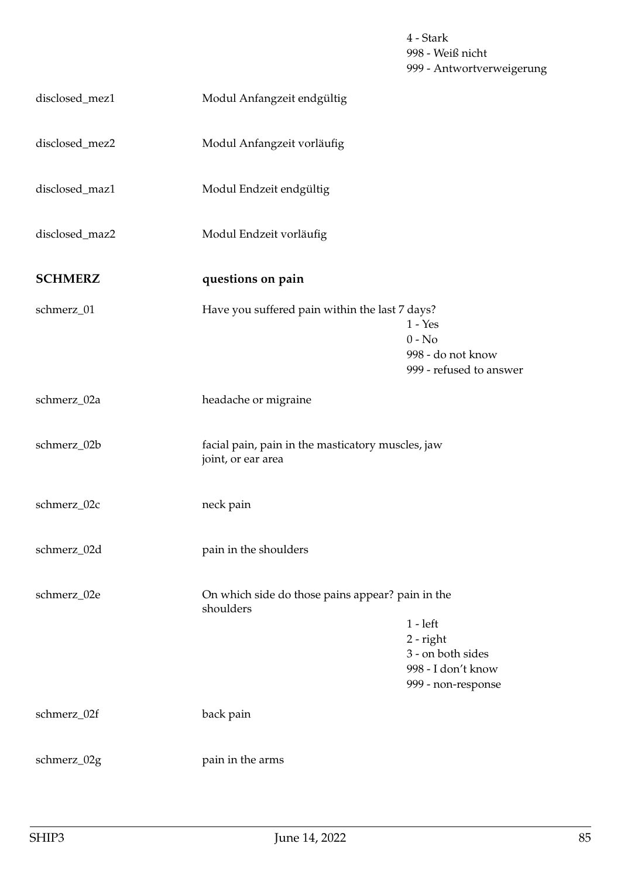|  |  |  |
|---|---|---|
|  |  | 4 - Stark<br>998 - Weiß nicht<br>999 - Antwortverweigerung |
| disclosed_mez1 | Modul Anfangzeit endgültig |  |
| disclosed_mez2 | Modul Anfangzeit vorläufig |  |
| disclosed_maz1 | Modul Endzeit endgültig |  |
| disclosed_maz2 | Modul Endzeit vorläufig |  |
| **SCHMERZ** | **questions on pain** |  |
| schmerz_01 | Have you suffered pain within the last 7 days? | 1 - Yes<br>0 - No<br>998 - do not know<br>999 - refused to answer |
| schmerz_02a | headache or migraine |  |
| schmerz_02b | facial pain, pain in the masticatory muscles, jaw joint, or ear area |  |
| schmerz_02c | neck pain |  |
| schmerz_02d | pain in the shoulders |  |
| schmerz_02e | On which side do those pains appear? pain in the shoulders | 1 - left<br>2 - right<br>3 - on both sides<br>998 - I don't know<br>999 - non-response |
| schmerz_02f | back pain |  |
| schmerz_02g | pain in the arms |  |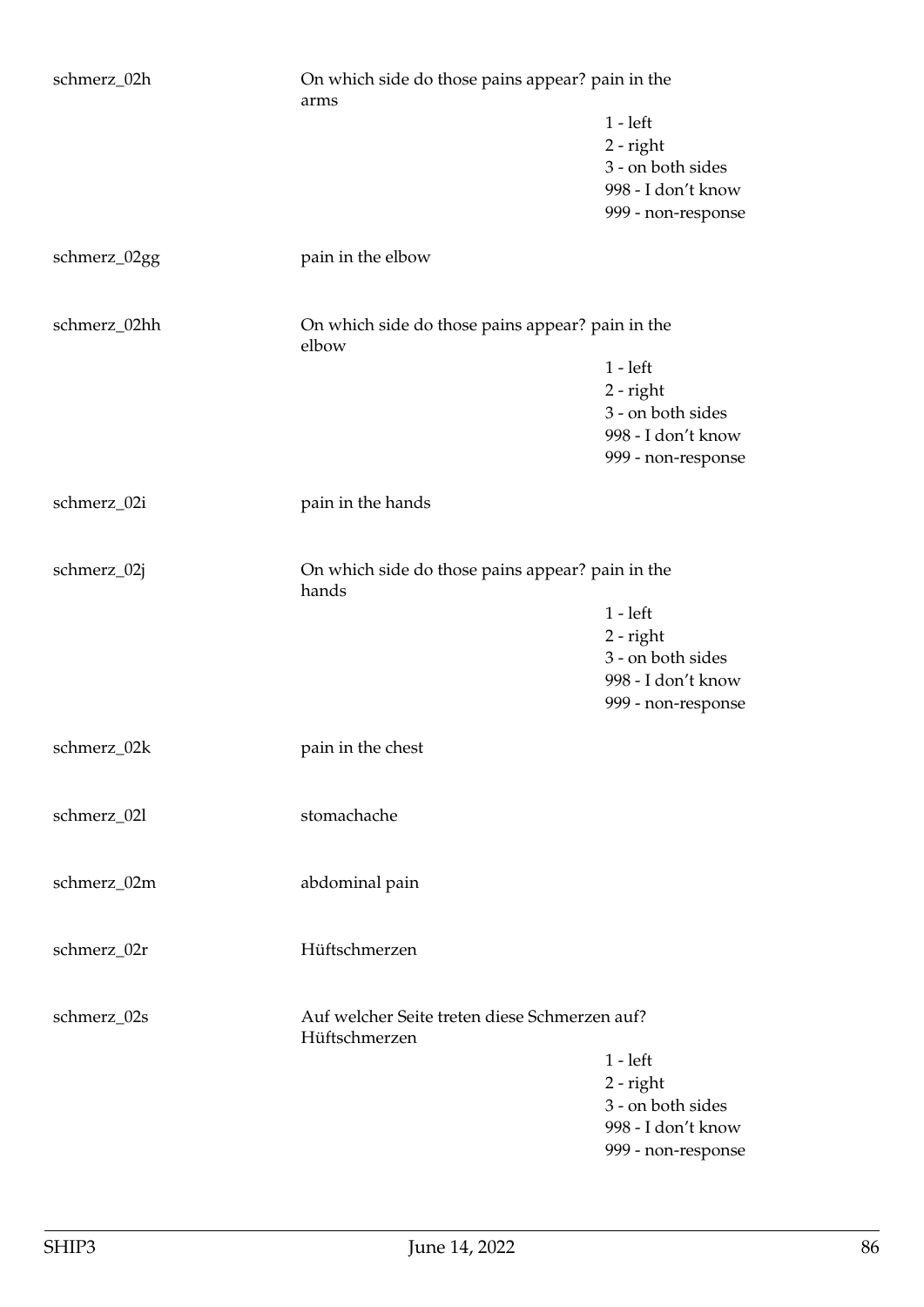schmerz_02h On which side do those pains appear? pain in the arms

- 1 - left
- 2 - right
- 3 - on both sides
- 998 - I don't know
- 999 - non-response

schmerz_02gg pain in the elbow

schmerz_02hh On which side do those pains appear? pain in the elbow

- 1 - left
- 2 - right
- 3 - on both sides
- 998 - I don't know
- 999 - non-response

schmerz_02i pain in the hands

schmerz_02j On which side do those pains appear? pain in the hands

- 1 - left
- 2 - right
- 3 - on both sides
- 998 - I don't know
- 999 - non-response

schmerz_02k pain in the chest

schmerz_02l stomachache

schmerz_02m abdominal pain

schmerz_02r Hüftschmerzen

schmerz_02s Auf welcher Seite treten diese Schmerzen auf? Hüftschmerzen

- 1 - left
- 2 - right
- 3 - on both sides
- 998 - I don't know
- 999 - non-response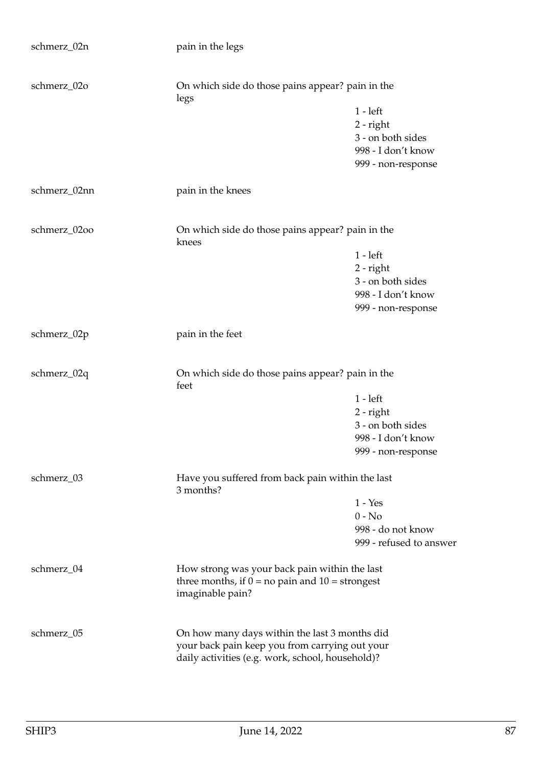| | | |
|---|---|---|
| schmerz_02n | pain in the legs | |
| schmerz_02o | On which side do those pains appear? pain in the legs | 1 - left<br>2 - right<br>3 - on both sides<br>998 - I don't know<br>999 - non-response |
| schmerz_02nn | pain in the knees | |
| schmerz_02oo | On which side do those pains appear? pain in the knees | 1 - left<br>2 - right<br>3 - on both sides<br>998 - I don't know<br>999 - non-response |
| schmerz_02p | pain in the feet | |
| schmerz_02q | On which side do those pains appear? pain in the feet | 1 - left<br>2 - right<br>3 - on both sides<br>998 - I don't know<br>999 - non-response |
| schmerz_03 | Have you suffered from back pain within the last 3 months? | 1 - Yes<br>0 - No<br>998 - do not know<br>999 - refused to answer |
| schmerz_04 | How strong was your back pain within the last three months, if 0 = no pain and 10 = strongest imaginable pain? | |
| schmerz_05 | On how many days within the last 3 months did your back pain keep you from carrying out your daily activities (e.g. work, school, household)? | |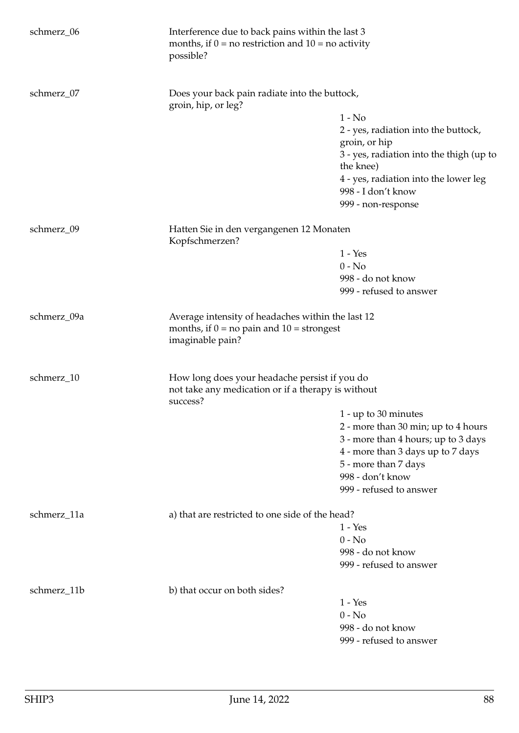schmerz_06 Interference due to back pains within the last 3 months, if 0 = no restriction and 10 = no activity possible?

schmerz_07 Does your back pain radiate into the buttock, groin, hip, or leg?

- 1 - No
- 2 - yes, radiation into the buttock, groin, or hip
- 3 - yes, radiation into the thigh (up to the knee)
- 4 - yes, radiation into the lower leg
- 998 - I don't know
- 999 - non-response

schmerz_09 Hatten Sie in den vergangenen 12 Monaten Kopfschmerzen?

- 1 - Yes
- 0 - No
- 998 - do not know
- 999 - refused to answer

schmerz_09a Average intensity of headaches within the last 12 months, if 0 = no pain and 10 = strongest imaginable pain?

schmerz_10 How long does your headache persist if you do not take any medication or if a therapy is without success?

- 1 - up to 30 minutes
- 2 - more than 30 min; up to 4 hours
- 3 - more than 4 hours; up to 3 days
- 4 - more than 3 days up to 7 days
- 5 - more than 7 days
- 998 - don't know
- 999 - refused to answer

schmerz_11a a) that are restricted to one side of the head?

- 1 - Yes
- 0 - No
- 998 - do not know
- 999 - refused to answer

schmerz_11b b) that occur on both sides?

- 1 - Yes
- 0 - No
- 998 - do not know
- 999 - refused to answer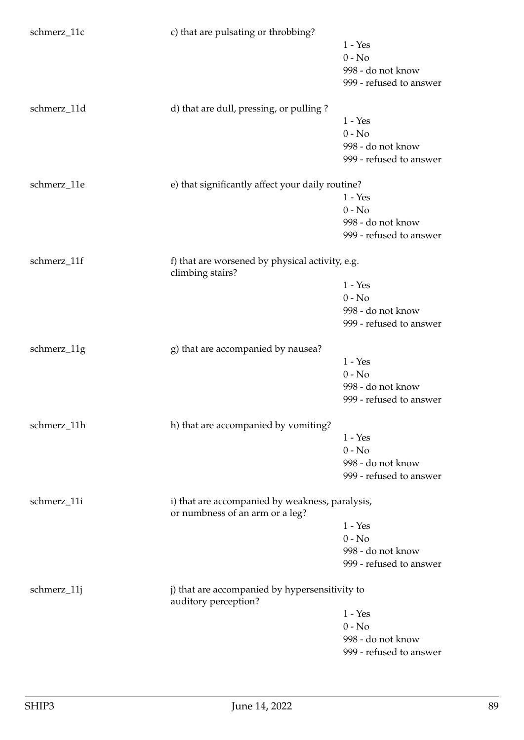schmerz_11c

c) that are pulsating or throbbing?

1 - Yes
0 - No
998 - do not know
999 - refused to answer

schmerz_11d

d) that are dull, pressing, or pulling ?

1 - Yes
0 - No
998 - do not know
999 - refused to answer

schmerz_11e

e) that significantly affect your daily routine?

1 - Yes
0 - No
998 - do not know
999 - refused to answer

schmerz_11f

f) that are worsened by physical activity, e.g. climbing stairs?

1 - Yes
0 - No
998 - do not know
999 - refused to answer

schmerz_11g

g) that are accompanied by nausea?

1 - Yes
0 - No
998 - do not know
999 - refused to answer

schmerz_11h

h) that are accompanied by vomiting?

1 - Yes
0 - No
998 - do not know
999 - refused to answer

schmerz_11i

i) that are accompanied by weakness, paralysis, or numbness of an arm or a leg?

1 - Yes
0 - No
998 - do not know
999 - refused to answer

schmerz_11j

j) that are accompanied by hypersensitivity to auditory perception?

1 - Yes
0 - No
998 - do not know
999 - refused to answer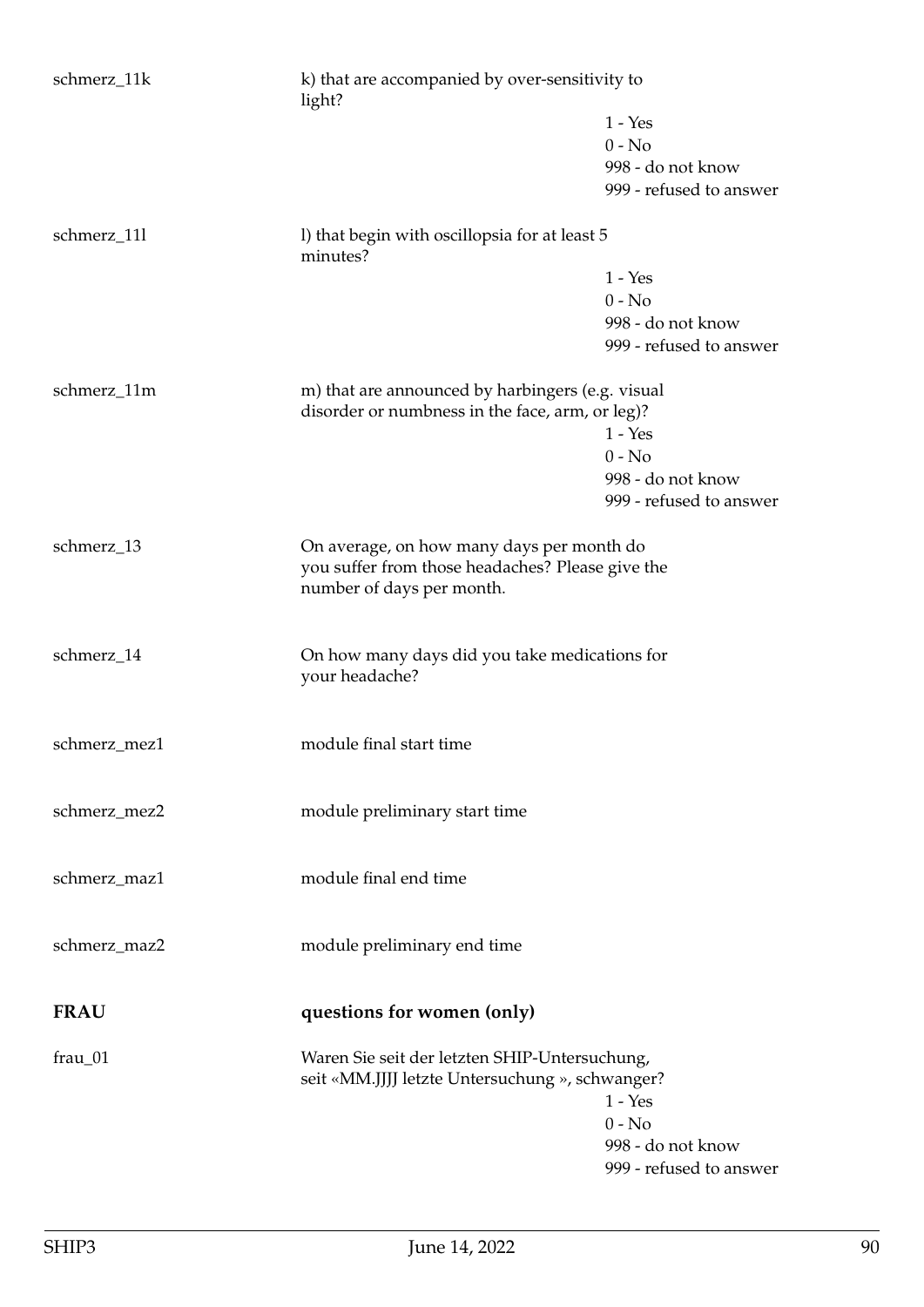| Variable | Description |
|---|---|
| schmerz_11k | k) that are accompanied by over-sensitivity to light?<br>1 - Yes<br>0 - No<br>998 - do not know<br>999 - refused to answer |
| schmerz_11l | l) that begin with oscillopsia for at least 5 minutes?<br>1 - Yes<br>0 - No<br>998 - do not know<br>999 - refused to answer |
| schmerz_11m | m) that are announced by harbingers (e.g. visual disorder or numbness in the face, arm, or leg)?<br>1 - Yes<br>0 - No<br>998 - do not know<br>999 - refused to answer |
| schmerz_13 | On average, on how many days per month do you suffer from those headaches? Please give the number of days per month. |
| schmerz_14 | On how many days did you take medications for your headache? |
| schmerz_mez1 | module final start time |
| schmerz_mez2 | module preliminary start time |
| schmerz_maz1 | module final end time |
| schmerz_maz2 | module preliminary end time |

## FRAU — questions for women (only)

| Variable | Description |
|---|---|
| frau_01 | Waren Sie seit der letzten SHIP-Untersuchung, seit «MM.JJJJ letzte Untersuchung », schwanger?<br>1 - Yes<br>0 - No<br>998 - do not know<br>999 - refused to answer |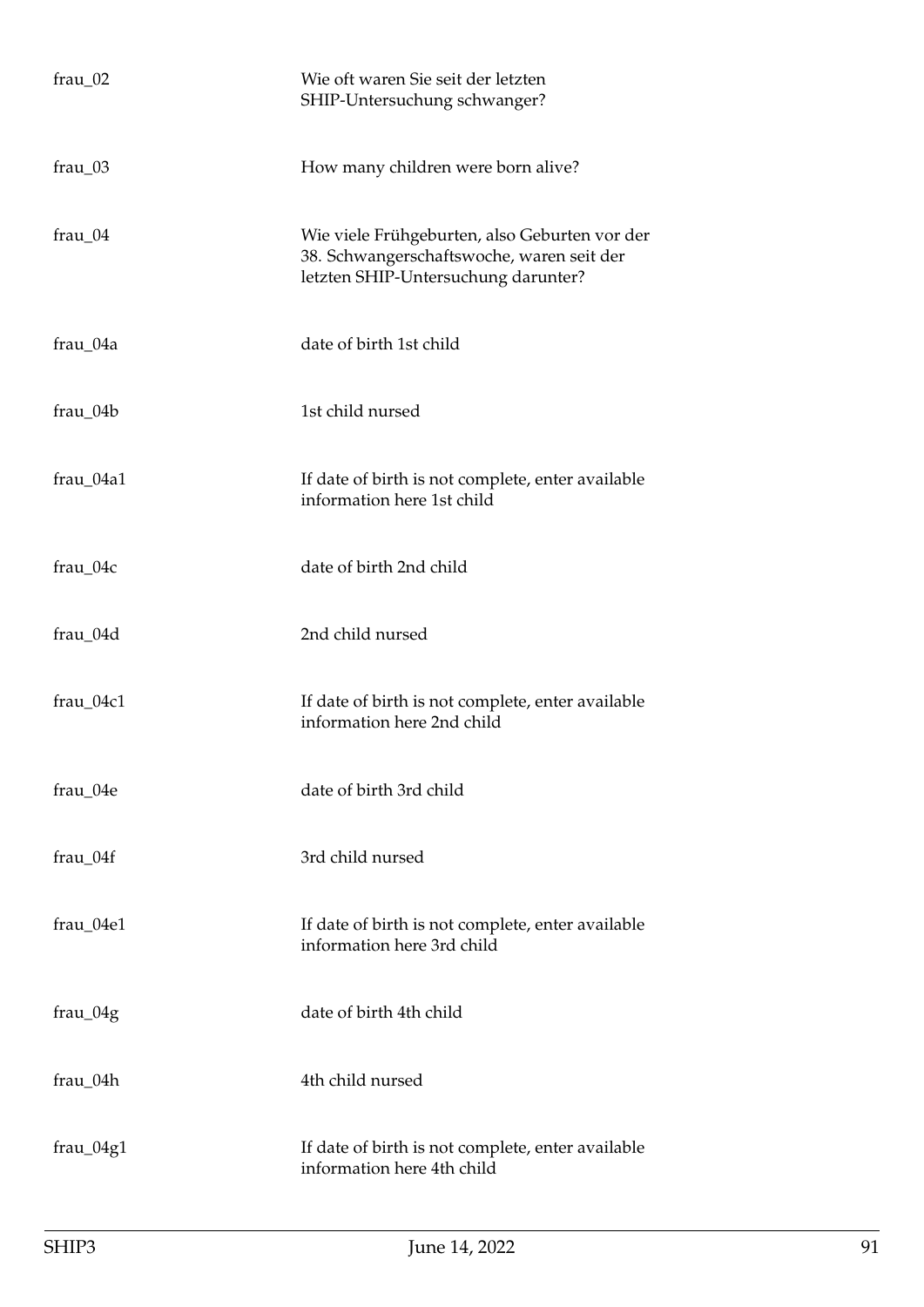| | |
|---|---|
| frau_02 | Wie oft waren Sie seit der letzten SHIP-Untersuchung schwanger? |
| frau_03 | How many children were born alive? |
| frau_04 | Wie viele Frühgeburten, also Geburten vor der 38. Schwangerschaftswoche, waren seit der letzten SHIP-Untersuchung darunter? |
| frau_04a | date of birth 1st child |
| frau_04b | 1st child nursed |
| frau_04a1 | If date of birth is not complete, enter available information here 1st child |
| frau_04c | date of birth 2nd child |
| frau_04d | 2nd child nursed |
| frau_04c1 | If date of birth is not complete, enter available information here 2nd child |
| frau_04e | date of birth 3rd child |
| frau_04f | 3rd child nursed |
| frau_04e1 | If date of birth is not complete, enter available information here 3rd child |
| frau_04g | date of birth 4th child |
| frau_04h | 4th child nursed |
| frau_04g1 | If date of birth is not complete, enter available information here 4th child |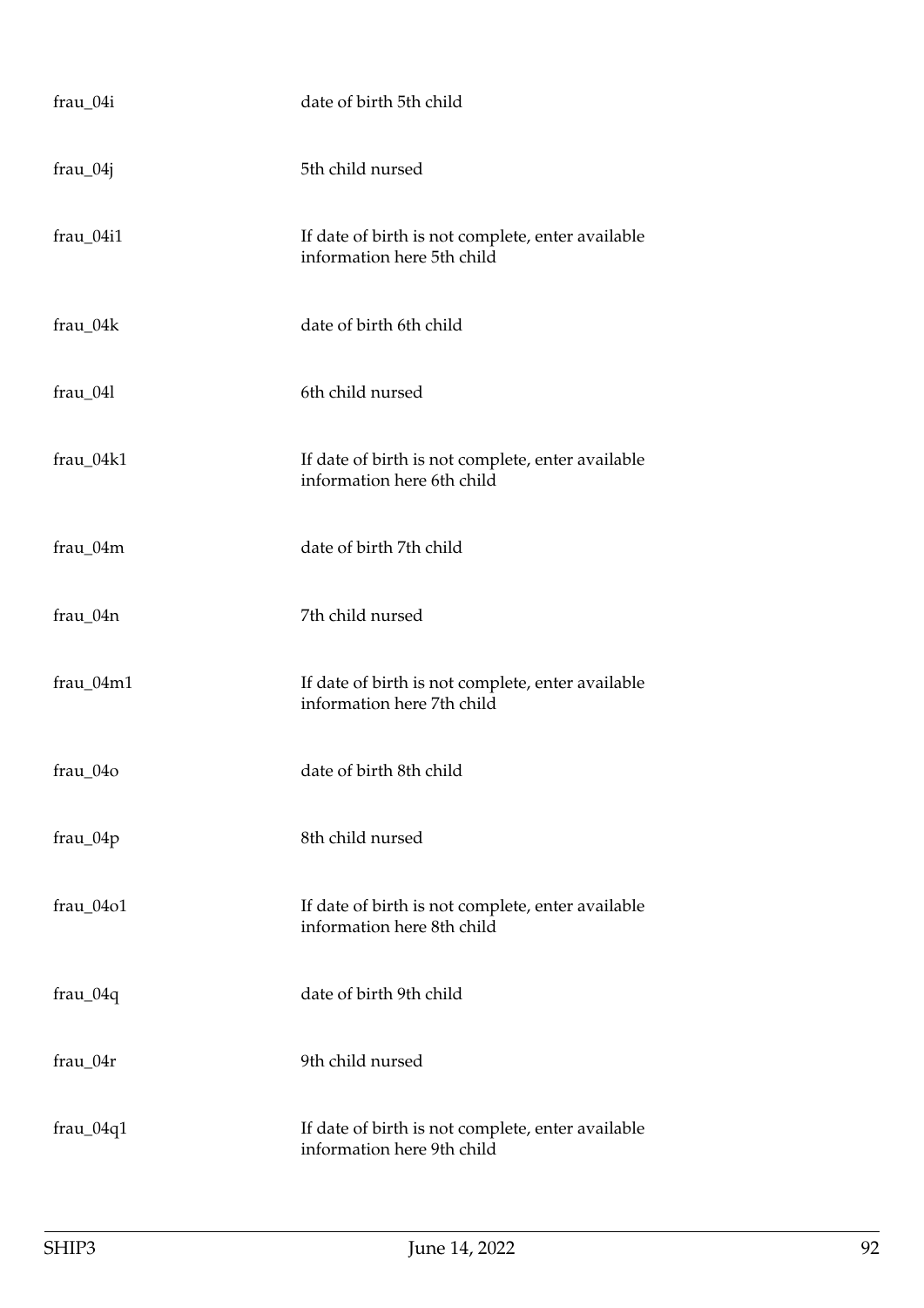| | |
|---|---|
| frau_04i | date of birth 5th child |
| frau_04j | 5th child nursed |
| frau_04i1 | If date of birth is not complete, enter available information here 5th child |
| frau_04k | date of birth 6th child |
| frau_04l | 6th child nursed |
| frau_04k1 | If date of birth is not complete, enter available information here 6th child |
| frau_04m | date of birth 7th child |
| frau_04n | 7th child nursed |
| frau_04m1 | If date of birth is not complete, enter available information here 7th child |
| frau_04o | date of birth 8th child |
| frau_04p | 8th child nursed |
| frau_04o1 | If date of birth is not complete, enter available information here 8th child |
| frau_04q | date of birth 9th child |
| frau_04r | 9th child nursed |
| frau_04q1 | If date of birth is not complete, enter available information here 9th child |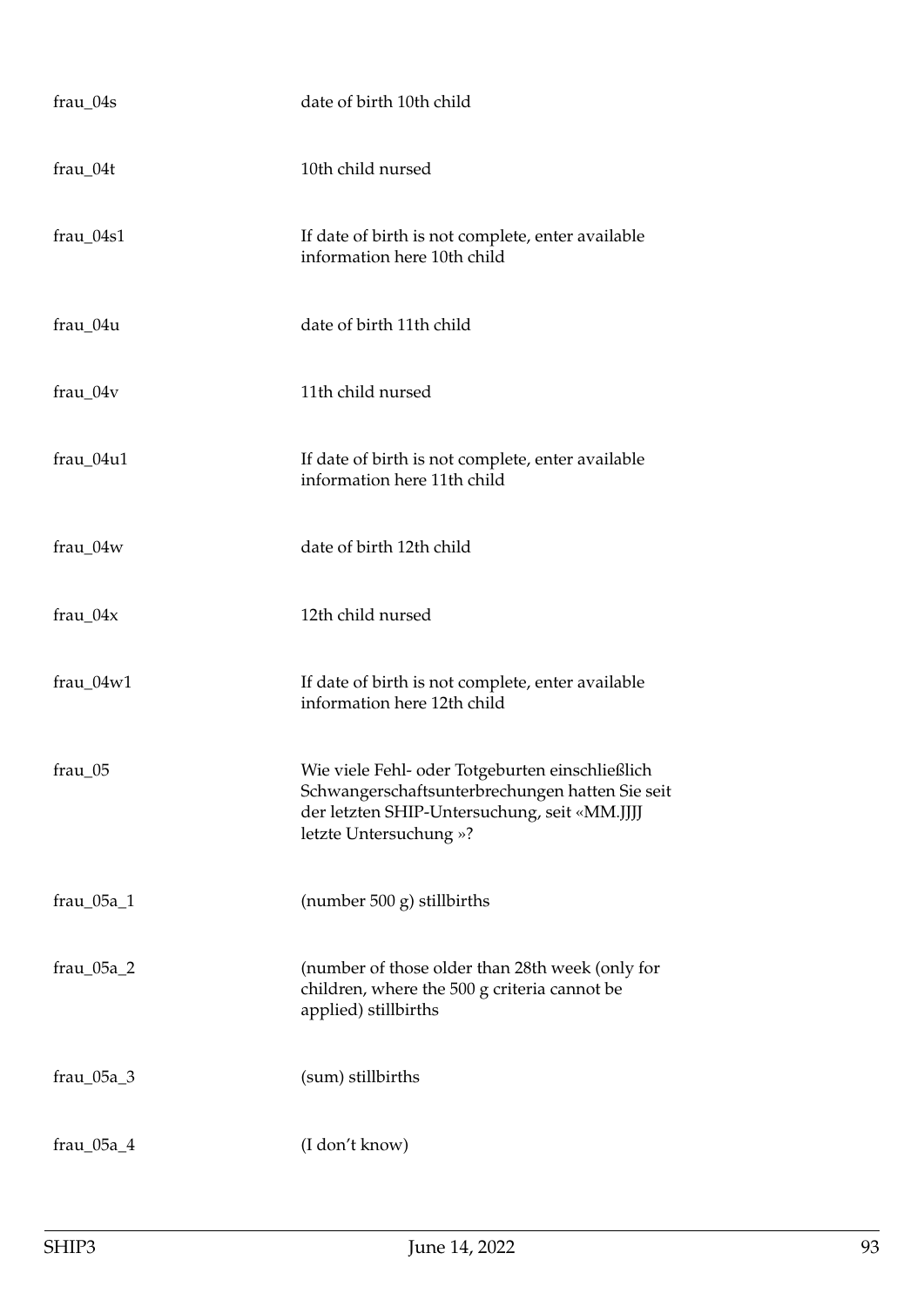| | |
|---|---|
| frau_04s | date of birth 10th child |
| frau_04t | 10th child nursed |
| frau_04s1 | If date of birth is not complete, enter available information here 10th child |
| frau_04u | date of birth 11th child |
| frau_04v | 11th child nursed |
| frau_04u1 | If date of birth is not complete, enter available information here 11th child |
| frau_04w | date of birth 12th child |
| frau_04x | 12th child nursed |
| frau_04w1 | If date of birth is not complete, enter available information here 12th child |
| frau_05 | Wie viele Fehl- oder Totgeburten einschließlich Schwangerschaftsunterbrechungen hatten Sie seit der letzten SHIP-Untersuchung, seit «MM.JJJJ letzte Untersuchung »? |
| frau_05a_1 | (number 500 g) stillbirths |
| frau_05a_2 | (number of those older than 28th week (only for children, where the 500 g criteria cannot be applied) stillbirths |
| frau_05a_3 | (sum) stillbirths |
| frau_05a_4 | (I don't know) |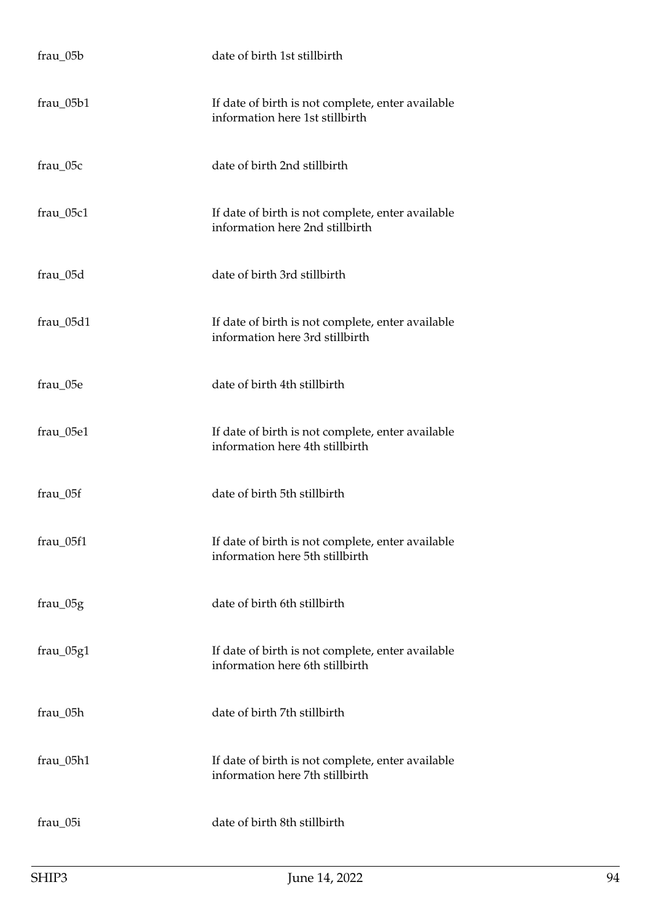| | |
|---|---|
| frau_05b | date of birth 1st stillbirth |
| frau_05b1 | If date of birth is not complete, enter available information here 1st stillbirth |
| frau_05c | date of birth 2nd stillbirth |
| frau_05c1 | If date of birth is not complete, enter available information here 2nd stillbirth |
| frau_05d | date of birth 3rd stillbirth |
| frau_05d1 | If date of birth is not complete, enter available information here 3rd stillbirth |
| frau_05e | date of birth 4th stillbirth |
| frau_05e1 | If date of birth is not complete, enter available information here 4th stillbirth |
| frau_05f | date of birth 5th stillbirth |
| frau_05f1 | If date of birth is not complete, enter available information here 5th stillbirth |
| frau_05g | date of birth 6th stillbirth |
| frau_05g1 | If date of birth is not complete, enter available information here 6th stillbirth |
| frau_05h | date of birth 7th stillbirth |
| frau_05h1 | If date of birth is not complete, enter available information here 7th stillbirth |
| frau_05i | date of birth 8th stillbirth |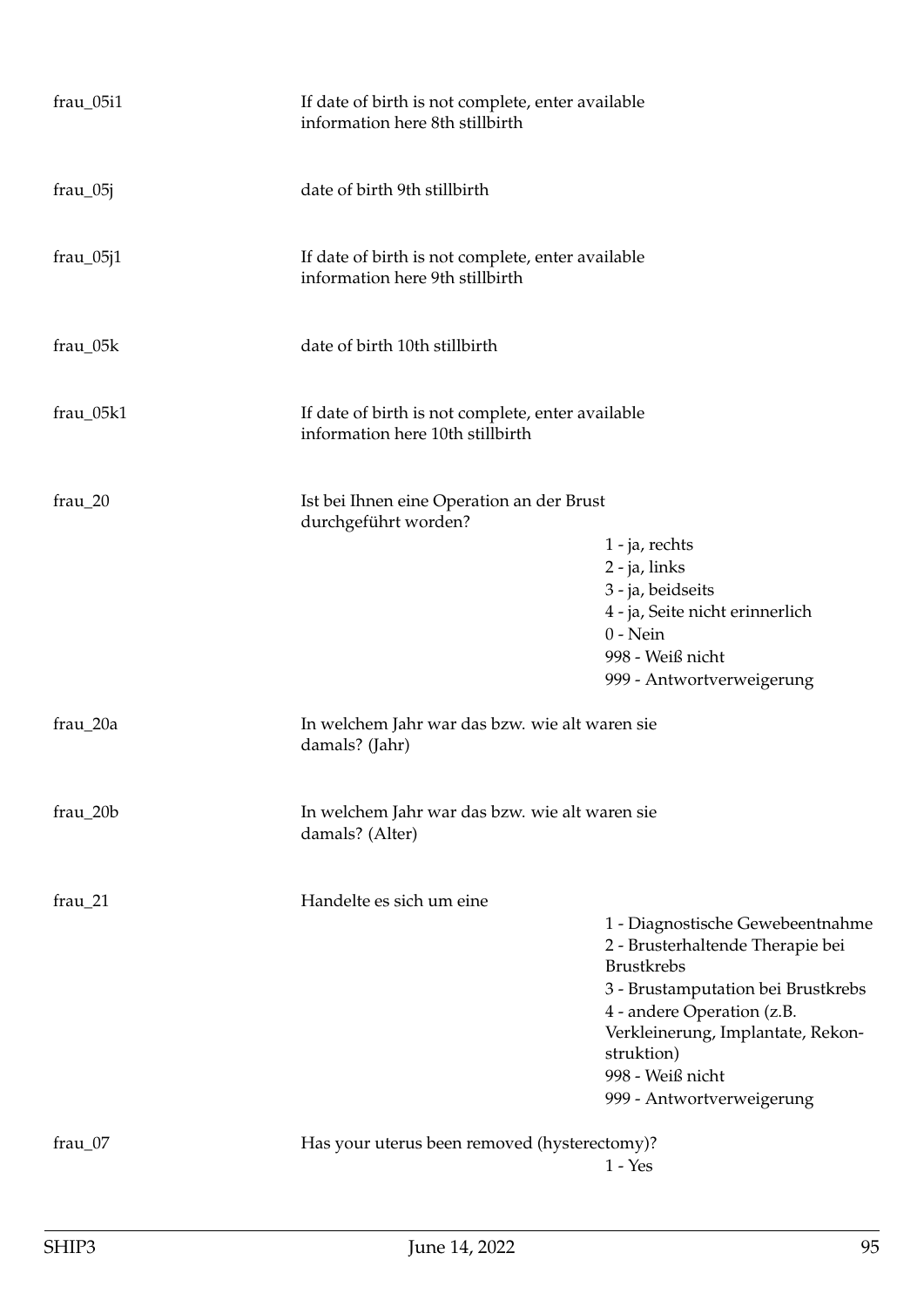| | | |
|---|---|---|
| frau_05i1 | If date of birth is not complete, enter available information here 8th stillbirth | |
| frau_05j | date of birth 9th stillbirth | |
| frau_05j1 | If date of birth is not complete, enter available information here 9th stillbirth | |
| frau_05k | date of birth 10th stillbirth | |
| frau_05k1 | If date of birth is not complete, enter available information here 10th stillbirth | |
| frau_20 | Ist bei Ihnen eine Operation an der Brust durchgeführt worden? | 1 - ja, rechts<br>2 - ja, links<br>3 - ja, beidseits<br>4 - ja, Seite nicht erinnerlich<br>0 - Nein<br>998 - Weiß nicht<br>999 - Antwortverweigerung |
| frau_20a | In welchem Jahr war das bzw. wie alt waren sie damals? (Jahr) | |
| frau_20b | In welchem Jahr war das bzw. wie alt waren sie damals? (Alter) | |
| frau_21 | Handelte es sich um eine | 1 - Diagnostische Gewebeentnahme<br>2 - Brusterhaltende Therapie bei Brustkrebs<br>3 - Brustamputation bei Brustkrebs<br>4 - andere Operation (z.B. Verkleinerung, Implantate, Rekonstruktion)<br>998 - Weiß nicht<br>999 - Antwortverweigerung |
| frau_07 | Has your uterus been removed (hysterectomy)? | 1 - Yes |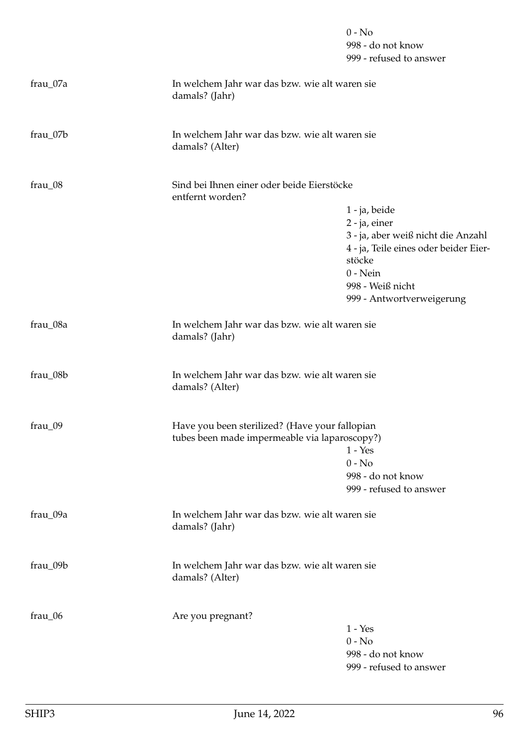| | | |
|---|---|---|
| | | 0 - No<br>998 - do not know<br>999 - refused to answer |
| frau_07a | In welchem Jahr war das bzw. wie alt waren sie damals? (Jahr) | |
| frau_07b | In welchem Jahr war das bzw. wie alt waren sie damals? (Alter) | |
| frau_08 | Sind bei Ihnen einer oder beide Eierstöcke entfernt worden? | 1 - ja, beide<br>2 - ja, einer<br>3 - ja, aber weiß nicht die Anzahl<br>4 - ja, Teile eines oder beider Eierstöcke<br>0 - Nein<br>998 - Weiß nicht<br>999 - Antwortverweigerung |
| frau_08a | In welchem Jahr war das bzw. wie alt waren sie damals? (Jahr) | |
| frau_08b | In welchem Jahr war das bzw. wie alt waren sie damals? (Alter) | |
| frau_09 | Have you been sterilized? (Have your fallopian tubes been made impermeable via laparoscopy?) | 1 - Yes<br>0 - No<br>998 - do not know<br>999 - refused to answer |
| frau_09a | In welchem Jahr war das bzw. wie alt waren sie damals? (Jahr) | |
| frau_09b | In welchem Jahr war das bzw. wie alt waren sie damals? (Alter) | |
| frau_06 | Are you pregnant? | 1 - Yes<br>0 - No<br>998 - do not know<br>999 - refused to answer |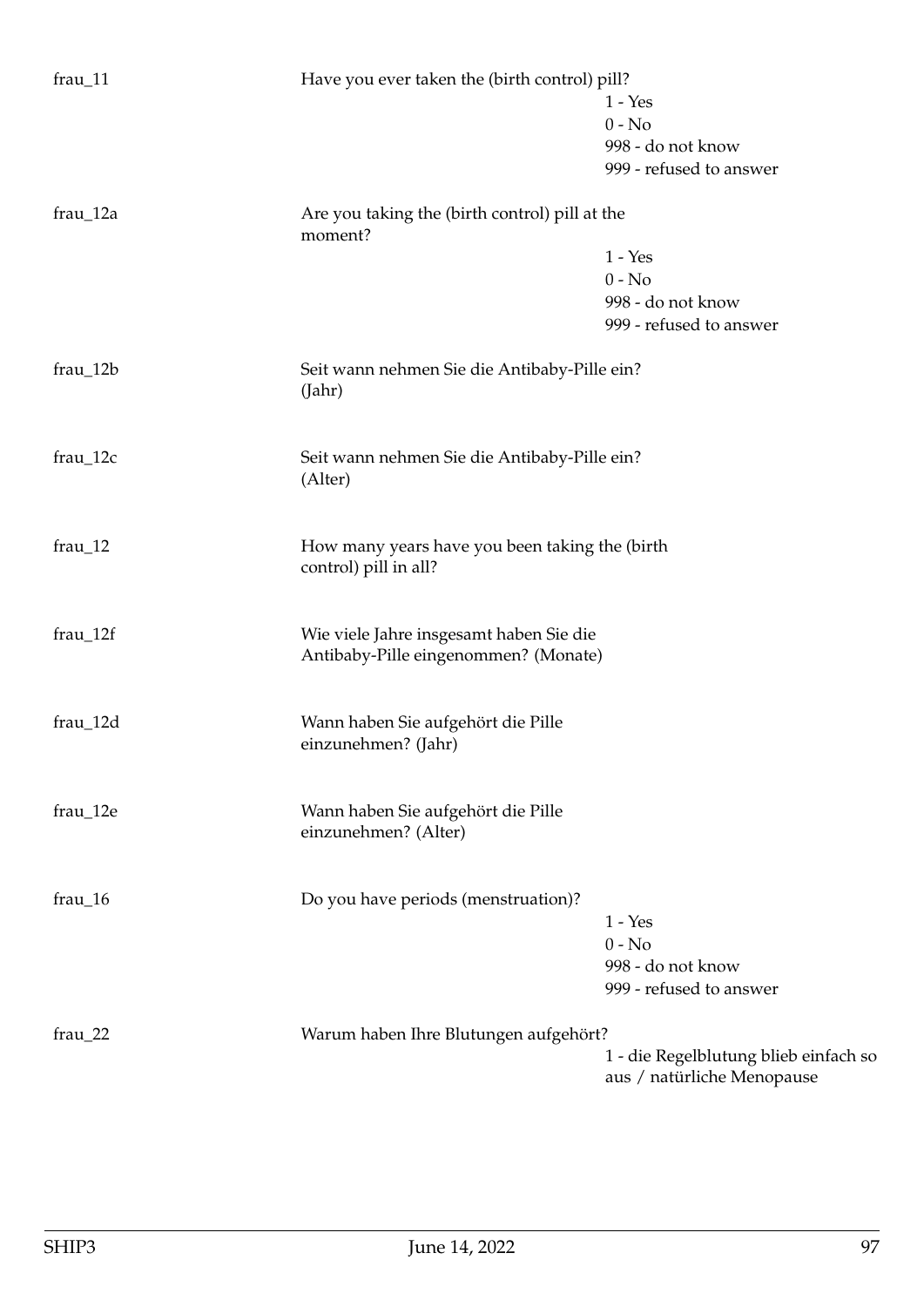| | | |
|---|---|---|
| frau_11 | Have you ever taken the (birth control) pill? | 1 - Yes<br>0 - No<br>998 - do not know<br>999 - refused to answer |
| frau_12a | Are you taking the (birth control) pill at the moment? | 1 - Yes<br>0 - No<br>998 - do not know<br>999 - refused to answer |
| frau_12b | Seit wann nehmen Sie die Antibaby-Pille ein? (Jahr) | |
| frau_12c | Seit wann nehmen Sie die Antibaby-Pille ein? (Alter) | |
| frau_12 | How many years have you been taking the (birth control) pill in all? | |
| frau_12f | Wie viele Jahre insgesamt haben Sie die Antibaby-Pille eingenommen? (Monate) | |
| frau_12d | Wann haben Sie aufgehört die Pille einzunehmen? (Jahr) | |
| frau_12e | Wann haben Sie aufgehört die Pille einzunehmen? (Alter) | |
| frau_16 | Do you have periods (menstruation)? | 1 - Yes<br>0 - No<br>998 - do not know<br>999 - refused to answer |
| frau_22 | Warum haben Ihre Blutungen aufgehört? | 1 - die Regelblutung blieb einfach so aus / natürliche Menopause |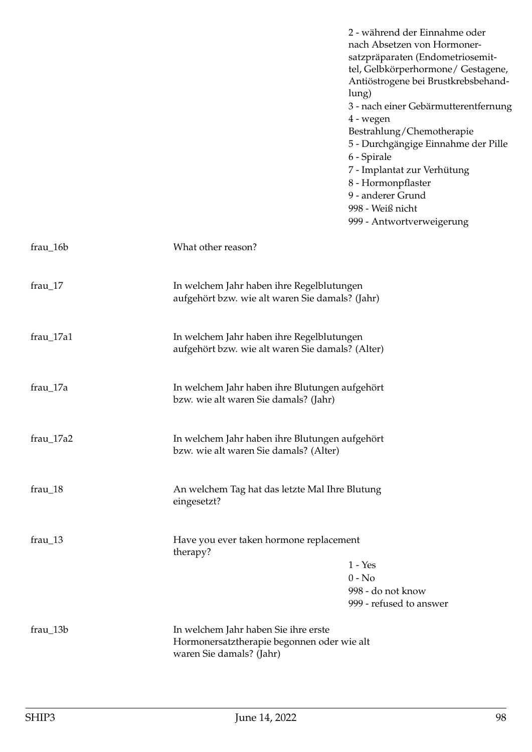| | | |
|---|---|---|
| | | 2 - während der Einnahme oder nach Absetzen von Hormonersatzpräparaten (Endometriosemittel, Gelbkörperhormone/ Gestagene, Antiöstrogene bei Brustkrebsbehandlung)<br>3 - nach einer Gebärmutterentfernung<br>4 - wegen Bestrahlung/Chemotherapie<br>5 - Durchgängige Einnahme der Pille<br>6 - Spirale<br>7 - Implantat zur Verhütung<br>8 - Hormonpflaster<br>9 - anderer Grund<br>998 - Weiß nicht<br>999 - Antwortverweigerung |
| frau_16b | What other reason? | |
| frau_17 | In welchem Jahr haben ihre Regelblutungen aufgehört bzw. wie alt waren Sie damals? (Jahr) | |
| frau_17a1 | In welchem Jahr haben ihre Regelblutungen aufgehört bzw. wie alt waren Sie damals? (Alter) | |
| frau_17a | In welchem Jahr haben ihre Blutungen aufgehört bzw. wie alt waren Sie damals? (Jahr) | |
| frau_17a2 | In welchem Jahr haben ihre Blutungen aufgehört bzw. wie alt waren Sie damals? (Alter) | |
| frau_18 | An welchem Tag hat das letzte Mal Ihre Blutung eingesetzt? | |
| frau_13 | Have you ever taken hormone replacement therapy? | 1 - Yes<br>0 - No<br>998 - do not know<br>999 - refused to answer |
| frau_13b | In welchem Jahr haben Sie ihre erste Hormonersatztherapie begonnen oder wie alt waren Sie damals? (Jahr) | |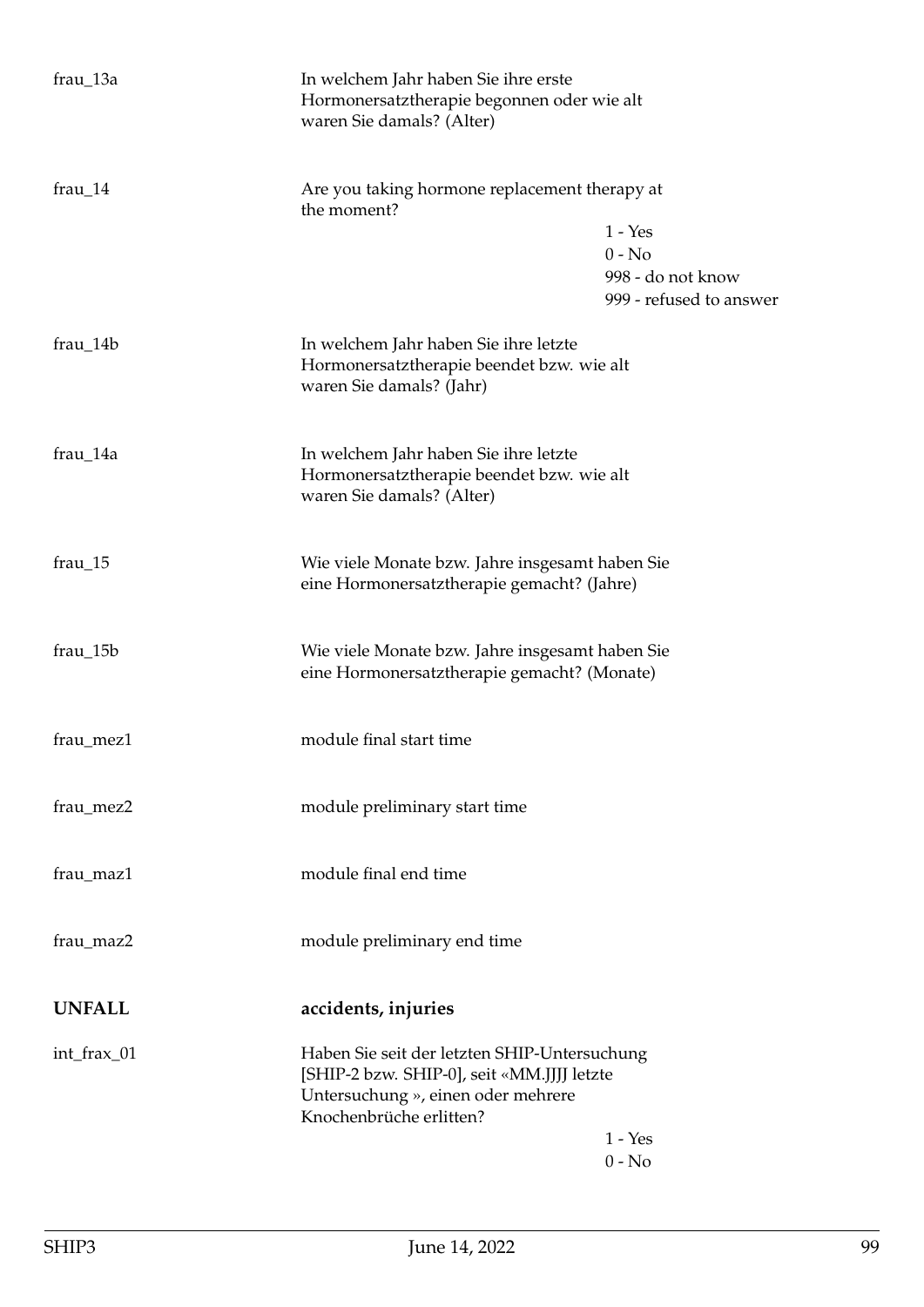| | | |
|---|---|---|
| frau_13a | In welchem Jahr haben Sie ihre erste Hormonersatztherapie begonnen oder wie alt waren Sie damals? (Alter) | |
| frau_14 | Are you taking hormone replacement therapy at the moment? | 1 - Yes<br>0 - No<br>998 - do not know<br>999 - refused to answer |
| frau_14b | In welchem Jahr haben Sie ihre letzte Hormonersatztherapie beendet bzw. wie alt waren Sie damals? (Jahr) | |
| frau_14a | In welchem Jahr haben Sie ihre letzte Hormonersatztherapie beendet bzw. wie alt waren Sie damals? (Alter) | |
| frau_15 | Wie viele Monate bzw. Jahre insgesamt haben Sie eine Hormonersatztherapie gemacht? (Jahre) | |
| frau_15b | Wie viele Monate bzw. Jahre insgesamt haben Sie eine Hormonersatztherapie gemacht? (Monate) | |
| frau_mez1 | module final start time | |
| frau_mez2 | module preliminary start time | |
| frau_maz1 | module final end time | |
| frau_maz2 | module preliminary end time | |

## UNFALL — accidents, injuries

| | | |
|---|---|---|
| int_frax_01 | Haben Sie seit der letzten SHIP-Untersuchung [SHIP-2 bzw. SHIP-0], seit «MM.JJJJ letzte Untersuchung », einen oder mehrere Knochenbrüche erlitten? | 1 - Yes<br>0 - No |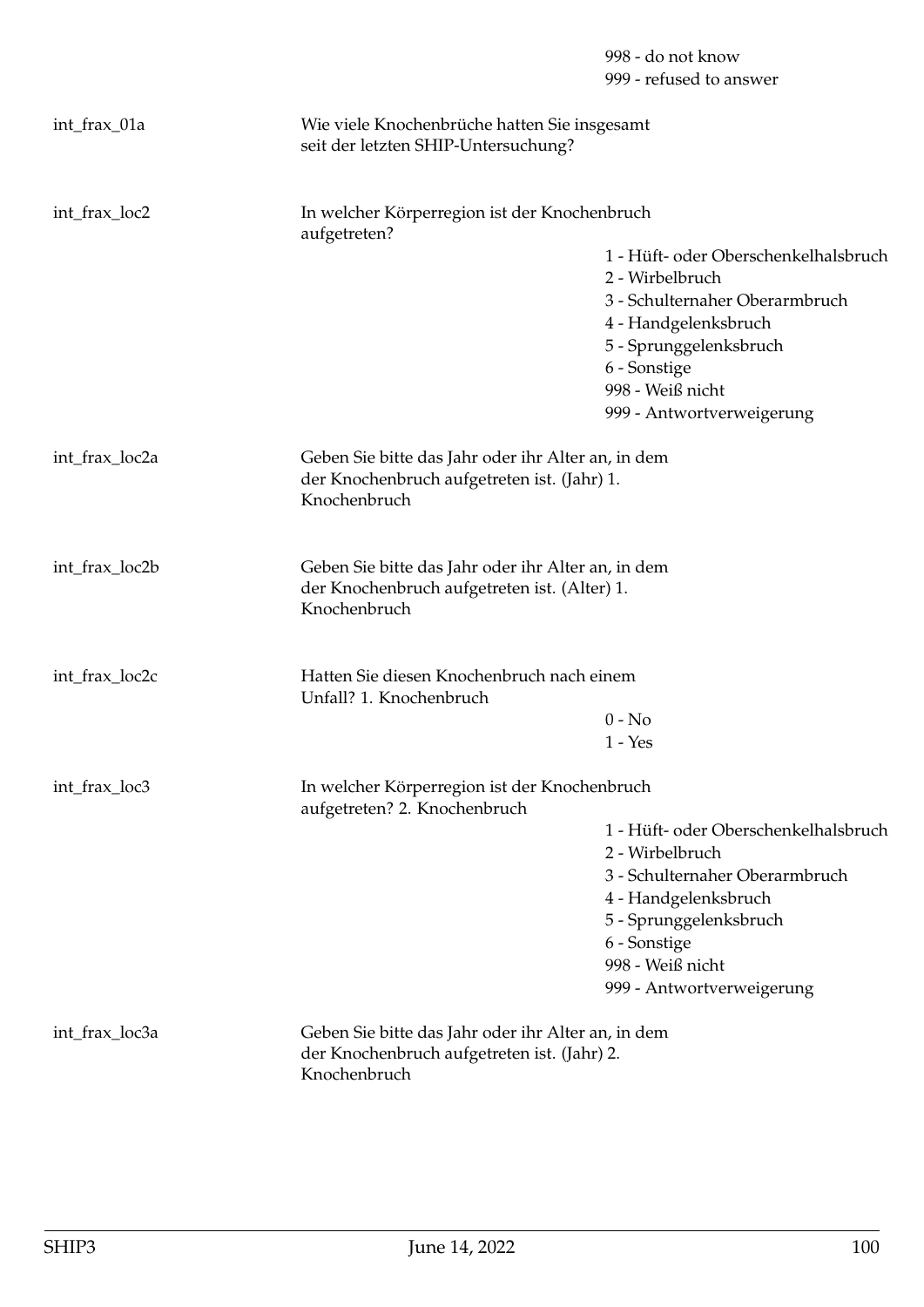| | | |
|---|---|---|
| | | 998 - do not know |
| | | 999 - refused to answer |
| int_frax_01a | Wie viele Knochenbrüche hatten Sie insgesamt seit der letzten SHIP-Untersuchung? | |
| int_frax_loc2 | In welcher Körperregion ist der Knochenbruch aufgetreten? | |
| | | 1 - Hüft- oder Oberschenkelhalsbruch |
| | | 2 - Wirbelbruch |
| | | 3 - Schulternaher Oberarmbruch |
| | | 4 - Handgelenksbruch |
| | | 5 - Sprunggelenksbruch |
| | | 6 - Sonstige |
| | | 998 - Weiß nicht |
| | | 999 - Antwortverweigerung |
| int_frax_loc2a | Geben Sie bitte das Jahr oder ihr Alter an, in dem der Knochenbruch aufgetreten ist. (Jahr) 1. Knochenbruch | |
| int_frax_loc2b | Geben Sie bitte das Jahr oder ihr Alter an, in dem der Knochenbruch aufgetreten ist. (Alter) 1. Knochenbruch | |
| int_frax_loc2c | Hatten Sie diesen Knochenbruch nach einem Unfall? 1. Knochenbruch | |
| | | 0 - No |
| | | 1 - Yes |
| int_frax_loc3 | In welcher Körperregion ist der Knochenbruch aufgetreten? 2. Knochenbruch | |
| | | 1 - Hüft- oder Oberschenkelhalsbruch |
| | | 2 - Wirbelbruch |
| | | 3 - Schulternaher Oberarmbruch |
| | | 4 - Handgelenksbruch |
| | | 5 - Sprunggelenksbruch |
| | | 6 - Sonstige |
| | | 998 - Weiß nicht |
| | | 999 - Antwortverweigerung |
| int_frax_loc3a | Geben Sie bitte das Jahr oder ihr Alter an, in dem der Knochenbruch aufgetreten ist. (Jahr) 2. Knochenbruch | |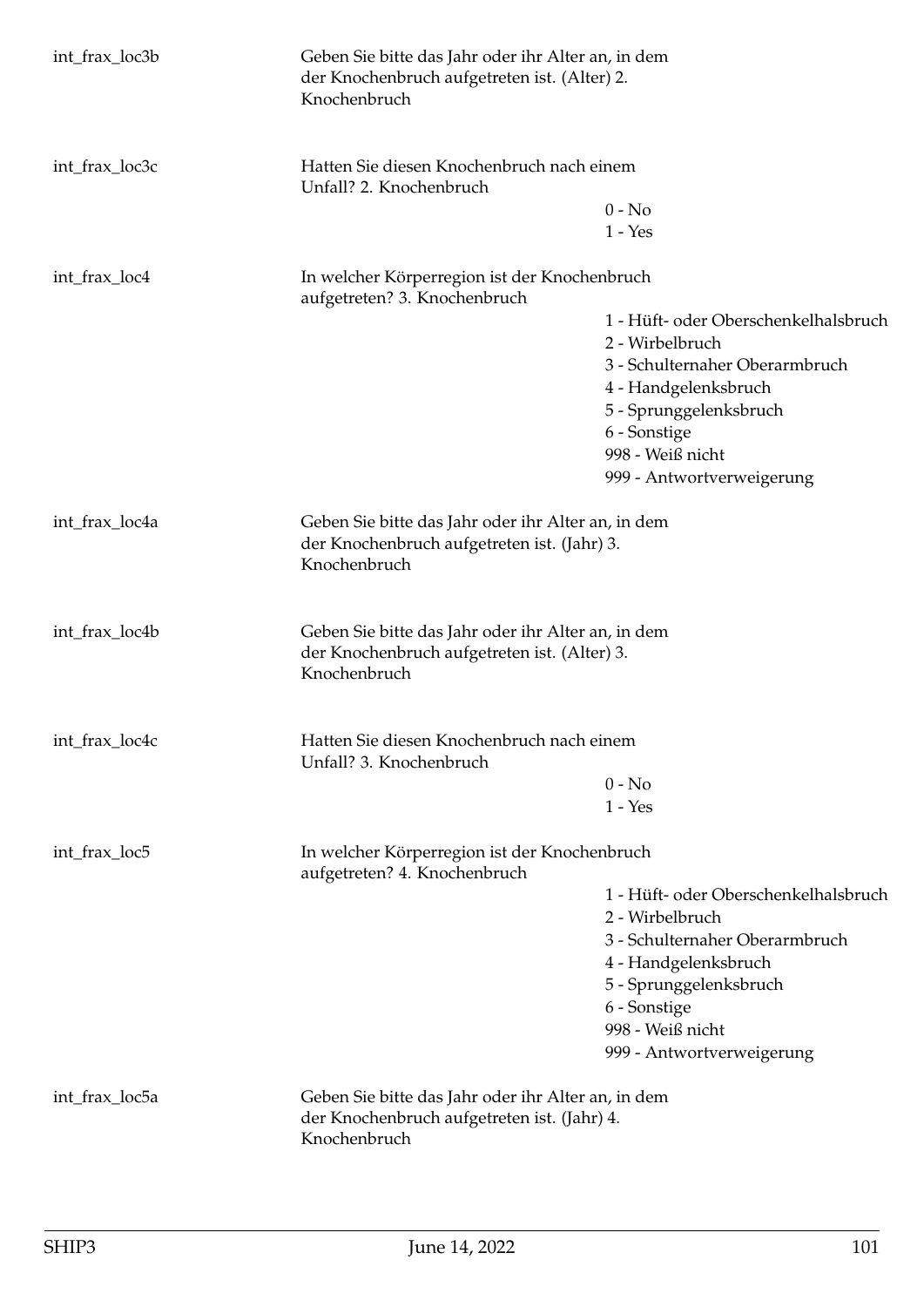| Variable | Description | Values |
|---|---|---|
| int_frax_loc3b | Geben Sie bitte das Jahr oder ihr Alter an, in dem der Knochenbruch aufgetreten ist. (Alter) 2. Knochenbruch | |
| int_frax_loc3c | Hatten Sie diesen Knochenbruch nach einem Unfall? 2. Knochenbruch | 0 - No<br>1 - Yes |
| int_frax_loc4 | In welcher Körperregion ist der Knochenbruch aufgetreten? 3. Knochenbruch | 1 - Hüft- oder Oberschenkelhalsbruch<br>2 - Wirbelbruch<br>3 - Schulternaher Oberarmbruch<br>4 - Handgelenksbruch<br>5 - Sprunggelenksbruch<br>6 - Sonstige<br>998 - Weiß nicht<br>999 - Antwortverweigerung |
| int_frax_loc4a | Geben Sie bitte das Jahr oder ihr Alter an, in dem der Knochenbruch aufgetreten ist. (Jahr) 3. Knochenbruch | |
| int_frax_loc4b | Geben Sie bitte das Jahr oder ihr Alter an, in dem der Knochenbruch aufgetreten ist. (Alter) 3. Knochenbruch | |
| int_frax_loc4c | Hatten Sie diesen Knochenbruch nach einem Unfall? 3. Knochenbruch | 0 - No<br>1 - Yes |
| int_frax_loc5 | In welcher Körperregion ist der Knochenbruch aufgetreten? 4. Knochenbruch | 1 - Hüft- oder Oberschenkelhalsbruch<br>2 - Wirbelbruch<br>3 - Schulternaher Oberarmbruch<br>4 - Handgelenksbruch<br>5 - Sprunggelenksbruch<br>6 - Sonstige<br>998 - Weiß nicht<br>999 - Antwortverweigerung |
| int_frax_loc5a | Geben Sie bitte das Jahr oder ihr Alter an, in dem der Knochenbruch aufgetreten ist. (Jahr) 4. Knochenbruch | |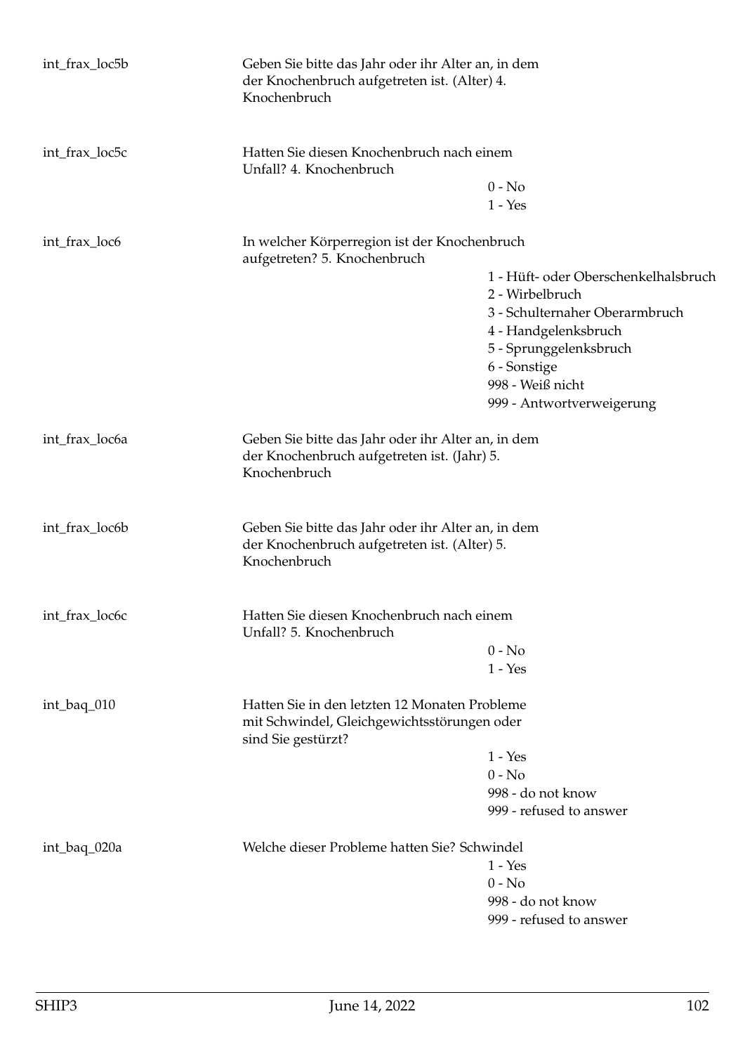| | | |
|---|---|---|
| int_frax_loc5b | Geben Sie bitte das Jahr oder ihr Alter an, in dem der Knochenbruch aufgetreten ist. (Alter) 4. Knochenbruch | |
| int_frax_loc5c | Hatten Sie diesen Knochenbruch nach einem Unfall? 4. Knochenbruch | 0 - No<br>1 - Yes |
| int_frax_loc6 | In welcher Körperregion ist der Knochenbruch aufgetreten? 5. Knochenbruch | 1 - Hüft- oder Oberschenkelhalsbruch<br>2 - Wirbelbruch<br>3 - Schulternaher Oberarmbruch<br>4 - Handgelenksbruch<br>5 - Sprunggelenksbruch<br>6 - Sonstige<br>998 - Weiß nicht<br>999 - Antwortverweigerung |
| int_frax_loc6a | Geben Sie bitte das Jahr oder ihr Alter an, in dem der Knochenbruch aufgetreten ist. (Jahr) 5. Knochenbruch | |
| int_frax_loc6b | Geben Sie bitte das Jahr oder ihr Alter an, in dem der Knochenbruch aufgetreten ist. (Alter) 5. Knochenbruch | |
| int_frax_loc6c | Hatten Sie diesen Knochenbruch nach einem Unfall? 5. Knochenbruch | 0 - No<br>1 - Yes |
| int_baq_010 | Hatten Sie in den letzten 12 Monaten Probleme mit Schwindel, Gleichgewichtsstörungen oder sind Sie gestürzt? | 1 - Yes<br>0 - No<br>998 - do not know<br>999 - refused to answer |
| int_baq_020a | Welche dieser Probleme hatten Sie? Schwindel | 1 - Yes<br>0 - No<br>998 - do not know<br>999 - refused to answer |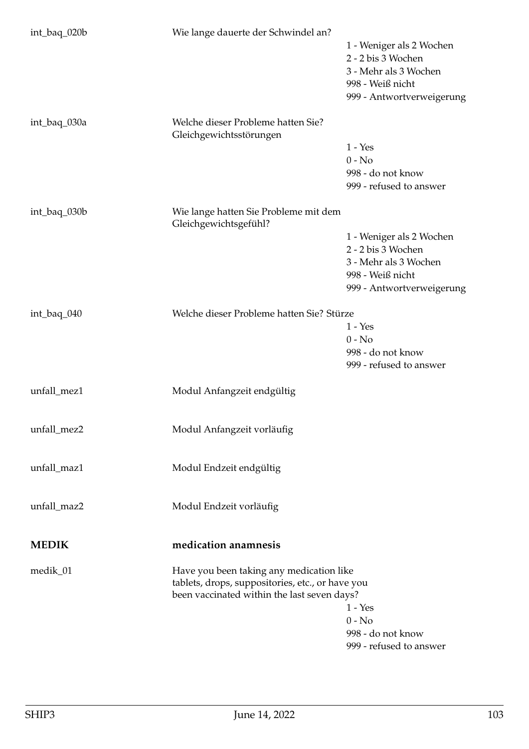int_baq_020b | Wie lange dauerte der Schwindel an?

- 1 - Weniger als 2 Wochen
- 2 - 2 bis 3 Wochen
- 3 - Mehr als 3 Wochen
- 998 - Weiß nicht
- 999 - Antwortverweigerung

int_baq_030a | Welche dieser Probleme hatten Sie? Gleichgewichtsstörungen

- 1 - Yes
- 0 - No
- 998 - do not know
- 999 - refused to answer

int_baq_030b | Wie lange hatten Sie Probleme mit dem Gleichgewichtsgefühl?

- 1 - Weniger als 2 Wochen
- 2 - 2 bis 3 Wochen
- 3 - Mehr als 3 Wochen
- 998 - Weiß nicht
- 999 - Antwortverweigerung

int_baq_040 | Welche dieser Probleme hatten Sie? Stürze

- 1 - Yes
- 0 - No
- 998 - do not know
- 999 - refused to answer

unfall_mez1 | Modul Anfangzeit endgültig

unfall_mez2 | Modul Anfangzeit vorläufig

unfall_maz1 | Modul Endzeit endgültig

unfall_maz2 | Modul Endzeit vorläufig

## MEDIK | medication anamnesis

medik_01 | Have you been taking any medication like tablets, drops, suppositories, etc., or have you been vaccinated within the last seven days?

- 1 - Yes
- 0 - No
- 998 - do not know
- 999 - refused to answer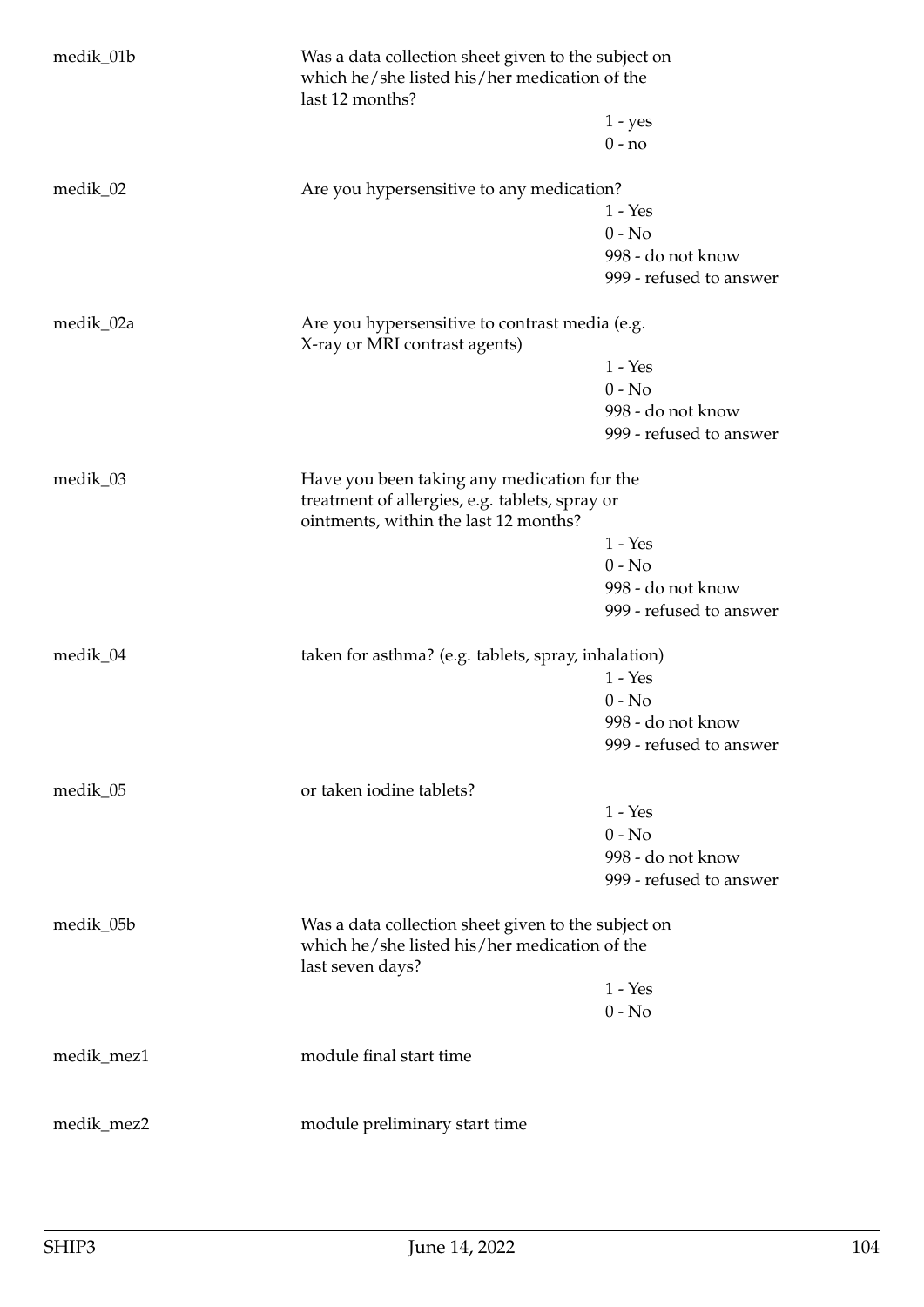| Variable | Description | Values |
|---|---|---|
| medik_01b | Was a data collection sheet given to the subject on which he/she listed his/her medication of the last 12 months? | 1 - yes<br>0 - no |
| medik_02 | Are you hypersensitive to any medication? | 1 - Yes<br>0 - No<br>998 - do not know<br>999 - refused to answer |
| medik_02a | Are you hypersensitive to contrast media (e.g. X-ray or MRI contrast agents) | 1 - Yes<br>0 - No<br>998 - do not know<br>999 - refused to answer |
| medik_03 | Have you been taking any medication for the treatment of allergies, e.g. tablets, spray or ointments, within the last 12 months? | 1 - Yes<br>0 - No<br>998 - do not know<br>999 - refused to answer |
| medik_04 | taken for asthma? (e.g. tablets, spray, inhalation) | 1 - Yes<br>0 - No<br>998 - do not know<br>999 - refused to answer |
| medik_05 | or taken iodine tablets? | 1 - Yes<br>0 - No<br>998 - do not know<br>999 - refused to answer |
| medik_05b | Was a data collection sheet given to the subject on which he/she listed his/her medication of the last seven days? | 1 - Yes<br>0 - No |
| medik_mez1 | module final start time | |
| medik_mez2 | module preliminary start time | |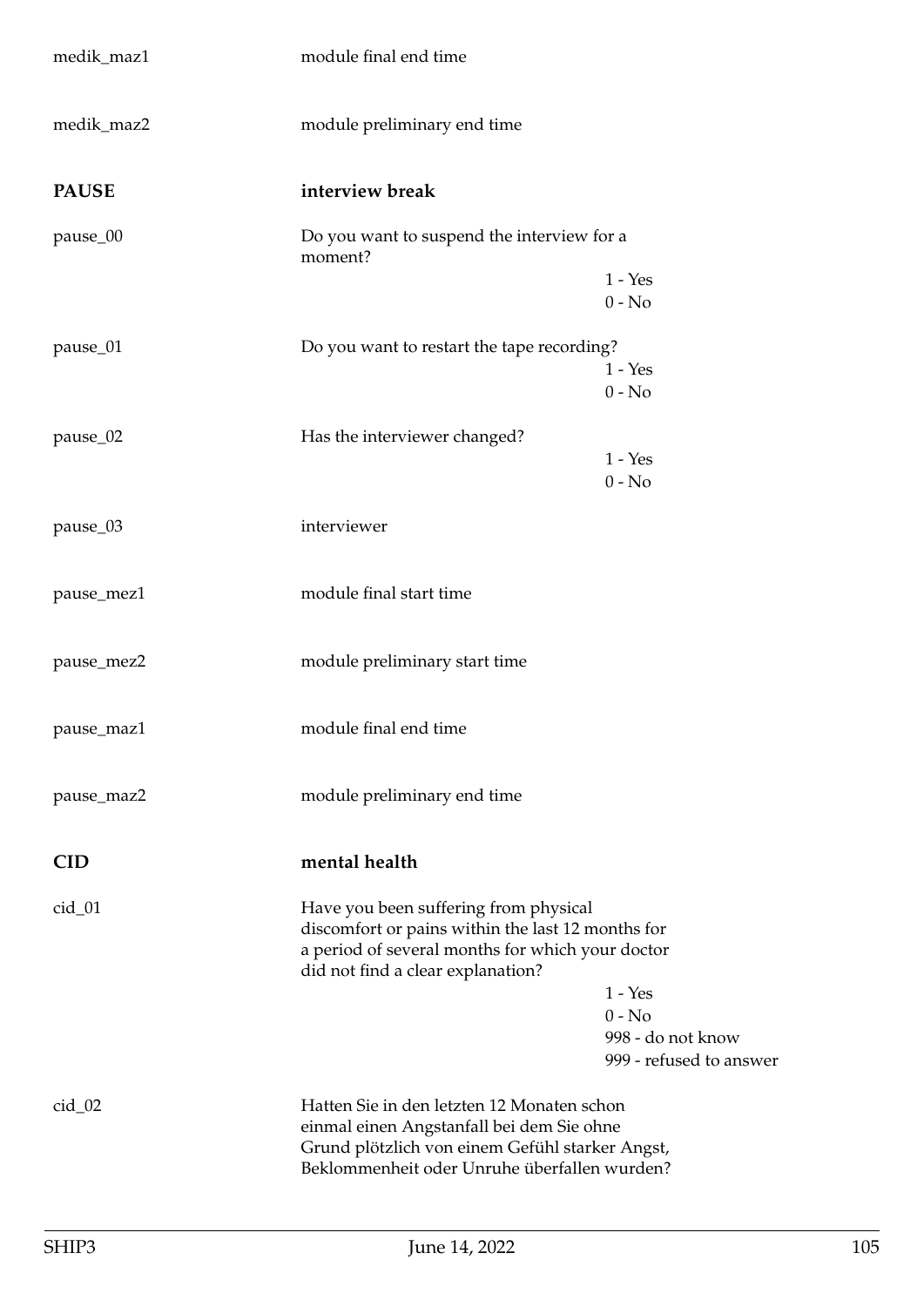| | | |
|---|---|---|
| medik_maz1 | module final end time | |
| medik_maz2 | module preliminary end time | |
| **PAUSE** | **interview break** | |
| pause_00 | Do you want to suspend the interview for a moment? | 1 - Yes<br>0 - No |
| pause_01 | Do you want to restart the tape recording? | 1 - Yes<br>0 - No |
| pause_02 | Has the interviewer changed? | 1 - Yes<br>0 - No |
| pause_03 | interviewer | |
| pause_mez1 | module final start time | |
| pause_mez2 | module preliminary start time | |
| pause_maz1 | module final end time | |
| pause_maz2 | module preliminary end time | |
| **CID** | **mental health** | |
| cid_01 | Have you been suffering from physical discomfort or pains within the last 12 months for a period of several months for which your doctor did not find a clear explanation? | 1 - Yes<br>0 - No<br>998 - do not know<br>999 - refused to answer |
| cid_02 | Hatten Sie in den letzten 12 Monaten schon einmal einen Angstanfall bei dem Sie ohne Grund plötzlich von einem Gefühl starker Angst, Beklommenheit oder Unruhe überfallen wurden? | |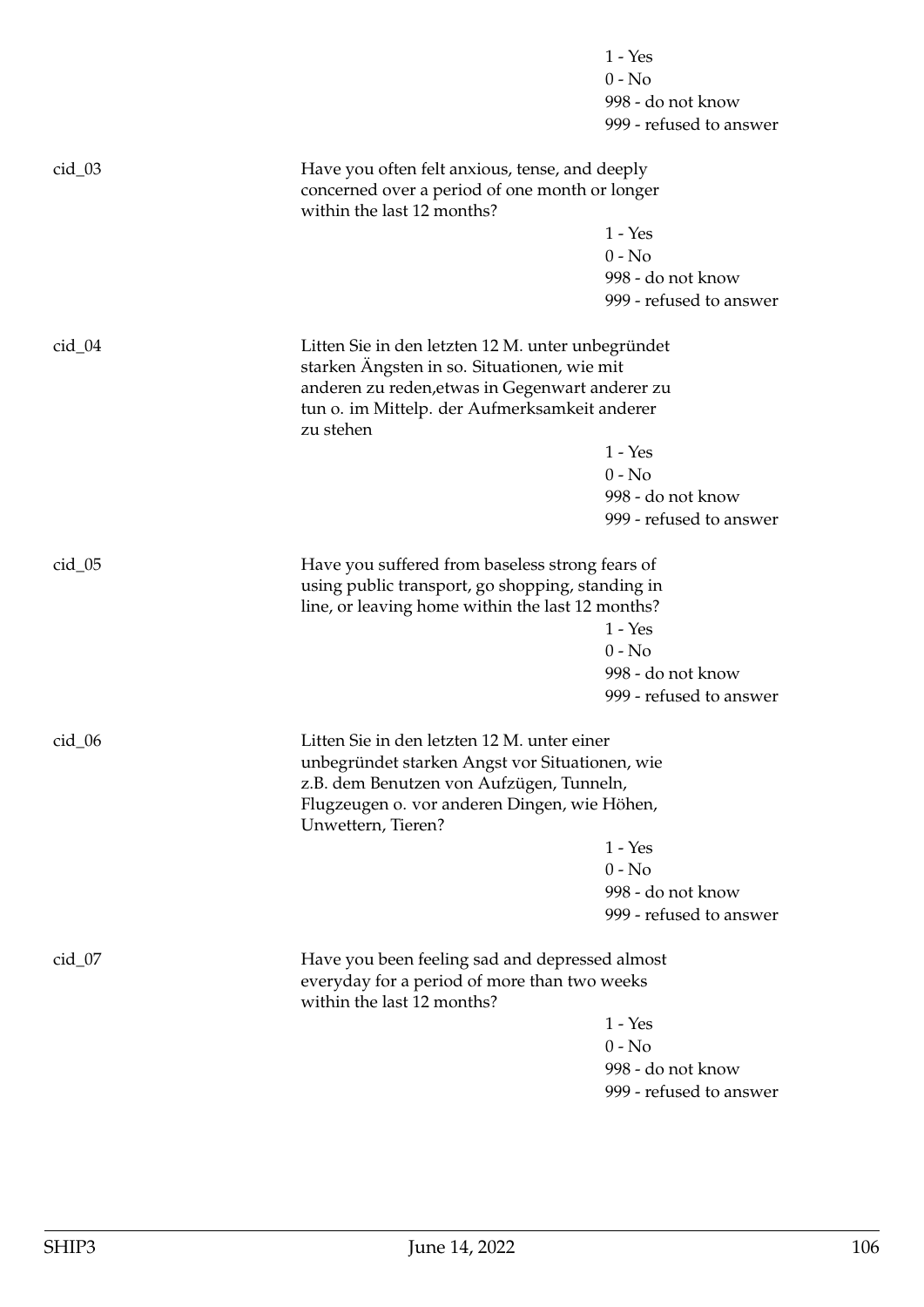1 - Yes
0 - No
998 - do not know
999 - refused to answer

cid_03

Have you often felt anxious, tense, and deeply concerned over a period of one month or longer within the last 12 months?

1 - Yes
0 - No
998 - do not know
999 - refused to answer

cid_04

Litten Sie in den letzten 12 M. unter unbegründet starken Ängsten in so. Situationen, wie mit anderen zu reden,etwas in Gegenwart anderer zu tun o. im Mittelp. der Aufmerksamkeit anderer zu stehen

1 - Yes
0 - No
998 - do not know
999 - refused to answer

cid_05

Have you suffered from baseless strong fears of using public transport, go shopping, standing in line, or leaving home within the last 12 months?

1 - Yes
0 - No
998 - do not know
999 - refused to answer

cid_06

Litten Sie in den letzten 12 M. unter einer unbegründet starken Angst vor Situationen, wie z.B. dem Benutzen von Aufzügen, Tunneln, Flugzeugen o. vor anderen Dingen, wie Höhen, Unwettern, Tieren?

1 - Yes
0 - No
998 - do not know
999 - refused to answer

cid_07

Have you been feeling sad and depressed almost everyday for a period of more than two weeks within the last 12 months?

1 - Yes
0 - No
998 - do not know
999 - refused to answer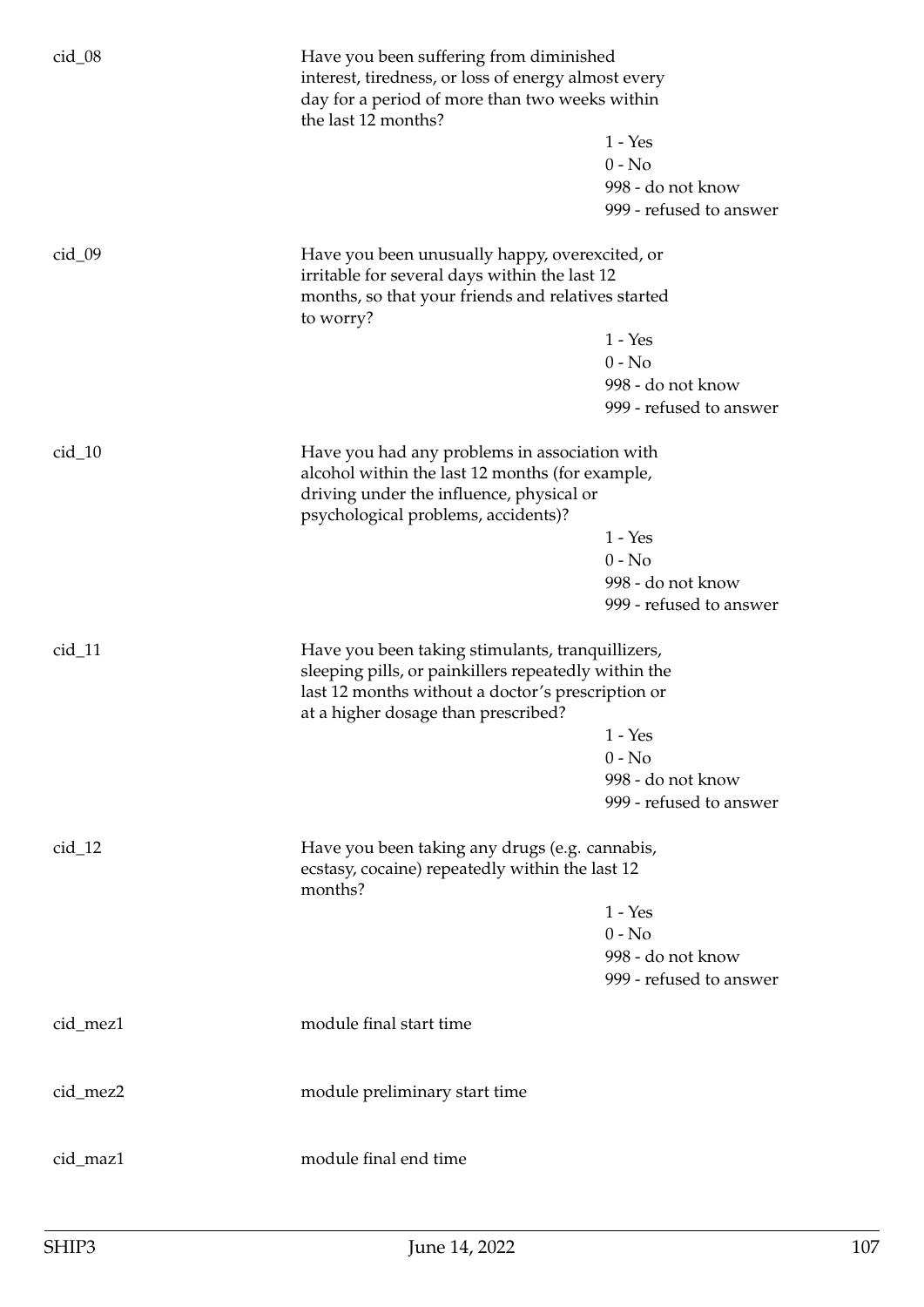| | | |
|---|---|---|
| cid_08 | Have you been suffering from diminished interest, tiredness, or loss of energy almost every day for a period of more than two weeks within the last 12 months? | |
| | | 1 - Yes |
| | | 0 - No |
| | | 998 - do not know |
| | | 999 - refused to answer |
| cid_09 | Have you been unusually happy, overexcited, or irritable for several days within the last 12 months, so that your friends and relatives started to worry? | |
| | | 1 - Yes |
| | | 0 - No |
| | | 998 - do not know |
| | | 999 - refused to answer |
| cid_10 | Have you had any problems in association with alcohol within the last 12 months (for example, driving under the influence, physical or psychological problems, accidents)? | |
| | | 1 - Yes |
| | | 0 - No |
| | | 998 - do not know |
| | | 999 - refused to answer |
| cid_11 | Have you been taking stimulants, tranquillizers, sleeping pills, or painkillers repeatedly within the last 12 months without a doctor's prescription or at a higher dosage than prescribed? | |
| | | 1 - Yes |
| | | 0 - No |
| | | 998 - do not know |
| | | 999 - refused to answer |
| cid_12 | Have you been taking any drugs (e.g. cannabis, ecstasy, cocaine) repeatedly within the last 12 months? | |
| | | 1 - Yes |
| | | 0 - No |
| | | 998 - do not know |
| | | 999 - refused to answer |
| cid_mez1 | module final start time | |
| cid_mez2 | module preliminary start time | |
| cid_maz1 | module final end time | |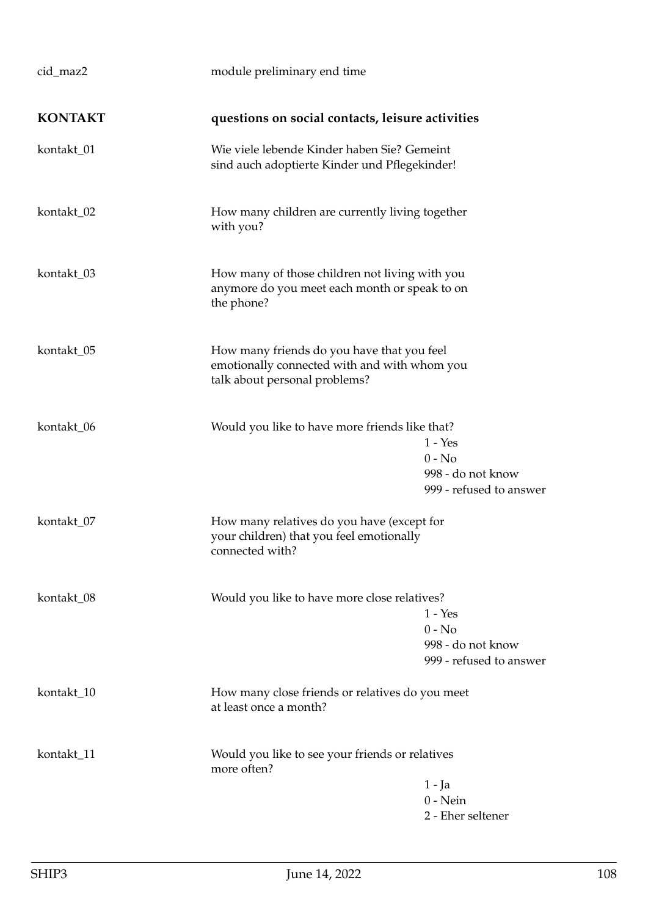cid_maz2 module preliminary end time

**KONTAKT** **questions on social contacts, leisure activities**

kontakt_01 Wie viele lebende Kinder haben Sie? Gemeint sind auch adoptierte Kinder und Pflegekinder!

kontakt_02 How many children are currently living together with you?

kontakt_03 How many of those children not living with you anymore do you meet each month or speak to on the phone?

kontakt_05 How many friends do you have that you feel emotionally connected with and with whom you talk about personal problems?

kontakt_06 Would you like to have more friends like that?

- 1 - Yes
- 0 - No
- 998 - do not know
- 999 - refused to answer

kontakt_07 How many relatives do you have (except for your children) that you feel emotionally connected with?

kontakt_08 Would you like to have more close relatives?

- 1 - Yes
- 0 - No
- 998 - do not know
- 999 - refused to answer

kontakt_10 How many close friends or relatives do you meet at least once a month?

kontakt_11 Would you like to see your friends or relatives more often?

- 1 - Ja
- 0 - Nein
- 2 - Eher seltener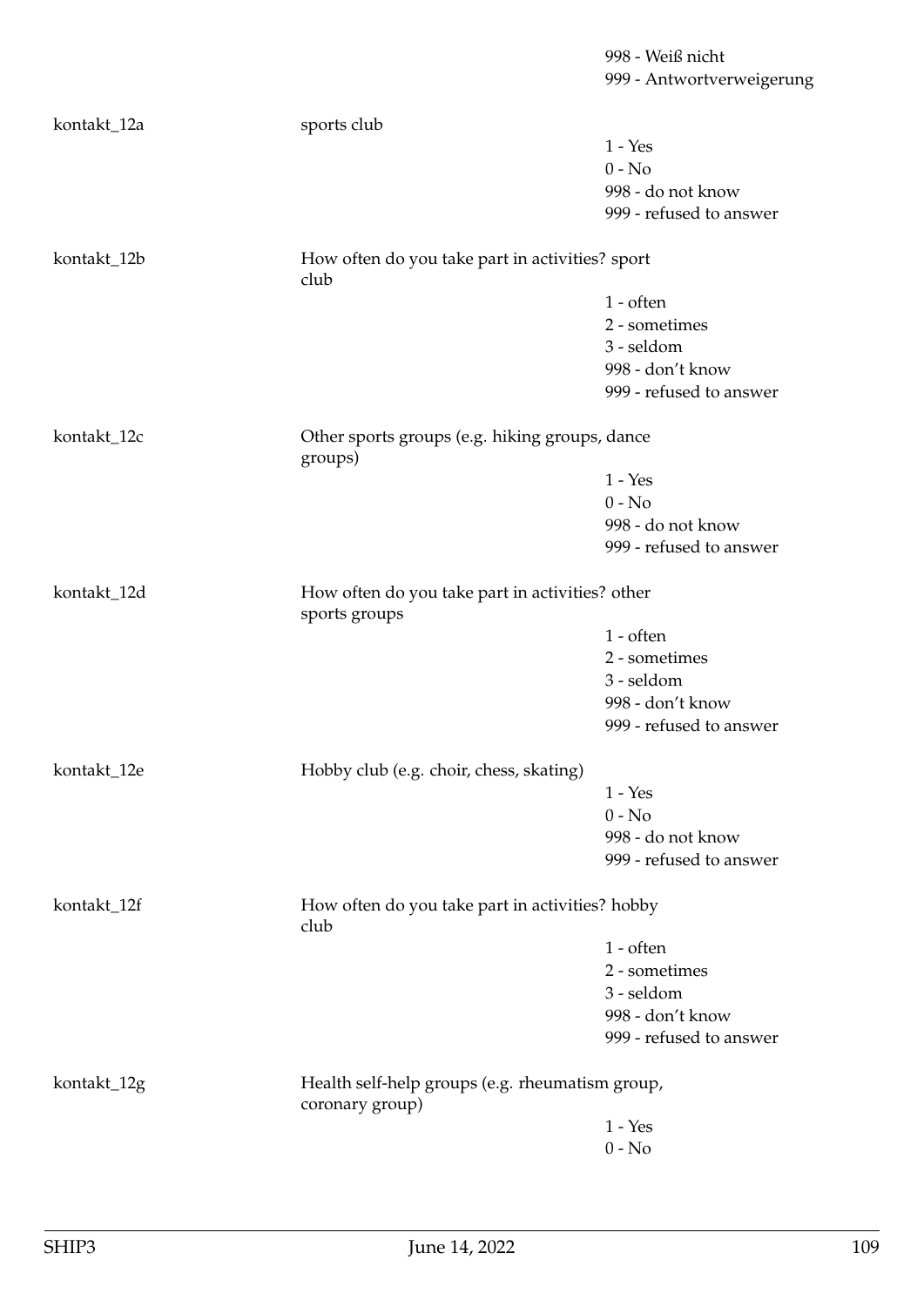998 - Weiß nicht
999 - Antwortverweigerung

| | | |
|---|---|---|
| kontakt_12a | sports club | 1 - Yes<br>0 - No<br>998 - do not know<br>999 - refused to answer |
| kontakt_12b | How often do you take part in activities? sport club | 1 - often<br>2 - sometimes<br>3 - seldom<br>998 - don't know<br>999 - refused to answer |
| kontakt_12c | Other sports groups (e.g. hiking groups, dance groups) | 1 - Yes<br>0 - No<br>998 - do not know<br>999 - refused to answer |
| kontakt_12d | How often do you take part in activities? other sports groups | 1 - often<br>2 - sometimes<br>3 - seldom<br>998 - don't know<br>999 - refused to answer |
| kontakt_12e | Hobby club (e.g. choir, chess, skating) | 1 - Yes<br>0 - No<br>998 - do not know<br>999 - refused to answer |
| kontakt_12f | How often do you take part in activities? hobby club | 1 - often<br>2 - sometimes<br>3 - seldom<br>998 - don't know<br>999 - refused to answer |
| kontakt_12g | Health self-help groups (e.g. rheumatism group, coronary group) | 1 - Yes<br>0 - No |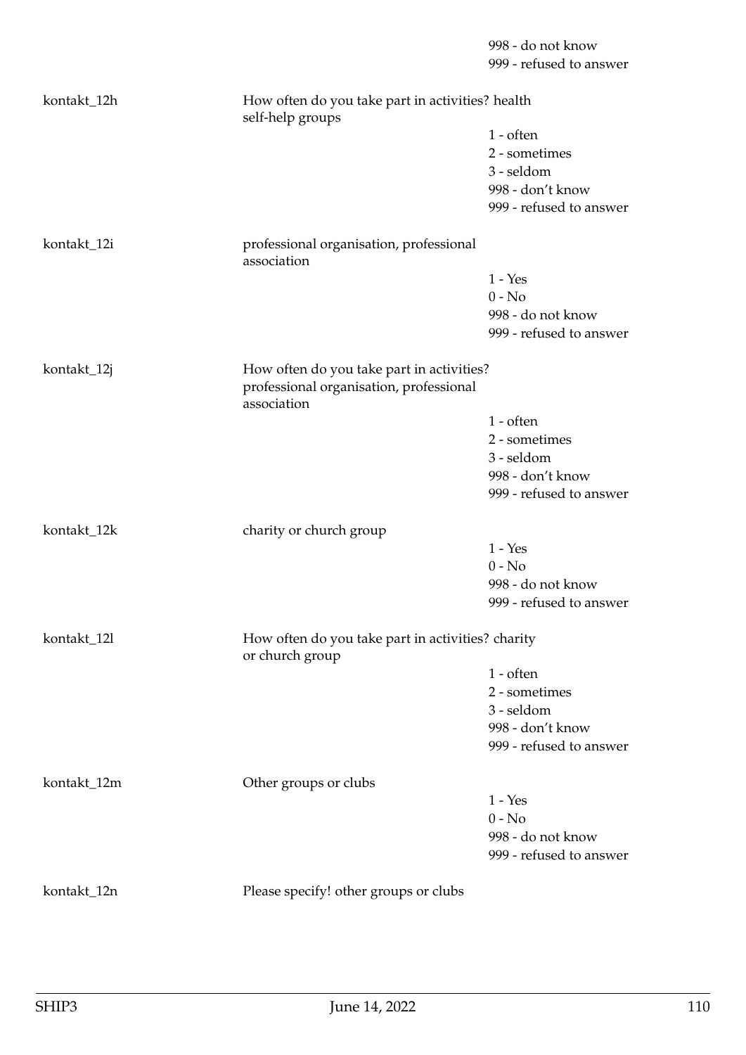| | | |
|---|---|---|
| | | 998 - do not know |
| | | 999 - refused to answer |
| kontakt_12h | How often do you take part in activities? health self-help groups | |
| | | 1 - often |
| | | 2 - sometimes |
| | | 3 - seldom |
| | | 998 - don't know |
| | | 999 - refused to answer |
| kontakt_12i | professional organisation, professional association | |
| | | 1 - Yes |
| | | 0 - No |
| | | 998 - do not know |
| | | 999 - refused to answer |
| kontakt_12j | How often do you take part in activities? professional organisation, professional association | |
| | | 1 - often |
| | | 2 - sometimes |
| | | 3 - seldom |
| | | 998 - don't know |
| | | 999 - refused to answer |
| kontakt_12k | charity or church group | |
| | | 1 - Yes |
| | | 0 - No |
| | | 998 - do not know |
| | | 999 - refused to answer |
| kontakt_12l | How often do you take part in activities? charity or church group | |
| | | 1 - often |
| | | 2 - sometimes |
| | | 3 - seldom |
| | | 998 - don't know |
| | | 999 - refused to answer |
| kontakt_12m | Other groups or clubs | |
| | | 1 - Yes |
| | | 0 - No |
| | | 998 - do not know |
| | | 999 - refused to answer |
| kontakt_12n | Please specify! other groups or clubs | |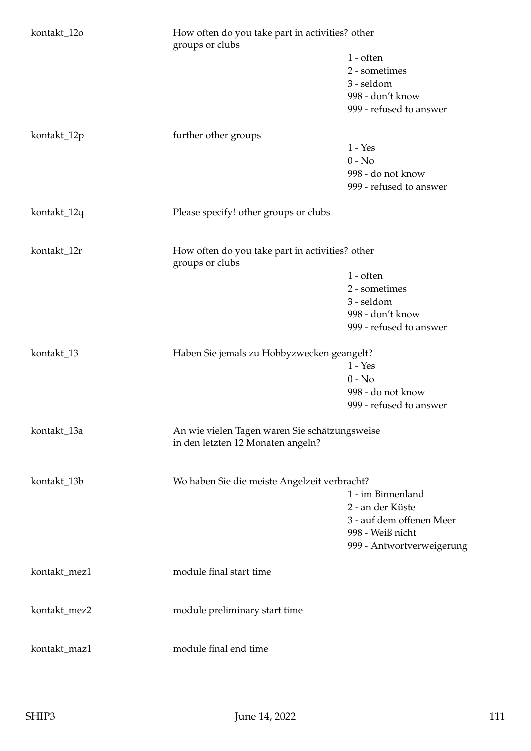| Variable | Description | Values |
|---|---|---|
| kontakt_12o | How often do you take part in activities? other groups or clubs | 1 - often<br>2 - sometimes<br>3 - seldom<br>998 - don't know<br>999 - refused to answer |
| kontakt_12p | further other groups | 1 - Yes<br>0 - No<br>998 - do not know<br>999 - refused to answer |
| kontakt_12q | Please specify! other groups or clubs | |
| kontakt_12r | How often do you take part in activities? other groups or clubs | 1 - often<br>2 - sometimes<br>3 - seldom<br>998 - don't know<br>999 - refused to answer |
| kontakt_13 | Haben Sie jemals zu Hobbyzwecken geangelt? | 1 - Yes<br>0 - No<br>998 - do not know<br>999 - refused to answer |
| kontakt_13a | An wie vielen Tagen waren Sie schätzungsweise in den letzten 12 Monaten angeln? | |
| kontakt_13b | Wo haben Sie die meiste Angelzeit verbracht? | 1 - im Binnenland<br>2 - an der Küste<br>3 - auf dem offenen Meer<br>998 - Weiß nicht<br>999 - Antwortverweigerung |
| kontakt_mez1 | module final start time | |
| kontakt_mez2 | module preliminary start time | |
| kontakt_maz1 | module final end time | |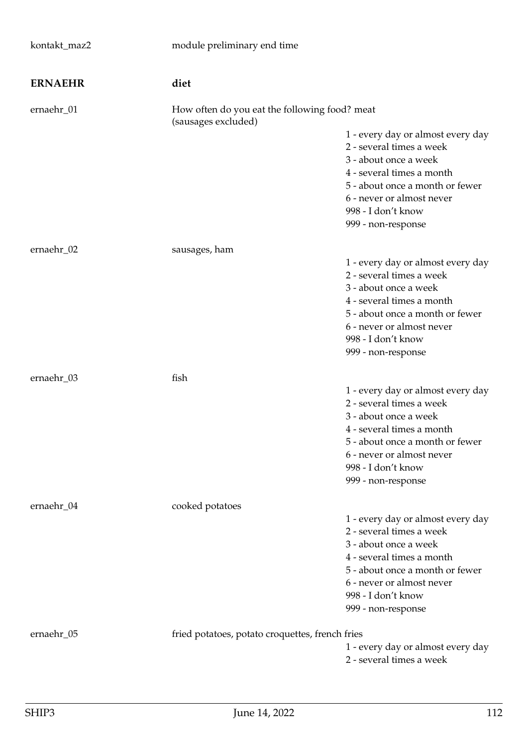kontakt_maz2 module preliminary end time

## ERNAEHR diet

ernaehr_01 How often do you eat the following food? meat (sausages excluded)

- 1 - every day or almost every day
- 2 - several times a week
- 3 - about once a week
- 4 - several times a month
- 5 - about once a month or fewer
- 6 - never or almost never
- 998 - I don't know
- 999 - non-response

ernaehr_02 sausages, ham

- 1 - every day or almost every day
- 2 - several times a week
- 3 - about once a week
- 4 - several times a month
- 5 - about once a month or fewer
- 6 - never or almost never
- 998 - I don't know
- 999 - non-response

ernaehr_03 fish

- 1 - every day or almost every day
- 2 - several times a week
- 3 - about once a week
- 4 - several times a month
- 5 - about once a month or fewer
- 6 - never or almost never
- 998 - I don't know
- 999 - non-response

ernaehr_04 cooked potatoes

- 1 - every day or almost every day
- 2 - several times a week
- 3 - about once a week
- 4 - several times a month
- 5 - about once a month or fewer
- 6 - never or almost never
- 998 - I don't know
- 999 - non-response

ernaehr_05 fried potatoes, potato croquettes, french fries

- 1 - every day or almost every day
- 2 - several times a week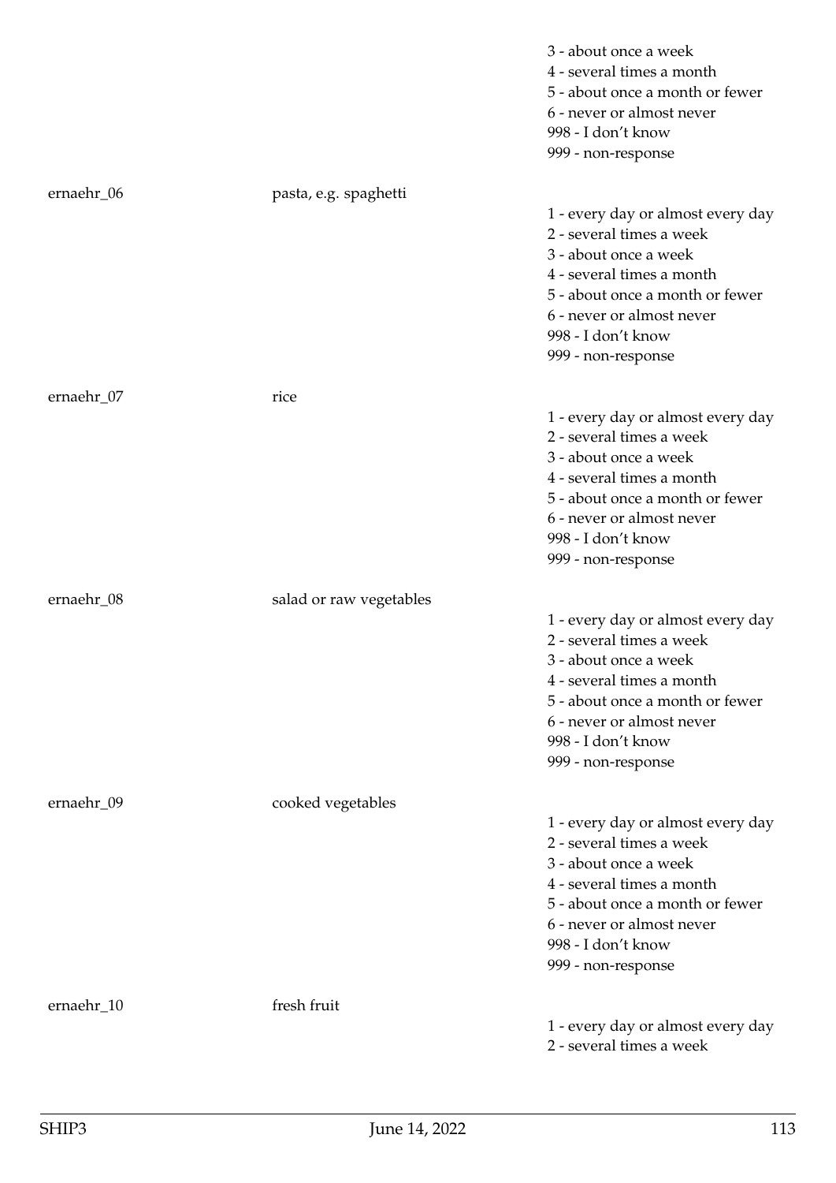3 - about once a week
4 - several times a month
5 - about once a month or fewer
6 - never or almost never
998 - I don't know
999 - non-response

ernaehr_06 pasta, e.g. spaghetti

1 - every day or almost every day
2 - several times a week
3 - about once a week
4 - several times a month
5 - about once a month or fewer
6 - never or almost never
998 - I don't know
999 - non-response

ernaehr_07 rice

1 - every day or almost every day
2 - several times a week
3 - about once a week
4 - several times a month
5 - about once a month or fewer
6 - never or almost never
998 - I don't know
999 - non-response

ernaehr_08 salad or raw vegetables

1 - every day or almost every day
2 - several times a week
3 - about once a week
4 - several times a month
5 - about once a month or fewer
6 - never or almost never
998 - I don't know
999 - non-response

ernaehr_09 cooked vegetables

1 - every day or almost every day
2 - several times a week
3 - about once a week
4 - several times a month
5 - about once a month or fewer
6 - never or almost never
998 - I don't know
999 - non-response

ernaehr_10 fresh fruit

1 - every day or almost every day
2 - several times a week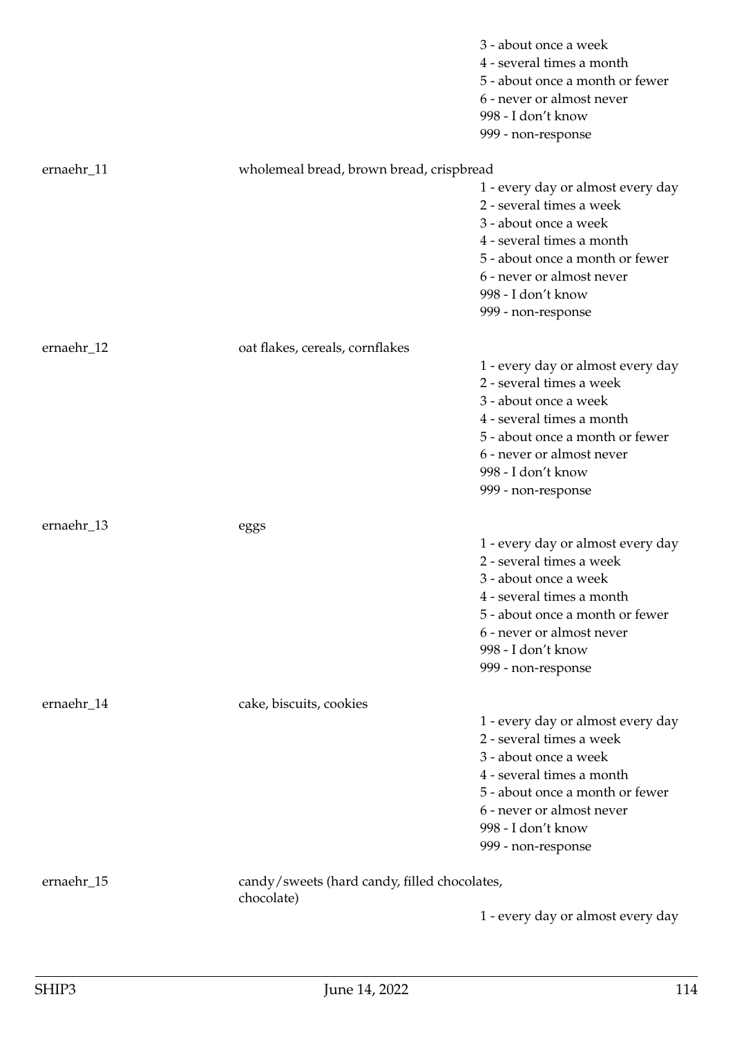3 - about once a week
4 - several times a month
5 - about once a month or fewer
6 - never or almost never
998 - I don't know
999 - non-response

ernaehr_11 wholemeal bread, brown bread, crispbread

1 - every day or almost every day
2 - several times a week
3 - about once a week
4 - several times a month
5 - about once a month or fewer
6 - never or almost never
998 - I don't know
999 - non-response

ernaehr_12 oat flakes, cereals, cornflakes

1 - every day or almost every day
2 - several times a week
3 - about once a week
4 - several times a month
5 - about once a month or fewer
6 - never or almost never
998 - I don't know
999 - non-response

ernaehr_13 eggs

1 - every day or almost every day
2 - several times a week
3 - about once a week
4 - several times a month
5 - about once a month or fewer
6 - never or almost never
998 - I don't know
999 - non-response

ernaehr_14 cake, biscuits, cookies

1 - every day or almost every day
2 - several times a week
3 - about once a week
4 - several times a month
5 - about once a month or fewer
6 - never or almost never
998 - I don't know
999 - non-response

ernaehr_15 candy/sweets (hard candy, filled chocolates, chocolate)

1 - every day or almost every day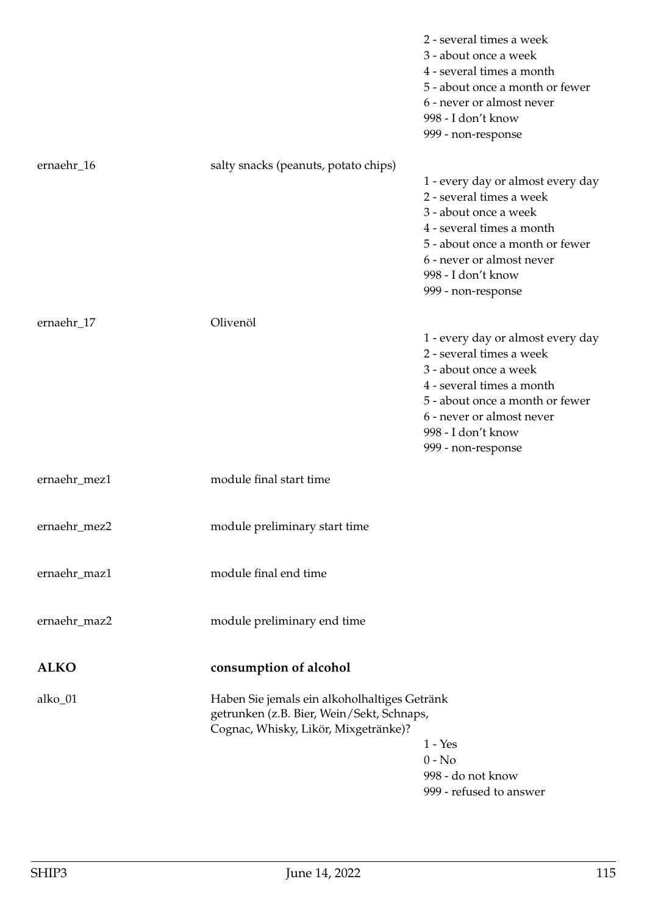| | | |
|---|---|---|
| | | 2 - several times a week |
| | | 3 - about once a week |
| | | 4 - several times a month |
| | | 5 - about once a month or fewer |
| | | 6 - never or almost never |
| | | 998 - I don't know |
| | | 999 - non-response |
| ernaehr_16 | salty snacks (peanuts, potato chips) | |
| | | 1 - every day or almost every day |
| | | 2 - several times a week |
| | | 3 - about once a week |
| | | 4 - several times a month |
| | | 5 - about once a month or fewer |
| | | 6 - never or almost never |
| | | 998 - I don't know |
| | | 999 - non-response |
| ernaehr_17 | Olivenöl | |
| | | 1 - every day or almost every day |
| | | 2 - several times a week |
| | | 3 - about once a week |
| | | 4 - several times a month |
| | | 5 - about once a month or fewer |
| | | 6 - never or almost never |
| | | 998 - I don't know |
| | | 999 - non-response |
| ernaehr_mez1 | module final start time | |
| ernaehr_mez2 | module preliminary start time | |
| ernaehr_maz1 | module final end time | |
| ernaehr_maz2 | module preliminary end time | |

## ALKO consumption of alcohol

| | | |
|---|---|---|
| alko_01 | Haben Sie jemals ein alkoholhaltiges Getränk getrunken (z.B. Bier, Wein/Sekt, Schnaps, Cognac, Whisky, Likör, Mixgetränke)? | |
| | | 1 - Yes |
| | | 0 - No |
| | | 998 - do not know |
| | | 999 - refused to answer |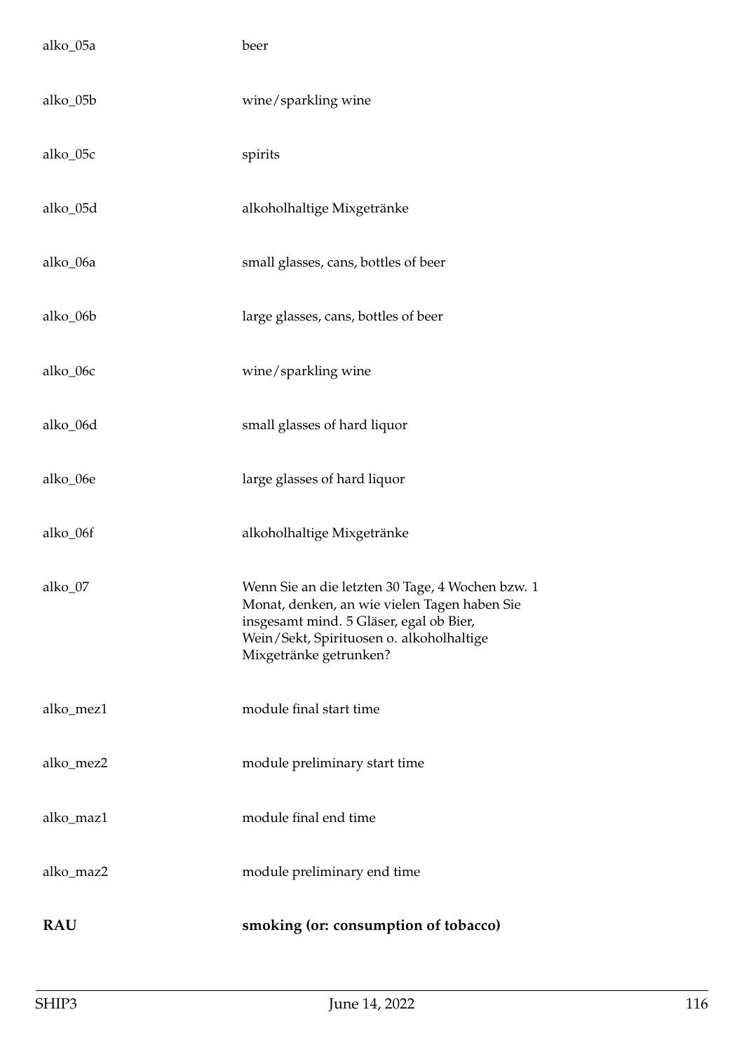| | |
|---|---|
| alko_05a | beer |
| alko_05b | wine/sparkling wine |
| alko_05c | spirits |
| alko_05d | alkoholhaltige Mixgetränke |
| alko_06a | small glasses, cans, bottles of beer |
| alko_06b | large glasses, cans, bottles of beer |
| alko_06c | wine/sparkling wine |
| alko_06d | small glasses of hard liquor |
| alko_06e | large glasses of hard liquor |
| alko_06f | alkoholhaltige Mixgetränke |
| alko_07 | Wenn Sie an die letzten 30 Tage, 4 Wochen bzw. 1 Monat, denken, an wie vielen Tagen haben Sie insgesamt mind. 5 Gläser, egal ob Bier, Wein/Sekt, Spirituosen o. alkoholhaltige Mixgetränke getrunken? |
| alko_mez1 | module final start time |
| alko_mez2 | module preliminary start time |
| alko_maz1 | module final end time |
| alko_maz2 | module preliminary end time |

## RAU smoking (or: consumption of tobacco)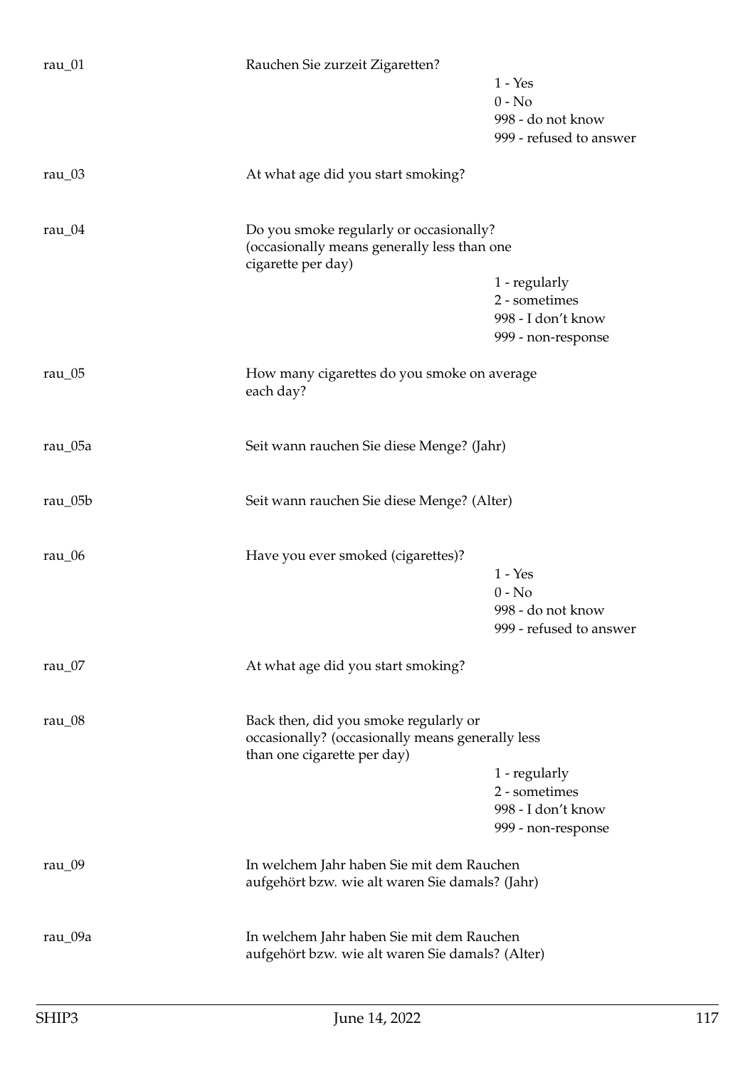| Variable | Question | Response options |
|---|---|---|
| rau_01 | Rauchen Sie zurzeit Zigaretten? | 1 - Yes<br>0 - No<br>998 - do not know<br>999 - refused to answer |
| rau_03 | At what age did you start smoking? | |
| rau_04 | Do you smoke regularly or occasionally? (occasionally means generally less than one cigarette per day) | 1 - regularly<br>2 - sometimes<br>998 - I don't know<br>999 - non-response |
| rau_05 | How many cigarettes do you smoke on average each day? | |
| rau_05a | Seit wann rauchen Sie diese Menge? (Jahr) | |
| rau_05b | Seit wann rauchen Sie diese Menge? (Alter) | |
| rau_06 | Have you ever smoked (cigarettes)? | 1 - Yes<br>0 - No<br>998 - do not know<br>999 - refused to answer |
| rau_07 | At what age did you start smoking? | |
| rau_08 | Back then, did you smoke regularly or occasionally? (occasionally means generally less than one cigarette per day) | 1 - regularly<br>2 - sometimes<br>998 - I don't know<br>999 - non-response |
| rau_09 | In welchem Jahr haben Sie mit dem Rauchen aufgehört bzw. wie alt waren Sie damals? (Jahr) | |
| rau_09a | In welchem Jahr haben Sie mit dem Rauchen aufgehört bzw. wie alt waren Sie damals? (Alter) | |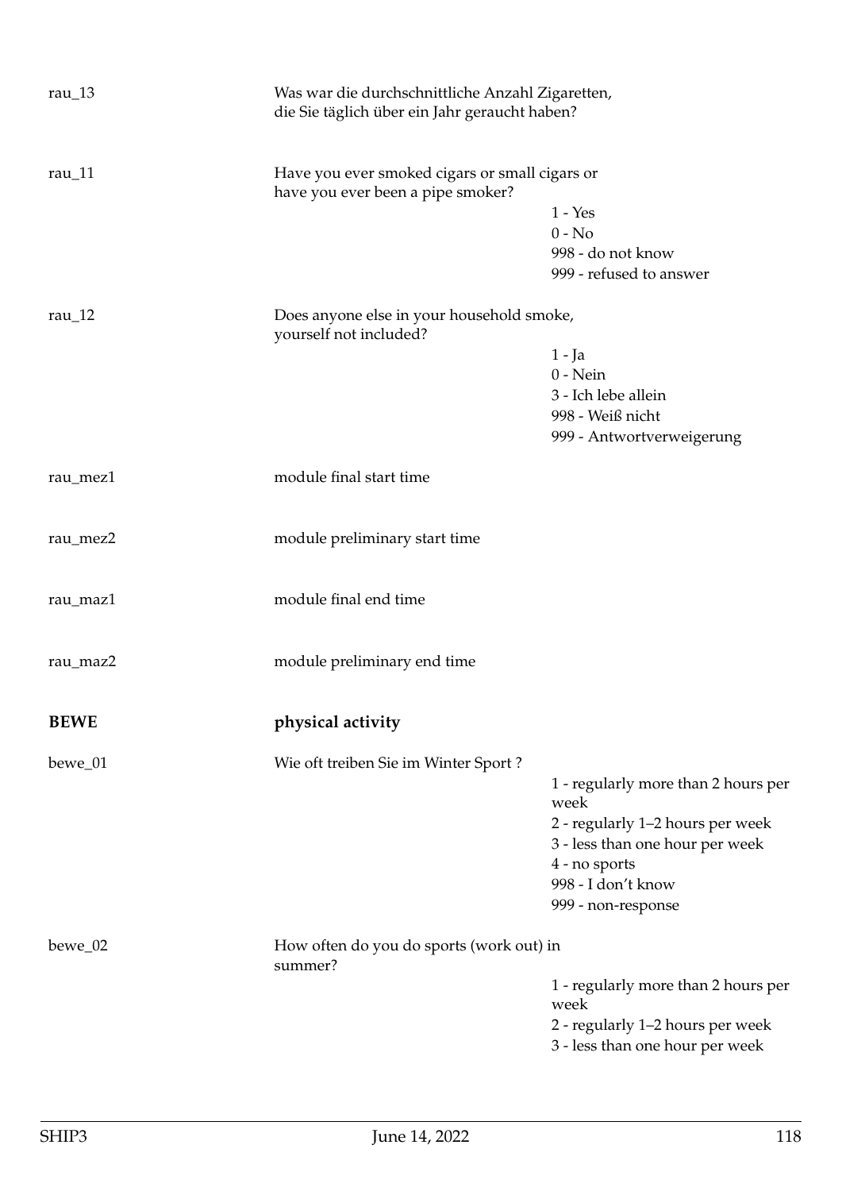| | | |
|---|---|---|
| rau_13 | Was war die durchschnittliche Anzahl Zigaretten, die Sie täglich über ein Jahr geraucht haben? | |
| rau_11 | Have you ever smoked cigars or small cigars or have you ever been a pipe smoker? | 1 - Yes<br>0 - No<br>998 - do not know<br>999 - refused to answer |
| rau_12 | Does anyone else in your household smoke, yourself not included? | 1 - Ja<br>0 - Nein<br>3 - Ich lebe allein<br>998 - Weiß nicht<br>999 - Antwortverweigerung |
| rau_mez1 | module final start time | |
| rau_mez2 | module preliminary start time | |
| rau_maz1 | module final end time | |
| rau_maz2 | module preliminary end time | |

## BEWE physical activity

| | | |
|---|---|---|
| bewe_01 | Wie oft treiben Sie im Winter Sport ? | 1 - regularly more than 2 hours per week<br>2 - regularly 1–2 hours per week<br>3 - less than one hour per week<br>4 - no sports<br>998 - I don't know<br>999 - non-response |
| bewe_02 | How often do you do sports (work out) in summer? | 1 - regularly more than 2 hours per week<br>2 - regularly 1–2 hours per week<br>3 - less than one hour per week |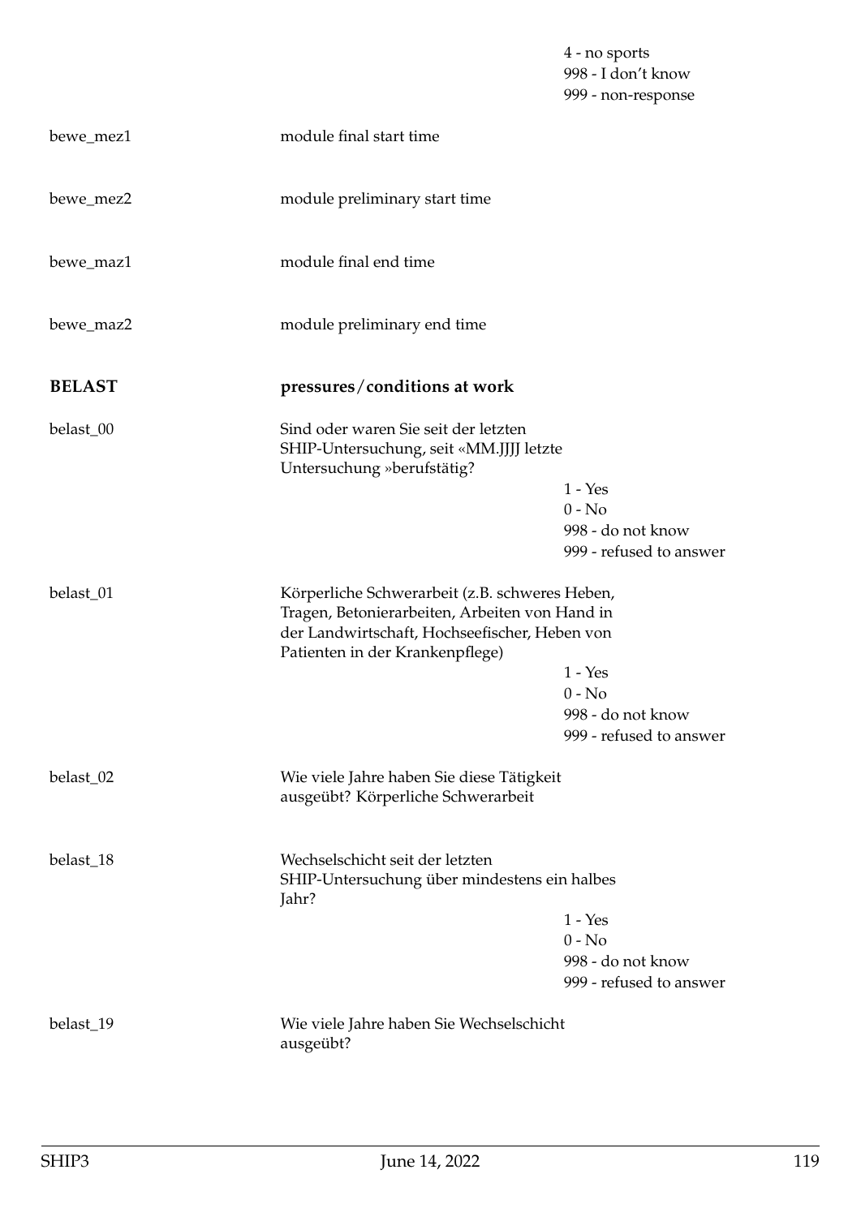| | | |
|---|---|---|
| | | 4 - no sports<br>998 - I don't know<br>999 - non-response |
| bewe_mez1 | module final start time | |
| bewe_mez2 | module preliminary start time | |
| bewe_maz1 | module final end time | |
| bewe_maz2 | module preliminary end time | |
| **BELAST** | **pressures/conditions at work** | |
| belast_00 | Sind oder waren Sie seit der letzten SHIP-Untersuchung, seit «MM.JJJJ letzte Untersuchung »berufstätig? | 1 - Yes<br>0 - No<br>998 - do not know<br>999 - refused to answer |
| belast_01 | Körperliche Schwerarbeit (z.B. schweres Heben, Tragen, Betonierarbeiten, Arbeiten von Hand in der Landwirtschaft, Hochseefischer, Heben von Patienten in der Krankenpflege) | 1 - Yes<br>0 - No<br>998 - do not know<br>999 - refused to answer |
| belast_02 | Wie viele Jahre haben Sie diese Tätigkeit ausgeübt? Körperliche Schwerarbeit | |
| belast_18 | Wechselschicht seit der letzten SHIP-Untersuchung über mindestens ein halbes Jahr? | 1 - Yes<br>0 - No<br>998 - do not know<br>999 - refused to answer |
| belast_19 | Wie viele Jahre haben Sie Wechselschicht ausgeübt? | |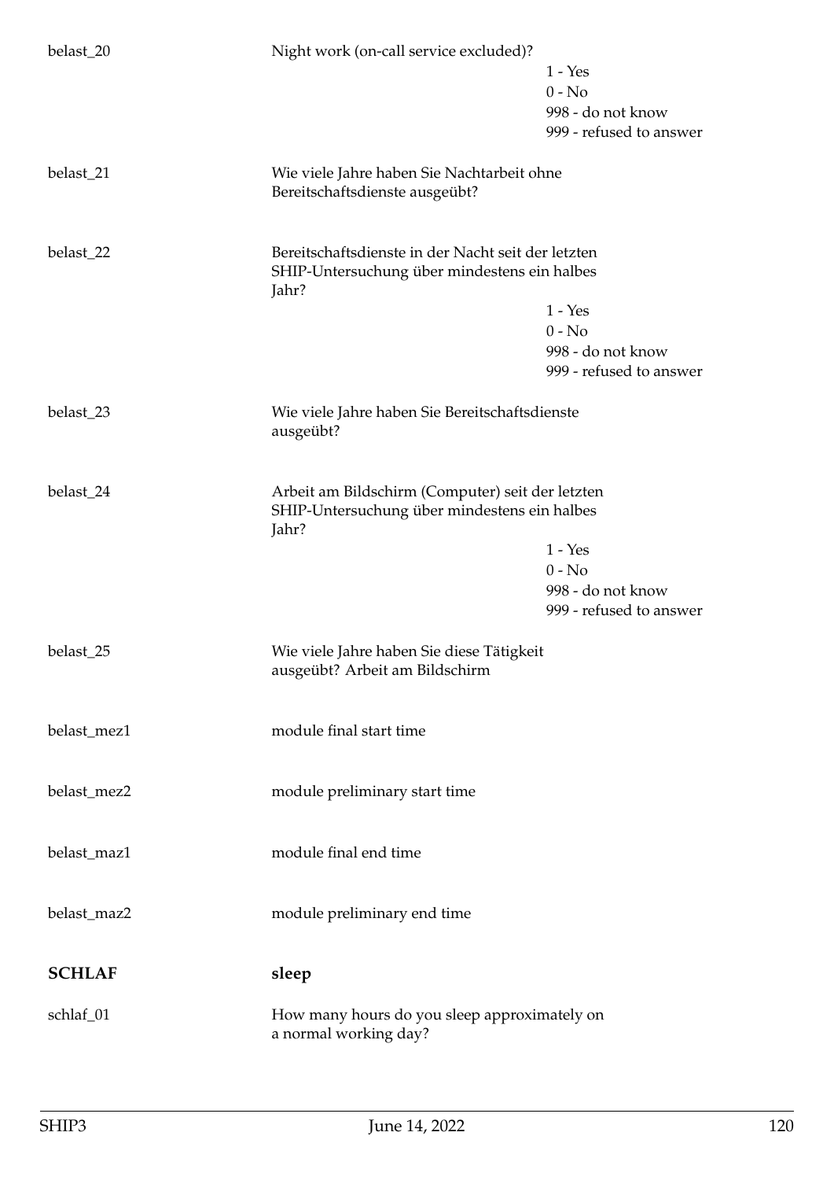belast_20 | Night work (on-call service excluded)?

- 1 - Yes
- 0 - No
- 998 - do not know
- 999 - refused to answer

belast_21 | Wie viele Jahre haben Sie Nachtarbeit ohne Bereitschaftsdienste ausgeübt?

belast_22 | Bereitschaftsdienste in der Nacht seit der letzten SHIP-Untersuchung über mindestens ein halbes Jahr?

- 1 - Yes
- 0 - No
- 998 - do not know
- 999 - refused to answer

belast_23 | Wie viele Jahre haben Sie Bereitschaftsdienste ausgeübt?

belast_24 | Arbeit am Bildschirm (Computer) seit der letzten SHIP-Untersuchung über mindestens ein halbes Jahr?

- 1 - Yes
- 0 - No
- 998 - do not know
- 999 - refused to answer

belast_25 | Wie viele Jahre haben Sie diese Tätigkeit ausgeübt? Arbeit am Bildschirm

belast_mez1 | module final start time

belast_mez2 | module preliminary start time

belast_maz1 | module final end time

belast_maz2 | module preliminary end time

## SCHLAF sleep

schlaf_01 | How many hours do you sleep approximately on a normal working day?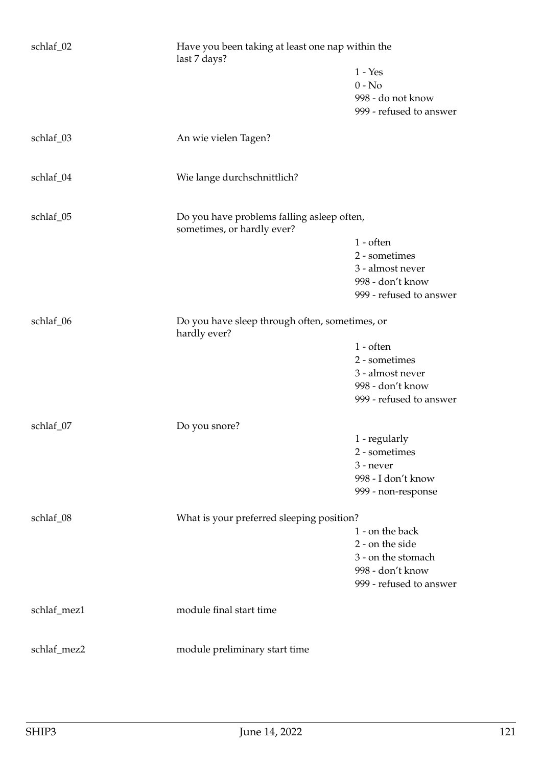| | | |
|---|---|---|
| schlaf_02 | Have you been taking at least one nap within the last 7 days? | |
| | | 1 - Yes |
| | | 0 - No |
| | | 998 - do not know |
| | | 999 - refused to answer |
| schlaf_03 | An wie vielen Tagen? | |
| schlaf_04 | Wie lange durchschnittlich? | |
| schlaf_05 | Do you have problems falling asleep often, sometimes, or hardly ever? | |
| | | 1 - often |
| | | 2 - sometimes |
| | | 3 - almost never |
| | | 998 - don't know |
| | | 999 - refused to answer |
| schlaf_06 | Do you have sleep through often, sometimes, or hardly ever? | |
| | | 1 - often |
| | | 2 - sometimes |
| | | 3 - almost never |
| | | 998 - don't know |
| | | 999 - refused to answer |
| schlaf_07 | Do you snore? | |
| | | 1 - regularly |
| | | 2 - sometimes |
| | | 3 - never |
| | | 998 - I don't know |
| | | 999 - non-response |
| schlaf_08 | What is your preferred sleeping position? | |
| | | 1 - on the back |
| | | 2 - on the side |
| | | 3 - on the stomach |
| | | 998 - don't know |
| | | 999 - refused to answer |
| schlaf_mez1 | module final start time | |
| schlaf_mez2 | module preliminary start time | |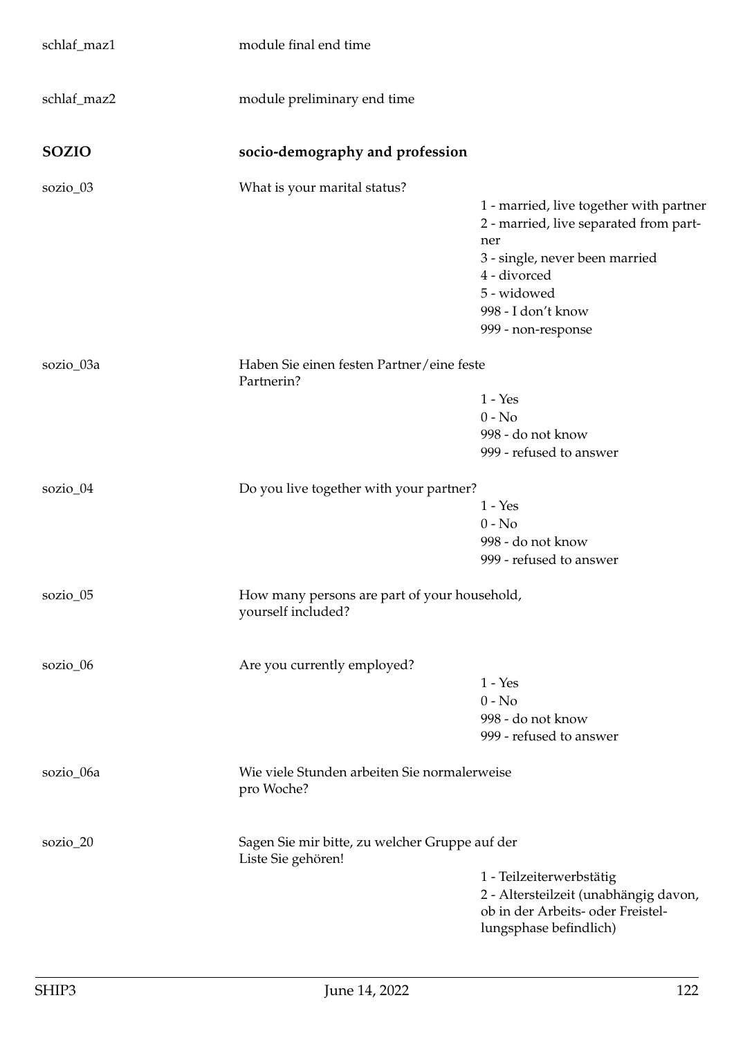| | | |
|---|---|---|
| schlaf_maz1 | module final end time | |
| schlaf_maz2 | module preliminary end time | |

## SOZIO — socio-demography and profession

| | | |
|---|---|---|
| sozio_03 | What is your marital status? | 1 - married, live together with partner<br>2 - married, live separated from partner<br>3 - single, never been married<br>4 - divorced<br>5 - widowed<br>998 - I don't know<br>999 - non-response |
| sozio_03a | Haben Sie einen festen Partner/eine feste Partnerin? | 1 - Yes<br>0 - No<br>998 - do not know<br>999 - refused to answer |
| sozio_04 | Do you live together with your partner? | 1 - Yes<br>0 - No<br>998 - do not know<br>999 - refused to answer |
| sozio_05 | How many persons are part of your household, yourself included? | |
| sozio_06 | Are you currently employed? | 1 - Yes<br>0 - No<br>998 - do not know<br>999 - refused to answer |
| sozio_06a | Wie viele Stunden arbeiten Sie normalerweise pro Woche? | |
| sozio_20 | Sagen Sie mir bitte, zu welcher Gruppe auf der Liste Sie gehören! | 1 - Teilzeiterwerbstätig<br>2 - Altersteilzeit (unabhängig davon, ob in der Arbeits- oder Freistellungsphase befindlich) |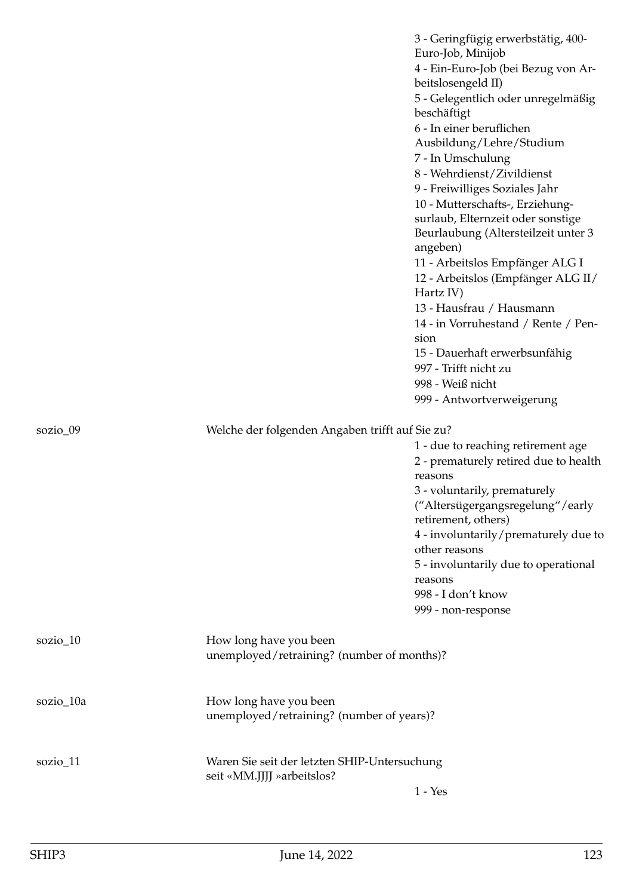| | | |
|---|---|---|
| | | 3 - Geringfügig erwerbstätig, 400-Euro-Job, Minijob<br>4 - Ein-Euro-Job (bei Bezug von Arbeitslosengeld II)<br>5 - Gelegentlich oder unregelmäßig beschäftigt<br>6 - In einer beruflichen Ausbildung/Lehre/Studium<br>7 - In Umschulung<br>8 - Wehrdienst/Zivildienst<br>9 - Freiwilliges Soziales Jahr<br>10 - Mutterschafts-, Erziehungsurlaub, Elternzeit oder sonstige Beurlaubung (Altersteilzeit unter 3 angeben)<br>11 - Arbeitslos Empfänger ALG I<br>12 - Arbeitslos (Empfänger ALG II/ Hartz IV)<br>13 - Hausfrau / Hausmann<br>14 - in Vorruhestand / Rente / Pension<br>15 - Dauerhaft erwerbsunfähig<br>997 - Trifft nicht zu<br>998 - Weiß nicht<br>999 - Antwortverweigerung |
| sozio_09 | Welche der folgenden Angaben trifft auf Sie zu? | 1 - due to reaching retirement age<br>2 - prematurely retired due to health reasons<br>3 - voluntarily, prematurely ("Altersügergangsregelung"/early retirement, others)<br>4 - involuntarily/prematurely due to other reasons<br>5 - involuntarily due to operational reasons<br>998 - I don't know<br>999 - non-response |
| sozio_10 | How long have you been unemployed/retraining? (number of months)? | |
| sozio_10a | How long have you been unemployed/retraining? (number of years)? | |
| sozio_11 | Waren Sie seit der letzten SHIP-Untersuchung seit «MM.JJJJ »arbeitslos? | 1 - Yes |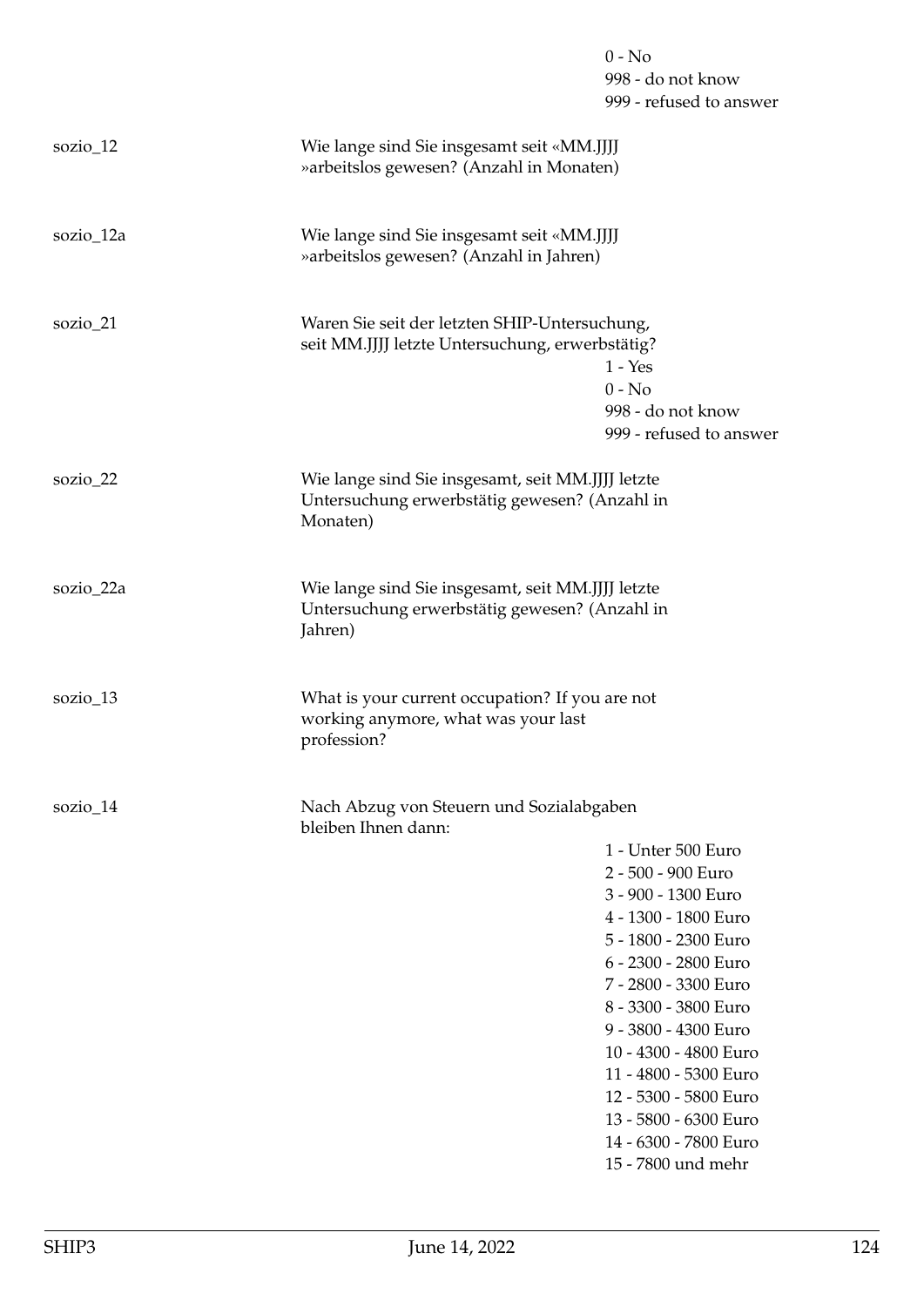0 - No
998 - do not know
999 - refused to answer

| | | |
|---|---|---|
| sozio_12 | Wie lange sind Sie insgesamt seit «MM.JJJJ »arbeitslos gewesen? (Anzahl in Monaten) | |
| sozio_12a | Wie lange sind Sie insgesamt seit «MM.JJJJ »arbeitslos gewesen? (Anzahl in Jahren) | |
| sozio_21 | Waren Sie seit der letzten SHIP-Untersuchung, seit MM.JJJJ letzte Untersuchung, erwerbstätig? | 1 - Yes<br>0 - No<br>998 - do not know<br>999 - refused to answer |
| sozio_22 | Wie lange sind Sie insgesamt, seit MM.JJJJ letzte Untersuchung erwerbstätig gewesen? (Anzahl in Monaten) | |
| sozio_22a | Wie lange sind Sie insgesamt, seit MM.JJJJ letzte Untersuchung erwerbstätig gewesen? (Anzahl in Jahren) | |
| sozio_13 | What is your current occupation? If you are not working anymore, what was your last profession? | |
| sozio_14 | Nach Abzug von Steuern und Sozialabgaben bleiben Ihnen dann: | 1 - Unter 500 Euro<br>2 - 500 - 900 Euro<br>3 - 900 - 1300 Euro<br>4 - 1300 - 1800 Euro<br>5 - 1800 - 2300 Euro<br>6 - 2300 - 2800 Euro<br>7 - 2800 - 3300 Euro<br>8 - 3300 - 3800 Euro<br>9 - 3800 - 4300 Euro<br>10 - 4300 - 4800 Euro<br>11 - 4800 - 5300 Euro<br>12 - 5300 - 5800 Euro<br>13 - 5800 - 6300 Euro<br>14 - 6300 - 7800 Euro<br>15 - 7800 und mehr |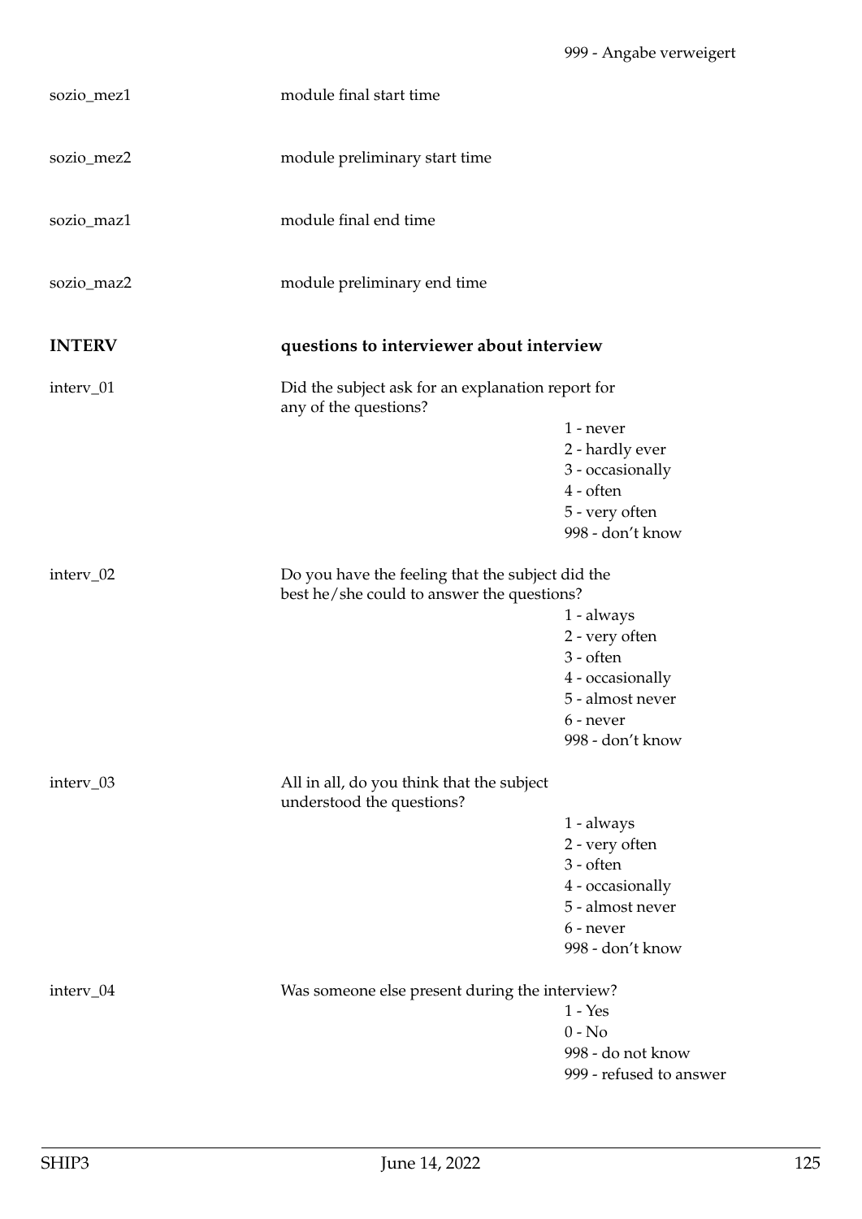999 - Angabe verweigert

| | | |
|---|---|---|
| sozio_mez1 | module final start time | |
| sozio_mez2 | module preliminary start time | |
| sozio_maz1 | module final end time | |
| sozio_maz2 | module preliminary end time | |

## INTERV — questions to interviewer about interview

| | | |
|---|---|---|
| interv_01 | Did the subject ask for an explanation report for any of the questions? | 1 - never<br>2 - hardly ever<br>3 - occasionally<br>4 - often<br>5 - very often<br>998 - don't know |
| interv_02 | Do you have the feeling that the subject did the best he/she could to answer the questions? | 1 - always<br>2 - very often<br>3 - often<br>4 - occasionally<br>5 - almost never<br>6 - never<br>998 - don't know |
| interv_03 | All in all, do you think that the subject understood the questions? | 1 - always<br>2 - very often<br>3 - often<br>4 - occasionally<br>5 - almost never<br>6 - never<br>998 - don't know |
| interv_04 | Was someone else present during the interview? | 1 - Yes<br>0 - No<br>998 - do not know<br>999 - refused to answer |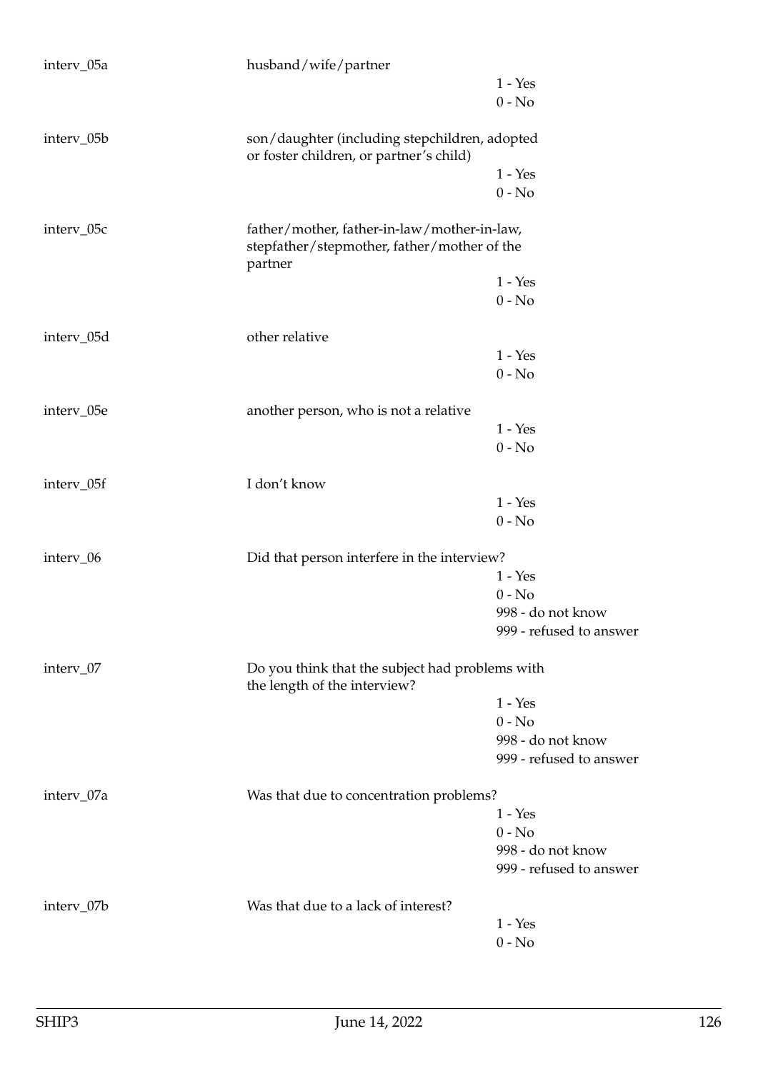| Variable | Question/Label | Values |
|---|---|---|
| interv_05a | husband/wife/partner | 1 - Yes<br>0 - No |
| interv_05b | son/daughter (including stepchildren, adopted or foster children, or partner's child) | 1 - Yes<br>0 - No |
| interv_05c | father/mother, father-in-law/mother-in-law, stepfather/stepmother, father/mother of the partner | 1 - Yes<br>0 - No |
| interv_05d | other relative | 1 - Yes<br>0 - No |
| interv_05e | another person, who is not a relative | 1 - Yes<br>0 - No |
| interv_05f | I don't know | 1 - Yes<br>0 - No |
| interv_06 | Did that person interfere in the interview? | 1 - Yes<br>0 - No<br>998 - do not know<br>999 - refused to answer |
| interv_07 | Do you think that the subject had problems with the length of the interview? | 1 - Yes<br>0 - No<br>998 - do not know<br>999 - refused to answer |
| interv_07a | Was that due to concentration problems? | 1 - Yes<br>0 - No<br>998 - do not know<br>999 - refused to answer |
| interv_07b | Was that due to a lack of interest? | 1 - Yes<br>0 - No |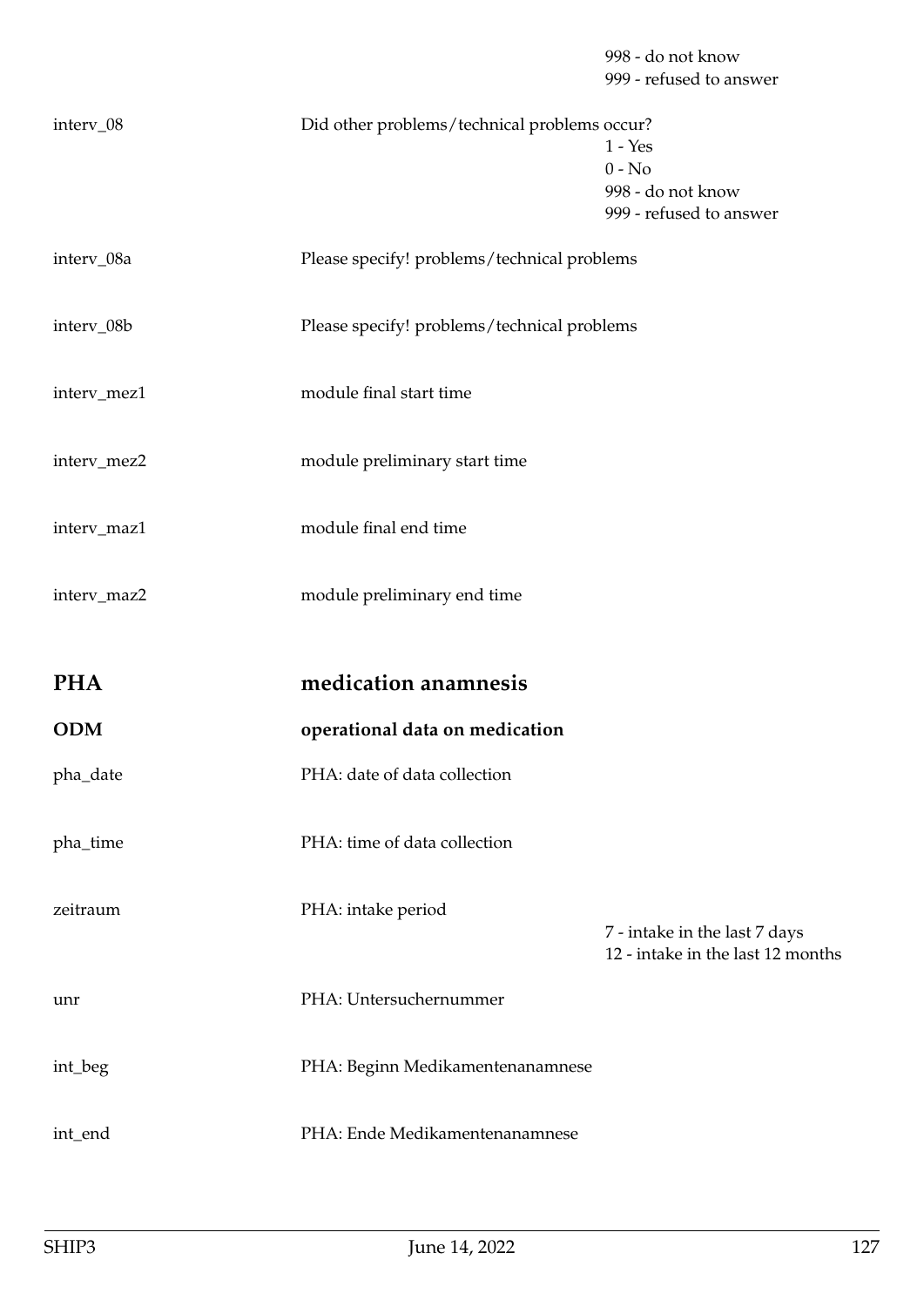| | | |
|---|---|---|
| | | 998 - do not know<br>999 - refused to answer |
| interv_08 | Did other problems/technical problems occur? | 1 - Yes<br>0 - No<br>998 - do not know<br>999 - refused to answer |
| interv_08a | Please specify! problems/technical problems | |
| interv_08b | Please specify! problems/technical problems | |
| interv_mez1 | module final start time | |
| interv_mez2 | module preliminary start time | |
| interv_maz1 | module final end time | |
| interv_maz2 | module preliminary end time | |

## PHA medication anamnesis

### ODM operational data on medication

| | | |
|---|---|---|
| pha_date | PHA: date of data collection | |
| pha_time | PHA: time of data collection | |
| zeitraum | PHA: intake period | 7 - intake in the last 7 days<br>12 - intake in the last 12 months |
| unr | PHA: Untersuchernummer | |
| int_beg | PHA: Beginn Medikamentenanamnese | |
| int_end | PHA: Ende Medikamentenanamnese | |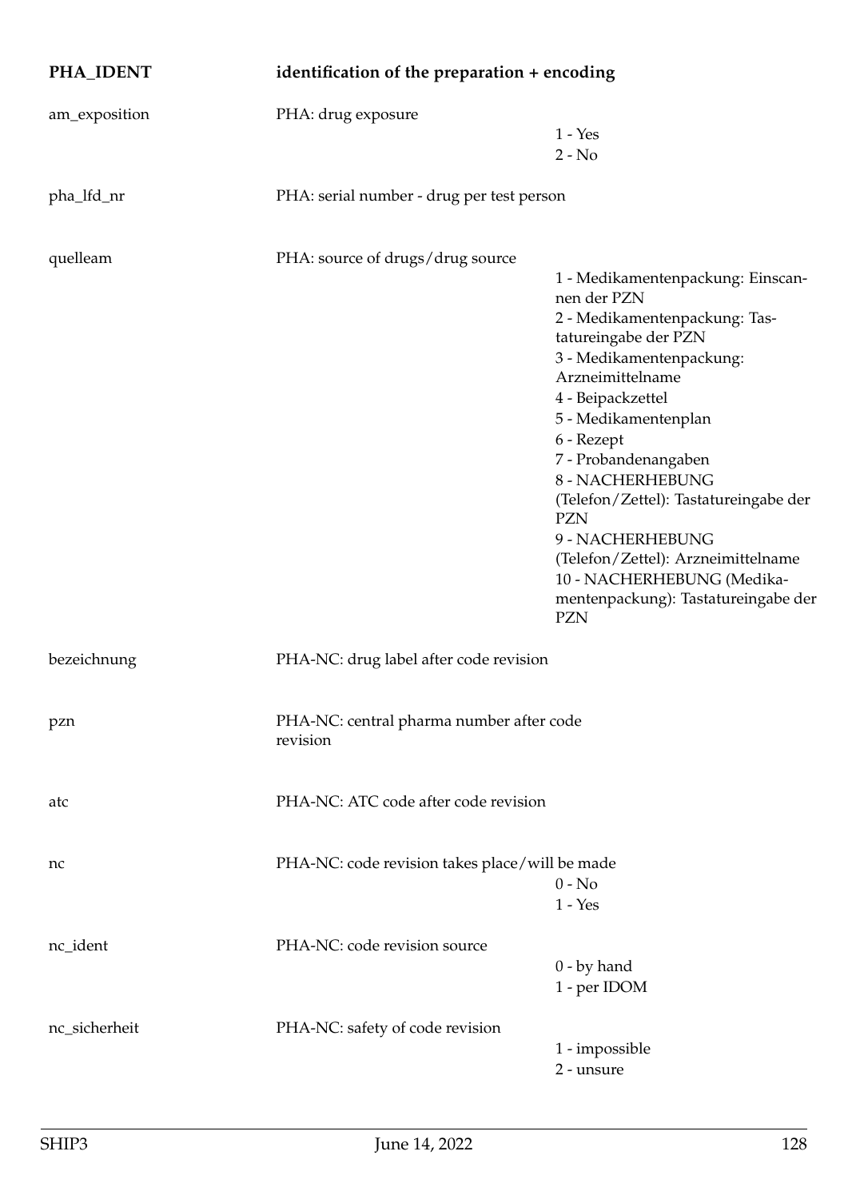## PHA_IDENT — identification of the preparation + encoding

| Variable | Description | Values |
|---|---|---|
| am_exposition | PHA: drug exposure | 1 - Yes<br>2 - No |
| pha_lfd_nr | PHA: serial number - drug per test person | |
| quelleam | PHA: source of drugs/drug source | 1 - Medikamentenpackung: Einscannen der PZN<br>2 - Medikamentenpackung: Tastatureingabe der PZN<br>3 - Medikamentenpackung: Arzneimittelname<br>4 - Beipackzettel<br>5 - Medikamentenplan<br>6 - Rezept<br>7 - Probandenangaben<br>8 - NACHERHEBUNG (Telefon/Zettel): Tastatureingabe der PZN<br>9 - NACHERHEBUNG (Telefon/Zettel): Arzneimittelname<br>10 - NACHERHEBUNG (Medikamentenpackung): Tastatureingabe der PZN |
| bezeichnung | PHA-NC: drug label after code revision | |
| pzn | PHA-NC: central pharma number after code revision | |
| atc | PHA-NC: ATC code after code revision | |
| nc | PHA-NC: code revision takes place/will be made | 0 - No<br>1 - Yes |
| nc_ident | PHA-NC: code revision source | 0 - by hand<br>1 - per IDOM |
| nc_sicherheit | PHA-NC: safety of code revision | 1 - impossible<br>2 - unsure |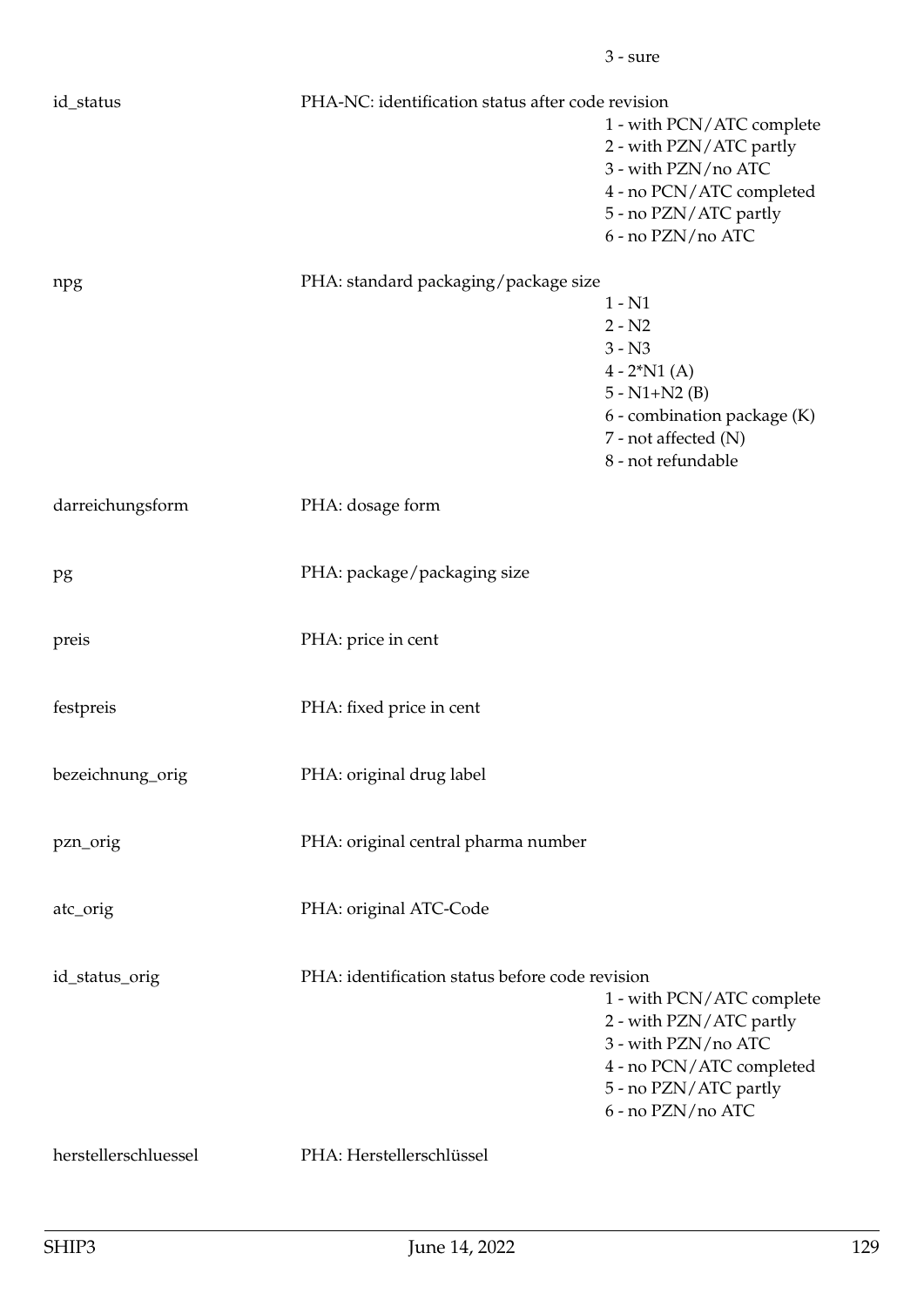3 - sure

| | | |
|---|---|---|
| id_status | PHA-NC: identification status after code revision | 1 - with PCN/ATC complete<br>2 - with PZN/ATC partly<br>3 - with PZN/no ATC<br>4 - no PCN/ATC completed<br>5 - no PZN/ATC partly<br>6 - no PZN/no ATC |
| npg | PHA: standard packaging/package size | 1 - N1<br>2 - N2<br>3 - N3<br>4 - 2*N1 (A)<br>5 - N1+N2 (B)<br>6 - combination package (K)<br>7 - not affected (N)<br>8 - not refundable |
| darreichungsform | PHA: dosage form | |
| pg | PHA: package/packaging size | |
| preis | PHA: price in cent | |
| festpreis | PHA: fixed price in cent | |
| bezeichnung_orig | PHA: original drug label | |
| pzn_orig | PHA: original central pharma number | |
| atc_orig | PHA: original ATC-Code | |
| id_status_orig | PHA: identification status before code revision | 1 - with PCN/ATC complete<br>2 - with PZN/ATC partly<br>3 - with PZN/no ATC<br>4 - no PCN/ATC completed<br>5 - no PZN/ATC partly<br>6 - no PZN/no ATC |
| herstellerschluessel | PHA: Herstellerschlüssel | |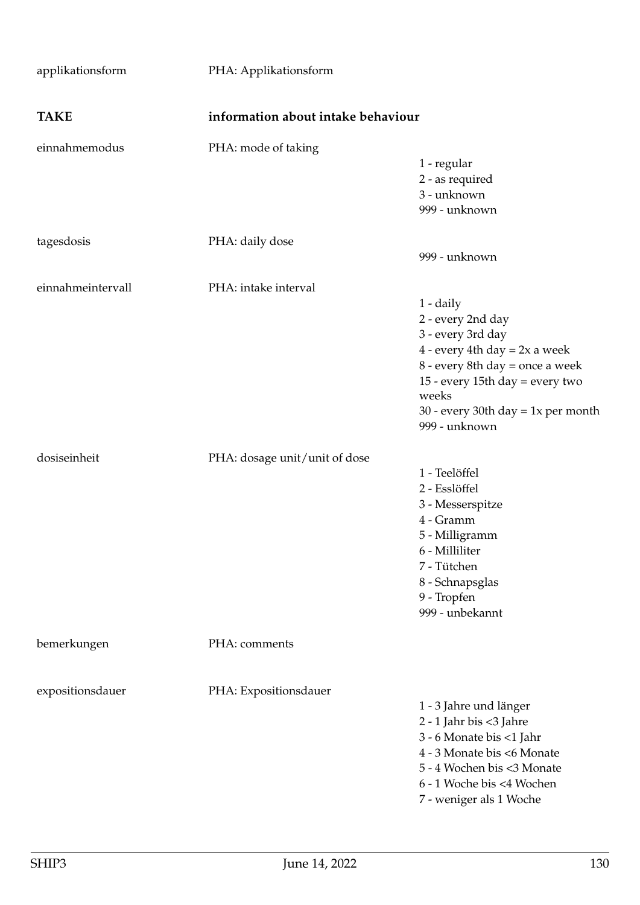| | | |
|---|---|---|
| applikationsform | PHA: Applikationsform | |
| **TAKE** | **information about intake behaviour** | |
| einnahmemodus | PHA: mode of taking | 1 - regular<br>2 - as required<br>3 - unknown<br>999 - unknown |
| tagesdosis | PHA: daily dose | 999 - unknown |
| einnahmeintervall | PHA: intake interval | 1 - daily<br>2 - every 2nd day<br>3 - every 3rd day<br>4 - every 4th day = 2x a week<br>8 - every 8th day = once a week<br>15 - every 15th day = every two weeks<br>30 - every 30th day = 1x per month<br>999 - unknown |
| dosiseinheit | PHA: dosage unit/unit of dose | 1 - Teelöffel<br>2 - Esslöffel<br>3 - Messerspitze<br>4 - Gramm<br>5 - Milligramm<br>6 - Milliliter<br>7 - Tütchen<br>8 - Schnapsglas<br>9 - Tropfen<br>999 - unbekannt |
| bemerkungen | PHA: comments | |
| expositionsdauer | PHA: Expositionsdauer | 1 - 3 Jahre und länger<br>2 - 1 Jahr bis <3 Jahre<br>3 - 6 Monate bis <1 Jahr<br>4 - 3 Monate bis <6 Monate<br>5 - 4 Wochen bis <3 Monate<br>6 - 1 Woche bis <4 Wochen<br>7 - weniger als 1 Woche |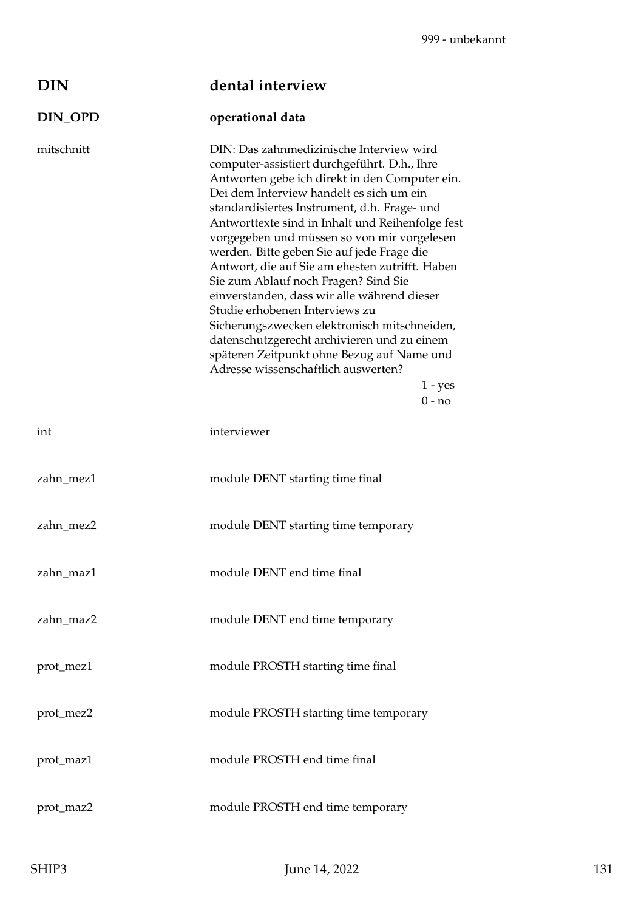999 - unbekannt

## DIN dental interview

### DIN_OPD operational data

| Variable | Description |
|---|---|
| mitschnitt | DIN: Das zahnmedizinische Interview wird computer-assistiert durchgeführt. D.h., Ihre Antworten gebe ich direkt in den Computer ein. Dei dem Interview handelt es sich um ein standardisiertes Instrument, d.h. Frage- und Antworttexte sind in Inhalt und Reihenfolge fest vorgegeben und müssen so von mir vorgelesen werden. Bitte geben Sie auf jede Frage die Antwort, die auf Sie am ehesten zutrifft. Haben Sie zum Ablauf noch Fragen? Sind Sie einverstanden, dass wir alle während dieser Studie erhobenen Interviews zu Sicherungszwecken elektronisch mitschneiden, datenschutzgerecht archivieren und zu einem späteren Zeitpunkt ohne Bezug auf Name und Adresse wissenschaftlich auswerten?<br>1 - yes<br>0 - no |
| int | interviewer |
| zahn_mez1 | module DENT starting time final |
| zahn_mez2 | module DENT starting time temporary |
| zahn_maz1 | module DENT end time final |
| zahn_maz2 | module DENT end time temporary |
| prot_mez1 | module PROSTH starting time final |
| prot_mez2 | module PROSTH starting time temporary |
| prot_maz1 | module PROSTH end time final |
| prot_maz2 | module PROSTH end time temporary |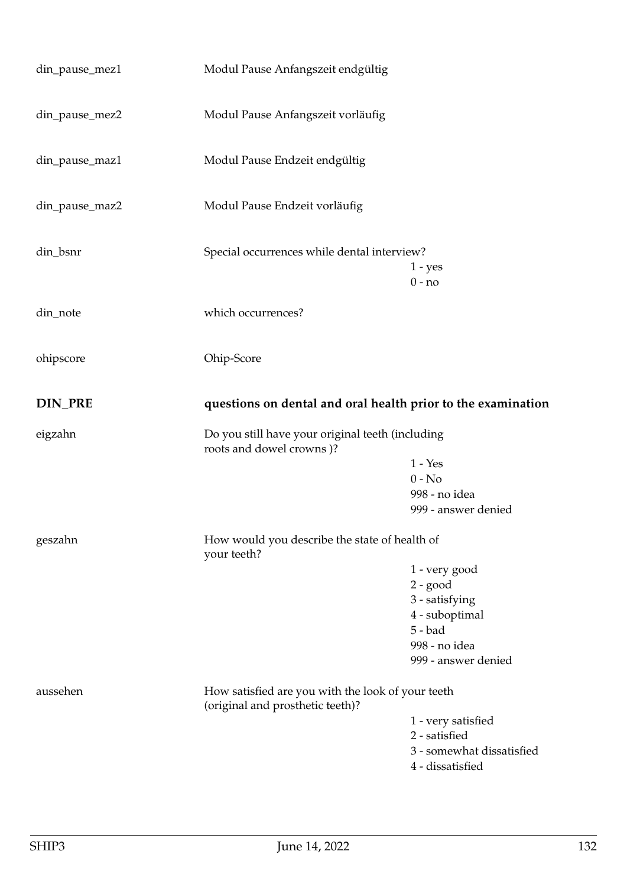| | | |
|---|---|---|
| din_pause_mez1 | Modul Pause Anfangszeit endgültig | |
| din_pause_mez2 | Modul Pause Anfangszeit vorläufig | |
| din_pause_maz1 | Modul Pause Endzeit endgültig | |
| din_pause_maz2 | Modul Pause Endzeit vorläufig | |
| din_bsnr | Special occurrences while dental interview? | 1 - yes<br>0 - no |
| din_note | which occurrences? | |
| ohipscore | Ohip-Score | |

## DIN_PRE questions on dental and oral health prior to the examination

| | | |
|---|---|---|
| eigzahn | Do you still have your original teeth (including roots and dowel crowns )? | 1 - Yes<br>0 - No<br>998 - no idea<br>999 - answer denied |
| geszahn | How would you describe the state of health of your teeth? | 1 - very good<br>2 - good<br>3 - satisfying<br>4 - suboptimal<br>5 - bad<br>998 - no idea<br>999 - answer denied |
| aussehen | How satisfied are you with the look of your teeth (original and prosthetic teeth)? | 1 - very satisfied<br>2 - satisfied<br>3 - somewhat dissatisfied<br>4 - dissatisfied |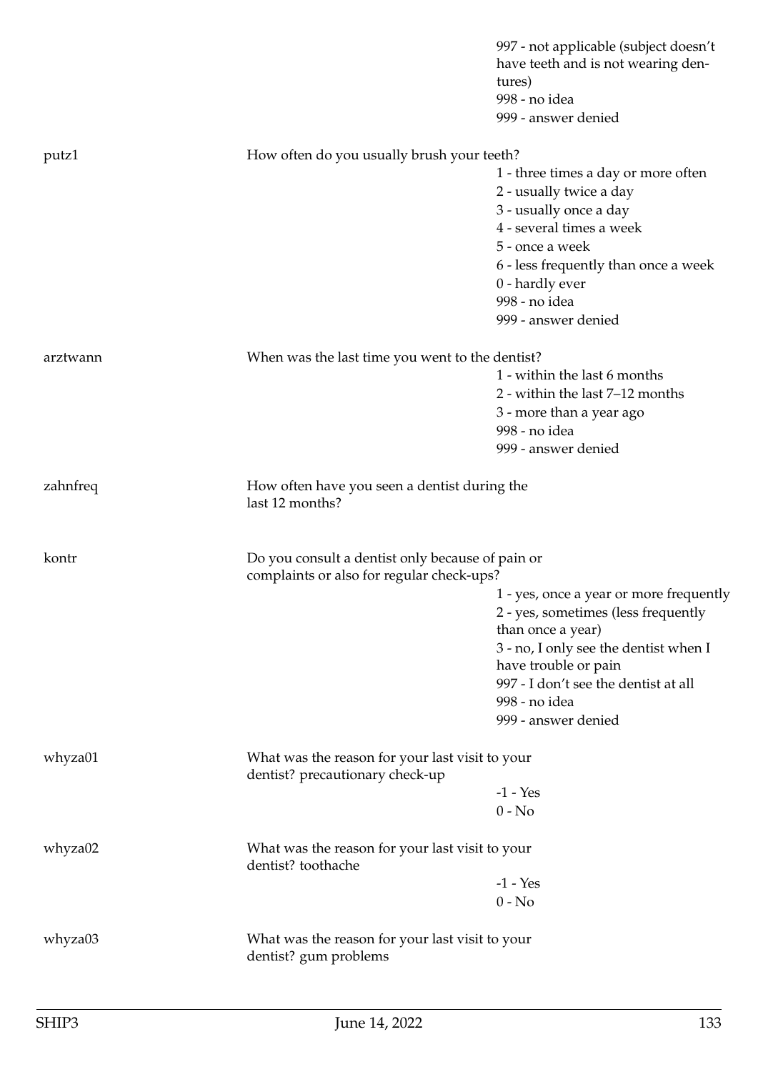997 - not applicable (subject doesn't have teeth and is not wearing dentures)
998 - no idea
999 - answer denied

| Variable | Question | Values |
|---|---|---|
| putz1 | How often do you usually brush your teeth? | 1 - three times a day or more often<br>2 - usually twice a day<br>3 - usually once a day<br>4 - several times a week<br>5 - once a week<br>6 - less frequently than once a week<br>0 - hardly ever<br>998 - no idea<br>999 - answer denied |
| arztwann | When was the last time you went to the dentist? | 1 - within the last 6 months<br>2 - within the last 7–12 months<br>3 - more than a year ago<br>998 - no idea<br>999 - answer denied |
| zahnfreq | How often have you seen a dentist during the last 12 months? | |
| kontr | Do you consult a dentist only because of pain or complaints or also for regular check-ups? | 1 - yes, once a year or more frequently<br>2 - yes, sometimes (less frequently than once a year)<br>3 - no, I only see the dentist when I have trouble or pain<br>997 - I don't see the dentist at all<br>998 - no idea<br>999 - answer denied |
| whyza01 | What was the reason for your last visit to your dentist? precautionary check-up | -1 - Yes<br>0 - No |
| whyza02 | What was the reason for your last visit to your dentist? toothache | -1 - Yes<br>0 - No |
| whyza03 | What was the reason for your last visit to your dentist? gum problems | |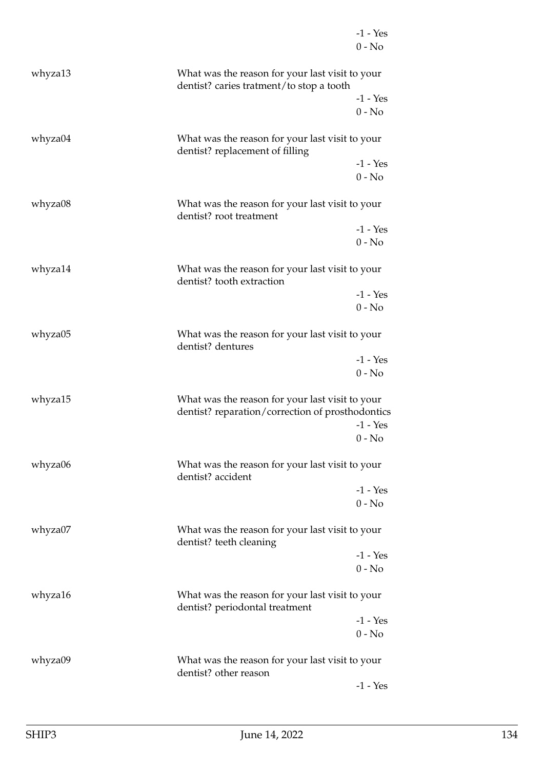-1 - Yes
0 - No

whyza13 What was the reason for your last visit to your dentist? caries tratment/to stop a tooth

-1 - Yes
0 - No

whyza04 What was the reason for your last visit to your dentist? replacement of filling

-1 - Yes
0 - No

whyza08 What was the reason for your last visit to your dentist? root treatment

-1 - Yes
0 - No

whyza14 What was the reason for your last visit to your dentist? tooth extraction

-1 - Yes
0 - No

whyza05 What was the reason for your last visit to your dentist? dentures

-1 - Yes
0 - No

whyza15 What was the reason for your last visit to your dentist? reparation/correction of prosthodontics

-1 - Yes
0 - No

whyza06 What was the reason for your last visit to your dentist? accident

-1 - Yes
0 - No

whyza07 What was the reason for your last visit to your dentist? teeth cleaning

-1 - Yes
0 - No

whyza16 What was the reason for your last visit to your dentist? periodontal treatment

-1 - Yes
0 - No

whyza09 What was the reason for your last visit to your dentist? other reason

-1 - Yes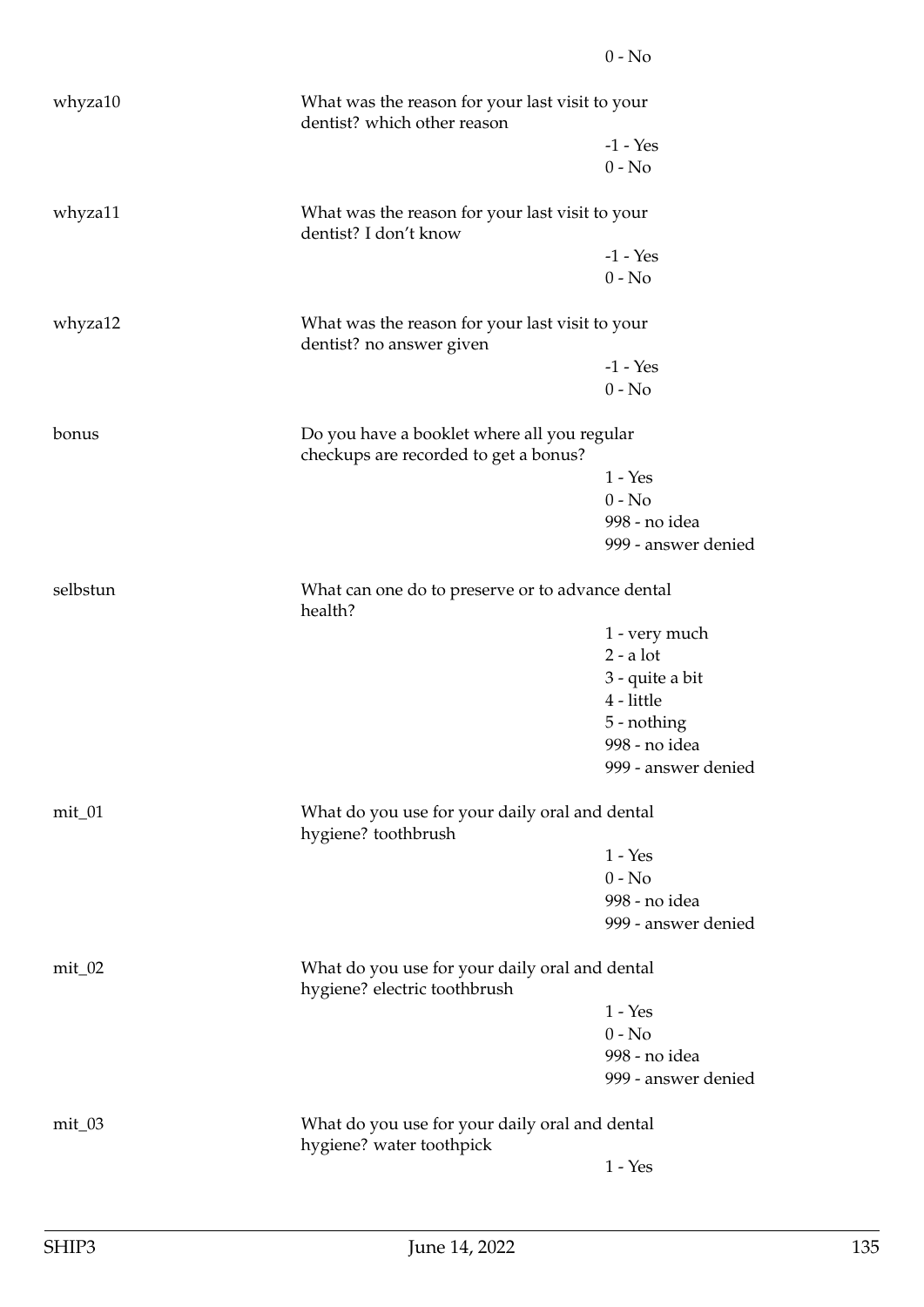0 - No

| | | |
|---|---|---|
| whyza10 | What was the reason for your last visit to your dentist? which other reason | |
| | | -1 - Yes |
| | | 0 - No |
| whyza11 | What was the reason for your last visit to your dentist? I don't know | |
| | | -1 - Yes |
| | | 0 - No |
| whyza12 | What was the reason for your last visit to your dentist? no answer given | |
| | | -1 - Yes |
| | | 0 - No |
| bonus | Do you have a booklet where all you regular checkups are recorded to get a bonus? | |
| | | 1 - Yes |
| | | 0 - No |
| | | 998 - no idea |
| | | 999 - answer denied |
| selbstun | What can one do to preserve or to advance dental health? | |
| | | 1 - very much |
| | | 2 - a lot |
| | | 3 - quite a bit |
| | | 4 - little |
| | | 5 - nothing |
| | | 998 - no idea |
| | | 999 - answer denied |
| mit_01 | What do you use for your daily oral and dental hygiene? toothbrush | |
| | | 1 - Yes |
| | | 0 - No |
| | | 998 - no idea |
| | | 999 - answer denied |
| mit_02 | What do you use for your daily oral and dental hygiene? electric toothbrush | |
| | | 1 - Yes |
| | | 0 - No |
| | | 998 - no idea |
| | | 999 - answer denied |
| mit_03 | What do you use for your daily oral and dental hygiene? water toothpick | |
| | | 1 - Yes |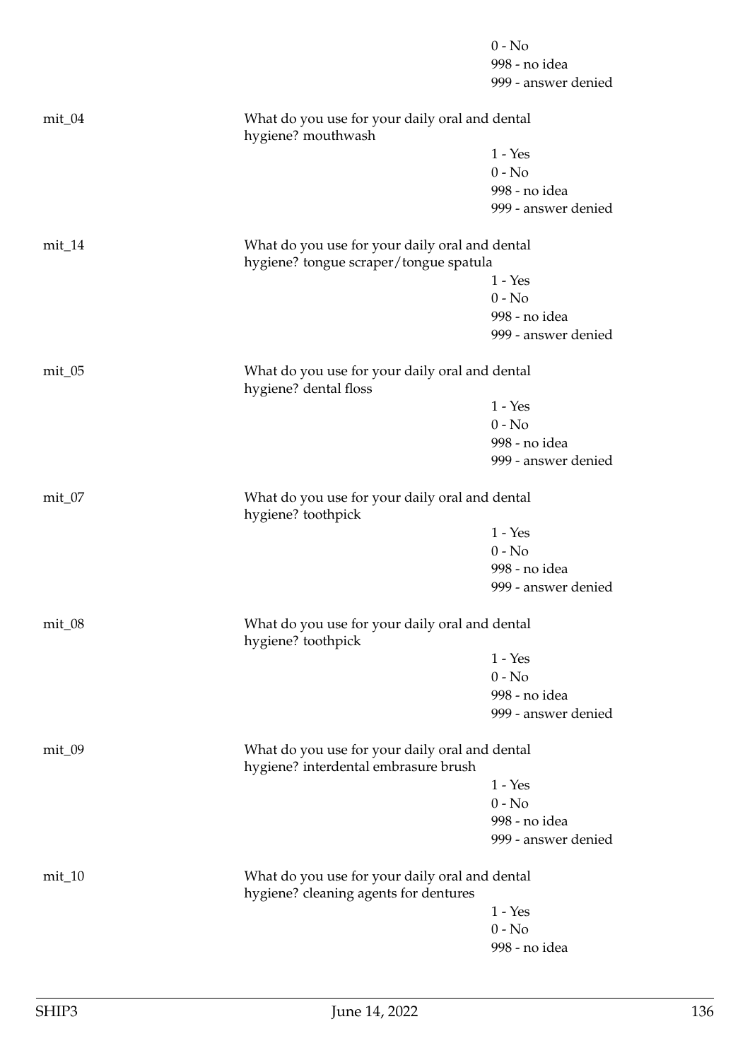0 - No
998 - no idea
999 - answer denied

mit_04 What do you use for your daily oral and dental hygiene? mouthwash

1 - Yes
0 - No
998 - no idea
999 - answer denied

mit_14 What do you use for your daily oral and dental hygiene? tongue scraper/tongue spatula

1 - Yes
0 - No
998 - no idea
999 - answer denied

mit_05 What do you use for your daily oral and dental hygiene? dental floss

1 - Yes
0 - No
998 - no idea
999 - answer denied

mit_07 What do you use for your daily oral and dental hygiene? toothpick

1 - Yes
0 - No
998 - no idea
999 - answer denied

mit_08 What do you use for your daily oral and dental hygiene? toothpick

1 - Yes
0 - No
998 - no idea
999 - answer denied

mit_09 What do you use for your daily oral and dental hygiene? interdental embrasure brush

1 - Yes
0 - No
998 - no idea
999 - answer denied

mit_10 What do you use for your daily oral and dental hygiene? cleaning agents for dentures

1 - Yes
0 - No
998 - no idea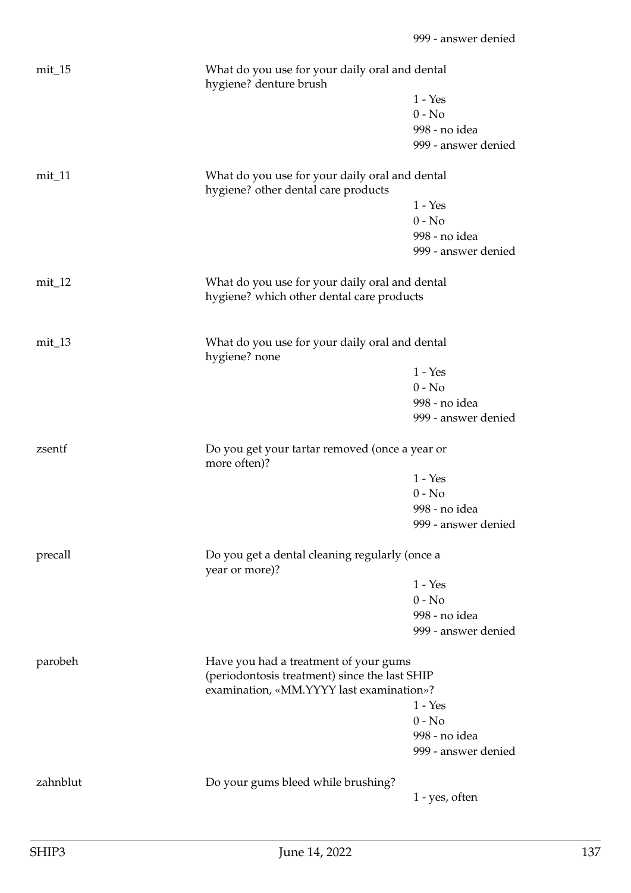999 - answer denied

mit_15 What do you use for your daily oral and dental hygiene? denture brush

1 - Yes
0 - No
998 - no idea
999 - answer denied

mit_11 What do you use for your daily oral and dental hygiene? other dental care products

1 - Yes
0 - No
998 - no idea
999 - answer denied

mit_12 What do you use for your daily oral and dental hygiene? which other dental care products

mit_13 What do you use for your daily oral and dental hygiene? none

1 - Yes
0 - No
998 - no idea
999 - answer denied

zsentf Do you get your tartar removed (once a year or more often)?

1 - Yes
0 - No
998 - no idea
999 - answer denied

precall Do you get a dental cleaning regularly (once a year or more)?

1 - Yes
0 - No
998 - no idea
999 - answer denied

parobeh Have you had a treatment of your gums (periodontosis treatment) since the last SHIP examination, «MM.YYYY last examination»?

1 - Yes
0 - No
998 - no idea
999 - answer denied

zahnblut Do your gums bleed while brushing?

1 - yes, often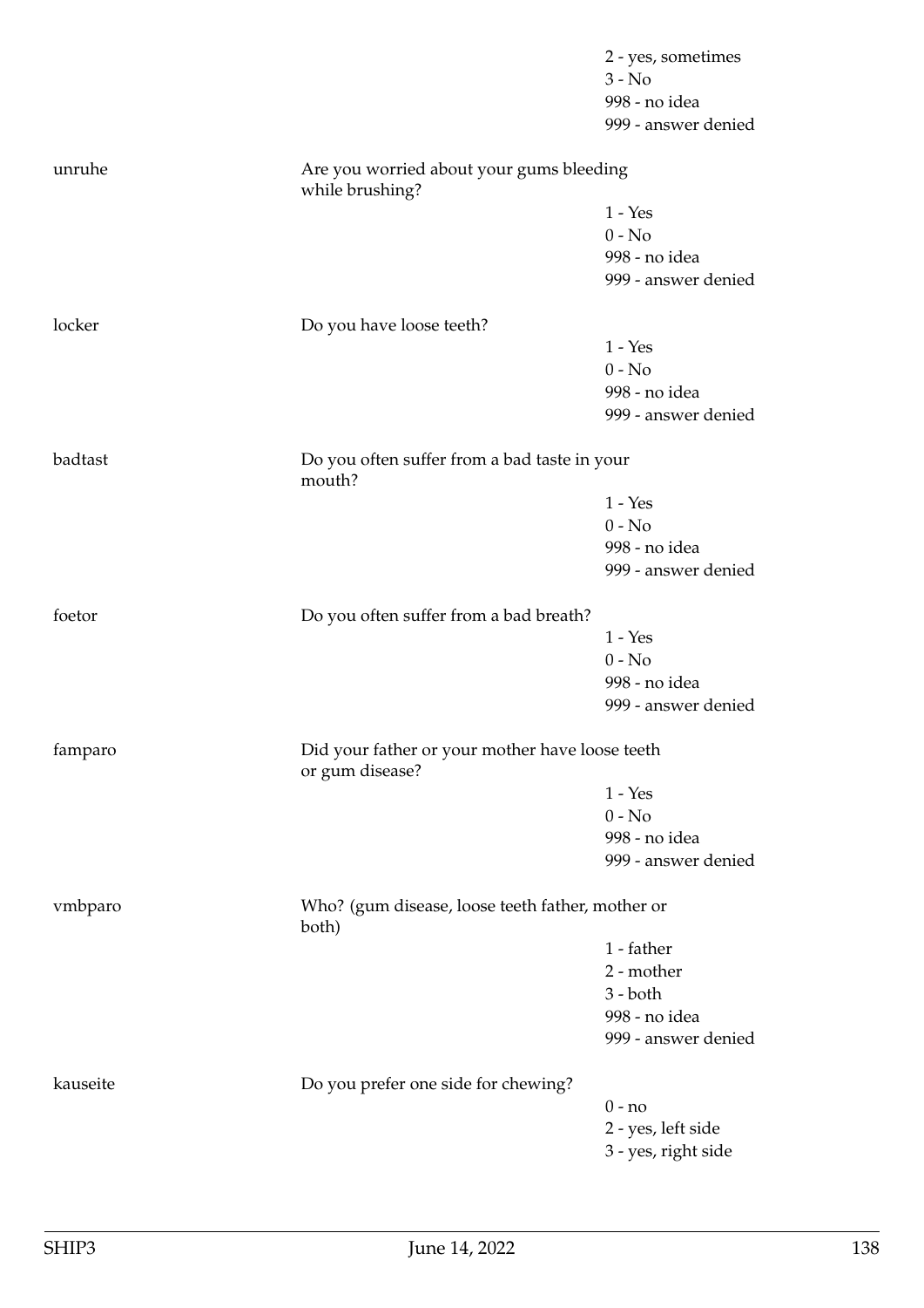| | | |
|---|---|---|
| | | 2 - yes, sometimes |
| | | 3 - No |
| | | 998 - no idea |
| | | 999 - answer denied |
| unruhe | Are you worried about your gums bleeding while brushing? | |
| | | 1 - Yes |
| | | 0 - No |
| | | 998 - no idea |
| | | 999 - answer denied |
| locker | Do you have loose teeth? | |
| | | 1 - Yes |
| | | 0 - No |
| | | 998 - no idea |
| | | 999 - answer denied |
| badtast | Do you often suffer from a bad taste in your mouth? | |
| | | 1 - Yes |
| | | 0 - No |
| | | 998 - no idea |
| | | 999 - answer denied |
| foetor | Do you often suffer from a bad breath? | |
| | | 1 - Yes |
| | | 0 - No |
| | | 998 - no idea |
| | | 999 - answer denied |
| famparo | Did your father or your mother have loose teeth or gum disease? | |
| | | 1 - Yes |
| | | 0 - No |
| | | 998 - no idea |
| | | 999 - answer denied |
| vmbparo | Who? (gum disease, loose teeth father, mother or both) | |
| | | 1 - father |
| | | 2 - mother |
| | | 3 - both |
| | | 998 - no idea |
| | | 999 - answer denied |
| kauseite | Do you prefer one side for chewing? | |
| | | 0 - no |
| | | 2 - yes, left side |
| | | 3 - yes, right side |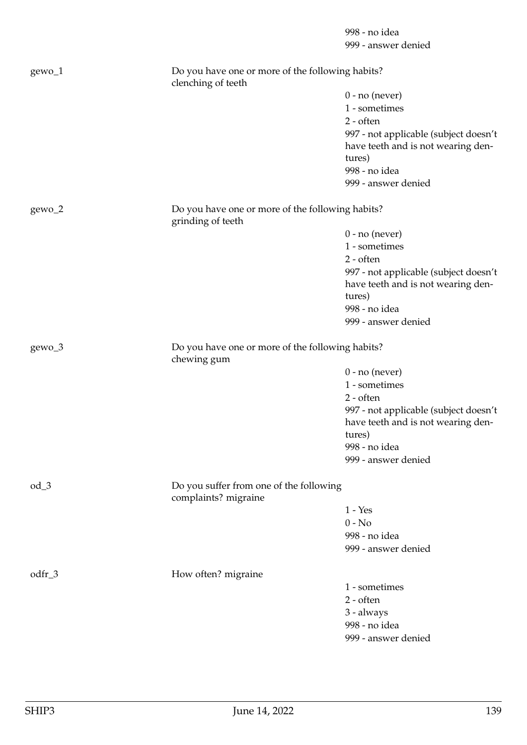998 - no idea
999 - answer denied

gewo_1 Do you have one or more of the following habits? clenching of teeth

0 - no (never)
1 - sometimes
2 - often
997 - not applicable (subject doesn't have teeth and is not wearing dentures)
998 - no idea
999 - answer denied

gewo_2 Do you have one or more of the following habits? grinding of teeth

0 - no (never)
1 - sometimes
2 - often
997 - not applicable (subject doesn't have teeth and is not wearing dentures)
998 - no idea
999 - answer denied

gewo_3 Do you have one or more of the following habits? chewing gum

0 - no (never)
1 - sometimes
2 - often
997 - not applicable (subject doesn't have teeth and is not wearing dentures)
998 - no idea
999 - answer denied

od_3 Do you suffer from one of the following complaints? migraine

1 - Yes
0 - No
998 - no idea
999 - answer denied

odfr_3 How often? migraine

1 - sometimes
2 - often
3 - always
998 - no idea
999 - answer denied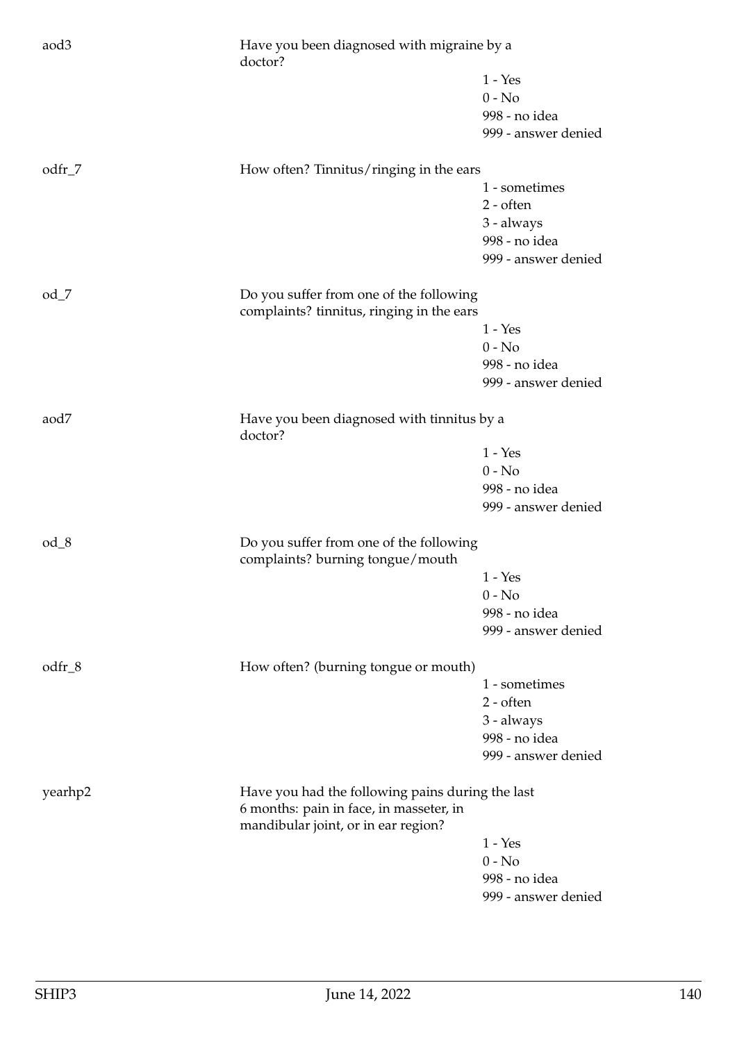aod3

Have you been diagnosed with migraine by a doctor?

1 - Yes
0 - No
998 - no idea
999 - answer denied

odfr_7

How often? Tinnitus/ringing in the ears

1 - sometimes
2 - often
3 - always
998 - no idea
999 - answer denied

od_7

Do you suffer from one of the following complaints? tinnitus, ringing in the ears

1 - Yes
0 - No
998 - no idea
999 - answer denied

aod7

Have you been diagnosed with tinnitus by a doctor?

1 - Yes
0 - No
998 - no idea
999 - answer denied

od_8

Do you suffer from one of the following complaints? burning tongue/mouth

1 - Yes
0 - No
998 - no idea
999 - answer denied

odfr_8

How often? (burning tongue or mouth)

1 - sometimes
2 - often
3 - always
998 - no idea
999 - answer denied

yearhp2

Have you had the following pains during the last 6 months: pain in face, in masseter, in mandibular joint, or in ear region?

1 - Yes
0 - No
998 - no idea
999 - answer denied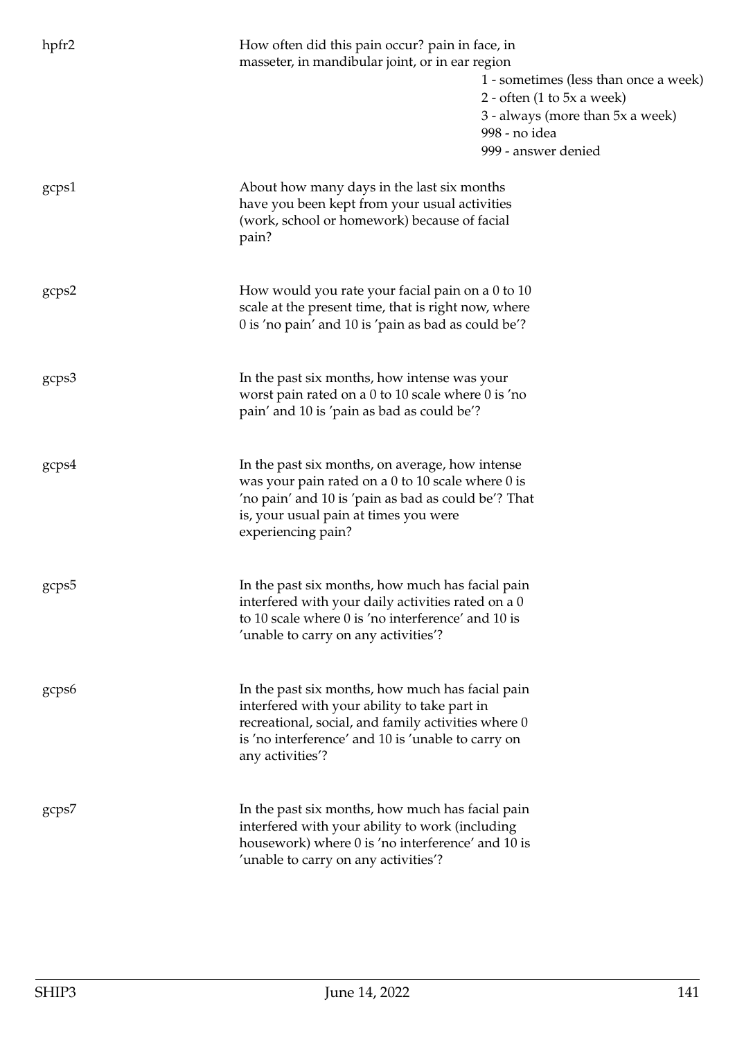| Variable | Description | Values |
|---|---|---|
| hpfr2 | How often did this pain occur? pain in face, in masseter, in mandibular joint, or in ear region | 1 - sometimes (less than once a week)<br>2 - often (1 to 5x a week)<br>3 - always (more than 5x a week)<br>998 - no idea<br>999 - answer denied |
| gcps1 | About how many days in the last six months have you been kept from your usual activities (work, school or homework) because of facial pain? | |
| gcps2 | How would you rate your facial pain on a 0 to 10 scale at the present time, that is right now, where 0 is 'no pain' and 10 is 'pain as bad as could be'? | |
| gcps3 | In the past six months, how intense was your worst pain rated on a 0 to 10 scale where 0 is 'no pain' and 10 is 'pain as bad as could be'? | |
| gcps4 | In the past six months, on average, how intense was your pain rated on a 0 to 10 scale where 0 is 'no pain' and 10 is 'pain as bad as could be'? That is, your usual pain at times you were experiencing pain? | |
| gcps5 | In the past six months, how much has facial pain interfered with your daily activities rated on a 0 to 10 scale where 0 is 'no interference' and 10 is 'unable to carry on any activities'? | |
| gcps6 | In the past six months, how much has facial pain interfered with your ability to take part in recreational, social, and family activities where 0 is 'no interference' and 10 is 'unable to carry on any activities'? | |
| gcps7 | In the past six months, how much has facial pain interfered with your ability to work (including housework) where 0 is 'no interference' and 10 is 'unable to carry on any activities'? | |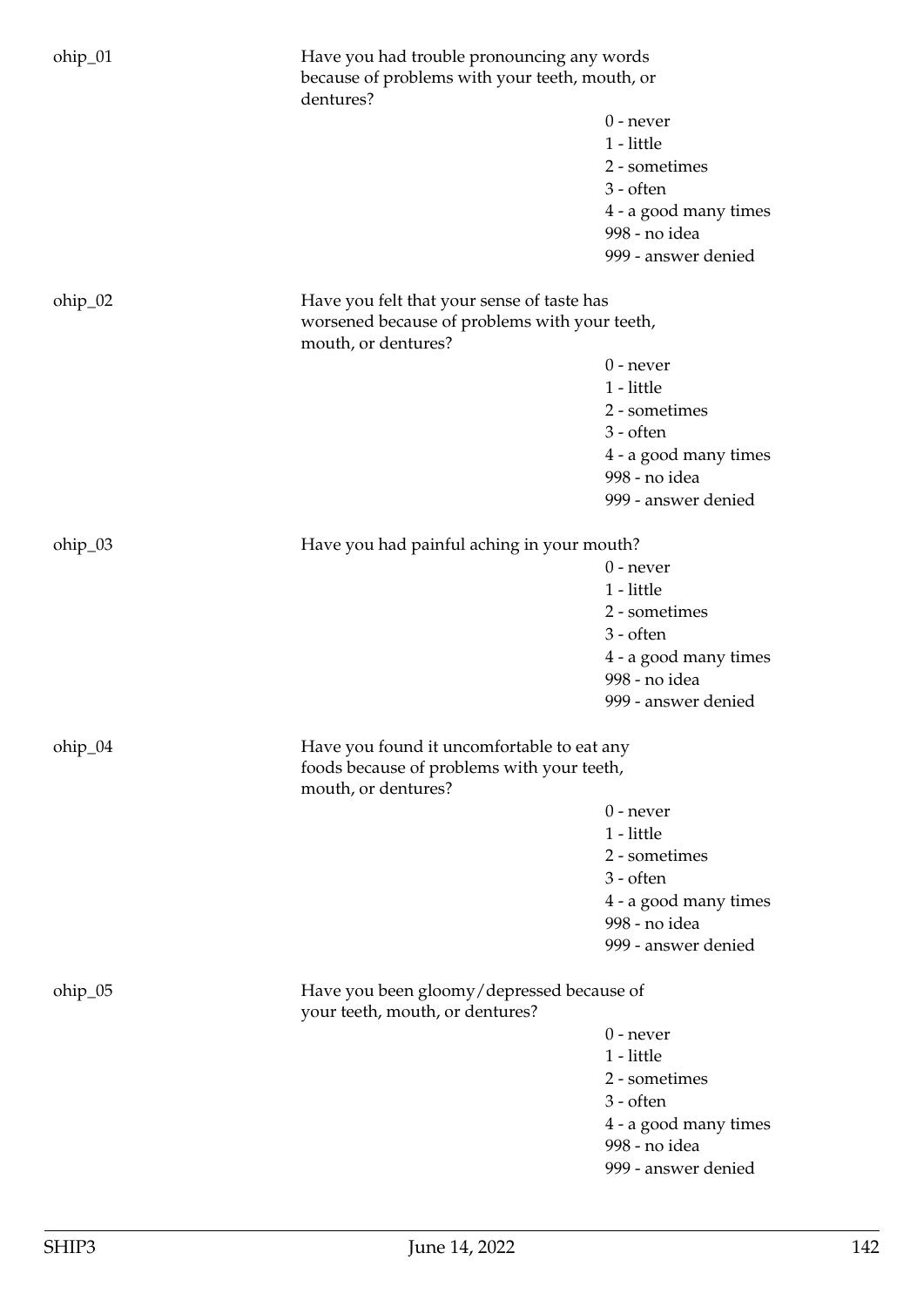ohip_01 Have you had trouble pronouncing any words because of problems with your teeth, mouth, or dentures?

0 - never
1 - little
2 - sometimes
3 - often
4 - a good many times
998 - no idea
999 - answer denied

ohip_02 Have you felt that your sense of taste has worsened because of problems with your teeth, mouth, or dentures?

0 - never
1 - little
2 - sometimes
3 - often
4 - a good many times
998 - no idea
999 - answer denied

ohip_03 Have you had painful aching in your mouth?

0 - never
1 - little
2 - sometimes
3 - often
4 - a good many times
998 - no idea
999 - answer denied

ohip_04 Have you found it uncomfortable to eat any foods because of problems with your teeth, mouth, or dentures?

0 - never
1 - little
2 - sometimes
3 - often
4 - a good many times
998 - no idea
999 - answer denied

ohip_05 Have you been gloomy/depressed because of your teeth, mouth, or dentures?

0 - never
1 - little
2 - sometimes
3 - often
4 - a good many times
998 - no idea
999 - answer denied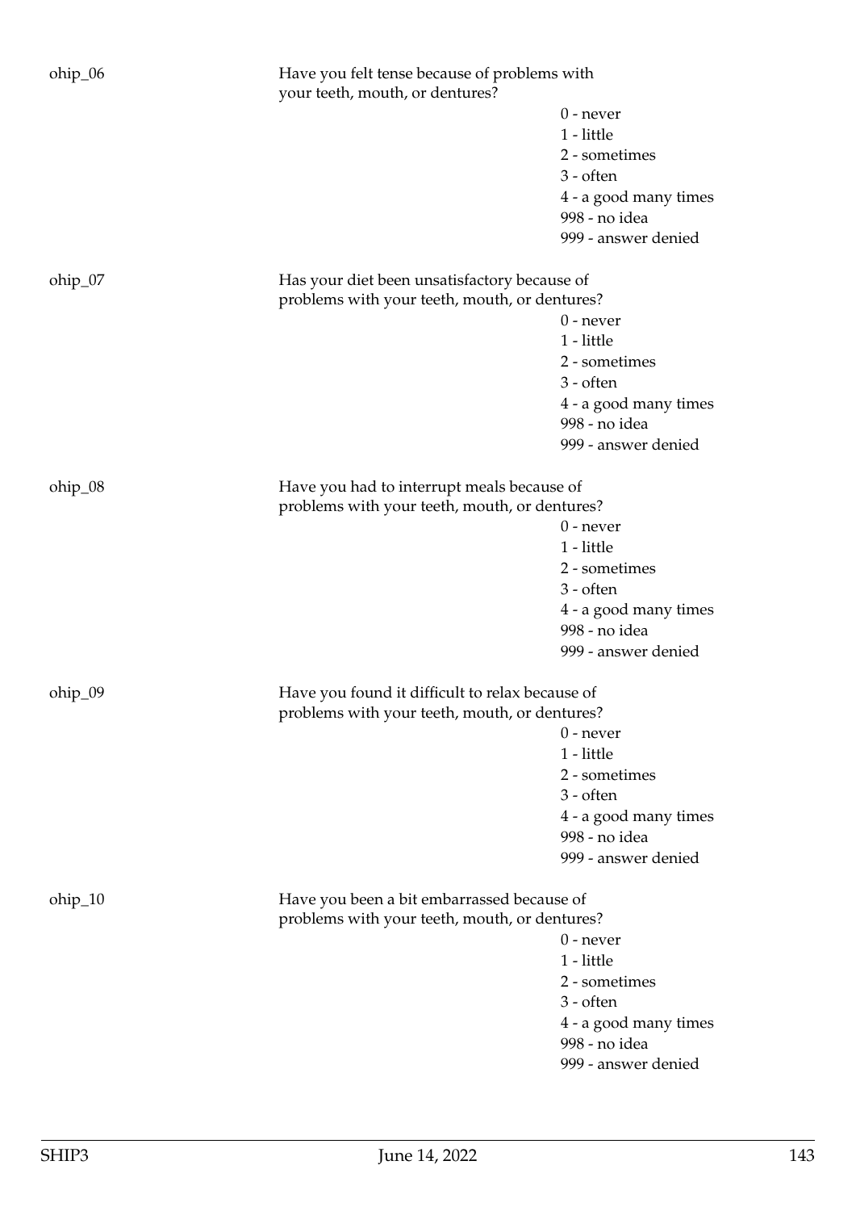ohip_06

Have you felt tense because of problems with your teeth, mouth, or dentures?

0 - never
1 - little
2 - sometimes
3 - often
4 - a good many times
998 - no idea
999 - answer denied

ohip_07

Has your diet been unsatisfactory because of problems with your teeth, mouth, or dentures?

0 - never
1 - little
2 - sometimes
3 - often
4 - a good many times
998 - no idea
999 - answer denied

ohip_08

Have you had to interrupt meals because of problems with your teeth, mouth, or dentures?

0 - never
1 - little
2 - sometimes
3 - often
4 - a good many times
998 - no idea
999 - answer denied

ohip_09

Have you found it difficult to relax because of problems with your teeth, mouth, or dentures?

0 - never
1 - little
2 - sometimes
3 - often
4 - a good many times
998 - no idea
999 - answer denied

ohip_10

Have you been a bit embarrassed because of problems with your teeth, mouth, or dentures?

0 - never
1 - little
2 - sometimes
3 - often
4 - a good many times
998 - no idea
999 - answer denied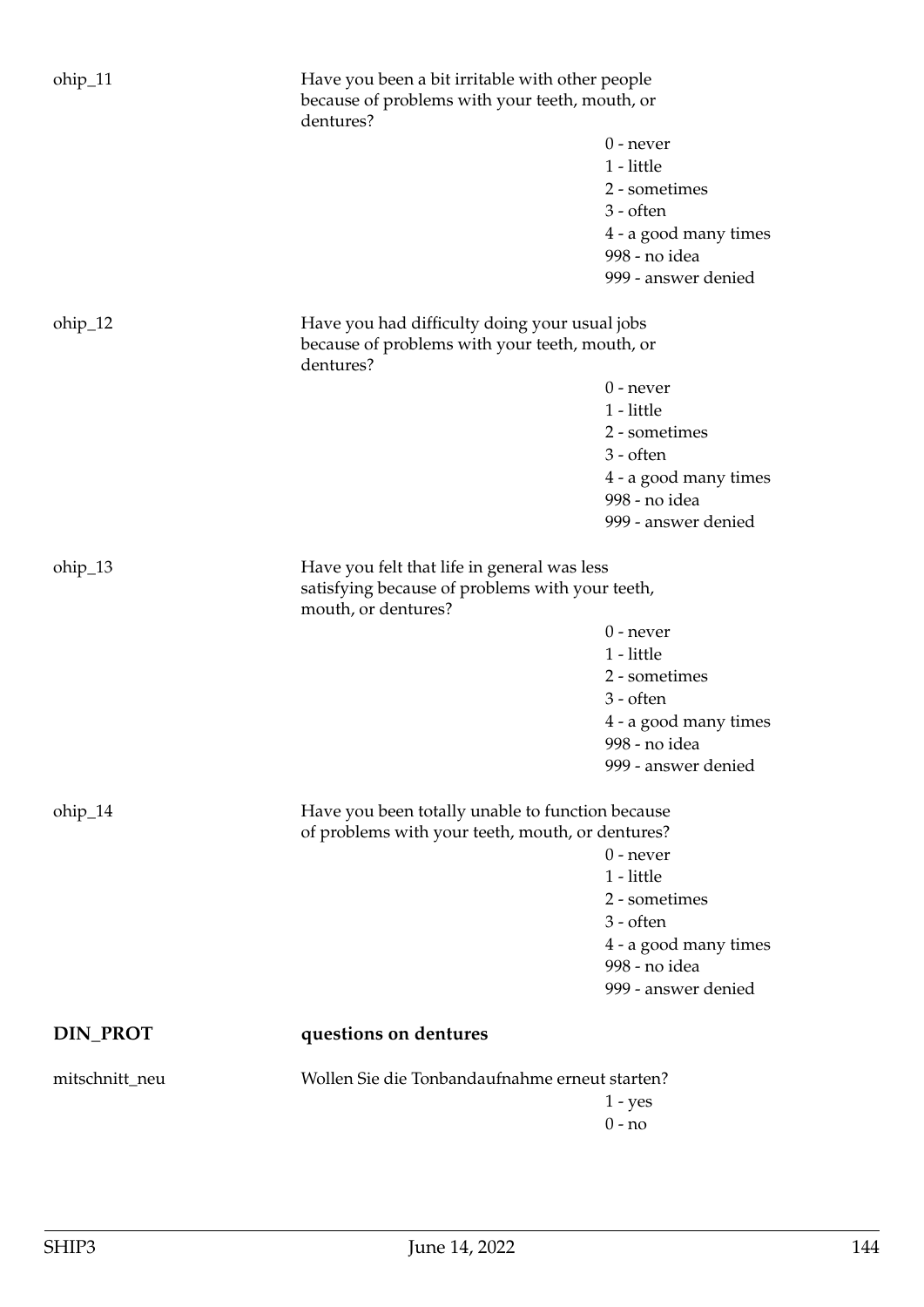ohip_11

Have you been a bit irritable with other people because of problems with your teeth, mouth, or dentures?

0 - never
1 - little
2 - sometimes
3 - often
4 - a good many times
998 - no idea
999 - answer denied

ohip_12

Have you had difficulty doing your usual jobs because of problems with your teeth, mouth, or dentures?

0 - never
1 - little
2 - sometimes
3 - often
4 - a good many times
998 - no idea
999 - answer denied

ohip_13

Have you felt that life in general was less satisfying because of problems with your teeth, mouth, or dentures?

0 - never
1 - little
2 - sometimes
3 - often
4 - a good many times
998 - no idea
999 - answer denied

ohip_14

Have you been totally unable to function because of problems with your teeth, mouth, or dentures?

0 - never
1 - little
2 - sometimes
3 - often
4 - a good many times
998 - no idea
999 - answer denied

## DIN_PROT **questions on dentures**

mitschnitt_neu

Wollen Sie die Tonbandaufnahme erneut starten?

1 - yes
0 - no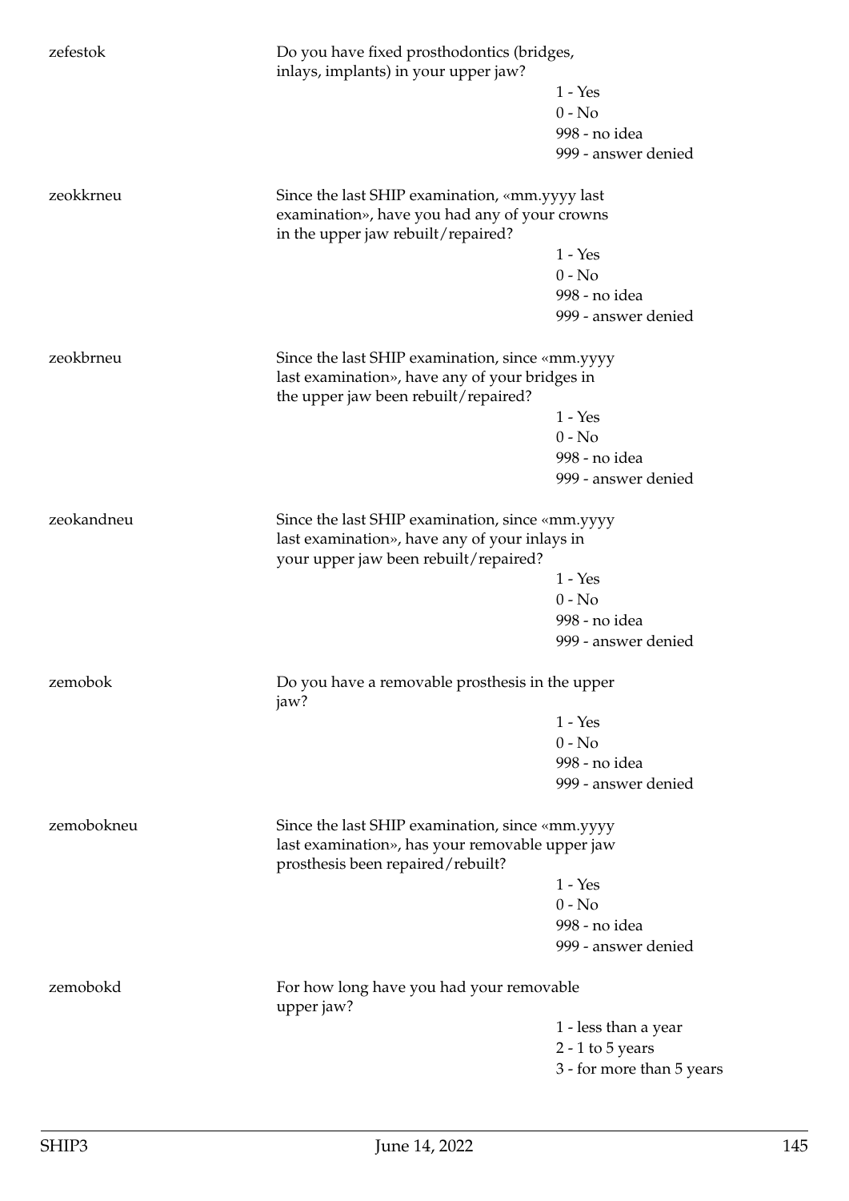zefestok

Do you have fixed prosthodontics (bridges, inlays, implants) in your upper jaw?

- 1 - Yes
- 0 - No
- 998 - no idea
- 999 - answer denied

zeokkrneu

Since the last SHIP examination, «mm.yyyy last examination», have you had any of your crowns in the upper jaw rebuilt/repaired?

- 1 - Yes
- 0 - No
- 998 - no idea
- 999 - answer denied

zeokbrneu

Since the last SHIP examination, since «mm.yyyy last examination», have any of your bridges in the upper jaw been rebuilt/repaired?

- 1 - Yes
- 0 - No
- 998 - no idea
- 999 - answer denied

zeokandneu

Since the last SHIP examination, since «mm.yyyy last examination», have any of your inlays in your upper jaw been rebuilt/repaired?

- 1 - Yes
- 0 - No
- 998 - no idea
- 999 - answer denied

zemobok

Do you have a removable prosthesis in the upper jaw?

- 1 - Yes
- 0 - No
- 998 - no idea
- 999 - answer denied

zemobokneu

Since the last SHIP examination, since «mm.yyyy last examination», has your removable upper jaw prosthesis been repaired/rebuilt?

- 1 - Yes
- 0 - No
- 998 - no idea
- 999 - answer denied

zemobokd

For how long have you had your removable upper jaw?

- 1 - less than a year
- 2 - 1 to 5 years
- 3 - for more than 5 years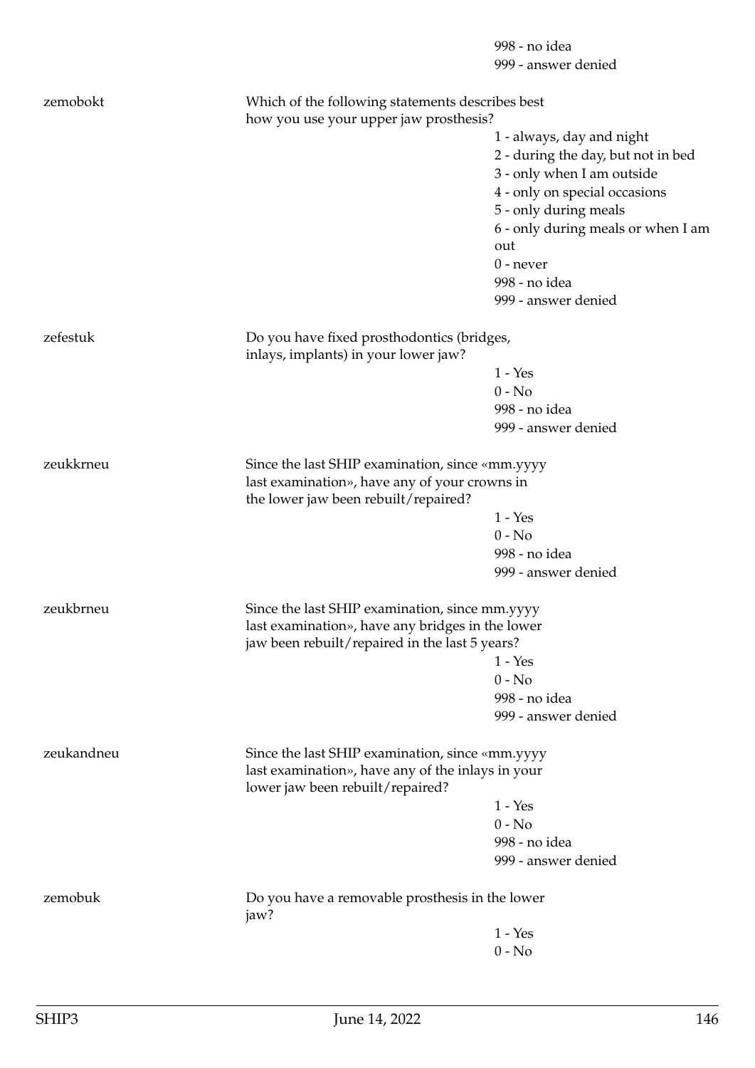998 - no idea
999 - answer denied

| Variable | Question | Answers |
| --- | --- | --- |
| zemobokt | Which of the following statements describes best how you use your upper jaw prosthesis? | 1 - always, day and night<br>2 - during the day, but not in bed<br>3 - only when I am outside<br>4 - only on special occasions<br>5 - only during meals<br>6 - only during meals or when I am out<br>0 - never<br>998 - no idea<br>999 - answer denied |
| zefestuk | Do you have fixed prosthodontics (bridges, inlays, implants) in your lower jaw? | 1 - Yes<br>0 - No<br>998 - no idea<br>999 - answer denied |
| zeukkrneu | Since the last SHIP examination, since «mm.yyyy last examination», have any of your crowns in the lower jaw been rebuilt/repaired? | 1 - Yes<br>0 - No<br>998 - no idea<br>999 - answer denied |
| zeukbrneu | Since the last SHIP examination, since mm.yyyy last examination», have any bridges in the lower jaw been rebuilt/repaired in the last 5 years? | 1 - Yes<br>0 - No<br>998 - no idea<br>999 - answer denied |
| zeukandneu | Since the last SHIP examination, since «mm.yyyy last examination», have any of the inlays in your lower jaw been rebuilt/repaired? | 1 - Yes<br>0 - No<br>998 - no idea<br>999 - answer denied |
| zemobuk | Do you have a removable prosthesis in the lower jaw? | 1 - Yes<br>0 - No |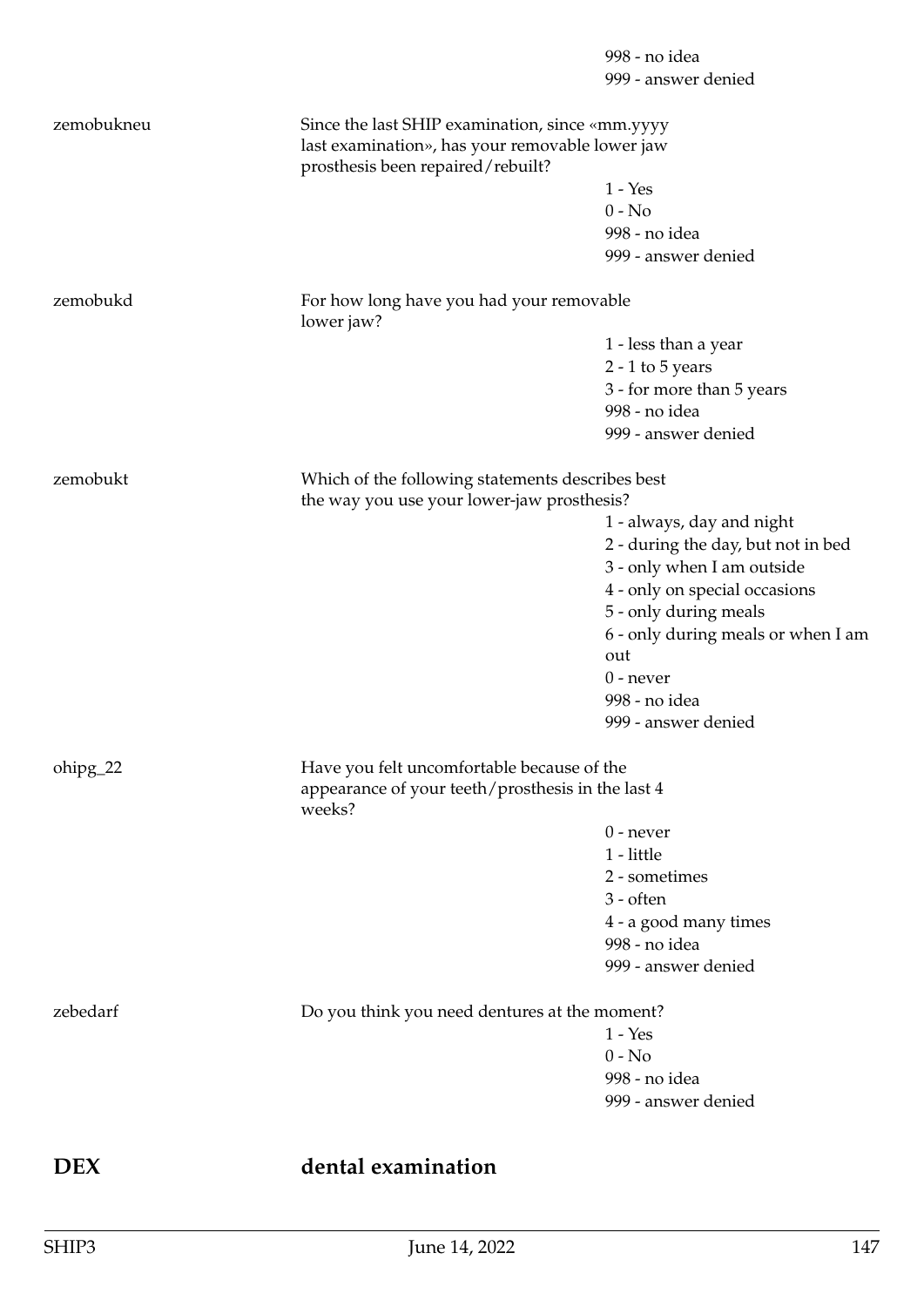998 - no idea
999 - answer denied

zemobukneu

Since the last SHIP examination, since «mm.yyyy last examination», has your removable lower jaw prosthesis been repaired/rebuilt?

1 - Yes
0 - No
998 - no idea
999 - answer denied

zemobukd

For how long have you had your removable lower jaw?

1 - less than a year
2 - 1 to 5 years
3 - for more than 5 years
998 - no idea
999 - answer denied

zemobukt

Which of the following statements describes best the way you use your lower-jaw prosthesis?

1 - always, day and night
2 - during the day, but not in bed
3 - only when I am outside
4 - only on special occasions
5 - only during meals
6 - only during meals or when I am out
0 - never
998 - no idea
999 - answer denied

ohipg_22

Have you felt uncomfortable because of the appearance of your teeth/prosthesis in the last 4 weeks?

0 - never
1 - little
2 - sometimes
3 - often
4 - a good many times
998 - no idea
999 - answer denied

zebedarf

Do you think you need dentures at the moment?

1 - Yes
0 - No
998 - no idea
999 - answer denied

# DEX dental examination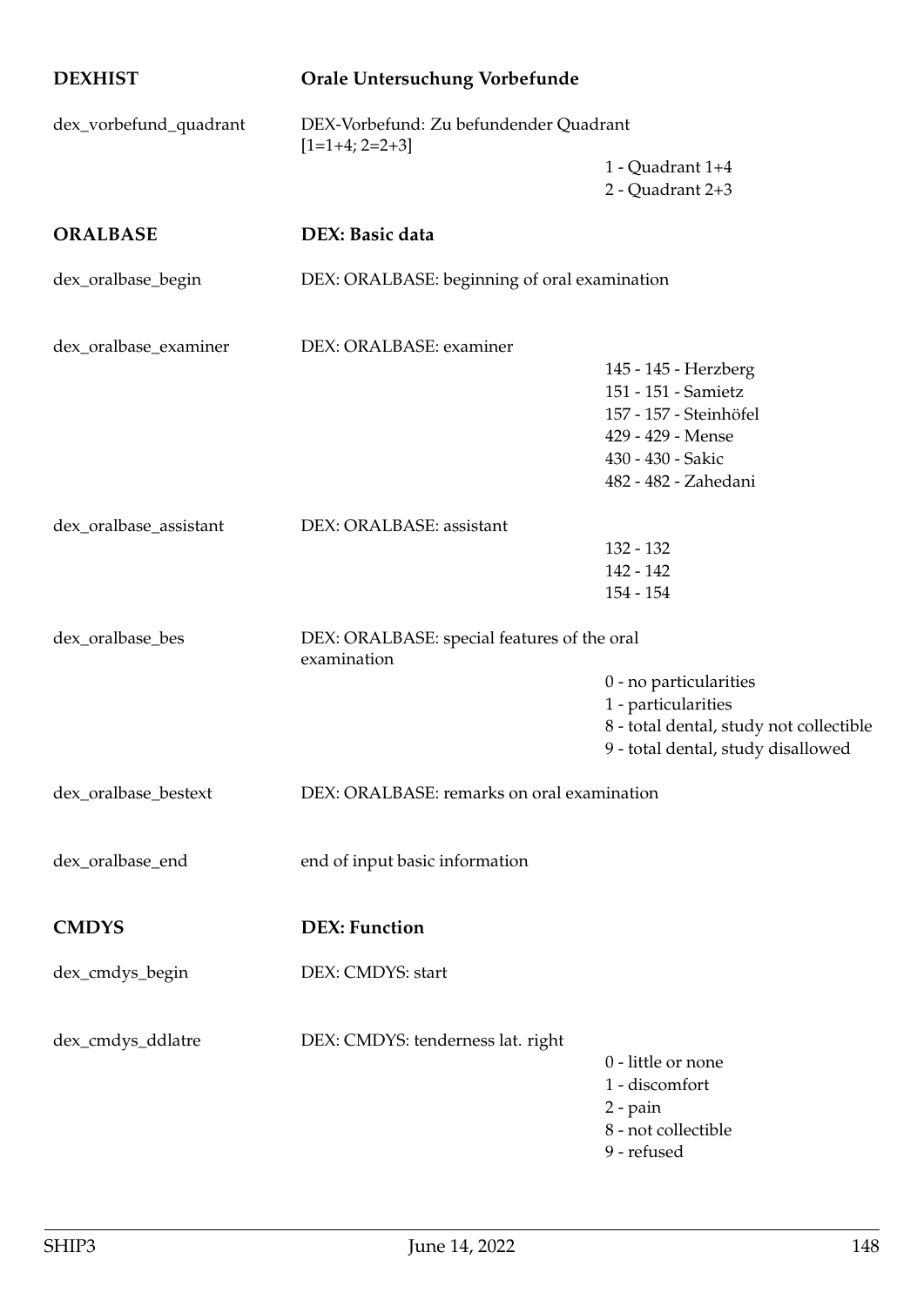## DEXHIST — Orale Untersuchung Vorbefunde

| Variable | Description | Values |
|---|---|---|
| dex_vorbefund_quadrant | DEX-Vorbefund: Zu befundender Quadrant [1=1+4; 2=2+3] | 1 - Quadrant 1+4<br>2 - Quadrant 2+3 |

## ORALBASE — DEX: Basic data

| Variable | Description | Values |
|---|---|---|
| dex_oralbase_begin | DEX: ORALBASE: beginning of oral examination | |
| dex_oralbase_examiner | DEX: ORALBASE: examiner | 145 - 145 - Herzberg<br>151 - 151 - Samietz<br>157 - 157 - Steinhöfel<br>429 - 429 - Mense<br>430 - 430 - Sakic<br>482 - 482 - Zahedani |
| dex_oralbase_assistant | DEX: ORALBASE: assistant | 132 - 132<br>142 - 142<br>154 - 154 |
| dex_oralbase_bes | DEX: ORALBASE: special features of the oral examination | 0 - no particularities<br>1 - particularities<br>8 - total dental, study not collectible<br>9 - total dental, study disallowed |
| dex_oralbase_bestext | DEX: ORALBASE: remarks on oral examination | |
| dex_oralbase_end | end of input basic information | |

## CMDYS — DEX: Function

| Variable | Description | Values |
|---|---|---|
| dex_cmdys_begin | DEX: CMDYS: start | |
| dex_cmdys_ddlatre | DEX: CMDYS: tenderness lat. right | 0 - little or none<br>1 - discomfort<br>2 - pain<br>8 - not collectible<br>9 - refused |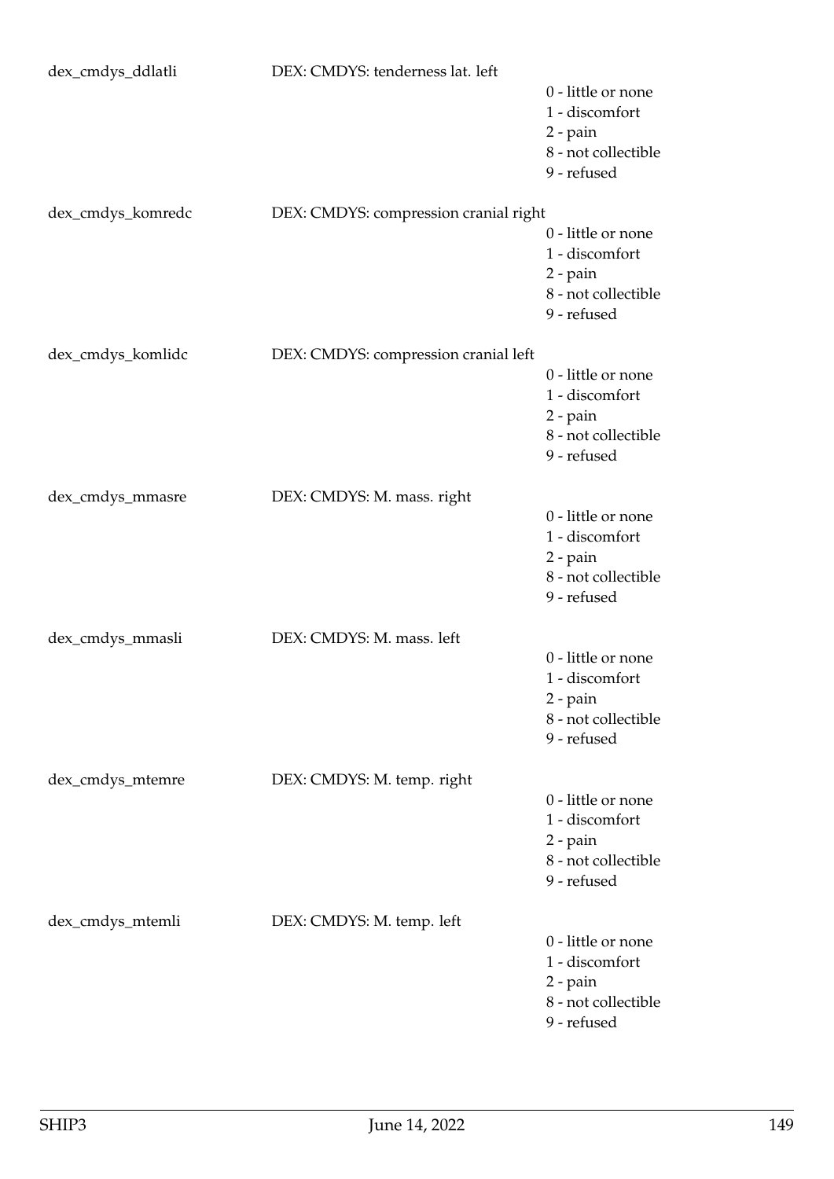dex_cmdys_ddlatli DEX: CMDYS: tenderness lat. left

0 - little or none
1 - discomfort
2 - pain
8 - not collectible
9 - refused

dex_cmdys_komredc DEX: CMDYS: compression cranial right

0 - little or none
1 - discomfort
2 - pain
8 - not collectible
9 - refused

dex_cmdys_komlidc DEX: CMDYS: compression cranial left

0 - little or none
1 - discomfort
2 - pain
8 - not collectible
9 - refused

dex_cmdys_mmasre DEX: CMDYS: M. mass. right

0 - little or none
1 - discomfort
2 - pain
8 - not collectible
9 - refused

dex_cmdys_mmasli DEX: CMDYS: M. mass. left

0 - little or none
1 - discomfort
2 - pain
8 - not collectible
9 - refused

dex_cmdys_mtemre DEX: CMDYS: M. temp. right

0 - little or none
1 - discomfort
2 - pain
8 - not collectible
9 - refused

dex_cmdys_mtemli DEX: CMDYS: M. temp. left

0 - little or none
1 - discomfort
2 - pain
8 - not collectible
9 - refused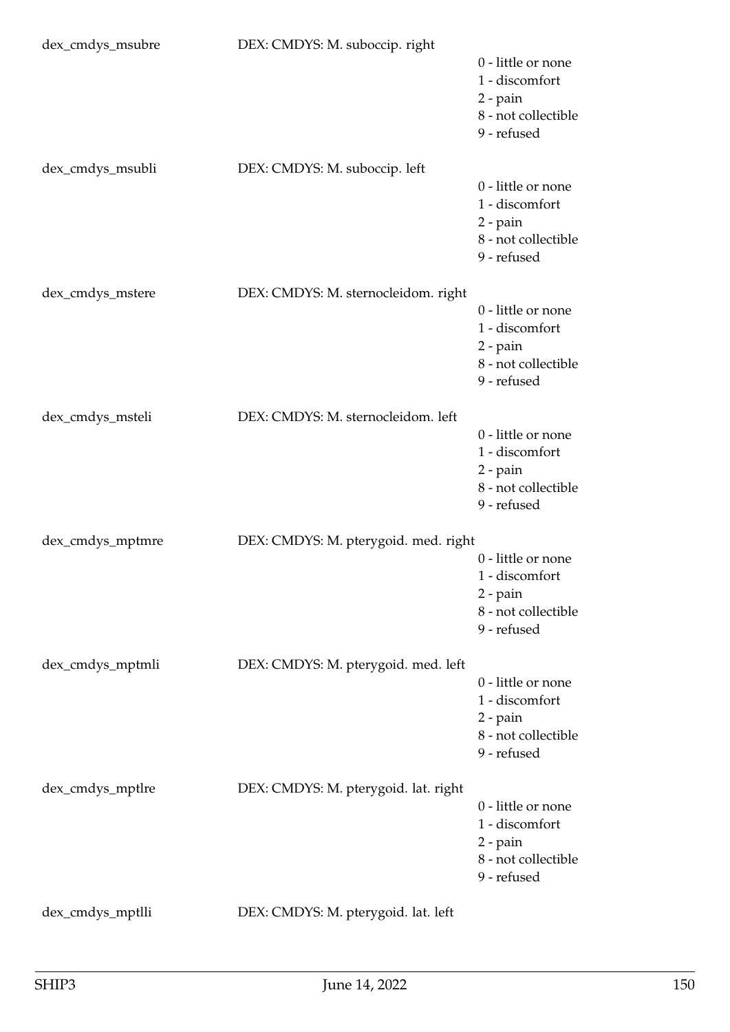| | | |
|---|---|---|
| dex_cmdys_msubre | DEX: CMDYS: M. suboccip. right | 0 - little or none<br>1 - discomfort<br>2 - pain<br>8 - not collectible<br>9 - refused |
| dex_cmdys_msubli | DEX: CMDYS: M. suboccip. left | 0 - little or none<br>1 - discomfort<br>2 - pain<br>8 - not collectible<br>9 - refused |
| dex_cmdys_mstere | DEX: CMDYS: M. sternocleidom. right | 0 - little or none<br>1 - discomfort<br>2 - pain<br>8 - not collectible<br>9 - refused |
| dex_cmdys_msteli | DEX: CMDYS: M. sternocleidom. left | 0 - little or none<br>1 - discomfort<br>2 - pain<br>8 - not collectible<br>9 - refused |
| dex_cmdys_mptmre | DEX: CMDYS: M. pterygoid. med. right | 0 - little or none<br>1 - discomfort<br>2 - pain<br>8 - not collectible<br>9 - refused |
| dex_cmdys_mptmli | DEX: CMDYS: M. pterygoid. med. left | 0 - little or none<br>1 - discomfort<br>2 - pain<br>8 - not collectible<br>9 - refused |
| dex_cmdys_mptlre | DEX: CMDYS: M. pterygoid. lat. right | 0 - little or none<br>1 - discomfort<br>2 - pain<br>8 - not collectible<br>9 - refused |
| dex_cmdys_mptlli | DEX: CMDYS: M. pterygoid. lat. left | |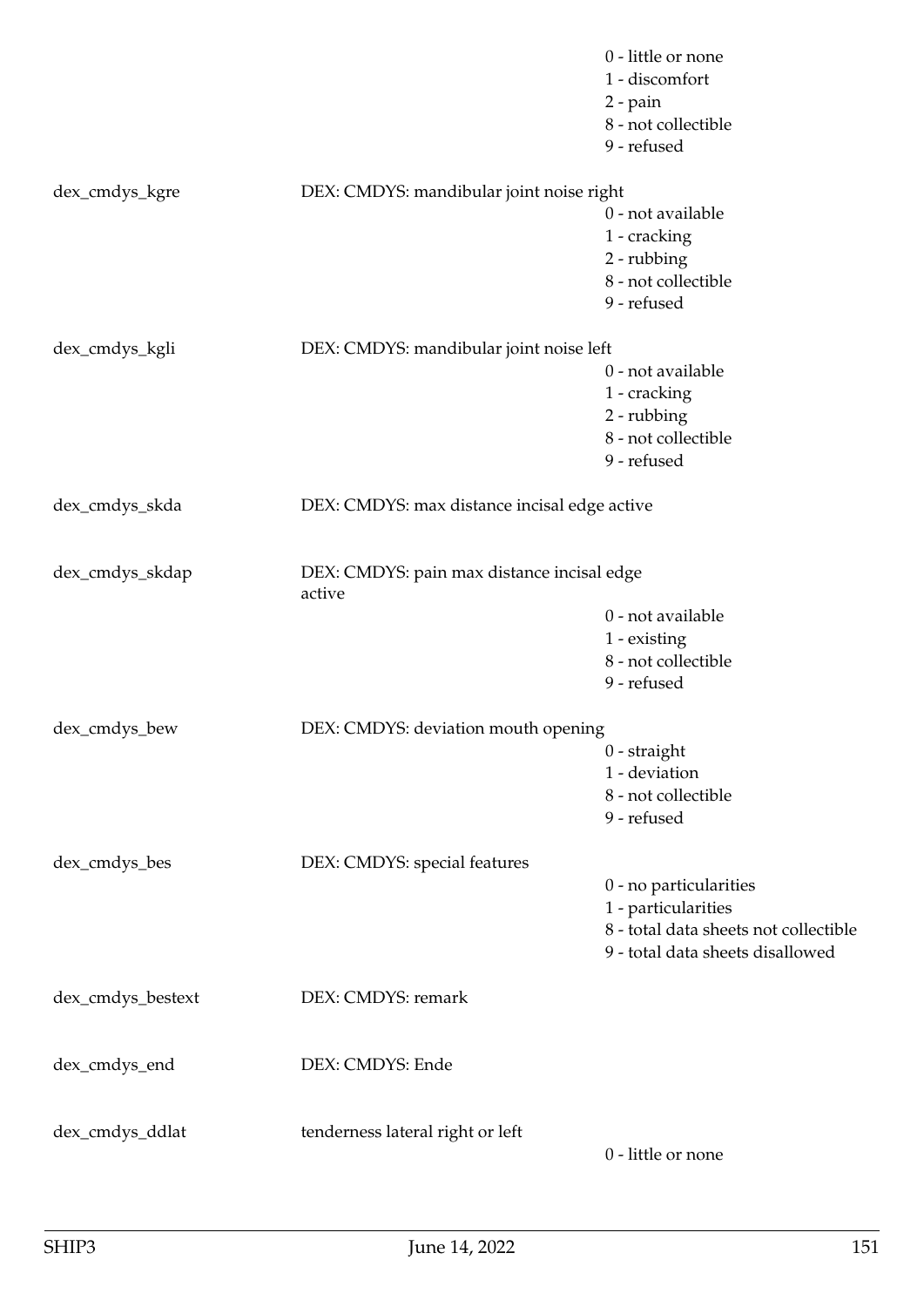0 - little or none
1 - discomfort
2 - pain
8 - not collectible
9 - refused

| Variable | Description | Values |
|---|---|---|
| dex_cmdys_kgre | DEX: CMDYS: mandibular joint noise right | 0 - not available<br>1 - cracking<br>2 - rubbing<br>8 - not collectible<br>9 - refused |
| dex_cmdys_kgli | DEX: CMDYS: mandibular joint noise left | 0 - not available<br>1 - cracking<br>2 - rubbing<br>8 - not collectible<br>9 - refused |
| dex_cmdys_skda | DEX: CMDYS: max distance incisal edge active | |
| dex_cmdys_skdap | DEX: CMDYS: pain max distance incisal edge active | 0 - not available<br>1 - existing<br>8 - not collectible<br>9 - refused |
| dex_cmdys_bew | DEX: CMDYS: deviation mouth opening | 0 - straight<br>1 - deviation<br>8 - not collectible<br>9 - refused |
| dex_cmdys_bes | DEX: CMDYS: special features | 0 - no particularities<br>1 - particularities<br>8 - total data sheets not collectible<br>9 - total data sheets disallowed |
| dex_cmdys_bestext | DEX: CMDYS: remark | |
| dex_cmdys_end | DEX: CMDYS: Ende | |
| dex_cmdys_ddlat | tenderness lateral right or left | 0 - little or none |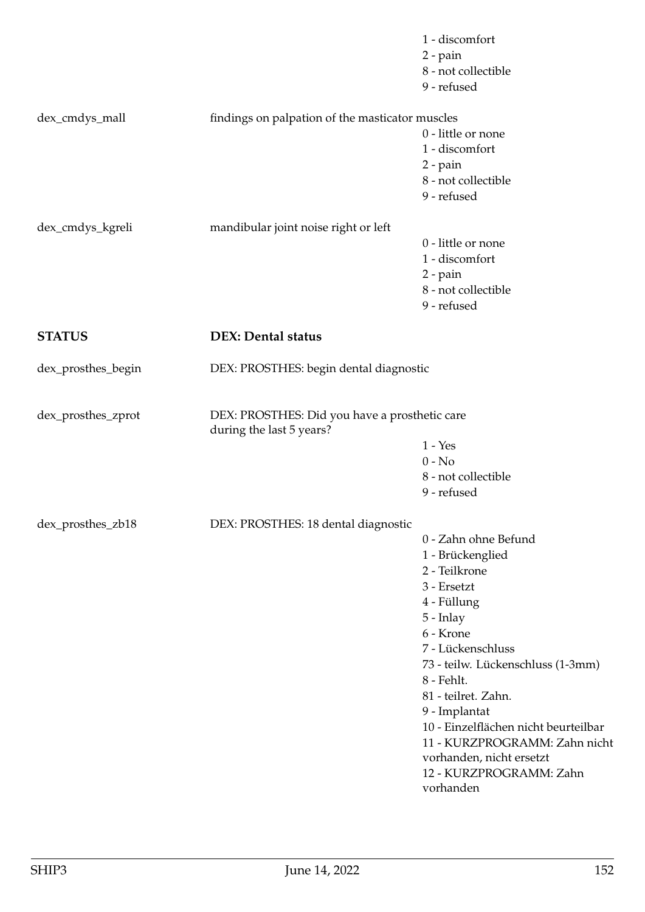| | | |
|---|---|---|
| | | 1 - discomfort<br>2 - pain<br>8 - not collectible<br>9 - refused |
| dex_cmdys_mall | findings on palpation of the masticator muscles | |
| | | 0 - little or none<br>1 - discomfort<br>2 - pain<br>8 - not collectible<br>9 - refused |
| dex_cmdys_kgreli | mandibular joint noise right or left | |
| | | 0 - little or none<br>1 - discomfort<br>2 - pain<br>8 - not collectible<br>9 - refused |

| | | |
|---|---|---|
| **STATUS** | **DEX: Dental status** | |
| dex_prosthes_begin | DEX: PROSTHES: begin dental diagnostic | |
| dex_prosthes_zprot | DEX: PROSTHES: Did you have a prosthetic care during the last 5 years? | |
| | | 1 - Yes<br>0 - No<br>8 - not collectible<br>9 - refused |
| dex_prosthes_zb18 | DEX: PROSTHES: 18 dental diagnostic | |
| | | 0 - Zahn ohne Befund<br>1 - Brückenglied<br>2 - Teilkrone<br>3 - Ersetzt<br>4 - Füllung<br>5 - Inlay<br>6 - Krone<br>7 - Lückenschluss<br>73 - teilw. Lückenschluss (1-3mm)<br>8 - Fehlt.<br>81 - teilret. Zahn.<br>9 - Implantat<br>10 - Einzelflächen nicht beurteilbar<br>11 - KURZPROGRAMM: Zahn nicht vorhanden, nicht ersetzt<br>12 - KURZPROGRAMM: Zahn vorhanden |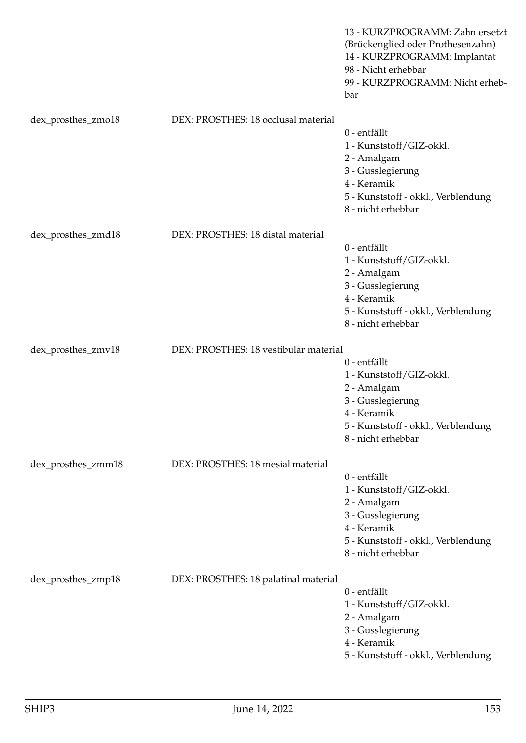13 - KURZPROGRAMM: Zahn ersetzt (Brückenglied oder Prothesenzahn)
14 - KURZPROGRAMM: Implantat
98 - Nicht erhebbar
99 - KURZPROGRAMM: Nicht erhebbar

| | | |
|---|---|---|
| dex_prosthes_zmo18 | DEX: PROSTHES: 18 occlusal material | 0 - entfällt<br>1 - Kunststoff/GIZ-okkl.<br>2 - Amalgam<br>3 - Gusslegierung<br>4 - Keramik<br>5 - Kunststoff - okkl., Verblendung<br>8 - nicht erhebbar |
| dex_prosthes_zmd18 | DEX: PROSTHES: 18 distal material | 0 - entfällt<br>1 - Kunststoff/GIZ-okkl.<br>2 - Amalgam<br>3 - Gusslegierung<br>4 - Keramik<br>5 - Kunststoff - okkl., Verblendung<br>8 - nicht erhebbar |
| dex_prosthes_zmv18 | DEX: PROSTHES: 18 vestibular material | 0 - entfällt<br>1 - Kunststoff/GIZ-okkl.<br>2 - Amalgam<br>3 - Gusslegierung<br>4 - Keramik<br>5 - Kunststoff - okkl., Verblendung<br>8 - nicht erhebbar |
| dex_prosthes_zmm18 | DEX: PROSTHES: 18 mesial material | 0 - entfällt<br>1 - Kunststoff/GIZ-okkl.<br>2 - Amalgam<br>3 - Gusslegierung<br>4 - Keramik<br>5 - Kunststoff - okkl., Verblendung<br>8 - nicht erhebbar |
| dex_prosthes_zmp18 | DEX: PROSTHES: 18 palatinal material | 0 - entfällt<br>1 - Kunststoff/GIZ-okkl.<br>2 - Amalgam<br>3 - Gusslegierung<br>4 - Keramik<br>5 - Kunststoff - okkl., Verblendung |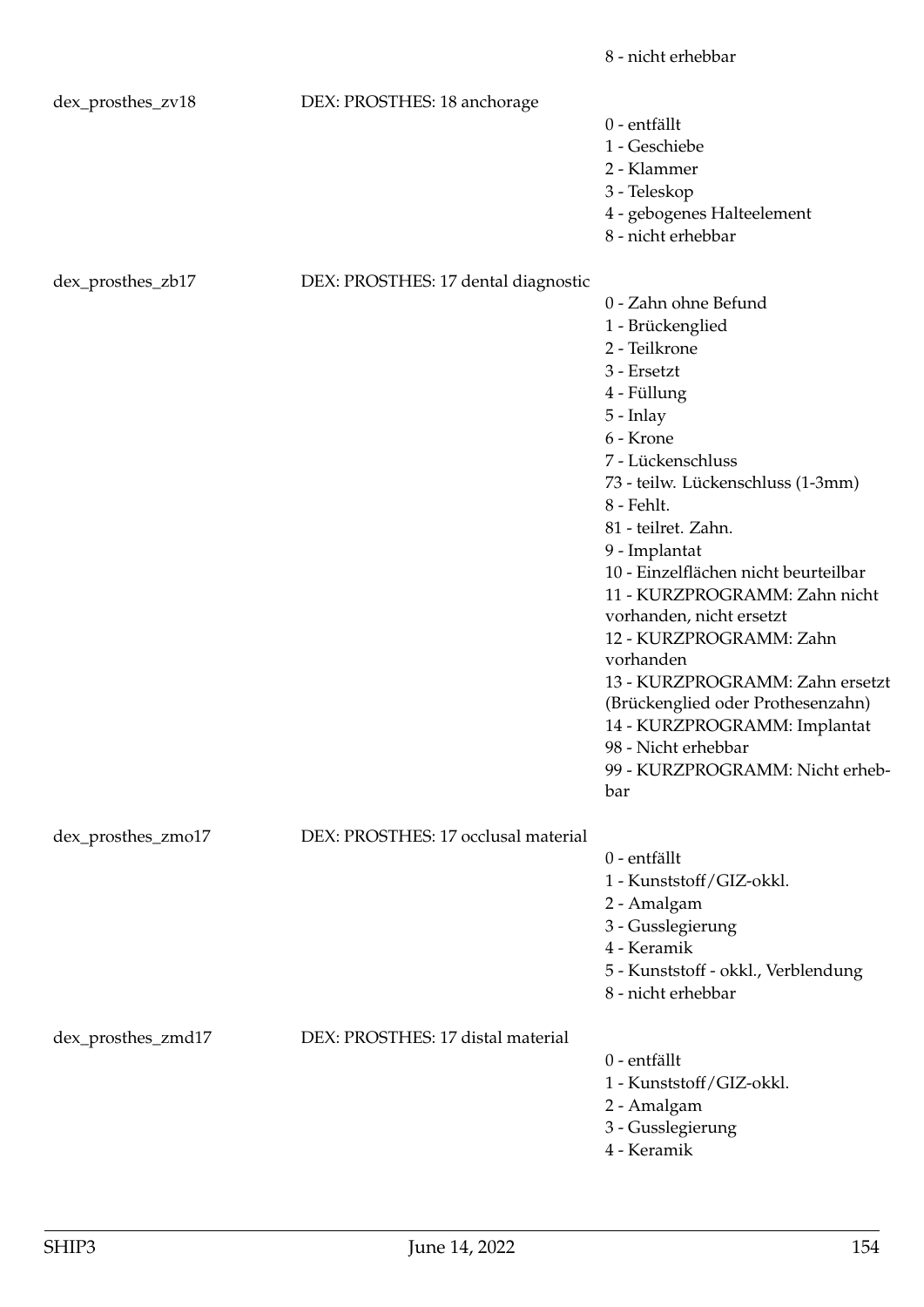8 - nicht erhebbar

| | | |
|---|---|---|
| dex_prosthes_zv18 | DEX: PROSTHES: 18 anchorage | 0 - entfällt<br>1 - Geschiebe<br>2 - Klammer<br>3 - Teleskop<br>4 - gebogenes Halteelement<br>8 - nicht erhebbar |
| dex_prosthes_zb17 | DEX: PROSTHES: 17 dental diagnostic | 0 - Zahn ohne Befund<br>1 - Brückenglied<br>2 - Teilkrone<br>3 - Ersetzt<br>4 - Füllung<br>5 - Inlay<br>6 - Krone<br>7 - Lückenschluss<br>73 - teilw. Lückenschluss (1-3mm)<br>8 - Fehlt.<br>81 - teilret. Zahn.<br>9 - Implantat<br>10 - Einzelflächen nicht beurteilbar<br>11 - KURZPROGRAMM: Zahn nicht vorhanden, nicht ersetzt<br>12 - KURZPROGRAMM: Zahn vorhanden<br>13 - KURZPROGRAMM: Zahn ersetzt (Brückenglied oder Prothesenzahn)<br>14 - KURZPROGRAMM: Implantat<br>98 - Nicht erhebbar<br>99 - KURZPROGRAMM: Nicht erhebbar |
| dex_prosthes_zmo17 | DEX: PROSTHES: 17 occlusal material | 0 - entfällt<br>1 - Kunststoff/GIZ-okkl.<br>2 - Amalgam<br>3 - Gusslegierung<br>4 - Keramik<br>5 - Kunststoff - okkl., Verblendung<br>8 - nicht erhebbar |
| dex_prosthes_zmd17 | DEX: PROSTHES: 17 distal material | 0 - entfällt<br>1 - Kunststoff/GIZ-okkl.<br>2 - Amalgam<br>3 - Gusslegierung<br>4 - Keramik |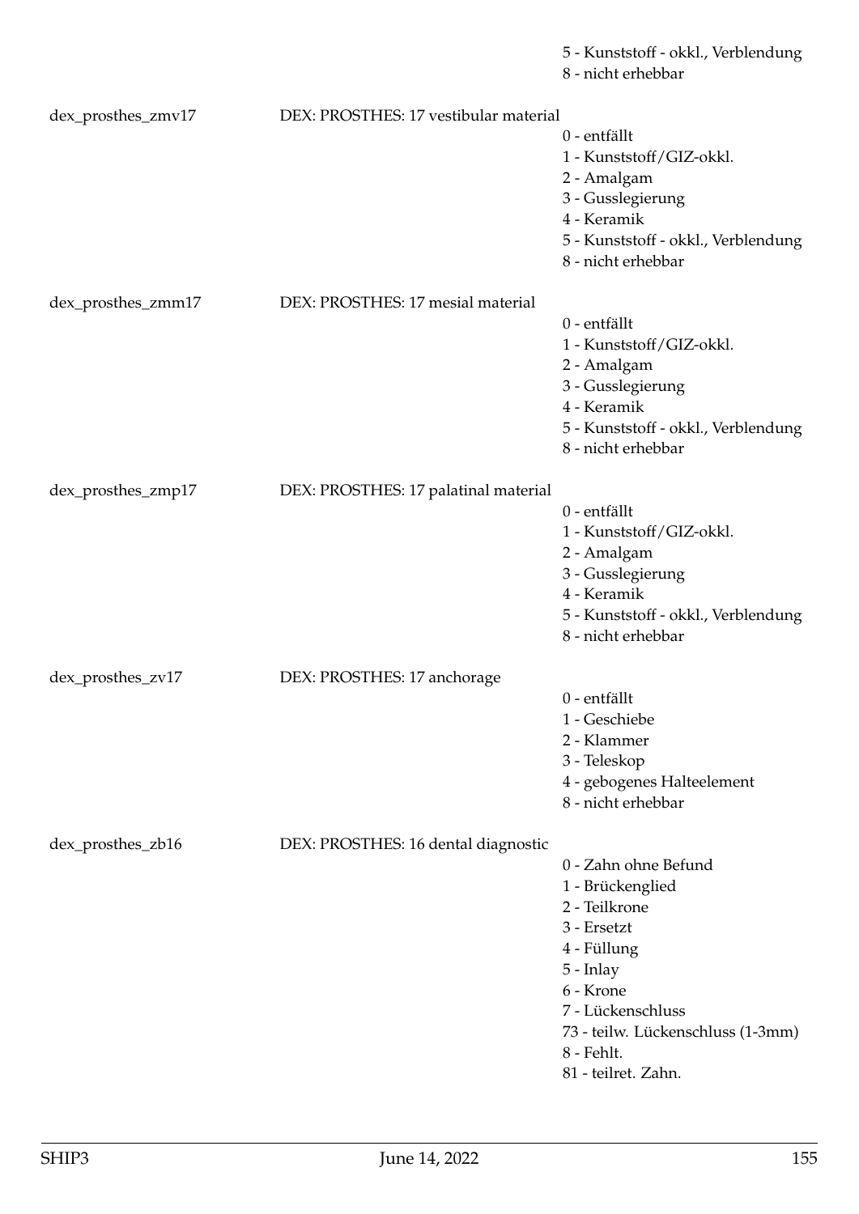5 - Kunststoff - okkl., Verblendung
8 - nicht erhebbar

dex_prosthes_zmv17 DEX: PROSTHES: 17 vestibular material

0 - entfällt
1 - Kunststoff/GIZ-okkl.
2 - Amalgam
3 - Gusslegierung
4 - Keramik
5 - Kunststoff - okkl., Verblendung
8 - nicht erhebbar

dex_prosthes_zmm17 DEX: PROSTHES: 17 mesial material

0 - entfällt
1 - Kunststoff/GIZ-okkl.
2 - Amalgam
3 - Gusslegierung
4 - Keramik
5 - Kunststoff - okkl., Verblendung
8 - nicht erhebbar

dex_prosthes_zmp17 DEX: PROSTHES: 17 palatinal material

0 - entfällt
1 - Kunststoff/GIZ-okkl.
2 - Amalgam
3 - Gusslegierung
4 - Keramik
5 - Kunststoff - okkl., Verblendung
8 - nicht erhebbar

dex_prosthes_zv17 DEX: PROSTHES: 17 anchorage

0 - entfällt
1 - Geschiebe
2 - Klammer
3 - Teleskop
4 - gebogenes Halteelement
8 - nicht erhebbar

dex_prosthes_zb16 DEX: PROSTHES: 16 dental diagnostic

0 - Zahn ohne Befund
1 - Brückenglied
2 - Teilkrone
3 - Ersetzt
4 - Füllung
5 - Inlay
6 - Krone
7 - Lückenschluss
73 - teilw. Lückenschluss (1-3mm)
8 - Fehlt.
81 - teilret. Zahn.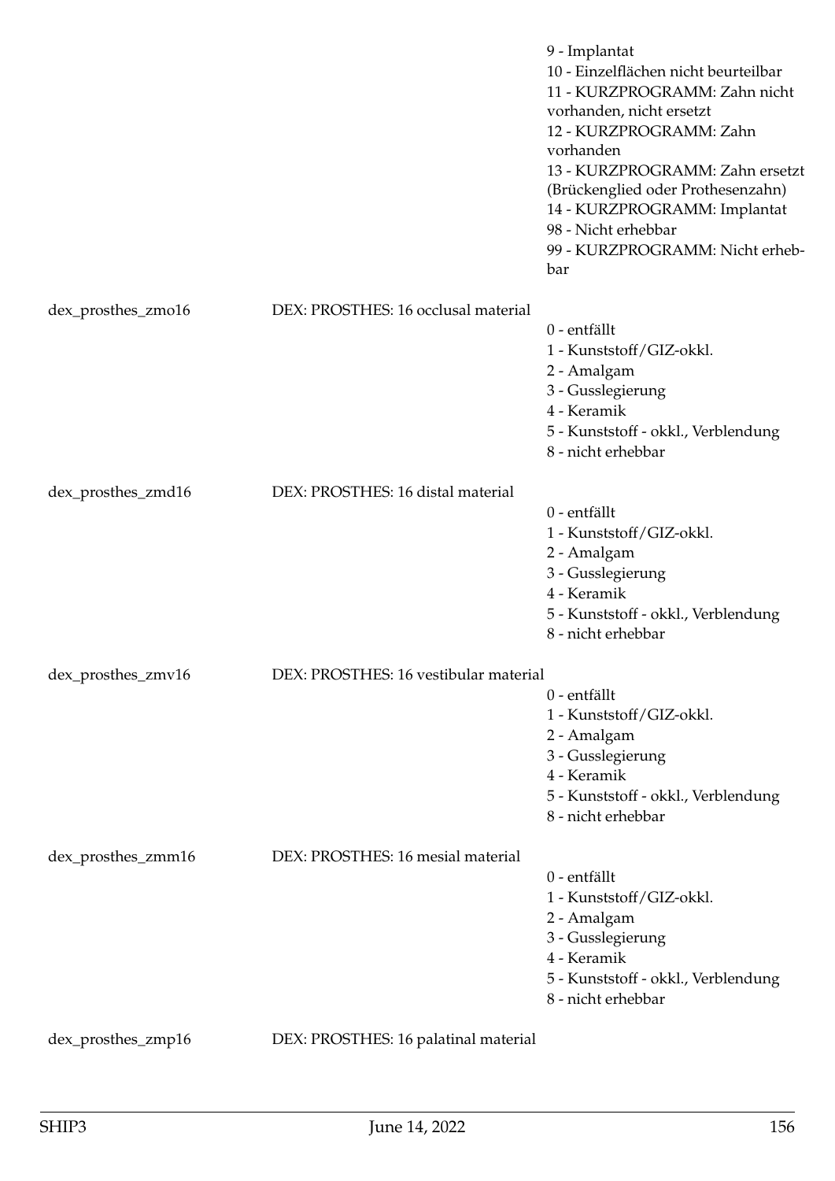| | | |
|---|---|---|
| | | 9 - Implantat<br>10 - Einzelflächen nicht beurteilbar<br>11 - KURZPROGRAMM: Zahn nicht vorhanden, nicht ersetzt<br>12 - KURZPROGRAMM: Zahn vorhanden<br>13 - KURZPROGRAMM: Zahn ersetzt (Brückenglied oder Prothesenzahn)<br>14 - KURZPROGRAMM: Implantat<br>98 - Nicht erhebbar<br>99 - KURZPROGRAMM: Nicht erhebbar |
| dex_prosthes_zmo16 | DEX: PROSTHES: 16 occlusal material | 0 - entfällt<br>1 - Kunststoff/GIZ-okkl.<br>2 - Amalgam<br>3 - Gusslegierung<br>4 - Keramik<br>5 - Kunststoff - okkl., Verblendung<br>8 - nicht erhebbar |
| dex_prosthes_zmd16 | DEX: PROSTHES: 16 distal material | 0 - entfällt<br>1 - Kunststoff/GIZ-okkl.<br>2 - Amalgam<br>3 - Gusslegierung<br>4 - Keramik<br>5 - Kunststoff - okkl., Verblendung<br>8 - nicht erhebbar |
| dex_prosthes_zmv16 | DEX: PROSTHES: 16 vestibular material | 0 - entfällt<br>1 - Kunststoff/GIZ-okkl.<br>2 - Amalgam<br>3 - Gusslegierung<br>4 - Keramik<br>5 - Kunststoff - okkl., Verblendung<br>8 - nicht erhebbar |
| dex_prosthes_zmm16 | DEX: PROSTHES: 16 mesial material | 0 - entfällt<br>1 - Kunststoff/GIZ-okkl.<br>2 - Amalgam<br>3 - Gusslegierung<br>4 - Keramik<br>5 - Kunststoff - okkl., Verblendung<br>8 - nicht erhebbar |
| dex_prosthes_zmp16 | DEX: PROSTHES: 16 palatinal material | |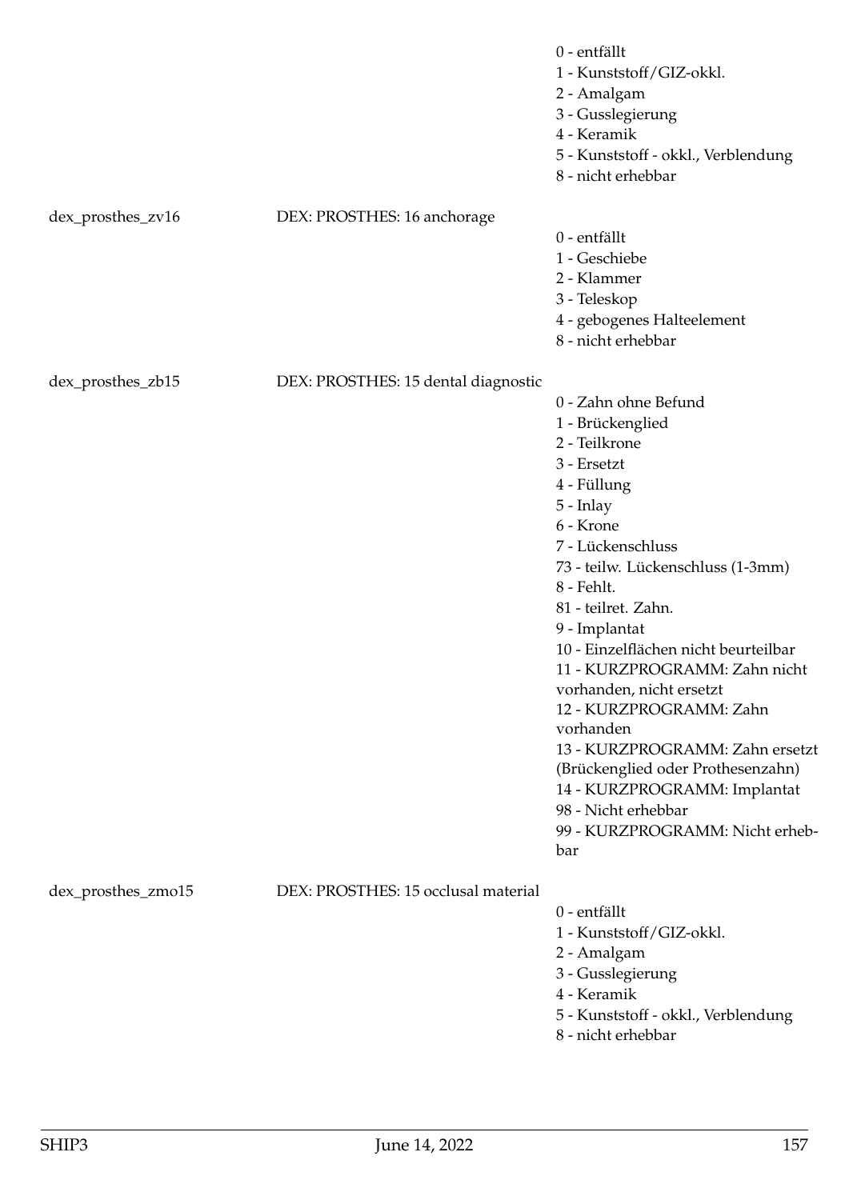0 - entfällt
1 - Kunststoff/GIZ-okkl.
2 - Amalgam
3 - Gusslegierung
4 - Keramik
5 - Kunststoff - okkl., Verblendung
8 - nicht erhebbar

dex_prosthes_zv16 DEX: PROSTHES: 16 anchorage

0 - entfällt
1 - Geschiebe
2 - Klammer
3 - Teleskop
4 - gebogenes Halteelement
8 - nicht erhebbar

dex_prosthes_zb15 DEX: PROSTHES: 15 dental diagnostic

0 - Zahn ohne Befund
1 - Brückenglied
2 - Teilkrone
3 - Ersetzt
4 - Füllung
5 - Inlay
6 - Krone
7 - Lückenschluss
73 - teilw. Lückenschluss (1-3mm)
8 - Fehlt.
81 - teilret. Zahn.
9 - Implantat
10 - Einzelflächen nicht beurteilbar
11 - KURZPROGRAMM: Zahn nicht vorhanden, nicht ersetzt
12 - KURZPROGRAMM: Zahn vorhanden
13 - KURZPROGRAMM: Zahn ersetzt (Brückenglied oder Prothesenzahn)
14 - KURZPROGRAMM: Implantat
98 - Nicht erhebbar
99 - KURZPROGRAMM: Nicht erhebbar

dex_prosthes_zmo15 DEX: PROSTHES: 15 occlusal material

0 - entfällt
1 - Kunststoff/GIZ-okkl.
2 - Amalgam
3 - Gusslegierung
4 - Keramik
5 - Kunststoff - okkl., Verblendung
8 - nicht erhebbar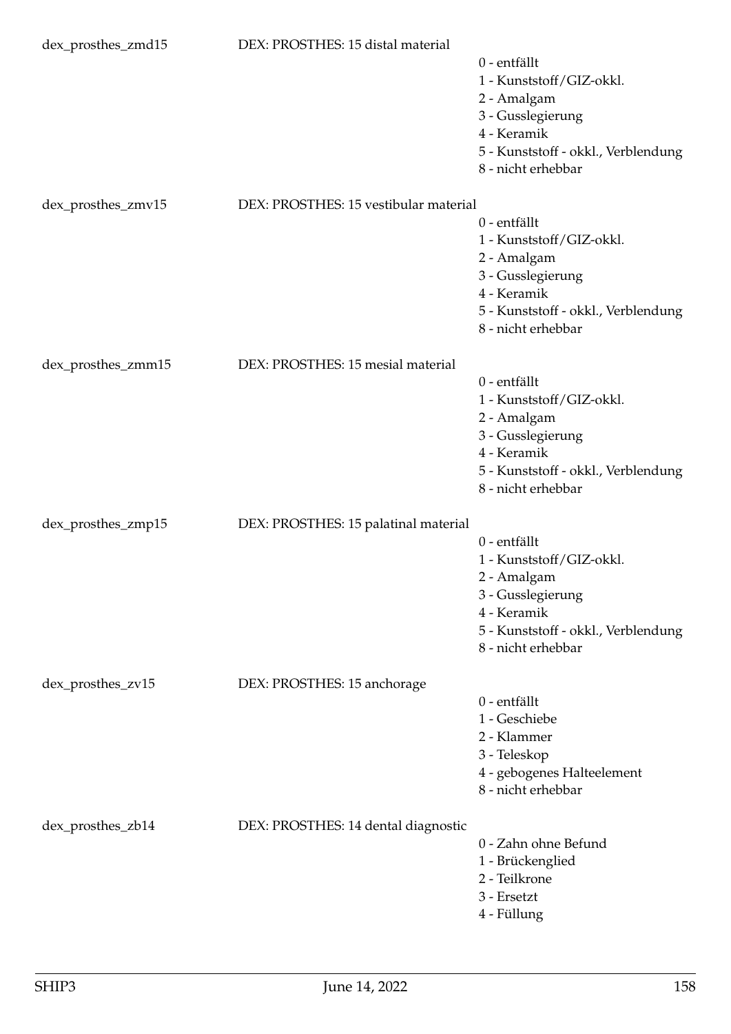dex_prosthes_zmd15 DEX: PROSTHES: 15 distal material

- 0 - entfällt
- 1 - Kunststoff/GIZ-okkl.
- 2 - Amalgam
- 3 - Gusslegierung
- 4 - Keramik
- 5 - Kunststoff - okkl., Verblendung
- 8 - nicht erhebbar

dex_prosthes_zmv15 DEX: PROSTHES: 15 vestibular material

- 0 - entfällt
- 1 - Kunststoff/GIZ-okkl.
- 2 - Amalgam
- 3 - Gusslegierung
- 4 - Keramik
- 5 - Kunststoff - okkl., Verblendung
- 8 - nicht erhebbar

dex_prosthes_zmm15 DEX: PROSTHES: 15 mesial material

- 0 - entfällt
- 1 - Kunststoff/GIZ-okkl.
- 2 - Amalgam
- 3 - Gusslegierung
- 4 - Keramik
- 5 - Kunststoff - okkl., Verblendung
- 8 - nicht erhebbar

dex_prosthes_zmp15 DEX: PROSTHES: 15 palatinal material

- 0 - entfällt
- 1 - Kunststoff/GIZ-okkl.
- 2 - Amalgam
- 3 - Gusslegierung
- 4 - Keramik
- 5 - Kunststoff - okkl., Verblendung
- 8 - nicht erhebbar

dex_prosthes_zv15 DEX: PROSTHES: 15 anchorage

- 0 - entfällt
- 1 - Geschiebe
- 2 - Klammer
- 3 - Teleskop
- 4 - gebogenes Halteelement
- 8 - nicht erhebbar

dex_prosthes_zb14 DEX: PROSTHES: 14 dental diagnostic

- 0 - Zahn ohne Befund
- 1 - Brückenglied
- 2 - Teilkrone
- 3 - Ersetzt
- 4 - Füllung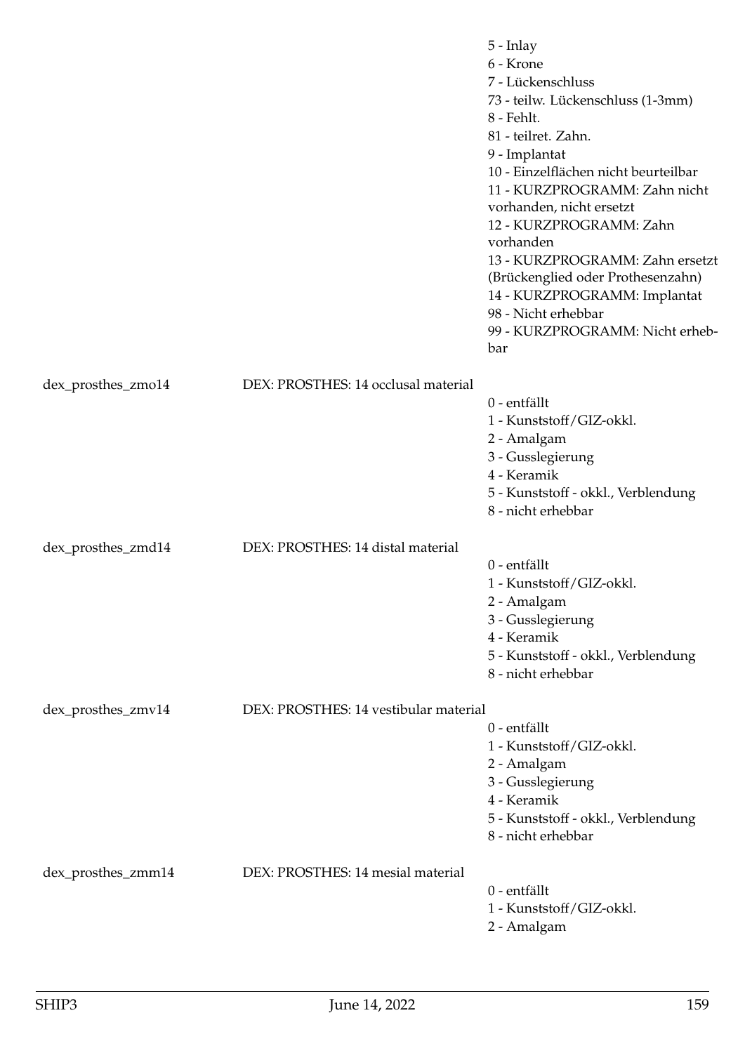5 - Inlay
6 - Krone
7 - Lückenschluss
73 - teilw. Lückenschluss (1-3mm)
8 - Fehlt.
81 - teilret. Zahn.
9 - Implantat
10 - Einzelflächen nicht beurteilbar
11 - KURZPROGRAMM: Zahn nicht vorhanden, nicht ersetzt
12 - KURZPROGRAMM: Zahn vorhanden
13 - KURZPROGRAMM: Zahn ersetzt (Brückenglied oder Prothesenzahn)
14 - KURZPROGRAMM: Implantat
98 - Nicht erhebbar
99 - KURZPROGRAMM: Nicht erhebbar

| | | |
|---|---|---|
| dex_prosthes_zmo14 | DEX: PROSTHES: 14 occlusal material | 0 - entfällt<br>1 - Kunststoff/GIZ-okkl.<br>2 - Amalgam<br>3 - Gusslegierung<br>4 - Keramik<br>5 - Kunststoff - okkl., Verblendung<br>8 - nicht erhebbar |
| dex_prosthes_zmd14 | DEX: PROSTHES: 14 distal material | 0 - entfällt<br>1 - Kunststoff/GIZ-okkl.<br>2 - Amalgam<br>3 - Gusslegierung<br>4 - Keramik<br>5 - Kunststoff - okkl., Verblendung<br>8 - nicht erhebbar |
| dex_prosthes_zmv14 | DEX: PROSTHES: 14 vestibular material | 0 - entfällt<br>1 - Kunststoff/GIZ-okkl.<br>2 - Amalgam<br>3 - Gusslegierung<br>4 - Keramik<br>5 - Kunststoff - okkl., Verblendung<br>8 - nicht erhebbar |
| dex_prosthes_zmm14 | DEX: PROSTHES: 14 mesial material | 0 - entfällt<br>1 - Kunststoff/GIZ-okkl.<br>2 - Amalgam |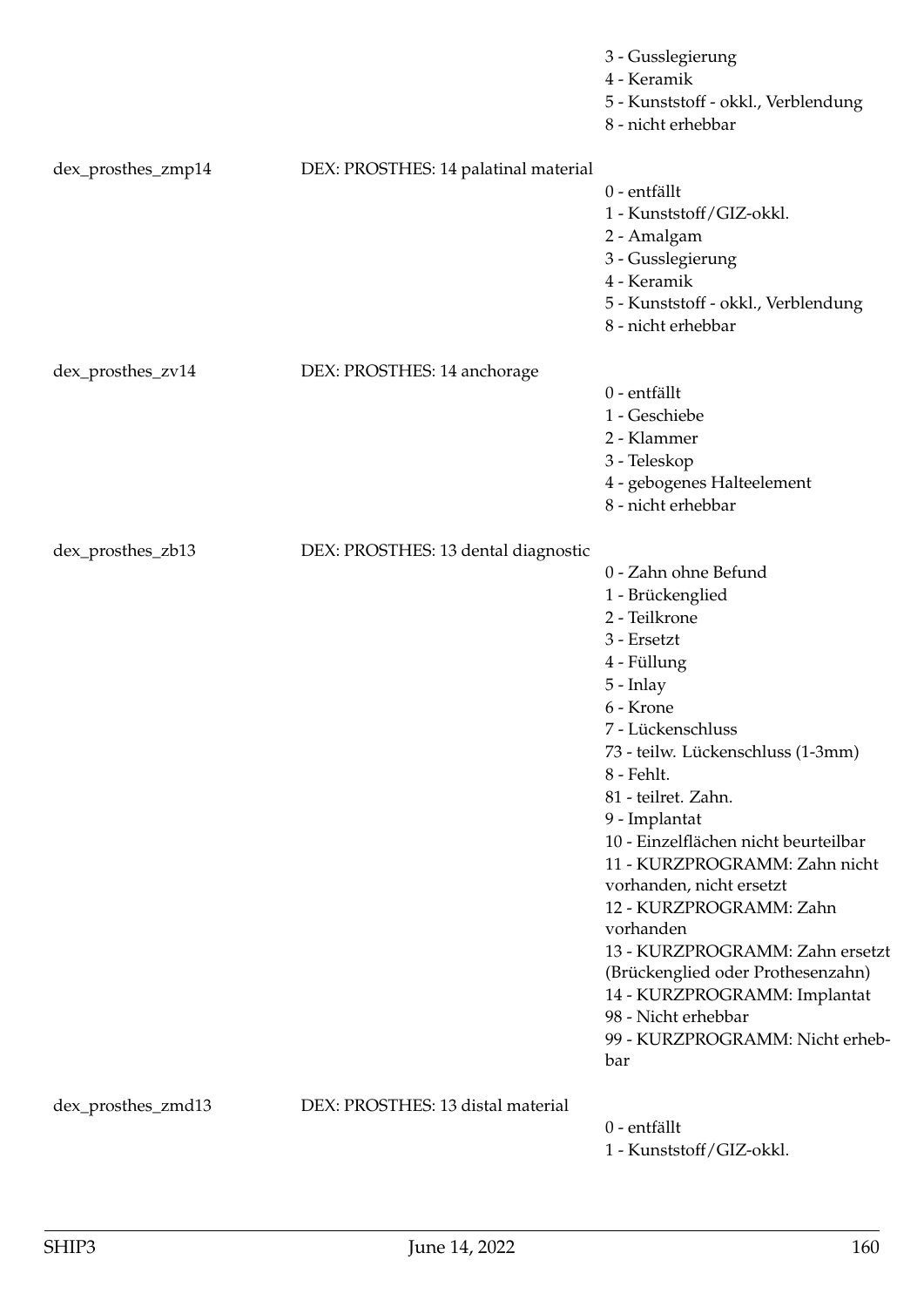| | | |
|---|---|---|
| | | 3 - Gusslegierung<br>4 - Keramik<br>5 - Kunststoff - okkl., Verblendung<br>8 - nicht erhebbar |
| dex_prosthes_zmp14 | DEX: PROSTHES: 14 palatinal material | 0 - entfällt<br>1 - Kunststoff/GIZ-okkl.<br>2 - Amalgam<br>3 - Gusslegierung<br>4 - Keramik<br>5 - Kunststoff - okkl., Verblendung<br>8 - nicht erhebbar |
| dex_prosthes_zv14 | DEX: PROSTHES: 14 anchorage | 0 - entfällt<br>1 - Geschiebe<br>2 - Klammer<br>3 - Teleskop<br>4 - gebogenes Halteelement<br>8 - nicht erhebbar |
| dex_prosthes_zb13 | DEX: PROSTHES: 13 dental diagnostic | 0 - Zahn ohne Befund<br>1 - Brückenglied<br>2 - Teilkrone<br>3 - Ersetzt<br>4 - Füllung<br>5 - Inlay<br>6 - Krone<br>7 - Lückenschluss<br>73 - teilw. Lückenschluss (1-3mm)<br>8 - Fehlt.<br>81 - teilret. Zahn.<br>9 - Implantat<br>10 - Einzelflächen nicht beurteilbar<br>11 - KURZPROGRAMM: Zahn nicht vorhanden, nicht ersetzt<br>12 - KURZPROGRAMM: Zahn vorhanden<br>13 - KURZPROGRAMM: Zahn ersetzt (Brückenglied oder Prothesenzahn)<br>14 - KURZPROGRAMM: Implantat<br>98 - Nicht erhebbar<br>99 - KURZPROGRAMM: Nicht erhebbar |
| dex_prosthes_zmd13 | DEX: PROSTHES: 13 distal material | 0 - entfällt<br>1 - Kunststoff/GIZ-okkl. |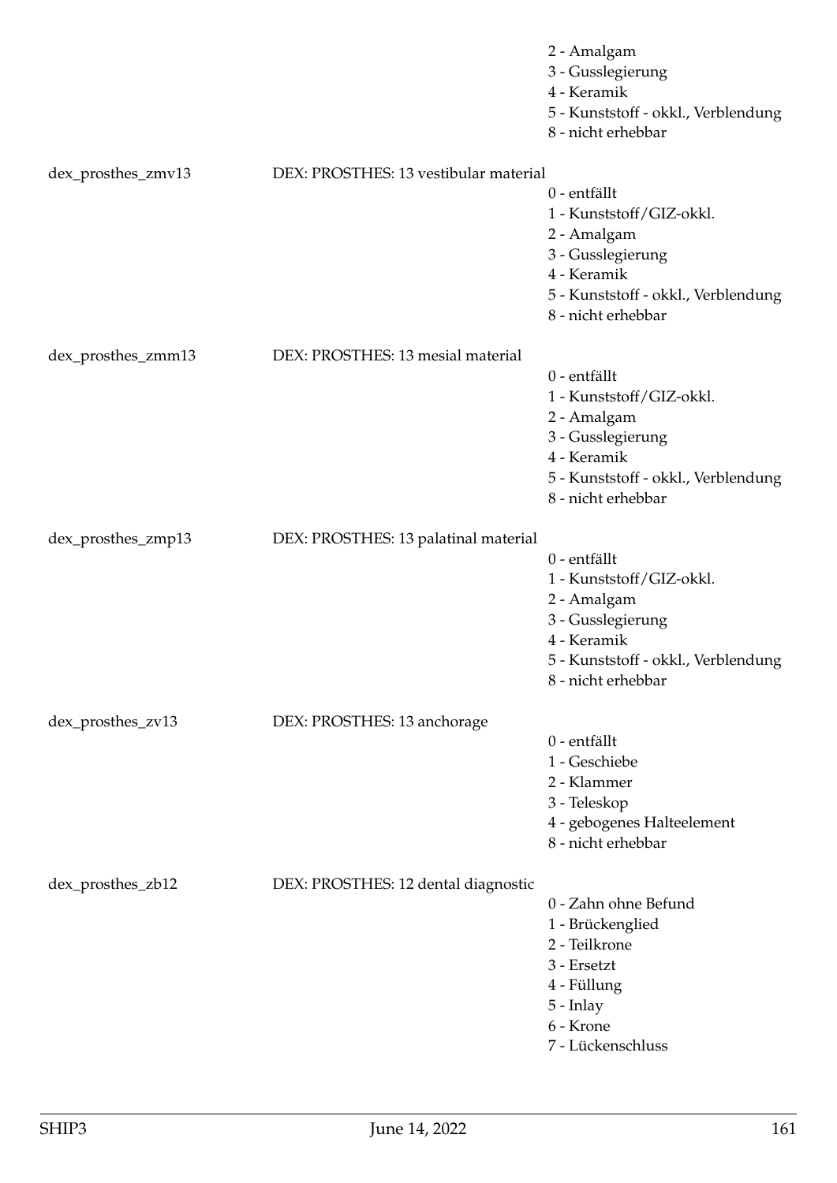2 - Amalgam
3 - Gusslegierung
4 - Keramik
5 - Kunststoff - okkl., Verblendung
8 - nicht erhebbar

dex_prosthes_zmv13 DEX: PROSTHES: 13 vestibular material
0 - entfällt
1 - Kunststoff/GIZ-okkl.
2 - Amalgam
3 - Gusslegierung
4 - Keramik
5 - Kunststoff - okkl., Verblendung
8 - nicht erhebbar

dex_prosthes_zmm13 DEX: PROSTHES: 13 mesial material
0 - entfällt
1 - Kunststoff/GIZ-okkl.
2 - Amalgam
3 - Gusslegierung
4 - Keramik
5 - Kunststoff - okkl., Verblendung
8 - nicht erhebbar

dex_prosthes_zmp13 DEX: PROSTHES: 13 palatinal material
0 - entfällt
1 - Kunststoff/GIZ-okkl.
2 - Amalgam
3 - Gusslegierung
4 - Keramik
5 - Kunststoff - okkl., Verblendung
8 - nicht erhebbar

dex_prosthes_zv13 DEX: PROSTHES: 13 anchorage
0 - entfällt
1 - Geschiebe
2 - Klammer
3 - Teleskop
4 - gebogenes Halteelement
8 - nicht erhebbar

dex_prosthes_zb12 DEX: PROSTHES: 12 dental diagnostic
0 - Zahn ohne Befund
1 - Brückenglied
2 - Teilkrone
3 - Ersetzt
4 - Füllung
5 - Inlay
6 - Krone
7 - Lückenschluss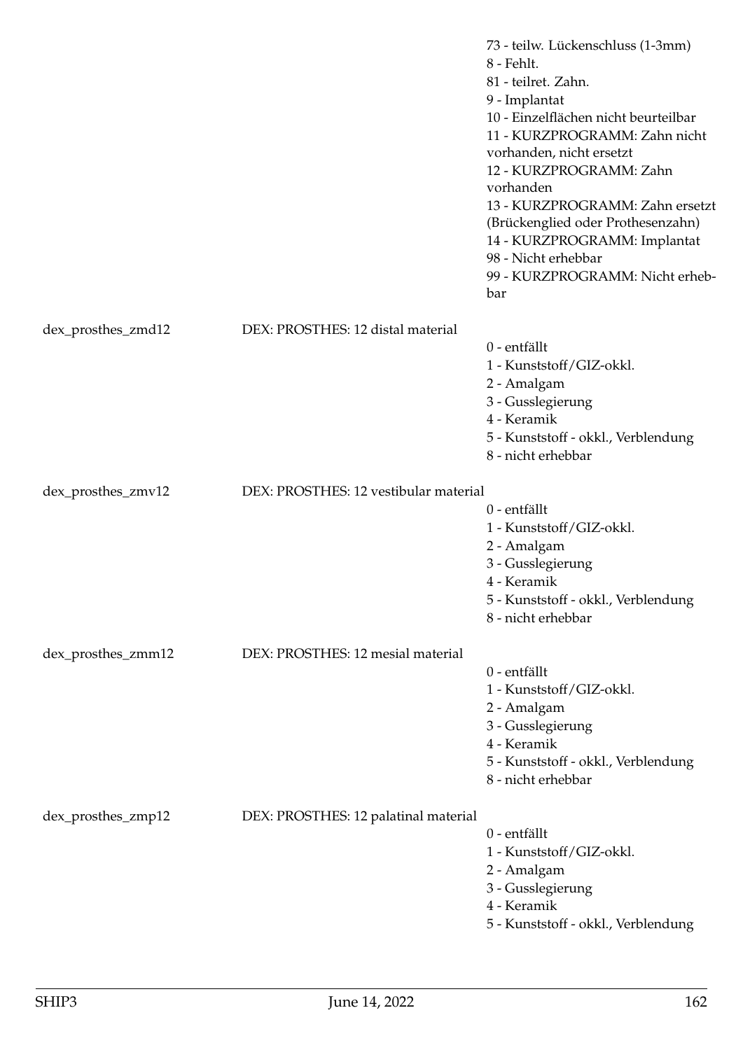73 - teilw. Lückenschluss (1-3mm)
8 - Fehlt.
81 - teilret. Zahn.
9 - Implantat
10 - Einzelflächen nicht beurteilbar
11 - KURZPROGRAMM: Zahn nicht vorhanden, nicht ersetzt
12 - KURZPROGRAMM: Zahn vorhanden
13 - KURZPROGRAMM: Zahn ersetzt (Brückenglied oder Prothesenzahn)
14 - KURZPROGRAMM: Implantat
98 - Nicht erhebbar
99 - KURZPROGRAMM: Nicht erhebbar

| Variable | Label | Values |
|---|---|---|
| dex_prosthes_zmd12 | DEX: PROSTHES: 12 distal material | 0 - entfällt<br>1 - Kunststoff/GIZ-okkl.<br>2 - Amalgam<br>3 - Gusslegierung<br>4 - Keramik<br>5 - Kunststoff - okkl., Verblendung<br>8 - nicht erhebbar |
| dex_prosthes_zmv12 | DEX: PROSTHES: 12 vestibular material | 0 - entfällt<br>1 - Kunststoff/GIZ-okkl.<br>2 - Amalgam<br>3 - Gusslegierung<br>4 - Keramik<br>5 - Kunststoff - okkl., Verblendung<br>8 - nicht erhebbar |
| dex_prosthes_zmm12 | DEX: PROSTHES: 12 mesial material | 0 - entfällt<br>1 - Kunststoff/GIZ-okkl.<br>2 - Amalgam<br>3 - Gusslegierung<br>4 - Keramik<br>5 - Kunststoff - okkl., Verblendung<br>8 - nicht erhebbar |
| dex_prosthes_zmp12 | DEX: PROSTHES: 12 palatinal material | 0 - entfällt<br>1 - Kunststoff/GIZ-okkl.<br>2 - Amalgam<br>3 - Gusslegierung<br>4 - Keramik<br>5 - Kunststoff - okkl., Verblendung |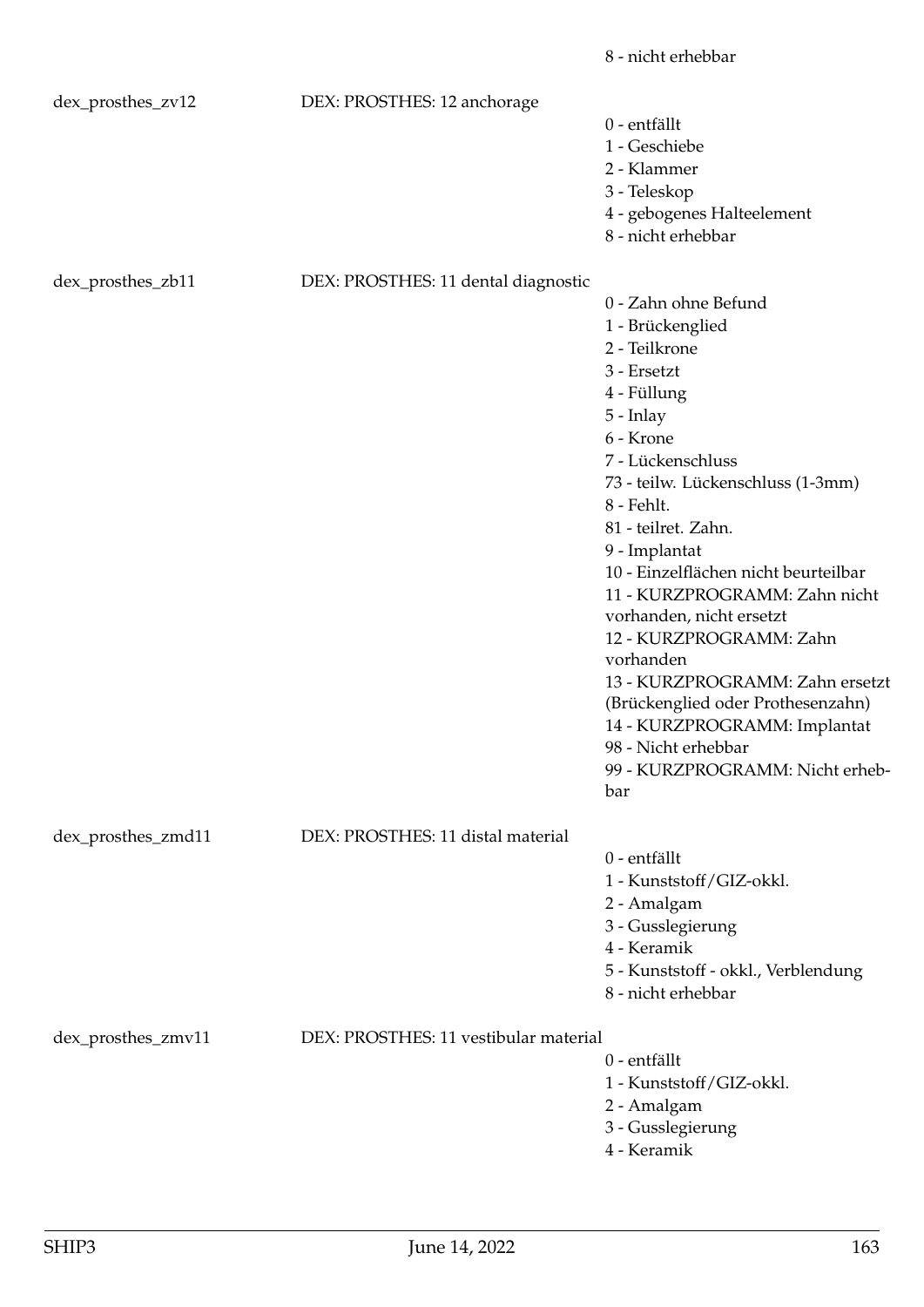8 - nicht erhebbar

| | | |
|---|---|---|
| dex_prosthes_zv12 | DEX: PROSTHES: 12 anchorage | 0 - entfällt<br>1 - Geschiebe<br>2 - Klammer<br>3 - Teleskop<br>4 - gebogenes Halteelement<br>8 - nicht erhebbar |
| dex_prosthes_zb11 | DEX: PROSTHES: 11 dental diagnostic | 0 - Zahn ohne Befund<br>1 - Brückenglied<br>2 - Teilkrone<br>3 - Ersetzt<br>4 - Füllung<br>5 - Inlay<br>6 - Krone<br>7 - Lückenschluss<br>73 - teilw. Lückenschluss (1-3mm)<br>8 - Fehlt.<br>81 - teilret. Zahn.<br>9 - Implantat<br>10 - Einzelflächen nicht beurteilbar<br>11 - KURZPROGRAMM: Zahn nicht vorhanden, nicht ersetzt<br>12 - KURZPROGRAMM: Zahn vorhanden<br>13 - KURZPROGRAMM: Zahn ersetzt (Brückenglied oder Prothesenzahn)<br>14 - KURZPROGRAMM: Implantat<br>98 - Nicht erhebbar<br>99 - KURZPROGRAMM: Nicht erhebbar |
| dex_prosthes_zmd11 | DEX: PROSTHES: 11 distal material | 0 - entfällt<br>1 - Kunststoff/GIZ-okkl.<br>2 - Amalgam<br>3 - Gusslegierung<br>4 - Keramik<br>5 - Kunststoff - okkl., Verblendung<br>8 - nicht erhebbar |
| dex_prosthes_zmv11 | DEX: PROSTHES: 11 vestibular material | 0 - entfällt<br>1 - Kunststoff/GIZ-okkl.<br>2 - Amalgam<br>3 - Gusslegierung<br>4 - Keramik |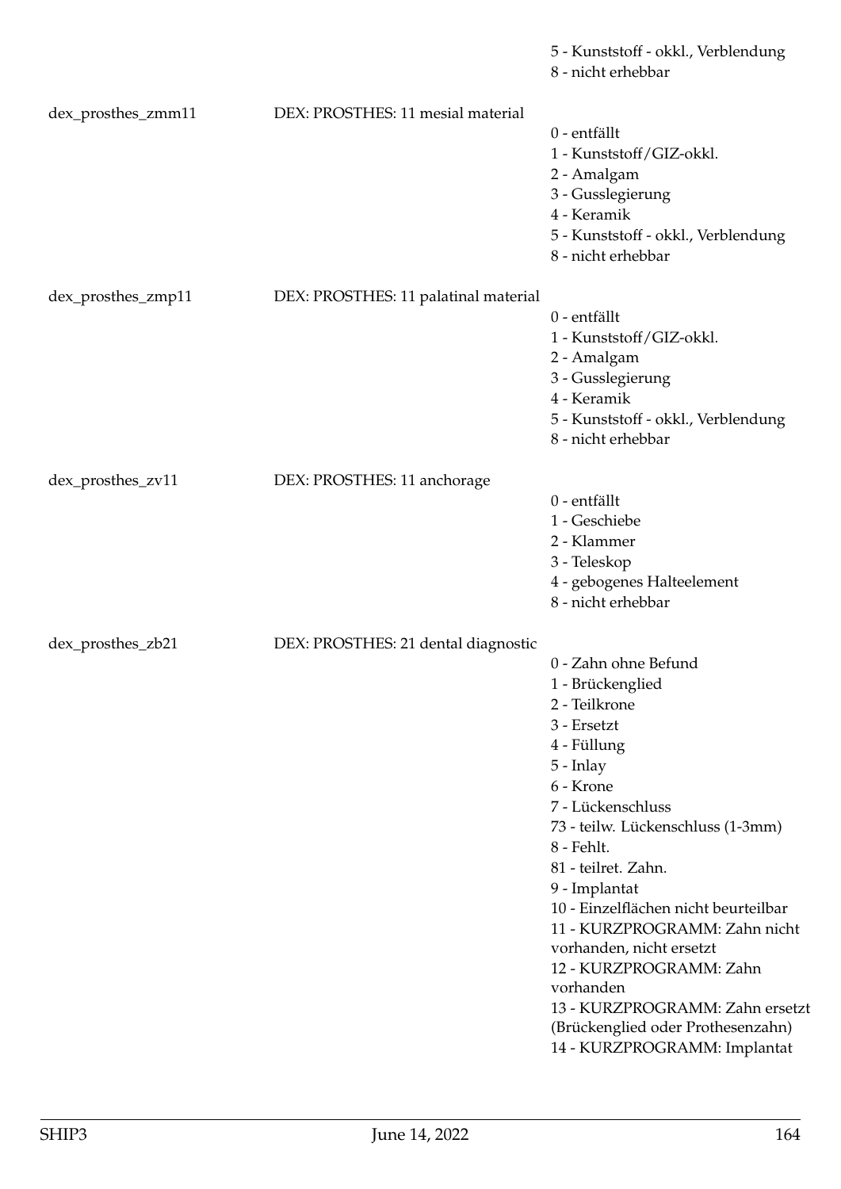5 - Kunststoff - okkl., Verblendung
8 - nicht erhebbar

| | | |
|---|---|---|
| dex_prosthes_zmm11 | DEX: PROSTHES: 11 mesial material | 0 - entfällt<br>1 - Kunststoff/GIZ-okkl.<br>2 - Amalgam<br>3 - Gusslegierung<br>4 - Keramik<br>5 - Kunststoff - okkl., Verblendung<br>8 - nicht erhebbar |
| dex_prosthes_zmp11 | DEX: PROSTHES: 11 palatinal material | 0 - entfällt<br>1 - Kunststoff/GIZ-okkl.<br>2 - Amalgam<br>3 - Gusslegierung<br>4 - Keramik<br>5 - Kunststoff - okkl., Verblendung<br>8 - nicht erhebbar |
| dex_prosthes_zv11 | DEX: PROSTHES: 11 anchorage | 0 - entfällt<br>1 - Geschiebe<br>2 - Klammer<br>3 - Teleskop<br>4 - gebogenes Halteelement<br>8 - nicht erhebbar |
| dex_prosthes_zb21 | DEX: PROSTHES: 21 dental diagnostic | 0 - Zahn ohne Befund<br>1 - Brückenglied<br>2 - Teilkrone<br>3 - Ersetzt<br>4 - Füllung<br>5 - Inlay<br>6 - Krone<br>7 - Lückenschluss<br>73 - teilw. Lückenschluss (1-3mm)<br>8 - Fehlt.<br>81 - teilret. Zahn.<br>9 - Implantat<br>10 - Einzelflächen nicht beurteilbar<br>11 - KURZPROGRAMM: Zahn nicht vorhanden, nicht ersetzt<br>12 - KURZPROGRAMM: Zahn vorhanden<br>13 - KURZPROGRAMM: Zahn ersetzt (Brückenglied oder Prothesenzahn)<br>14 - KURZPROGRAMM: Implantat |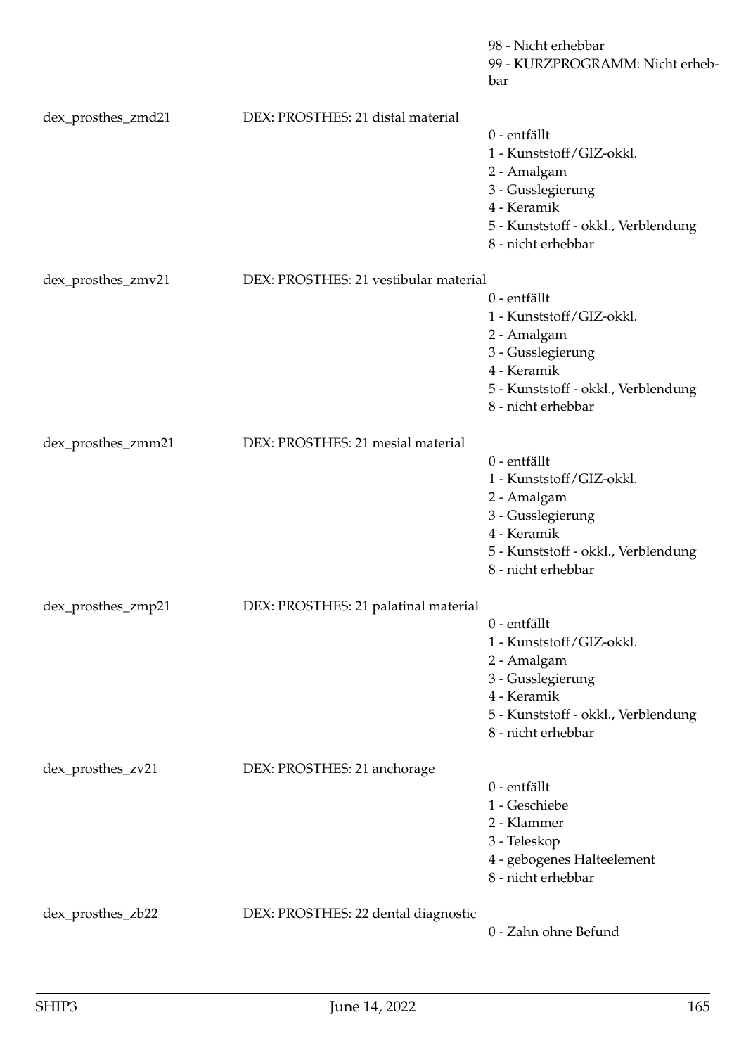98 - Nicht erhebbar
99 - KURZPROGRAMM: Nicht erhebbar

| | | |
|---|---|---|
| dex_prosthes_zmd21 | DEX: PROSTHES: 21 distal material | 0 - entfällt<br>1 - Kunststoff/GIZ-okkl.<br>2 - Amalgam<br>3 - Gusslegierung<br>4 - Keramik<br>5 - Kunststoff - okkl., Verblendung<br>8 - nicht erhebbar |
| dex_prosthes_zmv21 | DEX: PROSTHES: 21 vestibular material | 0 - entfällt<br>1 - Kunststoff/GIZ-okkl.<br>2 - Amalgam<br>3 - Gusslegierung<br>4 - Keramik<br>5 - Kunststoff - okkl., Verblendung<br>8 - nicht erhebbar |
| dex_prosthes_zmm21 | DEX: PROSTHES: 21 mesial material | 0 - entfällt<br>1 - Kunststoff/GIZ-okkl.<br>2 - Amalgam<br>3 - Gusslegierung<br>4 - Keramik<br>5 - Kunststoff - okkl., Verblendung<br>8 - nicht erhebbar |
| dex_prosthes_zmp21 | DEX: PROSTHES: 21 palatinal material | 0 - entfällt<br>1 - Kunststoff/GIZ-okkl.<br>2 - Amalgam<br>3 - Gusslegierung<br>4 - Keramik<br>5 - Kunststoff - okkl., Verblendung<br>8 - nicht erhebbar |
| dex_prosthes_zv21 | DEX: PROSTHES: 21 anchorage | 0 - entfällt<br>1 - Geschiebe<br>2 - Klammer<br>3 - Teleskop<br>4 - gebogenes Halteelement<br>8 - nicht erhebbar |
| dex_prosthes_zb22 | DEX: PROSTHES: 22 dental diagnostic | 0 - Zahn ohne Befund |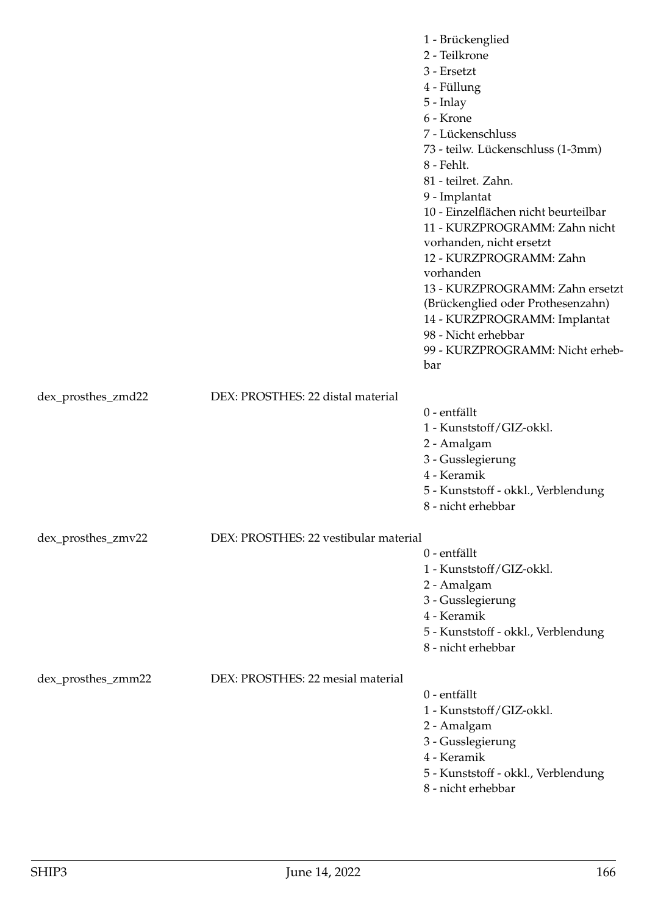1 - Brückenglied
2 - Teilkrone
3 - Ersetzt
4 - Füllung
5 - Inlay
6 - Krone
7 - Lückenschluss
73 - teilw. Lückenschluss (1-3mm)
8 - Fehlt.
81 - teilret. Zahn.
9 - Implantat
10 - Einzelflächen nicht beurteilbar
11 - KURZPROGRAMM: Zahn nicht vorhanden, nicht ersetzt
12 - KURZPROGRAMM: Zahn vorhanden
13 - KURZPROGRAMM: Zahn ersetzt (Brückenglied oder Prothesenzahn)
14 - KURZPROGRAMM: Implantat
98 - Nicht erhebbar
99 - KURZPROGRAMM: Nicht erhebbar

| | | |
|---|---|---|
| dex_prosthes_zmd22 | DEX: PROSTHES: 22 distal material | 0 - entfällt<br>1 - Kunststoff/GIZ-okkl.<br>2 - Amalgam<br>3 - Gusslegierung<br>4 - Keramik<br>5 - Kunststoff - okkl., Verblendung<br>8 - nicht erhebbar |
| dex_prosthes_zmv22 | DEX: PROSTHES: 22 vestibular material | 0 - entfällt<br>1 - Kunststoff/GIZ-okkl.<br>2 - Amalgam<br>3 - Gusslegierung<br>4 - Keramik<br>5 - Kunststoff - okkl., Verblendung<br>8 - nicht erhebbar |
| dex_prosthes_zmm22 | DEX: PROSTHES: 22 mesial material | 0 - entfällt<br>1 - Kunststoff/GIZ-okkl.<br>2 - Amalgam<br>3 - Gusslegierung<br>4 - Keramik<br>5 - Kunststoff - okkl., Verblendung<br>8 - nicht erhebbar |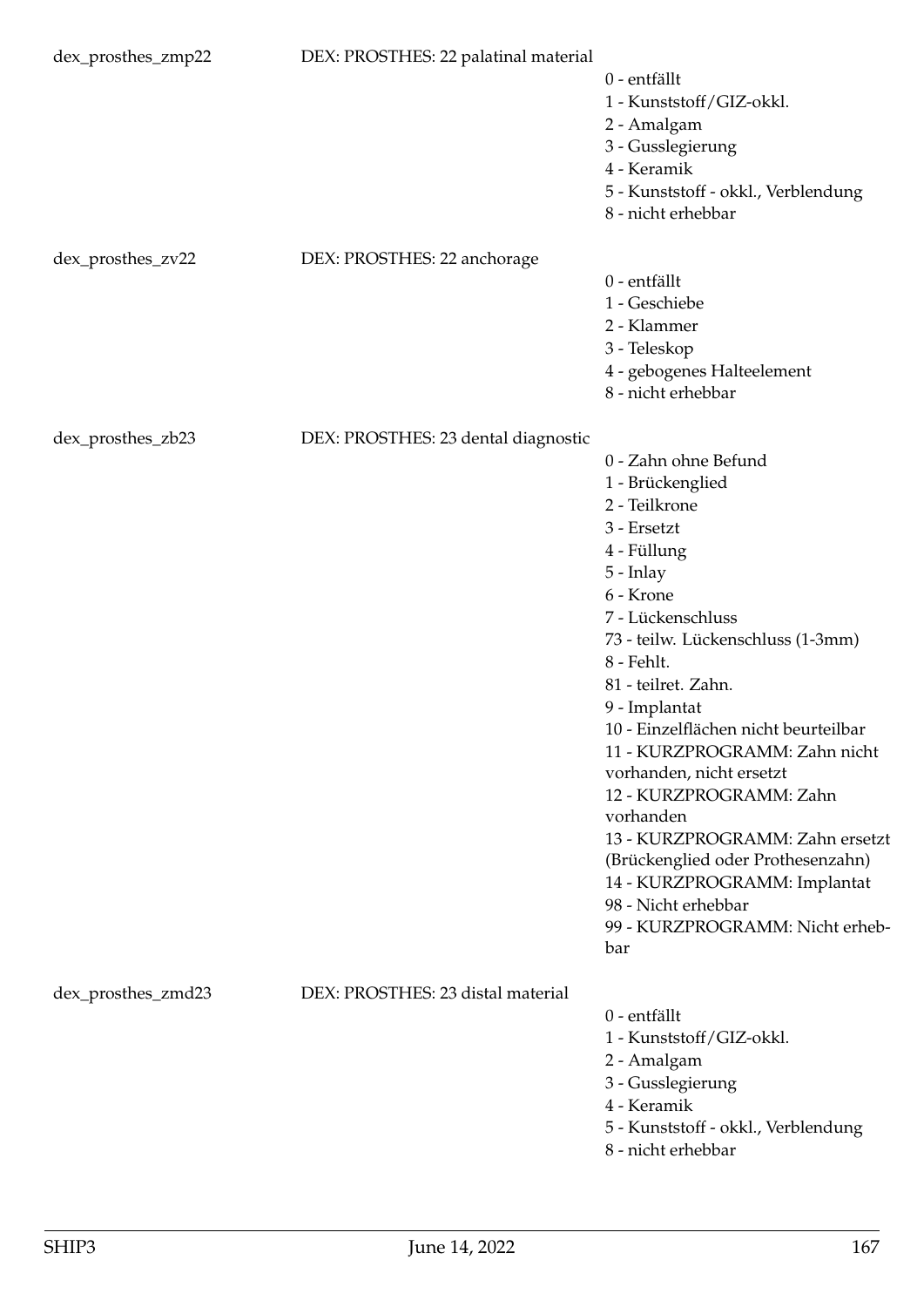| | | |
|---|---|---|
| dex_prosthes_zmp22 | DEX: PROSTHES: 22 palatinal material | 0 - entfällt<br>1 - Kunststoff/GIZ-okkl.<br>2 - Amalgam<br>3 - Gusslegierung<br>4 - Keramik<br>5 - Kunststoff - okkl., Verblendung<br>8 - nicht erhebbar |
| dex_prosthes_zv22 | DEX: PROSTHES: 22 anchorage | 0 - entfällt<br>1 - Geschiebe<br>2 - Klammer<br>3 - Teleskop<br>4 - gebogenes Halteelement<br>8 - nicht erhebbar |
| dex_prosthes_zb23 | DEX: PROSTHES: 23 dental diagnostic | 0 - Zahn ohne Befund<br>1 - Brückenglied<br>2 - Teilkrone<br>3 - Ersetzt<br>4 - Füllung<br>5 - Inlay<br>6 - Krone<br>7 - Lückenschluss<br>73 - teilw. Lückenschluss (1-3mm)<br>8 - Fehlt.<br>81 - teilret. Zahn.<br>9 - Implantat<br>10 - Einzelflächen nicht beurteilbar<br>11 - KURZPROGRAMM: Zahn nicht vorhanden, nicht ersetzt<br>12 - KURZPROGRAMM: Zahn vorhanden<br>13 - KURZPROGRAMM: Zahn ersetzt (Brückenglied oder Prothesenzahn)<br>14 - KURZPROGRAMM: Implantat<br>98 - Nicht erhebbar<br>99 - KURZPROGRAMM: Nicht erhebbar |
| dex_prosthes_zmd23 | DEX: PROSTHES: 23 distal material | 0 - entfällt<br>1 - Kunststoff/GIZ-okkl.<br>2 - Amalgam<br>3 - Gusslegierung<br>4 - Keramik<br>5 - Kunststoff - okkl., Verblendung<br>8 - nicht erhebbar |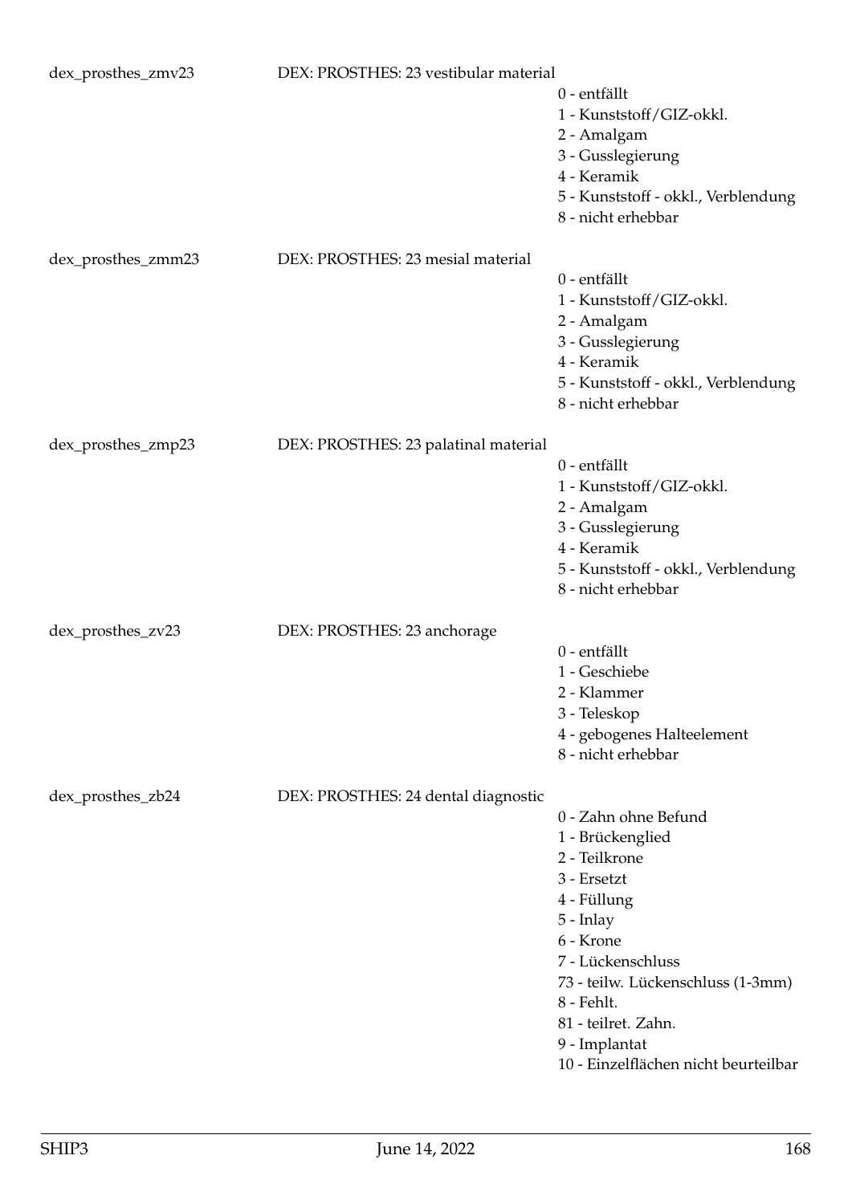dex_prosthes_zmv23 DEX: PROSTHES: 23 vestibular material

- 0 - entfällt
- 1 - Kunststoff/GIZ-okkl.
- 2 - Amalgam
- 3 - Gusslegierung
- 4 - Keramik
- 5 - Kunststoff - okkl., Verblendung
- 8 - nicht erhebbar

dex_prosthes_zmm23 DEX: PROSTHES: 23 mesial material

- 0 - entfällt
- 1 - Kunststoff/GIZ-okkl.
- 2 - Amalgam
- 3 - Gusslegierung
- 4 - Keramik
- 5 - Kunststoff - okkl., Verblendung
- 8 - nicht erhebbar

dex_prosthes_zmp23 DEX: PROSTHES: 23 palatinal material

- 0 - entfällt
- 1 - Kunststoff/GIZ-okkl.
- 2 - Amalgam
- 3 - Gusslegierung
- 4 - Keramik
- 5 - Kunststoff - okkl., Verblendung
- 8 - nicht erhebbar

dex_prosthes_zv23 DEX: PROSTHES: 23 anchorage

- 0 - entfällt
- 1 - Geschiebe
- 2 - Klammer
- 3 - Teleskop
- 4 - gebogenes Halteelement
- 8 - nicht erhebbar

dex_prosthes_zb24 DEX: PROSTHES: 24 dental diagnostic

- 0 - Zahn ohne Befund
- 1 - Brückenglied
- 2 - Teilkrone
- 3 - Ersetzt
- 4 - Füllung
- 5 - Inlay
- 6 - Krone
- 7 - Lückenschluss
- 73 - teilw. Lückenschluss (1-3mm)
- 8 - Fehlt.
- 81 - teilret. Zahn.
- 9 - Implantat
- 10 - Einzelflächen nicht beurteilbar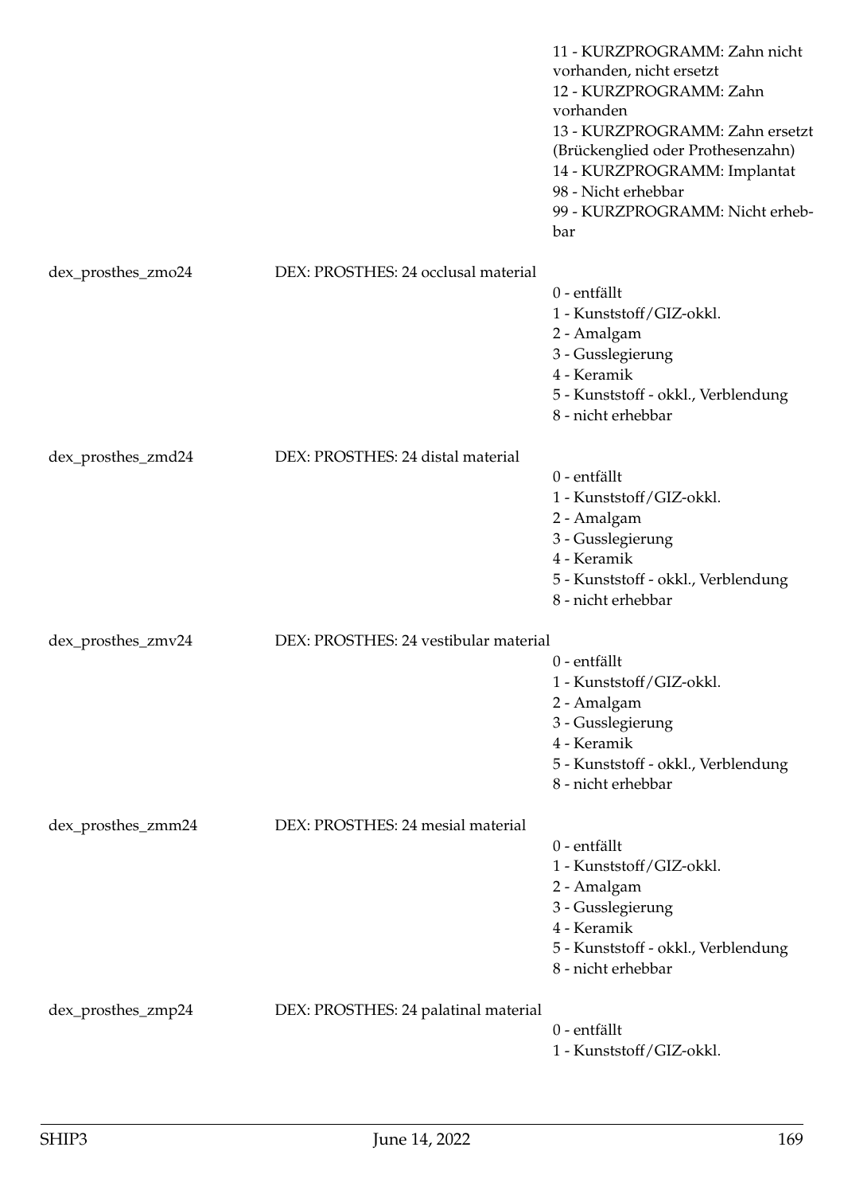11 - KURZPROGRAMM: Zahn nicht vorhanden, nicht ersetzt
12 - KURZPROGRAMM: Zahn vorhanden
13 - KURZPROGRAMM: Zahn ersetzt (Brückenglied oder Prothesenzahn)
14 - KURZPROGRAMM: Implantat
98 - Nicht erhebbar
99 - KURZPROGRAMM: Nicht erhebbar

| | | |
|---|---|---|
| dex_prosthes_zmo24 | DEX: PROSTHES: 24 occlusal material | 0 - entfällt<br>1 - Kunststoff/GIZ-okkl.<br>2 - Amalgam<br>3 - Gusslegierung<br>4 - Keramik<br>5 - Kunststoff - okkl., Verblendung<br>8 - nicht erhebbar |
| dex_prosthes_zmd24 | DEX: PROSTHES: 24 distal material | 0 - entfällt<br>1 - Kunststoff/GIZ-okkl.<br>2 - Amalgam<br>3 - Gusslegierung<br>4 - Keramik<br>5 - Kunststoff - okkl., Verblendung<br>8 - nicht erhebbar |
| dex_prosthes_zmv24 | DEX: PROSTHES: 24 vestibular material | 0 - entfällt<br>1 - Kunststoff/GIZ-okkl.<br>2 - Amalgam<br>3 - Gusslegierung<br>4 - Keramik<br>5 - Kunststoff - okkl., Verblendung<br>8 - nicht erhebbar |
| dex_prosthes_zmm24 | DEX: PROSTHES: 24 mesial material | 0 - entfällt<br>1 - Kunststoff/GIZ-okkl.<br>2 - Amalgam<br>3 - Gusslegierung<br>4 - Keramik<br>5 - Kunststoff - okkl., Verblendung<br>8 - nicht erhebbar |
| dex_prosthes_zmp24 | DEX: PROSTHES: 24 palatinal material | 0 - entfällt<br>1 - Kunststoff/GIZ-okkl. |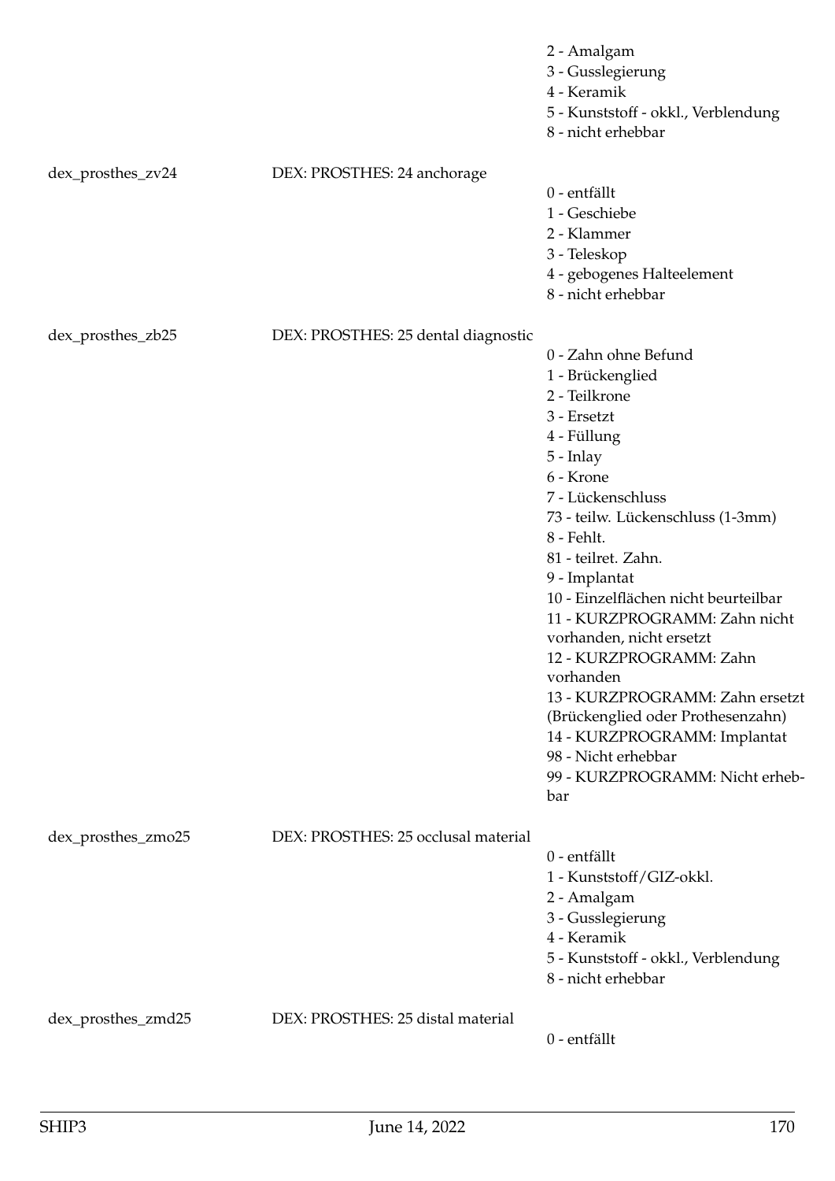| | | |
|---|---|---|
| | | 2 - Amalgam<br>3 - Gusslegierung<br>4 - Keramik<br>5 - Kunststoff - okkl., Verblendung<br>8 - nicht erhebbar |
| dex_prosthes_zv24 | DEX: PROSTHES: 24 anchorage | 0 - entfällt<br>1 - Geschiebe<br>2 - Klammer<br>3 - Teleskop<br>4 - gebogenes Halteelement<br>8 - nicht erhebbar |
| dex_prosthes_zb25 | DEX: PROSTHES: 25 dental diagnostic | 0 - Zahn ohne Befund<br>1 - Brückenglied<br>2 - Teilkrone<br>3 - Ersetzt<br>4 - Füllung<br>5 - Inlay<br>6 - Krone<br>7 - Lückenschluss<br>73 - teilw. Lückenschluss (1-3mm)<br>8 - Fehlt.<br>81 - teilret. Zahn.<br>9 - Implantat<br>10 - Einzelflächen nicht beurteilbar<br>11 - KURZPROGRAMM: Zahn nicht vorhanden, nicht ersetzt<br>12 - KURZPROGRAMM: Zahn vorhanden<br>13 - KURZPROGRAMM: Zahn ersetzt (Brückenglied oder Prothesenzahn)<br>14 - KURZPROGRAMM: Implantat<br>98 - Nicht erhebbar<br>99 - KURZPROGRAMM: Nicht erhebbar |
| dex_prosthes_zmo25 | DEX: PROSTHES: 25 occlusal material | 0 - entfällt<br>1 - Kunststoff/GIZ-okkl.<br>2 - Amalgam<br>3 - Gusslegierung<br>4 - Keramik<br>5 - Kunststoff - okkl., Verblendung<br>8 - nicht erhebbar |
| dex_prosthes_zmd25 | DEX: PROSTHES: 25 distal material | 0 - entfällt |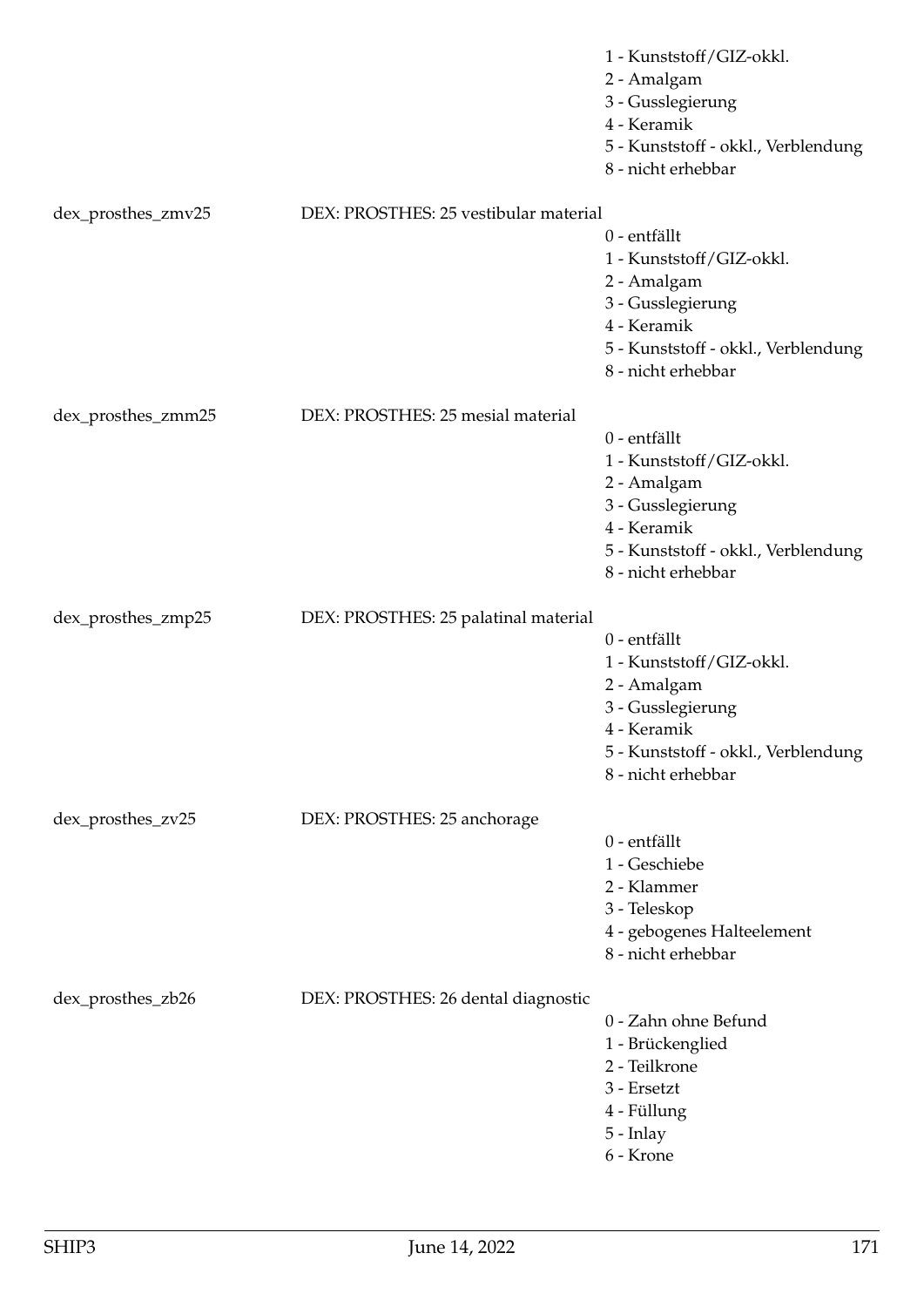1 - Kunststoff/GIZ-okkl.
2 - Amalgam
3 - Gusslegierung
4 - Keramik
5 - Kunststoff - okkl., Verblendung
8 - nicht erhebbar

dex_prosthes_zmv25 DEX: PROSTHES: 25 vestibular material
0 - entfällt
1 - Kunststoff/GIZ-okkl.
2 - Amalgam
3 - Gusslegierung
4 - Keramik
5 - Kunststoff - okkl., Verblendung
8 - nicht erhebbar

dex_prosthes_zmm25 DEX: PROSTHES: 25 mesial material
0 - entfällt
1 - Kunststoff/GIZ-okkl.
2 - Amalgam
3 - Gusslegierung
4 - Keramik
5 - Kunststoff - okkl., Verblendung
8 - nicht erhebbar

dex_prosthes_zmp25 DEX: PROSTHES: 25 palatinal material
0 - entfällt
1 - Kunststoff/GIZ-okkl.
2 - Amalgam
3 - Gusslegierung
4 - Keramik
5 - Kunststoff - okkl., Verblendung
8 - nicht erhebbar

dex_prosthes_zv25 DEX: PROSTHES: 25 anchorage
0 - entfällt
1 - Geschiebe
2 - Klammer
3 - Teleskop
4 - gebogenes Halteelement
8 - nicht erhebbar

dex_prosthes_zb26 DEX: PROSTHES: 26 dental diagnostic
0 - Zahn ohne Befund
1 - Brückenglied
2 - Teilkrone
3 - Ersetzt
4 - Füllung
5 - Inlay
6 - Krone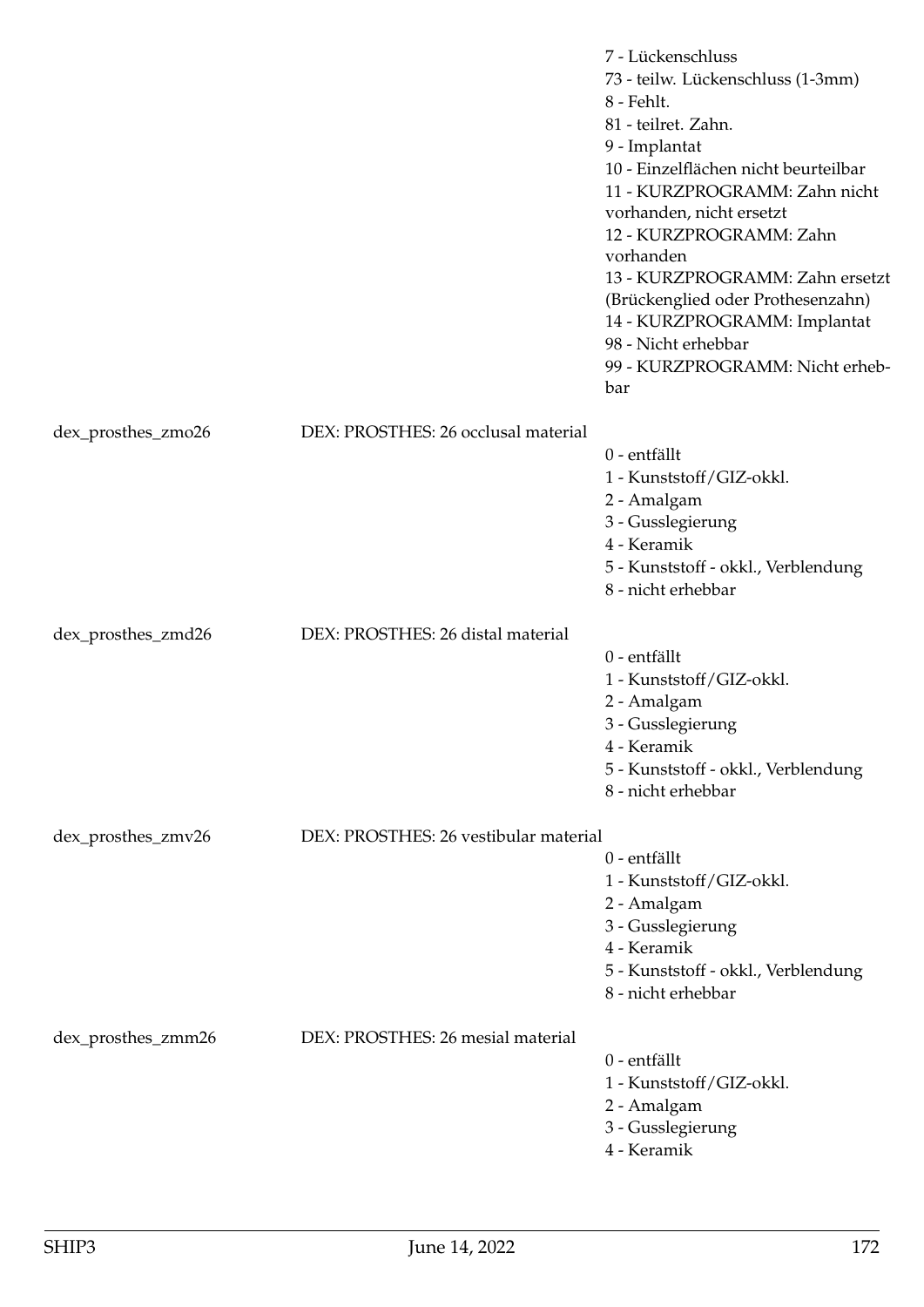| | | |
|---|---|---|
| | | 7 - Lückenschluss |
| | | 73 - teilw. Lückenschluss (1-3mm) |
| | | 8 - Fehlt. |
| | | 81 - teilret. Zahn. |
| | | 9 - Implantat |
| | | 10 - Einzelflächen nicht beurteilbar |
| | | 11 - KURZPROGRAMM: Zahn nicht vorhanden, nicht ersetzt |
| | | 12 - KURZPROGRAMM: Zahn vorhanden |
| | | 13 - KURZPROGRAMM: Zahn ersetzt (Brückenglied oder Prothesenzahn) |
| | | 14 - KURZPROGRAMM: Implantat |
| | | 98 - Nicht erhebbar |
| | | 99 - KURZPROGRAMM: Nicht erhebbar |
| dex_prosthes_zmo26 | DEX: PROSTHES: 26 occlusal material | |
| | | 0 - entfällt |
| | | 1 - Kunststoff/GIZ-okkl. |
| | | 2 - Amalgam |
| | | 3 - Gusslegierung |
| | | 4 - Keramik |
| | | 5 - Kunststoff - okkl., Verblendung |
| | | 8 - nicht erhebbar |
| dex_prosthes_zmd26 | DEX: PROSTHES: 26 distal material | |
| | | 0 - entfällt |
| | | 1 - Kunststoff/GIZ-okkl. |
| | | 2 - Amalgam |
| | | 3 - Gusslegierung |
| | | 4 - Keramik |
| | | 5 - Kunststoff - okkl., Verblendung |
| | | 8 - nicht erhebbar |
| dex_prosthes_zmv26 | DEX: PROSTHES: 26 vestibular material | |
| | | 0 - entfällt |
| | | 1 - Kunststoff/GIZ-okkl. |
| | | 2 - Amalgam |
| | | 3 - Gusslegierung |
| | | 4 - Keramik |
| | | 5 - Kunststoff - okkl., Verblendung |
| | | 8 - nicht erhebbar |
| dex_prosthes_zmm26 | DEX: PROSTHES: 26 mesial material | |
| | | 0 - entfällt |
| | | 1 - Kunststoff/GIZ-okkl. |
| | | 2 - Amalgam |
| | | 3 - Gusslegierung |
| | | 4 - Keramik |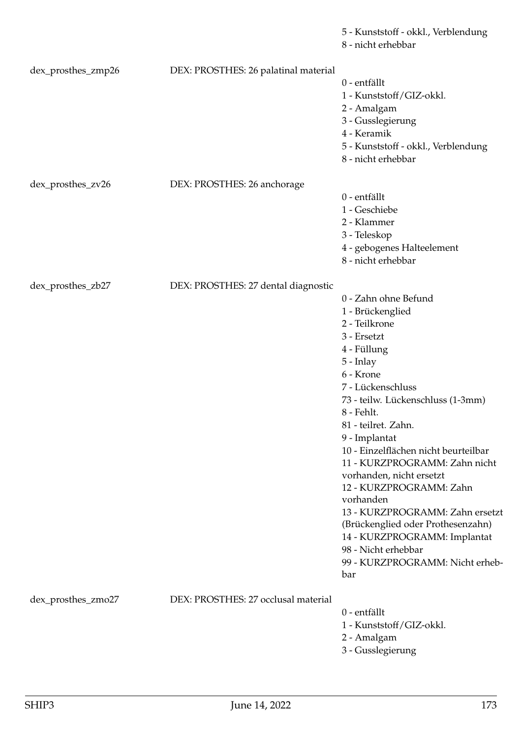5 - Kunststoff - okkl., Verblendung
8 - nicht erhebbar

| | | |
|---|---|---|
| dex_prosthes_zmp26 | DEX: PROSTHES: 26 palatinal material | 0 - entfällt<br>1 - Kunststoff/GIZ-okkl.<br>2 - Amalgam<br>3 - Gusslegierung<br>4 - Keramik<br>5 - Kunststoff - okkl., Verblendung<br>8 - nicht erhebbar |
| dex_prosthes_zv26 | DEX: PROSTHES: 26 anchorage | 0 - entfällt<br>1 - Geschiebe<br>2 - Klammer<br>3 - Teleskop<br>4 - gebogenes Halteelement<br>8 - nicht erhebbar |
| dex_prosthes_zb27 | DEX: PROSTHES: 27 dental diagnostic | 0 - Zahn ohne Befund<br>1 - Brückenglied<br>2 - Teilkrone<br>3 - Ersetzt<br>4 - Füllung<br>5 - Inlay<br>6 - Krone<br>7 - Lückenschluss<br>73 - teilw. Lückenschluss (1-3mm)<br>8 - Fehlt.<br>81 - teilret. Zahn.<br>9 - Implantat<br>10 - Einzelflächen nicht beurteilbar<br>11 - KURZPROGRAMM: Zahn nicht vorhanden, nicht ersetzt<br>12 - KURZPROGRAMM: Zahn vorhanden<br>13 - KURZPROGRAMM: Zahn ersetzt (Brückenglied oder Prothesenzahn)<br>14 - KURZPROGRAMM: Implantat<br>98 - Nicht erhebbar<br>99 - KURZPROGRAMM: Nicht erhebbar |
| dex_prosthes_zmo27 | DEX: PROSTHES: 27 occlusal material | 0 - entfällt<br>1 - Kunststoff/GIZ-okkl.<br>2 - Amalgam<br>3 - Gusslegierung |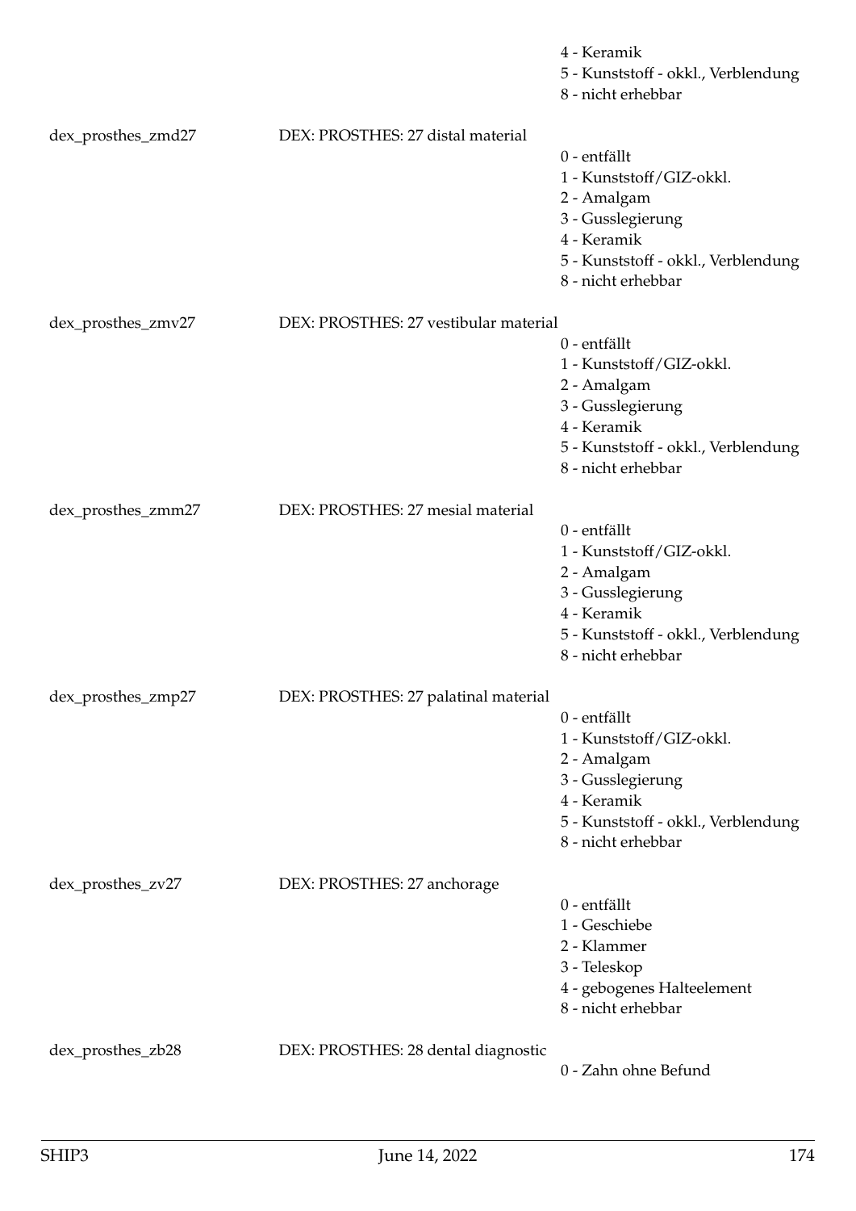| | | |
|---|---|---|
| | | 4 - Keramik |
| | | 5 - Kunststoff - okkl., Verblendung |
| | | 8 - nicht erhebbar |
| dex_prosthes_zmd27 | DEX: PROSTHES: 27 distal material | |
| | | 0 - entfällt |
| | | 1 - Kunststoff/GIZ-okkl. |
| | | 2 - Amalgam |
| | | 3 - Gusslegierung |
| | | 4 - Keramik |
| | | 5 - Kunststoff - okkl., Verblendung |
| | | 8 - nicht erhebbar |
| dex_prosthes_zmv27 | DEX: PROSTHES: 27 vestibular material | |
| | | 0 - entfällt |
| | | 1 - Kunststoff/GIZ-okkl. |
| | | 2 - Amalgam |
| | | 3 - Gusslegierung |
| | | 4 - Keramik |
| | | 5 - Kunststoff - okkl., Verblendung |
| | | 8 - nicht erhebbar |
| dex_prosthes_zmm27 | DEX: PROSTHES: 27 mesial material | |
| | | 0 - entfällt |
| | | 1 - Kunststoff/GIZ-okkl. |
| | | 2 - Amalgam |
| | | 3 - Gusslegierung |
| | | 4 - Keramik |
| | | 5 - Kunststoff - okkl., Verblendung |
| | | 8 - nicht erhebbar |
| dex_prosthes_zmp27 | DEX: PROSTHES: 27 palatinal material | |
| | | 0 - entfällt |
| | | 1 - Kunststoff/GIZ-okkl. |
| | | 2 - Amalgam |
| | | 3 - Gusslegierung |
| | | 4 - Keramik |
| | | 5 - Kunststoff - okkl., Verblendung |
| | | 8 - nicht erhebbar |
| dex_prosthes_zv27 | DEX: PROSTHES: 27 anchorage | |
| | | 0 - entfällt |
| | | 1 - Geschiebe |
| | | 2 - Klammer |
| | | 3 - Teleskop |
| | | 4 - gebogenes Halteelement |
| | | 8 - nicht erhebbar |
| dex_prosthes_zb28 | DEX: PROSTHES: 28 dental diagnostic | |
| | | 0 - Zahn ohne Befund |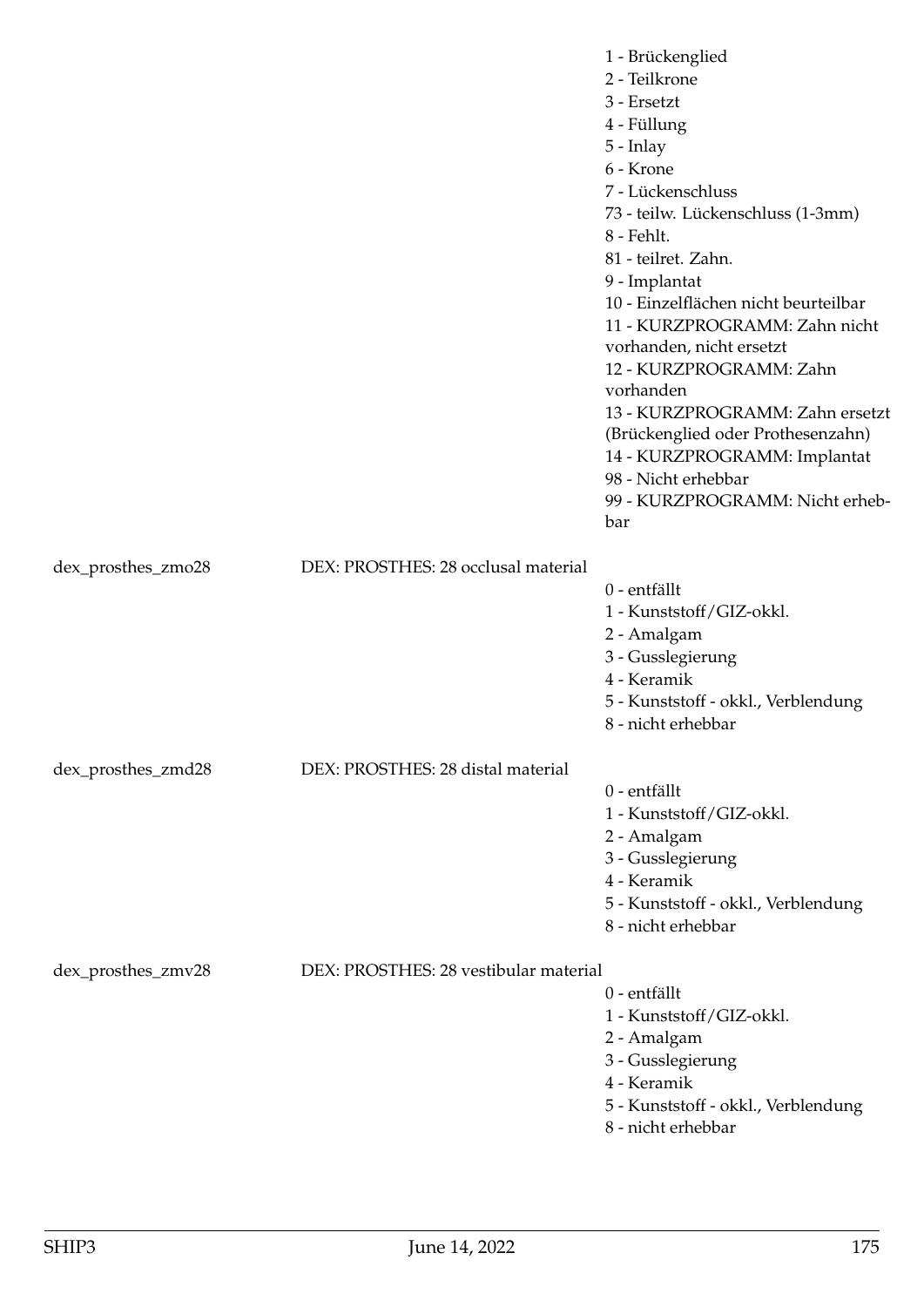| | | |
|---|---|---|
| | | 1 - Brückenglied<br>2 - Teilkrone<br>3 - Ersetzt<br>4 - Füllung<br>5 - Inlay<br>6 - Krone<br>7 - Lückenschluss<br>73 - teilw. Lückenschluss (1-3mm)<br>8 - Fehlt.<br>81 - teilret. Zahn.<br>9 - Implantat<br>10 - Einzelflächen nicht beurteilbar<br>11 - KURZPROGRAMM: Zahn nicht vorhanden, nicht ersetzt<br>12 - KURZPROGRAMM: Zahn vorhanden<br>13 - KURZPROGRAMM: Zahn ersetzt (Brückenglied oder Prothesenzahn)<br>14 - KURZPROGRAMM: Implantat<br>98 - Nicht erhebbar<br>99 - KURZPROGRAMM: Nicht erhebbar |
| dex_prosthes_zmo28 | DEX: PROSTHES: 28 occlusal material | 0 - entfällt<br>1 - Kunststoff/GIZ-okkl.<br>2 - Amalgam<br>3 - Gusslegierung<br>4 - Keramik<br>5 - Kunststoff - okkl., Verblendung<br>8 - nicht erhebbar |
| dex_prosthes_zmd28 | DEX: PROSTHES: 28 distal material | 0 - entfällt<br>1 - Kunststoff/GIZ-okkl.<br>2 - Amalgam<br>3 - Gusslegierung<br>4 - Keramik<br>5 - Kunststoff - okkl., Verblendung<br>8 - nicht erhebbar |
| dex_prosthes_zmv28 | DEX: PROSTHES: 28 vestibular material | 0 - entfällt<br>1 - Kunststoff/GIZ-okkl.<br>2 - Amalgam<br>3 - Gusslegierung<br>4 - Keramik<br>5 - Kunststoff - okkl., Verblendung<br>8 - nicht erhebbar |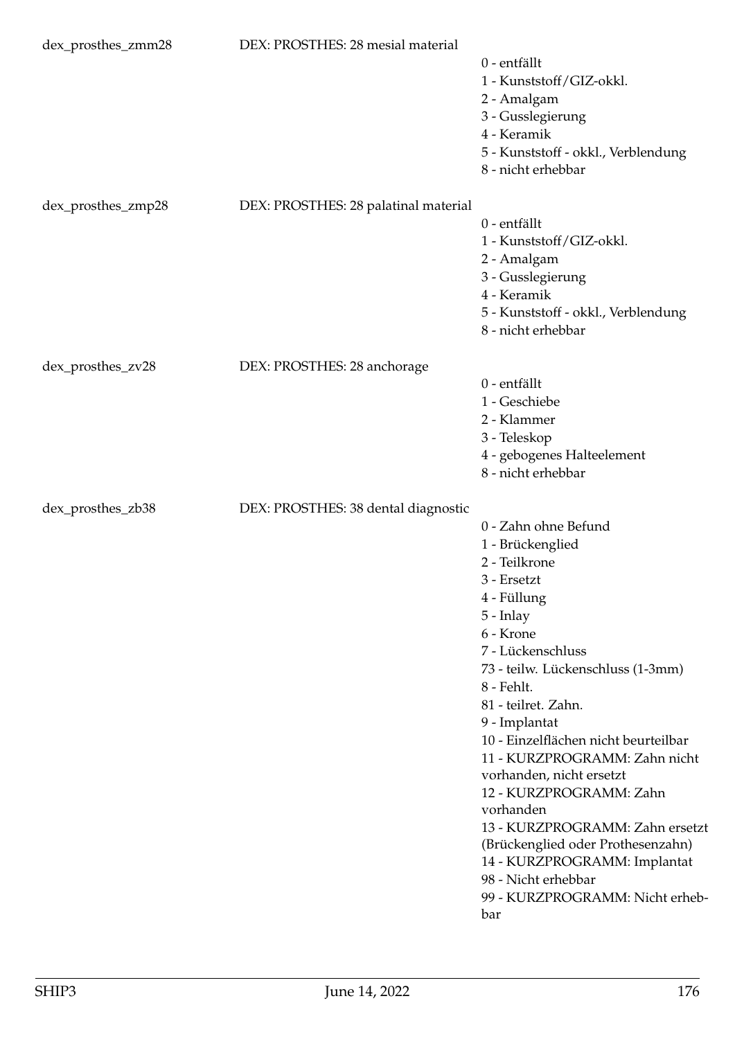| | | |
|---|---|---|
| dex_prosthes_zmm28 | DEX: PROSTHES: 28 mesial material | 0 - entfällt<br>1 - Kunststoff/GIZ-okkl.<br>2 - Amalgam<br>3 - Gusslegierung<br>4 - Keramik<br>5 - Kunststoff - okkl., Verblendung<br>8 - nicht erhebbar |
| dex_prosthes_zmp28 | DEX: PROSTHES: 28 palatinal material | 0 - entfällt<br>1 - Kunststoff/GIZ-okkl.<br>2 - Amalgam<br>3 - Gusslegierung<br>4 - Keramik<br>5 - Kunststoff - okkl., Verblendung<br>8 - nicht erhebbar |
| dex_prosthes_zv28 | DEX: PROSTHES: 28 anchorage | 0 - entfällt<br>1 - Geschiebe<br>2 - Klammer<br>3 - Teleskop<br>4 - gebogenes Halteelement<br>8 - nicht erhebbar |
| dex_prosthes_zb38 | DEX: PROSTHES: 38 dental diagnostic | 0 - Zahn ohne Befund<br>1 - Brückenglied<br>2 - Teilkrone<br>3 - Ersetzt<br>4 - Füllung<br>5 - Inlay<br>6 - Krone<br>7 - Lückenschluss<br>73 - teilw. Lückenschluss (1-3mm)<br>8 - Fehlt.<br>81 - teilret. Zahn.<br>9 - Implantat<br>10 - Einzelflächen nicht beurteilbar<br>11 - KURZPROGRAMM: Zahn nicht vorhanden, nicht ersetzt<br>12 - KURZPROGRAMM: Zahn vorhanden<br>13 - KURZPROGRAMM: Zahn ersetzt (Brückenglied oder Prothesenzahn)<br>14 - KURZPROGRAMM: Implantat<br>98 - Nicht erhebbar<br>99 - KURZPROGRAMM: Nicht erhebbar |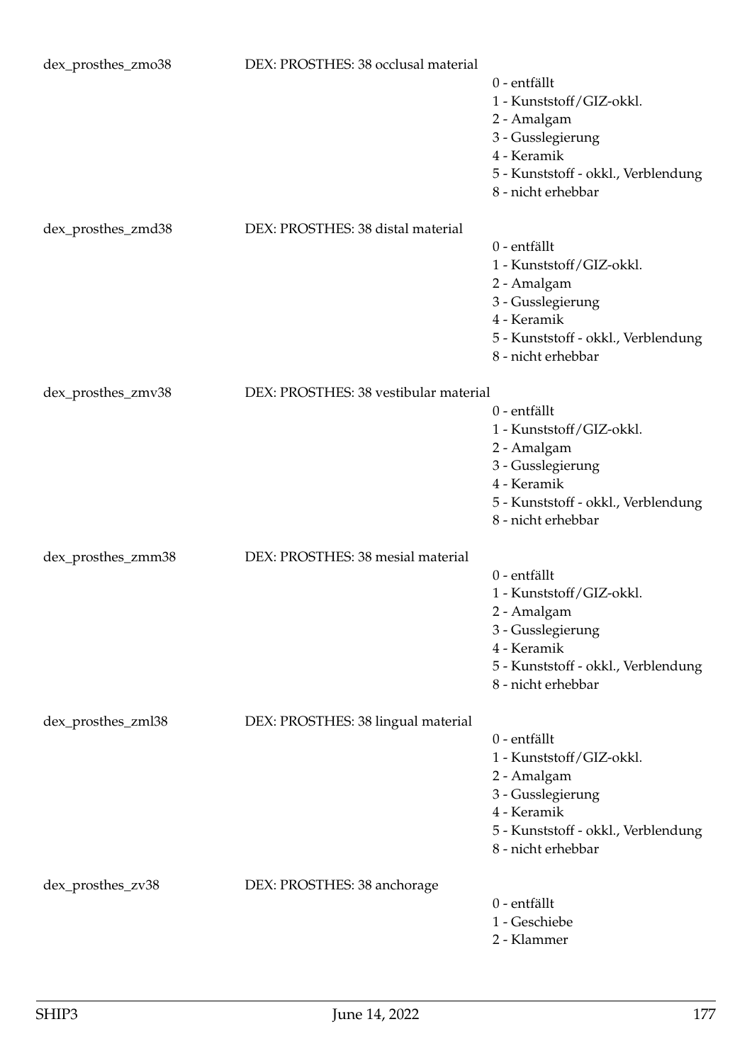dex_prosthes_zmo38 DEX: PROSTHES: 38 occlusal material

- 0 - entfällt
- 1 - Kunststoff/GIZ-okkl.
- 2 - Amalgam
- 3 - Gusslegierung
- 4 - Keramik
- 5 - Kunststoff - okkl., Verblendung
- 8 - nicht erhebbar

dex_prosthes_zmd38 DEX: PROSTHES: 38 distal material

- 0 - entfällt
- 1 - Kunststoff/GIZ-okkl.
- 2 - Amalgam
- 3 - Gusslegierung
- 4 - Keramik
- 5 - Kunststoff - okkl., Verblendung
- 8 - nicht erhebbar

dex_prosthes_zmv38 DEX: PROSTHES: 38 vestibular material

- 0 - entfällt
- 1 - Kunststoff/GIZ-okkl.
- 2 - Amalgam
- 3 - Gusslegierung
- 4 - Keramik
- 5 - Kunststoff - okkl., Verblendung
- 8 - nicht erhebbar

dex_prosthes_zmm38 DEX: PROSTHES: 38 mesial material

- 0 - entfällt
- 1 - Kunststoff/GIZ-okkl.
- 2 - Amalgam
- 3 - Gusslegierung
- 4 - Keramik
- 5 - Kunststoff - okkl., Verblendung
- 8 - nicht erhebbar

dex_prosthes_zml38 DEX: PROSTHES: 38 lingual material

- 0 - entfällt
- 1 - Kunststoff/GIZ-okkl.
- 2 - Amalgam
- 3 - Gusslegierung
- 4 - Keramik
- 5 - Kunststoff - okkl., Verblendung
- 8 - nicht erhebbar

dex_prosthes_zv38 DEX: PROSTHES: 38 anchorage

- 0 - entfällt
- 1 - Geschiebe
- 2 - Klammer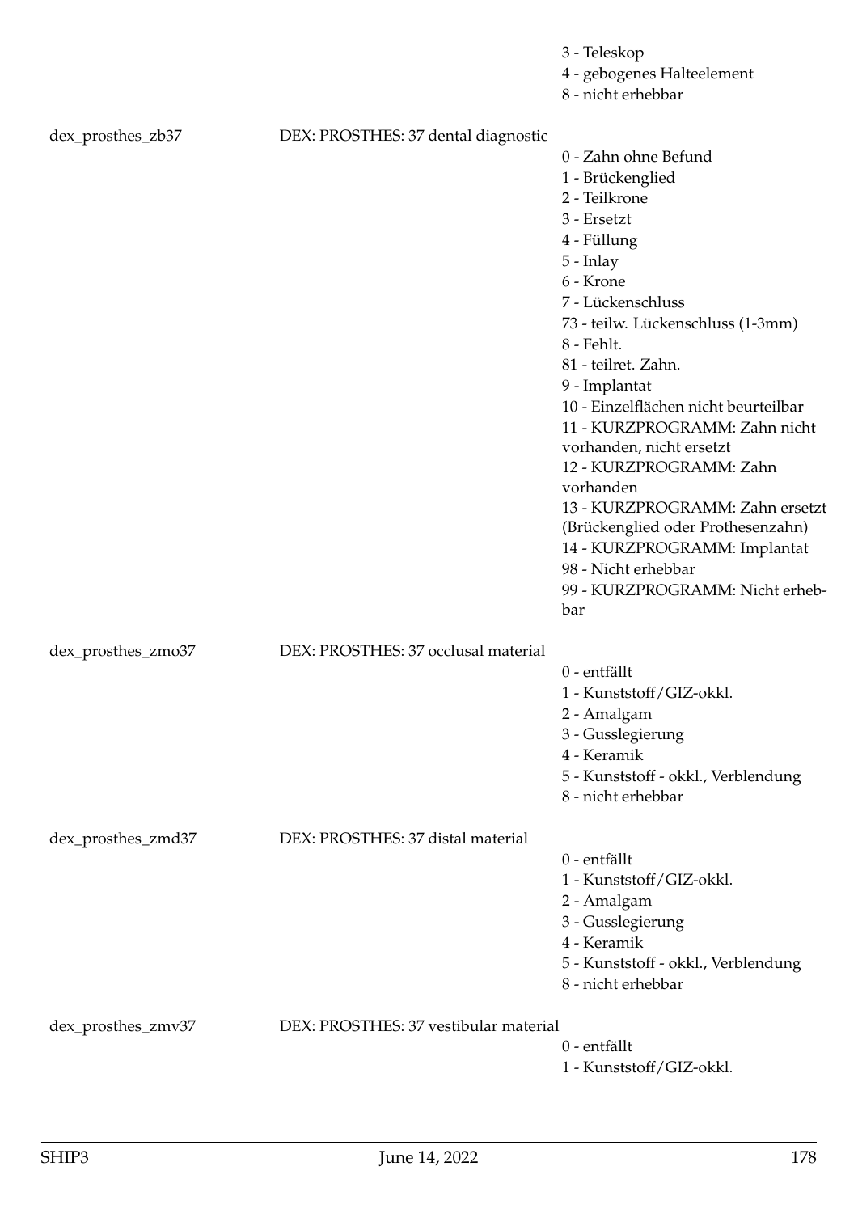3 - Teleskop
4 - gebogenes Halteelement
8 - nicht erhebbar

| | | |
|---|---|---|
| dex_prosthes_zb37 | DEX: PROSTHES: 37 dental diagnostic | 0 - Zahn ohne Befund<br>1 - Brückenglied<br>2 - Teilkrone<br>3 - Ersetzt<br>4 - Füllung<br>5 - Inlay<br>6 - Krone<br>7 - Lückenschluss<br>73 - teilw. Lückenschluss (1-3mm)<br>8 - Fehlt.<br>81 - teilret. Zahn.<br>9 - Implantat<br>10 - Einzelflächen nicht beurteilbar<br>11 - KURZPROGRAMM: Zahn nicht vorhanden, nicht ersetzt<br>12 - KURZPROGRAMM: Zahn vorhanden<br>13 - KURZPROGRAMM: Zahn ersetzt (Brückenglied oder Prothesenzahn)<br>14 - KURZPROGRAMM: Implantat<br>98 - Nicht erhebbar<br>99 - KURZPROGRAMM: Nicht erhebbar |
| dex_prosthes_zmo37 | DEX: PROSTHES: 37 occlusal material | 0 - entfällt<br>1 - Kunststoff/GIZ-okkl.<br>2 - Amalgam<br>3 - Gusslegierung<br>4 - Keramik<br>5 - Kunststoff - okkl., Verblendung<br>8 - nicht erhebbar |
| dex_prosthes_zmd37 | DEX: PROSTHES: 37 distal material | 0 - entfällt<br>1 - Kunststoff/GIZ-okkl.<br>2 - Amalgam<br>3 - Gusslegierung<br>4 - Keramik<br>5 - Kunststoff - okkl., Verblendung<br>8 - nicht erhebbar |
| dex_prosthes_zmv37 | DEX: PROSTHES: 37 vestibular material | 0 - entfällt<br>1 - Kunststoff/GIZ-okkl. |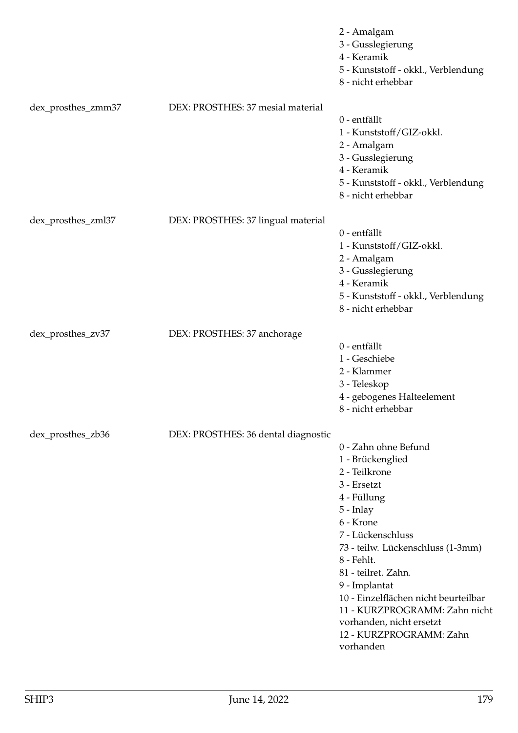2 - Amalgam
3 - Gusslegierung
4 - Keramik
5 - Kunststoff - okkl., Verblendung
8 - nicht erhebbar

dex_prosthes_zmm37 DEX: PROSTHES: 37 mesial material

0 - entfällt
1 - Kunststoff/GIZ-okkl.
2 - Amalgam
3 - Gusslegierung
4 - Keramik
5 - Kunststoff - okkl., Verblendung
8 - nicht erhebbar

dex_prosthes_zml37 DEX: PROSTHES: 37 lingual material

0 - entfällt
1 - Kunststoff/GIZ-okkl.
2 - Amalgam
3 - Gusslegierung
4 - Keramik
5 - Kunststoff - okkl., Verblendung
8 - nicht erhebbar

dex_prosthes_zv37 DEX: PROSTHES: 37 anchorage

0 - entfällt
1 - Geschiebe
2 - Klammer
3 - Teleskop
4 - gebogenes Halteelement
8 - nicht erhebbar

dex_prosthes_zb36 DEX: PROSTHES: 36 dental diagnostic

0 - Zahn ohne Befund
1 - Brückenglied
2 - Teilkrone
3 - Ersetzt
4 - Füllung
5 - Inlay
6 - Krone
7 - Lückenschluss
73 - teilw. Lückenschluss (1-3mm)
8 - Fehlt.
81 - teilret. Zahn.
9 - Implantat
10 - Einzelflächen nicht beurteilbar
11 - KURZPROGRAMM: Zahn nicht vorhanden, nicht ersetzt
12 - KURZPROGRAMM: Zahn vorhanden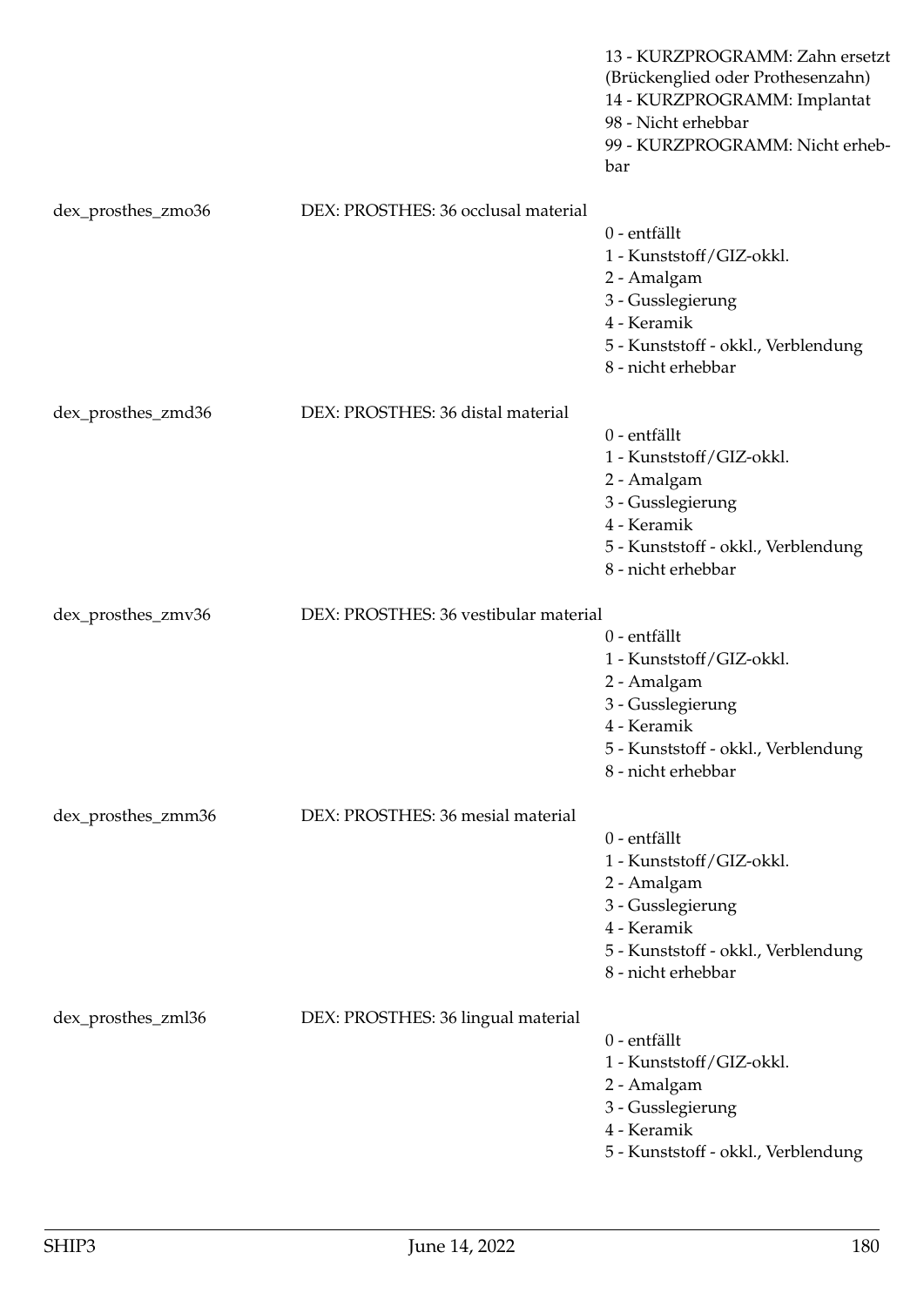13 - KURZPROGRAMM: Zahn ersetzt (Brückenglied oder Prothesenzahn)
14 - KURZPROGRAMM: Implantat
98 - Nicht erhebbar
99 - KURZPROGRAMM: Nicht erhebbar

dex_prosthes_zmo36 DEX: PROSTHES: 36 occlusal material
- 0 - entfällt
- 1 - Kunststoff/GIZ-okkl.
- 2 - Amalgam
- 3 - Gusslegierung
- 4 - Keramik
- 5 - Kunststoff - okkl., Verblendung
- 8 - nicht erhebbar

dex_prosthes_zmd36 DEX: PROSTHES: 36 distal material
- 0 - entfällt
- 1 - Kunststoff/GIZ-okkl.
- 2 - Amalgam
- 3 - Gusslegierung
- 4 - Keramik
- 5 - Kunststoff - okkl., Verblendung
- 8 - nicht erhebbar

dex_prosthes_zmv36 DEX: PROSTHES: 36 vestibular material
- 0 - entfällt
- 1 - Kunststoff/GIZ-okkl.
- 2 - Amalgam
- 3 - Gusslegierung
- 4 - Keramik
- 5 - Kunststoff - okkl., Verblendung
- 8 - nicht erhebbar

dex_prosthes_zmm36 DEX: PROSTHES: 36 mesial material
- 0 - entfällt
- 1 - Kunststoff/GIZ-okkl.
- 2 - Amalgam
- 3 - Gusslegierung
- 4 - Keramik
- 5 - Kunststoff - okkl., Verblendung
- 8 - nicht erhebbar

dex_prosthes_zml36 DEX: PROSTHES: 36 lingual material
- 0 - entfällt
- 1 - Kunststoff/GIZ-okkl.
- 2 - Amalgam
- 3 - Gusslegierung
- 4 - Keramik
- 5 - Kunststoff - okkl., Verblendung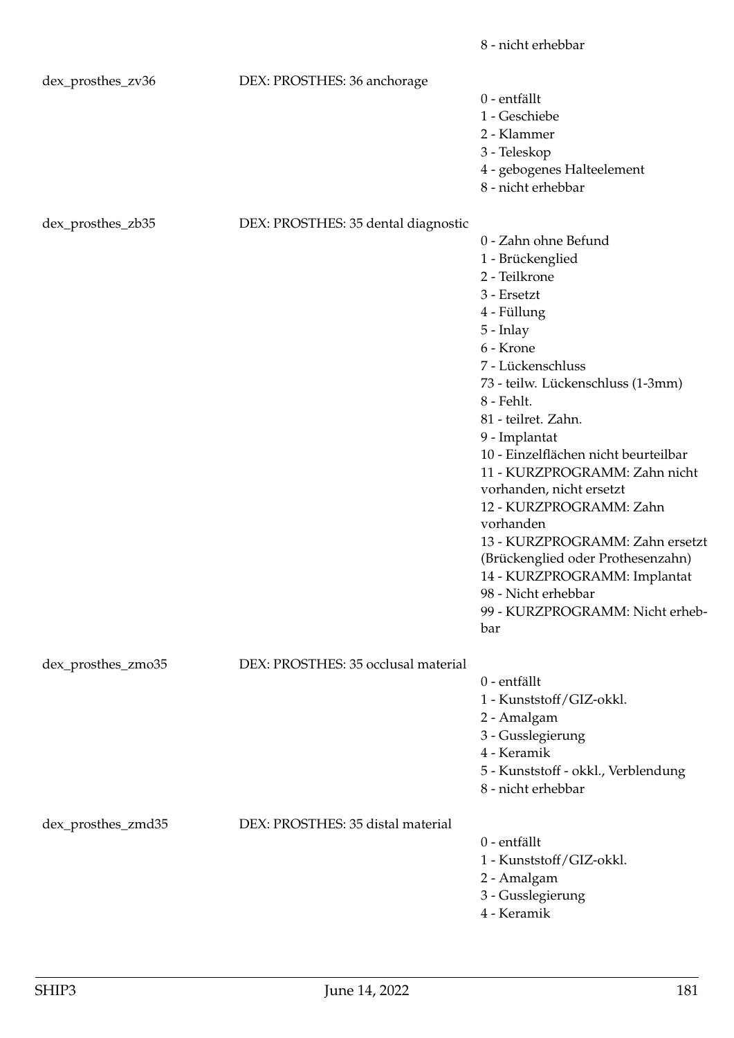8 - nicht erhebbar

| | | |
|---|---|---|
| dex_prosthes_zv36 | DEX: PROSTHES: 36 anchorage | 0 - entfällt<br>1 - Geschiebe<br>2 - Klammer<br>3 - Teleskop<br>4 - gebogenes Halteelement<br>8 - nicht erhebbar |
| dex_prosthes_zb35 | DEX: PROSTHES: 35 dental diagnostic | 0 - Zahn ohne Befund<br>1 - Brückenglied<br>2 - Teilkrone<br>3 - Ersetzt<br>4 - Füllung<br>5 - Inlay<br>6 - Krone<br>7 - Lückenschluss<br>73 - teilw. Lückenschluss (1-3mm)<br>8 - Fehlt.<br>81 - teilret. Zahn.<br>9 - Implantat<br>10 - Einzelflächen nicht beurteilbar<br>11 - KURZPROGRAMM: Zahn nicht vorhanden, nicht ersetzt<br>12 - KURZPROGRAMM: Zahn vorhanden<br>13 - KURZPROGRAMM: Zahn ersetzt (Brückenglied oder Prothesenzahn)<br>14 - KURZPROGRAMM: Implantat<br>98 - Nicht erhebbar<br>99 - KURZPROGRAMM: Nicht erhebbar |
| dex_prosthes_zmo35 | DEX: PROSTHES: 35 occlusal material | 0 - entfällt<br>1 - Kunststoff/GIZ-okkl.<br>2 - Amalgam<br>3 - Gusslegierung<br>4 - Keramik<br>5 - Kunststoff - okkl., Verblendung<br>8 - nicht erhebbar |
| dex_prosthes_zmd35 | DEX: PROSTHES: 35 distal material | 0 - entfällt<br>1 - Kunststoff/GIZ-okkl.<br>2 - Amalgam<br>3 - Gusslegierung<br>4 - Keramik |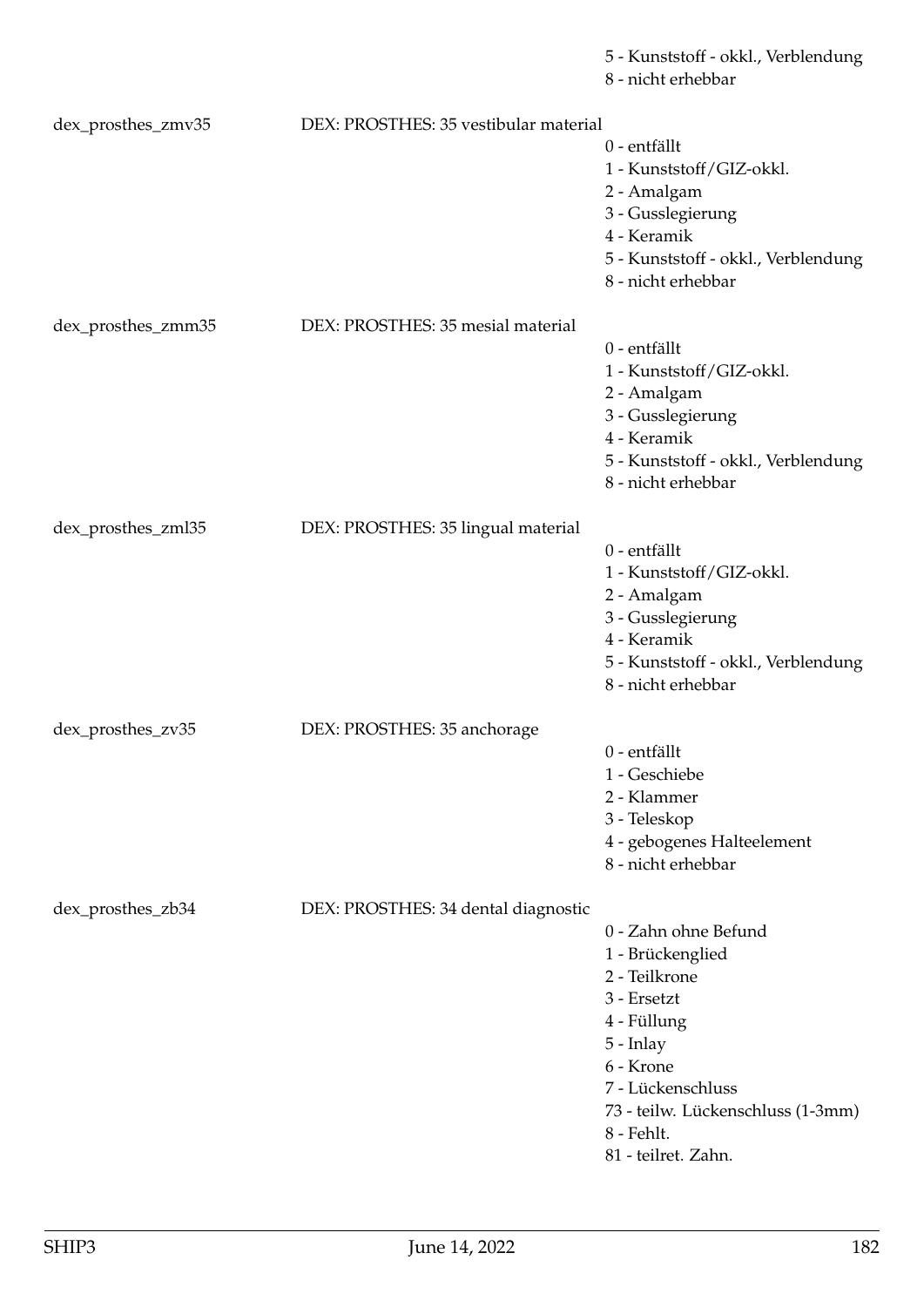5 - Kunststoff - okkl., Verblendung
8 - nicht erhebbar

| | | |
|---|---|---|
| dex_prosthes_zmv35 | DEX: PROSTHES: 35 vestibular material | 0 - entfällt<br>1 - Kunststoff/GIZ-okkl.<br>2 - Amalgam<br>3 - Gusslegierung<br>4 - Keramik<br>5 - Kunststoff - okkl., Verblendung<br>8 - nicht erhebbar |
| dex_prosthes_zmm35 | DEX: PROSTHES: 35 mesial material | 0 - entfällt<br>1 - Kunststoff/GIZ-okkl.<br>2 - Amalgam<br>3 - Gusslegierung<br>4 - Keramik<br>5 - Kunststoff - okkl., Verblendung<br>8 - nicht erhebbar |
| dex_prosthes_zml35 | DEX: PROSTHES: 35 lingual material | 0 - entfällt<br>1 - Kunststoff/GIZ-okkl.<br>2 - Amalgam<br>3 - Gusslegierung<br>4 - Keramik<br>5 - Kunststoff - okkl., Verblendung<br>8 - nicht erhebbar |
| dex_prosthes_zv35 | DEX: PROSTHES: 35 anchorage | 0 - entfällt<br>1 - Geschiebe<br>2 - Klammer<br>3 - Teleskop<br>4 - gebogenes Halteelement<br>8 - nicht erhebbar |
| dex_prosthes_zb34 | DEX: PROSTHES: 34 dental diagnostic | 0 - Zahn ohne Befund<br>1 - Brückenglied<br>2 - Teilkrone<br>3 - Ersetzt<br>4 - Füllung<br>5 - Inlay<br>6 - Krone<br>7 - Lückenschluss<br>73 - teilw. Lückenschluss (1-3mm)<br>8 - Fehlt.<br>81 - teilret. Zahn. |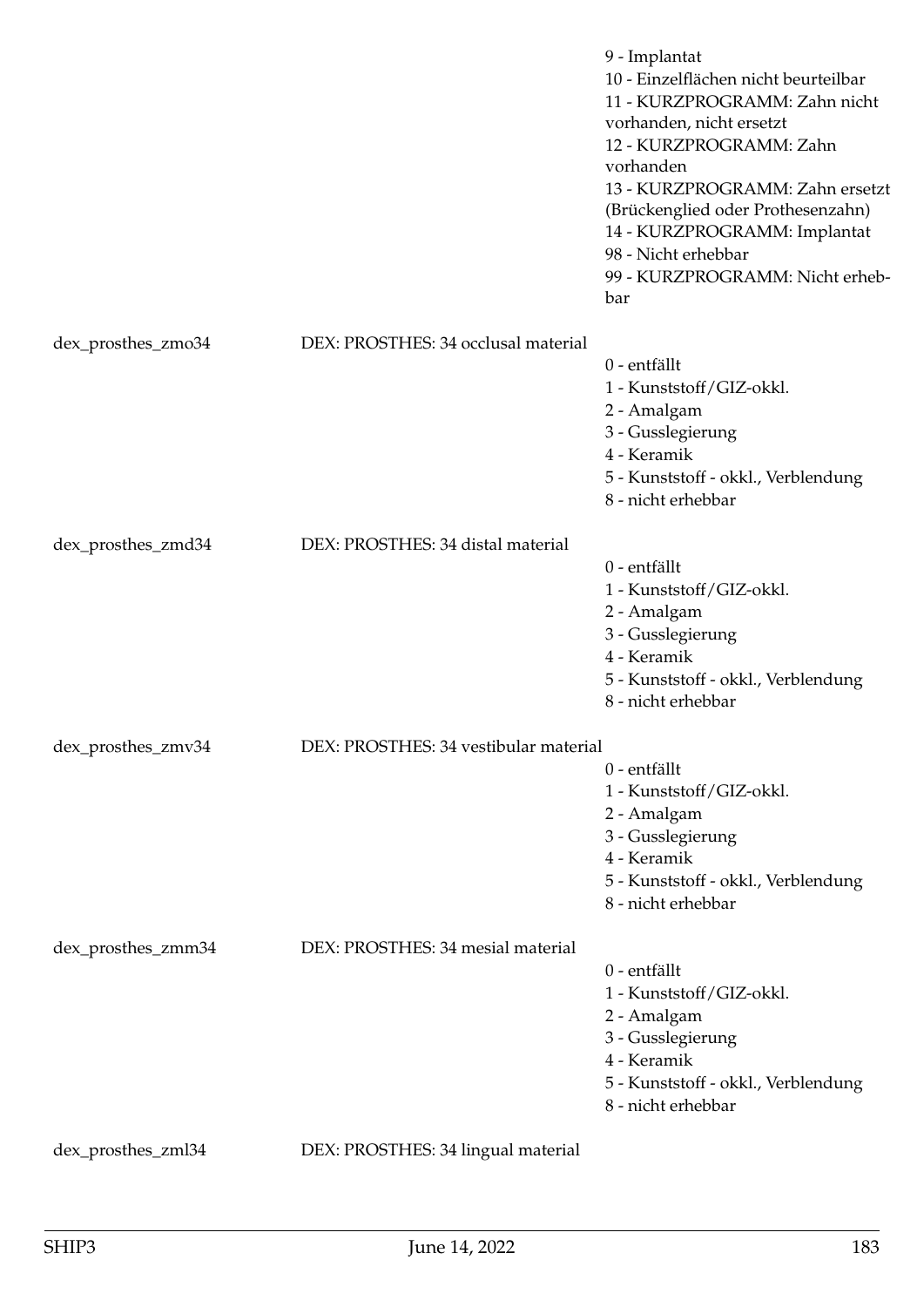| | | |
|---|---|---|
| | | 9 - Implantat<br>10 - Einzelflächen nicht beurteilbar<br>11 - KURZPROGRAMM: Zahn nicht vorhanden, nicht ersetzt<br>12 - KURZPROGRAMM: Zahn vorhanden<br>13 - KURZPROGRAMM: Zahn ersetzt (Brückenglied oder Prothesenzahn)<br>14 - KURZPROGRAMM: Implantat<br>98 - Nicht erhebbar<br>99 - KURZPROGRAMM: Nicht erhebbar |
| dex_prosthes_zmo34 | DEX: PROSTHES: 34 occlusal material | 0 - entfällt<br>1 - Kunststoff/GIZ-okkl.<br>2 - Amalgam<br>3 - Gusslegierung<br>4 - Keramik<br>5 - Kunststoff - okkl., Verblendung<br>8 - nicht erhebbar |
| dex_prosthes_zmd34 | DEX: PROSTHES: 34 distal material | 0 - entfällt<br>1 - Kunststoff/GIZ-okkl.<br>2 - Amalgam<br>3 - Gusslegierung<br>4 - Keramik<br>5 - Kunststoff - okkl., Verblendung<br>8 - nicht erhebbar |
| dex_prosthes_zmv34 | DEX: PROSTHES: 34 vestibular material | 0 - entfällt<br>1 - Kunststoff/GIZ-okkl.<br>2 - Amalgam<br>3 - Gusslegierung<br>4 - Keramik<br>5 - Kunststoff - okkl., Verblendung<br>8 - nicht erhebbar |
| dex_prosthes_zmm34 | DEX: PROSTHES: 34 mesial material | 0 - entfällt<br>1 - Kunststoff/GIZ-okkl.<br>2 - Amalgam<br>3 - Gusslegierung<br>4 - Keramik<br>5 - Kunststoff - okkl., Verblendung<br>8 - nicht erhebbar |
| dex_prosthes_zml34 | DEX: PROSTHES: 34 lingual material | |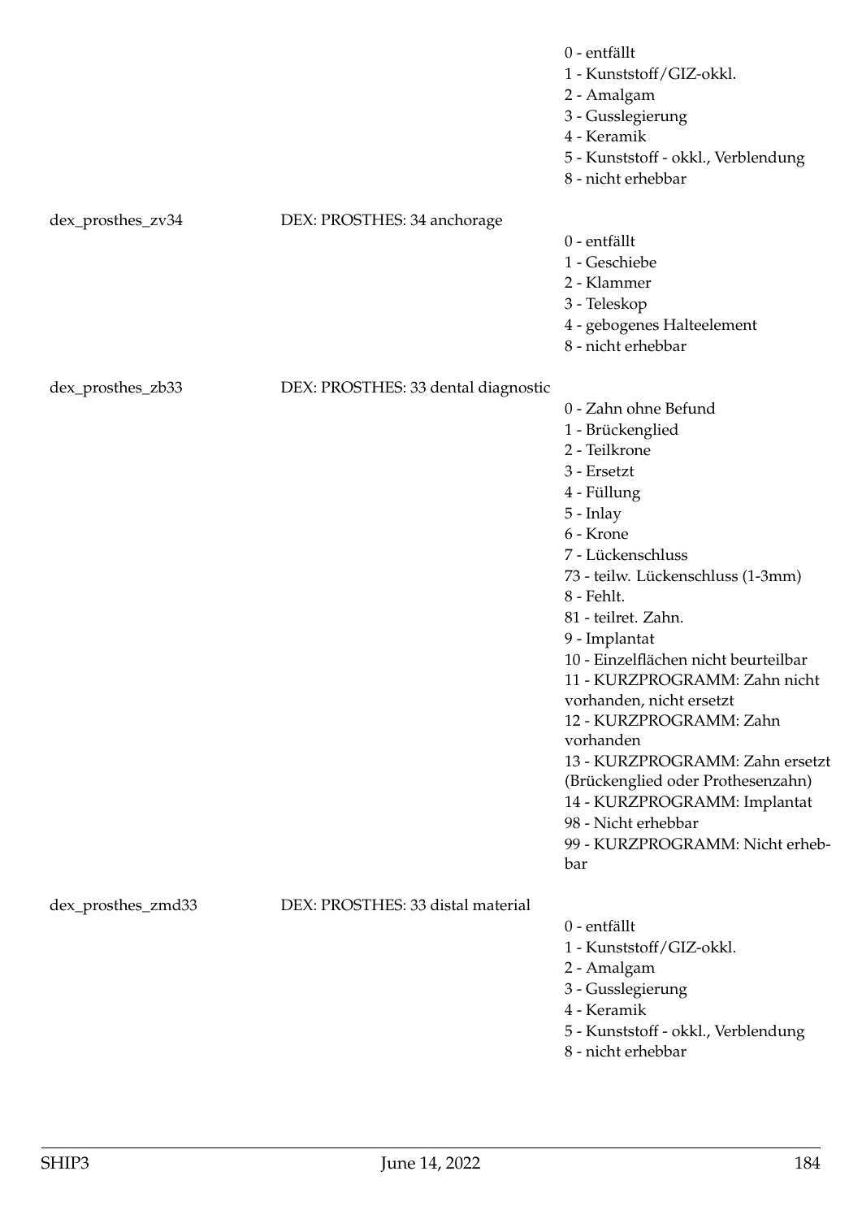0 - entfällt
1 - Kunststoff/GIZ-okkl.
2 - Amalgam
3 - Gusslegierung
4 - Keramik
5 - Kunststoff - okkl., Verblendung
8 - nicht erhebbar

dex_prosthes_zv34 DEX: PROSTHES: 34 anchorage

0 - entfällt
1 - Geschiebe
2 - Klammer
3 - Teleskop
4 - gebogenes Halteelement
8 - nicht erhebbar

dex_prosthes_zb33 DEX: PROSTHES: 33 dental diagnostic

0 - Zahn ohne Befund
1 - Brückenglied
2 - Teilkrone
3 - Ersetzt
4 - Füllung
5 - Inlay
6 - Krone
7 - Lückenschluss
73 - teilw. Lückenschluss (1-3mm)
8 - Fehlt.
81 - teilret. Zahn.
9 - Implantat
10 - Einzelflächen nicht beurteilbar
11 - KURZPROGRAMM: Zahn nicht vorhanden, nicht ersetzt
12 - KURZPROGRAMM: Zahn vorhanden
13 - KURZPROGRAMM: Zahn ersetzt (Brückenglied oder Prothesenzahn)
14 - KURZPROGRAMM: Implantat
98 - Nicht erhebbar
99 - KURZPROGRAMM: Nicht erhebbar

dex_prosthes_zmd33 DEX: PROSTHES: 33 distal material

0 - entfällt
1 - Kunststoff/GIZ-okkl.
2 - Amalgam
3 - Gusslegierung
4 - Keramik
5 - Kunststoff - okkl., Verblendung
8 - nicht erhebbar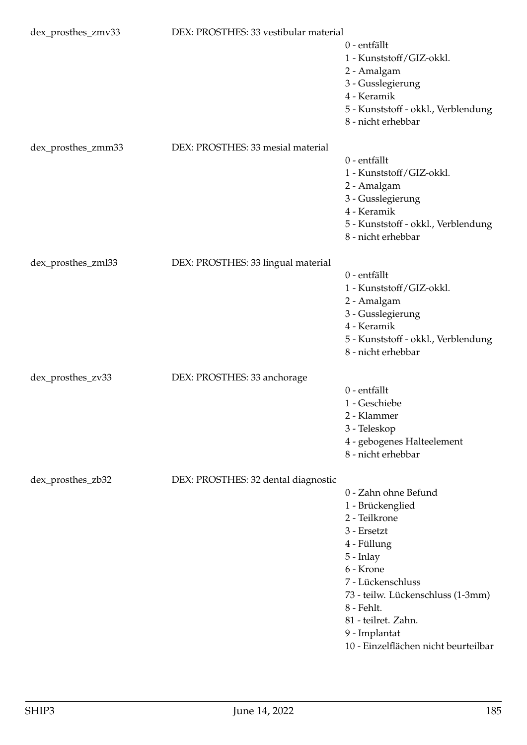dex_prosthes_zmv33 DEX: PROSTHES: 33 vestibular material

0 - entfällt
1 - Kunststoff/GIZ-okkl.
2 - Amalgam
3 - Gusslegierung
4 - Keramik
5 - Kunststoff - okkl., Verblendung
8 - nicht erhebbar

dex_prosthes_zmm33 DEX: PROSTHES: 33 mesial material

0 - entfällt
1 - Kunststoff/GIZ-okkl.
2 - Amalgam
3 - Gusslegierung
4 - Keramik
5 - Kunststoff - okkl., Verblendung
8 - nicht erhebbar

dex_prosthes_zml33 DEX: PROSTHES: 33 lingual material

0 - entfällt
1 - Kunststoff/GIZ-okkl.
2 - Amalgam
3 - Gusslegierung
4 - Keramik
5 - Kunststoff - okkl., Verblendung
8 - nicht erhebbar

dex_prosthes_zv33 DEX: PROSTHES: 33 anchorage

0 - entfällt
1 - Geschiebe
2 - Klammer
3 - Teleskop
4 - gebogenes Halteelement
8 - nicht erhebbar

dex_prosthes_zb32 DEX: PROSTHES: 32 dental diagnostic

0 - Zahn ohne Befund
1 - Brückenglied
2 - Teilkrone
3 - Ersetzt
4 - Füllung
5 - Inlay
6 - Krone
7 - Lückenschluss
73 - teilw. Lückenschluss (1-3mm)
8 - Fehlt.
81 - teilret. Zahn.
9 - Implantat
10 - Einzelflächen nicht beurteilbar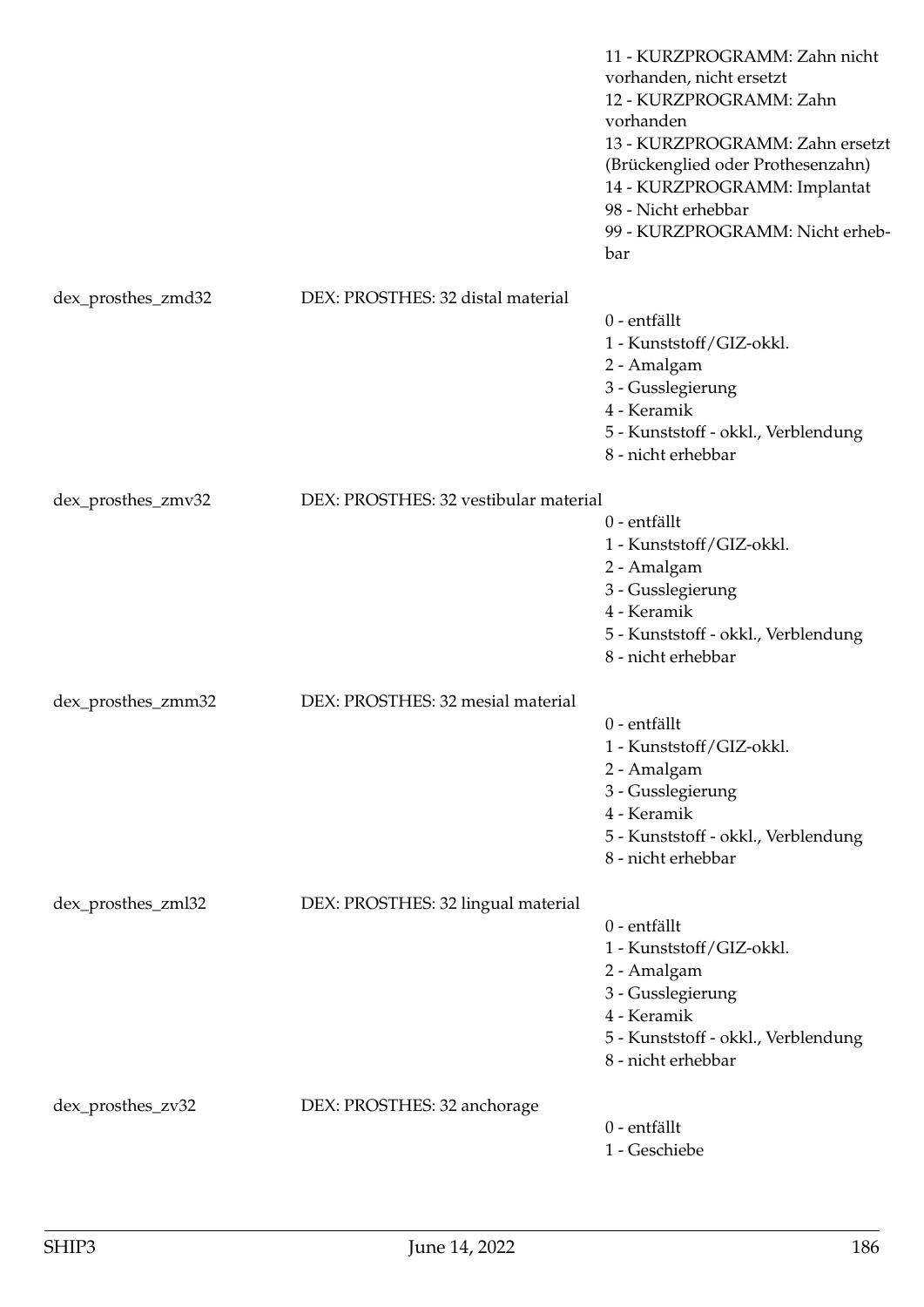11 - KURZPROGRAMM: Zahn nicht vorhanden, nicht ersetzt
12 - KURZPROGRAMM: Zahn vorhanden
13 - KURZPROGRAMM: Zahn ersetzt (Brückenglied oder Prothesenzahn)
14 - KURZPROGRAMM: Implantat
98 - Nicht erhebbar
99 - KURZPROGRAMM: Nicht erhebbar

| | | |
|---|---|---|
| dex_prosthes_zmd32 | DEX: PROSTHES: 32 distal material | 0 - entfällt<br>1 - Kunststoff/GIZ-okkl.<br>2 - Amalgam<br>3 - Gusslegierung<br>4 - Keramik<br>5 - Kunststoff - okkl., Verblendung<br>8 - nicht erhebbar |
| dex_prosthes_zmv32 | DEX: PROSTHES: 32 vestibular material | 0 - entfällt<br>1 - Kunststoff/GIZ-okkl.<br>2 - Amalgam<br>3 - Gusslegierung<br>4 - Keramik<br>5 - Kunststoff - okkl., Verblendung<br>8 - nicht erhebbar |
| dex_prosthes_zmm32 | DEX: PROSTHES: 32 mesial material | 0 - entfällt<br>1 - Kunststoff/GIZ-okkl.<br>2 - Amalgam<br>3 - Gusslegierung<br>4 - Keramik<br>5 - Kunststoff - okkl., Verblendung<br>8 - nicht erhebbar |
| dex_prosthes_zml32 | DEX: PROSTHES: 32 lingual material | 0 - entfällt<br>1 - Kunststoff/GIZ-okkl.<br>2 - Amalgam<br>3 - Gusslegierung<br>4 - Keramik<br>5 - Kunststoff - okkl., Verblendung<br>8 - nicht erhebbar |
| dex_prosthes_zv32 | DEX: PROSTHES: 32 anchorage | 0 - entfällt<br>1 - Geschiebe |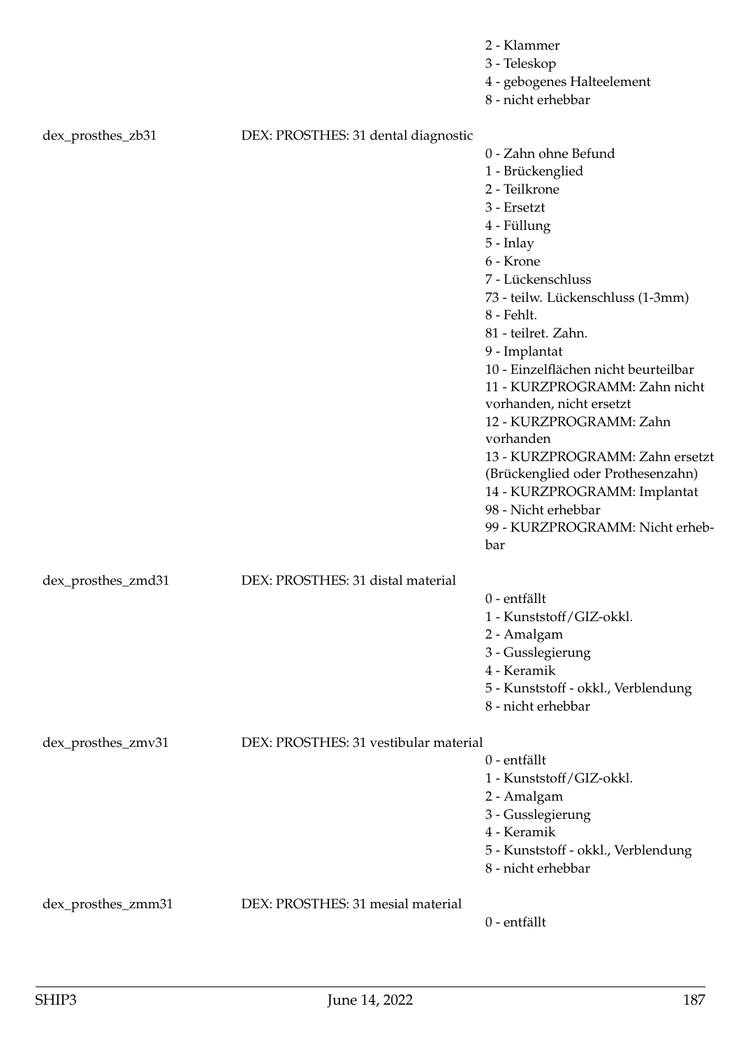2 - Klammer
3 - Teleskop
4 - gebogenes Halteelement
8 - nicht erhebbar

| | | |
|---|---|---|
| dex_prosthes_zb31 | DEX: PROSTHES: 31 dental diagnostic | 0 - Zahn ohne Befund<br>1 - Brückenglied<br>2 - Teilkrone<br>3 - Ersetzt<br>4 - Füllung<br>5 - Inlay<br>6 - Krone<br>7 - Lückenschluss<br>73 - teilw. Lückenschluss (1-3mm)<br>8 - Fehlt.<br>81 - teilret. Zahn.<br>9 - Implantat<br>10 - Einzelflächen nicht beurteilbar<br>11 - KURZPROGRAMM: Zahn nicht vorhanden, nicht ersetzt<br>12 - KURZPROGRAMM: Zahn vorhanden<br>13 - KURZPROGRAMM: Zahn ersetzt (Brückenglied oder Prothesenzahn)<br>14 - KURZPROGRAMM: Implantat<br>98 - Nicht erhebbar<br>99 - KURZPROGRAMM: Nicht erhebbar |
| dex_prosthes_zmd31 | DEX: PROSTHES: 31 distal material | 0 - entfällt<br>1 - Kunststoff/GIZ-okkl.<br>2 - Amalgam<br>3 - Gusslegierung<br>4 - Keramik<br>5 - Kunststoff - okkl., Verblendung<br>8 - nicht erhebbar |
| dex_prosthes_zmv31 | DEX: PROSTHES: 31 vestibular material | 0 - entfällt<br>1 - Kunststoff/GIZ-okkl.<br>2 - Amalgam<br>3 - Gusslegierung<br>4 - Keramik<br>5 - Kunststoff - okkl., Verblendung<br>8 - nicht erhebbar |
| dex_prosthes_zmm31 | DEX: PROSTHES: 31 mesial material | 0 - entfällt |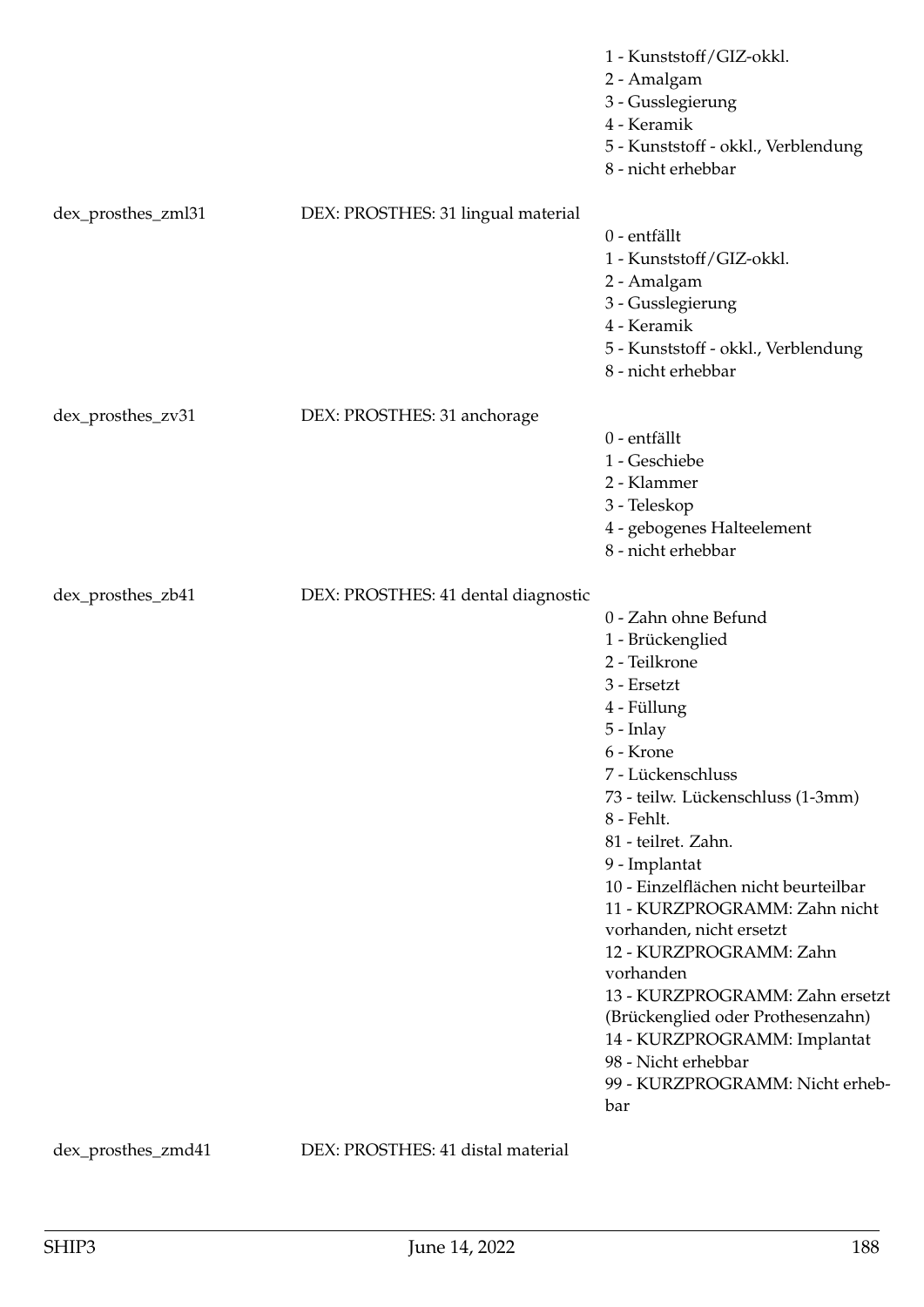| | | |
|---|---|---|
| | | 1 - Kunststoff/GIZ-okkl.<br>2 - Amalgam<br>3 - Gusslegierung<br>4 - Keramik<br>5 - Kunststoff - okkl., Verblendung<br>8 - nicht erhebbar |
| dex_prosthes_zml31 | DEX: PROSTHES: 31 lingual material | 0 - entfällt<br>1 - Kunststoff/GIZ-okkl.<br>2 - Amalgam<br>3 - Gusslegierung<br>4 - Keramik<br>5 - Kunststoff - okkl., Verblendung<br>8 - nicht erhebbar |
| dex_prosthes_zv31 | DEX: PROSTHES: 31 anchorage | 0 - entfällt<br>1 - Geschiebe<br>2 - Klammer<br>3 - Teleskop<br>4 - gebogenes Halteelement<br>8 - nicht erhebbar |
| dex_prosthes_zb41 | DEX: PROSTHES: 41 dental diagnostic | 0 - Zahn ohne Befund<br>1 - Brückenglied<br>2 - Teilkrone<br>3 - Ersetzt<br>4 - Füllung<br>5 - Inlay<br>6 - Krone<br>7 - Lückenschluss<br>73 - teilw. Lückenschluss (1-3mm)<br>8 - Fehlt.<br>81 - teilret. Zahn.<br>9 - Implantat<br>10 - Einzelflächen nicht beurteilbar<br>11 - KURZPROGRAMM: Zahn nicht vorhanden, nicht ersetzt<br>12 - KURZPROGRAMM: Zahn vorhanden<br>13 - KURZPROGRAMM: Zahn ersetzt (Brückenglied oder Prothesenzahn)<br>14 - KURZPROGRAMM: Implantat<br>98 - Nicht erhebbar<br>99 - KURZPROGRAMM: Nicht erhebbar |
| dex_prosthes_zmd41 | DEX: PROSTHES: 41 distal material | |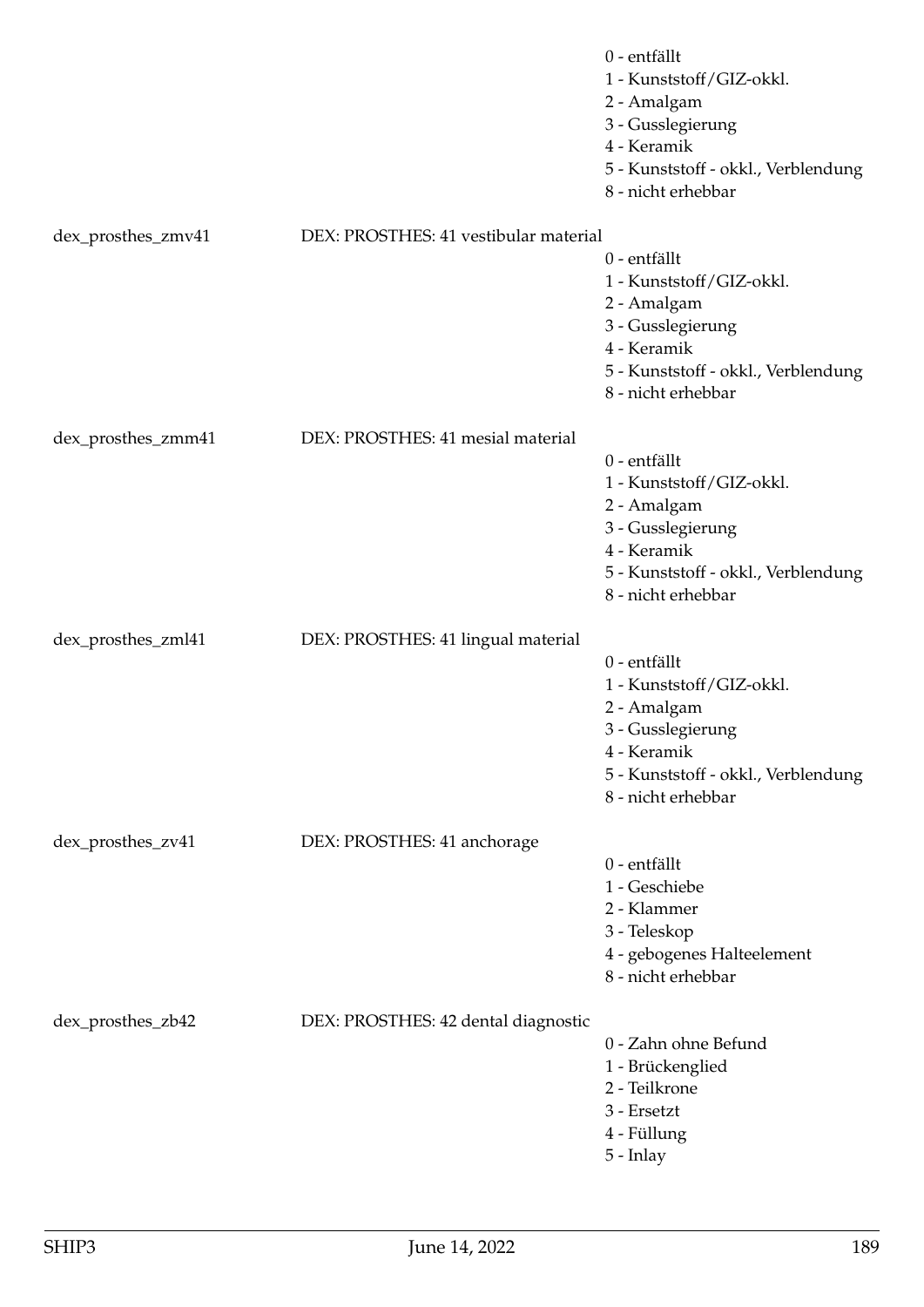0 - entfällt
1 - Kunststoff/GIZ-okkl.
2 - Amalgam
3 - Gusslegierung
4 - Keramik
5 - Kunststoff - okkl., Verblendung
8 - nicht erhebbar

dex_prosthes_zmv41 DEX: PROSTHES: 41 vestibular material
0 - entfällt
1 - Kunststoff/GIZ-okkl.
2 - Amalgam
3 - Gusslegierung
4 - Keramik
5 - Kunststoff - okkl., Verblendung
8 - nicht erhebbar

dex_prosthes_zmm41 DEX: PROSTHES: 41 mesial material
0 - entfällt
1 - Kunststoff/GIZ-okkl.
2 - Amalgam
3 - Gusslegierung
4 - Keramik
5 - Kunststoff - okkl., Verblendung
8 - nicht erhebbar

dex_prosthes_zml41 DEX: PROSTHES: 41 lingual material
0 - entfällt
1 - Kunststoff/GIZ-okkl.
2 - Amalgam
3 - Gusslegierung
4 - Keramik
5 - Kunststoff - okkl., Verblendung
8 - nicht erhebbar

dex_prosthes_zv41 DEX: PROSTHES: 41 anchorage
0 - entfällt
1 - Geschiebe
2 - Klammer
3 - Teleskop
4 - gebogenes Halteelement
8 - nicht erhebbar

dex_prosthes_zb42 DEX: PROSTHES: 42 dental diagnostic
0 - Zahn ohne Befund
1 - Brückenglied
2 - Teilkrone
3 - Ersetzt
4 - Füllung
5 - Inlay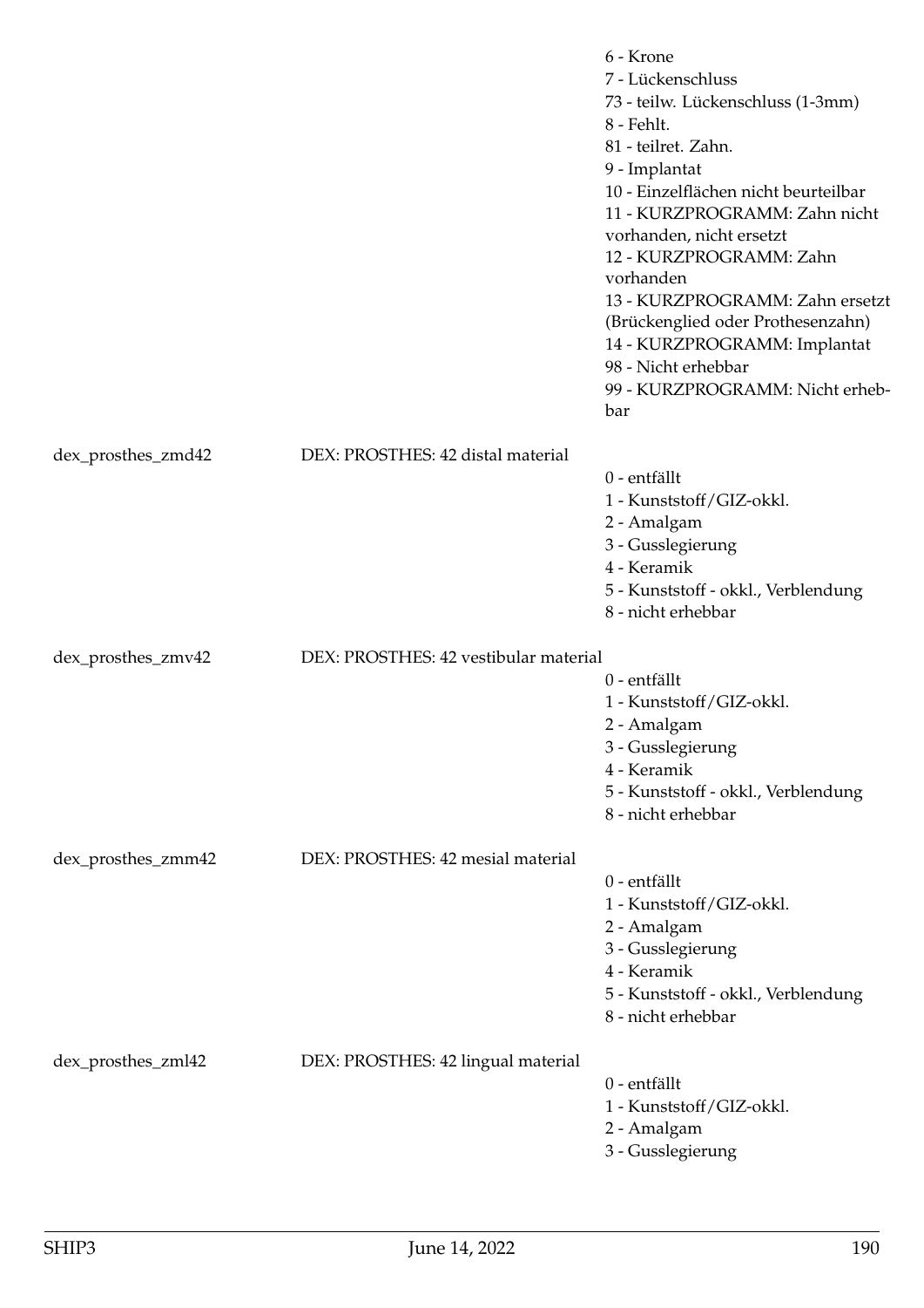| | | |
|---|---|---|
| | | 6 - Krone<br>7 - Lückenschluss<br>73 - teilw. Lückenschluss (1-3mm)<br>8 - Fehlt.<br>81 - teilret. Zahn.<br>9 - Implantat<br>10 - Einzelflächen nicht beurteilbar<br>11 - KURZPROGRAMM: Zahn nicht vorhanden, nicht ersetzt<br>12 - KURZPROGRAMM: Zahn vorhanden<br>13 - KURZPROGRAMM: Zahn ersetzt (Brückenglied oder Prothesenzahn)<br>14 - KURZPROGRAMM: Implantat<br>98 - Nicht erhebbar<br>99 - KURZPROGRAMM: Nicht erhebbar |
| dex_prosthes_zmd42 | DEX: PROSTHES: 42 distal material | 0 - entfällt<br>1 - Kunststoff/GIZ-okkl.<br>2 - Amalgam<br>3 - Gusslegierung<br>4 - Keramik<br>5 - Kunststoff - okkl., Verblendung<br>8 - nicht erhebbar |
| dex_prosthes_zmv42 | DEX: PROSTHES: 42 vestibular material | 0 - entfällt<br>1 - Kunststoff/GIZ-okkl.<br>2 - Amalgam<br>3 - Gusslegierung<br>4 - Keramik<br>5 - Kunststoff - okkl., Verblendung<br>8 - nicht erhebbar |
| dex_prosthes_zmm42 | DEX: PROSTHES: 42 mesial material | 0 - entfällt<br>1 - Kunststoff/GIZ-okkl.<br>2 - Amalgam<br>3 - Gusslegierung<br>4 - Keramik<br>5 - Kunststoff - okkl., Verblendung<br>8 - nicht erhebbar |
| dex_prosthes_zml42 | DEX: PROSTHES: 42 lingual material | 0 - entfällt<br>1 - Kunststoff/GIZ-okkl.<br>2 - Amalgam<br>3 - Gusslegierung |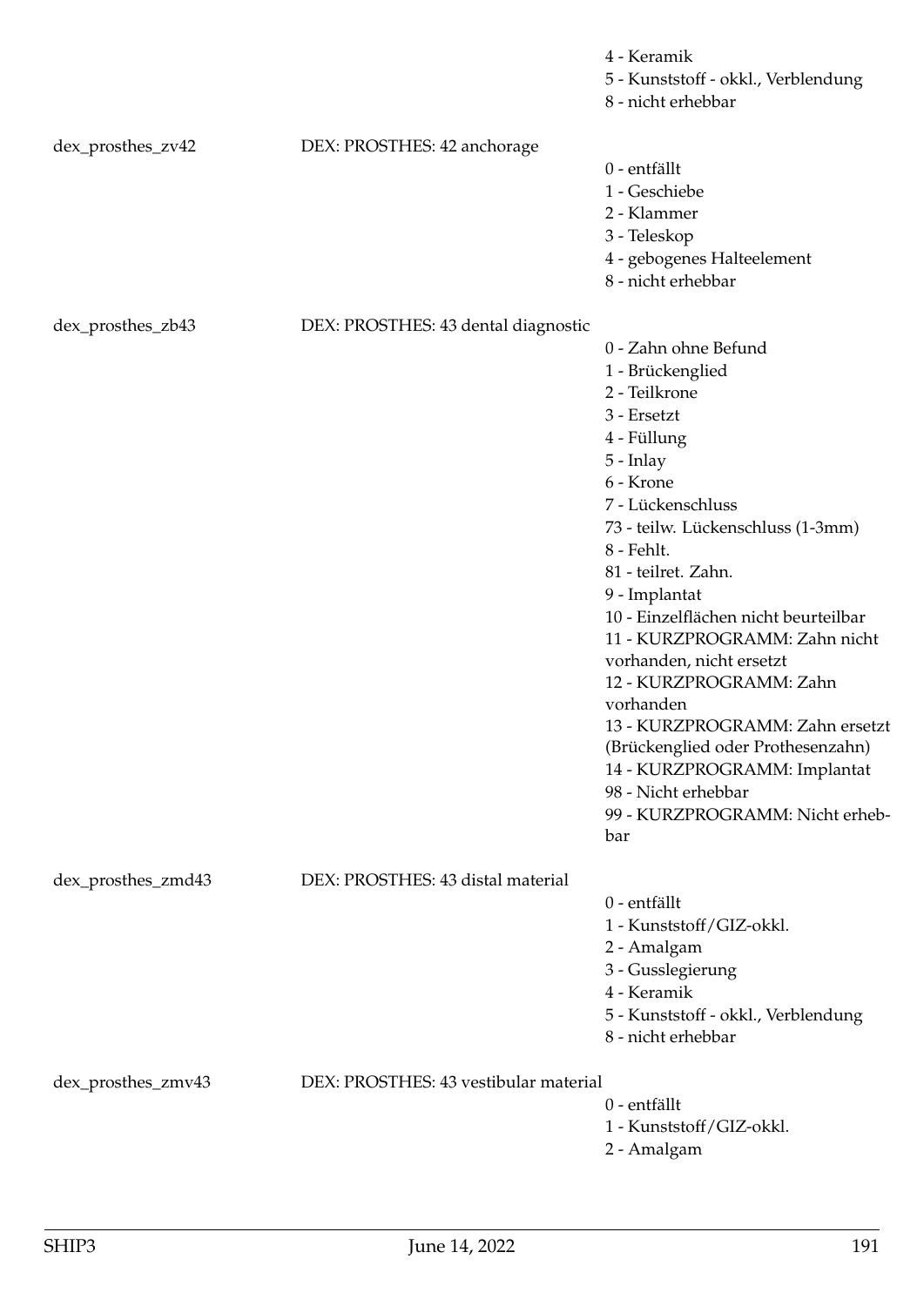4 - Keramik
5 - Kunststoff - okkl., Verblendung
8 - nicht erhebbar

| | | |
|---|---|---|
| dex_prosthes_zv42 | DEX: PROSTHES: 42 anchorage | 0 - entfällt<br>1 - Geschiebe<br>2 - Klammer<br>3 - Teleskop<br>4 - gebogenes Halteelement<br>8 - nicht erhebbar |
| dex_prosthes_zb43 | DEX: PROSTHES: 43 dental diagnostic | 0 - Zahn ohne Befund<br>1 - Brückenglied<br>2 - Teilkrone<br>3 - Ersetzt<br>4 - Füllung<br>5 - Inlay<br>6 - Krone<br>7 - Lückenschluss<br>73 - teilw. Lückenschluss (1-3mm)<br>8 - Fehlt.<br>81 - teilret. Zahn.<br>9 - Implantat<br>10 - Einzelflächen nicht beurteilbar<br>11 - KURZPROGRAMM: Zahn nicht vorhanden, nicht ersetzt<br>12 - KURZPROGRAMM: Zahn vorhanden<br>13 - KURZPROGRAMM: Zahn ersetzt (Brückenglied oder Prothesenzahn)<br>14 - KURZPROGRAMM: Implantat<br>98 - Nicht erhebbar<br>99 - KURZPROGRAMM: Nicht erhebbar |
| dex_prosthes_zmd43 | DEX: PROSTHES: 43 distal material | 0 - entfällt<br>1 - Kunststoff/GIZ-okkl.<br>2 - Amalgam<br>3 - Gusslegierung<br>4 - Keramik<br>5 - Kunststoff - okkl., Verblendung<br>8 - nicht erhebbar |
| dex_prosthes_zmv43 | DEX: PROSTHES: 43 vestibular material | 0 - entfällt<br>1 - Kunststoff/GIZ-okkl.<br>2 - Amalgam |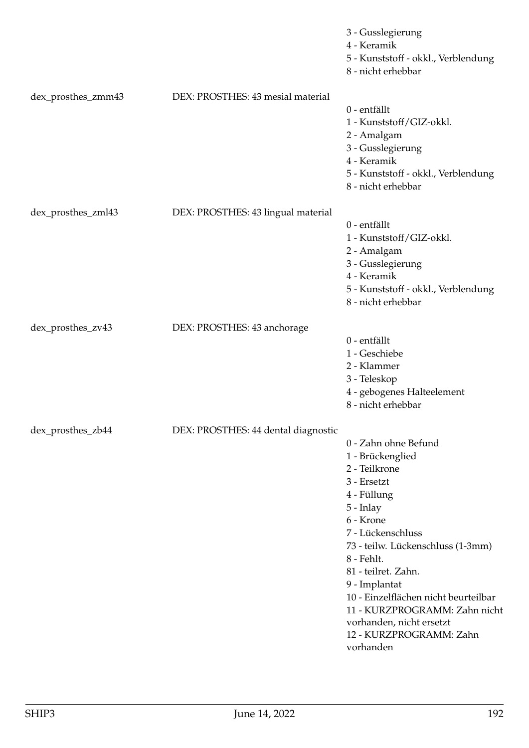3 - Gusslegierung
4 - Keramik
5 - Kunststoff - okkl., Verblendung
8 - nicht erhebbar

dex_prosthes_zmm43 DEX: PROSTHES: 43 mesial material

0 - entfällt
1 - Kunststoff/GIZ-okkl.
2 - Amalgam
3 - Gusslegierung
4 - Keramik
5 - Kunststoff - okkl., Verblendung
8 - nicht erhebbar

dex_prosthes_zml43 DEX: PROSTHES: 43 lingual material

0 - entfällt
1 - Kunststoff/GIZ-okkl.
2 - Amalgam
3 - Gusslegierung
4 - Keramik
5 - Kunststoff - okkl., Verblendung
8 - nicht erhebbar

dex_prosthes_zv43 DEX: PROSTHES: 43 anchorage

0 - entfällt
1 - Geschiebe
2 - Klammer
3 - Teleskop
4 - gebogenes Halteelement
8 - nicht erhebbar

dex_prosthes_zb44 DEX: PROSTHES: 44 dental diagnostic

0 - Zahn ohne Befund
1 - Brückenglied
2 - Teilkrone
3 - Ersetzt
4 - Füllung
5 - Inlay
6 - Krone
7 - Lückenschluss
73 - teilw. Lückenschluss (1-3mm)
8 - Fehlt.
81 - teilret. Zahn.
9 - Implantat
10 - Einzelflächen nicht beurteilbar
11 - KURZPROGRAMM: Zahn nicht vorhanden, nicht ersetzt
12 - KURZPROGRAMM: Zahn vorhanden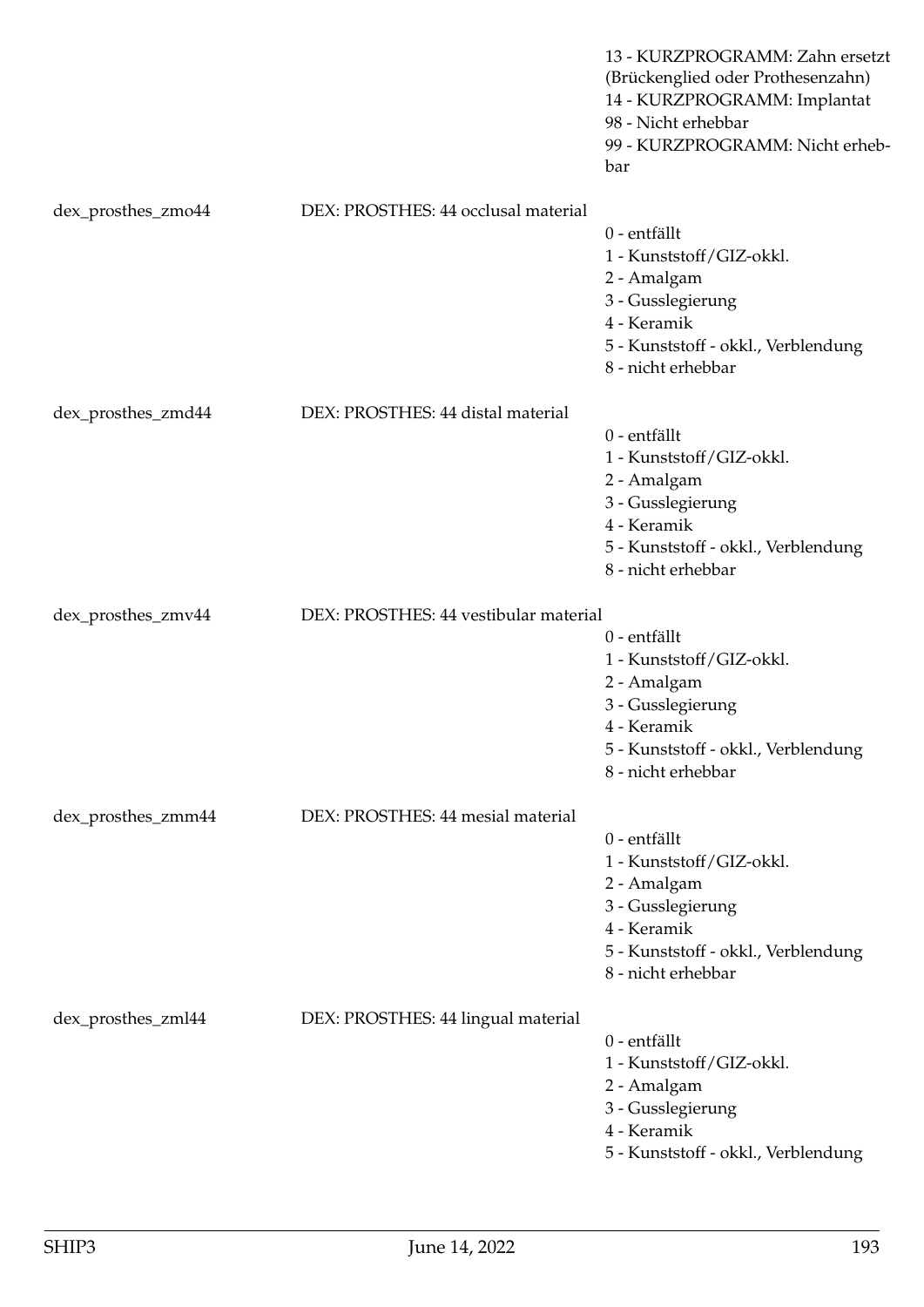| | | |
|---|---|---|
| | | 13 - KURZPROGRAMM: Zahn ersetzt (Brückenglied oder Prothesenzahn)<br>14 - KURZPROGRAMM: Implantat<br>98 - Nicht erhebbar<br>99 - KURZPROGRAMM: Nicht erhebbar |
| dex_prosthes_zmo44 | DEX: PROSTHES: 44 occlusal material | 0 - entfällt<br>1 - Kunststoff/GIZ-okkl.<br>2 - Amalgam<br>3 - Gusslegierung<br>4 - Keramik<br>5 - Kunststoff - okkl., Verblendung<br>8 - nicht erhebbar |
| dex_prosthes_zmd44 | DEX: PROSTHES: 44 distal material | 0 - entfällt<br>1 - Kunststoff/GIZ-okkl.<br>2 - Amalgam<br>3 - Gusslegierung<br>4 - Keramik<br>5 - Kunststoff - okkl., Verblendung<br>8 - nicht erhebbar |
| dex_prosthes_zmv44 | DEX: PROSTHES: 44 vestibular material | 0 - entfällt<br>1 - Kunststoff/GIZ-okkl.<br>2 - Amalgam<br>3 - Gusslegierung<br>4 - Keramik<br>5 - Kunststoff - okkl., Verblendung<br>8 - nicht erhebbar |
| dex_prosthes_zmm44 | DEX: PROSTHES: 44 mesial material | 0 - entfällt<br>1 - Kunststoff/GIZ-okkl.<br>2 - Amalgam<br>3 - Gusslegierung<br>4 - Keramik<br>5 - Kunststoff - okkl., Verblendung<br>8 - nicht erhebbar |
| dex_prosthes_zml44 | DEX: PROSTHES: 44 lingual material | 0 - entfällt<br>1 - Kunststoff/GIZ-okkl.<br>2 - Amalgam<br>3 - Gusslegierung<br>4 - Keramik<br>5 - Kunststoff - okkl., Verblendung |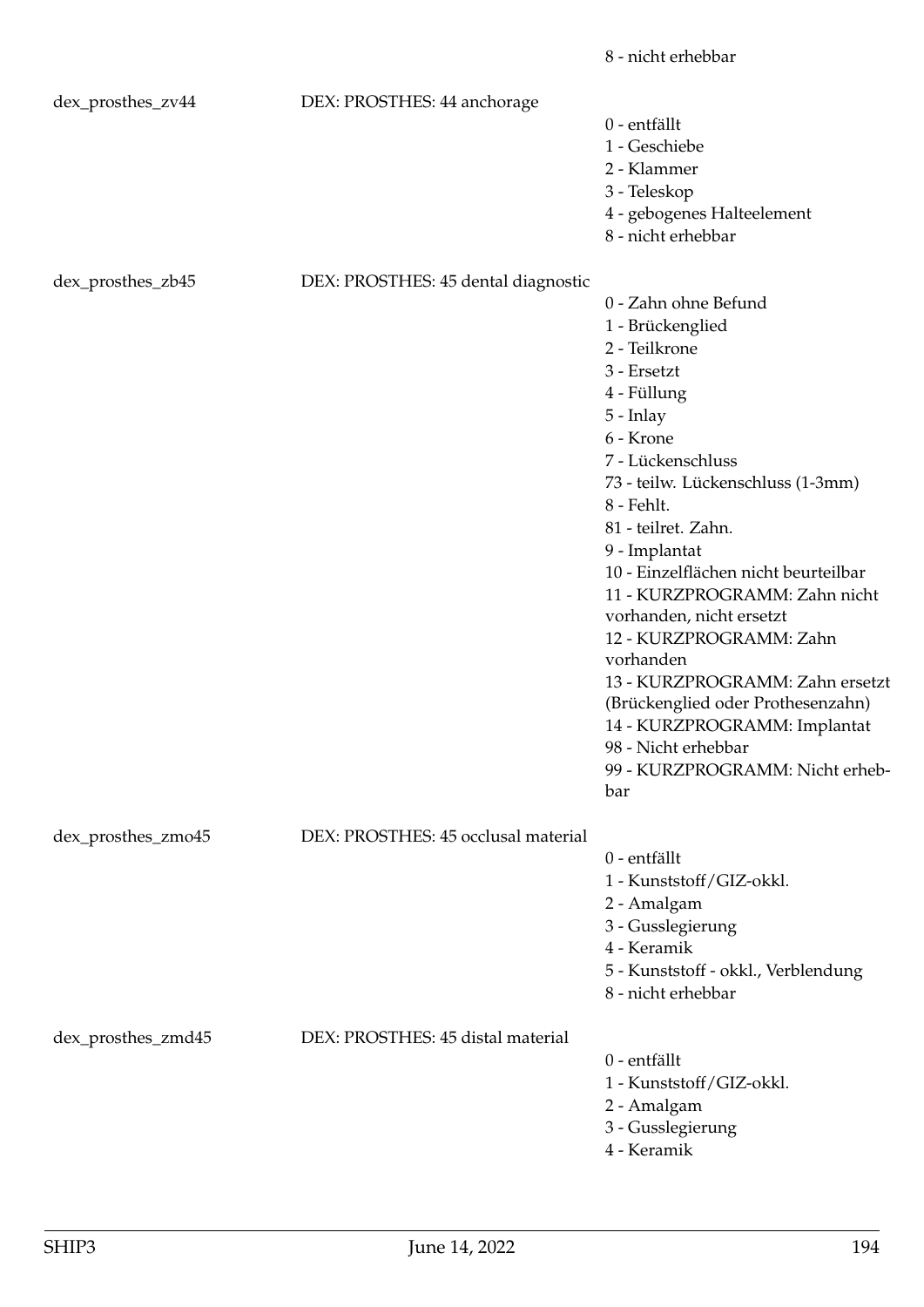8 - nicht erhebbar

dex_prosthes_zv44 — DEX: PROSTHES: 44 anchorage

0 - entfällt
1 - Geschiebe
2 - Klammer
3 - Teleskop
4 - gebogenes Halteelement
8 - nicht erhebbar

dex_prosthes_zb45 — DEX: PROSTHES: 45 dental diagnostic

0 - Zahn ohne Befund
1 - Brückenglied
2 - Teilkrone
3 - Ersetzt
4 - Füllung
5 - Inlay
6 - Krone
7 - Lückenschluss
73 - teilw. Lückenschluss (1-3mm)
8 - Fehlt.
81 - teilret. Zahn.
9 - Implantat
10 - Einzelflächen nicht beurteilbar
11 - KURZPROGRAMM: Zahn nicht vorhanden, nicht ersetzt
12 - KURZPROGRAMM: Zahn vorhanden
13 - KURZPROGRAMM: Zahn ersetzt (Brückenglied oder Prothesenzahn)
14 - KURZPROGRAMM: Implantat
98 - Nicht erhebbar
99 - KURZPROGRAMM: Nicht erhebbar

dex_prosthes_zmo45 — DEX: PROSTHES: 45 occlusal material

0 - entfällt
1 - Kunststoff/GIZ-okkl.
2 - Amalgam
3 - Gusslegierung
4 - Keramik
5 - Kunststoff - okkl., Verblendung
8 - nicht erhebbar

dex_prosthes_zmd45 — DEX: PROSTHES: 45 distal material

0 - entfällt
1 - Kunststoff/GIZ-okkl.
2 - Amalgam
3 - Gusslegierung
4 - Keramik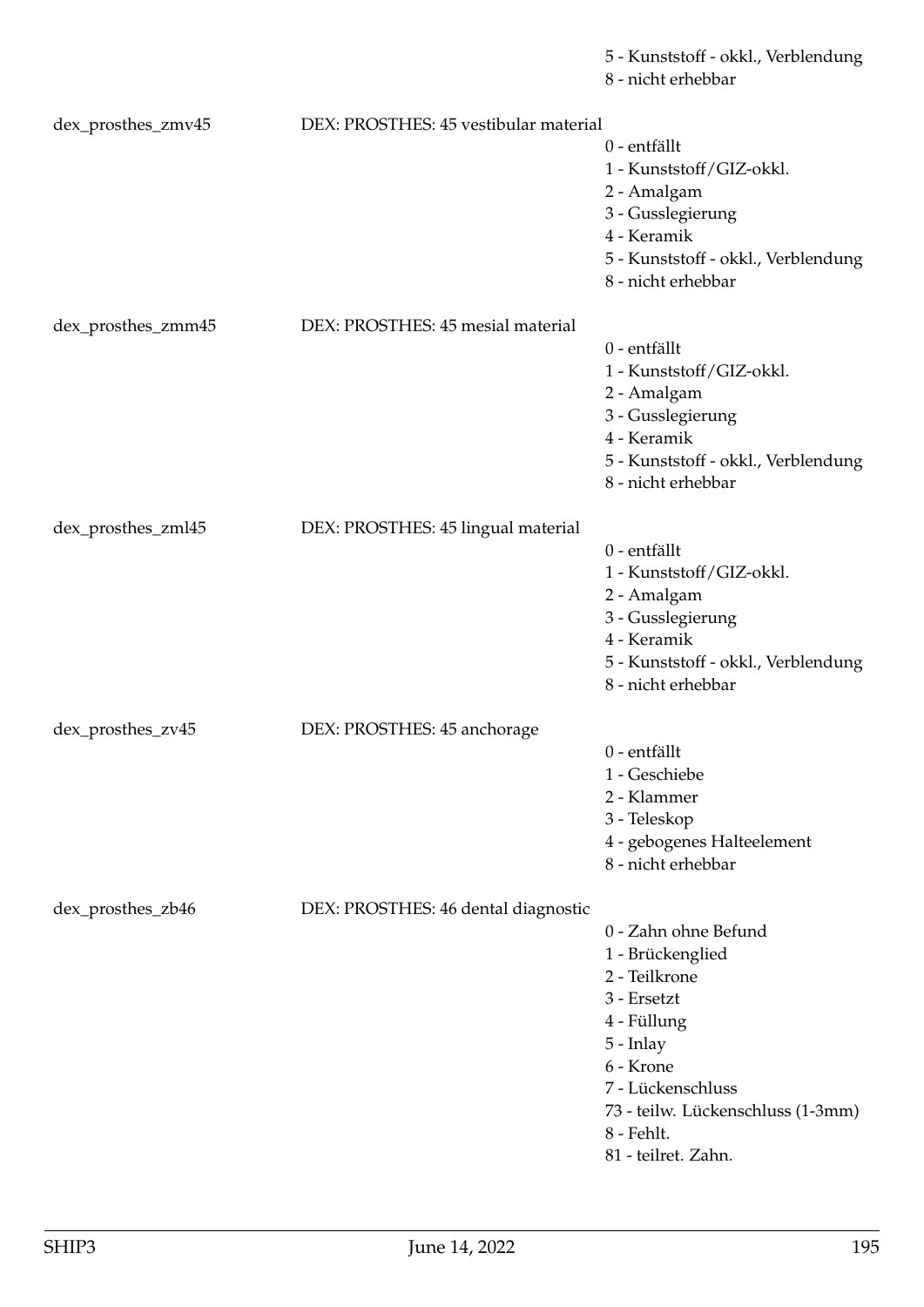5 - Kunststoff - okkl., Verblendung
8 - nicht erhebbar

dex_prosthes_zmv45 DEX: PROSTHES: 45 vestibular material

0 - entfällt
1 - Kunststoff/GIZ-okkl.
2 - Amalgam
3 - Gusslegierung
4 - Keramik
5 - Kunststoff - okkl., Verblendung
8 - nicht erhebbar

dex_prosthes_zmm45 DEX: PROSTHES: 45 mesial material

0 - entfällt
1 - Kunststoff/GIZ-okkl.
2 - Amalgam
3 - Gusslegierung
4 - Keramik
5 - Kunststoff - okkl., Verblendung
8 - nicht erhebbar

dex_prosthes_zml45 DEX: PROSTHES: 45 lingual material

0 - entfällt
1 - Kunststoff/GIZ-okkl.
2 - Amalgam
3 - Gusslegierung
4 - Keramik
5 - Kunststoff - okkl., Verblendung
8 - nicht erhebbar

dex_prosthes_zv45 DEX: PROSTHES: 45 anchorage

0 - entfällt
1 - Geschiebe
2 - Klammer
3 - Teleskop
4 - gebogenes Halteelement
8 - nicht erhebbar

dex_prosthes_zb46 DEX: PROSTHES: 46 dental diagnostic

0 - Zahn ohne Befund
1 - Brückenglied
2 - Teilkrone
3 - Ersetzt
4 - Füllung
5 - Inlay
6 - Krone
7 - Lückenschluss
73 - teilw. Lückenschluss (1-3mm)
8 - Fehlt.
81 - teilret. Zahn.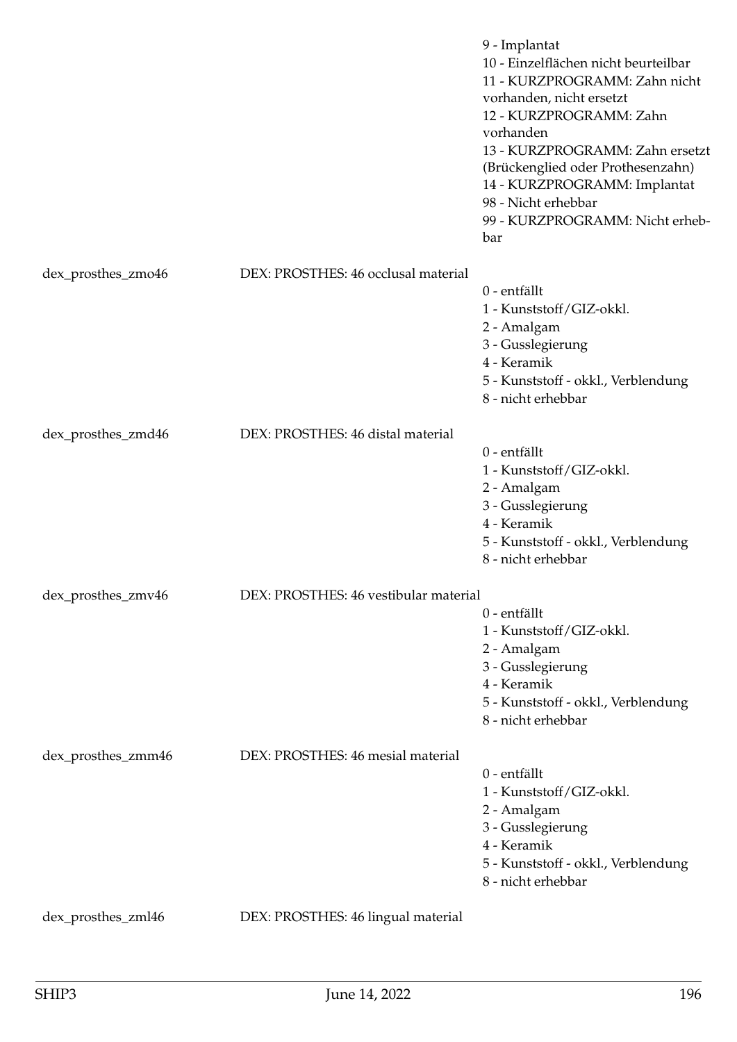9 - Implantat
10 - Einzelflächen nicht beurteilbar
11 - KURZPROGRAMM: Zahn nicht vorhanden, nicht ersetzt
12 - KURZPROGRAMM: Zahn vorhanden
13 - KURZPROGRAMM: Zahn ersetzt (Brückenglied oder Prothesenzahn)
14 - KURZPROGRAMM: Implantat
98 - Nicht erhebbar
99 - KURZPROGRAMM: Nicht erhebbar

| | | |
|---|---|---|
| dex_prosthes_zmo46 | DEX: PROSTHES: 46 occlusal material | 0 - entfällt<br>1 - Kunststoff/GIZ-okkl.<br>2 - Amalgam<br>3 - Gusslegierung<br>4 - Keramik<br>5 - Kunststoff - okkl., Verblendung<br>8 - nicht erhebbar |
| dex_prosthes_zmd46 | DEX: PROSTHES: 46 distal material | 0 - entfällt<br>1 - Kunststoff/GIZ-okkl.<br>2 - Amalgam<br>3 - Gusslegierung<br>4 - Keramik<br>5 - Kunststoff - okkl., Verblendung<br>8 - nicht erhebbar |
| dex_prosthes_zmv46 | DEX: PROSTHES: 46 vestibular material | 0 - entfällt<br>1 - Kunststoff/GIZ-okkl.<br>2 - Amalgam<br>3 - Gusslegierung<br>4 - Keramik<br>5 - Kunststoff - okkl., Verblendung<br>8 - nicht erhebbar |
| dex_prosthes_zmm46 | DEX: PROSTHES: 46 mesial material | 0 - entfällt<br>1 - Kunststoff/GIZ-okkl.<br>2 - Amalgam<br>3 - Gusslegierung<br>4 - Keramik<br>5 - Kunststoff - okkl., Verblendung<br>8 - nicht erhebbar |
| dex_prosthes_zml46 | DEX: PROSTHES: 46 lingual material | |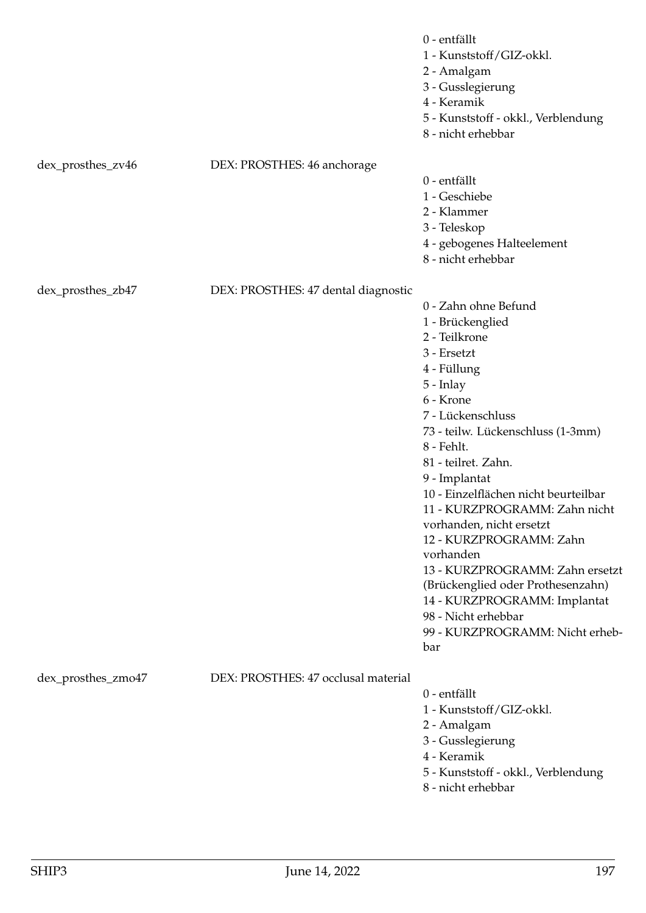| | | |
|---|---|---|
| | | 0 - entfällt<br>1 - Kunststoff/GIZ-okkl.<br>2 - Amalgam<br>3 - Gusslegierung<br>4 - Keramik<br>5 - Kunststoff - okkl., Verblendung<br>8 - nicht erhebbar |
| dex_prosthes_zv46 | DEX: PROSTHES: 46 anchorage | 0 - entfällt<br>1 - Geschiebe<br>2 - Klammer<br>3 - Teleskop<br>4 - gebogenes Halteelement<br>8 - nicht erhebbar |
| dex_prosthes_zb47 | DEX: PROSTHES: 47 dental diagnostic | 0 - Zahn ohne Befund<br>1 - Brückenglied<br>2 - Teilkrone<br>3 - Ersetzt<br>4 - Füllung<br>5 - Inlay<br>6 - Krone<br>7 - Lückenschluss<br>73 - teilw. Lückenschluss (1-3mm)<br>8 - Fehlt.<br>81 - teilret. Zahn.<br>9 - Implantat<br>10 - Einzelflächen nicht beurteilbar<br>11 - KURZPROGRAMM: Zahn nicht vorhanden, nicht ersetzt<br>12 - KURZPROGRAMM: Zahn vorhanden<br>13 - KURZPROGRAMM: Zahn ersetzt (Brückenglied oder Prothesenzahn)<br>14 - KURZPROGRAMM: Implantat<br>98 - Nicht erhebbar<br>99 - KURZPROGRAMM: Nicht erhebbar |
| dex_prosthes_zmo47 | DEX: PROSTHES: 47 occlusal material | 0 - entfällt<br>1 - Kunststoff/GIZ-okkl.<br>2 - Amalgam<br>3 - Gusslegierung<br>4 - Keramik<br>5 - Kunststoff - okkl., Verblendung<br>8 - nicht erhebbar |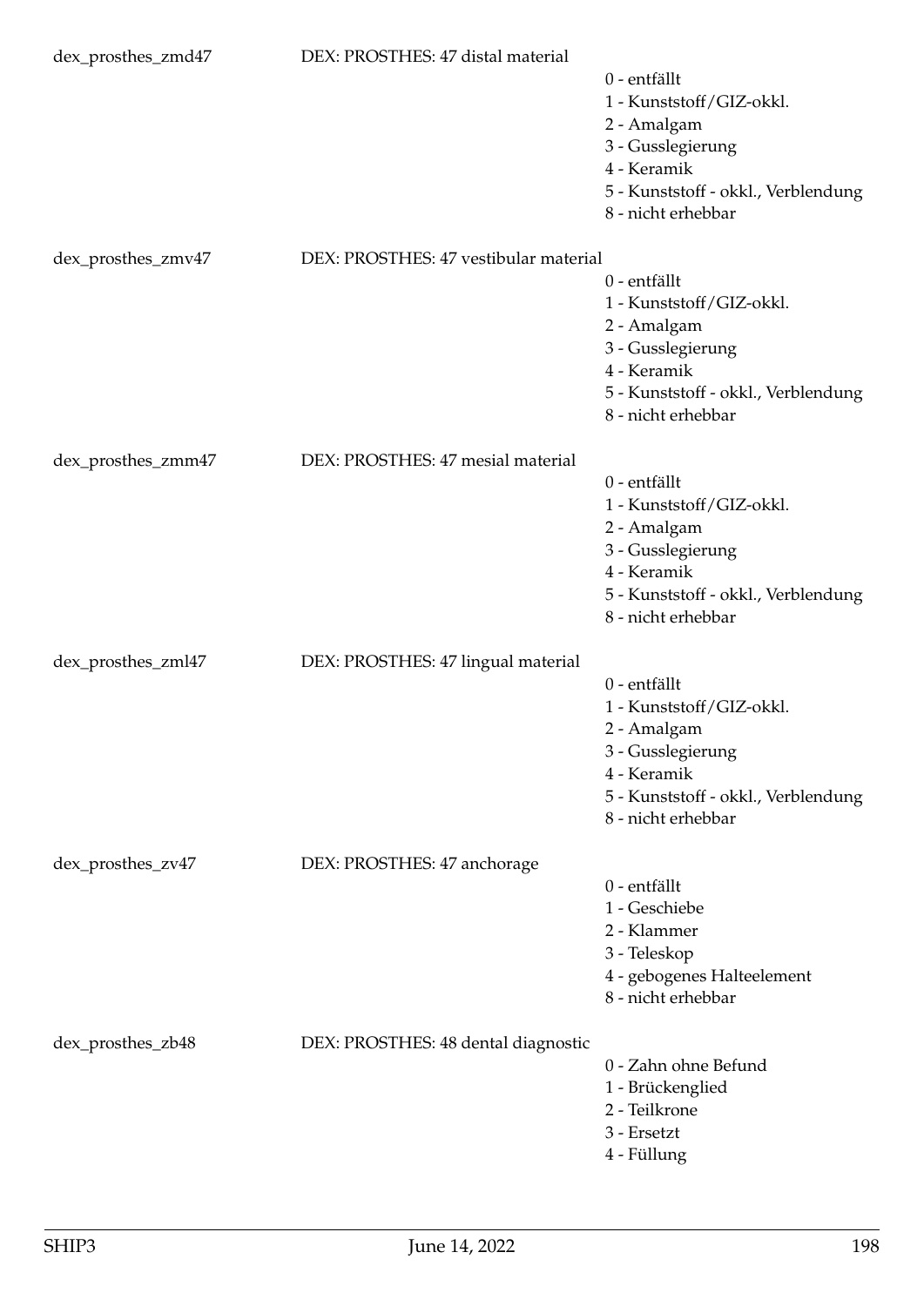dex_prosthes_zmd47 | DEX: PROSTHES: 47 distal material

- 0 - entfällt
- 1 - Kunststoff/GIZ-okkl.
- 2 - Amalgam
- 3 - Gusslegierung
- 4 - Keramik
- 5 - Kunststoff - okkl., Verblendung
- 8 - nicht erhebbar

dex_prosthes_zmv47 | DEX: PROSTHES: 47 vestibular material

- 0 - entfällt
- 1 - Kunststoff/GIZ-okkl.
- 2 - Amalgam
- 3 - Gusslegierung
- 4 - Keramik
- 5 - Kunststoff - okkl., Verblendung
- 8 - nicht erhebbar

dex_prosthes_zmm47 | DEX: PROSTHES: 47 mesial material

- 0 - entfällt
- 1 - Kunststoff/GIZ-okkl.
- 2 - Amalgam
- 3 - Gusslegierung
- 4 - Keramik
- 5 - Kunststoff - okkl., Verblendung
- 8 - nicht erhebbar

dex_prosthes_zml47 | DEX: PROSTHES: 47 lingual material

- 0 - entfällt
- 1 - Kunststoff/GIZ-okkl.
- 2 - Amalgam
- 3 - Gusslegierung
- 4 - Keramik
- 5 - Kunststoff - okkl., Verblendung
- 8 - nicht erhebbar

dex_prosthes_zv47 | DEX: PROSTHES: 47 anchorage

- 0 - entfällt
- 1 - Geschiebe
- 2 - Klammer
- 3 - Teleskop
- 4 - gebogenes Halteelement
- 8 - nicht erhebbar

dex_prosthes_zb48 | DEX: PROSTHES: 48 dental diagnostic

- 0 - Zahn ohne Befund
- 1 - Brückenglied
- 2 - Teilkrone
- 3 - Ersetzt
- 4 - Füllung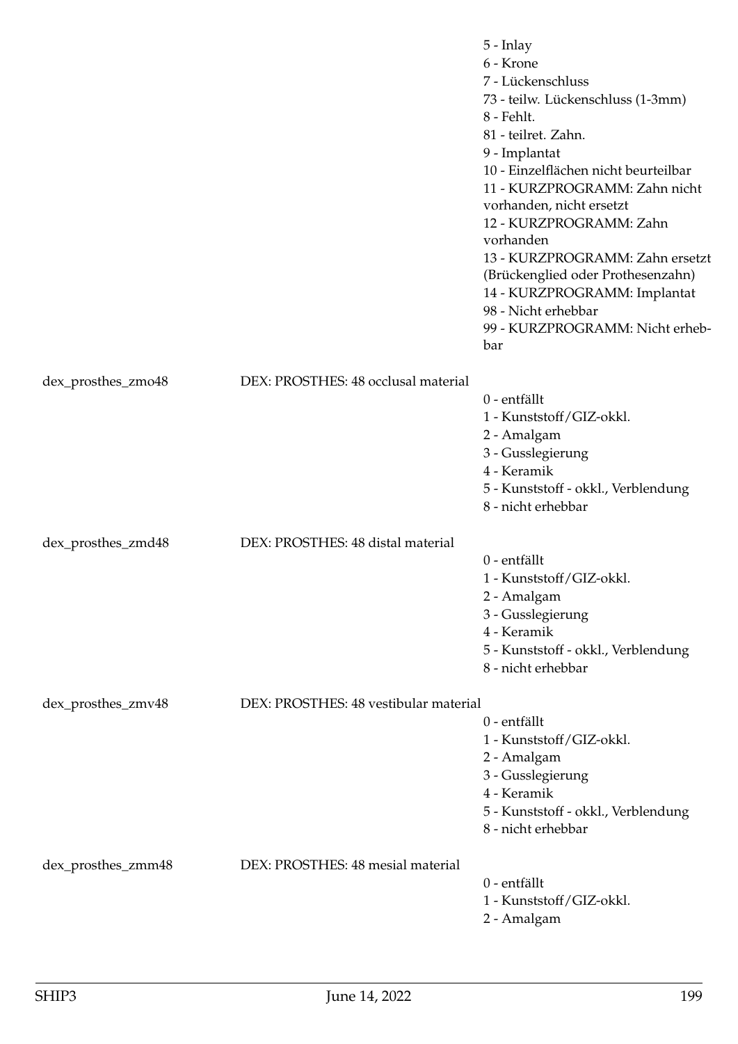5 - Inlay
6 - Krone
7 - Lückenschluss
73 - teilw. Lückenschluss (1-3mm)
8 - Fehlt.
81 - teilret. Zahn.
9 - Implantat
10 - Einzelflächen nicht beurteilbar
11 - KURZPROGRAMM: Zahn nicht vorhanden, nicht ersetzt
12 - KURZPROGRAMM: Zahn vorhanden
13 - KURZPROGRAMM: Zahn ersetzt (Brückenglied oder Prothesenzahn)
14 - KURZPROGRAMM: Implantat
98 - Nicht erhebbar
99 - KURZPROGRAMM: Nicht erhebbar

dex_prosthes_zmo48 — DEX: PROSTHES: 48 occlusal material

0 - entfällt
1 - Kunststoff/GIZ-okkl.
2 - Amalgam
3 - Gusslegierung
4 - Keramik
5 - Kunststoff - okkl., Verblendung
8 - nicht erhebbar

dex_prosthes_zmd48 — DEX: PROSTHES: 48 distal material

0 - entfällt
1 - Kunststoff/GIZ-okkl.
2 - Amalgam
3 - Gusslegierung
4 - Keramik
5 - Kunststoff - okkl., Verblendung
8 - nicht erhebbar

dex_prosthes_zmv48 — DEX: PROSTHES: 48 vestibular material

0 - entfällt
1 - Kunststoff/GIZ-okkl.
2 - Amalgam
3 - Gusslegierung
4 - Keramik
5 - Kunststoff - okkl., Verblendung
8 - nicht erhebbar

dex_prosthes_zmm48 — DEX: PROSTHES: 48 mesial material

0 - entfällt
1 - Kunststoff/GIZ-okkl.
2 - Amalgam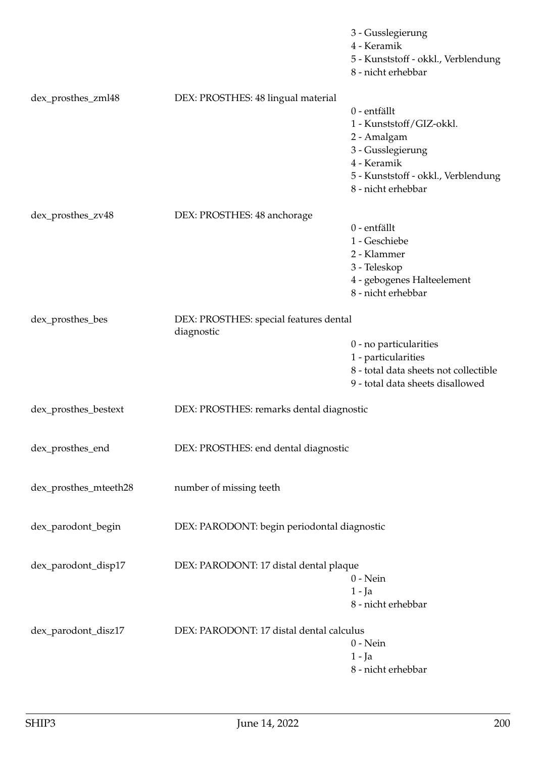| | | |
|---|---|---|
| | | 3 - Gusslegierung<br>4 - Keramik<br>5 - Kunststoff - okkl., Verblendung<br>8 - nicht erhebbar |
| dex_prosthes_zml48 | DEX: PROSTHES: 48 lingual material | 0 - entfällt<br>1 - Kunststoff/GIZ-okkl.<br>2 - Amalgam<br>3 - Gusslegierung<br>4 - Keramik<br>5 - Kunststoff - okkl., Verblendung<br>8 - nicht erhebbar |
| dex_prosthes_zv48 | DEX: PROSTHES: 48 anchorage | 0 - entfällt<br>1 - Geschiebe<br>2 - Klammer<br>3 - Teleskop<br>4 - gebogenes Halteelement<br>8 - nicht erhebbar |
| dex_prosthes_bes | DEX: PROSTHES: special features dental diagnostic | 0 - no particularities<br>1 - particularities<br>8 - total data sheets not collectible<br>9 - total data sheets disallowed |
| dex_prosthes_bestext | DEX: PROSTHES: remarks dental diagnostic | |
| dex_prosthes_end | DEX: PROSTHES: end dental diagnostic | |
| dex_prosthes_mteeth28 | number of missing teeth | |
| dex_parodont_begin | DEX: PARODONT: begin periodontal diagnostic | |
| dex_parodont_disp17 | DEX: PARODONT: 17 distal dental plaque | 0 - Nein<br>1 - Ja<br>8 - nicht erhebbar |
| dex_parodont_disz17 | DEX: PARODONT: 17 distal dental calculus | 0 - Nein<br>1 - Ja<br>8 - nicht erhebbar |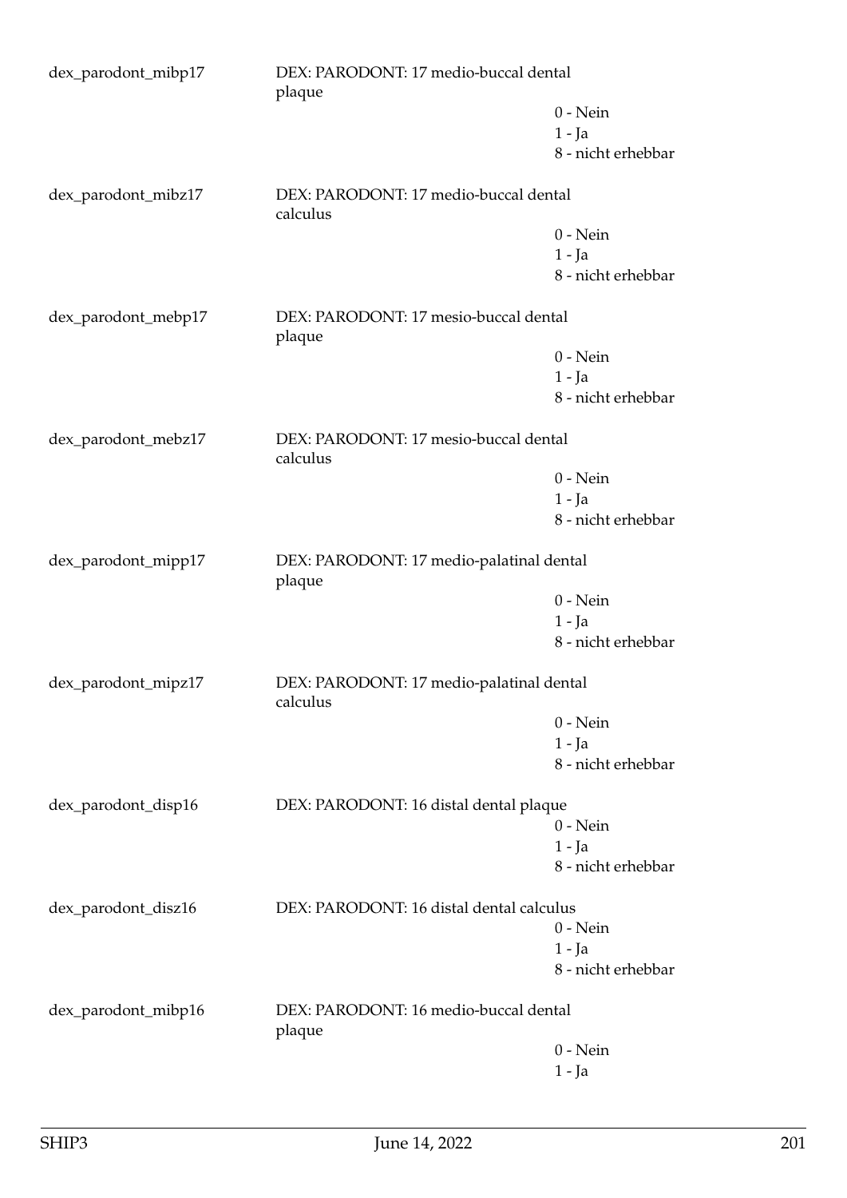dex_parodont_mibp17 DEX: PARODONT: 17 medio-buccal dental plaque

0 - Nein
1 - Ja
8 - nicht erhebbar

dex_parodont_mibz17 DEX: PARODONT: 17 medio-buccal dental calculus

0 - Nein
1 - Ja
8 - nicht erhebbar

dex_parodont_mebp17 DEX: PARODONT: 17 mesio-buccal dental plaque

0 - Nein
1 - Ja
8 - nicht erhebbar

dex_parodont_mebz17 DEX: PARODONT: 17 mesio-buccal dental calculus

0 - Nein
1 - Ja
8 - nicht erhebbar

dex_parodont_mipp17 DEX: PARODONT: 17 medio-palatinal dental plaque

0 - Nein
1 - Ja
8 - nicht erhebbar

dex_parodont_mipz17 DEX: PARODONT: 17 medio-palatinal dental calculus

0 - Nein
1 - Ja
8 - nicht erhebbar

dex_parodont_disp16 DEX: PARODONT: 16 distal dental plaque

0 - Nein
1 - Ja
8 - nicht erhebbar

dex_parodont_disz16 DEX: PARODONT: 16 distal dental calculus

0 - Nein
1 - Ja
8 - nicht erhebbar

dex_parodont_mibp16 DEX: PARODONT: 16 medio-buccal dental plaque

0 - Nein
1 - Ja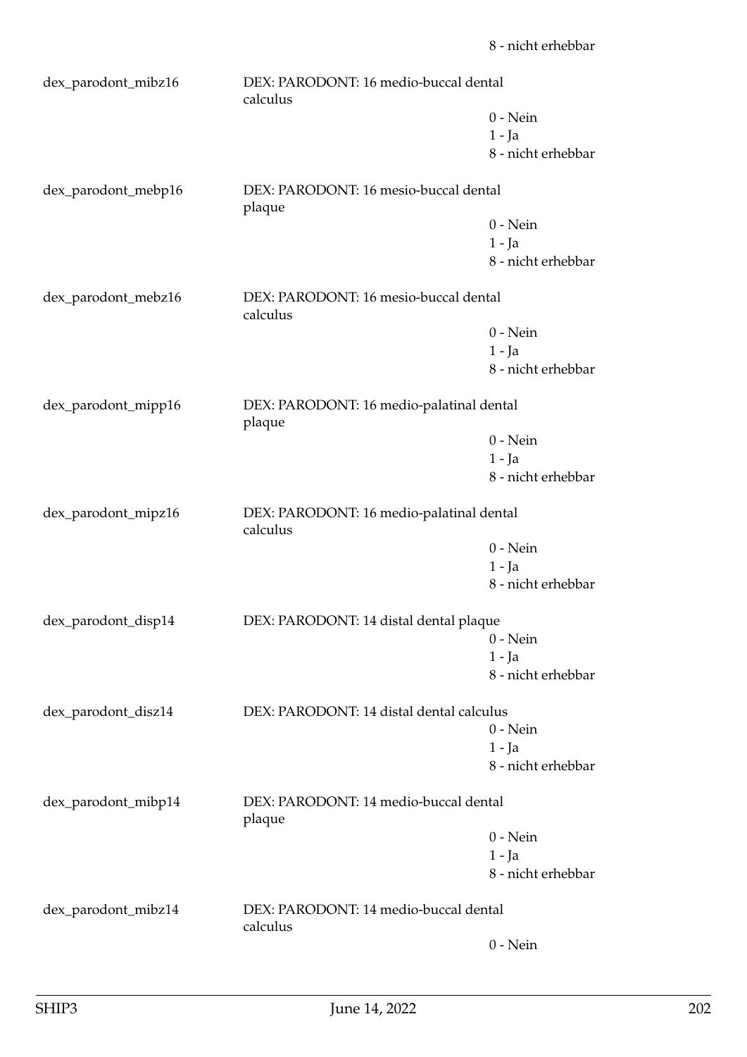8 - nicht erhebbar

dex_parodont_mibz16 DEX: PARODONT: 16 medio-buccal dental calculus

0 - Nein
1 - Ja
8 - nicht erhebbar

dex_parodont_mebp16 DEX: PARODONT: 16 mesio-buccal dental plaque

0 - Nein
1 - Ja
8 - nicht erhebbar

dex_parodont_mebz16 DEX: PARODONT: 16 mesio-buccal dental calculus

0 - Nein
1 - Ja
8 - nicht erhebbar

dex_parodont_mipp16 DEX: PARODONT: 16 medio-palatinal dental plaque

0 - Nein
1 - Ja
8 - nicht erhebbar

dex_parodont_mipz16 DEX: PARODONT: 16 medio-palatinal dental calculus

0 - Nein
1 - Ja
8 - nicht erhebbar

dex_parodont_disp14 DEX: PARODONT: 14 distal dental plaque

0 - Nein
1 - Ja
8 - nicht erhebbar

dex_parodont_disz14 DEX: PARODONT: 14 distal dental calculus

0 - Nein
1 - Ja
8 - nicht erhebbar

dex_parodont_mibp14 DEX: PARODONT: 14 medio-buccal dental plaque

0 - Nein
1 - Ja
8 - nicht erhebbar

dex_parodont_mibz14 DEX: PARODONT: 14 medio-buccal dental calculus

0 - Nein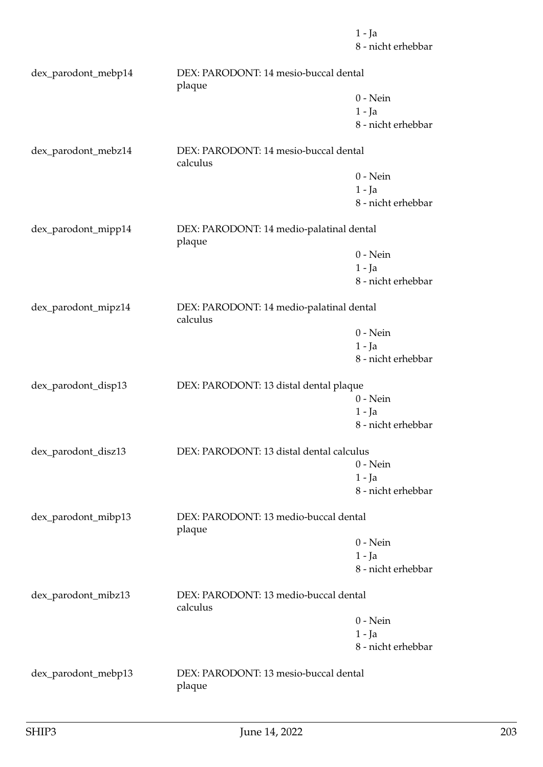1 - Ja
8 - nicht erhebbar

dex_parodont_mebp14 DEX: PARODONT: 14 mesio-buccal dental plaque
0 - Nein
1 - Ja
8 - nicht erhebbar

dex_parodont_mebz14 DEX: PARODONT: 14 mesio-buccal dental calculus
0 - Nein
1 - Ja
8 - nicht erhebbar

dex_parodont_mipp14 DEX: PARODONT: 14 medio-palatinal dental plaque
0 - Nein
1 - Ja
8 - nicht erhebbar

dex_parodont_mipz14 DEX: PARODONT: 14 medio-palatinal dental calculus
0 - Nein
1 - Ja
8 - nicht erhebbar

dex_parodont_disp13 DEX: PARODONT: 13 distal dental plaque
0 - Nein
1 - Ja
8 - nicht erhebbar

dex_parodont_disz13 DEX: PARODONT: 13 distal dental calculus
0 - Nein
1 - Ja
8 - nicht erhebbar

dex_parodont_mibp13 DEX: PARODONT: 13 medio-buccal dental plaque
0 - Nein
1 - Ja
8 - nicht erhebbar

dex_parodont_mibz13 DEX: PARODONT: 13 medio-buccal dental calculus
0 - Nein
1 - Ja
8 - nicht erhebbar

dex_parodont_mebp13 DEX: PARODONT: 13 mesio-buccal dental plaque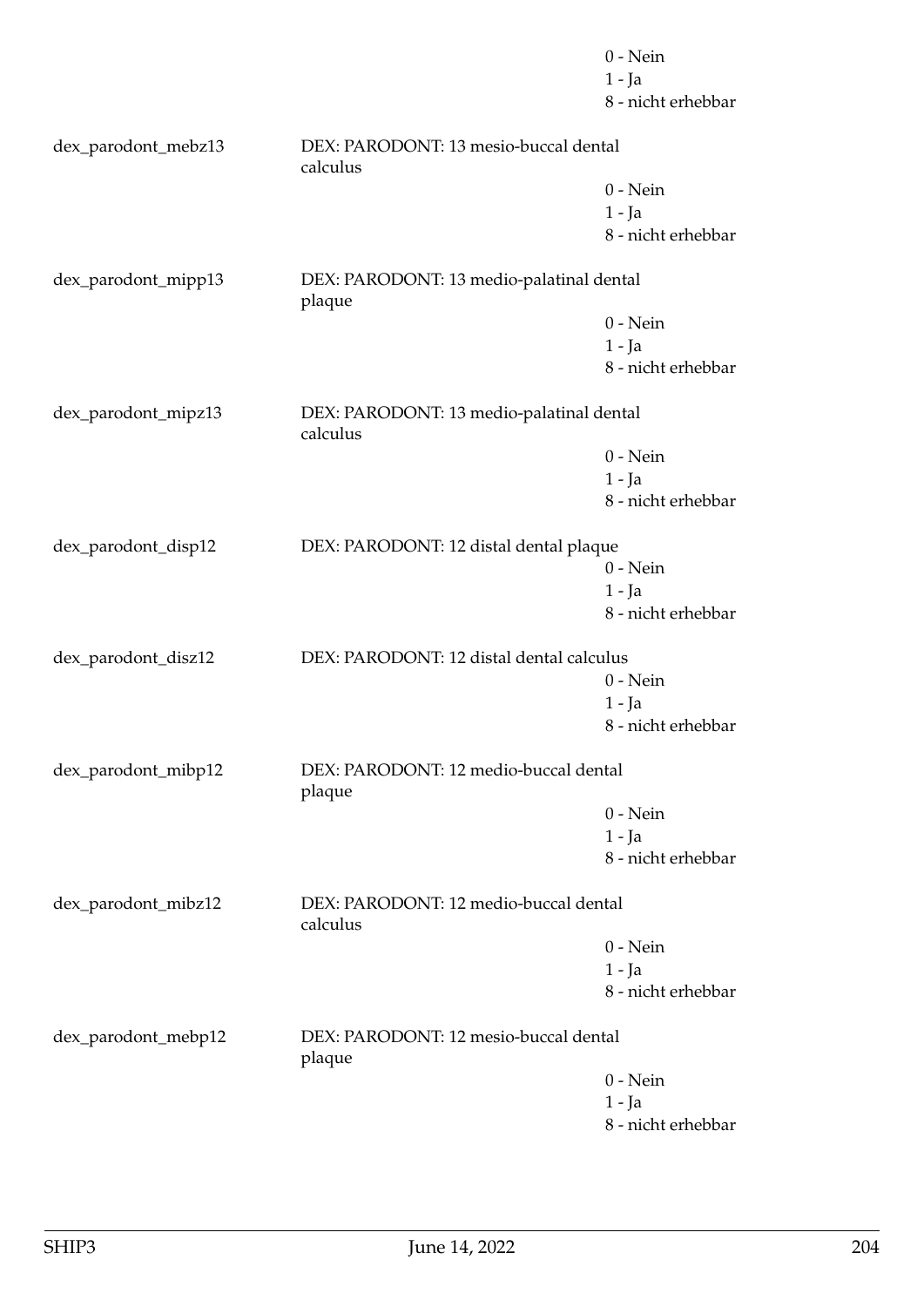0 - Nein
1 - Ja
8 - nicht erhebbar

dex_parodont_mebz13 DEX: PARODONT: 13 mesio-buccal dental calculus

0 - Nein
1 - Ja
8 - nicht erhebbar

dex_parodont_mipp13 DEX: PARODONT: 13 medio-palatinal dental plaque

0 - Nein
1 - Ja
8 - nicht erhebbar

dex_parodont_mipz13 DEX: PARODONT: 13 medio-palatinal dental calculus

0 - Nein
1 - Ja
8 - nicht erhebbar

dex_parodont_disp12 DEX: PARODONT: 12 distal dental plaque

0 - Nein
1 - Ja
8 - nicht erhebbar

dex_parodont_disz12 DEX: PARODONT: 12 distal dental calculus

0 - Nein
1 - Ja
8 - nicht erhebbar

dex_parodont_mibp12 DEX: PARODONT: 12 medio-buccal dental plaque

0 - Nein
1 - Ja
8 - nicht erhebbar

dex_parodont_mibz12 DEX: PARODONT: 12 medio-buccal dental calculus

0 - Nein
1 - Ja
8 - nicht erhebbar

dex_parodont_mebp12 DEX: PARODONT: 12 mesio-buccal dental plaque

0 - Nein
1 - Ja
8 - nicht erhebbar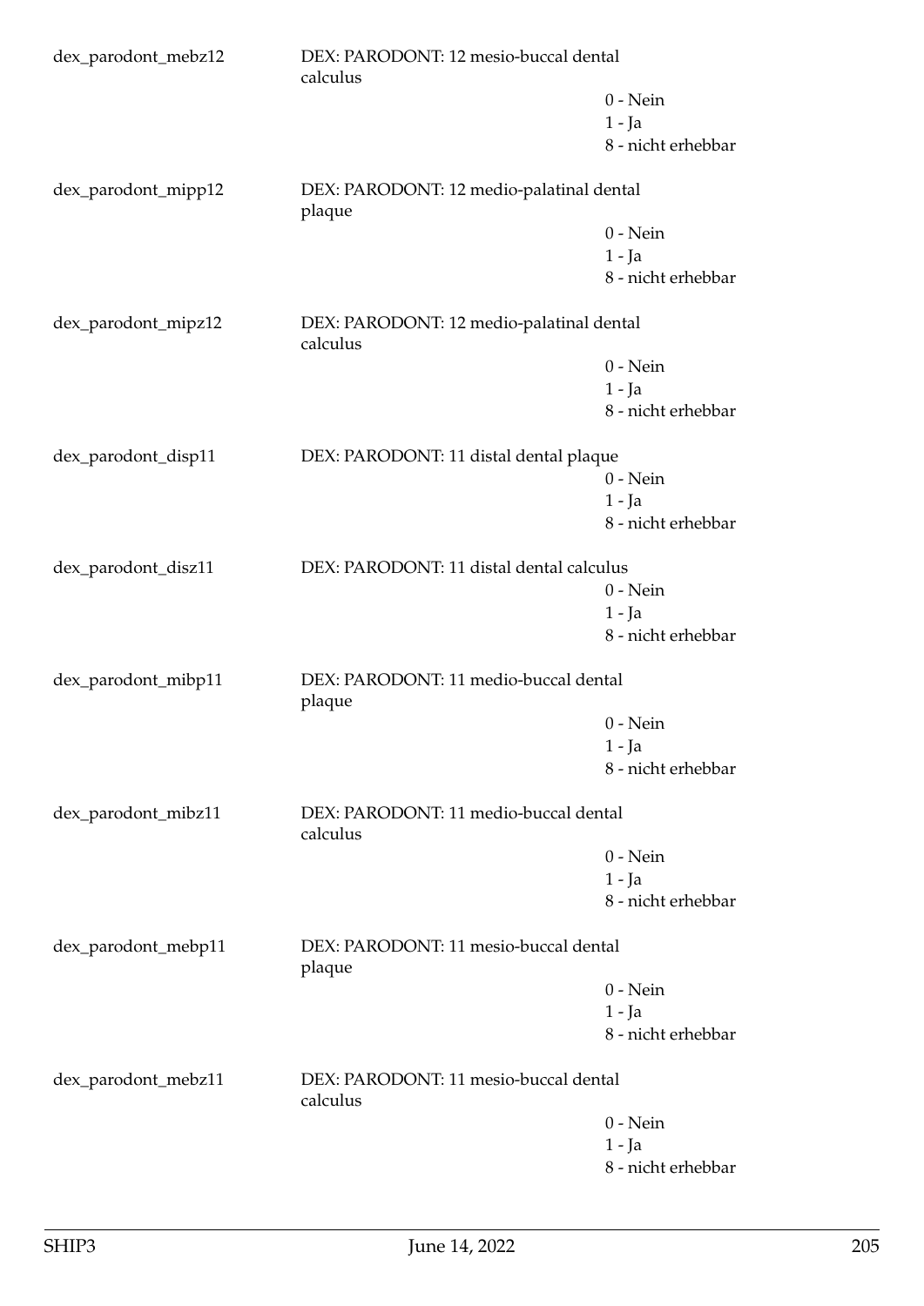dex_parodont_mebz12 DEX: PARODONT: 12 mesio-buccal dental calculus

0 - Nein
1 - Ja
8 - nicht erhebbar

dex_parodont_mipp12 DEX: PARODONT: 12 medio-palatinal dental plaque

0 - Nein
1 - Ja
8 - nicht erhebbar

dex_parodont_mipz12 DEX: PARODONT: 12 medio-palatinal dental calculus

0 - Nein
1 - Ja
8 - nicht erhebbar

dex_parodont_disp11 DEX: PARODONT: 11 distal dental plaque

0 - Nein
1 - Ja
8 - nicht erhebbar

dex_parodont_disz11 DEX: PARODONT: 11 distal dental calculus

0 - Nein
1 - Ja
8 - nicht erhebbar

dex_parodont_mibp11 DEX: PARODONT: 11 medio-buccal dental plaque

0 - Nein
1 - Ja
8 - nicht erhebbar

dex_parodont_mibz11 DEX: PARODONT: 11 medio-buccal dental calculus

0 - Nein
1 - Ja
8 - nicht erhebbar

dex_parodont_mebp11 DEX: PARODONT: 11 mesio-buccal dental plaque

0 - Nein
1 - Ja
8 - nicht erhebbar

dex_parodont_mebz11 DEX: PARODONT: 11 mesio-buccal dental calculus

0 - Nein
1 - Ja
8 - nicht erhebbar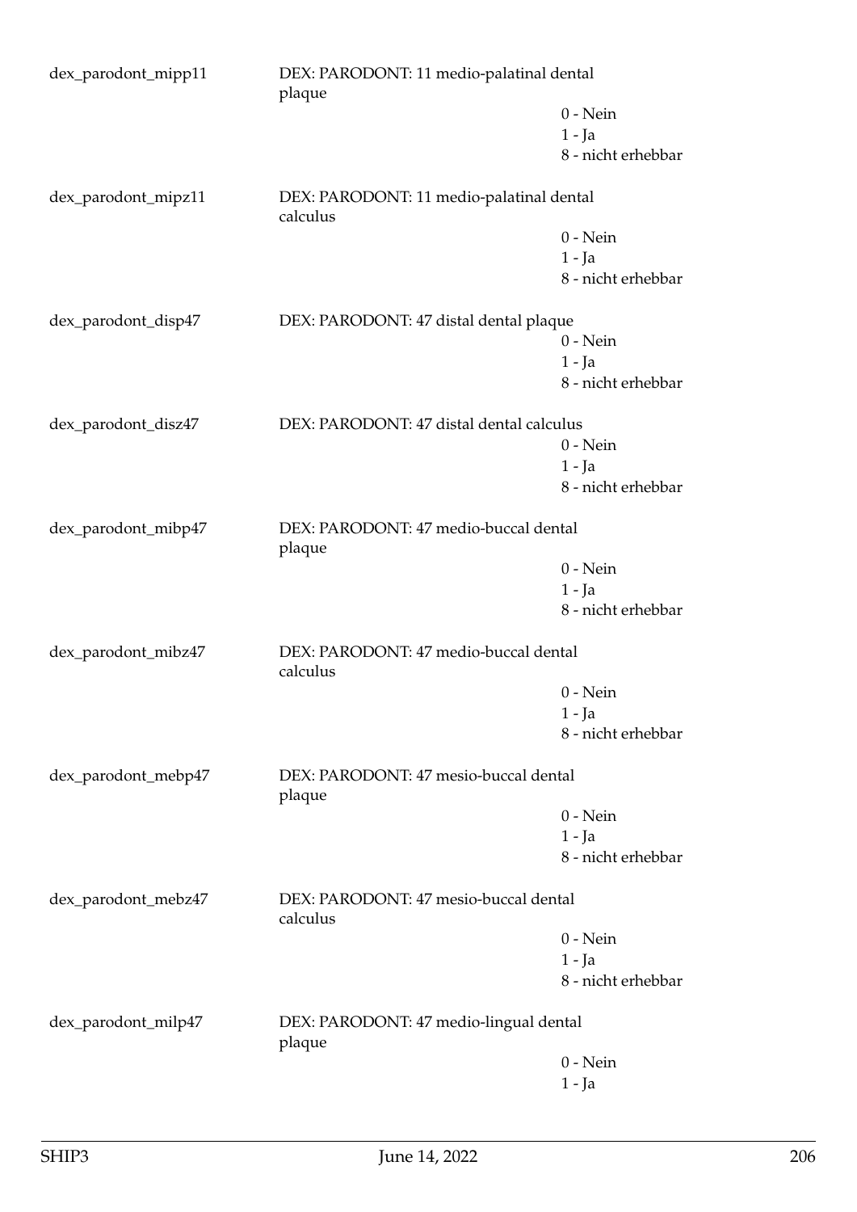dex_parodont_mipp11 DEX: PARODONT: 11 medio-palatinal dental plaque

0 - Nein
1 - Ja
8 - nicht erhebbar

dex_parodont_mipz11 DEX: PARODONT: 11 medio-palatinal dental calculus

0 - Nein
1 - Ja
8 - nicht erhebbar

dex_parodont_disp47 DEX: PARODONT: 47 distal dental plaque

0 - Nein
1 - Ja
8 - nicht erhebbar

dex_parodont_disz47 DEX: PARODONT: 47 distal dental calculus

0 - Nein
1 - Ja
8 - nicht erhebbar

dex_parodont_mibp47 DEX: PARODONT: 47 medio-buccal dental plaque

0 - Nein
1 - Ja
8 - nicht erhebbar

dex_parodont_mibz47 DEX: PARODONT: 47 medio-buccal dental calculus

0 - Nein
1 - Ja
8 - nicht erhebbar

dex_parodont_mebp47 DEX: PARODONT: 47 mesio-buccal dental plaque

0 - Nein
1 - Ja
8 - nicht erhebbar

dex_parodont_mebz47 DEX: PARODONT: 47 mesio-buccal dental calculus

0 - Nein
1 - Ja
8 - nicht erhebbar

dex_parodont_milp47 DEX: PARODONT: 47 medio-lingual dental plaque

0 - Nein
1 - Ja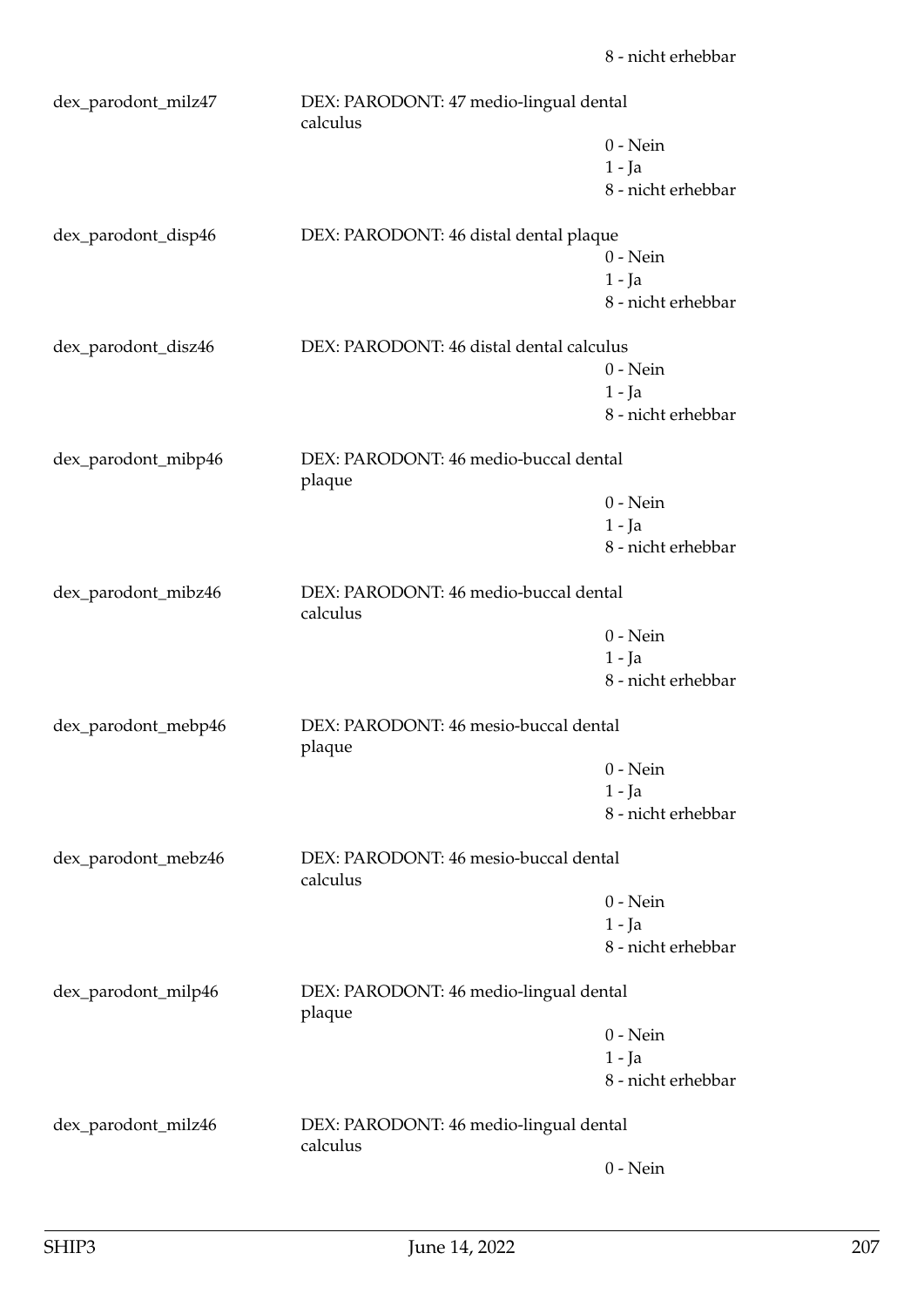8 - nicht erhebbar

dex_parodont_milz47 DEX: PARODONT: 47 medio-lingual dental calculus
0 - Nein
1 - Ja
8 - nicht erhebbar

dex_parodont_disp46 DEX: PARODONT: 46 distal dental plaque
0 - Nein
1 - Ja
8 - nicht erhebbar

dex_parodont_disz46 DEX: PARODONT: 46 distal dental calculus
0 - Nein
1 - Ja
8 - nicht erhebbar

dex_parodont_mibp46 DEX: PARODONT: 46 medio-buccal dental plaque
0 - Nein
1 - Ja
8 - nicht erhebbar

dex_parodont_mibz46 DEX: PARODONT: 46 medio-buccal dental calculus
0 - Nein
1 - Ja
8 - nicht erhebbar

dex_parodont_mebp46 DEX: PARODONT: 46 mesio-buccal dental plaque
0 - Nein
1 - Ja
8 - nicht erhebbar

dex_parodont_mebz46 DEX: PARODONT: 46 mesio-buccal dental calculus
0 - Nein
1 - Ja
8 - nicht erhebbar

dex_parodont_milp46 DEX: PARODONT: 46 medio-lingual dental plaque
0 - Nein
1 - Ja
8 - nicht erhebbar

dex_parodont_milz46 DEX: PARODONT: 46 medio-lingual dental calculus
0 - Nein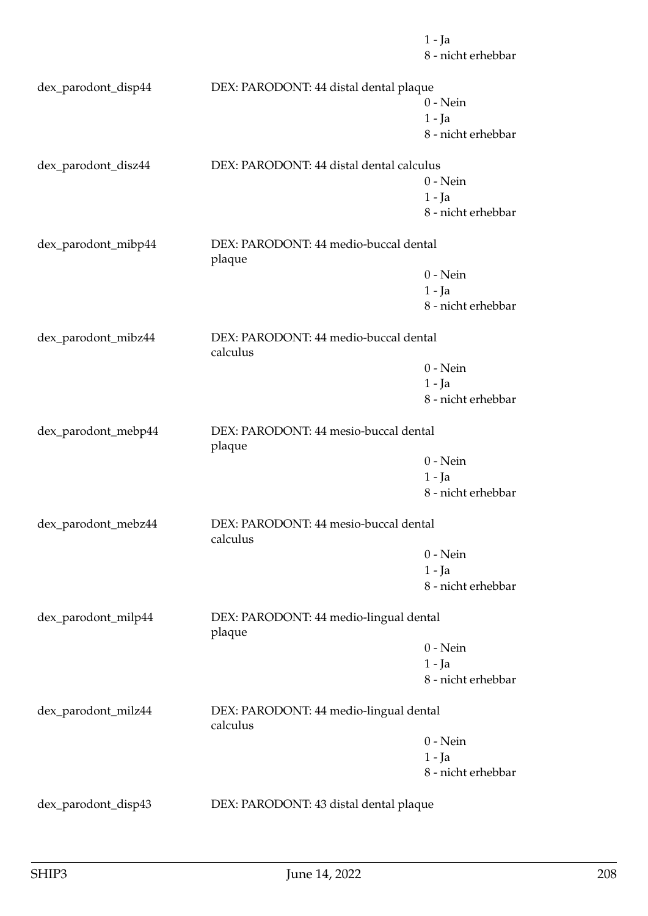1 - Ja
8 - nicht erhebbar

dex_parodont_disp44 DEX: PARODONT: 44 distal dental plaque
0 - Nein
1 - Ja
8 - nicht erhebbar

dex_parodont_disz44 DEX: PARODONT: 44 distal dental calculus
0 - Nein
1 - Ja
8 - nicht erhebbar

dex_parodont_mibp44 DEX: PARODONT: 44 medio-buccal dental plaque
0 - Nein
1 - Ja
8 - nicht erhebbar

dex_parodont_mibz44 DEX: PARODONT: 44 medio-buccal dental calculus
0 - Nein
1 - Ja
8 - nicht erhebbar

dex_parodont_mebp44 DEX: PARODONT: 44 mesio-buccal dental plaque
0 - Nein
1 - Ja
8 - nicht erhebbar

dex_parodont_mebz44 DEX: PARODONT: 44 mesio-buccal dental calculus
0 - Nein
1 - Ja
8 - nicht erhebbar

dex_parodont_milp44 DEX: PARODONT: 44 medio-lingual dental plaque
0 - Nein
1 - Ja
8 - nicht erhebbar

dex_parodont_milz44 DEX: PARODONT: 44 medio-lingual dental calculus
0 - Nein
1 - Ja
8 - nicht erhebbar

dex_parodont_disp43 DEX: PARODONT: 43 distal dental plaque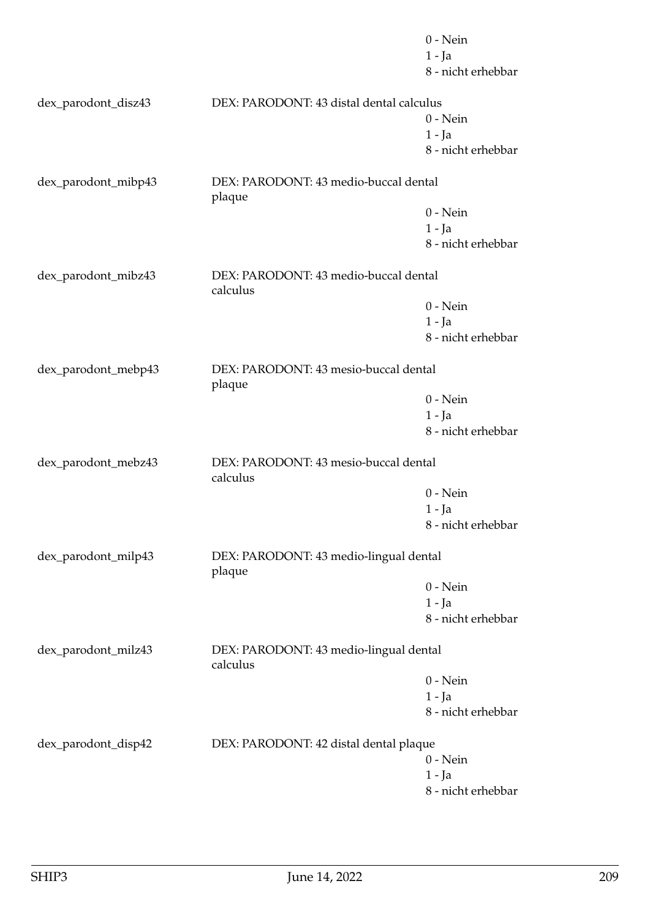0 - Nein
1 - Ja
8 - nicht erhebbar

| | | |
|---|---|---|
| dex_parodont_disz43 | DEX: PARODONT: 43 distal dental calculus | 0 - Nein<br>1 - Ja<br>8 - nicht erhebbar |
| dex_parodont_mibp43 | DEX: PARODONT: 43 medio-buccal dental plaque | 0 - Nein<br>1 - Ja<br>8 - nicht erhebbar |
| dex_parodont_mibz43 | DEX: PARODONT: 43 medio-buccal dental calculus | 0 - Nein<br>1 - Ja<br>8 - nicht erhebbar |
| dex_parodont_mebp43 | DEX: PARODONT: 43 mesio-buccal dental plaque | 0 - Nein<br>1 - Ja<br>8 - nicht erhebbar |
| dex_parodont_mebz43 | DEX: PARODONT: 43 mesio-buccal dental calculus | 0 - Nein<br>1 - Ja<br>8 - nicht erhebbar |
| dex_parodont_milp43 | DEX: PARODONT: 43 medio-lingual dental plaque | 0 - Nein<br>1 - Ja<br>8 - nicht erhebbar |
| dex_parodont_milz43 | DEX: PARODONT: 43 medio-lingual dental calculus | 0 - Nein<br>1 - Ja<br>8 - nicht erhebbar |
| dex_parodont_disp42 | DEX: PARODONT: 42 distal dental plaque | 0 - Nein<br>1 - Ja<br>8 - nicht erhebbar |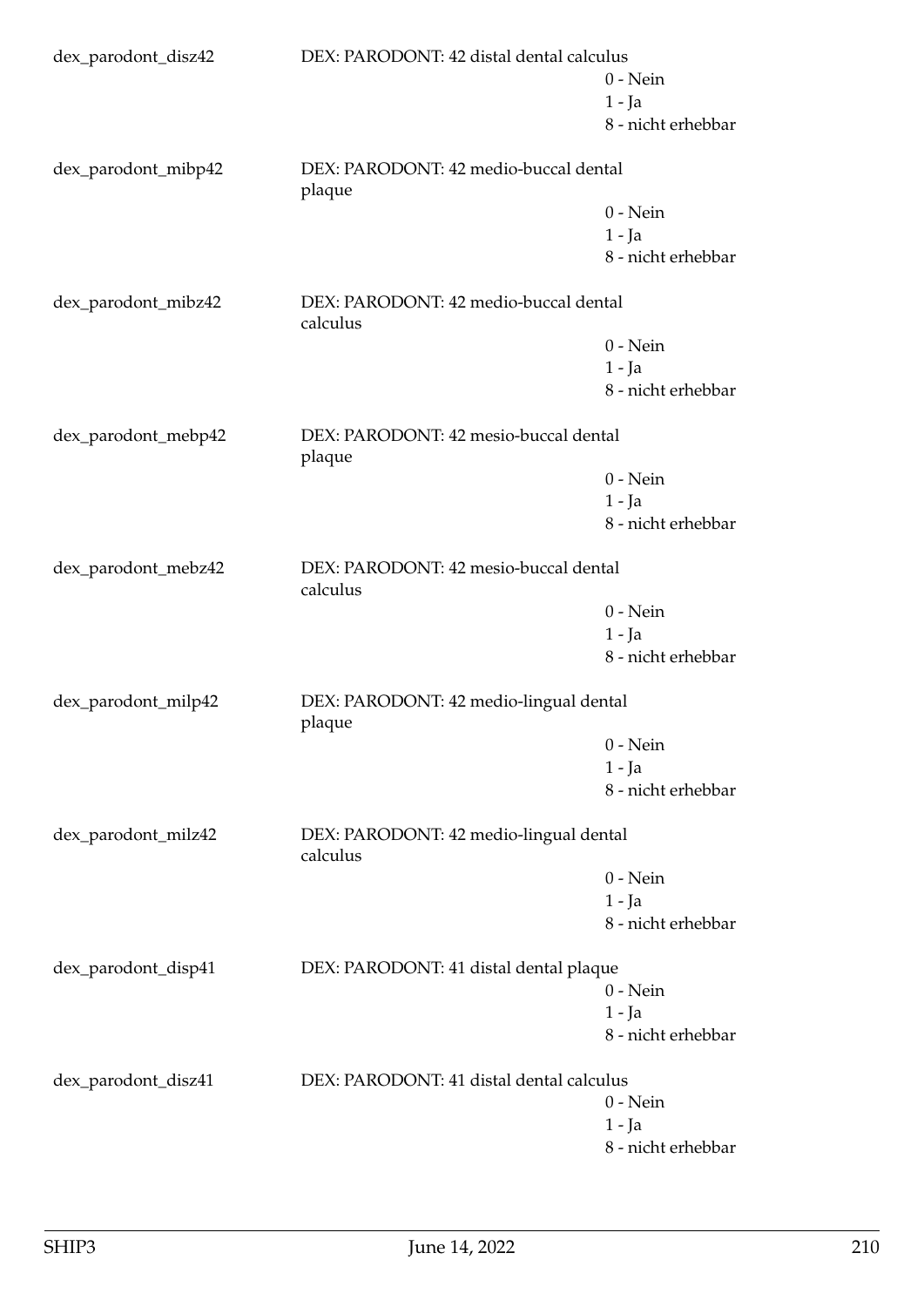dex_parodont_disz42 DEX: PARODONT: 42 distal dental calculus
0 - Nein
1 - Ja
8 - nicht erhebbar

dex_parodont_mibp42 DEX: PARODONT: 42 medio-buccal dental plaque
0 - Nein
1 - Ja
8 - nicht erhebbar

dex_parodont_mibz42 DEX: PARODONT: 42 medio-buccal dental calculus
0 - Nein
1 - Ja
8 - nicht erhebbar

dex_parodont_mebp42 DEX: PARODONT: 42 mesio-buccal dental plaque
0 - Nein
1 - Ja
8 - nicht erhebbar

dex_parodont_mebz42 DEX: PARODONT: 42 mesio-buccal dental calculus
0 - Nein
1 - Ja
8 - nicht erhebbar

dex_parodont_milp42 DEX: PARODONT: 42 medio-lingual dental plaque
0 - Nein
1 - Ja
8 - nicht erhebbar

dex_parodont_milz42 DEX: PARODONT: 42 medio-lingual dental calculus
0 - Nein
1 - Ja
8 - nicht erhebbar

dex_parodont_disp41 DEX: PARODONT: 41 distal dental plaque
0 - Nein
1 - Ja
8 - nicht erhebbar

dex_parodont_disz41 DEX: PARODONT: 41 distal dental calculus
0 - Nein
1 - Ja
8 - nicht erhebbar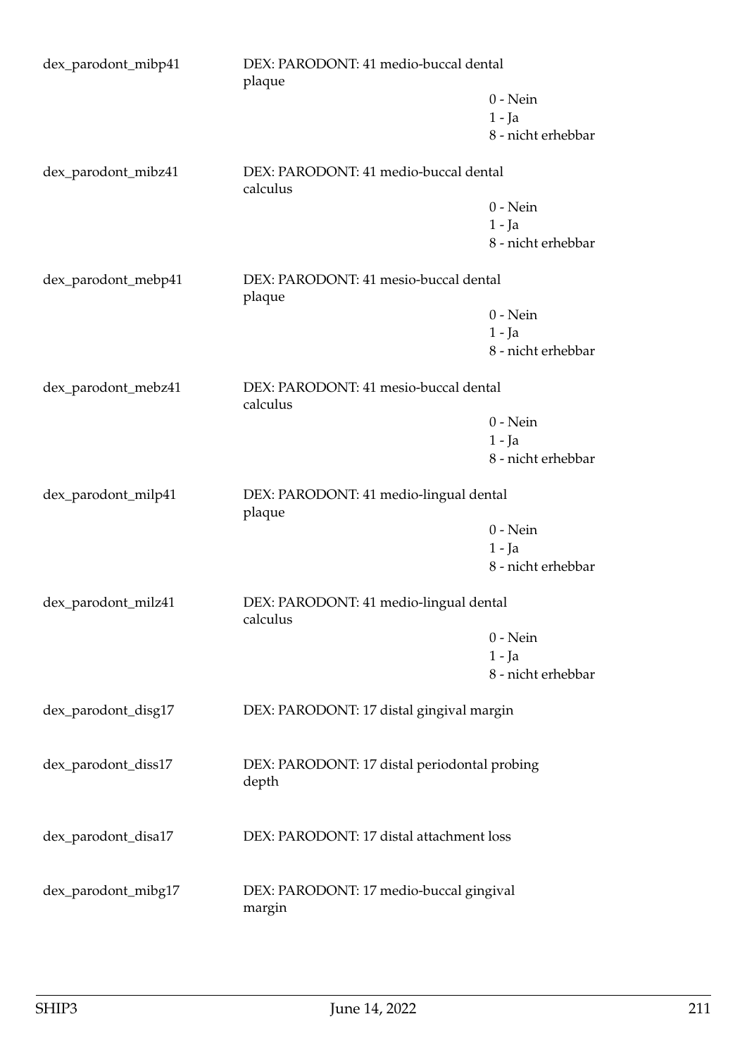dex_parodont_mibp41 — DEX: PARODONT: 41 medio-buccal dental plaque

- 0 - Nein
- 1 - Ja
- 8 - nicht erhebbar

dex_parodont_mibz41 — DEX: PARODONT: 41 medio-buccal dental calculus

- 0 - Nein
- 1 - Ja
- 8 - nicht erhebbar

dex_parodont_mebp41 — DEX: PARODONT: 41 mesio-buccal dental plaque

- 0 - Nein
- 1 - Ja
- 8 - nicht erhebbar

dex_parodont_mebz41 — DEX: PARODONT: 41 mesio-buccal dental calculus

- 0 - Nein
- 1 - Ja
- 8 - nicht erhebbar

dex_parodont_milp41 — DEX: PARODONT: 41 medio-lingual dental plaque

- 0 - Nein
- 1 - Ja
- 8 - nicht erhebbar

dex_parodont_milz41 — DEX: PARODONT: 41 medio-lingual dental calculus

- 0 - Nein
- 1 - Ja
- 8 - nicht erhebbar

dex_parodont_disg17 — DEX: PARODONT: 17 distal gingival margin

dex_parodont_diss17 — DEX: PARODONT: 17 distal periodontal probing depth

dex_parodont_disa17 — DEX: PARODONT: 17 distal attachment loss

dex_parodont_mibg17 — DEX: PARODONT: 17 medio-buccal gingival margin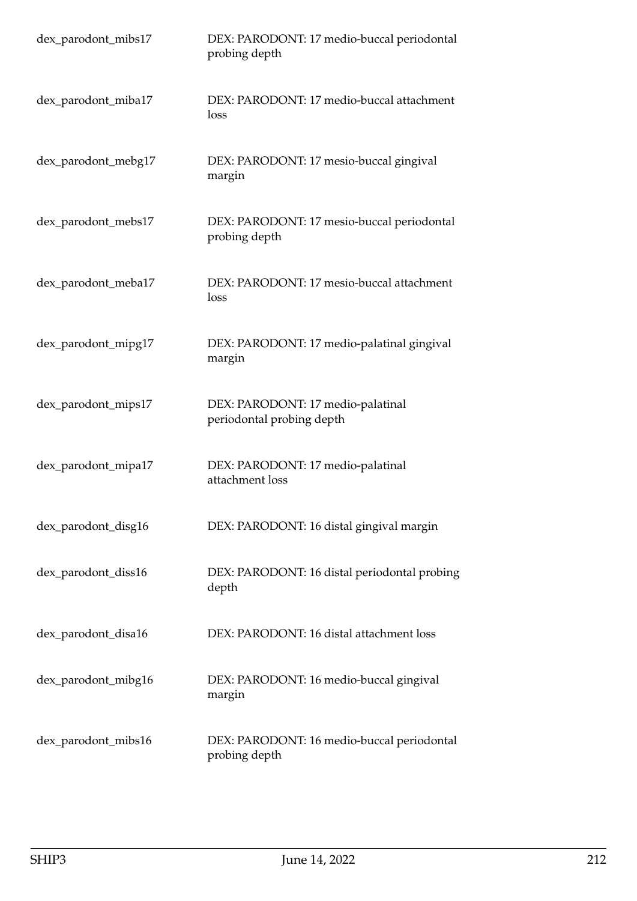| | |
|---|---|
| dex_parodont_mibs17 | DEX: PARODONT: 17 medio-buccal periodontal probing depth |
| dex_parodont_miba17 | DEX: PARODONT: 17 medio-buccal attachment loss |
| dex_parodont_mebg17 | DEX: PARODONT: 17 mesio-buccal gingival margin |
| dex_parodont_mebs17 | DEX: PARODONT: 17 mesio-buccal periodontal probing depth |
| dex_parodont_meba17 | DEX: PARODONT: 17 mesio-buccal attachment loss |
| dex_parodont_mipg17 | DEX: PARODONT: 17 medio-palatinal gingival margin |
| dex_parodont_mips17 | DEX: PARODONT: 17 medio-palatinal periodontal probing depth |
| dex_parodont_mipa17 | DEX: PARODONT: 17 medio-palatinal attachment loss |
| dex_parodont_disg16 | DEX: PARODONT: 16 distal gingival margin |
| dex_parodont_diss16 | DEX: PARODONT: 16 distal periodontal probing depth |
| dex_parodont_disa16 | DEX: PARODONT: 16 distal attachment loss |
| dex_parodont_mibg16 | DEX: PARODONT: 16 medio-buccal gingival margin |
| dex_parodont_mibs16 | DEX: PARODONT: 16 medio-buccal periodontal probing depth |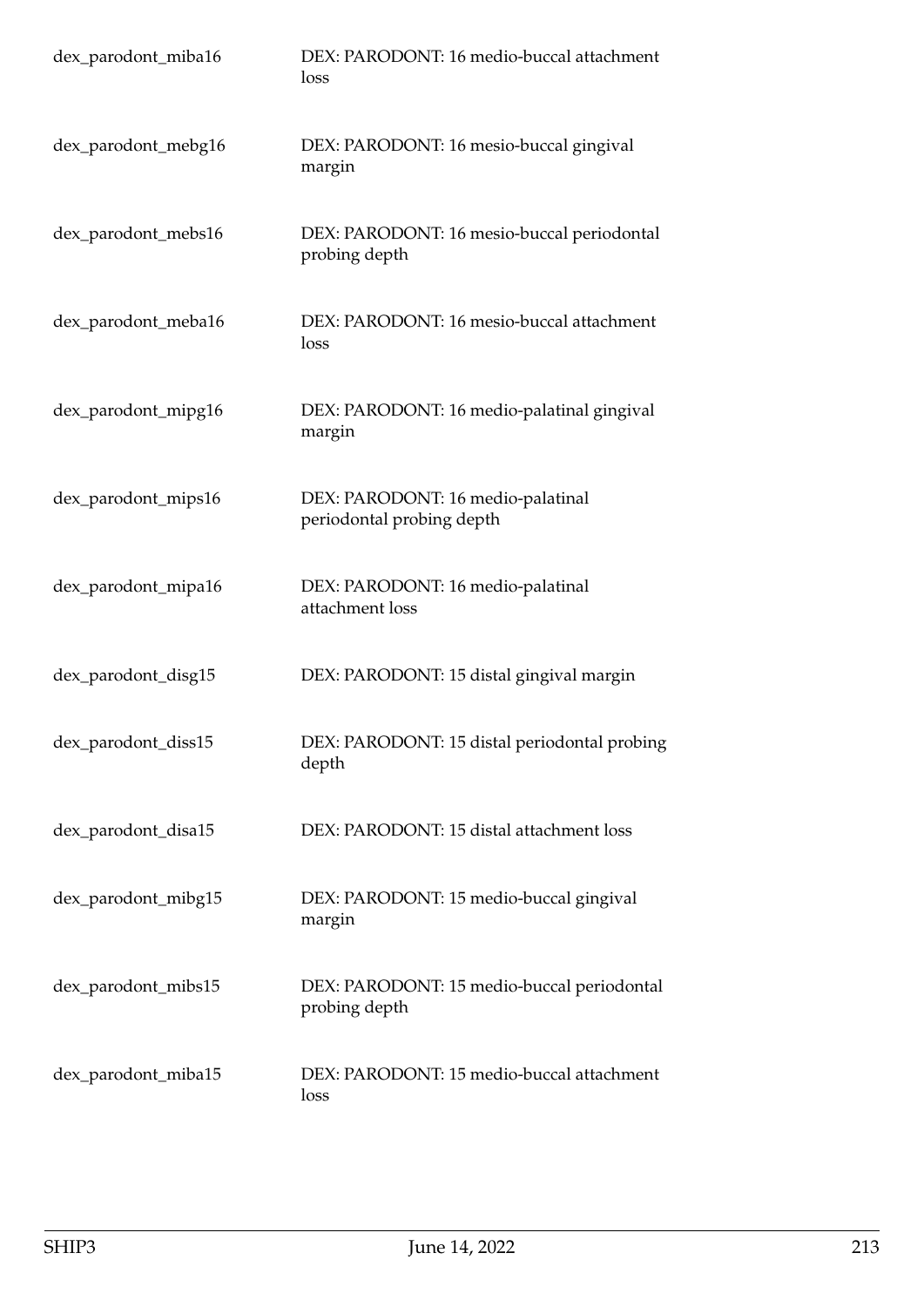| | |
|---|---|
| dex_parodont_miba16 | DEX: PARODONT: 16 medio-buccal attachment loss |
| dex_parodont_mebg16 | DEX: PARODONT: 16 mesio-buccal gingival margin |
| dex_parodont_mebs16 | DEX: PARODONT: 16 mesio-buccal periodontal probing depth |
| dex_parodont_meba16 | DEX: PARODONT: 16 mesio-buccal attachment loss |
| dex_parodont_mipg16 | DEX: PARODONT: 16 medio-palatinal gingival margin |
| dex_parodont_mips16 | DEX: PARODONT: 16 medio-palatinal periodontal probing depth |
| dex_parodont_mipa16 | DEX: PARODONT: 16 medio-palatinal attachment loss |
| dex_parodont_disg15 | DEX: PARODONT: 15 distal gingival margin |
| dex_parodont_diss15 | DEX: PARODONT: 15 distal periodontal probing depth |
| dex_parodont_disa15 | DEX: PARODONT: 15 distal attachment loss |
| dex_parodont_mibg15 | DEX: PARODONT: 15 medio-buccal gingival margin |
| dex_parodont_mibs15 | DEX: PARODONT: 15 medio-buccal periodontal probing depth |
| dex_parodont_miba15 | DEX: PARODONT: 15 medio-buccal attachment loss |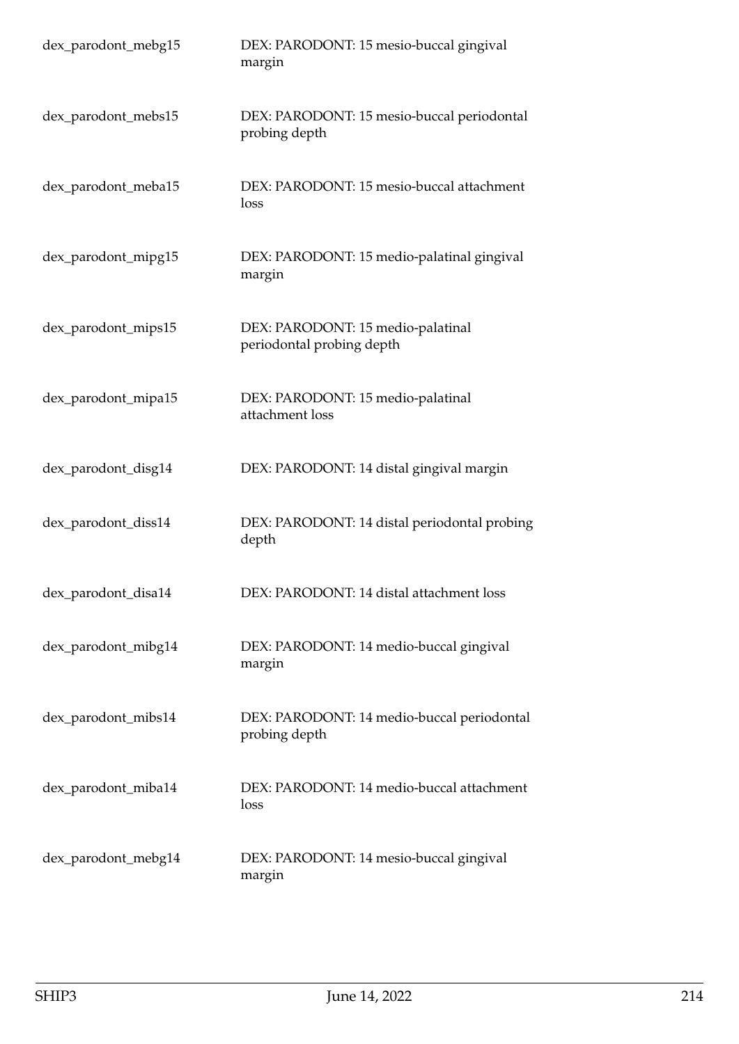| | |
|---|---|
| dex_parodont_mebg15 | DEX: PARODONT: 15 mesio-buccal gingival margin |
| dex_parodont_mebs15 | DEX: PARODONT: 15 mesio-buccal periodontal probing depth |
| dex_parodont_meba15 | DEX: PARODONT: 15 mesio-buccal attachment loss |
| dex_parodont_mipg15 | DEX: PARODONT: 15 medio-palatinal gingival margin |
| dex_parodont_mips15 | DEX: PARODONT: 15 medio-palatinal periodontal probing depth |
| dex_parodont_mipa15 | DEX: PARODONT: 15 medio-palatinal attachment loss |
| dex_parodont_disg14 | DEX: PARODONT: 14 distal gingival margin |
| dex_parodont_diss14 | DEX: PARODONT: 14 distal periodontal probing depth |
| dex_parodont_disa14 | DEX: PARODONT: 14 distal attachment loss |
| dex_parodont_mibg14 | DEX: PARODONT: 14 medio-buccal gingival margin |
| dex_parodont_mibs14 | DEX: PARODONT: 14 medio-buccal periodontal probing depth |
| dex_parodont_miba14 | DEX: PARODONT: 14 medio-buccal attachment loss |
| dex_parodont_mebg14 | DEX: PARODONT: 14 mesio-buccal gingival margin |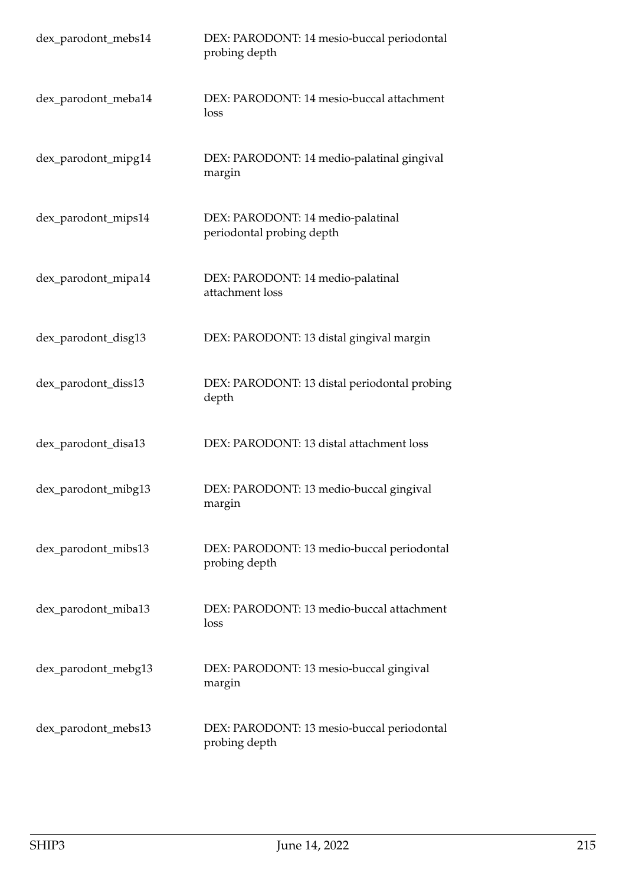| | |
|---|---|
| dex_parodont_mebs14 | DEX: PARODONT: 14 mesio-buccal periodontal probing depth |
| dex_parodont_meba14 | DEX: PARODONT: 14 mesio-buccal attachment loss |
| dex_parodont_mipg14 | DEX: PARODONT: 14 medio-palatinal gingival margin |
| dex_parodont_mips14 | DEX: PARODONT: 14 medio-palatinal periodontal probing depth |
| dex_parodont_mipa14 | DEX: PARODONT: 14 medio-palatinal attachment loss |
| dex_parodont_disg13 | DEX: PARODONT: 13 distal gingival margin |
| dex_parodont_diss13 | DEX: PARODONT: 13 distal periodontal probing depth |
| dex_parodont_disa13 | DEX: PARODONT: 13 distal attachment loss |
| dex_parodont_mibg13 | DEX: PARODONT: 13 medio-buccal gingival margin |
| dex_parodont_mibs13 | DEX: PARODONT: 13 medio-buccal periodontal probing depth |
| dex_parodont_miba13 | DEX: PARODONT: 13 medio-buccal attachment loss |
| dex_parodont_mebg13 | DEX: PARODONT: 13 mesio-buccal gingival margin |
| dex_parodont_mebs13 | DEX: PARODONT: 13 mesio-buccal periodontal probing depth |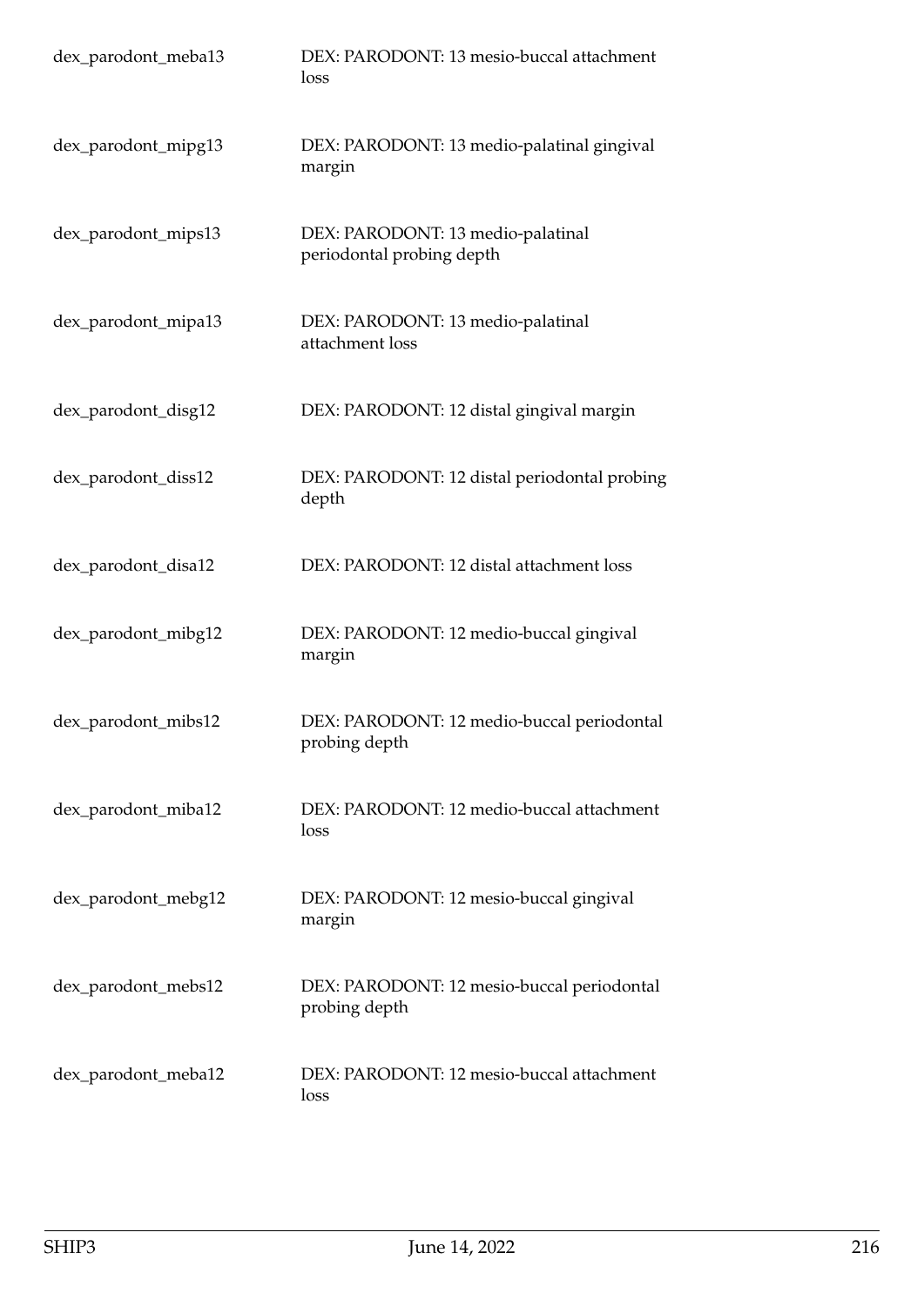| | |
|---|---|
| dex_parodont_meba13 | DEX: PARODONT: 13 mesio-buccal attachment loss |
| dex_parodont_mipg13 | DEX: PARODONT: 13 medio-palatinal gingival margin |
| dex_parodont_mips13 | DEX: PARODONT: 13 medio-palatinal periodontal probing depth |
| dex_parodont_mipa13 | DEX: PARODONT: 13 medio-palatinal attachment loss |
| dex_parodont_disg12 | DEX: PARODONT: 12 distal gingival margin |
| dex_parodont_diss12 | DEX: PARODONT: 12 distal periodontal probing depth |
| dex_parodont_disa12 | DEX: PARODONT: 12 distal attachment loss |
| dex_parodont_mibg12 | DEX: PARODONT: 12 medio-buccal gingival margin |
| dex_parodont_mibs12 | DEX: PARODONT: 12 medio-buccal periodontal probing depth |
| dex_parodont_miba12 | DEX: PARODONT: 12 medio-buccal attachment loss |
| dex_parodont_mebg12 | DEX: PARODONT: 12 mesio-buccal gingival margin |
| dex_parodont_mebs12 | DEX: PARODONT: 12 mesio-buccal periodontal probing depth |
| dex_parodont_meba12 | DEX: PARODONT: 12 mesio-buccal attachment loss |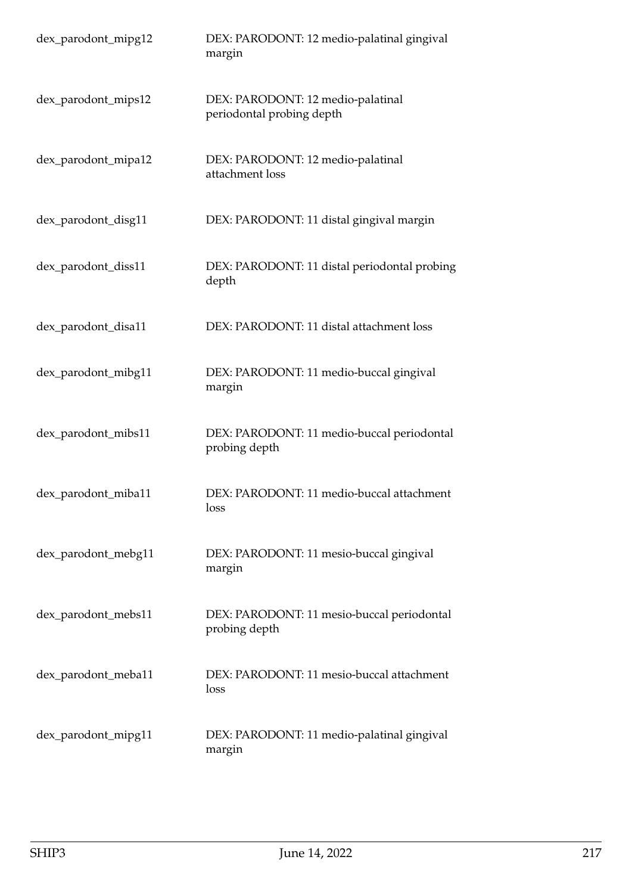| | |
|---|---|
| dex_parodont_mipg12 | DEX: PARODONT: 12 medio-palatinal gingival margin |
| dex_parodont_mips12 | DEX: PARODONT: 12 medio-palatinal periodontal probing depth |
| dex_parodont_mipa12 | DEX: PARODONT: 12 medio-palatinal attachment loss |
| dex_parodont_disg11 | DEX: PARODONT: 11 distal gingival margin |
| dex_parodont_diss11 | DEX: PARODONT: 11 distal periodontal probing depth |
| dex_parodont_disa11 | DEX: PARODONT: 11 distal attachment loss |
| dex_parodont_mibg11 | DEX: PARODONT: 11 medio-buccal gingival margin |
| dex_parodont_mibs11 | DEX: PARODONT: 11 medio-buccal periodontal probing depth |
| dex_parodont_miba11 | DEX: PARODONT: 11 medio-buccal attachment loss |
| dex_parodont_mebg11 | DEX: PARODONT: 11 mesio-buccal gingival margin |
| dex_parodont_mebs11 | DEX: PARODONT: 11 mesio-buccal periodontal probing depth |
| dex_parodont_meba11 | DEX: PARODONT: 11 mesio-buccal attachment loss |
| dex_parodont_mipg11 | DEX: PARODONT: 11 medio-palatinal gingival margin |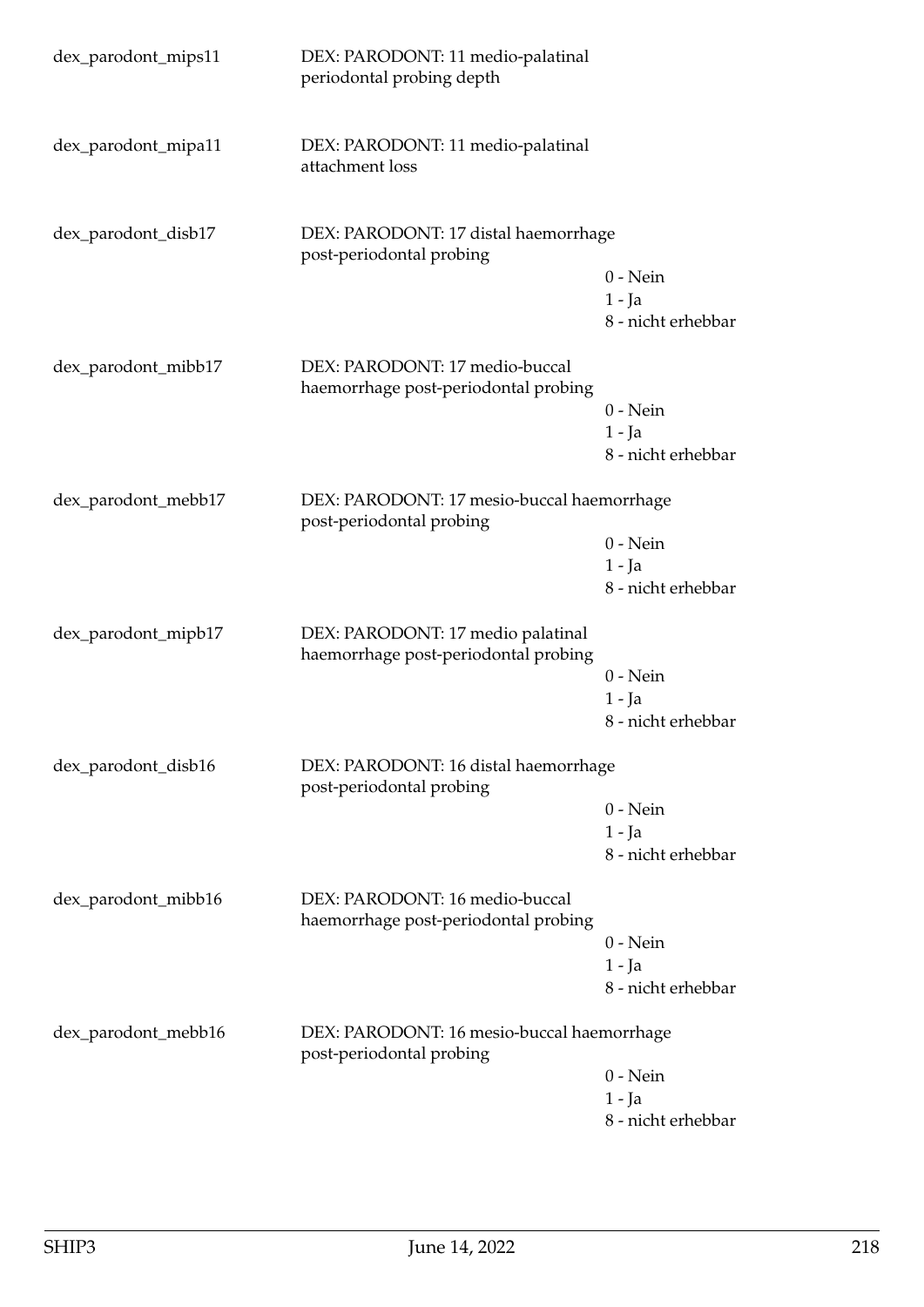dex_parodont_mips11 DEX: PARODONT: 11 medio-palatinal periodontal probing depth

dex_parodont_mipa11 DEX: PARODONT: 11 medio-palatinal attachment loss

dex_parodont_disb17 DEX: PARODONT: 17 distal haemorrhage post-periodontal probing

- 0 - Nein
- 1 - Ja
- 8 - nicht erhebbar

dex_parodont_mibb17 DEX: PARODONT: 17 medio-buccal haemorrhage post-periodontal probing

- 0 - Nein
- 1 - Ja
- 8 - nicht erhebbar

dex_parodont_mebb17 DEX: PARODONT: 17 mesio-buccal haemorrhage post-periodontal probing

- 0 - Nein
- 1 - Ja
- 8 - nicht erhebbar

dex_parodont_mipb17 DEX: PARODONT: 17 medio palatinal haemorrhage post-periodontal probing

- 0 - Nein
- 1 - Ja
- 8 - nicht erhebbar

dex_parodont_disb16 DEX: PARODONT: 16 distal haemorrhage post-periodontal probing

- 0 - Nein
- 1 - Ja
- 8 - nicht erhebbar

dex_parodont_mibb16 DEX: PARODONT: 16 medio-buccal haemorrhage post-periodontal probing

- 0 - Nein
- 1 - Ja
- 8 - nicht erhebbar

dex_parodont_mebb16 DEX: PARODONT: 16 mesio-buccal haemorrhage post-periodontal probing

- 0 - Nein
- 1 - Ja
- 8 - nicht erhebbar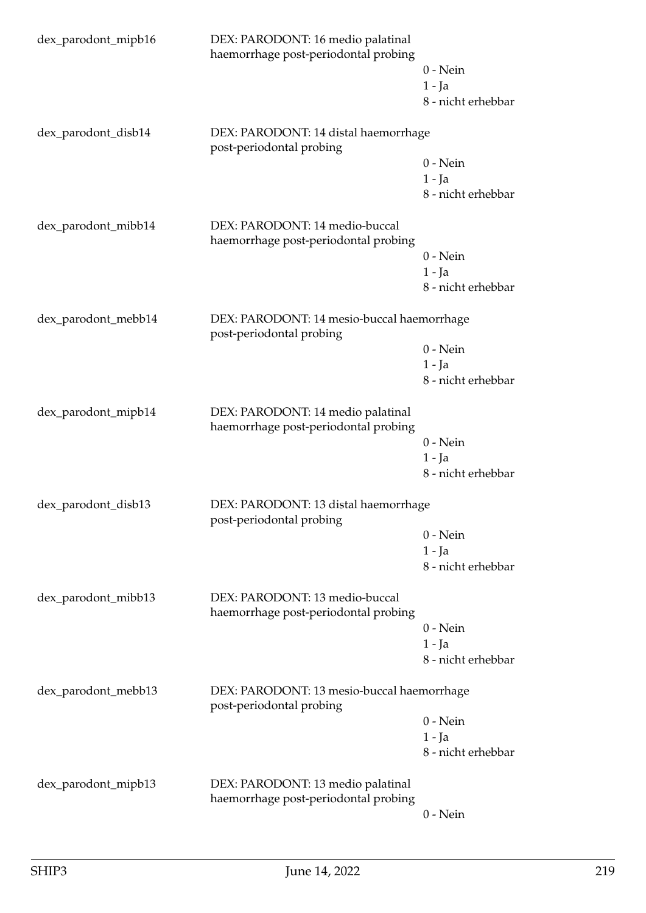dex_parodont_mipb16 — DEX: PARODONT: 16 medio palatinal haemorrhage post-periodontal probing

- 0 - Nein
- 1 - Ja
- 8 - nicht erhebbar

dex_parodont_disb14 — DEX: PARODONT: 14 distal haemorrhage post-periodontal probing

- 0 - Nein
- 1 - Ja
- 8 - nicht erhebbar

dex_parodont_mibb14 — DEX: PARODONT: 14 medio-buccal haemorrhage post-periodontal probing

- 0 - Nein
- 1 - Ja
- 8 - nicht erhebbar

dex_parodont_mebb14 — DEX: PARODONT: 14 mesio-buccal haemorrhage post-periodontal probing

- 0 - Nein
- 1 - Ja
- 8 - nicht erhebbar

dex_parodont_mipb14 — DEX: PARODONT: 14 medio palatinal haemorrhage post-periodontal probing

- 0 - Nein
- 1 - Ja
- 8 - nicht erhebbar

dex_parodont_disb13 — DEX: PARODONT: 13 distal haemorrhage post-periodontal probing

- 0 - Nein
- 1 - Ja
- 8 - nicht erhebbar

dex_parodont_mibb13 — DEX: PARODONT: 13 medio-buccal haemorrhage post-periodontal probing

- 0 - Nein
- 1 - Ja
- 8 - nicht erhebbar

dex_parodont_mebb13 — DEX: PARODONT: 13 mesio-buccal haemorrhage post-periodontal probing

- 0 - Nein
- 1 - Ja
- 8 - nicht erhebbar

dex_parodont_mipb13 — DEX: PARODONT: 13 medio palatinal haemorrhage post-periodontal probing

- 0 - Nein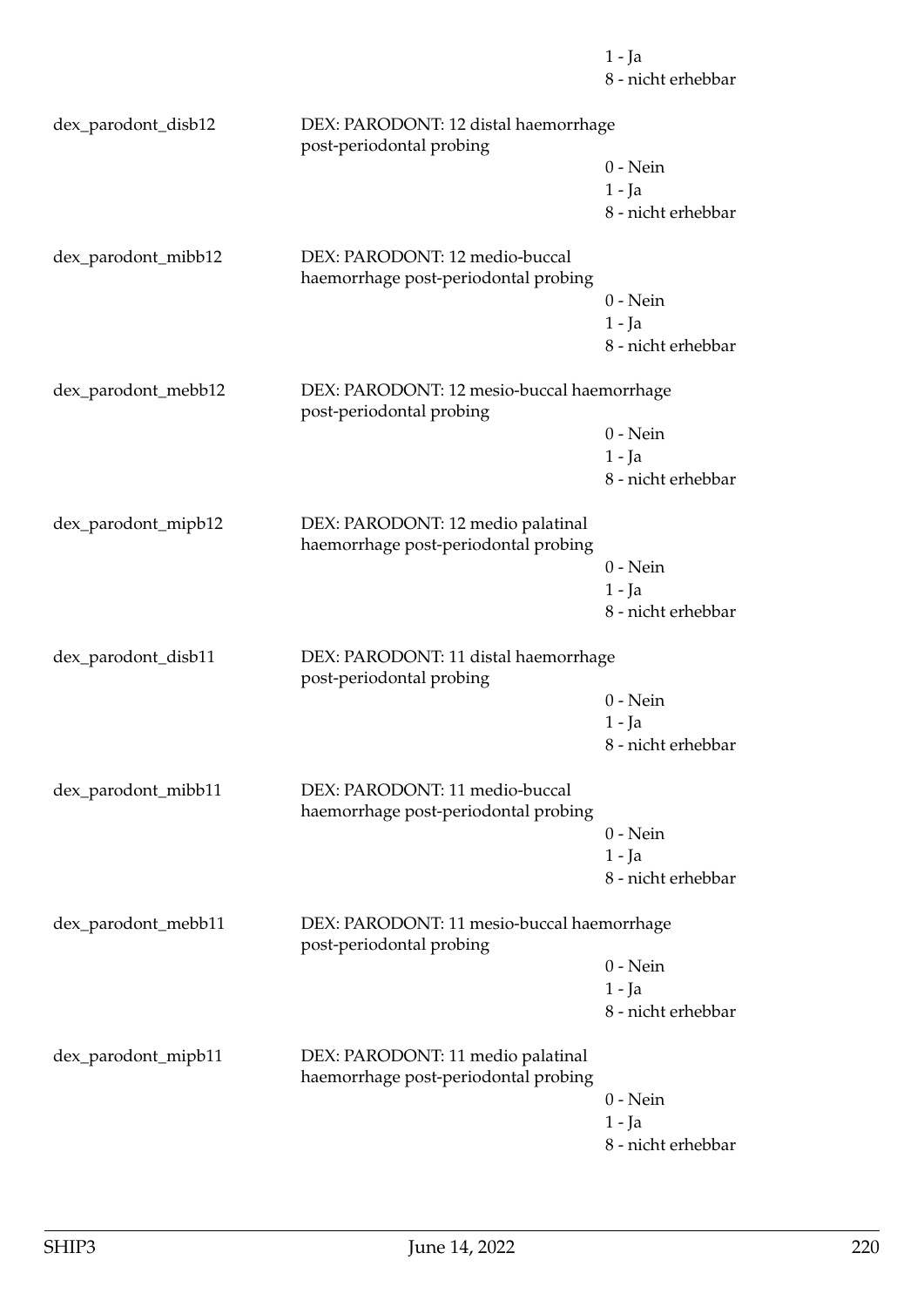1 - Ja
8 - nicht erhebbar

dex_parodont_disb12 DEX: PARODONT: 12 distal haemorrhage post-periodontal probing
0 - Nein
1 - Ja
8 - nicht erhebbar

dex_parodont_mibb12 DEX: PARODONT: 12 medio-buccal haemorrhage post-periodontal probing
0 - Nein
1 - Ja
8 - nicht erhebbar

dex_parodont_mebb12 DEX: PARODONT: 12 mesio-buccal haemorrhage post-periodontal probing
0 - Nein
1 - Ja
8 - nicht erhebbar

dex_parodont_mipb12 DEX: PARODONT: 12 medio palatinal haemorrhage post-periodontal probing
0 - Nein
1 - Ja
8 - nicht erhebbar

dex_parodont_disb11 DEX: PARODONT: 11 distal haemorrhage post-periodontal probing
0 - Nein
1 - Ja
8 - nicht erhebbar

dex_parodont_mibb11 DEX: PARODONT: 11 medio-buccal haemorrhage post-periodontal probing
0 - Nein
1 - Ja
8 - nicht erhebbar

dex_parodont_mebb11 DEX: PARODONT: 11 mesio-buccal haemorrhage post-periodontal probing
0 - Nein
1 - Ja
8 - nicht erhebbar

dex_parodont_mipb11 DEX: PARODONT: 11 medio palatinal haemorrhage post-periodontal probing
0 - Nein
1 - Ja
8 - nicht erhebbar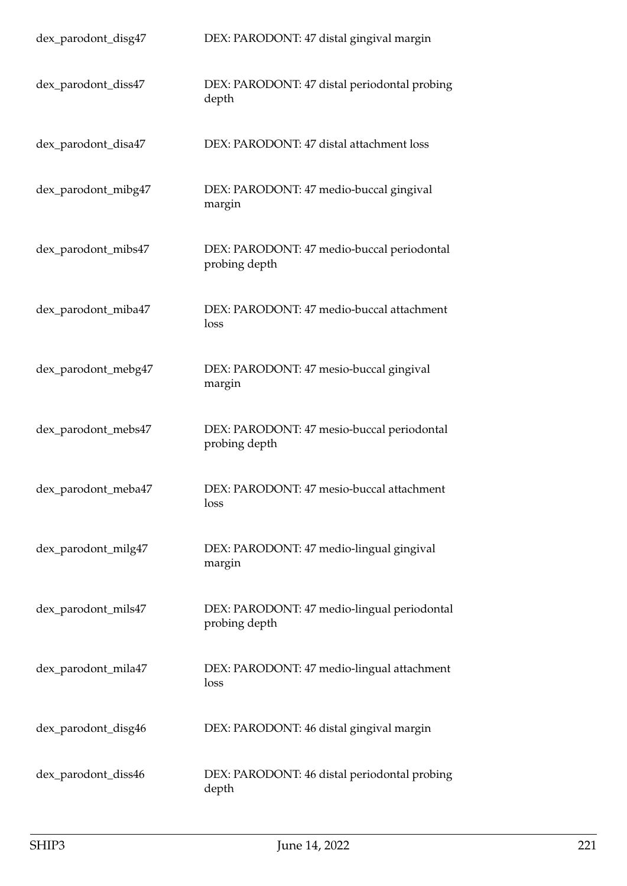| | |
|---|---|
| dex_parodont_disg47 | DEX: PARODONT: 47 distal gingival margin |
| dex_parodont_diss47 | DEX: PARODONT: 47 distal periodontal probing depth |
| dex_parodont_disa47 | DEX: PARODONT: 47 distal attachment loss |
| dex_parodont_mibg47 | DEX: PARODONT: 47 medio-buccal gingival margin |
| dex_parodont_mibs47 | DEX: PARODONT: 47 medio-buccal periodontal probing depth |
| dex_parodont_miba47 | DEX: PARODONT: 47 medio-buccal attachment loss |
| dex_parodont_mebg47 | DEX: PARODONT: 47 mesio-buccal gingival margin |
| dex_parodont_mebs47 | DEX: PARODONT: 47 mesio-buccal periodontal probing depth |
| dex_parodont_meba47 | DEX: PARODONT: 47 mesio-buccal attachment loss |
| dex_parodont_milg47 | DEX: PARODONT: 47 medio-lingual gingival margin |
| dex_parodont_mils47 | DEX: PARODONT: 47 medio-lingual periodontal probing depth |
| dex_parodont_mila47 | DEX: PARODONT: 47 medio-lingual attachment loss |
| dex_parodont_disg46 | DEX: PARODONT: 46 distal gingival margin |
| dex_parodont_diss46 | DEX: PARODONT: 46 distal periodontal probing depth |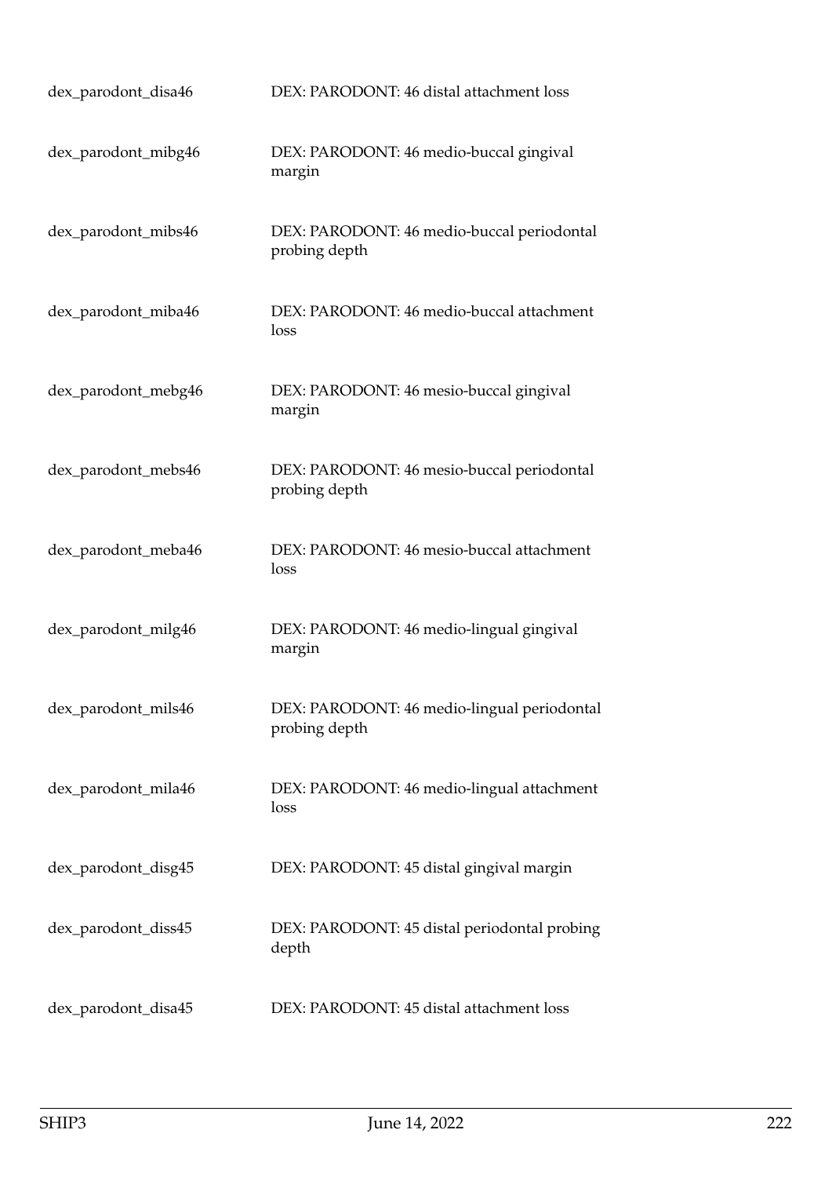| | |
|---|---|
| dex_parodont_disa46 | DEX: PARODONT: 46 distal attachment loss |
| dex_parodont_mibg46 | DEX: PARODONT: 46 medio-buccal gingival margin |
| dex_parodont_mibs46 | DEX: PARODONT: 46 medio-buccal periodontal probing depth |
| dex_parodont_miba46 | DEX: PARODONT: 46 medio-buccal attachment loss |
| dex_parodont_mebg46 | DEX: PARODONT: 46 mesio-buccal gingival margin |
| dex_parodont_mebs46 | DEX: PARODONT: 46 mesio-buccal periodontal probing depth |
| dex_parodont_meba46 | DEX: PARODONT: 46 mesio-buccal attachment loss |
| dex_parodont_milg46 | DEX: PARODONT: 46 medio-lingual gingival margin |
| dex_parodont_mils46 | DEX: PARODONT: 46 medio-lingual periodontal probing depth |
| dex_parodont_mila46 | DEX: PARODONT: 46 medio-lingual attachment loss |
| dex_parodont_disg45 | DEX: PARODONT: 45 distal gingival margin |
| dex_parodont_diss45 | DEX: PARODONT: 45 distal periodontal probing depth |
| dex_parodont_disa45 | DEX: PARODONT: 45 distal attachment loss |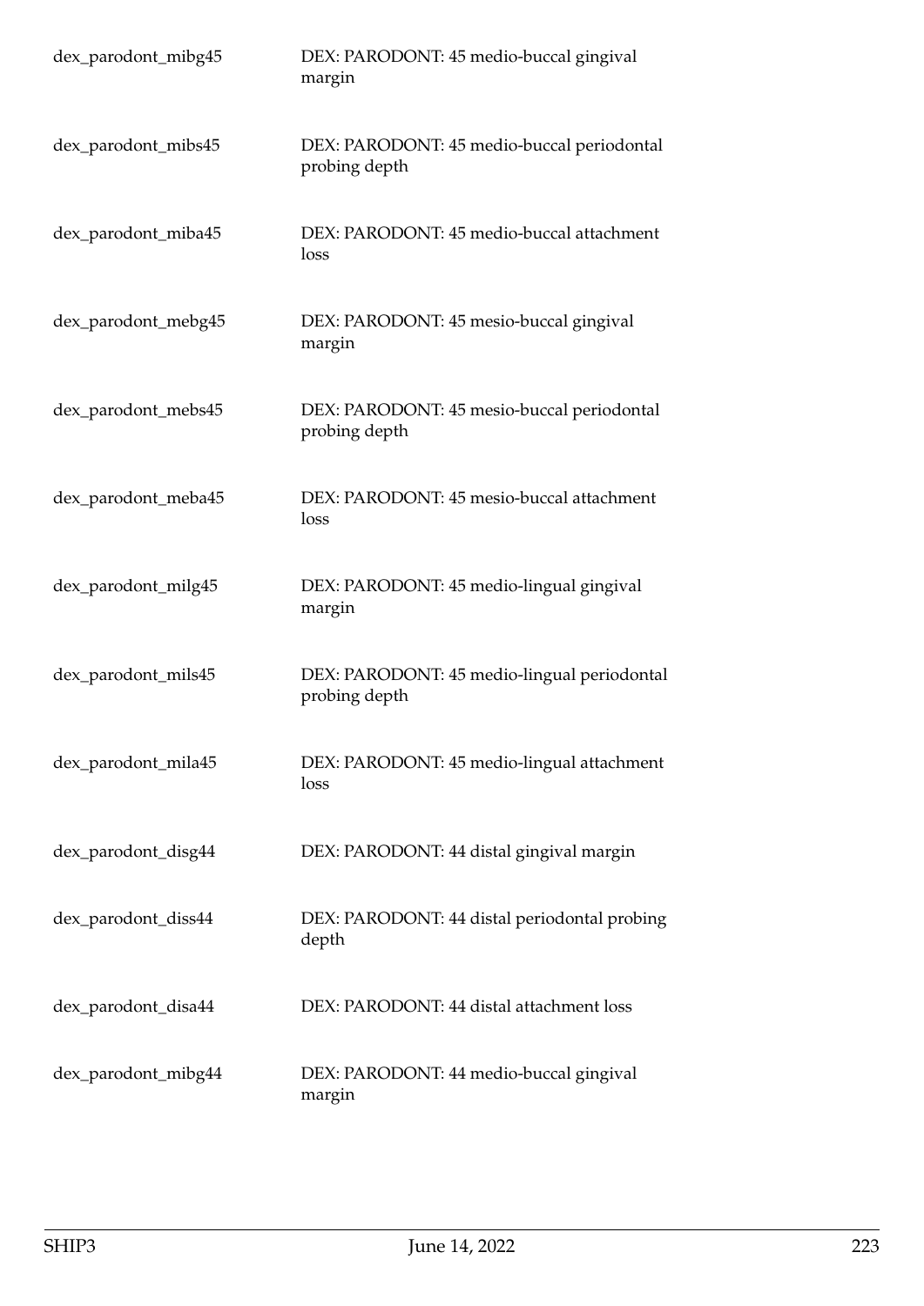| | |
|---|---|
| dex_parodont_mibg45 | DEX: PARODONT: 45 medio-buccal gingival margin |
| dex_parodont_mibs45 | DEX: PARODONT: 45 medio-buccal periodontal probing depth |
| dex_parodont_miba45 | DEX: PARODONT: 45 medio-buccal attachment loss |
| dex_parodont_mebg45 | DEX: PARODONT: 45 mesio-buccal gingival margin |
| dex_parodont_mebs45 | DEX: PARODONT: 45 mesio-buccal periodontal probing depth |
| dex_parodont_meba45 | DEX: PARODONT: 45 mesio-buccal attachment loss |
| dex_parodont_milg45 | DEX: PARODONT: 45 medio-lingual gingival margin |
| dex_parodont_mils45 | DEX: PARODONT: 45 medio-lingual periodontal probing depth |
| dex_parodont_mila45 | DEX: PARODONT: 45 medio-lingual attachment loss |
| dex_parodont_disg44 | DEX: PARODONT: 44 distal gingival margin |
| dex_parodont_diss44 | DEX: PARODONT: 44 distal periodontal probing depth |
| dex_parodont_disa44 | DEX: PARODONT: 44 distal attachment loss |
| dex_parodont_mibg44 | DEX: PARODONT: 44 medio-buccal gingival margin |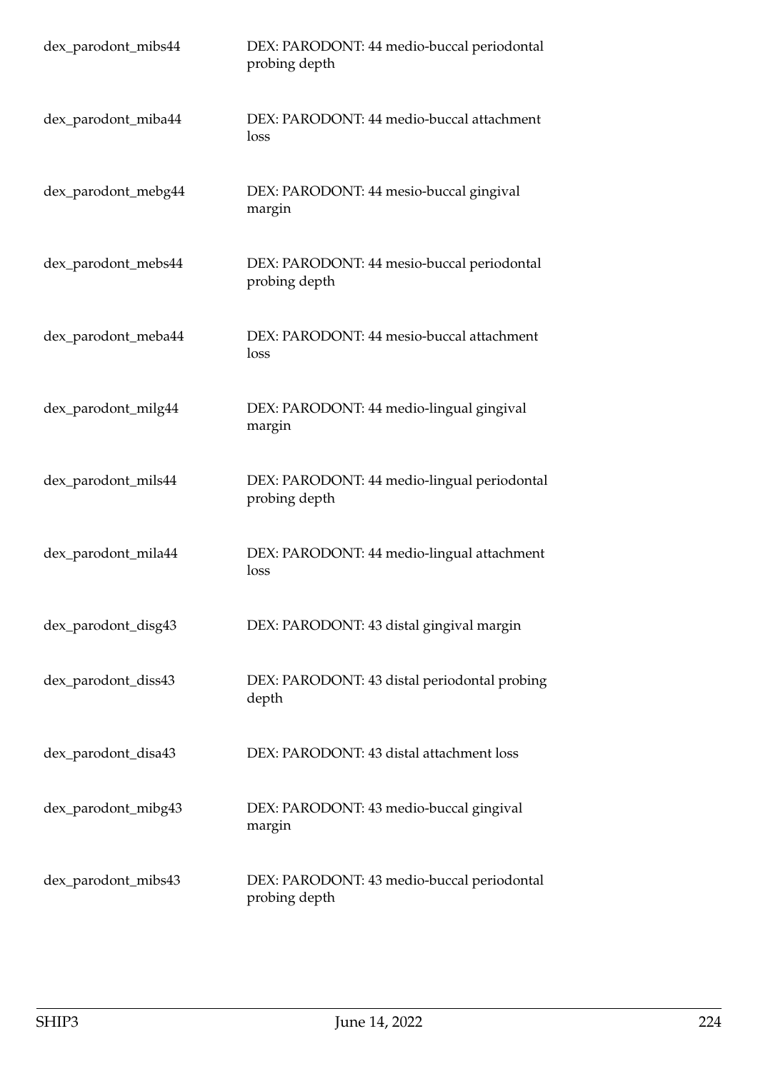| | |
|---|---|
| dex_parodont_mibs44 | DEX: PARODONT: 44 medio-buccal periodontal probing depth |
| dex_parodont_miba44 | DEX: PARODONT: 44 medio-buccal attachment loss |
| dex_parodont_mebg44 | DEX: PARODONT: 44 mesio-buccal gingival margin |
| dex_parodont_mebs44 | DEX: PARODONT: 44 mesio-buccal periodontal probing depth |
| dex_parodont_meba44 | DEX: PARODONT: 44 mesio-buccal attachment loss |
| dex_parodont_milg44 | DEX: PARODONT: 44 medio-lingual gingival margin |
| dex_parodont_mils44 | DEX: PARODONT: 44 medio-lingual periodontal probing depth |
| dex_parodont_mila44 | DEX: PARODONT: 44 medio-lingual attachment loss |
| dex_parodont_disg43 | DEX: PARODONT: 43 distal gingival margin |
| dex_parodont_diss43 | DEX: PARODONT: 43 distal periodontal probing depth |
| dex_parodont_disa43 | DEX: PARODONT: 43 distal attachment loss |
| dex_parodont_mibg43 | DEX: PARODONT: 43 medio-buccal gingival margin |
| dex_parodont_mibs43 | DEX: PARODONT: 43 medio-buccal periodontal probing depth |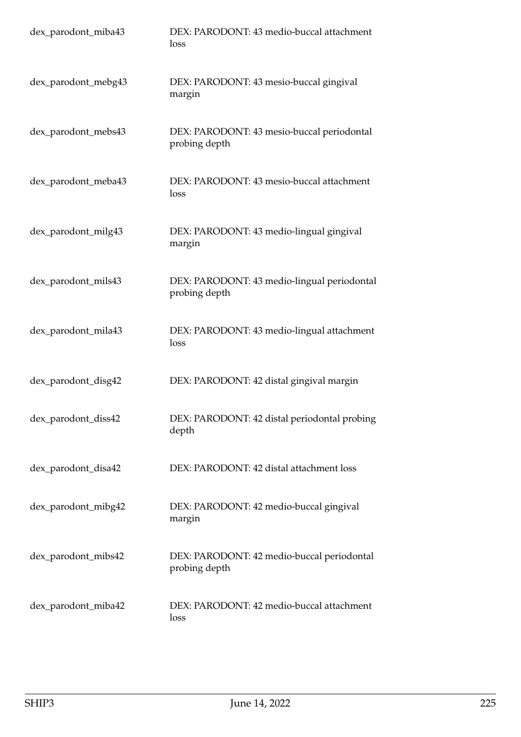| | |
|---|---|
| dex_parodont_miba43 | DEX: PARODONT: 43 medio-buccal attachment loss |
| dex_parodont_mebg43 | DEX: PARODONT: 43 mesio-buccal gingival margin |
| dex_parodont_mebs43 | DEX: PARODONT: 43 mesio-buccal periodontal probing depth |
| dex_parodont_meba43 | DEX: PARODONT: 43 mesio-buccal attachment loss |
| dex_parodont_milg43 | DEX: PARODONT: 43 medio-lingual gingival margin |
| dex_parodont_mils43 | DEX: PARODONT: 43 medio-lingual periodontal probing depth |
| dex_parodont_mila43 | DEX: PARODONT: 43 medio-lingual attachment loss |
| dex_parodont_disg42 | DEX: PARODONT: 42 distal gingival margin |
| dex_parodont_diss42 | DEX: PARODONT: 42 distal periodontal probing depth |
| dex_parodont_disa42 | DEX: PARODONT: 42 distal attachment loss |
| dex_parodont_mibg42 | DEX: PARODONT: 42 medio-buccal gingival margin |
| dex_parodont_mibs42 | DEX: PARODONT: 42 medio-buccal periodontal probing depth |
| dex_parodont_miba42 | DEX: PARODONT: 42 medio-buccal attachment loss |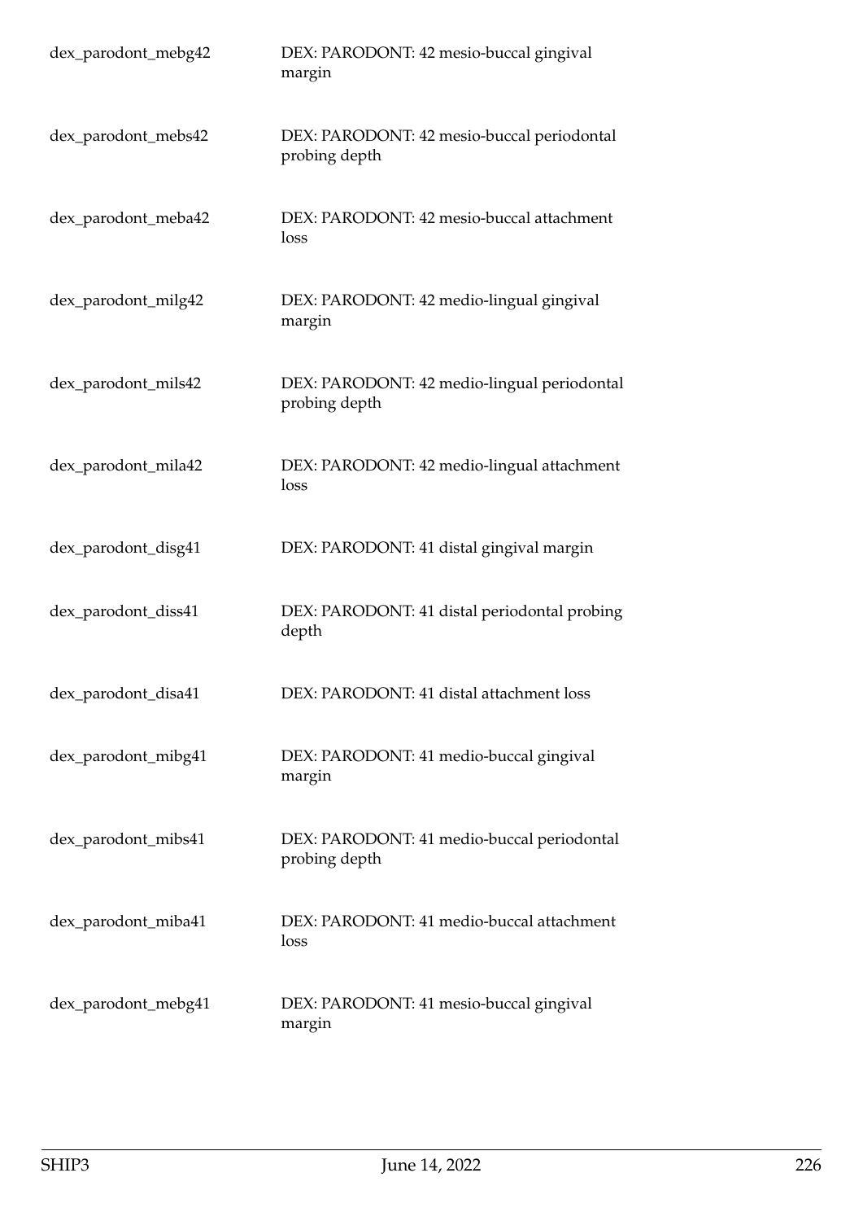| | |
|---|---|
| dex_parodont_mebg42 | DEX: PARODONT: 42 mesio-buccal gingival margin |
| dex_parodont_mebs42 | DEX: PARODONT: 42 mesio-buccal periodontal probing depth |
| dex_parodont_meba42 | DEX: PARODONT: 42 mesio-buccal attachment loss |
| dex_parodont_milg42 | DEX: PARODONT: 42 medio-lingual gingival margin |
| dex_parodont_mils42 | DEX: PARODONT: 42 medio-lingual periodontal probing depth |
| dex_parodont_mila42 | DEX: PARODONT: 42 medio-lingual attachment loss |
| dex_parodont_disg41 | DEX: PARODONT: 41 distal gingival margin |
| dex_parodont_diss41 | DEX: PARODONT: 41 distal periodontal probing depth |
| dex_parodont_disa41 | DEX: PARODONT: 41 distal attachment loss |
| dex_parodont_mibg41 | DEX: PARODONT: 41 medio-buccal gingival margin |
| dex_parodont_mibs41 | DEX: PARODONT: 41 medio-buccal periodontal probing depth |
| dex_parodont_miba41 | DEX: PARODONT: 41 medio-buccal attachment loss |
| dex_parodont_mebg41 | DEX: PARODONT: 41 mesio-buccal gingival margin |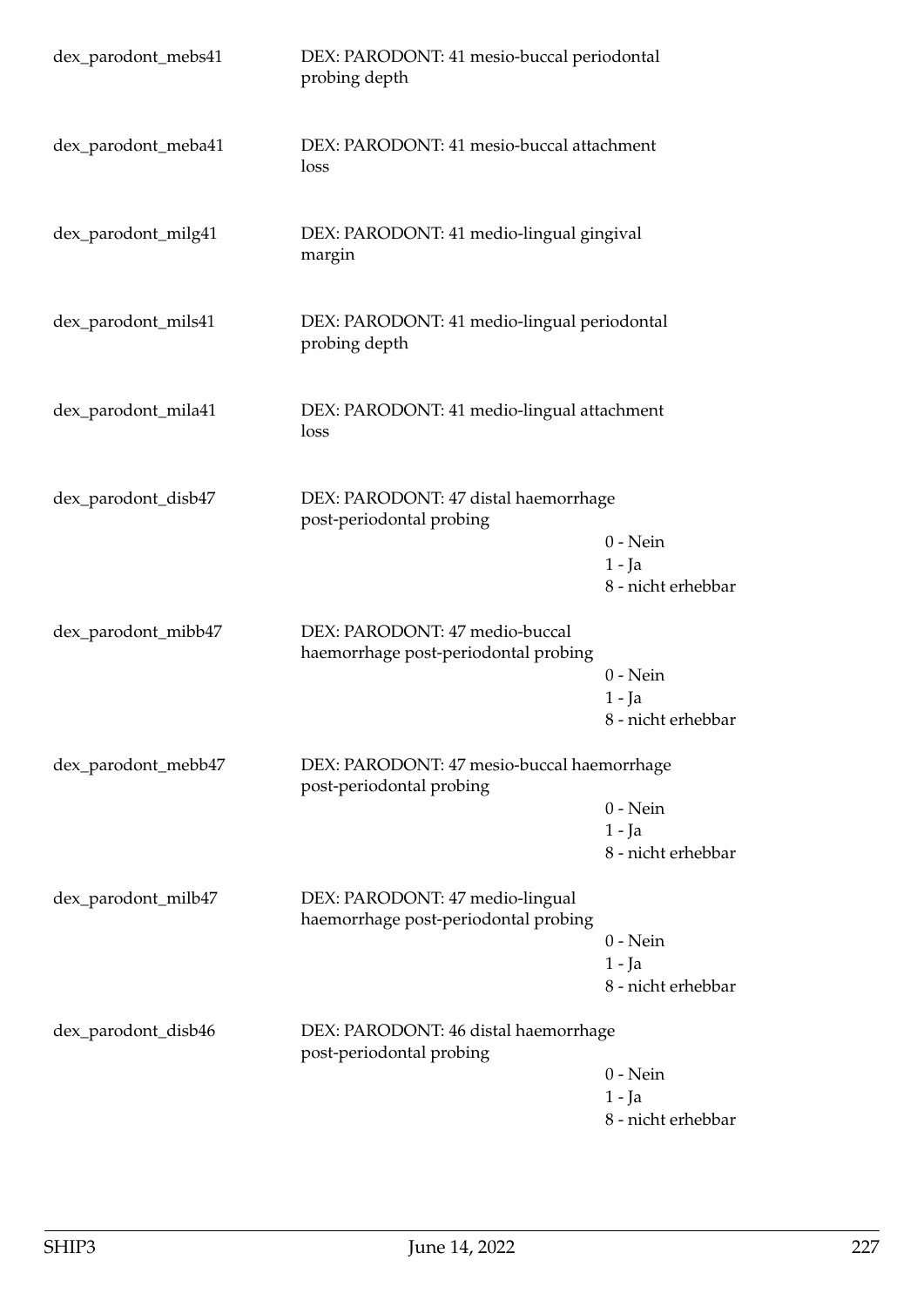| | | |
|---|---|---|
| dex_parodont_mebs41 | DEX: PARODONT: 41 mesio-buccal periodontal probing depth | |
| dex_parodont_meba41 | DEX: PARODONT: 41 mesio-buccal attachment loss | |
| dex_parodont_milg41 | DEX: PARODONT: 41 medio-lingual gingival margin | |
| dex_parodont_mils41 | DEX: PARODONT: 41 medio-lingual periodontal probing depth | |
| dex_parodont_mila41 | DEX: PARODONT: 41 medio-lingual attachment loss | |
| dex_parodont_disb47 | DEX: PARODONT: 47 distal haemorrhage post-periodontal probing | 0 - Nein<br>1 - Ja<br>8 - nicht erhebbar |
| dex_parodont_mibb47 | DEX: PARODONT: 47 medio-buccal haemorrhage post-periodontal probing | 0 - Nein<br>1 - Ja<br>8 - nicht erhebbar |
| dex_parodont_mebb47 | DEX: PARODONT: 47 mesio-buccal haemorrhage post-periodontal probing | 0 - Nein<br>1 - Ja<br>8 - nicht erhebbar |
| dex_parodont_milb47 | DEX: PARODONT: 47 medio-lingual haemorrhage post-periodontal probing | 0 - Nein<br>1 - Ja<br>8 - nicht erhebbar |
| dex_parodont_disb46 | DEX: PARODONT: 46 distal haemorrhage post-periodontal probing | 0 - Nein<br>1 - Ja<br>8 - nicht erhebbar |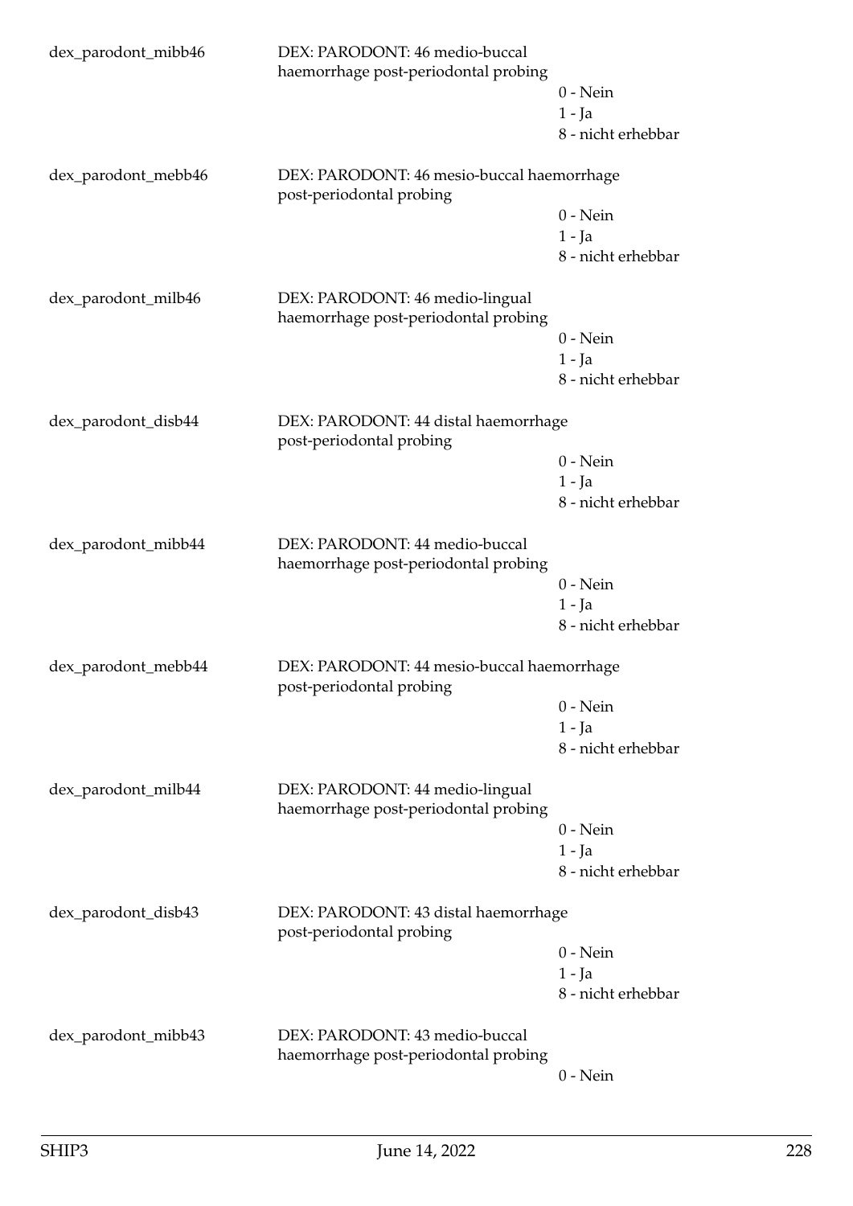dex_parodont_mibb46 DEX: PARODONT: 46 medio-buccal haemorrhage post-periodontal probing

0 - Nein
1 - Ja
8 - nicht erhebbar

dex_parodont_mebb46 DEX: PARODONT: 46 mesio-buccal haemorrhage post-periodontal probing

0 - Nein
1 - Ja
8 - nicht erhebbar

dex_parodont_milb46 DEX: PARODONT: 46 medio-lingual haemorrhage post-periodontal probing

0 - Nein
1 - Ja
8 - nicht erhebbar

dex_parodont_disb44 DEX: PARODONT: 44 distal haemorrhage post-periodontal probing

0 - Nein
1 - Ja
8 - nicht erhebbar

dex_parodont_mibb44 DEX: PARODONT: 44 medio-buccal haemorrhage post-periodontal probing

0 - Nein
1 - Ja
8 - nicht erhebbar

dex_parodont_mebb44 DEX: PARODONT: 44 mesio-buccal haemorrhage post-periodontal probing

0 - Nein
1 - Ja
8 - nicht erhebbar

dex_parodont_milb44 DEX: PARODONT: 44 medio-lingual haemorrhage post-periodontal probing

0 - Nein
1 - Ja
8 - nicht erhebbar

dex_parodont_disb43 DEX: PARODONT: 43 distal haemorrhage post-periodontal probing

0 - Nein
1 - Ja
8 - nicht erhebbar

dex_parodont_mibb43 DEX: PARODONT: 43 medio-buccal haemorrhage post-periodontal probing

0 - Nein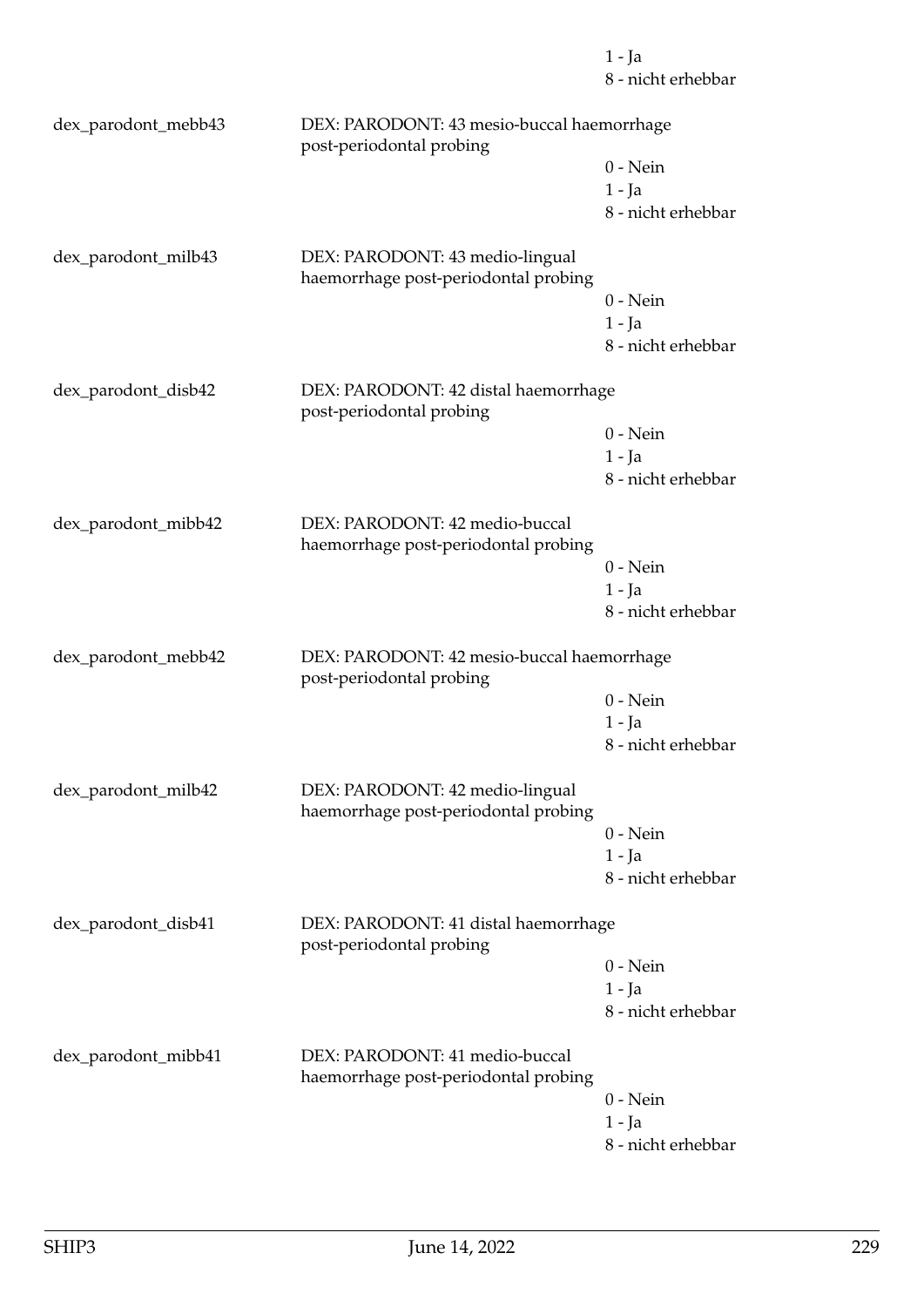1 - Ja
8 - nicht erhebbar

dex_parodont_mebb43 DEX: PARODONT: 43 mesio-buccal haemorrhage post-periodontal probing
0 - Nein
1 - Ja
8 - nicht erhebbar

dex_parodont_milb43 DEX: PARODONT: 43 medio-lingual haemorrhage post-periodontal probing
0 - Nein
1 - Ja
8 - nicht erhebbar

dex_parodont_disb42 DEX: PARODONT: 42 distal haemorrhage post-periodontal probing
0 - Nein
1 - Ja
8 - nicht erhebbar

dex_parodont_mibb42 DEX: PARODONT: 42 medio-buccal haemorrhage post-periodontal probing
0 - Nein
1 - Ja
8 - nicht erhebbar

dex_parodont_mebb42 DEX: PARODONT: 42 mesio-buccal haemorrhage post-periodontal probing
0 - Nein
1 - Ja
8 - nicht erhebbar

dex_parodont_milb42 DEX: PARODONT: 42 medio-lingual haemorrhage post-periodontal probing
0 - Nein
1 - Ja
8 - nicht erhebbar

dex_parodont_disb41 DEX: PARODONT: 41 distal haemorrhage post-periodontal probing
0 - Nein
1 - Ja
8 - nicht erhebbar

dex_parodont_mibb41 DEX: PARODONT: 41 medio-buccal haemorrhage post-periodontal probing
0 - Nein
1 - Ja
8 - nicht erhebbar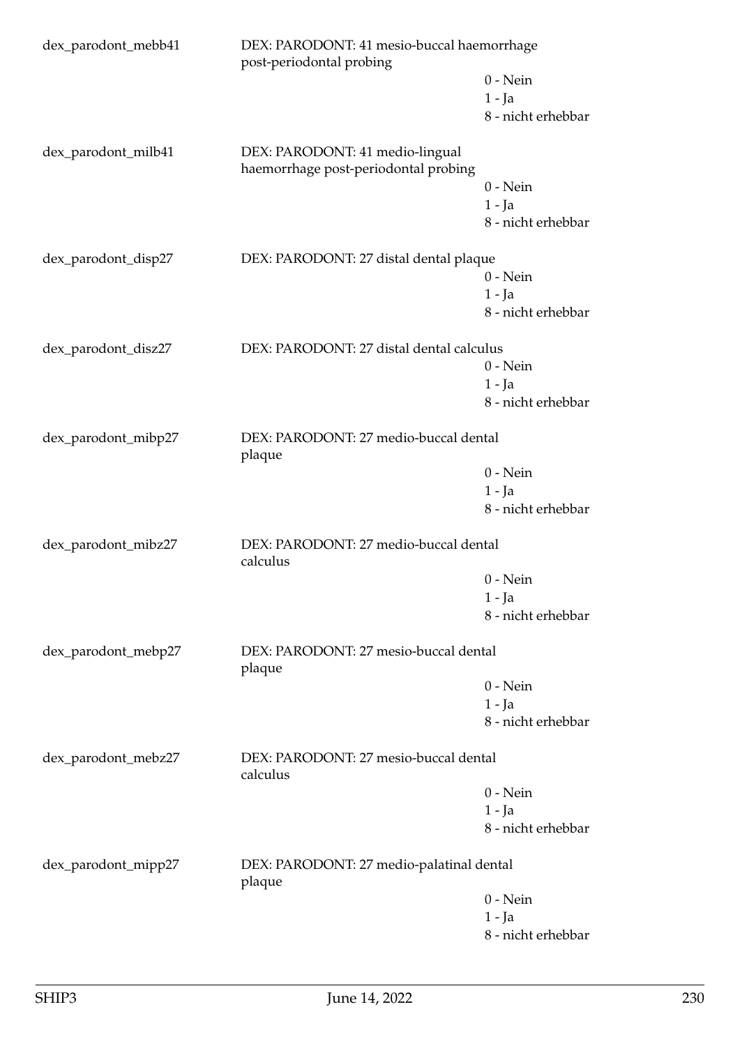dex_parodont_mebb41 DEX: PARODONT: 41 mesio-buccal haemorrhage post-periodontal probing
0 - Nein
1 - Ja
8 - nicht erhebbar

dex_parodont_milb41 DEX: PARODONT: 41 medio-lingual haemorrhage post-periodontal probing
0 - Nein
1 - Ja
8 - nicht erhebbar

dex_parodont_disp27 DEX: PARODONT: 27 distal dental plaque
0 - Nein
1 - Ja
8 - nicht erhebbar

dex_parodont_disz27 DEX: PARODONT: 27 distal dental calculus
0 - Nein
1 - Ja
8 - nicht erhebbar

dex_parodont_mibp27 DEX: PARODONT: 27 medio-buccal dental plaque
0 - Nein
1 - Ja
8 - nicht erhebbar

dex_parodont_mibz27 DEX: PARODONT: 27 medio-buccal dental calculus
0 - Nein
1 - Ja
8 - nicht erhebbar

dex_parodont_mebp27 DEX: PARODONT: 27 mesio-buccal dental plaque
0 - Nein
1 - Ja
8 - nicht erhebbar

dex_parodont_mebz27 DEX: PARODONT: 27 mesio-buccal dental calculus
0 - Nein
1 - Ja
8 - nicht erhebbar

dex_parodont_mipp27 DEX: PARODONT: 27 medio-palatinal dental plaque
0 - Nein
1 - Ja
8 - nicht erhebbar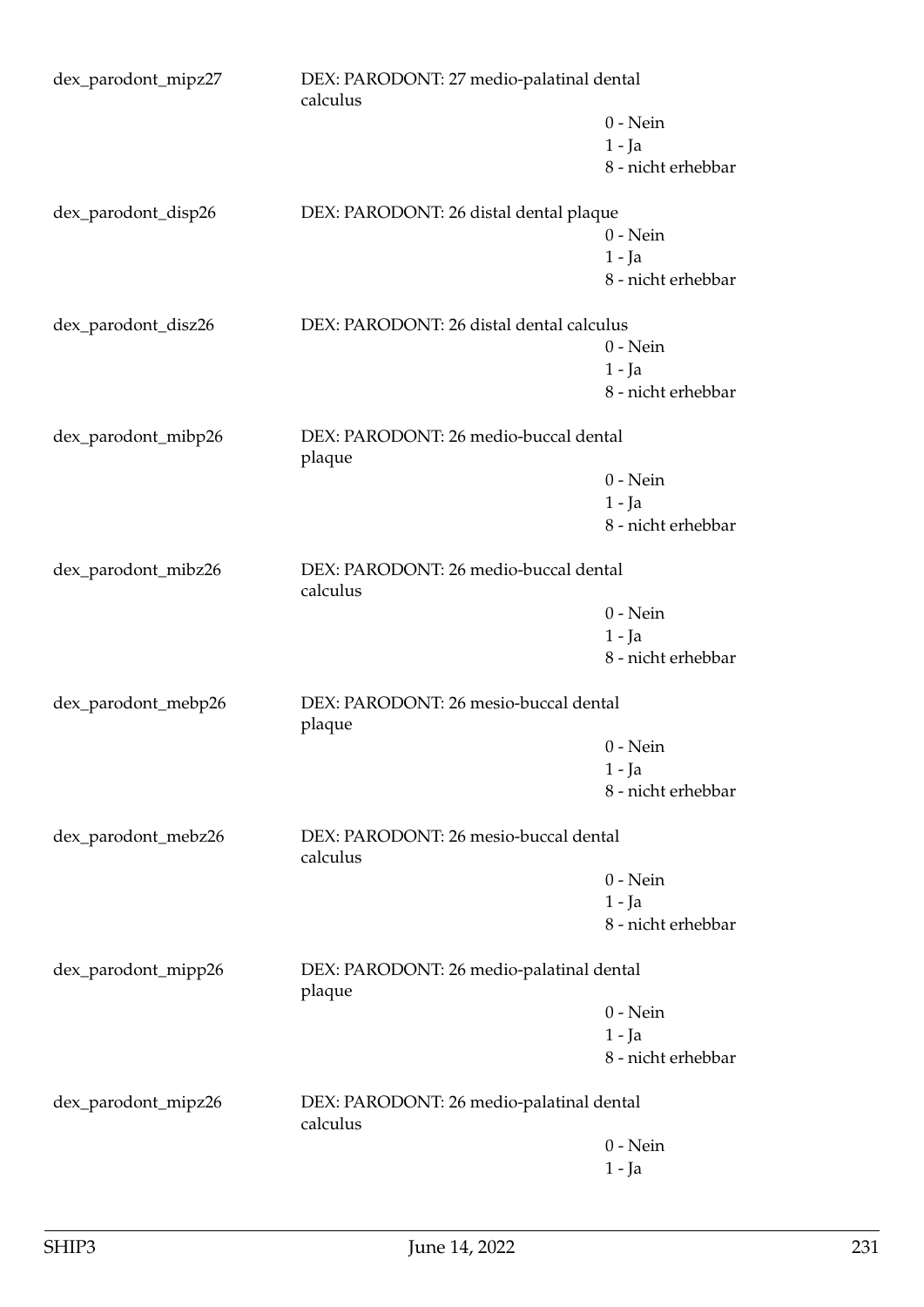dex_parodont_mipz27 DEX: PARODONT: 27 medio-palatinal dental calculus

- 0 - Nein
- 1 - Ja
- 8 - nicht erhebbar

dex_parodont_disp26 DEX: PARODONT: 26 distal dental plaque

- 0 - Nein
- 1 - Ja
- 8 - nicht erhebbar

dex_parodont_disz26 DEX: PARODONT: 26 distal dental calculus

- 0 - Nein
- 1 - Ja
- 8 - nicht erhebbar

dex_parodont_mibp26 DEX: PARODONT: 26 medio-buccal dental plaque

- 0 - Nein
- 1 - Ja
- 8 - nicht erhebbar

dex_parodont_mibz26 DEX: PARODONT: 26 medio-buccal dental calculus

- 0 - Nein
- 1 - Ja
- 8 - nicht erhebbar

dex_parodont_mebp26 DEX: PARODONT: 26 mesio-buccal dental plaque

- 0 - Nein
- 1 - Ja
- 8 - nicht erhebbar

dex_parodont_mebz26 DEX: PARODONT: 26 mesio-buccal dental calculus

- 0 - Nein
- 1 - Ja
- 8 - nicht erhebbar

dex_parodont_mipp26 DEX: PARODONT: 26 medio-palatinal dental plaque

- 0 - Nein
- 1 - Ja
- 8 - nicht erhebbar

dex_parodont_mipz26 DEX: PARODONT: 26 medio-palatinal dental calculus

- 0 - Nein
- 1 - Ja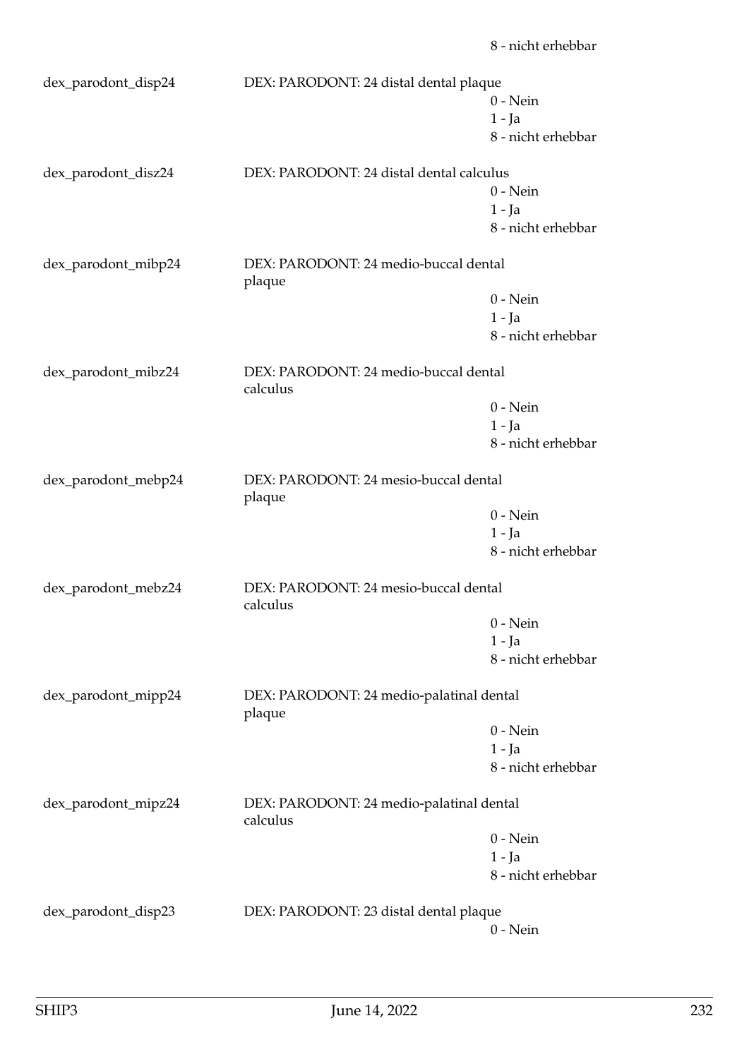8 - nicht erhebbar

| | | |
|---|---|---|
| dex_parodont_disp24 | DEX: PARODONT: 24 distal dental plaque | 0 - Nein<br>1 - Ja<br>8 - nicht erhebbar |
| dex_parodont_disz24 | DEX: PARODONT: 24 distal dental calculus | 0 - Nein<br>1 - Ja<br>8 - nicht erhebbar |
| dex_parodont_mibp24 | DEX: PARODONT: 24 medio-buccal dental plaque | 0 - Nein<br>1 - Ja<br>8 - nicht erhebbar |
| dex_parodont_mibz24 | DEX: PARODONT: 24 medio-buccal dental calculus | 0 - Nein<br>1 - Ja<br>8 - nicht erhebbar |
| dex_parodont_mebp24 | DEX: PARODONT: 24 mesio-buccal dental plaque | 0 - Nein<br>1 - Ja<br>8 - nicht erhebbar |
| dex_parodont_mebz24 | DEX: PARODONT: 24 mesio-buccal dental calculus | 0 - Nein<br>1 - Ja<br>8 - nicht erhebbar |
| dex_parodont_mipp24 | DEX: PARODONT: 24 medio-palatinal dental plaque | 0 - Nein<br>1 - Ja<br>8 - nicht erhebbar |
| dex_parodont_mipz24 | DEX: PARODONT: 24 medio-palatinal dental calculus | 0 - Nein<br>1 - Ja<br>8 - nicht erhebbar |
| dex_parodont_disp23 | DEX: PARODONT: 23 distal dental plaque | 0 - Nein |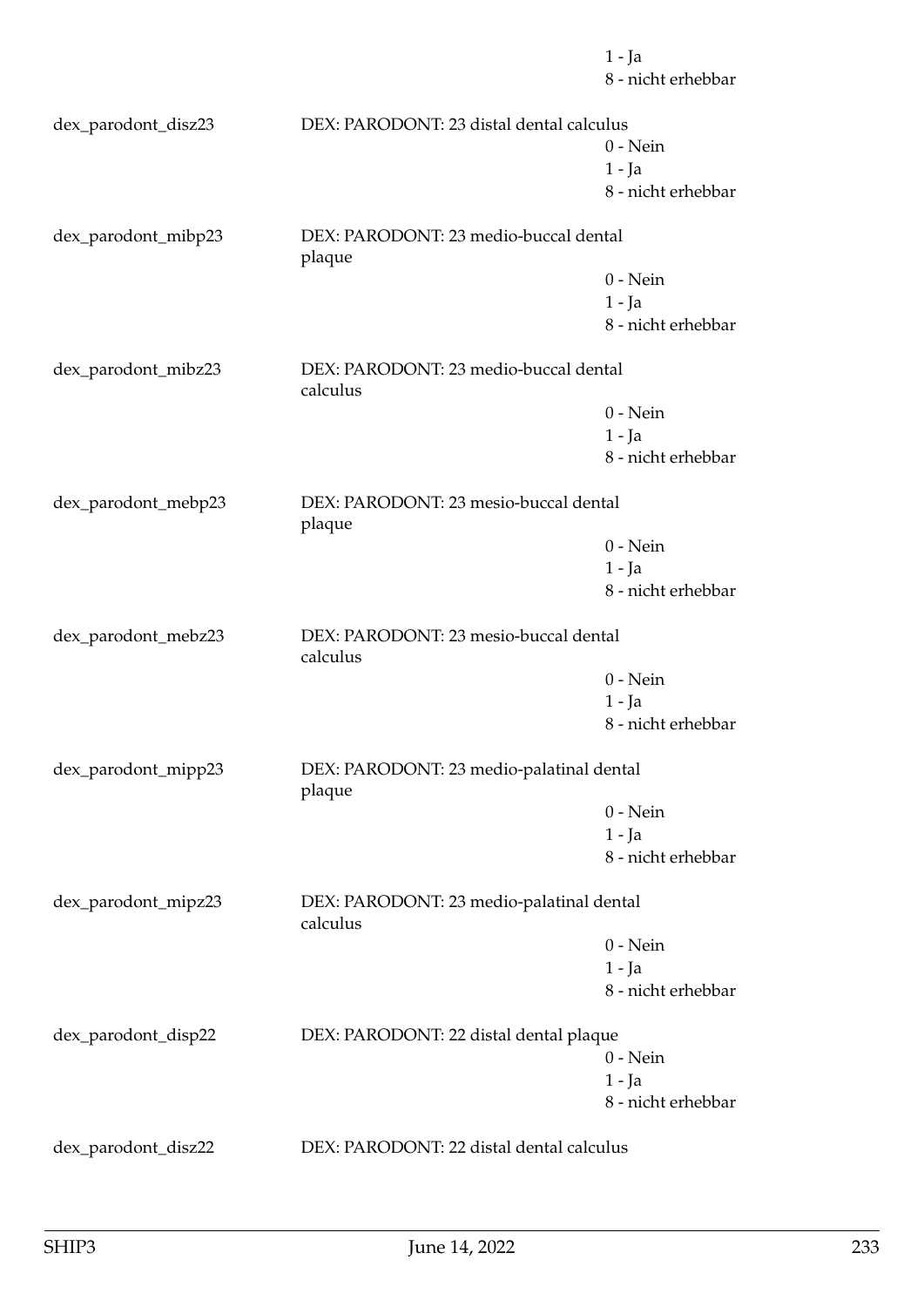1 - Ja
8 - nicht erhebbar

dex_parodont_disz23 DEX: PARODONT: 23 distal dental calculus
0 - Nein
1 - Ja
8 - nicht erhebbar

dex_parodont_mibp23 DEX: PARODONT: 23 medio-buccal dental plaque
0 - Nein
1 - Ja
8 - nicht erhebbar

dex_parodont_mibz23 DEX: PARODONT: 23 medio-buccal dental calculus
0 - Nein
1 - Ja
8 - nicht erhebbar

dex_parodont_mebp23 DEX: PARODONT: 23 mesio-buccal dental plaque
0 - Nein
1 - Ja
8 - nicht erhebbar

dex_parodont_mebz23 DEX: PARODONT: 23 mesio-buccal dental calculus
0 - Nein
1 - Ja
8 - nicht erhebbar

dex_parodont_mipp23 DEX: PARODONT: 23 medio-palatinal dental plaque
0 - Nein
1 - Ja
8 - nicht erhebbar

dex_parodont_mipz23 DEX: PARODONT: 23 medio-palatinal dental calculus
0 - Nein
1 - Ja
8 - nicht erhebbar

dex_parodont_disp22 DEX: PARODONT: 22 distal dental plaque
0 - Nein
1 - Ja
8 - nicht erhebbar

dex_parodont_disz22 DEX: PARODONT: 22 distal dental calculus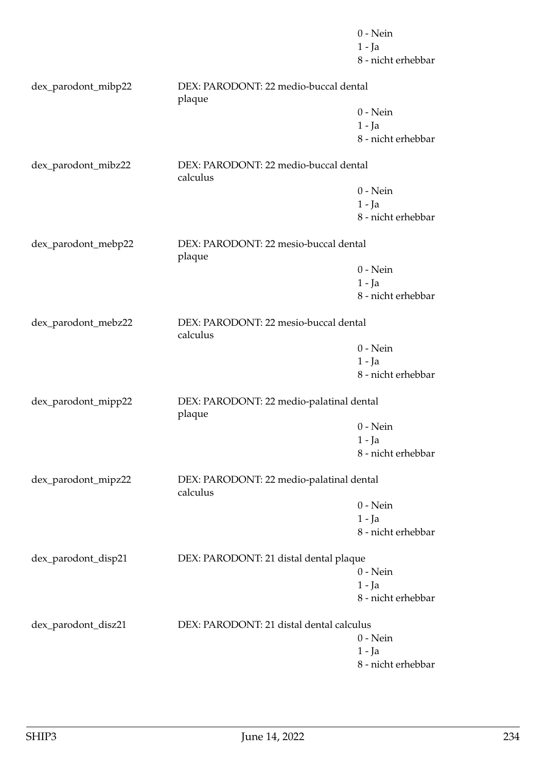0 - Nein
1 - Ja
8 - nicht erhebbar

dex_parodont_mibp22 DEX: PARODONT: 22 medio-buccal dental plaque

0 - Nein
1 - Ja
8 - nicht erhebbar

dex_parodont_mibz22 DEX: PARODONT: 22 medio-buccal dental calculus

0 - Nein
1 - Ja
8 - nicht erhebbar

dex_parodont_mebp22 DEX: PARODONT: 22 mesio-buccal dental plaque

0 - Nein
1 - Ja
8 - nicht erhebbar

dex_parodont_mebz22 DEX: PARODONT: 22 mesio-buccal dental calculus

0 - Nein
1 - Ja
8 - nicht erhebbar

dex_parodont_mipp22 DEX: PARODONT: 22 medio-palatinal dental plaque

0 - Nein
1 - Ja
8 - nicht erhebbar

dex_parodont_mipz22 DEX: PARODONT: 22 medio-palatinal dental calculus

0 - Nein
1 - Ja
8 - nicht erhebbar

dex_parodont_disp21 DEX: PARODONT: 21 distal dental plaque

0 - Nein
1 - Ja
8 - nicht erhebbar

dex_parodont_disz21 DEX: PARODONT: 21 distal dental calculus

0 - Nein
1 - Ja
8 - nicht erhebbar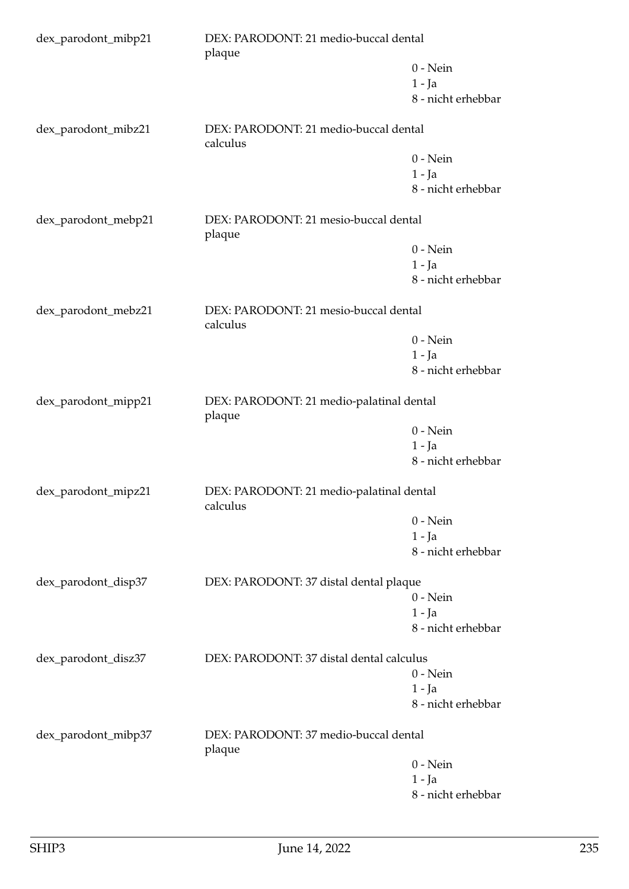dex_parodont_mibp21 DEX: PARODONT: 21 medio-buccal dental plaque

0 - Nein
1 - Ja
8 - nicht erhebbar

dex_parodont_mibz21 DEX: PARODONT: 21 medio-buccal dental calculus

0 - Nein
1 - Ja
8 - nicht erhebbar

dex_parodont_mebp21 DEX: PARODONT: 21 mesio-buccal dental plaque

0 - Nein
1 - Ja
8 - nicht erhebbar

dex_parodont_mebz21 DEX: PARODONT: 21 mesio-buccal dental calculus

0 - Nein
1 - Ja
8 - nicht erhebbar

dex_parodont_mipp21 DEX: PARODONT: 21 medio-palatinal dental plaque

0 - Nein
1 - Ja
8 - nicht erhebbar

dex_parodont_mipz21 DEX: PARODONT: 21 medio-palatinal dental calculus

0 - Nein
1 - Ja
8 - nicht erhebbar

dex_parodont_disp37 DEX: PARODONT: 37 distal dental plaque

0 - Nein
1 - Ja
8 - nicht erhebbar

dex_parodont_disz37 DEX: PARODONT: 37 distal dental calculus

0 - Nein
1 - Ja
8 - nicht erhebbar

dex_parodont_mibp37 DEX: PARODONT: 37 medio-buccal dental plaque

0 - Nein
1 - Ja
8 - nicht erhebbar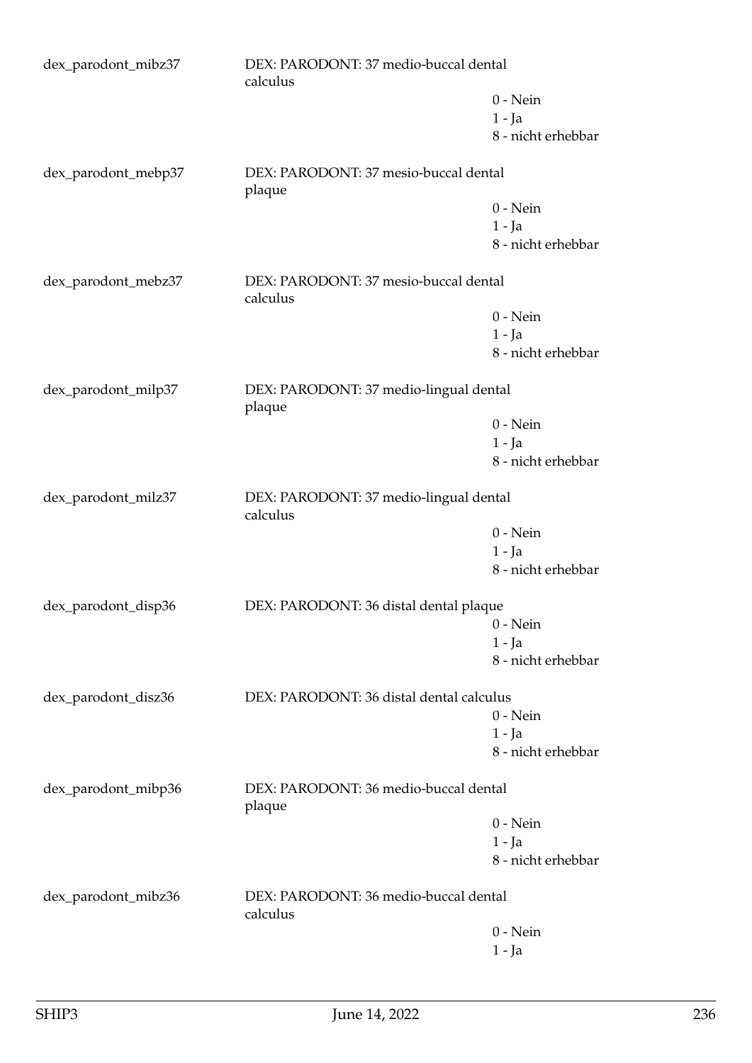dex_parodont_mibz37 DEX: PARODONT: 37 medio-buccal dental calculus

0 - Nein
1 - Ja
8 - nicht erhebbar

dex_parodont_mebp37 DEX: PARODONT: 37 mesio-buccal dental plaque

0 - Nein
1 - Ja
8 - nicht erhebbar

dex_parodont_mebz37 DEX: PARODONT: 37 mesio-buccal dental calculus

0 - Nein
1 - Ja
8 - nicht erhebbar

dex_parodont_milp37 DEX: PARODONT: 37 medio-lingual dental plaque

0 - Nein
1 - Ja
8 - nicht erhebbar

dex_parodont_milz37 DEX: PARODONT: 37 medio-lingual dental calculus

0 - Nein
1 - Ja
8 - nicht erhebbar

dex_parodont_disp36 DEX: PARODONT: 36 distal dental plaque

0 - Nein
1 - Ja
8 - nicht erhebbar

dex_parodont_disz36 DEX: PARODONT: 36 distal dental calculus

0 - Nein
1 - Ja
8 - nicht erhebbar

dex_parodont_mibp36 DEX: PARODONT: 36 medio-buccal dental plaque

0 - Nein
1 - Ja
8 - nicht erhebbar

dex_parodont_mibz36 DEX: PARODONT: 36 medio-buccal dental calculus

0 - Nein
1 - Ja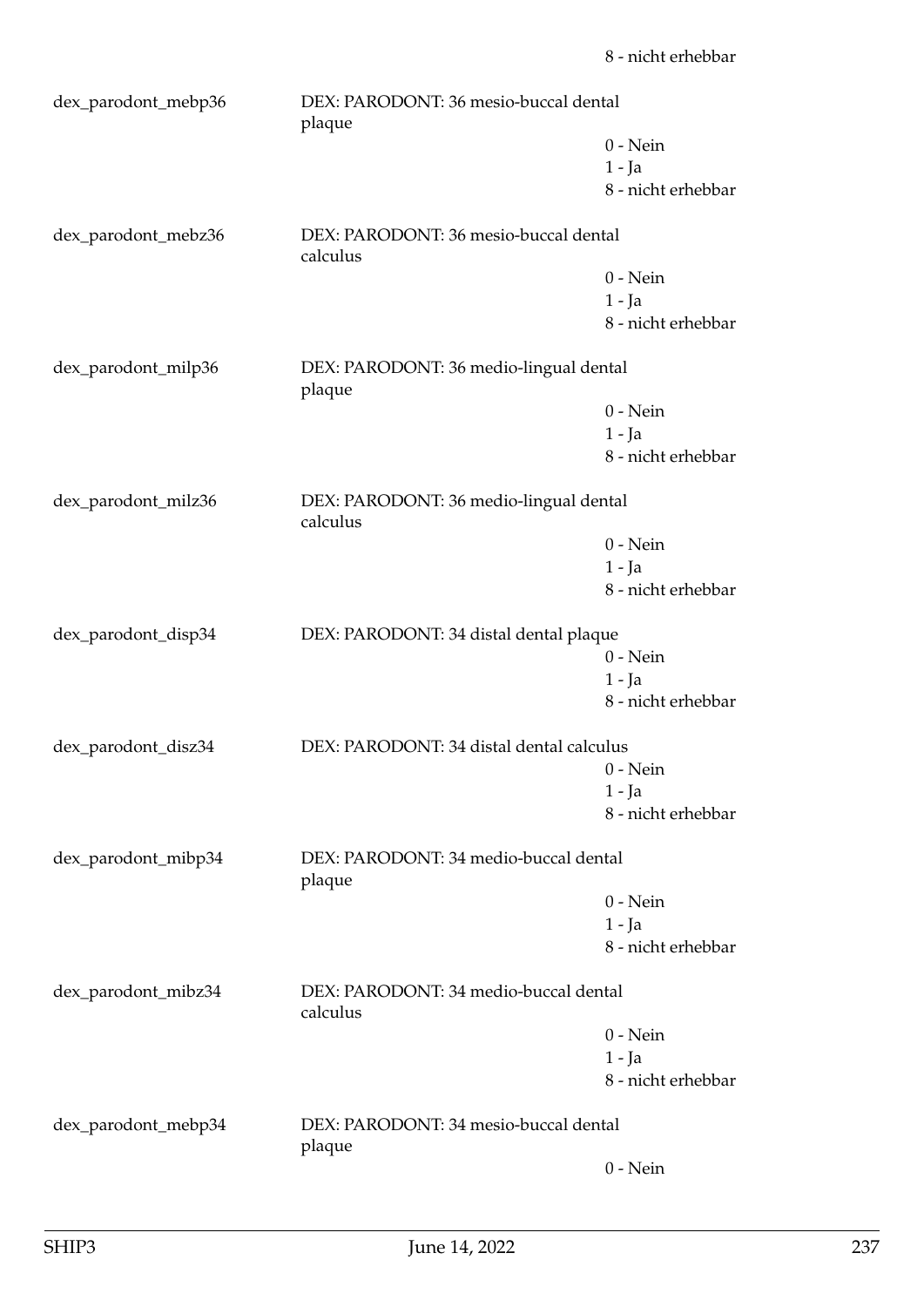8 - nicht erhebbar

dex_parodont_mebp36 DEX: PARODONT: 36 mesio-buccal dental plaque

0 - Nein
1 - Ja
8 - nicht erhebbar

dex_parodont_mebz36 DEX: PARODONT: 36 mesio-buccal dental calculus

0 - Nein
1 - Ja
8 - nicht erhebbar

dex_parodont_milp36 DEX: PARODONT: 36 medio-lingual dental plaque

0 - Nein
1 - Ja
8 - nicht erhebbar

dex_parodont_milz36 DEX: PARODONT: 36 medio-lingual dental calculus

0 - Nein
1 - Ja
8 - nicht erhebbar

dex_parodont_disp34 DEX: PARODONT: 34 distal dental plaque

0 - Nein
1 - Ja
8 - nicht erhebbar

dex_parodont_disz34 DEX: PARODONT: 34 distal dental calculus

0 - Nein
1 - Ja
8 - nicht erhebbar

dex_parodont_mibp34 DEX: PARODONT: 34 medio-buccal dental plaque

0 - Nein
1 - Ja
8 - nicht erhebbar

dex_parodont_mibz34 DEX: PARODONT: 34 medio-buccal dental calculus

0 - Nein
1 - Ja
8 - nicht erhebbar

dex_parodont_mebp34 DEX: PARODONT: 34 mesio-buccal dental plaque

0 - Nein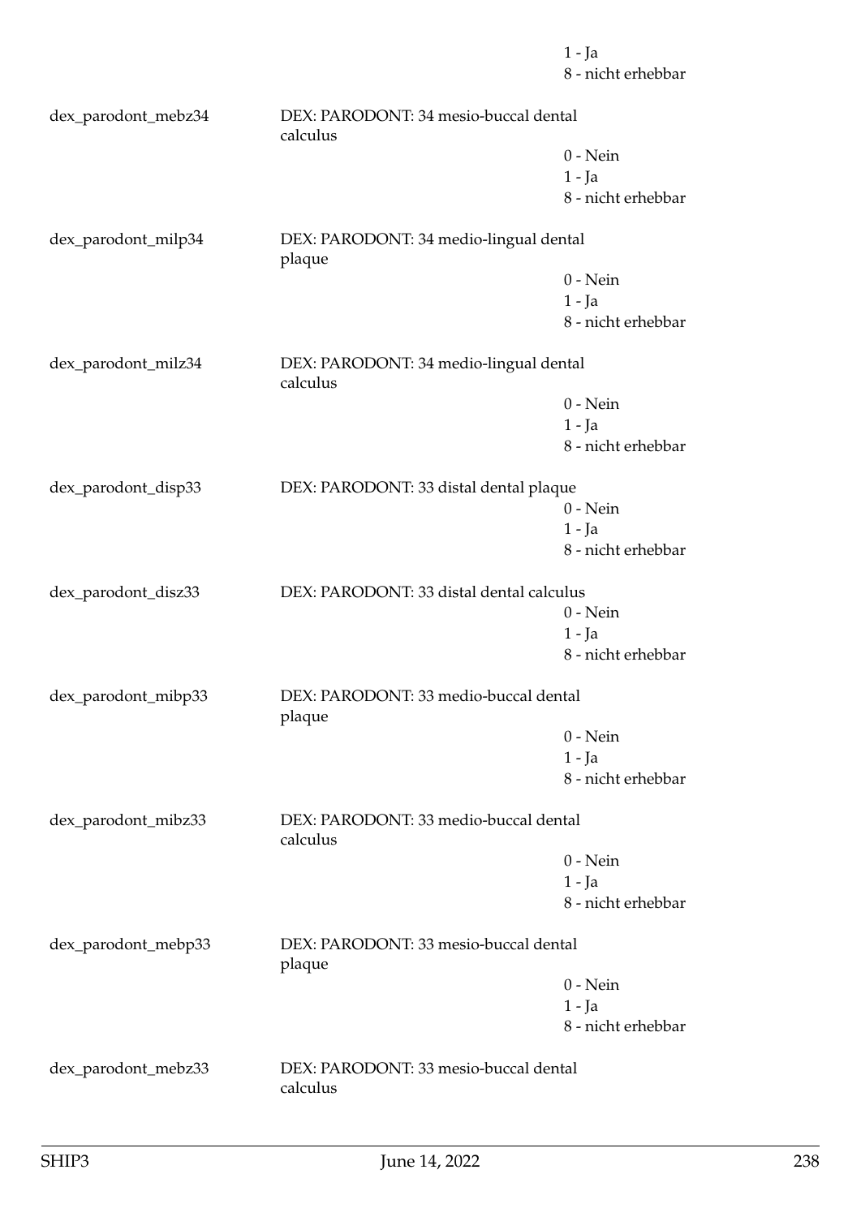1 - Ja
8 - nicht erhebbar

dex_parodont_mebz34 DEX: PARODONT: 34 mesio-buccal dental calculus
0 - Nein
1 - Ja
8 - nicht erhebbar

dex_parodont_milp34 DEX: PARODONT: 34 medio-lingual dental plaque
0 - Nein
1 - Ja
8 - nicht erhebbar

dex_parodont_milz34 DEX: PARODONT: 34 medio-lingual dental calculus
0 - Nein
1 - Ja
8 - nicht erhebbar

dex_parodont_disp33 DEX: PARODONT: 33 distal dental plaque
0 - Nein
1 - Ja
8 - nicht erhebbar

dex_parodont_disz33 DEX: PARODONT: 33 distal dental calculus
0 - Nein
1 - Ja
8 - nicht erhebbar

dex_parodont_mibp33 DEX: PARODONT: 33 medio-buccal dental plaque
0 - Nein
1 - Ja
8 - nicht erhebbar

dex_parodont_mibz33 DEX: PARODONT: 33 medio-buccal dental calculus
0 - Nein
1 - Ja
8 - nicht erhebbar

dex_parodont_mebp33 DEX: PARODONT: 33 mesio-buccal dental plaque
0 - Nein
1 - Ja
8 - nicht erhebbar

dex_parodont_mebz33 DEX: PARODONT: 33 mesio-buccal dental calculus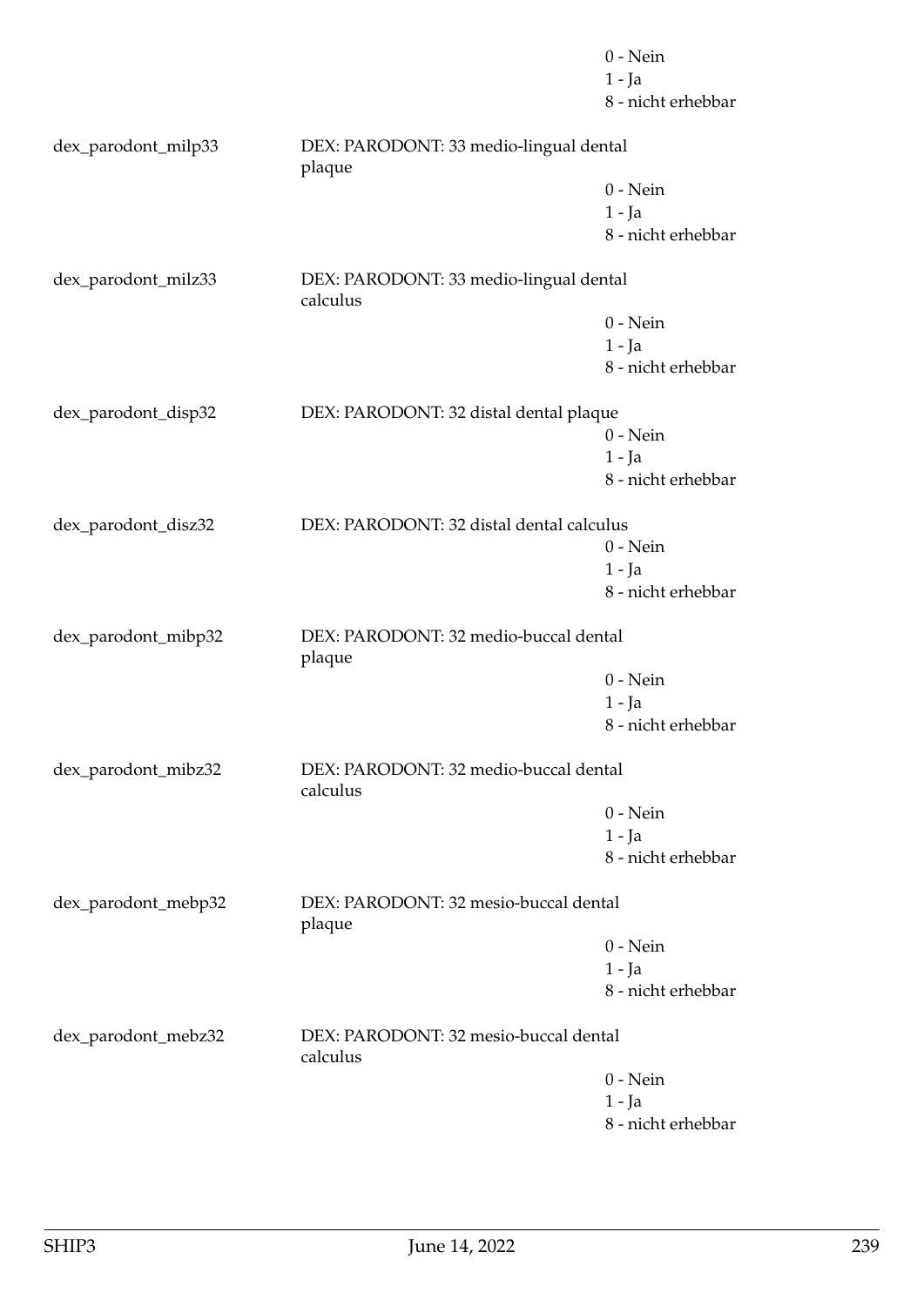0 - Nein
1 - Ja
8 - nicht erhebbar

| | | |
|---|---|---|
| dex_parodont_milp33 | DEX: PARODONT: 33 medio-lingual dental plaque | 0 - Nein<br>1 - Ja<br>8 - nicht erhebbar |
| dex_parodont_milz33 | DEX: PARODONT: 33 medio-lingual dental calculus | 0 - Nein<br>1 - Ja<br>8 - nicht erhebbar |
| dex_parodont_disp32 | DEX: PARODONT: 32 distal dental plaque | 0 - Nein<br>1 - Ja<br>8 - nicht erhebbar |
| dex_parodont_disz32 | DEX: PARODONT: 32 distal dental calculus | 0 - Nein<br>1 - Ja<br>8 - nicht erhebbar |
| dex_parodont_mibp32 | DEX: PARODONT: 32 medio-buccal dental plaque | 0 - Nein<br>1 - Ja<br>8 - nicht erhebbar |
| dex_parodont_mibz32 | DEX: PARODONT: 32 medio-buccal dental calculus | 0 - Nein<br>1 - Ja<br>8 - nicht erhebbar |
| dex_parodont_mebp32 | DEX: PARODONT: 32 mesio-buccal dental plaque | 0 - Nein<br>1 - Ja<br>8 - nicht erhebbar |
| dex_parodont_mebz32 | DEX: PARODONT: 32 mesio-buccal dental calculus | 0 - Nein<br>1 - Ja<br>8 - nicht erhebbar |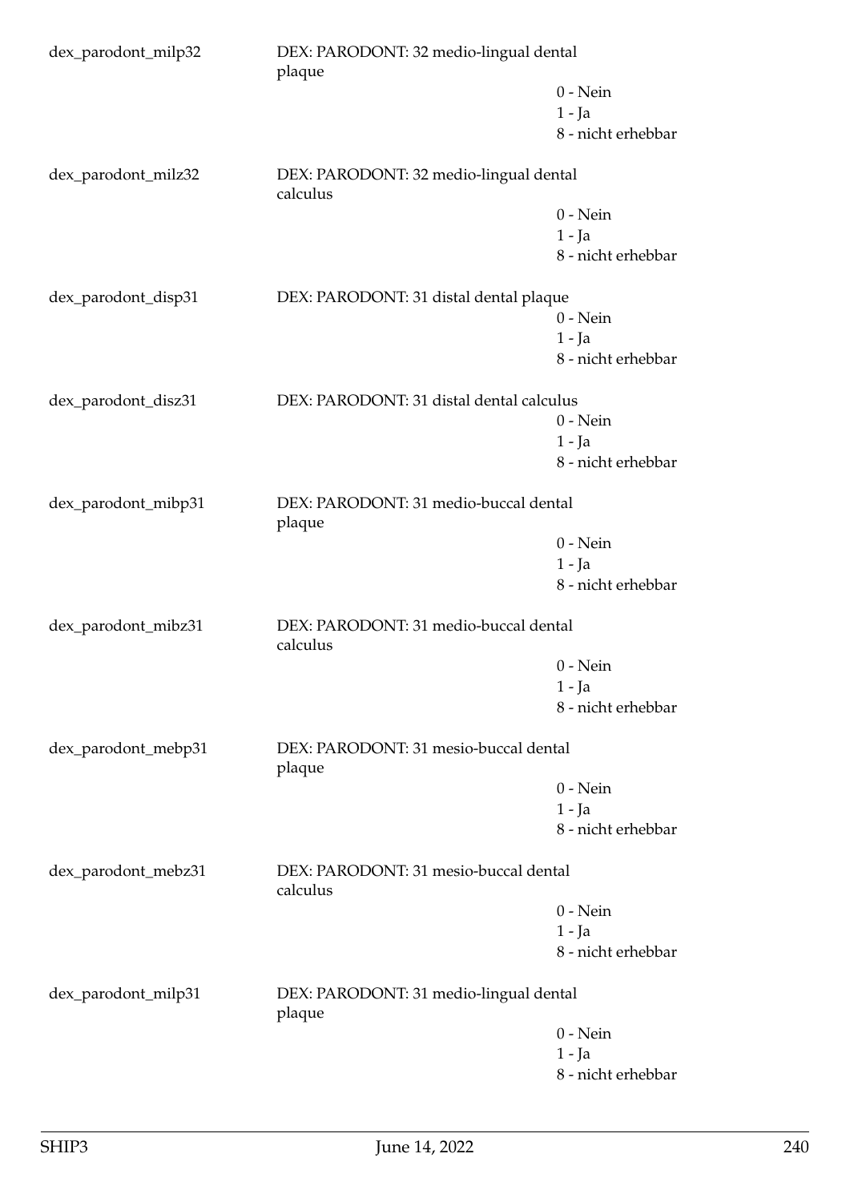dex_parodont_milp32 DEX: PARODONT: 32 medio-lingual dental plaque
0 - Nein
1 - Ja
8 - nicht erhebbar

dex_parodont_milz32 DEX: PARODONT: 32 medio-lingual dental calculus
0 - Nein
1 - Ja
8 - nicht erhebbar

dex_parodont_disp31 DEX: PARODONT: 31 distal dental plaque
0 - Nein
1 - Ja
8 - nicht erhebbar

dex_parodont_disz31 DEX: PARODONT: 31 distal dental calculus
0 - Nein
1 - Ja
8 - nicht erhebbar

dex_parodont_mibp31 DEX: PARODONT: 31 medio-buccal dental plaque
0 - Nein
1 - Ja
8 - nicht erhebbar

dex_parodont_mibz31 DEX: PARODONT: 31 medio-buccal dental calculus
0 - Nein
1 - Ja
8 - nicht erhebbar

dex_parodont_mebp31 DEX: PARODONT: 31 mesio-buccal dental plaque
0 - Nein
1 - Ja
8 - nicht erhebbar

dex_parodont_mebz31 DEX: PARODONT: 31 mesio-buccal dental calculus
0 - Nein
1 - Ja
8 - nicht erhebbar

dex_parodont_milp31 DEX: PARODONT: 31 medio-lingual dental plaque
0 - Nein
1 - Ja
8 - nicht erhebbar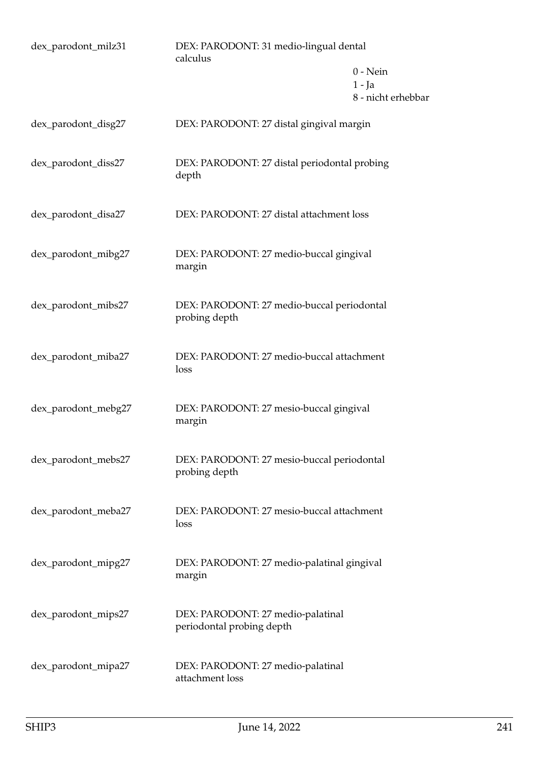| | | |
|---|---|---|
| dex_parodont_milz31 | DEX: PARODONT: 31 medio-lingual dental calculus | 0 - Nein<br>1 - Ja<br>8 - nicht erhebbar |
| dex_parodont_disg27 | DEX: PARODONT: 27 distal gingival margin | |
| dex_parodont_diss27 | DEX: PARODONT: 27 distal periodontal probing depth | |
| dex_parodont_disa27 | DEX: PARODONT: 27 distal attachment loss | |
| dex_parodont_mibg27 | DEX: PARODONT: 27 medio-buccal gingival margin | |
| dex_parodont_mibs27 | DEX: PARODONT: 27 medio-buccal periodontal probing depth | |
| dex_parodont_miba27 | DEX: PARODONT: 27 medio-buccal attachment loss | |
| dex_parodont_mebg27 | DEX: PARODONT: 27 mesio-buccal gingival margin | |
| dex_parodont_mebs27 | DEX: PARODONT: 27 mesio-buccal periodontal probing depth | |
| dex_parodont_meba27 | DEX: PARODONT: 27 mesio-buccal attachment loss | |
| dex_parodont_mipg27 | DEX: PARODONT: 27 medio-palatinal gingival margin | |
| dex_parodont_mips27 | DEX: PARODONT: 27 medio-palatinal periodontal probing depth | |
| dex_parodont_mipa27 | DEX: PARODONT: 27 medio-palatinal attachment loss | |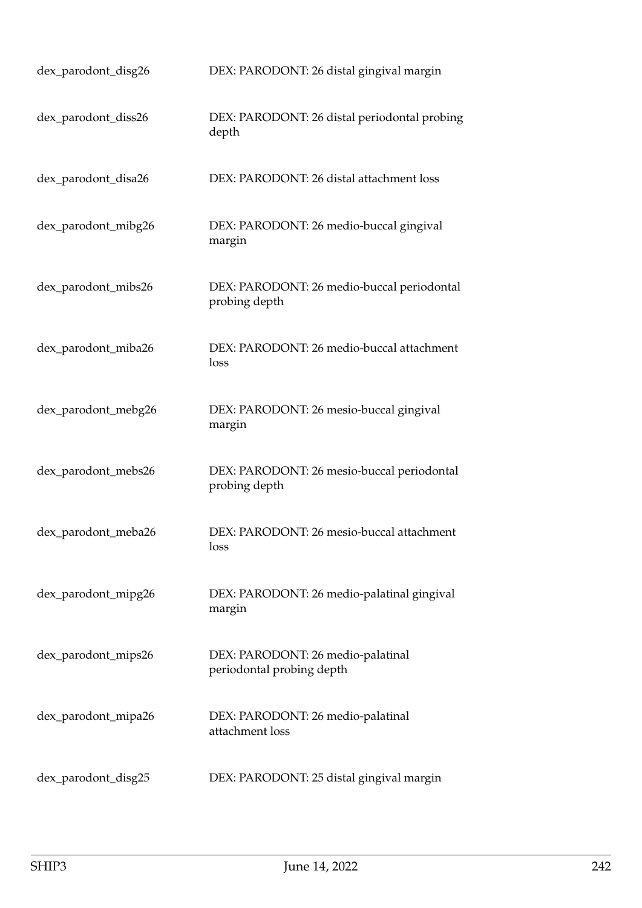| | |
|---|---|
| dex_parodont_disg26 | DEX: PARODONT: 26 distal gingival margin |
| dex_parodont_diss26 | DEX: PARODONT: 26 distal periodontal probing depth |
| dex_parodont_disa26 | DEX: PARODONT: 26 distal attachment loss |
| dex_parodont_mibg26 | DEX: PARODONT: 26 medio-buccal gingival margin |
| dex_parodont_mibs26 | DEX: PARODONT: 26 medio-buccal periodontal probing depth |
| dex_parodont_miba26 | DEX: PARODONT: 26 medio-buccal attachment loss |
| dex_parodont_mebg26 | DEX: PARODONT: 26 mesio-buccal gingival margin |
| dex_parodont_mebs26 | DEX: PARODONT: 26 mesio-buccal periodontal probing depth |
| dex_parodont_meba26 | DEX: PARODONT: 26 mesio-buccal attachment loss |
| dex_parodont_mipg26 | DEX: PARODONT: 26 medio-palatinal gingival margin |
| dex_parodont_mips26 | DEX: PARODONT: 26 medio-palatinal periodontal probing depth |
| dex_parodont_mipa26 | DEX: PARODONT: 26 medio-palatinal attachment loss |
| dex_parodont_disg25 | DEX: PARODONT: 25 distal gingival margin |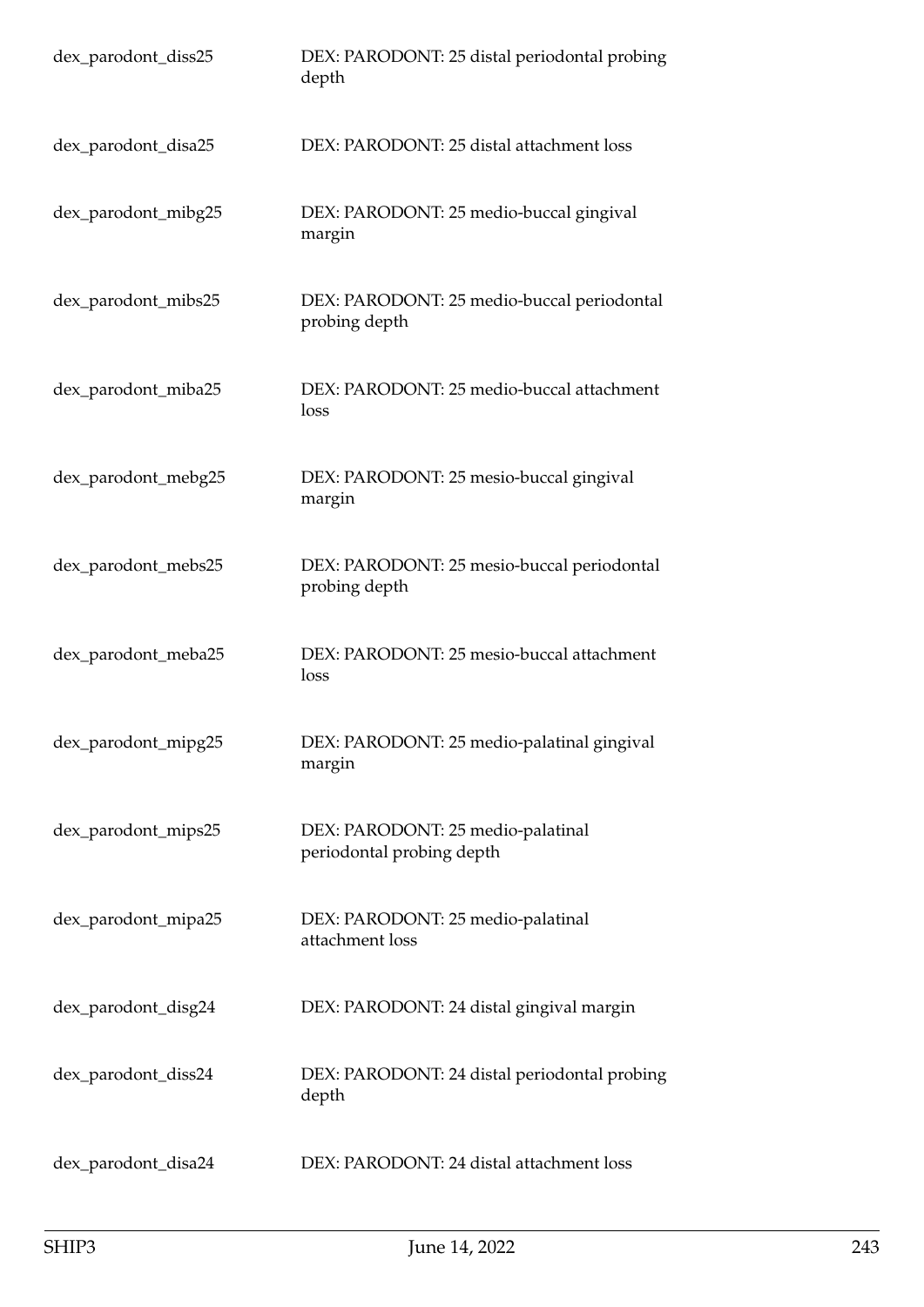| | |
|---|---|
| dex_parodont_diss25 | DEX: PARODONT: 25 distal periodontal probing depth |
| dex_parodont_disa25 | DEX: PARODONT: 25 distal attachment loss |
| dex_parodont_mibg25 | DEX: PARODONT: 25 medio-buccal gingival margin |
| dex_parodont_mibs25 | DEX: PARODONT: 25 medio-buccal periodontal probing depth |
| dex_parodont_miba25 | DEX: PARODONT: 25 medio-buccal attachment loss |
| dex_parodont_mebg25 | DEX: PARODONT: 25 mesio-buccal gingival margin |
| dex_parodont_mebs25 | DEX: PARODONT: 25 mesio-buccal periodontal probing depth |
| dex_parodont_meba25 | DEX: PARODONT: 25 mesio-buccal attachment loss |
| dex_parodont_mipg25 | DEX: PARODONT: 25 medio-palatinal gingival margin |
| dex_parodont_mips25 | DEX: PARODONT: 25 medio-palatinal periodontal probing depth |
| dex_parodont_mipa25 | DEX: PARODONT: 25 medio-palatinal attachment loss |
| dex_parodont_disg24 | DEX: PARODONT: 24 distal gingival margin |
| dex_parodont_diss24 | DEX: PARODONT: 24 distal periodontal probing depth |
| dex_parodont_disa24 | DEX: PARODONT: 24 distal attachment loss |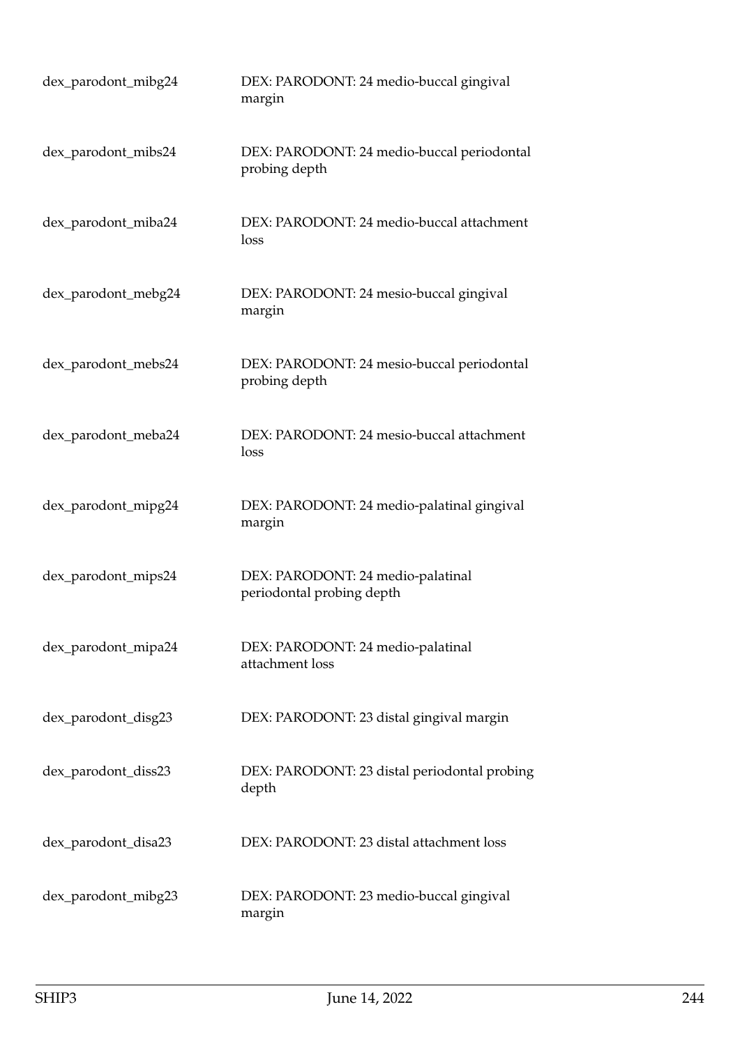| | |
|---|---|
| dex_parodont_mibg24 | DEX: PARODONT: 24 medio-buccal gingival margin |
| dex_parodont_mibs24 | DEX: PARODONT: 24 medio-buccal periodontal probing depth |
| dex_parodont_miba24 | DEX: PARODONT: 24 medio-buccal attachment loss |
| dex_parodont_mebg24 | DEX: PARODONT: 24 mesio-buccal gingival margin |
| dex_parodont_mebs24 | DEX: PARODONT: 24 mesio-buccal periodontal probing depth |
| dex_parodont_meba24 | DEX: PARODONT: 24 mesio-buccal attachment loss |
| dex_parodont_mipg24 | DEX: PARODONT: 24 medio-palatinal gingival margin |
| dex_parodont_mips24 | DEX: PARODONT: 24 medio-palatinal periodontal probing depth |
| dex_parodont_mipa24 | DEX: PARODONT: 24 medio-palatinal attachment loss |
| dex_parodont_disg23 | DEX: PARODONT: 23 distal gingival margin |
| dex_parodont_diss23 | DEX: PARODONT: 23 distal periodontal probing depth |
| dex_parodont_disa23 | DEX: PARODONT: 23 distal attachment loss |
| dex_parodont_mibg23 | DEX: PARODONT: 23 medio-buccal gingival margin |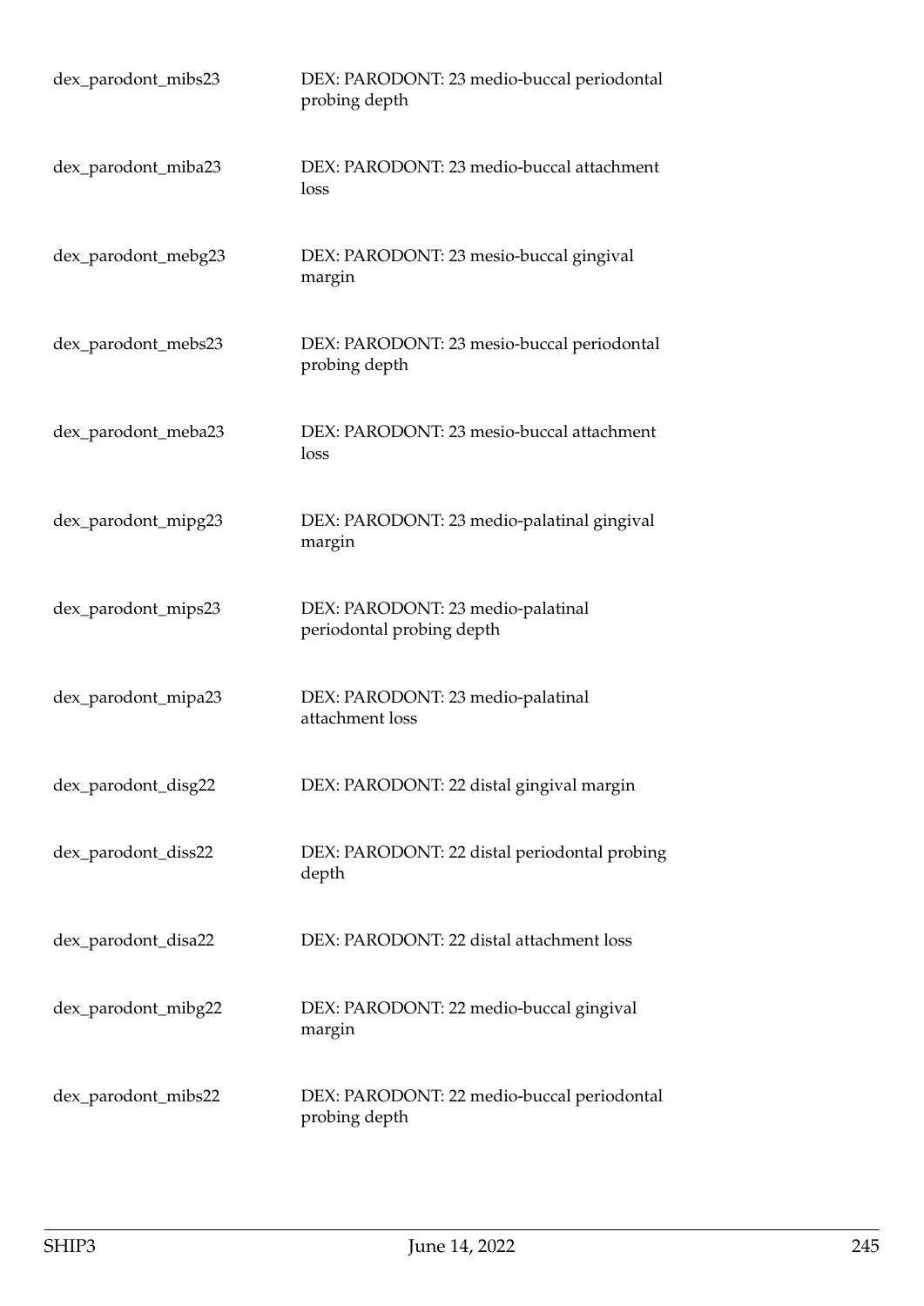| | |
|---|---|
| dex_parodont_mibs23 | DEX: PARODONT: 23 medio-buccal periodontal probing depth |
| dex_parodont_miba23 | DEX: PARODONT: 23 medio-buccal attachment loss |
| dex_parodont_mebg23 | DEX: PARODONT: 23 mesio-buccal gingival margin |
| dex_parodont_mebs23 | DEX: PARODONT: 23 mesio-buccal periodontal probing depth |
| dex_parodont_meba23 | DEX: PARODONT: 23 mesio-buccal attachment loss |
| dex_parodont_mipg23 | DEX: PARODONT: 23 medio-palatinal gingival margin |
| dex_parodont_mips23 | DEX: PARODONT: 23 medio-palatinal periodontal probing depth |
| dex_parodont_mipa23 | DEX: PARODONT: 23 medio-palatinal attachment loss |
| dex_parodont_disg22 | DEX: PARODONT: 22 distal gingival margin |
| dex_parodont_diss22 | DEX: PARODONT: 22 distal periodontal probing depth |
| dex_parodont_disa22 | DEX: PARODONT: 22 distal attachment loss |
| dex_parodont_mibg22 | DEX: PARODONT: 22 medio-buccal gingival margin |
| dex_parodont_mibs22 | DEX: PARODONT: 22 medio-buccal periodontal probing depth |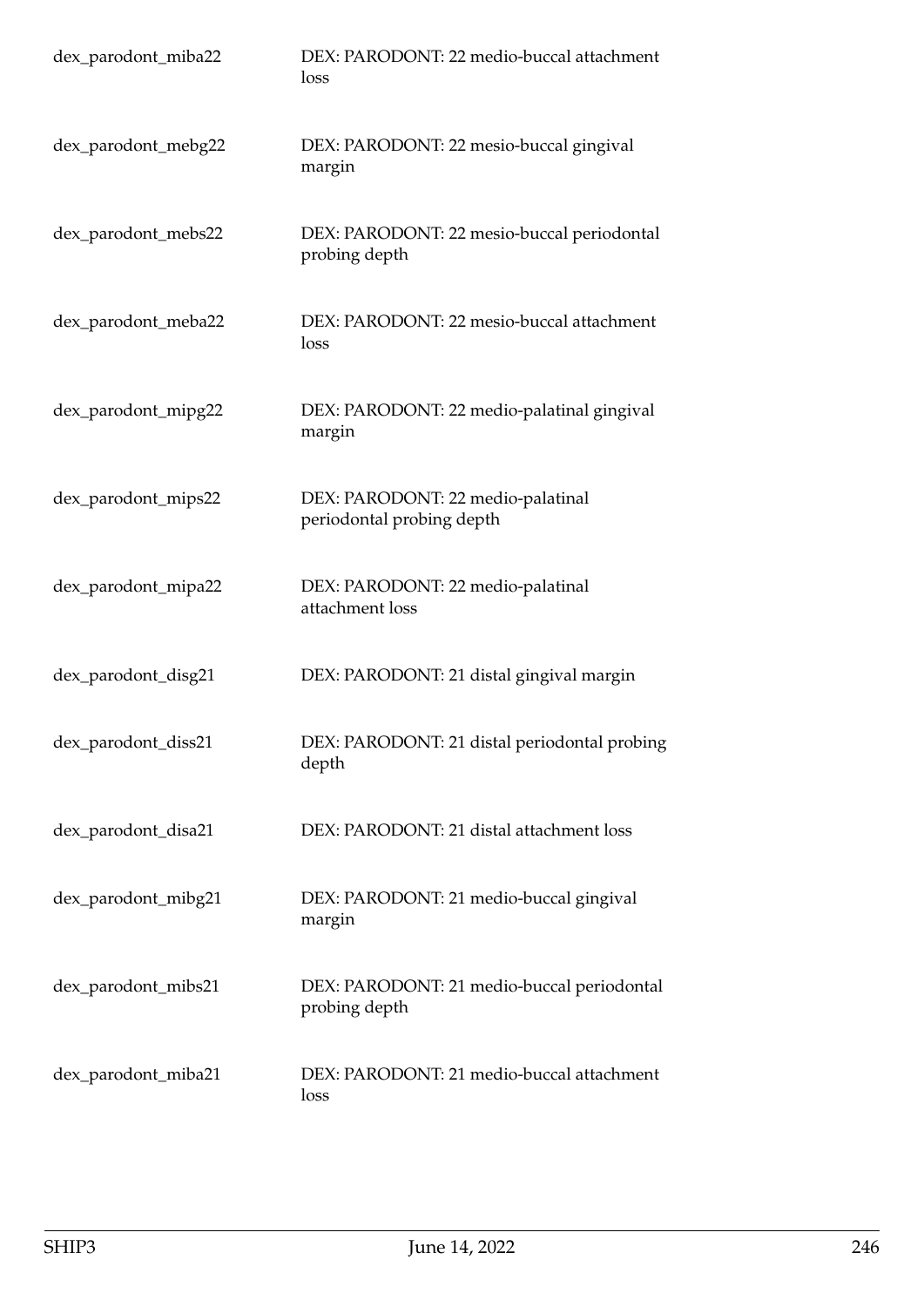| | |
|---|---|
| dex_parodont_miba22 | DEX: PARODONT: 22 medio-buccal attachment loss |
| dex_parodont_mebg22 | DEX: PARODONT: 22 mesio-buccal gingival margin |
| dex_parodont_mebs22 | DEX: PARODONT: 22 mesio-buccal periodontal probing depth |
| dex_parodont_meba22 | DEX: PARODONT: 22 mesio-buccal attachment loss |
| dex_parodont_mipg22 | DEX: PARODONT: 22 medio-palatinal gingival margin |
| dex_parodont_mips22 | DEX: PARODONT: 22 medio-palatinal periodontal probing depth |
| dex_parodont_mipa22 | DEX: PARODONT: 22 medio-palatinal attachment loss |
| dex_parodont_disg21 | DEX: PARODONT: 21 distal gingival margin |
| dex_parodont_diss21 | DEX: PARODONT: 21 distal periodontal probing depth |
| dex_parodont_disa21 | DEX: PARODONT: 21 distal attachment loss |
| dex_parodont_mibg21 | DEX: PARODONT: 21 medio-buccal gingival margin |
| dex_parodont_mibs21 | DEX: PARODONT: 21 medio-buccal periodontal probing depth |
| dex_parodont_miba21 | DEX: PARODONT: 21 medio-buccal attachment loss |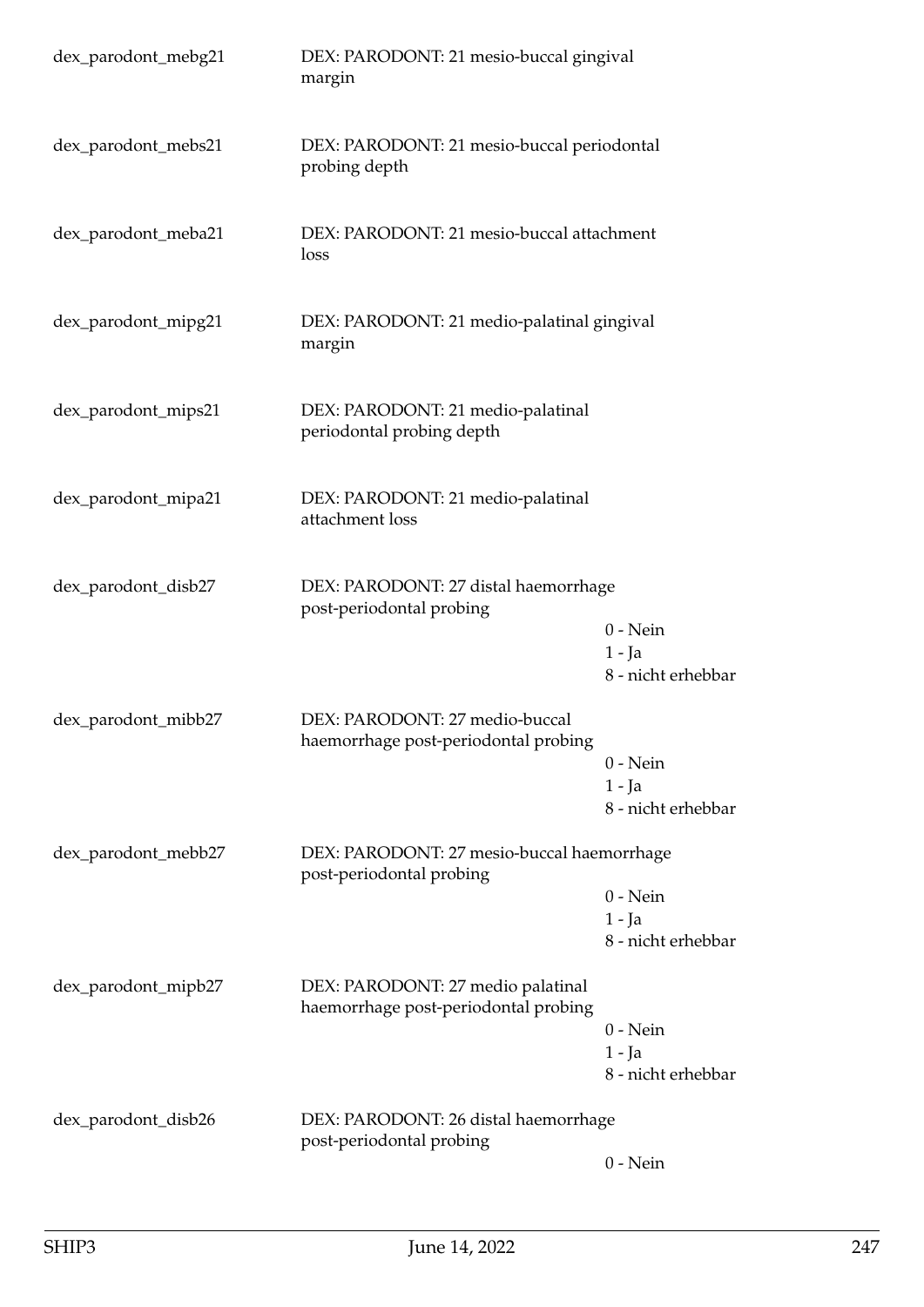| | | |
|---|---|---|
| dex_parodont_mebg21 | DEX: PARODONT: 21 mesio-buccal gingival margin | |
| dex_parodont_mebs21 | DEX: PARODONT: 21 mesio-buccal periodontal probing depth | |
| dex_parodont_meba21 | DEX: PARODONT: 21 mesio-buccal attachment loss | |
| dex_parodont_mipg21 | DEX: PARODONT: 21 medio-palatinal gingival margin | |
| dex_parodont_mips21 | DEX: PARODONT: 21 medio-palatinal periodontal probing depth | |
| dex_parodont_mipa21 | DEX: PARODONT: 21 medio-palatinal attachment loss | |
| dex_parodont_disb27 | DEX: PARODONT: 27 distal haemorrhage post-periodontal probing | 0 - Nein<br>1 - Ja<br>8 - nicht erhebbar |
| dex_parodont_mibb27 | DEX: PARODONT: 27 medio-buccal haemorrhage post-periodontal probing | 0 - Nein<br>1 - Ja<br>8 - nicht erhebbar |
| dex_parodont_mebb27 | DEX: PARODONT: 27 mesio-buccal haemorrhage post-periodontal probing | 0 - Nein<br>1 - Ja<br>8 - nicht erhebbar |
| dex_parodont_mipb27 | DEX: PARODONT: 27 medio palatinal haemorrhage post-periodontal probing | 0 - Nein<br>1 - Ja<br>8 - nicht erhebbar |
| dex_parodont_disb26 | DEX: PARODONT: 26 distal haemorrhage post-periodontal probing | 0 - Nein |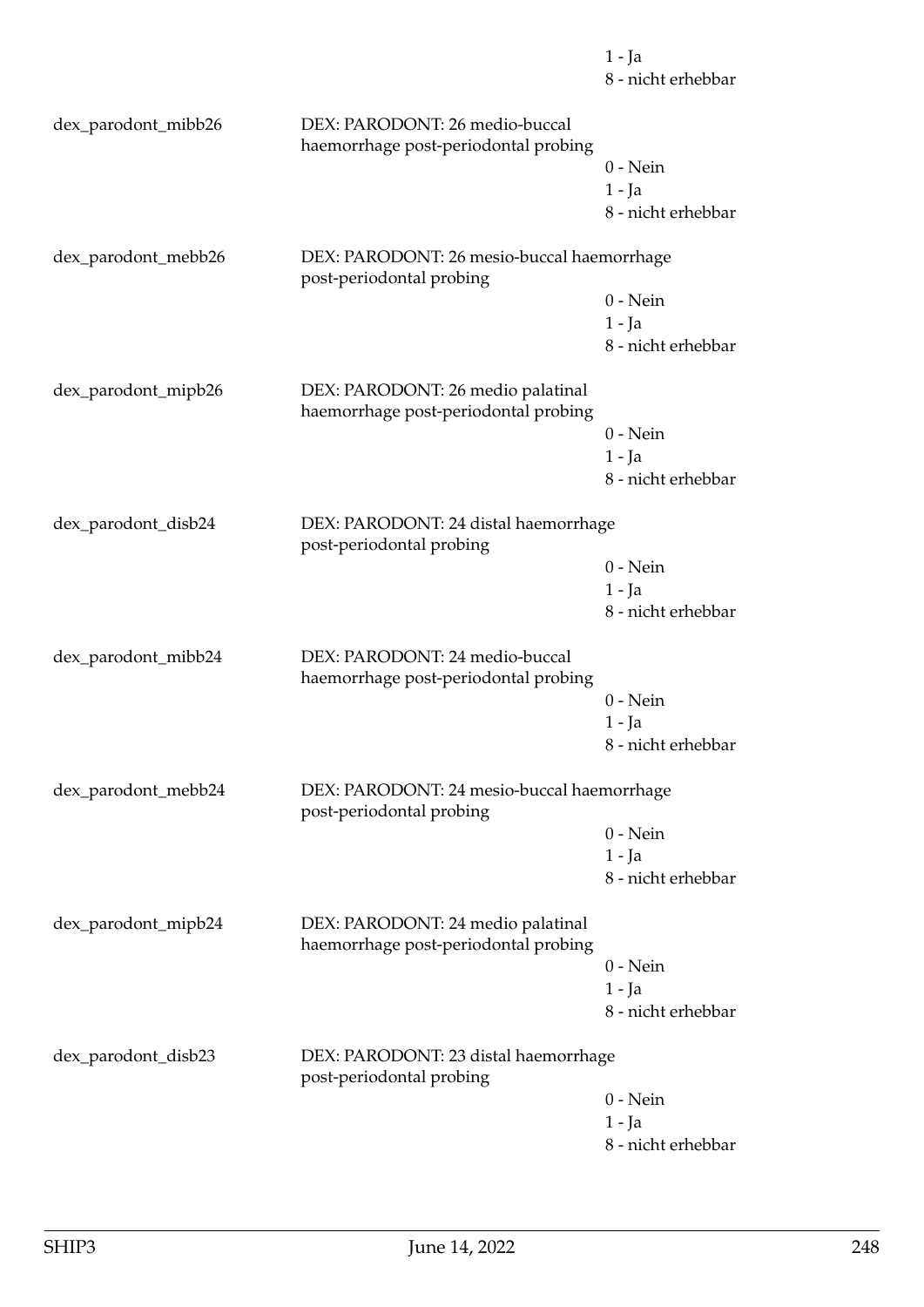1 - Ja
8 - nicht erhebbar

| | | |
|---|---|---|
| dex_parodont_mibb26 | DEX: PARODONT: 26 medio-buccal haemorrhage post-periodontal probing | |
| | | 0 - Nein |
| | | 1 - Ja |
| | | 8 - nicht erhebbar |
| dex_parodont_mebb26 | DEX: PARODONT: 26 mesio-buccal haemorrhage post-periodontal probing | |
| | | 0 - Nein |
| | | 1 - Ja |
| | | 8 - nicht erhebbar |
| dex_parodont_mipb26 | DEX: PARODONT: 26 medio palatinal haemorrhage post-periodontal probing | |
| | | 0 - Nein |
| | | 1 - Ja |
| | | 8 - nicht erhebbar |
| dex_parodont_disb24 | DEX: PARODONT: 24 distal haemorrhage post-periodontal probing | |
| | | 0 - Nein |
| | | 1 - Ja |
| | | 8 - nicht erhebbar |
| dex_parodont_mibb24 | DEX: PARODONT: 24 medio-buccal haemorrhage post-periodontal probing | |
| | | 0 - Nein |
| | | 1 - Ja |
| | | 8 - nicht erhebbar |
| dex_parodont_mebb24 | DEX: PARODONT: 24 mesio-buccal haemorrhage post-periodontal probing | |
| | | 0 - Nein |
| | | 1 - Ja |
| | | 8 - nicht erhebbar |
| dex_parodont_mipb24 | DEX: PARODONT: 24 medio palatinal haemorrhage post-periodontal probing | |
| | | 0 - Nein |
| | | 1 - Ja |
| | | 8 - nicht erhebbar |
| dex_parodont_disb23 | DEX: PARODONT: 23 distal haemorrhage post-periodontal probing | |
| | | 0 - Nein |
| | | 1 - Ja |
| | | 8 - nicht erhebbar |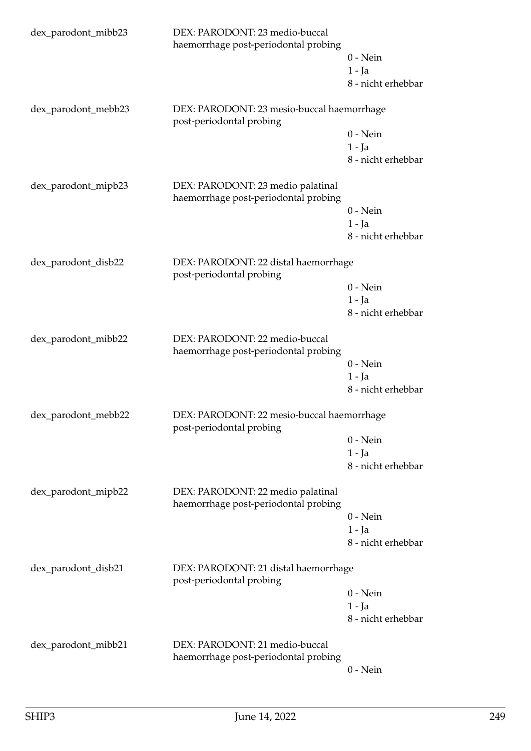dex_parodont_mibb23 DEX: PARODONT: 23 medio-buccal haemorrhage post-periodontal probing

- 0 - Nein
- 1 - Ja
- 8 - nicht erhebbar

dex_parodont_mebb23 DEX: PARODONT: 23 mesio-buccal haemorrhage post-periodontal probing

- 0 - Nein
- 1 - Ja
- 8 - nicht erhebbar

dex_parodont_mipb23 DEX: PARODONT: 23 medio palatinal haemorrhage post-periodontal probing

- 0 - Nein
- 1 - Ja
- 8 - nicht erhebbar

dex_parodont_disb22 DEX: PARODONT: 22 distal haemorrhage post-periodontal probing

- 0 - Nein
- 1 - Ja
- 8 - nicht erhebbar

dex_parodont_mibb22 DEX: PARODONT: 22 medio-buccal haemorrhage post-periodontal probing

- 0 - Nein
- 1 - Ja
- 8 - nicht erhebbar

dex_parodont_mebb22 DEX: PARODONT: 22 mesio-buccal haemorrhage post-periodontal probing

- 0 - Nein
- 1 - Ja
- 8 - nicht erhebbar

dex_parodont_mipb22 DEX: PARODONT: 22 medio palatinal haemorrhage post-periodontal probing

- 0 - Nein
- 1 - Ja
- 8 - nicht erhebbar

dex_parodont_disb21 DEX: PARODONT: 21 distal haemorrhage post-periodontal probing

- 0 - Nein
- 1 - Ja
- 8 - nicht erhebbar

dex_parodont_mibb21 DEX: PARODONT: 21 medio-buccal haemorrhage post-periodontal probing

- 0 - Nein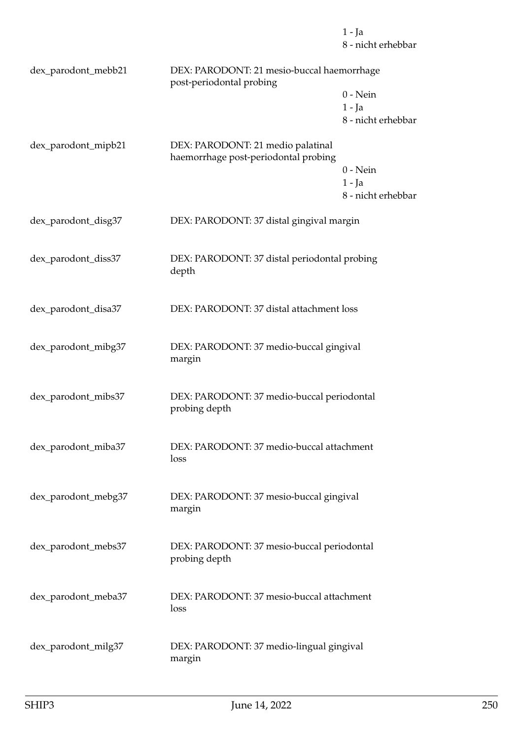| | | |
|---|---|---|
| | | 1 - Ja |
| | | 8 - nicht erhebbar |
| dex_parodont_mebb21 | DEX: PARODONT: 21 mesio-buccal haemorrhage post-periodontal probing | |
| | | 0 - Nein |
| | | 1 - Ja |
| | | 8 - nicht erhebbar |
| dex_parodont_mipb21 | DEX: PARODONT: 21 medio palatinal haemorrhage post-periodontal probing | |
| | | 0 - Nein |
| | | 1 - Ja |
| | | 8 - nicht erhebbar |
| dex_parodont_disg37 | DEX: PARODONT: 37 distal gingival margin | |
| dex_parodont_diss37 | DEX: PARODONT: 37 distal periodontal probing depth | |
| dex_parodont_disa37 | DEX: PARODONT: 37 distal attachment loss | |
| dex_parodont_mibg37 | DEX: PARODONT: 37 medio-buccal gingival margin | |
| dex_parodont_mibs37 | DEX: PARODONT: 37 medio-buccal periodontal probing depth | |
| dex_parodont_miba37 | DEX: PARODONT: 37 medio-buccal attachment loss | |
| dex_parodont_mebg37 | DEX: PARODONT: 37 mesio-buccal gingival margin | |
| dex_parodont_mebs37 | DEX: PARODONT: 37 mesio-buccal periodontal probing depth | |
| dex_parodont_meba37 | DEX: PARODONT: 37 mesio-buccal attachment loss | |
| dex_parodont_milg37 | DEX: PARODONT: 37 medio-lingual gingival margin | |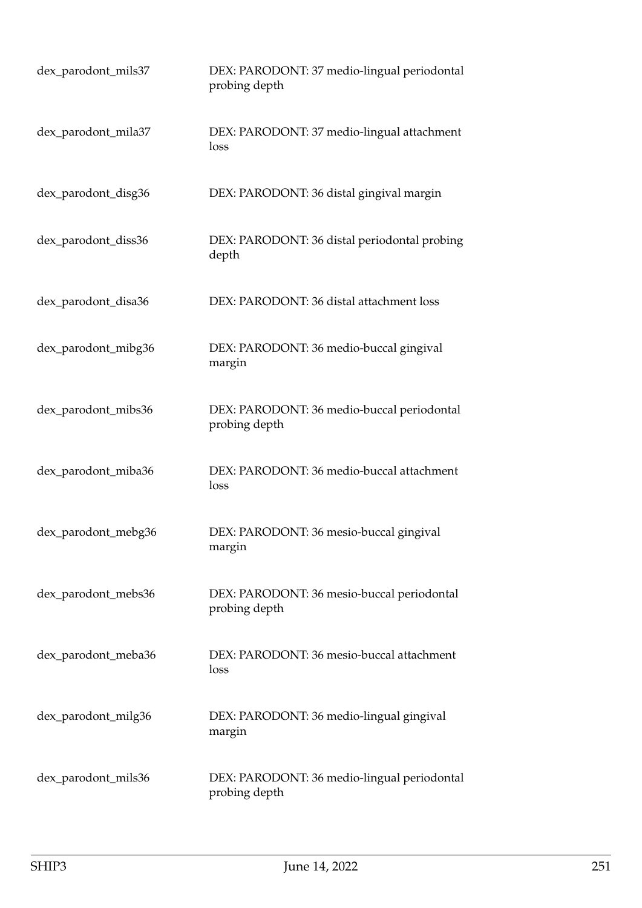| | |
|---|---|
| dex_parodont_mils37 | DEX: PARODONT: 37 medio-lingual periodontal probing depth |
| dex_parodont_mila37 | DEX: PARODONT: 37 medio-lingual attachment loss |
| dex_parodont_disg36 | DEX: PARODONT: 36 distal gingival margin |
| dex_parodont_diss36 | DEX: PARODONT: 36 distal periodontal probing depth |
| dex_parodont_disa36 | DEX: PARODONT: 36 distal attachment loss |
| dex_parodont_mibg36 | DEX: PARODONT: 36 medio-buccal gingival margin |
| dex_parodont_mibs36 | DEX: PARODONT: 36 medio-buccal periodontal probing depth |
| dex_parodont_miba36 | DEX: PARODONT: 36 medio-buccal attachment loss |
| dex_parodont_mebg36 | DEX: PARODONT: 36 mesio-buccal gingival margin |
| dex_parodont_mebs36 | DEX: PARODONT: 36 mesio-buccal periodontal probing depth |
| dex_parodont_meba36 | DEX: PARODONT: 36 mesio-buccal attachment loss |
| dex_parodont_milg36 | DEX: PARODONT: 36 medio-lingual gingival margin |
| dex_parodont_mils36 | DEX: PARODONT: 36 medio-lingual periodontal probing depth |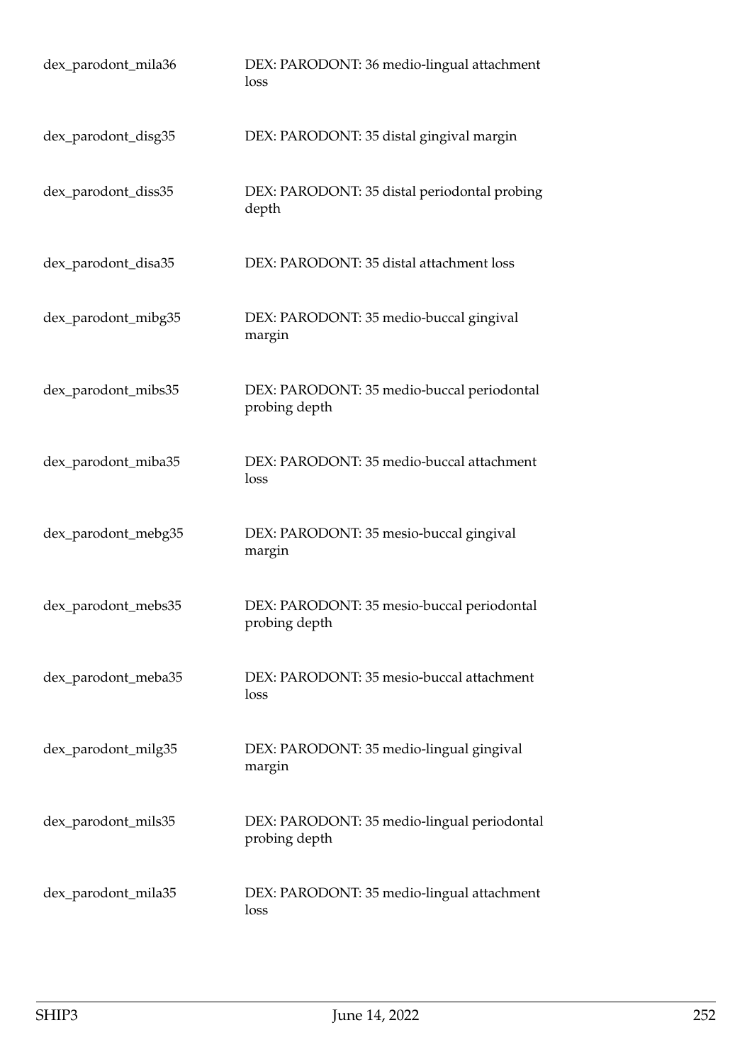| | |
|---|---|
| dex_parodont_mila36 | DEX: PARODONT: 36 medio-lingual attachment loss |
| dex_parodont_disg35 | DEX: PARODONT: 35 distal gingival margin |
| dex_parodont_diss35 | DEX: PARODONT: 35 distal periodontal probing depth |
| dex_parodont_disa35 | DEX: PARODONT: 35 distal attachment loss |
| dex_parodont_mibg35 | DEX: PARODONT: 35 medio-buccal gingival margin |
| dex_parodont_mibs35 | DEX: PARODONT: 35 medio-buccal periodontal probing depth |
| dex_parodont_miba35 | DEX: PARODONT: 35 medio-buccal attachment loss |
| dex_parodont_mebg35 | DEX: PARODONT: 35 mesio-buccal gingival margin |
| dex_parodont_mebs35 | DEX: PARODONT: 35 mesio-buccal periodontal probing depth |
| dex_parodont_meba35 | DEX: PARODONT: 35 mesio-buccal attachment loss |
| dex_parodont_milg35 | DEX: PARODONT: 35 medio-lingual gingival margin |
| dex_parodont_mils35 | DEX: PARODONT: 35 medio-lingual periodontal probing depth |
| dex_parodont_mila35 | DEX: PARODONT: 35 medio-lingual attachment loss |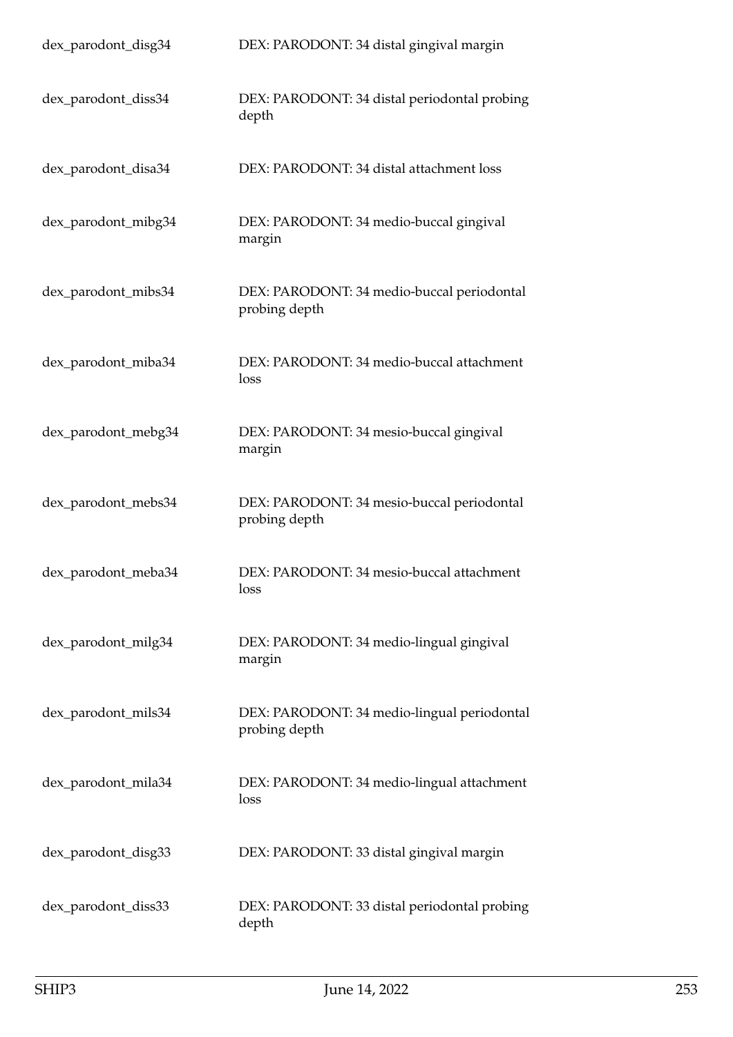| | |
|---|---|
| dex_parodont_disg34 | DEX: PARODONT: 34 distal gingival margin |
| dex_parodont_diss34 | DEX: PARODONT: 34 distal periodontal probing depth |
| dex_parodont_disa34 | DEX: PARODONT: 34 distal attachment loss |
| dex_parodont_mibg34 | DEX: PARODONT: 34 medio-buccal gingival margin |
| dex_parodont_mibs34 | DEX: PARODONT: 34 medio-buccal periodontal probing depth |
| dex_parodont_miba34 | DEX: PARODONT: 34 medio-buccal attachment loss |
| dex_parodont_mebg34 | DEX: PARODONT: 34 mesio-buccal gingival margin |
| dex_parodont_mebs34 | DEX: PARODONT: 34 mesio-buccal periodontal probing depth |
| dex_parodont_meba34 | DEX: PARODONT: 34 mesio-buccal attachment loss |
| dex_parodont_milg34 | DEX: PARODONT: 34 medio-lingual gingival margin |
| dex_parodont_mils34 | DEX: PARODONT: 34 medio-lingual periodontal probing depth |
| dex_parodont_mila34 | DEX: PARODONT: 34 medio-lingual attachment loss |
| dex_parodont_disg33 | DEX: PARODONT: 33 distal gingival margin |
| dex_parodont_diss33 | DEX: PARODONT: 33 distal periodontal probing depth |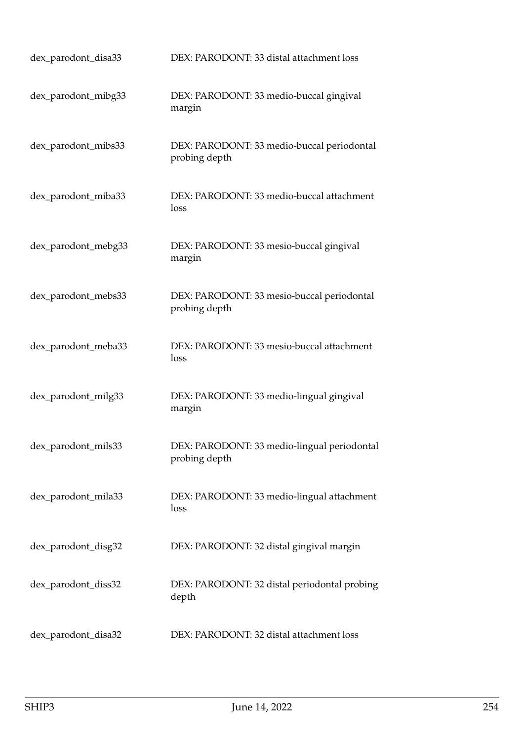| | |
|---|---|
| dex_parodont_disa33 | DEX: PARODONT: 33 distal attachment loss |
| dex_parodont_mibg33 | DEX: PARODONT: 33 medio-buccal gingival margin |
| dex_parodont_mibs33 | DEX: PARODONT: 33 medio-buccal periodontal probing depth |
| dex_parodont_miba33 | DEX: PARODONT: 33 medio-buccal attachment loss |
| dex_parodont_mebg33 | DEX: PARODONT: 33 mesio-buccal gingival margin |
| dex_parodont_mebs33 | DEX: PARODONT: 33 mesio-buccal periodontal probing depth |
| dex_parodont_meba33 | DEX: PARODONT: 33 mesio-buccal attachment loss |
| dex_parodont_milg33 | DEX: PARODONT: 33 medio-lingual gingival margin |
| dex_parodont_mils33 | DEX: PARODONT: 33 medio-lingual periodontal probing depth |
| dex_parodont_mila33 | DEX: PARODONT: 33 medio-lingual attachment loss |
| dex_parodont_disg32 | DEX: PARODONT: 32 distal gingival margin |
| dex_parodont_diss32 | DEX: PARODONT: 32 distal periodontal probing depth |
| dex_parodont_disa32 | DEX: PARODONT: 32 distal attachment loss |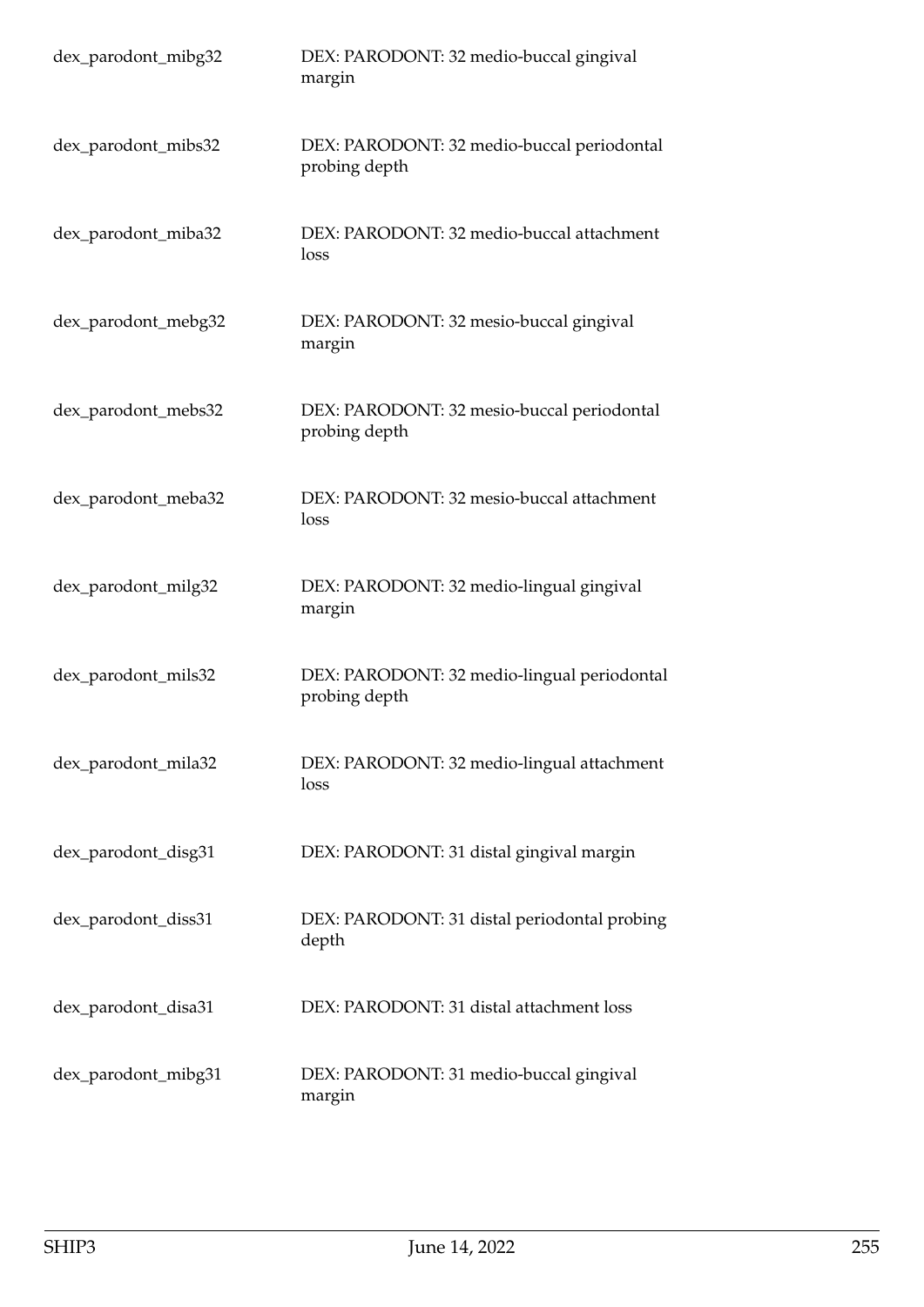| | |
|---|---|
| dex_parodont_mibg32 | DEX: PARODONT: 32 medio-buccal gingival margin |
| dex_parodont_mibs32 | DEX: PARODONT: 32 medio-buccal periodontal probing depth |
| dex_parodont_miba32 | DEX: PARODONT: 32 medio-buccal attachment loss |
| dex_parodont_mebg32 | DEX: PARODONT: 32 mesio-buccal gingival margin |
| dex_parodont_mebs32 | DEX: PARODONT: 32 mesio-buccal periodontal probing depth |
| dex_parodont_meba32 | DEX: PARODONT: 32 mesio-buccal attachment loss |
| dex_parodont_milg32 | DEX: PARODONT: 32 medio-lingual gingival margin |
| dex_parodont_mils32 | DEX: PARODONT: 32 medio-lingual periodontal probing depth |
| dex_parodont_mila32 | DEX: PARODONT: 32 medio-lingual attachment loss |
| dex_parodont_disg31 | DEX: PARODONT: 31 distal gingival margin |
| dex_parodont_diss31 | DEX: PARODONT: 31 distal periodontal probing depth |
| dex_parodont_disa31 | DEX: PARODONT: 31 distal attachment loss |
| dex_parodont_mibg31 | DEX: PARODONT: 31 medio-buccal gingival margin |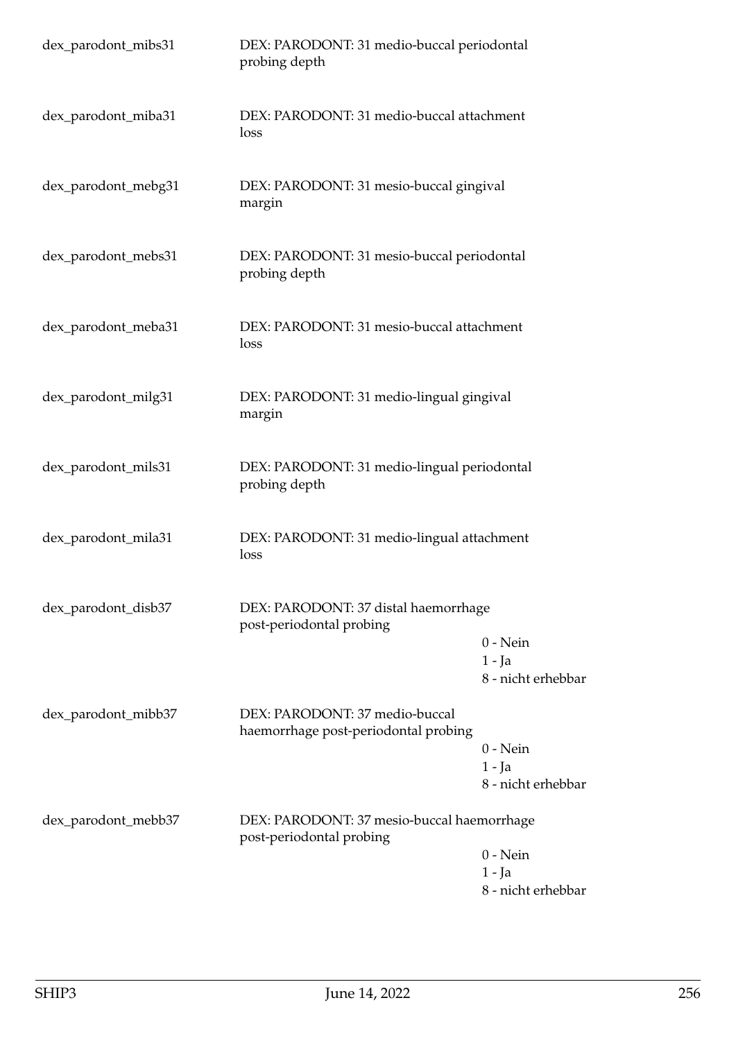| | | |
|---|---|---|
| dex_parodont_mibs31 | DEX: PARODONT: 31 medio-buccal periodontal probing depth | |
| dex_parodont_miba31 | DEX: PARODONT: 31 medio-buccal attachment loss | |
| dex_parodont_mebg31 | DEX: PARODONT: 31 mesio-buccal gingival margin | |
| dex_parodont_mebs31 | DEX: PARODONT: 31 mesio-buccal periodontal probing depth | |
| dex_parodont_meba31 | DEX: PARODONT: 31 mesio-buccal attachment loss | |
| dex_parodont_milg31 | DEX: PARODONT: 31 medio-lingual gingival margin | |
| dex_parodont_mils31 | DEX: PARODONT: 31 medio-lingual periodontal probing depth | |
| dex_parodont_mila31 | DEX: PARODONT: 31 medio-lingual attachment loss | |
| dex_parodont_disb37 | DEX: PARODONT: 37 distal haemorrhage post-periodontal probing | 0 - Nein<br>1 - Ja<br>8 - nicht erhebbar |
| dex_parodont_mibb37 | DEX: PARODONT: 37 medio-buccal haemorrhage post-periodontal probing | 0 - Nein<br>1 - Ja<br>8 - nicht erhebbar |
| dex_parodont_mebb37 | DEX: PARODONT: 37 mesio-buccal haemorrhage post-periodontal probing | 0 - Nein<br>1 - Ja<br>8 - nicht erhebbar |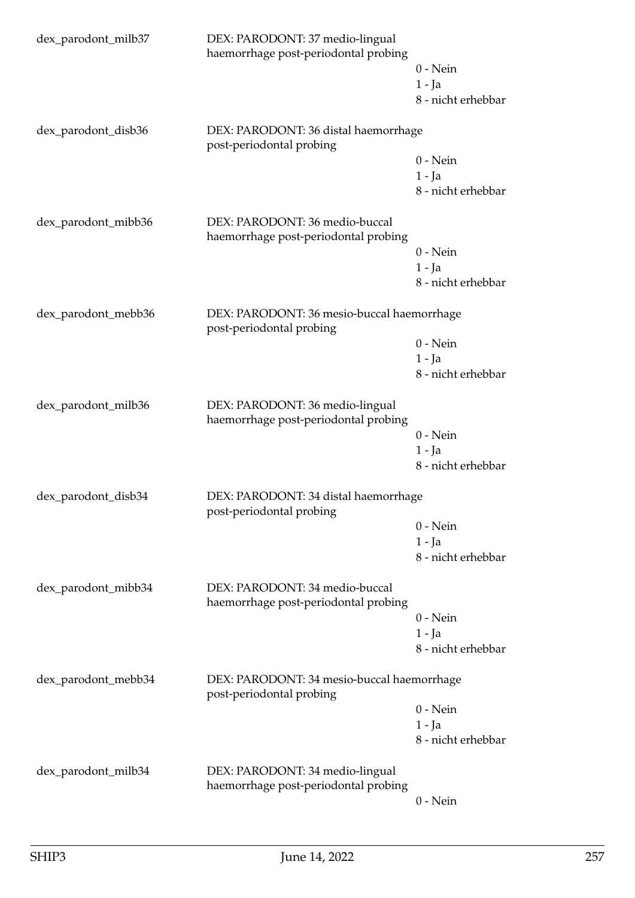dex_parodont_milb37 DEX: PARODONT: 37 medio-lingual haemorrhage post-periodontal probing

0 - Nein
1 - Ja
8 - nicht erhebbar

dex_parodont_disb36 DEX: PARODONT: 36 distal haemorrhage post-periodontal probing

0 - Nein
1 - Ja
8 - nicht erhebbar

dex_parodont_mibb36 DEX: PARODONT: 36 medio-buccal haemorrhage post-periodontal probing

0 - Nein
1 - Ja
8 - nicht erhebbar

dex_parodont_mebb36 DEX: PARODONT: 36 mesio-buccal haemorrhage post-periodontal probing

0 - Nein
1 - Ja
8 - nicht erhebbar

dex_parodont_milb36 DEX: PARODONT: 36 medio-lingual haemorrhage post-periodontal probing

0 - Nein
1 - Ja
8 - nicht erhebbar

dex_parodont_disb34 DEX: PARODONT: 34 distal haemorrhage post-periodontal probing

0 - Nein
1 - Ja
8 - nicht erhebbar

dex_parodont_mibb34 DEX: PARODONT: 34 medio-buccal haemorrhage post-periodontal probing

0 - Nein
1 - Ja
8 - nicht erhebbar

dex_parodont_mebb34 DEX: PARODONT: 34 mesio-buccal haemorrhage post-periodontal probing

0 - Nein
1 - Ja
8 - nicht erhebbar

dex_parodont_milb34 DEX: PARODONT: 34 medio-lingual haemorrhage post-periodontal probing

0 - Nein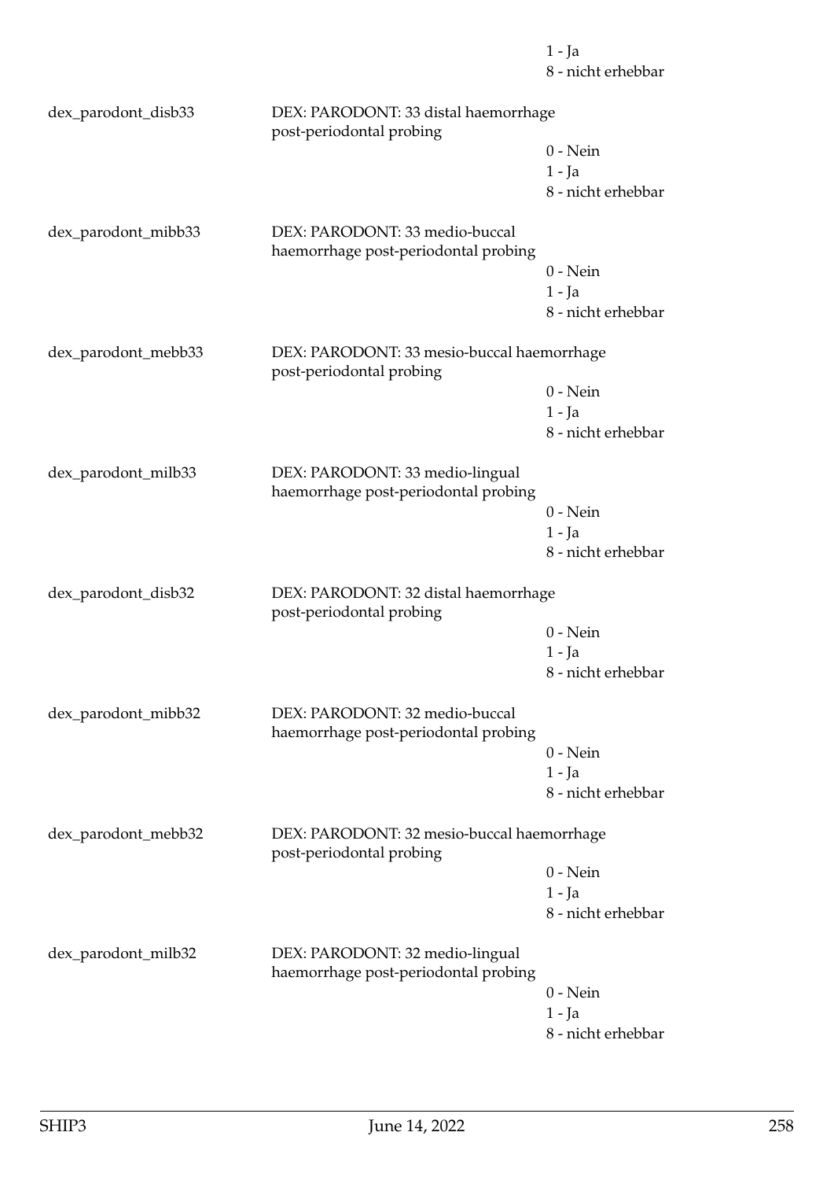1 - Ja
8 - nicht erhebbar

| | | |
|---|---|---|
| dex_parodont_disb33 | DEX: PARODONT: 33 distal haemorrhage post-periodontal probing | 0 - Nein<br>1 - Ja<br>8 - nicht erhebbar |
| dex_parodont_mibb33 | DEX: PARODONT: 33 medio-buccal haemorrhage post-periodontal probing | 0 - Nein<br>1 - Ja<br>8 - nicht erhebbar |
| dex_parodont_mebb33 | DEX: PARODONT: 33 mesio-buccal haemorrhage post-periodontal probing | 0 - Nein<br>1 - Ja<br>8 - nicht erhebbar |
| dex_parodont_milb33 | DEX: PARODONT: 33 medio-lingual haemorrhage post-periodontal probing | 0 - Nein<br>1 - Ja<br>8 - nicht erhebbar |
| dex_parodont_disb32 | DEX: PARODONT: 32 distal haemorrhage post-periodontal probing | 0 - Nein<br>1 - Ja<br>8 - nicht erhebbar |
| dex_parodont_mibb32 | DEX: PARODONT: 32 medio-buccal haemorrhage post-periodontal probing | 0 - Nein<br>1 - Ja<br>8 - nicht erhebbar |
| dex_parodont_mebb32 | DEX: PARODONT: 32 mesio-buccal haemorrhage post-periodontal probing | 0 - Nein<br>1 - Ja<br>8 - nicht erhebbar |
| dex_parodont_milb32 | DEX: PARODONT: 32 medio-lingual haemorrhage post-periodontal probing | 0 - Nein<br>1 - Ja<br>8 - nicht erhebbar |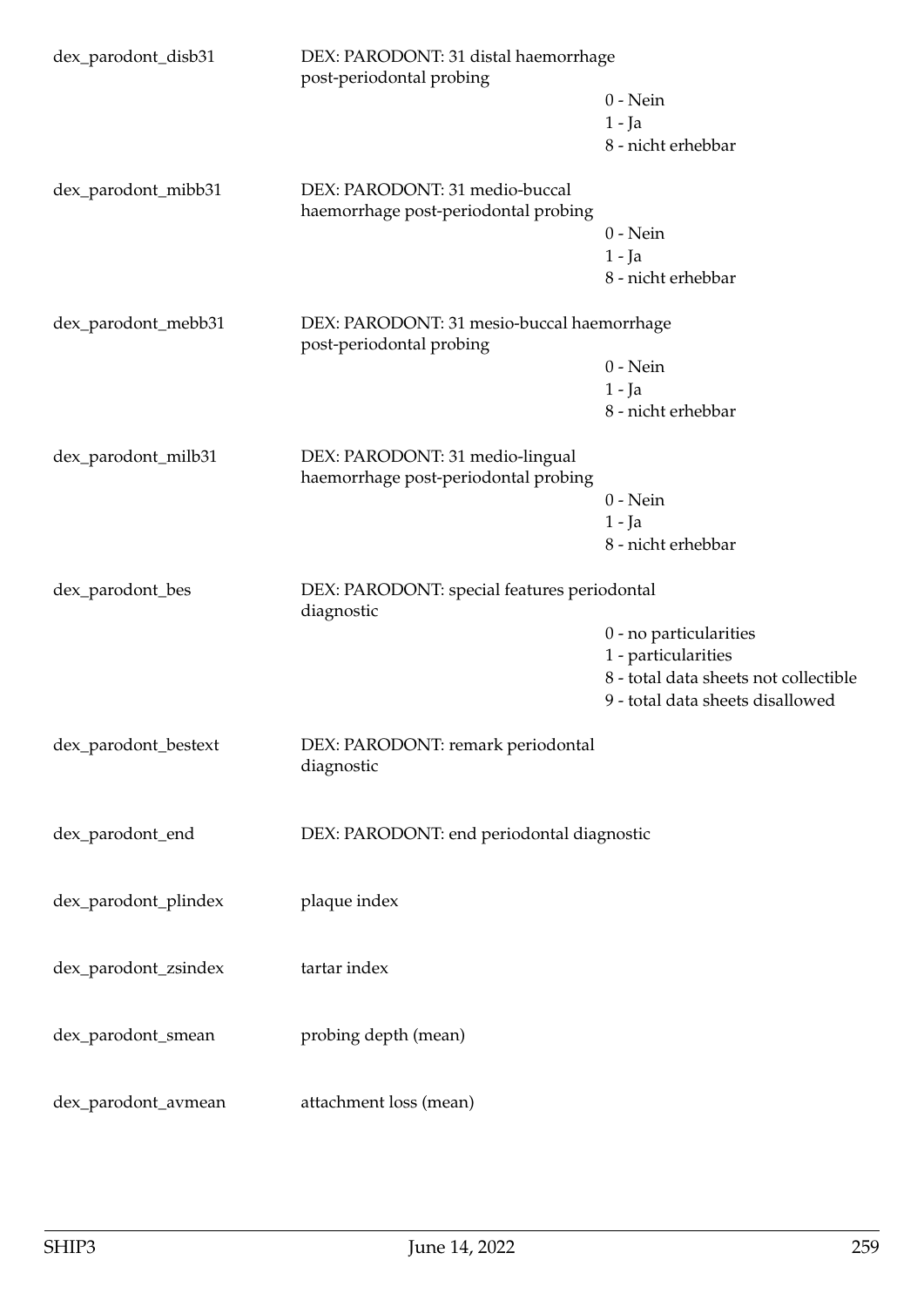| Variable | Label | Values |
|---|---|---|
| dex_parodont_disb31 | DEX: PARODONT: 31 distal haemorrhage post-periodontal probing | 0 - Nein<br>1 - Ja<br>8 - nicht erhebbar |
| dex_parodont_mibb31 | DEX: PARODONT: 31 medio-buccal haemorrhage post-periodontal probing | 0 - Nein<br>1 - Ja<br>8 - nicht erhebbar |
| dex_parodont_mebb31 | DEX: PARODONT: 31 mesio-buccal haemorrhage post-periodontal probing | 0 - Nein<br>1 - Ja<br>8 - nicht erhebbar |
| dex_parodont_milb31 | DEX: PARODONT: 31 medio-lingual haemorrhage post-periodontal probing | 0 - Nein<br>1 - Ja<br>8 - nicht erhebbar |
| dex_parodont_bes | DEX: PARODONT: special features periodontal diagnostic | 0 - no particularities<br>1 - particularities<br>8 - total data sheets not collectible<br>9 - total data sheets disallowed |
| dex_parodont_bestext | DEX: PARODONT: remark periodontal diagnostic | |
| dex_parodont_end | DEX: PARODONT: end periodontal diagnostic | |
| dex_parodont_plindex | plaque index | |
| dex_parodont_zsindex | tartar index | |
| dex_parodont_smean | probing depth (mean) | |
| dex_parodont_avmean | attachment loss (mean) | |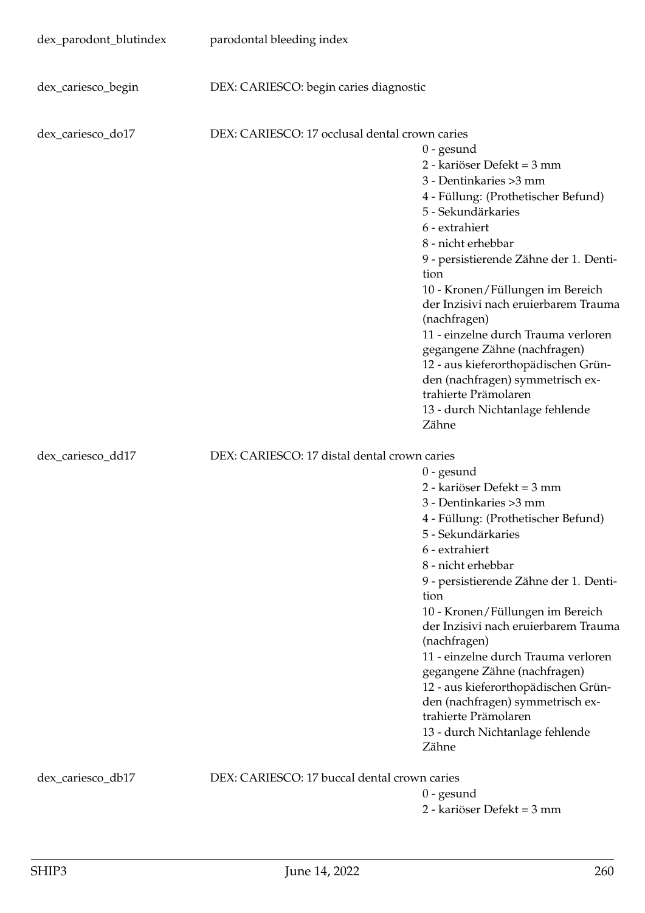dex_parodont_blutindex parodontal bleeding index

dex_cariesco_begin DEX: CARIESCO: begin caries diagnostic

dex_cariesco_do17 DEX: CARIESCO: 17 occlusal dental crown caries

- 0 - gesund
- 2 - kariöser Defekt = 3 mm
- 3 - Dentinkaries >3 mm
- 4 - Füllung: (Prothetischer Befund)
- 5 - Sekundärkaries
- 6 - extrahiert
- 8 - nicht erhebbar
- 9 - persistierende Zähne der 1. Dentition
- 10 - Kronen/Füllungen im Bereich der Inzisivi nach eruierbarem Trauma (nachfragen)
- 11 - einzelne durch Trauma verloren gegangene Zähne (nachfragen)
- 12 - aus kieferorthopädischen Gründen (nachfragen) symmetrisch extrahierte Prämolaren
- 13 - durch Nichtanlage fehlende Zähne

dex_cariesco_dd17 DEX: CARIESCO: 17 distal dental crown caries

- 0 - gesund
- 2 - kariöser Defekt = 3 mm
- 3 - Dentinkaries >3 mm
- 4 - Füllung: (Prothetischer Befund)
- 5 - Sekundärkaries
- 6 - extrahiert
- 8 - nicht erhebbar
- 9 - persistierende Zähne der 1. Dentition
- 10 - Kronen/Füllungen im Bereich der Inzisivi nach eruierbarem Trauma (nachfragen)
- 11 - einzelne durch Trauma verloren gegangene Zähne (nachfragen)
- 12 - aus kieferorthopädischen Gründen (nachfragen) symmetrisch extrahierte Prämolaren
- 13 - durch Nichtanlage fehlende Zähne

dex_cariesco_db17 DEX: CARIESCO: 17 buccal dental crown caries

- 0 - gesund
- 2 - kariöser Defekt = 3 mm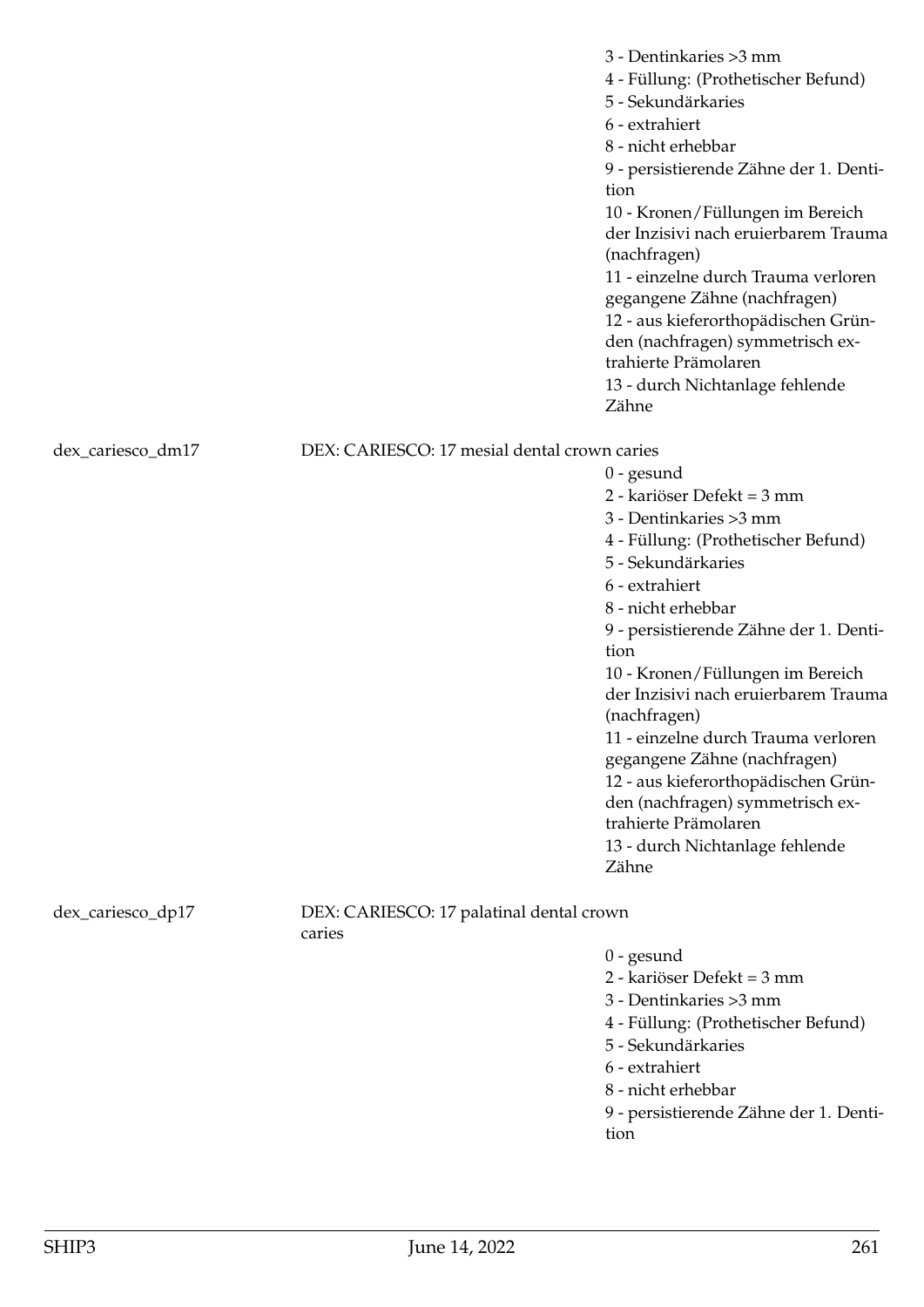3 - Dentinkaries >3 mm
4 - Füllung: (Prothetischer Befund)
5 - Sekundärkaries
6 - extrahiert
8 - nicht erhebbar
9 - persistierende Zähne der 1. Dentition
10 - Kronen/Füllungen im Bereich der Inzisivi nach eruierbarem Trauma (nachfragen)
11 - einzelne durch Trauma verloren gegangene Zähne (nachfragen)
12 - aus kieferorthopädischen Gründen (nachfragen) symmetrisch extrahierte Prämolaren
13 - durch Nichtanlage fehlende Zähne

dex_cariesco_dm17 DEX: CARIESCO: 17 mesial dental crown caries

0 - gesund
2 - kariöser Defekt = 3 mm
3 - Dentinkaries >3 mm
4 - Füllung: (Prothetischer Befund)
5 - Sekundärkaries
6 - extrahiert
8 - nicht erhebbar
9 - persistierende Zähne der 1. Dentition
10 - Kronen/Füllungen im Bereich der Inzisivi nach eruierbarem Trauma (nachfragen)
11 - einzelne durch Trauma verloren gegangene Zähne (nachfragen)
12 - aus kieferorthopädischen Gründen (nachfragen) symmetrisch extrahierte Prämolaren
13 - durch Nichtanlage fehlende Zähne

dex_cariesco_dp17 DEX: CARIESCO: 17 palatinal dental crown caries

0 - gesund
2 - kariöser Defekt = 3 mm
3 - Dentinkaries >3 mm
4 - Füllung: (Prothetischer Befund)
5 - Sekundärkaries
6 - extrahiert
8 - nicht erhebbar
9 - persistierende Zähne der 1. Dentition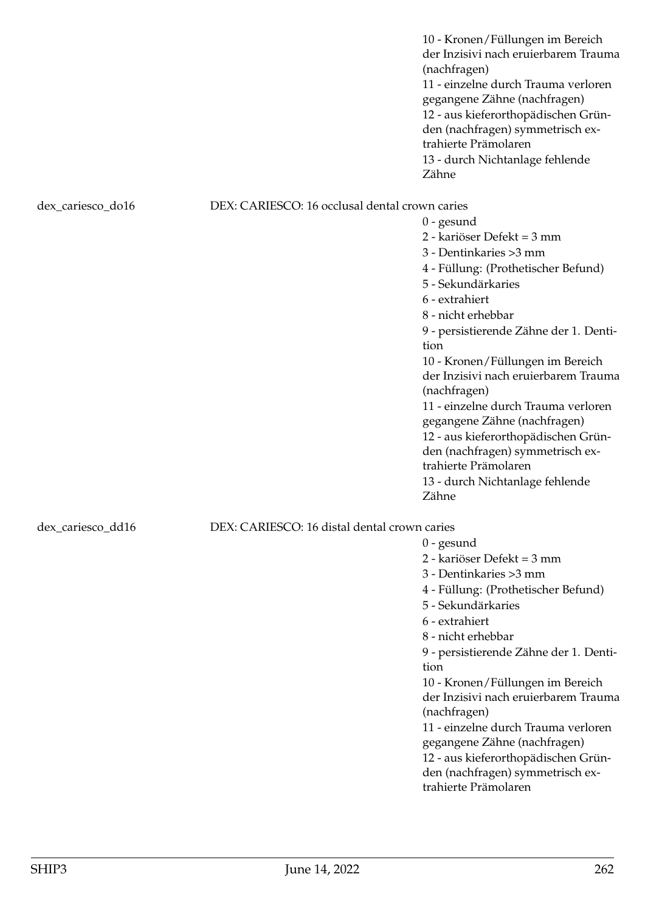10 - Kronen/Füllungen im Bereich der Inzisivi nach eruierbarem Trauma (nachfragen)
11 - einzelne durch Trauma verloren gegangene Zähne (nachfragen)
12 - aus kieferorthopädischen Gründen (nachfragen) symmetrisch extrahierte Prämolaren
13 - durch Nichtanlage fehlende Zähne

dex_cariesco_do16 — DEX: CARIESCO: 16 occlusal dental crown caries

0 - gesund
2 - kariöser Defekt = 3 mm
3 - Dentinkaries >3 mm
4 - Füllung: (Prothetischer Befund)
5 - Sekundärkaries
6 - extrahiert
8 - nicht erhebbar
9 - persistierende Zähne der 1. Dentition
10 - Kronen/Füllungen im Bereich der Inzisivi nach eruierbarem Trauma (nachfragen)
11 - einzelne durch Trauma verloren gegangene Zähne (nachfragen)
12 - aus kieferorthopädischen Gründen (nachfragen) symmetrisch extrahierte Prämolaren
13 - durch Nichtanlage fehlende Zähne

dex_cariesco_dd16 — DEX: CARIESCO: 16 distal dental crown caries

0 - gesund
2 - kariöser Defekt = 3 mm
3 - Dentinkaries >3 mm
4 - Füllung: (Prothetischer Befund)
5 - Sekundärkaries
6 - extrahiert
8 - nicht erhebbar
9 - persistierende Zähne der 1. Dentition
10 - Kronen/Füllungen im Bereich der Inzisivi nach eruierbarem Trauma (nachfragen)
11 - einzelne durch Trauma verloren gegangene Zähne (nachfragen)
12 - aus kieferorthopädischen Gründen (nachfragen) symmetrisch extrahierte Prämolaren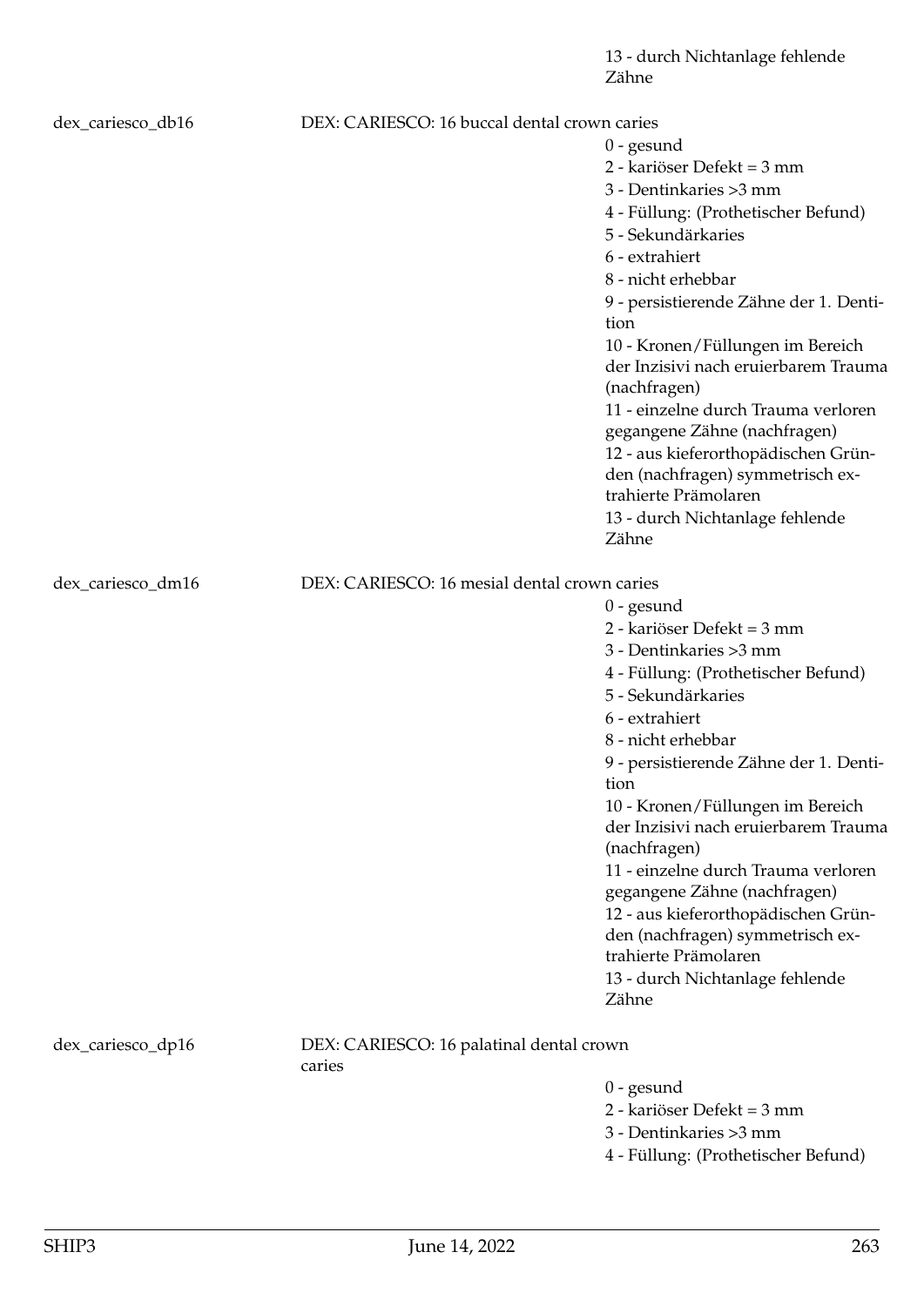13 - durch Nichtanlage fehlende Zähne

dex_cariesco_db16 DEX: CARIESCO: 16 buccal dental crown caries

0 - gesund
2 - kariöser Defekt = 3 mm
3 - Dentinkaries >3 mm
4 - Füllung: (Prothetischer Befund)
5 - Sekundärkaries
6 - extrahiert
8 - nicht erhebbar
9 - persistierende Zähne der 1. Dentition
10 - Kronen/Füllungen im Bereich der Inzisivi nach eruierbarem Trauma (nachfragen)
11 - einzelne durch Trauma verloren gegangene Zähne (nachfragen)
12 - aus kieferorthopädischen Gründen (nachfragen) symmetrisch extrahierte Prämolaren
13 - durch Nichtanlage fehlende Zähne

dex_cariesco_dm16 DEX: CARIESCO: 16 mesial dental crown caries

0 - gesund
2 - kariöser Defekt = 3 mm
3 - Dentinkaries >3 mm
4 - Füllung: (Prothetischer Befund)
5 - Sekundärkaries
6 - extrahiert
8 - nicht erhebbar
9 - persistierende Zähne der 1. Dentition
10 - Kronen/Füllungen im Bereich der Inzisivi nach eruierbarem Trauma (nachfragen)
11 - einzelne durch Trauma verloren gegangene Zähne (nachfragen)
12 - aus kieferorthopädischen Gründen (nachfragen) symmetrisch extrahierte Prämolaren
13 - durch Nichtanlage fehlende Zähne

dex_cariesco_dp16 DEX: CARIESCO: 16 palatinal dental crown caries

0 - gesund
2 - kariöser Defekt = 3 mm
3 - Dentinkaries >3 mm
4 - Füllung: (Prothetischer Befund)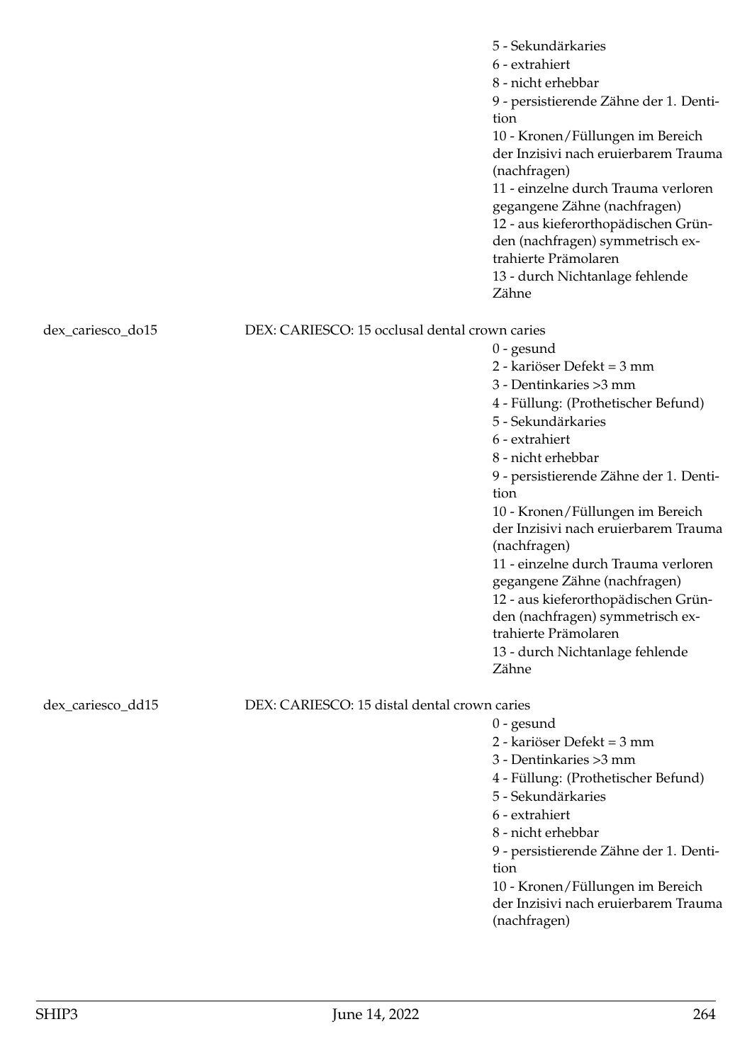5 - Sekundärkaries
6 - extrahiert
8 - nicht erhebbar
9 - persistierende Zähne der 1. Dentition
10 - Kronen/Füllungen im Bereich der Inzisivi nach eruierbarem Trauma (nachfragen)
11 - einzelne durch Trauma verloren gegangene Zähne (nachfragen)
12 - aus kieferorthopädischen Gründen (nachfragen) symmetrisch extrahierte Prämolaren
13 - durch Nichtanlage fehlende Zähne

dex_cariesco_do15 — DEX: CARIESCO: 15 occlusal dental crown caries

0 - gesund
2 - kariöser Defekt = 3 mm
3 - Dentinkaries >3 mm
4 - Füllung: (Prothetischer Befund)
5 - Sekundärkaries
6 - extrahiert
8 - nicht erhebbar
9 - persistierende Zähne der 1. Dentition
10 - Kronen/Füllungen im Bereich der Inzisivi nach eruierbarem Trauma (nachfragen)
11 - einzelne durch Trauma verloren gegangene Zähne (nachfragen)
12 - aus kieferorthopädischen Gründen (nachfragen) symmetrisch extrahierte Prämolaren
13 - durch Nichtanlage fehlende Zähne

dex_cariesco_dd15 — DEX: CARIESCO: 15 distal dental crown caries

0 - gesund
2 - kariöser Defekt = 3 mm
3 - Dentinkaries >3 mm
4 - Füllung: (Prothetischer Befund)
5 - Sekundärkaries
6 - extrahiert
8 - nicht erhebbar
9 - persistierende Zähne der 1. Dentition
10 - Kronen/Füllungen im Bereich der Inzisivi nach eruierbarem Trauma (nachfragen)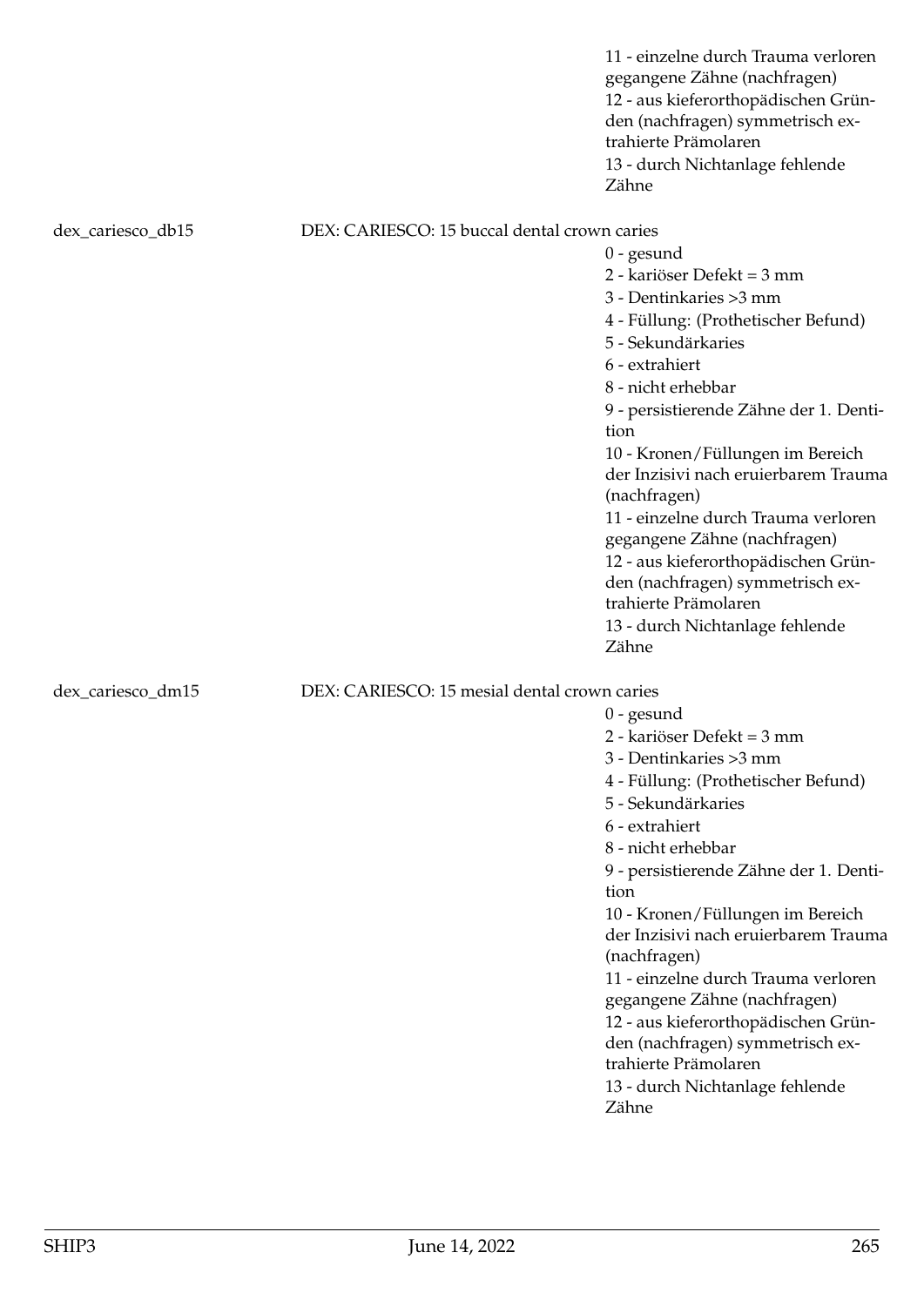11 - einzelne durch Trauma verloren gegangene Zähne (nachfragen)
12 - aus kieferorthopädischen Gründen (nachfragen) symmetrisch extrahierte Prämolaren
13 - durch Nichtanlage fehlende Zähne

dex_cariesco_db15 DEX: CARIESCO: 15 buccal dental crown caries

0 - gesund
2 - kariöser Defekt = 3 mm
3 - Dentinkaries >3 mm
4 - Füllung: (Prothetischer Befund)
5 - Sekundärkaries
6 - extrahiert
8 - nicht erhebbar
9 - persistierende Zähne der 1. Dentition
10 - Kronen/Füllungen im Bereich der Inzisivi nach eruierbarem Trauma (nachfragen)
11 - einzelne durch Trauma verloren gegangene Zähne (nachfragen)
12 - aus kieferorthopädischen Gründen (nachfragen) symmetrisch extrahierte Prämolaren
13 - durch Nichtanlage fehlende Zähne

dex_cariesco_dm15 DEX: CARIESCO: 15 mesial dental crown caries

0 - gesund
2 - kariöser Defekt = 3 mm
3 - Dentinkaries >3 mm
4 - Füllung: (Prothetischer Befund)
5 - Sekundärkaries
6 - extrahiert
8 - nicht erhebbar
9 - persistierende Zähne der 1. Dentition
10 - Kronen/Füllungen im Bereich der Inzisivi nach eruierbarem Trauma (nachfragen)
11 - einzelne durch Trauma verloren gegangene Zähne (nachfragen)
12 - aus kieferorthopädischen Gründen (nachfragen) symmetrisch extrahierte Prämolaren
13 - durch Nichtanlage fehlende Zähne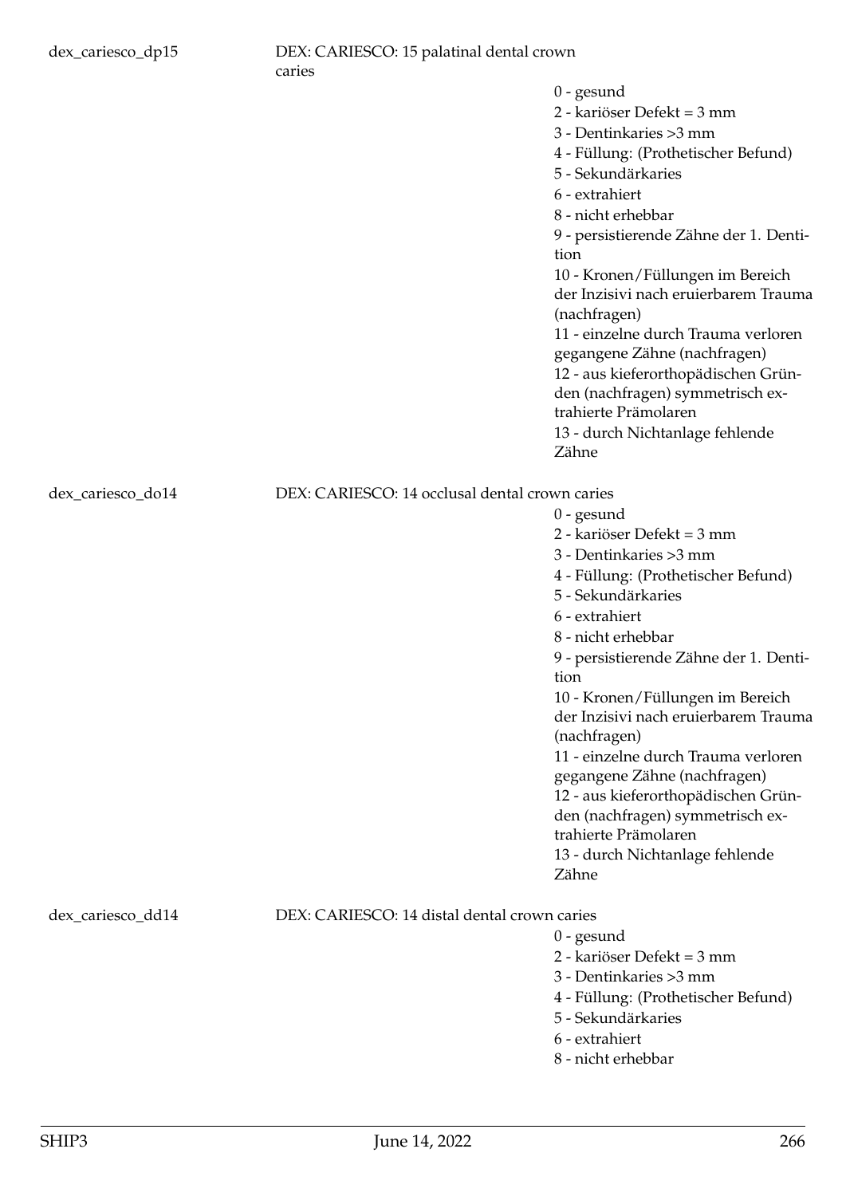dex_cariesco_dp15 DEX: CARIESCO: 15 palatinal dental crown caries

- 0 - gesund
- 2 - kariöser Defekt = 3 mm
- 3 - Dentinkaries >3 mm
- 4 - Füllung: (Prothetischer Befund)
- 5 - Sekundärkaries
- 6 - extrahiert
- 8 - nicht erhebbar
- 9 - persistierende Zähne der 1. Dentition
- 10 - Kronen/Füllungen im Bereich der Inzisivi nach eruierbarem Trauma (nachfragen)
- 11 - einzelne durch Trauma verloren gegangene Zähne (nachfragen)
- 12 - aus kieferorthopädischen Gründen (nachfragen) symmetrisch extrahierte Prämolaren
- 13 - durch Nichtanlage fehlende Zähne

dex_cariesco_do14 DEX: CARIESCO: 14 occlusal dental crown caries

- 0 - gesund
- 2 - kariöser Defekt = 3 mm
- 3 - Dentinkaries >3 mm
- 4 - Füllung: (Prothetischer Befund)
- 5 - Sekundärkaries
- 6 - extrahiert
- 8 - nicht erhebbar
- 9 - persistierende Zähne der 1. Dentition
- 10 - Kronen/Füllungen im Bereich der Inzisivi nach eruierbarem Trauma (nachfragen)
- 11 - einzelne durch Trauma verloren gegangene Zähne (nachfragen)
- 12 - aus kieferorthopädischen Gründen (nachfragen) symmetrisch extrahierte Prämolaren
- 13 - durch Nichtanlage fehlende Zähne

dex_cariesco_dd14 DEX: CARIESCO: 14 distal dental crown caries

- 0 - gesund
- 2 - kariöser Defekt = 3 mm
- 3 - Dentinkaries >3 mm
- 4 - Füllung: (Prothetischer Befund)
- 5 - Sekundärkaries
- 6 - extrahiert
- 8 - nicht erhebbar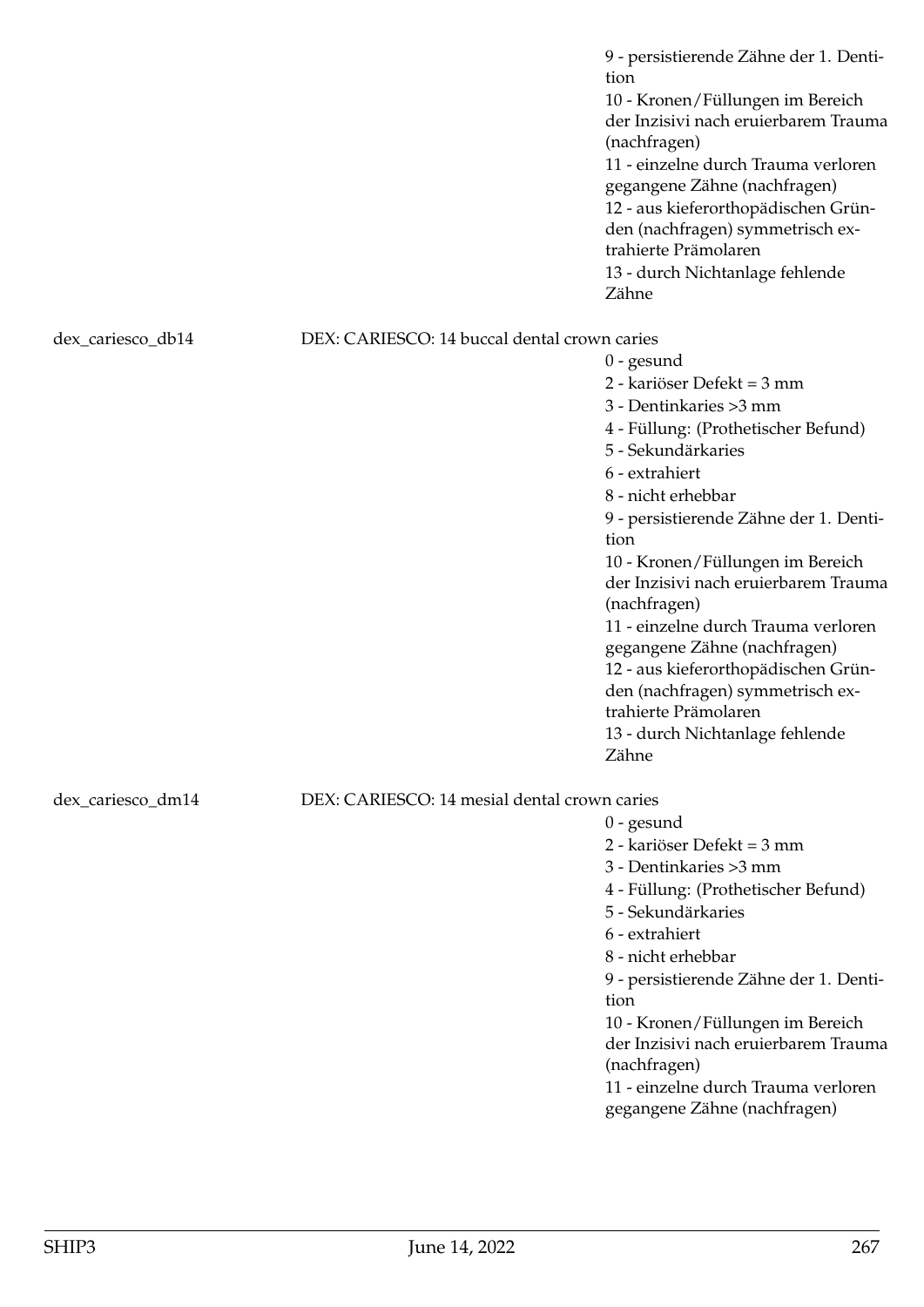9 - persistierende Zähne der 1. Dentition
10 - Kronen/Füllungen im Bereich der Inzisivi nach eruierbarem Trauma (nachfragen)
11 - einzelne durch Trauma verloren gegangene Zähne (nachfragen)
12 - aus kieferorthopädischen Gründen (nachfragen) symmetrisch extrahierte Prämolaren
13 - durch Nichtanlage fehlende Zähne

dex_cariesco_db14 DEX: CARIESCO: 14 buccal dental crown caries

0 - gesund
2 - kariöser Defekt = 3 mm
3 - Dentinkaries >3 mm
4 - Füllung: (Prothetischer Befund)
5 - Sekundärkaries
6 - extrahiert
8 - nicht erhebbar
9 - persistierende Zähne der 1. Dentition
10 - Kronen/Füllungen im Bereich der Inzisivi nach eruierbarem Trauma (nachfragen)
11 - einzelne durch Trauma verloren gegangene Zähne (nachfragen)
12 - aus kieferorthopädischen Gründen (nachfragen) symmetrisch extrahierte Prämolaren
13 - durch Nichtanlage fehlende Zähne

dex_cariesco_dm14 DEX: CARIESCO: 14 mesial dental crown caries

0 - gesund
2 - kariöser Defekt = 3 mm
3 - Dentinkaries >3 mm
4 - Füllung: (Prothetischer Befund)
5 - Sekundärkaries
6 - extrahiert
8 - nicht erhebbar
9 - persistierende Zähne der 1. Dentition
10 - Kronen/Füllungen im Bereich der Inzisivi nach eruierbarem Trauma (nachfragen)
11 - einzelne durch Trauma verloren gegangene Zähne (nachfragen)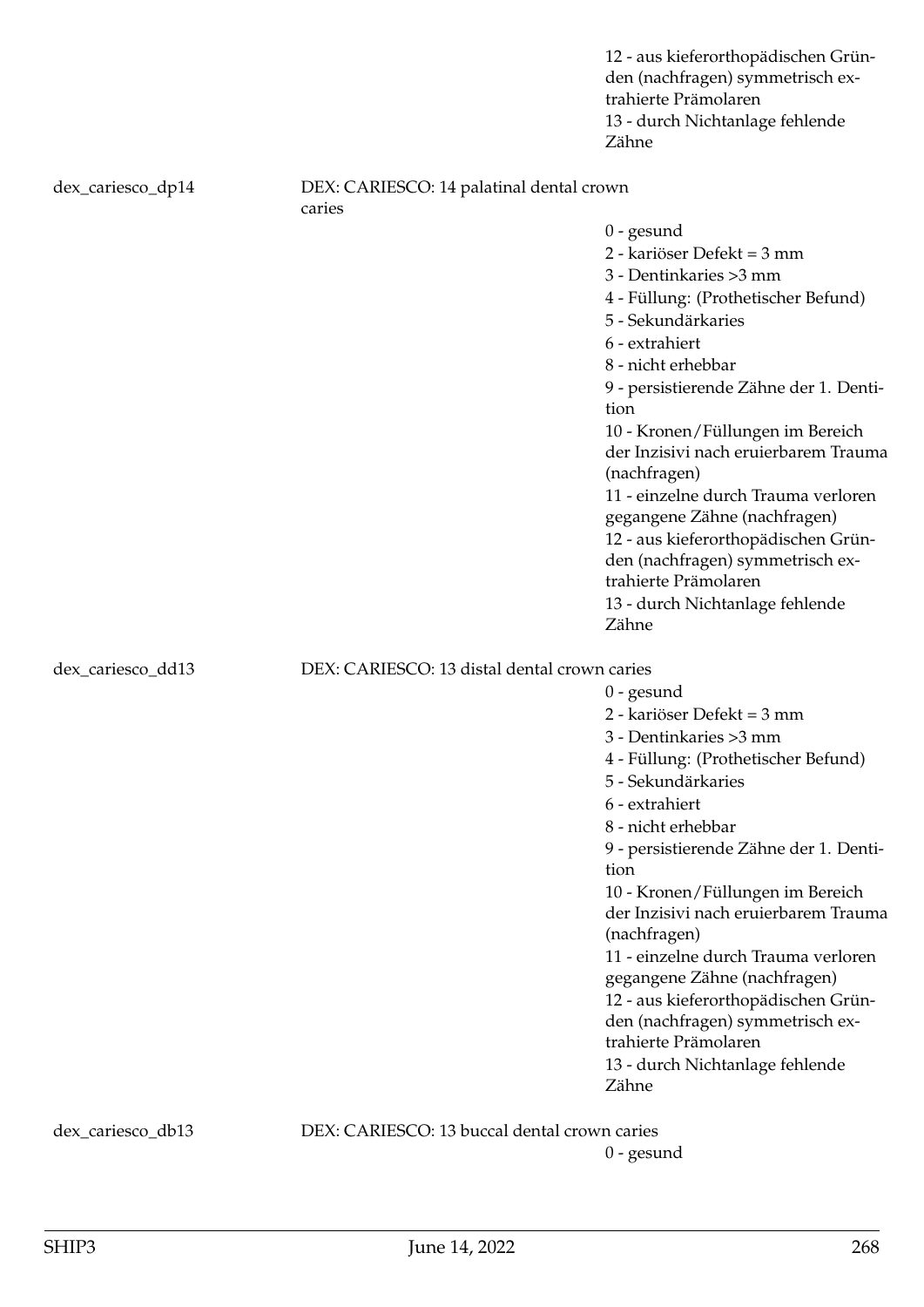12 - aus kieferorthopädischen Gründen (nachfragen) symmetrisch extrahierte Prämolaren
13 - durch Nichtanlage fehlende Zähne

dex_cariesco_dp14 DEX: CARIESCO: 14 palatinal dental crown caries

0 - gesund
2 - kariöser Defekt = 3 mm
3 - Dentinkaries >3 mm
4 - Füllung: (Prothetischer Befund)
5 - Sekundärkaries
6 - extrahiert
8 - nicht erhebbar
9 - persistierende Zähne der 1. Dentition
10 - Kronen/Füllungen im Bereich der Inzisivi nach eruierbarem Trauma (nachfragen)
11 - einzelne durch Trauma verloren gegangene Zähne (nachfragen)
12 - aus kieferorthopädischen Gründen (nachfragen) symmetrisch extrahierte Prämolaren
13 - durch Nichtanlage fehlende Zähne

dex_cariesco_dd13 DEX: CARIESCO: 13 distal dental crown caries

0 - gesund
2 - kariöser Defekt = 3 mm
3 - Dentinkaries >3 mm
4 - Füllung: (Prothetischer Befund)
5 - Sekundärkaries
6 - extrahiert
8 - nicht erhebbar
9 - persistierende Zähne der 1. Dentition
10 - Kronen/Füllungen im Bereich der Inzisivi nach eruierbarem Trauma (nachfragen)
11 - einzelne durch Trauma verloren gegangene Zähne (nachfragen)
12 - aus kieferorthopädischen Gründen (nachfragen) symmetrisch extrahierte Prämolaren
13 - durch Nichtanlage fehlende Zähne

dex_cariesco_db13 DEX: CARIESCO: 13 buccal dental crown caries

0 - gesund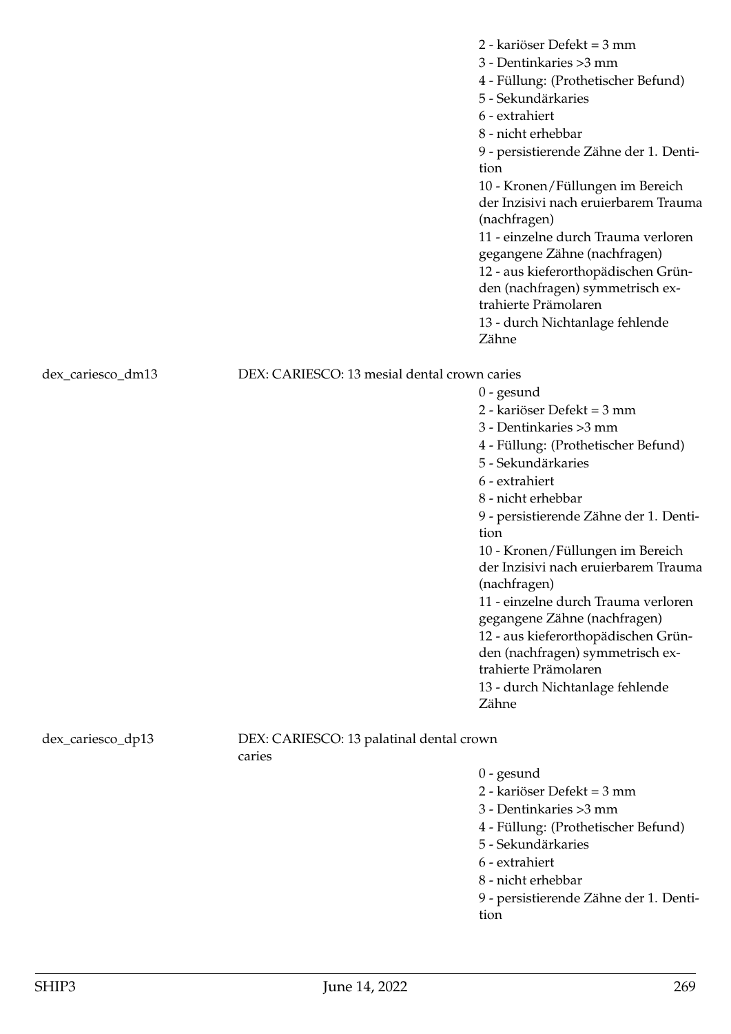2 - kariöser Defekt = 3 mm
3 - Dentinkaries >3 mm
4 - Füllung: (Prothetischer Befund)
5 - Sekundärkaries
6 - extrahiert
8 - nicht erhebbar
9 - persistierende Zähne der 1. Dentition
10 - Kronen/Füllungen im Bereich der Inzisivi nach eruierbarem Trauma (nachfragen)
11 - einzelne durch Trauma verloren gegangene Zähne (nachfragen)
12 - aus kieferorthopädischen Gründen (nachfragen) symmetrisch extrahierte Prämolaren
13 - durch Nichtanlage fehlende Zähne

dex_cariesco_dm13 DEX: CARIESCO: 13 mesial dental crown caries

0 - gesund
2 - kariöser Defekt = 3 mm
3 - Dentinkaries >3 mm
4 - Füllung: (Prothetischer Befund)
5 - Sekundärkaries
6 - extrahiert
8 - nicht erhebbar
9 - persistierende Zähne der 1. Dentition
10 - Kronen/Füllungen im Bereich der Inzisivi nach eruierbarem Trauma (nachfragen)
11 - einzelne durch Trauma verloren gegangene Zähne (nachfragen)
12 - aus kieferorthopädischen Gründen (nachfragen) symmetrisch extrahierte Prämolaren
13 - durch Nichtanlage fehlende Zähne

dex_cariesco_dp13 DEX: CARIESCO: 13 palatinal dental crown caries

0 - gesund
2 - kariöser Defekt = 3 mm
3 - Dentinkaries >3 mm
4 - Füllung: (Prothetischer Befund)
5 - Sekundärkaries
6 - extrahiert
8 - nicht erhebbar
9 - persistierende Zähne der 1. Dentition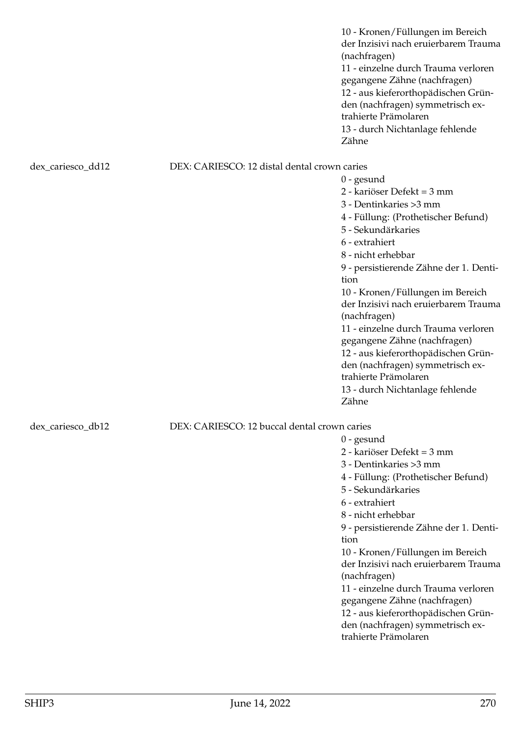10 - Kronen/Füllungen im Bereich der Inzisivi nach eruierbarem Trauma (nachfragen)
11 - einzelne durch Trauma verloren gegangene Zähne (nachfragen)
12 - aus kieferorthopädischen Gründen (nachfragen) symmetrisch extrahierte Prämolaren
13 - durch Nichtanlage fehlende Zähne

dex_cariesco_dd12 DEX: CARIESCO: 12 distal dental crown caries

0 - gesund
2 - kariöser Defekt = 3 mm
3 - Dentinkaries >3 mm
4 - Füllung: (Prothetischer Befund)
5 - Sekundärkaries
6 - extrahiert
8 - nicht erhebbar
9 - persistierende Zähne der 1. Dentition
10 - Kronen/Füllungen im Bereich der Inzisivi nach eruierbarem Trauma (nachfragen)
11 - einzelne durch Trauma verloren gegangene Zähne (nachfragen)
12 - aus kieferorthopädischen Gründen (nachfragen) symmetrisch extrahierte Prämolaren
13 - durch Nichtanlage fehlende Zähne

dex_cariesco_db12 DEX: CARIESCO: 12 buccal dental crown caries

0 - gesund
2 - kariöser Defekt = 3 mm
3 - Dentinkaries >3 mm
4 - Füllung: (Prothetischer Befund)
5 - Sekundärkaries
6 - extrahiert
8 - nicht erhebbar
9 - persistierende Zähne der 1. Dentition
10 - Kronen/Füllungen im Bereich der Inzisivi nach eruierbarem Trauma (nachfragen)
11 - einzelne durch Trauma verloren gegangene Zähne (nachfragen)
12 - aus kieferorthopädischen Gründen (nachfragen) symmetrisch extrahierte Prämolaren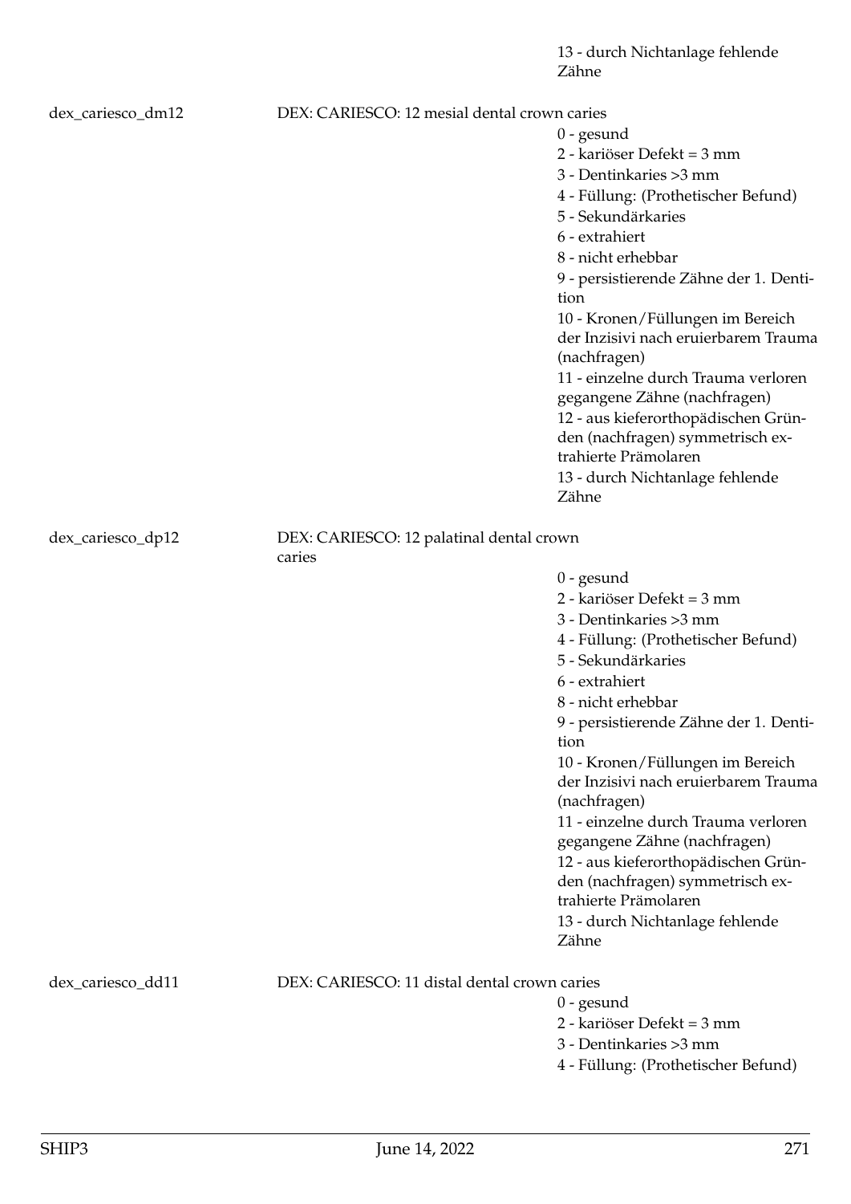13 - durch Nichtanlage fehlende Zähne

dex_cariesco_dm12 — DEX: CARIESCO: 12 mesial dental crown caries

- 0 - gesund
- 2 - kariöser Defekt = 3 mm
- 3 - Dentinkaries >3 mm
- 4 - Füllung: (Prothetischer Befund)
- 5 - Sekundärkaries
- 6 - extrahiert
- 8 - nicht erhebbar
- 9 - persistierende Zähne der 1. Dentition
- 10 - Kronen/Füllungen im Bereich der Inzisivi nach eruierbarem Trauma (nachfragen)
- 11 - einzelne durch Trauma verloren gegangene Zähne (nachfragen)
- 12 - aus kieferorthopädischen Gründen (nachfragen) symmetrisch extrahierte Prämolaren
- 13 - durch Nichtanlage fehlende Zähne

dex_cariesco_dp12 — DEX: CARIESCO: 12 palatinal dental crown caries

- 0 - gesund
- 2 - kariöser Defekt = 3 mm
- 3 - Dentinkaries >3 mm
- 4 - Füllung: (Prothetischer Befund)
- 5 - Sekundärkaries
- 6 - extrahiert
- 8 - nicht erhebbar
- 9 - persistierende Zähne der 1. Dentition
- 10 - Kronen/Füllungen im Bereich der Inzisivi nach eruierbarem Trauma (nachfragen)
- 11 - einzelne durch Trauma verloren gegangene Zähne (nachfragen)
- 12 - aus kieferorthopädischen Gründen (nachfragen) symmetrisch extrahierte Prämolaren
- 13 - durch Nichtanlage fehlende Zähne

dex_cariesco_dd11 — DEX: CARIESCO: 11 distal dental crown caries

- 0 - gesund
- 2 - kariöser Defekt = 3 mm
- 3 - Dentinkaries >3 mm
- 4 - Füllung: (Prothetischer Befund)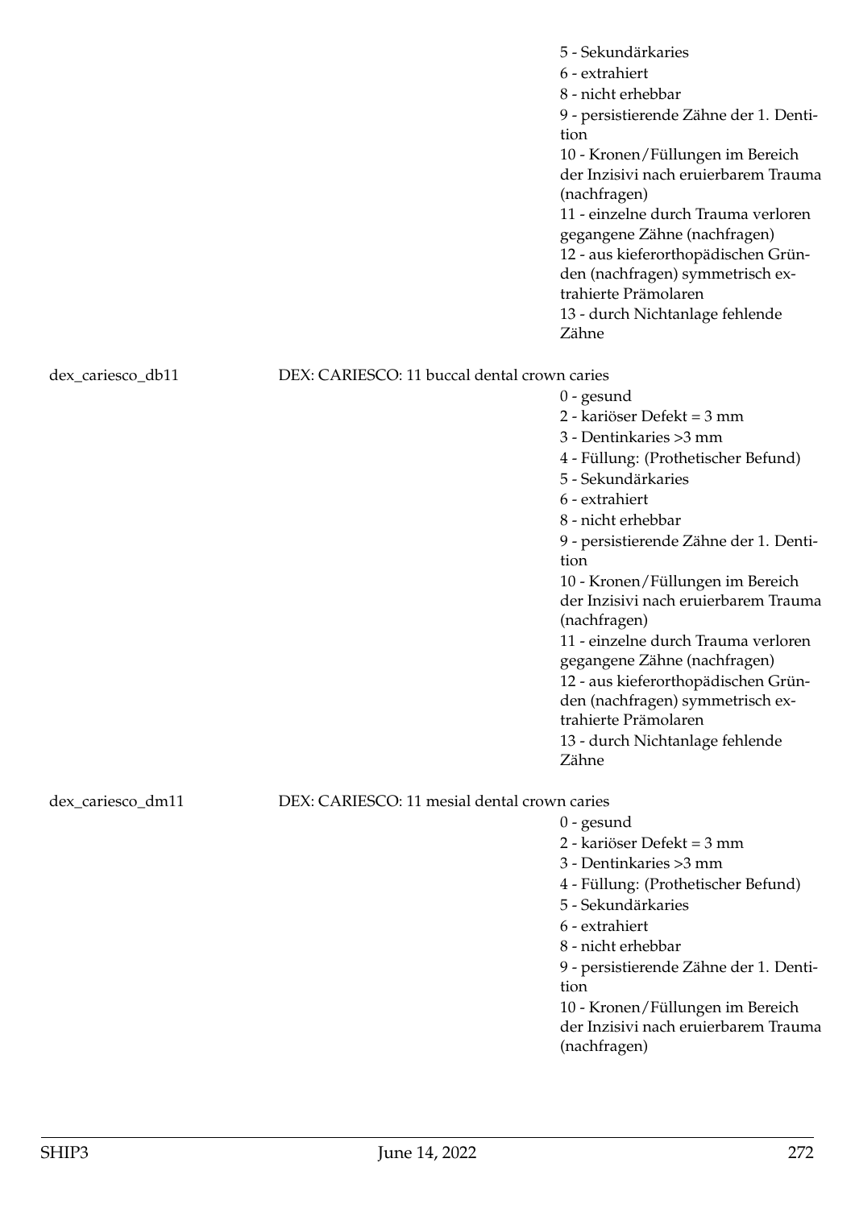5 - Sekundärkaries
6 - extrahiert
8 - nicht erhebbar
9 - persistierende Zähne der 1. Dentition
10 - Kronen/Füllungen im Bereich der Inzisivi nach eruierbarem Trauma (nachfragen)
11 - einzelne durch Trauma verloren gegangene Zähne (nachfragen)
12 - aus kieferorthopädischen Gründen (nachfragen) symmetrisch extrahierte Prämolaren
13 - durch Nichtanlage fehlende Zähne

dex_cariesco_db11 — DEX: CARIESCO: 11 buccal dental crown caries

0 - gesund
2 - kariöser Defekt = 3 mm
3 - Dentinkaries >3 mm
4 - Füllung: (Prothetischer Befund)
5 - Sekundärkaries
6 - extrahiert
8 - nicht erhebbar
9 - persistierende Zähne der 1. Dentition
10 - Kronen/Füllungen im Bereich der Inzisivi nach eruierbarem Trauma (nachfragen)
11 - einzelne durch Trauma verloren gegangene Zähne (nachfragen)
12 - aus kieferorthopädischen Gründen (nachfragen) symmetrisch extrahierte Prämolaren
13 - durch Nichtanlage fehlende Zähne

dex_cariesco_dm11 — DEX: CARIESCO: 11 mesial dental crown caries

0 - gesund
2 - kariöser Defekt = 3 mm
3 - Dentinkaries >3 mm
4 - Füllung: (Prothetischer Befund)
5 - Sekundärkaries
6 - extrahiert
8 - nicht erhebbar
9 - persistierende Zähne der 1. Dentition
10 - Kronen/Füllungen im Bereich der Inzisivi nach eruierbarem Trauma (nachfragen)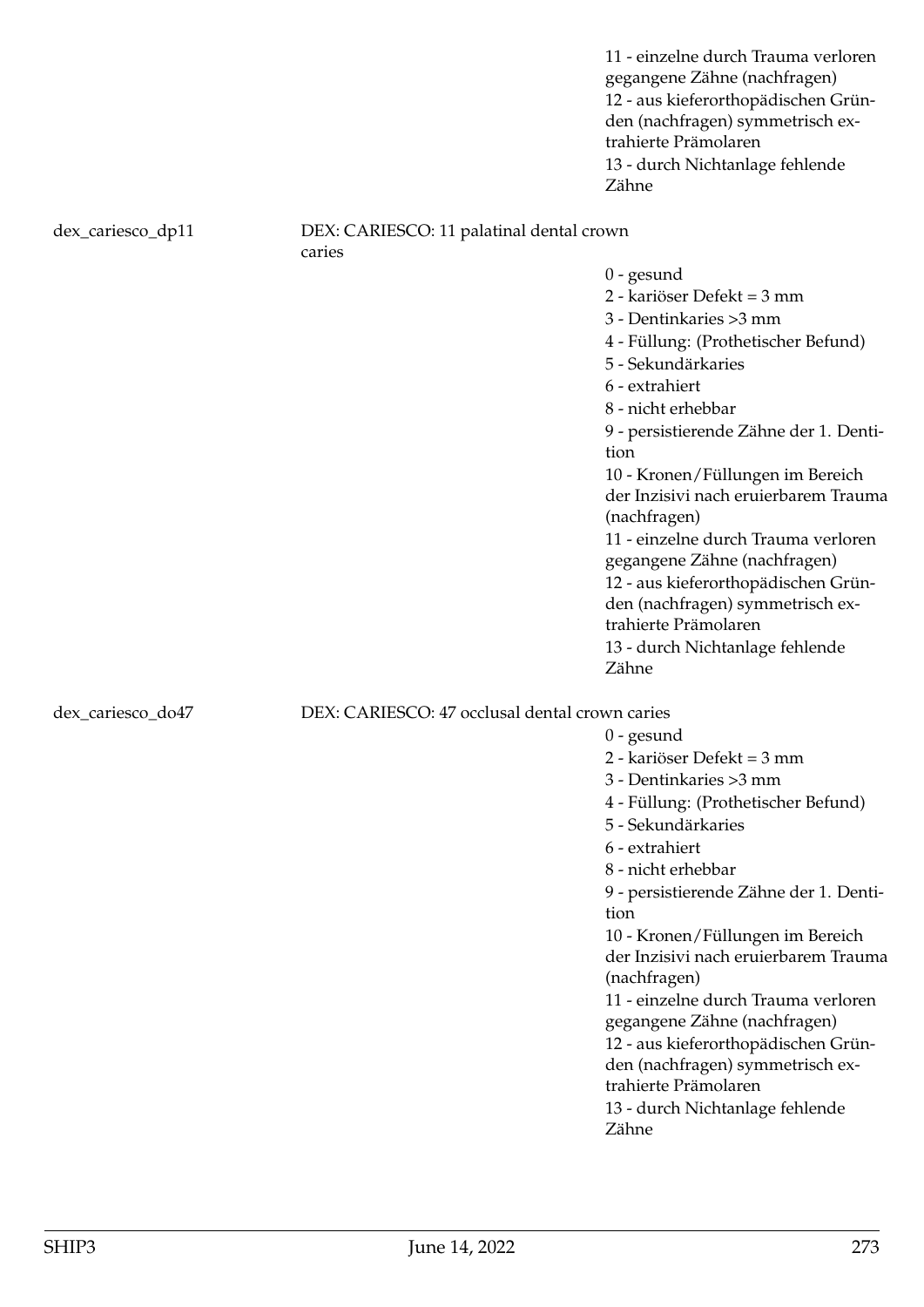11 - einzelne durch Trauma verloren gegangene Zähne (nachfragen)
12 - aus kieferorthopädischen Gründen (nachfragen) symmetrisch extrahierte Prämolaren
13 - durch Nichtanlage fehlende Zähne

dex_cariesco_dp11

DEX: CARIESCO: 11 palatinal dental crown caries

0 - gesund
2 - kariöser Defekt = 3 mm
3 - Dentinkaries >3 mm
4 - Füllung: (Prothetischer Befund)
5 - Sekundärkaries
6 - extrahiert
8 - nicht erhebbar
9 - persistierende Zähne der 1. Dentition
10 - Kronen/Füllungen im Bereich der Inzisivi nach eruierbarem Trauma (nachfragen)
11 - einzelne durch Trauma verloren gegangene Zähne (nachfragen)
12 - aus kieferorthopädischen Gründen (nachfragen) symmetrisch extrahierte Prämolaren
13 - durch Nichtanlage fehlende Zähne

dex_cariesco_do47

DEX: CARIESCO: 47 occlusal dental crown caries

0 - gesund
2 - kariöser Defekt = 3 mm
3 - Dentinkaries >3 mm
4 - Füllung: (Prothetischer Befund)
5 - Sekundärkaries
6 - extrahiert
8 - nicht erhebbar
9 - persistierende Zähne der 1. Dentition
10 - Kronen/Füllungen im Bereich der Inzisivi nach eruierbarem Trauma (nachfragen)
11 - einzelne durch Trauma verloren gegangene Zähne (nachfragen)
12 - aus kieferorthopädischen Gründen (nachfragen) symmetrisch extrahierte Prämolaren
13 - durch Nichtanlage fehlende Zähne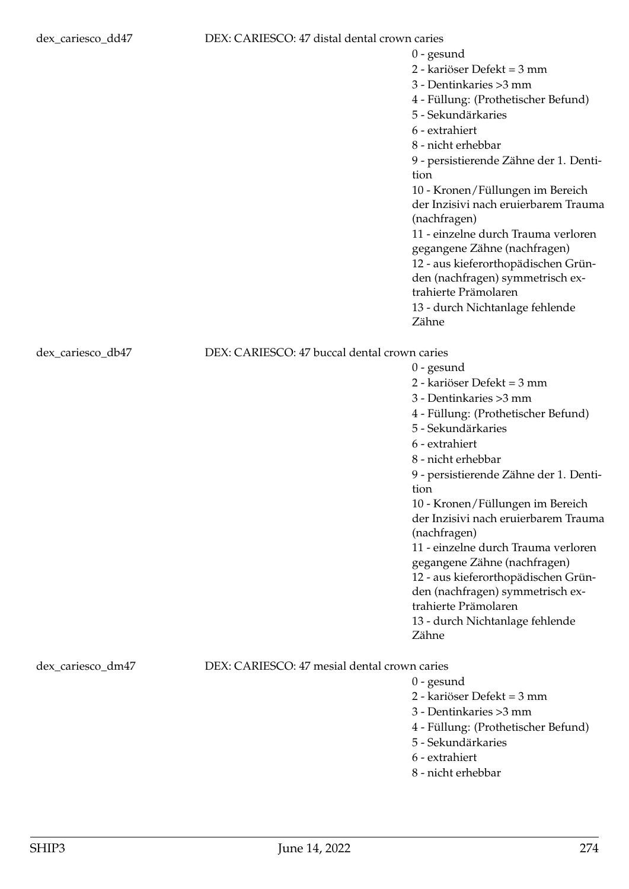dex_cariesco_dd47 DEX: CARIESCO: 47 distal dental crown caries

- 0 - gesund
- 2 - kariöser Defekt = 3 mm
- 3 - Dentinkaries >3 mm
- 4 - Füllung: (Prothetischer Befund)
- 5 - Sekundärkaries
- 6 - extrahiert
- 8 - nicht erhebbar
- 9 - persistierende Zähne der 1. Dentition
- 10 - Kronen/Füllungen im Bereich der Inzisivi nach eruierbarem Trauma (nachfragen)
- 11 - einzelne durch Trauma verloren gegangene Zähne (nachfragen)
- 12 - aus kieferorthopädischen Gründen (nachfragen) symmetrisch extrahierte Prämolaren
- 13 - durch Nichtanlage fehlende Zähne

dex_cariesco_db47 DEX: CARIESCO: 47 buccal dental crown caries

- 0 - gesund
- 2 - kariöser Defekt = 3 mm
- 3 - Dentinkaries >3 mm
- 4 - Füllung: (Prothetischer Befund)
- 5 - Sekundärkaries
- 6 - extrahiert
- 8 - nicht erhebbar
- 9 - persistierende Zähne der 1. Dentition
- 10 - Kronen/Füllungen im Bereich der Inzisivi nach eruierbarem Trauma (nachfragen)
- 11 - einzelne durch Trauma verloren gegangene Zähne (nachfragen)
- 12 - aus kieferorthopädischen Gründen (nachfragen) symmetrisch extrahierte Prämolaren
- 13 - durch Nichtanlage fehlende Zähne

dex_cariesco_dm47 DEX: CARIESCO: 47 mesial dental crown caries

- 0 - gesund
- 2 - kariöser Defekt = 3 mm
- 3 - Dentinkaries >3 mm
- 4 - Füllung: (Prothetischer Befund)
- 5 - Sekundärkaries
- 6 - extrahiert
- 8 - nicht erhebbar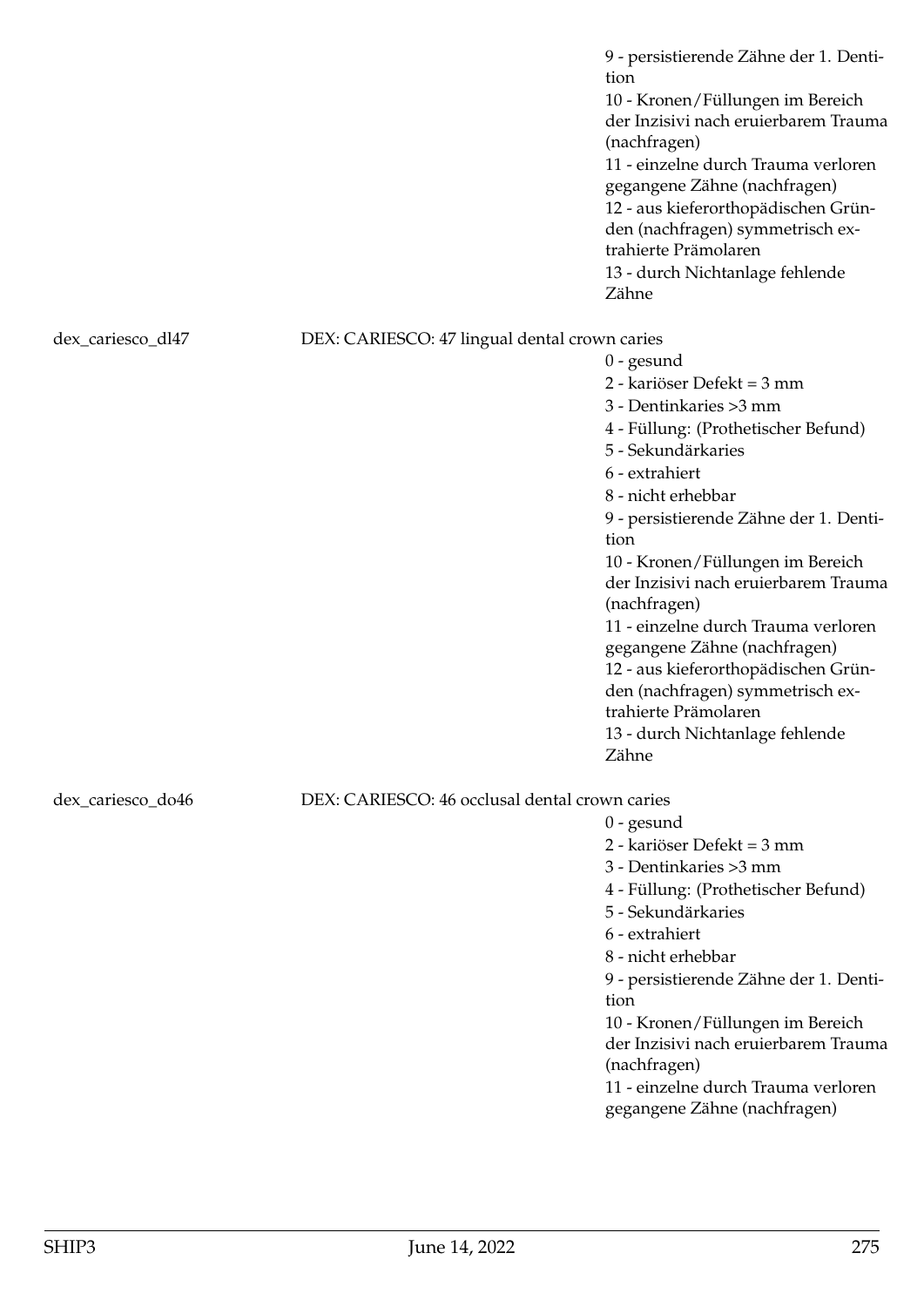9 - persistierende Zähne der 1. Dentition
10 - Kronen/Füllungen im Bereich der Inzisivi nach eruierbarem Trauma (nachfragen)
11 - einzelne durch Trauma verloren gegangene Zähne (nachfragen)
12 - aus kieferorthopädischen Gründen (nachfragen) symmetrisch extrahierte Prämolaren
13 - durch Nichtanlage fehlende Zähne

dex_cariesco_dl47 | DEX: CARIESCO: 47 lingual dental crown caries

0 - gesund
2 - kariöser Defekt = 3 mm
3 - Dentinkaries >3 mm
4 - Füllung: (Prothetischer Befund)
5 - Sekundärkaries
6 - extrahiert
8 - nicht erhebbar
9 - persistierende Zähne der 1. Dentition
10 - Kronen/Füllungen im Bereich der Inzisivi nach eruierbarem Trauma (nachfragen)
11 - einzelne durch Trauma verloren gegangene Zähne (nachfragen)
12 - aus kieferorthopädischen Gründen (nachfragen) symmetrisch extrahierte Prämolaren
13 - durch Nichtanlage fehlende Zähne

dex_cariesco_do46 | DEX: CARIESCO: 46 occlusal dental crown caries

0 - gesund
2 - kariöser Defekt = 3 mm
3 - Dentinkaries >3 mm
4 - Füllung: (Prothetischer Befund)
5 - Sekundärkaries
6 - extrahiert
8 - nicht erhebbar
9 - persistierende Zähne der 1. Dentition
10 - Kronen/Füllungen im Bereich der Inzisivi nach eruierbarem Trauma (nachfragen)
11 - einzelne durch Trauma verloren gegangene Zähne (nachfragen)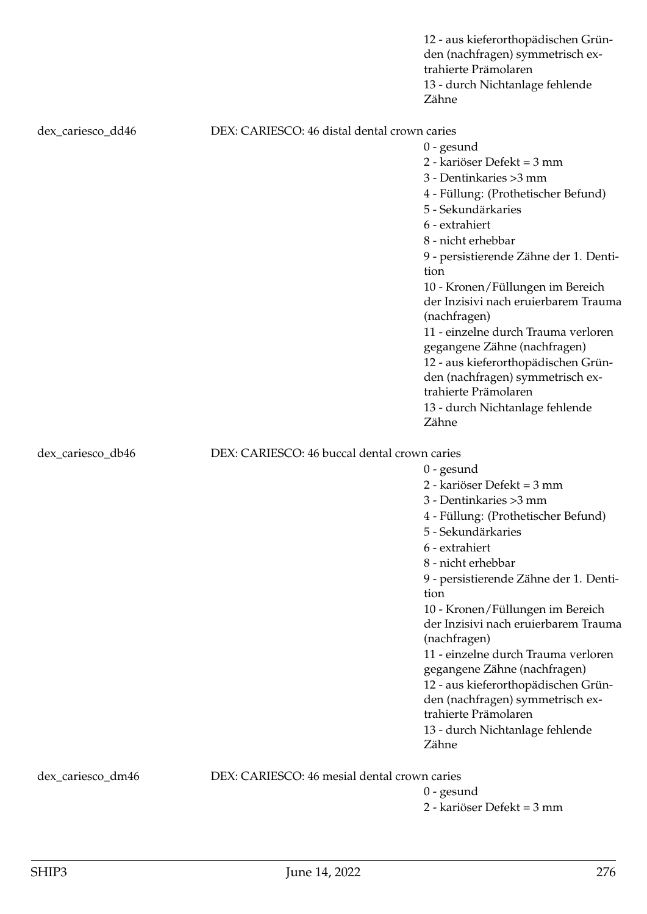12 - aus kieferorthopädischen Gründen (nachfragen) symmetrisch extrahierte Prämolaren
13 - durch Nichtanlage fehlende Zähne

dex_cariesco_dd46 DEX: CARIESCO: 46 distal dental crown caries

0 - gesund
2 - kariöser Defekt = 3 mm
3 - Dentinkaries >3 mm
4 - Füllung: (Prothetischer Befund)
5 - Sekundärkaries
6 - extrahiert
8 - nicht erhebbar
9 - persistierende Zähne der 1. Dentition
10 - Kronen/Füllungen im Bereich der Inzisivi nach eruierbarem Trauma (nachfragen)
11 - einzelne durch Trauma verloren gegangene Zähne (nachfragen)
12 - aus kieferorthopädischen Gründen (nachfragen) symmetrisch extrahierte Prämolaren
13 - durch Nichtanlage fehlende Zähne

dex_cariesco_db46 DEX: CARIESCO: 46 buccal dental crown caries

0 - gesund
2 - kariöser Defekt = 3 mm
3 - Dentinkaries >3 mm
4 - Füllung: (Prothetischer Befund)
5 - Sekundärkaries
6 - extrahiert
8 - nicht erhebbar
9 - persistierende Zähne der 1. Dentition
10 - Kronen/Füllungen im Bereich der Inzisivi nach eruierbarem Trauma (nachfragen)
11 - einzelne durch Trauma verloren gegangene Zähne (nachfragen)
12 - aus kieferorthopädischen Gründen (nachfragen) symmetrisch extrahierte Prämolaren
13 - durch Nichtanlage fehlende Zähne

dex_cariesco_dm46 DEX: CARIESCO: 46 mesial dental crown caries

0 - gesund
2 - kariöser Defekt = 3 mm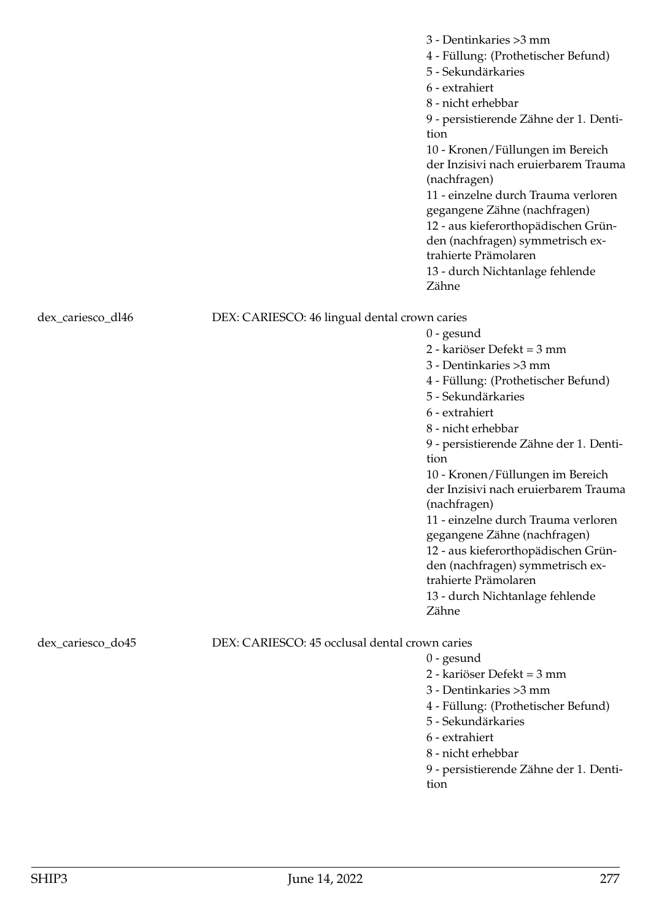3 - Dentinkaries >3 mm
4 - Füllung: (Prothetischer Befund)
5 - Sekundärkaries
6 - extrahiert
8 - nicht erhebbar
9 - persistierende Zähne der 1. Dentition
10 - Kronen/Füllungen im Bereich der Inzisivi nach eruierbarem Trauma (nachfragen)
11 - einzelne durch Trauma verloren gegangene Zähne (nachfragen)
12 - aus kieferorthopädischen Gründen (nachfragen) symmetrisch extrahierte Prämolaren
13 - durch Nichtanlage fehlende Zähne

dex_cariesco_dl46 — DEX: CARIESCO: 46 lingual dental crown caries

0 - gesund
2 - kariöser Defekt = 3 mm
3 - Dentinkaries >3 mm
4 - Füllung: (Prothetischer Befund)
5 - Sekundärkaries
6 - extrahiert
8 - nicht erhebbar
9 - persistierende Zähne der 1. Dentition
10 - Kronen/Füllungen im Bereich der Inzisivi nach eruierbarem Trauma (nachfragen)
11 - einzelne durch Trauma verloren gegangene Zähne (nachfragen)
12 - aus kieferorthopädischen Gründen (nachfragen) symmetrisch extrahierte Prämolaren
13 - durch Nichtanlage fehlende Zähne

dex_cariesco_do45 — DEX: CARIESCO: 45 occlusal dental crown caries

0 - gesund
2 - kariöser Defekt = 3 mm
3 - Dentinkaries >3 mm
4 - Füllung: (Prothetischer Befund)
5 - Sekundärkaries
6 - extrahiert
8 - nicht erhebbar
9 - persistierende Zähne der 1. Dentition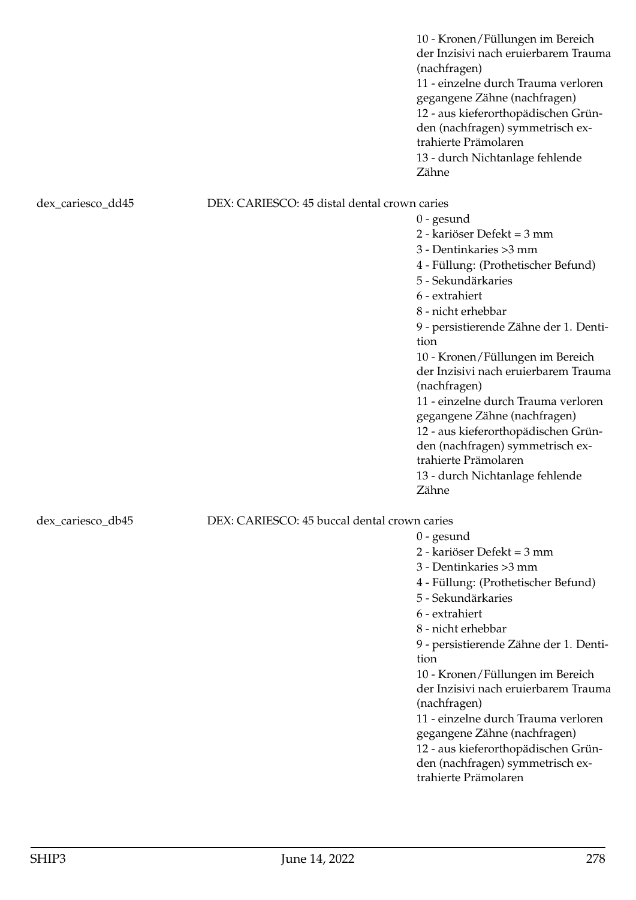10 - Kronen/Füllungen im Bereich der Inzisivi nach eruierbarem Trauma (nachfragen)
11 - einzelne durch Trauma verloren gegangene Zähne (nachfragen)
12 - aus kieferorthopädischen Gründen (nachfragen) symmetrisch extrahierte Prämolaren
13 - durch Nichtanlage fehlende Zähne

dex_cariesco_dd45 DEX: CARIESCO: 45 distal dental crown caries

0 - gesund
2 - kariöser Defekt = 3 mm
3 - Dentinkaries >3 mm
4 - Füllung: (Prothetischer Befund)
5 - Sekundärkaries
6 - extrahiert
8 - nicht erhebbar
9 - persistierende Zähne der 1. Dentition
10 - Kronen/Füllungen im Bereich der Inzisivi nach eruierbarem Trauma (nachfragen)
11 - einzelne durch Trauma verloren gegangene Zähne (nachfragen)
12 - aus kieferorthopädischen Gründen (nachfragen) symmetrisch extrahierte Prämolaren
13 - durch Nichtanlage fehlende Zähne

dex_cariesco_db45 DEX: CARIESCO: 45 buccal dental crown caries

0 - gesund
2 - kariöser Defekt = 3 mm
3 - Dentinkaries >3 mm
4 - Füllung: (Prothetischer Befund)
5 - Sekundärkaries
6 - extrahiert
8 - nicht erhebbar
9 - persistierende Zähne der 1. Dentition
10 - Kronen/Füllungen im Bereich der Inzisivi nach eruierbarem Trauma (nachfragen)
11 - einzelne durch Trauma verloren gegangene Zähne (nachfragen)
12 - aus kieferorthopädischen Gründen (nachfragen) symmetrisch extrahierte Prämolaren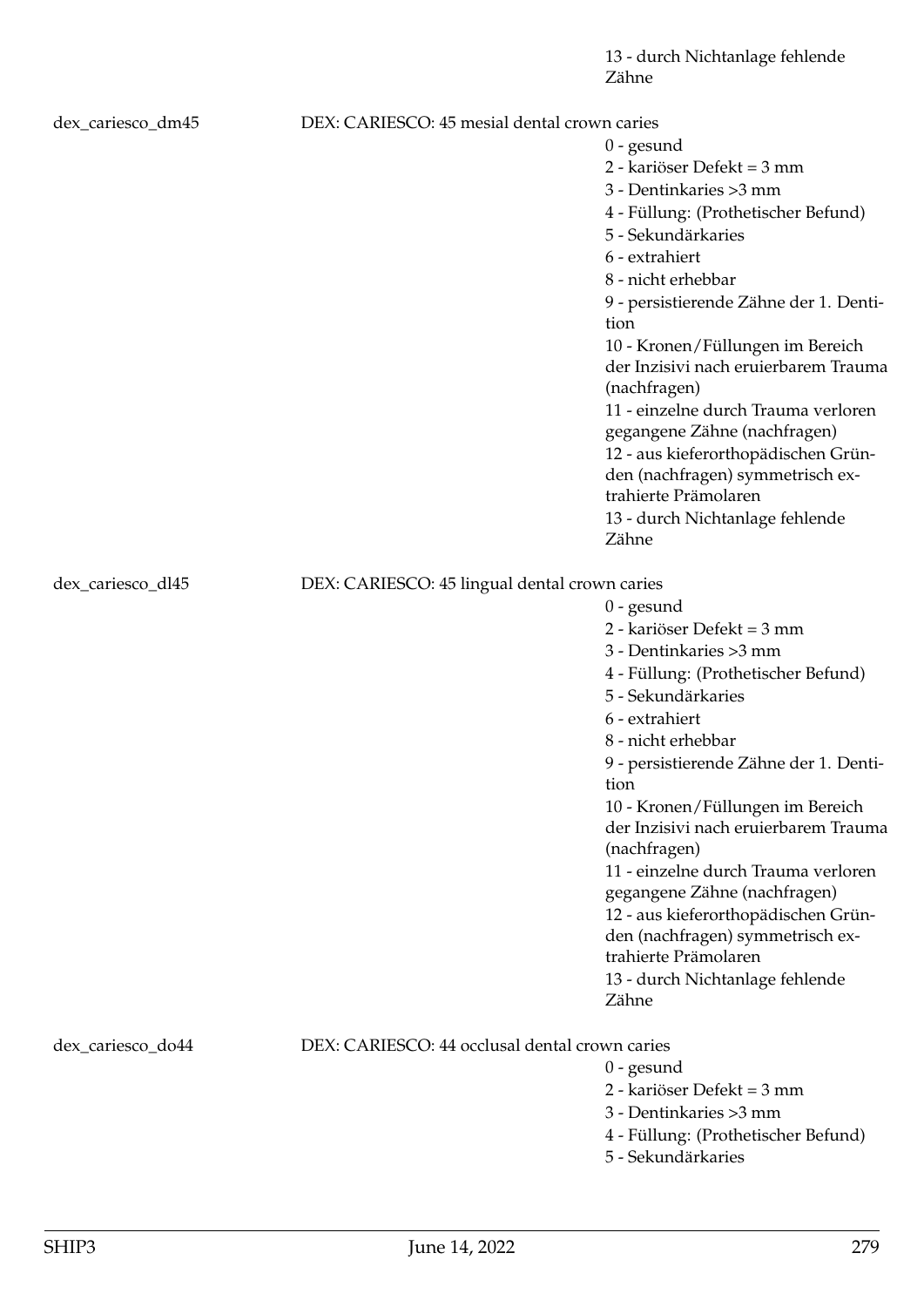13 - durch Nichtanlage fehlende Zähne

dex_cariesco_dm45 DEX: CARIESCO: 45 mesial dental crown caries

0 - gesund
2 - kariöser Defekt = 3 mm
3 - Dentinkaries >3 mm
4 - Füllung: (Prothetischer Befund)
5 - Sekundärkaries
6 - extrahiert
8 - nicht erhebbar
9 - persistierende Zähne der 1. Dentition
10 - Kronen/Füllungen im Bereich der Inzisivi nach eruierbarem Trauma (nachfragen)
11 - einzelne durch Trauma verloren gegangene Zähne (nachfragen)
12 - aus kieferorthopädischen Gründen (nachfragen) symmetrisch extrahierte Prämolaren
13 - durch Nichtanlage fehlende Zähne

dex_cariesco_dl45 DEX: CARIESCO: 45 lingual dental crown caries

0 - gesund
2 - kariöser Defekt = 3 mm
3 - Dentinkaries >3 mm
4 - Füllung: (Prothetischer Befund)
5 - Sekundärkaries
6 - extrahiert
8 - nicht erhebbar
9 - persistierende Zähne der 1. Dentition
10 - Kronen/Füllungen im Bereich der Inzisivi nach eruierbarem Trauma (nachfragen)
11 - einzelne durch Trauma verloren gegangene Zähne (nachfragen)
12 - aus kieferorthopädischen Gründen (nachfragen) symmetrisch extrahierte Prämolaren
13 - durch Nichtanlage fehlende Zähne

dex_cariesco_do44 DEX: CARIESCO: 44 occlusal dental crown caries

0 - gesund
2 - kariöser Defekt = 3 mm
3 - Dentinkaries >3 mm
4 - Füllung: (Prothetischer Befund)
5 - Sekundärkaries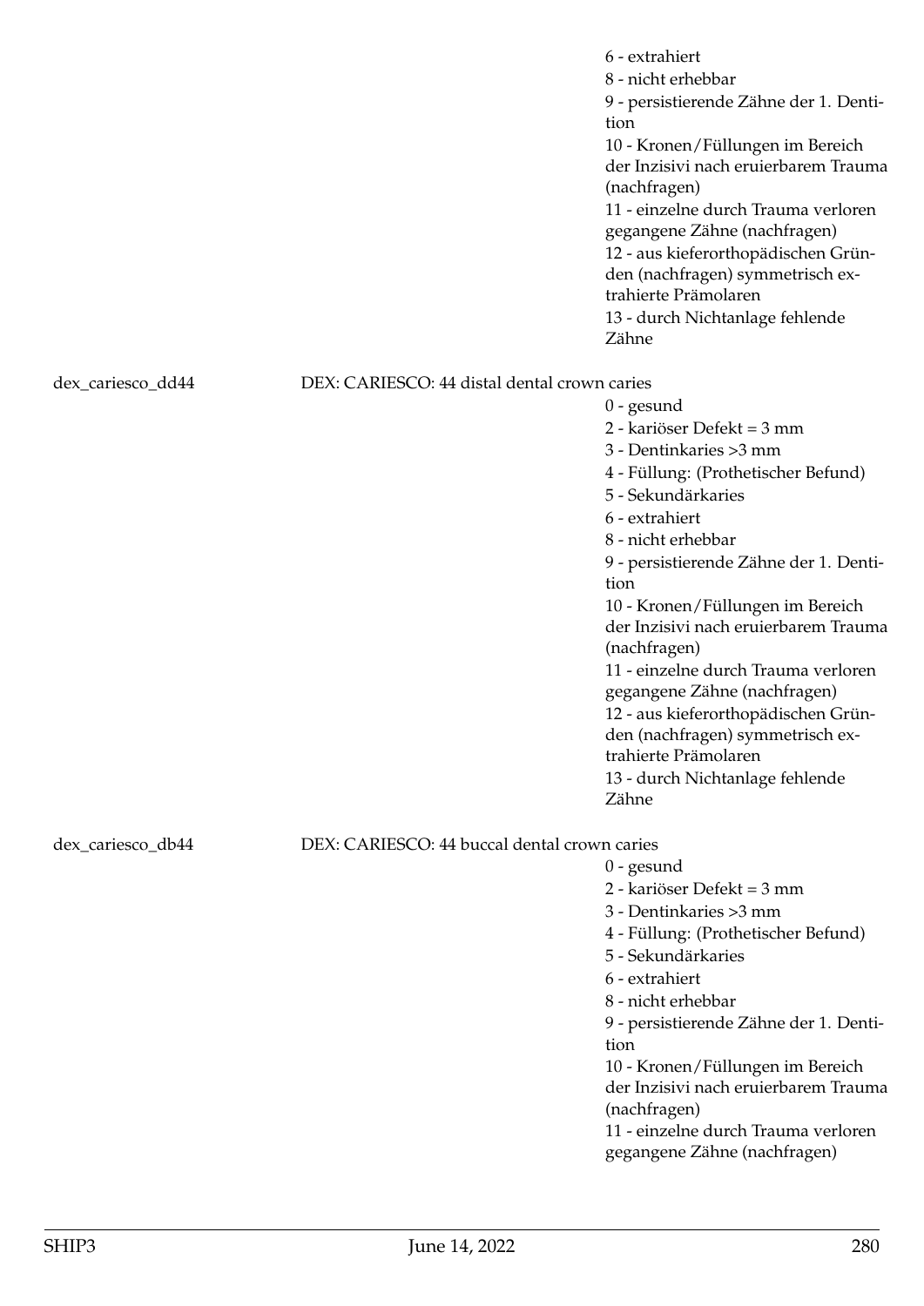6 - extrahiert
8 - nicht erhebbar
9 - persistierende Zähne der 1. Dentition
10 - Kronen/Füllungen im Bereich der Inzisivi nach eruierbarem Trauma (nachfragen)
11 - einzelne durch Trauma verloren gegangene Zähne (nachfragen)
12 - aus kieferorthopädischen Gründen (nachfragen) symmetrisch extrahierte Prämolaren
13 - durch Nichtanlage fehlende Zähne

dex_cariesco_dd44 DEX: CARIESCO: 44 distal dental crown caries

0 - gesund
2 - kariöser Defekt = 3 mm
3 - Dentinkaries >3 mm
4 - Füllung: (Prothetischer Befund)
5 - Sekundärkaries
6 - extrahiert
8 - nicht erhebbar
9 - persistierende Zähne der 1. Dentition
10 - Kronen/Füllungen im Bereich der Inzisivi nach eruierbarem Trauma (nachfragen)
11 - einzelne durch Trauma verloren gegangene Zähne (nachfragen)
12 - aus kieferorthopädischen Gründen (nachfragen) symmetrisch extrahierte Prämolaren
13 - durch Nichtanlage fehlende Zähne

dex_cariesco_db44 DEX: CARIESCO: 44 buccal dental crown caries

0 - gesund
2 - kariöser Defekt = 3 mm
3 - Dentinkaries >3 mm
4 - Füllung: (Prothetischer Befund)
5 - Sekundärkaries
6 - extrahiert
8 - nicht erhebbar
9 - persistierende Zähne der 1. Dentition
10 - Kronen/Füllungen im Bereich der Inzisivi nach eruierbarem Trauma (nachfragen)
11 - einzelne durch Trauma verloren gegangene Zähne (nachfragen)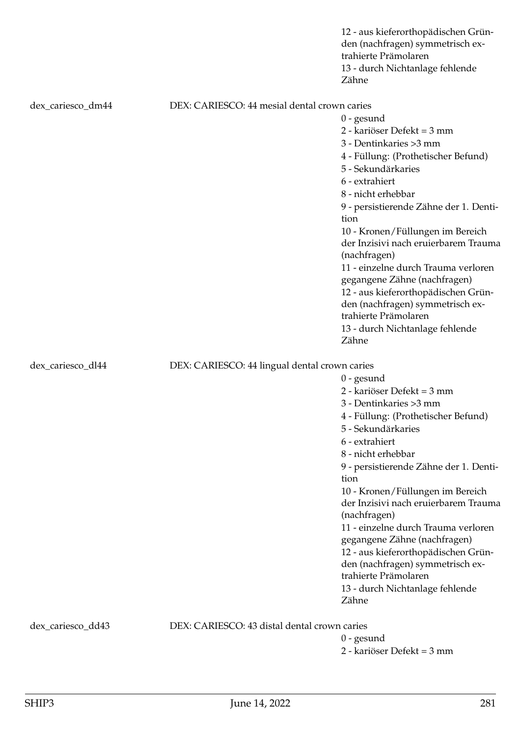12 - aus kieferorthopädischen Gründen (nachfragen) symmetrisch extrahierte Prämolaren
13 - durch Nichtanlage fehlende Zähne

dex_cariesco_dm44 DEX: CARIESCO: 44 mesial dental crown caries

0 - gesund
2 - kariöser Defekt = 3 mm
3 - Dentinkaries >3 mm
4 - Füllung: (Prothetischer Befund)
5 - Sekundärkaries
6 - extrahiert
8 - nicht erhebbar
9 - persistierende Zähne der 1. Dentition
10 - Kronen/Füllungen im Bereich der Inzisivi nach eruierbarem Trauma (nachfragen)
11 - einzelne durch Trauma verloren gegangene Zähne (nachfragen)
12 - aus kieferorthopädischen Gründen (nachfragen) symmetrisch extrahierte Prämolaren
13 - durch Nichtanlage fehlende Zähne

dex_cariesco_dl44 DEX: CARIESCO: 44 lingual dental crown caries

0 - gesund
2 - kariöser Defekt = 3 mm
3 - Dentinkaries >3 mm
4 - Füllung: (Prothetischer Befund)
5 - Sekundärkaries
6 - extrahiert
8 - nicht erhebbar
9 - persistierende Zähne der 1. Dentition
10 - Kronen/Füllungen im Bereich der Inzisivi nach eruierbarem Trauma (nachfragen)
11 - einzelne durch Trauma verloren gegangene Zähne (nachfragen)
12 - aus kieferorthopädischen Gründen (nachfragen) symmetrisch extrahierte Prämolaren
13 - durch Nichtanlage fehlende Zähne

dex_cariesco_dd43 DEX: CARIESCO: 43 distal dental crown caries

0 - gesund
2 - kariöser Defekt = 3 mm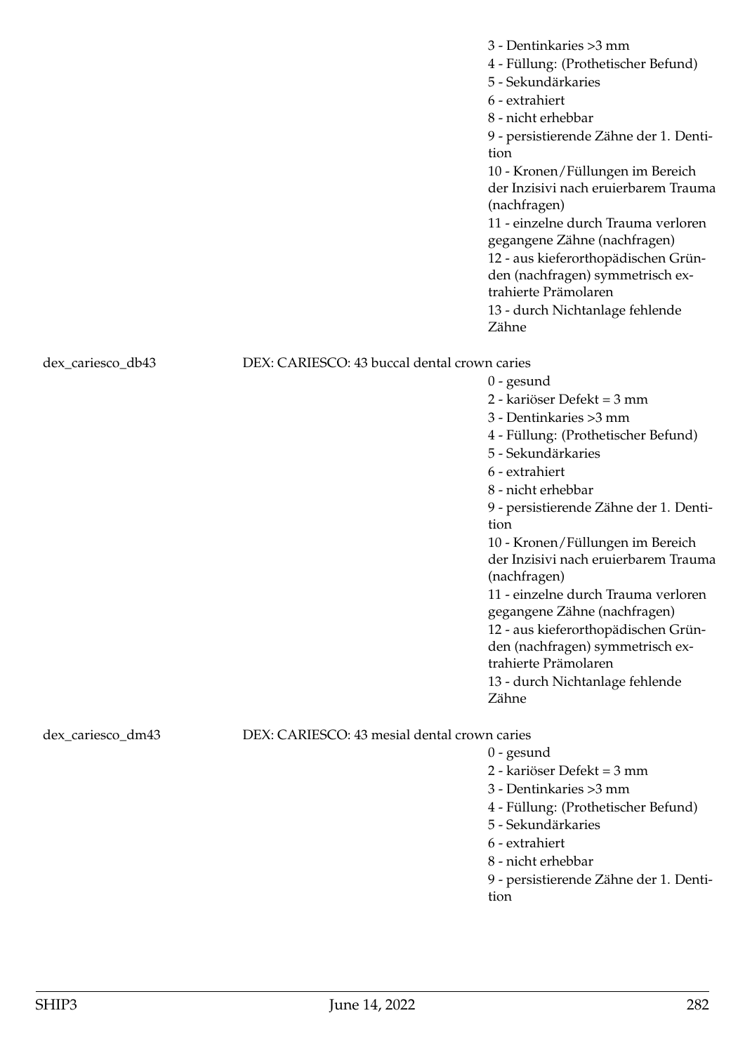3 - Dentinkaries >3 mm
4 - Füllung: (Prothetischer Befund)
5 - Sekundärkaries
6 - extrahiert
8 - nicht erhebbar
9 - persistierende Zähne der 1. Dentition
10 - Kronen/Füllungen im Bereich der Inzisivi nach eruierbarem Trauma (nachfragen)
11 - einzelne durch Trauma verloren gegangene Zähne (nachfragen)
12 - aus kieferorthopädischen Gründen (nachfragen) symmetrisch extrahierte Prämolaren
13 - durch Nichtanlage fehlende Zähne

dex_cariesco_db43 DEX: CARIESCO: 43 buccal dental crown caries

0 - gesund
2 - kariöser Defekt = 3 mm
3 - Dentinkaries >3 mm
4 - Füllung: (Prothetischer Befund)
5 - Sekundärkaries
6 - extrahiert
8 - nicht erhebbar
9 - persistierende Zähne der 1. Dentition
10 - Kronen/Füllungen im Bereich der Inzisivi nach eruierbarem Trauma (nachfragen)
11 - einzelne durch Trauma verloren gegangene Zähne (nachfragen)
12 - aus kieferorthopädischen Gründen (nachfragen) symmetrisch extrahierte Prämolaren
13 - durch Nichtanlage fehlende Zähne

dex_cariesco_dm43 DEX: CARIESCO: 43 mesial dental crown caries

0 - gesund
2 - kariöser Defekt = 3 mm
3 - Dentinkaries >3 mm
4 - Füllung: (Prothetischer Befund)
5 - Sekundärkaries
6 - extrahiert
8 - nicht erhebbar
9 - persistierende Zähne der 1. Dentition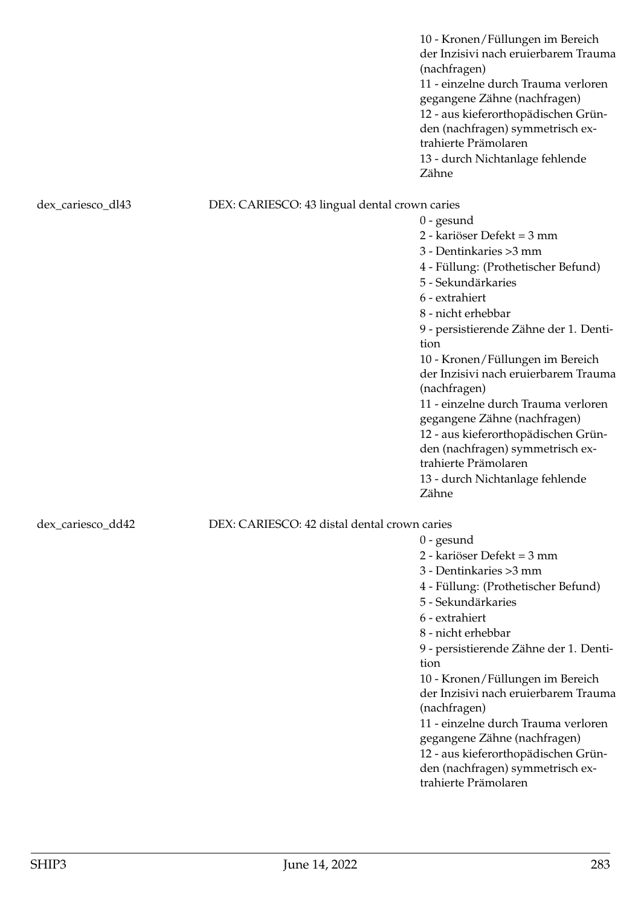10 - Kronen/Füllungen im Bereich der Inzisivi nach eruierbarem Trauma (nachfragen)
11 - einzelne durch Trauma verloren gegangene Zähne (nachfragen)
12 - aus kieferorthopädischen Gründen (nachfragen) symmetrisch extrahierte Prämolaren
13 - durch Nichtanlage fehlende Zähne

dex_cariesco_dl43 DEX: CARIESCO: 43 lingual dental crown caries

0 - gesund
2 - kariöser Defekt = 3 mm
3 - Dentinkaries >3 mm
4 - Füllung: (Prothetischer Befund)
5 - Sekundärkaries
6 - extrahiert
8 - nicht erhebbar
9 - persistierende Zähne der 1. Dentition
10 - Kronen/Füllungen im Bereich der Inzisivi nach eruierbarem Trauma (nachfragen)
11 - einzelne durch Trauma verloren gegangene Zähne (nachfragen)
12 - aus kieferorthopädischen Gründen (nachfragen) symmetrisch extrahierte Prämolaren
13 - durch Nichtanlage fehlende Zähne

dex_cariesco_dd42 DEX: CARIESCO: 42 distal dental crown caries

0 - gesund
2 - kariöser Defekt = 3 mm
3 - Dentinkaries >3 mm
4 - Füllung: (Prothetischer Befund)
5 - Sekundärkaries
6 - extrahiert
8 - nicht erhebbar
9 - persistierende Zähne der 1. Dentition
10 - Kronen/Füllungen im Bereich der Inzisivi nach eruierbarem Trauma (nachfragen)
11 - einzelne durch Trauma verloren gegangene Zähne (nachfragen)
12 - aus kieferorthopädischen Gründen (nachfragen) symmetrisch extrahierte Prämolaren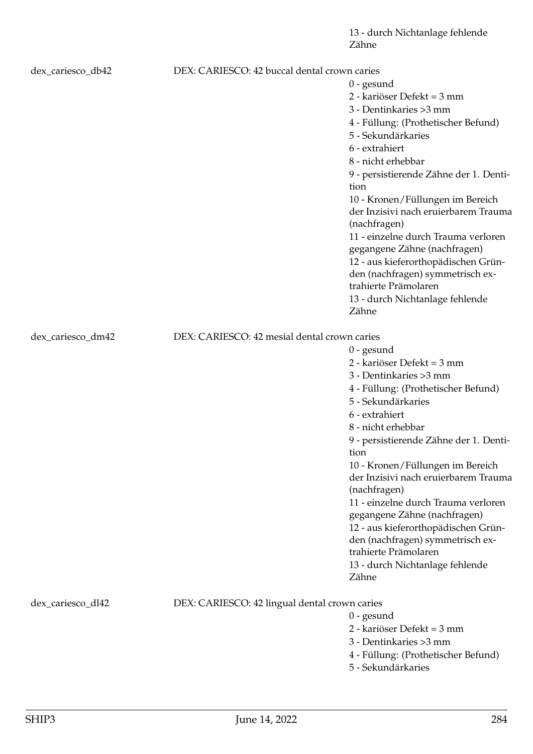13 - durch Nichtanlage fehlende Zähne

dex_cariesco_db42 DEX: CARIESCO: 42 buccal dental crown caries

0 - gesund
2 - kariöser Defekt = 3 mm
3 - Dentinkaries >3 mm
4 - Füllung: (Prothetischer Befund)
5 - Sekundärkaries
6 - extrahiert
8 - nicht erhebbar
9 - persistierende Zähne der 1. Dentition
10 - Kronen/Füllungen im Bereich der Inzisivi nach eruierbarem Trauma (nachfragen)
11 - einzelne durch Trauma verloren gegangene Zähne (nachfragen)
12 - aus kieferorthopädischen Gründen (nachfragen) symmetrisch extrahierte Prämolaren
13 - durch Nichtanlage fehlende Zähne

dex_cariesco_dm42 DEX: CARIESCO: 42 mesial dental crown caries

0 - gesund
2 - kariöser Defekt = 3 mm
3 - Dentinkaries >3 mm
4 - Füllung: (Prothetischer Befund)
5 - Sekundärkaries
6 - extrahiert
8 - nicht erhebbar
9 - persistierende Zähne der 1. Dentition
10 - Kronen/Füllungen im Bereich der Inzisivi nach eruierbarem Trauma (nachfragen)
11 - einzelne durch Trauma verloren gegangene Zähne (nachfragen)
12 - aus kieferorthopädischen Gründen (nachfragen) symmetrisch extrahierte Prämolaren
13 - durch Nichtanlage fehlende Zähne

dex_cariesco_dl42 DEX: CARIESCO: 42 lingual dental crown caries

0 - gesund
2 - kariöser Defekt = 3 mm
3 - Dentinkaries >3 mm
4 - Füllung: (Prothetischer Befund)
5 - Sekundärkaries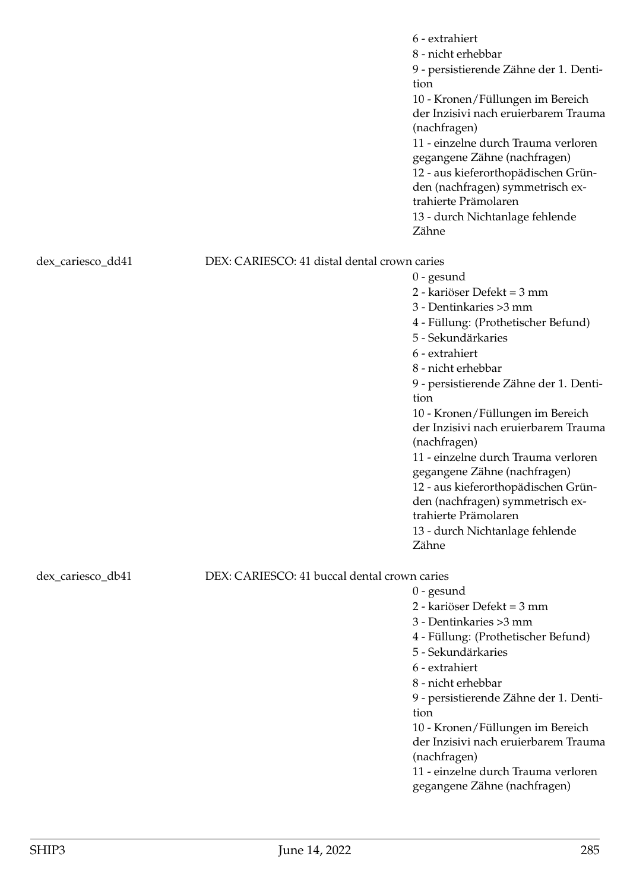6 - extrahiert
8 - nicht erhebbar
9 - persistierende Zähne der 1. Dentition
10 - Kronen/Füllungen im Bereich der Inzisivi nach eruierbarem Trauma (nachfragen)
11 - einzelne durch Trauma verloren gegangene Zähne (nachfragen)
12 - aus kieferorthopädischen Gründen (nachfragen) symmetrisch extrahierte Prämolaren
13 - durch Nichtanlage fehlende Zähne

dex_cariesco_dd41 — DEX: CARIESCO: 41 distal dental crown caries

0 - gesund
2 - kariöser Defekt = 3 mm
3 - Dentinkaries >3 mm
4 - Füllung: (Prothetischer Befund)
5 - Sekundärkaries
6 - extrahiert
8 - nicht erhebbar
9 - persistierende Zähne der 1. Dentition
10 - Kronen/Füllungen im Bereich der Inzisivi nach eruierbarem Trauma (nachfragen)
11 - einzelne durch Trauma verloren gegangene Zähne (nachfragen)
12 - aus kieferorthopädischen Gründen (nachfragen) symmetrisch extrahierte Prämolaren
13 - durch Nichtanlage fehlende Zähne

dex_cariesco_db41 — DEX: CARIESCO: 41 buccal dental crown caries

0 - gesund
2 - kariöser Defekt = 3 mm
3 - Dentinkaries >3 mm
4 - Füllung: (Prothetischer Befund)
5 - Sekundärkaries
6 - extrahiert
8 - nicht erhebbar
9 - persistierende Zähne der 1. Dentition
10 - Kronen/Füllungen im Bereich der Inzisivi nach eruierbarem Trauma (nachfragen)
11 - einzelne durch Trauma verloren gegangene Zähne (nachfragen)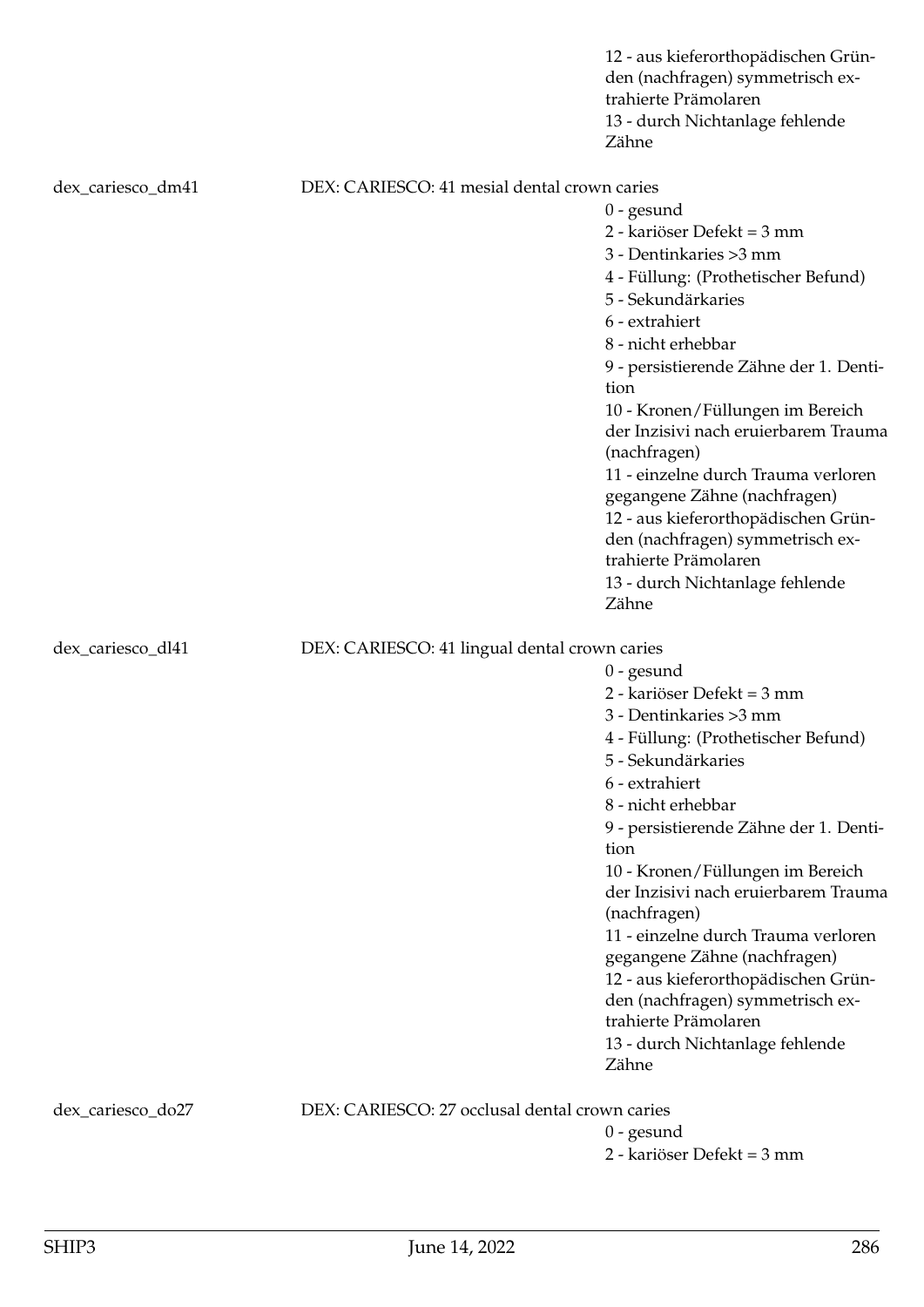12 - aus kieferorthopädischen Gründen (nachfragen) symmetrisch extrahierte Prämolaren
13 - durch Nichtanlage fehlende Zähne

dex_cariesco_dm41 DEX: CARIESCO: 41 mesial dental crown caries

0 - gesund
2 - kariöser Defekt = 3 mm
3 - Dentinkaries >3 mm
4 - Füllung: (Prothetischer Befund)
5 - Sekundärkaries
6 - extrahiert
8 - nicht erhebbar
9 - persistierende Zähne der 1. Dentition
10 - Kronen/Füllungen im Bereich der Inzisivi nach eruierbarem Trauma (nachfragen)
11 - einzelne durch Trauma verloren gegangene Zähne (nachfragen)
12 - aus kieferorthopädischen Gründen (nachfragen) symmetrisch extrahierte Prämolaren
13 - durch Nichtanlage fehlende Zähne

dex_cariesco_dl41 DEX: CARIESCO: 41 lingual dental crown caries

0 - gesund
2 - kariöser Defekt = 3 mm
3 - Dentinkaries >3 mm
4 - Füllung: (Prothetischer Befund)
5 - Sekundärkaries
6 - extrahiert
8 - nicht erhebbar
9 - persistierende Zähne der 1. Dentition
10 - Kronen/Füllungen im Bereich der Inzisivi nach eruierbarem Trauma (nachfragen)
11 - einzelne durch Trauma verloren gegangene Zähne (nachfragen)
12 - aus kieferorthopädischen Gründen (nachfragen) symmetrisch extrahierte Prämolaren
13 - durch Nichtanlage fehlende Zähne

dex_cariesco_do27 DEX: CARIESCO: 27 occlusal dental crown caries

0 - gesund
2 - kariöser Defekt = 3 mm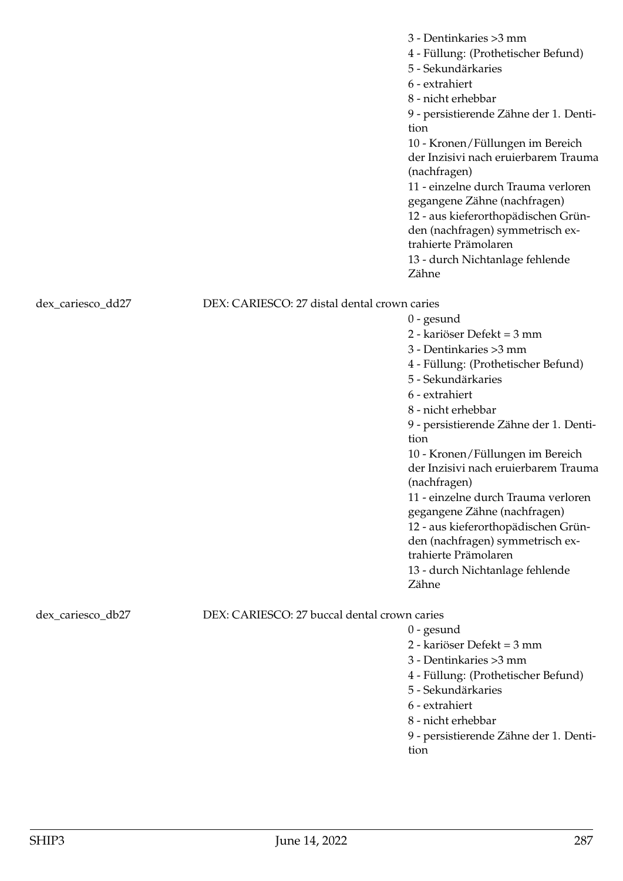3 - Dentinkaries >3 mm
4 - Füllung: (Prothetischer Befund)
5 - Sekundärkaries
6 - extrahiert
8 - nicht erhebbar
9 - persistierende Zähne der 1. Dentition
10 - Kronen/Füllungen im Bereich der Inzisivi nach eruierbarem Trauma (nachfragen)
11 - einzelne durch Trauma verloren gegangene Zähne (nachfragen)
12 - aus kieferorthopädischen Gründen (nachfragen) symmetrisch extrahierte Prämolaren
13 - durch Nichtanlage fehlende Zähne

dex_cariesco_dd27 — DEX: CARIESCO: 27 distal dental crown caries

0 - gesund
2 - kariöser Defekt = 3 mm
3 - Dentinkaries >3 mm
4 - Füllung: (Prothetischer Befund)
5 - Sekundärkaries
6 - extrahiert
8 - nicht erhebbar
9 - persistierende Zähne der 1. Dentition
10 - Kronen/Füllungen im Bereich der Inzisivi nach eruierbarem Trauma (nachfragen)
11 - einzelne durch Trauma verloren gegangene Zähne (nachfragen)
12 - aus kieferorthopädischen Gründen (nachfragen) symmetrisch extrahierte Prämolaren
13 - durch Nichtanlage fehlende Zähne

dex_cariesco_db27 — DEX: CARIESCO: 27 buccal dental crown caries

0 - gesund
2 - kariöser Defekt = 3 mm
3 - Dentinkaries >3 mm
4 - Füllung: (Prothetischer Befund)
5 - Sekundärkaries
6 - extrahiert
8 - nicht erhebbar
9 - persistierende Zähne der 1. Dentition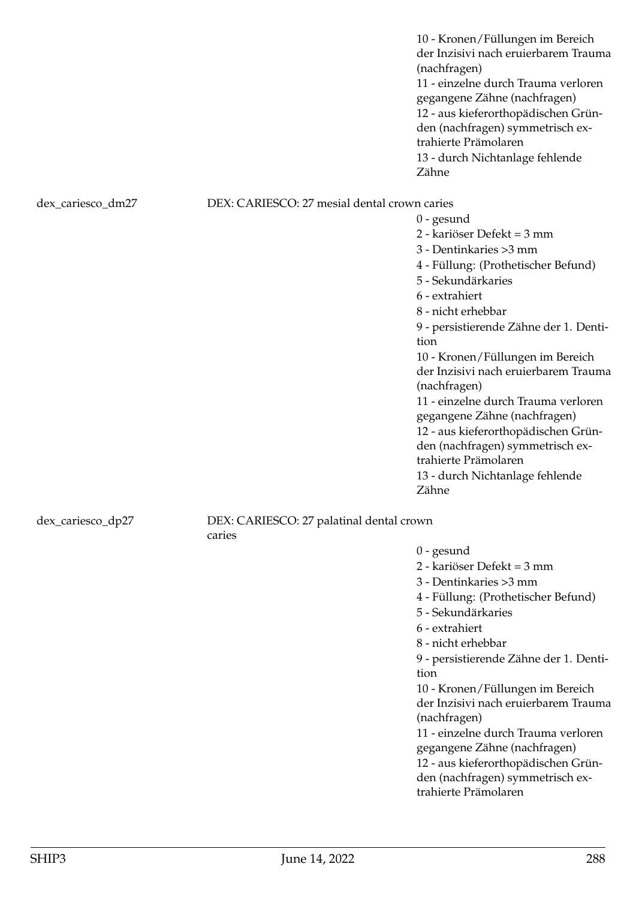10 - Kronen/Füllungen im Bereich der Inzisivi nach eruierbarem Trauma (nachfragen)
11 - einzelne durch Trauma verloren gegangene Zähne (nachfragen)
12 - aus kieferorthopädischen Gründen (nachfragen) symmetrisch extrahierte Prämolaren
13 - durch Nichtanlage fehlende Zähne

dex_cariesco_dm27 DEX: CARIESCO: 27 mesial dental crown caries

0 - gesund
2 - kariöser Defekt = 3 mm
3 - Dentinkaries >3 mm
4 - Füllung: (Prothetischer Befund)
5 - Sekundärkaries
6 - extrahiert
8 - nicht erhebbar
9 - persistierende Zähne der 1. Dentition
10 - Kronen/Füllungen im Bereich der Inzisivi nach eruierbarem Trauma (nachfragen)
11 - einzelne durch Trauma verloren gegangene Zähne (nachfragen)
12 - aus kieferorthopädischen Gründen (nachfragen) symmetrisch extrahierte Prämolaren
13 - durch Nichtanlage fehlende Zähne

dex_cariesco_dp27 DEX: CARIESCO: 27 palatinal dental crown caries

0 - gesund
2 - kariöser Defekt = 3 mm
3 - Dentinkaries >3 mm
4 - Füllung: (Prothetischer Befund)
5 - Sekundärkaries
6 - extrahiert
8 - nicht erhebbar
9 - persistierende Zähne der 1. Dentition
10 - Kronen/Füllungen im Bereich der Inzisivi nach eruierbarem Trauma (nachfragen)
11 - einzelne durch Trauma verloren gegangene Zähne (nachfragen)
12 - aus kieferorthopädischen Gründen (nachfragen) symmetrisch extrahierte Prämolaren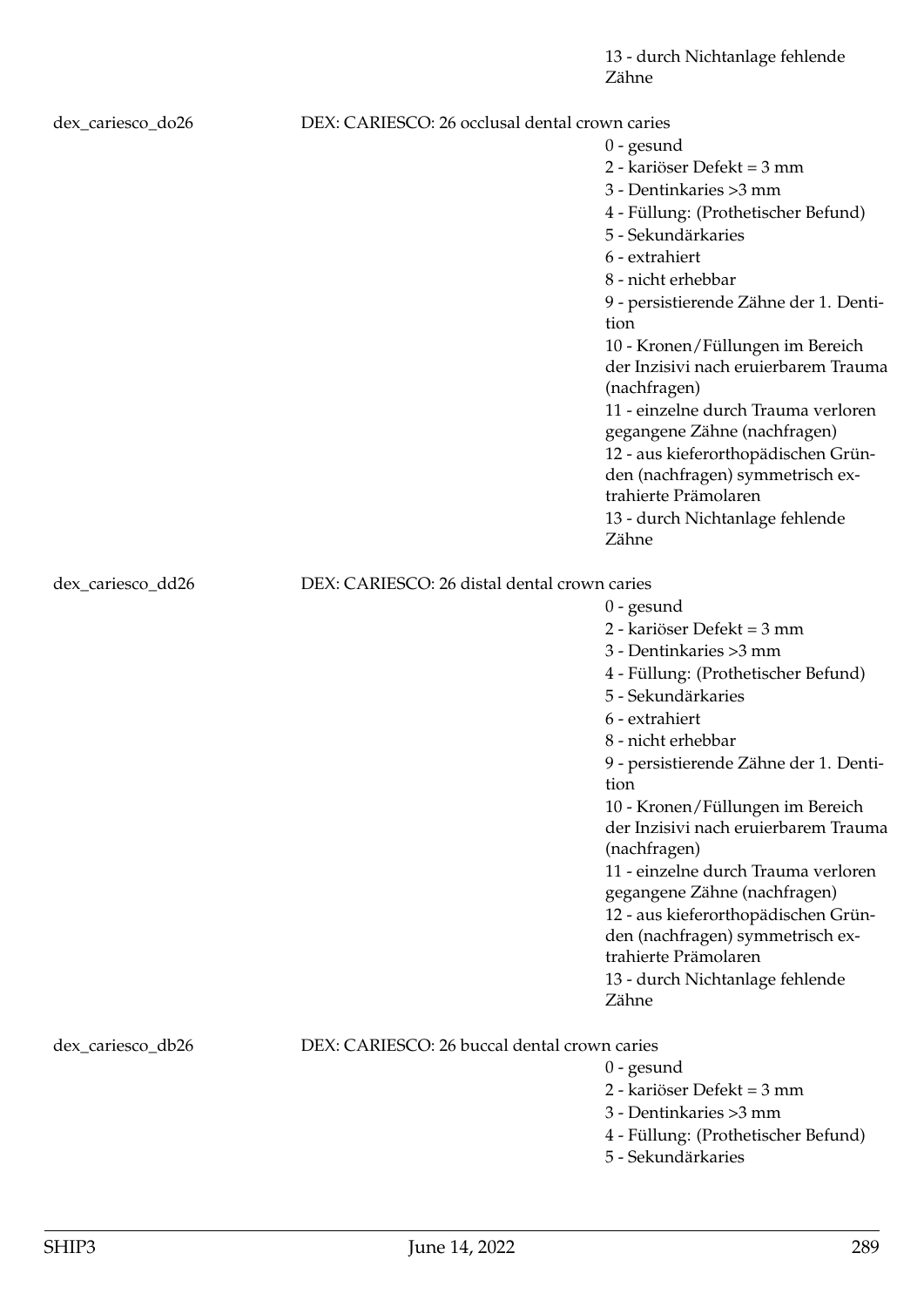13 - durch Nichtanlage fehlende Zähne

dex_cariesco_do26 DEX: CARIESCO: 26 occlusal dental crown caries

0 - gesund
2 - kariöser Defekt = 3 mm
3 - Dentinkaries >3 mm
4 - Füllung: (Prothetischer Befund)
5 - Sekundärkaries
6 - extrahiert
8 - nicht erhebbar
9 - persistierende Zähne der 1. Dentition
10 - Kronen/Füllungen im Bereich der Inzisivi nach eruierbarem Trauma (nachfragen)
11 - einzelne durch Trauma verloren gegangene Zähne (nachfragen)
12 - aus kieferorthopädischen Gründen (nachfragen) symmetrisch extrahierte Prämolaren
13 - durch Nichtanlage fehlende Zähne

dex_cariesco_dd26 DEX: CARIESCO: 26 distal dental crown caries

0 - gesund
2 - kariöser Defekt = 3 mm
3 - Dentinkaries >3 mm
4 - Füllung: (Prothetischer Befund)
5 - Sekundärkaries
6 - extrahiert
8 - nicht erhebbar
9 - persistierende Zähne der 1. Dentition
10 - Kronen/Füllungen im Bereich der Inzisivi nach eruierbarem Trauma (nachfragen)
11 - einzelne durch Trauma verloren gegangene Zähne (nachfragen)
12 - aus kieferorthopädischen Gründen (nachfragen) symmetrisch extrahierte Prämolaren
13 - durch Nichtanlage fehlende Zähne

dex_cariesco_db26 DEX: CARIESCO: 26 buccal dental crown caries

0 - gesund
2 - kariöser Defekt = 3 mm
3 - Dentinkaries >3 mm
4 - Füllung: (Prothetischer Befund)
5 - Sekundärkaries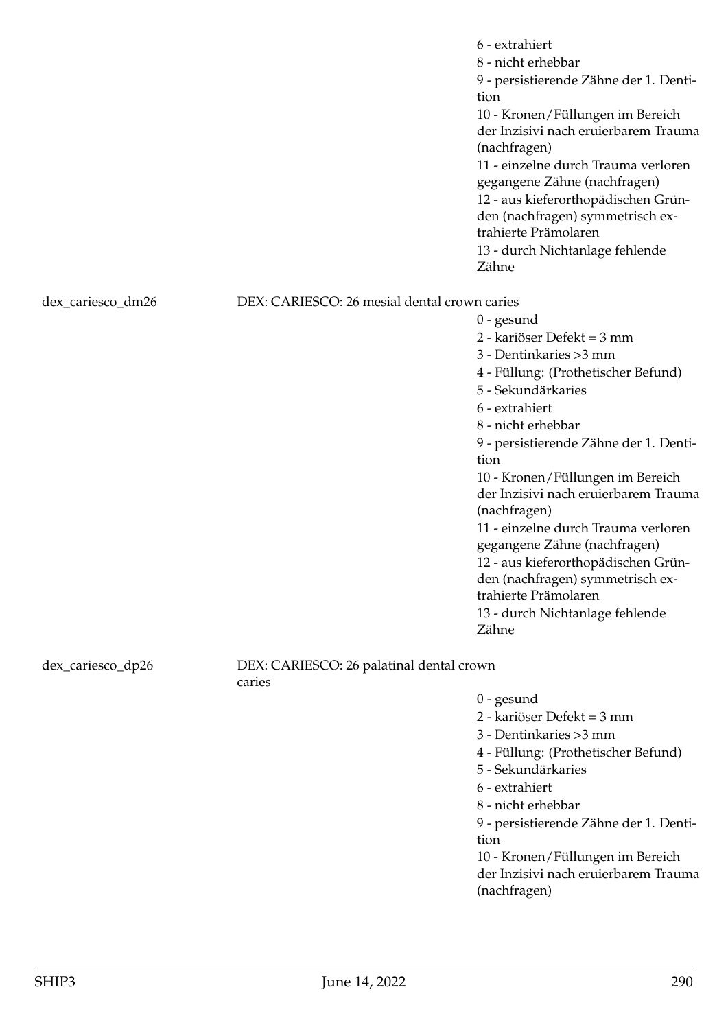6 - extrahiert
8 - nicht erhebbar
9 - persistierende Zähne der 1. Dentition
10 - Kronen/Füllungen im Bereich der Inzisivi nach eruierbarem Trauma (nachfragen)
11 - einzelne durch Trauma verloren gegangene Zähne (nachfragen)
12 - aus kieferorthopädischen Gründen (nachfragen) symmetrisch extrahierte Prämolaren
13 - durch Nichtanlage fehlende Zähne

dex_cariesco_dm26 DEX: CARIESCO: 26 mesial dental crown caries

0 - gesund
2 - kariöser Defekt = 3 mm
3 - Dentinkaries >3 mm
4 - Füllung: (Prothetischer Befund)
5 - Sekundärkaries
6 - extrahiert
8 - nicht erhebbar
9 - persistierende Zähne der 1. Dentition
10 - Kronen/Füllungen im Bereich der Inzisivi nach eruierbarem Trauma (nachfragen)
11 - einzelne durch Trauma verloren gegangene Zähne (nachfragen)
12 - aus kieferorthopädischen Gründen (nachfragen) symmetrisch extrahierte Prämolaren
13 - durch Nichtanlage fehlende Zähne

dex_cariesco_dp26 DEX: CARIESCO: 26 palatinal dental crown caries

0 - gesund
2 - kariöser Defekt = 3 mm
3 - Dentinkaries >3 mm
4 - Füllung: (Prothetischer Befund)
5 - Sekundärkaries
6 - extrahiert
8 - nicht erhebbar
9 - persistierende Zähne der 1. Dentition
10 - Kronen/Füllungen im Bereich der Inzisivi nach eruierbarem Trauma (nachfragen)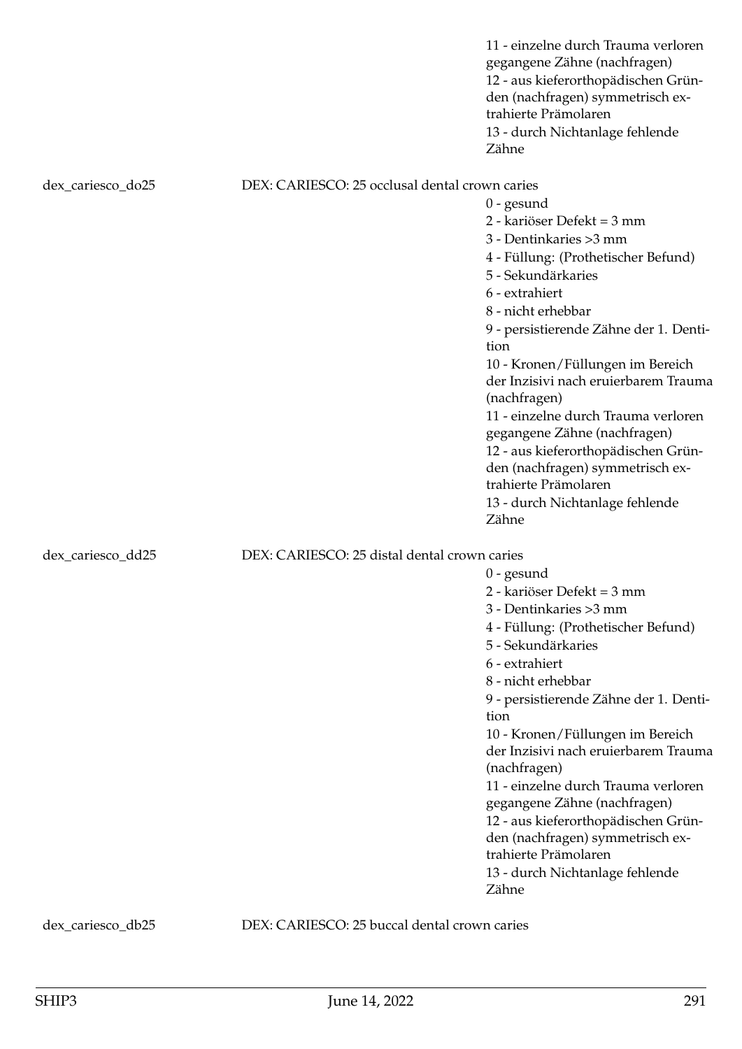11 - einzelne durch Trauma verloren gegangene Zähne (nachfragen)
12 - aus kieferorthopädischen Gründen (nachfragen) symmetrisch extrahierte Prämolaren
13 - durch Nichtanlage fehlende Zähne

dex_cariesco_do25 DEX: CARIESCO: 25 occlusal dental crown caries

0 - gesund
2 - kariöser Defekt = 3 mm
3 - Dentinkaries >3 mm
4 - Füllung: (Prothetischer Befund)
5 - Sekundärkaries
6 - extrahiert
8 - nicht erhebbar
9 - persistierende Zähne der 1. Dentition
10 - Kronen/Füllungen im Bereich der Inzisivi nach eruierbarem Trauma (nachfragen)
11 - einzelne durch Trauma verloren gegangene Zähne (nachfragen)
12 - aus kieferorthopädischen Gründen (nachfragen) symmetrisch extrahierte Prämolaren
13 - durch Nichtanlage fehlende Zähne

dex_cariesco_dd25 DEX: CARIESCO: 25 distal dental crown caries

0 - gesund
2 - kariöser Defekt = 3 mm
3 - Dentinkaries >3 mm
4 - Füllung: (Prothetischer Befund)
5 - Sekundärkaries
6 - extrahiert
8 - nicht erhebbar
9 - persistierende Zähne der 1. Dentition
10 - Kronen/Füllungen im Bereich der Inzisivi nach eruierbarem Trauma (nachfragen)
11 - einzelne durch Trauma verloren gegangene Zähne (nachfragen)
12 - aus kieferorthopädischen Gründen (nachfragen) symmetrisch extrahierte Prämolaren
13 - durch Nichtanlage fehlende Zähne

dex_cariesco_db25 DEX: CARIESCO: 25 buccal dental crown caries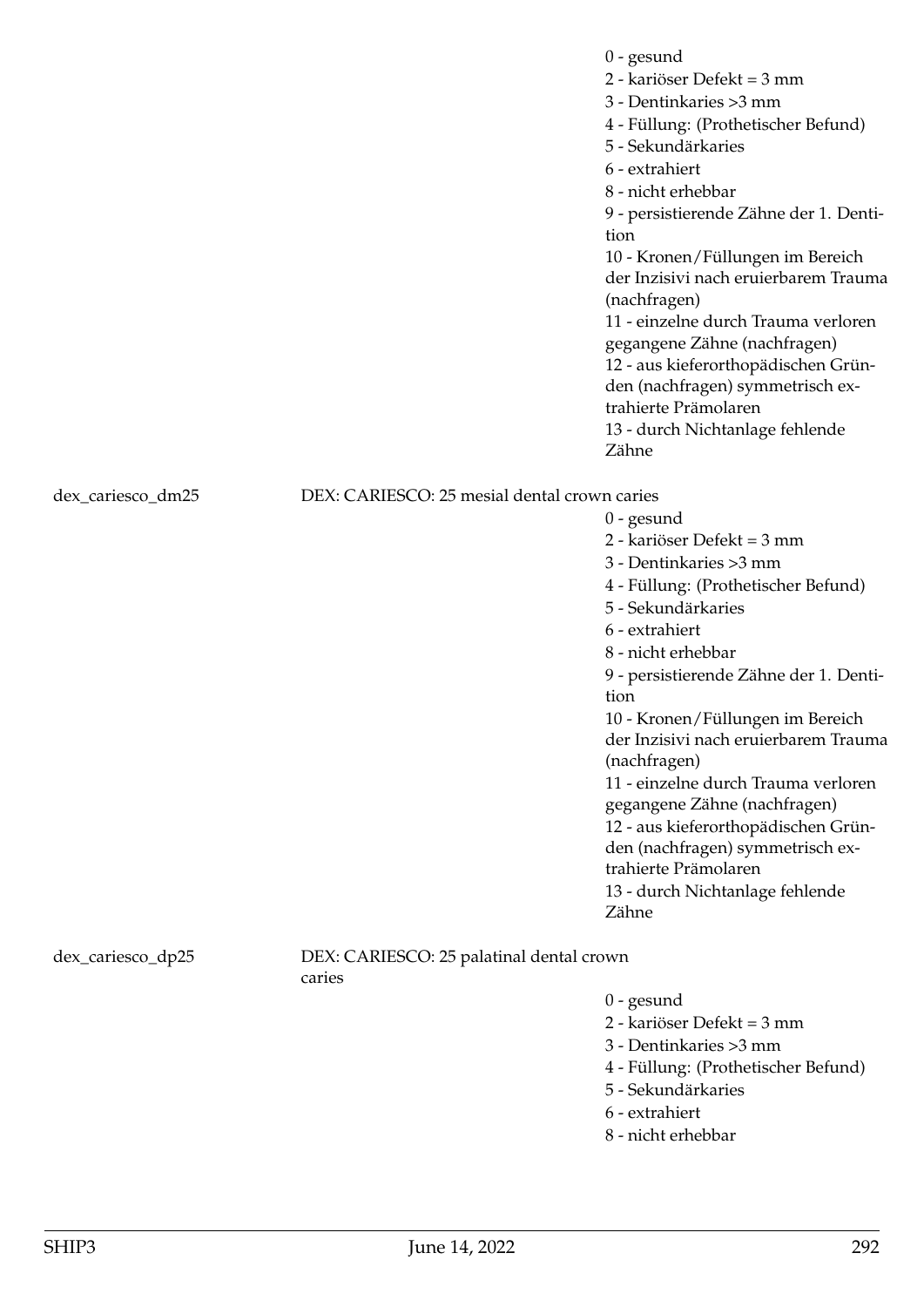0 - gesund
2 - kariöser Defekt = 3 mm
3 - Dentinkaries >3 mm
4 - Füllung: (Prothetischer Befund)
5 - Sekundärkaries
6 - extrahiert
8 - nicht erhebbar
9 - persistierende Zähne der 1. Dentition
10 - Kronen/Füllungen im Bereich der Inzisivi nach eruierbarem Trauma (nachfragen)
11 - einzelne durch Trauma verloren gegangene Zähne (nachfragen)
12 - aus kieferorthopädischen Gründen (nachfragen) symmetrisch extrahierte Prämolaren
13 - durch Nichtanlage fehlende Zähne

dex_cariesco_dm25 — DEX: CARIESCO: 25 mesial dental crown caries

0 - gesund
2 - kariöser Defekt = 3 mm
3 - Dentinkaries >3 mm
4 - Füllung: (Prothetischer Befund)
5 - Sekundärkaries
6 - extrahiert
8 - nicht erhebbar
9 - persistierende Zähne der 1. Dentition
10 - Kronen/Füllungen im Bereich der Inzisivi nach eruierbarem Trauma (nachfragen)
11 - einzelne durch Trauma verloren gegangene Zähne (nachfragen)
12 - aus kieferorthopädischen Gründen (nachfragen) symmetrisch extrahierte Prämolaren
13 - durch Nichtanlage fehlende Zähne

dex_cariesco_dp25 — DEX: CARIESCO: 25 palatinal dental crown caries

0 - gesund
2 - kariöser Defekt = 3 mm
3 - Dentinkaries >3 mm
4 - Füllung: (Prothetischer Befund)
5 - Sekundärkaries
6 - extrahiert
8 - nicht erhebbar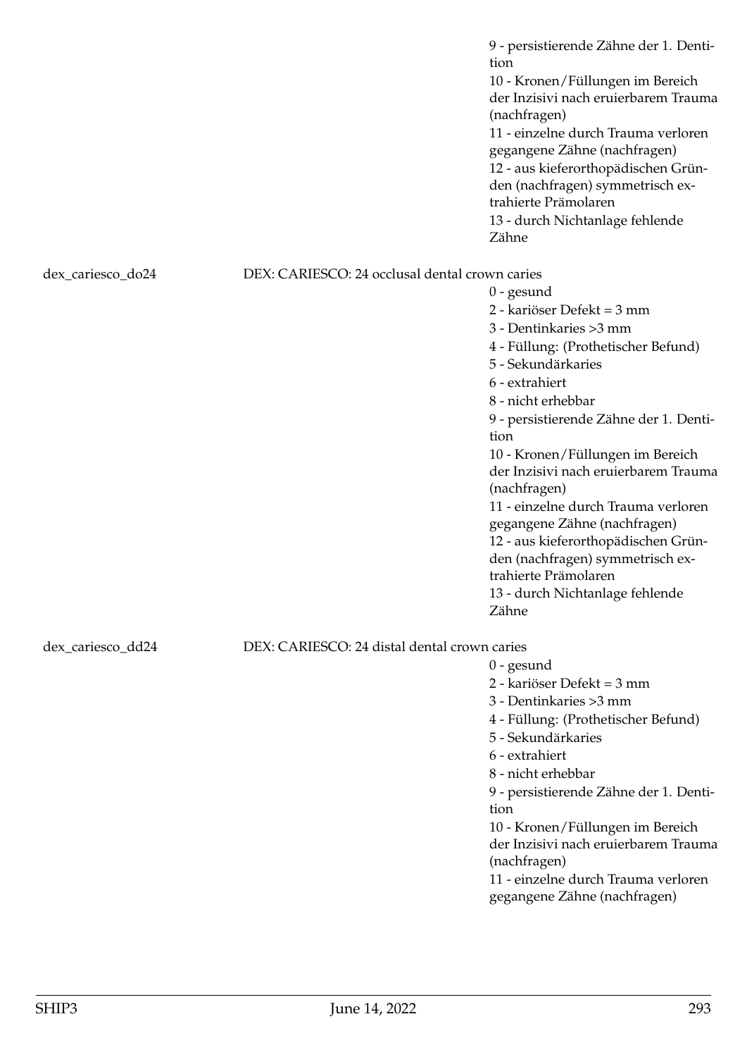9 - persistierende Zähne der 1. Dentition
10 - Kronen/Füllungen im Bereich der Inzisivi nach eruierbarem Trauma (nachfragen)
11 - einzelne durch Trauma verloren gegangene Zähne (nachfragen)
12 - aus kieferorthopädischen Gründen (nachfragen) symmetrisch extrahierte Prämolaren
13 - durch Nichtanlage fehlende Zähne

dex_cariesco_do24 DEX: CARIESCO: 24 occlusal dental crown caries

0 - gesund
2 - kariöser Defekt = 3 mm
3 - Dentinkaries >3 mm
4 - Füllung: (Prothetischer Befund)
5 - Sekundärkaries
6 - extrahiert
8 - nicht erhebbar
9 - persistierende Zähne der 1. Dentition
10 - Kronen/Füllungen im Bereich der Inzisivi nach eruierbarem Trauma (nachfragen)
11 - einzelne durch Trauma verloren gegangene Zähne (nachfragen)
12 - aus kieferorthopädischen Gründen (nachfragen) symmetrisch extrahierte Prämolaren
13 - durch Nichtanlage fehlende Zähne

dex_cariesco_dd24 DEX: CARIESCO: 24 distal dental crown caries

0 - gesund
2 - kariöser Defekt = 3 mm
3 - Dentinkaries >3 mm
4 - Füllung: (Prothetischer Befund)
5 - Sekundärkaries
6 - extrahiert
8 - nicht erhebbar
9 - persistierende Zähne der 1. Dentition
10 - Kronen/Füllungen im Bereich der Inzisivi nach eruierbarem Trauma (nachfragen)
11 - einzelne durch Trauma verloren gegangene Zähne (nachfragen)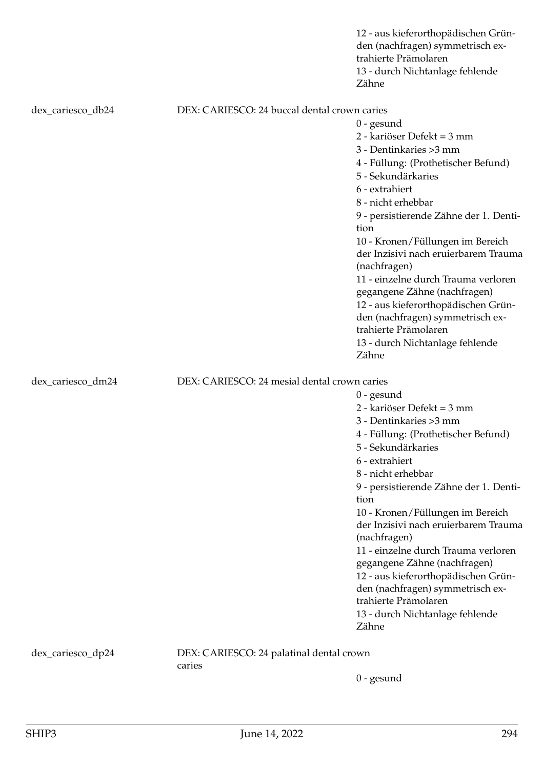12 - aus kieferorthopädischen Gründen (nachfragen) symmetrisch extrahierte Prämolaren
13 - durch Nichtanlage fehlende Zähne

dex_cariesco_db24 — DEX: CARIESCO: 24 buccal dental crown caries

0 - gesund
2 - kariöser Defekt = 3 mm
3 - Dentinkaries >3 mm
4 - Füllung: (Prothetischer Befund)
5 - Sekundärkaries
6 - extrahiert
8 - nicht erhebbar
9 - persistierende Zähne der 1. Dentition
10 - Kronen/Füllungen im Bereich der Inzisivi nach eruierbarem Trauma (nachfragen)
11 - einzelne durch Trauma verloren gegangene Zähne (nachfragen)
12 - aus kieferorthopädischen Gründen (nachfragen) symmetrisch extrahierte Prämolaren
13 - durch Nichtanlage fehlende Zähne

dex_cariesco_dm24 — DEX: CARIESCO: 24 mesial dental crown caries

0 - gesund
2 - kariöser Defekt = 3 mm
3 - Dentinkaries >3 mm
4 - Füllung: (Prothetischer Befund)
5 - Sekundärkaries
6 - extrahiert
8 - nicht erhebbar
9 - persistierende Zähne der 1. Dentition
10 - Kronen/Füllungen im Bereich der Inzisivi nach eruierbarem Trauma (nachfragen)
11 - einzelne durch Trauma verloren gegangene Zähne (nachfragen)
12 - aus kieferorthopädischen Gründen (nachfragen) symmetrisch extrahierte Prämolaren
13 - durch Nichtanlage fehlende Zähne

dex_cariesco_dp24 — DEX: CARIESCO: 24 palatinal dental crown caries

0 - gesund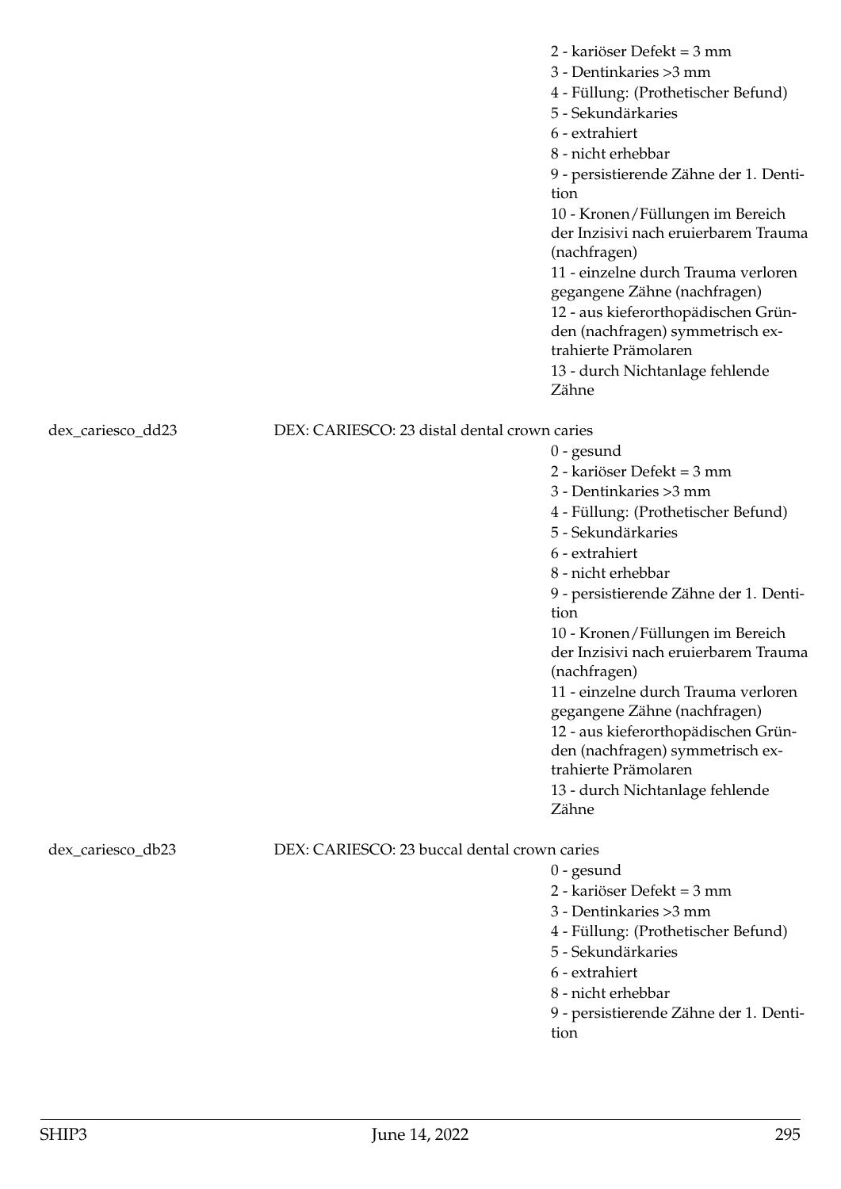2 - kariöser Defekt = 3 mm
3 - Dentinkaries >3 mm
4 - Füllung: (Prothetischer Befund)
5 - Sekundärkaries
6 - extrahiert
8 - nicht erhebbar
9 - persistierende Zähne der 1. Dentition
10 - Kronen/Füllungen im Bereich der Inzisivi nach eruierbarem Trauma (nachfragen)
11 - einzelne durch Trauma verloren gegangene Zähne (nachfragen)
12 - aus kieferorthopädischen Gründen (nachfragen) symmetrisch extrahierte Prämolaren
13 - durch Nichtanlage fehlende Zähne

dex_cariesco_dd23 DEX: CARIESCO: 23 distal dental crown caries

0 - gesund
2 - kariöser Defekt = 3 mm
3 - Dentinkaries >3 mm
4 - Füllung: (Prothetischer Befund)
5 - Sekundärkaries
6 - extrahiert
8 - nicht erhebbar
9 - persistierende Zähne der 1. Dentition
10 - Kronen/Füllungen im Bereich der Inzisivi nach eruierbarem Trauma (nachfragen)
11 - einzelne durch Trauma verloren gegangene Zähne (nachfragen)
12 - aus kieferorthopädischen Gründen (nachfragen) symmetrisch extrahierte Prämolaren
13 - durch Nichtanlage fehlende Zähne

dex_cariesco_db23 DEX: CARIESCO: 23 buccal dental crown caries

0 - gesund
2 - kariöser Defekt = 3 mm
3 - Dentinkaries >3 mm
4 - Füllung: (Prothetischer Befund)
5 - Sekundärkaries
6 - extrahiert
8 - nicht erhebbar
9 - persistierende Zähne der 1. Dentition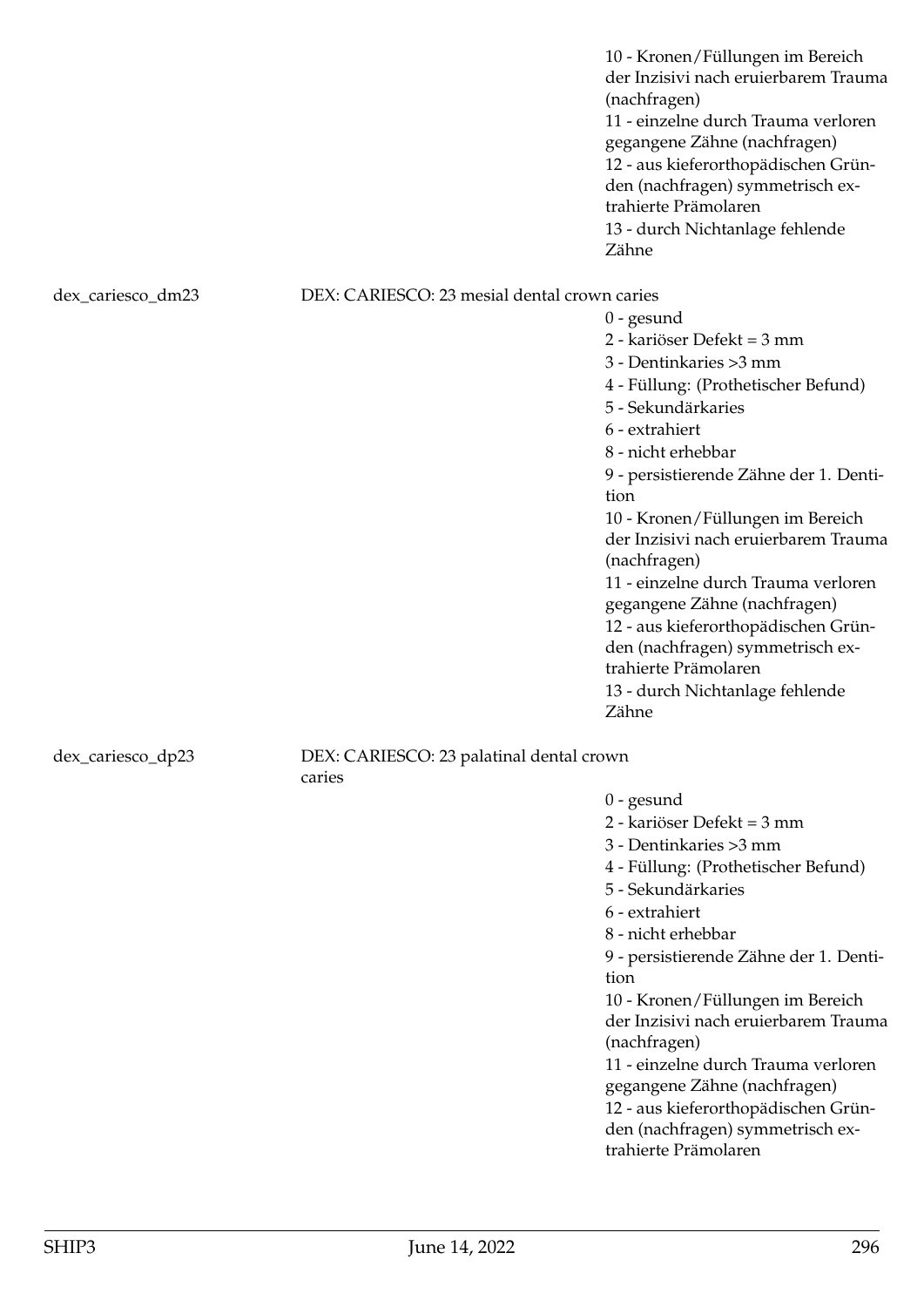10 - Kronen/Füllungen im Bereich der Inzisivi nach eruierbarem Trauma (nachfragen)
11 - einzelne durch Trauma verloren gegangene Zähne (nachfragen)
12 - aus kieferorthopädischen Gründen (nachfragen) symmetrisch extrahierte Prämolaren
13 - durch Nichtanlage fehlende Zähne

dex_cariesco_dm23 DEX: CARIESCO: 23 mesial dental crown caries

0 - gesund
2 - kariöser Defekt = 3 mm
3 - Dentinkaries >3 mm
4 - Füllung: (Prothetischer Befund)
5 - Sekundärkaries
6 - extrahiert
8 - nicht erhebbar
9 - persistierende Zähne der 1. Dentition
10 - Kronen/Füllungen im Bereich der Inzisivi nach eruierbarem Trauma (nachfragen)
11 - einzelne durch Trauma verloren gegangene Zähne (nachfragen)
12 - aus kieferorthopädischen Gründen (nachfragen) symmetrisch extrahierte Prämolaren
13 - durch Nichtanlage fehlende Zähne

dex_cariesco_dp23 DEX: CARIESCO: 23 palatinal dental crown caries

0 - gesund
2 - kariöser Defekt = 3 mm
3 - Dentinkaries >3 mm
4 - Füllung: (Prothetischer Befund)
5 - Sekundärkaries
6 - extrahiert
8 - nicht erhebbar
9 - persistierende Zähne der 1. Dentition
10 - Kronen/Füllungen im Bereich der Inzisivi nach eruierbarem Trauma (nachfragen)
11 - einzelne durch Trauma verloren gegangene Zähne (nachfragen)
12 - aus kieferorthopädischen Gründen (nachfragen) symmetrisch extrahierte Prämolaren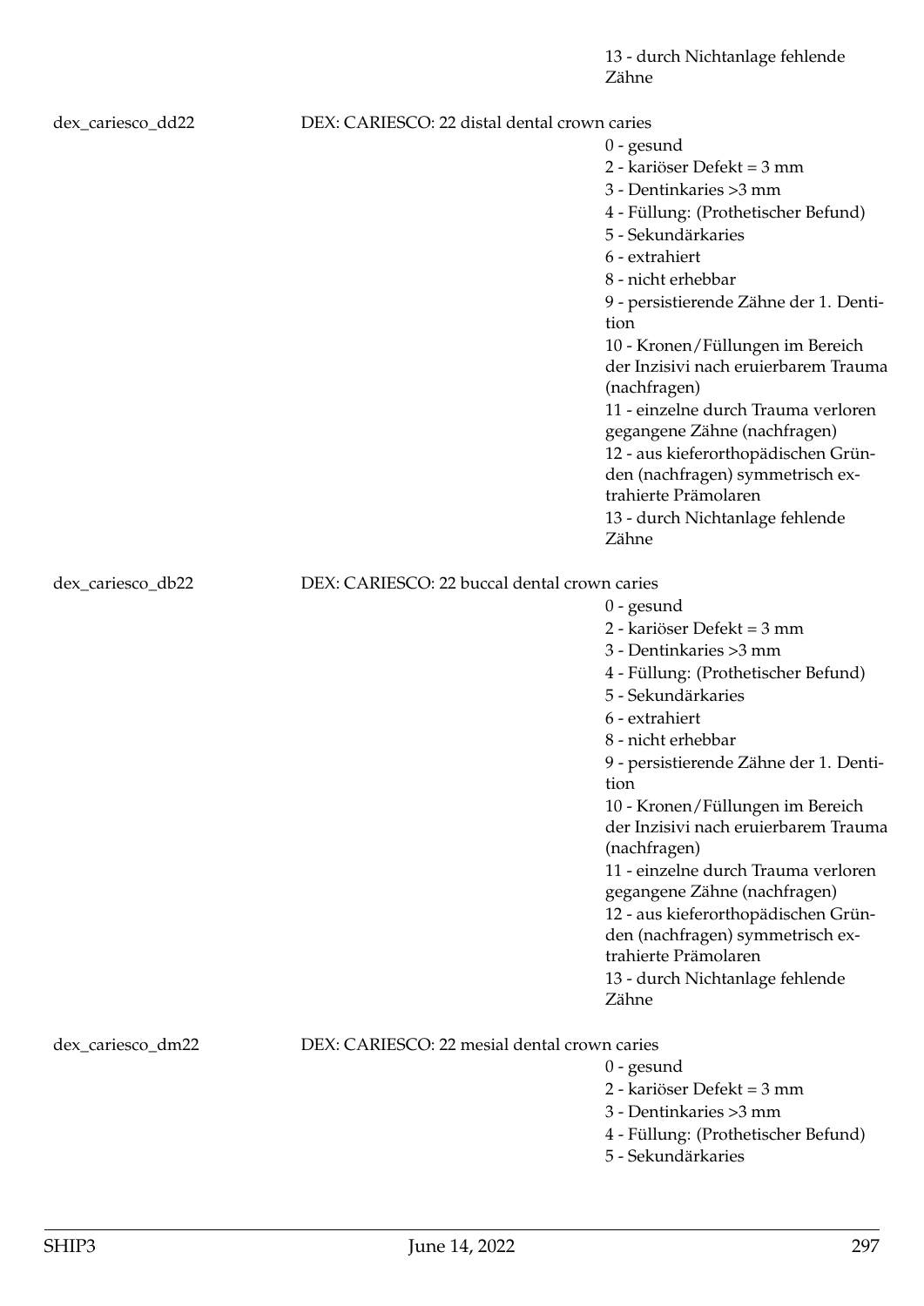13 - durch Nichtanlage fehlende Zähne

dex_cariesco_dd22 DEX: CARIESCO: 22 distal dental crown caries

- 0 - gesund
- 2 - kariöser Defekt = 3 mm
- 3 - Dentinkaries >3 mm
- 4 - Füllung: (Prothetischer Befund)
- 5 - Sekundärkaries
- 6 - extrahiert
- 8 - nicht erhebbar
- 9 - persistierende Zähne der 1. Dentition
- 10 - Kronen/Füllungen im Bereich der Inzisivi nach eruierbarem Trauma (nachfragen)
- 11 - einzelne durch Trauma verloren gegangene Zähne (nachfragen)
- 12 - aus kieferorthopädischen Gründen (nachfragen) symmetrisch extrahierte Prämolaren
- 13 - durch Nichtanlage fehlende Zähne

dex_cariesco_db22 DEX: CARIESCO: 22 buccal dental crown caries

- 0 - gesund
- 2 - kariöser Defekt = 3 mm
- 3 - Dentinkaries >3 mm
- 4 - Füllung: (Prothetischer Befund)
- 5 - Sekundärkaries
- 6 - extrahiert
- 8 - nicht erhebbar
- 9 - persistierende Zähne der 1. Dentition
- 10 - Kronen/Füllungen im Bereich der Inzisivi nach eruierbarem Trauma (nachfragen)
- 11 - einzelne durch Trauma verloren gegangene Zähne (nachfragen)
- 12 - aus kieferorthopädischen Gründen (nachfragen) symmetrisch extrahierte Prämolaren
- 13 - durch Nichtanlage fehlende Zähne

dex_cariesco_dm22 DEX: CARIESCO: 22 mesial dental crown caries

- 0 - gesund
- 2 - kariöser Defekt = 3 mm
- 3 - Dentinkaries >3 mm
- 4 - Füllung: (Prothetischer Befund)
- 5 - Sekundärkaries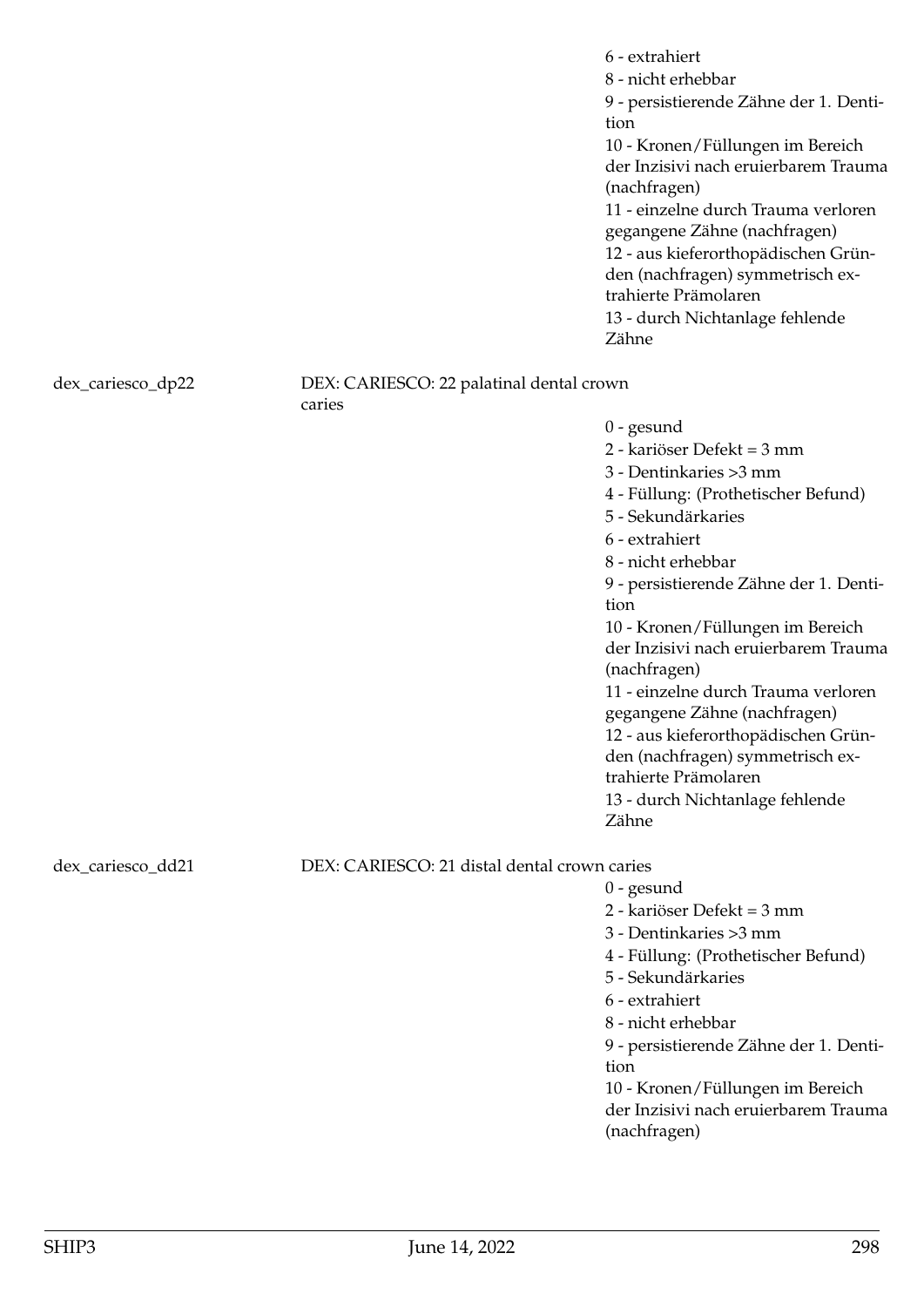6 - extrahiert
8 - nicht erhebbar
9 - persistierende Zähne der 1. Dentition
10 - Kronen/Füllungen im Bereich der Inzisivi nach eruierbarem Trauma (nachfragen)
11 - einzelne durch Trauma verloren gegangene Zähne (nachfragen)
12 - aus kieferorthopädischen Gründen (nachfragen) symmetrisch extrahierte Prämolaren
13 - durch Nichtanlage fehlende Zähne

dex_cariesco_dp22 — DEX: CARIESCO: 22 palatinal dental crown caries

0 - gesund
2 - kariöser Defekt = 3 mm
3 - Dentinkaries >3 mm
4 - Füllung: (Prothetischer Befund)
5 - Sekundärkaries
6 - extrahiert
8 - nicht erhebbar
9 - persistierende Zähne der 1. Dentition
10 - Kronen/Füllungen im Bereich der Inzisivi nach eruierbarem Trauma (nachfragen)
11 - einzelne durch Trauma verloren gegangene Zähne (nachfragen)
12 - aus kieferorthopädischen Gründen (nachfragen) symmetrisch extrahierte Prämolaren
13 - durch Nichtanlage fehlende Zähne

dex_cariesco_dd21 — DEX: CARIESCO: 21 distal dental crown caries

0 - gesund
2 - kariöser Defekt = 3 mm
3 - Dentinkaries >3 mm
4 - Füllung: (Prothetischer Befund)
5 - Sekundärkaries
6 - extrahiert
8 - nicht erhebbar
9 - persistierende Zähne der 1. Dentition
10 - Kronen/Füllungen im Bereich der Inzisivi nach eruierbarem Trauma (nachfragen)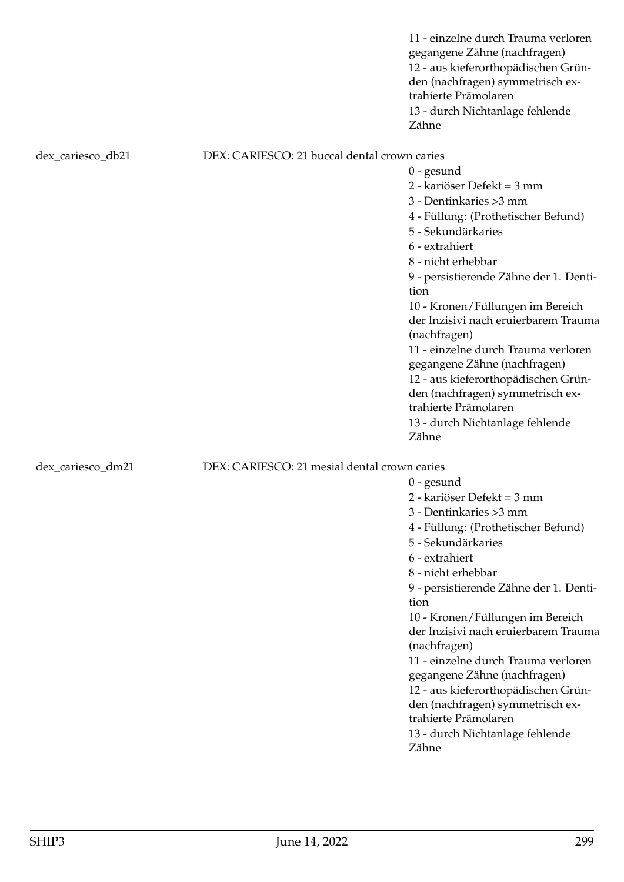11 - einzelne durch Trauma verloren gegangene Zähne (nachfragen)
12 - aus kieferorthopädischen Gründen (nachfragen) symmetrisch extrahierte Prämolaren
13 - durch Nichtanlage fehlende Zähne

dex_cariesco_db21 — DEX: CARIESCO: 21 buccal dental crown caries

0 - gesund
2 - kariöser Defekt = 3 mm
3 - Dentinkaries >3 mm
4 - Füllung: (Prothetischer Befund)
5 - Sekundärkaries
6 - extrahiert
8 - nicht erhebbar
9 - persistierende Zähne der 1. Dentition
10 - Kronen/Füllungen im Bereich der Inzisivi nach eruierbarem Trauma (nachfragen)
11 - einzelne durch Trauma verloren gegangene Zähne (nachfragen)
12 - aus kieferorthopädischen Gründen (nachfragen) symmetrisch extrahierte Prämolaren
13 - durch Nichtanlage fehlende Zähne

dex_cariesco_dm21 — DEX: CARIESCO: 21 mesial dental crown caries

0 - gesund
2 - kariöser Defekt = 3 mm
3 - Dentinkaries >3 mm
4 - Füllung: (Prothetischer Befund)
5 - Sekundärkaries
6 - extrahiert
8 - nicht erhebbar
9 - persistierende Zähne der 1. Dentition
10 - Kronen/Füllungen im Bereich der Inzisivi nach eruierbarem Trauma (nachfragen)
11 - einzelne durch Trauma verloren gegangene Zähne (nachfragen)
12 - aus kieferorthopädischen Gründen (nachfragen) symmetrisch extrahierte Prämolaren
13 - durch Nichtanlage fehlende Zähne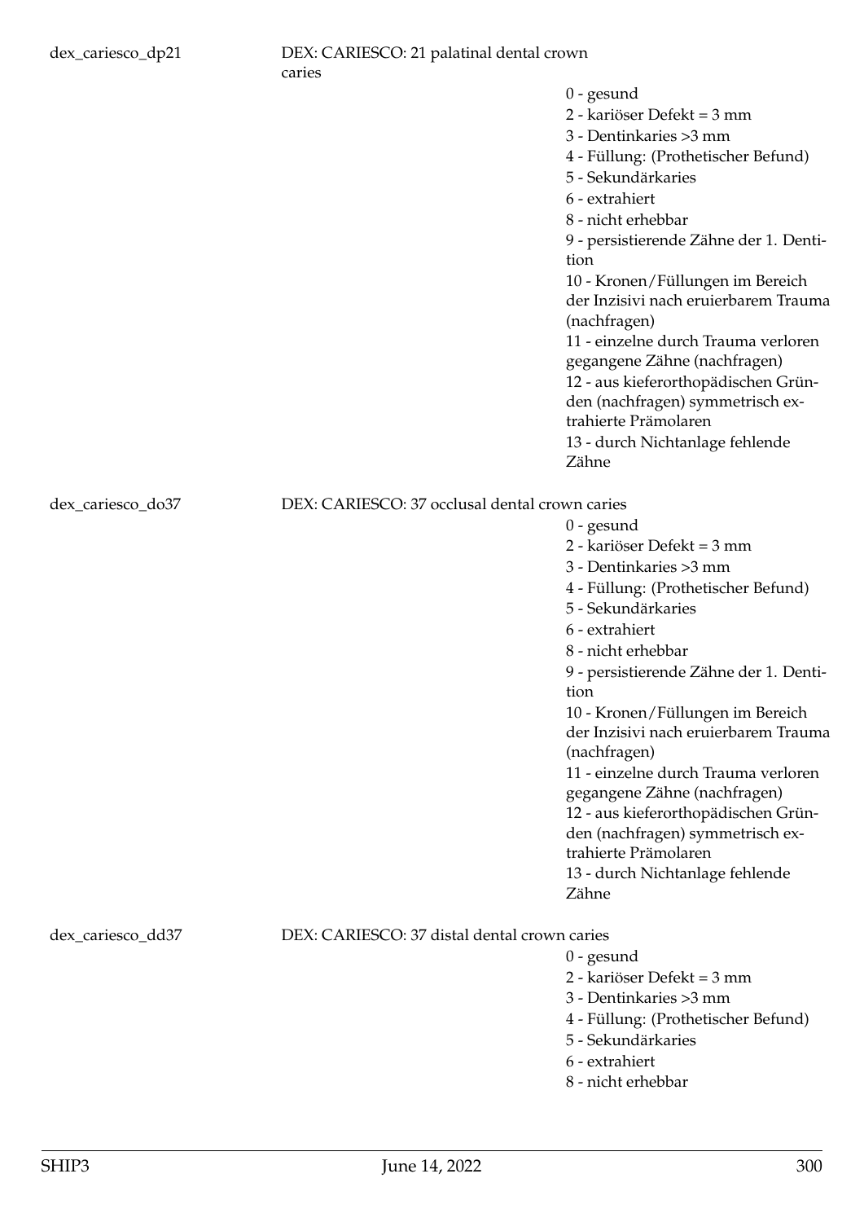dex_cariesco_dp21 DEX: CARIESCO: 21 palatinal dental crown caries

- 0 - gesund
- 2 - kariöser Defekt = 3 mm
- 3 - Dentinkaries >3 mm
- 4 - Füllung: (Prothetischer Befund)
- 5 - Sekundärkaries
- 6 - extrahiert
- 8 - nicht erhebbar
- 9 - persistierende Zähne der 1. Dentition
- 10 - Kronen/Füllungen im Bereich der Inzisivi nach eruierbarem Trauma (nachfragen)
- 11 - einzelne durch Trauma verloren gegangene Zähne (nachfragen)
- 12 - aus kieferorthopädischen Gründen (nachfragen) symmetrisch extrahierte Prämolaren
- 13 - durch Nichtanlage fehlende Zähne

dex_cariesco_do37 DEX: CARIESCO: 37 occlusal dental crown caries

- 0 - gesund
- 2 - kariöser Defekt = 3 mm
- 3 - Dentinkaries >3 mm
- 4 - Füllung: (Prothetischer Befund)
- 5 - Sekundärkaries
- 6 - extrahiert
- 8 - nicht erhebbar
- 9 - persistierende Zähne der 1. Dentition
- 10 - Kronen/Füllungen im Bereich der Inzisivi nach eruierbarem Trauma (nachfragen)
- 11 - einzelne durch Trauma verloren gegangene Zähne (nachfragen)
- 12 - aus kieferorthopädischen Gründen (nachfragen) symmetrisch extrahierte Prämolaren
- 13 - durch Nichtanlage fehlende Zähne

dex_cariesco_dd37 DEX: CARIESCO: 37 distal dental crown caries

- 0 - gesund
- 2 - kariöser Defekt = 3 mm
- 3 - Dentinkaries >3 mm
- 4 - Füllung: (Prothetischer Befund)
- 5 - Sekundärkaries
- 6 - extrahiert
- 8 - nicht erhebbar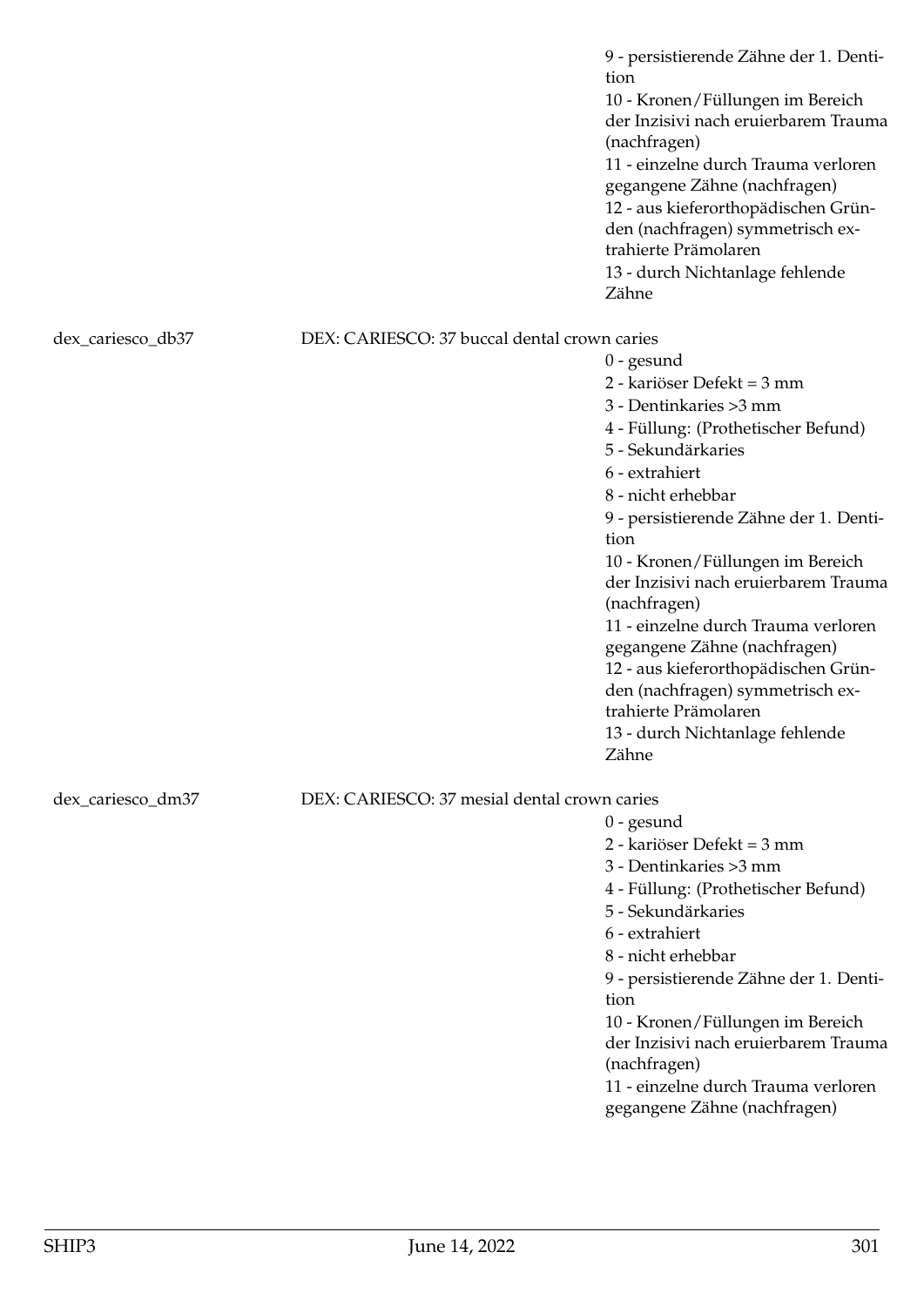9 - persistierende Zähne der 1. Dentition
10 - Kronen/Füllungen im Bereich der Inzisivi nach eruierbarem Trauma (nachfragen)
11 - einzelne durch Trauma verloren gegangene Zähne (nachfragen)
12 - aus kieferorthopädischen Gründen (nachfragen) symmetrisch extrahierte Prämolaren
13 - durch Nichtanlage fehlende Zähne

dex_cariesco_db37 DEX: CARIESCO: 37 buccal dental crown caries

0 - gesund
2 - kariöser Defekt = 3 mm
3 - Dentinkaries >3 mm
4 - Füllung: (Prothetischer Befund)
5 - Sekundärkaries
6 - extrahiert
8 - nicht erhebbar
9 - persistierende Zähne der 1. Dentition
10 - Kronen/Füllungen im Bereich der Inzisivi nach eruierbarem Trauma (nachfragen)
11 - einzelne durch Trauma verloren gegangene Zähne (nachfragen)
12 - aus kieferorthopädischen Gründen (nachfragen) symmetrisch extrahierte Prämolaren
13 - durch Nichtanlage fehlende Zähne

dex_cariesco_dm37 DEX: CARIESCO: 37 mesial dental crown caries

0 - gesund
2 - kariöser Defekt = 3 mm
3 - Dentinkaries >3 mm
4 - Füllung: (Prothetischer Befund)
5 - Sekundärkaries
6 - extrahiert
8 - nicht erhebbar
9 - persistierende Zähne der 1. Dentition
10 - Kronen/Füllungen im Bereich der Inzisivi nach eruierbarem Trauma (nachfragen)
11 - einzelne durch Trauma verloren gegangene Zähne (nachfragen)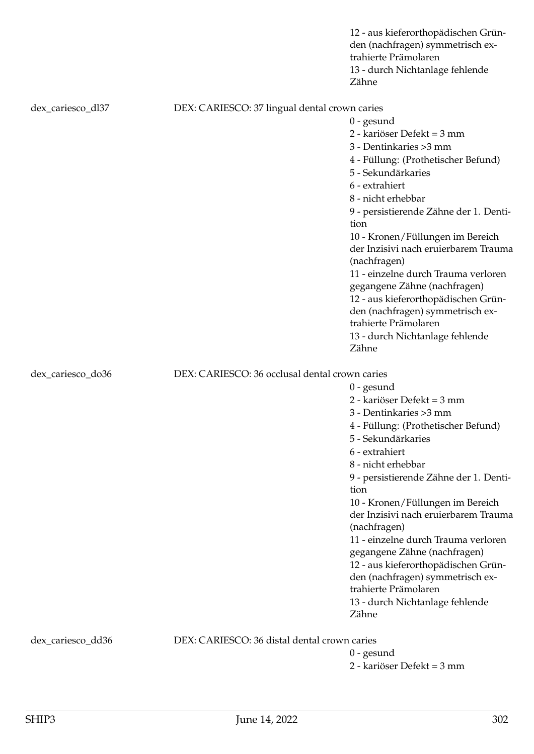12 - aus kieferorthopädischen Gründen (nachfragen) symmetrisch extrahierte Prämolaren
13 - durch Nichtanlage fehlende Zähne

dex_cariesco_dl37 DEX: CARIESCO: 37 lingual dental crown caries

0 - gesund
2 - kariöser Defekt = 3 mm
3 - Dentinkaries >3 mm
4 - Füllung: (Prothetischer Befund)
5 - Sekundärkaries
6 - extrahiert
8 - nicht erhebbar
9 - persistierende Zähne der 1. Dentition
10 - Kronen/Füllungen im Bereich der Inzisivi nach eruierbarem Trauma (nachfragen)
11 - einzelne durch Trauma verloren gegangene Zähne (nachfragen)
12 - aus kieferorthopädischen Gründen (nachfragen) symmetrisch extrahierte Prämolaren
13 - durch Nichtanlage fehlende Zähne

dex_cariesco_do36 DEX: CARIESCO: 36 occlusal dental crown caries

0 - gesund
2 - kariöser Defekt = 3 mm
3 - Dentinkaries >3 mm
4 - Füllung: (Prothetischer Befund)
5 - Sekundärkaries
6 - extrahiert
8 - nicht erhebbar
9 - persistierende Zähne der 1. Dentition
10 - Kronen/Füllungen im Bereich der Inzisivi nach eruierbarem Trauma (nachfragen)
11 - einzelne durch Trauma verloren gegangene Zähne (nachfragen)
12 - aus kieferorthopädischen Gründen (nachfragen) symmetrisch extrahierte Prämolaren
13 - durch Nichtanlage fehlende Zähne

dex_cariesco_dd36 DEX: CARIESCO: 36 distal dental crown caries

0 - gesund
2 - kariöser Defekt = 3 mm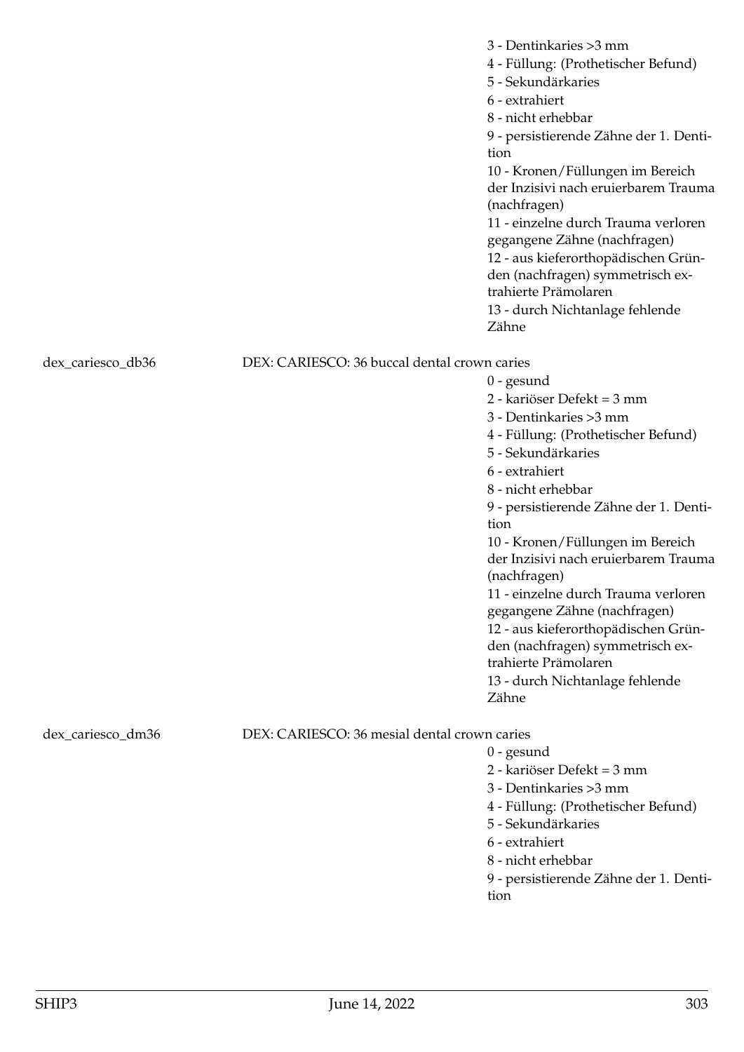3 - Dentinkaries >3 mm
4 - Füllung: (Prothetischer Befund)
5 - Sekundärkaries
6 - extrahiert
8 - nicht erhebbar
9 - persistierende Zähne der 1. Dentition
10 - Kronen/Füllungen im Bereich der Inzisivi nach eruierbarem Trauma (nachfragen)
11 - einzelne durch Trauma verloren gegangene Zähne (nachfragen)
12 - aus kieferorthopädischen Gründen (nachfragen) symmetrisch extrahierte Prämolaren
13 - durch Nichtanlage fehlende Zähne

dex_cariesco_db36 DEX: CARIESCO: 36 buccal dental crown caries

0 - gesund
2 - kariöser Defekt = 3 mm
3 - Dentinkaries >3 mm
4 - Füllung: (Prothetischer Befund)
5 - Sekundärkaries
6 - extrahiert
8 - nicht erhebbar
9 - persistierende Zähne der 1. Dentition
10 - Kronen/Füllungen im Bereich der Inzisivi nach eruierbarem Trauma (nachfragen)
11 - einzelne durch Trauma verloren gegangene Zähne (nachfragen)
12 - aus kieferorthopädischen Gründen (nachfragen) symmetrisch extrahierte Prämolaren
13 - durch Nichtanlage fehlende Zähne

dex_cariesco_dm36 DEX: CARIESCO: 36 mesial dental crown caries

0 - gesund
2 - kariöser Defekt = 3 mm
3 - Dentinkaries >3 mm
4 - Füllung: (Prothetischer Befund)
5 - Sekundärkaries
6 - extrahiert
8 - nicht erhebbar
9 - persistierende Zähne der 1. Dentition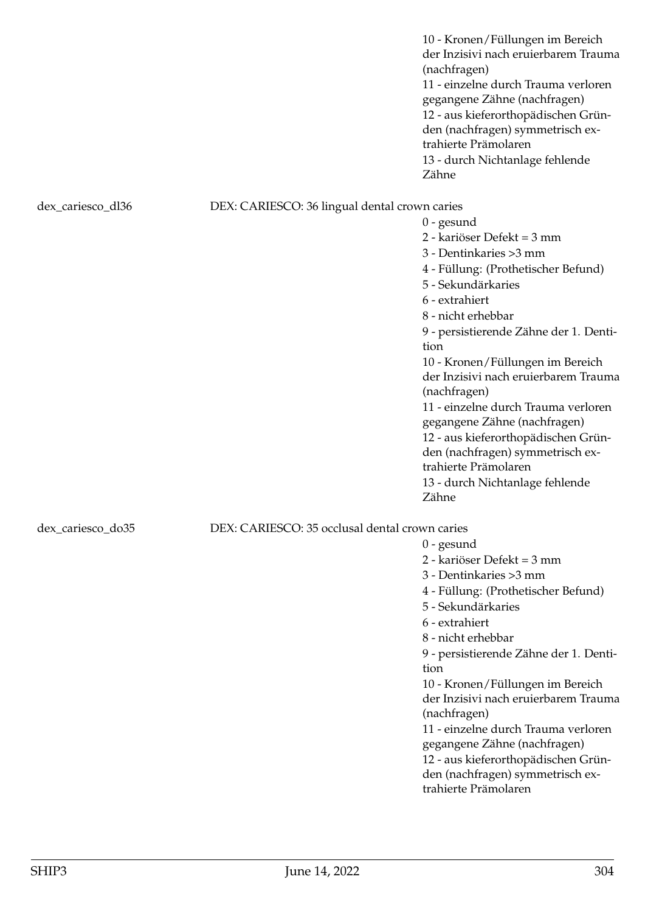10 - Kronen/Füllungen im Bereich der Inzisivi nach eruierbarem Trauma (nachfragen)
11 - einzelne durch Trauma verloren gegangene Zähne (nachfragen)
12 - aus kieferorthopädischen Gründen (nachfragen) symmetrisch extrahierte Prämolaren
13 - durch Nichtanlage fehlende Zähne

dex_cariesco_dl36 DEX: CARIESCO: 36 lingual dental crown caries

0 - gesund
2 - kariöser Defekt = 3 mm
3 - Dentinkaries >3 mm
4 - Füllung: (Prothetischer Befund)
5 - Sekundärkaries
6 - extrahiert
8 - nicht erhebbar
9 - persistierende Zähne der 1. Dentition
10 - Kronen/Füllungen im Bereich der Inzisivi nach eruierbarem Trauma (nachfragen)
11 - einzelne durch Trauma verloren gegangene Zähne (nachfragen)
12 - aus kieferorthopädischen Gründen (nachfragen) symmetrisch extrahierte Prämolaren
13 - durch Nichtanlage fehlende Zähne

dex_cariesco_do35 DEX: CARIESCO: 35 occlusal dental crown caries

0 - gesund
2 - kariöser Defekt = 3 mm
3 - Dentinkaries >3 mm
4 - Füllung: (Prothetischer Befund)
5 - Sekundärkaries
6 - extrahiert
8 - nicht erhebbar
9 - persistierende Zähne der 1. Dentition
10 - Kronen/Füllungen im Bereich der Inzisivi nach eruierbarem Trauma (nachfragen)
11 - einzelne durch Trauma verloren gegangene Zähne (nachfragen)
12 - aus kieferorthopädischen Gründen (nachfragen) symmetrisch extrahierte Prämolaren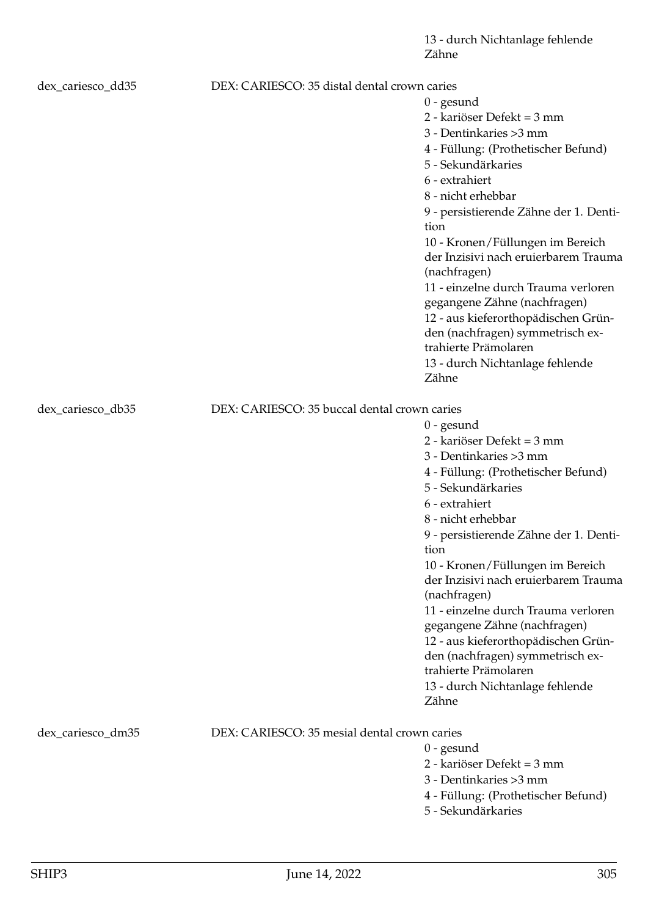13 - durch Nichtanlage fehlende Zähne

dex_cariesco_dd35 DEX: CARIESCO: 35 distal dental crown caries

- 0 - gesund
- 2 - kariöser Defekt = 3 mm
- 3 - Dentinkaries >3 mm
- 4 - Füllung: (Prothetischer Befund)
- 5 - Sekundärkaries
- 6 - extrahiert
- 8 - nicht erhebbar
- 9 - persistierende Zähne der 1. Dentition
- 10 - Kronen/Füllungen im Bereich der Inzisivi nach eruierbarem Trauma (nachfragen)
- 11 - einzelne durch Trauma verloren gegangene Zähne (nachfragen)
- 12 - aus kieferorthopädischen Gründen (nachfragen) symmetrisch extrahierte Prämolaren
- 13 - durch Nichtanlage fehlende Zähne

dex_cariesco_db35 DEX: CARIESCO: 35 buccal dental crown caries

- 0 - gesund
- 2 - kariöser Defekt = 3 mm
- 3 - Dentinkaries >3 mm
- 4 - Füllung: (Prothetischer Befund)
- 5 - Sekundärkaries
- 6 - extrahiert
- 8 - nicht erhebbar
- 9 - persistierende Zähne der 1. Dentition
- 10 - Kronen/Füllungen im Bereich der Inzisivi nach eruierbarem Trauma (nachfragen)
- 11 - einzelne durch Trauma verloren gegangene Zähne (nachfragen)
- 12 - aus kieferorthopädischen Gründen (nachfragen) symmetrisch extrahierte Prämolaren
- 13 - durch Nichtanlage fehlende Zähne

dex_cariesco_dm35 DEX: CARIESCO: 35 mesial dental crown caries

- 0 - gesund
- 2 - kariöser Defekt = 3 mm
- 3 - Dentinkaries >3 mm
- 4 - Füllung: (Prothetischer Befund)
- 5 - Sekundärkaries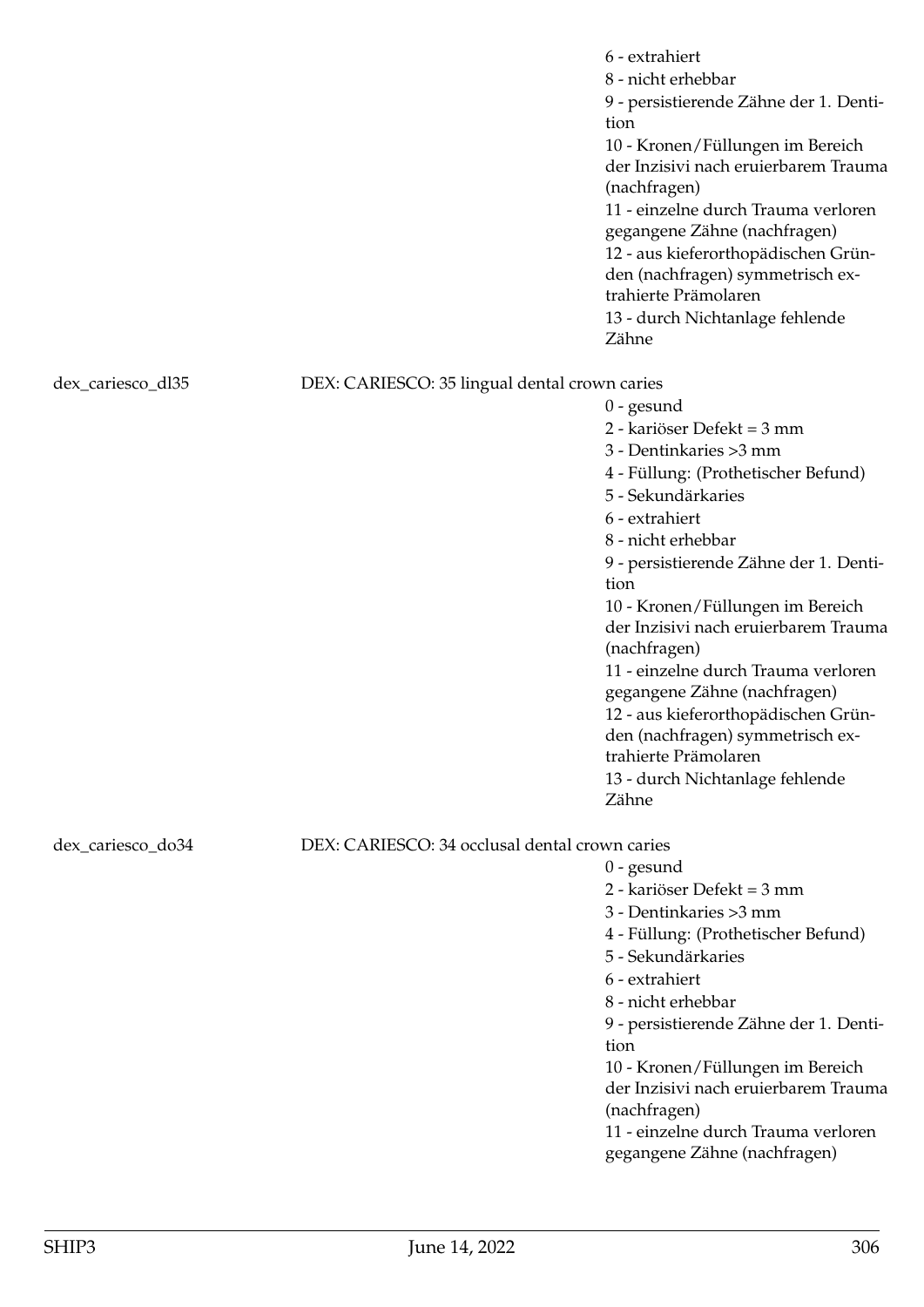6 - extrahiert
8 - nicht erhebbar
9 - persistierende Zähne der 1. Dentition
10 - Kronen/Füllungen im Bereich der Inzisivi nach eruierbarem Trauma (nachfragen)
11 - einzelne durch Trauma verloren gegangene Zähne (nachfragen)
12 - aus kieferorthopädischen Gründen (nachfragen) symmetrisch extrahierte Prämolaren
13 - durch Nichtanlage fehlende Zähne

dex_cariesco_dl35 DEX: CARIESCO: 35 lingual dental crown caries

0 - gesund
2 - kariöser Defekt = 3 mm
3 - Dentinkaries >3 mm
4 - Füllung: (Prothetischer Befund)
5 - Sekundärkaries
6 - extrahiert
8 - nicht erhebbar
9 - persistierende Zähne der 1. Dentition
10 - Kronen/Füllungen im Bereich der Inzisivi nach eruierbarem Trauma (nachfragen)
11 - einzelne durch Trauma verloren gegangene Zähne (nachfragen)
12 - aus kieferorthopädischen Gründen (nachfragen) symmetrisch extrahierte Prämolaren
13 - durch Nichtanlage fehlende Zähne

dex_cariesco_do34 DEX: CARIESCO: 34 occlusal dental crown caries

0 - gesund
2 - kariöser Defekt = 3 mm
3 - Dentinkaries >3 mm
4 - Füllung: (Prothetischer Befund)
5 - Sekundärkaries
6 - extrahiert
8 - nicht erhebbar
9 - persistierende Zähne der 1. Dentition
10 - Kronen/Füllungen im Bereich der Inzisivi nach eruierbarem Trauma (nachfragen)
11 - einzelne durch Trauma verloren gegangene Zähne (nachfragen)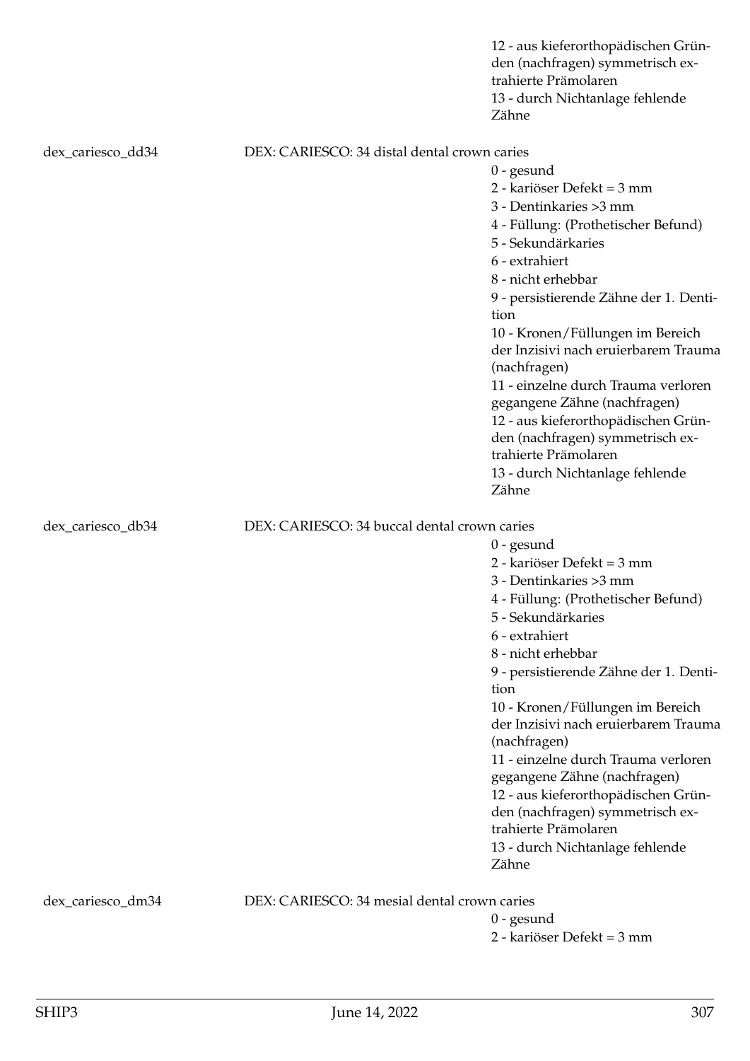12 - aus kieferorthopädischen Gründen (nachfragen) symmetrisch extrahierte Prämolaren
13 - durch Nichtanlage fehlende Zähne

dex_cariesco_dd34 DEX: CARIESCO: 34 distal dental crown caries

0 - gesund
2 - kariöser Defekt = 3 mm
3 - Dentinkaries >3 mm
4 - Füllung: (Prothetischer Befund)
5 - Sekundärkaries
6 - extrahiert
8 - nicht erhebbar
9 - persistierende Zähne der 1. Dentition
10 - Kronen/Füllungen im Bereich der Inzisivi nach eruierbarem Trauma (nachfragen)
11 - einzelne durch Trauma verloren gegangene Zähne (nachfragen)
12 - aus kieferorthopädischen Gründen (nachfragen) symmetrisch extrahierte Prämolaren
13 - durch Nichtanlage fehlende Zähne

dex_cariesco_db34 DEX: CARIESCO: 34 buccal dental crown caries

0 - gesund
2 - kariöser Defekt = 3 mm
3 - Dentinkaries >3 mm
4 - Füllung: (Prothetischer Befund)
5 - Sekundärkaries
6 - extrahiert
8 - nicht erhebbar
9 - persistierende Zähne der 1. Dentition
10 - Kronen/Füllungen im Bereich der Inzisivi nach eruierbarem Trauma (nachfragen)
11 - einzelne durch Trauma verloren gegangene Zähne (nachfragen)
12 - aus kieferorthopädischen Gründen (nachfragen) symmetrisch extrahierte Prämolaren
13 - durch Nichtanlage fehlende Zähne

dex_cariesco_dm34 DEX: CARIESCO: 34 mesial dental crown caries

0 - gesund
2 - kariöser Defekt = 3 mm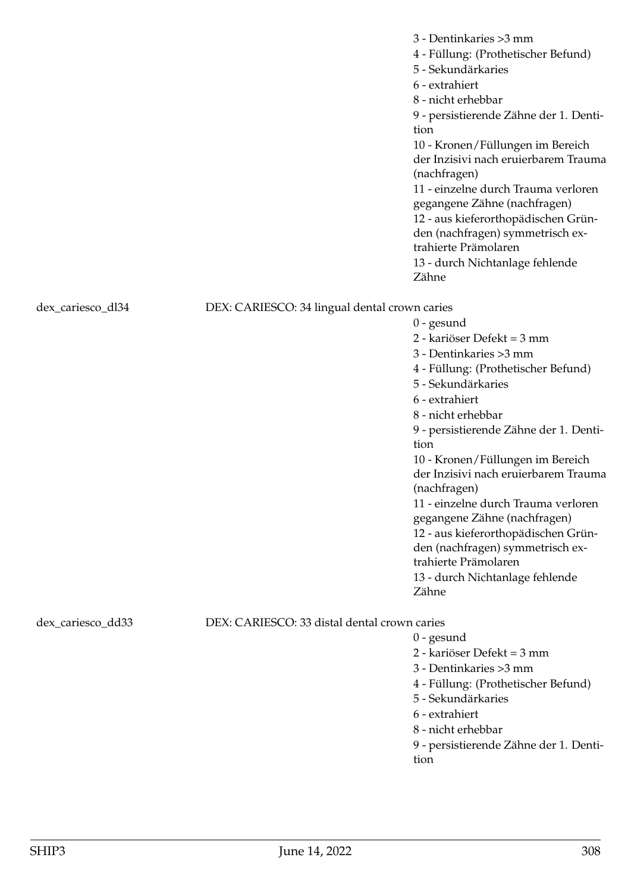3 - Dentinkaries >3 mm
4 - Füllung: (Prothetischer Befund)
5 - Sekundärkaries
6 - extrahiert
8 - nicht erhebbar
9 - persistierende Zähne der 1. Dentition
10 - Kronen/Füllungen im Bereich der Inzisivi nach eruierbarem Trauma (nachfragen)
11 - einzelne durch Trauma verloren gegangene Zähne (nachfragen)
12 - aus kieferorthopädischen Gründen (nachfragen) symmetrisch extrahierte Prämolaren
13 - durch Nichtanlage fehlende Zähne

dex_cariesco_dl34 — DEX: CARIESCO: 34 lingual dental crown caries

0 - gesund
2 - kariöser Defekt = 3 mm
3 - Dentinkaries >3 mm
4 - Füllung: (Prothetischer Befund)
5 - Sekundärkaries
6 - extrahiert
8 - nicht erhebbar
9 - persistierende Zähne der 1. Dentition
10 - Kronen/Füllungen im Bereich der Inzisivi nach eruierbarem Trauma (nachfragen)
11 - einzelne durch Trauma verloren gegangene Zähne (nachfragen)
12 - aus kieferorthopädischen Gründen (nachfragen) symmetrisch extrahierte Prämolaren
13 - durch Nichtanlage fehlende Zähne

dex_cariesco_dd33 — DEX: CARIESCO: 33 distal dental crown caries

0 - gesund
2 - kariöser Defekt = 3 mm
3 - Dentinkaries >3 mm
4 - Füllung: (Prothetischer Befund)
5 - Sekundärkaries
6 - extrahiert
8 - nicht erhebbar
9 - persistierende Zähne der 1. Dentition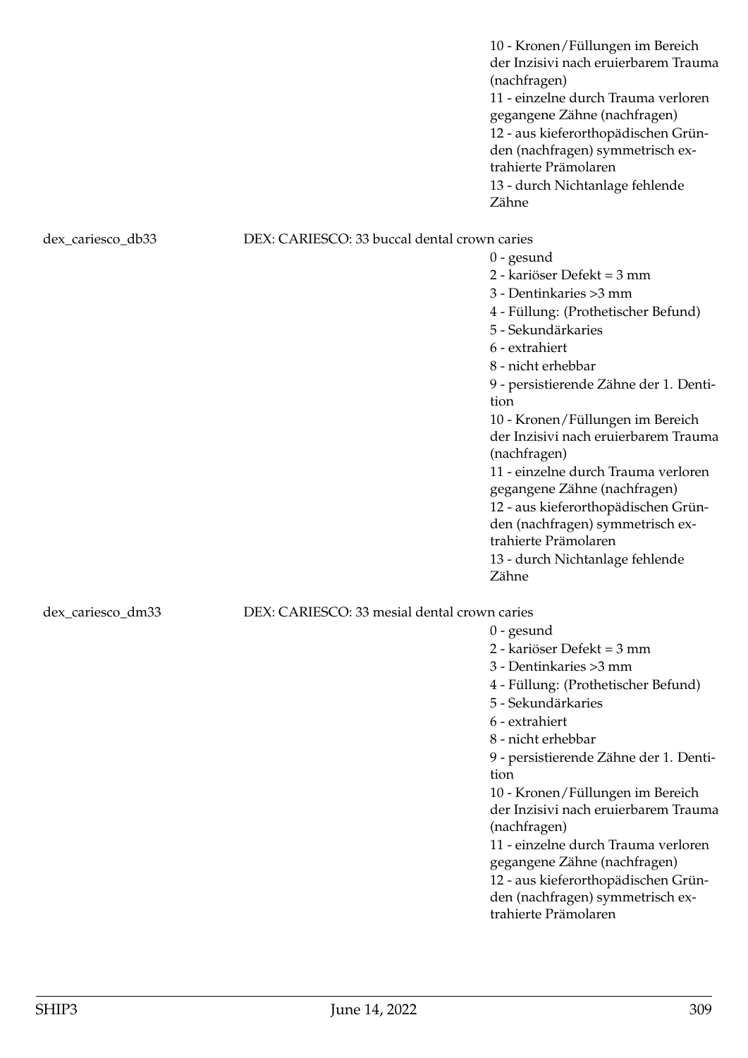10 - Kronen/Füllungen im Bereich der Inzisivi nach eruierbarem Trauma (nachfragen)
11 - einzelne durch Trauma verloren gegangene Zähne (nachfragen)
12 - aus kieferorthopädischen Gründen (nachfragen) symmetrisch extrahierte Prämolaren
13 - durch Nichtanlage fehlende Zähne

dex_cariesco_db33 DEX: CARIESCO: 33 buccal dental crown caries

0 - gesund
2 - kariöser Defekt = 3 mm
3 - Dentinkaries >3 mm
4 - Füllung: (Prothetischer Befund)
5 - Sekundärkaries
6 - extrahiert
8 - nicht erhebbar
9 - persistierende Zähne der 1. Dentition
10 - Kronen/Füllungen im Bereich der Inzisivi nach eruierbarem Trauma (nachfragen)
11 - einzelne durch Trauma verloren gegangene Zähne (nachfragen)
12 - aus kieferorthopädischen Gründen (nachfragen) symmetrisch extrahierte Prämolaren
13 - durch Nichtanlage fehlende Zähne

dex_cariesco_dm33 DEX: CARIESCO: 33 mesial dental crown caries

0 - gesund
2 - kariöser Defekt = 3 mm
3 - Dentinkaries >3 mm
4 - Füllung: (Prothetischer Befund)
5 - Sekundärkaries
6 - extrahiert
8 - nicht erhebbar
9 - persistierende Zähne der 1. Dentition
10 - Kronen/Füllungen im Bereich der Inzisivi nach eruierbarem Trauma (nachfragen)
11 - einzelne durch Trauma verloren gegangene Zähne (nachfragen)
12 - aus kieferorthopädischen Gründen (nachfragen) symmetrisch extrahierte Prämolaren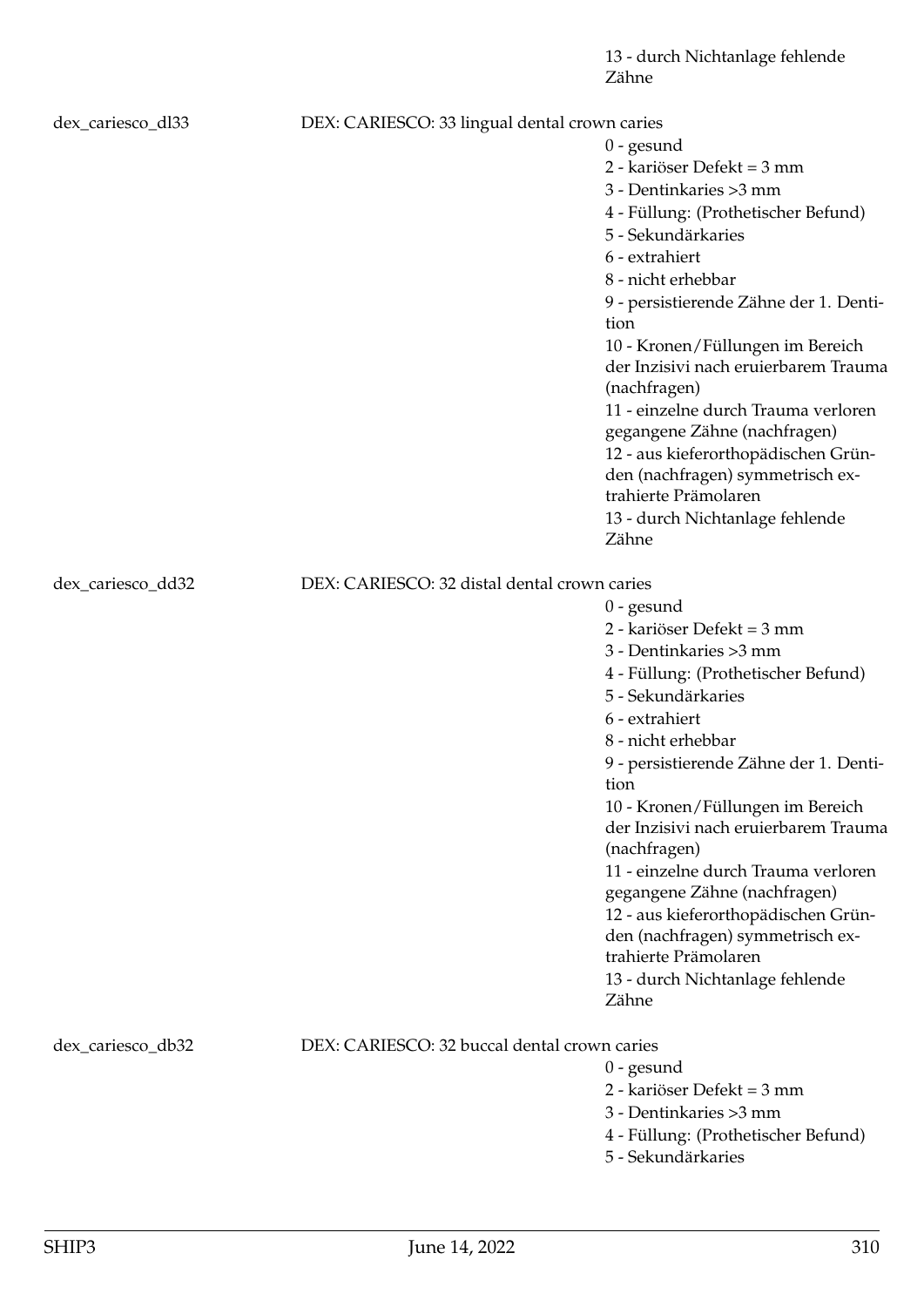13 - durch Nichtanlage fehlende Zähne

dex_cariesco_dl33 DEX: CARIESCO: 33 lingual dental crown caries

0 - gesund
2 - kariöser Defekt = 3 mm
3 - Dentinkaries >3 mm
4 - Füllung: (Prothetischer Befund)
5 - Sekundärkaries
6 - extrahiert
8 - nicht erhebbar
9 - persistierende Zähne der 1. Dentition
10 - Kronen/Füllungen im Bereich der Inzisivi nach eruierbarem Trauma (nachfragen)
11 - einzelne durch Trauma verloren gegangene Zähne (nachfragen)
12 - aus kieferorthopädischen Gründen (nachfragen) symmetrisch extrahierte Prämolaren
13 - durch Nichtanlage fehlende Zähne

dex_cariesco_dd32 DEX: CARIESCO: 32 distal dental crown caries

0 - gesund
2 - kariöser Defekt = 3 mm
3 - Dentinkaries >3 mm
4 - Füllung: (Prothetischer Befund)
5 - Sekundärkaries
6 - extrahiert
8 - nicht erhebbar
9 - persistierende Zähne der 1. Dentition
10 - Kronen/Füllungen im Bereich der Inzisivi nach eruierbarem Trauma (nachfragen)
11 - einzelne durch Trauma verloren gegangene Zähne (nachfragen)
12 - aus kieferorthopädischen Gründen (nachfragen) symmetrisch extrahierte Prämolaren
13 - durch Nichtanlage fehlende Zähne

dex_cariesco_db32 DEX: CARIESCO: 32 buccal dental crown caries

0 - gesund
2 - kariöser Defekt = 3 mm
3 - Dentinkaries >3 mm
4 - Füllung: (Prothetischer Befund)
5 - Sekundärkaries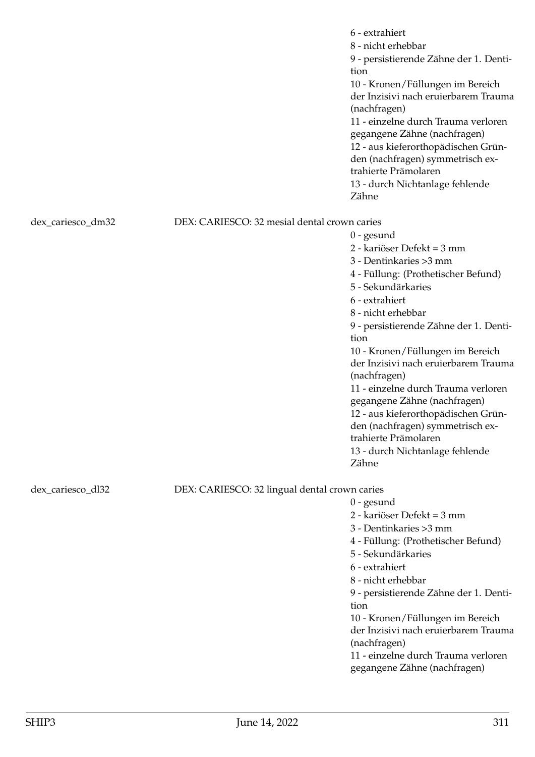6 - extrahiert
8 - nicht erhebbar
9 - persistierende Zähne der 1. Dentition
10 - Kronen/Füllungen im Bereich der Inzisivi nach eruierbarem Trauma (nachfragen)
11 - einzelne durch Trauma verloren gegangene Zähne (nachfragen)
12 - aus kieferorthopädischen Gründen (nachfragen) symmetrisch extrahierte Prämolaren
13 - durch Nichtanlage fehlende Zähne

dex_cariesco_dm32 DEX: CARIESCO: 32 mesial dental crown caries

0 - gesund
2 - kariöser Defekt = 3 mm
3 - Dentinkaries >3 mm
4 - Füllung: (Prothetischer Befund)
5 - Sekundärkaries
6 - extrahiert
8 - nicht erhebbar
9 - persistierende Zähne der 1. Dentition
10 - Kronen/Füllungen im Bereich der Inzisivi nach eruierbarem Trauma (nachfragen)
11 - einzelne durch Trauma verloren gegangene Zähne (nachfragen)
12 - aus kieferorthopädischen Gründen (nachfragen) symmetrisch extrahierte Prämolaren
13 - durch Nichtanlage fehlende Zähne

dex_cariesco_dl32 DEX: CARIESCO: 32 lingual dental crown caries

0 - gesund
2 - kariöser Defekt = 3 mm
3 - Dentinkaries >3 mm
4 - Füllung: (Prothetischer Befund)
5 - Sekundärkaries
6 - extrahiert
8 - nicht erhebbar
9 - persistierende Zähne der 1. Dentition
10 - Kronen/Füllungen im Bereich der Inzisivi nach eruierbarem Trauma (nachfragen)
11 - einzelne durch Trauma verloren gegangene Zähne (nachfragen)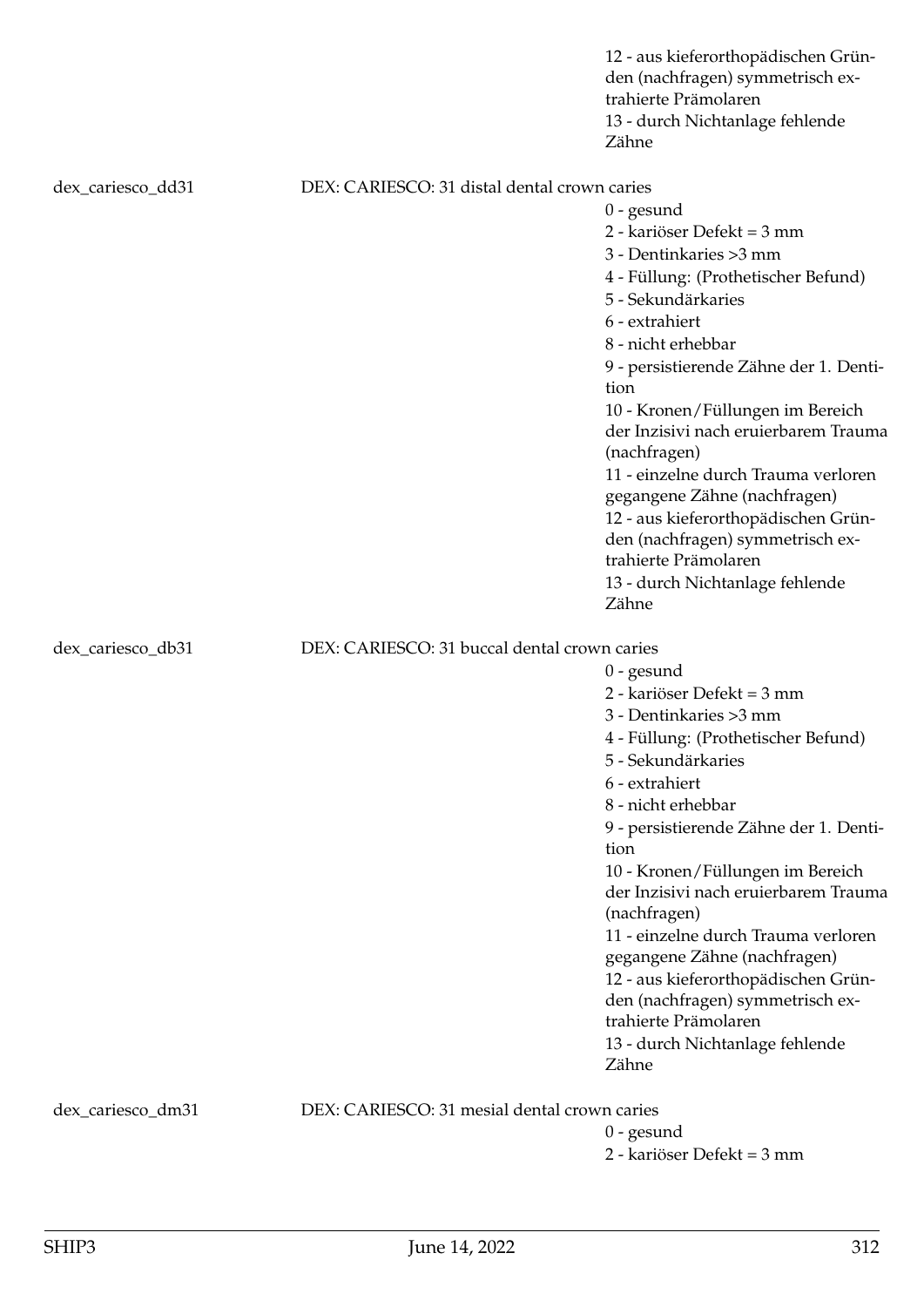12 - aus kieferorthopädischen Gründen (nachfragen) symmetrisch extrahierte Prämolaren
13 - durch Nichtanlage fehlende Zähne

dex_cariesco_dd31 DEX: CARIESCO: 31 distal dental crown caries

0 - gesund
2 - kariöser Defekt = 3 mm
3 - Dentinkaries >3 mm
4 - Füllung: (Prothetischer Befund)
5 - Sekundärkaries
6 - extrahiert
8 - nicht erhebbar
9 - persistierende Zähne der 1. Dentition
10 - Kronen/Füllungen im Bereich der Inzisivi nach eruierbarem Trauma (nachfragen)
11 - einzelne durch Trauma verloren gegangene Zähne (nachfragen)
12 - aus kieferorthopädischen Gründen (nachfragen) symmetrisch extrahierte Prämolaren
13 - durch Nichtanlage fehlende Zähne

dex_cariesco_db31 DEX: CARIESCO: 31 buccal dental crown caries

0 - gesund
2 - kariöser Defekt = 3 mm
3 - Dentinkaries >3 mm
4 - Füllung: (Prothetischer Befund)
5 - Sekundärkaries
6 - extrahiert
8 - nicht erhebbar
9 - persistierende Zähne der 1. Dentition
10 - Kronen/Füllungen im Bereich der Inzisivi nach eruierbarem Trauma (nachfragen)
11 - einzelne durch Trauma verloren gegangene Zähne (nachfragen)
12 - aus kieferorthopädischen Gründen (nachfragen) symmetrisch extrahierte Prämolaren
13 - durch Nichtanlage fehlende Zähne

dex_cariesco_dm31 DEX: CARIESCO: 31 mesial dental crown caries

0 - gesund
2 - kariöser Defekt = 3 mm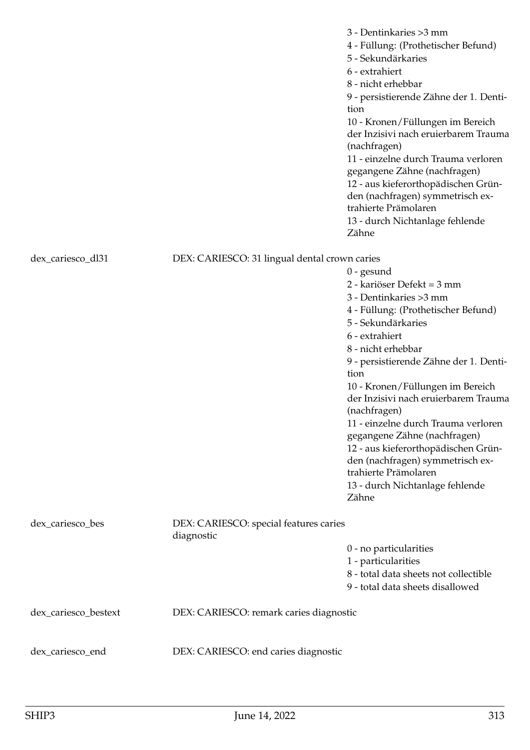3 - Dentinkaries >3 mm
4 - Füllung: (Prothetischer Befund)
5 - Sekundärkaries
6 - extrahiert
8 - nicht erhebbar
9 - persistierende Zähne der 1. Dentition
10 - Kronen/Füllungen im Bereich der Inzisivi nach eruierbarem Trauma (nachfragen)
11 - einzelne durch Trauma verloren gegangene Zähne (nachfragen)
12 - aus kieferorthopädischen Gründen (nachfragen) symmetrisch extrahierte Prämolaren
13 - durch Nichtanlage fehlende Zähne

dex_cariesco_dl31 — DEX: CARIESCO: 31 lingual dental crown caries

0 - gesund
2 - kariöser Defekt = 3 mm
3 - Dentinkaries >3 mm
4 - Füllung: (Prothetischer Befund)
5 - Sekundärkaries
6 - extrahiert
8 - nicht erhebbar
9 - persistierende Zähne der 1. Dentition
10 - Kronen/Füllungen im Bereich der Inzisivi nach eruierbarem Trauma (nachfragen)
11 - einzelne durch Trauma verloren gegangene Zähne (nachfragen)
12 - aus kieferorthopädischen Gründen (nachfragen) symmetrisch extrahierte Prämolaren
13 - durch Nichtanlage fehlende Zähne

dex_cariesco_bes — DEX: CARIESCO: special features caries diagnostic

0 - no particularities
1 - particularities
8 - total data sheets not collectible
9 - total data sheets disallowed

dex_cariesco_bestext — DEX: CARIESCO: remark caries diagnostic

dex_cariesco_end — DEX: CARIESCO: end caries diagnostic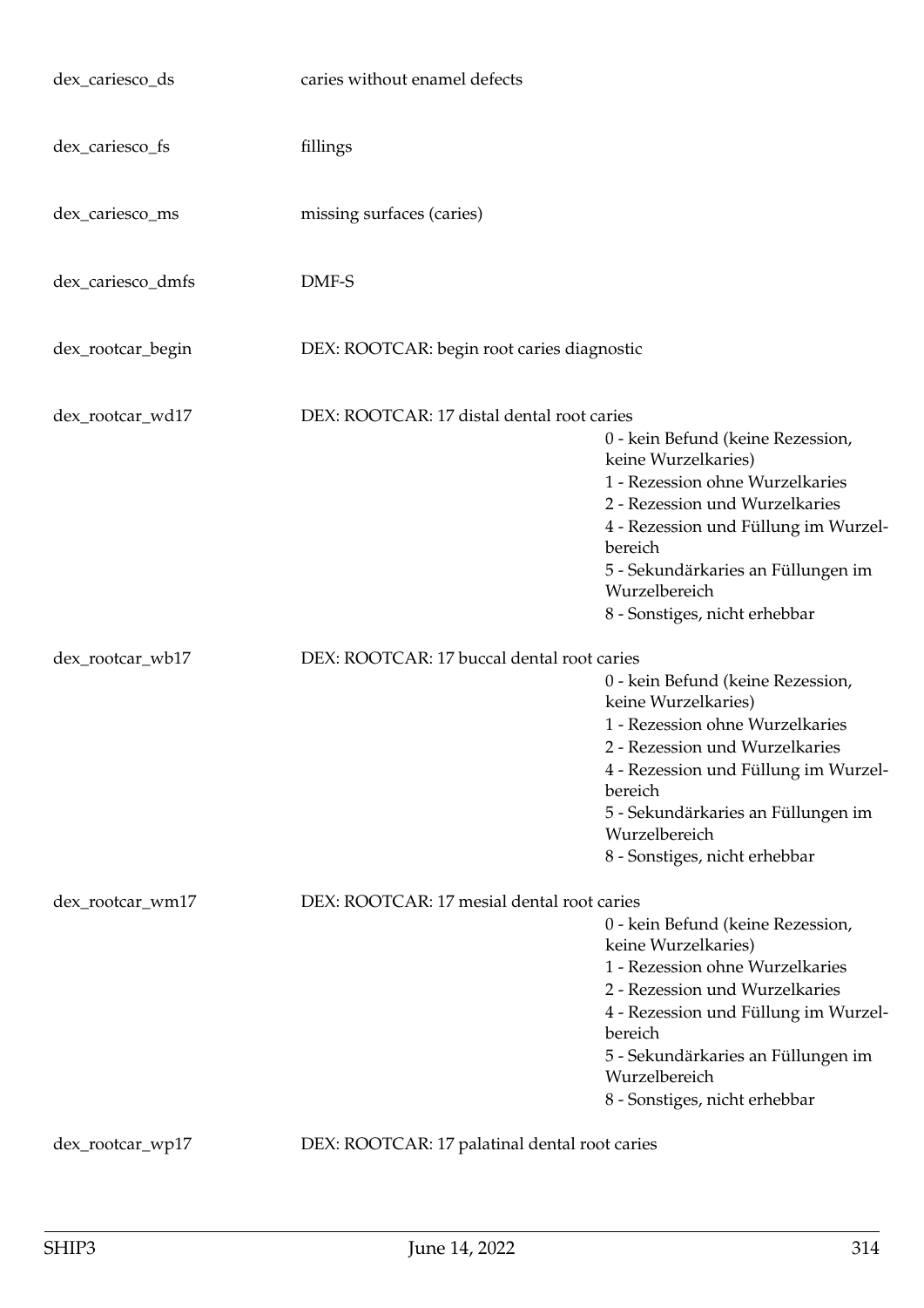dex_cariesco_ds caries without enamel defects

dex_cariesco_fs fillings

dex_cariesco_ms missing surfaces (caries)

dex_cariesco_dmfs DMF-S

dex_rootcar_begin DEX: ROOTCAR: begin root caries diagnostic

dex_rootcar_wd17 DEX: ROOTCAR: 17 distal dental root caries

- 0 - kein Befund (keine Rezession, keine Wurzelkaries)
- 1 - Rezession ohne Wurzelkaries
- 2 - Rezession und Wurzelkaries
- 4 - Rezession und Füllung im Wurzelbereich
- 5 - Sekundärkaries an Füllungen im Wurzelbereich
- 8 - Sonstiges, nicht erhebbar

dex_rootcar_wb17 DEX: ROOTCAR: 17 buccal dental root caries

- 0 - kein Befund (keine Rezession, keine Wurzelkaries)
- 1 - Rezession ohne Wurzelkaries
- 2 - Rezession und Wurzelkaries
- 4 - Rezession und Füllung im Wurzelbereich
- 5 - Sekundärkaries an Füllungen im Wurzelbereich
- 8 - Sonstiges, nicht erhebbar

dex_rootcar_wm17 DEX: ROOTCAR: 17 mesial dental root caries

- 0 - kein Befund (keine Rezession, keine Wurzelkaries)
- 1 - Rezession ohne Wurzelkaries
- 2 - Rezession und Wurzelkaries
- 4 - Rezession und Füllung im Wurzelbereich
- 5 - Sekundärkaries an Füllungen im Wurzelbereich
- 8 - Sonstiges, nicht erhebbar

dex_rootcar_wp17 DEX: ROOTCAR: 17 palatinal dental root caries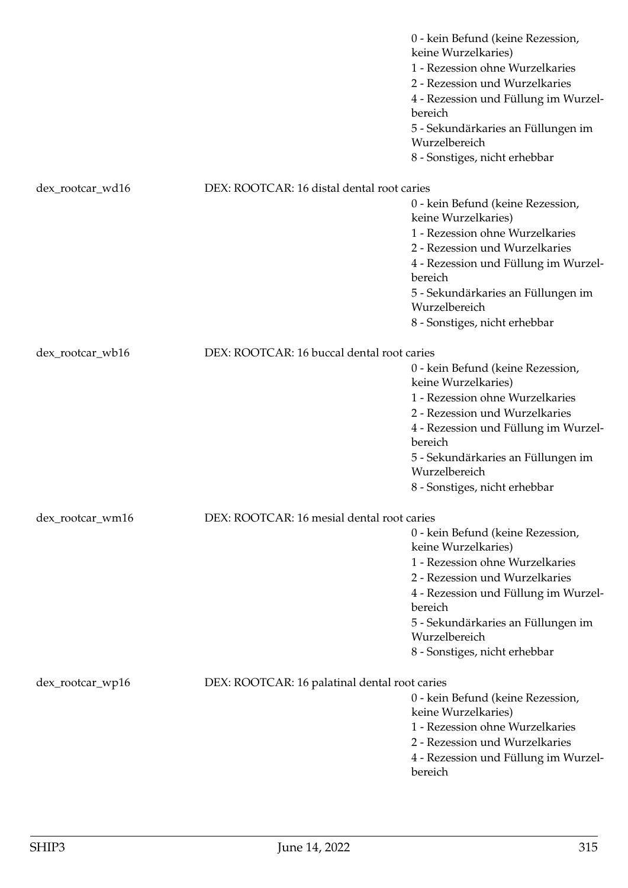0 - kein Befund (keine Rezession, keine Wurzelkaries)
1 - Rezession ohne Wurzelkaries
2 - Rezession und Wurzelkaries
4 - Rezession und Füllung im Wurzelbereich
5 - Sekundärkaries an Füllungen im Wurzelbereich
8 - Sonstiges, nicht erhebbar

dex_rootcar_wd16 DEX: ROOTCAR: 16 distal dental root caries

0 - kein Befund (keine Rezession, keine Wurzelkaries)
1 - Rezession ohne Wurzelkaries
2 - Rezession und Wurzelkaries
4 - Rezession und Füllung im Wurzelbereich
5 - Sekundärkaries an Füllungen im Wurzelbereich
8 - Sonstiges, nicht erhebbar

dex_rootcar_wb16 DEX: ROOTCAR: 16 buccal dental root caries

0 - kein Befund (keine Rezession, keine Wurzelkaries)
1 - Rezession ohne Wurzelkaries
2 - Rezession und Wurzelkaries
4 - Rezession und Füllung im Wurzelbereich
5 - Sekundärkaries an Füllungen im Wurzelbereich
8 - Sonstiges, nicht erhebbar

dex_rootcar_wm16 DEX: ROOTCAR: 16 mesial dental root caries

0 - kein Befund (keine Rezession, keine Wurzelkaries)
1 - Rezession ohne Wurzelkaries
2 - Rezession und Wurzelkaries
4 - Rezession und Füllung im Wurzelbereich
5 - Sekundärkaries an Füllungen im Wurzelbereich
8 - Sonstiges, nicht erhebbar

dex_rootcar_wp16 DEX: ROOTCAR: 16 palatinal dental root caries

0 - kein Befund (keine Rezession, keine Wurzelkaries)
1 - Rezession ohne Wurzelkaries
2 - Rezession und Wurzelkaries
4 - Rezession und Füllung im Wurzelbereich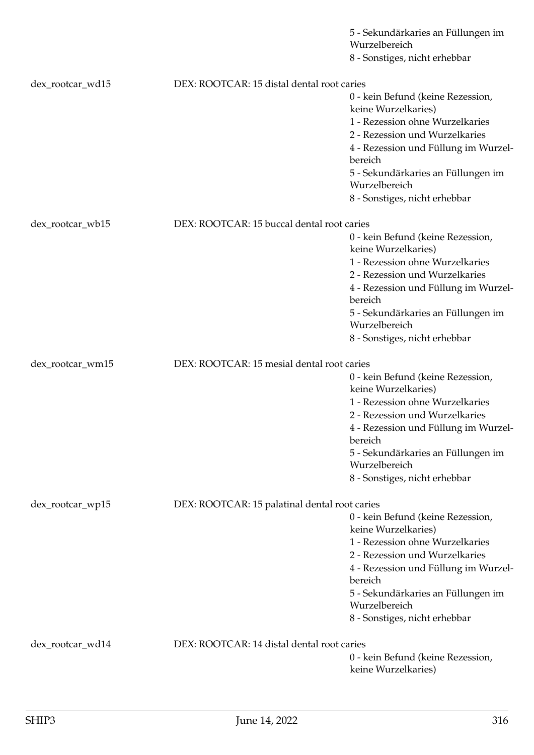5 - Sekundärkaries an Füllungen im Wurzelbereich
8 - Sonstiges, nicht erhebbar

dex_rootcar_wd15 DEX: ROOTCAR: 15 distal dental root caries

0 - kein Befund (keine Rezession, keine Wurzelkaries)
1 - Rezession ohne Wurzelkaries
2 - Rezession und Wurzelkaries
4 - Rezession und Füllung im Wurzelbereich
5 - Sekundärkaries an Füllungen im Wurzelbereich
8 - Sonstiges, nicht erhebbar

dex_rootcar_wb15 DEX: ROOTCAR: 15 buccal dental root caries

0 - kein Befund (keine Rezession, keine Wurzelkaries)
1 - Rezession ohne Wurzelkaries
2 - Rezession und Wurzelkaries
4 - Rezession und Füllung im Wurzelbereich
5 - Sekundärkaries an Füllungen im Wurzelbereich
8 - Sonstiges, nicht erhebbar

dex_rootcar_wm15 DEX: ROOTCAR: 15 mesial dental root caries

0 - kein Befund (keine Rezession, keine Wurzelkaries)
1 - Rezession ohne Wurzelkaries
2 - Rezession und Wurzelkaries
4 - Rezession und Füllung im Wurzelbereich
5 - Sekundärkaries an Füllungen im Wurzelbereich
8 - Sonstiges, nicht erhebbar

dex_rootcar_wp15 DEX: ROOTCAR: 15 palatinal dental root caries

0 - kein Befund (keine Rezession, keine Wurzelkaries)
1 - Rezession ohne Wurzelkaries
2 - Rezession und Wurzelkaries
4 - Rezession und Füllung im Wurzelbereich
5 - Sekundärkaries an Füllungen im Wurzelbereich
8 - Sonstiges, nicht erhebbar

dex_rootcar_wd14 DEX: ROOTCAR: 14 distal dental root caries

0 - kein Befund (keine Rezession, keine Wurzelkaries)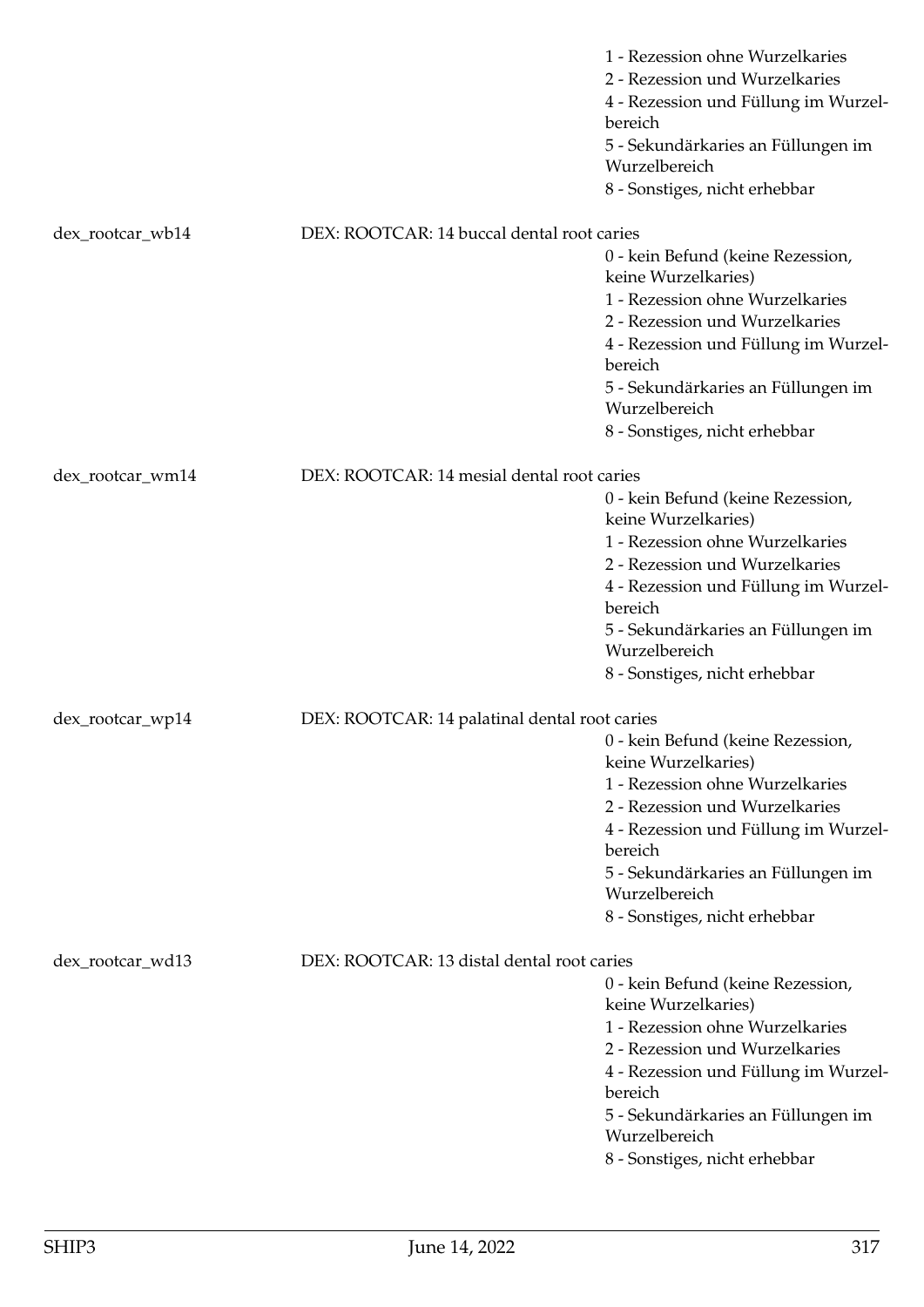1 - Rezession ohne Wurzelkaries
2 - Rezession und Wurzelkaries
4 - Rezession und Füllung im Wurzelbereich
5 - Sekundärkaries an Füllungen im Wurzelbereich
8 - Sonstiges, nicht erhebbar

**dex_rootcar_wb14** — DEX: ROOTCAR: 14 buccal dental root caries

0 - kein Befund (keine Rezession, keine Wurzelkaries)
1 - Rezession ohne Wurzelkaries
2 - Rezession und Wurzelkaries
4 - Rezession und Füllung im Wurzelbereich
5 - Sekundärkaries an Füllungen im Wurzelbereich
8 - Sonstiges, nicht erhebbar

**dex_rootcar_wm14** — DEX: ROOTCAR: 14 mesial dental root caries

0 - kein Befund (keine Rezession, keine Wurzelkaries)
1 - Rezession ohne Wurzelkaries
2 - Rezession und Wurzelkaries
4 - Rezession und Füllung im Wurzelbereich
5 - Sekundärkaries an Füllungen im Wurzelbereich
8 - Sonstiges, nicht erhebbar

**dex_rootcar_wp14** — DEX: ROOTCAR: 14 palatinal dental root caries

0 - kein Befund (keine Rezession, keine Wurzelkaries)
1 - Rezession ohne Wurzelkaries
2 - Rezession und Wurzelkaries
4 - Rezession und Füllung im Wurzelbereich
5 - Sekundärkaries an Füllungen im Wurzelbereich
8 - Sonstiges, nicht erhebbar

**dex_rootcar_wd13** — DEX: ROOTCAR: 13 distal dental root caries

0 - kein Befund (keine Rezession, keine Wurzelkaries)
1 - Rezession ohne Wurzelkaries
2 - Rezession und Wurzelkaries
4 - Rezession und Füllung im Wurzelbereich
5 - Sekundärkaries an Füllungen im Wurzelbereich
8 - Sonstiges, nicht erhebbar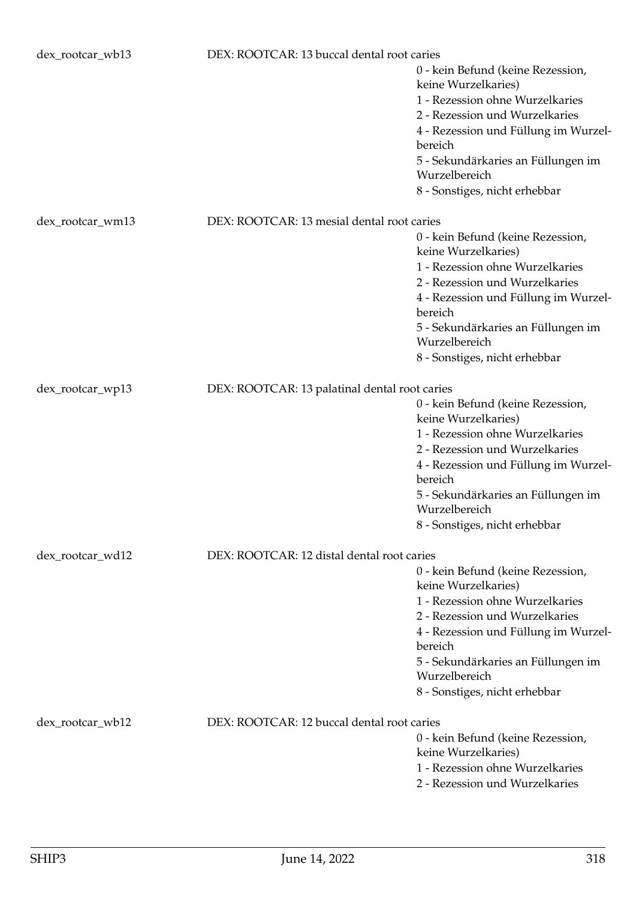dex_rootcar_wb13 DEX: ROOTCAR: 13 buccal dental root caries

- 0 - kein Befund (keine Rezession, keine Wurzelkaries)
- 1 - Rezession ohne Wurzelkaries
- 2 - Rezession und Wurzelkaries
- 4 - Rezession und Füllung im Wurzelbereich
- 5 - Sekundärkaries an Füllungen im Wurzelbereich
- 8 - Sonstiges, nicht erhebbar

dex_rootcar_wm13 DEX: ROOTCAR: 13 mesial dental root caries

- 0 - kein Befund (keine Rezession, keine Wurzelkaries)
- 1 - Rezession ohne Wurzelkaries
- 2 - Rezession und Wurzelkaries
- 4 - Rezession und Füllung im Wurzelbereich
- 5 - Sekundärkaries an Füllungen im Wurzelbereich
- 8 - Sonstiges, nicht erhebbar

dex_rootcar_wp13 DEX: ROOTCAR: 13 palatinal dental root caries

- 0 - kein Befund (keine Rezession, keine Wurzelkaries)
- 1 - Rezession ohne Wurzelkaries
- 2 - Rezession und Wurzelkaries
- 4 - Rezession und Füllung im Wurzelbereich
- 5 - Sekundärkaries an Füllungen im Wurzelbereich
- 8 - Sonstiges, nicht erhebbar

dex_rootcar_wd12 DEX: ROOTCAR: 12 distal dental root caries

- 0 - kein Befund (keine Rezession, keine Wurzelkaries)
- 1 - Rezession ohne Wurzelkaries
- 2 - Rezession und Wurzelkaries
- 4 - Rezession und Füllung im Wurzelbereich
- 5 - Sekundärkaries an Füllungen im Wurzelbereich
- 8 - Sonstiges, nicht erhebbar

dex_rootcar_wb12 DEX: ROOTCAR: 12 buccal dental root caries

- 0 - kein Befund (keine Rezession, keine Wurzelkaries)
- 1 - Rezession ohne Wurzelkaries
- 2 - Rezession und Wurzelkaries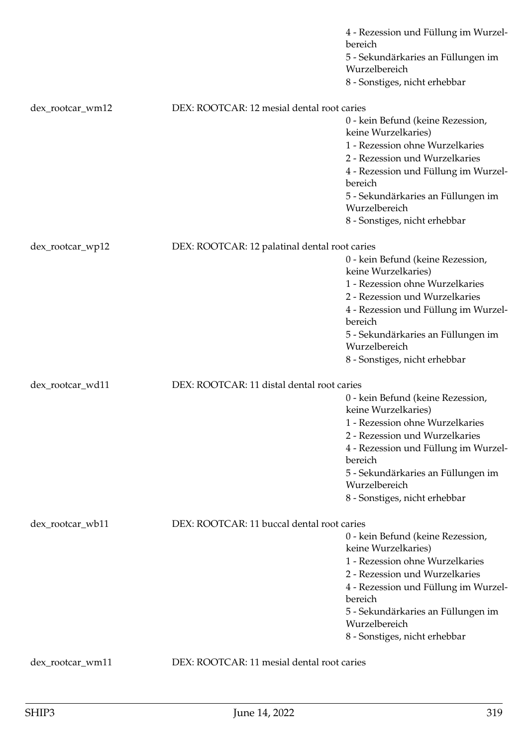4 - Rezession und Füllung im Wurzelbereich
5 - Sekundärkaries an Füllungen im Wurzelbereich
8 - Sonstiges, nicht erhebbar

dex_rootcar_wm12 DEX: ROOTCAR: 12 mesial dental root caries

0 - kein Befund (keine Rezession, keine Wurzelkaries)
1 - Rezession ohne Wurzelkaries
2 - Rezession und Wurzelkaries
4 - Rezession und Füllung im Wurzelbereich
5 - Sekundärkaries an Füllungen im Wurzelbereich
8 - Sonstiges, nicht erhebbar

dex_rootcar_wp12 DEX: ROOTCAR: 12 palatinal dental root caries

0 - kein Befund (keine Rezession, keine Wurzelkaries)
1 - Rezession ohne Wurzelkaries
2 - Rezession und Wurzelkaries
4 - Rezession und Füllung im Wurzelbereich
5 - Sekundärkaries an Füllungen im Wurzelbereich
8 - Sonstiges, nicht erhebbar

dex_rootcar_wd11 DEX: ROOTCAR: 11 distal dental root caries

0 - kein Befund (keine Rezession, keine Wurzelkaries)
1 - Rezession ohne Wurzelkaries
2 - Rezession und Wurzelkaries
4 - Rezession und Füllung im Wurzelbereich
5 - Sekundärkaries an Füllungen im Wurzelbereich
8 - Sonstiges, nicht erhebbar

dex_rootcar_wb11 DEX: ROOTCAR: 11 buccal dental root caries

0 - kein Befund (keine Rezession, keine Wurzelkaries)
1 - Rezession ohne Wurzelkaries
2 - Rezession und Wurzelkaries
4 - Rezession und Füllung im Wurzelbereich
5 - Sekundärkaries an Füllungen im Wurzelbereich
8 - Sonstiges, nicht erhebbar

dex_rootcar_wm11 DEX: ROOTCAR: 11 mesial dental root caries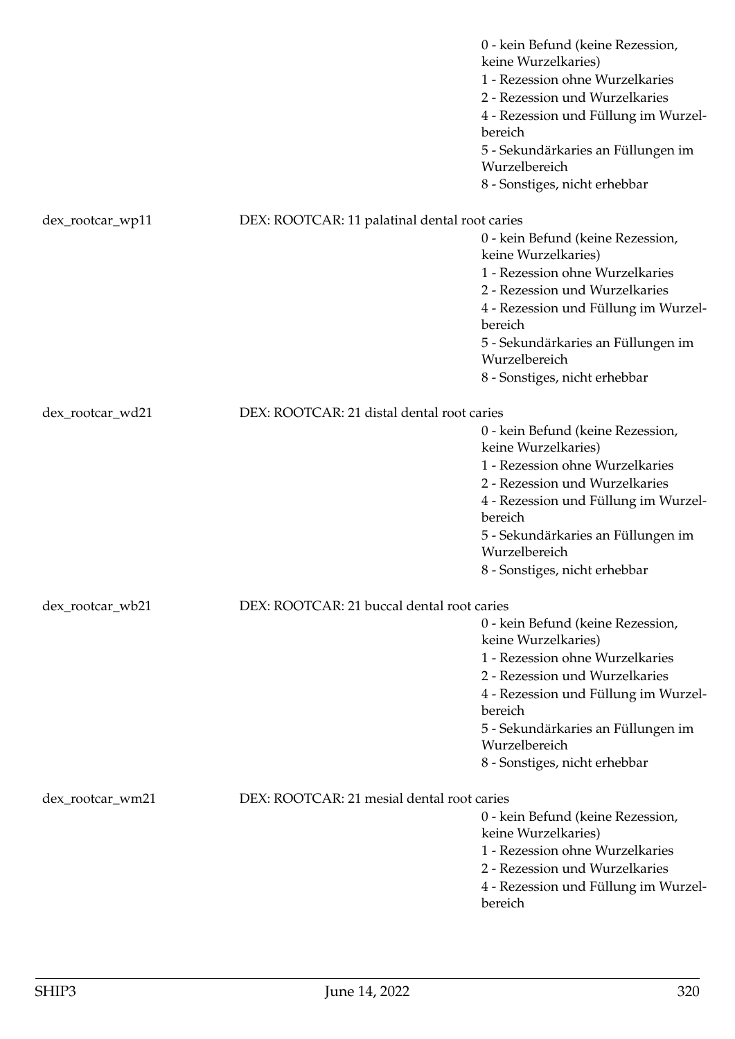0 - kein Befund (keine Rezession, keine Wurzelkaries)
1 - Rezession ohne Wurzelkaries
2 - Rezession und Wurzelkaries
4 - Rezession und Füllung im Wurzelbereich
5 - Sekundärkaries an Füllungen im Wurzelbereich
8 - Sonstiges, nicht erhebbar

dex_rootcar_wp11 DEX: ROOTCAR: 11 palatinal dental root caries

0 - kein Befund (keine Rezession, keine Wurzelkaries)
1 - Rezession ohne Wurzelkaries
2 - Rezession und Wurzelkaries
4 - Rezession und Füllung im Wurzelbereich
5 - Sekundärkaries an Füllungen im Wurzelbereich
8 - Sonstiges, nicht erhebbar

dex_rootcar_wd21 DEX: ROOTCAR: 21 distal dental root caries

0 - kein Befund (keine Rezession, keine Wurzelkaries)
1 - Rezession ohne Wurzelkaries
2 - Rezession und Wurzelkaries
4 - Rezession und Füllung im Wurzelbereich
5 - Sekundärkaries an Füllungen im Wurzelbereich
8 - Sonstiges, nicht erhebbar

dex_rootcar_wb21 DEX: ROOTCAR: 21 buccal dental root caries

0 - kein Befund (keine Rezession, keine Wurzelkaries)
1 - Rezession ohne Wurzelkaries
2 - Rezession und Wurzelkaries
4 - Rezession und Füllung im Wurzelbereich
5 - Sekundärkaries an Füllungen im Wurzelbereich
8 - Sonstiges, nicht erhebbar

dex_rootcar_wm21 DEX: ROOTCAR: 21 mesial dental root caries

0 - kein Befund (keine Rezession, keine Wurzelkaries)
1 - Rezession ohne Wurzelkaries
2 - Rezession und Wurzelkaries
4 - Rezession und Füllung im Wurzelbereich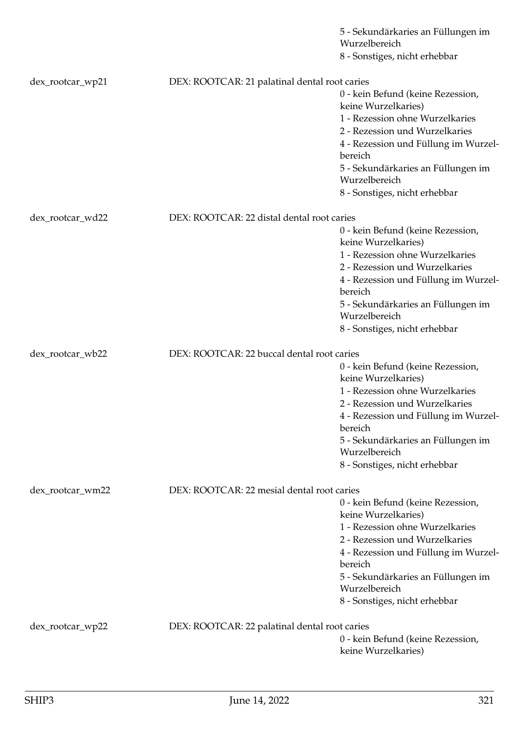5 - Sekundärkaries an Füllungen im Wurzelbereich
8 - Sonstiges, nicht erhebbar

dex_rootcar_wp21 DEX: ROOTCAR: 21 palatinal dental root caries

0 - kein Befund (keine Rezession, keine Wurzelkaries)
1 - Rezession ohne Wurzelkaries
2 - Rezession und Wurzelkaries
4 - Rezession und Füllung im Wurzelbereich
5 - Sekundärkaries an Füllungen im Wurzelbereich
8 - Sonstiges, nicht erhebbar

dex_rootcar_wd22 DEX: ROOTCAR: 22 distal dental root caries

0 - kein Befund (keine Rezession, keine Wurzelkaries)
1 - Rezession ohne Wurzelkaries
2 - Rezession und Wurzelkaries
4 - Rezession und Füllung im Wurzelbereich
5 - Sekundärkaries an Füllungen im Wurzelbereich
8 - Sonstiges, nicht erhebbar

dex_rootcar_wb22 DEX: ROOTCAR: 22 buccal dental root caries

0 - kein Befund (keine Rezession, keine Wurzelkaries)
1 - Rezession ohne Wurzelkaries
2 - Rezession und Wurzelkaries
4 - Rezession und Füllung im Wurzelbereich
5 - Sekundärkaries an Füllungen im Wurzelbereich
8 - Sonstiges, nicht erhebbar

dex_rootcar_wm22 DEX: ROOTCAR: 22 mesial dental root caries

0 - kein Befund (keine Rezession, keine Wurzelkaries)
1 - Rezession ohne Wurzelkaries
2 - Rezession und Wurzelkaries
4 - Rezession und Füllung im Wurzelbereich
5 - Sekundärkaries an Füllungen im Wurzelbereich
8 - Sonstiges, nicht erhebbar

dex_rootcar_wp22 DEX: ROOTCAR: 22 palatinal dental root caries

0 - kein Befund (keine Rezession, keine Wurzelkaries)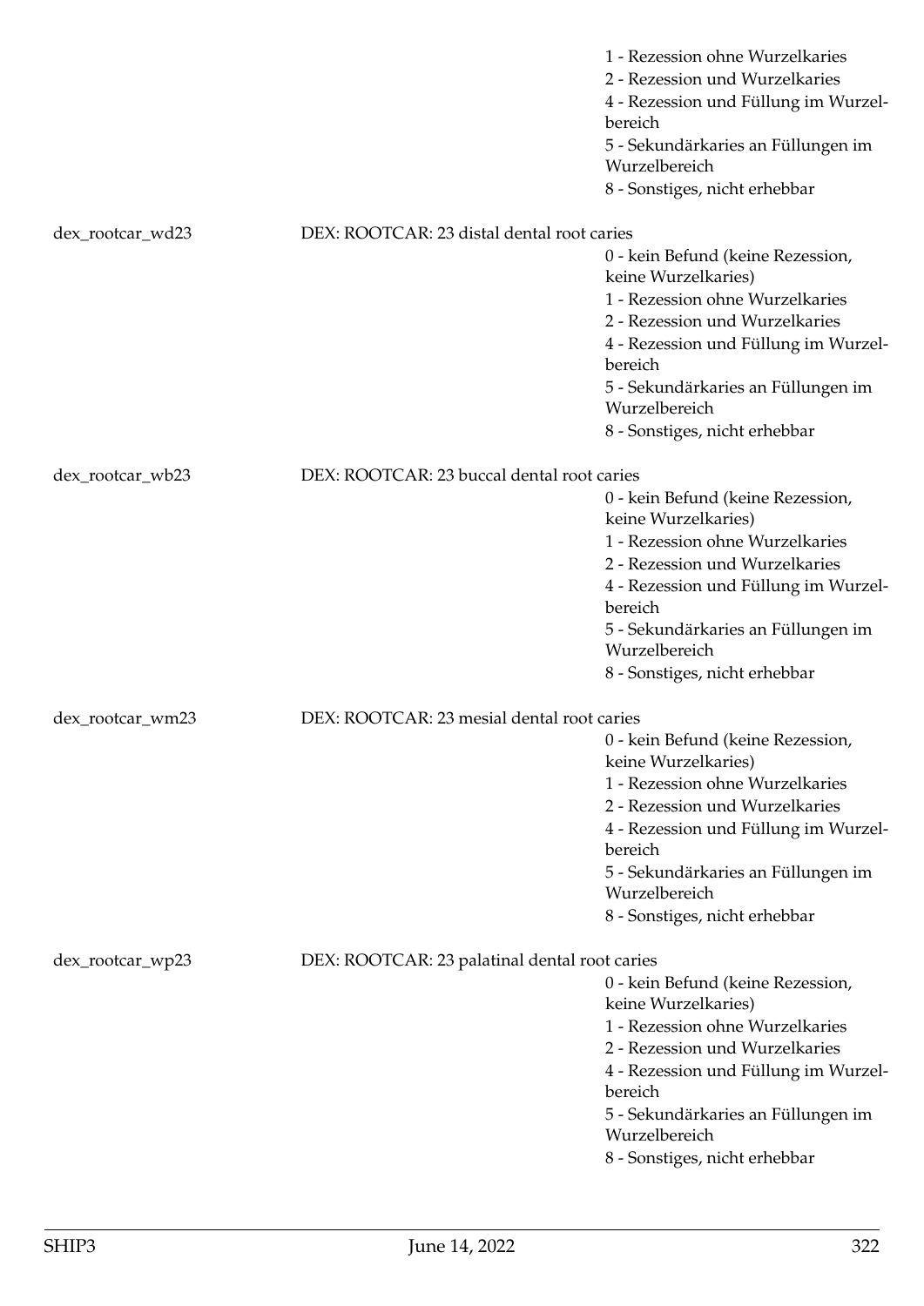1 - Rezession ohne Wurzelkaries
2 - Rezession und Wurzelkaries
4 - Rezession und Füllung im Wurzelbereich
5 - Sekundärkaries an Füllungen im Wurzelbereich
8 - Sonstiges, nicht erhebbar

| Variable | Label | Values |
|---|---|---|
| dex_rootcar_wd23 | DEX: ROOTCAR: 23 distal dental root caries | 0 - kein Befund (keine Rezession, keine Wurzelkaries)<br>1 - Rezession ohne Wurzelkaries<br>2 - Rezession und Wurzelkaries<br>4 - Rezession und Füllung im Wurzelbereich<br>5 - Sekundärkaries an Füllungen im Wurzelbereich<br>8 - Sonstiges, nicht erhebbar |
| dex_rootcar_wb23 | DEX: ROOTCAR: 23 buccal dental root caries | 0 - kein Befund (keine Rezession, keine Wurzelkaries)<br>1 - Rezession ohne Wurzelkaries<br>2 - Rezession und Wurzelkaries<br>4 - Rezession und Füllung im Wurzelbereich<br>5 - Sekundärkaries an Füllungen im Wurzelbereich<br>8 - Sonstiges, nicht erhebbar |
| dex_rootcar_wm23 | DEX: ROOTCAR: 23 mesial dental root caries | 0 - kein Befund (keine Rezession, keine Wurzelkaries)<br>1 - Rezession ohne Wurzelkaries<br>2 - Rezession und Wurzelkaries<br>4 - Rezession und Füllung im Wurzelbereich<br>5 - Sekundärkaries an Füllungen im Wurzelbereich<br>8 - Sonstiges, nicht erhebbar |
| dex_rootcar_wp23 | DEX: ROOTCAR: 23 palatinal dental root caries | 0 - kein Befund (keine Rezession, keine Wurzelkaries)<br>1 - Rezession ohne Wurzelkaries<br>2 - Rezession und Wurzelkaries<br>4 - Rezession und Füllung im Wurzelbereich<br>5 - Sekundärkaries an Füllungen im Wurzelbereich<br>8 - Sonstiges, nicht erhebbar |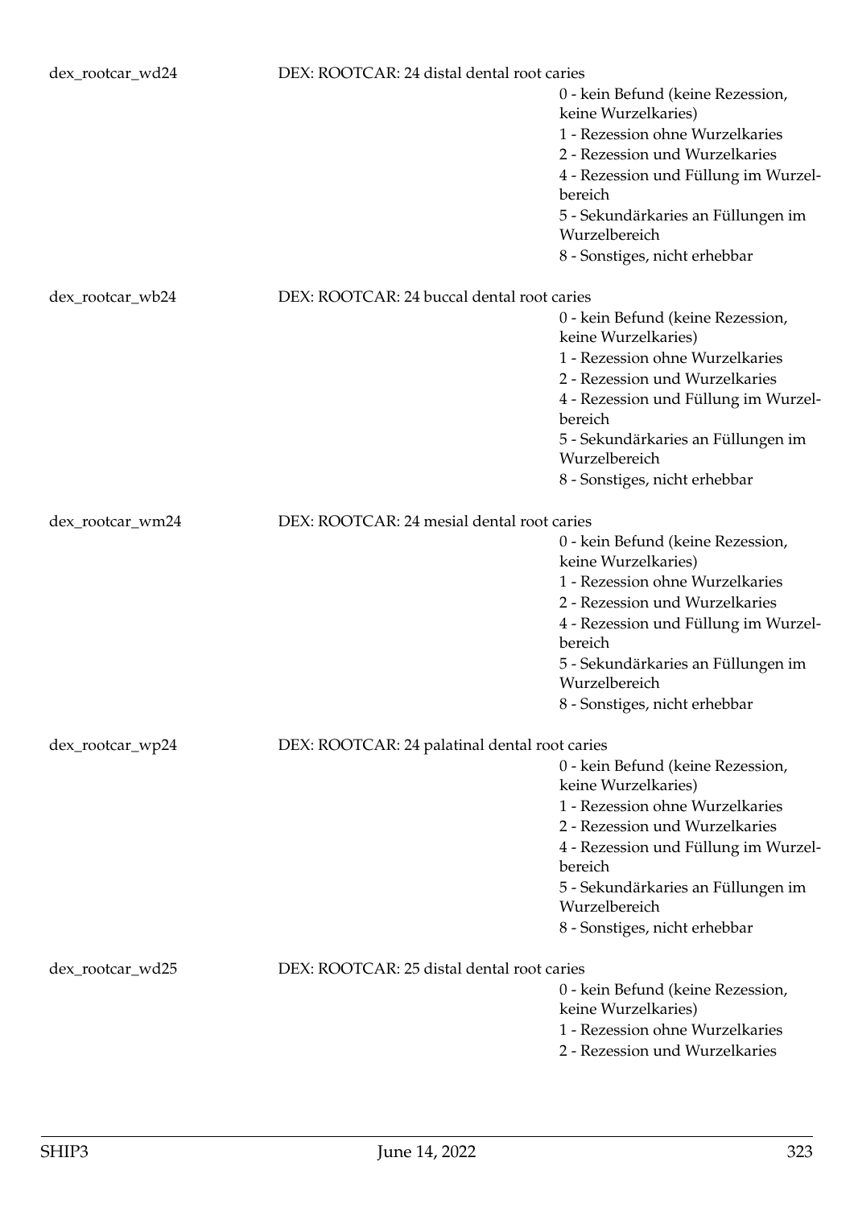dex_rootcar_wd24 DEX: ROOTCAR: 24 distal dental root caries

- 0 - kein Befund (keine Rezession, keine Wurzelkaries)
- 1 - Rezession ohne Wurzelkaries
- 2 - Rezession und Wurzelkaries
- 4 - Rezession und Füllung im Wurzelbereich
- 5 - Sekundärkaries an Füllungen im Wurzelbereich
- 8 - Sonstiges, nicht erhebbar

dex_rootcar_wb24 DEX: ROOTCAR: 24 buccal dental root caries

- 0 - kein Befund (keine Rezession, keine Wurzelkaries)
- 1 - Rezession ohne Wurzelkaries
- 2 - Rezession und Wurzelkaries
- 4 - Rezession und Füllung im Wurzelbereich
- 5 - Sekundärkaries an Füllungen im Wurzelbereich
- 8 - Sonstiges, nicht erhebbar

dex_rootcar_wm24 DEX: ROOTCAR: 24 mesial dental root caries

- 0 - kein Befund (keine Rezession, keine Wurzelkaries)
- 1 - Rezession ohne Wurzelkaries
- 2 - Rezession und Wurzelkaries
- 4 - Rezession und Füllung im Wurzelbereich
- 5 - Sekundärkaries an Füllungen im Wurzelbereich
- 8 - Sonstiges, nicht erhebbar

dex_rootcar_wp24 DEX: ROOTCAR: 24 palatinal dental root caries

- 0 - kein Befund (keine Rezession, keine Wurzelkaries)
- 1 - Rezession ohne Wurzelkaries
- 2 - Rezession und Wurzelkaries
- 4 - Rezession und Füllung im Wurzelbereich
- 5 - Sekundärkaries an Füllungen im Wurzelbereich
- 8 - Sonstiges, nicht erhebbar

dex_rootcar_wd25 DEX: ROOTCAR: 25 distal dental root caries

- 0 - kein Befund (keine Rezession, keine Wurzelkaries)
- 1 - Rezession ohne Wurzelkaries
- 2 - Rezession und Wurzelkaries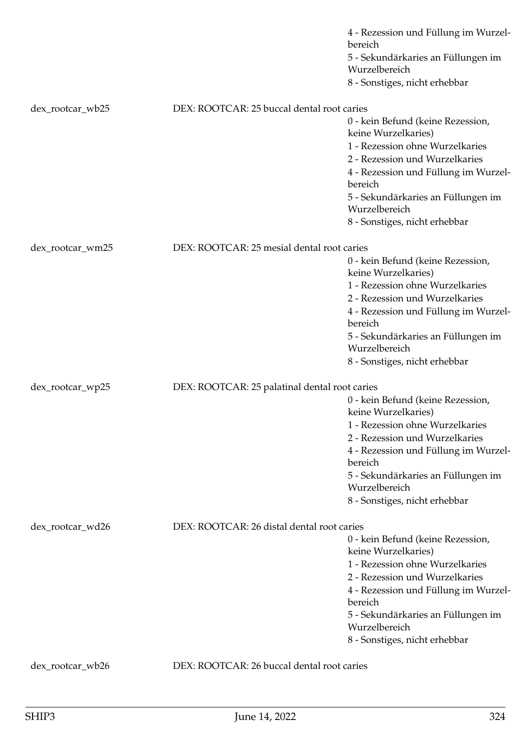4 - Rezession und Füllung im Wurzelbereich
5 - Sekundärkaries an Füllungen im Wurzelbereich
8 - Sonstiges, nicht erhebbar

dex_rootcar_wb25 DEX: ROOTCAR: 25 buccal dental root caries

0 - kein Befund (keine Rezession, keine Wurzelkaries)
1 - Rezession ohne Wurzelkaries
2 - Rezession und Wurzelkaries
4 - Rezession und Füllung im Wurzelbereich
5 - Sekundärkaries an Füllungen im Wurzelbereich
8 - Sonstiges, nicht erhebbar

dex_rootcar_wm25 DEX: ROOTCAR: 25 mesial dental root caries

0 - kein Befund (keine Rezession, keine Wurzelkaries)
1 - Rezession ohne Wurzelkaries
2 - Rezession und Wurzelkaries
4 - Rezession und Füllung im Wurzelbereich
5 - Sekundärkaries an Füllungen im Wurzelbereich
8 - Sonstiges, nicht erhebbar

dex_rootcar_wp25 DEX: ROOTCAR: 25 palatinal dental root caries

0 - kein Befund (keine Rezession, keine Wurzelkaries)
1 - Rezession ohne Wurzelkaries
2 - Rezession und Wurzelkaries
4 - Rezession und Füllung im Wurzelbereich
5 - Sekundärkaries an Füllungen im Wurzelbereich
8 - Sonstiges, nicht erhebbar

dex_rootcar_wd26 DEX: ROOTCAR: 26 distal dental root caries

0 - kein Befund (keine Rezession, keine Wurzelkaries)
1 - Rezession ohne Wurzelkaries
2 - Rezession und Wurzelkaries
4 - Rezession und Füllung im Wurzelbereich
5 - Sekundärkaries an Füllungen im Wurzelbereich
8 - Sonstiges, nicht erhebbar

dex_rootcar_wb26 DEX: ROOTCAR: 26 buccal dental root caries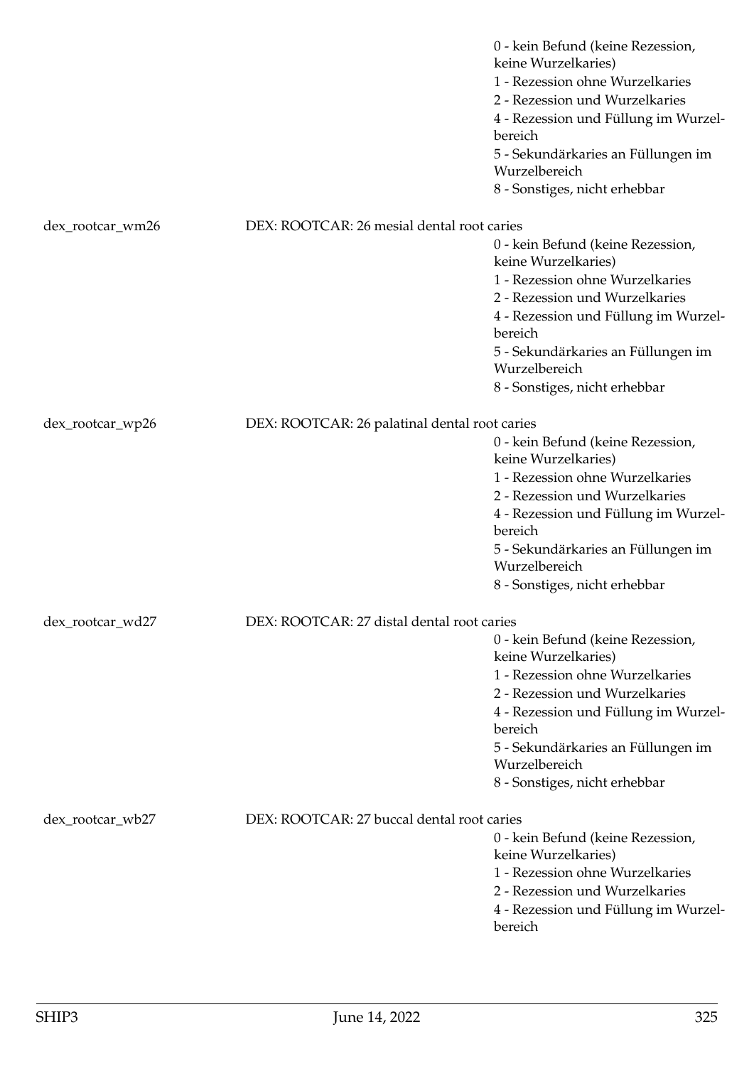0 - kein Befund (keine Rezession, keine Wurzelkaries)
1 - Rezession ohne Wurzelkaries
2 - Rezession und Wurzelkaries
4 - Rezession und Füllung im Wurzelbereich
5 - Sekundärkaries an Füllungen im Wurzelbereich
8 - Sonstiges, nicht erhebbar

dex_rootcar_wm26 DEX: ROOTCAR: 26 mesial dental root caries

0 - kein Befund (keine Rezession, keine Wurzelkaries)
1 - Rezession ohne Wurzelkaries
2 - Rezession und Wurzelkaries
4 - Rezession und Füllung im Wurzelbereich
5 - Sekundärkaries an Füllungen im Wurzelbereich
8 - Sonstiges, nicht erhebbar

dex_rootcar_wp26 DEX: ROOTCAR: 26 palatinal dental root caries

0 - kein Befund (keine Rezession, keine Wurzelkaries)
1 - Rezession ohne Wurzelkaries
2 - Rezession und Wurzelkaries
4 - Rezession und Füllung im Wurzelbereich
5 - Sekundärkaries an Füllungen im Wurzelbereich
8 - Sonstiges, nicht erhebbar

dex_rootcar_wd27 DEX: ROOTCAR: 27 distal dental root caries

0 - kein Befund (keine Rezession, keine Wurzelkaries)
1 - Rezession ohne Wurzelkaries
2 - Rezession und Wurzelkaries
4 - Rezession und Füllung im Wurzelbereich
5 - Sekundärkaries an Füllungen im Wurzelbereich
8 - Sonstiges, nicht erhebbar

dex_rootcar_wb27 DEX: ROOTCAR: 27 buccal dental root caries

0 - kein Befund (keine Rezession, keine Wurzelkaries)
1 - Rezession ohne Wurzelkaries
2 - Rezession und Wurzelkaries
4 - Rezession und Füllung im Wurzelbereich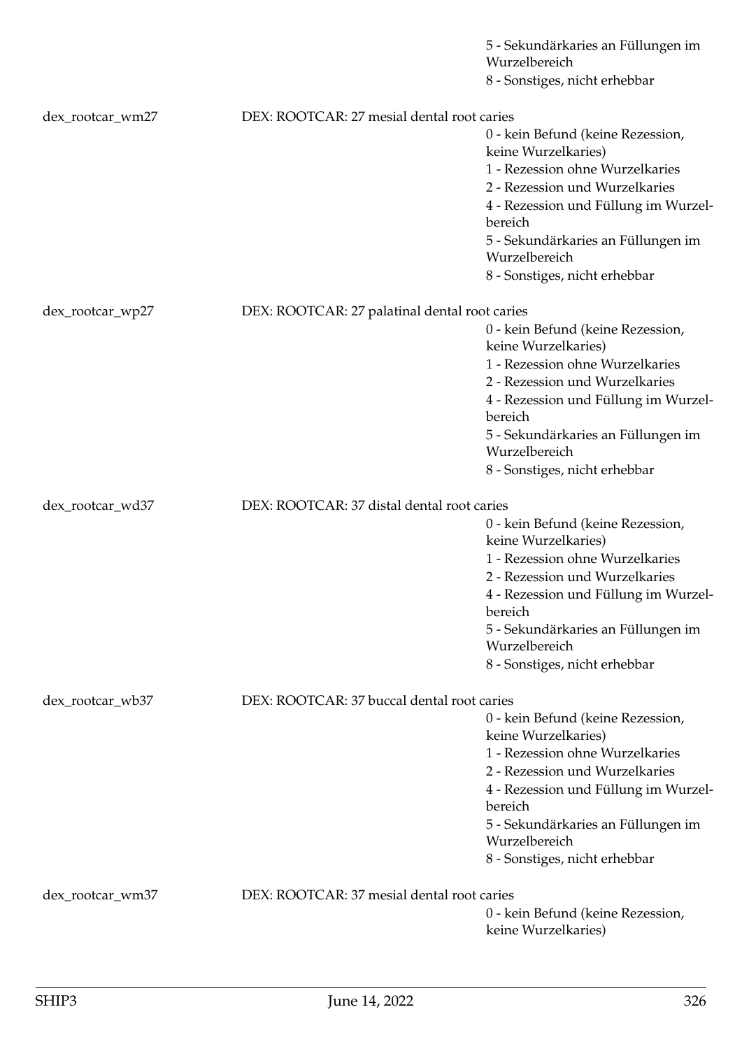5 - Sekundärkaries an Füllungen im Wurzelbereich
8 - Sonstiges, nicht erhebbar

dex_rootcar_wm27 DEX: ROOTCAR: 27 mesial dental root caries
0 - kein Befund (keine Rezession, keine Wurzelkaries)
1 - Rezession ohne Wurzelkaries
2 - Rezession und Wurzelkaries
4 - Rezession und Füllung im Wurzelbereich
5 - Sekundärkaries an Füllungen im Wurzelbereich
8 - Sonstiges, nicht erhebbar

dex_rootcar_wp27 DEX: ROOTCAR: 27 palatinal dental root caries
0 - kein Befund (keine Rezession, keine Wurzelkaries)
1 - Rezession ohne Wurzelkaries
2 - Rezession und Wurzelkaries
4 - Rezession und Füllung im Wurzelbereich
5 - Sekundärkaries an Füllungen im Wurzelbereich
8 - Sonstiges, nicht erhebbar

dex_rootcar_wd37 DEX: ROOTCAR: 37 distal dental root caries
0 - kein Befund (keine Rezession, keine Wurzelkaries)
1 - Rezession ohne Wurzelkaries
2 - Rezession und Wurzelkaries
4 - Rezession und Füllung im Wurzelbereich
5 - Sekundärkaries an Füllungen im Wurzelbereich
8 - Sonstiges, nicht erhebbar

dex_rootcar_wb37 DEX: ROOTCAR: 37 buccal dental root caries
0 - kein Befund (keine Rezession, keine Wurzelkaries)
1 - Rezession ohne Wurzelkaries
2 - Rezession und Wurzelkaries
4 - Rezession und Füllung im Wurzelbereich
5 - Sekundärkaries an Füllungen im Wurzelbereich
8 - Sonstiges, nicht erhebbar

dex_rootcar_wm37 DEX: ROOTCAR: 37 mesial dental root caries
0 - kein Befund (keine Rezession, keine Wurzelkaries)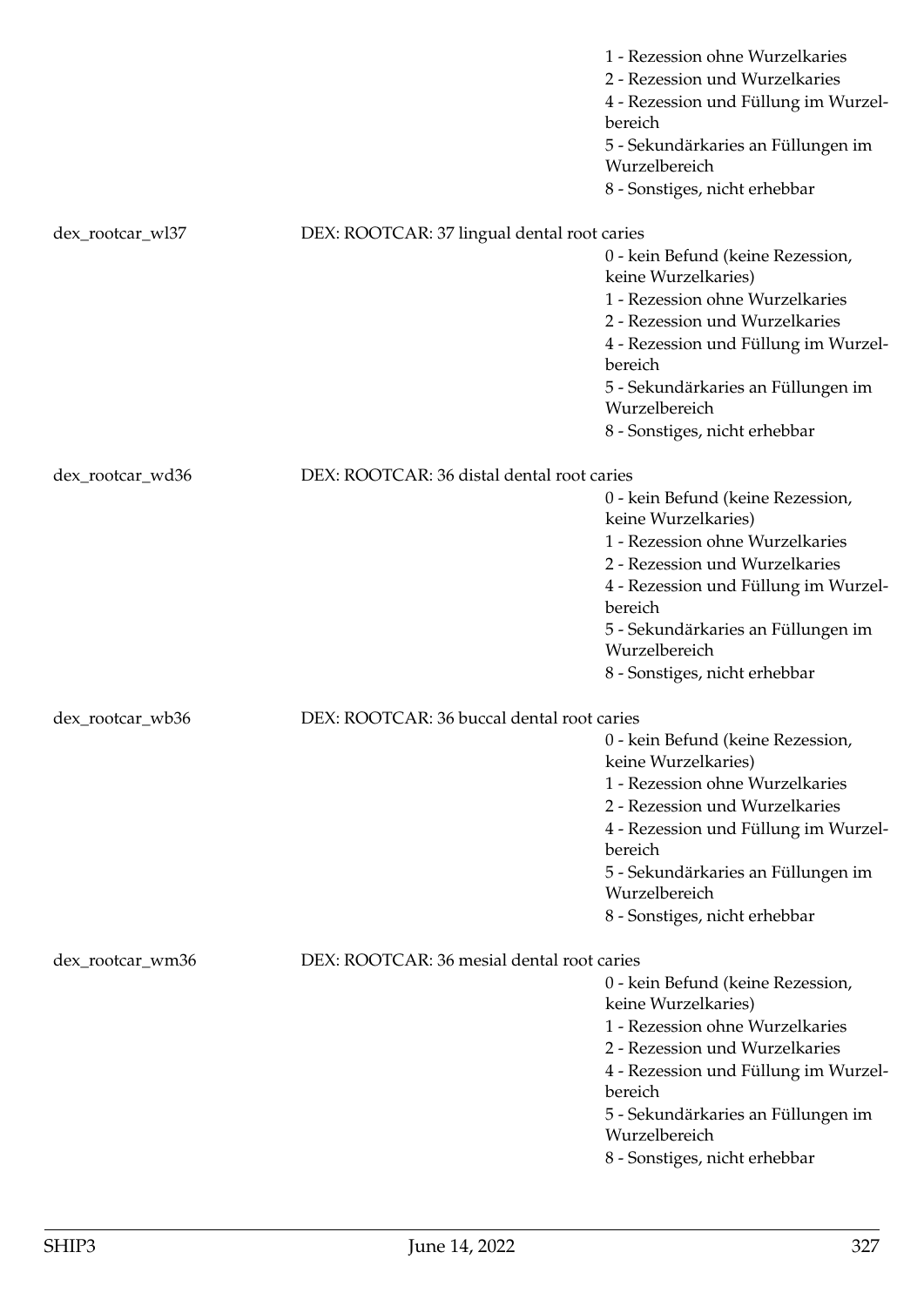1 - Rezession ohne Wurzelkaries
2 - Rezession und Wurzelkaries
4 - Rezession und Füllung im Wurzelbereich
5 - Sekundärkaries an Füllungen im Wurzelbereich
8 - Sonstiges, nicht erhebbar

dex_rootcar_wl37 DEX: ROOTCAR: 37 lingual dental root caries

0 - kein Befund (keine Rezession, keine Wurzelkaries)
1 - Rezession ohne Wurzelkaries
2 - Rezession und Wurzelkaries
4 - Rezession und Füllung im Wurzelbereich
5 - Sekundärkaries an Füllungen im Wurzelbereich
8 - Sonstiges, nicht erhebbar

dex_rootcar_wd36 DEX: ROOTCAR: 36 distal dental root caries

0 - kein Befund (keine Rezession, keine Wurzelkaries)
1 - Rezession ohne Wurzelkaries
2 - Rezession und Wurzelkaries
4 - Rezession und Füllung im Wurzelbereich
5 - Sekundärkaries an Füllungen im Wurzelbereich
8 - Sonstiges, nicht erhebbar

dex_rootcar_wb36 DEX: ROOTCAR: 36 buccal dental root caries

0 - kein Befund (keine Rezession, keine Wurzelkaries)
1 - Rezession ohne Wurzelkaries
2 - Rezession und Wurzelkaries
4 - Rezession und Füllung im Wurzelbereich
5 - Sekundärkaries an Füllungen im Wurzelbereich
8 - Sonstiges, nicht erhebbar

dex_rootcar_wm36 DEX: ROOTCAR: 36 mesial dental root caries

0 - kein Befund (keine Rezession, keine Wurzelkaries)
1 - Rezession ohne Wurzelkaries
2 - Rezession und Wurzelkaries
4 - Rezession und Füllung im Wurzelbereich
5 - Sekundärkaries an Füllungen im Wurzelbereich
8 - Sonstiges, nicht erhebbar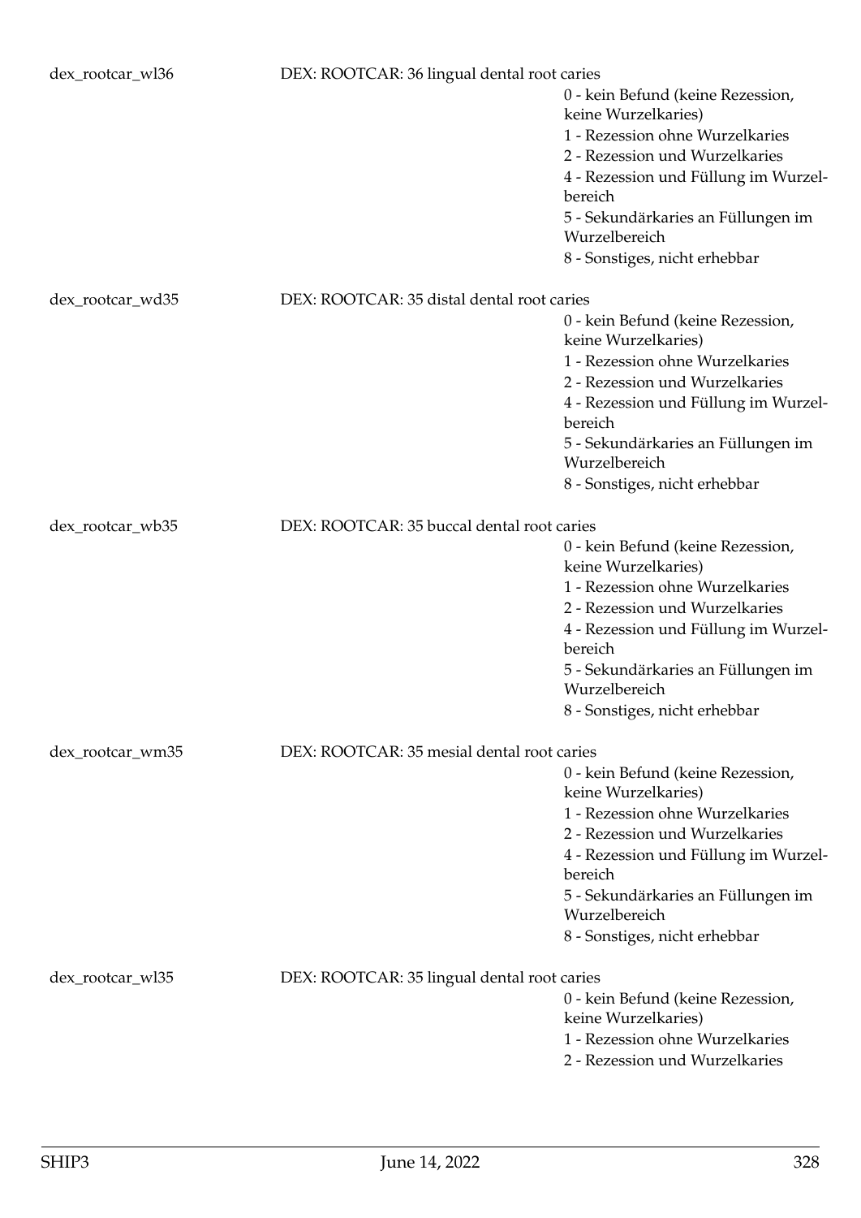dex_rootcar_wl36 DEX: ROOTCAR: 36 lingual dental root caries

- 0 - kein Befund (keine Rezession, keine Wurzelkaries)
- 1 - Rezession ohne Wurzelkaries
- 2 - Rezession und Wurzelkaries
- 4 - Rezession und Füllung im Wurzelbereich
- 5 - Sekundärkaries an Füllungen im Wurzelbereich
- 8 - Sonstiges, nicht erhebbar

dex_rootcar_wd35 DEX: ROOTCAR: 35 distal dental root caries

- 0 - kein Befund (keine Rezession, keine Wurzelkaries)
- 1 - Rezession ohne Wurzelkaries
- 2 - Rezession und Wurzelkaries
- 4 - Rezession und Füllung im Wurzelbereich
- 5 - Sekundärkaries an Füllungen im Wurzelbereich
- 8 - Sonstiges, nicht erhebbar

dex_rootcar_wb35 DEX: ROOTCAR: 35 buccal dental root caries

- 0 - kein Befund (keine Rezession, keine Wurzelkaries)
- 1 - Rezession ohne Wurzelkaries
- 2 - Rezession und Wurzelkaries
- 4 - Rezession und Füllung im Wurzelbereich
- 5 - Sekundärkaries an Füllungen im Wurzelbereich
- 8 - Sonstiges, nicht erhebbar

dex_rootcar_wm35 DEX: ROOTCAR: 35 mesial dental root caries

- 0 - kein Befund (keine Rezession, keine Wurzelkaries)
- 1 - Rezession ohne Wurzelkaries
- 2 - Rezession und Wurzelkaries
- 4 - Rezession und Füllung im Wurzelbereich
- 5 - Sekundärkaries an Füllungen im Wurzelbereich
- 8 - Sonstiges, nicht erhebbar

dex_rootcar_wl35 DEX: ROOTCAR: 35 lingual dental root caries

- 0 - kein Befund (keine Rezession, keine Wurzelkaries)
- 1 - Rezession ohne Wurzelkaries
- 2 - Rezession und Wurzelkaries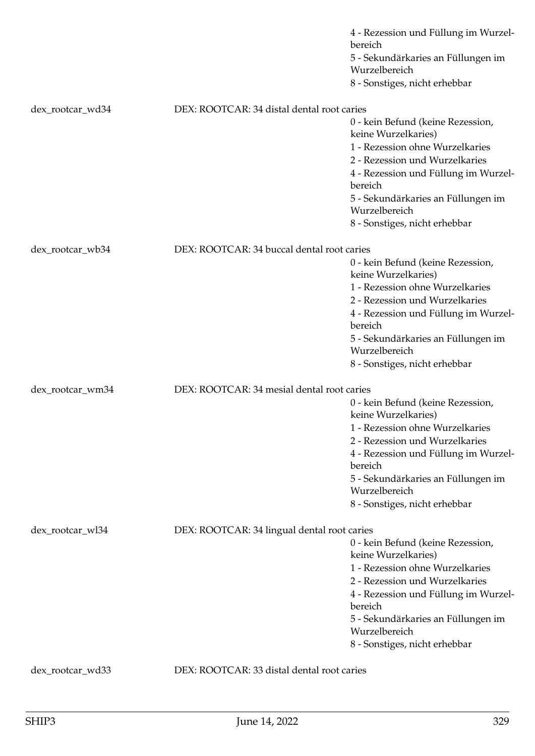4 - Rezession und Füllung im Wurzelbereich
5 - Sekundärkaries an Füllungen im Wurzelbereich
8 - Sonstiges, nicht erhebbar

dex_rootcar_wd34 DEX: ROOTCAR: 34 distal dental root caries

0 - kein Befund (keine Rezession, keine Wurzelkaries)
1 - Rezession ohne Wurzelkaries
2 - Rezession und Wurzelkaries
4 - Rezession und Füllung im Wurzelbereich
5 - Sekundärkaries an Füllungen im Wurzelbereich
8 - Sonstiges, nicht erhebbar

dex_rootcar_wb34 DEX: ROOTCAR: 34 buccal dental root caries

0 - kein Befund (keine Rezession, keine Wurzelkaries)
1 - Rezession ohne Wurzelkaries
2 - Rezession und Wurzelkaries
4 - Rezession und Füllung im Wurzelbereich
5 - Sekundärkaries an Füllungen im Wurzelbereich
8 - Sonstiges, nicht erhebbar

dex_rootcar_wm34 DEX: ROOTCAR: 34 mesial dental root caries

0 - kein Befund (keine Rezession, keine Wurzelkaries)
1 - Rezession ohne Wurzelkaries
2 - Rezession und Wurzelkaries
4 - Rezession und Füllung im Wurzelbereich
5 - Sekundärkaries an Füllungen im Wurzelbereich
8 - Sonstiges, nicht erhebbar

dex_rootcar_wl34 DEX: ROOTCAR: 34 lingual dental root caries

0 - kein Befund (keine Rezession, keine Wurzelkaries)
1 - Rezession ohne Wurzelkaries
2 - Rezession und Wurzelkaries
4 - Rezession und Füllung im Wurzelbereich
5 - Sekundärkaries an Füllungen im Wurzelbereich
8 - Sonstiges, nicht erhebbar

dex_rootcar_wd33 DEX: ROOTCAR: 33 distal dental root caries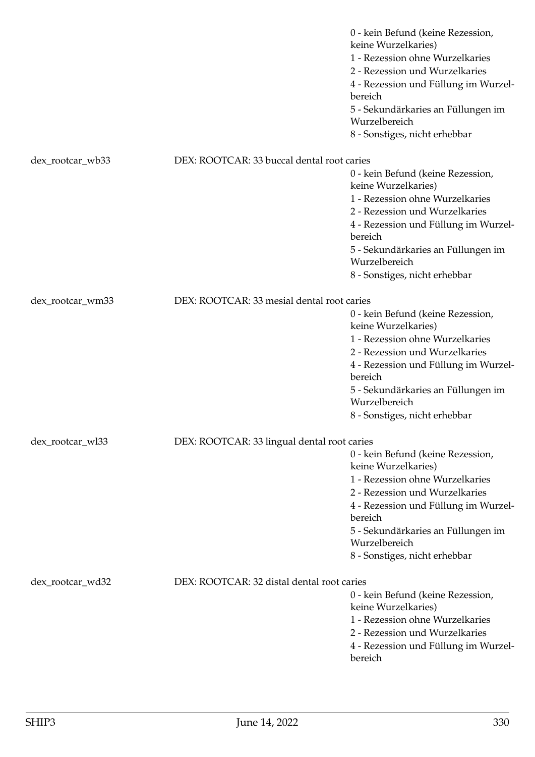0 - kein Befund (keine Rezession, keine Wurzelkaries)
1 - Rezession ohne Wurzelkaries
2 - Rezession und Wurzelkaries
4 - Rezession und Füllung im Wurzelbereich
5 - Sekundärkaries an Füllungen im Wurzelbereich
8 - Sonstiges, nicht erhebbar

dex_rootcar_wb33 DEX: ROOTCAR: 33 buccal dental root caries
0 - kein Befund (keine Rezession, keine Wurzelkaries)
1 - Rezession ohne Wurzelkaries
2 - Rezession und Wurzelkaries
4 - Rezession und Füllung im Wurzelbereich
5 - Sekundärkaries an Füllungen im Wurzelbereich
8 - Sonstiges, nicht erhebbar

dex_rootcar_wm33 DEX: ROOTCAR: 33 mesial dental root caries
0 - kein Befund (keine Rezession, keine Wurzelkaries)
1 - Rezession ohne Wurzelkaries
2 - Rezession und Wurzelkaries
4 - Rezession und Füllung im Wurzelbereich
5 - Sekundärkaries an Füllungen im Wurzelbereich
8 - Sonstiges, nicht erhebbar

dex_rootcar_wl33 DEX: ROOTCAR: 33 lingual dental root caries
0 - kein Befund (keine Rezession, keine Wurzelkaries)
1 - Rezession ohne Wurzelkaries
2 - Rezession und Wurzelkaries
4 - Rezession und Füllung im Wurzelbereich
5 - Sekundärkaries an Füllungen im Wurzelbereich
8 - Sonstiges, nicht erhebbar

dex_rootcar_wd32 DEX: ROOTCAR: 32 distal dental root caries
0 - kein Befund (keine Rezession, keine Wurzelkaries)
1 - Rezession ohne Wurzelkaries
2 - Rezession und Wurzelkaries
4 - Rezession und Füllung im Wurzelbereich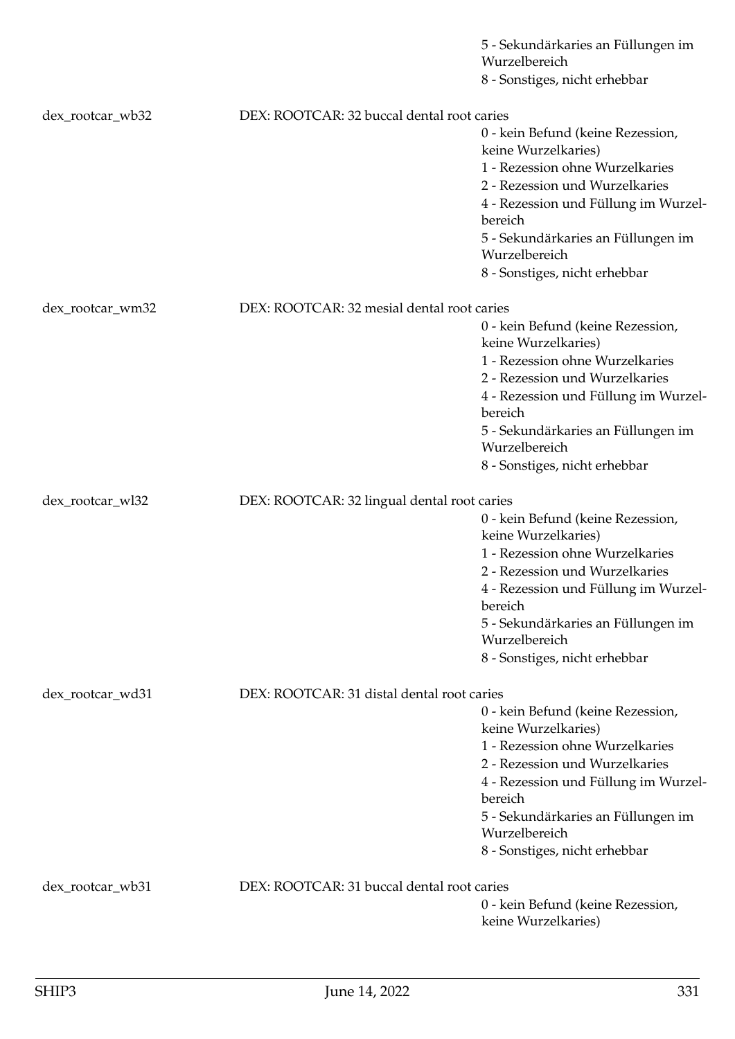5 - Sekundärkaries an Füllungen im Wurzelbereich
8 - Sonstiges, nicht erhebbar

dex_rootcar_wb32 DEX: ROOTCAR: 32 buccal dental root caries
0 - kein Befund (keine Rezession, keine Wurzelkaries)
1 - Rezession ohne Wurzelkaries
2 - Rezession und Wurzelkaries
4 - Rezession und Füllung im Wurzelbereich
5 - Sekundärkaries an Füllungen im Wurzelbereich
8 - Sonstiges, nicht erhebbar

dex_rootcar_wm32 DEX: ROOTCAR: 32 mesial dental root caries
0 - kein Befund (keine Rezession, keine Wurzelkaries)
1 - Rezession ohne Wurzelkaries
2 - Rezession und Wurzelkaries
4 - Rezession und Füllung im Wurzelbereich
5 - Sekundärkaries an Füllungen im Wurzelbereich
8 - Sonstiges, nicht erhebbar

dex_rootcar_wl32 DEX: ROOTCAR: 32 lingual dental root caries
0 - kein Befund (keine Rezession, keine Wurzelkaries)
1 - Rezession ohne Wurzelkaries
2 - Rezession und Wurzelkaries
4 - Rezession und Füllung im Wurzelbereich
5 - Sekundärkaries an Füllungen im Wurzelbereich
8 - Sonstiges, nicht erhebbar

dex_rootcar_wd31 DEX: ROOTCAR: 31 distal dental root caries
0 - kein Befund (keine Rezession, keine Wurzelkaries)
1 - Rezession ohne Wurzelkaries
2 - Rezession und Wurzelkaries
4 - Rezession und Füllung im Wurzelbereich
5 - Sekundärkaries an Füllungen im Wurzelbereich
8 - Sonstiges, nicht erhebbar

dex_rootcar_wb31 DEX: ROOTCAR: 31 buccal dental root caries
0 - kein Befund (keine Rezession, keine Wurzelkaries)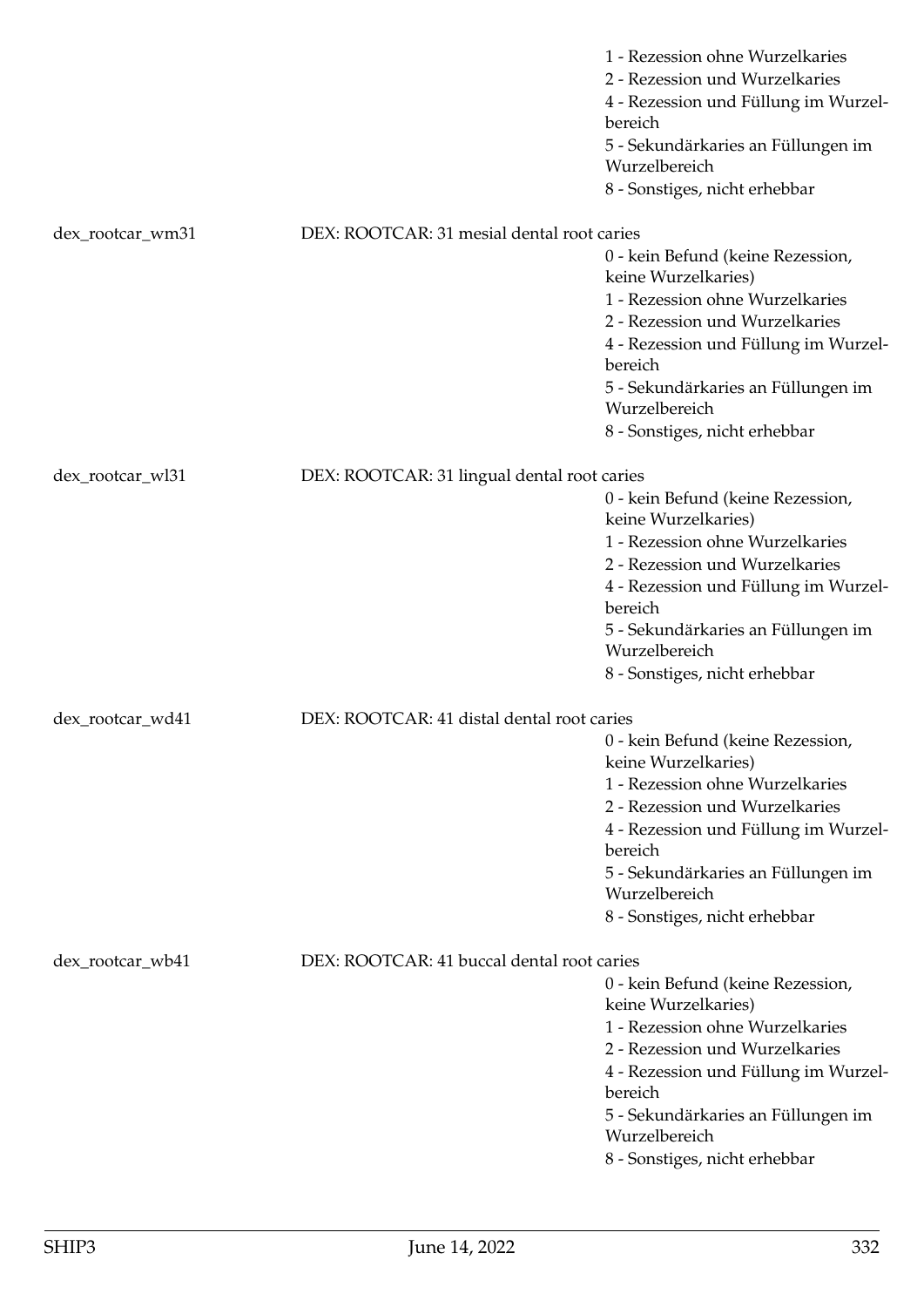1 - Rezession ohne Wurzelkaries
2 - Rezession und Wurzelkaries
4 - Rezession und Füllung im Wurzelbereich
5 - Sekundärkaries an Füllungen im Wurzelbereich
8 - Sonstiges, nicht erhebbar

dex_rootcar_wm31 DEX: ROOTCAR: 31 mesial dental root caries

0 - kein Befund (keine Rezession, keine Wurzelkaries)
1 - Rezession ohne Wurzelkaries
2 - Rezession und Wurzelkaries
4 - Rezession und Füllung im Wurzelbereich
5 - Sekundärkaries an Füllungen im Wurzelbereich
8 - Sonstiges, nicht erhebbar

dex_rootcar_wl31 DEX: ROOTCAR: 31 lingual dental root caries

0 - kein Befund (keine Rezession, keine Wurzelkaries)
1 - Rezession ohne Wurzelkaries
2 - Rezession und Wurzelkaries
4 - Rezession und Füllung im Wurzelbereich
5 - Sekundärkaries an Füllungen im Wurzelbereich
8 - Sonstiges, nicht erhebbar

dex_rootcar_wd41 DEX: ROOTCAR: 41 distal dental root caries

0 - kein Befund (keine Rezession, keine Wurzelkaries)
1 - Rezession ohne Wurzelkaries
2 - Rezession und Wurzelkaries
4 - Rezession und Füllung im Wurzelbereich
5 - Sekundärkaries an Füllungen im Wurzelbereich
8 - Sonstiges, nicht erhebbar

dex_rootcar_wb41 DEX: ROOTCAR: 41 buccal dental root caries

0 - kein Befund (keine Rezession, keine Wurzelkaries)
1 - Rezession ohne Wurzelkaries
2 - Rezession und Wurzelkaries
4 - Rezession und Füllung im Wurzelbereich
5 - Sekundärkaries an Füllungen im Wurzelbereich
8 - Sonstiges, nicht erhebbar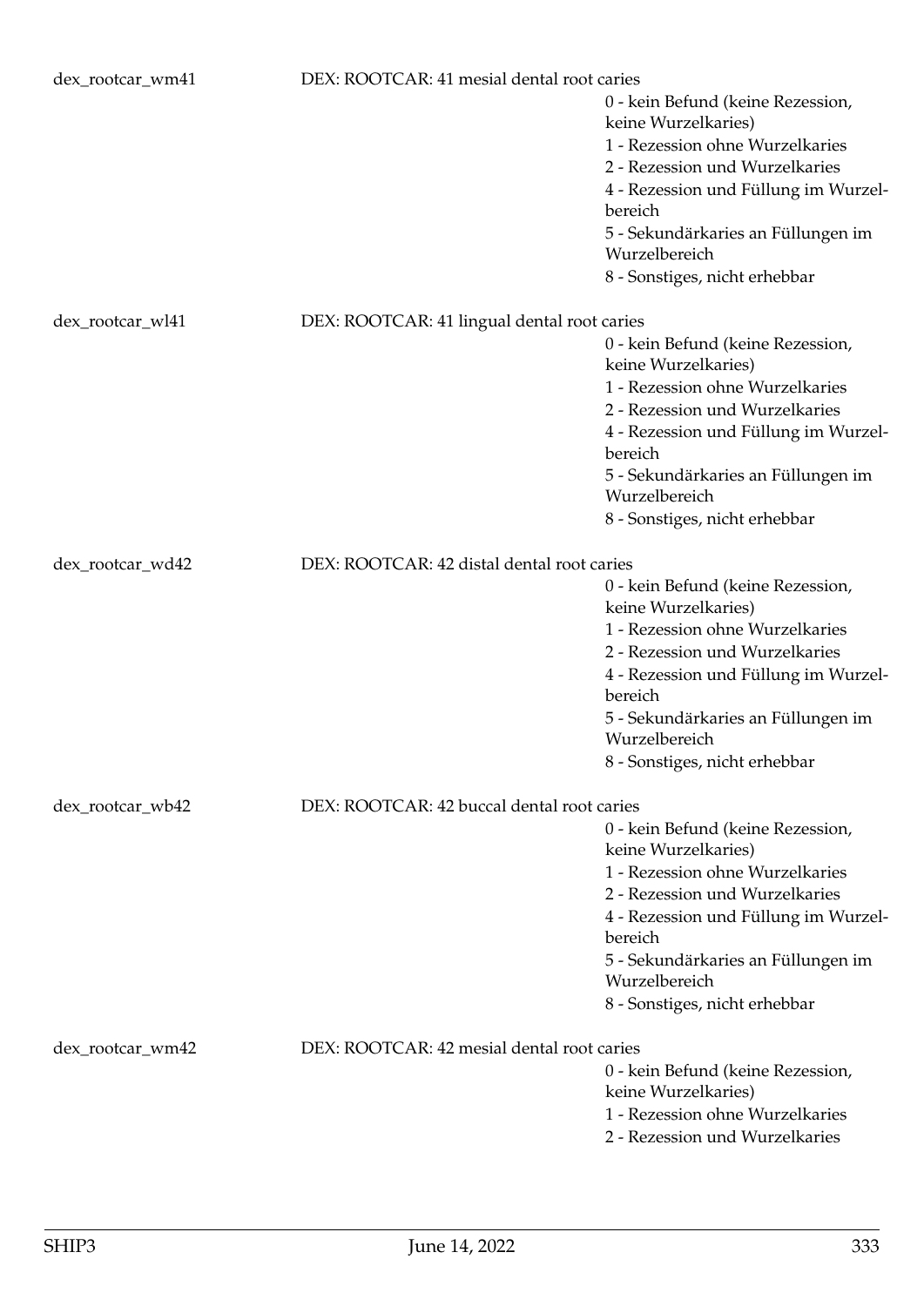dex_rootcar_wm41 DEX: ROOTCAR: 41 mesial dental root caries

0 - kein Befund (keine Rezession, keine Wurzelkaries)
1 - Rezession ohne Wurzelkaries
2 - Rezession und Wurzelkaries
4 - Rezession und Füllung im Wurzelbereich
5 - Sekundärkaries an Füllungen im Wurzelbereich
8 - Sonstiges, nicht erhebbar

dex_rootcar_wl41 DEX: ROOTCAR: 41 lingual dental root caries

0 - kein Befund (keine Rezession, keine Wurzelkaries)
1 - Rezession ohne Wurzelkaries
2 - Rezession und Wurzelkaries
4 - Rezession und Füllung im Wurzelbereich
5 - Sekundärkaries an Füllungen im Wurzelbereich
8 - Sonstiges, nicht erhebbar

dex_rootcar_wd42 DEX: ROOTCAR: 42 distal dental root caries

0 - kein Befund (keine Rezession, keine Wurzelkaries)
1 - Rezession ohne Wurzelkaries
2 - Rezession und Wurzelkaries
4 - Rezession und Füllung im Wurzelbereich
5 - Sekundärkaries an Füllungen im Wurzelbereich
8 - Sonstiges, nicht erhebbar

dex_rootcar_wb42 DEX: ROOTCAR: 42 buccal dental root caries

0 - kein Befund (keine Rezession, keine Wurzelkaries)
1 - Rezession ohne Wurzelkaries
2 - Rezession und Wurzelkaries
4 - Rezession und Füllung im Wurzelbereich
5 - Sekundärkaries an Füllungen im Wurzelbereich
8 - Sonstiges, nicht erhebbar

dex_rootcar_wm42 DEX: ROOTCAR: 42 mesial dental root caries

0 - kein Befund (keine Rezession, keine Wurzelkaries)
1 - Rezession ohne Wurzelkaries
2 - Rezession und Wurzelkaries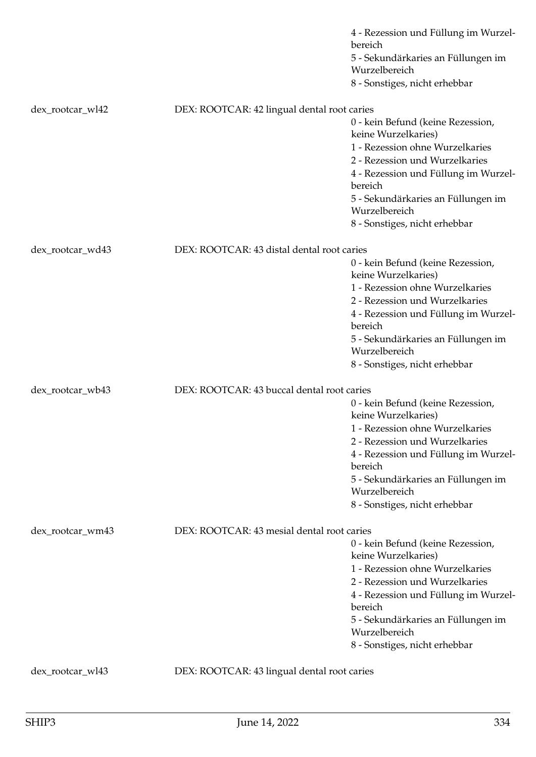4 - Rezession und Füllung im Wurzelbereich
5 - Sekundärkaries an Füllungen im Wurzelbereich
8 - Sonstiges, nicht erhebbar

dex_rootcar_wl42 DEX: ROOTCAR: 42 lingual dental root caries

0 - kein Befund (keine Rezession, keine Wurzelkaries)
1 - Rezession ohne Wurzelkaries
2 - Rezession und Wurzelkaries
4 - Rezession und Füllung im Wurzelbereich
5 - Sekundärkaries an Füllungen im Wurzelbereich
8 - Sonstiges, nicht erhebbar

dex_rootcar_wd43 DEX: ROOTCAR: 43 distal dental root caries

0 - kein Befund (keine Rezession, keine Wurzelkaries)
1 - Rezession ohne Wurzelkaries
2 - Rezession und Wurzelkaries
4 - Rezession und Füllung im Wurzelbereich
5 - Sekundärkaries an Füllungen im Wurzelbereich
8 - Sonstiges, nicht erhebbar

dex_rootcar_wb43 DEX: ROOTCAR: 43 buccal dental root caries

0 - kein Befund (keine Rezession, keine Wurzelkaries)
1 - Rezession ohne Wurzelkaries
2 - Rezession und Wurzelkaries
4 - Rezession und Füllung im Wurzelbereich
5 - Sekundärkaries an Füllungen im Wurzelbereich
8 - Sonstiges, nicht erhebbar

dex_rootcar_wm43 DEX: ROOTCAR: 43 mesial dental root caries

0 - kein Befund (keine Rezession, keine Wurzelkaries)
1 - Rezession ohne Wurzelkaries
2 - Rezession und Wurzelkaries
4 - Rezession und Füllung im Wurzelbereich
5 - Sekundärkaries an Füllungen im Wurzelbereich
8 - Sonstiges, nicht erhebbar

dex_rootcar_wl43 DEX: ROOTCAR: 43 lingual dental root caries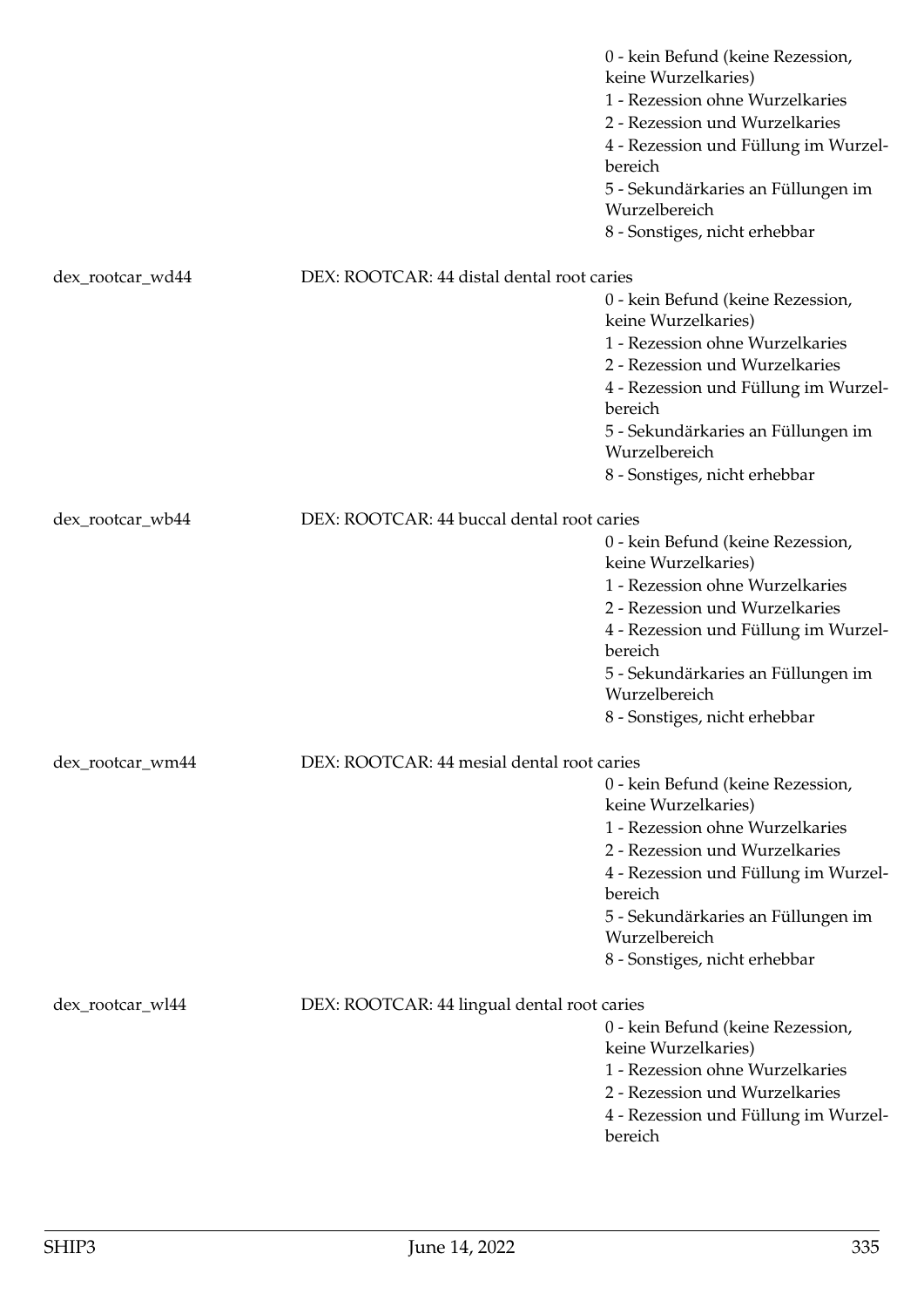0 - kein Befund (keine Rezession, keine Wurzelkaries)
1 - Rezession ohne Wurzelkaries
2 - Rezession und Wurzelkaries
4 - Rezession und Füllung im Wurzelbereich
5 - Sekundärkaries an Füllungen im Wurzelbereich
8 - Sonstiges, nicht erhebbar

dex_rootcar_wd44 DEX: ROOTCAR: 44 distal dental root caries

0 - kein Befund (keine Rezession, keine Wurzelkaries)
1 - Rezession ohne Wurzelkaries
2 - Rezession und Wurzelkaries
4 - Rezession und Füllung im Wurzelbereich
5 - Sekundärkaries an Füllungen im Wurzelbereich
8 - Sonstiges, nicht erhebbar

dex_rootcar_wb44 DEX: ROOTCAR: 44 buccal dental root caries

0 - kein Befund (keine Rezession, keine Wurzelkaries)
1 - Rezession ohne Wurzelkaries
2 - Rezession und Wurzelkaries
4 - Rezession und Füllung im Wurzelbereich
5 - Sekundärkaries an Füllungen im Wurzelbereich
8 - Sonstiges, nicht erhebbar

dex_rootcar_wm44 DEX: ROOTCAR: 44 mesial dental root caries

0 - kein Befund (keine Rezession, keine Wurzelkaries)
1 - Rezession ohne Wurzelkaries
2 - Rezession und Wurzelkaries
4 - Rezession und Füllung im Wurzelbereich
5 - Sekundärkaries an Füllungen im Wurzelbereich
8 - Sonstiges, nicht erhebbar

dex_rootcar_wl44 DEX: ROOTCAR: 44 lingual dental root caries

0 - kein Befund (keine Rezession, keine Wurzelkaries)
1 - Rezession ohne Wurzelkaries
2 - Rezession und Wurzelkaries
4 - Rezession und Füllung im Wurzelbereich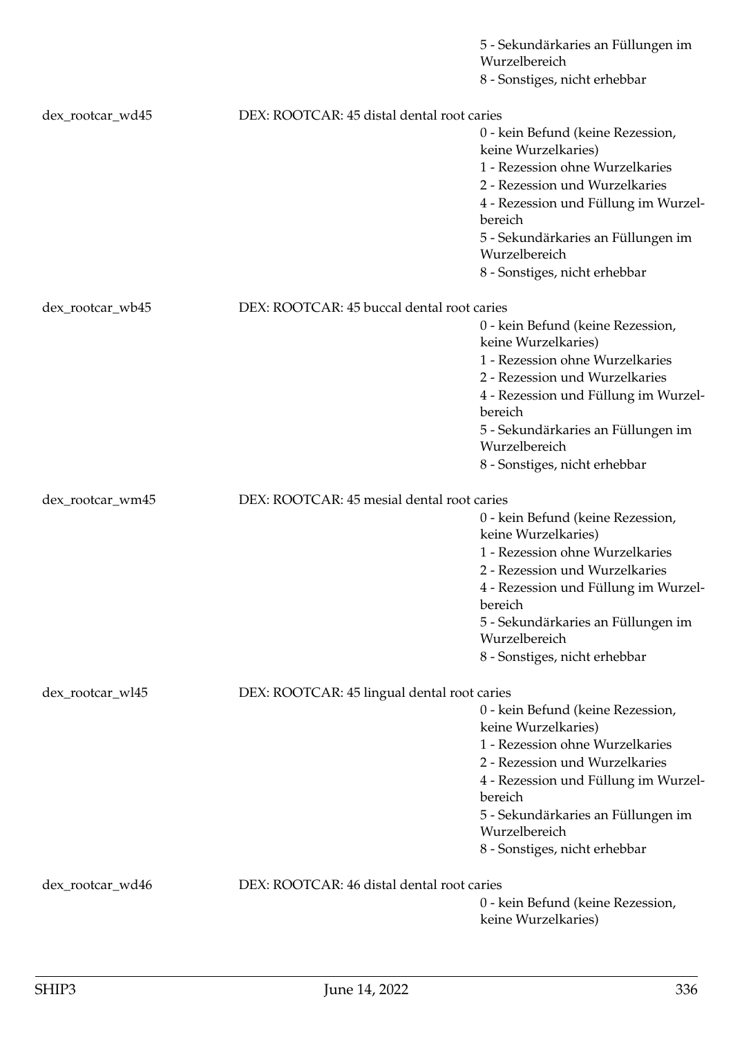5 - Sekundärkaries an Füllungen im Wurzelbereich
8 - Sonstiges, nicht erhebbar

dex_rootcar_wd45 DEX: ROOTCAR: 45 distal dental root caries
0 - kein Befund (keine Rezession, keine Wurzelkaries)
1 - Rezession ohne Wurzelkaries
2 - Rezession und Wurzelkaries
4 - Rezession und Füllung im Wurzelbereich
5 - Sekundärkaries an Füllungen im Wurzelbereich
8 - Sonstiges, nicht erhebbar

dex_rootcar_wb45 DEX: ROOTCAR: 45 buccal dental root caries
0 - kein Befund (keine Rezession, keine Wurzelkaries)
1 - Rezession ohne Wurzelkaries
2 - Rezession und Wurzelkaries
4 - Rezession und Füllung im Wurzelbereich
5 - Sekundärkaries an Füllungen im Wurzelbereich
8 - Sonstiges, nicht erhebbar

dex_rootcar_wm45 DEX: ROOTCAR: 45 mesial dental root caries
0 - kein Befund (keine Rezession, keine Wurzelkaries)
1 - Rezession ohne Wurzelkaries
2 - Rezession und Wurzelkaries
4 - Rezession und Füllung im Wurzelbereich
5 - Sekundärkaries an Füllungen im Wurzelbereich
8 - Sonstiges, nicht erhebbar

dex_rootcar_wl45 DEX: ROOTCAR: 45 lingual dental root caries
0 - kein Befund (keine Rezession, keine Wurzelkaries)
1 - Rezession ohne Wurzelkaries
2 - Rezession und Wurzelkaries
4 - Rezession und Füllung im Wurzelbereich
5 - Sekundärkaries an Füllungen im Wurzelbereich
8 - Sonstiges, nicht erhebbar

dex_rootcar_wd46 DEX: ROOTCAR: 46 distal dental root caries
0 - kein Befund (keine Rezession, keine Wurzelkaries)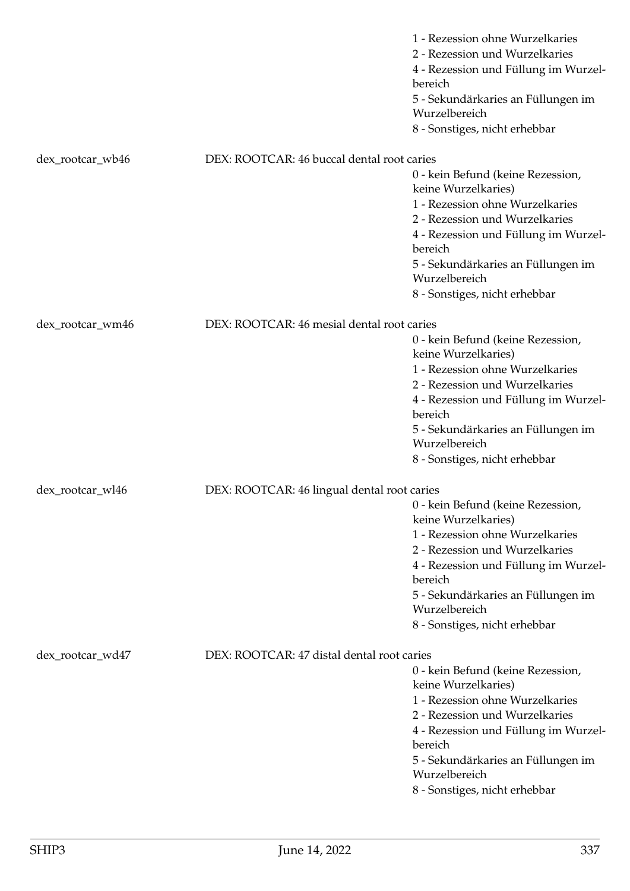1 - Rezession ohne Wurzelkaries
2 - Rezession und Wurzelkaries
4 - Rezession und Füllung im Wurzelbereich
5 - Sekundärkaries an Füllungen im Wurzelbereich
8 - Sonstiges, nicht erhebbar

dex_rootcar_wb46 — DEX: ROOTCAR: 46 buccal dental root caries

0 - kein Befund (keine Rezession, keine Wurzelkaries)
1 - Rezession ohne Wurzelkaries
2 - Rezession und Wurzelkaries
4 - Rezession und Füllung im Wurzelbereich
5 - Sekundärkaries an Füllungen im Wurzelbereich
8 - Sonstiges, nicht erhebbar

dex_rootcar_wm46 — DEX: ROOTCAR: 46 mesial dental root caries

0 - kein Befund (keine Rezession, keine Wurzelkaries)
1 - Rezession ohne Wurzelkaries
2 - Rezession und Wurzelkaries
4 - Rezession und Füllung im Wurzelbereich
5 - Sekundärkaries an Füllungen im Wurzelbereich
8 - Sonstiges, nicht erhebbar

dex_rootcar_wl46 — DEX: ROOTCAR: 46 lingual dental root caries

0 - kein Befund (keine Rezession, keine Wurzelkaries)
1 - Rezession ohne Wurzelkaries
2 - Rezession und Wurzelkaries
4 - Rezession und Füllung im Wurzelbereich
5 - Sekundärkaries an Füllungen im Wurzelbereich
8 - Sonstiges, nicht erhebbar

dex_rootcar_wd47 — DEX: ROOTCAR: 47 distal dental root caries

0 - kein Befund (keine Rezession, keine Wurzelkaries)
1 - Rezession ohne Wurzelkaries
2 - Rezession und Wurzelkaries
4 - Rezession und Füllung im Wurzelbereich
5 - Sekundärkaries an Füllungen im Wurzelbereich
8 - Sonstiges, nicht erhebbar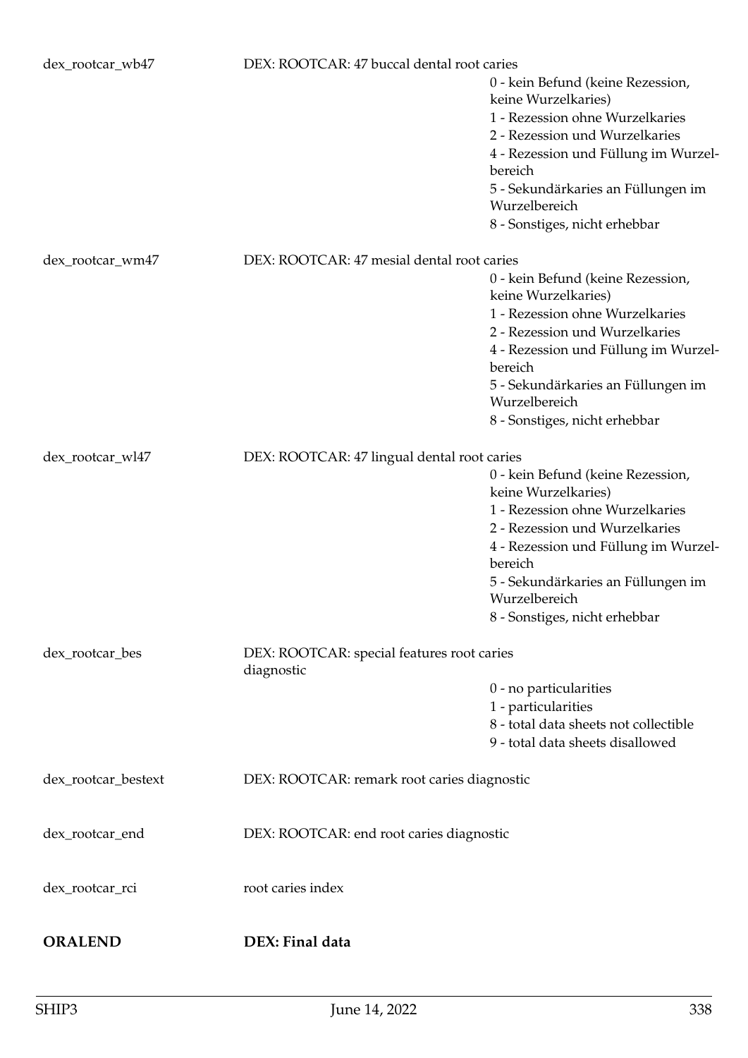| | | |
|---|---|---|
| dex_rootcar_wb47 | DEX: ROOTCAR: 47 buccal dental root caries | 0 - kein Befund (keine Rezession, keine Wurzelkaries)<br>1 - Rezession ohne Wurzelkaries<br>2 - Rezession und Wurzelkaries<br>4 - Rezession und Füllung im Wurzelbereich<br>5 - Sekundärkaries an Füllungen im Wurzelbereich<br>8 - Sonstiges, nicht erhebbar |
| dex_rootcar_wm47 | DEX: ROOTCAR: 47 mesial dental root caries | 0 - kein Befund (keine Rezession, keine Wurzelkaries)<br>1 - Rezession ohne Wurzelkaries<br>2 - Rezession und Wurzelkaries<br>4 - Rezession und Füllung im Wurzelbereich<br>5 - Sekundärkaries an Füllungen im Wurzelbereich<br>8 - Sonstiges, nicht erhebbar |
| dex_rootcar_wl47 | DEX: ROOTCAR: 47 lingual dental root caries | 0 - kein Befund (keine Rezession, keine Wurzelkaries)<br>1 - Rezession ohne Wurzelkaries<br>2 - Rezession und Wurzelkaries<br>4 - Rezession und Füllung im Wurzelbereich<br>5 - Sekundärkaries an Füllungen im Wurzelbereich<br>8 - Sonstiges, nicht erhebbar |
| dex_rootcar_bes | DEX: ROOTCAR: special features root caries diagnostic | 0 - no particularities<br>1 - particularities<br>8 - total data sheets not collectible<br>9 - total data sheets disallowed |
| dex_rootcar_bestext | DEX: ROOTCAR: remark root caries diagnostic | |
| dex_rootcar_end | DEX: ROOTCAR: end root caries diagnostic | |
| dex_rootcar_rci | root caries index | |

**ORALEND** **DEX: Final data**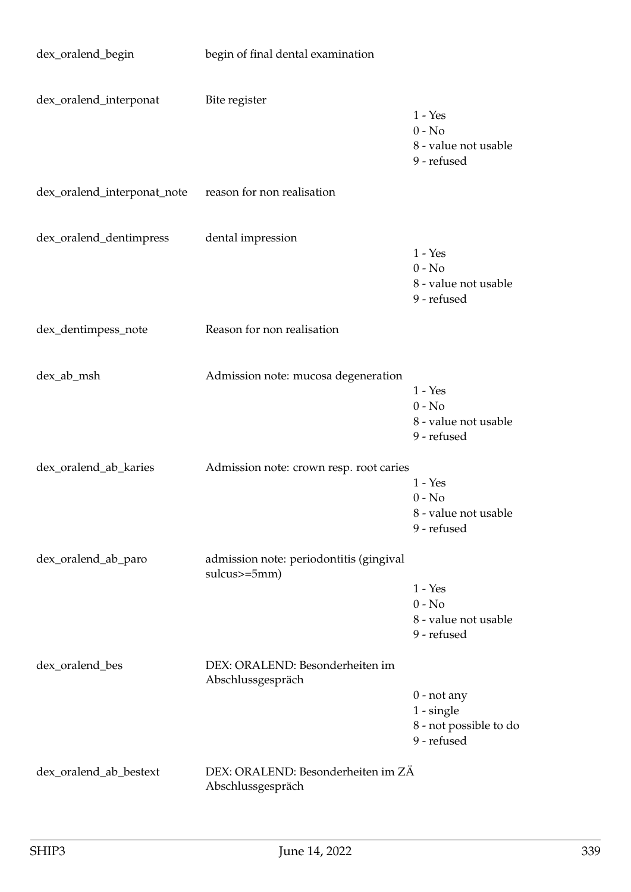| Variable | Label | Values |
|---|---|---|
| dex_oralend_begin | begin of final dental examination | |
| dex_oralend_interponat | Bite register | 1 - Yes<br>0 - No<br>8 - value not usable<br>9 - refused |
| dex_oralend_interponat_note | reason for non realisation | |
| dex_oralend_dentimpress | dental impression | 1 - Yes<br>0 - No<br>8 - value not usable<br>9 - refused |
| dex_dentimpess_note | Reason for non realisation | |
| dex_ab_msh | Admission note: mucosa degeneration | 1 - Yes<br>0 - No<br>8 - value not usable<br>9 - refused |
| dex_oralend_ab_karies | Admission note: crown resp. root caries | 1 - Yes<br>0 - No<br>8 - value not usable<br>9 - refused |
| dex_oralend_ab_paro | admission note: periodontitis (gingival sulcus>=5mm) | 1 - Yes<br>0 - No<br>8 - value not usable<br>9 - refused |
| dex_oralend_bes | DEX: ORALEND: Besonderheiten im Abschlussgespräch | 0 - not any<br>1 - single<br>8 - not possible to do<br>9 - refused |
| dex_oralend_ab_bestext | DEX: ORALEND: Besonderheiten im ZÄ Abschlussgespräch | |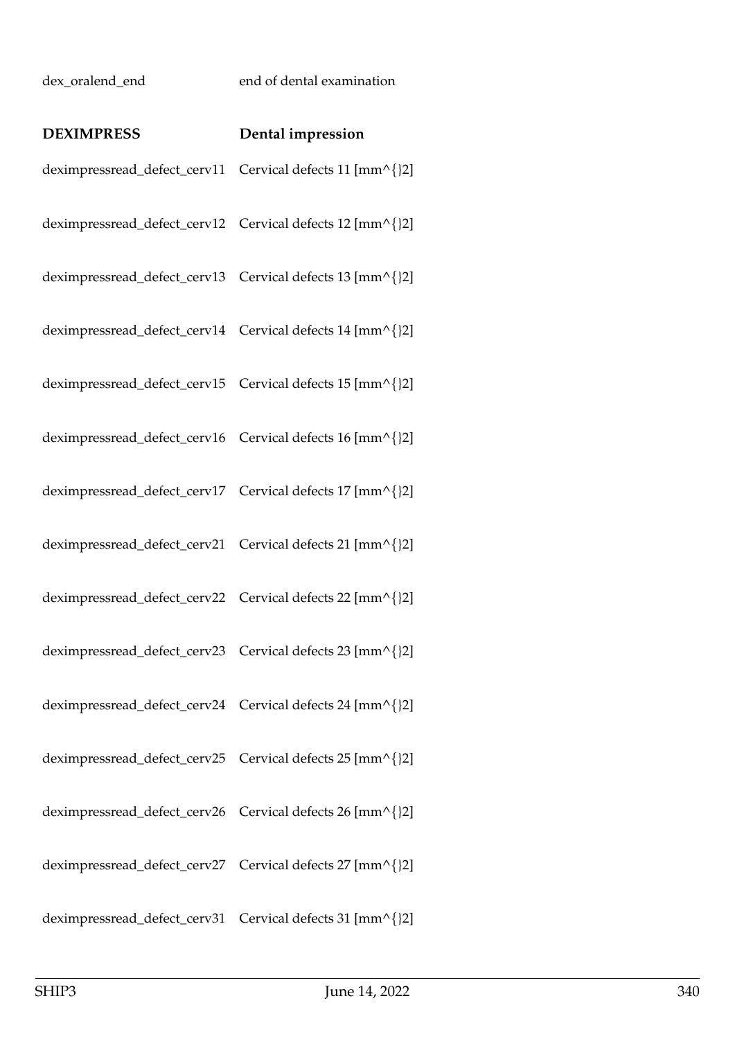dex_oralend_end end of dental examination

**DEXIMPRESS** **Dental impression**

deximpressread_defect_cerv11 Cervical defects 11 [mm^{}2]

deximpressread_defect_cerv12 Cervical defects 12 [mm^{}2]

deximpressread_defect_cerv13 Cervical defects 13 [mm^{}2]

deximpressread_defect_cerv14 Cervical defects 14 [mm^{}2]

deximpressread_defect_cerv15 Cervical defects 15 [mm^{}2]

deximpressread_defect_cerv16 Cervical defects 16 [mm^{}2]

deximpressread_defect_cerv17 Cervical defects 17 [mm^{}2]

deximpressread_defect_cerv21 Cervical defects 21 [mm^{}2]

deximpressread_defect_cerv22 Cervical defects 22 [mm^{}2]

deximpressread_defect_cerv23 Cervical defects 23 [mm^{}2]

deximpressread_defect_cerv24 Cervical defects 24 [mm^{}2]

deximpressread_defect_cerv25 Cervical defects 25 [mm^{}2]

deximpressread_defect_cerv26 Cervical defects 26 [mm^{}2]

deximpressread_defect_cerv27 Cervical defects 27 [mm^{}2]

deximpressread_defect_cerv31 Cervical defects 31 [mm^{}2]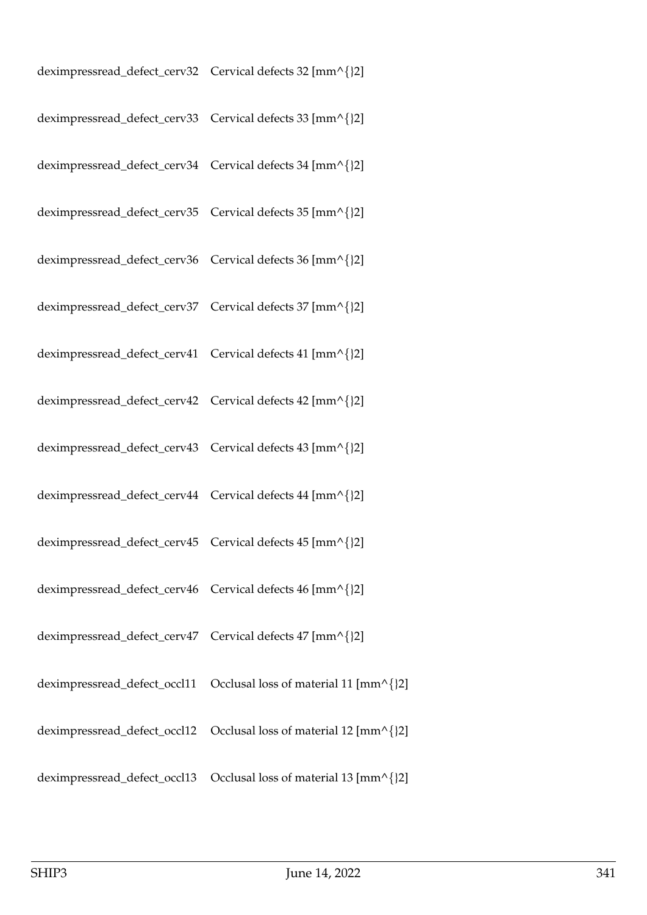| | |
|---|---|
| deximpressread_defect_cerv32 | Cervical defects 32 [mm^{}2] |
| deximpressread_defect_cerv33 | Cervical defects 33 [mm^{}2] |
| deximpressread_defect_cerv34 | Cervical defects 34 [mm^{}2] |
| deximpressread_defect_cerv35 | Cervical defects 35 [mm^{}2] |
| deximpressread_defect_cerv36 | Cervical defects 36 [mm^{}2] |
| deximpressread_defect_cerv37 | Cervical defects 37 [mm^{}2] |
| deximpressread_defect_cerv41 | Cervical defects 41 [mm^{}2] |
| deximpressread_defect_cerv42 | Cervical defects 42 [mm^{}2] |
| deximpressread_defect_cerv43 | Cervical defects 43 [mm^{}2] |
| deximpressread_defect_cerv44 | Cervical defects 44 [mm^{}2] |
| deximpressread_defect_cerv45 | Cervical defects 45 [mm^{}2] |
| deximpressread_defect_cerv46 | Cervical defects 46 [mm^{}2] |
| deximpressread_defect_cerv47 | Cervical defects 47 [mm^{}2] |
| deximpressread_defect_occl11 | Occlusal loss of material 11 [mm^{}2] |
| deximpressread_defect_occl12 | Occlusal loss of material 12 [mm^{}2] |
| deximpressread_defect_occl13 | Occlusal loss of material 13 [mm^{}2] |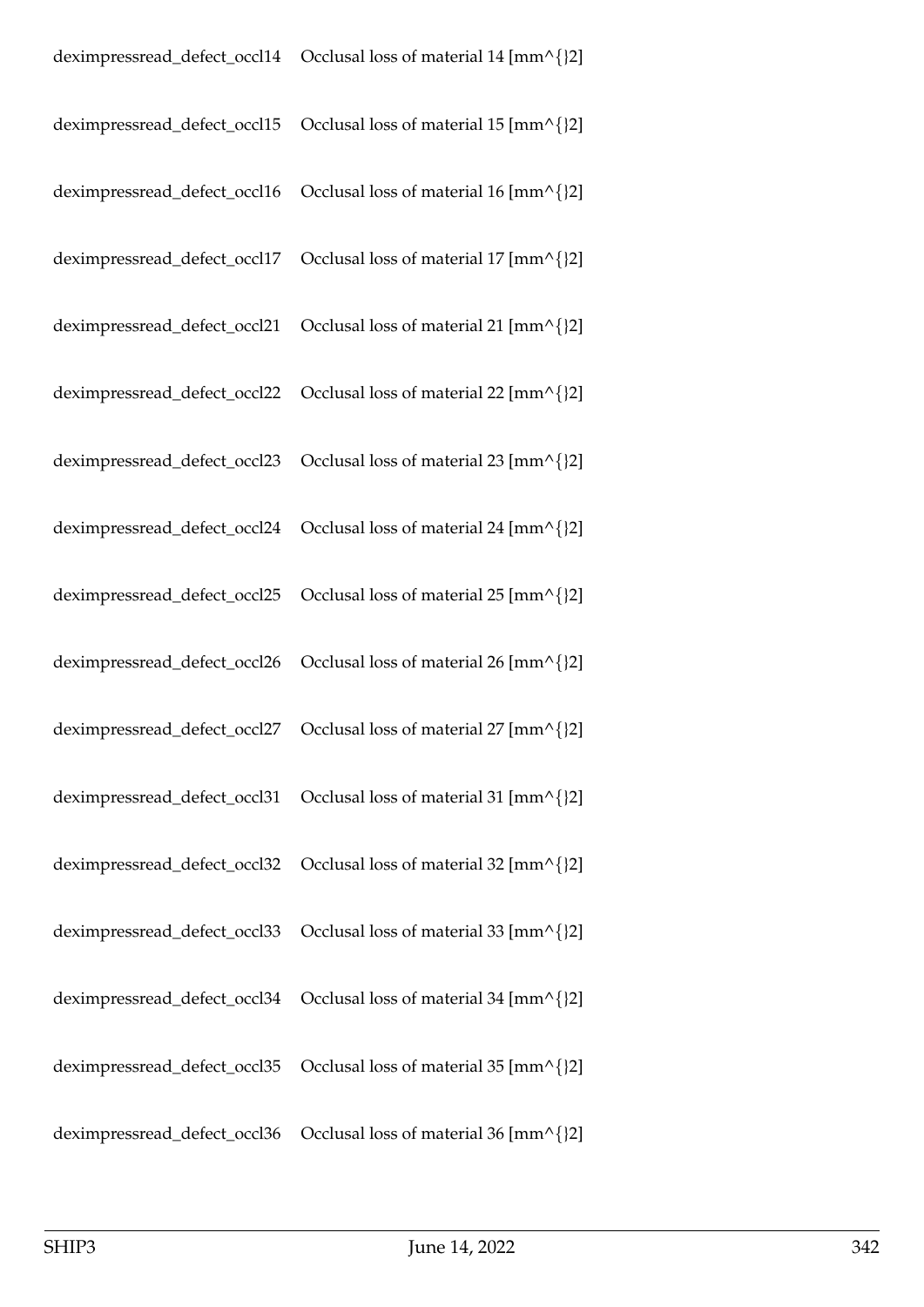| | |
|---|---|
| deximpressread_defect_occl14 | Occlusal loss of material 14 [mm^{}2] |
| deximpressread_defect_occl15 | Occlusal loss of material 15 [mm^{}2] |
| deximpressread_defect_occl16 | Occlusal loss of material 16 [mm^{}2] |
| deximpressread_defect_occl17 | Occlusal loss of material 17 [mm^{}2] |
| deximpressread_defect_occl21 | Occlusal loss of material 21 [mm^{}2] |
| deximpressread_defect_occl22 | Occlusal loss of material 22 [mm^{}2] |
| deximpressread_defect_occl23 | Occlusal loss of material 23 [mm^{}2] |
| deximpressread_defect_occl24 | Occlusal loss of material 24 [mm^{}2] |
| deximpressread_defect_occl25 | Occlusal loss of material 25 [mm^{}2] |
| deximpressread_defect_occl26 | Occlusal loss of material 26 [mm^{}2] |
| deximpressread_defect_occl27 | Occlusal loss of material 27 [mm^{}2] |
| deximpressread_defect_occl31 | Occlusal loss of material 31 [mm^{}2] |
| deximpressread_defect_occl32 | Occlusal loss of material 32 [mm^{}2] |
| deximpressread_defect_occl33 | Occlusal loss of material 33 [mm^{}2] |
| deximpressread_defect_occl34 | Occlusal loss of material 34 [mm^{}2] |
| deximpressread_defect_occl35 | Occlusal loss of material 35 [mm^{}2] |
| deximpressread_defect_occl36 | Occlusal loss of material 36 [mm^{}2] |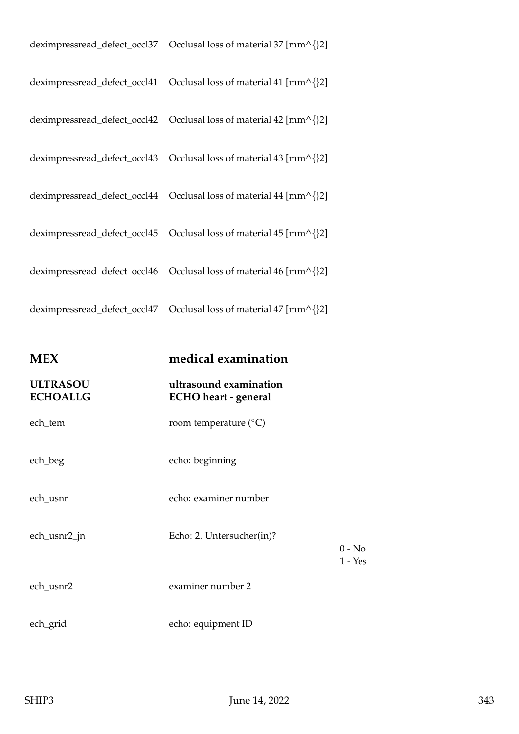| | | |
|---|---|---|
| deximpressread_defect_occl37 | Occlusal loss of material 37 [mm^{}2] | |
| deximpressread_defect_occl41 | Occlusal loss of material 41 [mm^{}2] | |
| deximpressread_defect_occl42 | Occlusal loss of material 42 [mm^{}2] | |
| deximpressread_defect_occl43 | Occlusal loss of material 43 [mm^{}2] | |
| deximpressread_defect_occl44 | Occlusal loss of material 44 [mm^{}2] | |
| deximpressread_defect_occl45 | Occlusal loss of material 45 [mm^{}2] | |
| deximpressread_defect_occl46 | Occlusal loss of material 46 [mm^{}2] | |
| deximpressread_defect_occl47 | Occlusal loss of material 47 [mm^{}2] | |

## MEX medical examination

### ULTRASOU ultrasound examination
### ECHOALLG ECHO heart - general

| | | |
|---|---|---|
| ech_tem | room temperature (°C) | |
| ech_beg | echo: beginning | |
| ech_usnr | echo: examiner number | |
| ech_usnr2_jn | Echo: 2. Untersucher(in)? | 0 - No<br>1 - Yes |
| ech_usnr2 | examiner number 2 | |
| ech_grid | echo: equipment ID | |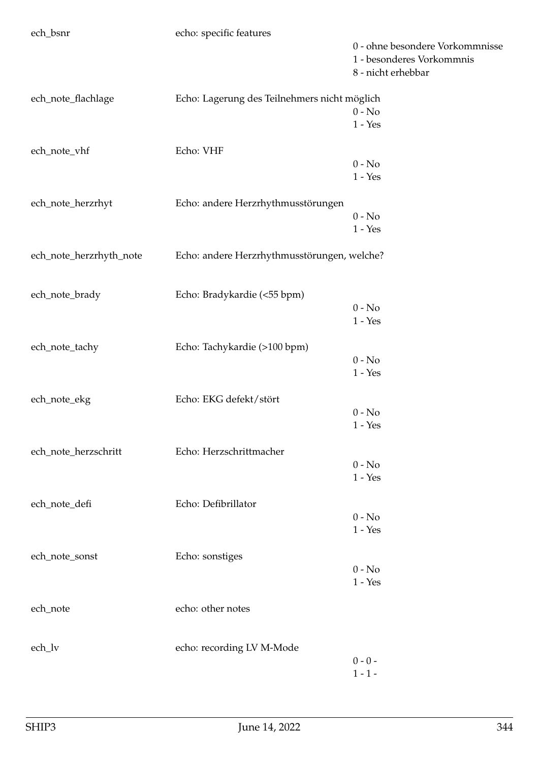| | | |
|---|---|---|
| ech_bsnr | echo: specific features | 0 - ohne besondere Vorkommnisse<br>1 - besonderes Vorkommnis<br>8 - nicht erhebbar |
| ech_note_flachlage | Echo: Lagerung des Teilnehmers nicht möglich | 0 - No<br>1 - Yes |
| ech_note_vhf | Echo: VHF | 0 - No<br>1 - Yes |
| ech_note_herzrhyt | Echo: andere Herzrhythmusstörungen | 0 - No<br>1 - Yes |
| ech_note_herzrhyth_note | Echo: andere Herzrhythmusstörungen, welche? | |
| ech_note_brady | Echo: Bradykardie (<55 bpm) | 0 - No<br>1 - Yes |
| ech_note_tachy | Echo: Tachykardie (>100 bpm) | 0 - No<br>1 - Yes |
| ech_note_ekg | Echo: EKG defekt/stört | 0 - No<br>1 - Yes |
| ech_note_herzschritt | Echo: Herzschrittmacher | 0 - No<br>1 - Yes |
| ech_note_defi | Echo: Defibrillator | 0 - No<br>1 - Yes |
| ech_note_sonst | Echo: sonstiges | 0 - No<br>1 - Yes |
| ech_note | echo: other notes | |
| ech_lv | echo: recording LV M-Mode | 0 - 0 -<br>1 - 1 - |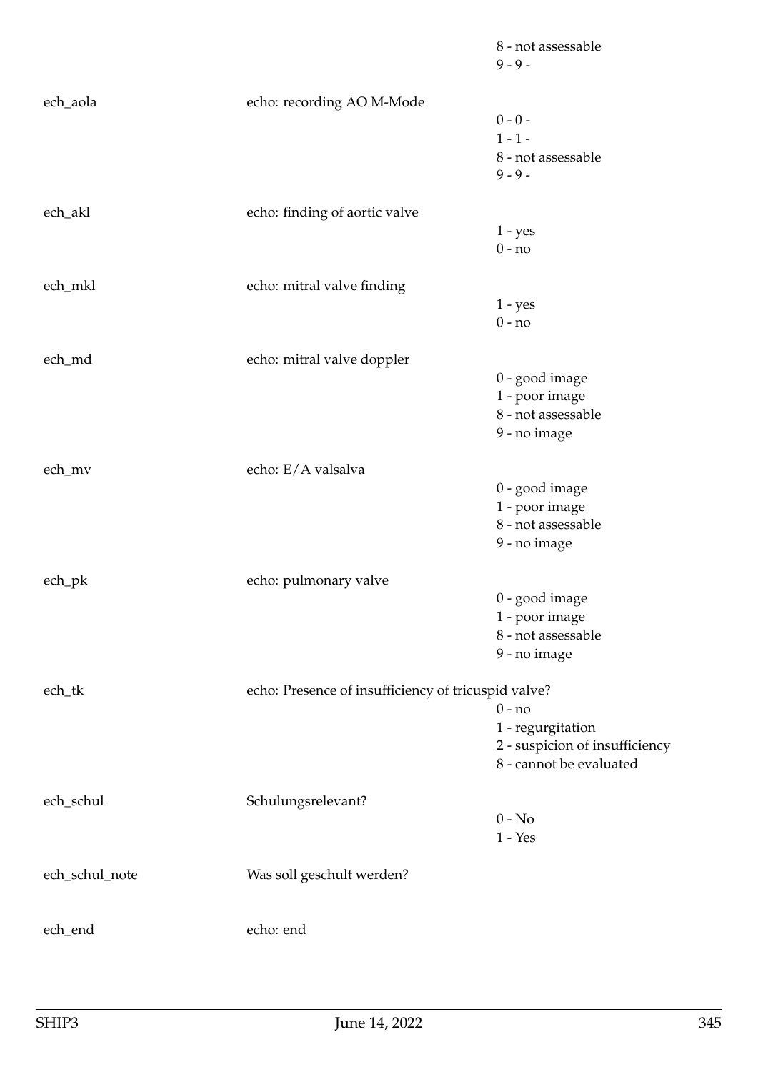| | | |
|---|---|---|
| | | 8 - not assessable |
| | | 9 - 9 - |
| ech_aola | echo: recording AO M-Mode | |
| | | 0 - 0 - |
| | | 1 - 1 - |
| | | 8 - not assessable |
| | | 9 - 9 - |
| ech_akl | echo: finding of aortic valve | |
| | | 1 - yes |
| | | 0 - no |
| ech_mkl | echo: mitral valve finding | |
| | | 1 - yes |
| | | 0 - no |
| ech_md | echo: mitral valve doppler | |
| | | 0 - good image |
| | | 1 - poor image |
| | | 8 - not assessable |
| | | 9 - no image |
| ech_mv | echo: E/A valsalva | |
| | | 0 - good image |
| | | 1 - poor image |
| | | 8 - not assessable |
| | | 9 - no image |
| ech_pk | echo: pulmonary valve | |
| | | 0 - good image |
| | | 1 - poor image |
| | | 8 - not assessable |
| | | 9 - no image |
| ech_tk | echo: Presence of insufficiency of tricuspid valve? | |
| | | 0 - no |
| | | 1 - regurgitation |
| | | 2 - suspicion of insufficiency |
| | | 8 - cannot be evaluated |
| ech_schul | Schulungsrelevant? | |
| | | 0 - No |
| | | 1 - Yes |
| ech_schul_note | Was soll geschult werden? | |
| ech_end | echo: end | |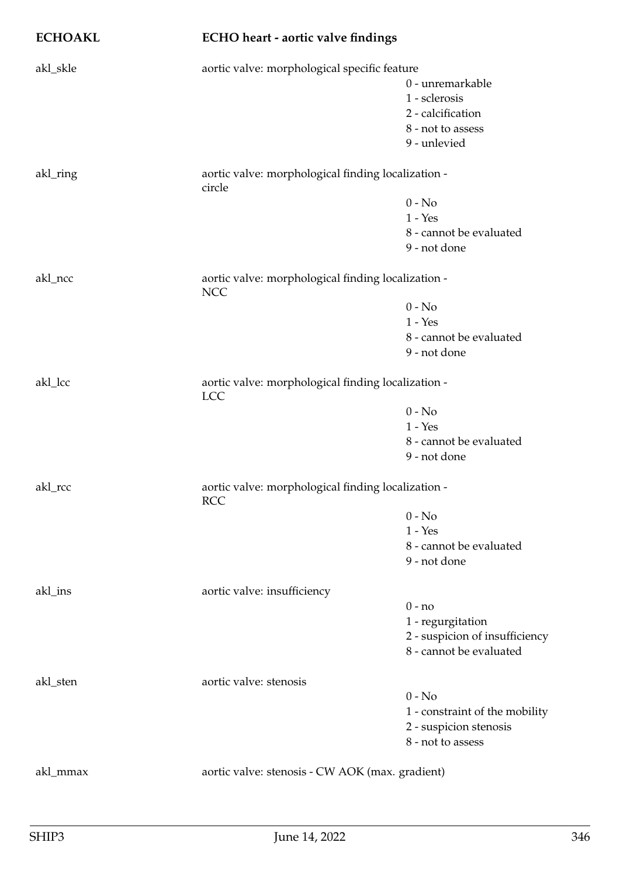## ECHOAKL — ECHO heart - aortic valve findings

**akl_skle** — aortic valve: morphological specific feature

- 0 - unremarkable
- 1 - sclerosis
- 2 - calcification
- 8 - not to assess
- 9 - unlevied

**akl_ring** — aortic valve: morphological finding localization - circle

- 0 - No
- 1 - Yes
- 8 - cannot be evaluated
- 9 - not done

**akl_ncc** — aortic valve: morphological finding localization - NCC

- 0 - No
- 1 - Yes
- 8 - cannot be evaluated
- 9 - not done

**akl_lcc** — aortic valve: morphological finding localization - LCC

- 0 - No
- 1 - Yes
- 8 - cannot be evaluated
- 9 - not done

**akl_rcc** — aortic valve: morphological finding localization - RCC

- 0 - No
- 1 - Yes
- 8 - cannot be evaluated
- 9 - not done

**akl_ins** — aortic valve: insufficiency

- 0 - no
- 1 - regurgitation
- 2 - suspicion of insufficiency
- 8 - cannot be evaluated

**akl_sten** — aortic valve: stenosis

- 0 - No
- 1 - constraint of the mobility
- 2 - suspicion stenosis
- 8 - not to assess

**akl_mmax** — aortic valve: stenosis - CW AOK (max. gradient)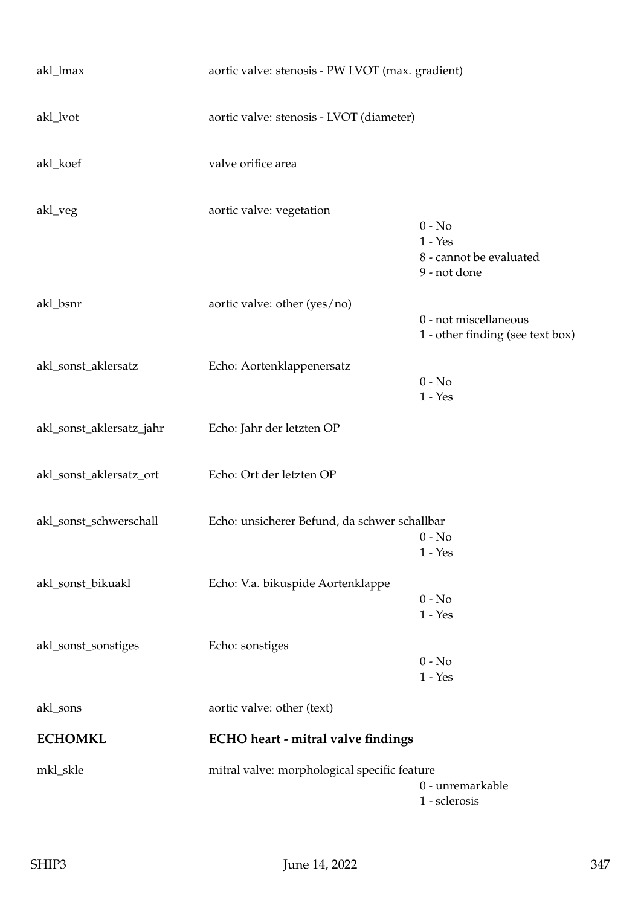| | | |
|---|---|---|
| akl_lmax | aortic valve: stenosis - PW LVOT (max. gradient) | |
| akl_lvot | aortic valve: stenosis - LVOT (diameter) | |
| akl_koef | valve orifice area | |
| akl_veg | aortic valve: vegetation | 0 - No<br>1 - Yes<br>8 - cannot be evaluated<br>9 - not done |
| akl_bsnr | aortic valve: other (yes/no) | 0 - not miscellaneous<br>1 - other finding (see text box) |
| akl_sonst_aklersatz | Echo: Aortenklappenersatz | 0 - No<br>1 - Yes |
| akl_sonst_aklersatz_jahr | Echo: Jahr der letzten OP | |
| akl_sonst_aklersatz_ort | Echo: Ort der letzten OP | |
| akl_sonst_schwerschall | Echo: unsicherer Befund, da schwer schallbar | 0 - No<br>1 - Yes |
| akl_sonst_bikuakl | Echo: V.a. bikuspide Aortenklappe | 0 - No<br>1 - Yes |
| akl_sonst_sonstiges | Echo: sonstiges | 0 - No<br>1 - Yes |
| akl_sons | aortic valve: other (text) | |

## ECHOMKL — ECHO heart - mitral valve findings

| | | |
|---|---|---|
| mkl_skle | mitral valve: morphological specific feature | 0 - unremarkable<br>1 - sclerosis |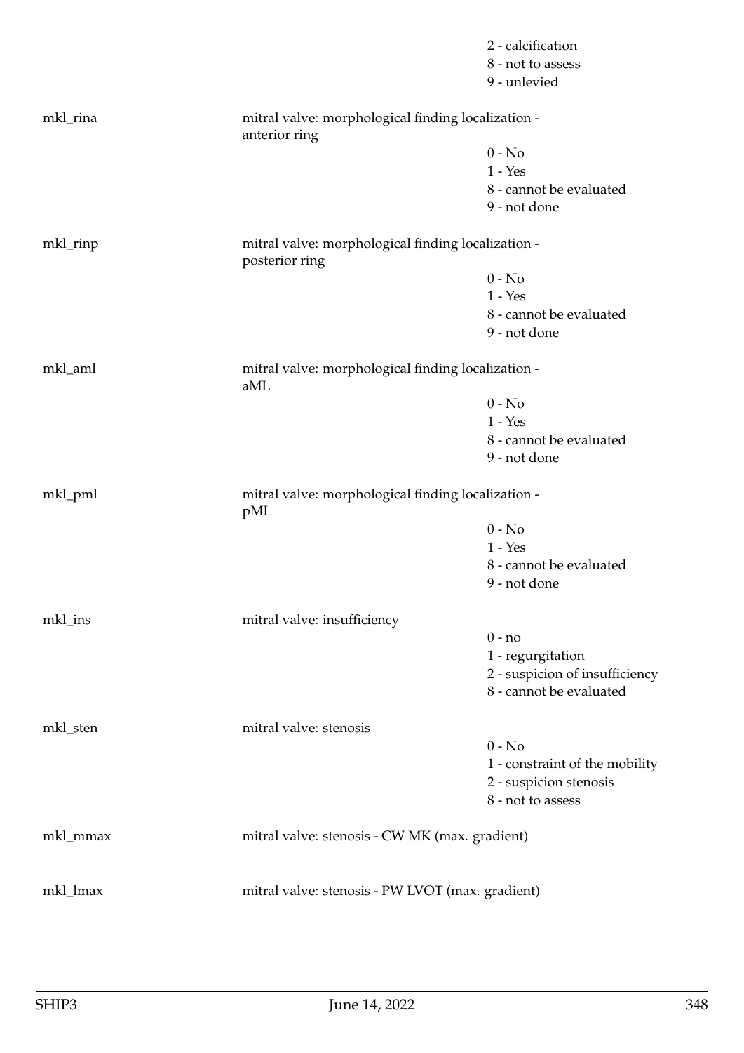2 - calcification
8 - not to assess
9 - unlevied

mkl_rina mitral valve: morphological finding localization - anterior ring

0 - No
1 - Yes
8 - cannot be evaluated
9 - not done

mkl_rinp mitral valve: morphological finding localization - posterior ring

0 - No
1 - Yes
8 - cannot be evaluated
9 - not done

mkl_aml mitral valve: morphological finding localization - aML

0 - No
1 - Yes
8 - cannot be evaluated
9 - not done

mkl_pml mitral valve: morphological finding localization - pML

0 - No
1 - Yes
8 - cannot be evaluated
9 - not done

mkl_ins mitral valve: insufficiency

0 - no
1 - regurgitation
2 - suspicion of insufficiency
8 - cannot be evaluated

mkl_sten mitral valve: stenosis

0 - No
1 - constraint of the mobility
2 - suspicion stenosis
8 - not to assess

mkl_mmax mitral valve: stenosis - CW MK (max. gradient)

mkl_lmax mitral valve: stenosis - PW LVOT (max. gradient)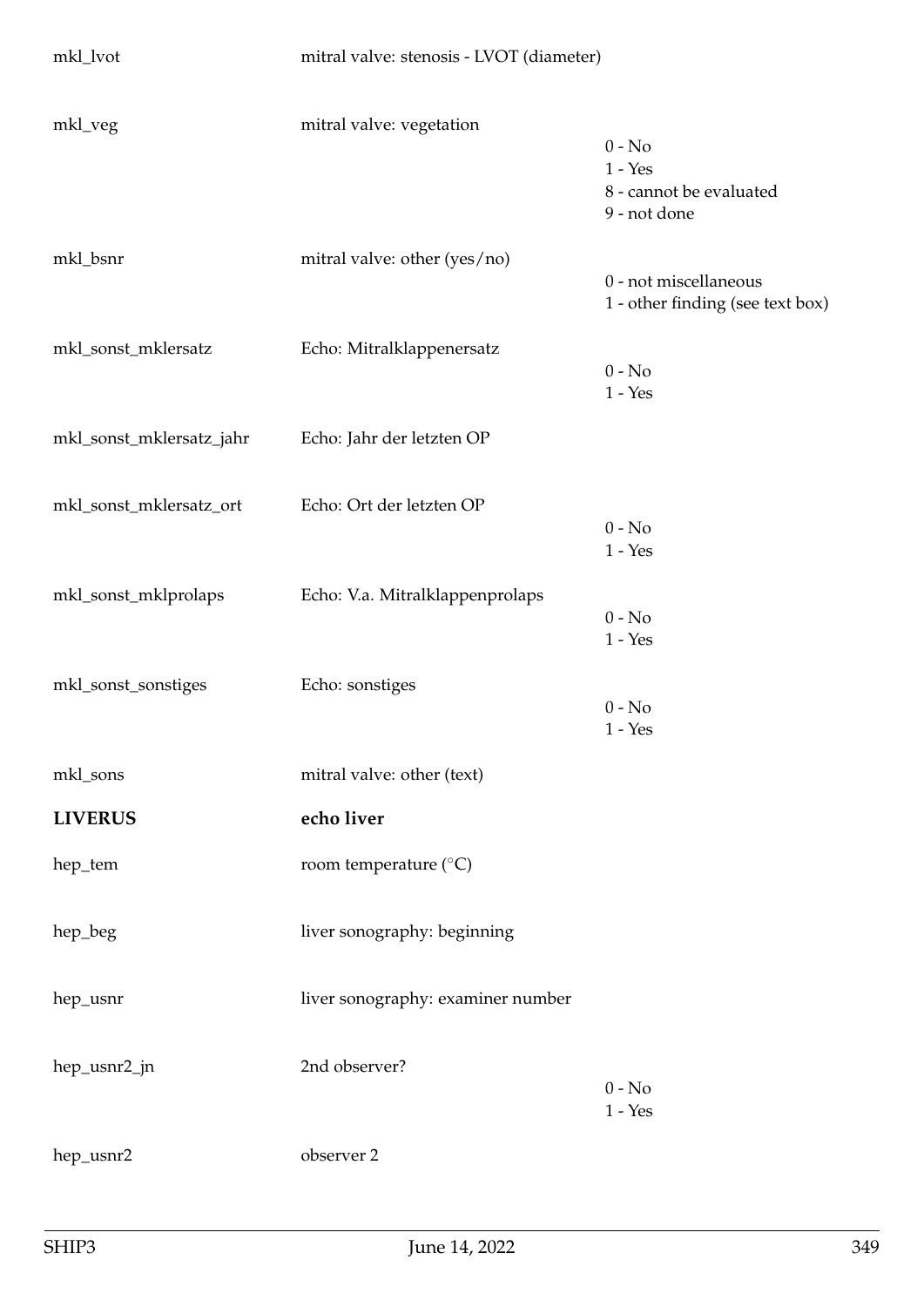| | | |
|---|---|---|
| mkl_lvot | mitral valve: stenosis - LVOT (diameter) | |
| mkl_veg | mitral valve: vegetation | 0 - No<br>1 - Yes<br>8 - cannot be evaluated<br>9 - not done |
| mkl_bsnr | mitral valve: other (yes/no) | 0 - not miscellaneous<br>1 - other finding (see text box) |
| mkl_sonst_mklersatz | Echo: Mitralklappenersatz | 0 - No<br>1 - Yes |
| mkl_sonst_mklersatz_jahr | Echo: Jahr der letzten OP | |
| mkl_sonst_mklersatz_ort | Echo: Ort der letzten OP | 0 - No<br>1 - Yes |
| mkl_sonst_mklprolaps | Echo: V.a. Mitralklappenprolaps | 0 - No<br>1 - Yes |
| mkl_sonst_sonstiges | Echo: sonstiges | 0 - No<br>1 - Yes |
| mkl_sons | mitral valve: other (text) | |
| **LIVERUS** | **echo liver** | |
| hep_tem | room temperature (°C) | |
| hep_beg | liver sonography: beginning | |
| hep_usnr | liver sonography: examiner number | |
| hep_usnr2_jn | 2nd observer? | 0 - No<br>1 - Yes |
| hep_usnr2 | observer 2 | |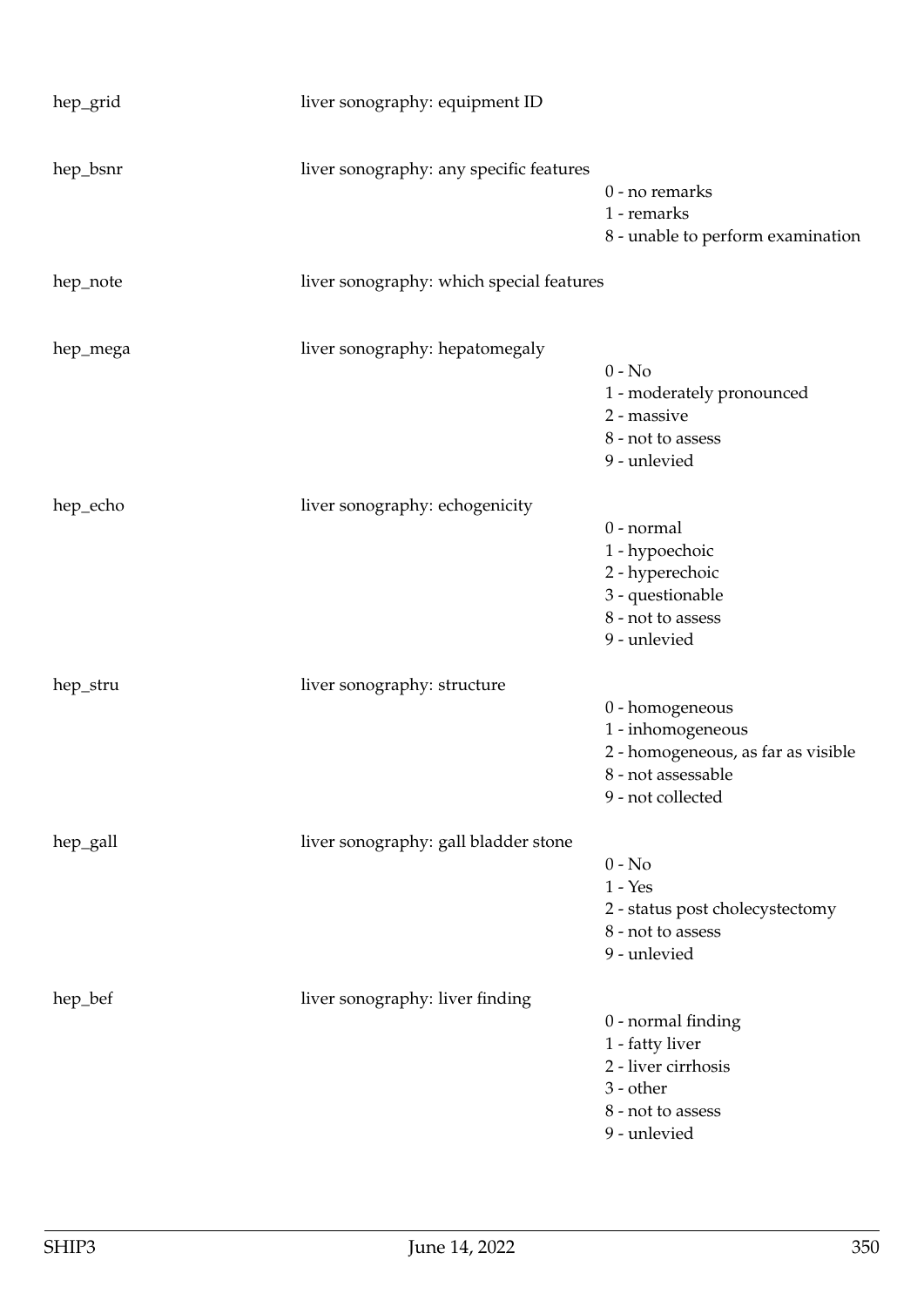hep_grid liver sonography: equipment ID

hep_bsnr liver sonography: any specific features
- 0 - no remarks
- 1 - remarks
- 8 - unable to perform examination

hep_note liver sonography: which special features

hep_mega liver sonography: hepatomegaly
- 0 - No
- 1 - moderately pronounced
- 2 - massive
- 8 - not to assess
- 9 - unlevied

hep_echo liver sonography: echogenicity
- 0 - normal
- 1 - hypoechoic
- 2 - hyperechoic
- 3 - questionable
- 8 - not to assess
- 9 - unlevied

hep_stru liver sonography: structure
- 0 - homogeneous
- 1 - inhomogeneous
- 2 - homogeneous, as far as visible
- 8 - not assessable
- 9 - not collected

hep_gall liver sonography: gall bladder stone
- 0 - No
- 1 - Yes
- 2 - status post cholecystectomy
- 8 - not to assess
- 9 - unlevied

hep_bef liver sonography: liver finding
- 0 - normal finding
- 1 - fatty liver
- 2 - liver cirrhosis
- 3 - other
- 8 - not to assess
- 9 - unlevied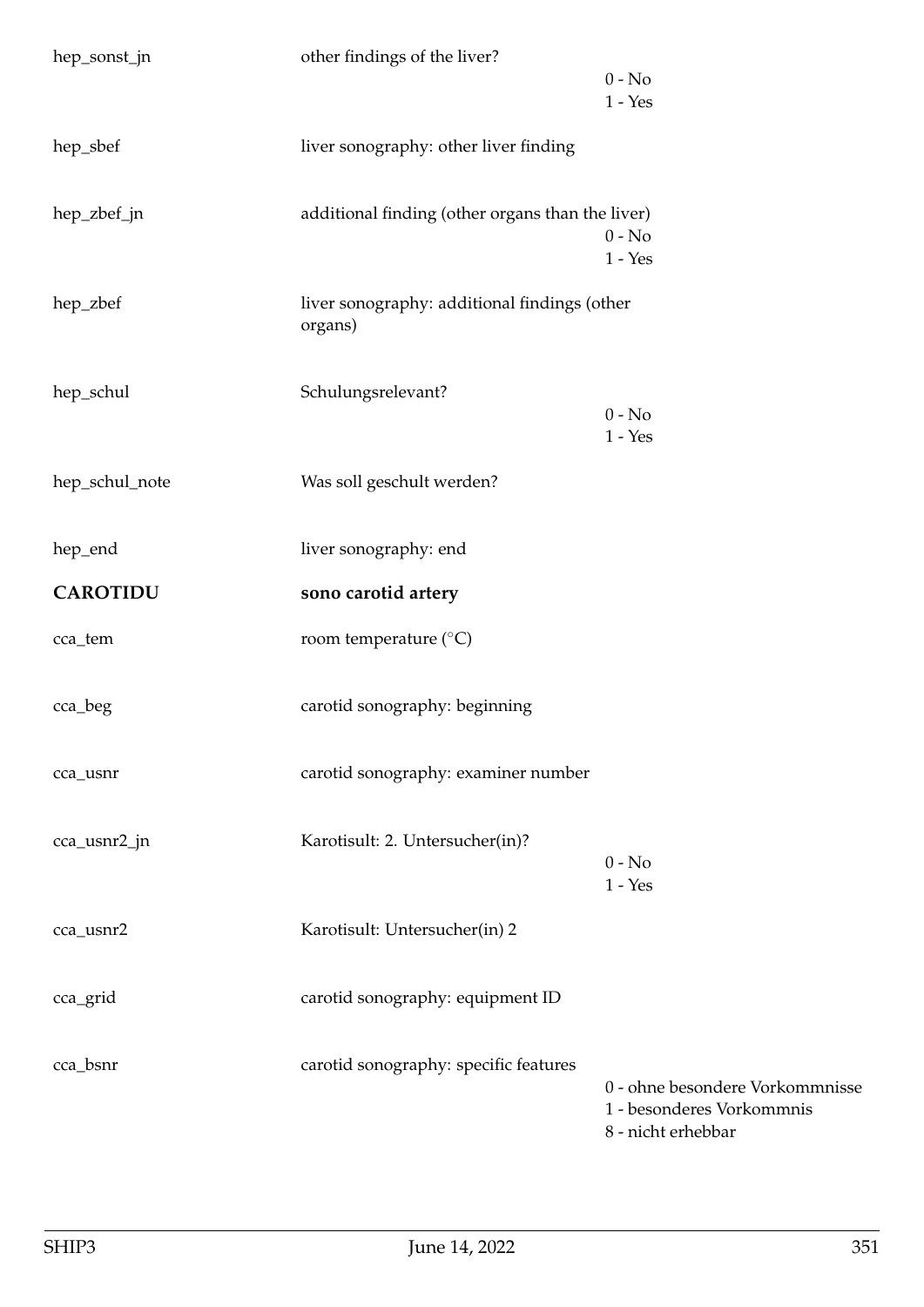| | | |
|---|---|---|
| hep_sonst_jn | other findings of the liver? | 0 - No<br>1 - Yes |
| hep_sbef | liver sonography: other liver finding | |
| hep_zbef_jn | additional finding (other organs than the liver) | 0 - No<br>1 - Yes |
| hep_zbef | liver sonography: additional findings (other organs) | |
| hep_schul | Schulungsrelevant? | 0 - No<br>1 - Yes |
| hep_schul_note | Was soll geschult werden? | |
| hep_end | liver sonography: end | |

## CAROTIDU — sono carotid artery

| | | |
|---|---|---|
| cca_tem | room temperature (°C) | |
| cca_beg | carotid sonography: beginning | |
| cca_usnr | carotid sonography: examiner number | |
| cca_usnr2_jn | Karotisult: 2. Untersucher(in)? | 0 - No<br>1 - Yes |
| cca_usnr2 | Karotisult: Untersucher(in) 2 | |
| cca_grid | carotid sonography: equipment ID | |
| cca_bsnr | carotid sonography: specific features | 0 - ohne besondere Vorkommnisse<br>1 - besonderes Vorkommnis<br>8 - nicht erhebbar |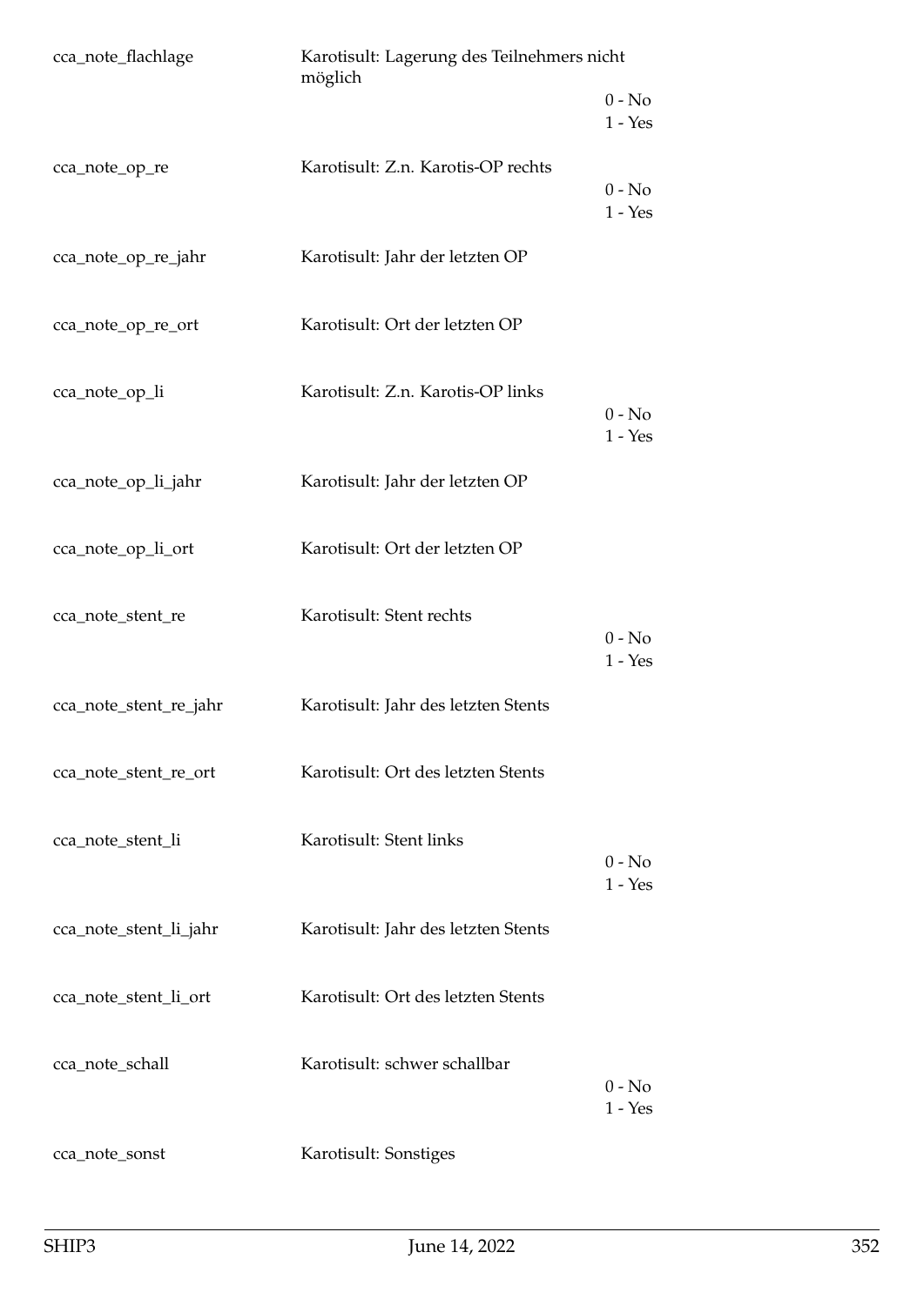| | | |
|---|---|---|
| cca_note_flachlage | Karotisult: Lagerung des Teilnehmers nicht möglich | 0 - No<br>1 - Yes |
| cca_note_op_re | Karotisult: Z.n. Karotis-OP rechts | 0 - No<br>1 - Yes |
| cca_note_op_re_jahr | Karotisult: Jahr der letzten OP | |
| cca_note_op_re_ort | Karotisult: Ort der letzten OP | |
| cca_note_op_li | Karotisult: Z.n. Karotis-OP links | 0 - No<br>1 - Yes |
| cca_note_op_li_jahr | Karotisult: Jahr der letzten OP | |
| cca_note_op_li_ort | Karotisult: Ort der letzten OP | |
| cca_note_stent_re | Karotisult: Stent rechts | 0 - No<br>1 - Yes |
| cca_note_stent_re_jahr | Karotisult: Jahr des letzten Stents | |
| cca_note_stent_re_ort | Karotisult: Ort des letzten Stents | |
| cca_note_stent_li | Karotisult: Stent links | 0 - No<br>1 - Yes |
| cca_note_stent_li_jahr | Karotisult: Jahr des letzten Stents | |
| cca_note_stent_li_ort | Karotisult: Ort des letzten Stents | |
| cca_note_schall | Karotisult: schwer schallbar | 0 - No<br>1 - Yes |
| cca_note_sonst | Karotisult: Sonstiges | |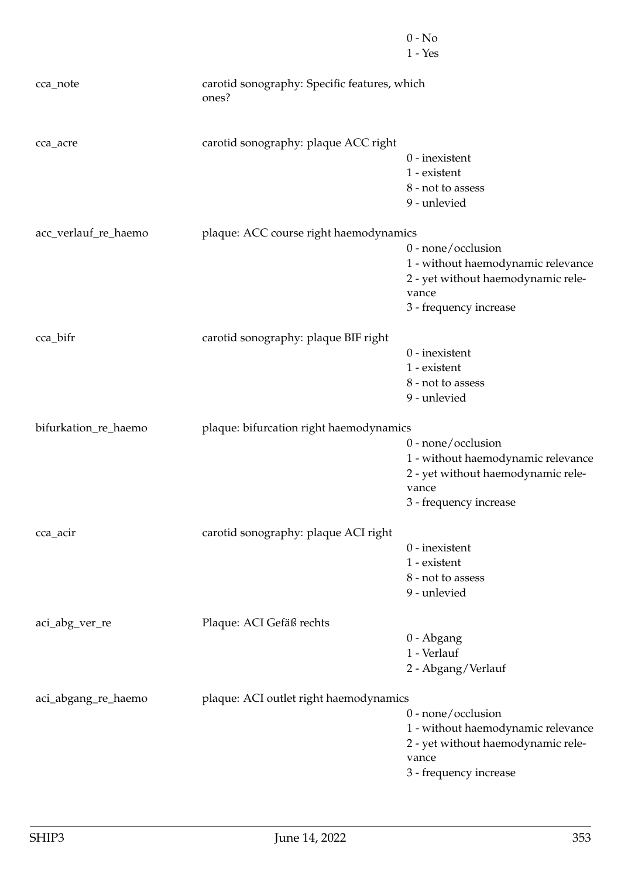| | | |
|---|---|---|
| | | 0 - No<br>1 - Yes |
| cca_note | carotid sonography: Specific features, which ones? | |
| cca_acre | carotid sonography: plaque ACC right | 0 - inexistent<br>1 - existent<br>8 - not to assess<br>9 - unlevied |
| acc_verlauf_re_haemo | plaque: ACC course right haemodynamics | 0 - none/occlusion<br>1 - without haemodynamic relevance<br>2 - yet without haemodynamic relevance<br>3 - frequency increase |
| cca_bifr | carotid sonography: plaque BIF right | 0 - inexistent<br>1 - existent<br>8 - not to assess<br>9 - unlevied |
| bifurkation_re_haemo | plaque: bifurcation right haemodynamics | 0 - none/occlusion<br>1 - without haemodynamic relevance<br>2 - yet without haemodynamic relevance<br>3 - frequency increase |
| cca_acir | carotid sonography: plaque ACI right | 0 - inexistent<br>1 - existent<br>8 - not to assess<br>9 - unlevied |
| aci_abg_ver_re | Plaque: ACI Gefäß rechts | 0 - Abgang<br>1 - Verlauf<br>2 - Abgang/Verlauf |
| aci_abgang_re_haemo | plaque: ACI outlet right haemodynamics | 0 - none/occlusion<br>1 - without haemodynamic relevance<br>2 - yet without haemodynamic relevance<br>3 - frequency increase |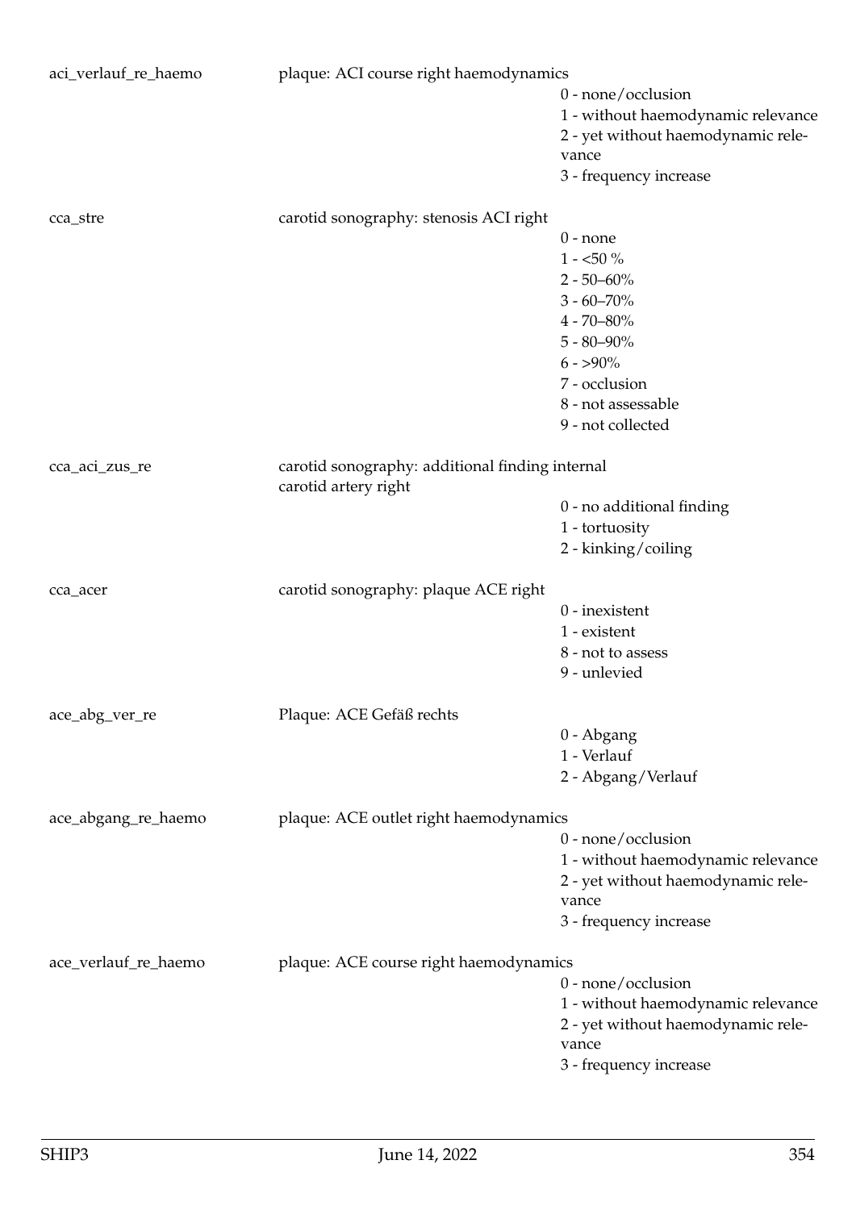| | | |
|---|---|---|
| aci_verlauf_re_haemo | plaque: ACI course right haemodynamics | |
| | | 0 - none/occlusion |
| | | 1 - without haemodynamic relevance |
| | | 2 - yet without haemodynamic relevance |
| | | 3 - frequency increase |
| cca_stre | carotid sonography: stenosis ACI right | |
| | | 0 - none |
| | | 1 - <50 % |
| | | 2 - 50–60% |
| | | 3 - 60–70% |
| | | 4 - 70–80% |
| | | 5 - 80–90% |
| | | 6 - >90% |
| | | 7 - occlusion |
| | | 8 - not assessable |
| | | 9 - not collected |
| cca_aci_zus_re | carotid sonography: additional finding internal carotid artery right | |
| | | 0 - no additional finding |
| | | 1 - tortuosity |
| | | 2 - kinking/coiling |
| cca_acer | carotid sonography: plaque ACE right | |
| | | 0 - inexistent |
| | | 1 - existent |
| | | 8 - not to assess |
| | | 9 - unlevied |
| ace_abg_ver_re | Plaque: ACE Gefäß rechts | |
| | | 0 - Abgang |
| | | 1 - Verlauf |
| | | 2 - Abgang/Verlauf |
| ace_abgang_re_haemo | plaque: ACE outlet right haemodynamics | |
| | | 0 - none/occlusion |
| | | 1 - without haemodynamic relevance |
| | | 2 - yet without haemodynamic relevance |
| | | 3 - frequency increase |
| ace_verlauf_re_haemo | plaque: ACE course right haemodynamics | |
| | | 0 - none/occlusion |
| | | 1 - without haemodynamic relevance |
| | | 2 - yet without haemodynamic relevance |
| | | 3 - frequency increase |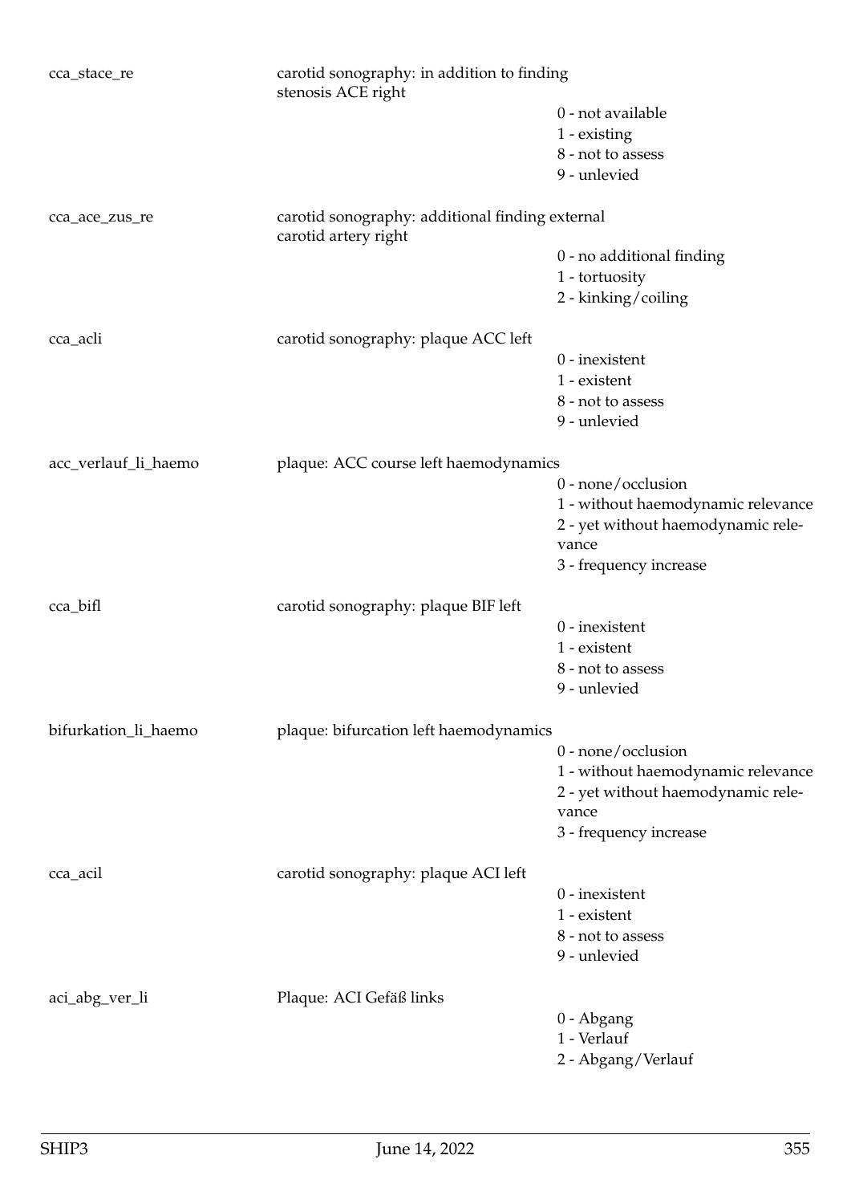| | | |
|---|---|---|
| cca_stace_re | carotid sonography: in addition to finding stenosis ACE right | |
| | | 0 - not available |
| | | 1 - existing |
| | | 8 - not to assess |
| | | 9 - unlevied |
| cca_ace_zus_re | carotid sonography: additional finding external carotid artery right | |
| | | 0 - no additional finding |
| | | 1 - tortuosity |
| | | 2 - kinking/coiling |
| cca_acli | carotid sonography: plaque ACC left | |
| | | 0 - inexistent |
| | | 1 - existent |
| | | 8 - not to assess |
| | | 9 - unlevied |
| acc_verlauf_li_haemo | plaque: ACC course left haemodynamics | |
| | | 0 - none/occlusion |
| | | 1 - without haemodynamic relevance |
| | | 2 - yet without haemodynamic relevance |
| | | 3 - frequency increase |
| cca_bifl | carotid sonography: plaque BIF left | |
| | | 0 - inexistent |
| | | 1 - existent |
| | | 8 - not to assess |
| | | 9 - unlevied |
| bifurkation_li_haemo | plaque: bifurcation left haemodynamics | |
| | | 0 - none/occlusion |
| | | 1 - without haemodynamic relevance |
| | | 2 - yet without haemodynamic relevance |
| | | 3 - frequency increase |
| cca_acil | carotid sonography: plaque ACI left | |
| | | 0 - inexistent |
| | | 1 - existent |
| | | 8 - not to assess |
| | | 9 - unlevied |
| aci_abg_ver_li | Plaque: ACI Gefäß links | |
| | | 0 - Abgang |
| | | 1 - Verlauf |
| | | 2 - Abgang/Verlauf |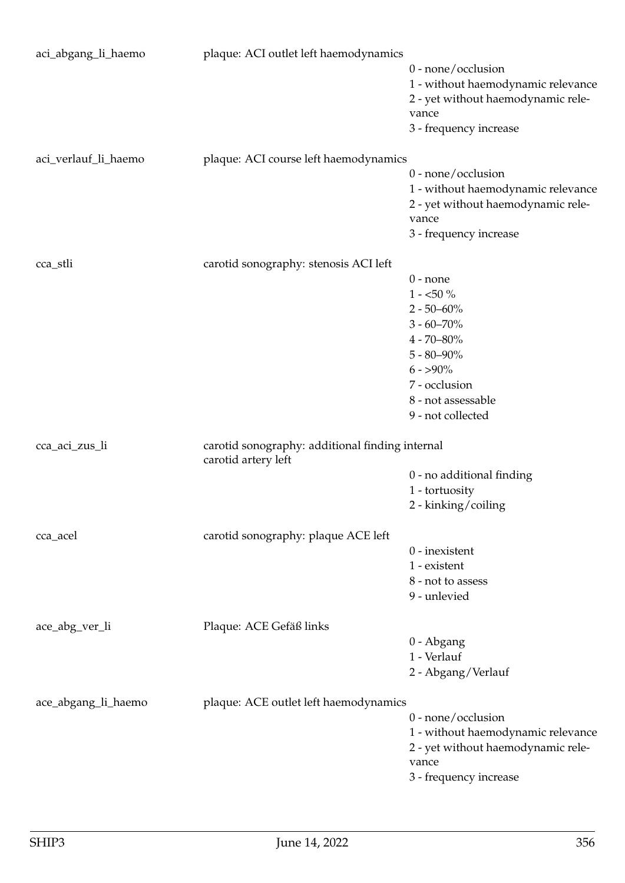| Variable | Label | Values |
|---|---|---|
| aci_abgang_li_haemo | plaque: ACI outlet left haemodynamics | 0 - none/occlusion<br>1 - without haemodynamic relevance<br>2 - yet without haemodynamic relevance<br>3 - frequency increase |
| aci_verlauf_li_haemo | plaque: ACI course left haemodynamics | 0 - none/occlusion<br>1 - without haemodynamic relevance<br>2 - yet without haemodynamic relevance<br>3 - frequency increase |
| cca_stli | carotid sonography: stenosis ACI left | 0 - none<br>1 - <50 %<br>2 - 50–60%<br>3 - 60–70%<br>4 - 70–80%<br>5 - 80–90%<br>6 - >90%<br>7 - occlusion<br>8 - not assessable<br>9 - not collected |
| cca_aci_zus_li | carotid sonography: additional finding internal carotid artery left | 0 - no additional finding<br>1 - tortuosity<br>2 - kinking/coiling |
| cca_acel | carotid sonography: plaque ACE left | 0 - inexistent<br>1 - existent<br>8 - not to assess<br>9 - unlevied |
| ace_abg_ver_li | Plaque: ACE Gefäß links | 0 - Abgang<br>1 - Verlauf<br>2 - Abgang/Verlauf |
| ace_abgang_li_haemo | plaque: ACE outlet left haemodynamics | 0 - none/occlusion<br>1 - without haemodynamic relevance<br>2 - yet without haemodynamic relevance<br>3 - frequency increase |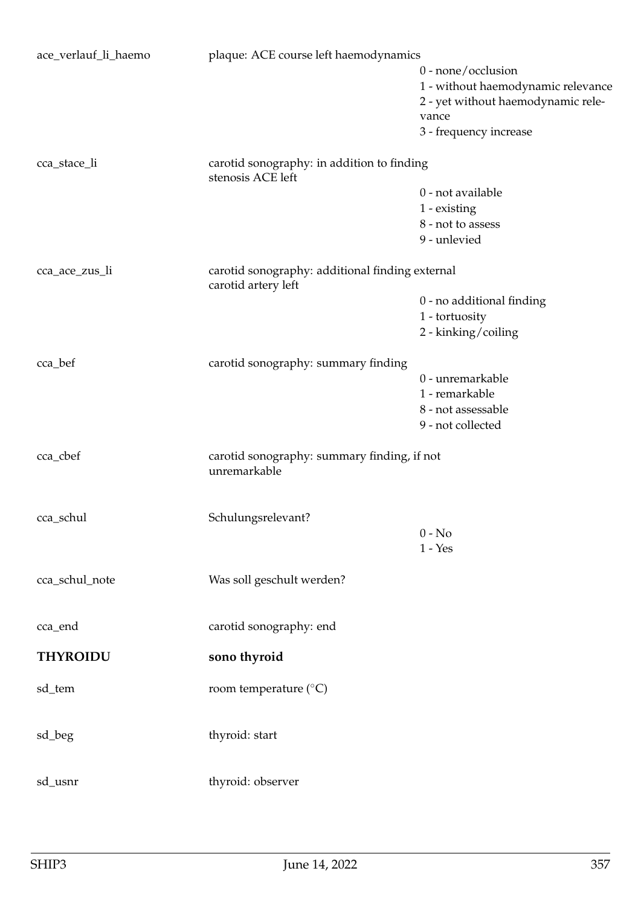| | | |
|---|---|---|
| ace_verlauf_li_haemo | plaque: ACE course left haemodynamics | 0 - none/occlusion<br>1 - without haemodynamic relevance<br>2 - yet without haemodynamic relevance<br>3 - frequency increase |
| cca_stace_li | carotid sonography: in addition to finding stenosis ACE left | 0 - not available<br>1 - existing<br>8 - not to assess<br>9 - unlevied |
| cca_ace_zus_li | carotid sonography: additional finding external carotid artery left | 0 - no additional finding<br>1 - tortuosity<br>2 - kinking/coiling |
| cca_bef | carotid sonography: summary finding | 0 - unremarkable<br>1 - remarkable<br>8 - not assessable<br>9 - not collected |
| cca_cbef | carotid sonography: summary finding, if not unremarkable | |
| cca_schul | Schulungsrelevant? | 0 - No<br>1 - Yes |
| cca_schul_note | Was soll geschult werden? | |
| cca_end | carotid sonography: end | |
| **THYROIDU** | **sono thyroid** | |
| sd_tem | room temperature (°C) | |
| sd_beg | thyroid: start | |
| sd_usnr | thyroid: observer | |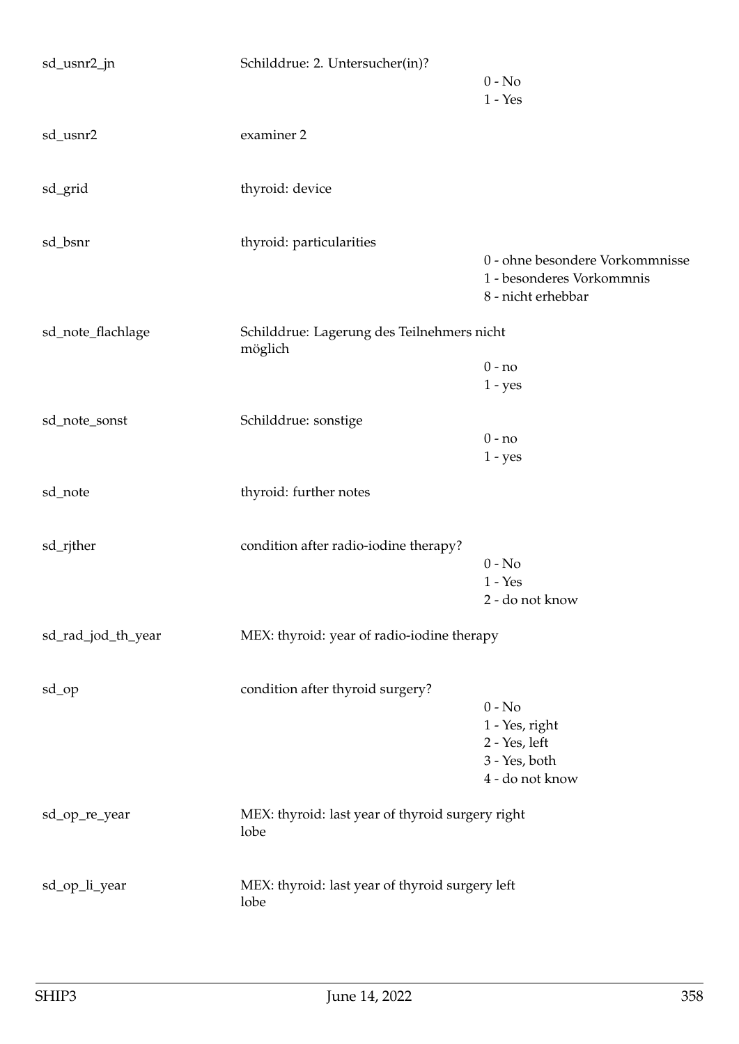| | | |
|---|---|---|
| sd_usnr2_jn | Schilddrue: 2. Untersucher(in)? | 0 - No<br>1 - Yes |
| sd_usnr2 | examiner 2 | |
| sd_grid | thyroid: device | |
| sd_bsnr | thyroid: particularities | 0 - ohne besondere Vorkommnisse<br>1 - besonderes Vorkommnis<br>8 - nicht erhebbar |
| sd_note_flachlage | Schilddrue: Lagerung des Teilnehmers nicht möglich | 0 - no<br>1 - yes |
| sd_note_sonst | Schilddrue: sonstige | 0 - no<br>1 - yes |
| sd_note | thyroid: further notes | |
| sd_rjther | condition after radio-iodine therapy? | 0 - No<br>1 - Yes<br>2 - do not know |
| sd_rad_jod_th_year | MEX: thyroid: year of radio-iodine therapy | |
| sd_op | condition after thyroid surgery? | 0 - No<br>1 - Yes, right<br>2 - Yes, left<br>3 - Yes, both<br>4 - do not know |
| sd_op_re_year | MEX: thyroid: last year of thyroid surgery right lobe | |
| sd_op_li_year | MEX: thyroid: last year of thyroid surgery left lobe | |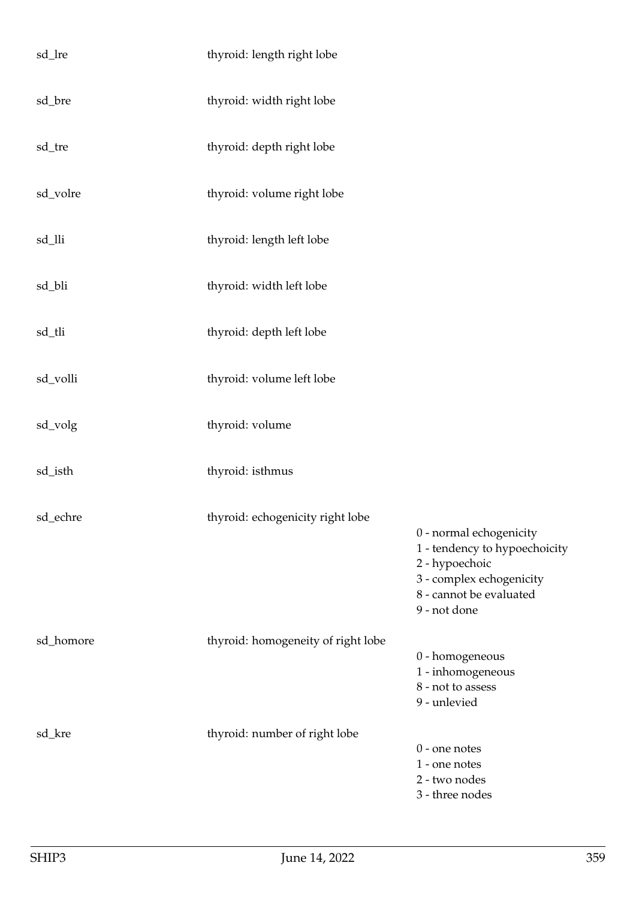| | | |
|---|---|---|
| sd_lre | thyroid: length right lobe | |
| sd_bre | thyroid: width right lobe | |
| sd_tre | thyroid: depth right lobe | |
| sd_volre | thyroid: volume right lobe | |
| sd_lli | thyroid: length left lobe | |
| sd_bli | thyroid: width left lobe | |
| sd_tli | thyroid: depth left lobe | |
| sd_volli | thyroid: volume left lobe | |
| sd_volg | thyroid: volume | |
| sd_isth | thyroid: isthmus | |
| sd_echre | thyroid: echogenicity right lobe | 0 - normal echogenicity<br>1 - tendency to hypoechoicity<br>2 - hypoechoic<br>3 - complex echogenicity<br>8 - cannot be evaluated<br>9 - not done |
| sd_homore | thyroid: homogeneity of right lobe | 0 - homogeneous<br>1 - inhomogeneous<br>8 - not to assess<br>9 - unlevied |
| sd_kre | thyroid: number of right lobe | 0 - one notes<br>1 - one notes<br>2 - two nodes<br>3 - three nodes |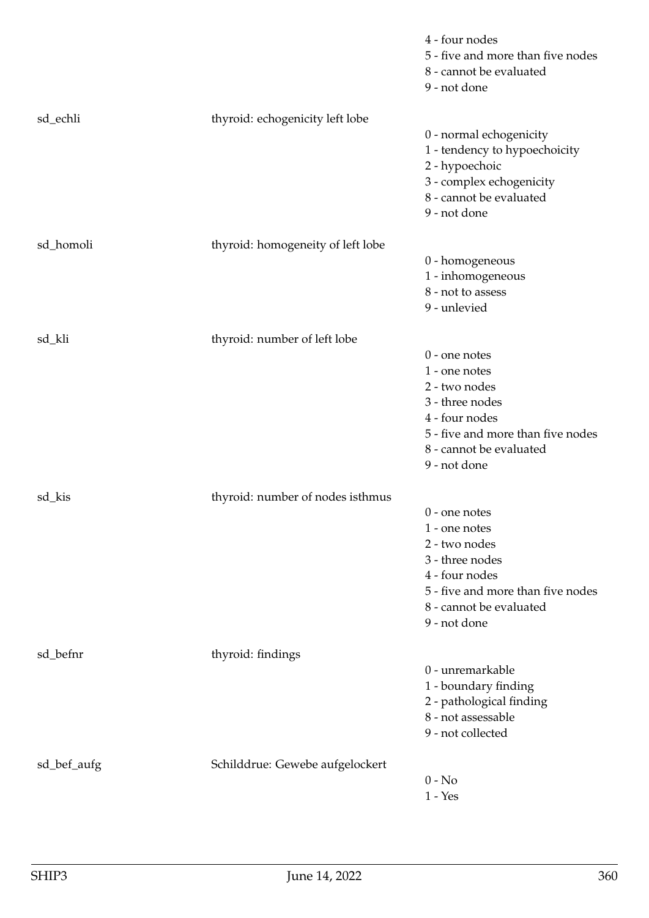4 - four nodes
5 - five and more than five nodes
8 - cannot be evaluated
9 - not done

sd_echli thyroid: echogenicity left lobe

0 - normal echogenicity
1 - tendency to hypoechoicity
2 - hypoechoic
3 - complex echogenicity
8 - cannot be evaluated
9 - not done

sd_homoli thyroid: homogeneity of left lobe

0 - homogeneous
1 - inhomogeneous
8 - not to assess
9 - unlevied

sd_kli thyroid: number of left lobe

0 - one notes
1 - one notes
2 - two nodes
3 - three nodes
4 - four nodes
5 - five and more than five nodes
8 - cannot be evaluated
9 - not done

sd_kis thyroid: number of nodes isthmus

0 - one notes
1 - one notes
2 - two nodes
3 - three nodes
4 - four nodes
5 - five and more than five nodes
8 - cannot be evaluated
9 - not done

sd_befnr thyroid: findings

0 - unremarkable
1 - boundary finding
2 - pathological finding
8 - not assessable
9 - not collected

sd_bef_aufg Schilddrue: Gewebe aufgelockert

0 - No
1 - Yes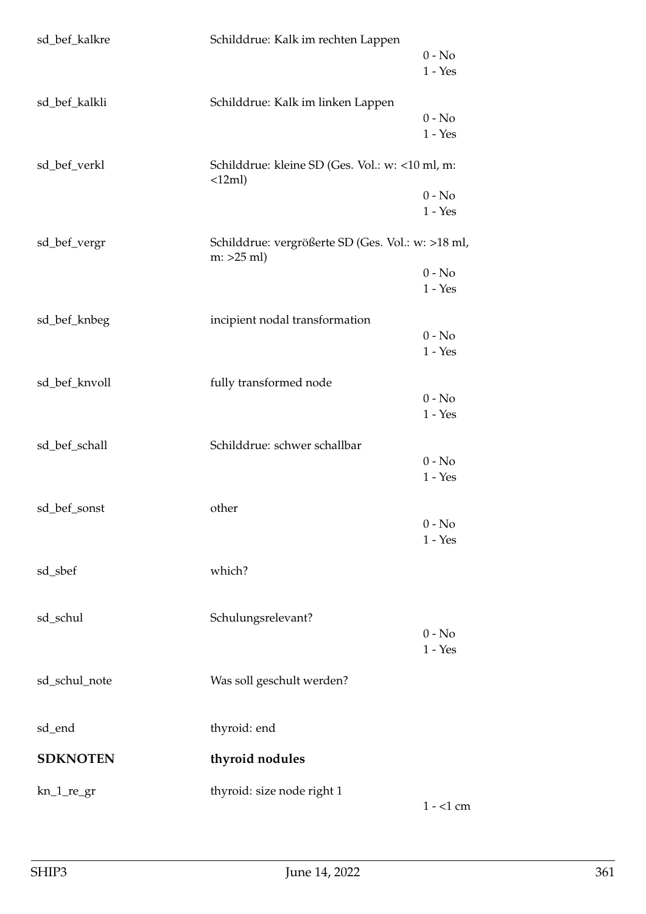sd_bef_kalkre — Schilddrue: Kalk im rechten Lappen
- 0 - No
- 1 - Yes

sd_bef_kalkli — Schilddrue: Kalk im linken Lappen
- 0 - No
- 1 - Yes

sd_bef_verkl — Schilddrue: kleine SD (Ges. Vol.: w: <10 ml, m: <12ml)
- 0 - No
- 1 - Yes

sd_bef_vergr — Schilddrue: vergrößerte SD (Ges. Vol.: w: >18 ml, m: >25 ml)
- 0 - No
- 1 - Yes

sd_bef_knbeg — incipient nodal transformation
- 0 - No
- 1 - Yes

sd_bef_knvoll — fully transformed node
- 0 - No
- 1 - Yes

sd_bef_schall — Schilddrue: schwer schallbar
- 0 - No
- 1 - Yes

sd_bef_sonst — other
- 0 - No
- 1 - Yes

sd_sbef — which?

sd_schul — Schulungsrelevant?
- 0 - No
- 1 - Yes

sd_schul_note — Was soll geschult werden?

sd_end — thyroid: end

## SDKNOTEN — thyroid nodules

kn_1_re_gr — thyroid: size node right 1
- 1 - <1 cm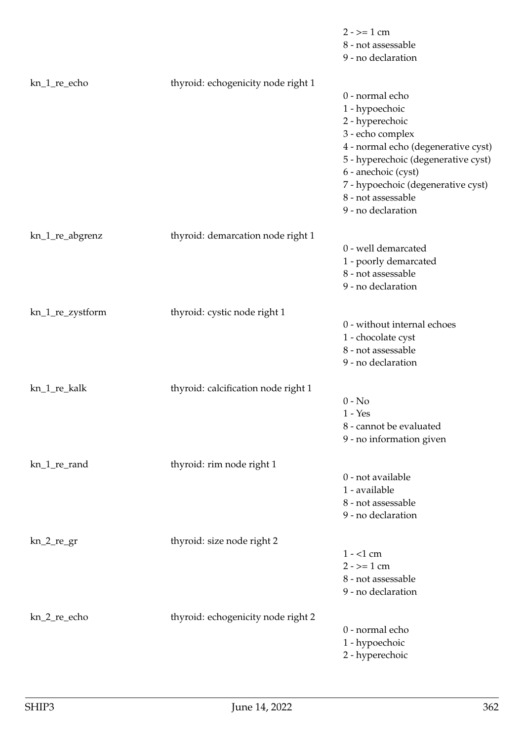2 - >= 1 cm
8 - not assessable
9 - no declaration

| Variable | Description | Values |
|---|---|---|
| kn_1_re_echo | thyroid: echogenicity node right 1 | 0 - normal echo<br>1 - hypoechoic<br>2 - hyperechoic<br>3 - echo complex<br>4 - normal echo (degenerative cyst)<br>5 - hyperechoic (degenerative cyst)<br>6 - anechoic (cyst)<br>7 - hypoechoic (degenerative cyst)<br>8 - not assessable<br>9 - no declaration |
| kn_1_re_abgrenz | thyroid: demarcation node right 1 | 0 - well demarcated<br>1 - poorly demarcated<br>8 - not assessable<br>9 - no declaration |
| kn_1_re_zystform | thyroid: cystic node right 1 | 0 - without internal echoes<br>1 - chocolate cyst<br>8 - not assessable<br>9 - no declaration |
| kn_1_re_kalk | thyroid: calcification node right 1 | 0 - No<br>1 - Yes<br>8 - cannot be evaluated<br>9 - no information given |
| kn_1_re_rand | thyroid: rim node right 1 | 0 - not available<br>1 - available<br>8 - not assessable<br>9 - no declaration |
| kn_2_re_gr | thyroid: size node right 2 | 1 - <1 cm<br>2 - >= 1 cm<br>8 - not assessable<br>9 - no declaration |
| kn_2_re_echo | thyroid: echogenicity node right 2 | 0 - normal echo<br>1 - hypoechoic<br>2 - hyperechoic |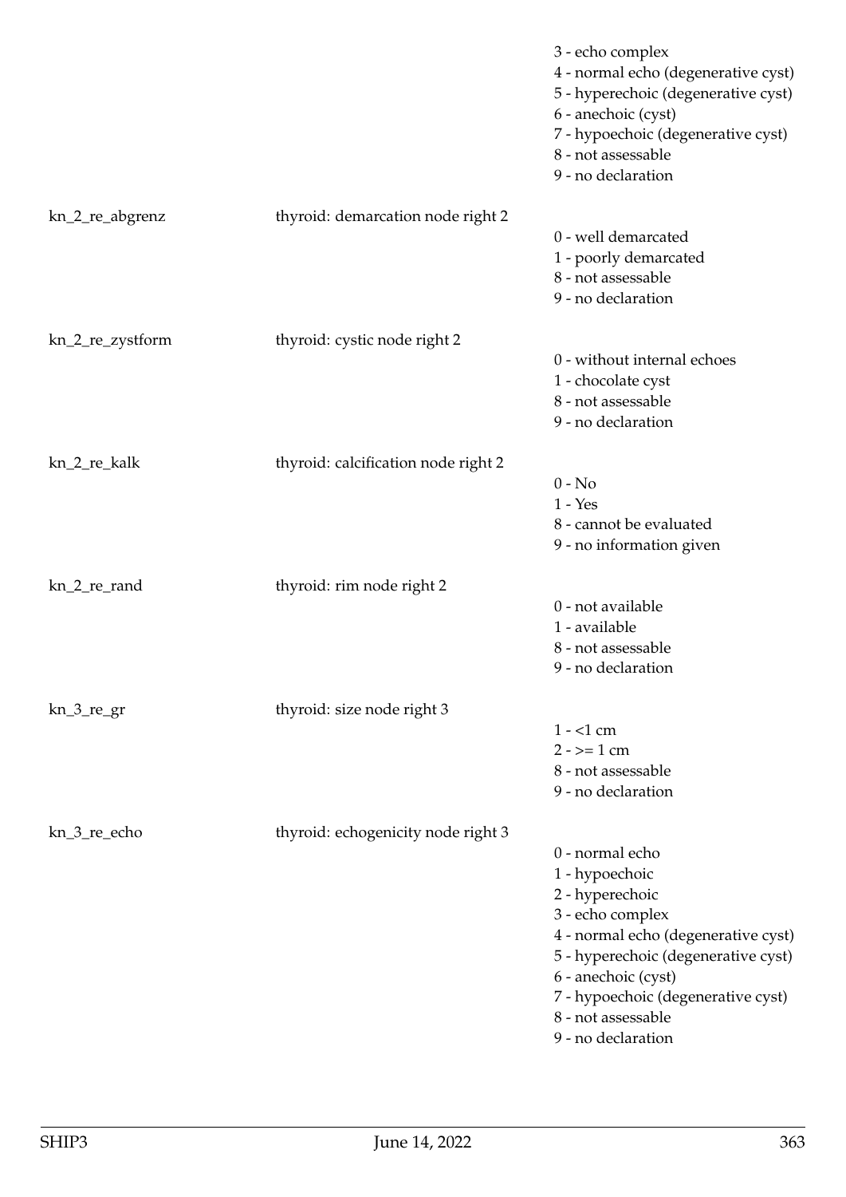| | | |
|---|---|---|
| | | 3 - echo complex<br>4 - normal echo (degenerative cyst)<br>5 - hyperechoic (degenerative cyst)<br>6 - anechoic (cyst)<br>7 - hypoechoic (degenerative cyst)<br>8 - not assessable<br>9 - no declaration |
| kn_2_re_abgrenz | thyroid: demarcation node right 2 | 0 - well demarcated<br>1 - poorly demarcated<br>8 - not assessable<br>9 - no declaration |
| kn_2_re_zystform | thyroid: cystic node right 2 | 0 - without internal echoes<br>1 - chocolate cyst<br>8 - not assessable<br>9 - no declaration |
| kn_2_re_kalk | thyroid: calcification node right 2 | 0 - No<br>1 - Yes<br>8 - cannot be evaluated<br>9 - no information given |
| kn_2_re_rand | thyroid: rim node right 2 | 0 - not available<br>1 - available<br>8 - not assessable<br>9 - no declaration |
| kn_3_re_gr | thyroid: size node right 3 | 1 - <1 cm<br>2 - >= 1 cm<br>8 - not assessable<br>9 - no declaration |
| kn_3_re_echo | thyroid: echogenicity node right 3 | 0 - normal echo<br>1 - hypoechoic<br>2 - hyperechoic<br>3 - echo complex<br>4 - normal echo (degenerative cyst)<br>5 - hyperechoic (degenerative cyst)<br>6 - anechoic (cyst)<br>7 - hypoechoic (degenerative cyst)<br>8 - not assessable<br>9 - no declaration |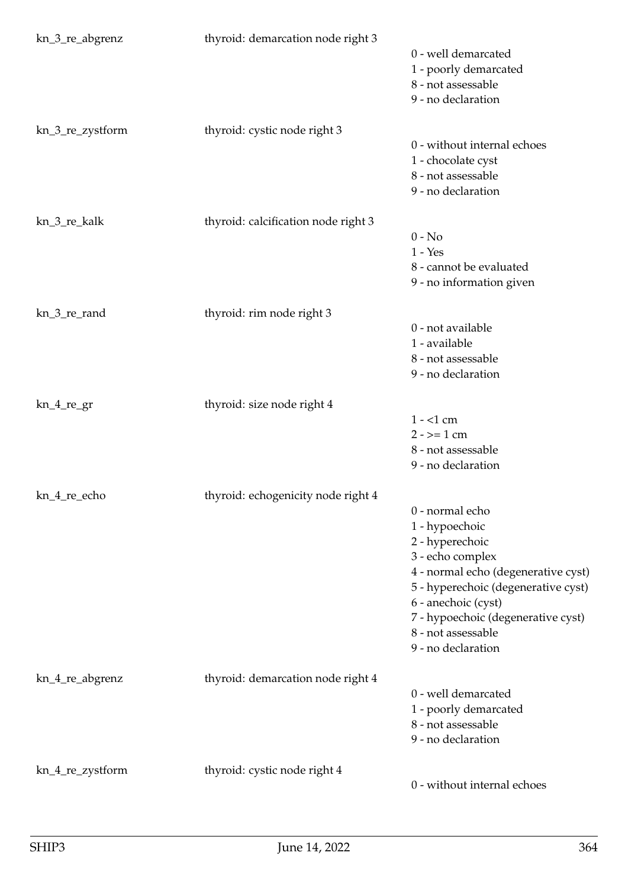| Variable | Label | Values |
|---|---|---|
| kn_3_re_abgrenz | thyroid: demarcation node right 3 | 0 - well demarcated<br>1 - poorly demarcated<br>8 - not assessable<br>9 - no declaration |
| kn_3_re_zystform | thyroid: cystic node right 3 | 0 - without internal echoes<br>1 - chocolate cyst<br>8 - not assessable<br>9 - no declaration |
| kn_3_re_kalk | thyroid: calcification node right 3 | 0 - No<br>1 - Yes<br>8 - cannot be evaluated<br>9 - no information given |
| kn_3_re_rand | thyroid: rim node right 3 | 0 - not available<br>1 - available<br>8 - not assessable<br>9 - no declaration |
| kn_4_re_gr | thyroid: size node right 4 | 1 - <1 cm<br>2 - >= 1 cm<br>8 - not assessable<br>9 - no declaration |
| kn_4_re_echo | thyroid: echogenicity node right 4 | 0 - normal echo<br>1 - hypoechoic<br>2 - hyperechoic<br>3 - echo complex<br>4 - normal echo (degenerative cyst)<br>5 - hyperechoic (degenerative cyst)<br>6 - anechoic (cyst)<br>7 - hypoechoic (degenerative cyst)<br>8 - not assessable<br>9 - no declaration |
| kn_4_re_abgrenz | thyroid: demarcation node right 4 | 0 - well demarcated<br>1 - poorly demarcated<br>8 - not assessable<br>9 - no declaration |
| kn_4_re_zystform | thyroid: cystic node right 4 | 0 - without internal echoes |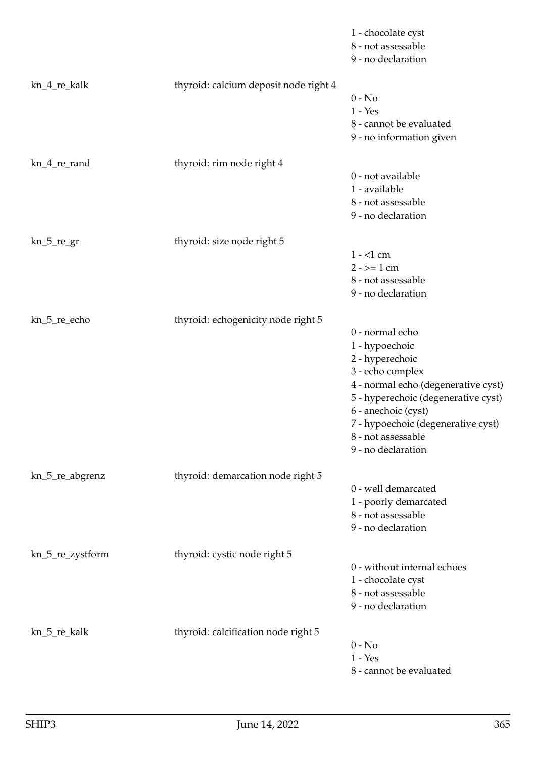| | | |
|---|---|---|
| | | 1 - chocolate cyst<br>8 - not assessable<br>9 - no declaration |
| kn_4_re_kalk | thyroid: calcium deposit node right 4 | 0 - No<br>1 - Yes<br>8 - cannot be evaluated<br>9 - no information given |
| kn_4_re_rand | thyroid: rim node right 4 | 0 - not available<br>1 - available<br>8 - not assessable<br>9 - no declaration |
| kn_5_re_gr | thyroid: size node right 5 | 1 - <1 cm<br>2 - >= 1 cm<br>8 - not assessable<br>9 - no declaration |
| kn_5_re_echo | thyroid: echogenicity node right 5 | 0 - normal echo<br>1 - hypoechoic<br>2 - hyperechoic<br>3 - echo complex<br>4 - normal echo (degenerative cyst)<br>5 - hyperechoic (degenerative cyst)<br>6 - anechoic (cyst)<br>7 - hypoechoic (degenerative cyst)<br>8 - not assessable<br>9 - no declaration |
| kn_5_re_abgrenz | thyroid: demarcation node right 5 | 0 - well demarcated<br>1 - poorly demarcated<br>8 - not assessable<br>9 - no declaration |
| kn_5_re_zystform | thyroid: cystic node right 5 | 0 - without internal echoes<br>1 - chocolate cyst<br>8 - not assessable<br>9 - no declaration |
| kn_5_re_kalk | thyroid: calcification node right 5 | 0 - No<br>1 - Yes<br>8 - cannot be evaluated |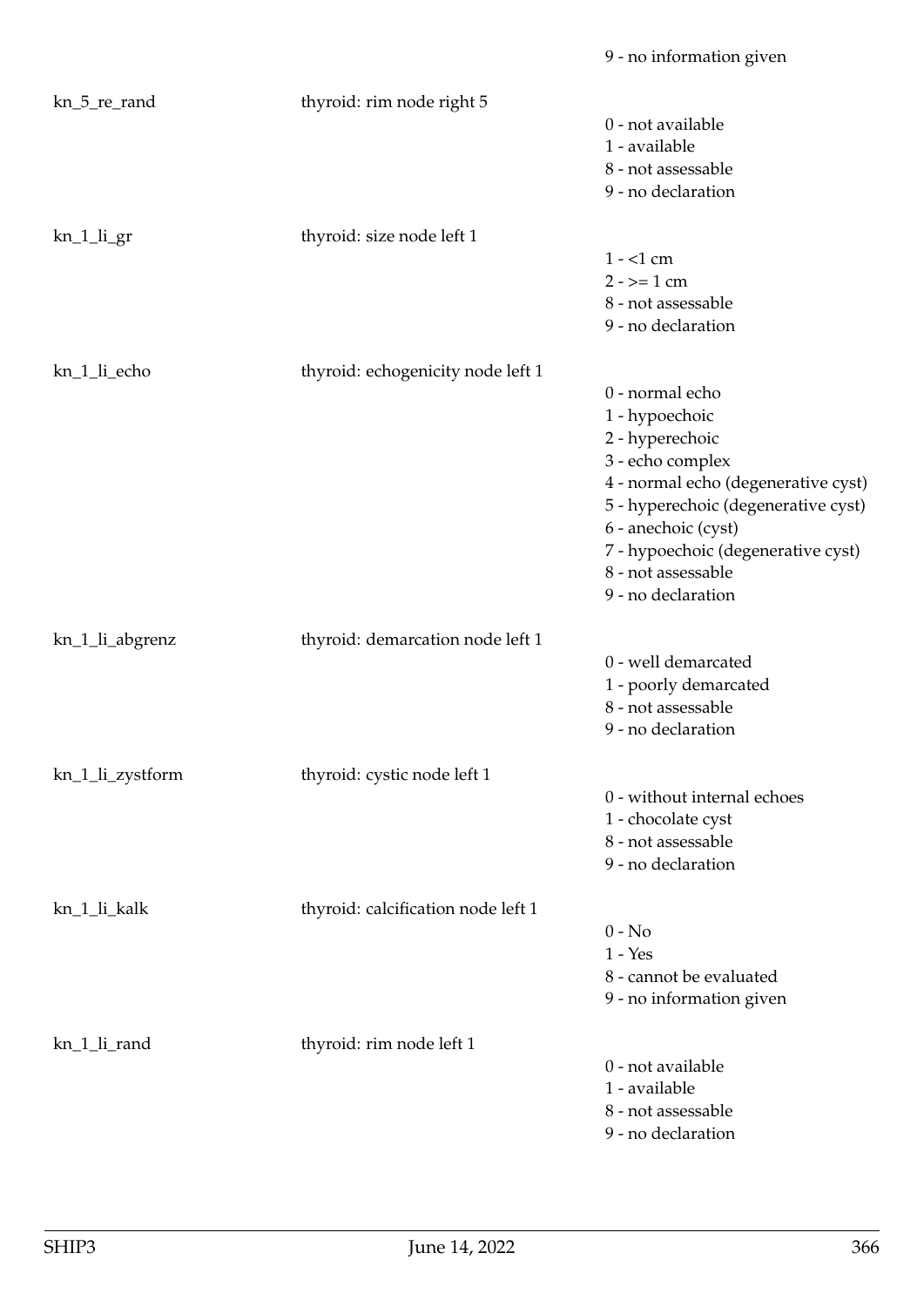9 - no information given

| Variable | Description | Values |
|---|---|---|
| kn_5_re_rand | thyroid: rim node right 5 | 0 - not available<br>1 - available<br>8 - not assessable<br>9 - no declaration |
| kn_1_li_gr | thyroid: size node left 1 | 1 - <1 cm<br>2 - >= 1 cm<br>8 - not assessable<br>9 - no declaration |
| kn_1_li_echo | thyroid: echogenicity node left 1 | 0 - normal echo<br>1 - hypoechoic<br>2 - hyperechoic<br>3 - echo complex<br>4 - normal echo (degenerative cyst)<br>5 - hyperechoic (degenerative cyst)<br>6 - anechoic (cyst)<br>7 - hypoechoic (degenerative cyst)<br>8 - not assessable<br>9 - no declaration |
| kn_1_li_abgrenz | thyroid: demarcation node left 1 | 0 - well demarcated<br>1 - poorly demarcated<br>8 - not assessable<br>9 - no declaration |
| kn_1_li_zystform | thyroid: cystic node left 1 | 0 - without internal echoes<br>1 - chocolate cyst<br>8 - not assessable<br>9 - no declaration |
| kn_1_li_kalk | thyroid: calcification node left 1 | 0 - No<br>1 - Yes<br>8 - cannot be evaluated<br>9 - no information given |
| kn_1_li_rand | thyroid: rim node left 1 | 0 - not available<br>1 - available<br>8 - not assessable<br>9 - no declaration |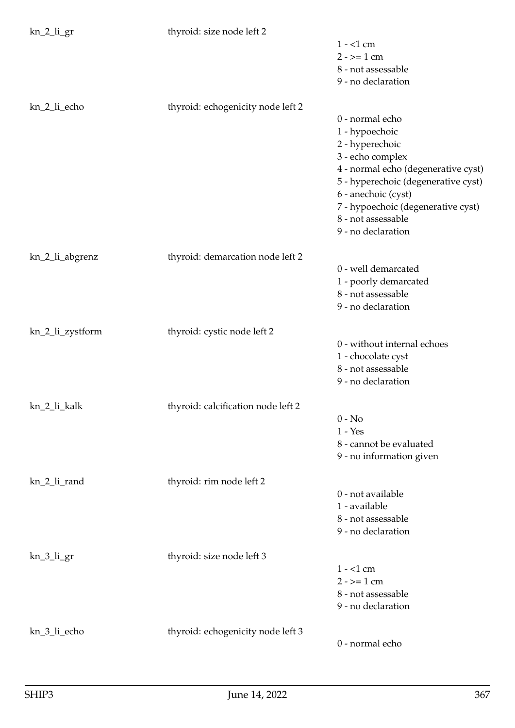| | | |
|---|---|---|
| kn_2_li_gr | thyroid: size node left 2 | 1 - <1 cm<br>2 - >= 1 cm<br>8 - not assessable<br>9 - no declaration |
| kn_2_li_echo | thyroid: echogenicity node left 2 | 0 - normal echo<br>1 - hypoechoic<br>2 - hyperechoic<br>3 - echo complex<br>4 - normal echo (degenerative cyst)<br>5 - hyperechoic (degenerative cyst)<br>6 - anechoic (cyst)<br>7 - hypoechoic (degenerative cyst)<br>8 - not assessable<br>9 - no declaration |
| kn_2_li_abgrenz | thyroid: demarcation node left 2 | 0 - well demarcated<br>1 - poorly demarcated<br>8 - not assessable<br>9 - no declaration |
| kn_2_li_zystform | thyroid: cystic node left 2 | 0 - without internal echoes<br>1 - chocolate cyst<br>8 - not assessable<br>9 - no declaration |
| kn_2_li_kalk | thyroid: calcification node left 2 | 0 - No<br>1 - Yes<br>8 - cannot be evaluated<br>9 - no information given |
| kn_2_li_rand | thyroid: rim node left 2 | 0 - not available<br>1 - available<br>8 - not assessable<br>9 - no declaration |
| kn_3_li_gr | thyroid: size node left 3 | 1 - <1 cm<br>2 - >= 1 cm<br>8 - not assessable<br>9 - no declaration |
| kn_3_li_echo | thyroid: echogenicity node left 3 | 0 - normal echo |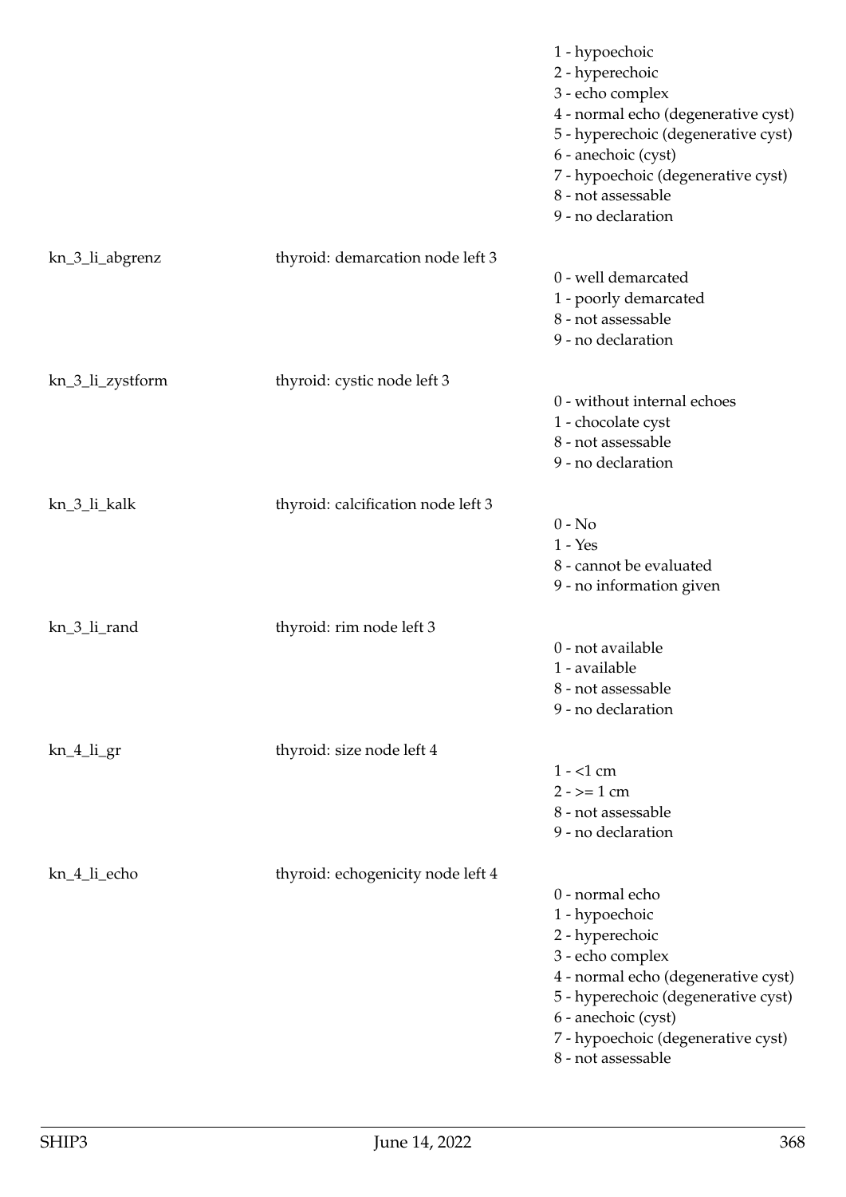| | | |
|---|---|---|
| | | 1 - hypoechoic<br>2 - hyperechoic<br>3 - echo complex<br>4 - normal echo (degenerative cyst)<br>5 - hyperechoic (degenerative cyst)<br>6 - anechoic (cyst)<br>7 - hypoechoic (degenerative cyst)<br>8 - not assessable<br>9 - no declaration |
| kn_3_li_abgrenz | thyroid: demarcation node left 3 | 0 - well demarcated<br>1 - poorly demarcated<br>8 - not assessable<br>9 - no declaration |
| kn_3_li_zystform | thyroid: cystic node left 3 | 0 - without internal echoes<br>1 - chocolate cyst<br>8 - not assessable<br>9 - no declaration |
| kn_3_li_kalk | thyroid: calcification node left 3 | 0 - No<br>1 - Yes<br>8 - cannot be evaluated<br>9 - no information given |
| kn_3_li_rand | thyroid: rim node left 3 | 0 - not available<br>1 - available<br>8 - not assessable<br>9 - no declaration |
| kn_4_li_gr | thyroid: size node left 4 | 1 - <1 cm<br>2 - >= 1 cm<br>8 - not assessable<br>9 - no declaration |
| kn_4_li_echo | thyroid: echogenicity node left 4 | 0 - normal echo<br>1 - hypoechoic<br>2 - hyperechoic<br>3 - echo complex<br>4 - normal echo (degenerative cyst)<br>5 - hyperechoic (degenerative cyst)<br>6 - anechoic (cyst)<br>7 - hypoechoic (degenerative cyst)<br>8 - not assessable |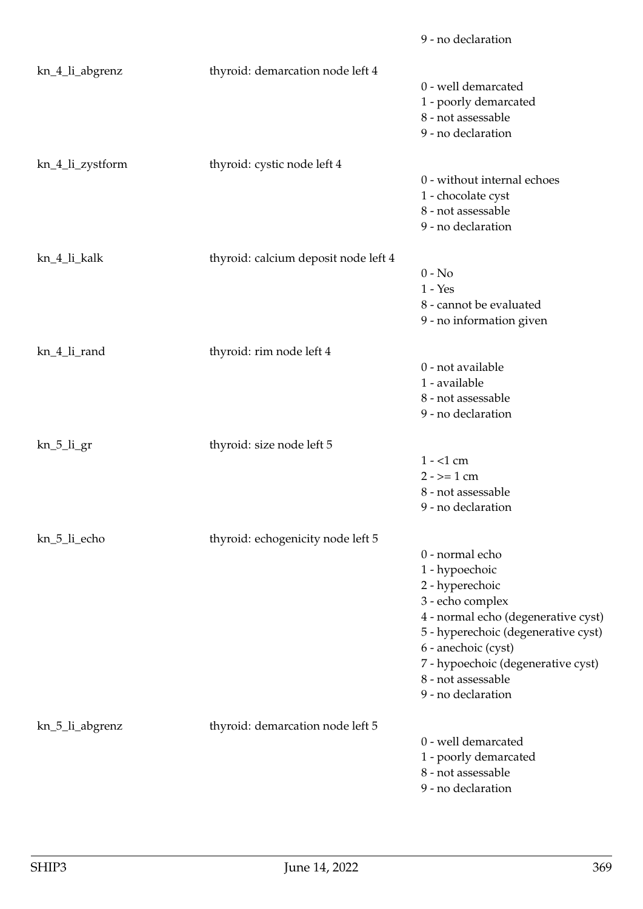| | | 9 - no declaration |
|---|---|---|
| kn_4_li_abgrenz | thyroid: demarcation node left 4 | 0 - well demarcated<br>1 - poorly demarcated<br>8 - not assessable<br>9 - no declaration |
| kn_4_li_zystform | thyroid: cystic node left 4 | 0 - without internal echoes<br>1 - chocolate cyst<br>8 - not assessable<br>9 - no declaration |
| kn_4_li_kalk | thyroid: calcium deposit node left 4 | 0 - No<br>1 - Yes<br>8 - cannot be evaluated<br>9 - no information given |
| kn_4_li_rand | thyroid: rim node left 4 | 0 - not available<br>1 - available<br>8 - not assessable<br>9 - no declaration |
| kn_5_li_gr | thyroid: size node left 5 | 1 - <1 cm<br>2 - >= 1 cm<br>8 - not assessable<br>9 - no declaration |
| kn_5_li_echo | thyroid: echogenicity node left 5 | 0 - normal echo<br>1 - hypoechoic<br>2 - hyperechoic<br>3 - echo complex<br>4 - normal echo (degenerative cyst)<br>5 - hyperechoic (degenerative cyst)<br>6 - anechoic (cyst)<br>7 - hypoechoic (degenerative cyst)<br>8 - not assessable<br>9 - no declaration |
| kn_5_li_abgrenz | thyroid: demarcation node left 5 | 0 - well demarcated<br>1 - poorly demarcated<br>8 - not assessable<br>9 - no declaration |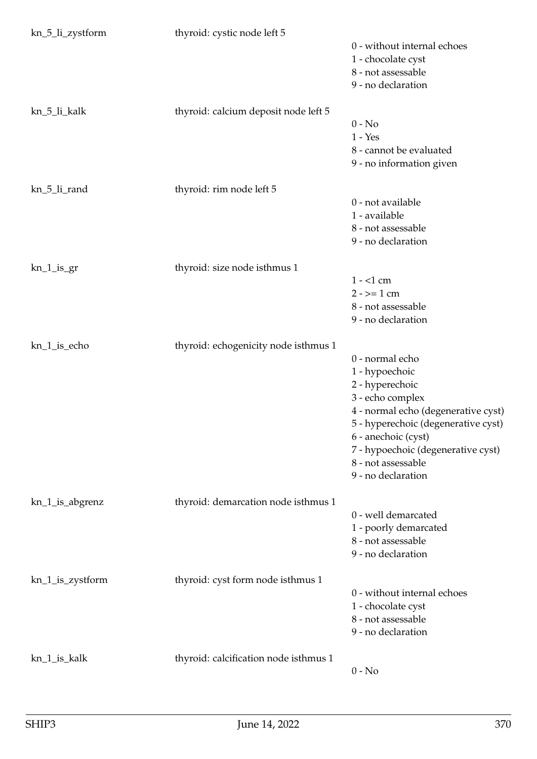kn_5_li_zystform thyroid: cystic node left 5
- 0 - without internal echoes
- 1 - chocolate cyst
- 8 - not assessable
- 9 - no declaration

kn_5_li_kalk thyroid: calcium deposit node left 5
- 0 - No
- 1 - Yes
- 8 - cannot be evaluated
- 9 - no information given

kn_5_li_rand thyroid: rim node left 5
- 0 - not available
- 1 - available
- 8 - not assessable
- 9 - no declaration

kn_1_is_gr thyroid: size node isthmus 1
- 1 - <1 cm
- 2 - >= 1 cm
- 8 - not assessable
- 9 - no declaration

kn_1_is_echo thyroid: echogenicity node isthmus 1
- 0 - normal echo
- 1 - hypoechoic
- 2 - hyperechoic
- 3 - echo complex
- 4 - normal echo (degenerative cyst)
- 5 - hyperechoic (degenerative cyst)
- 6 - anechoic (cyst)
- 7 - hypoechoic (degenerative cyst)
- 8 - not assessable
- 9 - no declaration

kn_1_is_abgrenz thyroid: demarcation node isthmus 1
- 0 - well demarcated
- 1 - poorly demarcated
- 8 - not assessable
- 9 - no declaration

kn_1_is_zystform thyroid: cyst form node isthmus 1
- 0 - without internal echoes
- 1 - chocolate cyst
- 8 - not assessable
- 9 - no declaration

kn_1_is_kalk thyroid: calcification node isthmus 1
- 0 - No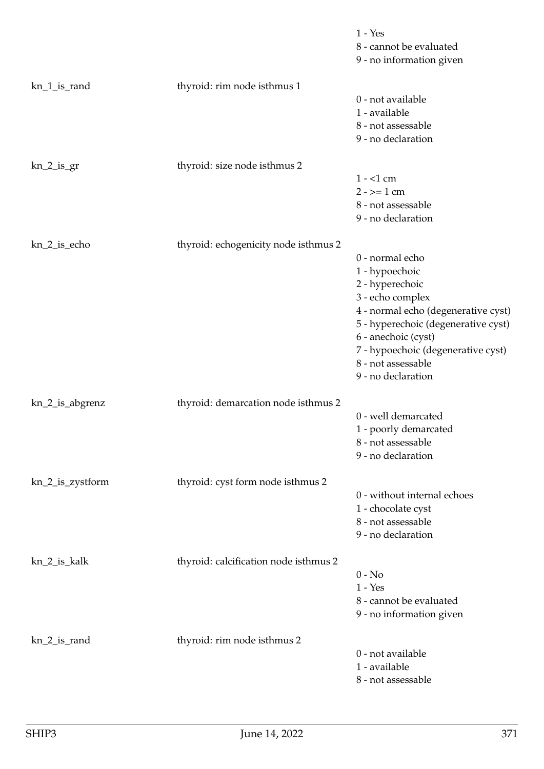| | | |
|---|---|---|
| | | 1 - Yes |
| | | 8 - cannot be evaluated |
| | | 9 - no information given |
| kn_1_is_rand | thyroid: rim node isthmus 1 | |
| | | 0 - not available |
| | | 1 - available |
| | | 8 - not assessable |
| | | 9 - no declaration |
| kn_2_is_gr | thyroid: size node isthmus 2 | |
| | | 1 - <1 cm |
| | | 2 - >= 1 cm |
| | | 8 - not assessable |
| | | 9 - no declaration |
| kn_2_is_echo | thyroid: echogenicity node isthmus 2 | |
| | | 0 - normal echo |
| | | 1 - hypoechoic |
| | | 2 - hyperechoic |
| | | 3 - echo complex |
| | | 4 - normal echo (degenerative cyst) |
| | | 5 - hyperechoic (degenerative cyst) |
| | | 6 - anechoic (cyst) |
| | | 7 - hypoechoic (degenerative cyst) |
| | | 8 - not assessable |
| | | 9 - no declaration |
| kn_2_is_abgrenz | thyroid: demarcation node isthmus 2 | |
| | | 0 - well demarcated |
| | | 1 - poorly demarcated |
| | | 8 - not assessable |
| | | 9 - no declaration |
| kn_2_is_zystform | thyroid: cyst form node isthmus 2 | |
| | | 0 - without internal echoes |
| | | 1 - chocolate cyst |
| | | 8 - not assessable |
| | | 9 - no declaration |
| kn_2_is_kalk | thyroid: calcification node isthmus 2 | |
| | | 0 - No |
| | | 1 - Yes |
| | | 8 - cannot be evaluated |
| | | 9 - no information given |
| kn_2_is_rand | thyroid: rim node isthmus 2 | |
| | | 0 - not available |
| | | 1 - available |
| | | 8 - not assessable |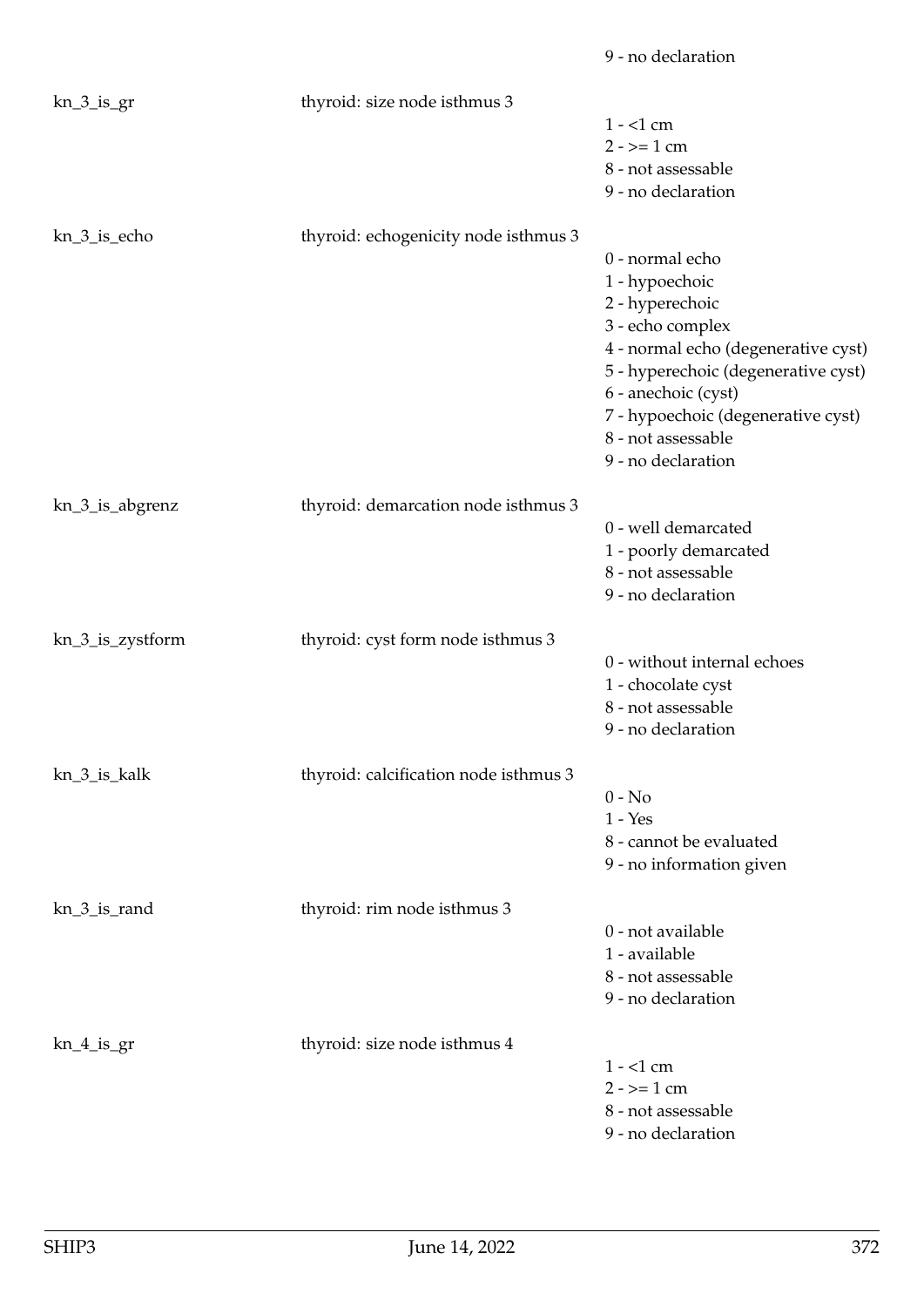9 - no declaration

| Variable | Label | Values |
|---|---|---|
| kn_3_is_gr | thyroid: size node isthmus 3 | 1 - <1 cm<br>2 - >= 1 cm<br>8 - not assessable<br>9 - no declaration |
| kn_3_is_echo | thyroid: echogenicity node isthmus 3 | 0 - normal echo<br>1 - hypoechoic<br>2 - hyperechoic<br>3 - echo complex<br>4 - normal echo (degenerative cyst)<br>5 - hyperechoic (degenerative cyst)<br>6 - anechoic (cyst)<br>7 - hypoechoic (degenerative cyst)<br>8 - not assessable<br>9 - no declaration |
| kn_3_is_abgrenz | thyroid: demarcation node isthmus 3 | 0 - well demarcated<br>1 - poorly demarcated<br>8 - not assessable<br>9 - no declaration |
| kn_3_is_zystform | thyroid: cyst form node isthmus 3 | 0 - without internal echoes<br>1 - chocolate cyst<br>8 - not assessable<br>9 - no declaration |
| kn_3_is_kalk | thyroid: calcification node isthmus 3 | 0 - No<br>1 - Yes<br>8 - cannot be evaluated<br>9 - no information given |
| kn_3_is_rand | thyroid: rim node isthmus 3 | 0 - not available<br>1 - available<br>8 - not assessable<br>9 - no declaration |
| kn_4_is_gr | thyroid: size node isthmus 4 | 1 - <1 cm<br>2 - >= 1 cm<br>8 - not assessable<br>9 - no declaration |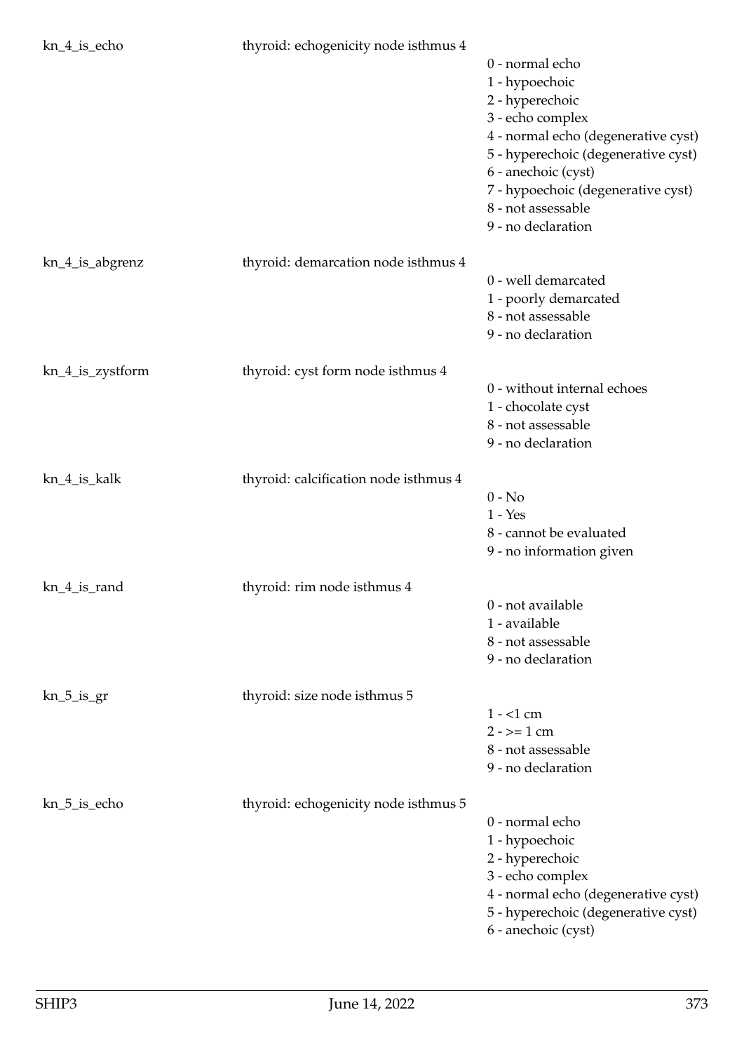| | | |
|---|---|---|
| kn_4_is_echo | thyroid: echogenicity node isthmus 4 | 0 - normal echo<br>1 - hypoechoic<br>2 - hyperechoic<br>3 - echo complex<br>4 - normal echo (degenerative cyst)<br>5 - hyperechoic (degenerative cyst)<br>6 - anechoic (cyst)<br>7 - hypoechoic (degenerative cyst)<br>8 - not assessable<br>9 - no declaration |
| kn_4_is_abgrenz | thyroid: demarcation node isthmus 4 | 0 - well demarcated<br>1 - poorly demarcated<br>8 - not assessable<br>9 - no declaration |
| kn_4_is_zystform | thyroid: cyst form node isthmus 4 | 0 - without internal echoes<br>1 - chocolate cyst<br>8 - not assessable<br>9 - no declaration |
| kn_4_is_kalk | thyroid: calcification node isthmus 4 | 0 - No<br>1 - Yes<br>8 - cannot be evaluated<br>9 - no information given |
| kn_4_is_rand | thyroid: rim node isthmus 4 | 0 - not available<br>1 - available<br>8 - not assessable<br>9 - no declaration |
| kn_5_is_gr | thyroid: size node isthmus 5 | 1 - <1 cm<br>2 - >= 1 cm<br>8 - not assessable<br>9 - no declaration |
| kn_5_is_echo | thyroid: echogenicity node isthmus 5 | 0 - normal echo<br>1 - hypoechoic<br>2 - hyperechoic<br>3 - echo complex<br>4 - normal echo (degenerative cyst)<br>5 - hyperechoic (degenerative cyst)<br>6 - anechoic (cyst) |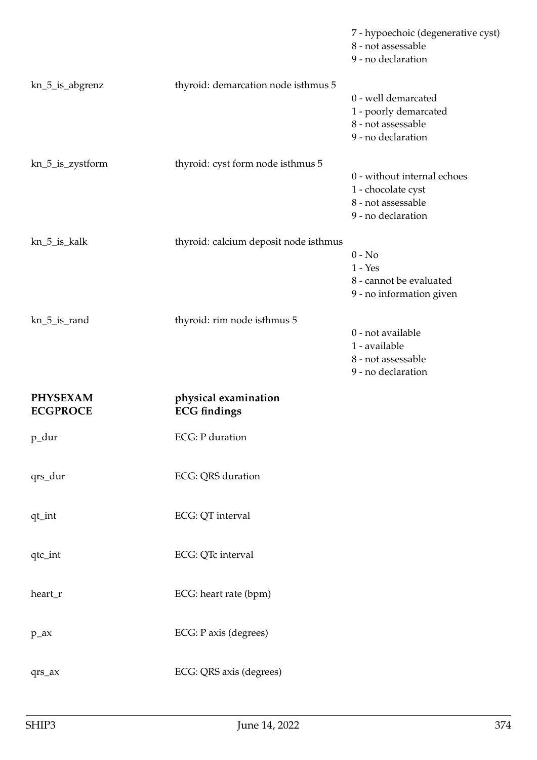| | | |
|---|---|---|
| | | 7 - hypoechoic (degenerative cyst)<br>8 - not assessable<br>9 - no declaration |
| kn_5_is_abgrenz | thyroid: demarcation node isthmus 5 | 0 - well demarcated<br>1 - poorly demarcated<br>8 - not assessable<br>9 - no declaration |
| kn_5_is_zystform | thyroid: cyst form node isthmus 5 | 0 - without internal echoes<br>1 - chocolate cyst<br>8 - not assessable<br>9 - no declaration |
| kn_5_is_kalk | thyroid: calcium deposit node isthmus | 0 - No<br>1 - Yes<br>8 - cannot be evaluated<br>9 - no information given |
| kn_5_is_rand | thyroid: rim node isthmus 5 | 0 - not available<br>1 - available<br>8 - not assessable<br>9 - no declaration |

**PHYSEXAM** — **physical examination**

**ECGPROCE** — **ECG findings**

| | | |
|---|---|---|
| p_dur | ECG: P duration | |
| qrs_dur | ECG: QRS duration | |
| qt_int | ECG: QT interval | |
| qtc_int | ECG: QTc interval | |
| heart_r | ECG: heart rate (bpm) | |
| p_ax | ECG: P axis (degrees) | |
| qrs_ax | ECG: QRS axis (degrees) | |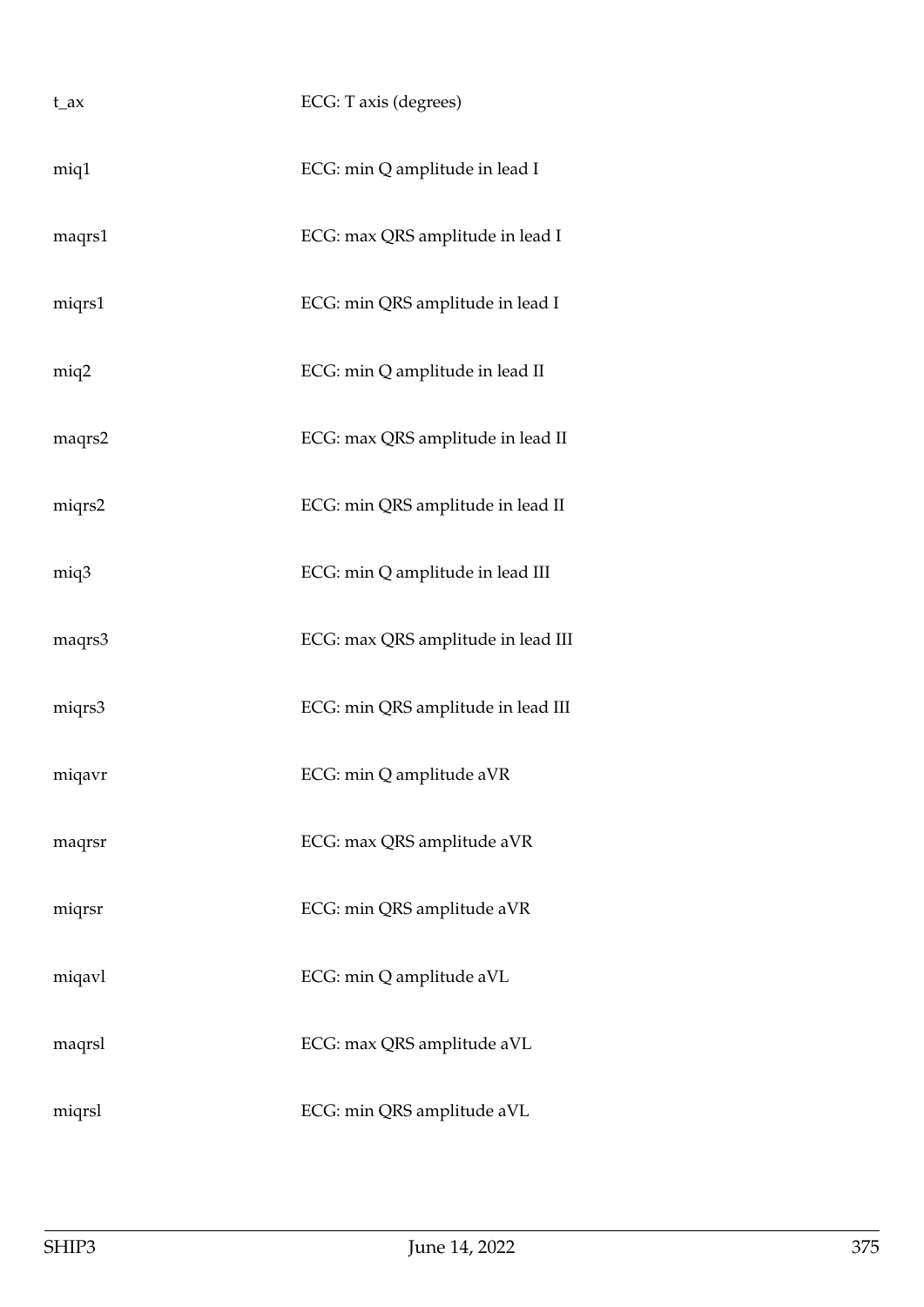| | |
|---|---|
| t_ax | ECG: T axis (degrees) |
| miq1 | ECG: min Q amplitude in lead I |
| maqrs1 | ECG: max QRS amplitude in lead I |
| miqrs1 | ECG: min QRS amplitude in lead I |
| miq2 | ECG: min Q amplitude in lead II |
| maqrs2 | ECG: max QRS amplitude in lead II |
| miqrs2 | ECG: min QRS amplitude in lead II |
| miq3 | ECG: min Q amplitude in lead III |
| maqrs3 | ECG: max QRS amplitude in lead III |
| miqrs3 | ECG: min QRS amplitude in lead III |
| miqavr | ECG: min Q amplitude aVR |
| maqrsr | ECG: max QRS amplitude aVR |
| miqrsr | ECG: min QRS amplitude aVR |
| miqavl | ECG: min Q amplitude aVL |
| maqrsl | ECG: max QRS amplitude aVL |
| miqrsl | ECG: min QRS amplitude aVL |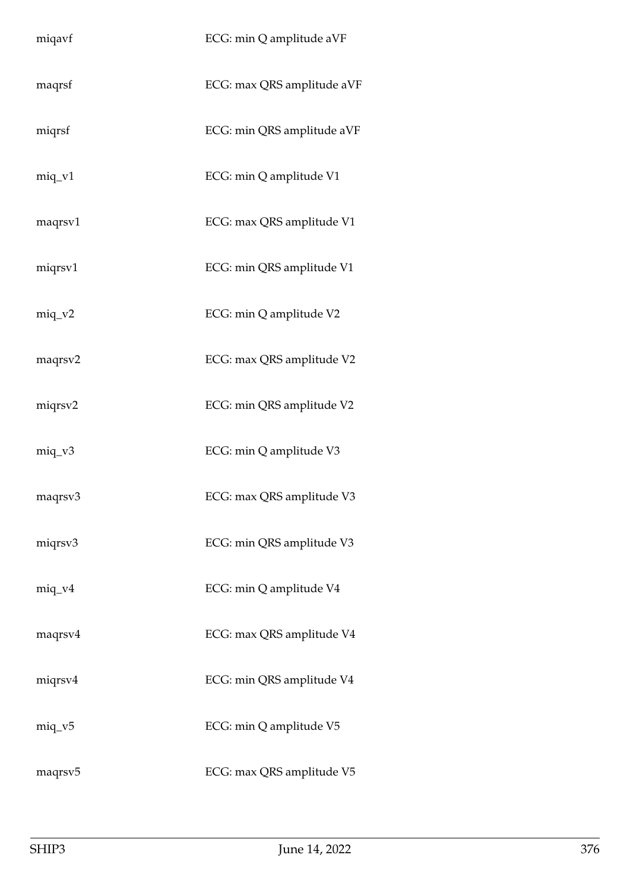| | |
|---|---|
| miqavf | ECG: min Q amplitude aVF |
| maqrsf | ECG: max QRS amplitude aVF |
| miqrsf | ECG: min QRS amplitude aVF |
| miq_v1 | ECG: min Q amplitude V1 |
| maqrsv1 | ECG: max QRS amplitude V1 |
| miqrsv1 | ECG: min QRS amplitude V1 |
| miq_v2 | ECG: min Q amplitude V2 |
| maqrsv2 | ECG: max QRS amplitude V2 |
| miqrsv2 | ECG: min QRS amplitude V2 |
| miq_v3 | ECG: min Q amplitude V3 |
| maqrsv3 | ECG: max QRS amplitude V3 |
| miqrsv3 | ECG: min QRS amplitude V3 |
| miq_v4 | ECG: min Q amplitude V4 |
| maqrsv4 | ECG: max QRS amplitude V4 |
| miqrsv4 | ECG: min QRS amplitude V4 |
| miq_v5 | ECG: min Q amplitude V5 |
| maqrsv5 | ECG: max QRS amplitude V5 |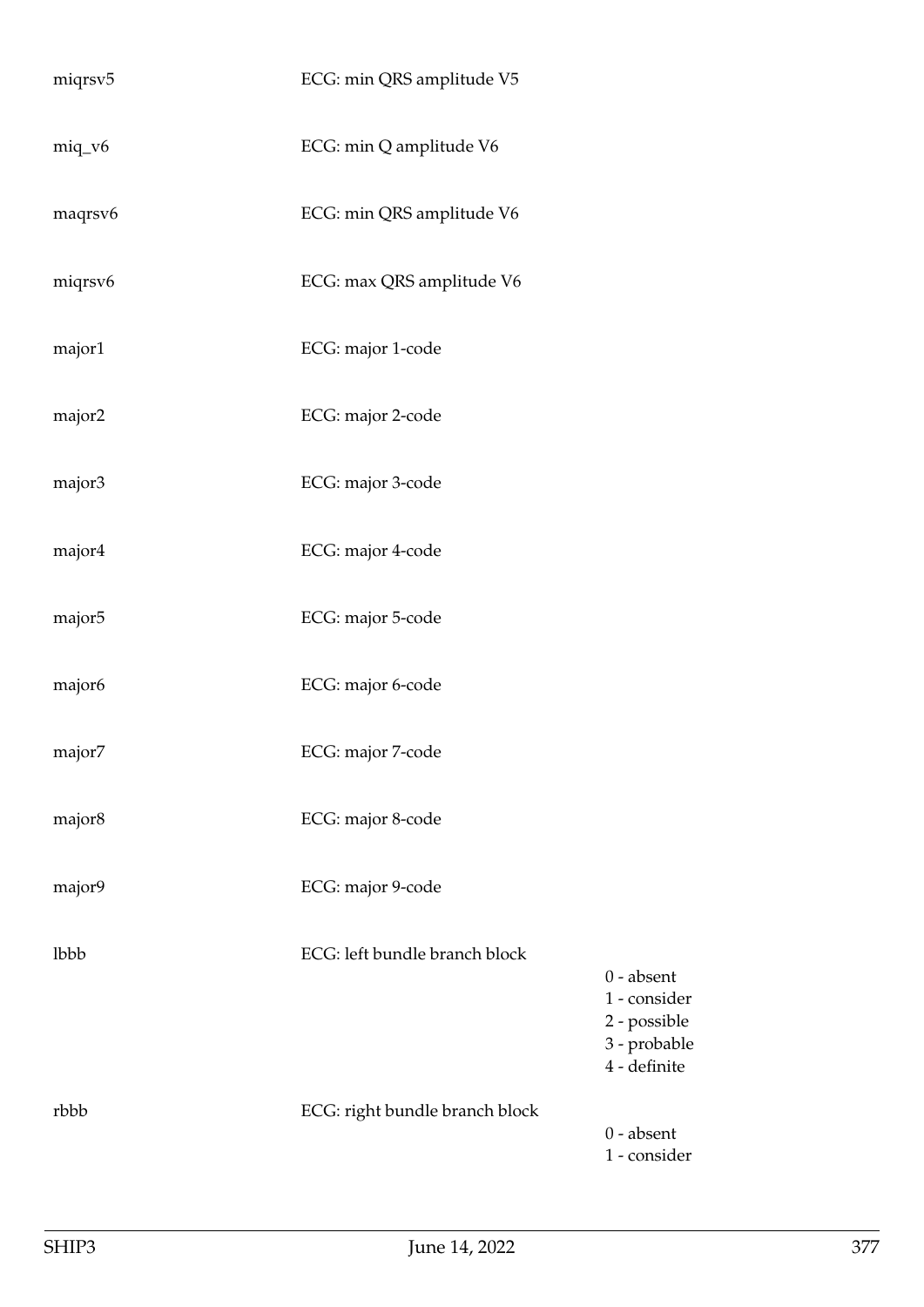| | | |
|---|---|---|
| miqrsv5 | ECG: min QRS amplitude V5 | |
| miq_v6 | ECG: min Q amplitude V6 | |
| maqrsv6 | ECG: min QRS amplitude V6 | |
| miqrsv6 | ECG: max QRS amplitude V6 | |
| major1 | ECG: major 1-code | |
| major2 | ECG: major 2-code | |
| major3 | ECG: major 3-code | |
| major4 | ECG: major 4-code | |
| major5 | ECG: major 5-code | |
| major6 | ECG: major 6-code | |
| major7 | ECG: major 7-code | |
| major8 | ECG: major 8-code | |
| major9 | ECG: major 9-code | |
| lbbb | ECG: left bundle branch block | 0 - absent<br>1 - consider<br>2 - possible<br>3 - probable<br>4 - definite |
| rbbb | ECG: right bundle branch block | 0 - absent<br>1 - consider |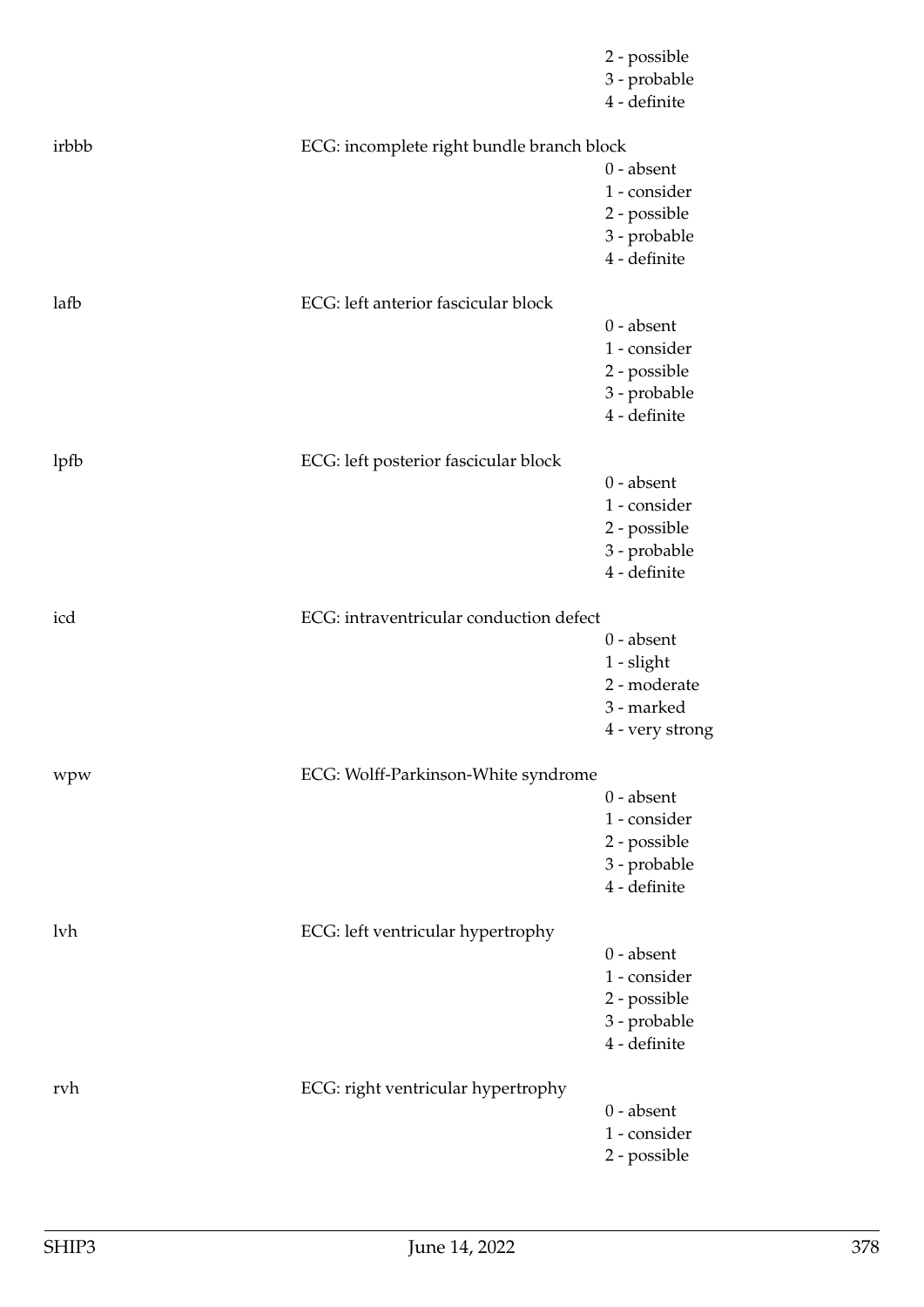2 - possible
3 - probable
4 - definite

| | | |
|---|---|---|
| irbbb | ECG: incomplete right bundle branch block | |
| | | 0 - absent |
| | | 1 - consider |
| | | 2 - possible |
| | | 3 - probable |
| | | 4 - definite |
| lafb | ECG: left anterior fascicular block | |
| | | 0 - absent |
| | | 1 - consider |
| | | 2 - possible |
| | | 3 - probable |
| | | 4 - definite |
| lpfb | ECG: left posterior fascicular block | |
| | | 0 - absent |
| | | 1 - consider |
| | | 2 - possible |
| | | 3 - probable |
| | | 4 - definite |
| icd | ECG: intraventricular conduction defect | |
| | | 0 - absent |
| | | 1 - slight |
| | | 2 - moderate |
| | | 3 - marked |
| | | 4 - very strong |
| wpw | ECG: Wolff-Parkinson-White syndrome | |
| | | 0 - absent |
| | | 1 - consider |
| | | 2 - possible |
| | | 3 - probable |
| | | 4 - definite |
| lvh | ECG: left ventricular hypertrophy | |
| | | 0 - absent |
| | | 1 - consider |
| | | 2 - possible |
| | | 3 - probable |
| | | 4 - definite |
| rvh | ECG: right ventricular hypertrophy | |
| | | 0 - absent |
| | | 1 - consider |
| | | 2 - possible |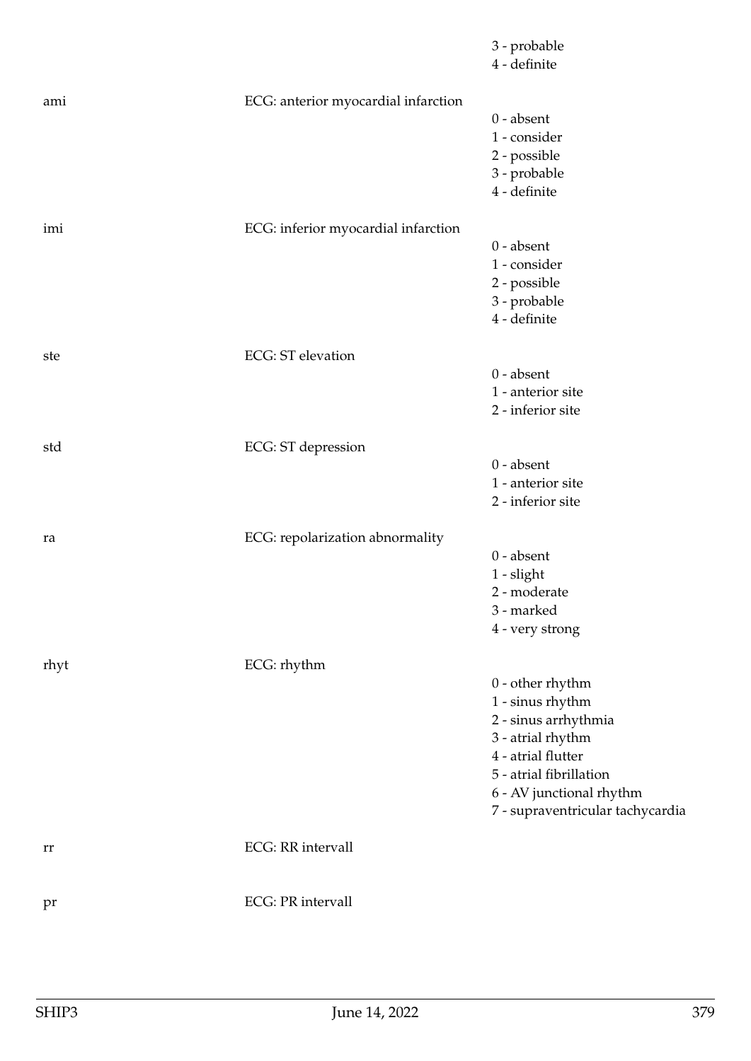| | | |
|---|---|---|
| | | 3 - probable<br>4 - definite |
| ami | ECG: anterior myocardial infarction | 0 - absent<br>1 - consider<br>2 - possible<br>3 - probable<br>4 - definite |
| imi | ECG: inferior myocardial infarction | 0 - absent<br>1 - consider<br>2 - possible<br>3 - probable<br>4 - definite |
| ste | ECG: ST elevation | 0 - absent<br>1 - anterior site<br>2 - inferior site |
| std | ECG: ST depression | 0 - absent<br>1 - anterior site<br>2 - inferior site |
| ra | ECG: repolarization abnormality | 0 - absent<br>1 - slight<br>2 - moderate<br>3 - marked<br>4 - very strong |
| rhyt | ECG: rhythm | 0 - other rhythm<br>1 - sinus rhythm<br>2 - sinus arrhythmia<br>3 - atrial rhythm<br>4 - atrial flutter<br>5 - atrial fibrillation<br>6 - AV junctional rhythm<br>7 - supraventricular tachycardia |
| rr | ECG: RR intervall | |
| pr | ECG: PR intervall | |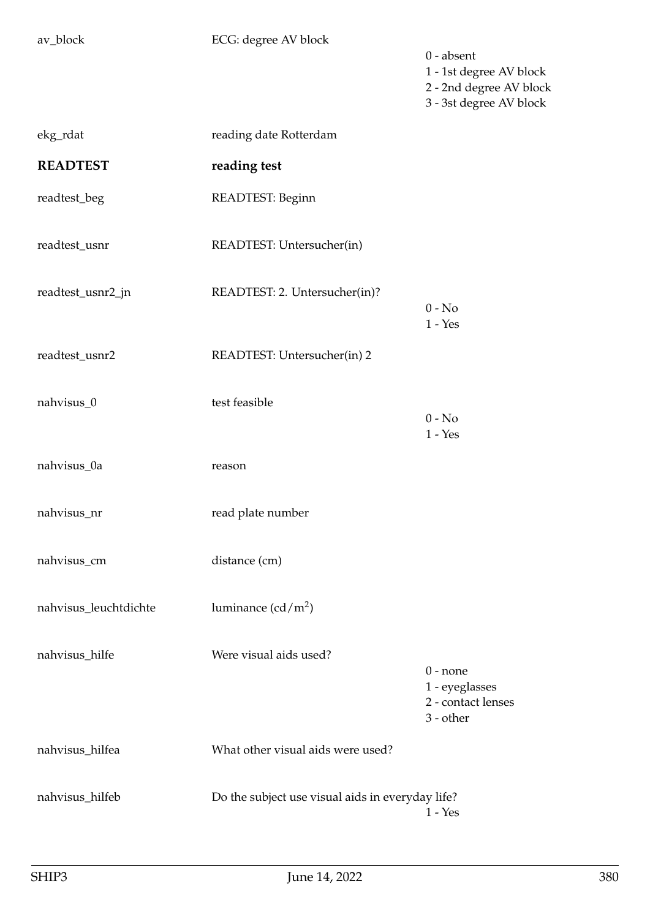| | | |
|---|---|---|
| av_block | ECG: degree AV block | 0 - absent<br>1 - 1st degree AV block<br>2 - 2nd degree AV block<br>3 - 3st degree AV block |
| ekg_rdat | reading date Rotterdam | |
| **READTEST** | **reading test** | |
| readtest_beg | READTEST: Beginn | |
| readtest_usnr | READTEST: Untersucher(in) | |
| readtest_usnr2_jn | READTEST: 2. Untersucher(in)? | 0 - No<br>1 - Yes |
| readtest_usnr2 | READTEST: Untersucher(in) 2 | |
| nahvisus_0 | test feasible | 0 - No<br>1 - Yes |
| nahvisus_0a | reason | |
| nahvisus_nr | read plate number | |
| nahvisus_cm | distance (cm) | |
| nahvisus_leuchtdichte | luminance ($cd/m^2$) | |
| nahvisus_hilfe | Were visual aids used? | 0 - none<br>1 - eyeglasses<br>2 - contact lenses<br>3 - other |
| nahvisus_hilfea | What other visual aids were used? | |
| nahvisus_hilfeb | Do the subject use visual aids in everyday life? | 1 - Yes |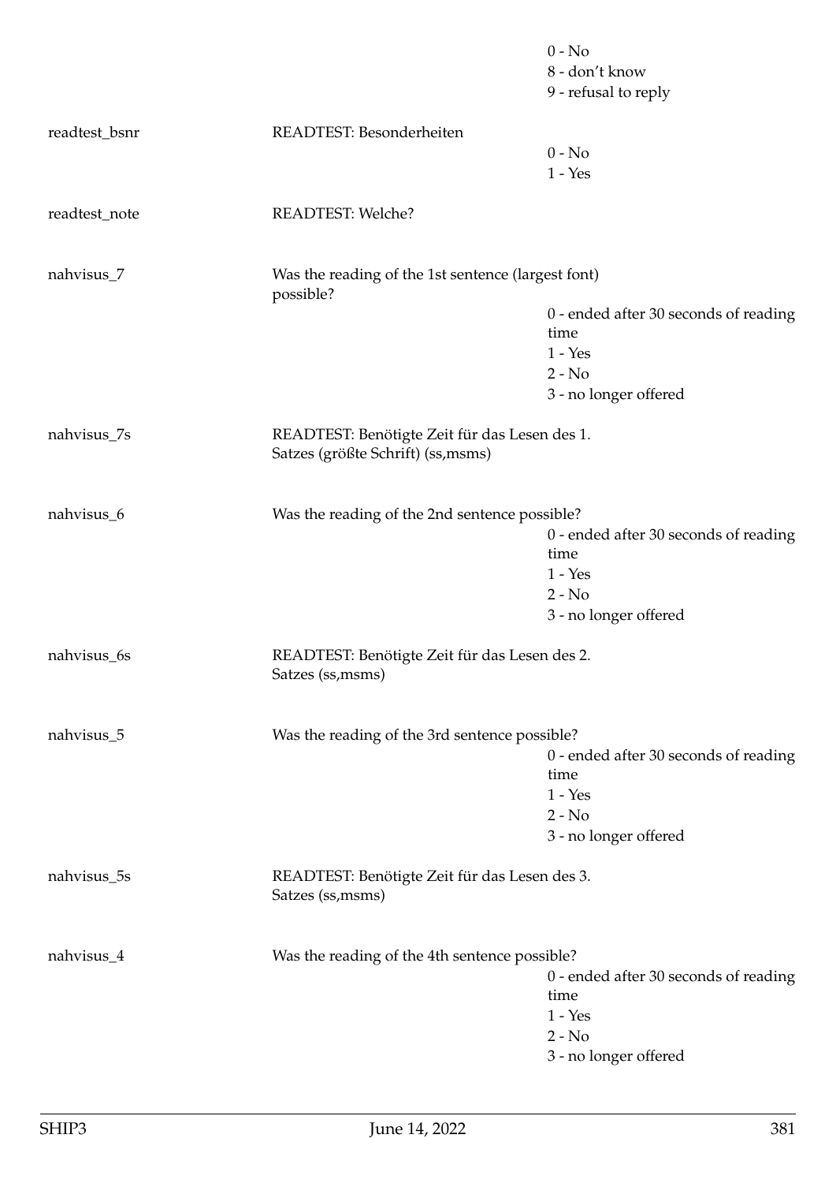| | | |
|---|---|---|
| | | 0 - No<br>8 - don't know<br>9 - refusal to reply |
| readtest_bsnr | READTEST: Besonderheiten | 0 - No<br>1 - Yes |
| readtest_note | READTEST: Welche? | |
| nahvisus_7 | Was the reading of the 1st sentence (largest font) possible? | 0 - ended after 30 seconds of reading time<br>1 - Yes<br>2 - No<br>3 - no longer offered |
| nahvisus_7s | READTEST: Benötigte Zeit für das Lesen des 1. Satzes (größte Schrift) (ss,msms) | |
| nahvisus_6 | Was the reading of the 2nd sentence possible? | 0 - ended after 30 seconds of reading time<br>1 - Yes<br>2 - No<br>3 - no longer offered |
| nahvisus_6s | READTEST: Benötigte Zeit für das Lesen des 2. Satzes (ss,msms) | |
| nahvisus_5 | Was the reading of the 3rd sentence possible? | 0 - ended after 30 seconds of reading time<br>1 - Yes<br>2 - No<br>3 - no longer offered |
| nahvisus_5s | READTEST: Benötigte Zeit für das Lesen des 3. Satzes (ss,msms) | |
| nahvisus_4 | Was the reading of the 4th sentence possible? | 0 - ended after 30 seconds of reading time<br>1 - Yes<br>2 - No<br>3 - no longer offered |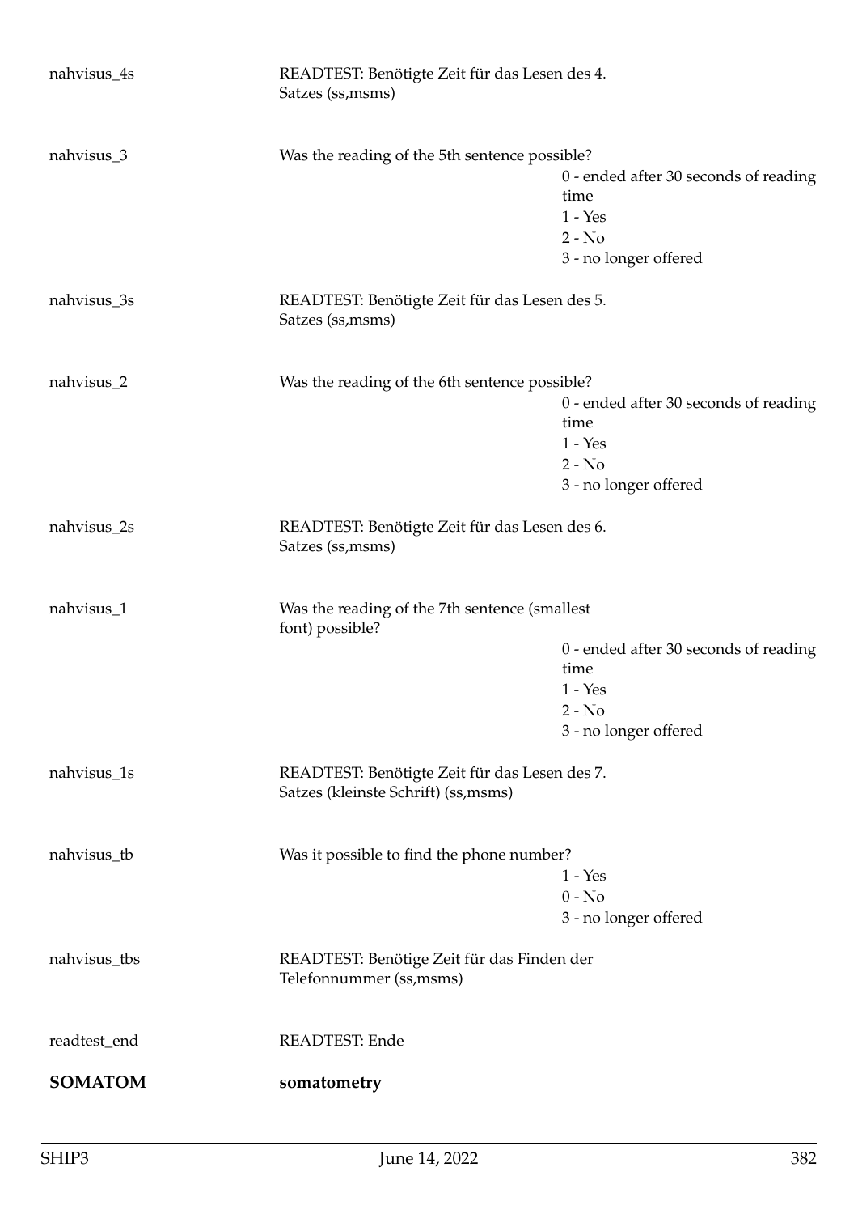| Variable | Description | Values |
|---|---|---|
| nahvisus_4s | READTEST: Benötigte Zeit für das Lesen des 4. Satzes (ss,msms) | |
| nahvisus_3 | Was the reading of the 5th sentence possible? | 0 - ended after 30 seconds of reading time<br>1 - Yes<br>2 - No<br>3 - no longer offered |
| nahvisus_3s | READTEST: Benötigte Zeit für das Lesen des 5. Satzes (ss,msms) | |
| nahvisus_2 | Was the reading of the 6th sentence possible? | 0 - ended after 30 seconds of reading time<br>1 - Yes<br>2 - No<br>3 - no longer offered |
| nahvisus_2s | READTEST: Benötigte Zeit für das Lesen des 6. Satzes (ss,msms) | |
| nahvisus_1 | Was the reading of the 7th sentence (smallest font) possible? | 0 - ended after 30 seconds of reading time<br>1 - Yes<br>2 - No<br>3 - no longer offered |
| nahvisus_1s | READTEST: Benötigte Zeit für das Lesen des 7. Satzes (kleinste Schrift) (ss,msms) | |
| nahvisus_tb | Was it possible to find the phone number? | 1 - Yes<br>0 - No<br>3 - no longer offered |
| nahvisus_tbs | READTEST: Benötige Zeit für das Finden der Telefonnummer (ss,msms) | |
| readtest_end | READTEST: Ende | |

**SOMATOM** **somatometry**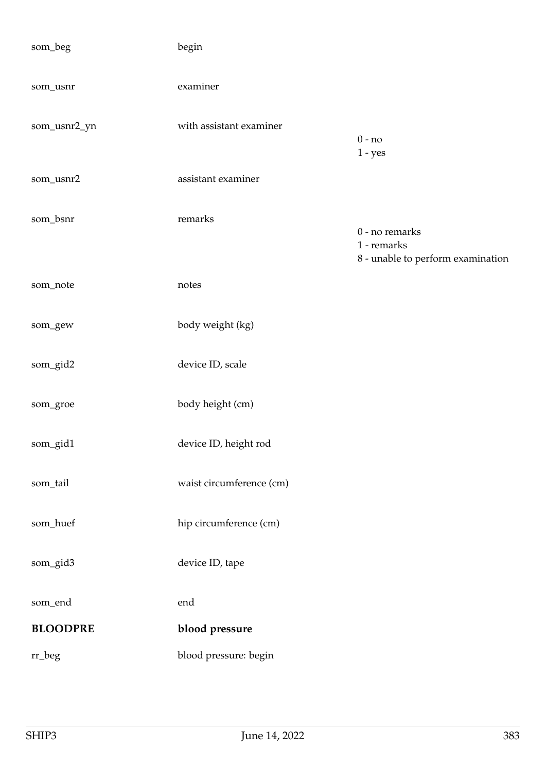| | | |
|---|---|---|
| som_beg | begin | |
| som_usnr | examiner | |
| som_usnr2_yn | with assistant examiner | 0 - no<br>1 - yes |
| som_usnr2 | assistant examiner | |
| som_bsnr | remarks | 0 - no remarks<br>1 - remarks<br>8 - unable to perform examination |
| som_note | notes | |
| som_gew | body weight (kg) | |
| som_gid2 | device ID, scale | |
| som_groe | body height (cm) | |
| som_gid1 | device ID, height rod | |
| som_tail | waist circumference (cm) | |
| som_huef | hip circumference (cm) | |
| som_gid3 | device ID, tape | |
| som_end | end | |
| **BLOODPRE** | **blood pressure** | |
| rr_beg | blood pressure: begin | |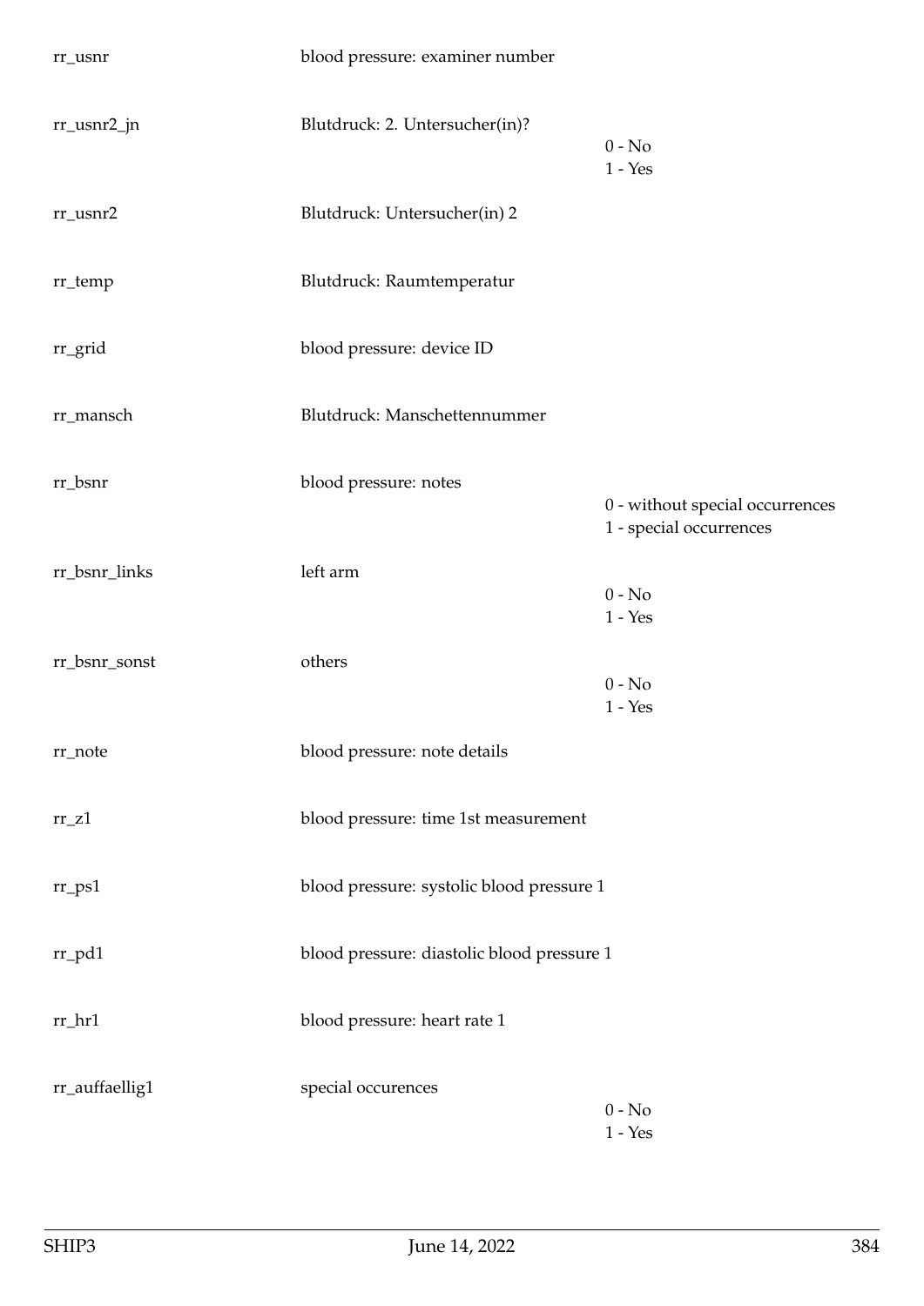| | | |
|---|---|---|
| rr_usnr | blood pressure: examiner number | |
| rr_usnr2_jn | Blutdruck: 2. Untersucher(in)? | 0 - No<br>1 - Yes |
| rr_usnr2 | Blutdruck: Untersucher(in) 2 | |
| rr_temp | Blutdruck: Raumtemperatur | |
| rr_grid | blood pressure: device ID | |
| rr_mansch | Blutdruck: Manschettennummer | |
| rr_bsnr | blood pressure: notes | 0 - without special occurrences<br>1 - special occurrences |
| rr_bsnr_links | left arm | 0 - No<br>1 - Yes |
| rr_bsnr_sonst | others | 0 - No<br>1 - Yes |
| rr_note | blood pressure: note details | |
| rr_z1 | blood pressure: time 1st measurement | |
| rr_ps1 | blood pressure: systolic blood pressure 1 | |
| rr_pd1 | blood pressure: diastolic blood pressure 1 | |
| rr_hr1 | blood pressure: heart rate 1 | |
| rr_auffaellig1 | special occurences | 0 - No<br>1 - Yes |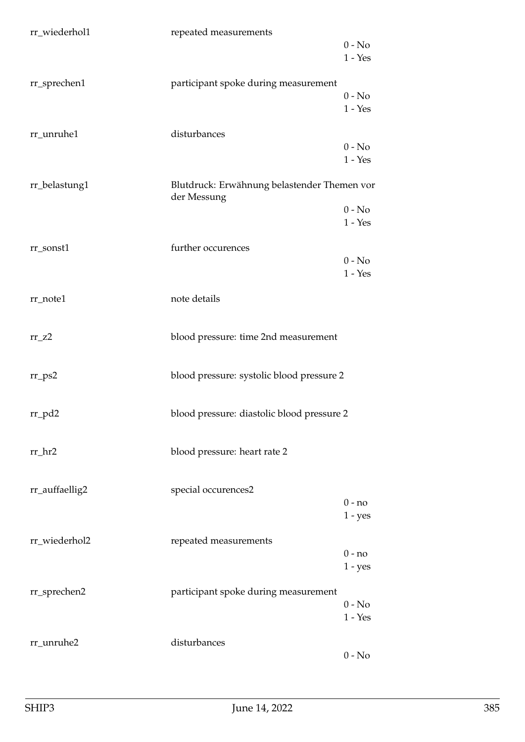rr_wiederhol1 repeated measurements
0 - No
1 - Yes

rr_sprechen1 participant spoke during measurement
0 - No
1 - Yes

rr_unruhe1 disturbances
0 - No
1 - Yes

rr_belastung1 Blutdruck: Erwähnung belastender Themen vor der Messung
0 - No
1 - Yes

rr_sonst1 further occurences
0 - No
1 - Yes

rr_note1 note details

rr_z2 blood pressure: time 2nd measurement

rr_ps2 blood pressure: systolic blood pressure 2

rr_pd2 blood pressure: diastolic blood pressure 2

rr_hr2 blood pressure: heart rate 2

rr_auffaellig2 special occurences2
0 - no
1 - yes

rr_wiederhol2 repeated measurements
0 - no
1 - yes

rr_sprechen2 participant spoke during measurement
0 - No
1 - Yes

rr_unruhe2 disturbances
0 - No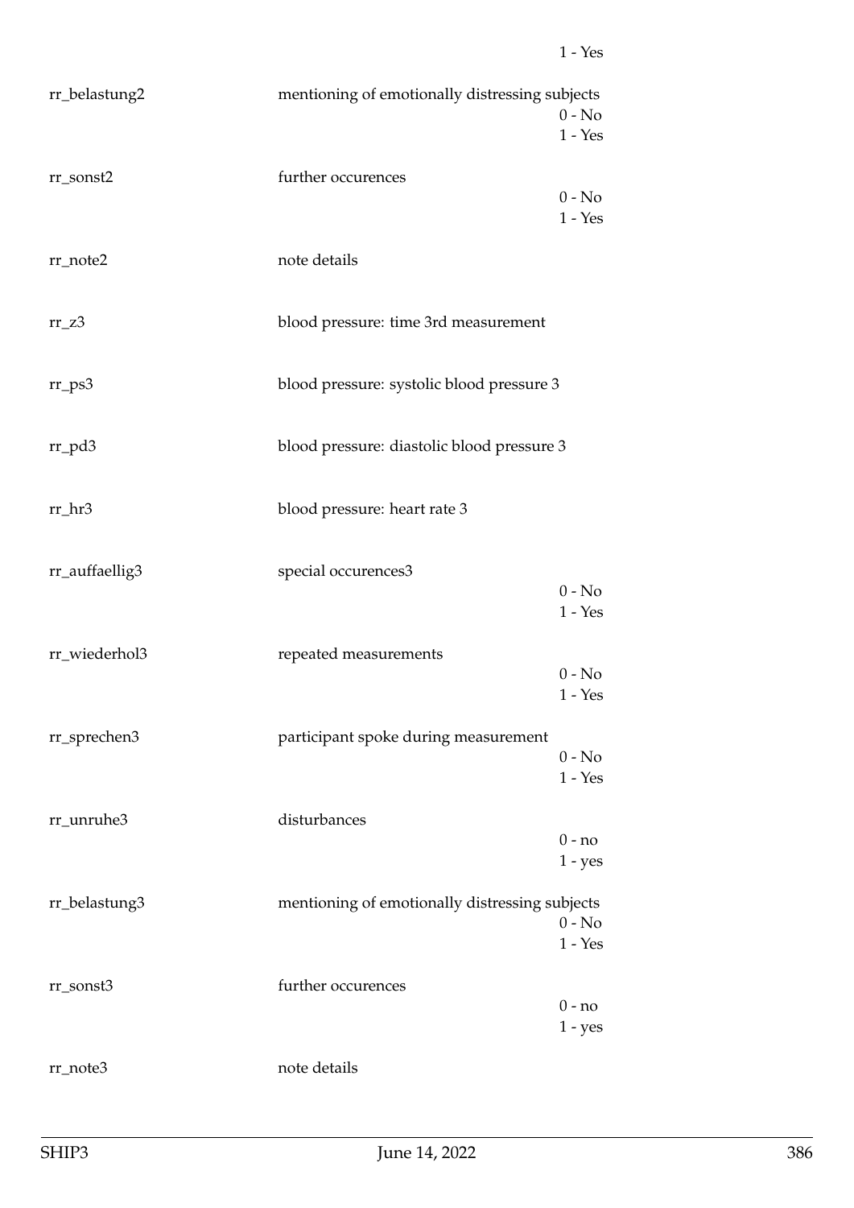1 - Yes

| | | |
|---|---|---|
| rr_belastung2 | mentioning of emotionally distressing subjects | 0 - No<br>1 - Yes |
| rr_sonst2 | further occurences | 0 - No<br>1 - Yes |
| rr_note2 | note details | |
| rr_z3 | blood pressure: time 3rd measurement | |
| rr_ps3 | blood pressure: systolic blood pressure 3 | |
| rr_pd3 | blood pressure: diastolic blood pressure 3 | |
| rr_hr3 | blood pressure: heart rate 3 | |
| rr_auffaellig3 | special occurences3 | 0 - No<br>1 - Yes |
| rr_wiederhol3 | repeated measurements | 0 - No<br>1 - Yes |
| rr_sprechen3 | participant spoke during measurement | 0 - No<br>1 - Yes |
| rr_unruhe3 | disturbances | 0 - no<br>1 - yes |
| rr_belastung3 | mentioning of emotionally distressing subjects | 0 - No<br>1 - Yes |
| rr_sonst3 | further occurences | 0 - no<br>1 - yes |
| rr_note3 | note details | |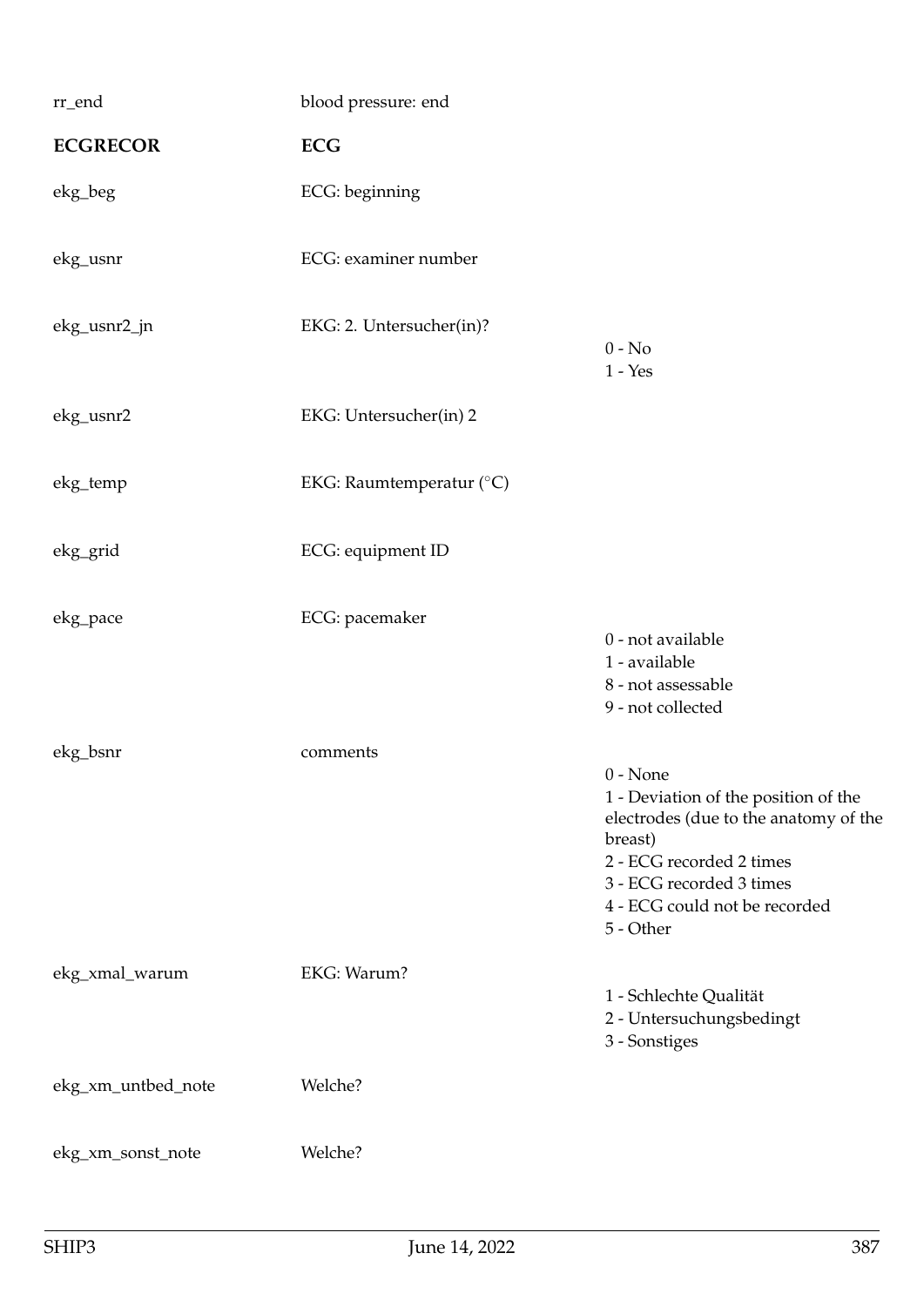| | | |
|---|---|---|
| rr_end | blood pressure: end | |
| **ECGRECOR** | **ECG** | |
| ekg_beg | ECG: beginning | |
| ekg_usnr | ECG: examiner number | |
| ekg_usnr2_jn | EKG: 2. Untersucher(in)? | 0 - No<br>1 - Yes |
| ekg_usnr2 | EKG: Untersucher(in) 2 | |
| ekg_temp | EKG: Raumtemperatur (°C) | |
| ekg_grid | ECG: equipment ID | |
| ekg_pace | ECG: pacemaker | 0 - not available<br>1 - available<br>8 - not assessable<br>9 - not collected |
| ekg_bsnr | comments | 0 - None<br>1 - Deviation of the position of the electrodes (due to the anatomy of the breast)<br>2 - ECG recorded 2 times<br>3 - ECG recorded 3 times<br>4 - ECG could not be recorded<br>5 - Other |
| ekg_xmal_warum | EKG: Warum? | 1 - Schlechte Qualität<br>2 - Untersuchungsbedingt<br>3 - Sonstiges |
| ekg_xm_untbed_note | Welche? | |
| ekg_xm_sonst_note | Welche? | |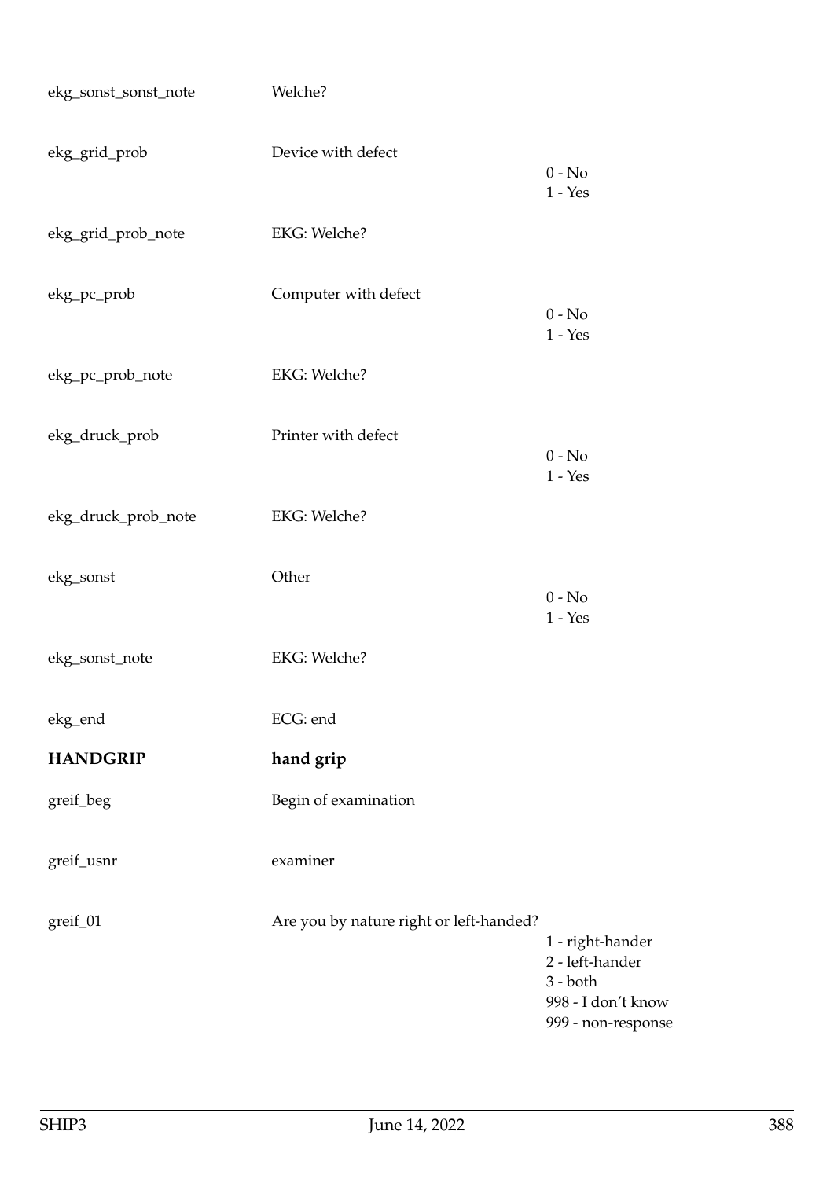| | | |
|---|---|---|
| ekg_sonst_sonst_note | Welche? | |
| ekg_grid_prob | Device with defect | 0 - No<br>1 - Yes |
| ekg_grid_prob_note | EKG: Welche? | |
| ekg_pc_prob | Computer with defect | 0 - No<br>1 - Yes |
| ekg_pc_prob_note | EKG: Welche? | |
| ekg_druck_prob | Printer with defect | 0 - No<br>1 - Yes |
| ekg_druck_prob_note | EKG: Welche? | |
| ekg_sonst | Other | 0 - No<br>1 - Yes |
| ekg_sonst_note | EKG: Welche? | |
| ekg_end | ECG: end | |

## HANDGRIP — hand grip

| | | |
|---|---|---|
| greif_beg | Begin of examination | |
| greif_usnr | examiner | |
| greif_01 | Are you by nature right or left-handed? | 1 - right-hander<br>2 - left-hander<br>3 - both<br>998 - I don't know<br>999 - non-response |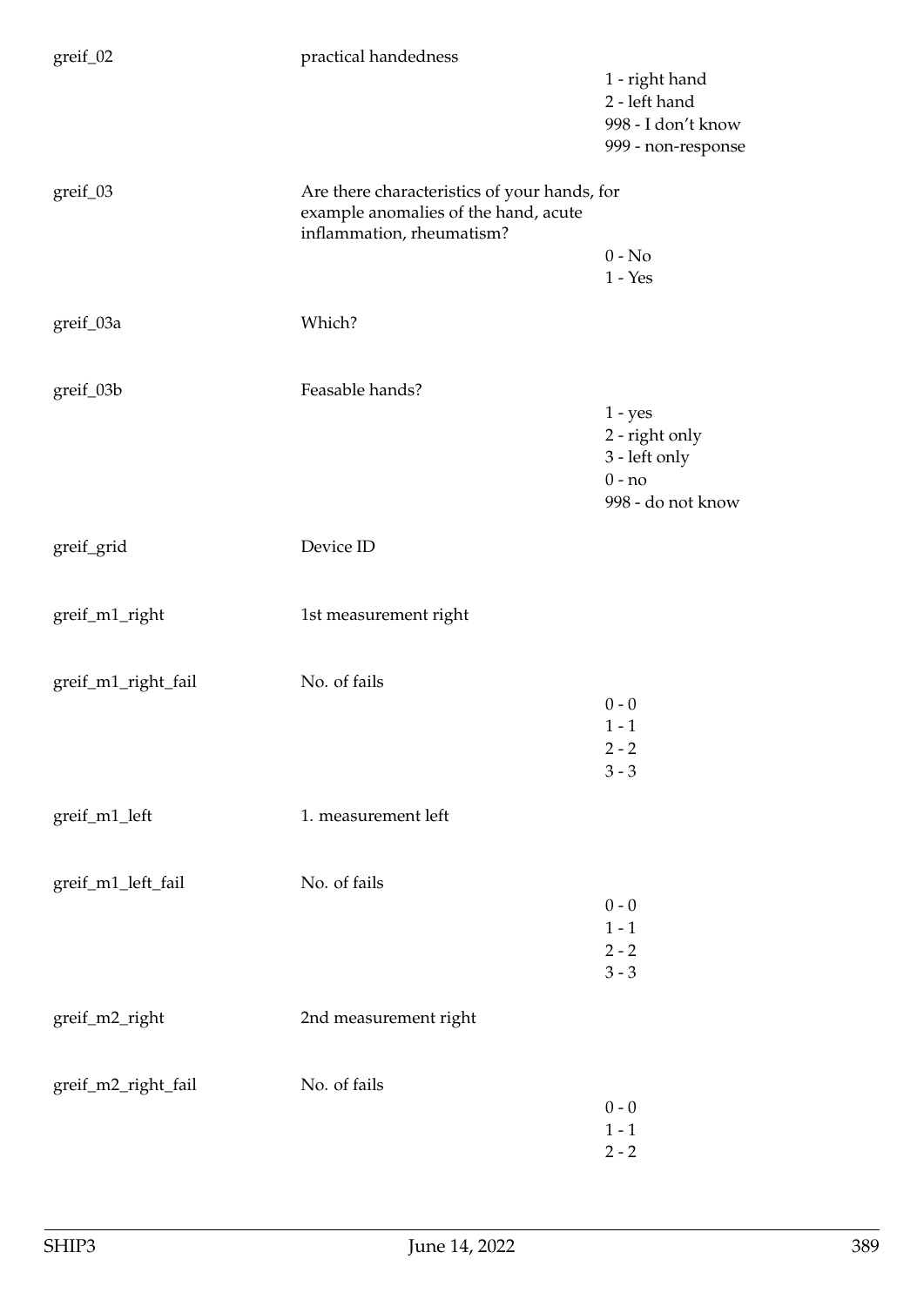| | | |
|---|---|---|
| greif_02 | practical handedness | |
| | | 1 - right hand |
| | | 2 - left hand |
| | | 998 - I don't know |
| | | 999 - non-response |
| greif_03 | Are there characteristics of your hands, for example anomalies of the hand, acute inflammation, rheumatism? | |
| | | 0 - No |
| | | 1 - Yes |
| greif_03a | Which? | |
| greif_03b | Feasable hands? | |
| | | 1 - yes |
| | | 2 - right only |
| | | 3 - left only |
| | | 0 - no |
| | | 998 - do not know |
| greif_grid | Device ID | |
| greif_m1_right | 1st measurement right | |
| greif_m1_right_fail | No. of fails | |
| | | 0 - 0 |
| | | 1 - 1 |
| | | 2 - 2 |
| | | 3 - 3 |
| greif_m1_left | 1. measurement left | |
| greif_m1_left_fail | No. of fails | |
| | | 0 - 0 |
| | | 1 - 1 |
| | | 2 - 2 |
| | | 3 - 3 |
| greif_m2_right | 2nd measurement right | |
| greif_m2_right_fail | No. of fails | |
| | | 0 - 0 |
| | | 1 - 1 |
| | | 2 - 2 |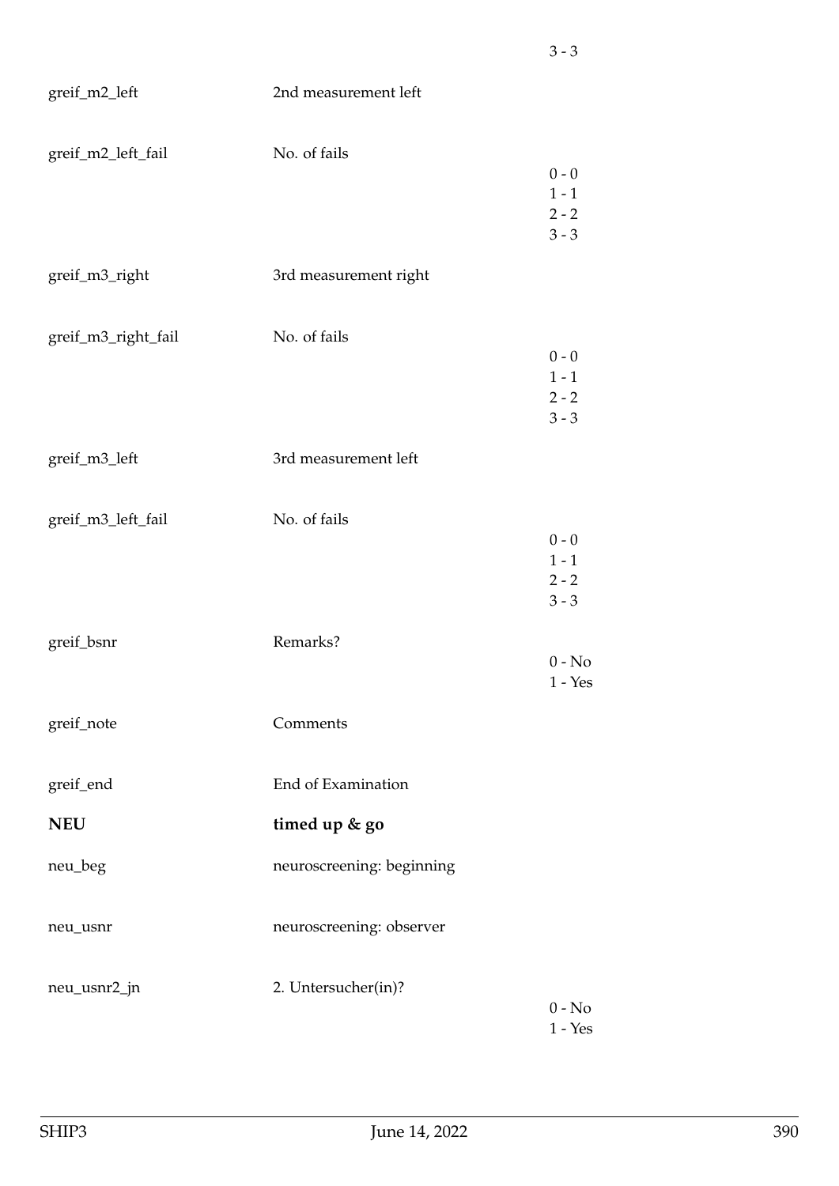| | | |
|---|---|---|
| | | 3 - 3 |
| greif_m2_left | 2nd measurement left | |
| greif_m2_left_fail | No. of fails | 0 - 0<br>1 - 1<br>2 - 2<br>3 - 3 |
| greif_m3_right | 3rd measurement right | |
| greif_m3_right_fail | No. of fails | 0 - 0<br>1 - 1<br>2 - 2<br>3 - 3 |
| greif_m3_left | 3rd measurement left | |
| greif_m3_left_fail | No. of fails | 0 - 0<br>1 - 1<br>2 - 2<br>3 - 3 |
| greif_bsnr | Remarks? | 0 - No<br>1 - Yes |
| greif_note | Comments | |
| greif_end | End of Examination | |
| **NEU** | **timed up & go** | |
| neu_beg | neuroscreening: beginning | |
| neu_usnr | neuroscreening: observer | |
| neu_usnr2_jn | 2. Untersucher(in)? | 0 - No<br>1 - Yes |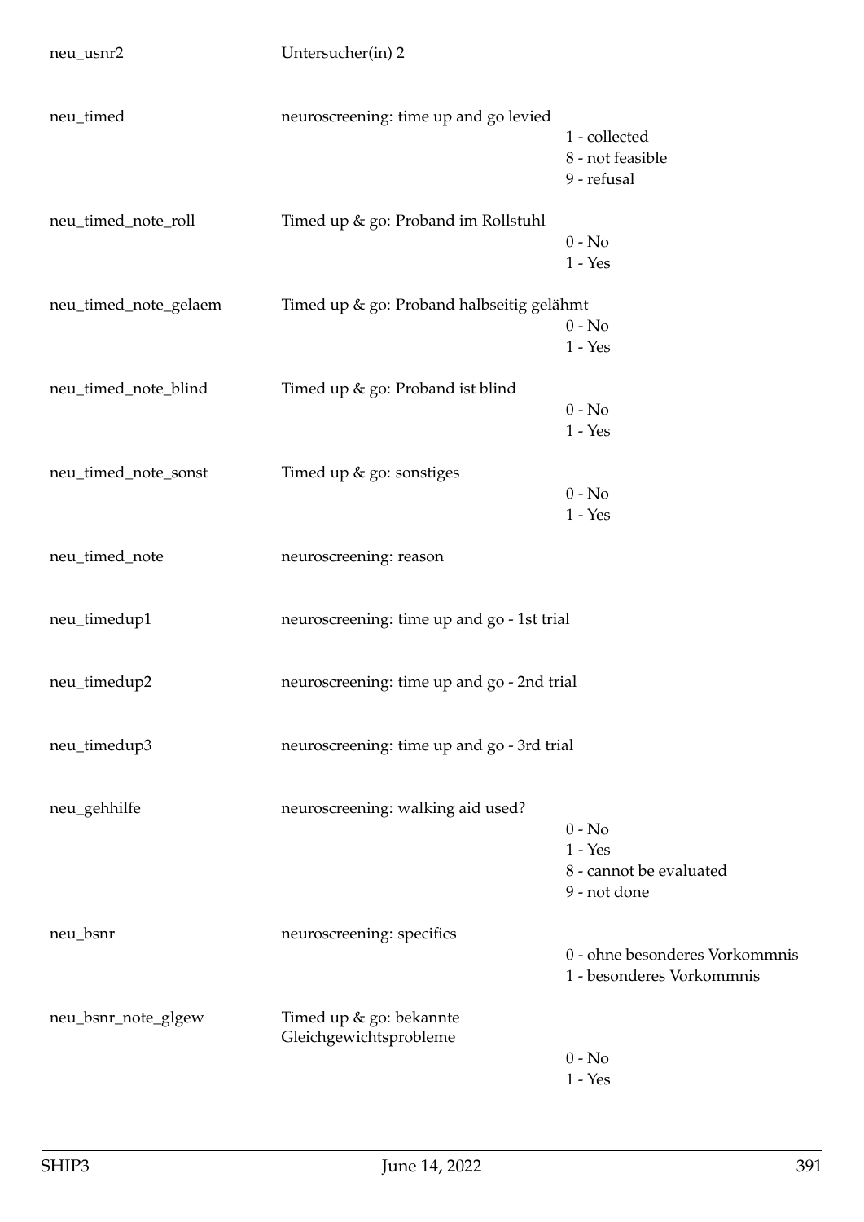| Variable | Label | Values |
|---|---|---|
| neu_usnr2 | Untersucher(in) 2 | |
| neu_timed | neuroscreening: time up and go levied | 1 - collected<br>8 - not feasible<br>9 - refusal |
| neu_timed_note_roll | Timed up & go: Proband im Rollstuhl | 0 - No<br>1 - Yes |
| neu_timed_note_gelaem | Timed up & go: Proband halbseitig gelähmt | 0 - No<br>1 - Yes |
| neu_timed_note_blind | Timed up & go: Proband ist blind | 0 - No<br>1 - Yes |
| neu_timed_note_sonst | Timed up & go: sonstiges | 0 - No<br>1 - Yes |
| neu_timed_note | neuroscreening: reason | |
| neu_timedup1 | neuroscreening: time up and go - 1st trial | |
| neu_timedup2 | neuroscreening: time up and go - 2nd trial | |
| neu_timedup3 | neuroscreening: time up and go - 3rd trial | |
| neu_gehhilfe | neuroscreening: walking aid used? | 0 - No<br>1 - Yes<br>8 - cannot be evaluated<br>9 - not done |
| neu_bsnr | neuroscreening: specifics | 0 - ohne besonderes Vorkommnis<br>1 - besonderes Vorkommnis |
| neu_bsnr_note_glgew | Timed up & go: bekannte Gleichgewichtsprobleme | 0 - No<br>1 - Yes |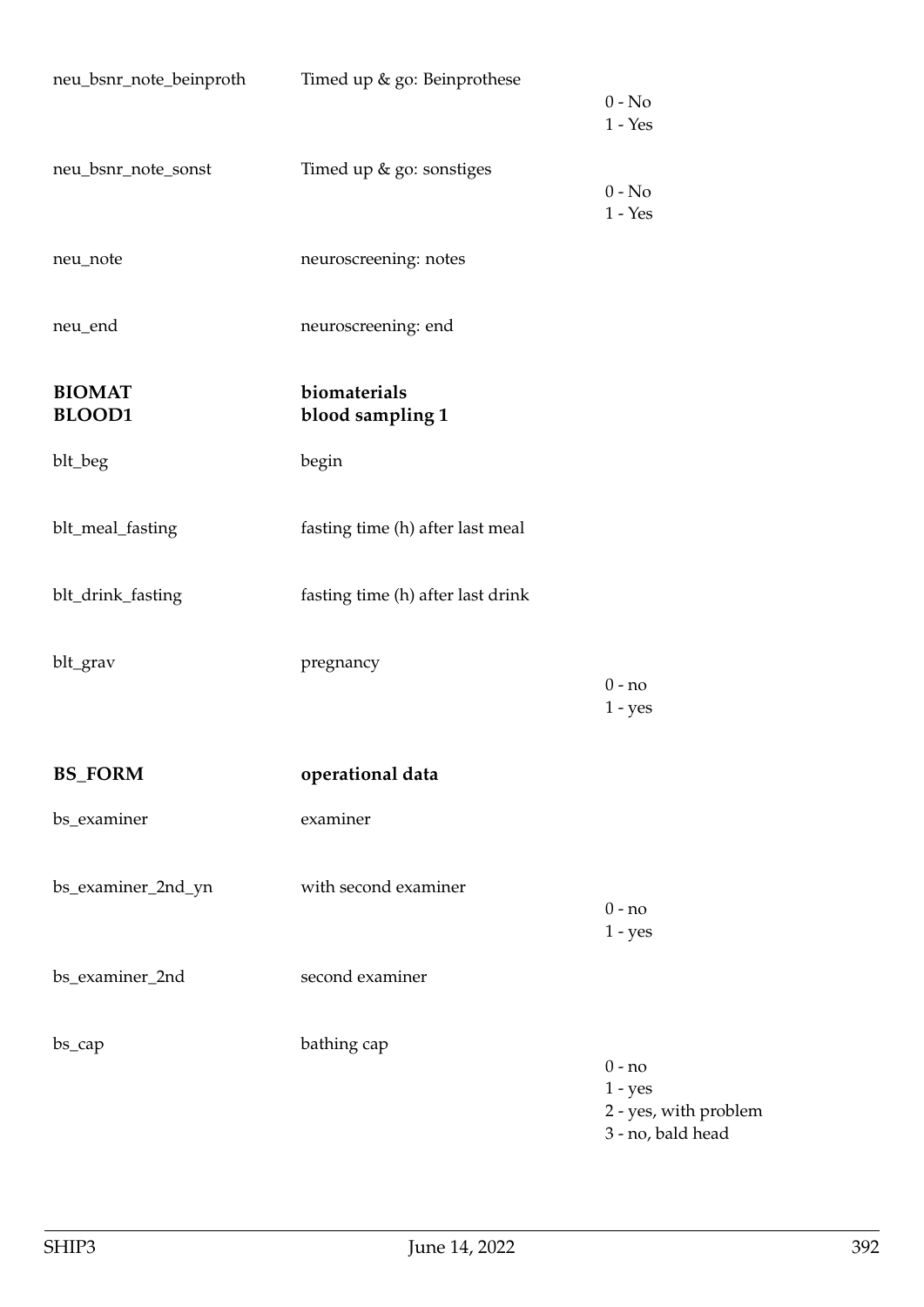| | | |
|---|---|---|
| neu_bsnr_note_beinproth | Timed up & go: Beinprothese | 0 - No<br>1 - Yes |
| neu_bsnr_note_sonst | Timed up & go: sonstiges | 0 - No<br>1 - Yes |
| neu_note | neuroscreening: notes | |
| neu_end | neuroscreening: end | |

**BIOMAT** **biomaterials**
**BLOOD1** **blood sampling 1**

| | | |
|---|---|---|
| blt_beg | begin | |
| blt_meal_fasting | fasting time (h) after last meal | |
| blt_drink_fasting | fasting time (h) after last drink | |
| blt_grav | pregnancy | 0 - no<br>1 - yes |

**BS_FORM** **operational data**

| | | |
|---|---|---|
| bs_examiner | examiner | |
| bs_examiner_2nd_yn | with second examiner | 0 - no<br>1 - yes |
| bs_examiner_2nd | second examiner | |
| bs_cap | bathing cap | 0 - no<br>1 - yes<br>2 - yes, with problem<br>3 - no, bald head |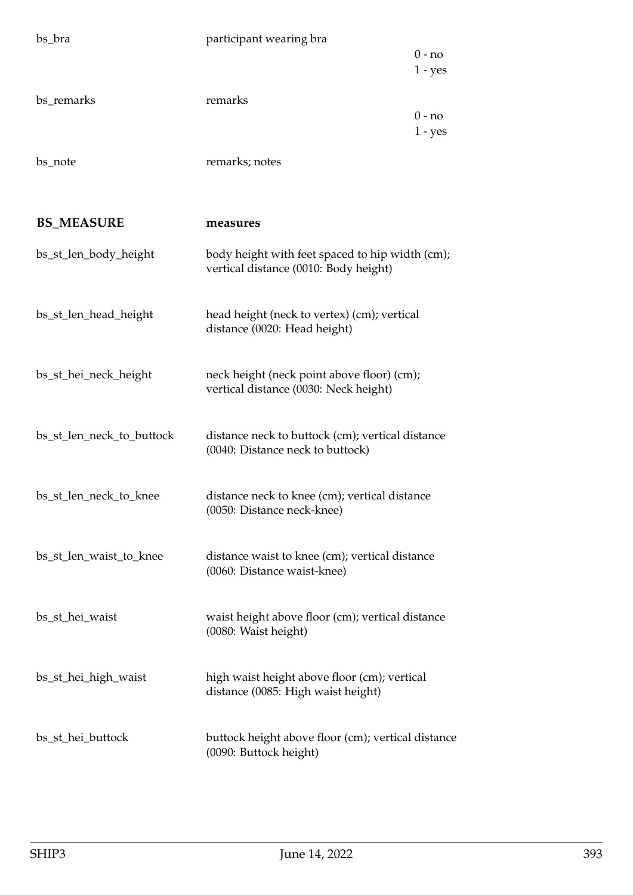| | | |
|---|---|---|
| bs_bra | participant wearing bra | 0 - no<br>1 - yes |
| bs_remarks | remarks | 0 - no<br>1 - yes |
| bs_note | remarks; notes | |

| **BS_MEASURE** | **measures** |
|---|---|
| bs_st_len_body_height | body height with feet spaced to hip width (cm); vertical distance (0010: Body height) |
| bs_st_len_head_height | head height (neck to vertex) (cm); vertical distance (0020: Head height) |
| bs_st_hei_neck_height | neck height (neck point above floor) (cm); vertical distance (0030: Neck height) |
| bs_st_len_neck_to_buttock | distance neck to buttock (cm); vertical distance (0040: Distance neck to buttock) |
| bs_st_len_neck_to_knee | distance neck to knee (cm); vertical distance (0050: Distance neck-knee) |
| bs_st_len_waist_to_knee | distance waist to knee (cm); vertical distance (0060: Distance waist-knee) |
| bs_st_hei_waist | waist height above floor (cm); vertical distance (0080: Waist height) |
| bs_st_hei_high_waist | high waist height above floor (cm); vertical distance (0085: High waist height) |
| bs_st_hei_buttock | buttock height above floor (cm); vertical distance (0090: Buttock height) |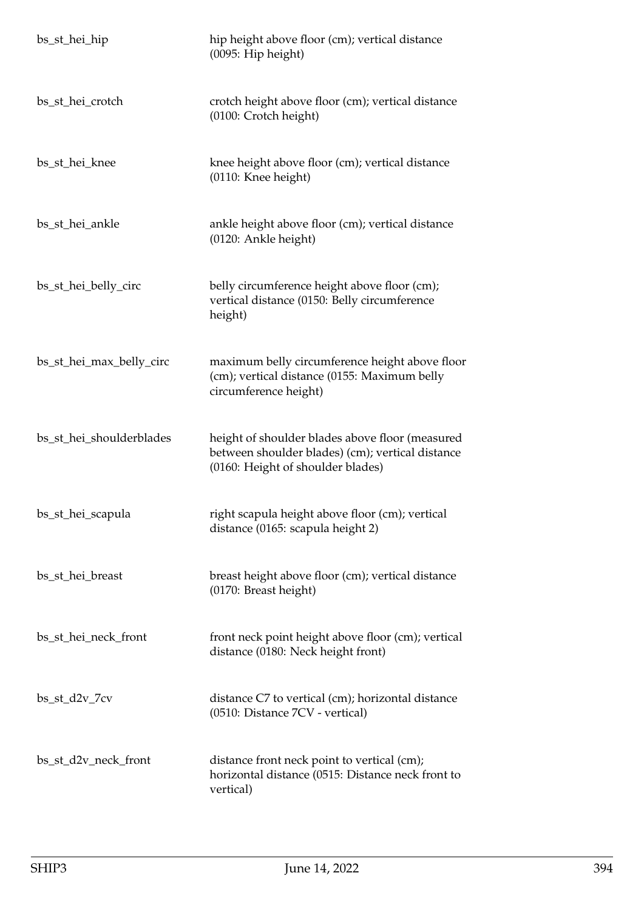| | |
|---|---|
| bs_st_hei_hip | hip height above floor (cm); vertical distance (0095: Hip height) |
| bs_st_hei_crotch | crotch height above floor (cm); vertical distance (0100: Crotch height) |
| bs_st_hei_knee | knee height above floor (cm); vertical distance (0110: Knee height) |
| bs_st_hei_ankle | ankle height above floor (cm); vertical distance (0120: Ankle height) |
| bs_st_hei_belly_circ | belly circumference height above floor (cm); vertical distance (0150: Belly circumference height) |
| bs_st_hei_max_belly_circ | maximum belly circumference height above floor (cm); vertical distance (0155: Maximum belly circumference height) |
| bs_st_hei_shoulderblades | height of shoulder blades above floor (measured between shoulder blades) (cm); vertical distance (0160: Height of shoulder blades) |
| bs_st_hei_scapula | right scapula height above floor (cm); vertical distance (0165: scapula height 2) |
| bs_st_hei_breast | breast height above floor (cm); vertical distance (0170: Breast height) |
| bs_st_hei_neck_front | front neck point height above floor (cm); vertical distance (0180: Neck height front) |
| bs_st_d2v_7cv | distance C7 to vertical (cm); horizontal distance (0510: Distance 7CV - vertical) |
| bs_st_d2v_neck_front | distance front neck point to vertical (cm); horizontal distance (0515: Distance neck front to vertical) |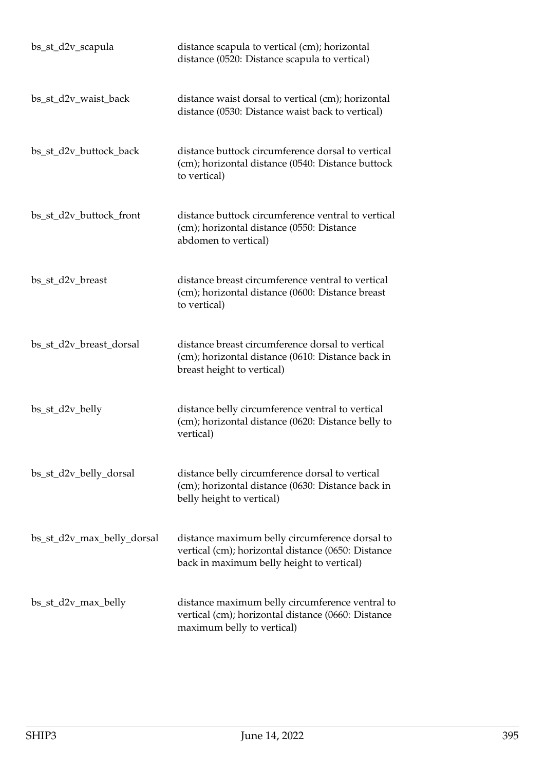| | |
|---|---|
| bs_st_d2v_scapula | distance scapula to vertical (cm); horizontal distance (0520: Distance scapula to vertical) |
| bs_st_d2v_waist_back | distance waist dorsal to vertical (cm); horizontal distance (0530: Distance waist back to vertical) |
| bs_st_d2v_buttock_back | distance buttock circumference dorsal to vertical (cm); horizontal distance (0540: Distance buttock to vertical) |
| bs_st_d2v_buttock_front | distance buttock circumference ventral to vertical (cm); horizontal distance (0550: Distance abdomen to vertical) |
| bs_st_d2v_breast | distance breast circumference ventral to vertical (cm); horizontal distance (0600: Distance breast to vertical) |
| bs_st_d2v_breast_dorsal | distance breast circumference dorsal to vertical (cm); horizontal distance (0610: Distance back in breast height to vertical) |
| bs_st_d2v_belly | distance belly circumference ventral to vertical (cm); horizontal distance (0620: Distance belly to vertical) |
| bs_st_d2v_belly_dorsal | distance belly circumference dorsal to vertical (cm); horizontal distance (0630: Distance back in belly height to vertical) |
| bs_st_d2v_max_belly_dorsal | distance maximum belly circumference dorsal to vertical (cm); horizontal distance (0650: Distance back in maximum belly height to vertical) |
| bs_st_d2v_max_belly | distance maximum belly circumference ventral to vertical (cm); horizontal distance (0660: Distance maximum belly to vertical) |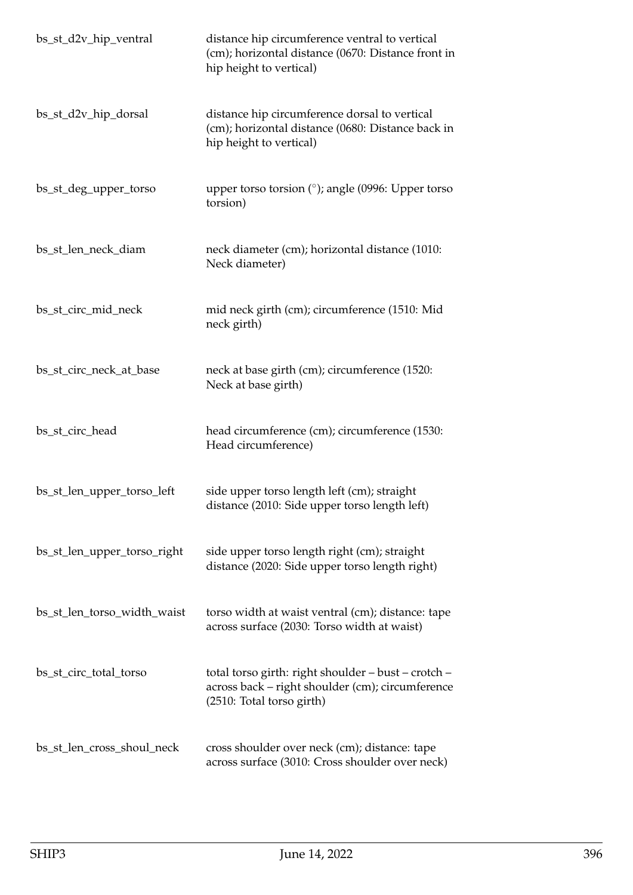| | |
|---|---|
| bs_st_d2v_hip_ventral | distance hip circumference ventral to vertical (cm); horizontal distance (0670: Distance front in hip height to vertical) |
| bs_st_d2v_hip_dorsal | distance hip circumference dorsal to vertical (cm); horizontal distance (0680: Distance back in hip height to vertical) |
| bs_st_deg_upper_torso | upper torso torsion (°); angle (0996: Upper torso torsion) |
| bs_st_len_neck_diam | neck diameter (cm); horizontal distance (1010: Neck diameter) |
| bs_st_circ_mid_neck | mid neck girth (cm); circumference (1510: Mid neck girth) |
| bs_st_circ_neck_at_base | neck at base girth (cm); circumference (1520: Neck at base girth) |
| bs_st_circ_head | head circumference (cm); circumference (1530: Head circumference) |
| bs_st_len_upper_torso_left | side upper torso length left (cm); straight distance (2010: Side upper torso length left) |
| bs_st_len_upper_torso_right | side upper torso length right (cm); straight distance (2020: Side upper torso length right) |
| bs_st_len_torso_width_waist | torso width at waist ventral (cm); distance: tape across surface (2030: Torso width at waist) |
| bs_st_circ_total_torso | total torso girth: right shoulder – bust – crotch – across back – right shoulder (cm); circumference (2510: Total torso girth) |
| bs_st_len_cross_shoul_neck | cross shoulder over neck (cm); distance: tape across surface (3010: Cross shoulder over neck) |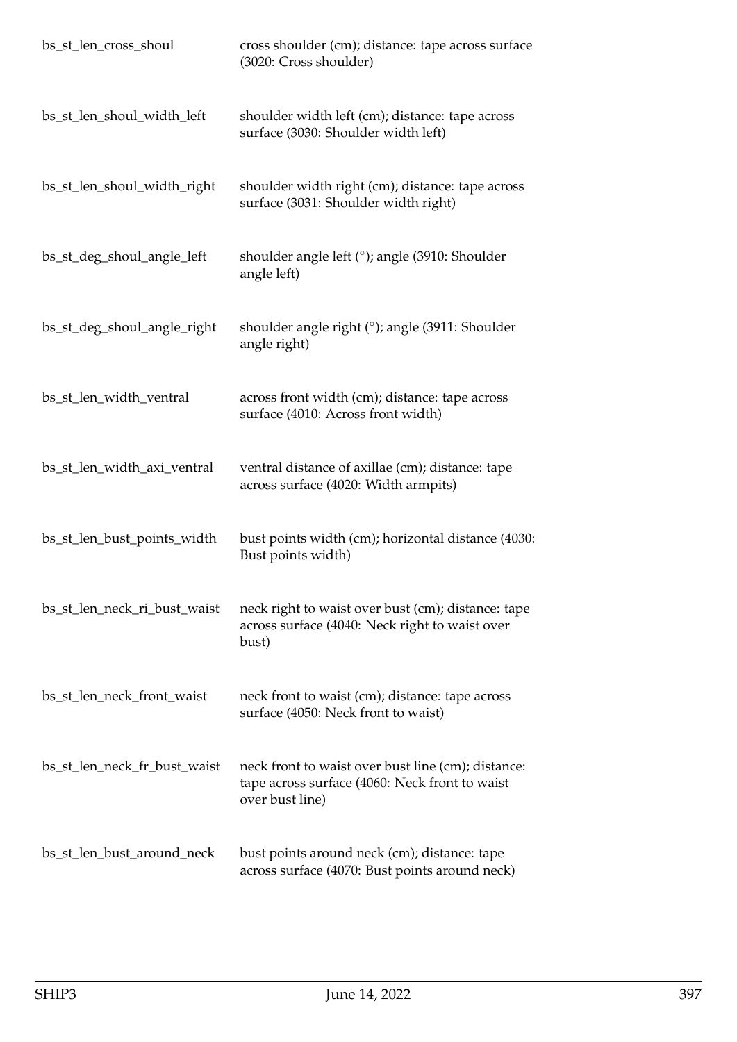| | |
|---|---|
| bs_st_len_cross_shoul | cross shoulder (cm); distance: tape across surface (3020: Cross shoulder) |
| bs_st_len_shoul_width_left | shoulder width left (cm); distance: tape across surface (3030: Shoulder width left) |
| bs_st_len_shoul_width_right | shoulder width right (cm); distance: tape across surface (3031: Shoulder width right) |
| bs_st_deg_shoul_angle_left | shoulder angle left (°); angle (3910: Shoulder angle left) |
| bs_st_deg_shoul_angle_right | shoulder angle right (°); angle (3911: Shoulder angle right) |
| bs_st_len_width_ventral | across front width (cm); distance: tape across surface (4010: Across front width) |
| bs_st_len_width_axi_ventral | ventral distance of axillae (cm); distance: tape across surface (4020: Width armpits) |
| bs_st_len_bust_points_width | bust points width (cm); horizontal distance (4030: Bust points width) |
| bs_st_len_neck_ri_bust_waist | neck right to waist over bust (cm); distance: tape across surface (4040: Neck right to waist over bust) |
| bs_st_len_neck_front_waist | neck front to waist (cm); distance: tape across surface (4050: Neck front to waist) |
| bs_st_len_neck_fr_bust_waist | neck front to waist over bust line (cm); distance: tape across surface (4060: Neck front to waist over bust line) |
| bs_st_len_bust_around_neck | bust points around neck (cm); distance: tape across surface (4070: Bust points around neck) |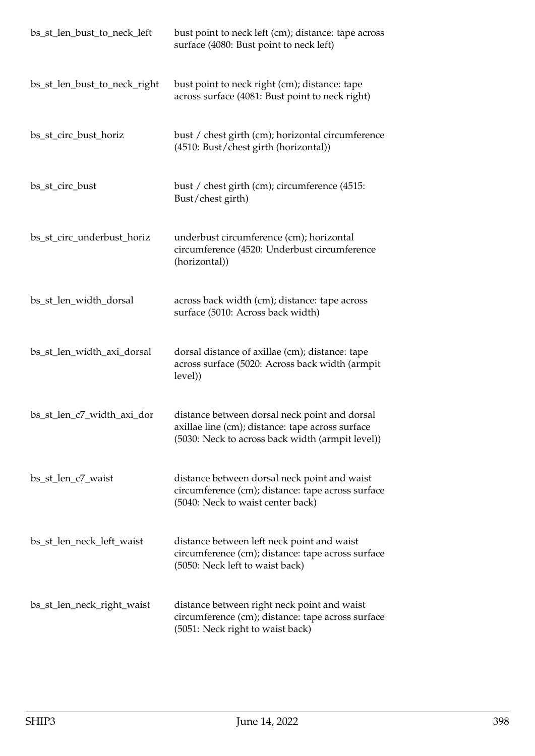| | |
|---|---|
| bs_st_len_bust_to_neck_left | bust point to neck left (cm); distance: tape across surface (4080: Bust point to neck left) |
| bs_st_len_bust_to_neck_right | bust point to neck right (cm); distance: tape across surface (4081: Bust point to neck right) |
| bs_st_circ_bust_horiz | bust / chest girth (cm); horizontal circumference (4510: Bust/chest girth (horizontal)) |
| bs_st_circ_bust | bust / chest girth (cm); circumference (4515: Bust/chest girth) |
| bs_st_circ_underbust_horiz | underbust circumference (cm); horizontal circumference (4520: Underbust circumference (horizontal)) |
| bs_st_len_width_dorsal | across back width (cm); distance: tape across surface (5010: Across back width) |
| bs_st_len_width_axi_dorsal | dorsal distance of axillae (cm); distance: tape across surface (5020: Across back width (armpit level)) |
| bs_st_len_c7_width_axi_dor | distance between dorsal neck point and dorsal axillae line (cm); distance: tape across surface (5030: Neck to across back width (armpit level)) |
| bs_st_len_c7_waist | distance between dorsal neck point and waist circumference (cm); distance: tape across surface (5040: Neck to waist center back) |
| bs_st_len_neck_left_waist | distance between left neck point and waist circumference (cm); distance: tape across surface (5050: Neck left to waist back) |
| bs_st_len_neck_right_waist | distance between right neck point and waist circumference (cm); distance: tape across surface (5051: Neck right to waist back) |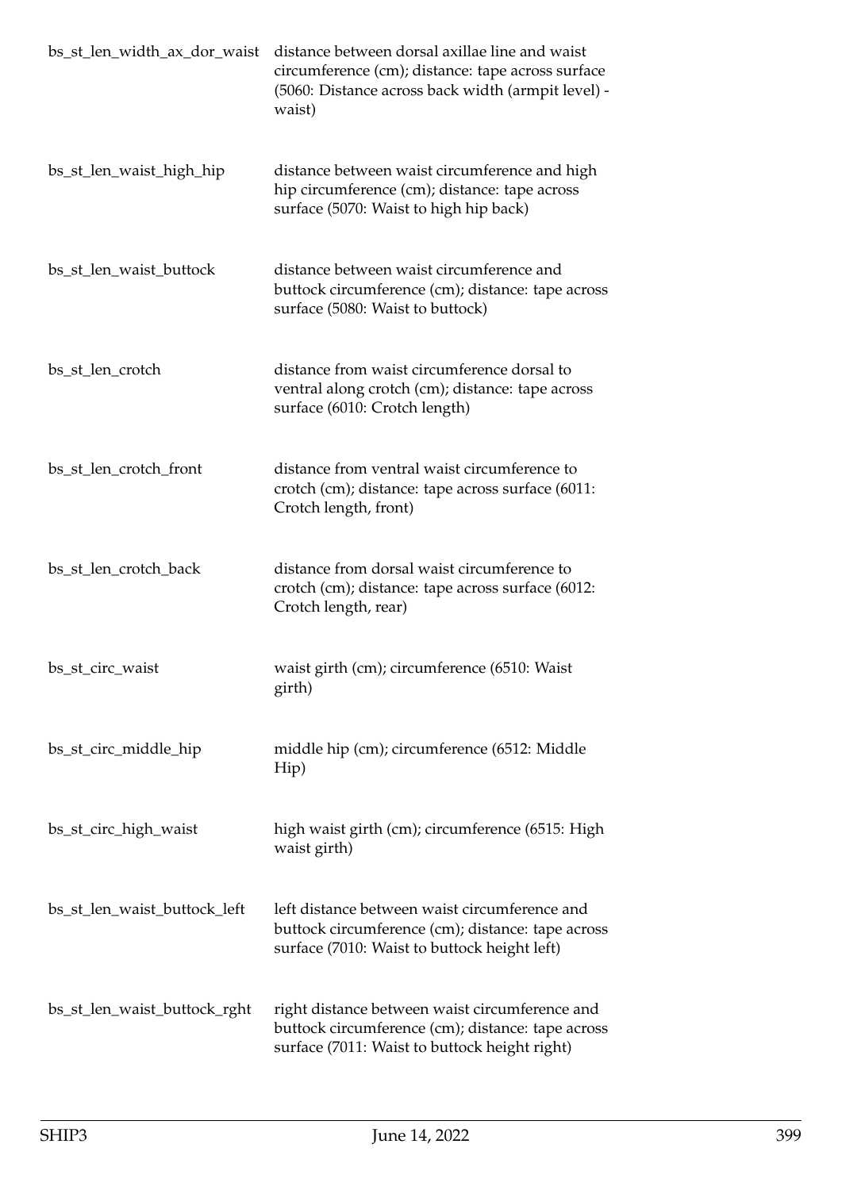| | |
|---|---|
| bs_st_len_width_ax_dor_waist | distance between dorsal axillae line and waist circumference (cm); distance: tape across surface (5060: Distance across back width (armpit level) - waist) |
| bs_st_len_waist_high_hip | distance between waist circumference and high hip circumference (cm); distance: tape across surface (5070: Waist to high hip back) |
| bs_st_len_waist_buttock | distance between waist circumference and buttock circumference (cm); distance: tape across surface (5080: Waist to buttock) |
| bs_st_len_crotch | distance from waist circumference dorsal to ventral along crotch (cm); distance: tape across surface (6010: Crotch length) |
| bs_st_len_crotch_front | distance from ventral waist circumference to crotch (cm); distance: tape across surface (6011: Crotch length, front) |
| bs_st_len_crotch_back | distance from dorsal waist circumference to crotch (cm); distance: tape across surface (6012: Crotch length, rear) |
| bs_st_circ_waist | waist girth (cm); circumference (6510: Waist girth) |
| bs_st_circ_middle_hip | middle hip (cm); circumference (6512: Middle Hip) |
| bs_st_circ_high_waist | high waist girth (cm); circumference (6515: High waist girth) |
| bs_st_len_waist_buttock_left | left distance between waist circumference and buttock circumference (cm); distance: tape across surface (7010: Waist to buttock height left) |
| bs_st_len_waist_buttock_rght | right distance between waist circumference and buttock circumference (cm); distance: tape across surface (7011: Waist to buttock height right) |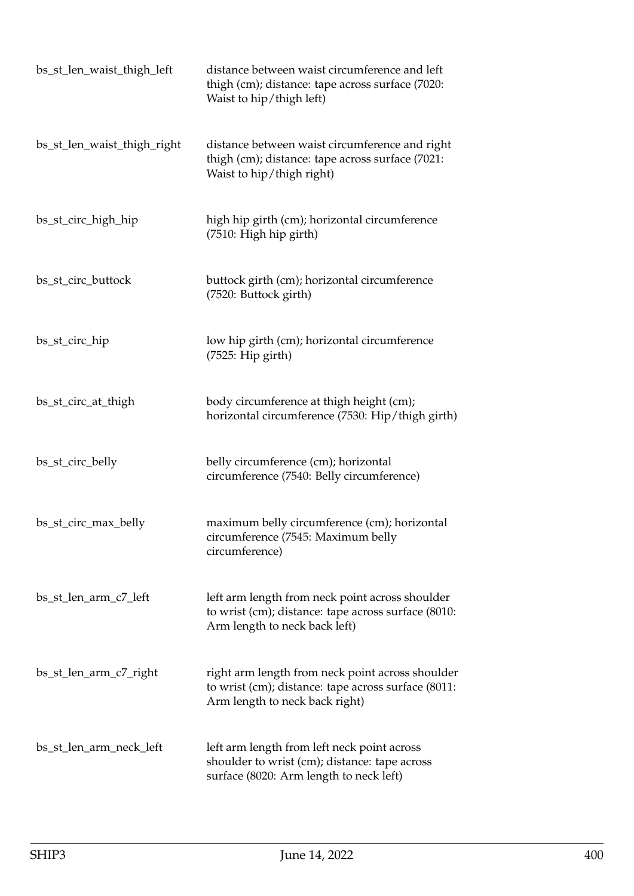| | |
|---|---|
| bs_st_len_waist_thigh_left | distance between waist circumference and left thigh (cm); distance: tape across surface (7020: Waist to hip/thigh left) |
| bs_st_len_waist_thigh_right | distance between waist circumference and right thigh (cm); distance: tape across surface (7021: Waist to hip/thigh right) |
| bs_st_circ_high_hip | high hip girth (cm); horizontal circumference (7510: High hip girth) |
| bs_st_circ_buttock | buttock girth (cm); horizontal circumference (7520: Buttock girth) |
| bs_st_circ_hip | low hip girth (cm); horizontal circumference (7525: Hip girth) |
| bs_st_circ_at_thigh | body circumference at thigh height (cm); horizontal circumference (7530: Hip/thigh girth) |
| bs_st_circ_belly | belly circumference (cm); horizontal circumference (7540: Belly circumference) |
| bs_st_circ_max_belly | maximum belly circumference (cm); horizontal circumference (7545: Maximum belly circumference) |
| bs_st_len_arm_c7_left | left arm length from neck point across shoulder to wrist (cm); distance: tape across surface (8010: Arm length to neck back left) |
| bs_st_len_arm_c7_right | right arm length from neck point across shoulder to wrist (cm); distance: tape across surface (8011: Arm length to neck back right) |
| bs_st_len_arm_neck_left | left arm length from left neck point across shoulder to wrist (cm); distance: tape across surface (8020: Arm length to neck left) |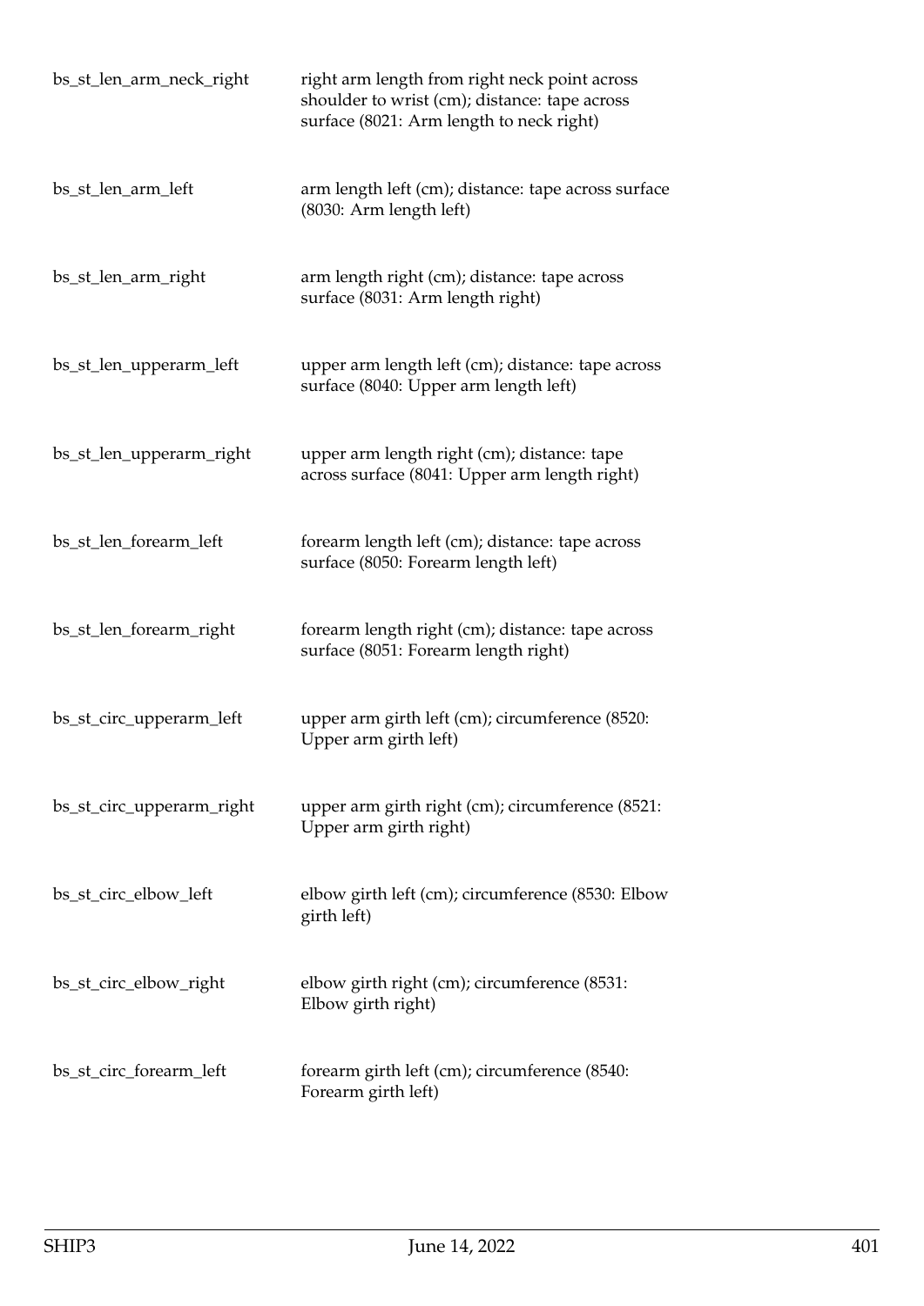| | |
|---|---|
| bs_st_len_arm_neck_right | right arm length from right neck point across shoulder to wrist (cm); distance: tape across surface (8021: Arm length to neck right) |
| bs_st_len_arm_left | arm length left (cm); distance: tape across surface (8030: Arm length left) |
| bs_st_len_arm_right | arm length right (cm); distance: tape across surface (8031: Arm length right) |
| bs_st_len_upperarm_left | upper arm length left (cm); distance: tape across surface (8040: Upper arm length left) |
| bs_st_len_upperarm_right | upper arm length right (cm); distance: tape across surface (8041: Upper arm length right) |
| bs_st_len_forearm_left | forearm length left (cm); distance: tape across surface (8050: Forearm length left) |
| bs_st_len_forearm_right | forearm length right (cm); distance: tape across surface (8051: Forearm length right) |
| bs_st_circ_upperarm_left | upper arm girth left (cm); circumference (8520: Upper arm girth left) |
| bs_st_circ_upperarm_right | upper arm girth right (cm); circumference (8521: Upper arm girth right) |
| bs_st_circ_elbow_left | elbow girth left (cm); circumference (8530: Elbow girth left) |
| bs_st_circ_elbow_right | elbow girth right (cm); circumference (8531: Elbow girth right) |
| bs_st_circ_forearm_left | forearm girth left (cm); circumference (8540: Forearm girth left) |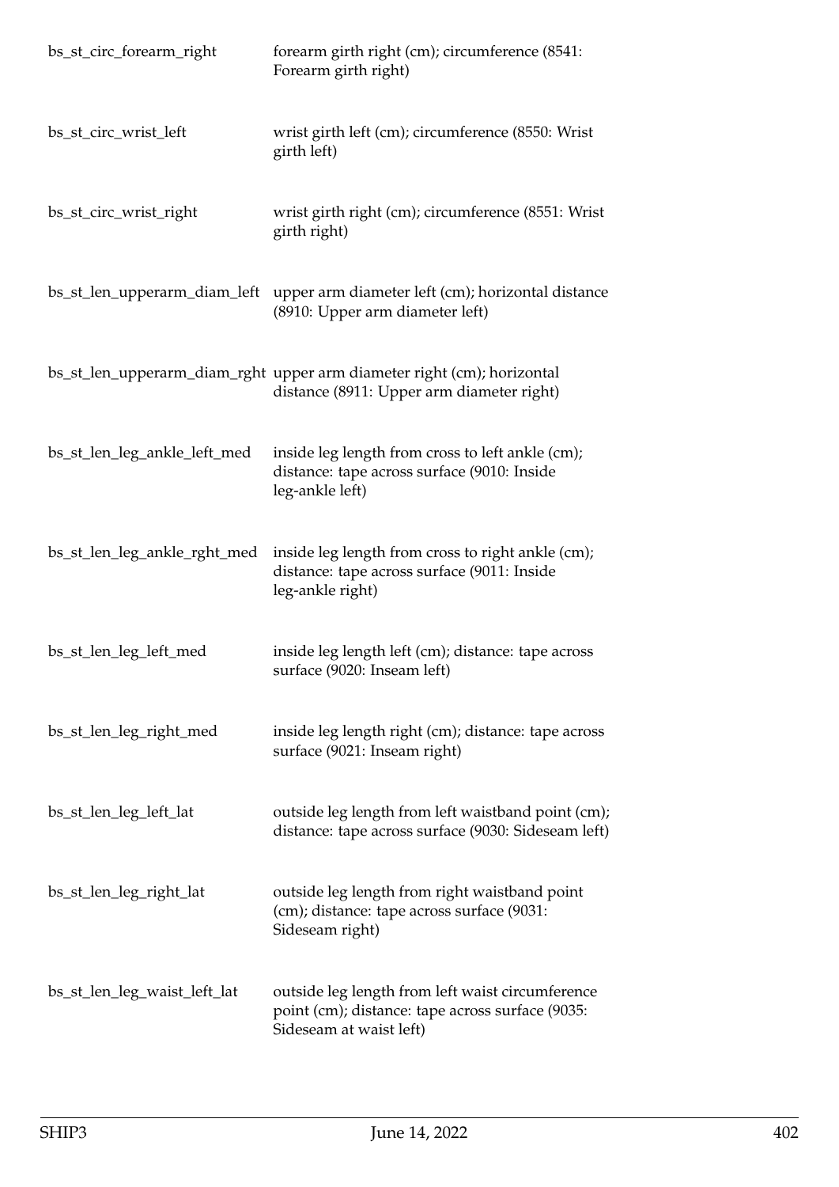| | |
|---|---|
| bs_st_circ_forearm_right | forearm girth right (cm); circumference (8541: Forearm girth right) |
| bs_st_circ_wrist_left | wrist girth left (cm); circumference (8550: Wrist girth left) |
| bs_st_circ_wrist_right | wrist girth right (cm); circumference (8551: Wrist girth right) |
| bs_st_len_upperarm_diam_left | upper arm diameter left (cm); horizontal distance (8910: Upper arm diameter left) |
| bs_st_len_upperarm_diam_rght | upper arm diameter right (cm); horizontal distance (8911: Upper arm diameter right) |
| bs_st_len_leg_ankle_left_med | inside leg length from cross to left ankle (cm); distance: tape across surface (9010: Inside leg-ankle left) |
| bs_st_len_leg_ankle_rght_med | inside leg length from cross to right ankle (cm); distance: tape across surface (9011: Inside leg-ankle right) |
| bs_st_len_leg_left_med | inside leg length left (cm); distance: tape across surface (9020: Inseam left) |
| bs_st_len_leg_right_med | inside leg length right (cm); distance: tape across surface (9021: Inseam right) |
| bs_st_len_leg_left_lat | outside leg length from left waistband point (cm); distance: tape across surface (9030: Sideseam left) |
| bs_st_len_leg_right_lat | outside leg length from right waistband point (cm); distance: tape across surface (9031: Sideseam right) |
| bs_st_len_leg_waist_left_lat | outside leg length from left waist circumference point (cm); distance: tape across surface (9035: Sideseam at waist left) |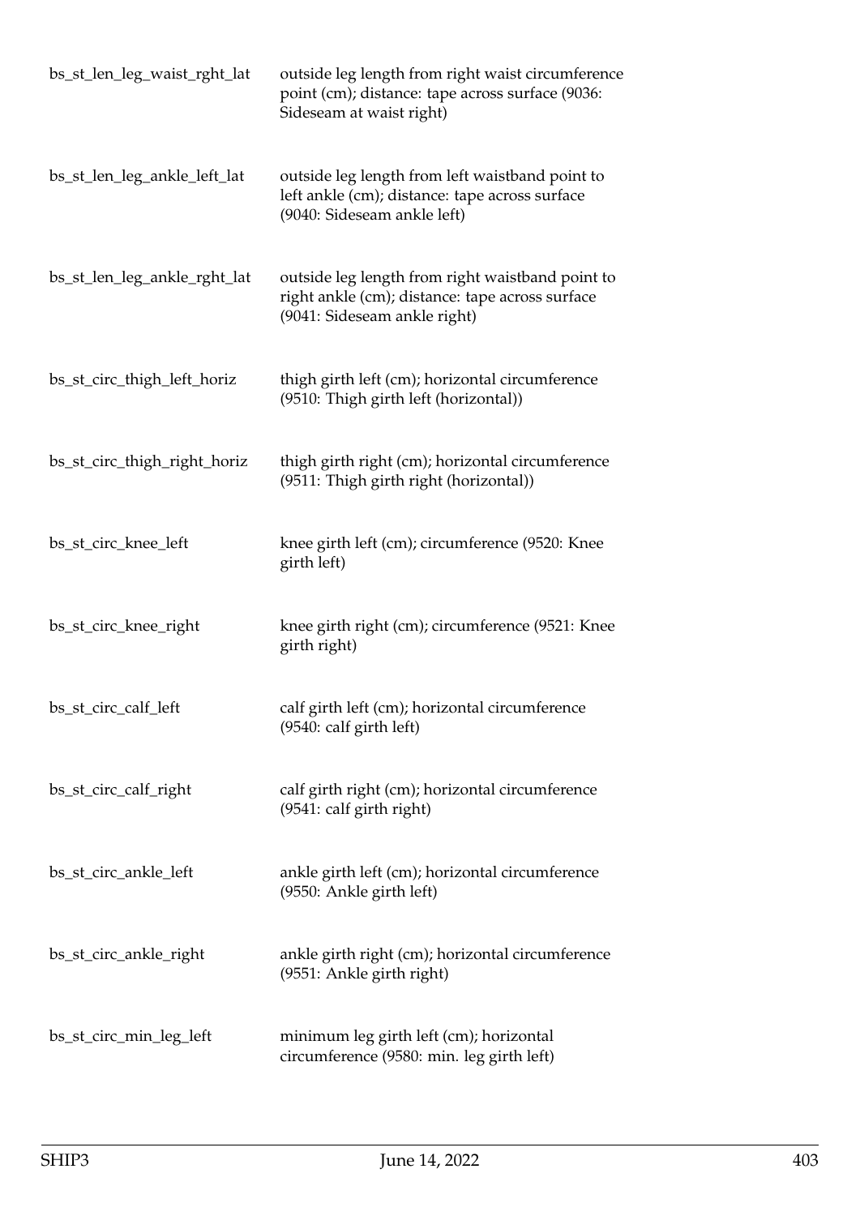| | |
|---|---|
| bs_st_len_leg_waist_rght_lat | outside leg length from right waist circumference point (cm); distance: tape across surface (9036: Sideseam at waist right) |
| bs_st_len_leg_ankle_left_lat | outside leg length from left waistband point to left ankle (cm); distance: tape across surface (9040: Sideseam ankle left) |
| bs_st_len_leg_ankle_rght_lat | outside leg length from right waistband point to right ankle (cm); distance: tape across surface (9041: Sideseam ankle right) |
| bs_st_circ_thigh_left_horiz | thigh girth left (cm); horizontal circumference (9510: Thigh girth left (horizontal)) |
| bs_st_circ_thigh_right_horiz | thigh girth right (cm); horizontal circumference (9511: Thigh girth right (horizontal)) |
| bs_st_circ_knee_left | knee girth left (cm); circumference (9520: Knee girth left) |
| bs_st_circ_knee_right | knee girth right (cm); circumference (9521: Knee girth right) |
| bs_st_circ_calf_left | calf girth left (cm); horizontal circumference (9540: calf girth left) |
| bs_st_circ_calf_right | calf girth right (cm); horizontal circumference (9541: calf girth right) |
| bs_st_circ_ankle_left | ankle girth left (cm); horizontal circumference (9550: Ankle girth left) |
| bs_st_circ_ankle_right | ankle girth right (cm); horizontal circumference (9551: Ankle girth right) |
| bs_st_circ_min_leg_left | minimum leg girth left (cm); horizontal circumference (9580: min. leg girth left) |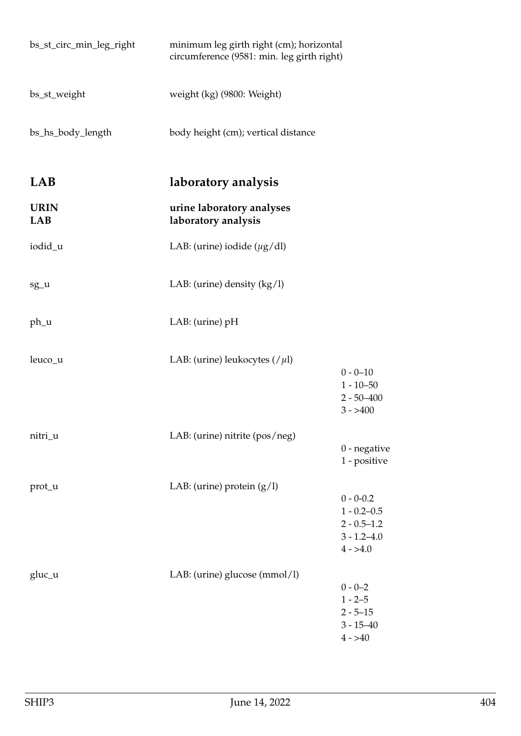| | | |
|---|---|---|
| bs_st_circ_min_leg_right | minimum leg girth right (cm); horizontal circumference (9581: min. leg girth right) | |
| bs_st_weight | weight (kg) (9800: Weight) | |
| bs_hs_body_length | body height (cm); vertical distance | |

## LAB — laboratory analysis

### URIN LAB — urine laboratory analyses laboratory analysis

| | | |
|---|---|---|
| iodid_u | LAB: (urine) iodide (μg/dl) | |
| sg_u | LAB: (urine) density (kg/l) | |
| ph_u | LAB: (urine) pH | |
| leuco_u | LAB: (urine) leukocytes (/μl) | 0 - 0–10<br>1 - 10–50<br>2 - 50–400<br>3 - >400 |
| nitri_u | LAB: (urine) nitrite (pos/neg) | 0 - negative<br>1 - positive |
| prot_u | LAB: (urine) protein (g/l) | 0 - 0-0.2<br>1 - 0.2–0.5<br>2 - 0.5–1.2<br>3 - 1.2–4.0<br>4 - >4.0 |
| gluc_u | LAB: (urine) glucose (mmol/l) | 0 - 0–2<br>1 - 2–5<br>2 - 5–15<br>3 - 15–40<br>4 - >40 |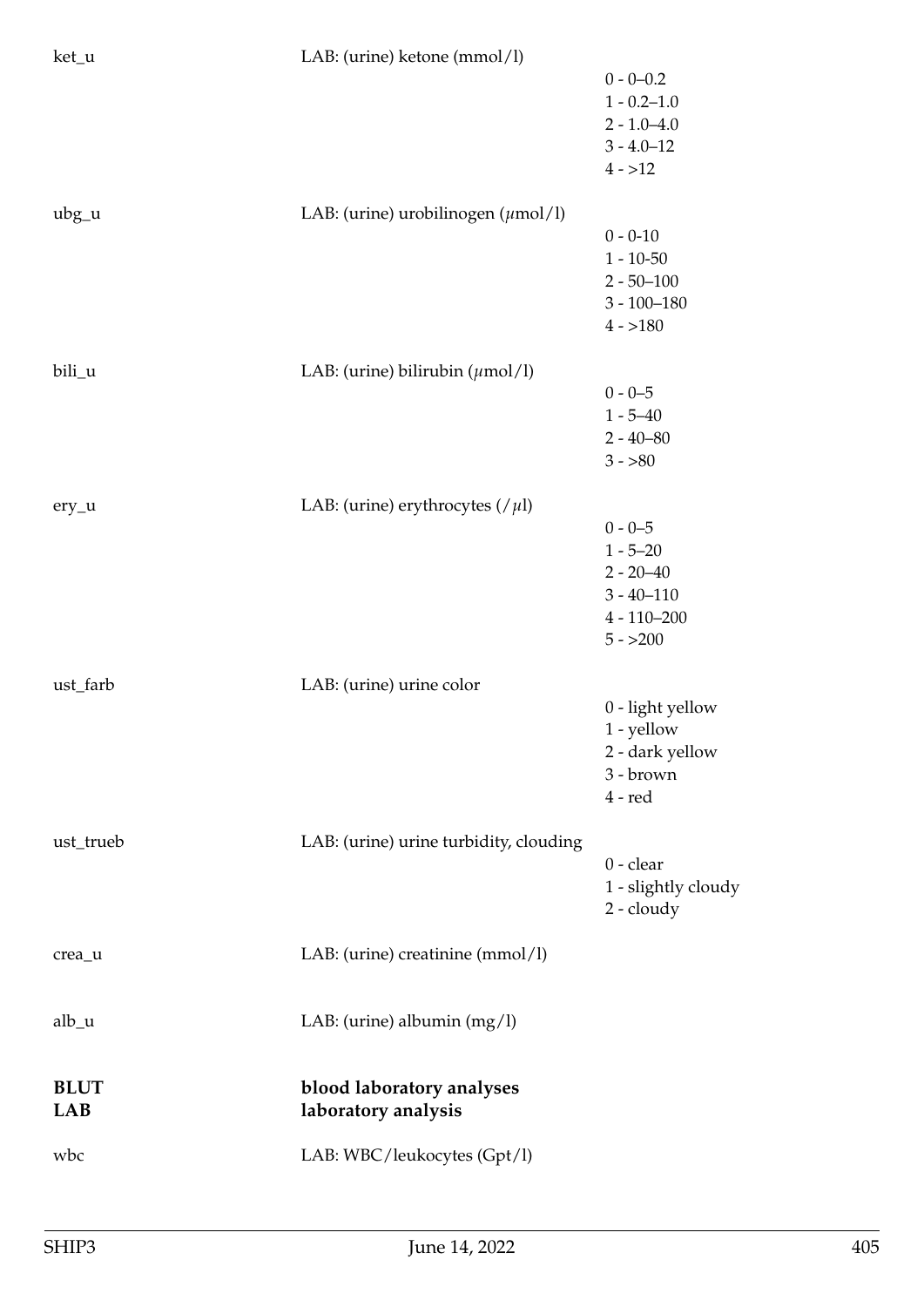ket_u LAB: (urine) ketone (mmol/l)

- 0 - 0–0.2
- 1 - 0.2–1.0
- 2 - 1.0–4.0
- 3 - 4.0–12
- 4 - >12

ubg_u LAB: (urine) urobilinogen ($\mu$mol/l)

- 0 - 0-10
- 1 - 10-50
- 2 - 50–100
- 3 - 100–180
- 4 - >180

bili_u LAB: (urine) bilirubin ($\mu$mol/l)

- 0 - 0–5
- 1 - 5–40
- 2 - 40–80
- 3 - >80

ery_u LAB: (urine) erythrocytes (/$\mu$l)

- 0 - 0–5
- 1 - 5–20
- 2 - 20–40
- 3 - 40–110
- 4 - 110–200
- 5 - >200

ust_farb LAB: (urine) urine color

- 0 - light yellow
- 1 - yellow
- 2 - dark yellow
- 3 - brown
- 4 - red

ust_trueb LAB: (urine) urine turbidity, clouding

- 0 - clear
- 1 - slightly cloudy
- 2 - cloudy

crea_u LAB: (urine) creatinine (mmol/l)

alb_u LAB: (urine) albumin (mg/l)

**BLUT** **blood laboratory analyses**

**LAB** **laboratory analysis**

wbc LAB: WBC/leukocytes (Gpt/l)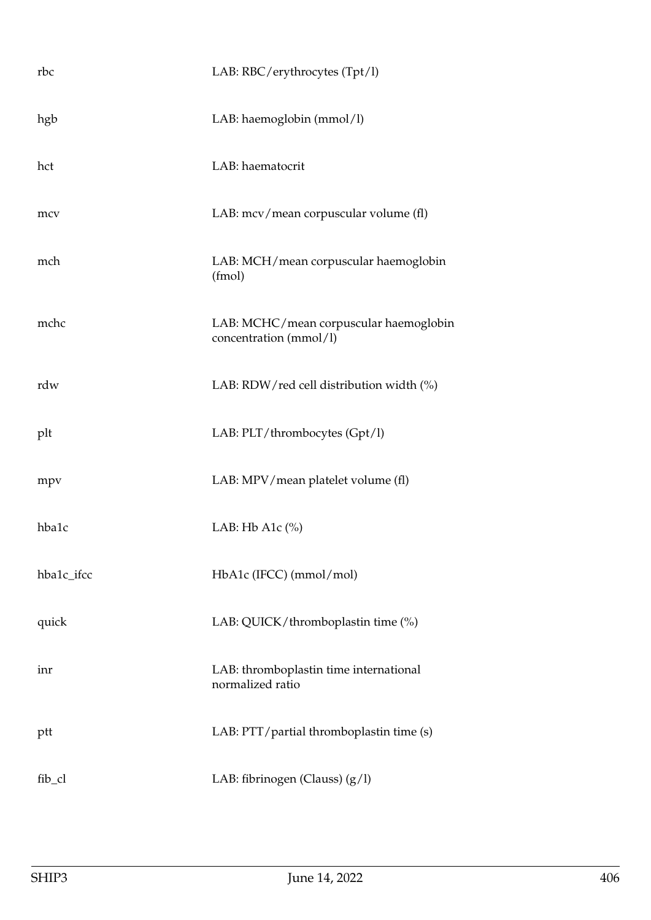| | |
|---|---|
| rbc | LAB: RBC/erythrocytes (Tpt/l) |
| hgb | LAB: haemoglobin (mmol/l) |
| hct | LAB: haematocrit |
| mcv | LAB: mcv/mean corpuscular volume (fl) |
| mch | LAB: MCH/mean corpuscular haemoglobin (fmol) |
| mchc | LAB: MCHC/mean corpuscular haemoglobin concentration (mmol/l) |
| rdw | LAB: RDW/red cell distribution width (%) |
| plt | LAB: PLT/thrombocytes (Gpt/l) |
| mpv | LAB: MPV/mean platelet volume (fl) |
| hba1c | LAB: Hb A1c (%) |
| hba1c_ifcc | HbA1c (IFCC) (mmol/mol) |
| quick | LAB: QUICK/thromboplastin time (%) |
| inr | LAB: thromboplastin time international normalized ratio |
| ptt | LAB: PTT/partial thromboplastin time (s) |
| fib_cl | LAB: fibrinogen (Clauss) (g/l) |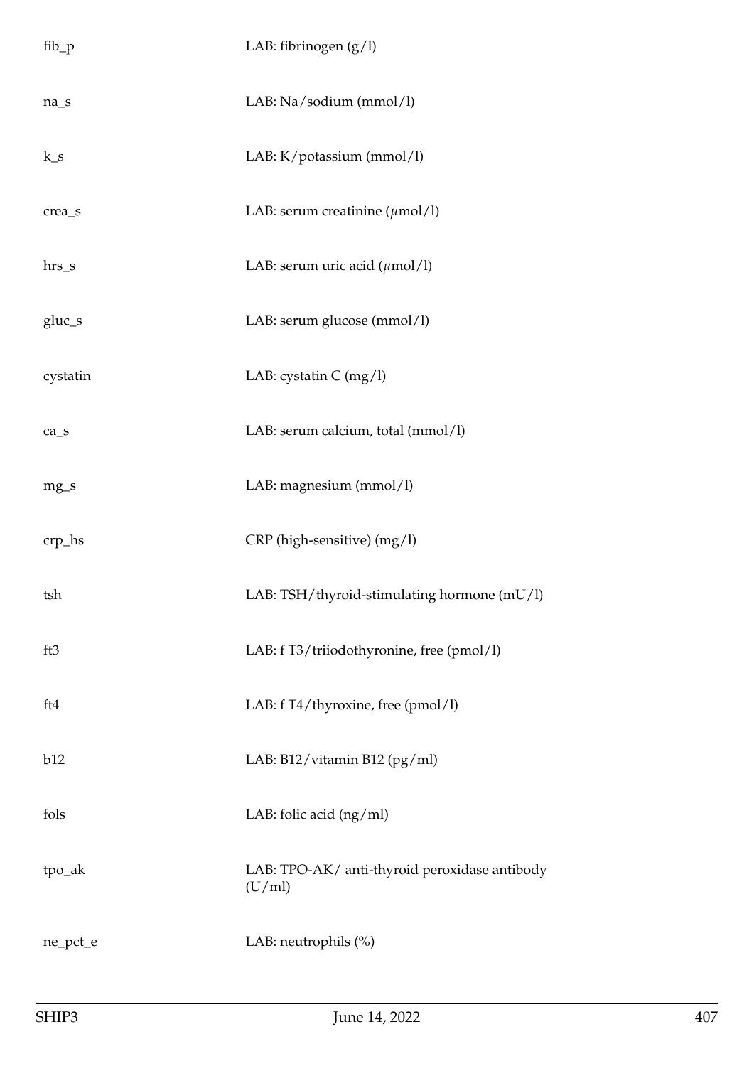| | |
|---|---|
| fib_p | LAB: fibrinogen (g/l) |
| na_s | LAB: Na/sodium (mmol/l) |
| k_s | LAB: K/potassium (mmol/l) |
| crea_s | LAB: serum creatinine ($\mu$mol/l) |
| hrs_s | LAB: serum uric acid ($\mu$mol/l) |
| gluc_s | LAB: serum glucose (mmol/l) |
| cystatin | LAB: cystatin C (mg/l) |
| ca_s | LAB: serum calcium, total (mmol/l) |
| mg_s | LAB: magnesium (mmol/l) |
| crp_hs | CRP (high-sensitive) (mg/l) |
| tsh | LAB: TSH/thyroid-stimulating hormone (mU/l) |
| ft3 | LAB: f T3/triiodothyronine, free (pmol/l) |
| ft4 | LAB: f T4/thyroxine, free (pmol/l) |
| b12 | LAB: B12/vitamin B12 (pg/ml) |
| fols | LAB: folic acid (ng/ml) |
| tpo_ak | LAB: TPO-AK/ anti-thyroid peroxidase antibody (U/ml) |
| ne_pct_e | LAB: neutrophils (%) |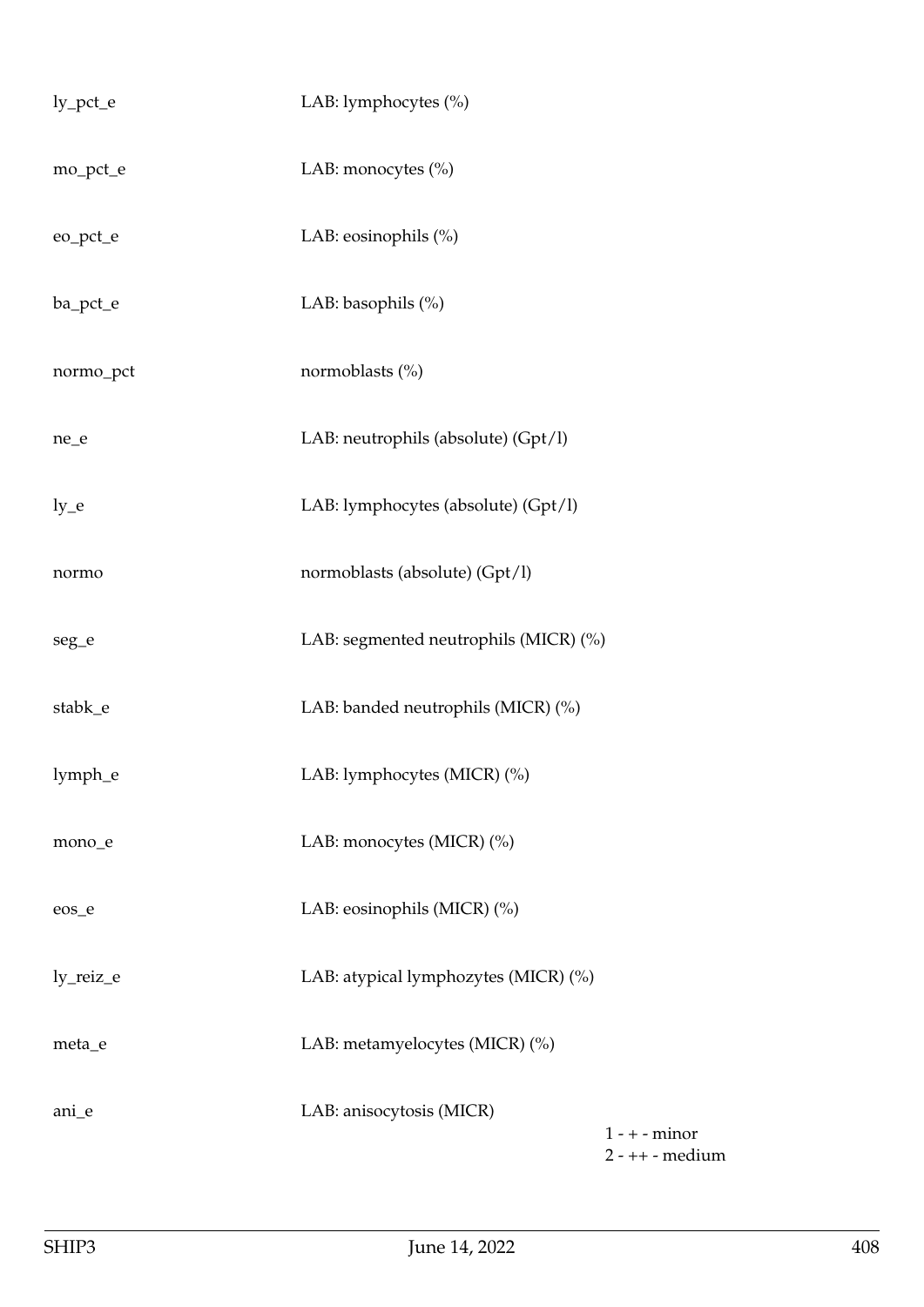| | | |
|---|---|---|
| ly_pct_e | LAB: lymphocytes (%) | |
| mo_pct_e | LAB: monocytes (%) | |
| eo_pct_e | LAB: eosinophils (%) | |
| ba_pct_e | LAB: basophils (%) | |
| normo_pct | normoblasts (%) | |
| ne_e | LAB: neutrophils (absolute) (Gpt/l) | |
| ly_e | LAB: lymphocytes (absolute) (Gpt/l) | |
| normo | normoblasts (absolute) (Gpt/l) | |
| seg_e | LAB: segmented neutrophils (MICR) (%) | |
| stabk_e | LAB: banded neutrophils (MICR) (%) | |
| lymph_e | LAB: lymphocytes (MICR) (%) | |
| mono_e | LAB: monocytes (MICR) (%) | |
| eos_e | LAB: eosinophils (MICR) (%) | |
| ly_reiz_e | LAB: atypical lymphozytes (MICR) (%) | |
| meta_e | LAB: metamyelocytes (MICR) (%) | |
| ani_e | LAB: anisocytosis (MICR) | 1 - + - minor<br>2 - ++ - medium |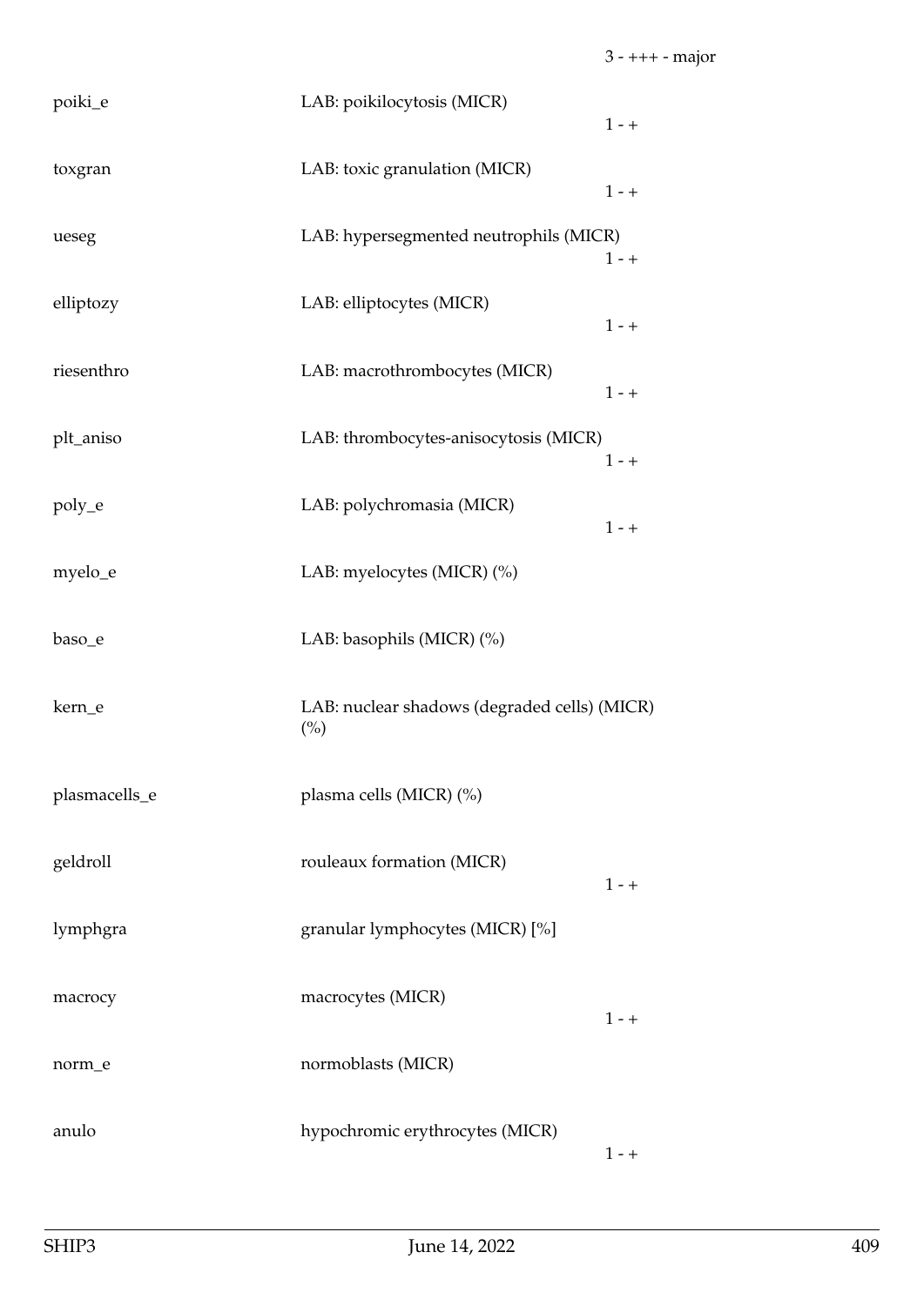| | | 3 - +++ - major |
|---|---|---|
| poiki_e | LAB: poikilocytosis (MICR) | 1 - + |
| toxgran | LAB: toxic granulation (MICR) | 1 - + |
| ueseg | LAB: hypersegmented neutrophils (MICR) | 1 - + |
| elliptozy | LAB: elliptocytes (MICR) | 1 - + |
| riesenthro | LAB: macrothrombocytes (MICR) | 1 - + |
| plt_aniso | LAB: thrombocytes-anisocytosis (MICR) | 1 - + |
| poly_e | LAB: polychromasia (MICR) | 1 - + |
| myelo_e | LAB: myelocytes (MICR) (%) | |
| baso_e | LAB: basophils (MICR) (%) | |
| kern_e | LAB: nuclear shadows (degraded cells) (MICR) (%) | |
| plasmacells_e | plasma cells (MICR) (%) | |
| geldroll | rouleaux formation (MICR) | 1 - + |
| lymphgra | granular lymphocytes (MICR) [%] | |
| macrocy | macrocytes (MICR) | 1 - + |
| norm_e | normoblasts (MICR) | |
| anulo | hypochromic erythrocytes (MICR) | 1 - + |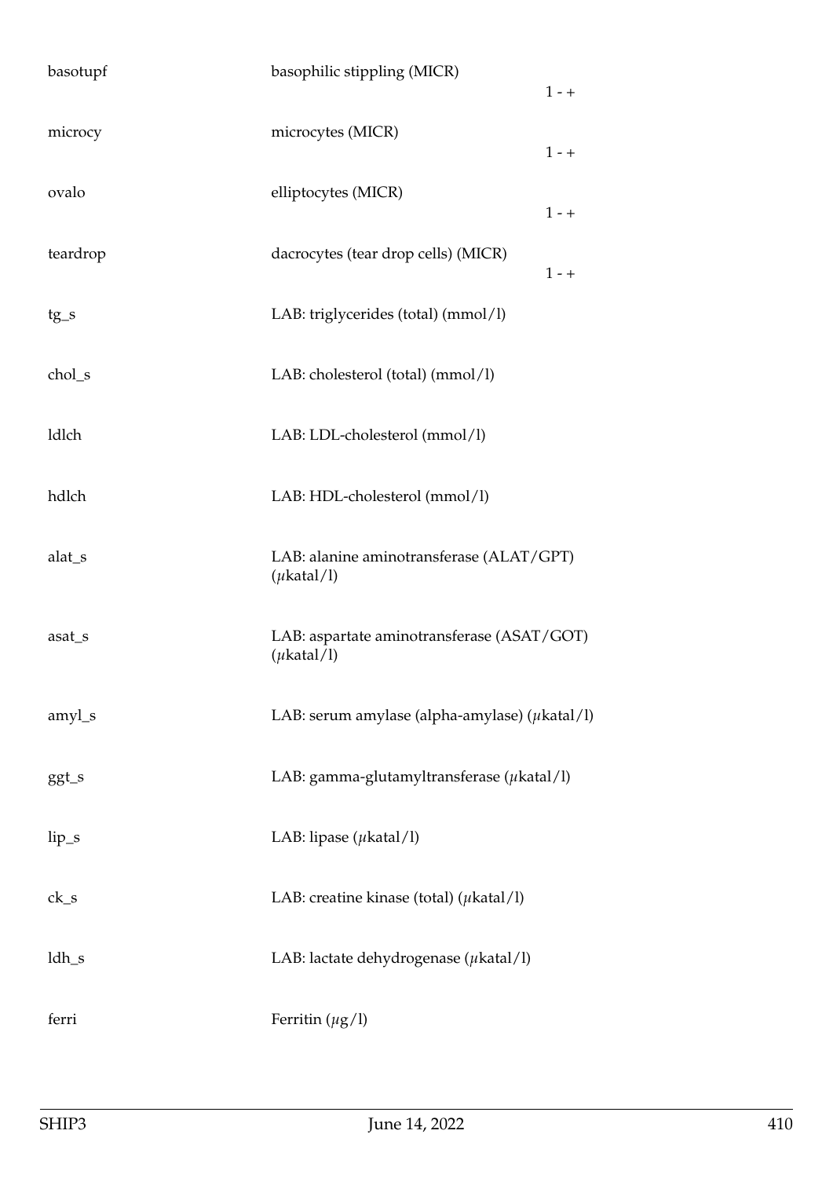| | | |
|---|---|---|
| basotupf | basophilic stippling (MICR) | 1 - + |
| microcy | microcytes (MICR) | 1 - + |
| ovalo | elliptocytes (MICR) | 1 - + |
| teardrop | dacrocytes (tear drop cells) (MICR) | 1 - + |
| tg_s | LAB: triglycerides (total) (mmol/l) | |
| chol_s | LAB: cholesterol (total) (mmol/l) | |
| ldlch | LAB: LDL-cholesterol (mmol/l) | |
| hdlch | LAB: HDL-cholesterol (mmol/l) | |
| alat_s | LAB: alanine aminotransferase (ALAT/GPT) ($\mu$katal/l) | |
| asat_s | LAB: aspartate aminotransferase (ASAT/GOT) ($\mu$katal/l) | |
| amyl_s | LAB: serum amylase (alpha-amylase) ($\mu$katal/l) | |
| ggt_s | LAB: gamma-glutamyltransferase ($\mu$katal/l) | |
| lip_s | LAB: lipase ($\mu$katal/l) | |
| ck_s | LAB: creatine kinase (total) ($\mu$katal/l) | |
| ldh_s | LAB: lactate dehydrogenase ($\mu$katal/l) | |
| ferri | Ferritin ($\mu$g/l) | |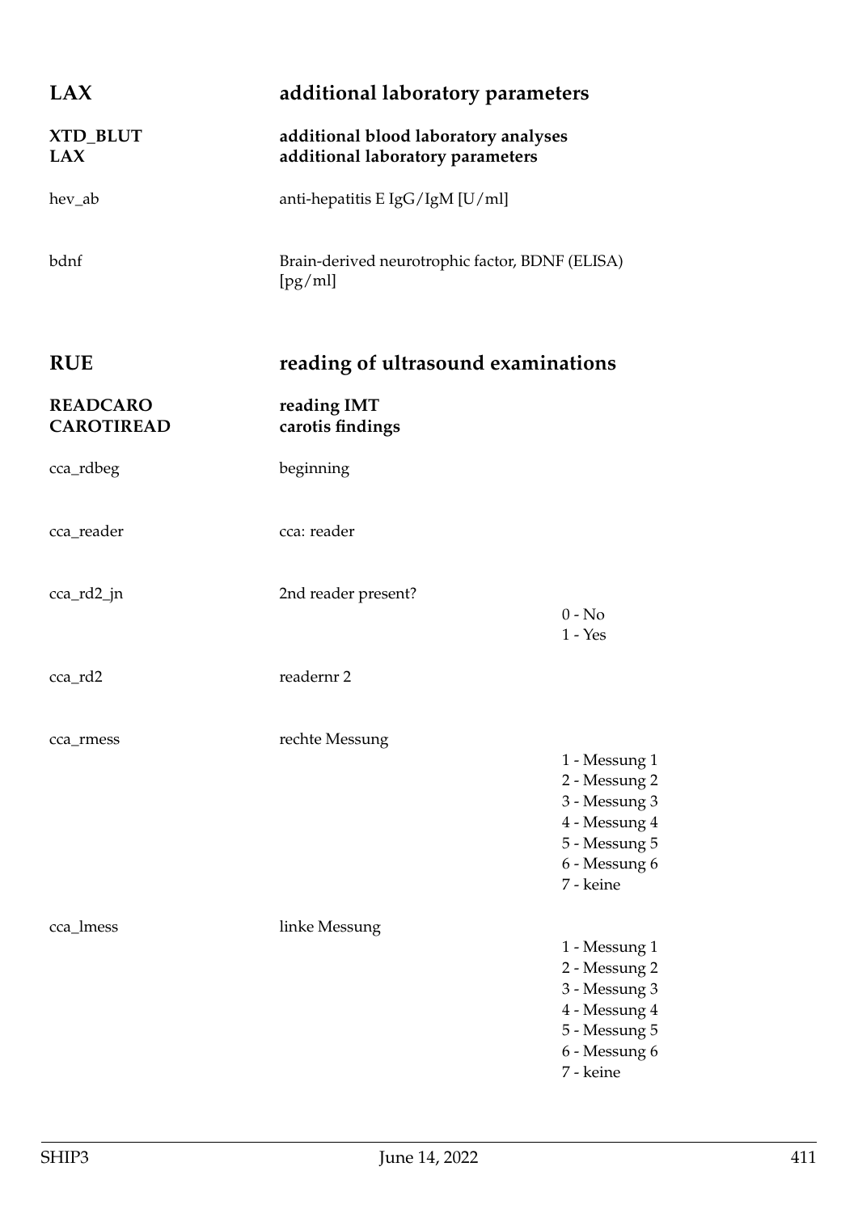## LAX additional laboratory parameters

**XTD_BLUT** **additional blood laboratory analyses**
**LAX** **additional laboratory parameters**

| Variable | Description | Values |
|---|---|---|
| hev_ab | anti-hepatitis E IgG/IgM [U/ml] | |
| bdnf | Brain-derived neurotrophic factor, BDNF (ELISA) [pg/ml] | |

## RUE reading of ultrasound examinations

**READCARO** **reading IMT**
**CAROTIREAD** **carotis findings**

| Variable | Description | Values |
|---|---|---|
| cca_rdbeg | beginning | |
| cca_reader | cca: reader | |
| cca_rd2_jn | 2nd reader present? | 0 - No<br>1 - Yes |
| cca_rd2 | readernr 2 | |
| cca_rmess | rechte Messung | 1 - Messung 1<br>2 - Messung 2<br>3 - Messung 3<br>4 - Messung 4<br>5 - Messung 5<br>6 - Messung 6<br>7 - keine |
| cca_lmess | linke Messung | 1 - Messung 1<br>2 - Messung 2<br>3 - Messung 3<br>4 - Messung 4<br>5 - Messung 5<br>6 - Messung 6<br>7 - keine |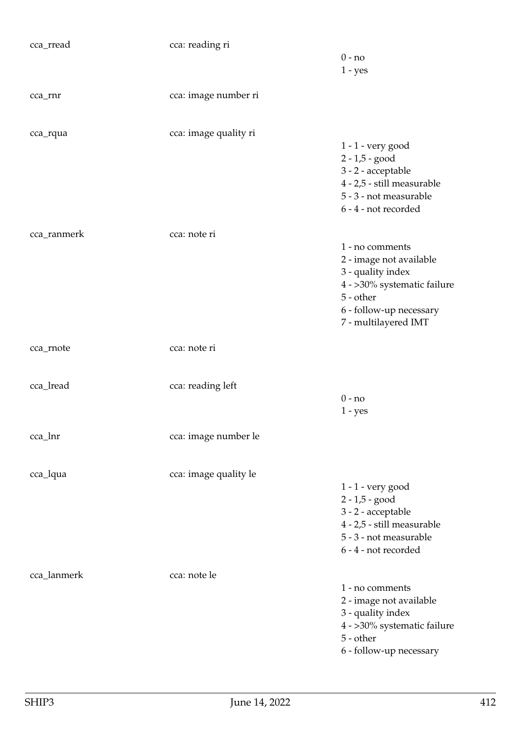| | | |
|---|---|---|
| cca_rread | cca: reading ri | 0 - no<br>1 - yes |
| cca_rnr | cca: image number ri | |
| cca_rqua | cca: image quality ri | 1 - 1 - very good<br>2 - 1,5 - good<br>3 - 2 - acceptable<br>4 - 2,5 - still measurable<br>5 - 3 - not measurable<br>6 - 4 - not recorded |
| cca_ranmerk | cca: note ri | 1 - no comments<br>2 - image not available<br>3 - quality index<br>4 - >30% systematic failure<br>5 - other<br>6 - follow-up necessary<br>7 - multilayered IMT |
| cca_rnote | cca: note ri | |
| cca_lread | cca: reading left | 0 - no<br>1 - yes |
| cca_lnr | cca: image number le | |
| cca_lqua | cca: image quality le | 1 - 1 - very good<br>2 - 1,5 - good<br>3 - 2 - acceptable<br>4 - 2,5 - still measurable<br>5 - 3 - not measurable<br>6 - 4 - not recorded |
| cca_lanmerk | cca: note le | 1 - no comments<br>2 - image not available<br>3 - quality index<br>4 - >30% systematic failure<br>5 - other<br>6 - follow-up necessary |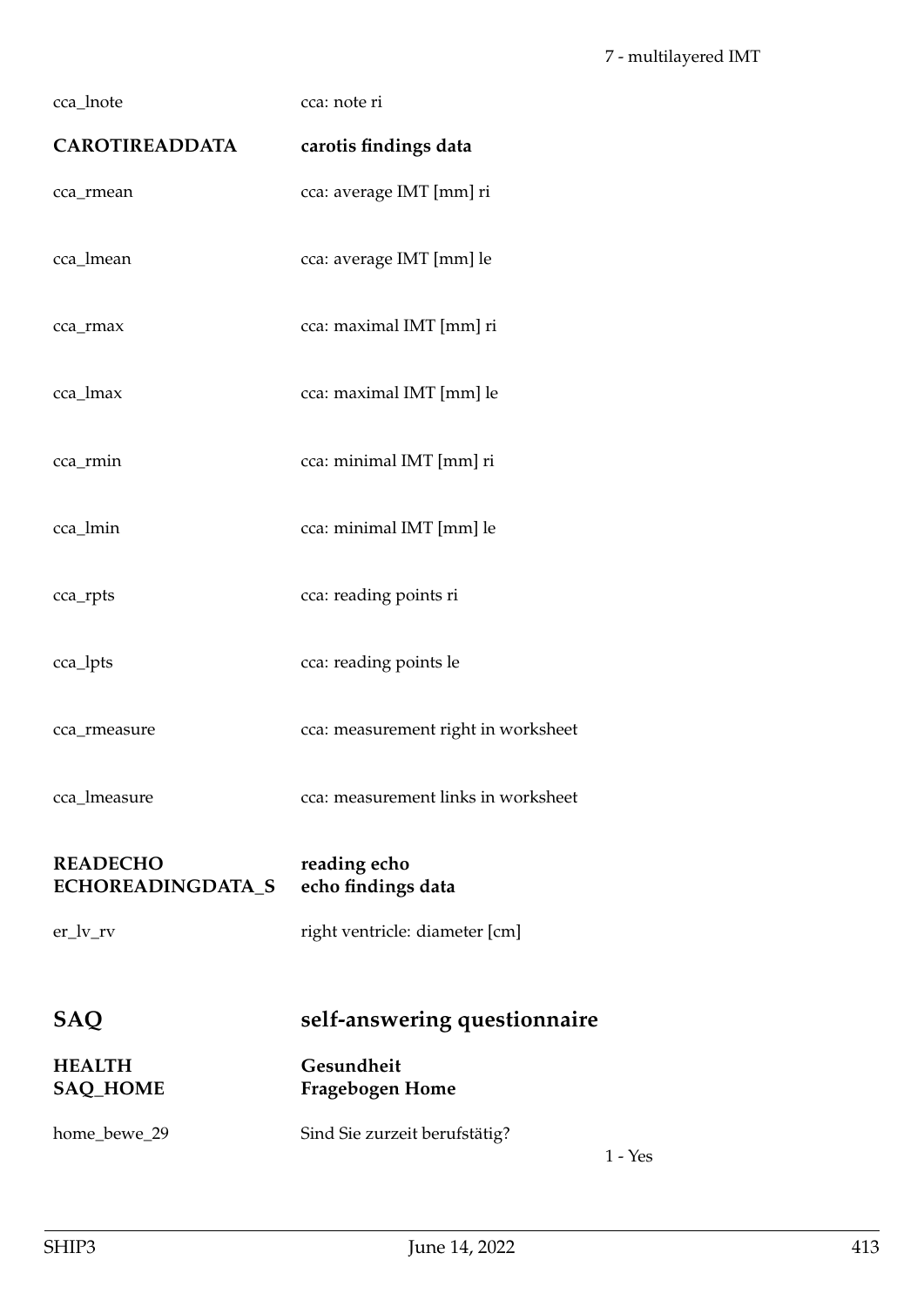cca_lnote cca: note ri

**CAROTIREADDATA** **carotis findings data**

cca_rmean cca: average IMT [mm] ri

cca_lmean cca: average IMT [mm] le

cca_rmax cca: maximal IMT [mm] ri

cca_lmax cca: maximal IMT [mm] le

cca_rmin cca: minimal IMT [mm] ri

cca_lmin cca: minimal IMT [mm] le

cca_rpts cca: reading points ri

cca_lpts cca: reading points le

cca_rmeasure cca: measurement right in worksheet

cca_lmeasure cca: measurement links in worksheet

**READECHO** **reading echo**
**ECHOREADINGDATA_S** **echo findings data**

er_lv_rv right ventricle: diameter [cm]

## SAQ self-answering questionnaire

**HEALTH** **Gesundheit**
**SAQ_HOME** **Fragebogen Home**

home_bewe_29 Sind Sie zurzeit berufstätig?

1 - Yes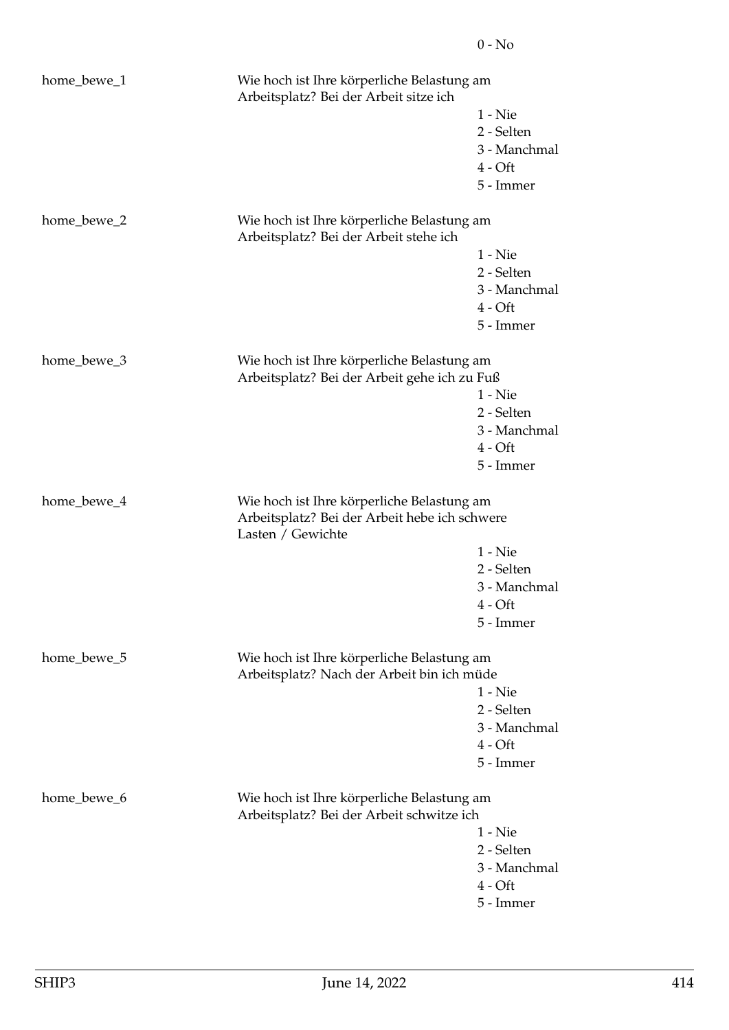0 - No

home_bewe_1 Wie hoch ist Ihre körperliche Belastung am Arbeitsplatz? Bei der Arbeit sitze ich

1 - Nie
2 - Selten
3 - Manchmal
4 - Oft
5 - Immer

home_bewe_2 Wie hoch ist Ihre körperliche Belastung am Arbeitsplatz? Bei der Arbeit stehe ich

1 - Nie
2 - Selten
3 - Manchmal
4 - Oft
5 - Immer

home_bewe_3 Wie hoch ist Ihre körperliche Belastung am Arbeitsplatz? Bei der Arbeit gehe ich zu Fuß

1 - Nie
2 - Selten
3 - Manchmal
4 - Oft
5 - Immer

home_bewe_4 Wie hoch ist Ihre körperliche Belastung am Arbeitsplatz? Bei der Arbeit hebe ich schwere Lasten / Gewichte

1 - Nie
2 - Selten
3 - Manchmal
4 - Oft
5 - Immer

home_bewe_5 Wie hoch ist Ihre körperliche Belastung am Arbeitsplatz? Nach der Arbeit bin ich müde

1 - Nie
2 - Selten
3 - Manchmal
4 - Oft
5 - Immer

home_bewe_6 Wie hoch ist Ihre körperliche Belastung am Arbeitsplatz? Bei der Arbeit schwitze ich

1 - Nie
2 - Selten
3 - Manchmal
4 - Oft
5 - Immer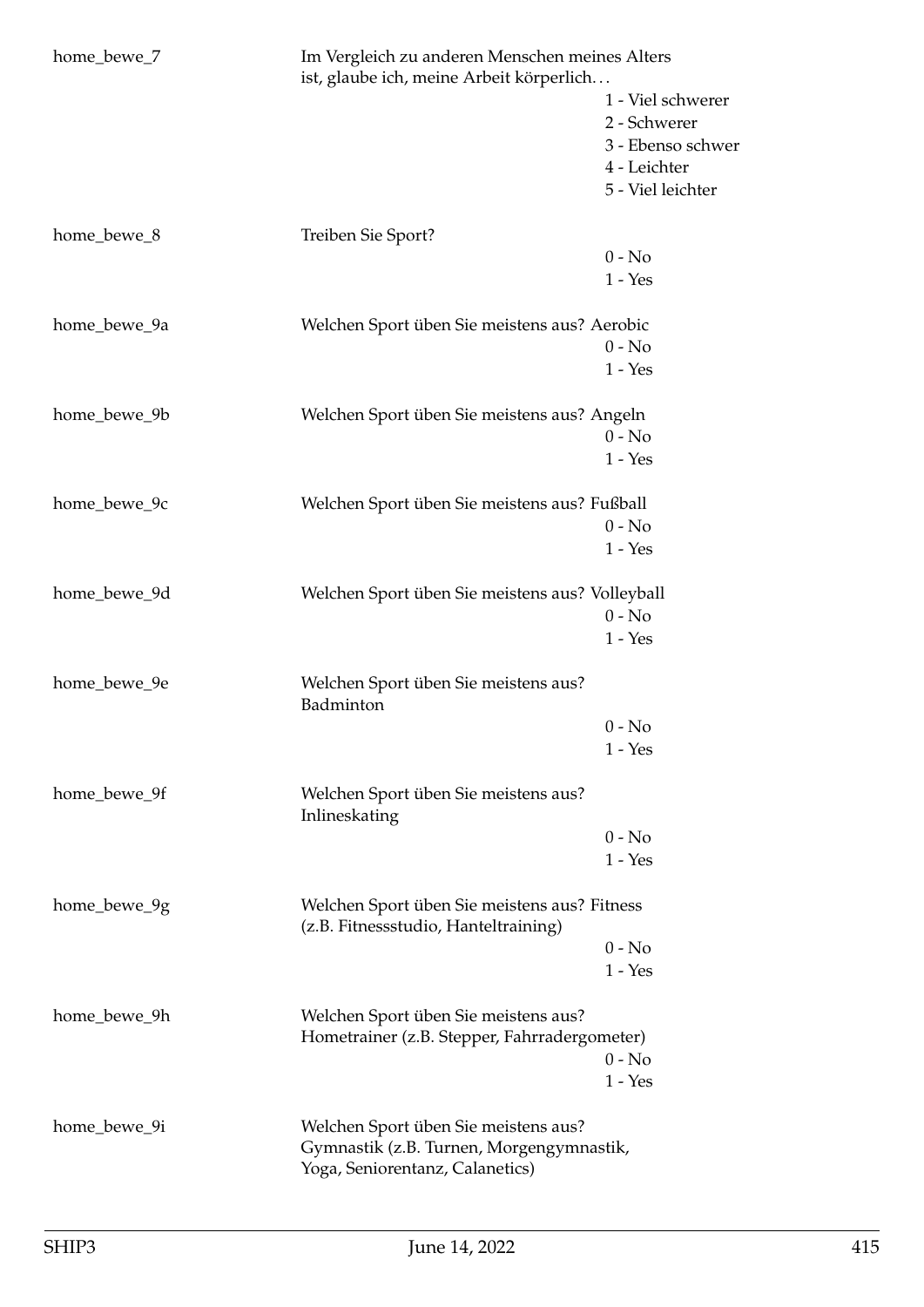home_bewe_7 Im Vergleich zu anderen Menschen meines Alters ist, glaube ich, meine Arbeit körperlich…

- 1 - Viel schwerer
- 2 - Schwerer
- 3 - Ebenso schwer
- 4 - Leichter
- 5 - Viel leichter

home_bewe_8 Treiben Sie Sport?

- 0 - No
- 1 - Yes

home_bewe_9a Welchen Sport üben Sie meistens aus? Aerobic

- 0 - No
- 1 - Yes

home_bewe_9b Welchen Sport üben Sie meistens aus? Angeln

- 0 - No
- 1 - Yes

home_bewe_9c Welchen Sport üben Sie meistens aus? Fußball

- 0 - No
- 1 - Yes

home_bewe_9d Welchen Sport üben Sie meistens aus? Volleyball

- 0 - No
- 1 - Yes

home_bewe_9e Welchen Sport üben Sie meistens aus? Badminton

- 0 - No
- 1 - Yes

home_bewe_9f Welchen Sport üben Sie meistens aus? Inlineskating

- 0 - No
- 1 - Yes

home_bewe_9g Welchen Sport üben Sie meistens aus? Fitness (z.B. Fitnessstudio, Hanteltraining)

- 0 - No
- 1 - Yes

home_bewe_9h Welchen Sport üben Sie meistens aus? Hometrainer (z.B. Stepper, Fahrradergometer)

- 0 - No
- 1 - Yes

home_bewe_9i Welchen Sport üben Sie meistens aus? Gymnastik (z.B. Turnen, Morgengymnastik, Yoga, Seniorentanz, Calanetics)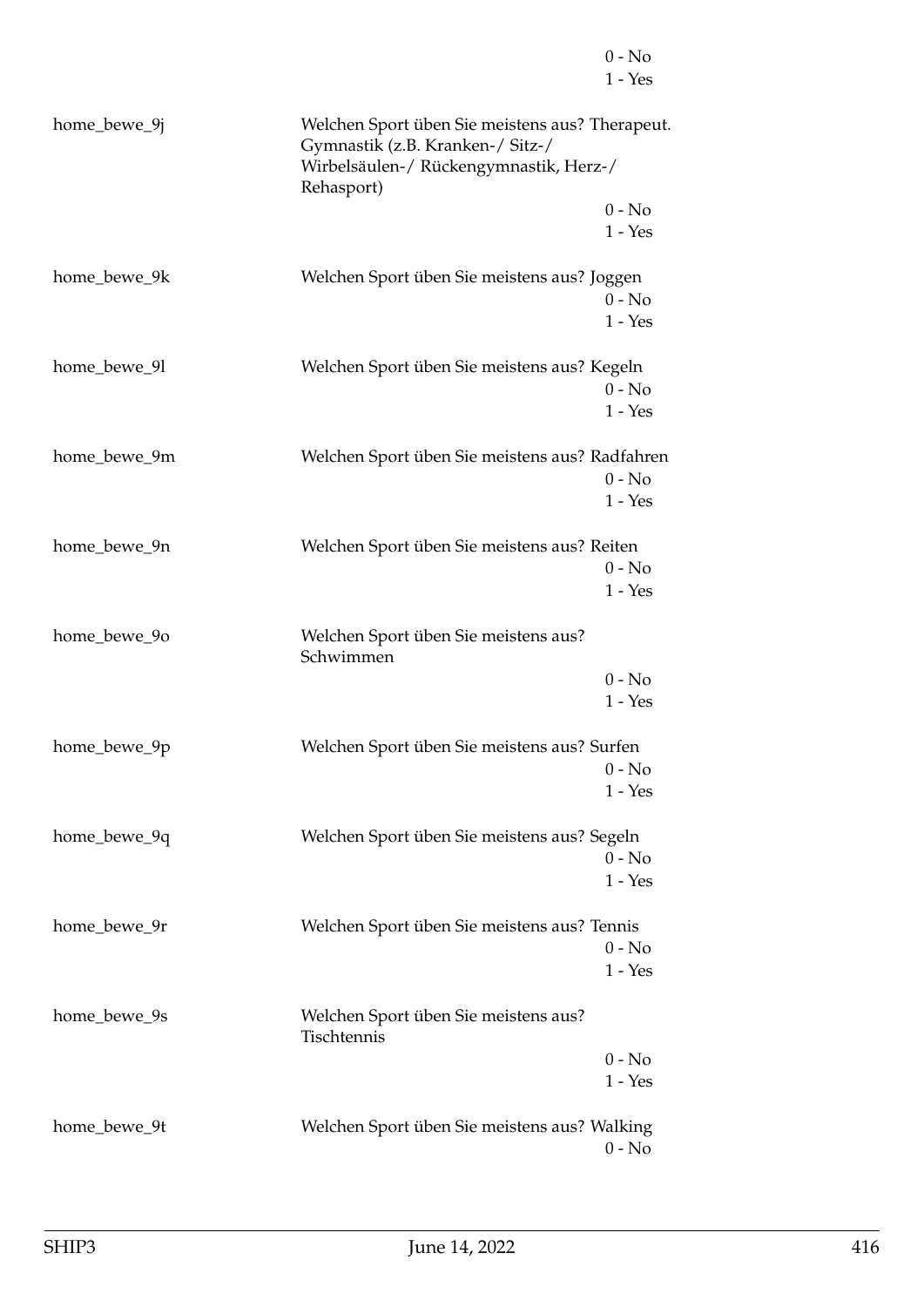0 - No
1 - Yes

| | |
|---|---|
| home_bewe_9j | Welchen Sport üben Sie meistens aus? Therapeut. Gymnastik (z.B. Kranken-/ Sitz-/ Wirbelsäulen-/ Rückengymnastik, Herz-/ Rehasport)<br>0 - No<br>1 - Yes |
| home_bewe_9k | Welchen Sport üben Sie meistens aus? Joggen<br>0 - No<br>1 - Yes |
| home_bewe_9l | Welchen Sport üben Sie meistens aus? Kegeln<br>0 - No<br>1 - Yes |
| home_bewe_9m | Welchen Sport üben Sie meistens aus? Radfahren<br>0 - No<br>1 - Yes |
| home_bewe_9n | Welchen Sport üben Sie meistens aus? Reiten<br>0 - No<br>1 - Yes |
| home_bewe_9o | Welchen Sport üben Sie meistens aus? Schwimmen<br>0 - No<br>1 - Yes |
| home_bewe_9p | Welchen Sport üben Sie meistens aus? Surfen<br>0 - No<br>1 - Yes |
| home_bewe_9q | Welchen Sport üben Sie meistens aus? Segeln<br>0 - No<br>1 - Yes |
| home_bewe_9r | Welchen Sport üben Sie meistens aus? Tennis<br>0 - No<br>1 - Yes |
| home_bewe_9s | Welchen Sport üben Sie meistens aus? Tischtennis<br>0 - No<br>1 - Yes |
| home_bewe_9t | Welchen Sport üben Sie meistens aus? Walking<br>0 - No |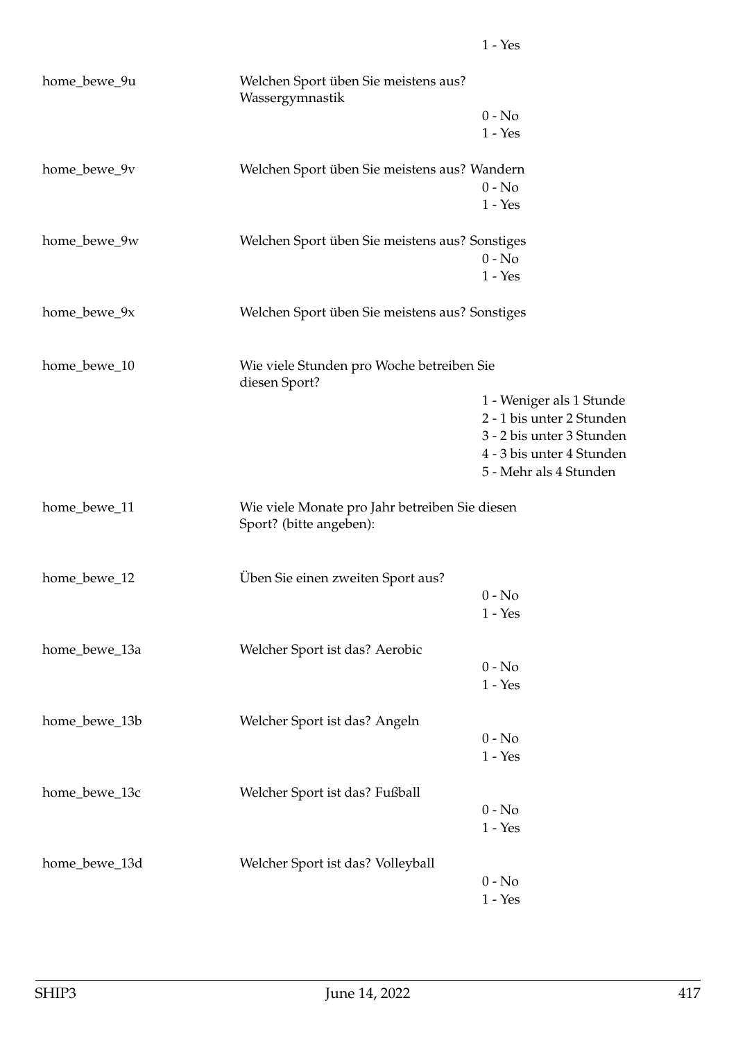| | | |
|---|---|---|
| | | 1 - Yes |
| home_bewe_9u | Welchen Sport üben Sie meistens aus? Wassergymnastik | |
| | | 0 - No |
| | | 1 - Yes |
| home_bewe_9v | Welchen Sport üben Sie meistens aus? Wandern | |
| | | 0 - No |
| | | 1 - Yes |
| home_bewe_9w | Welchen Sport üben Sie meistens aus? Sonstiges | |
| | | 0 - No |
| | | 1 - Yes |
| home_bewe_9x | Welchen Sport üben Sie meistens aus? Sonstiges | |
| home_bewe_10 | Wie viele Stunden pro Woche betreiben Sie diesen Sport? | |
| | | 1 - Weniger als 1 Stunde |
| | | 2 - 1 bis unter 2 Stunden |
| | | 3 - 2 bis unter 3 Stunden |
| | | 4 - 3 bis unter 4 Stunden |
| | | 5 - Mehr als 4 Stunden |
| home_bewe_11 | Wie viele Monate pro Jahr betreiben Sie diesen Sport? (bitte angeben): | |
| home_bewe_12 | Üben Sie einen zweiten Sport aus? | |
| | | 0 - No |
| | | 1 - Yes |
| home_bewe_13a | Welcher Sport ist das? Aerobic | |
| | | 0 - No |
| | | 1 - Yes |
| home_bewe_13b | Welcher Sport ist das? Angeln | |
| | | 0 - No |
| | | 1 - Yes |
| home_bewe_13c | Welcher Sport ist das? Fußball | |
| | | 0 - No |
| | | 1 - Yes |
| home_bewe_13d | Welcher Sport ist das? Volleyball | |
| | | 0 - No |
| | | 1 - Yes |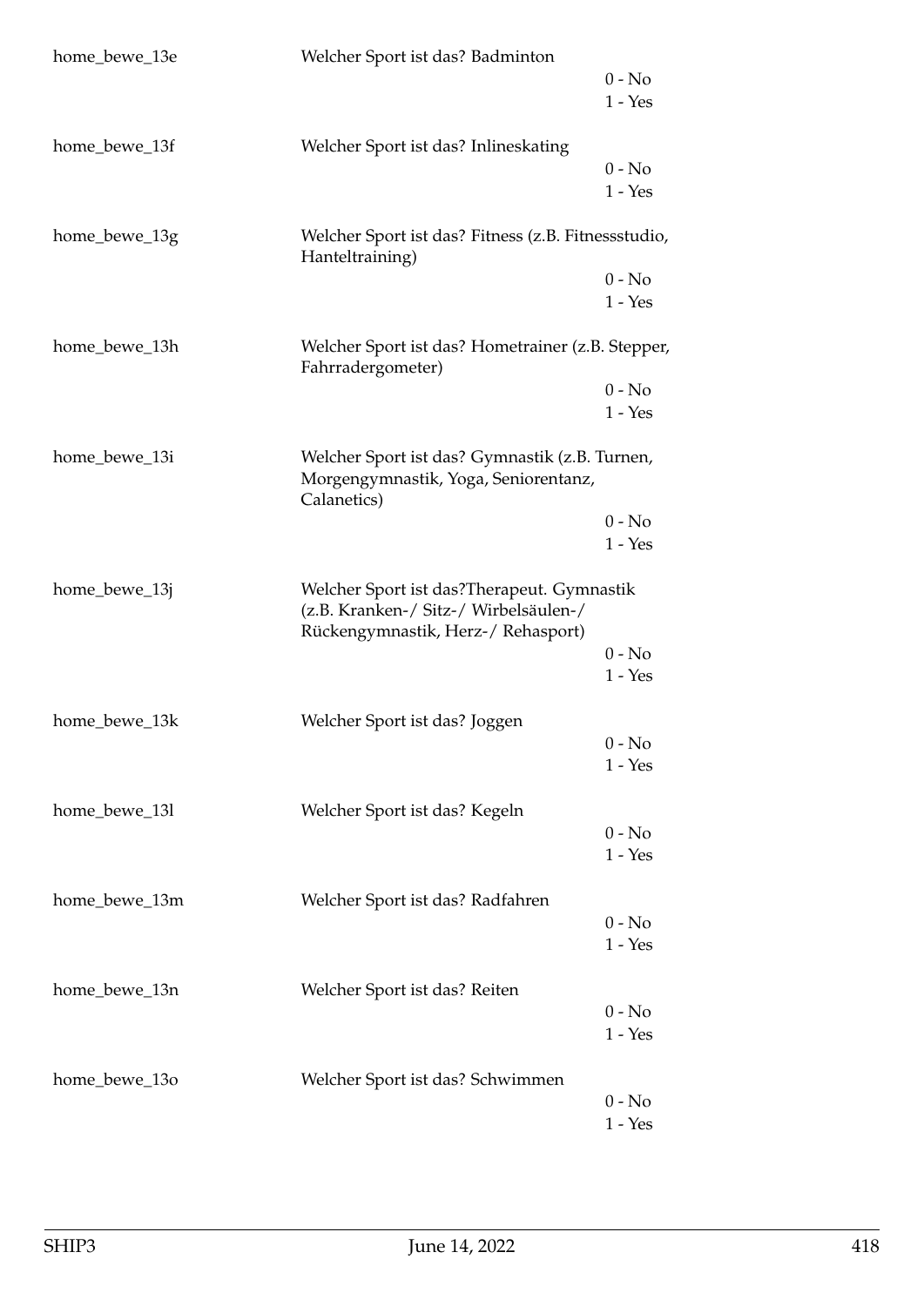| | | |
|---|---|---|
| home_bewe_13e | Welcher Sport ist das? Badminton | 0 - No<br>1 - Yes |
| home_bewe_13f | Welcher Sport ist das? Inlineskating | 0 - No<br>1 - Yes |
| home_bewe_13g | Welcher Sport ist das? Fitness (z.B. Fitnessstudio, Hanteltraining) | 0 - No<br>1 - Yes |
| home_bewe_13h | Welcher Sport ist das? Hometrainer (z.B. Stepper, Fahrradergometer) | 0 - No<br>1 - Yes |
| home_bewe_13i | Welcher Sport ist das? Gymnastik (z.B. Turnen, Morgengymnastik, Yoga, Seniorentanz, Calanetics) | 0 - No<br>1 - Yes |
| home_bewe_13j | Welcher Sport ist das?Therapeut. Gymnastik (z.B. Kranken-/ Sitz-/ Wirbelsäulen-/ Rückengymnastik, Herz-/ Rehasport) | 0 - No<br>1 - Yes |
| home_bewe_13k | Welcher Sport ist das? Joggen | 0 - No<br>1 - Yes |
| home_bewe_13l | Welcher Sport ist das? Kegeln | 0 - No<br>1 - Yes |
| home_bewe_13m | Welcher Sport ist das? Radfahren | 0 - No<br>1 - Yes |
| home_bewe_13n | Welcher Sport ist das? Reiten | 0 - No<br>1 - Yes |
| home_bewe_13o | Welcher Sport ist das? Schwimmen | 0 - No<br>1 - Yes |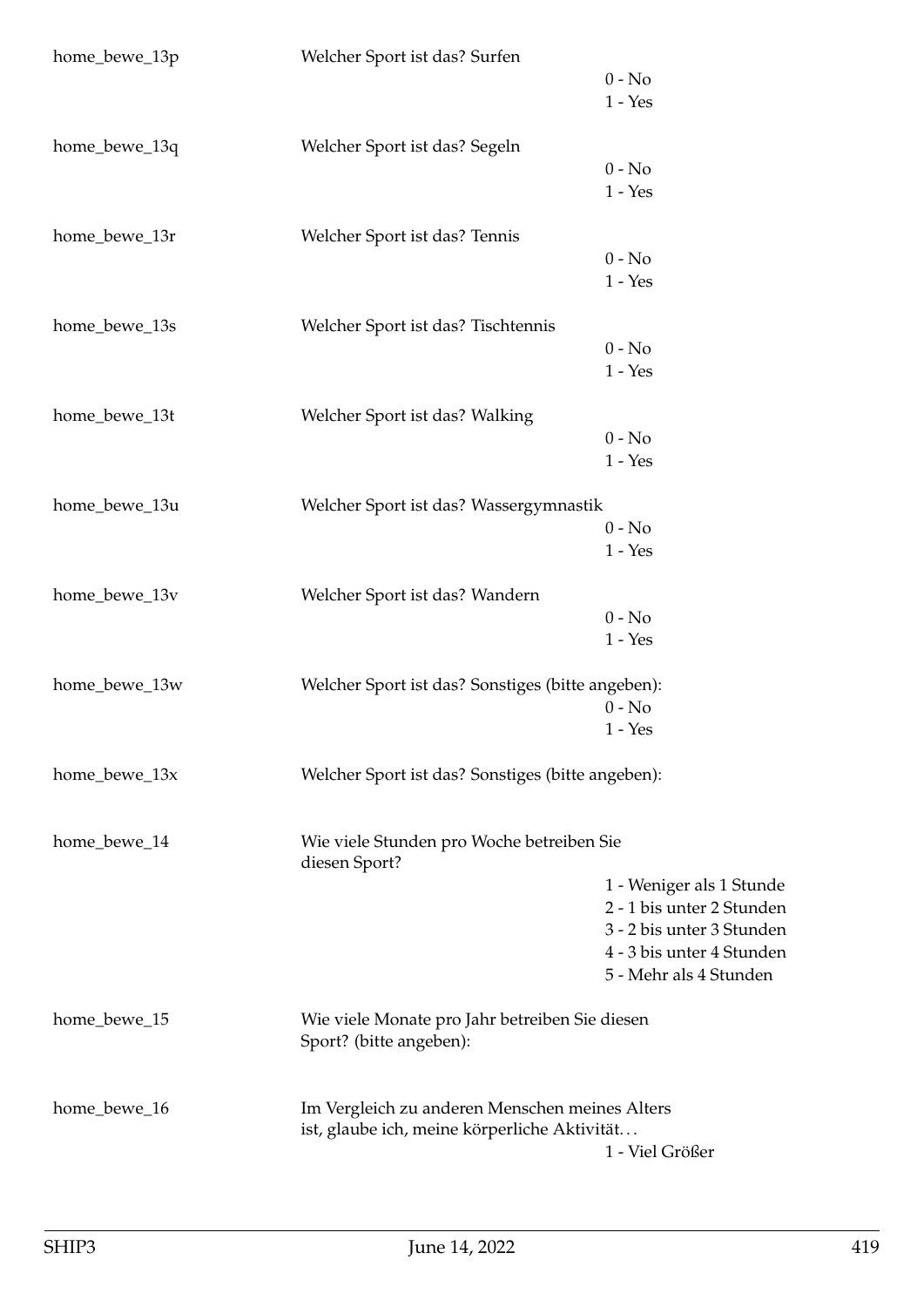| | | |
|---|---|---|
| home_bewe_13p | Welcher Sport ist das? Surfen | 0 - No<br>1 - Yes |
| home_bewe_13q | Welcher Sport ist das? Segeln | 0 - No<br>1 - Yes |
| home_bewe_13r | Welcher Sport ist das? Tennis | 0 - No<br>1 - Yes |
| home_bewe_13s | Welcher Sport ist das? Tischtennis | 0 - No<br>1 - Yes |
| home_bewe_13t | Welcher Sport ist das? Walking | 0 - No<br>1 - Yes |
| home_bewe_13u | Welcher Sport ist das? Wassergymnastik | 0 - No<br>1 - Yes |
| home_bewe_13v | Welcher Sport ist das? Wandern | 0 - No<br>1 - Yes |
| home_bewe_13w | Welcher Sport ist das? Sonstiges (bitte angeben): | 0 - No<br>1 - Yes |
| home_bewe_13x | Welcher Sport ist das? Sonstiges (bitte angeben): | |
| home_bewe_14 | Wie viele Stunden pro Woche betreiben Sie diesen Sport? | 1 - Weniger als 1 Stunde<br>2 - 1 bis unter 2 Stunden<br>3 - 2 bis unter 3 Stunden<br>4 - 3 bis unter 4 Stunden<br>5 - Mehr als 4 Stunden |
| home_bewe_15 | Wie viele Monate pro Jahr betreiben Sie diesen Sport? (bitte angeben): | |
| home_bewe_16 | Im Vergleich zu anderen Menschen meines Alters ist, glaube ich, meine körperliche Aktivität… | 1 - Viel Größer |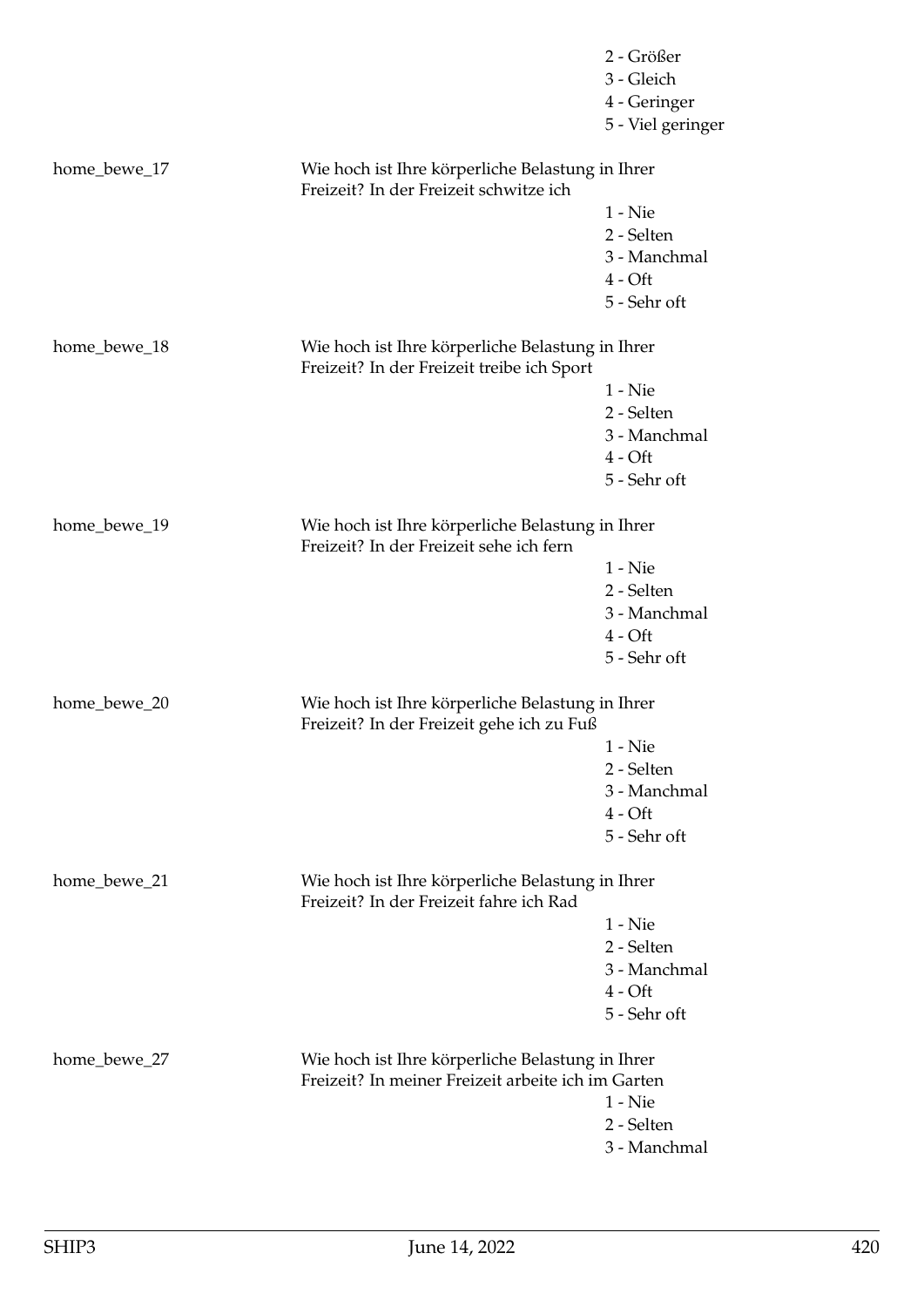| | | |
|---|---|---|
| | | 2 - Größer |
| | | 3 - Gleich |
| | | 4 - Geringer |
| | | 5 - Viel geringer |
| home_bewe_17 | Wie hoch ist Ihre körperliche Belastung in Ihrer Freizeit? In der Freizeit schwitze ich | |
| | | 1 - Nie |
| | | 2 - Selten |
| | | 3 - Manchmal |
| | | 4 - Oft |
| | | 5 - Sehr oft |
| home_bewe_18 | Wie hoch ist Ihre körperliche Belastung in Ihrer Freizeit? In der Freizeit treibe ich Sport | |
| | | 1 - Nie |
| | | 2 - Selten |
| | | 3 - Manchmal |
| | | 4 - Oft |
| | | 5 - Sehr oft |
| home_bewe_19 | Wie hoch ist Ihre körperliche Belastung in Ihrer Freizeit? In der Freizeit sehe ich fern | |
| | | 1 - Nie |
| | | 2 - Selten |
| | | 3 - Manchmal |
| | | 4 - Oft |
| | | 5 - Sehr oft |
| home_bewe_20 | Wie hoch ist Ihre körperliche Belastung in Ihrer Freizeit? In der Freizeit gehe ich zu Fuß | |
| | | 1 - Nie |
| | | 2 - Selten |
| | | 3 - Manchmal |
| | | 4 - Oft |
| | | 5 - Sehr oft |
| home_bewe_21 | Wie hoch ist Ihre körperliche Belastung in Ihrer Freizeit? In der Freizeit fahre ich Rad | |
| | | 1 - Nie |
| | | 2 - Selten |
| | | 3 - Manchmal |
| | | 4 - Oft |
| | | 5 - Sehr oft |
| home_bewe_27 | Wie hoch ist Ihre körperliche Belastung in Ihrer Freizeit? In meiner Freizeit arbeite ich im Garten | |
| | | 1 - Nie |
| | | 2 - Selten |
| | | 3 - Manchmal |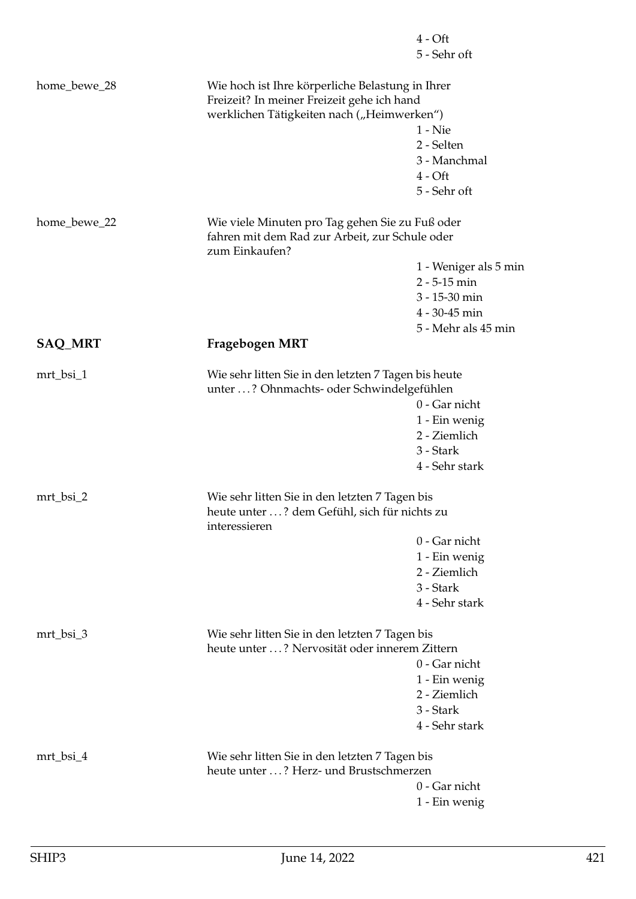4 - Oft
5 - Sehr oft

home_bewe_28

Wie hoch ist Ihre körperliche Belastung in Ihrer Freizeit? In meiner Freizeit gehe ich hand werklichen Tätigkeiten nach („Heimwerken")

1 - Nie
2 - Selten
3 - Manchmal
4 - Oft
5 - Sehr oft

home_bewe_22

Wie viele Minuten pro Tag gehen Sie zu Fuß oder fahren mit dem Rad zur Arbeit, zur Schule oder zum Einkaufen?

1 - Weniger als 5 min
2 - 5-15 min
3 - 15-30 min
4 - 30-45 min
5 - Mehr als 45 min

## SAQ_MRT — Fragebogen MRT

mrt_bsi_1

Wie sehr litten Sie in den letzten 7 Tagen bis heute unter . . . ? Ohnmachts- oder Schwindelgefühlen

0 - Gar nicht
1 - Ein wenig
2 - Ziemlich
3 - Stark
4 - Sehr stark

mrt_bsi_2

Wie sehr litten Sie in den letzten 7 Tagen bis heute unter . . . ? dem Gefühl, sich für nichts zu interessieren

0 - Gar nicht
1 - Ein wenig
2 - Ziemlich
3 - Stark
4 - Sehr stark

mrt_bsi_3

Wie sehr litten Sie in den letzten 7 Tagen bis heute unter . . . ? Nervosität oder innerem Zittern

0 - Gar nicht
1 - Ein wenig
2 - Ziemlich
3 - Stark
4 - Sehr stark

mrt_bsi_4

Wie sehr litten Sie in den letzten 7 Tagen bis heute unter . . . ? Herz- und Brustschmerzen

0 - Gar nicht
1 - Ein wenig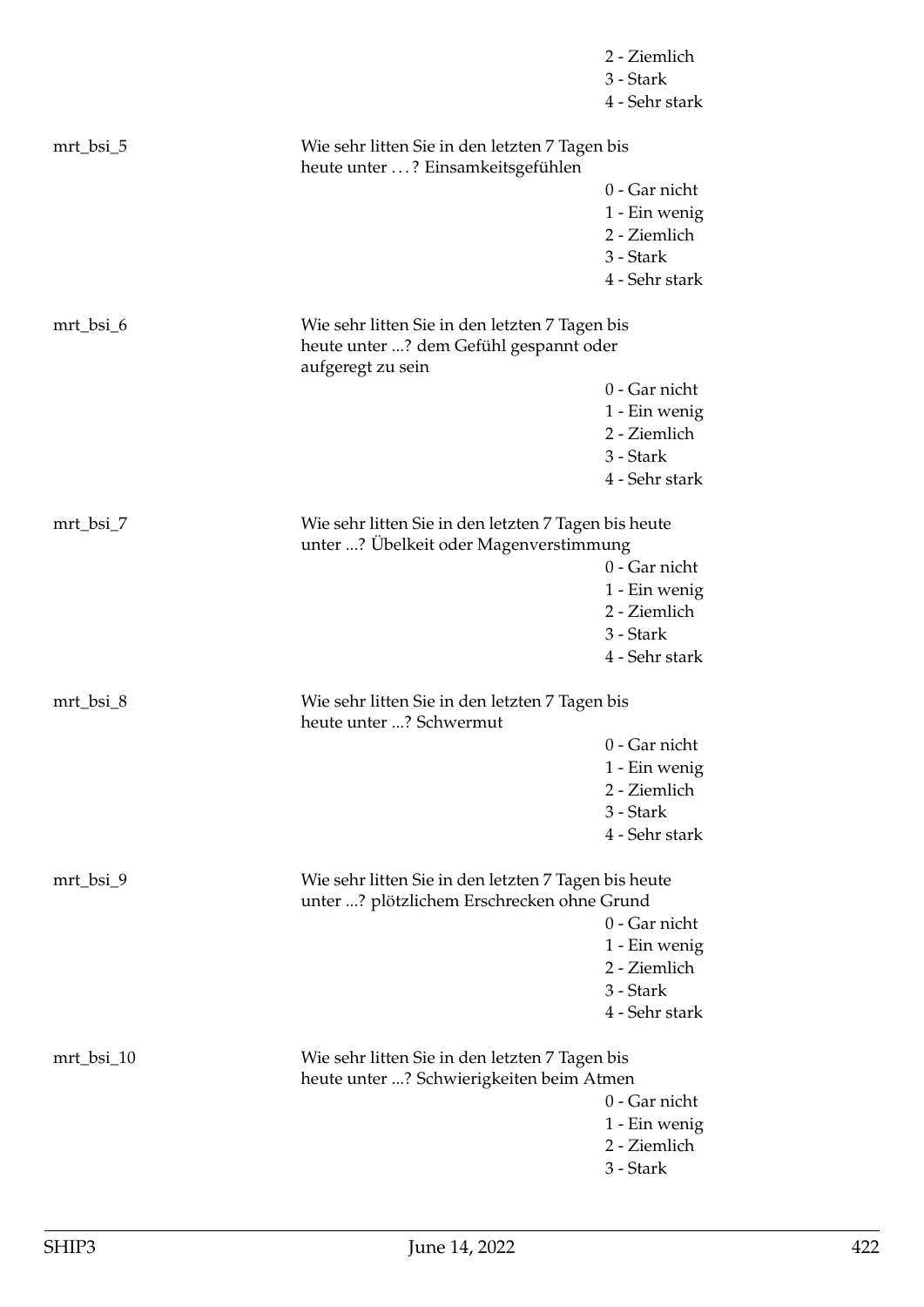2 - Ziemlich
3 - Stark
4 - Sehr stark

mrt_bsi_5 — Wie sehr litten Sie in den letzten 7 Tagen bis heute unter . . . ? Einsamkeitsgefühlen

0 - Gar nicht
1 - Ein wenig
2 - Ziemlich
3 - Stark
4 - Sehr stark

mrt_bsi_6 — Wie sehr litten Sie in den letzten 7 Tagen bis heute unter ...? dem Gefühl gespannt oder aufgeregt zu sein

0 - Gar nicht
1 - Ein wenig
2 - Ziemlich
3 - Stark
4 - Sehr stark

mrt_bsi_7 — Wie sehr litten Sie in den letzten 7 Tagen bis heute unter ...? Übelkeit oder Magenverstimmung

0 - Gar nicht
1 - Ein wenig
2 - Ziemlich
3 - Stark
4 - Sehr stark

mrt_bsi_8 — Wie sehr litten Sie in den letzten 7 Tagen bis heute unter ...? Schwermut

0 - Gar nicht
1 - Ein wenig
2 - Ziemlich
3 - Stark
4 - Sehr stark

mrt_bsi_9 — Wie sehr litten Sie in den letzten 7 Tagen bis heute unter ...? plötzlichem Erschrecken ohne Grund

0 - Gar nicht
1 - Ein wenig
2 - Ziemlich
3 - Stark
4 - Sehr stark

mrt_bsi_10 — Wie sehr litten Sie in den letzten 7 Tagen bis heute unter ...? Schwierigkeiten beim Atmen

0 - Gar nicht
1 - Ein wenig
2 - Ziemlich
3 - Stark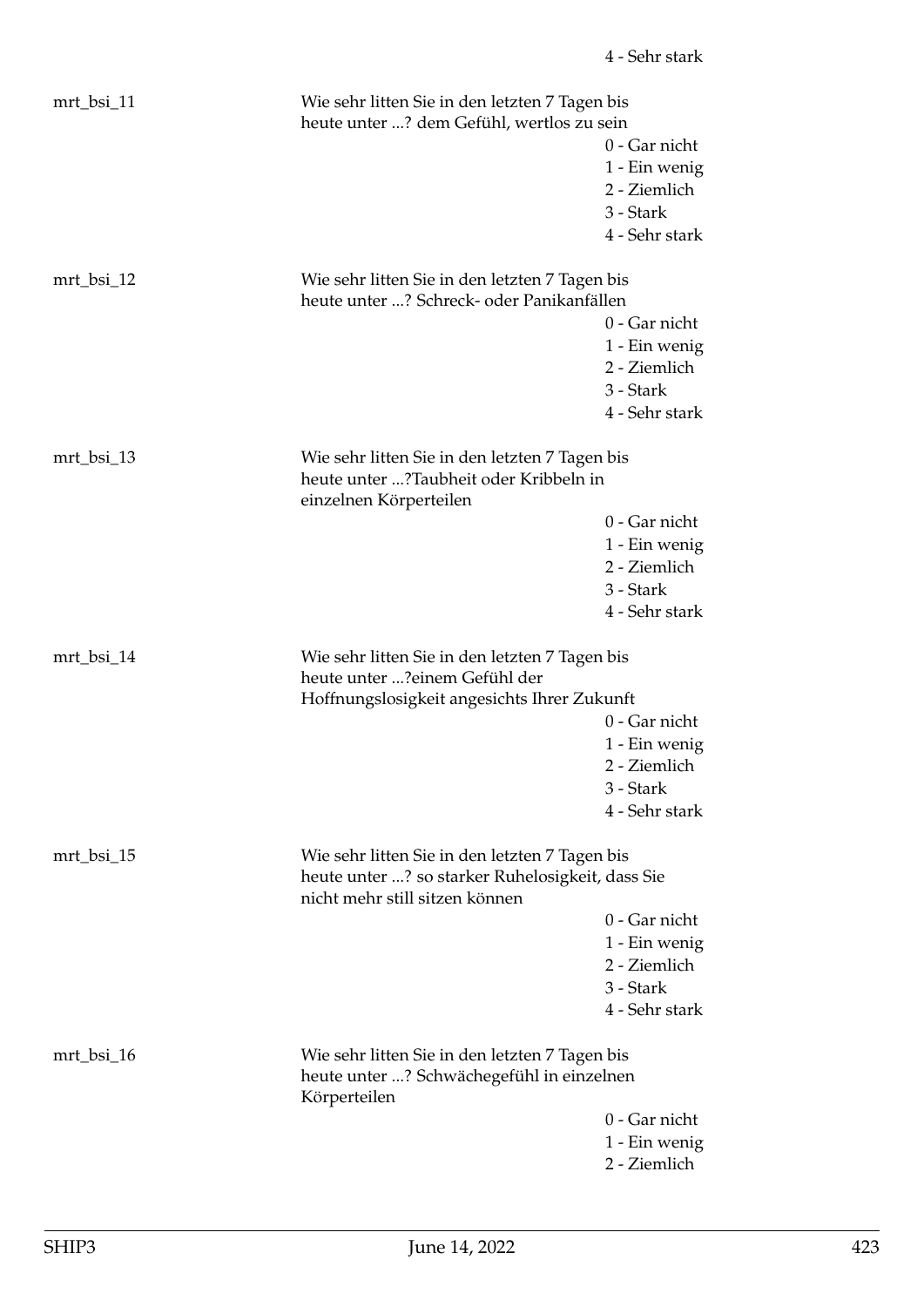4 - Sehr stark

mrt_bsi_11

Wie sehr litten Sie in den letzten 7 Tagen bis heute unter ...? dem Gefühl, wertlos zu sein

0 - Gar nicht
1 - Ein wenig
2 - Ziemlich
3 - Stark
4 - Sehr stark

mrt_bsi_12

Wie sehr litten Sie in den letzten 7 Tagen bis heute unter ...? Schreck- oder Panikanfällen

0 - Gar nicht
1 - Ein wenig
2 - Ziemlich
3 - Stark
4 - Sehr stark

mrt_bsi_13

Wie sehr litten Sie in den letzten 7 Tagen bis heute unter ...?Taubheit oder Kribbeln in einzelnen Körperteilen

0 - Gar nicht
1 - Ein wenig
2 - Ziemlich
3 - Stark
4 - Sehr stark

mrt_bsi_14

Wie sehr litten Sie in den letzten 7 Tagen bis heute unter ...?einem Gefühl der Hoffnungslosigkeit angesichts Ihrer Zukunft

0 - Gar nicht
1 - Ein wenig
2 - Ziemlich
3 - Stark
4 - Sehr stark

mrt_bsi_15

Wie sehr litten Sie in den letzten 7 Tagen bis heute unter ...? so starker Ruhelosigkeit, dass Sie nicht mehr still sitzen können

0 - Gar nicht
1 - Ein wenig
2 - Ziemlich
3 - Stark
4 - Sehr stark

mrt_bsi_16

Wie sehr litten Sie in den letzten 7 Tagen bis heute unter ...? Schwächegefühl in einzelnen Körperteilen

0 - Gar nicht
1 - Ein wenig
2 - Ziemlich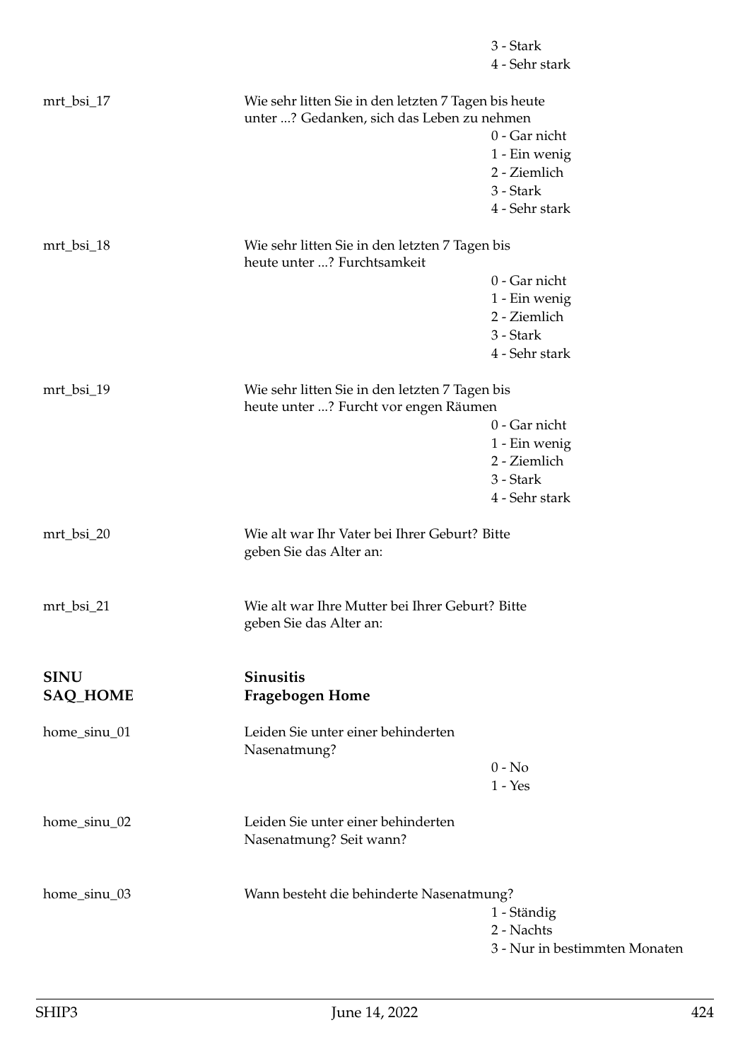3 - Stark
4 - Sehr stark

mrt_bsi_17 — Wie sehr litten Sie in den letzten 7 Tagen bis heute unter ...? Gedanken, sich das Leben zu nehmen

0 - Gar nicht
1 - Ein wenig
2 - Ziemlich
3 - Stark
4 - Sehr stark

mrt_bsi_18 — Wie sehr litten Sie in den letzten 7 Tagen bis heute unter ...? Furchtsamkeit

0 - Gar nicht
1 - Ein wenig
2 - Ziemlich
3 - Stark
4 - Sehr stark

mrt_bsi_19 — Wie sehr litten Sie in den letzten 7 Tagen bis heute unter ...? Furcht vor engen Räumen

0 - Gar nicht
1 - Ein wenig
2 - Ziemlich
3 - Stark
4 - Sehr stark

mrt_bsi_20 — Wie alt war Ihr Vater bei Ihrer Geburt? Bitte geben Sie das Alter an:

mrt_bsi_21 — Wie alt war Ihre Mutter bei Ihrer Geburt? Bitte geben Sie das Alter an:

## SINU — Sinusitis
## SAQ_HOME — Fragebogen Home

home_sinu_01 — Leiden Sie unter einer behinderten Nasenatmung?

0 - No
1 - Yes

home_sinu_02 — Leiden Sie unter einer behinderten Nasenatmung? Seit wann?

home_sinu_03 — Wann besteht die behinderte Nasenatmung?

1 - Ständig
2 - Nachts
3 - Nur in bestimmten Monaten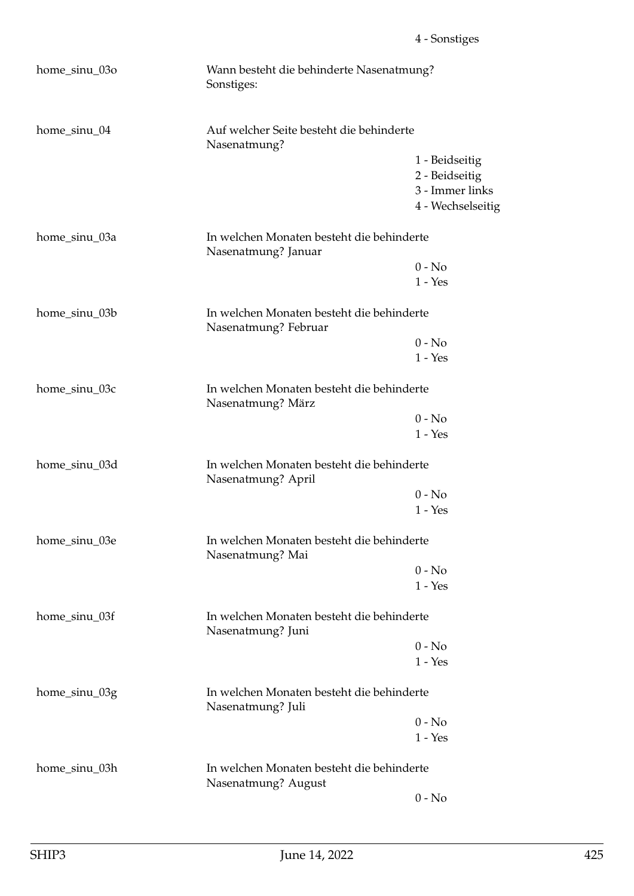4 - Sonstiges

home_sinu_03o — Wann besteht die behinderte Nasenatmung? Sonstiges:

home_sinu_04 — Auf welcher Seite besteht die behinderte Nasenatmung?

- 1 - Beidseitig
- 2 - Beidseitig
- 3 - Immer links
- 4 - Wechselseitig

home_sinu_03a — In welchen Monaten besteht die behinderte Nasenatmung? Januar

- 0 - No
- 1 - Yes

home_sinu_03b — In welchen Monaten besteht die behinderte Nasenatmung? Februar

- 0 - No
- 1 - Yes

home_sinu_03c — In welchen Monaten besteht die behinderte Nasenatmung? März

- 0 - No
- 1 - Yes

home_sinu_03d — In welchen Monaten besteht die behinderte Nasenatmung? April

- 0 - No
- 1 - Yes

home_sinu_03e — In welchen Monaten besteht die behinderte Nasenatmung? Mai

- 0 - No
- 1 - Yes

home_sinu_03f — In welchen Monaten besteht die behinderte Nasenatmung? Juni

- 0 - No
- 1 - Yes

home_sinu_03g — In welchen Monaten besteht die behinderte Nasenatmung? Juli

- 0 - No
- 1 - Yes

home_sinu_03h — In welchen Monaten besteht die behinderte Nasenatmung? August

- 0 - No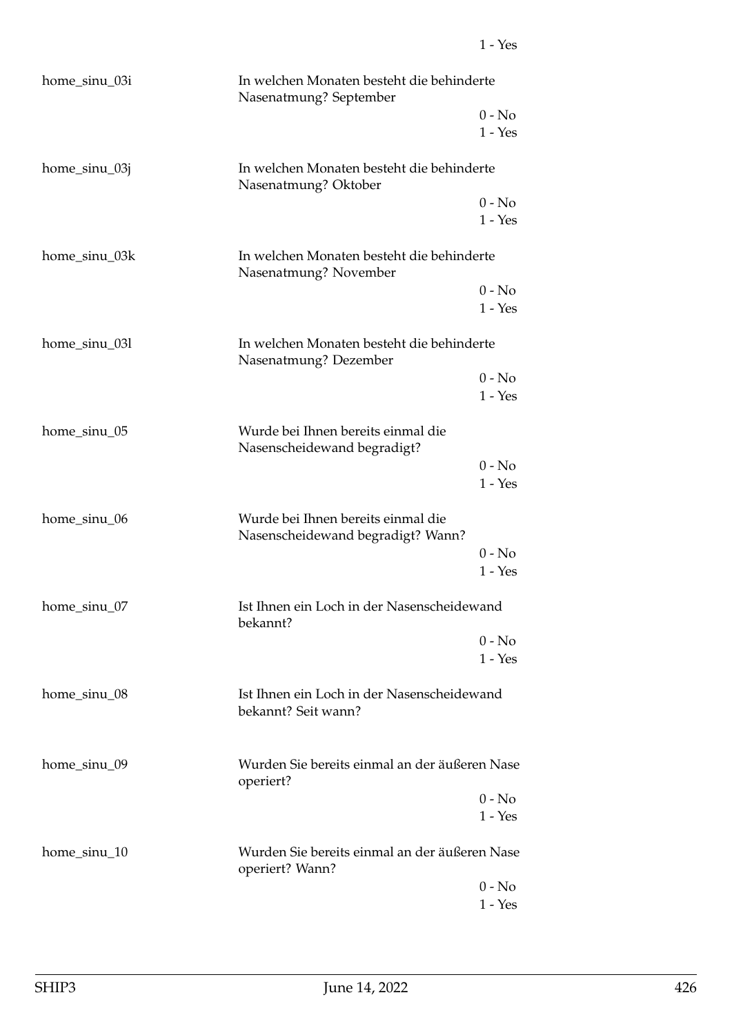1 - Yes

| | | |
|---|---|---|
| home_sinu_03i | In welchen Monaten besteht die behinderte Nasenatmung? September | |
| | | 0 - No |
| | | 1 - Yes |
| home_sinu_03j | In welchen Monaten besteht die behinderte Nasenatmung? Oktober | |
| | | 0 - No |
| | | 1 - Yes |
| home_sinu_03k | In welchen Monaten besteht die behinderte Nasenatmung? November | |
| | | 0 - No |
| | | 1 - Yes |
| home_sinu_03l | In welchen Monaten besteht die behinderte Nasenatmung? Dezember | |
| | | 0 - No |
| | | 1 - Yes |
| home_sinu_05 | Wurde bei Ihnen bereits einmal die Nasenscheidewand begradigt? | |
| | | 0 - No |
| | | 1 - Yes |
| home_sinu_06 | Wurde bei Ihnen bereits einmal die Nasenscheidewand begradigt? Wann? | |
| | | 0 - No |
| | | 1 - Yes |
| home_sinu_07 | Ist Ihnen ein Loch in der Nasenscheidewand bekannt? | |
| | | 0 - No |
| | | 1 - Yes |
| home_sinu_08 | Ist Ihnen ein Loch in der Nasenscheidewand bekannt? Seit wann? | |
| home_sinu_09 | Wurden Sie bereits einmal an der äußeren Nase operiert? | |
| | | 0 - No |
| | | 1 - Yes |
| home_sinu_10 | Wurden Sie bereits einmal an der äußeren Nase operiert? Wann? | |
| | | 0 - No |
| | | 1 - Yes |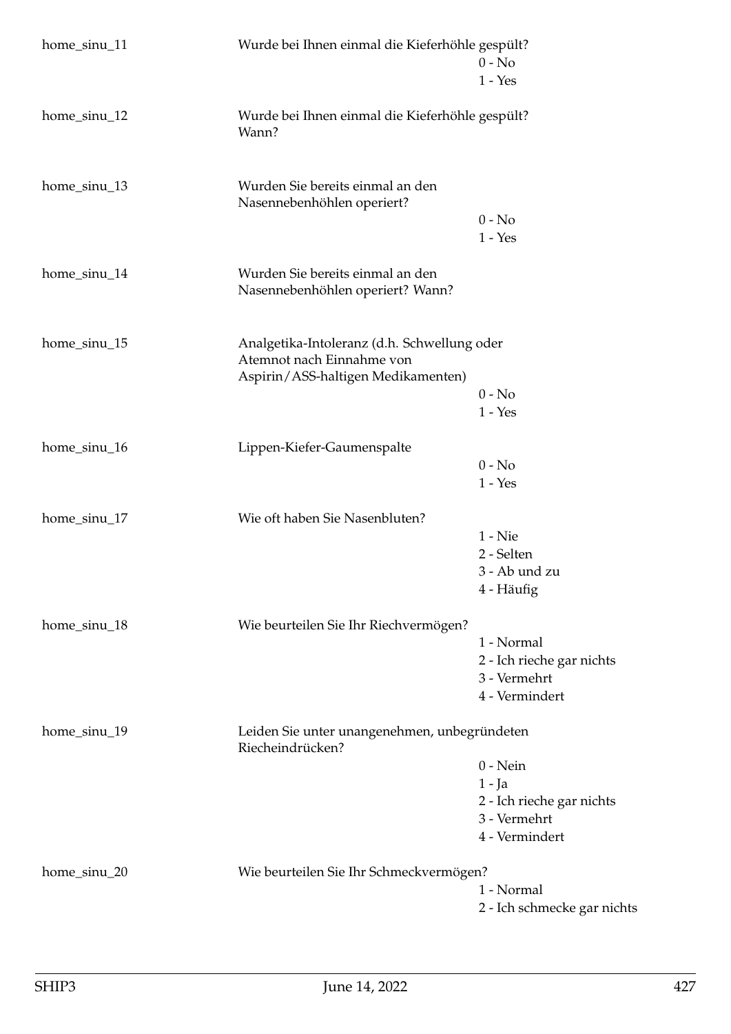| | | |
|---|---|---|
| home_sinu_11 | Wurde bei Ihnen einmal die Kieferhöhle gespült? | 0 - No<br>1 - Yes |
| home_sinu_12 | Wurde bei Ihnen einmal die Kieferhöhle gespült? Wann? | |
| home_sinu_13 | Wurden Sie bereits einmal an den Nasennebenhöhlen operiert? | 0 - No<br>1 - Yes |
| home_sinu_14 | Wurden Sie bereits einmal an den Nasennebenhöhlen operiert? Wann? | |
| home_sinu_15 | Analgetika-Intoleranz (d.h. Schwellung oder Atemnot nach Einnahme von Aspirin/ASS-haltigen Medikamenten) | 0 - No<br>1 - Yes |
| home_sinu_16 | Lippen-Kiefer-Gaumenspalte | 0 - No<br>1 - Yes |
| home_sinu_17 | Wie oft haben Sie Nasenbluten? | 1 - Nie<br>2 - Selten<br>3 - Ab und zu<br>4 - Häufig |
| home_sinu_18 | Wie beurteilen Sie Ihr Riechvermögen? | 1 - Normal<br>2 - Ich rieche gar nichts<br>3 - Vermehrt<br>4 - Vermindert |
| home_sinu_19 | Leiden Sie unter unangenehmen, unbegründeten Riecheindrücken? | 0 - Nein<br>1 - Ja<br>2 - Ich rieche gar nichts<br>3 - Vermehrt<br>4 - Vermindert |
| home_sinu_20 | Wie beurteilen Sie Ihr Schmeckvermögen? | 1 - Normal<br>2 - Ich schmecke gar nichts |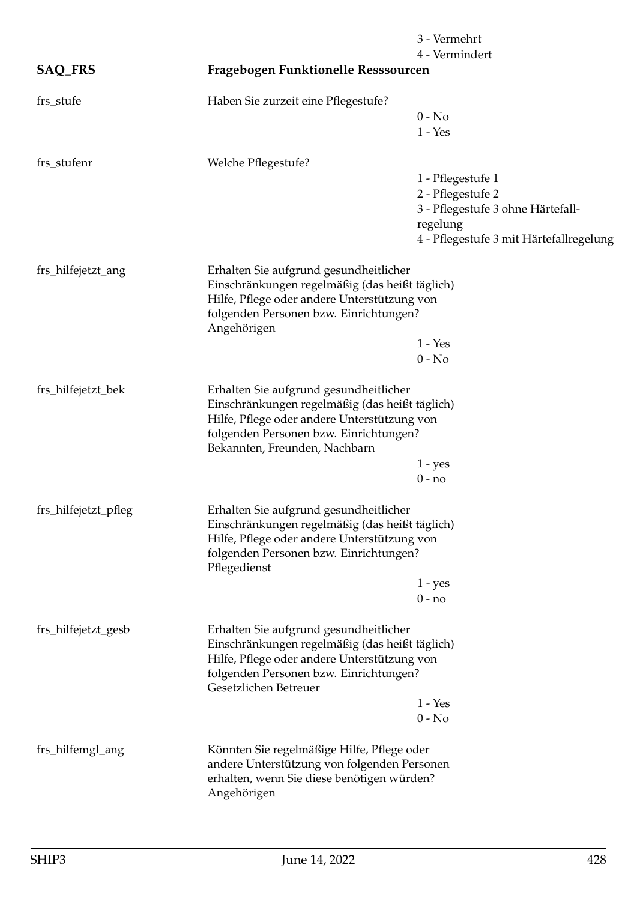3 - Vermehrt
4 - Vermindert

## SAQ_FRS — Fragebogen Funktionelle Resssourcen

**frs_stufe**

Haben Sie zurzeit eine Pflegestufe?

0 - No
1 - Yes

**frs_stufenr**

Welche Pflegestufe?

1 - Pflegestufe 1
2 - Pflegestufe 2
3 - Pflegestufe 3 ohne Härtefall-regelung
4 - Pflegestufe 3 mit Härtefallregelung

**frs_hilfejetzt_ang**

Erhalten Sie aufgrund gesundheitlicher Einschränkungen regelmäßig (das heißt täglich) Hilfe, Pflege oder andere Unterstützung von folgenden Personen bzw. Einrichtungen? Angehörigen

1 - Yes
0 - No

**frs_hilfejetzt_bek**

Erhalten Sie aufgrund gesundheitlicher Einschränkungen regelmäßig (das heißt täglich) Hilfe, Pflege oder andere Unterstützung von folgenden Personen bzw. Einrichtungen? Bekannten, Freunden, Nachbarn

1 - yes
0 - no

**frs_hilfejetzt_pfleg**

Erhalten Sie aufgrund gesundheitlicher Einschränkungen regelmäßig (das heißt täglich) Hilfe, Pflege oder andere Unterstützung von folgenden Personen bzw. Einrichtungen? Pflegedienst

1 - yes
0 - no

**frs_hilfejetzt_gesb**

Erhalten Sie aufgrund gesundheitlicher Einschränkungen regelmäßig (das heißt täglich) Hilfe, Pflege oder andere Unterstützung von folgenden Personen bzw. Einrichtungen? Gesetzlichen Betreuer

1 - Yes
0 - No

**frs_hilfemgl_ang**

Könnten Sie regelmäßige Hilfe, Pflege oder andere Unterstützung von folgenden Personen erhalten, wenn Sie diese benötigen würden? Angehörigen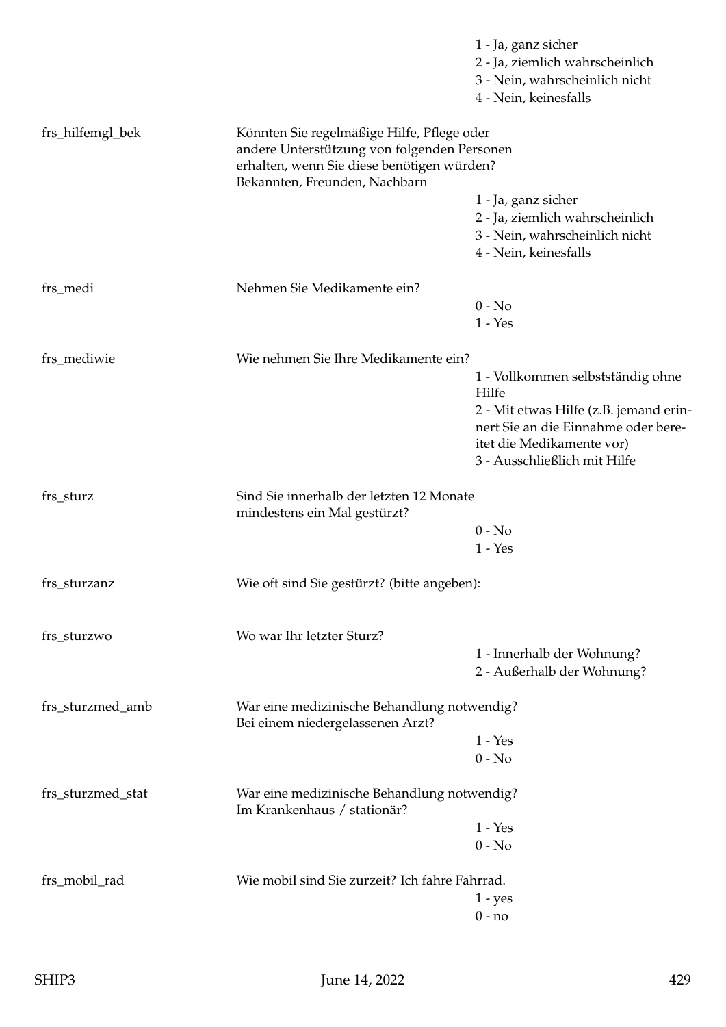|  |  |  |
|---|---|---|
|  |  | 1 - Ja, ganz sicher |
|  |  | 2 - Ja, ziemlich wahrscheinlich |
|  |  | 3 - Nein, wahrscheinlich nicht |
|  |  | 4 - Nein, keinesfalls |
| frs_hilfemgl_bek | Könnten Sie regelmäßige Hilfe, Pflege oder andere Unterstützung von folgenden Personen erhalten, wenn Sie diese benötigen würden? Bekannten, Freunden, Nachbarn |  |
|  |  | 1 - Ja, ganz sicher |
|  |  | 2 - Ja, ziemlich wahrscheinlich |
|  |  | 3 - Nein, wahrscheinlich nicht |
|  |  | 4 - Nein, keinesfalls |
| frs_medi | Nehmen Sie Medikamente ein? |  |
|  |  | 0 - No |
|  |  | 1 - Yes |
| frs_mediwie | Wie nehmen Sie Ihre Medikamente ein? |  |
|  |  | 1 - Vollkommen selbstständig ohne Hilfe |
|  |  | 2 - Mit etwas Hilfe (z.B. jemand erinnert Sie an die Einnahme oder bereitet die Medikamente vor) |
|  |  | 3 - Ausschließlich mit Hilfe |
| frs_sturz | Sind Sie innerhalb der letzten 12 Monate mindestens ein Mal gestürzt? |  |
|  |  | 0 - No |
|  |  | 1 - Yes |
| frs_sturzanz | Wie oft sind Sie gestürzt? (bitte angeben): |  |
| frs_sturzwo | Wo war Ihr letzter Sturz? |  |
|  |  | 1 - Innerhalb der Wohnung? |
|  |  | 2 - Außerhalb der Wohnung? |
| frs_sturzmed_amb | War eine medizinische Behandlung notwendig? Bei einem niedergelassenen Arzt? |  |
|  |  | 1 - Yes |
|  |  | 0 - No |
| frs_sturzmed_stat | War eine medizinische Behandlung notwendig? Im Krankenhaus / stationär? |  |
|  |  | 1 - Yes |
|  |  | 0 - No |
| frs_mobil_rad | Wie mobil sind Sie zurzeit? Ich fahre Fahrrad. |  |
|  |  | 1 - yes |
|  |  | 0 - no |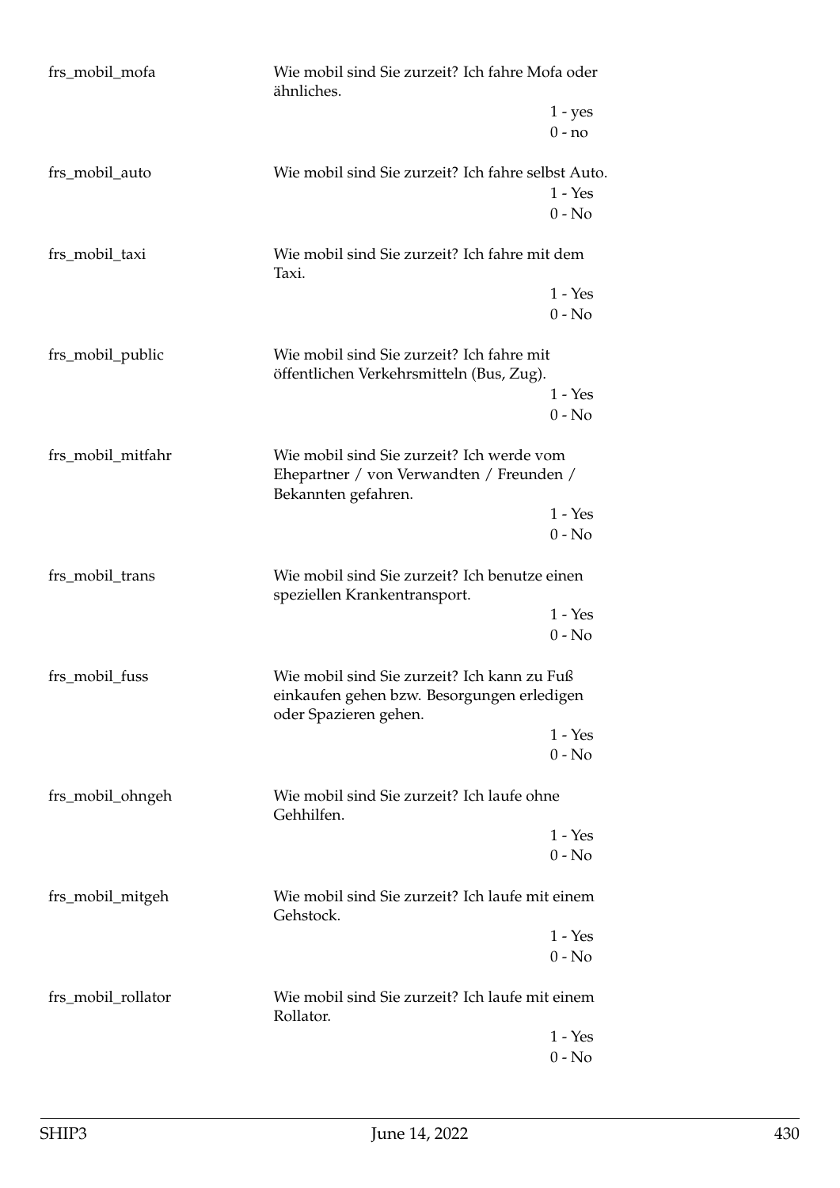frs_mobil_mofa Wie mobil sind Sie zurzeit? Ich fahre Mofa oder ähnliches.

1 - yes
0 - no

frs_mobil_auto Wie mobil sind Sie zurzeit? Ich fahre selbst Auto.

1 - Yes
0 - No

frs_mobil_taxi Wie mobil sind Sie zurzeit? Ich fahre mit dem Taxi.

1 - Yes
0 - No

frs_mobil_public Wie mobil sind Sie zurzeit? Ich fahre mit öffentlichen Verkehrsmitteln (Bus, Zug).

1 - Yes
0 - No

frs_mobil_mitfahr Wie mobil sind Sie zurzeit? Ich werde vom Ehepartner / von Verwandten / Freunden / Bekannten gefahren.

1 - Yes
0 - No

frs_mobil_trans Wie mobil sind Sie zurzeit? Ich benutze einen speziellen Krankentransport.

1 - Yes
0 - No

frs_mobil_fuss Wie mobil sind Sie zurzeit? Ich kann zu Fuß einkaufen gehen bzw. Besorgungen erledigen oder Spazieren gehen.

1 - Yes
0 - No

frs_mobil_ohngeh Wie mobil sind Sie zurzeit? Ich laufe ohne Gehhilfen.

1 - Yes
0 - No

frs_mobil_mitgeh Wie mobil sind Sie zurzeit? Ich laufe mit einem Gehstock.

1 - Yes
0 - No

frs_mobil_rollator Wie mobil sind Sie zurzeit? Ich laufe mit einem Rollator.

1 - Yes
0 - No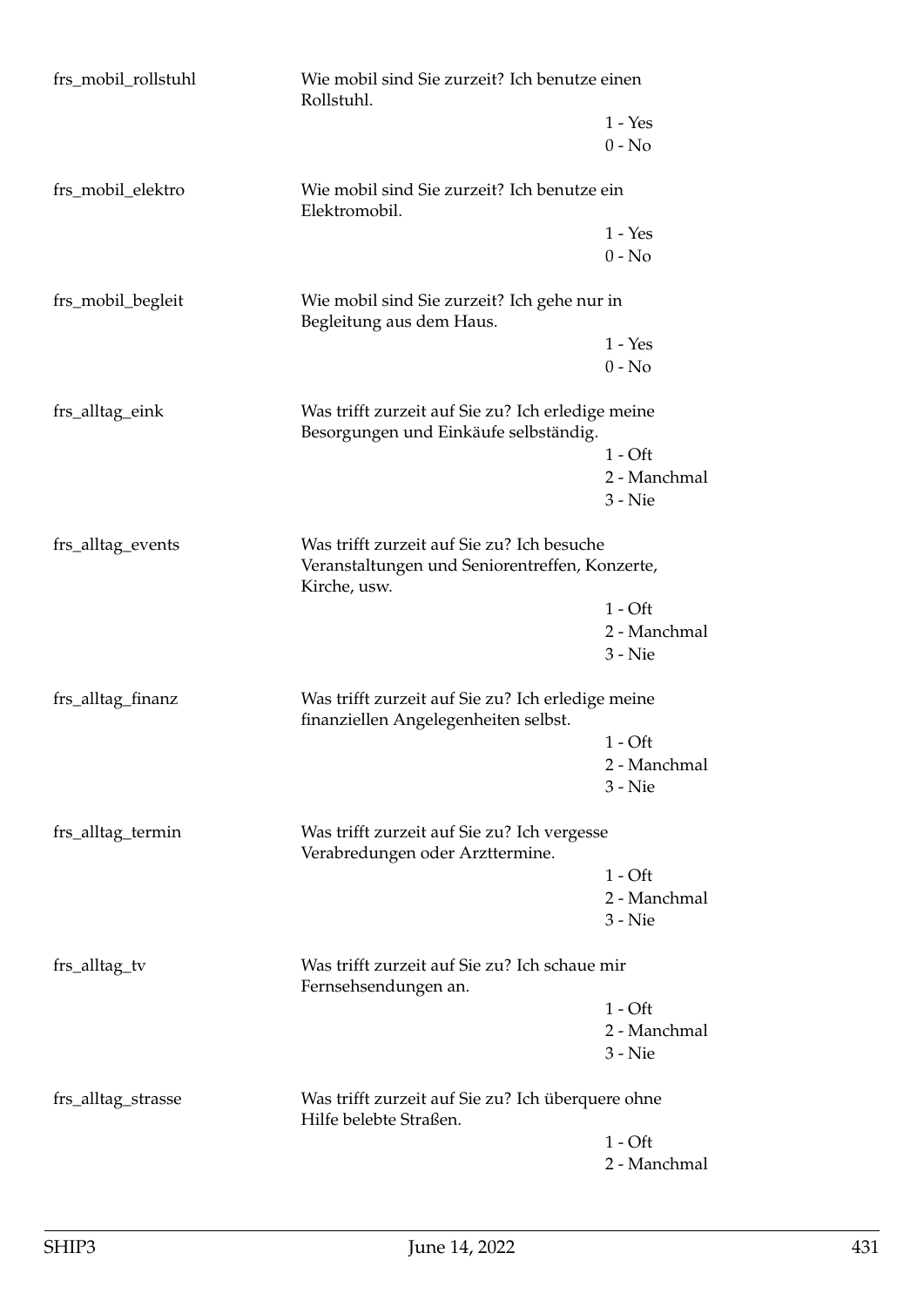| | | |
|---|---|---|
| frs_mobil_rollstuhl | Wie mobil sind Sie zurzeit? Ich benutze einen Rollstuhl. | |
| | | 1 - Yes |
| | | 0 - No |
| frs_mobil_elektro | Wie mobil sind Sie zurzeit? Ich benutze ein Elektromobil. | |
| | | 1 - Yes |
| | | 0 - No |
| frs_mobil_begleit | Wie mobil sind Sie zurzeit? Ich gehe nur in Begleitung aus dem Haus. | |
| | | 1 - Yes |
| | | 0 - No |
| frs_alltag_eink | Was trifft zurzeit auf Sie zu? Ich erledige meine Besorgungen und Einkäufe selbständig. | |
| | | 1 - Oft |
| | | 2 - Manchmal |
| | | 3 - Nie |
| frs_alltag_events | Was trifft zurzeit auf Sie zu? Ich besuche Veranstaltungen und Seniorentreffen, Konzerte, Kirche, usw. | |
| | | 1 - Oft |
| | | 2 - Manchmal |
| | | 3 - Nie |
| frs_alltag_finanz | Was trifft zurzeit auf Sie zu? Ich erledige meine finanziellen Angelegenheiten selbst. | |
| | | 1 - Oft |
| | | 2 - Manchmal |
| | | 3 - Nie |
| frs_alltag_termin | Was trifft zurzeit auf Sie zu? Ich vergesse Verabredungen oder Arzttermine. | |
| | | 1 - Oft |
| | | 2 - Manchmal |
| | | 3 - Nie |
| frs_alltag_tv | Was trifft zurzeit auf Sie zu? Ich schaue mir Fernsehsendungen an. | |
| | | 1 - Oft |
| | | 2 - Manchmal |
| | | 3 - Nie |
| frs_alltag_strasse | Was trifft zurzeit auf Sie zu? Ich überquere ohne Hilfe belebte Straßen. | |
| | | 1 - Oft |
| | | 2 - Manchmal |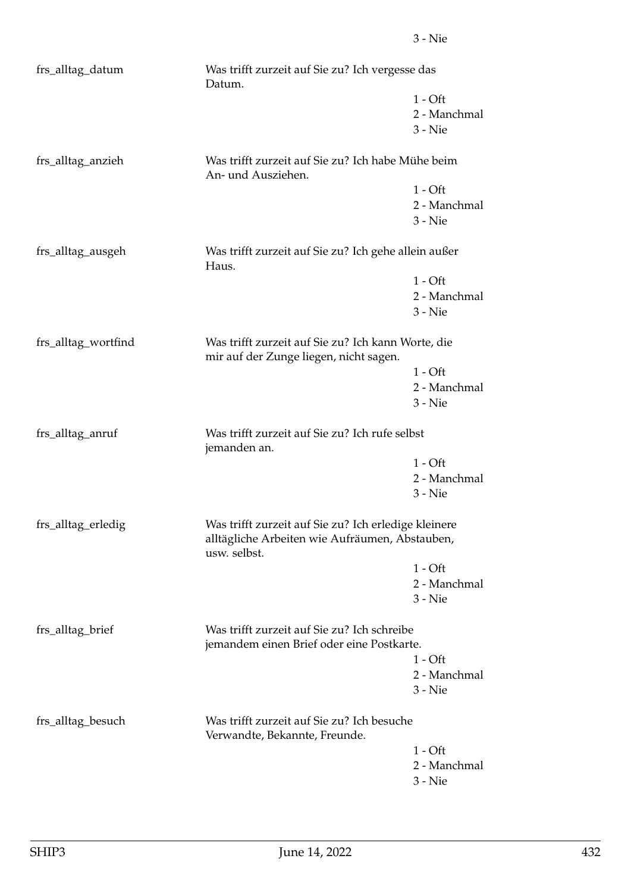3 - Nie

| | | |
|---|---|---|
| frs_alltag_datum | Was trifft zurzeit auf Sie zu? Ich vergesse das Datum. | |
| | | 1 - Oft |
| | | 2 - Manchmal |
| | | 3 - Nie |
| frs_alltag_anzieh | Was trifft zurzeit auf Sie zu? Ich habe Mühe beim An- und Ausziehen. | |
| | | 1 - Oft |
| | | 2 - Manchmal |
| | | 3 - Nie |
| frs_alltag_ausgeh | Was trifft zurzeit auf Sie zu? Ich gehe allein außer Haus. | |
| | | 1 - Oft |
| | | 2 - Manchmal |
| | | 3 - Nie |
| frs_alltag_wortfind | Was trifft zurzeit auf Sie zu? Ich kann Worte, die mir auf der Zunge liegen, nicht sagen. | |
| | | 1 - Oft |
| | | 2 - Manchmal |
| | | 3 - Nie |
| frs_alltag_anruf | Was trifft zurzeit auf Sie zu? Ich rufe selbst jemanden an. | |
| | | 1 - Oft |
| | | 2 - Manchmal |
| | | 3 - Nie |
| frs_alltag_erledig | Was trifft zurzeit auf Sie zu? Ich erledige kleinere alltägliche Arbeiten wie Aufräumen, Abstauben, usw. selbst. | |
| | | 1 - Oft |
| | | 2 - Manchmal |
| | | 3 - Nie |
| frs_alltag_brief | Was trifft zurzeit auf Sie zu? Ich schreibe jemandem einen Brief oder eine Postkarte. | |
| | | 1 - Oft |
| | | 2 - Manchmal |
| | | 3 - Nie |
| frs_alltag_besuch | Was trifft zurzeit auf Sie zu? Ich besuche Verwandte, Bekannte, Freunde. | |
| | | 1 - Oft |
| | | 2 - Manchmal |
| | | 3 - Nie |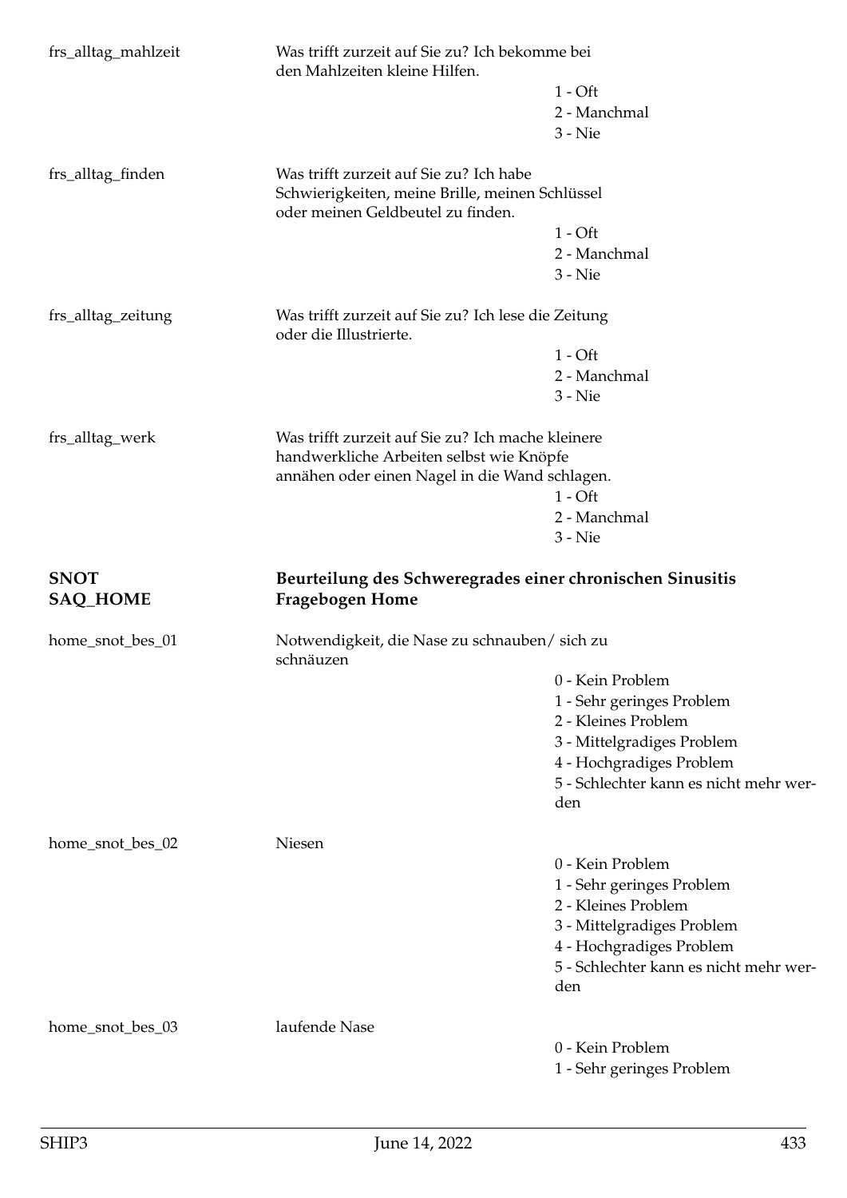frs_alltag_mahlzeit

Was trifft zurzeit auf Sie zu? Ich bekomme bei den Mahlzeiten kleine Hilfen.

- 1 - Oft
- 2 - Manchmal
- 3 - Nie

frs_alltag_finden

Was trifft zurzeit auf Sie zu? Ich habe Schwierigkeiten, meine Brille, meinen Schlüssel oder meinen Geldbeutel zu finden.

- 1 - Oft
- 2 - Manchmal
- 3 - Nie

frs_alltag_zeitung

Was trifft zurzeit auf Sie zu? Ich lese die Zeitung oder die Illustrierte.

- 1 - Oft
- 2 - Manchmal
- 3 - Nie

frs_alltag_werk

Was trifft zurzeit auf Sie zu? Ich mache kleinere handwerkliche Arbeiten selbst wie Knöpfe annähen oder einen Nagel in die Wand schlagen.

- 1 - Oft
- 2 - Manchmal
- 3 - Nie

## SNOT SAQ_HOME — Beurteilung des Schweregrades einer chronischen Sinusitis Fragebogen Home

home_snot_bes_01

Notwendigkeit, die Nase zu schnauben/ sich zu schnäuzen

- 0 - Kein Problem
- 1 - Sehr geringes Problem
- 2 - Kleines Problem
- 3 - Mittelgradiges Problem
- 4 - Hochgradiges Problem
- 5 - Schlechter kann es nicht mehr werden

home_snot_bes_02

Niesen

- 0 - Kein Problem
- 1 - Sehr geringes Problem
- 2 - Kleines Problem
- 3 - Mittelgradiges Problem
- 4 - Hochgradiges Problem
- 5 - Schlechter kann es nicht mehr werden

home_snot_bes_03

laufende Nase

- 0 - Kein Problem
- 1 - Sehr geringes Problem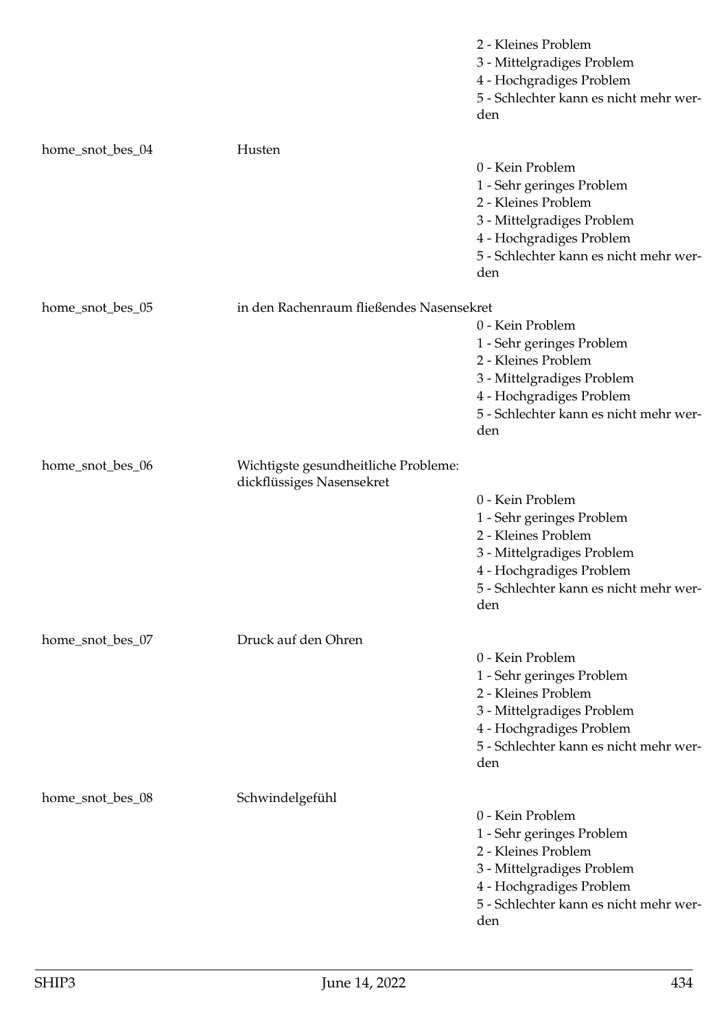2 - Kleines Problem
3 - Mittelgradiges Problem
4 - Hochgradiges Problem
5 - Schlechter kann es nicht mehr werden

| Variable | Label | Values |
|---|---|---|
| home_snot_bes_04 | Husten | 0 - Kein Problem<br>1 - Sehr geringes Problem<br>2 - Kleines Problem<br>3 - Mittelgradiges Problem<br>4 - Hochgradiges Problem<br>5 - Schlechter kann es nicht mehr werden |
| home_snot_bes_05 | in den Rachenraum fließendes Nasensekret | 0 - Kein Problem<br>1 - Sehr geringes Problem<br>2 - Kleines Problem<br>3 - Mittelgradiges Problem<br>4 - Hochgradiges Problem<br>5 - Schlechter kann es nicht mehr werden |
| home_snot_bes_06 | Wichtigste gesundheitliche Probleme: dickflüssiges Nasensekret | 0 - Kein Problem<br>1 - Sehr geringes Problem<br>2 - Kleines Problem<br>3 - Mittelgradiges Problem<br>4 - Hochgradiges Problem<br>5 - Schlechter kann es nicht mehr werden |
| home_snot_bes_07 | Druck auf den Ohren | 0 - Kein Problem<br>1 - Sehr geringes Problem<br>2 - Kleines Problem<br>3 - Mittelgradiges Problem<br>4 - Hochgradiges Problem<br>5 - Schlechter kann es nicht mehr werden |
| home_snot_bes_08 | Schwindelgefühl | 0 - Kein Problem<br>1 - Sehr geringes Problem<br>2 - Kleines Problem<br>3 - Mittelgradiges Problem<br>4 - Hochgradiges Problem<br>5 - Schlechter kann es nicht mehr werden |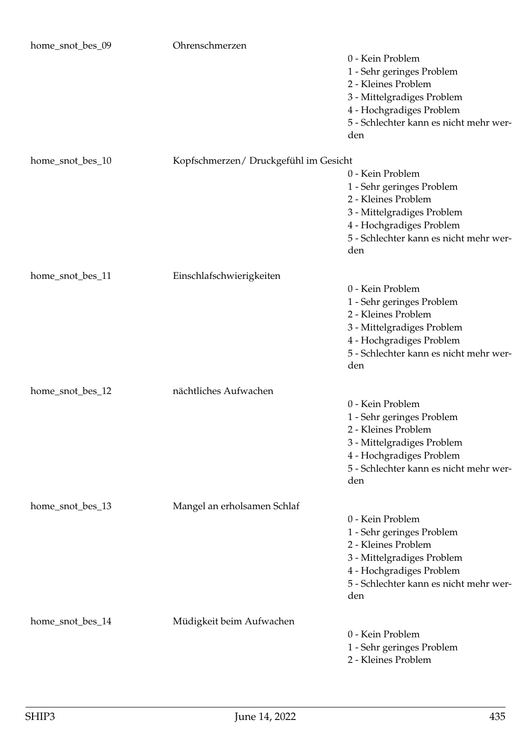home_snot_bes_09 Ohrenschmerzen

0 - Kein Problem
1 - Sehr geringes Problem
2 - Kleines Problem
3 - Mittelgradiges Problem
4 - Hochgradiges Problem
5 - Schlechter kann es nicht mehr werden

home_snot_bes_10 Kopfschmerzen/ Druckgefühl im Gesicht

0 - Kein Problem
1 - Sehr geringes Problem
2 - Kleines Problem
3 - Mittelgradiges Problem
4 - Hochgradiges Problem
5 - Schlechter kann es nicht mehr werden

home_snot_bes_11 Einschlafschwierigkeiten

0 - Kein Problem
1 - Sehr geringes Problem
2 - Kleines Problem
3 - Mittelgradiges Problem
4 - Hochgradiges Problem
5 - Schlechter kann es nicht mehr werden

home_snot_bes_12 nächtliches Aufwachen

0 - Kein Problem
1 - Sehr geringes Problem
2 - Kleines Problem
3 - Mittelgradiges Problem
4 - Hochgradiges Problem
5 - Schlechter kann es nicht mehr werden

home_snot_bes_13 Mangel an erholsamen Schlaf

0 - Kein Problem
1 - Sehr geringes Problem
2 - Kleines Problem
3 - Mittelgradiges Problem
4 - Hochgradiges Problem
5 - Schlechter kann es nicht mehr werden

home_snot_bes_14 Müdigkeit beim Aufwachen

0 - Kein Problem
1 - Sehr geringes Problem
2 - Kleines Problem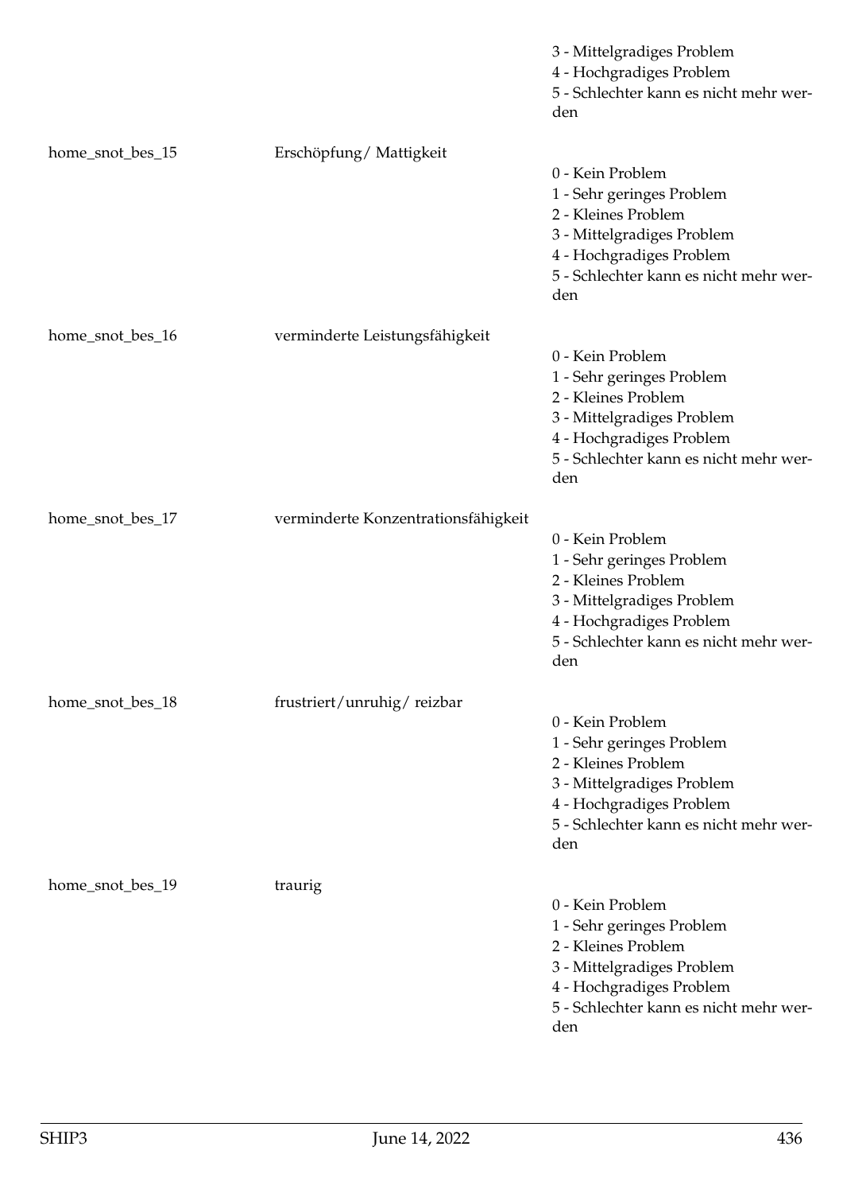| | | |
|---|---|---|
| | | 3 - Mittelgradiges Problem<br>4 - Hochgradiges Problem<br>5 - Schlechter kann es nicht mehr werden |
| home_snot_bes_15 | Erschöpfung/ Mattigkeit | 0 - Kein Problem<br>1 - Sehr geringes Problem<br>2 - Kleines Problem<br>3 - Mittelgradiges Problem<br>4 - Hochgradiges Problem<br>5 - Schlechter kann es nicht mehr werden |
| home_snot_bes_16 | verminderte Leistungsfähigkeit | 0 - Kein Problem<br>1 - Sehr geringes Problem<br>2 - Kleines Problem<br>3 - Mittelgradiges Problem<br>4 - Hochgradiges Problem<br>5 - Schlechter kann es nicht mehr werden |
| home_snot_bes_17 | verminderte Konzentrationsfähigkeit | 0 - Kein Problem<br>1 - Sehr geringes Problem<br>2 - Kleines Problem<br>3 - Mittelgradiges Problem<br>4 - Hochgradiges Problem<br>5 - Schlechter kann es nicht mehr werden |
| home_snot_bes_18 | frustriert/unruhig/ reizbar | 0 - Kein Problem<br>1 - Sehr geringes Problem<br>2 - Kleines Problem<br>3 - Mittelgradiges Problem<br>4 - Hochgradiges Problem<br>5 - Schlechter kann es nicht mehr werden |
| home_snot_bes_19 | traurig | 0 - Kein Problem<br>1 - Sehr geringes Problem<br>2 - Kleines Problem<br>3 - Mittelgradiges Problem<br>4 - Hochgradiges Problem<br>5 - Schlechter kann es nicht mehr werden |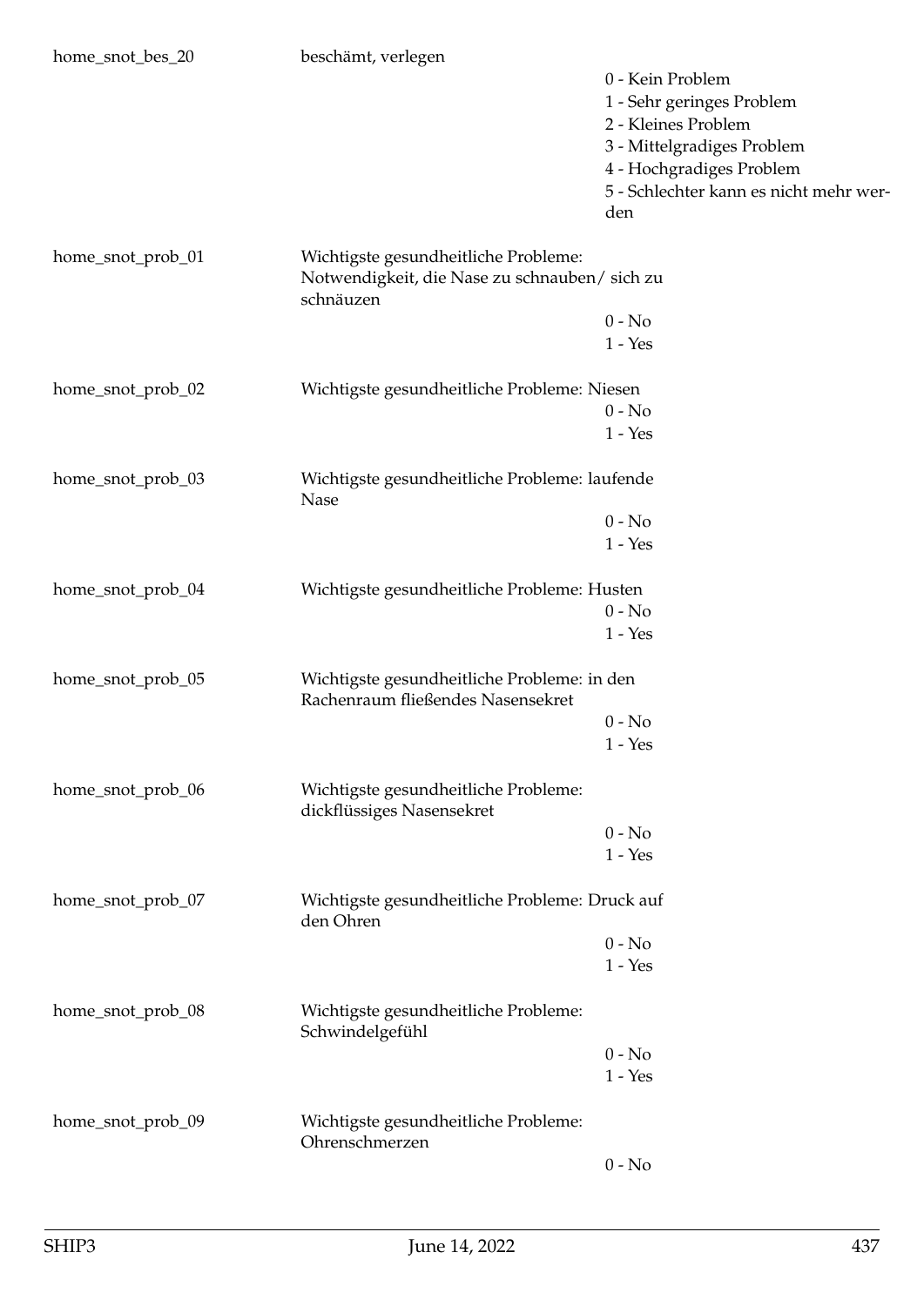home_snot_bes_20 beschämt, verlegen

- 0 - Kein Problem
- 1 - Sehr geringes Problem
- 2 - Kleines Problem
- 3 - Mittelgradiges Problem
- 4 - Hochgradiges Problem
- 5 - Schlechter kann es nicht mehr werden

home_snot_prob_01 Wichtigste gesundheitliche Probleme: Notwendigkeit, die Nase zu schnauben/ sich zu schnäuzen

- 0 - No
- 1 - Yes

home_snot_prob_02 Wichtigste gesundheitliche Probleme: Niesen

- 0 - No
- 1 - Yes

home_snot_prob_03 Wichtigste gesundheitliche Probleme: laufende Nase

- 0 - No
- 1 - Yes

home_snot_prob_04 Wichtigste gesundheitliche Probleme: Husten

- 0 - No
- 1 - Yes

home_snot_prob_05 Wichtigste gesundheitliche Probleme: in den Rachenraum fließendes Nasensekret

- 0 - No
- 1 - Yes

home_snot_prob_06 Wichtigste gesundheitliche Probleme: dickflüssiges Nasensekret

- 0 - No
- 1 - Yes

home_snot_prob_07 Wichtigste gesundheitliche Probleme: Druck auf den Ohren

- 0 - No
- 1 - Yes

home_snot_prob_08 Wichtigste gesundheitliche Probleme: Schwindelgefühl

- 0 - No
- 1 - Yes

home_snot_prob_09 Wichtigste gesundheitliche Probleme: Ohrenschmerzen

- 0 - No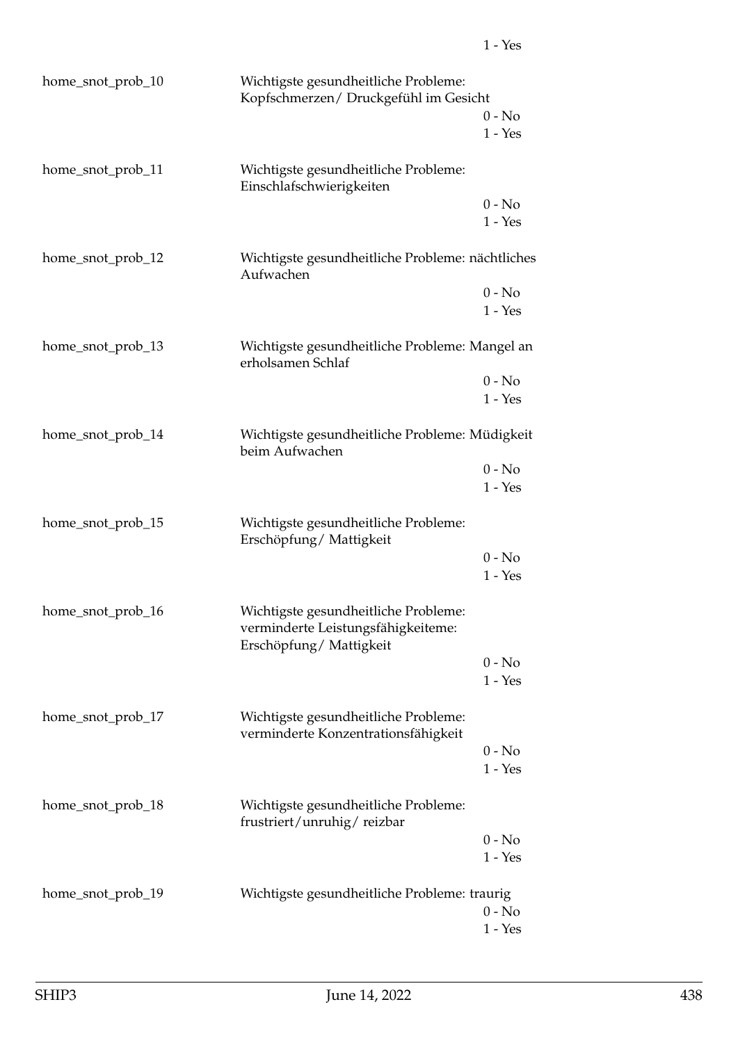1 - Yes

home_snot_prob_10 Wichtigste gesundheitliche Probleme: Kopfschmerzen/ Druckgefühl im Gesicht
0 - No
1 - Yes

home_snot_prob_11 Wichtigste gesundheitliche Probleme: Einschlafschwierigkeiten
0 - No
1 - Yes

home_snot_prob_12 Wichtigste gesundheitliche Probleme: nächtliches Aufwachen
0 - No
1 - Yes

home_snot_prob_13 Wichtigste gesundheitliche Probleme: Mangel an erholsamen Schlaf
0 - No
1 - Yes

home_snot_prob_14 Wichtigste gesundheitliche Probleme: Müdigkeit beim Aufwachen
0 - No
1 - Yes

home_snot_prob_15 Wichtigste gesundheitliche Probleme: Erschöpfung/ Mattigkeit
0 - No
1 - Yes

home_snot_prob_16 Wichtigste gesundheitliche Probleme: verminderte Leistungsfähigkeiteme: Erschöpfung/ Mattigkeit
0 - No
1 - Yes

home_snot_prob_17 Wichtigste gesundheitliche Probleme: verminderte Konzentrationsfähigkeit
0 - No
1 - Yes

home_snot_prob_18 Wichtigste gesundheitliche Probleme: frustriert/unruhig/ reizbar
0 - No
1 - Yes

home_snot_prob_19 Wichtigste gesundheitliche Probleme: traurig
0 - No
1 - Yes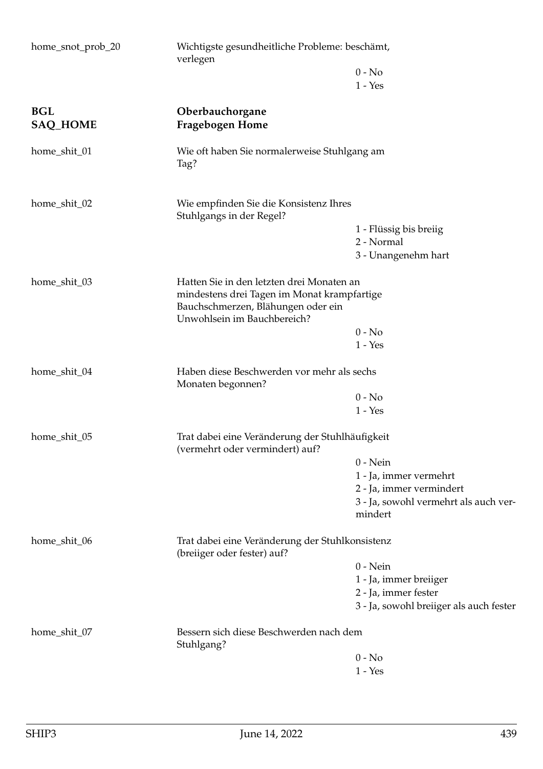home_snot_prob_20 — Wichtigste gesundheitliche Probleme: beschämt, verlegen

0 - No
1 - Yes

**BGL** — **Oberbauchorgane**
**SAQ_HOME** — **Fragebogen Home**

home_shit_01 — Wie oft haben Sie normalerweise Stuhlgang am Tag?

home_shit_02 — Wie empfinden Sie die Konsistenz Ihres Stuhlgangs in der Regel?

1 - Flüssig bis breiig
2 - Normal
3 - Unangenehm hart

home_shit_03 — Hatten Sie in den letzten drei Monaten an mindestens drei Tagen im Monat krampfartige Bauchschmerzen, Blähungen oder ein Unwohlsein im Bauchbereich?

0 - No
1 - Yes

home_shit_04 — Haben diese Beschwerden vor mehr als sechs Monaten begonnen?

0 - No
1 - Yes

home_shit_05 — Trat dabei eine Veränderung der Stuhlhäufigkeit (vermehrt oder vermindert) auf?

0 - Nein
1 - Ja, immer vermehrt
2 - Ja, immer vermindert
3 - Ja, sowohl vermehrt als auch vermindert

home_shit_06 — Trat dabei eine Veränderung der Stuhlkonsistenz (breiiger oder fester) auf?

0 - Nein
1 - Ja, immer breiiger
2 - Ja, immer fester
3 - Ja, sowohl breiiger als auch fester

home_shit_07 — Bessern sich diese Beschwerden nach dem Stuhlgang?

0 - No
1 - Yes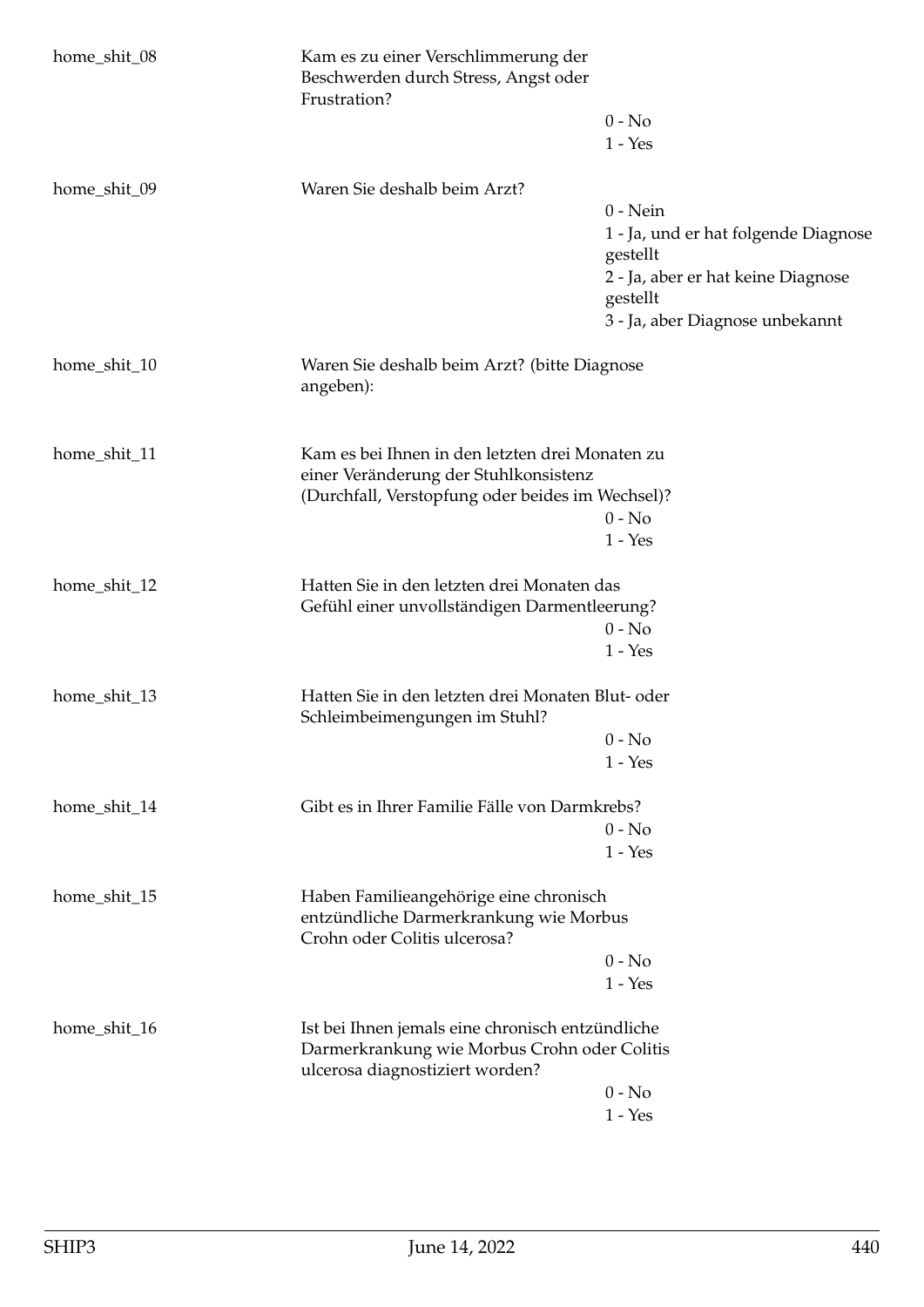| | | |
|---|---|---|
| home_shit_08 | Kam es zu einer Verschlimmerung der Beschwerden durch Stress, Angst oder Frustration? | 0 - No<br>1 - Yes |
| home_shit_09 | Waren Sie deshalb beim Arzt? | 0 - Nein<br>1 - Ja, und er hat folgende Diagnose gestellt<br>2 - Ja, aber er hat keine Diagnose gestellt<br>3 - Ja, aber Diagnose unbekannt |
| home_shit_10 | Waren Sie deshalb beim Arzt? (bitte Diagnose angeben): | |
| home_shit_11 | Kam es bei Ihnen in den letzten drei Monaten zu einer Veränderung der Stuhlkonsistenz (Durchfall, Verstopfung oder beides im Wechsel)? | 0 - No<br>1 - Yes |
| home_shit_12 | Hatten Sie in den letzten drei Monaten das Gefühl einer unvollständigen Darmentleerung? | 0 - No<br>1 - Yes |
| home_shit_13 | Hatten Sie in den letzten drei Monaten Blut- oder Schleimbeimengungen im Stuhl? | 0 - No<br>1 - Yes |
| home_shit_14 | Gibt es in Ihrer Familie Fälle von Darmkrebs? | 0 - No<br>1 - Yes |
| home_shit_15 | Haben Familieangehörige eine chronisch entzündliche Darmerkrankung wie Morbus Crohn oder Colitis ulcerosa? | 0 - No<br>1 - Yes |
| home_shit_16 | Ist bei Ihnen jemals eine chronisch entzündliche Darmerkrankung wie Morbus Crohn oder Colitis ulcerosa diagnostiziert worden? | 0 - No<br>1 - Yes |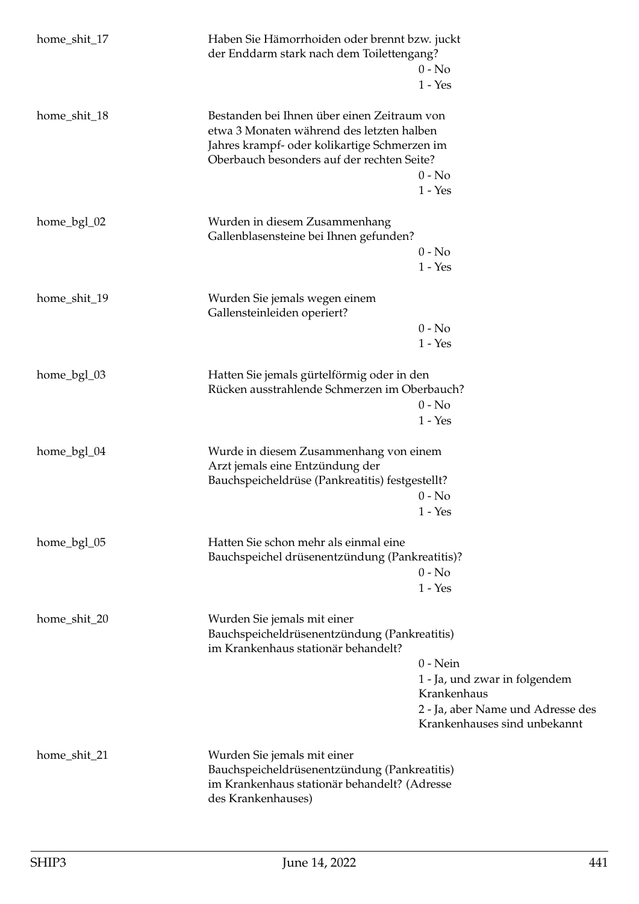| | | |
|---|---|---|
| home_shit_17 | Haben Sie Hämorrhoiden oder brennt bzw. juckt der Enddarm stark nach dem Toilettengang? | 0 - No<br>1 - Yes |
| home_shit_18 | Bestanden bei Ihnen über einen Zeitraum von etwa 3 Monaten während des letzten halben Jahres krampf- oder kolikartige Schmerzen im Oberbauch besonders auf der rechten Seite? | 0 - No<br>1 - Yes |
| home_bgl_02 | Wurden in diesem Zusammenhang Gallenblasensteine bei Ihnen gefunden? | 0 - No<br>1 - Yes |
| home_shit_19 | Wurden Sie jemals wegen einem Gallensteinleiden operiert? | 0 - No<br>1 - Yes |
| home_bgl_03 | Hatten Sie jemals gürtelförmig oder in den Rücken ausstrahlende Schmerzen im Oberbauch? | 0 - No<br>1 - Yes |
| home_bgl_04 | Wurde in diesem Zusammenhang von einem Arzt jemals eine Entzündung der Bauchspeicheldrüse (Pankreatitis) festgestellt? | 0 - No<br>1 - Yes |
| home_bgl_05 | Hatten Sie schon mehr als einmal eine Bauchspeichel drüsenentzündung (Pankreatitis)? | 0 - No<br>1 - Yes |
| home_shit_20 | Wurden Sie jemals mit einer Bauchspeicheldrüsenentzündung (Pankreatitis) im Krankenhaus stationär behandelt? | 0 - Nein<br>1 - Ja, und zwar in folgendem Krankenhaus<br>2 - Ja, aber Name und Adresse des Krankenhauses sind unbekannt |
| home_shit_21 | Wurden Sie jemals mit einer Bauchspeicheldrüsenentzündung (Pankreatitis) im Krankenhaus stationär behandelt? (Adresse des Krankenhauses) | |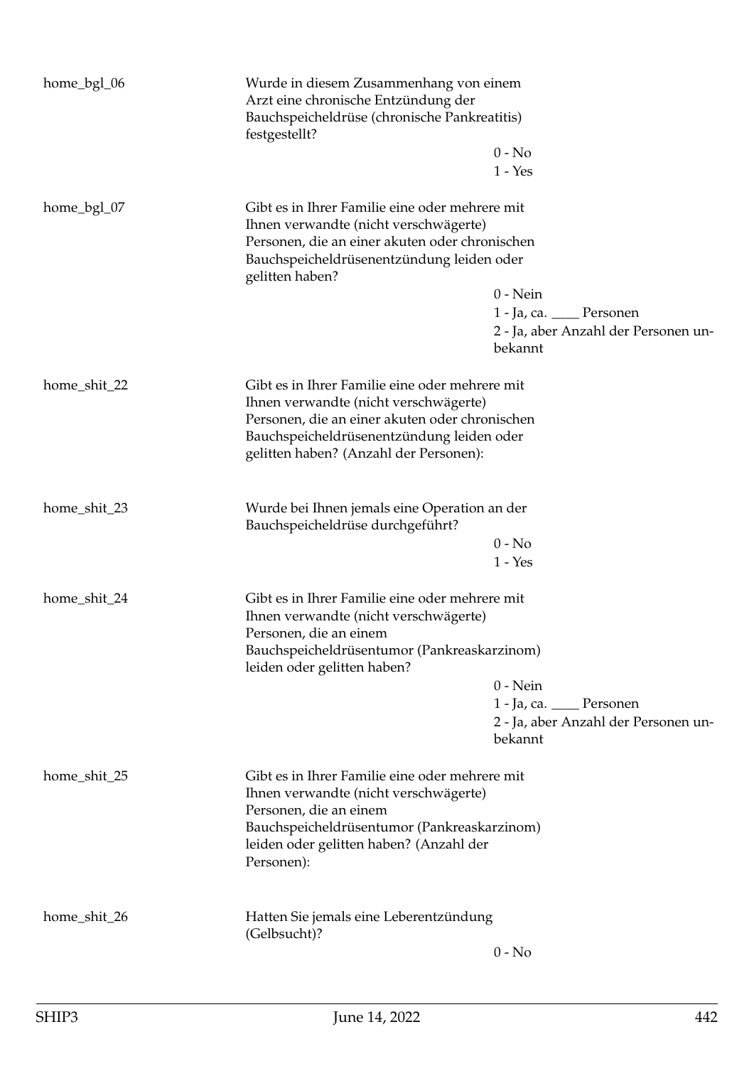home_bgl_06

Wurde in diesem Zusammenhang von einem Arzt eine chronische Entzündung der Bauchspeicheldrüse (chronische Pankreatitis) festgestellt?

0 - No
1 - Yes

home_bgl_07

Gibt es in Ihrer Familie eine oder mehrere mit Ihnen verwandte (nicht verschwägerte) Personen, die an einer akuten oder chronischen Bauchspeicheldrüsenentzündung leiden oder gelitten haben?

0 - Nein
1 - Ja, ca. ____ Personen
2 - Ja, aber Anzahl der Personen unbekannt

home_shit_22

Gibt es in Ihrer Familie eine oder mehrere mit Ihnen verwandte (nicht verschwägerte) Personen, die an einer akuten oder chronischen Bauchspeicheldrüsenentzündung leiden oder gelitten haben? (Anzahl der Personen):

home_shit_23

Wurde bei Ihnen jemals eine Operation an der Bauchspeicheldrüse durchgeführt?

0 - No
1 - Yes

home_shit_24

Gibt es in Ihrer Familie eine oder mehrere mit Ihnen verwandte (nicht verschwägerte) Personen, die an einem Bauchspeicheldrüsentumor (Pankreaskarzinom) leiden oder gelitten haben?

0 - Nein
1 - Ja, ca. ____ Personen
2 - Ja, aber Anzahl der Personen unbekannt

home_shit_25

Gibt es in Ihrer Familie eine oder mehrere mit Ihnen verwandte (nicht verschwägerte) Personen, die an einem Bauchspeicheldrüsentumor (Pankreaskarzinom) leiden oder gelitten haben? (Anzahl der Personen):

home_shit_26

Hatten Sie jemals eine Leberentzündung (Gelbsucht)?

0 - No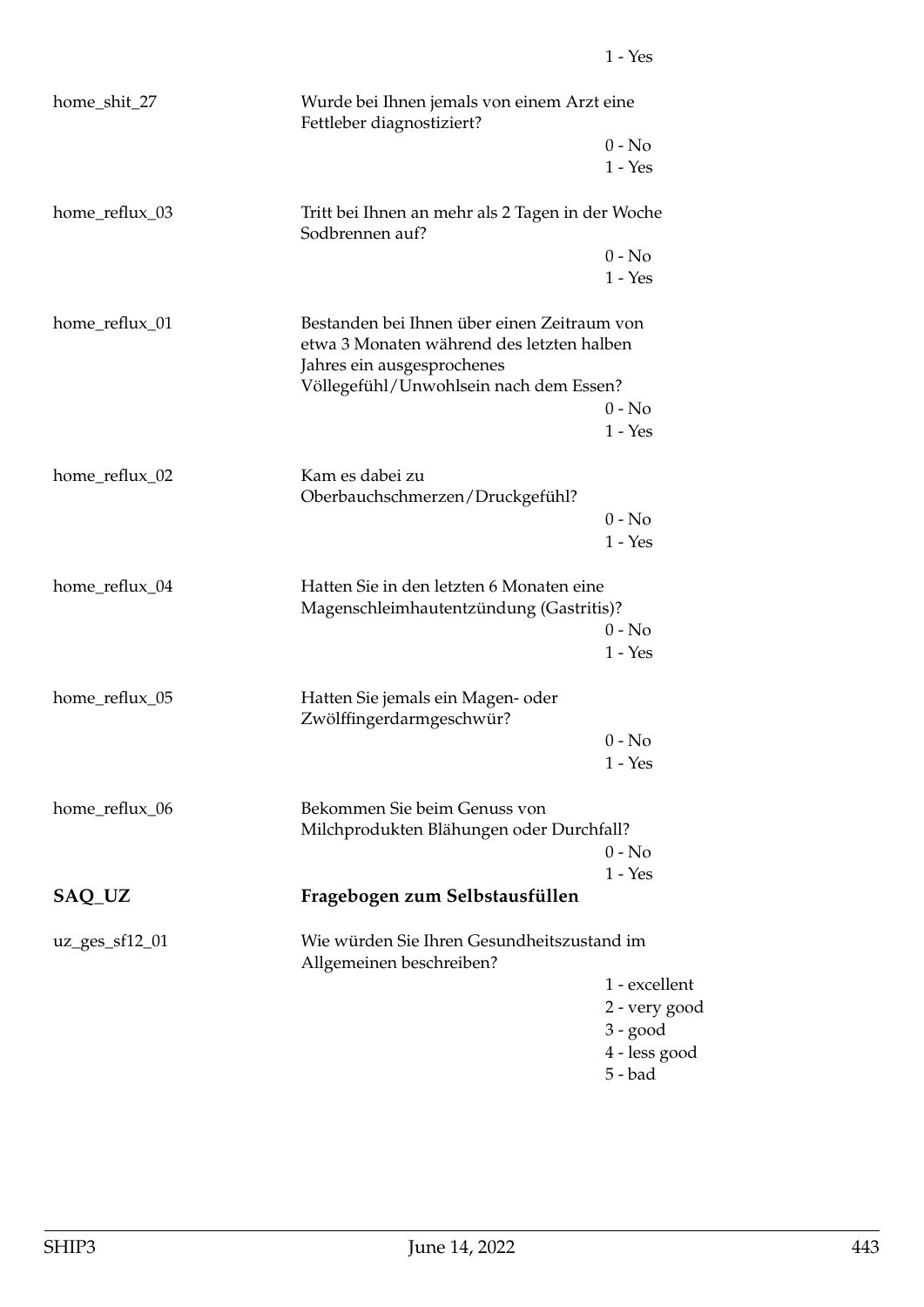1 - Yes

| | | |
|---|---|---|
| home_shit_27 | Wurde bei Ihnen jemals von einem Arzt eine Fettleber diagnostiziert? | |
| | | 0 - No |
| | | 1 - Yes |
| home_reflux_03 | Tritt bei Ihnen an mehr als 2 Tagen in der Woche Sodbrennen auf? | |
| | | 0 - No |
| | | 1 - Yes |
| home_reflux_01 | Bestanden bei Ihnen über einen Zeitraum von etwa 3 Monaten während des letzten halben Jahres ein ausgesprochenes Völlegefühl/Unwohlsein nach dem Essen? | |
| | | 0 - No |
| | | 1 - Yes |
| home_reflux_02 | Kam es dabei zu Oberbauchschmerzen/Druckgefühl? | |
| | | 0 - No |
| | | 1 - Yes |
| home_reflux_04 | Hatten Sie in den letzten 6 Monaten eine Magenschleimhautentzündung (Gastritis)? | |
| | | 0 - No |
| | | 1 - Yes |
| home_reflux_05 | Hatten Sie jemals ein Magen- oder Zwölffingerdarmgeschwür? | |
| | | 0 - No |
| | | 1 - Yes |
| home_reflux_06 | Bekommen Sie beim Genuss von Milchprodukten Blähungen oder Durchfall? | |
| | | 0 - No |
| | | 1 - Yes |

## SAQ_UZ — Fragebogen zum Selbstausfüllen

| | | |
|---|---|---|
| uz_ges_sf12_01 | Wie würden Sie Ihren Gesundheitszustand im Allgemeinen beschreiben? | |
| | | 1 - excellent |
| | | 2 - very good |
| | | 3 - good |
| | | 4 - less good |
| | | 5 - bad |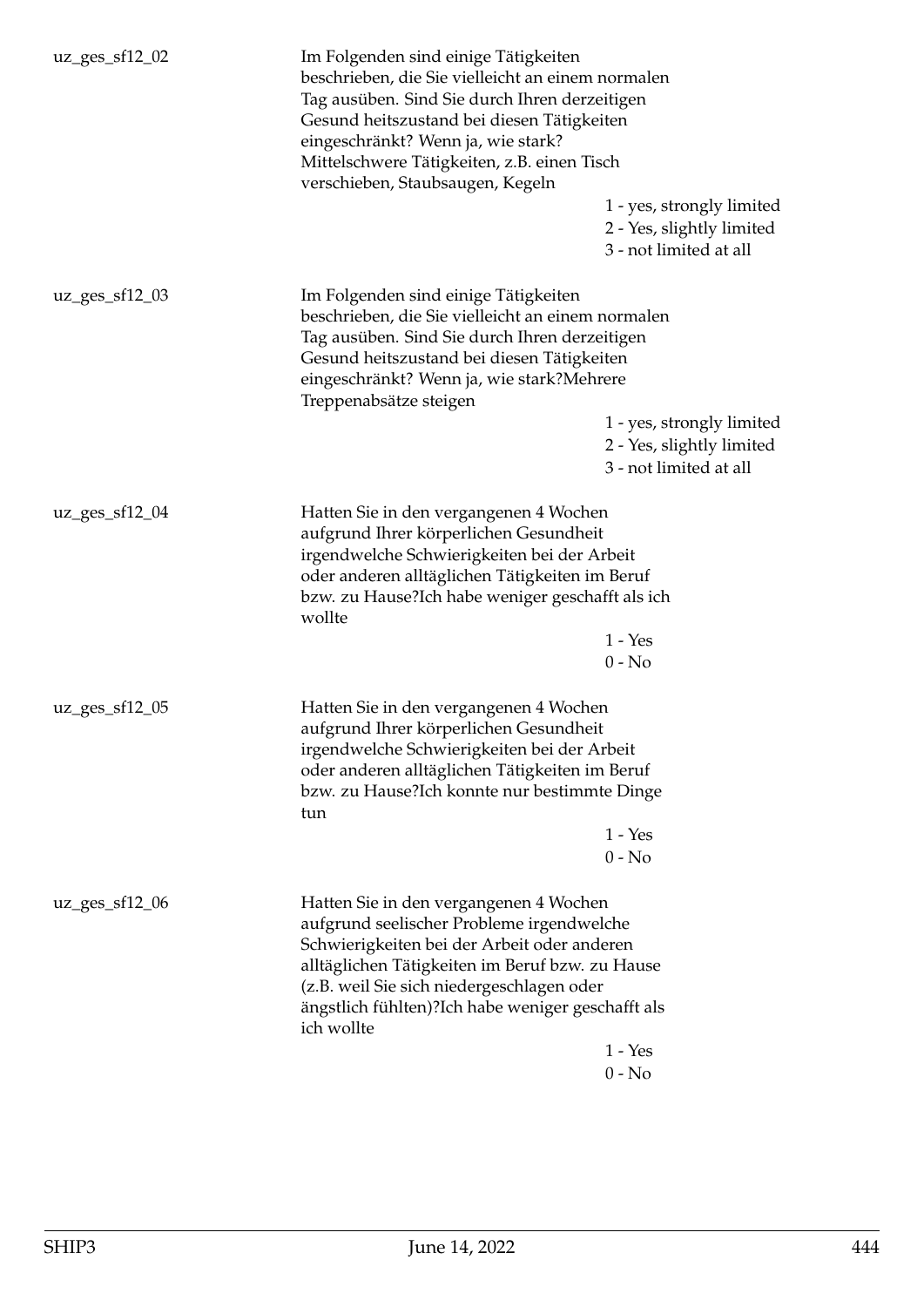uz_ges_sf12_02

Im Folgenden sind einige Tätigkeiten beschrieben, die Sie vielleicht an einem normalen Tag ausüben. Sind Sie durch Ihren derzeitigen Gesund heitszustand bei diesen Tätigkeiten eingeschränkt? Wenn ja, wie stark? Mittelschwere Tätigkeiten, z.B. einen Tisch verschieben, Staubsaugen, Kegeln

1 - yes, strongly limited
2 - Yes, slightly limited
3 - not limited at all

uz_ges_sf12_03

Im Folgenden sind einige Tätigkeiten beschrieben, die Sie vielleicht an einem normalen Tag ausüben. Sind Sie durch Ihren derzeitigen Gesund heitszustand bei diesen Tätigkeiten eingeschränkt? Wenn ja, wie stark?Mehrere Treppenabsätze steigen

1 - yes, strongly limited
2 - Yes, slightly limited
3 - not limited at all

uz_ges_sf12_04

Hatten Sie in den vergangenen 4 Wochen aufgrund Ihrer körperlichen Gesundheit irgendwelche Schwierigkeiten bei der Arbeit oder anderen alltäglichen Tätigkeiten im Beruf bzw. zu Hause?Ich habe weniger geschafft als ich wollte

1 - Yes
0 - No

uz_ges_sf12_05

Hatten Sie in den vergangenen 4 Wochen aufgrund Ihrer körperlichen Gesundheit irgendwelche Schwierigkeiten bei der Arbeit oder anderen alltäglichen Tätigkeiten im Beruf bzw. zu Hause?Ich konnte nur bestimmte Dinge tun

1 - Yes
0 - No

uz_ges_sf12_06

Hatten Sie in den vergangenen 4 Wochen aufgrund seelischer Probleme irgendwelche Schwierigkeiten bei der Arbeit oder anderen alltäglichen Tätigkeiten im Beruf bzw. zu Hause (z.B. weil Sie sich niedergeschlagen oder ängstlich fühlten)?Ich habe weniger geschafft als ich wollte

1 - Yes
0 - No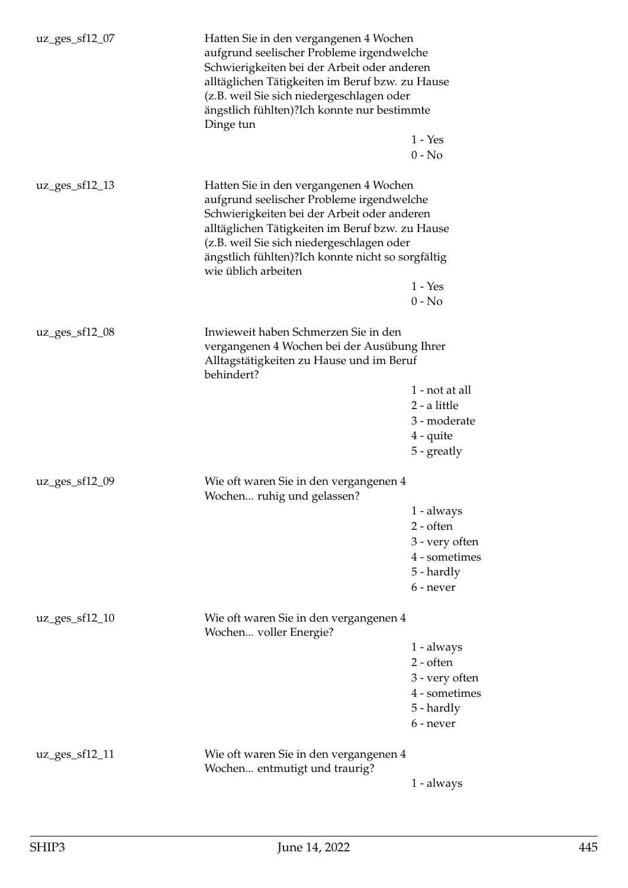uz_ges_sf12_07 | Hatten Sie in den vergangenen 4 Wochen aufgrund seelischer Probleme irgendwelche Schwierigkeiten bei der Arbeit oder anderen alltäglichen Tätigkeiten im Beruf bzw. zu Hause (z.B. weil Sie sich niedergeschlagen oder ängstlich fühlten)?Ich konnte nur bestimmte Dinge tun

- 1 - Yes
- 0 - No

uz_ges_sf12_13 | Hatten Sie in den vergangenen 4 Wochen aufgrund seelischer Probleme irgendwelche Schwierigkeiten bei der Arbeit oder anderen alltäglichen Tätigkeiten im Beruf bzw. zu Hause (z.B. weil Sie sich niedergeschlagen oder ängstlich fühlten)?Ich konnte nicht so sorgfältig wie üblich arbeiten

- 1 - Yes
- 0 - No

uz_ges_sf12_08 | Inwieweit haben Schmerzen Sie in den vergangenen 4 Wochen bei der Ausübung Ihrer Alltagstätigkeiten zu Hause und im Beruf behindert?

- 1 - not at all
- 2 - a little
- 3 - moderate
- 4 - quite
- 5 - greatly

uz_ges_sf12_09 | Wie oft waren Sie in den vergangenen 4 Wochen... ruhig und gelassen?

- 1 - always
- 2 - often
- 3 - very often
- 4 - sometimes
- 5 - hardly
- 6 - never

uz_ges_sf12_10 | Wie oft waren Sie in den vergangenen 4 Wochen... voller Energie?

- 1 - always
- 2 - often
- 3 - very often
- 4 - sometimes
- 5 - hardly
- 6 - never

uz_ges_sf12_11 | Wie oft waren Sie in den vergangenen 4 Wochen... entmutigt und traurig?

- 1 - always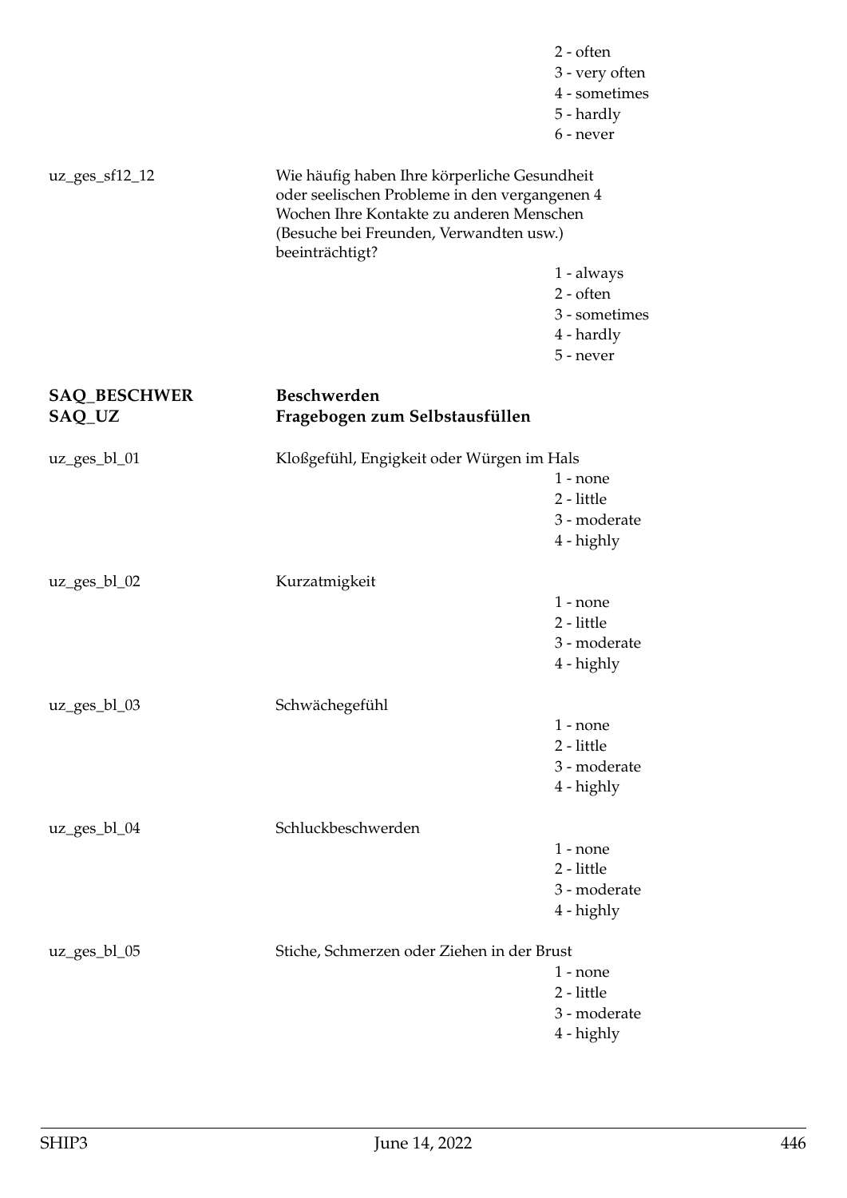2 - often
3 - very often
4 - sometimes
5 - hardly
6 - never

uz_ges_sf12_12

Wie häufig haben Ihre körperliche Gesundheit oder seelischen Probleme in den vergangenen 4 Wochen Ihre Kontakte zu anderen Menschen (Besuche bei Freunden, Verwandten usw.) beeinträchtigt?

1 - always
2 - often
3 - sometimes
4 - hardly
5 - never

**SAQ_BESCHWER** **Beschwerden**
**SAQ_UZ** **Fragebogen zum Selbstausfüllen**

uz_ges_bl_01

Kloßgefühl, Engigkeit oder Würgen im Hals

1 - none
2 - little
3 - moderate
4 - highly

uz_ges_bl_02

Kurzatmigkeit

1 - none
2 - little
3 - moderate
4 - highly

uz_ges_bl_03

Schwächegefühl

1 - none
2 - little
3 - moderate
4 - highly

uz_ges_bl_04

Schluckbeschwerden

1 - none
2 - little
3 - moderate
4 - highly

uz_ges_bl_05

Stiche, Schmerzen oder Ziehen in der Brust

1 - none
2 - little
3 - moderate
4 - highly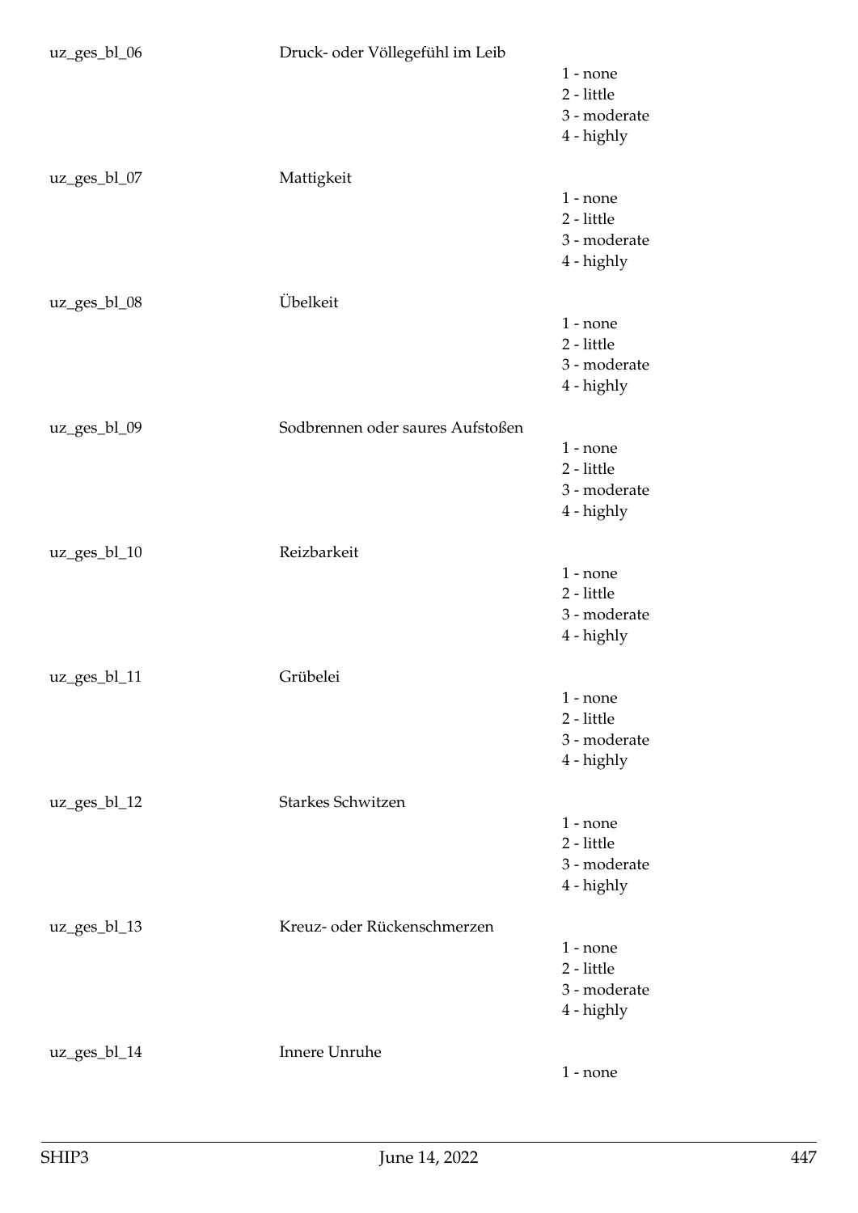uz_ges_bl_06 Druck- oder Völlegefühl im Leib

1 - none
2 - little
3 - moderate
4 - highly

uz_ges_bl_07 Mattigkeit

1 - none
2 - little
3 - moderate
4 - highly

uz_ges_bl_08 Übelkeit

1 - none
2 - little
3 - moderate
4 - highly

uz_ges_bl_09 Sodbrennen oder saures Aufstoßen

1 - none
2 - little
3 - moderate
4 - highly

uz_ges_bl_10 Reizbarkeit

1 - none
2 - little
3 - moderate
4 - highly

uz_ges_bl_11 Grübelei

1 - none
2 - little
3 - moderate
4 - highly

uz_ges_bl_12 Starkes Schwitzen

1 - none
2 - little
3 - moderate
4 - highly

uz_ges_bl_13 Kreuz- oder Rückenschmerzen

1 - none
2 - little
3 - moderate
4 - highly

uz_ges_bl_14 Innere Unruhe

1 - none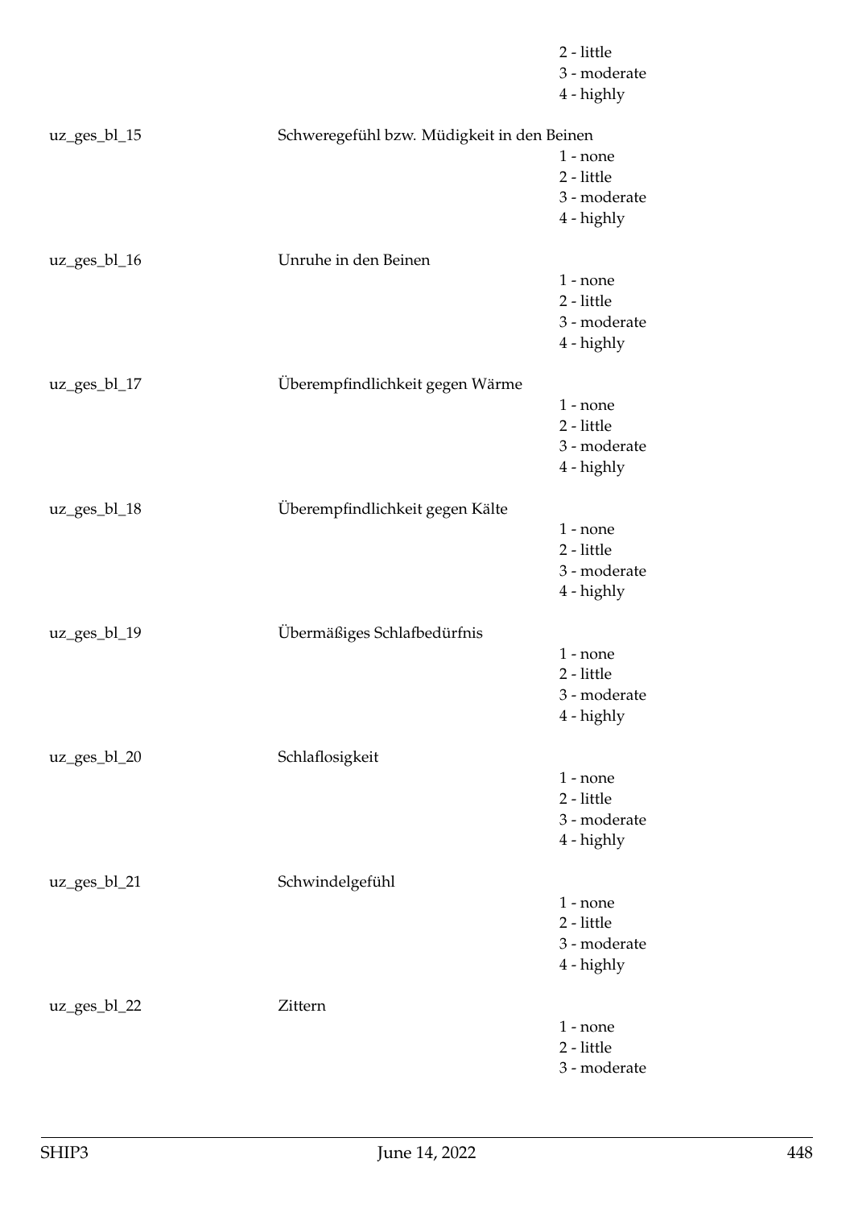2 - little
3 - moderate
4 - highly

uz_ges_bl_15 Schweregefühl bzw. Müdigkeit in den Beinen
1 - none
2 - little
3 - moderate
4 - highly

uz_ges_bl_16 Unruhe in den Beinen
1 - none
2 - little
3 - moderate
4 - highly

uz_ges_bl_17 Überempfindlichkeit gegen Wärme
1 - none
2 - little
3 - moderate
4 - highly

uz_ges_bl_18 Überempfindlichkeit gegen Kälte
1 - none
2 - little
3 - moderate
4 - highly

uz_ges_bl_19 Übermäßiges Schlafbedürfnis
1 - none
2 - little
3 - moderate
4 - highly

uz_ges_bl_20 Schlaflosigkeit
1 - none
2 - little
3 - moderate
4 - highly

uz_ges_bl_21 Schwindelgefühl
1 - none
2 - little
3 - moderate
4 - highly

uz_ges_bl_22 Zittern
1 - none
2 - little
3 - moderate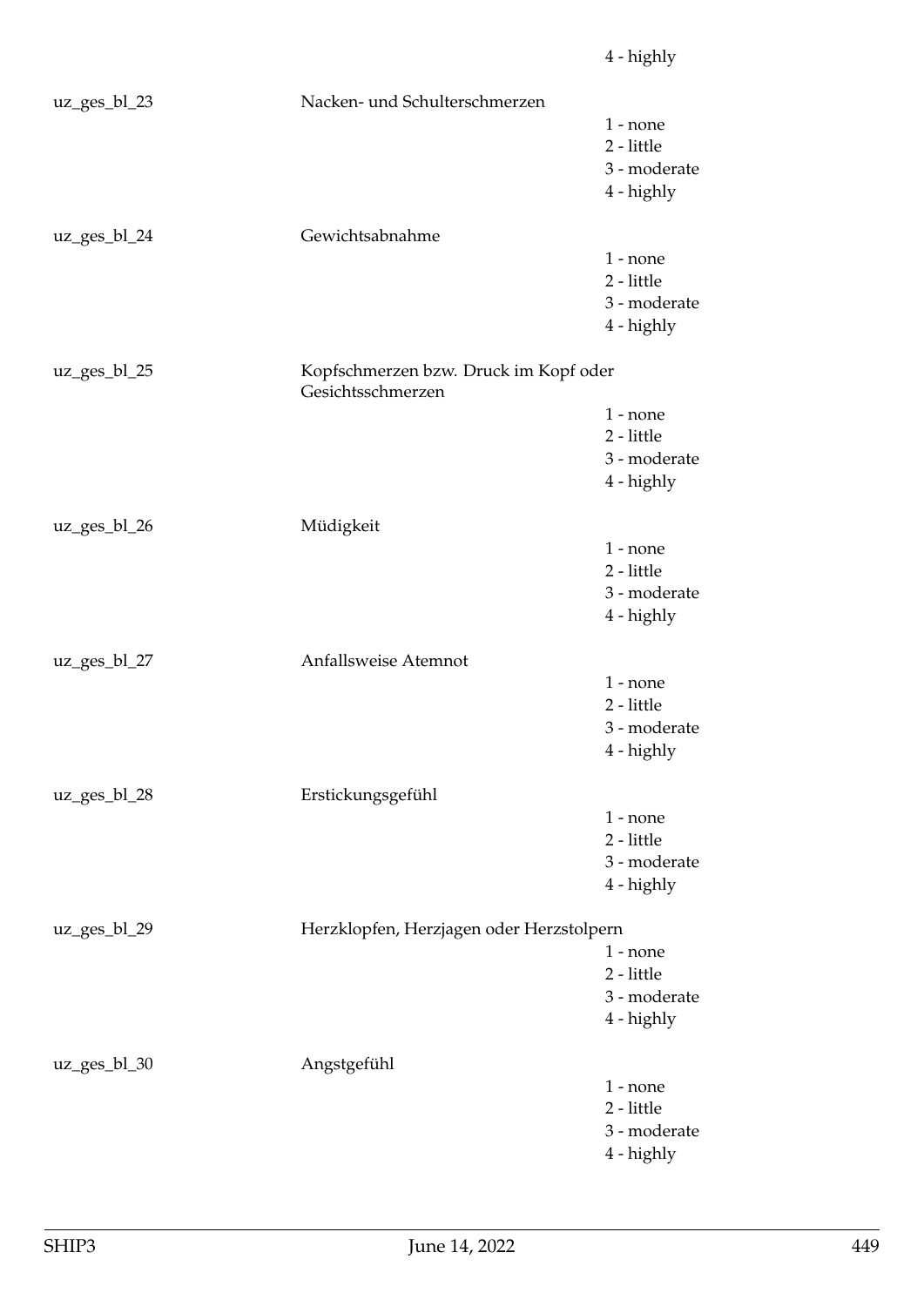4 - highly

uz_ges_bl_23 Nacken- und Schulterschmerzen

1 - none
2 - little
3 - moderate
4 - highly

uz_ges_bl_24 Gewichtsabnahme

1 - none
2 - little
3 - moderate
4 - highly

uz_ges_bl_25 Kopfschmerzen bzw. Druck im Kopf oder Gesichtsschmerzen

1 - none
2 - little
3 - moderate
4 - highly

uz_ges_bl_26 Müdigkeit

1 - none
2 - little
3 - moderate
4 - highly

uz_ges_bl_27 Anfallsweise Atemnot

1 - none
2 - little
3 - moderate
4 - highly

uz_ges_bl_28 Erstickungsgefühl

1 - none
2 - little
3 - moderate
4 - highly

uz_ges_bl_29 Herzklopfen, Herzjagen oder Herzstolpern

1 - none
2 - little
3 - moderate
4 - highly

uz_ges_bl_30 Angstgefühl

1 - none
2 - little
3 - moderate
4 - highly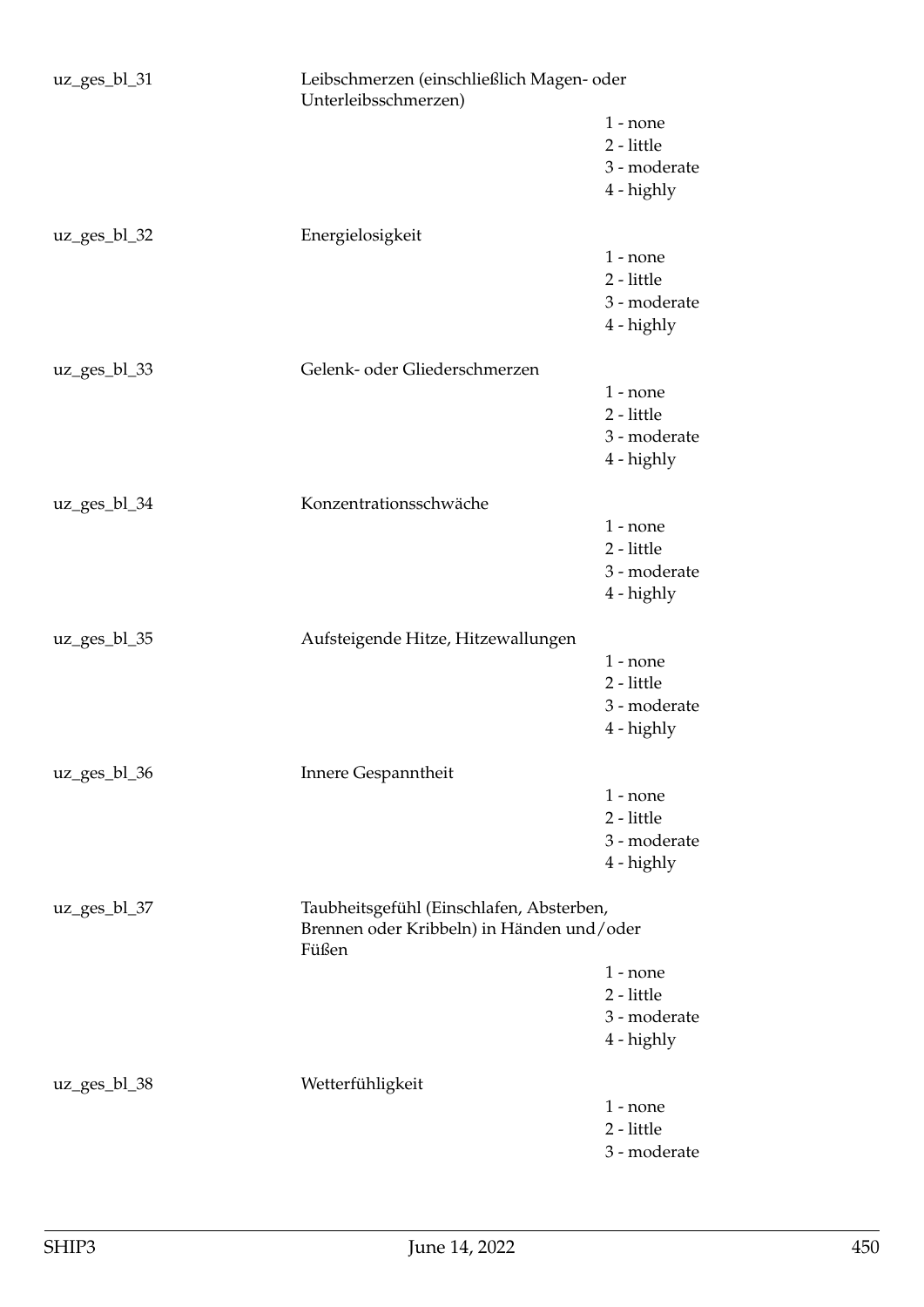uz_ges_bl_31 Leibschmerzen (einschließlich Magen- oder Unterleibsschmerzen)

1 - none
2 - little
3 - moderate
4 - highly

uz_ges_bl_32 Energielosigkeit

1 - none
2 - little
3 - moderate
4 - highly

uz_ges_bl_33 Gelenk- oder Gliederschmerzen

1 - none
2 - little
3 - moderate
4 - highly

uz_ges_bl_34 Konzentrationsschwäche

1 - none
2 - little
3 - moderate
4 - highly

uz_ges_bl_35 Aufsteigende Hitze, Hitzewallungen

1 - none
2 - little
3 - moderate
4 - highly

uz_ges_bl_36 Innere Gespanntheit

1 - none
2 - little
3 - moderate
4 - highly

uz_ges_bl_37 Taubheitsgefühl (Einschlafen, Absterben, Brennen oder Kribbeln) in Händen und/oder Füßen

1 - none
2 - little
3 - moderate
4 - highly

uz_ges_bl_38 Wetterfühligkeit

1 - none
2 - little
3 - moderate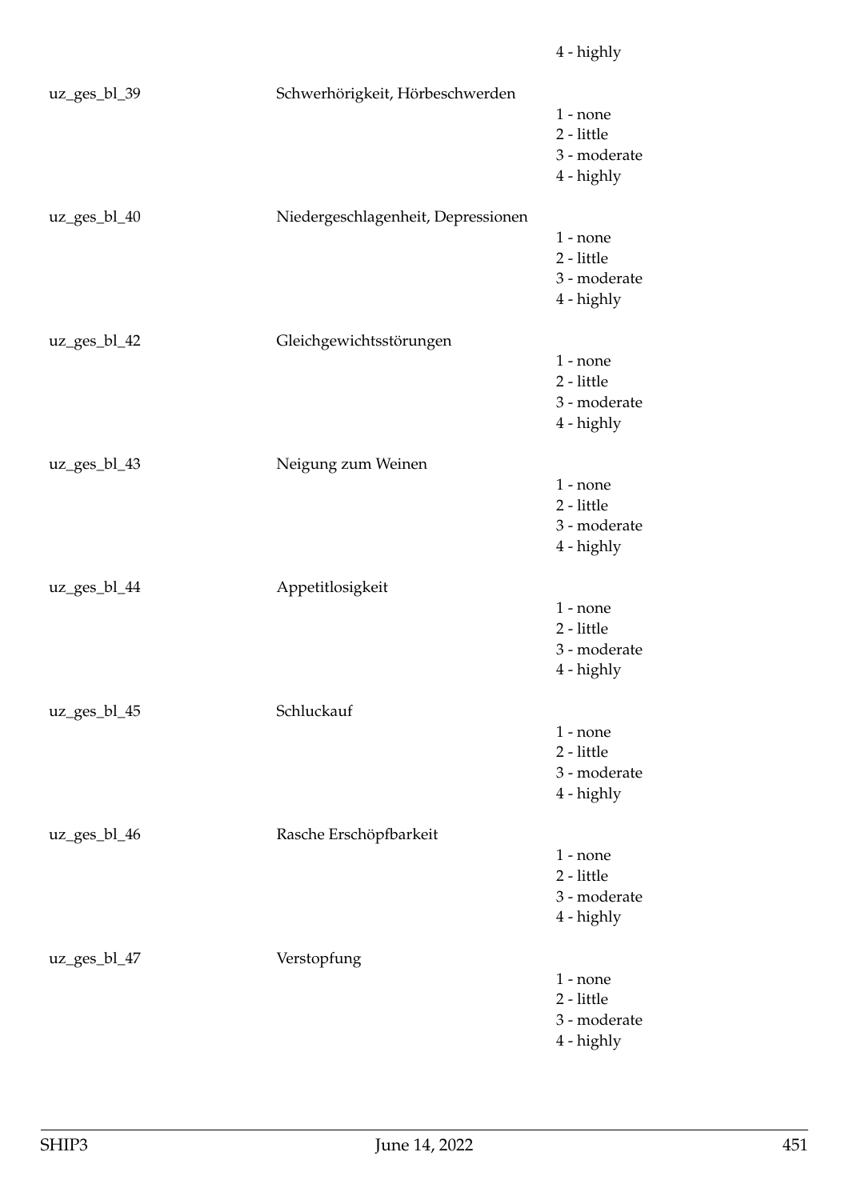4 - highly

| | | |
|---|---|---|
| uz_ges_bl_39 | Schwerhörigkeit, Hörbeschwerden | 1 - none<br>2 - little<br>3 - moderate<br>4 - highly |
| uz_ges_bl_40 | Niedergeschlagenheit, Depressionen | 1 - none<br>2 - little<br>3 - moderate<br>4 - highly |
| uz_ges_bl_42 | Gleichgewichtsstörungen | 1 - none<br>2 - little<br>3 - moderate<br>4 - highly |
| uz_ges_bl_43 | Neigung zum Weinen | 1 - none<br>2 - little<br>3 - moderate<br>4 - highly |
| uz_ges_bl_44 | Appetitlosigkeit | 1 - none<br>2 - little<br>3 - moderate<br>4 - highly |
| uz_ges_bl_45 | Schluckauf | 1 - none<br>2 - little<br>3 - moderate<br>4 - highly |
| uz_ges_bl_46 | Rasche Erschöpfbarkeit | 1 - none<br>2 - little<br>3 - moderate<br>4 - highly |
| uz_ges_bl_47 | Verstopfung | 1 - none<br>2 - little<br>3 - moderate<br>4 - highly |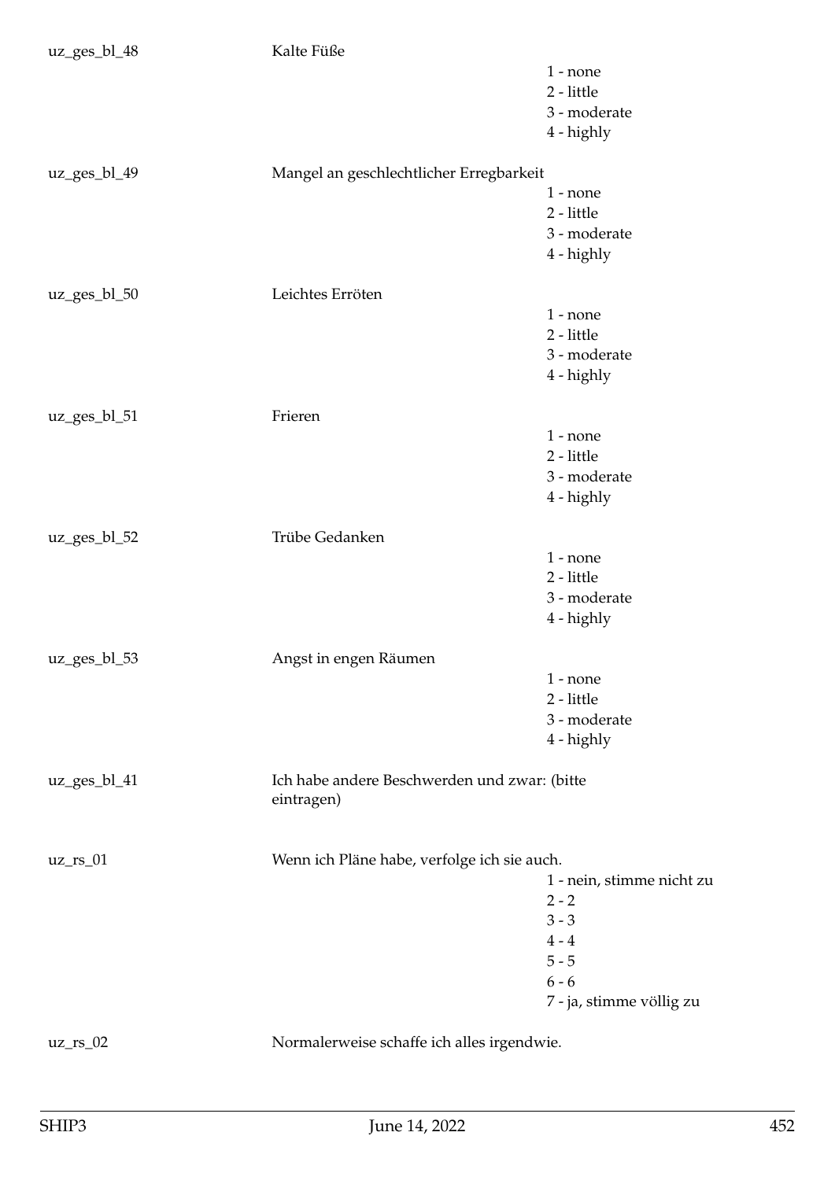| | | |
|---|---|---|
| uz_ges_bl_48 | Kalte Füße | 1 - none<br>2 - little<br>3 - moderate<br>4 - highly |
| uz_ges_bl_49 | Mangel an geschlechtlicher Erregbarkeit | 1 - none<br>2 - little<br>3 - moderate<br>4 - highly |
| uz_ges_bl_50 | Leichtes Erröten | 1 - none<br>2 - little<br>3 - moderate<br>4 - highly |
| uz_ges_bl_51 | Frieren | 1 - none<br>2 - little<br>3 - moderate<br>4 - highly |
| uz_ges_bl_52 | Trübe Gedanken | 1 - none<br>2 - little<br>3 - moderate<br>4 - highly |
| uz_ges_bl_53 | Angst in engen Räumen | 1 - none<br>2 - little<br>3 - moderate<br>4 - highly |
| uz_ges_bl_41 | Ich habe andere Beschwerden und zwar: (bitte eintragen) | |
| uz_rs_01 | Wenn ich Pläne habe, verfolge ich sie auch. | 1 - nein, stimme nicht zu<br>2 - 2<br>3 - 3<br>4 - 4<br>5 - 5<br>6 - 6<br>7 - ja, stimme völlig zu |
| uz_rs_02 | Normalerweise schaffe ich alles irgendwie. | |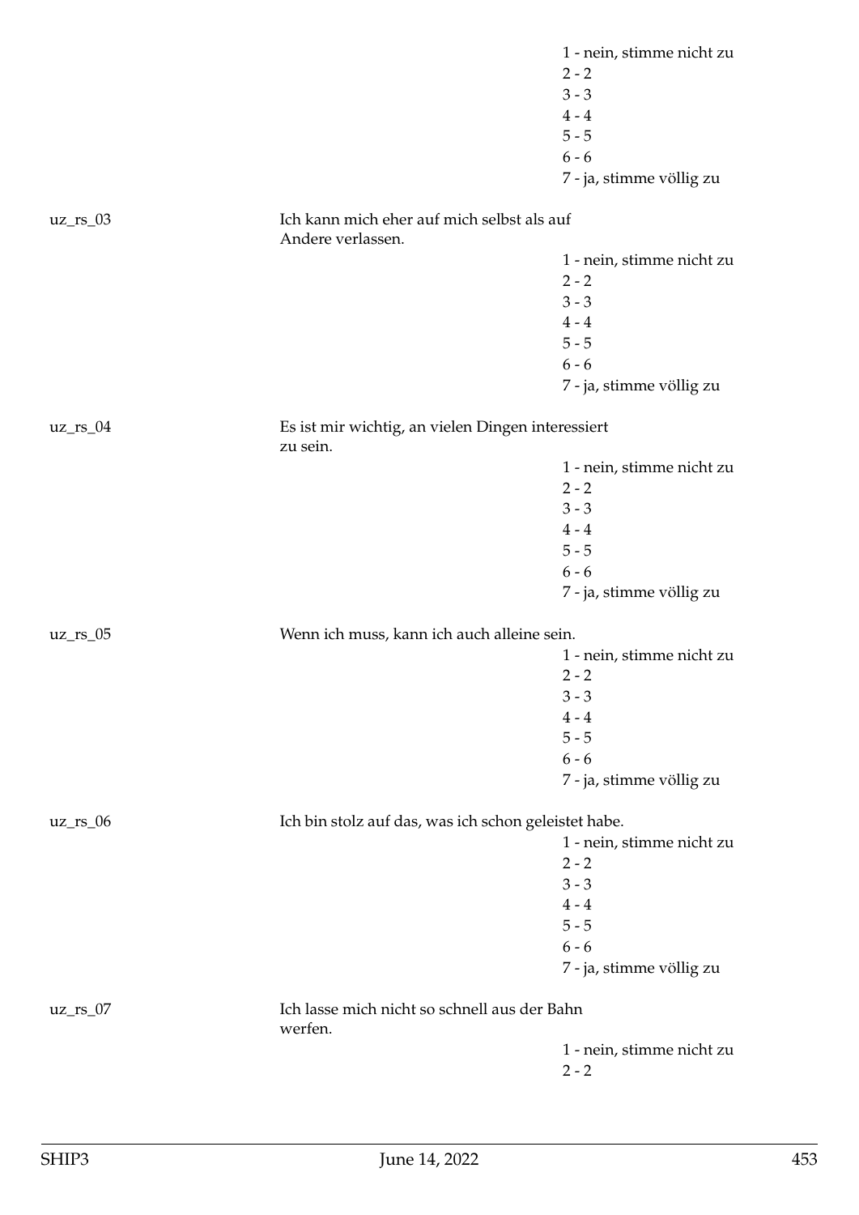1 - nein, stimme nicht zu
2 - 2
3 - 3
4 - 4
5 - 5
6 - 6
7 - ja, stimme völlig zu

uz_rs_03 Ich kann mich eher auf mich selbst als auf Andere verlassen.

1 - nein, stimme nicht zu
2 - 2
3 - 3
4 - 4
5 - 5
6 - 6
7 - ja, stimme völlig zu

uz_rs_04 Es ist mir wichtig, an vielen Dingen interessiert zu sein.

1 - nein, stimme nicht zu
2 - 2
3 - 3
4 - 4
5 - 5
6 - 6
7 - ja, stimme völlig zu

uz_rs_05 Wenn ich muss, kann ich auch alleine sein.

1 - nein, stimme nicht zu
2 - 2
3 - 3
4 - 4
5 - 5
6 - 6
7 - ja, stimme völlig zu

uz_rs_06 Ich bin stolz auf das, was ich schon geleistet habe.

1 - nein, stimme nicht zu
2 - 2
3 - 3
4 - 4
5 - 5
6 - 6
7 - ja, stimme völlig zu

uz_rs_07 Ich lasse mich nicht so schnell aus der Bahn werfen.

1 - nein, stimme nicht zu
2 - 2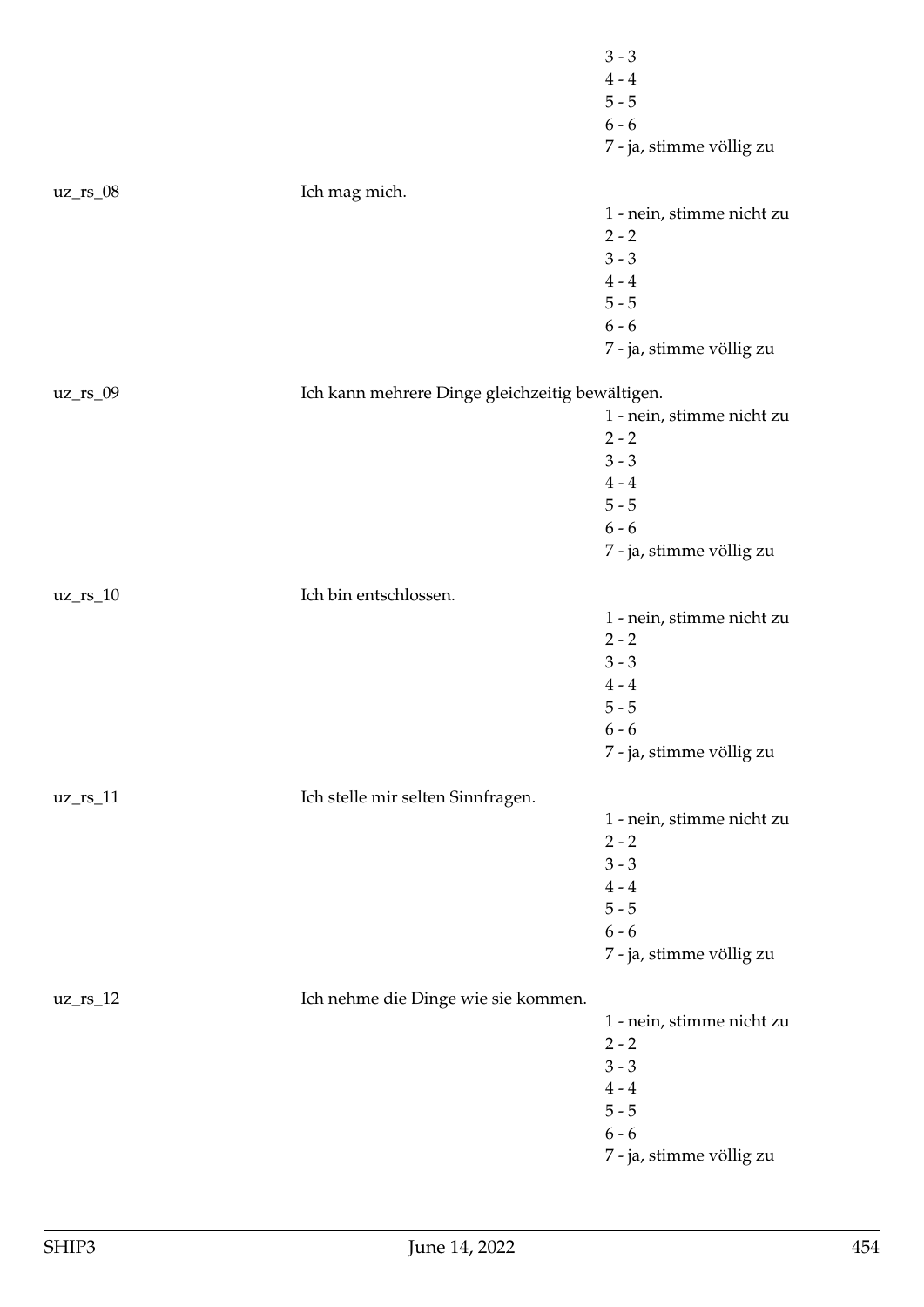| | | |
|---|---|---|
| | | 3 - 3 |
| | | 4 - 4 |
| | | 5 - 5 |
| | | 6 - 6 |
| | | 7 - ja, stimme völlig zu |
| uz_rs_08 | Ich mag mich. | |
| | | 1 - nein, stimme nicht zu |
| | | 2 - 2 |
| | | 3 - 3 |
| | | 4 - 4 |
| | | 5 - 5 |
| | | 6 - 6 |
| | | 7 - ja, stimme völlig zu |
| uz_rs_09 | Ich kann mehrere Dinge gleichzeitig bewältigen. | |
| | | 1 - nein, stimme nicht zu |
| | | 2 - 2 |
| | | 3 - 3 |
| | | 4 - 4 |
| | | 5 - 5 |
| | | 6 - 6 |
| | | 7 - ja, stimme völlig zu |
| uz_rs_10 | Ich bin entschlossen. | |
| | | 1 - nein, stimme nicht zu |
| | | 2 - 2 |
| | | 3 - 3 |
| | | 4 - 4 |
| | | 5 - 5 |
| | | 6 - 6 |
| | | 7 - ja, stimme völlig zu |
| uz_rs_11 | Ich stelle mir selten Sinnfragen. | |
| | | 1 - nein, stimme nicht zu |
| | | 2 - 2 |
| | | 3 - 3 |
| | | 4 - 4 |
| | | 5 - 5 |
| | | 6 - 6 |
| | | 7 - ja, stimme völlig zu |
| uz_rs_12 | Ich nehme die Dinge wie sie kommen. | |
| | | 1 - nein, stimme nicht zu |
| | | 2 - 2 |
| | | 3 - 3 |
| | | 4 - 4 |
| | | 5 - 5 |
| | | 6 - 6 |
| | | 7 - ja, stimme völlig zu |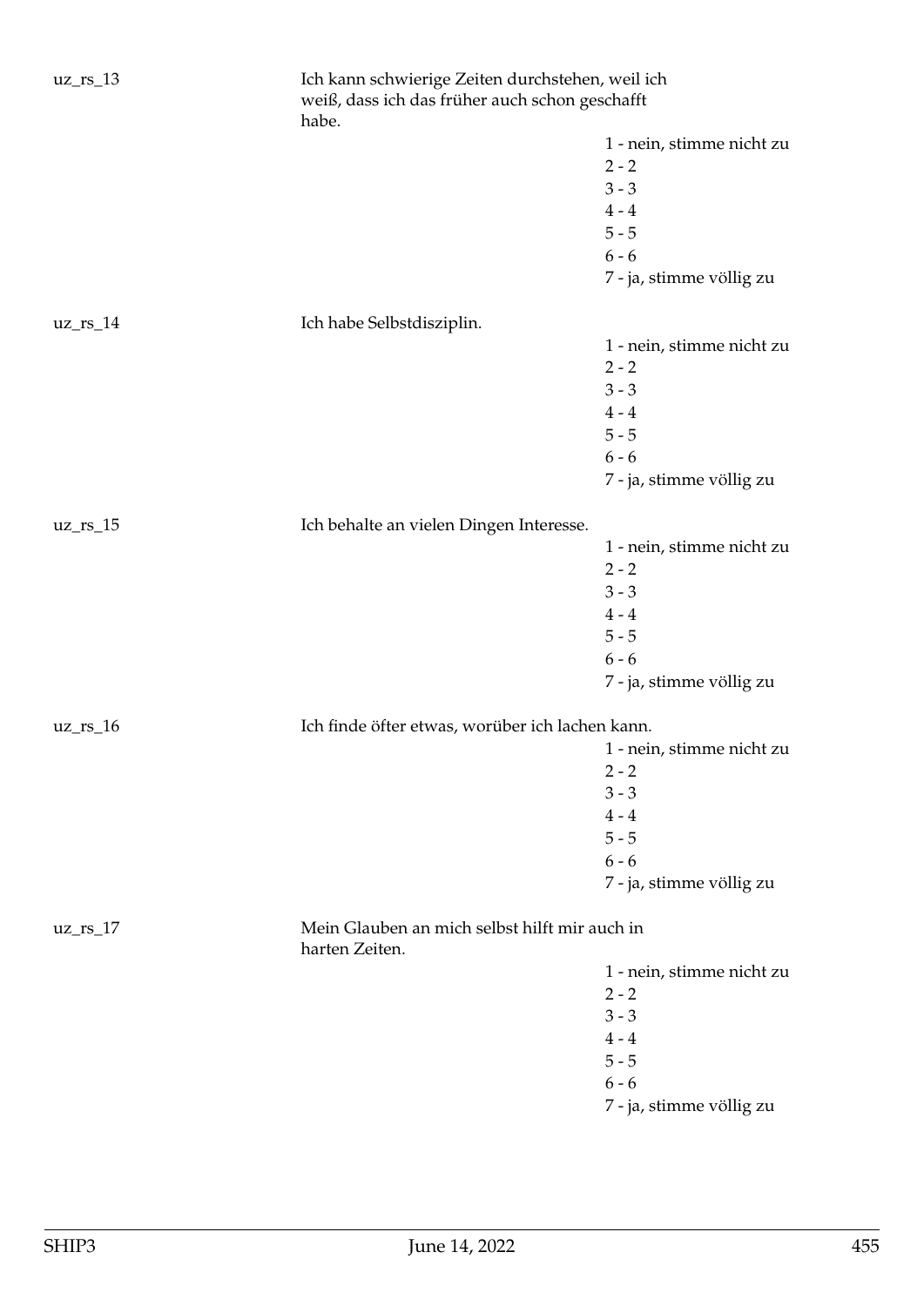uz_rs_13 Ich kann schwierige Zeiten durchstehen, weil ich weiß, dass ich das früher auch schon geschafft habe.

1 - nein, stimme nicht zu
2 - 2
3 - 3
4 - 4
5 - 5
6 - 6
7 - ja, stimme völlig zu

uz_rs_14 Ich habe Selbstdisziplin.

1 - nein, stimme nicht zu
2 - 2
3 - 3
4 - 4
5 - 5
6 - 6
7 - ja, stimme völlig zu

uz_rs_15 Ich behalte an vielen Dingen Interesse.

1 - nein, stimme nicht zu
2 - 2
3 - 3
4 - 4
5 - 5
6 - 6
7 - ja, stimme völlig zu

uz_rs_16 Ich finde öfter etwas, worüber ich lachen kann.

1 - nein, stimme nicht zu
2 - 2
3 - 3
4 - 4
5 - 5
6 - 6
7 - ja, stimme völlig zu

uz_rs_17 Mein Glauben an mich selbst hilft mir auch in harten Zeiten.

1 - nein, stimme nicht zu
2 - 2
3 - 3
4 - 4
5 - 5
6 - 6
7 - ja, stimme völlig zu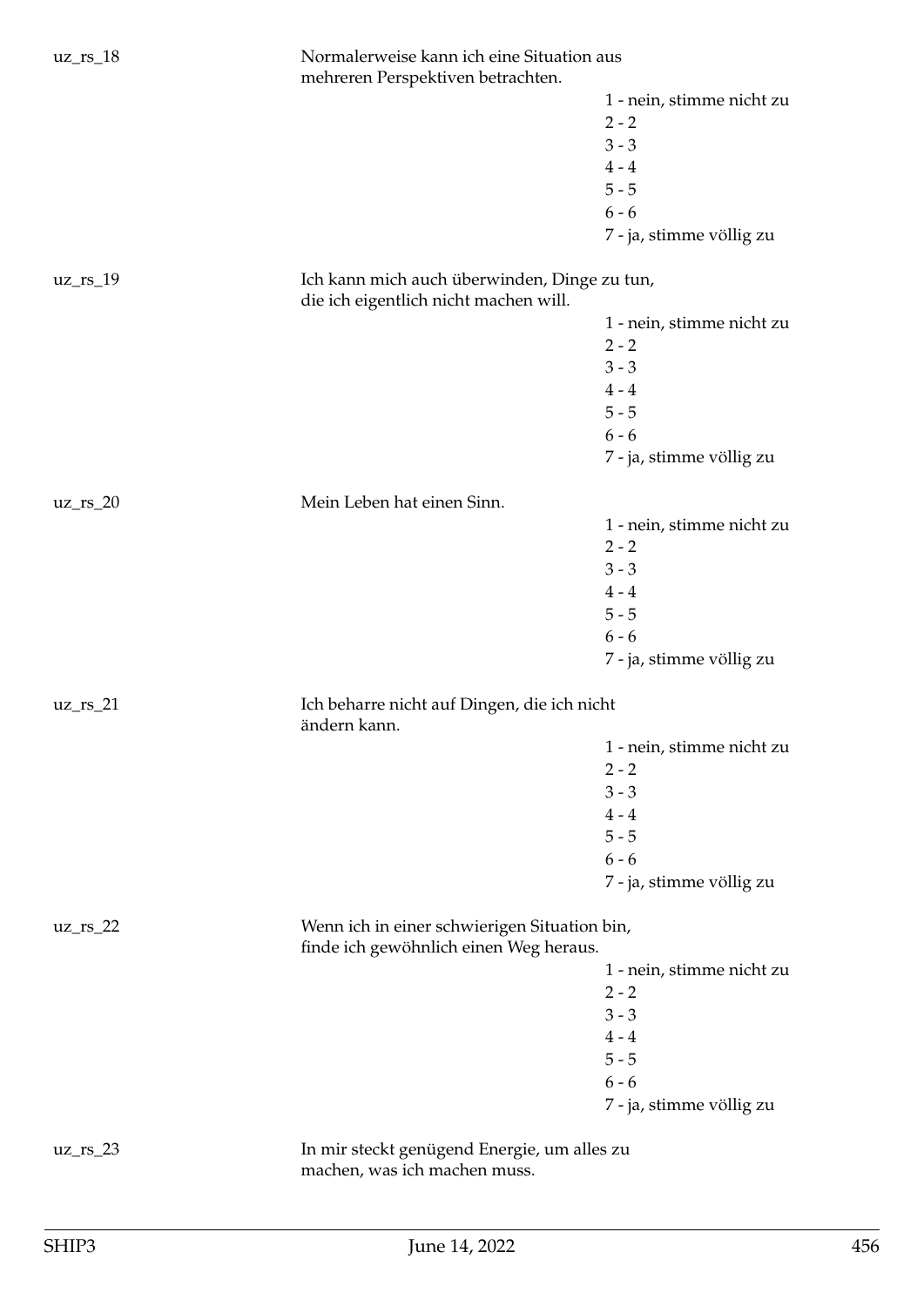uz_rs_18 Normalerweise kann ich eine Situation aus mehreren Perspektiven betrachten.

- 1 - nein, stimme nicht zu
- 2 - 2
- 3 - 3
- 4 - 4
- 5 - 5
- 6 - 6
- 7 - ja, stimme völlig zu

uz_rs_19 Ich kann mich auch überwinden, Dinge zu tun, die ich eigentlich nicht machen will.

- 1 - nein, stimme nicht zu
- 2 - 2
- 3 - 3
- 4 - 4
- 5 - 5
- 6 - 6
- 7 - ja, stimme völlig zu

uz_rs_20 Mein Leben hat einen Sinn.

- 1 - nein, stimme nicht zu
- 2 - 2
- 3 - 3
- 4 - 4
- 5 - 5
- 6 - 6
- 7 - ja, stimme völlig zu

uz_rs_21 Ich beharre nicht auf Dingen, die ich nicht ändern kann.

- 1 - nein, stimme nicht zu
- 2 - 2
- 3 - 3
- 4 - 4
- 5 - 5
- 6 - 6
- 7 - ja, stimme völlig zu

uz_rs_22 Wenn ich in einer schwierigen Situation bin, finde ich gewöhnlich einen Weg heraus.

- 1 - nein, stimme nicht zu
- 2 - 2
- 3 - 3
- 4 - 4
- 5 - 5
- 6 - 6
- 7 - ja, stimme völlig zu

uz_rs_23 In mir steckt genügend Energie, um alles zu machen, was ich machen muss.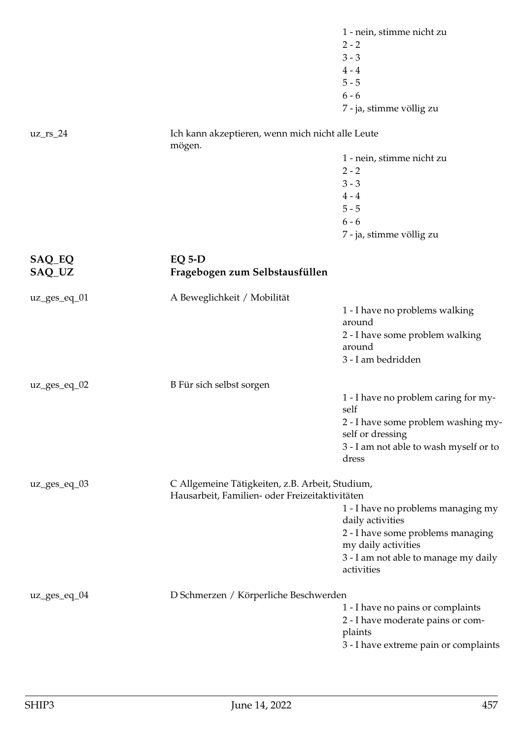1 - nein, stimme nicht zu
2 - 2
3 - 3
4 - 4
5 - 5
6 - 6
7 - ja, stimme völlig zu

uz_rs_24 Ich kann akzeptieren, wenn mich nicht alle Leute mögen.

1 - nein, stimme nicht zu
2 - 2
3 - 3
4 - 4
5 - 5
6 - 6
7 - ja, stimme völlig zu

**SAQ_EQ** **EQ 5-D**
**SAQ_UZ** **Fragebogen zum Selbstausfüllen**

uz_ges_eq_01 A Beweglichkeit / Mobilität

1 - I have no problems walking around
2 - I have some problem walking around
3 - I am bedridden

uz_ges_eq_02 B Für sich selbst sorgen

1 - I have no problem caring for myself
2 - I have some problem washing myself or dressing
3 - I am not able to wash myself or to dress

uz_ges_eq_03 C Allgemeine Tätigkeiten, z.B. Arbeit, Studium, Hausarbeit, Familien- oder Freizeitaktivitäten

1 - I have no problems managing my daily activities
2 - I have some problems managing my daily activities
3 - I am not able to manage my daily activities

uz_ges_eq_04 D Schmerzen / Körperliche Beschwerden

1 - I have no pains or complaints
2 - I have moderate pains or complaints
3 - I have extreme pain or complaints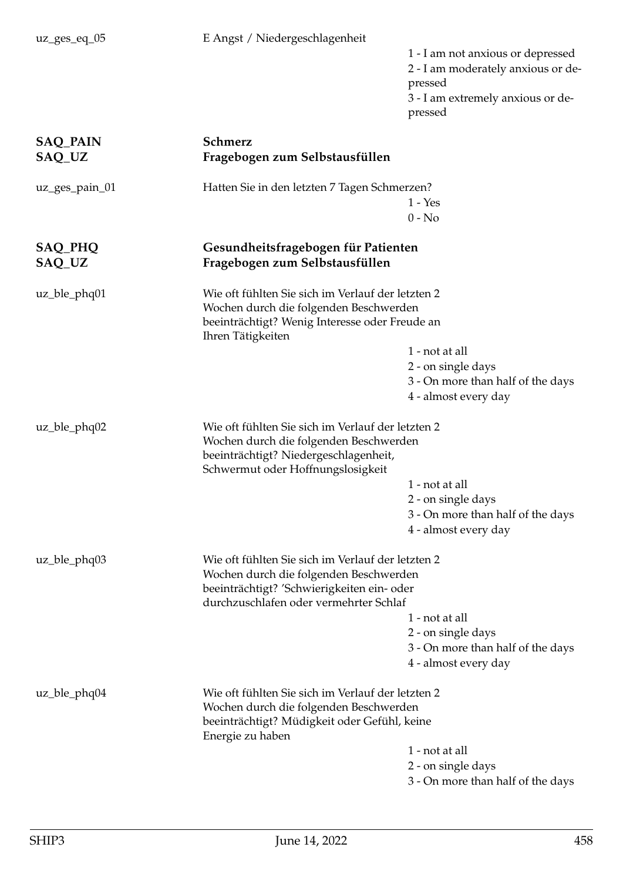uz_ges_eq_05 E Angst / Niedergeschlagenheit

- 1 - I am not anxious or depressed
- 2 - I am moderately anxious or depressed
- 3 - I am extremely anxious or depressed

**SAQ_PAIN** **Schmerz**
**SAQ_UZ** **Fragebogen zum Selbstausfüllen**

uz_ges_pain_01 Hatten Sie in den letzten 7 Tagen Schmerzen?

- 1 - Yes
- 0 - No

**SAQ_PHQ** **Gesundheitsfragebogen für Patienten**
**SAQ_UZ** **Fragebogen zum Selbstausfüllen**

uz_ble_phq01 Wie oft fühlten Sie sich im Verlauf der letzten 2 Wochen durch die folgenden Beschwerden beeinträchtigt? Wenig Interesse oder Freude an Ihren Tätigkeiten

- 1 - not at all
- 2 - on single days
- 3 - On more than half of the days
- 4 - almost every day

uz_ble_phq02 Wie oft fühlten Sie sich im Verlauf der letzten 2 Wochen durch die folgenden Beschwerden beeinträchtigt? Niedergeschlagenheit, Schwermut oder Hoffnungslosigkeit

- 1 - not at all
- 2 - on single days
- 3 - On more than half of the days
- 4 - almost every day

uz_ble_phq03 Wie oft fühlten Sie sich im Verlauf der letzten 2 Wochen durch die folgenden Beschwerden beeinträchtigt? 'Schwierigkeiten ein- oder durchzuschlafen oder vermehrter Schlaf

- 1 - not at all
- 2 - on single days
- 3 - On more than half of the days
- 4 - almost every day

uz_ble_phq04 Wie oft fühlten Sie sich im Verlauf der letzten 2 Wochen durch die folgenden Beschwerden beeinträchtigt? Müdigkeit oder Gefühl, keine Energie zu haben

- 1 - not at all
- 2 - on single days
- 3 - On more than half of the days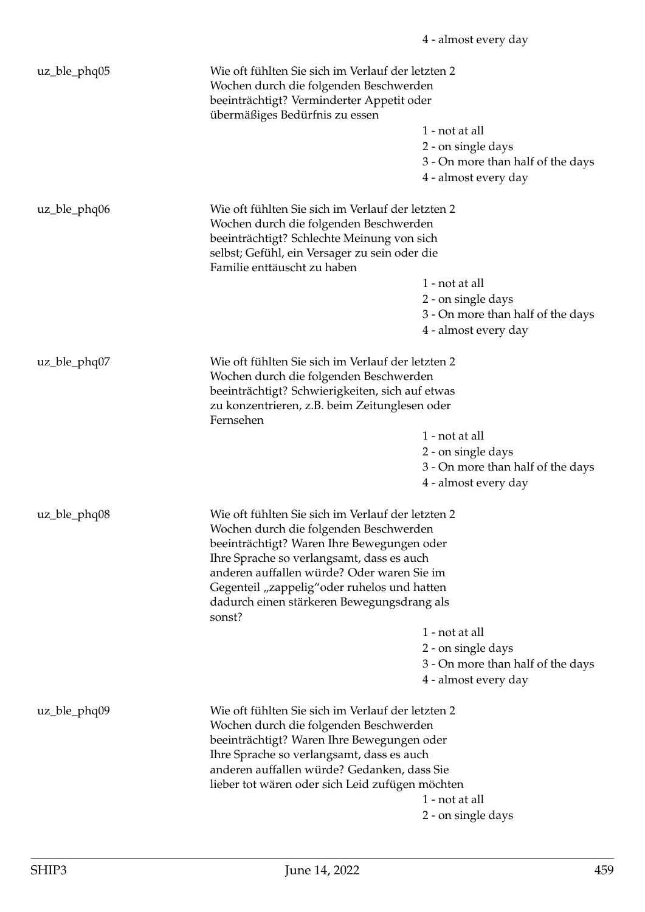4 - almost every day

| | | |
|---|---|---|
| uz_ble_phq05 | Wie oft fühlten Sie sich im Verlauf der letzten 2 Wochen durch die folgenden Beschwerden beeinträchtigt? Verminderter Appetit oder übermäßiges Bedürfnis zu essen | |
| | | 1 - not at all |
| | | 2 - on single days |
| | | 3 - On more than half of the days |
| | | 4 - almost every day |
| uz_ble_phq06 | Wie oft fühlten Sie sich im Verlauf der letzten 2 Wochen durch die folgenden Beschwerden beeinträchtigt? Schlechte Meinung von sich selbst; Gefühl, ein Versager zu sein oder die Familie enttäuscht zu haben | |
| | | 1 - not at all |
| | | 2 - on single days |
| | | 3 - On more than half of the days |
| | | 4 - almost every day |
| uz_ble_phq07 | Wie oft fühlten Sie sich im Verlauf der letzten 2 Wochen durch die folgenden Beschwerden beeinträchtigt? Schwierigkeiten, sich auf etwas zu konzentrieren, z.B. beim Zeitunglesen oder Fernsehen | |
| | | 1 - not at all |
| | | 2 - on single days |
| | | 3 - On more than half of the days |
| | | 4 - almost every day |
| uz_ble_phq08 | Wie oft fühlten Sie sich im Verlauf der letzten 2 Wochen durch die folgenden Beschwerden beeinträchtigt? Waren Ihre Bewegungen oder Ihre Sprache so verlangsamt, dass es auch anderen auffallen würde? Oder waren Sie im Gegenteil „zappelig“oder ruhelos und hatten dadurch einen stärkeren Bewegungsdrang als sonst? | |
| | | 1 - not at all |
| | | 2 - on single days |
| | | 3 - On more than half of the days |
| | | 4 - almost every day |
| uz_ble_phq09 | Wie oft fühlten Sie sich im Verlauf der letzten 2 Wochen durch die folgenden Beschwerden beeinträchtigt? Waren Ihre Bewegungen oder Ihre Sprache so verlangsamt, dass es auch anderen auffallen würde? Gedanken, dass Sie lieber tot wären oder sich Leid zufügen möchten | |
| | | 1 - not at all |
| | | 2 - on single days |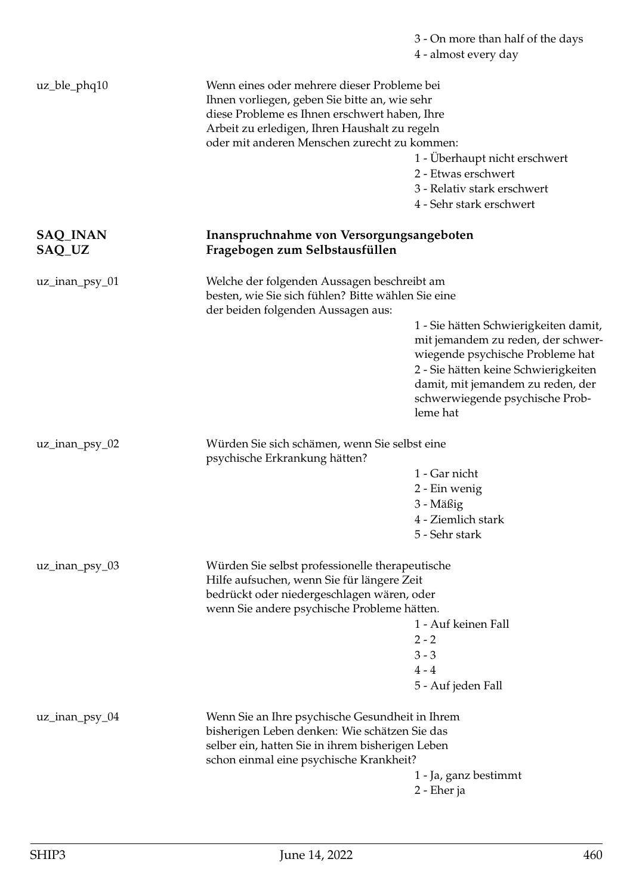3 - On more than half of the days
4 - almost every day

uz_ble_phq10 Wenn eines oder mehrere dieser Probleme bei Ihnen vorliegen, geben Sie bitte an, wie sehr diese Probleme es Ihnen erschwert haben, Ihre Arbeit zu erledigen, Ihren Haushalt zu regeln oder mit anderen Menschen zurecht zu kommen:

1 - Überhaupt nicht erschwert
2 - Etwas erschwert
3 - Relativ stark erschwert
4 - Sehr stark erschwert

**SAQ_INAN** **Inanspruchnahme von Versorgungsangeboten**
**SAQ_UZ** **Fragebogen zum Selbstausfüllen**

uz_inan_psy_01 Welche der folgenden Aussagen beschreibt am besten, wie Sie sich fühlen? Bitte wählen Sie eine der beiden folgenden Aussagen aus:

1 - Sie hätten Schwierigkeiten damit, mit jemandem zu reden, der schwerwiegende psychische Probleme hat
2 - Sie hätten keine Schwierigkeiten damit, mit jemandem zu reden, der schwerwiegende psychische Probleme hat

uz_inan_psy_02 Würden Sie sich schämen, wenn Sie selbst eine psychische Erkrankung hätten?

1 - Gar nicht
2 - Ein wenig
3 - Mäßig
4 - Ziemlich stark
5 - Sehr stark

uz_inan_psy_03 Würden Sie selbst professionelle therapeutische Hilfe aufsuchen, wenn Sie für längere Zeit bedrückt oder niedergeschlagen wären, oder wenn Sie andere psychische Probleme hätten.

1 - Auf keinen Fall
2 - 2
3 - 3
4 - 4
5 - Auf jeden Fall

uz_inan_psy_04 Wenn Sie an Ihre psychische Gesundheit in Ihrem bisherigen Leben denken: Wie schätzen Sie das selber ein, hatten Sie in ihrem bisherigen Leben schon einmal eine psychische Krankheit?

1 - Ja, ganz bestimmt
2 - Eher ja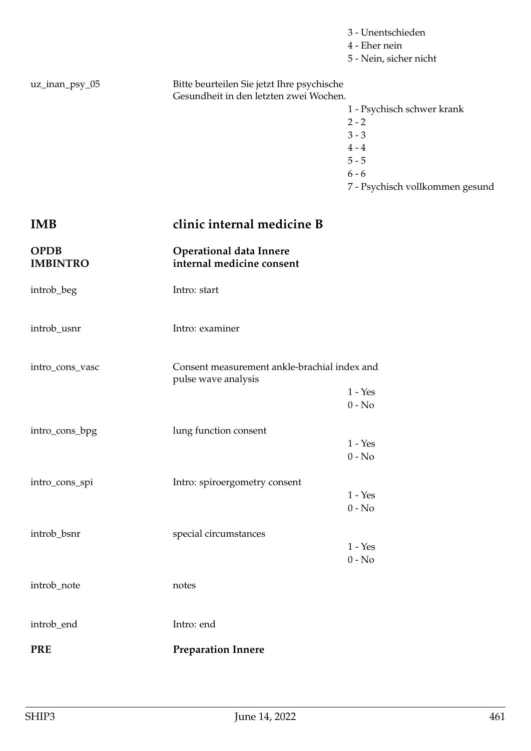| | | |
|---|---|---|
| | | 3 - Unentschieden |
| | | 4 - Eher nein |
| | | 5 - Nein, sicher nicht |
| uz_inan_psy_05 | Bitte beurteilen Sie jetzt Ihre psychische Gesundheit in den letzten zwei Wochen. | |
| | | 1 - Psychisch schwer krank |
| | | 2 - 2 |
| | | 3 - 3 |
| | | 4 - 4 |
| | | 5 - 5 |
| | | 6 - 6 |
| | | 7 - Psychisch vollkommen gesund |

## IMB clinic internal medicine B

### OPDB Operational data Innere

### IMBINTRO internal medicine consent

| | | |
|---|---|---|
| introb_beg | Intro: start | |
| introb_usnr | Intro: examiner | |
| intro_cons_vasc | Consent measurement ankle-brachial index and pulse wave analysis | |
| | | 1 - Yes |
| | | 0 - No |
| intro_cons_bpg | lung function consent | |
| | | 1 - Yes |
| | | 0 - No |
| intro_cons_spi | Intro: spiroergometry consent | |
| | | 1 - Yes |
| | | 0 - No |
| introb_bsnr | special circumstances | |
| | | 1 - Yes |
| | | 0 - No |
| introb_note | notes | |
| introb_end | Intro: end | |

### PRE Preparation Innere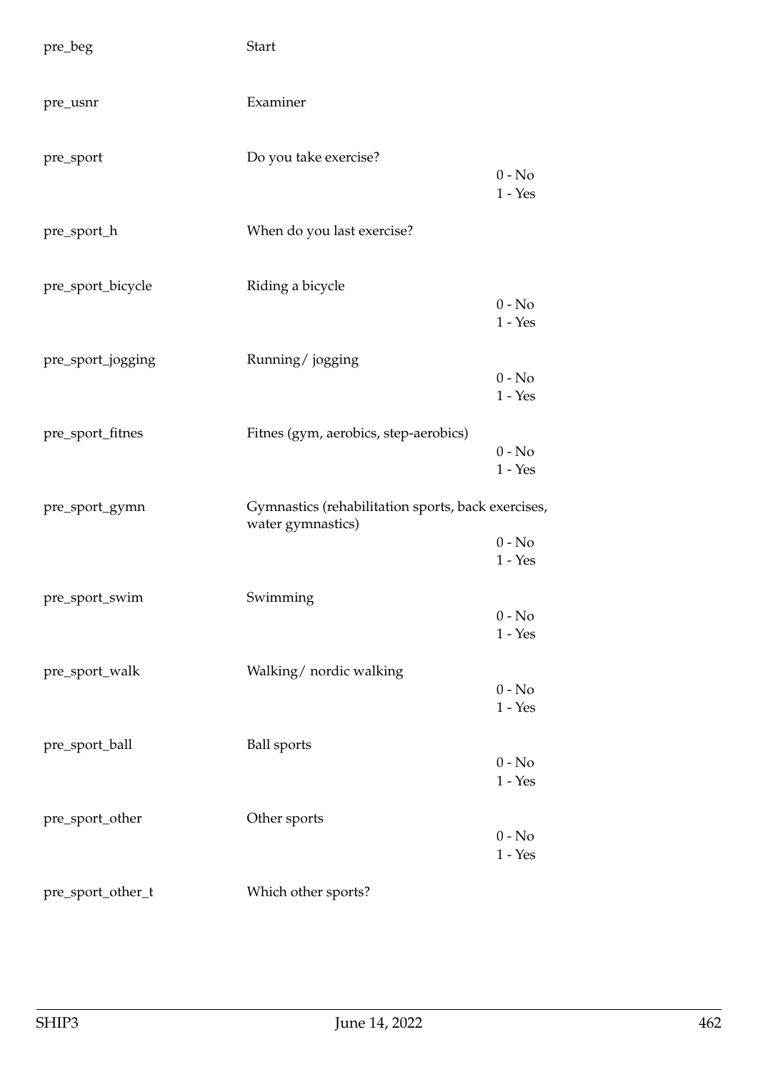| Variable | Label | Values |
|---|---|---|
| pre_beg | Start | |
| pre_usnr | Examiner | |
| pre_sport | Do you take exercise? | 0 - No<br>1 - Yes |
| pre_sport_h | When do you last exercise? | |
| pre_sport_bicycle | Riding a bicycle | 0 - No<br>1 - Yes |
| pre_sport_jogging | Running/ jogging | 0 - No<br>1 - Yes |
| pre_sport_fitnes | Fitnes (gym, aerobics, step-aerobics) | 0 - No<br>1 - Yes |
| pre_sport_gymn | Gymnastics (rehabilitation sports, back exercises, water gymnastics) | 0 - No<br>1 - Yes |
| pre_sport_swim | Swimming | 0 - No<br>1 - Yes |
| pre_sport_walk | Walking/ nordic walking | 0 - No<br>1 - Yes |
| pre_sport_ball | Ball sports | 0 - No<br>1 - Yes |
| pre_sport_other | Other sports | 0 - No<br>1 - Yes |
| pre_sport_other_t | Which other sports? | |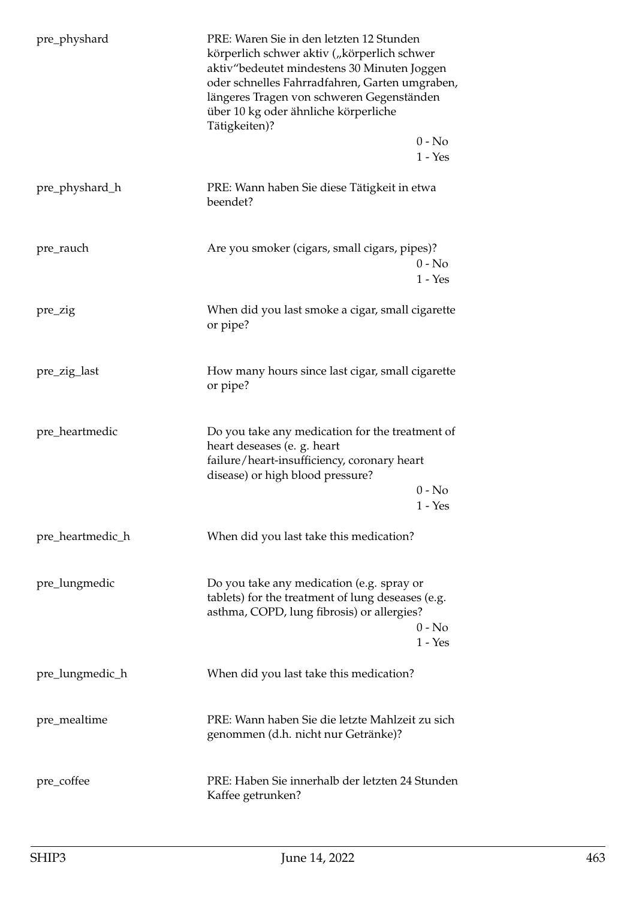| | |
|---|---|
| pre_physhard | PRE: Waren Sie in den letzten 12 Stunden körperlich schwer aktiv („körperlich schwer aktiv"bedeutet mindestens 30 Minuten Joggen oder schnelles Fahrradfahren, Garten umgraben, längeres Tragen von schweren Gegenständen über 10 kg oder ähnliche körperliche Tätigkeiten)?<br>0 - No<br>1 - Yes |
| pre_physhard_h | PRE: Wann haben Sie diese Tätigkeit in etwa beendet? |
| pre_rauch | Are you smoker (cigars, small cigars, pipes)?<br>0 - No<br>1 - Yes |
| pre_zig | When did you last smoke a cigar, small cigarette or pipe? |
| pre_zig_last | How many hours since last cigar, small cigarette or pipe? |
| pre_heartmedic | Do you take any medication for the treatment of heart deseases (e. g. heart failure/heart-insufficiency, coronary heart disease) or high blood pressure?<br>0 - No<br>1 - Yes |
| pre_heartmedic_h | When did you last take this medication? |
| pre_lungmedic | Do you take any medication (e.g. spray or tablets) for the treatment of lung deseases (e.g. asthma, COPD, lung fibrosis) or allergies?<br>0 - No<br>1 - Yes |
| pre_lungmedic_h | When did you last take this medication? |
| pre_mealtime | PRE: Wann haben Sie die letzte Mahlzeit zu sich genommen (d.h. nicht nur Getränke)? |
| pre_coffee | PRE: Haben Sie innerhalb der letzten 24 Stunden Kaffee getrunken? |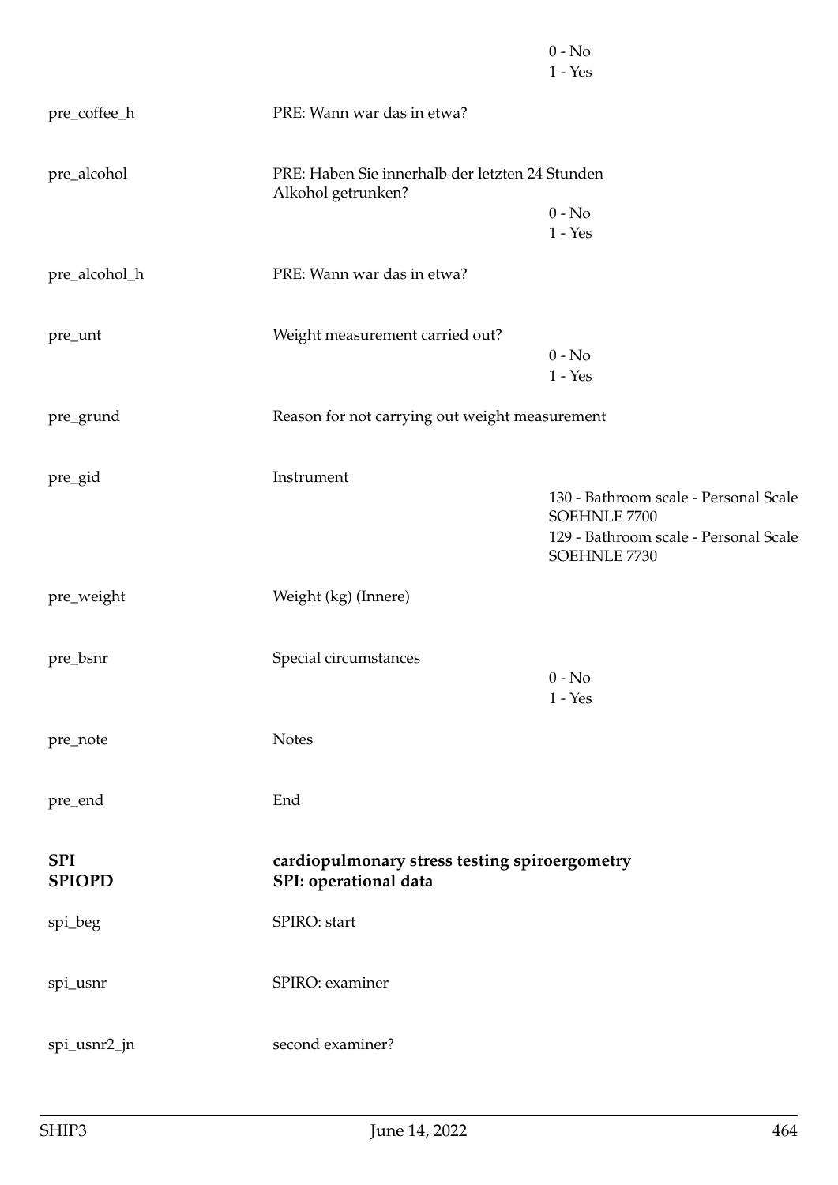| | | |
|---|---|---|
| | | 0 - No<br>1 - Yes |
| pre_coffee_h | PRE: Wann war das in etwa? | |
| pre_alcohol | PRE: Haben Sie innerhalb der letzten 24 Stunden Alkohol getrunken? | 0 - No<br>1 - Yes |
| pre_alcohol_h | PRE: Wann war das in etwa? | |
| pre_unt | Weight measurement carried out? | 0 - No<br>1 - Yes |
| pre_grund | Reason for not carrying out weight measurement | |
| pre_gid | Instrument | 130 - Bathroom scale - Personal Scale SOEHNLE 7700<br>129 - Bathroom scale - Personal Scale SOEHNLE 7730 |
| pre_weight | Weight (kg) (Innere) | |
| pre_bsnr | Special circumstances | 0 - No<br>1 - Yes |
| pre_note | Notes | |
| pre_end | End | |

**SPI** **cardiopulmonary stress testing spiroergometry**

**SPIOPD** **SPI: operational data**

| | | |
|---|---|---|
| spi_beg | SPIRO: start | |
| spi_usnr | SPIRO: examiner | |
| spi_usnr2_jn | second examiner? | |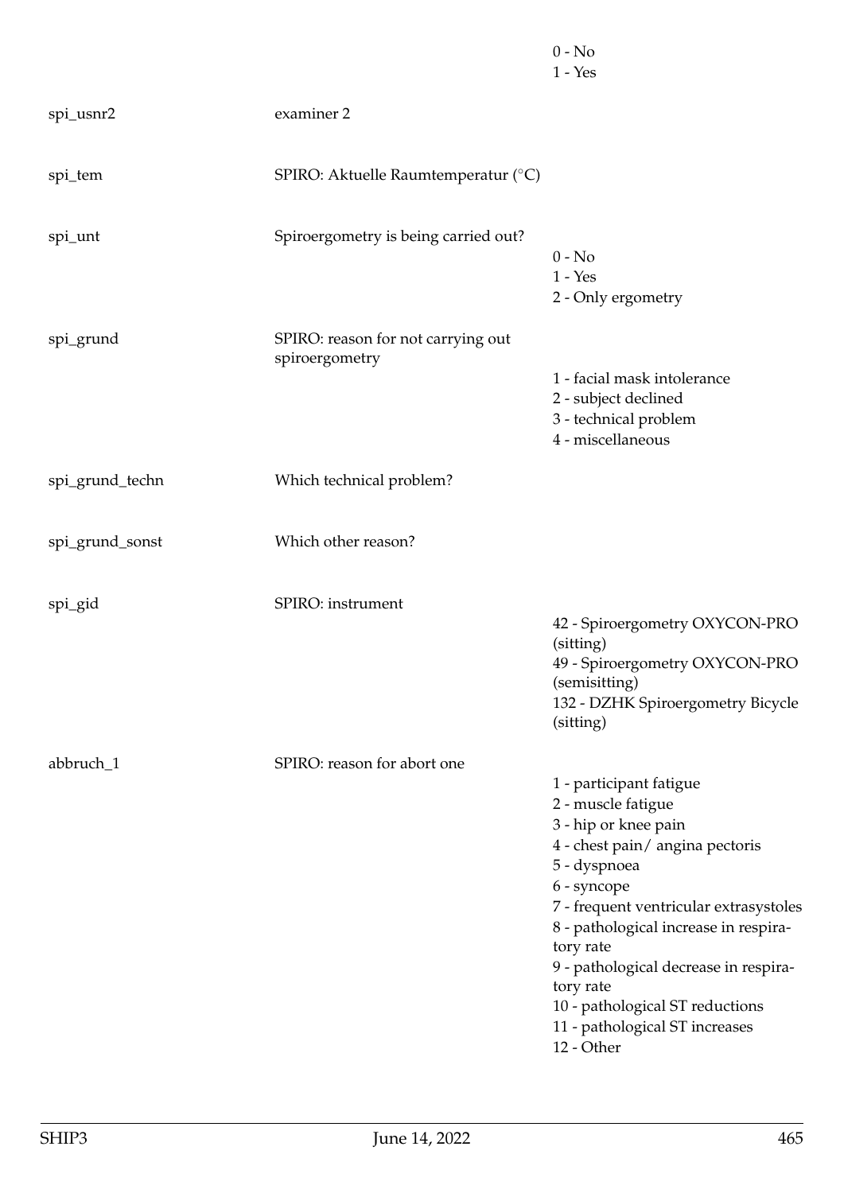| | | |
|---|---|---|
| | | 0 - No<br>1 - Yes |
| spi_usnr2 | examiner 2 | |
| spi_tem | SPIRO: Aktuelle Raumtemperatur (°C) | |
| spi_unt | Spiroergometry is being carried out? | 0 - No<br>1 - Yes<br>2 - Only ergometry |
| spi_grund | SPIRO: reason for not carrying out spiroergometry | 1 - facial mask intolerance<br>2 - subject declined<br>3 - technical problem<br>4 - miscellaneous |
| spi_grund_techn | Which technical problem? | |
| spi_grund_sonst | Which other reason? | |
| spi_gid | SPIRO: instrument | 42 - Spiroergometry OXYCON-PRO (sitting)<br>49 - Spiroergometry OXYCON-PRO (semisitting)<br>132 - DZHK Spiroergometry Bicycle (sitting) |
| abbruch_1 | SPIRO: reason for abort one | 1 - participant fatigue<br>2 - muscle fatigue<br>3 - hip or knee pain<br>4 - chest pain/ angina pectoris<br>5 - dyspnoea<br>6 - syncope<br>7 - frequent ventricular extrasystoles<br>8 - pathological increase in respiratory rate<br>9 - pathological decrease in respiratory rate<br>10 - pathological ST reductions<br>11 - pathological ST increases<br>12 - Other |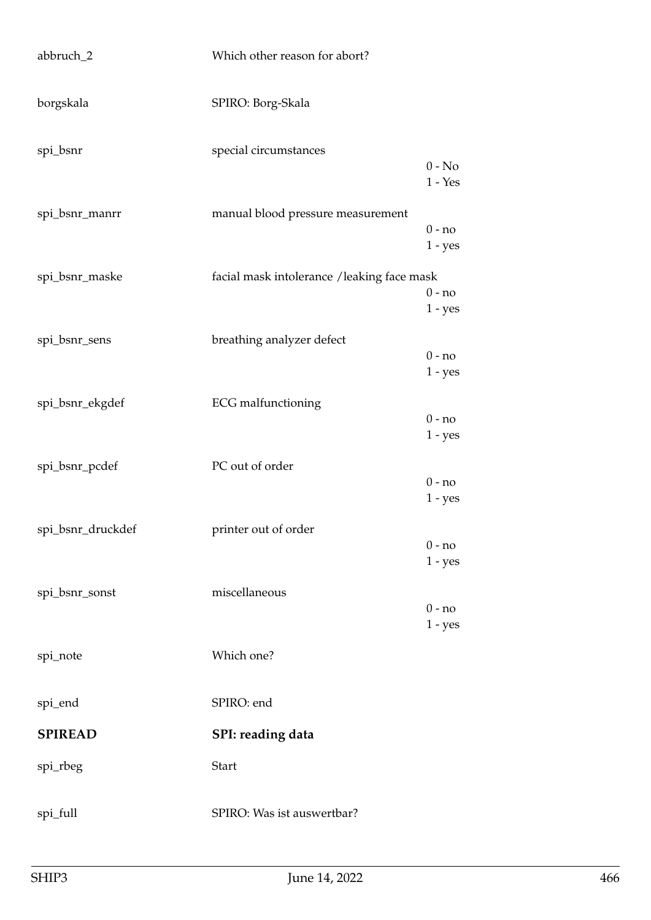| | | |
|---|---|---|
| abbruch_2 | Which other reason for abort? | |
| borgskala | SPIRO: Borg-Skala | |
| spi_bsnr | special circumstances | 0 - No<br>1 - Yes |
| spi_bsnr_manrr | manual blood pressure measurement | 0 - no<br>1 - yes |
| spi_bsnr_maske | facial mask intolerance /leaking face mask | 0 - no<br>1 - yes |
| spi_bsnr_sens | breathing analyzer defect | 0 - no<br>1 - yes |
| spi_bsnr_ekgdef | ECG malfunctioning | 0 - no<br>1 - yes |
| spi_bsnr_pcdef | PC out of order | 0 - no<br>1 - yes |
| spi_bsnr_druckdef | printer out of order | 0 - no<br>1 - yes |
| spi_bsnr_sonst | miscellaneous | 0 - no<br>1 - yes |
| spi_note | Which one? | |
| spi_end | SPIRO: end | |
| **SPIREAD** | **SPI: reading data** | |
| spi_rbeg | Start | |
| spi_full | SPIRO: Was ist auswertbar? | |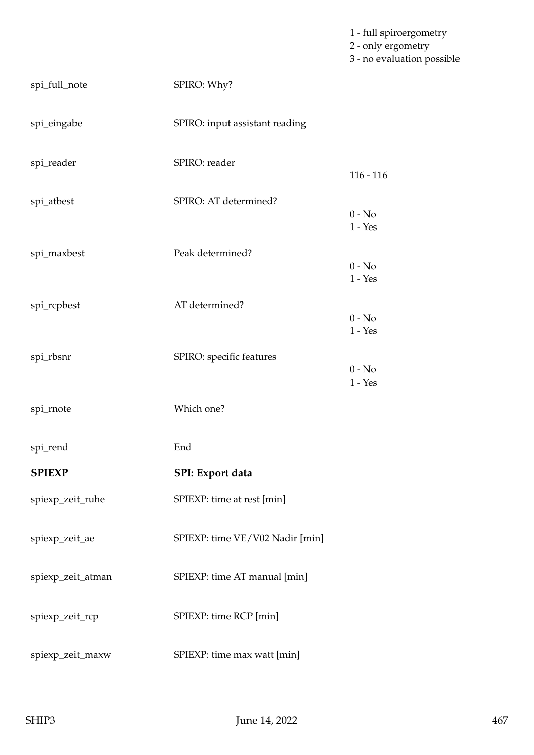| | | |
|---|---|---|
| | | 1 - full spiroergometry<br>2 - only ergometry<br>3 - no evaluation possible |
| spi_full_note | SPIRO: Why? | |
| spi_eingabe | SPIRO: input assistant reading | |
| spi_reader | SPIRO: reader | 116 - 116 |
| spi_atbest | SPIRO: AT determined? | 0 - No<br>1 - Yes |
| spi_maxbest | Peak determined? | 0 - No<br>1 - Yes |
| spi_rcpbest | AT determined? | 0 - No<br>1 - Yes |
| spi_rbsnr | SPIRO: specific features | 0 - No<br>1 - Yes |
| spi_rnote | Which one? | |
| spi_rend | End | |
| **SPIEXP** | **SPI: Export data** | |
| spiexp_zeit_ruhe | SPIEXP: time at rest [min] | |
| spiexp_zeit_ae | SPIEXP: time VE/V02 Nadir [min] | |
| spiexp_zeit_atman | SPIEXP: time AT manual [min] | |
| spiexp_zeit_rcp | SPIEXP: time RCP [min] | |
| spiexp_zeit_maxw | SPIEXP: time max watt [min] | |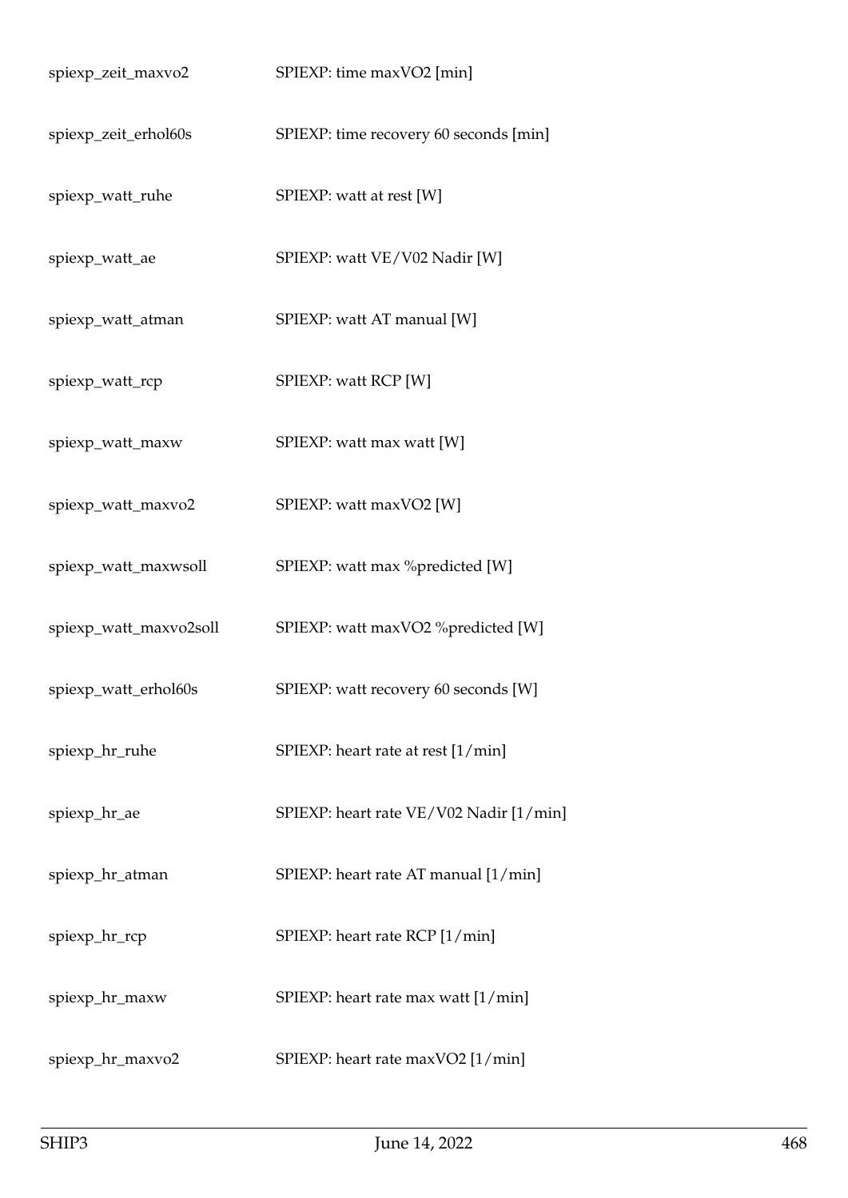| | |
|---|---|
| spiexp_zeit_maxvo2 | SPIEXP: time maxVO2 [min] |
| spiexp_zeit_erhol60s | SPIEXP: time recovery 60 seconds [min] |
| spiexp_watt_ruhe | SPIEXP: watt at rest [W] |
| spiexp_watt_ae | SPIEXP: watt VE/V02 Nadir [W] |
| spiexp_watt_atman | SPIEXP: watt AT manual [W] |
| spiexp_watt_rcp | SPIEXP: watt RCP [W] |
| spiexp_watt_maxw | SPIEXP: watt max watt [W] |
| spiexp_watt_maxvo2 | SPIEXP: watt maxVO2 [W] |
| spiexp_watt_maxwsoll | SPIEXP: watt max %predicted [W] |
| spiexp_watt_maxvo2soll | SPIEXP: watt maxVO2 %predicted [W] |
| spiexp_watt_erhol60s | SPIEXP: watt recovery 60 seconds [W] |
| spiexp_hr_ruhe | SPIEXP: heart rate at rest [1/min] |
| spiexp_hr_ae | SPIEXP: heart rate VE/V02 Nadir [1/min] |
| spiexp_hr_atman | SPIEXP: heart rate AT manual [1/min] |
| spiexp_hr_rcp | SPIEXP: heart rate RCP [1/min] |
| spiexp_hr_maxw | SPIEXP: heart rate max watt [1/min] |
| spiexp_hr_maxvo2 | SPIEXP: heart rate maxVO2 [1/min] |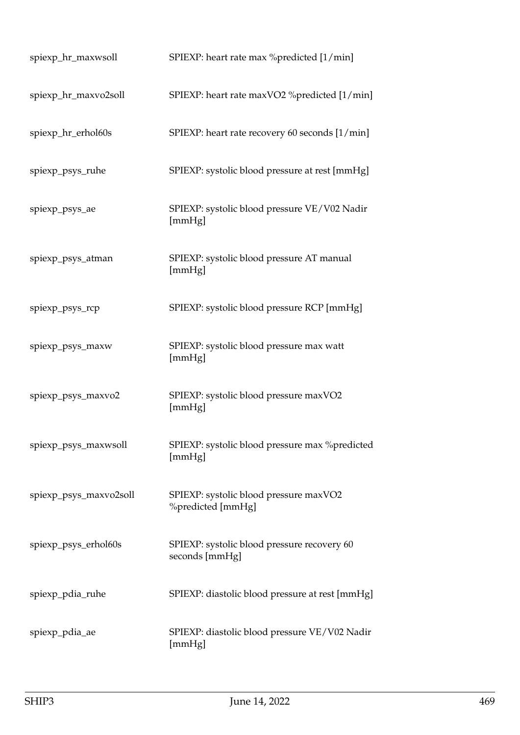| | |
|---|---|
| spiexp_hr_maxwsoll | SPIEXP: heart rate max %predicted [1/min] |
| spiexp_hr_maxvo2soll | SPIEXP: heart rate maxVO2 %predicted [1/min] |
| spiexp_hr_erhol60s | SPIEXP: heart rate recovery 60 seconds [1/min] |
| spiexp_psys_ruhe | SPIEXP: systolic blood pressure at rest [mmHg] |
| spiexp_psys_ae | SPIEXP: systolic blood pressure VE/V02 Nadir [mmHg] |
| spiexp_psys_atman | SPIEXP: systolic blood pressure AT manual [mmHg] |
| spiexp_psys_rcp | SPIEXP: systolic blood pressure RCP [mmHg] |
| spiexp_psys_maxw | SPIEXP: systolic blood pressure max watt [mmHg] |
| spiexp_psys_maxvo2 | SPIEXP: systolic blood pressure maxVO2 [mmHg] |
| spiexp_psys_maxwsoll | SPIEXP: systolic blood pressure max %predicted [mmHg] |
| spiexp_psys_maxvo2soll | SPIEXP: systolic blood pressure maxVO2 %predicted [mmHg] |
| spiexp_psys_erhol60s | SPIEXP: systolic blood pressure recovery 60 seconds [mmHg] |
| spiexp_pdia_ruhe | SPIEXP: diastolic blood pressure at rest [mmHg] |
| spiexp_pdia_ae | SPIEXP: diastolic blood pressure VE/V02 Nadir [mmHg] |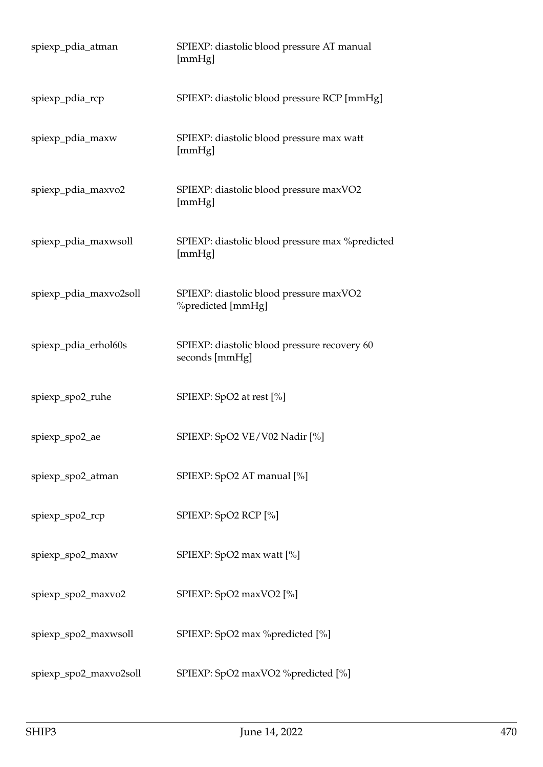| | |
|---|---|
| spiexp_pdia_atman | SPIEXP: diastolic blood pressure AT manual [mmHg] |
| spiexp_pdia_rcp | SPIEXP: diastolic blood pressure RCP [mmHg] |
| spiexp_pdia_maxw | SPIEXP: diastolic blood pressure max watt [mmHg] |
| spiexp_pdia_maxvo2 | SPIEXP: diastolic blood pressure maxVO2 [mmHg] |
| spiexp_pdia_maxwsoll | SPIEXP: diastolic blood pressure max %predicted [mmHg] |
| spiexp_pdia_maxvo2soll | SPIEXP: diastolic blood pressure maxVO2 %predicted [mmHg] |
| spiexp_pdia_erhol60s | SPIEXP: diastolic blood pressure recovery 60 seconds [mmHg] |
| spiexp_spo2_ruhe | SPIEXP: SpO2 at rest [%] |
| spiexp_spo2_ae | SPIEXP: SpO2 VE/V02 Nadir [%] |
| spiexp_spo2_atman | SPIEXP: SpO2 AT manual [%] |
| spiexp_spo2_rcp | SPIEXP: SpO2 RCP [%] |
| spiexp_spo2_maxw | SPIEXP: SpO2 max watt [%] |
| spiexp_spo2_maxvo2 | SPIEXP: SpO2 maxVO2 [%] |
| spiexp_spo2_maxwsoll | SPIEXP: SpO2 max %predicted [%] |
| spiexp_spo2_maxvo2soll | SPIEXP: SpO2 maxVO2 %predicted [%] |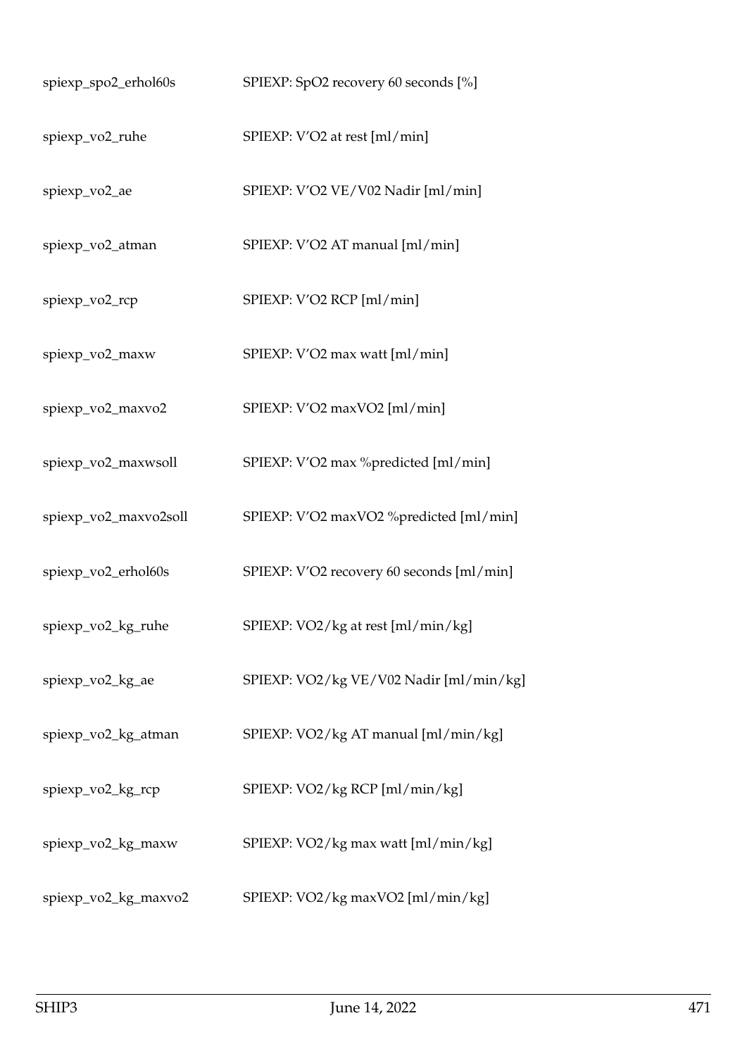| | |
|---|---|
| spiexp_spo2_erhol60s | SPIEXP: SpO2 recovery 60 seconds [%] |
| spiexp_vo2_ruhe | SPIEXP: V'O2 at rest [ml/min] |
| spiexp_vo2_ae | SPIEXP: V'O2 VE/V02 Nadir [ml/min] |
| spiexp_vo2_atman | SPIEXP: V'O2 AT manual [ml/min] |
| spiexp_vo2_rcp | SPIEXP: V'O2 RCP [ml/min] |
| spiexp_vo2_maxw | SPIEXP: V'O2 max watt [ml/min] |
| spiexp_vo2_maxvo2 | SPIEXP: V'O2 maxVO2 [ml/min] |
| spiexp_vo2_maxwsoll | SPIEXP: V'O2 max %predicted [ml/min] |
| spiexp_vo2_maxvo2soll | SPIEXP: V'O2 maxVO2 %predicted [ml/min] |
| spiexp_vo2_erhol60s | SPIEXP: V'O2 recovery 60 seconds [ml/min] |
| spiexp_vo2_kg_ruhe | SPIEXP: VO2/kg at rest [ml/min/kg] |
| spiexp_vo2_kg_ae | SPIEXP: VO2/kg VE/V02 Nadir [ml/min/kg] |
| spiexp_vo2_kg_atman | SPIEXP: VO2/kg AT manual [ml/min/kg] |
| spiexp_vo2_kg_rcp | SPIEXP: VO2/kg RCP [ml/min/kg] |
| spiexp_vo2_kg_maxw | SPIEXP: VO2/kg max watt [ml/min/kg] |
| spiexp_vo2_kg_maxvo2 | SPIEXP: VO2/kg maxVO2 [ml/min/kg] |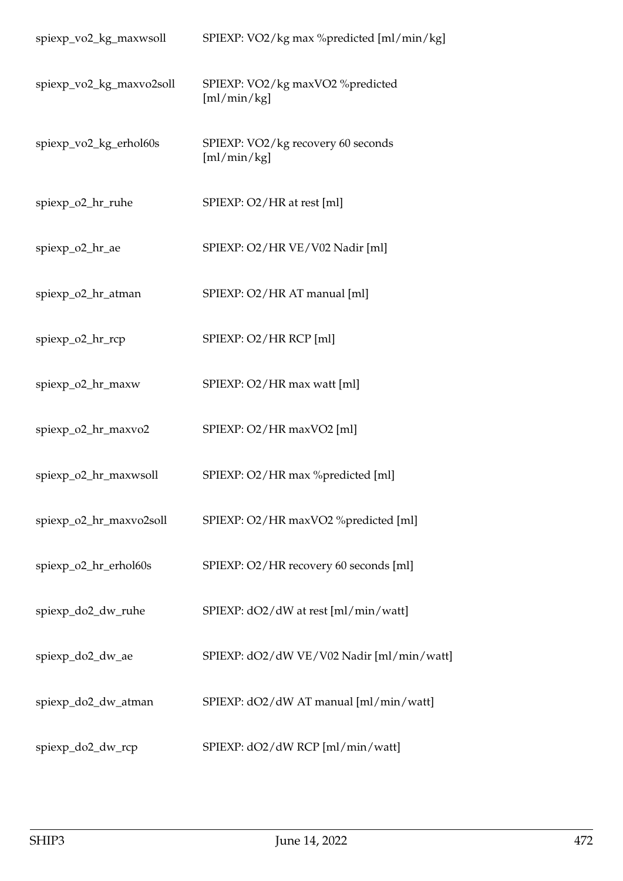| | |
|---|---|
| spiexp_vo2_kg_maxwsoll | SPIEXP: VO2/kg max %predicted [ml/min/kg] |
| spiexp_vo2_kg_maxvo2soll | SPIEXP: VO2/kg maxVO2 %predicted [ml/min/kg] |
| spiexp_vo2_kg_erhol60s | SPIEXP: VO2/kg recovery 60 seconds [ml/min/kg] |
| spiexp_o2_hr_ruhe | SPIEXP: O2/HR at rest [ml] |
| spiexp_o2_hr_ae | SPIEXP: O2/HR VE/V02 Nadir [ml] |
| spiexp_o2_hr_atman | SPIEXP: O2/HR AT manual [ml] |
| spiexp_o2_hr_rcp | SPIEXP: O2/HR RCP [ml] |
| spiexp_o2_hr_maxw | SPIEXP: O2/HR max watt [ml] |
| spiexp_o2_hr_maxvo2 | SPIEXP: O2/HR maxVO2 [ml] |
| spiexp_o2_hr_maxwsoll | SPIEXP: O2/HR max %predicted [ml] |
| spiexp_o2_hr_maxvo2soll | SPIEXP: O2/HR maxVO2 %predicted [ml] |
| spiexp_o2_hr_erhol60s | SPIEXP: O2/HR recovery 60 seconds [ml] |
| spiexp_do2_dw_ruhe | SPIEXP: dO2/dW at rest [ml/min/watt] |
| spiexp_do2_dw_ae | SPIEXP: dO2/dW VE/V02 Nadir [ml/min/watt] |
| spiexp_do2_dw_atman | SPIEXP: dO2/dW AT manual [ml/min/watt] |
| spiexp_do2_dw_rcp | SPIEXP: dO2/dW RCP [ml/min/watt] |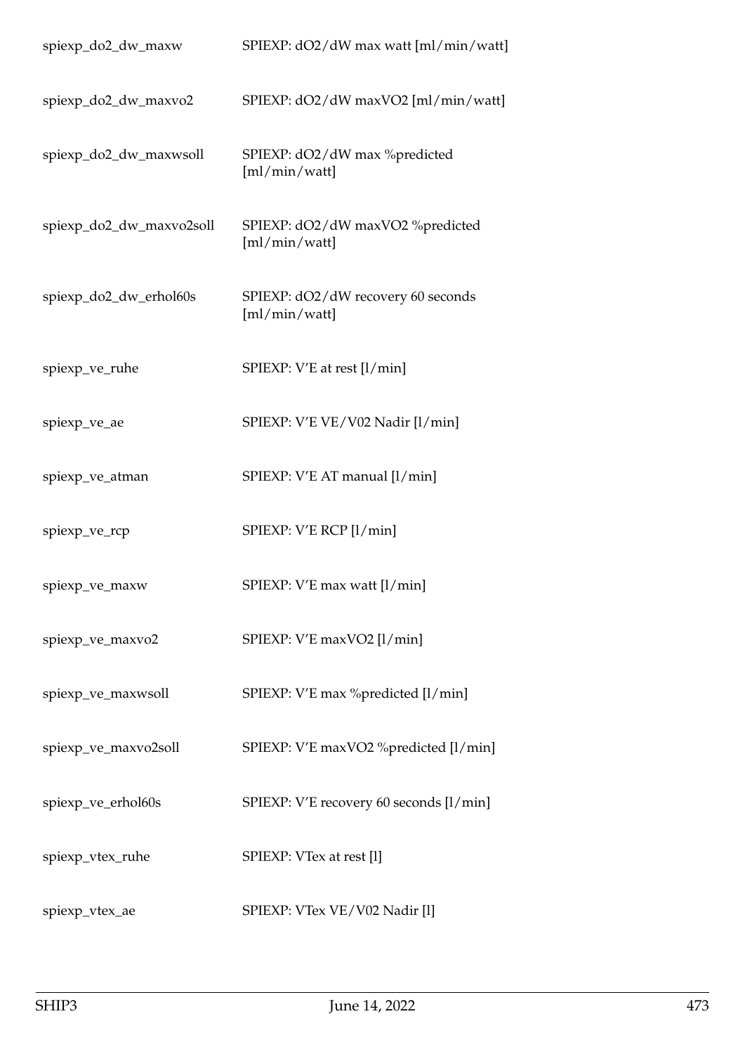| | |
|---|---|
| spiexp_do2_dw_maxw | SPIEXP: dO2/dW max watt [ml/min/watt] |
| spiexp_do2_dw_maxvo2 | SPIEXP: dO2/dW maxVO2 [ml/min/watt] |
| spiexp_do2_dw_maxwsoll | SPIEXP: dO2/dW max %predicted [ml/min/watt] |
| spiexp_do2_dw_maxvo2soll | SPIEXP: dO2/dW maxVO2 %predicted [ml/min/watt] |
| spiexp_do2_dw_erhol60s | SPIEXP: dO2/dW recovery 60 seconds [ml/min/watt] |
| spiexp_ve_ruhe | SPIEXP: V'E at rest [l/min] |
| spiexp_ve_ae | SPIEXP: V'E VE/V02 Nadir [l/min] |
| spiexp_ve_atman | SPIEXP: V'E AT manual [l/min] |
| spiexp_ve_rcp | SPIEXP: V'E RCP [l/min] |
| spiexp_ve_maxw | SPIEXP: V'E max watt [l/min] |
| spiexp_ve_maxvo2 | SPIEXP: V'E maxVO2 [l/min] |
| spiexp_ve_maxwsoll | SPIEXP: V'E max %predicted [l/min] |
| spiexp_ve_maxvo2soll | SPIEXP: V'E maxVO2 %predicted [l/min] |
| spiexp_ve_erhol60s | SPIEXP: V'E recovery 60 seconds [l/min] |
| spiexp_vtex_ruhe | SPIEXP: VTex at rest [l] |
| spiexp_vtex_ae | SPIEXP: VTex VE/V02 Nadir [l] |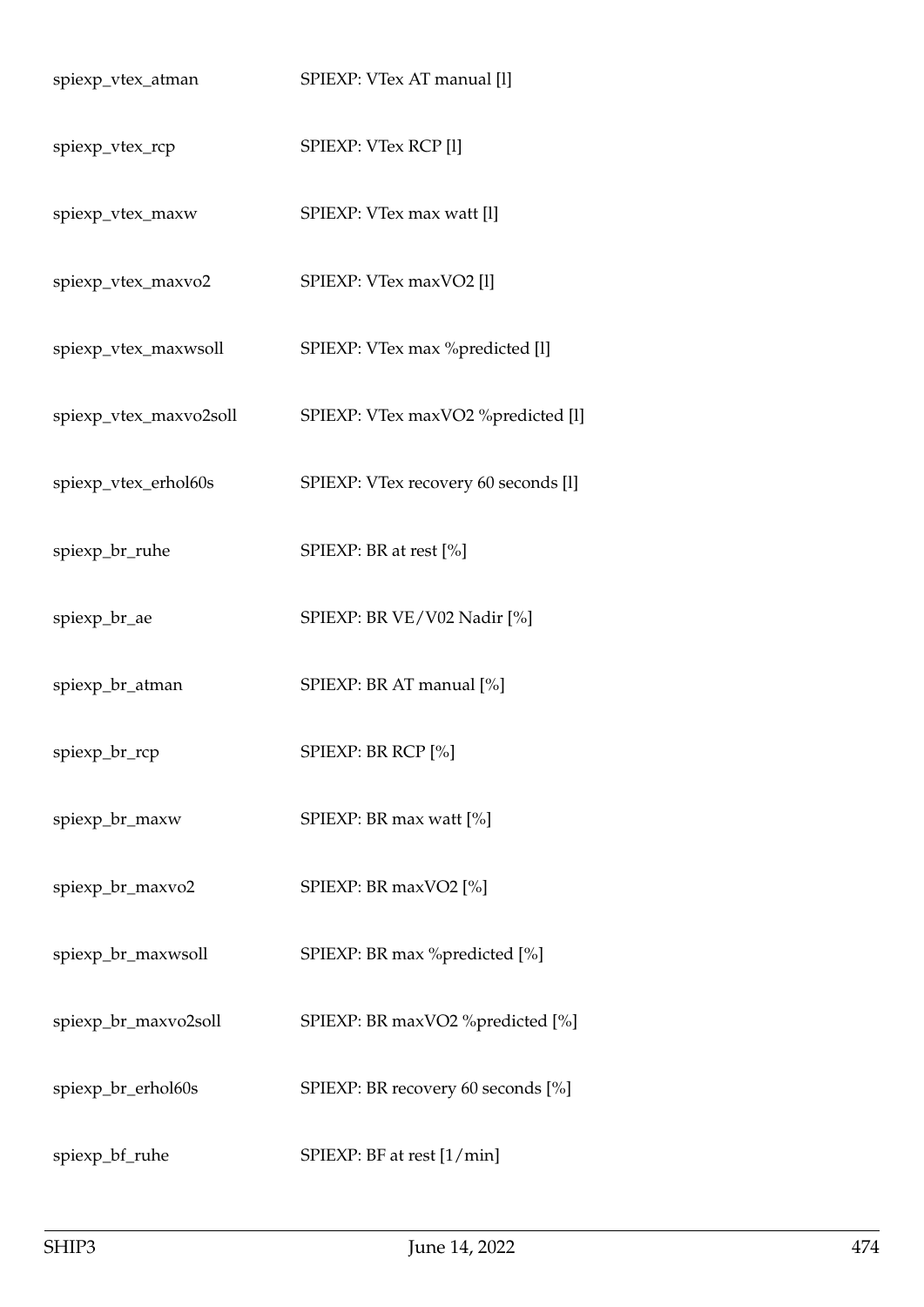| | |
|---|---|
| spiexp_vtex_atman | SPIEXP: VTex AT manual [l] |
| spiexp_vtex_rcp | SPIEXP: VTex RCP [l] |
| spiexp_vtex_maxw | SPIEXP: VTex max watt [l] |
| spiexp_vtex_maxvo2 | SPIEXP: VTex maxVO2 [l] |
| spiexp_vtex_maxwsoll | SPIEXP: VTex max %predicted [l] |
| spiexp_vtex_maxvo2soll | SPIEXP: VTex maxVO2 %predicted [l] |
| spiexp_vtex_erhol60s | SPIEXP: VTex recovery 60 seconds [l] |
| spiexp_br_ruhe | SPIEXP: BR at rest [%] |
| spiexp_br_ae | SPIEXP: BR VE/V02 Nadir [%] |
| spiexp_br_atman | SPIEXP: BR AT manual [%] |
| spiexp_br_rcp | SPIEXP: BR RCP [%] |
| spiexp_br_maxw | SPIEXP: BR max watt [%] |
| spiexp_br_maxvo2 | SPIEXP: BR maxVO2 [%] |
| spiexp_br_maxwsoll | SPIEXP: BR max %predicted [%] |
| spiexp_br_maxvo2soll | SPIEXP: BR maxVO2 %predicted [%] |
| spiexp_br_erhol60s | SPIEXP: BR recovery 60 seconds [%] |
| spiexp_bf_ruhe | SPIEXP: BF at rest [1/min] |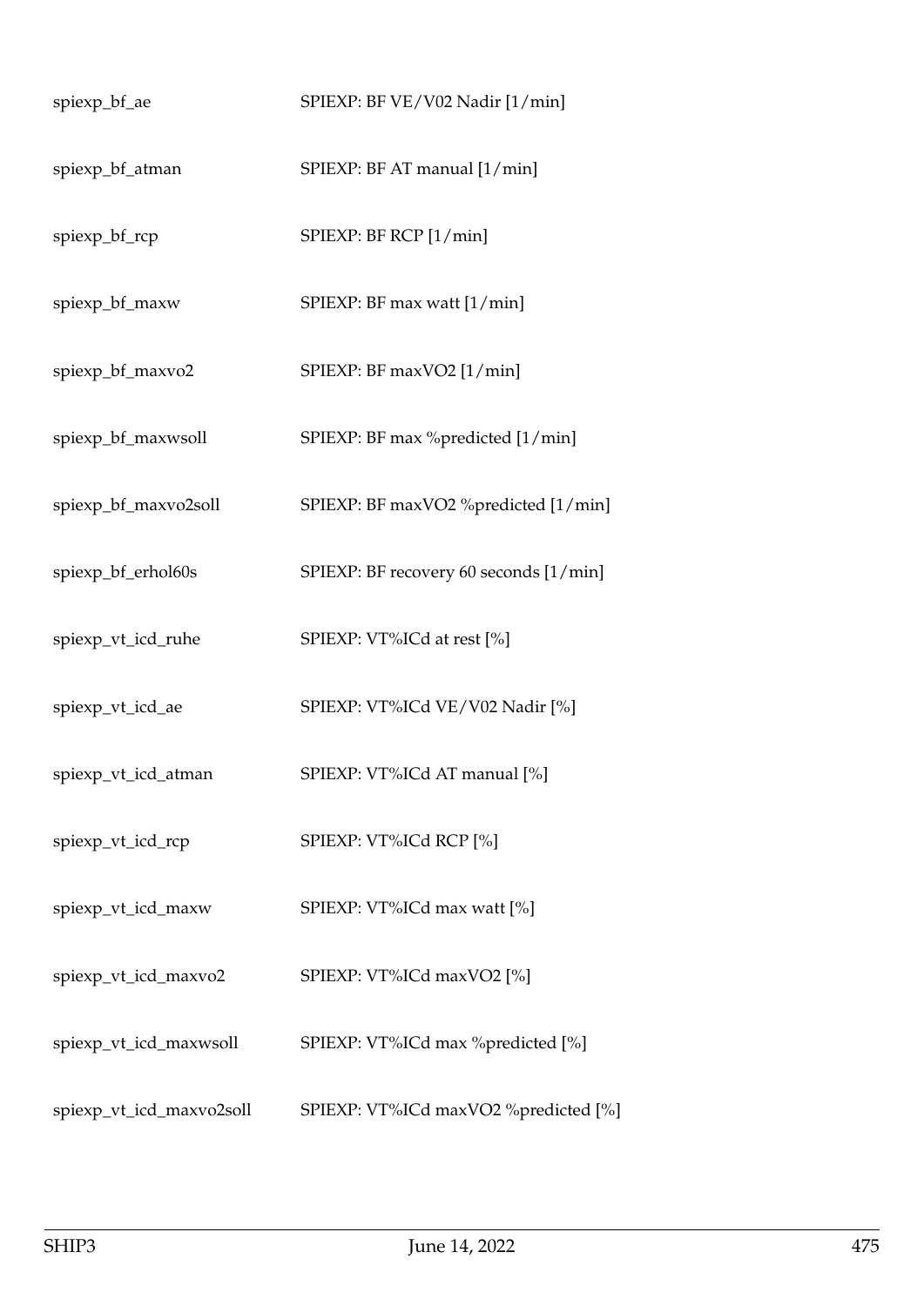| | |
|---|---|
| spiexp_bf_ae | SPIEXP: BF VE/V02 Nadir [1/min] |
| spiexp_bf_atman | SPIEXP: BF AT manual [1/min] |
| spiexp_bf_rcp | SPIEXP: BF RCP [1/min] |
| spiexp_bf_maxw | SPIEXP: BF max watt [1/min] |
| spiexp_bf_maxvo2 | SPIEXP: BF maxVO2 [1/min] |
| spiexp_bf_maxwsoll | SPIEXP: BF max %predicted [1/min] |
| spiexp_bf_maxvo2soll | SPIEXP: BF maxVO2 %predicted [1/min] |
| spiexp_bf_erhol60s | SPIEXP: BF recovery 60 seconds [1/min] |
| spiexp_vt_icd_ruhe | SPIEXP: VT%ICd at rest [%] |
| spiexp_vt_icd_ae | SPIEXP: VT%ICd VE/V02 Nadir [%] |
| spiexp_vt_icd_atman | SPIEXP: VT%ICd AT manual [%] |
| spiexp_vt_icd_rcp | SPIEXP: VT%ICd RCP [%] |
| spiexp_vt_icd_maxw | SPIEXP: VT%ICd max watt [%] |
| spiexp_vt_icd_maxvo2 | SPIEXP: VT%ICd maxVO2 [%] |
| spiexp_vt_icd_maxwsoll | SPIEXP: VT%ICd max %predicted [%] |
| spiexp_vt_icd_maxvo2soll | SPIEXP: VT%ICd maxVO2 %predicted [%] |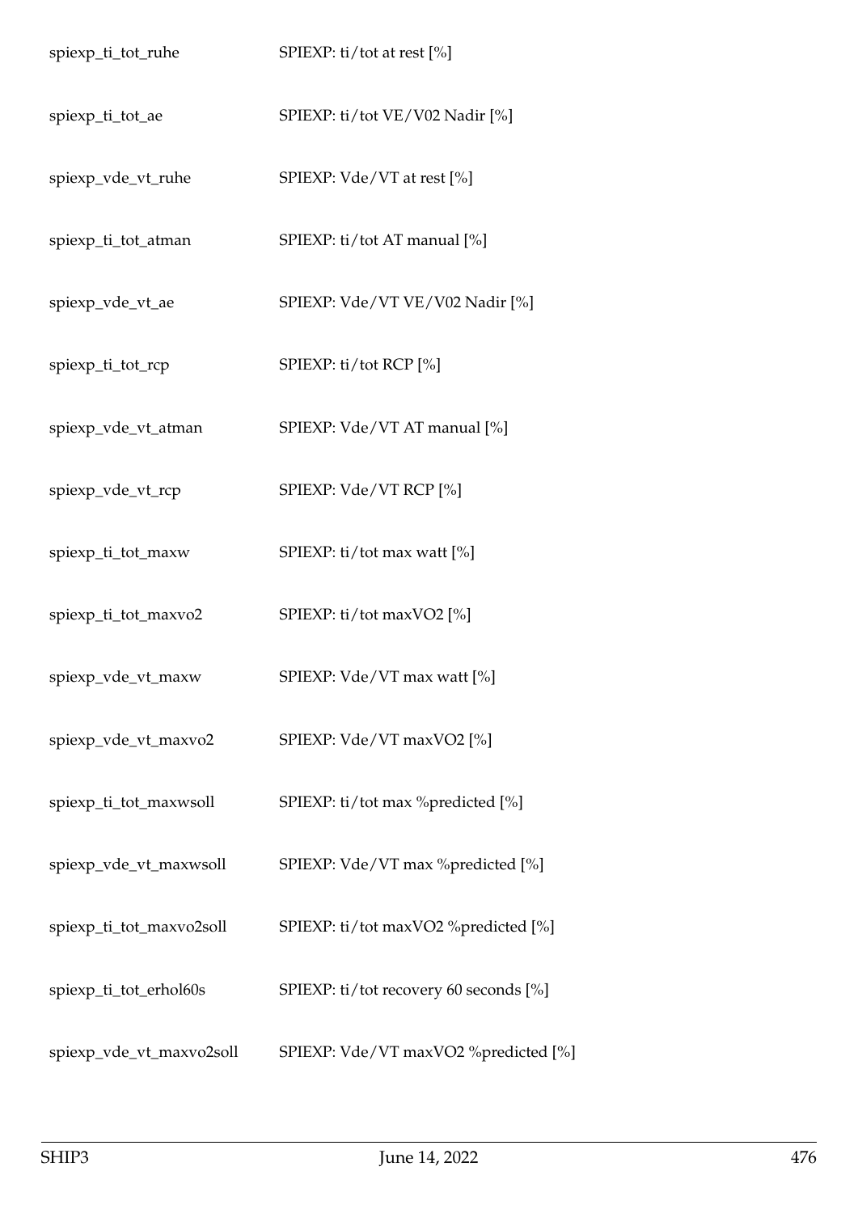| | |
|---|---|
| spiexp_ti_tot_ruhe | SPIEXP: ti/tot at rest [%] |
| spiexp_ti_tot_ae | SPIEXP: ti/tot VE/V02 Nadir [%] |
| spiexp_vde_vt_ruhe | SPIEXP: Vde/VT at rest [%] |
| spiexp_ti_tot_atman | SPIEXP: ti/tot AT manual [%] |
| spiexp_vde_vt_ae | SPIEXP: Vde/VT VE/V02 Nadir [%] |
| spiexp_ti_tot_rcp | SPIEXP: ti/tot RCP [%] |
| spiexp_vde_vt_atman | SPIEXP: Vde/VT AT manual [%] |
| spiexp_vde_vt_rcp | SPIEXP: Vde/VT RCP [%] |
| spiexp_ti_tot_maxw | SPIEXP: ti/tot max watt [%] |
| spiexp_ti_tot_maxvo2 | SPIEXP: ti/tot maxVO2 [%] |
| spiexp_vde_vt_maxw | SPIEXP: Vde/VT max watt [%] |
| spiexp_vde_vt_maxvo2 | SPIEXP: Vde/VT maxVO2 [%] |
| spiexp_ti_tot_maxwsoll | SPIEXP: ti/tot max %predicted [%] |
| spiexp_vde_vt_maxwsoll | SPIEXP: Vde/VT max %predicted [%] |
| spiexp_ti_tot_maxvo2soll | SPIEXP: ti/tot maxVO2 %predicted [%] |
| spiexp_ti_tot_erhol60s | SPIEXP: ti/tot recovery 60 seconds [%] |
| spiexp_vde_vt_maxvo2soll | SPIEXP: Vde/VT maxVO2 %predicted [%] |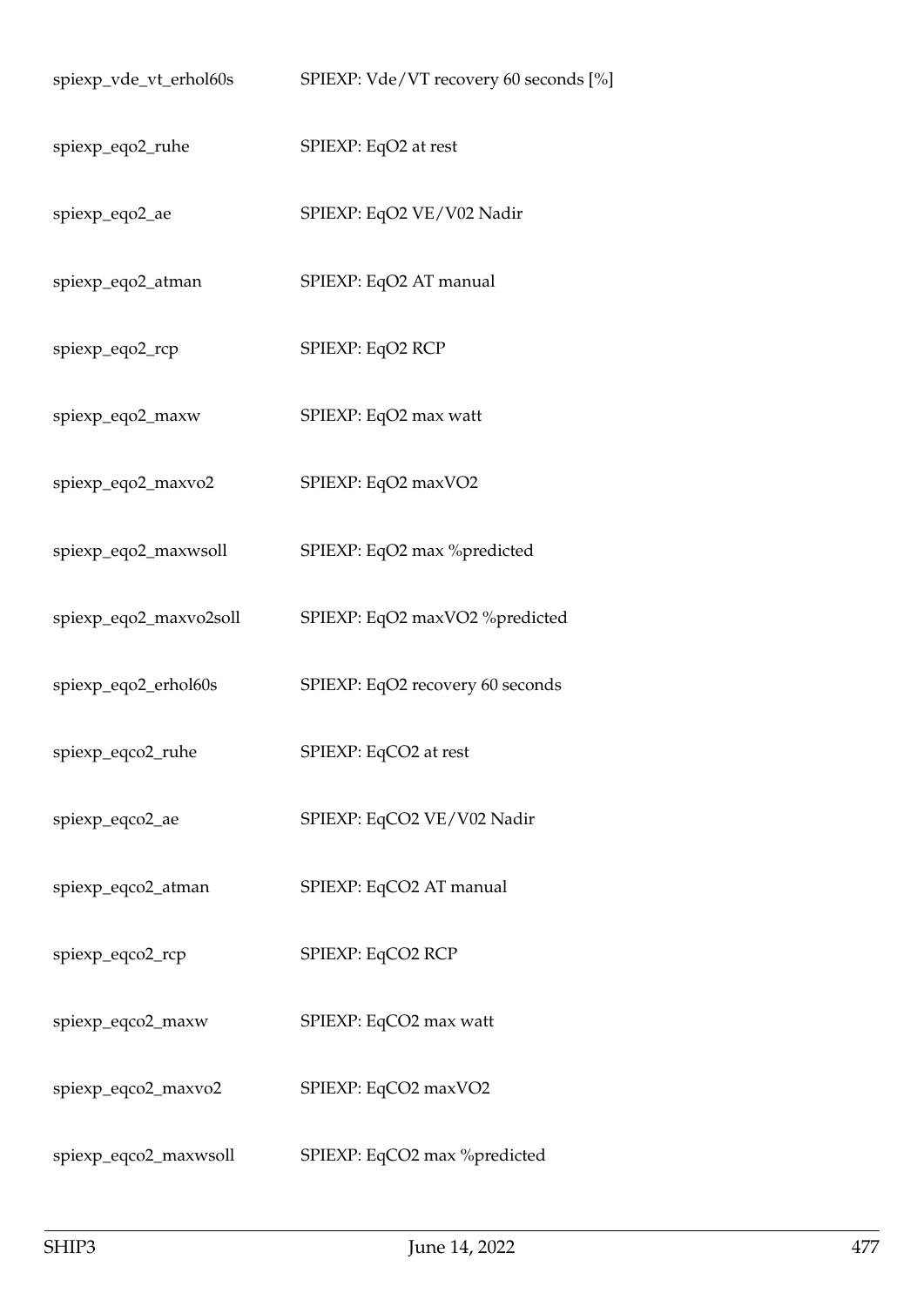| | |
|---|---|
| spiexp_vde_vt_erhol60s | SPIEXP: Vde/VT recovery 60 seconds [%] |
| spiexp_eqo2_ruhe | SPIEXP: EqO2 at rest |
| spiexp_eqo2_ae | SPIEXP: EqO2 VE/V02 Nadir |
| spiexp_eqo2_atman | SPIEXP: EqO2 AT manual |
| spiexp_eqo2_rcp | SPIEXP: EqO2 RCP |
| spiexp_eqo2_maxw | SPIEXP: EqO2 max watt |
| spiexp_eqo2_maxvo2 | SPIEXP: EqO2 maxVO2 |
| spiexp_eqo2_maxwsoll | SPIEXP: EqO2 max %predicted |
| spiexp_eqo2_maxvo2soll | SPIEXP: EqO2 maxVO2 %predicted |
| spiexp_eqo2_erhol60s | SPIEXP: EqO2 recovery 60 seconds |
| spiexp_eqco2_ruhe | SPIEXP: EqCO2 at rest |
| spiexp_eqco2_ae | SPIEXP: EqCO2 VE/V02 Nadir |
| spiexp_eqco2_atman | SPIEXP: EqCO2 AT manual |
| spiexp_eqco2_rcp | SPIEXP: EqCO2 RCP |
| spiexp_eqco2_maxw | SPIEXP: EqCO2 max watt |
| spiexp_eqco2_maxvo2 | SPIEXP: EqCO2 maxVO2 |
| spiexp_eqco2_maxwsoll | SPIEXP: EqCO2 max %predicted |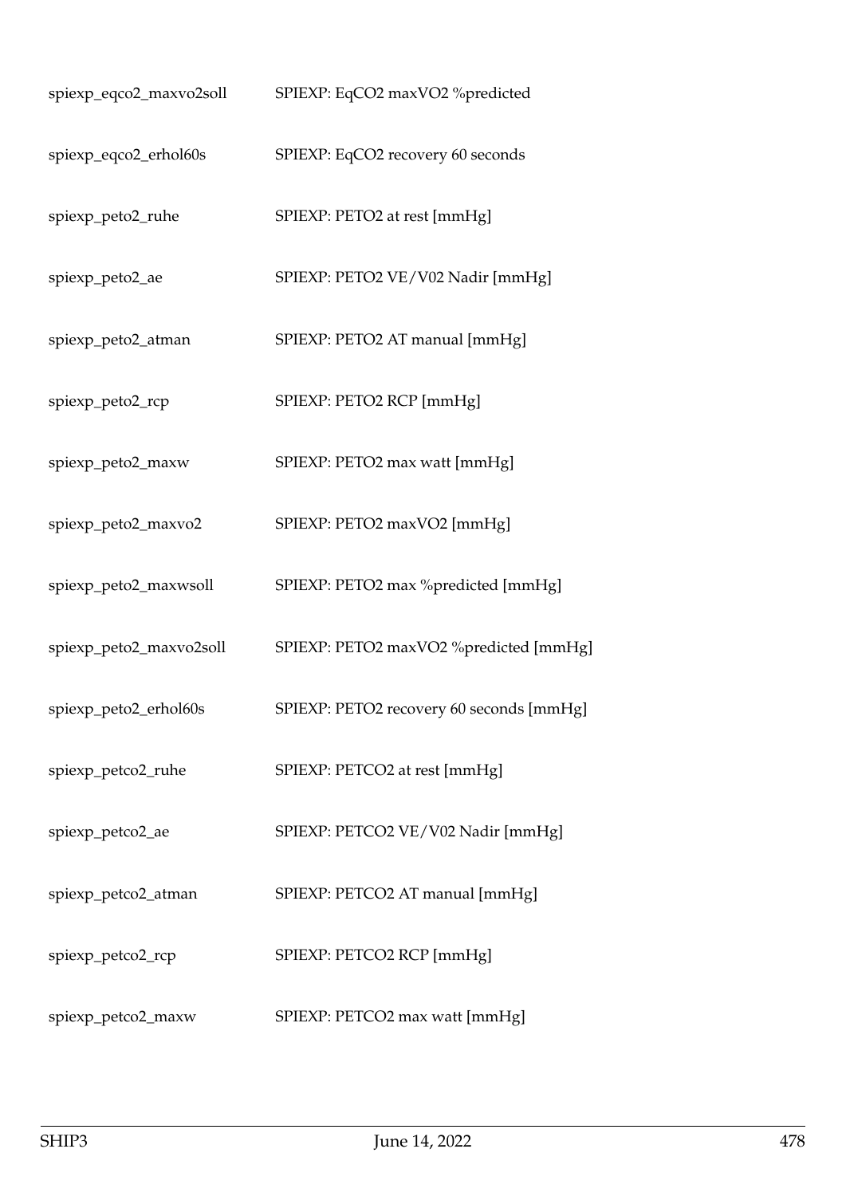| | |
|---|---|
| spiexp_eqco2_maxvo2soll | SPIEXP: EqCO2 maxVO2 %predicted |
| spiexp_eqco2_erhol60s | SPIEXP: EqCO2 recovery 60 seconds |
| spiexp_peto2_ruhe | SPIEXP: PETO2 at rest [mmHg] |
| spiexp_peto2_ae | SPIEXP: PETO2 VE/V02 Nadir [mmHg] |
| spiexp_peto2_atman | SPIEXP: PETO2 AT manual [mmHg] |
| spiexp_peto2_rcp | SPIEXP: PETO2 RCP [mmHg] |
| spiexp_peto2_maxw | SPIEXP: PETO2 max watt [mmHg] |
| spiexp_peto2_maxvo2 | SPIEXP: PETO2 maxVO2 [mmHg] |
| spiexp_peto2_maxwsoll | SPIEXP: PETO2 max %predicted [mmHg] |
| spiexp_peto2_maxvo2soll | SPIEXP: PETO2 maxVO2 %predicted [mmHg] |
| spiexp_peto2_erhol60s | SPIEXP: PETO2 recovery 60 seconds [mmHg] |
| spiexp_petco2_ruhe | SPIEXP: PETCO2 at rest [mmHg] |
| spiexp_petco2_ae | SPIEXP: PETCO2 VE/V02 Nadir [mmHg] |
| spiexp_petco2_atman | SPIEXP: PETCO2 AT manual [mmHg] |
| spiexp_petco2_rcp | SPIEXP: PETCO2 RCP [mmHg] |
| spiexp_petco2_maxw | SPIEXP: PETCO2 max watt [mmHg] |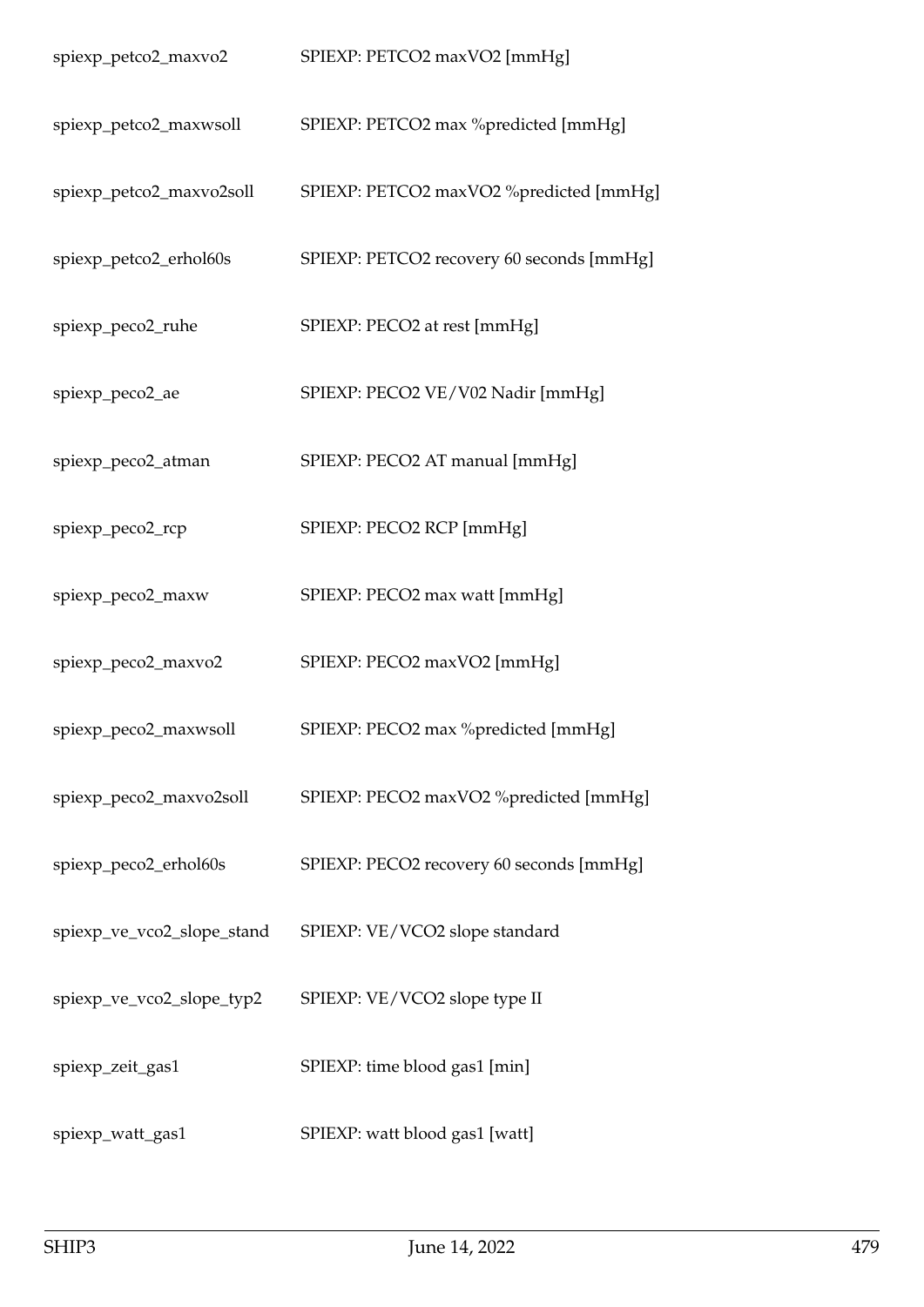| | |
|---|---|
| spiexp_petco2_maxvo2 | SPIEXP: PETCO2 maxVO2 [mmHg] |
| spiexp_petco2_maxwsoll | SPIEXP: PETCO2 max %predicted [mmHg] |
| spiexp_petco2_maxvo2soll | SPIEXP: PETCO2 maxVO2 %predicted [mmHg] |
| spiexp_petco2_erhol60s | SPIEXP: PETCO2 recovery 60 seconds [mmHg] |
| spiexp_peco2_ruhe | SPIEXP: PECO2 at rest [mmHg] |
| spiexp_peco2_ae | SPIEXP: PECO2 VE/V02 Nadir [mmHg] |
| spiexp_peco2_atman | SPIEXP: PECO2 AT manual [mmHg] |
| spiexp_peco2_rcp | SPIEXP: PECO2 RCP [mmHg] |
| spiexp_peco2_maxw | SPIEXP: PECO2 max watt [mmHg] |
| spiexp_peco2_maxvo2 | SPIEXP: PECO2 maxVO2 [mmHg] |
| spiexp_peco2_maxwsoll | SPIEXP: PECO2 max %predicted [mmHg] |
| spiexp_peco2_maxvo2soll | SPIEXP: PECO2 maxVO2 %predicted [mmHg] |
| spiexp_peco2_erhol60s | SPIEXP: PECO2 recovery 60 seconds [mmHg] |
| spiexp_ve_vco2_slope_stand | SPIEXP: VE/VCO2 slope standard |
| spiexp_ve_vco2_slope_typ2 | SPIEXP: VE/VCO2 slope type II |
| spiexp_zeit_gas1 | SPIEXP: time blood gas1 [min] |
| spiexp_watt_gas1 | SPIEXP: watt blood gas1 [watt] |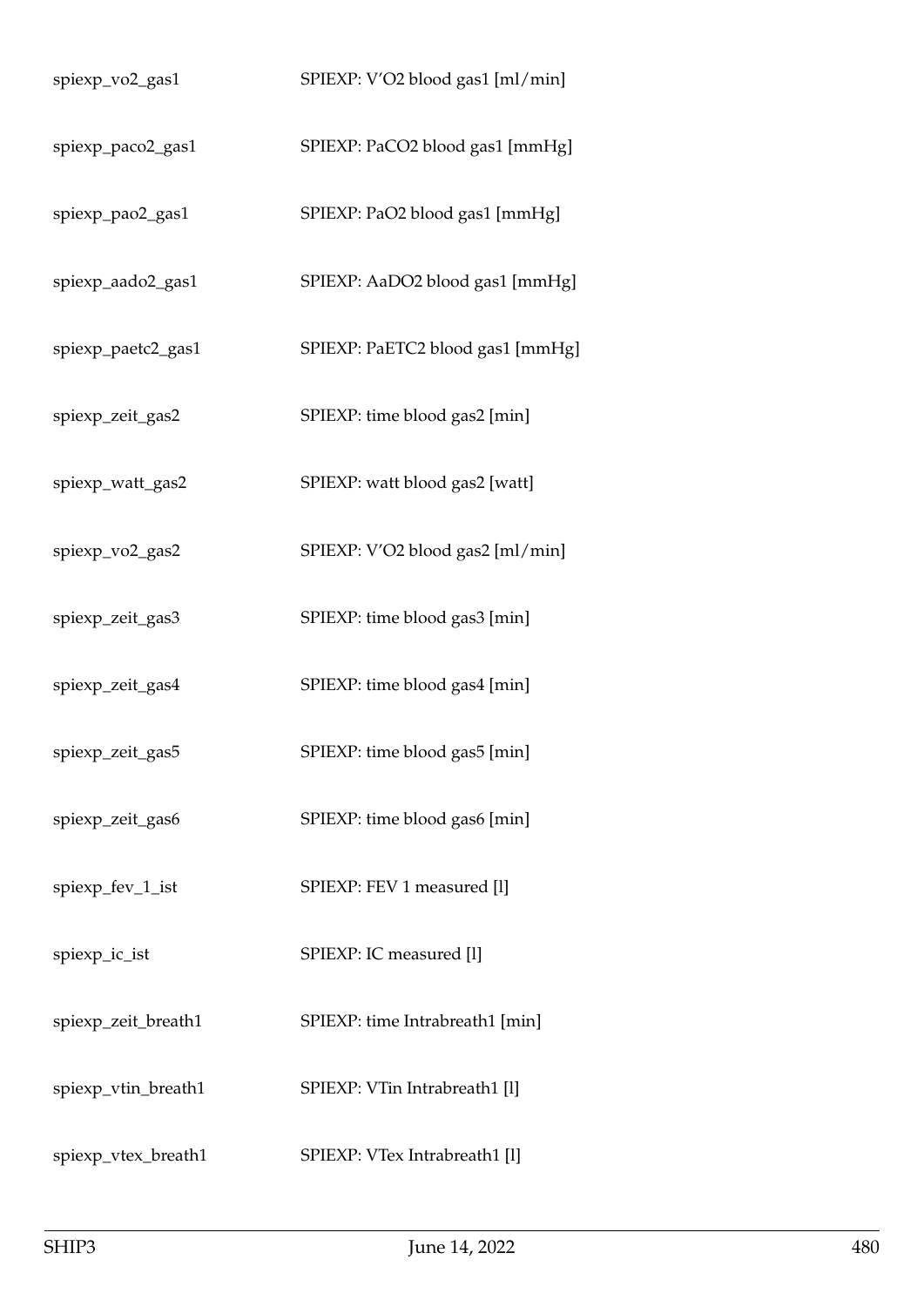| | |
|---|---|
| spiexp_vo2_gas1 | SPIEXP: V'O2 blood gas1 [ml/min] |
| spiexp_paco2_gas1 | SPIEXP: PaCO2 blood gas1 [mmHg] |
| spiexp_pao2_gas1 | SPIEXP: PaO2 blood gas1 [mmHg] |
| spiexp_aado2_gas1 | SPIEXP: AaDO2 blood gas1 [mmHg] |
| spiexp_paetc2_gas1 | SPIEXP: PaETC2 blood gas1 [mmHg] |
| spiexp_zeit_gas2 | SPIEXP: time blood gas2 [min] |
| spiexp_watt_gas2 | SPIEXP: watt blood gas2 [watt] |
| spiexp_vo2_gas2 | SPIEXP: V'O2 blood gas2 [ml/min] |
| spiexp_zeit_gas3 | SPIEXP: time blood gas3 [min] |
| spiexp_zeit_gas4 | SPIEXP: time blood gas4 [min] |
| spiexp_zeit_gas5 | SPIEXP: time blood gas5 [min] |
| spiexp_zeit_gas6 | SPIEXP: time blood gas6 [min] |
| spiexp_fev_1_ist | SPIEXP: FEV 1 measured [l] |
| spiexp_ic_ist | SPIEXP: IC measured [l] |
| spiexp_zeit_breath1 | SPIEXP: time Intrabreath1 [min] |
| spiexp_vtin_breath1 | SPIEXP: VTin Intrabreath1 [l] |
| spiexp_vtex_breath1 | SPIEXP: VTex Intrabreath1 [l] |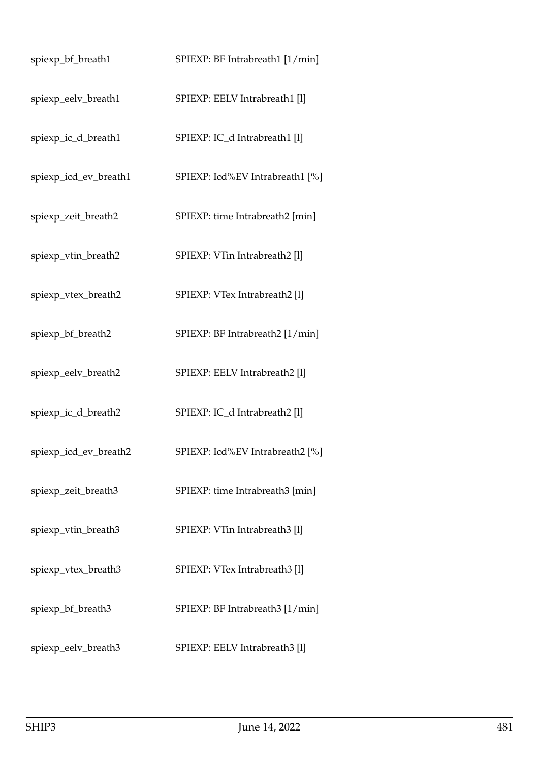| | |
|---|---|
| spiexp_bf_breath1 | SPIEXP: BF Intrabreath1 [1/min] |
| spiexp_eelv_breath1 | SPIEXP: EELV Intrabreath1 [l] |
| spiexp_ic_d_breath1 | SPIEXP: IC_d Intrabreath1 [l] |
| spiexp_icd_ev_breath1 | SPIEXP: Icd%EV Intrabreath1 [%] |
| spiexp_zeit_breath2 | SPIEXP: time Intrabreath2 [min] |
| spiexp_vtin_breath2 | SPIEXP: VTin Intrabreath2 [l] |
| spiexp_vtex_breath2 | SPIEXP: VTex Intrabreath2 [l] |
| spiexp_bf_breath2 | SPIEXP: BF Intrabreath2 [1/min] |
| spiexp_eelv_breath2 | SPIEXP: EELV Intrabreath2 [l] |
| spiexp_ic_d_breath2 | SPIEXP: IC_d Intrabreath2 [l] |
| spiexp_icd_ev_breath2 | SPIEXP: Icd%EV Intrabreath2 [%] |
| spiexp_zeit_breath3 | SPIEXP: time Intrabreath3 [min] |
| spiexp_vtin_breath3 | SPIEXP: VTin Intrabreath3 [l] |
| spiexp_vtex_breath3 | SPIEXP: VTex Intrabreath3 [l] |
| spiexp_bf_breath3 | SPIEXP: BF Intrabreath3 [1/min] |
| spiexp_eelv_breath3 | SPIEXP: EELV Intrabreath3 [l] |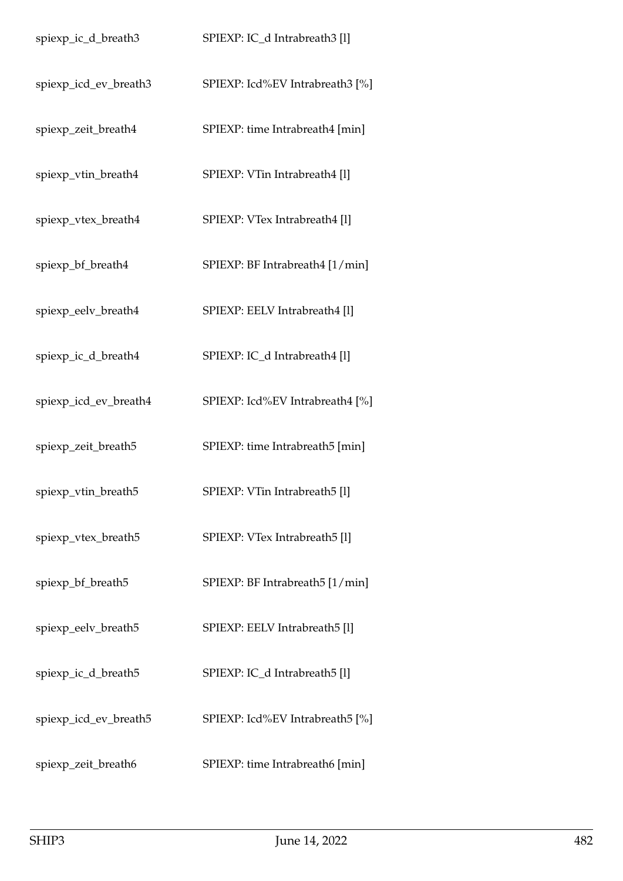| | |
|---|---|
| spiexp_ic_d_breath3 | SPIEXP: IC_d Intrabreath3 [l] |
| spiexp_icd_ev_breath3 | SPIEXP: Icd%EV Intrabreath3 [%] |
| spiexp_zeit_breath4 | SPIEXP: time Intrabreath4 [min] |
| spiexp_vtin_breath4 | SPIEXP: VTin Intrabreath4 [l] |
| spiexp_vtex_breath4 | SPIEXP: VTex Intrabreath4 [l] |
| spiexp_bf_breath4 | SPIEXP: BF Intrabreath4 [1/min] |
| spiexp_eelv_breath4 | SPIEXP: EELV Intrabreath4 [l] |
| spiexp_ic_d_breath4 | SPIEXP: IC_d Intrabreath4 [l] |
| spiexp_icd_ev_breath4 | SPIEXP: Icd%EV Intrabreath4 [%] |
| spiexp_zeit_breath5 | SPIEXP: time Intrabreath5 [min] |
| spiexp_vtin_breath5 | SPIEXP: VTin Intrabreath5 [l] |
| spiexp_vtex_breath5 | SPIEXP: VTex Intrabreath5 [l] |
| spiexp_bf_breath5 | SPIEXP: BF Intrabreath5 [1/min] |
| spiexp_eelv_breath5 | SPIEXP: EELV Intrabreath5 [l] |
| spiexp_ic_d_breath5 | SPIEXP: IC_d Intrabreath5 [l] |
| spiexp_icd_ev_breath5 | SPIEXP: Icd%EV Intrabreath5 [%] |
| spiexp_zeit_breath6 | SPIEXP: time Intrabreath6 [min] |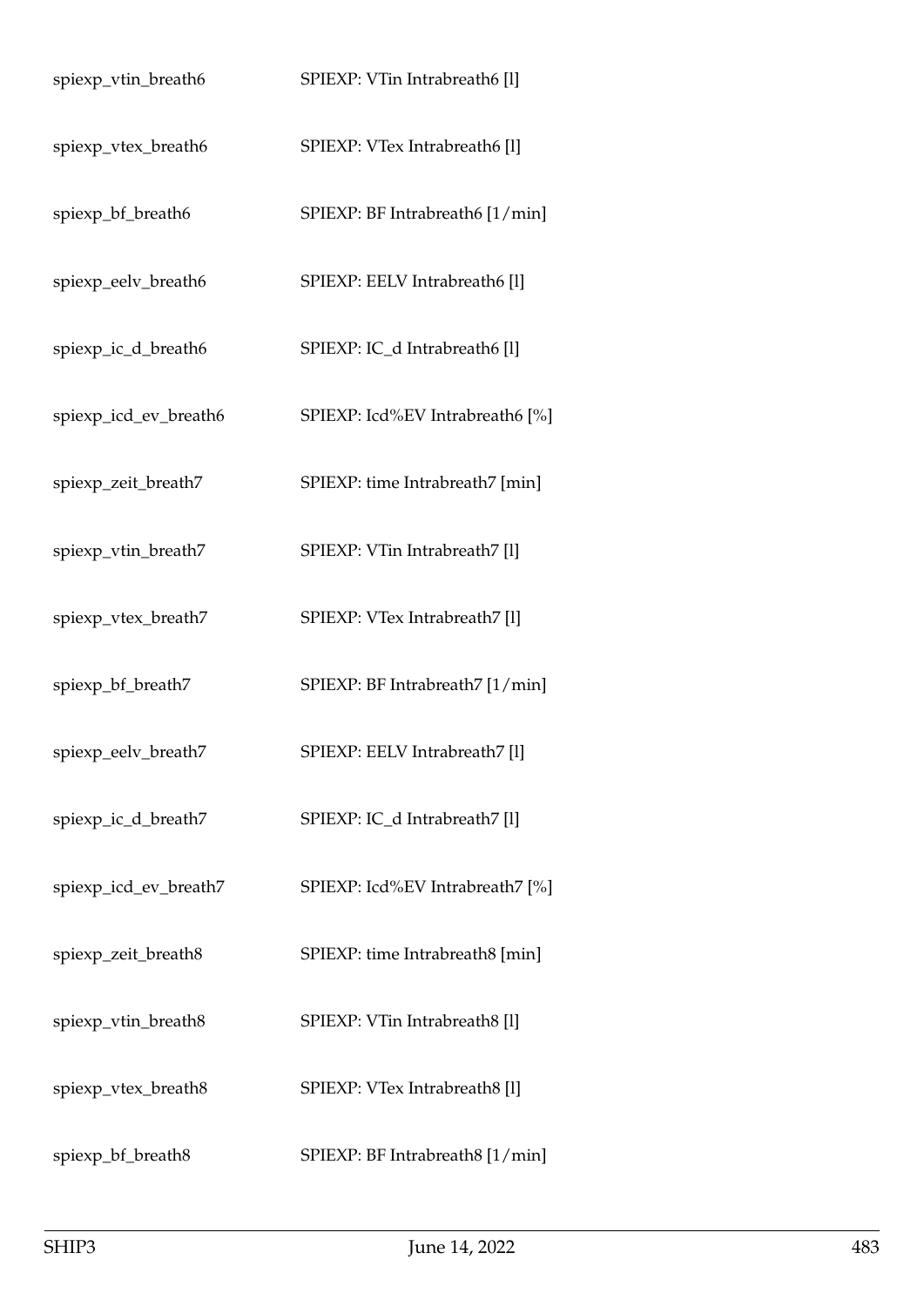| | |
|---|---|
| spiexp_vtin_breath6 | SPIEXP: VTin Intrabreath6 [l] |
| spiexp_vtex_breath6 | SPIEXP: VTex Intrabreath6 [l] |
| spiexp_bf_breath6 | SPIEXP: BF Intrabreath6 [1/min] |
| spiexp_eelv_breath6 | SPIEXP: EELV Intrabreath6 [l] |
| spiexp_ic_d_breath6 | SPIEXP: IC_d Intrabreath6 [l] |
| spiexp_icd_ev_breath6 | SPIEXP: Icd%EV Intrabreath6 [%] |
| spiexp_zeit_breath7 | SPIEXP: time Intrabreath7 [min] |
| spiexp_vtin_breath7 | SPIEXP: VTin Intrabreath7 [l] |
| spiexp_vtex_breath7 | SPIEXP: VTex Intrabreath7 [l] |
| spiexp_bf_breath7 | SPIEXP: BF Intrabreath7 [1/min] |
| spiexp_eelv_breath7 | SPIEXP: EELV Intrabreath7 [l] |
| spiexp_ic_d_breath7 | SPIEXP: IC_d Intrabreath7 [l] |
| spiexp_icd_ev_breath7 | SPIEXP: Icd%EV Intrabreath7 [%] |
| spiexp_zeit_breath8 | SPIEXP: time Intrabreath8 [min] |
| spiexp_vtin_breath8 | SPIEXP: VTin Intrabreath8 [l] |
| spiexp_vtex_breath8 | SPIEXP: VTex Intrabreath8 [l] |
| spiexp_bf_breath8 | SPIEXP: BF Intrabreath8 [1/min] |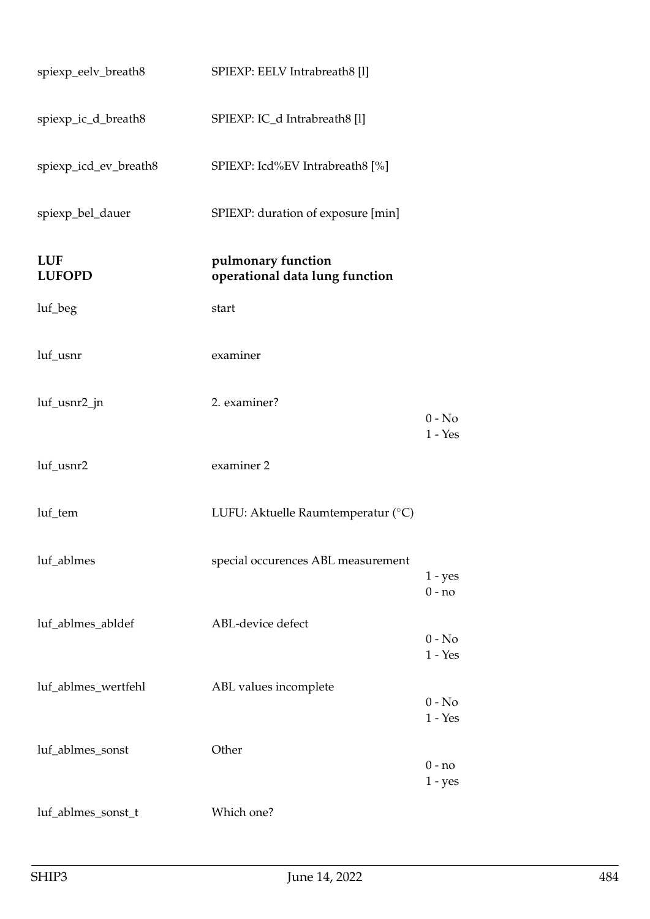| | | |
|---|---|---|
| spiexp_eelv_breath8 | SPIEXP: EELV Intrabreath8 [l] | |
| spiexp_ic_d_breath8 | SPIEXP: IC_d Intrabreath8 [l] | |
| spiexp_icd_ev_breath8 | SPIEXP: Icd%EV Intrabreath8 [%] | |
| spiexp_bel_dauer | SPIEXP: duration of exposure [min] | |

## LUF — pulmonary function

### LUFOPD — operational data lung function

| | | |
|---|---|---|
| luf_beg | start | |
| luf_usnr | examiner | |
| luf_usnr2_jn | 2. examiner? | 0 - No<br>1 - Yes |
| luf_usnr2 | examiner 2 | |
| luf_tem | LUFU: Aktuelle Raumtemperatur (°C) | |
| luf_ablmes | special occurences ABL measurement | 1 - yes<br>0 - no |
| luf_ablmes_abldef | ABL-device defect | 0 - No<br>1 - Yes |
| luf_ablmes_wertfehl | ABL values incomplete | 0 - No<br>1 - Yes |
| luf_ablmes_sonst | Other | 0 - no<br>1 - yes |
| luf_ablmes_sonst_t | Which one? | |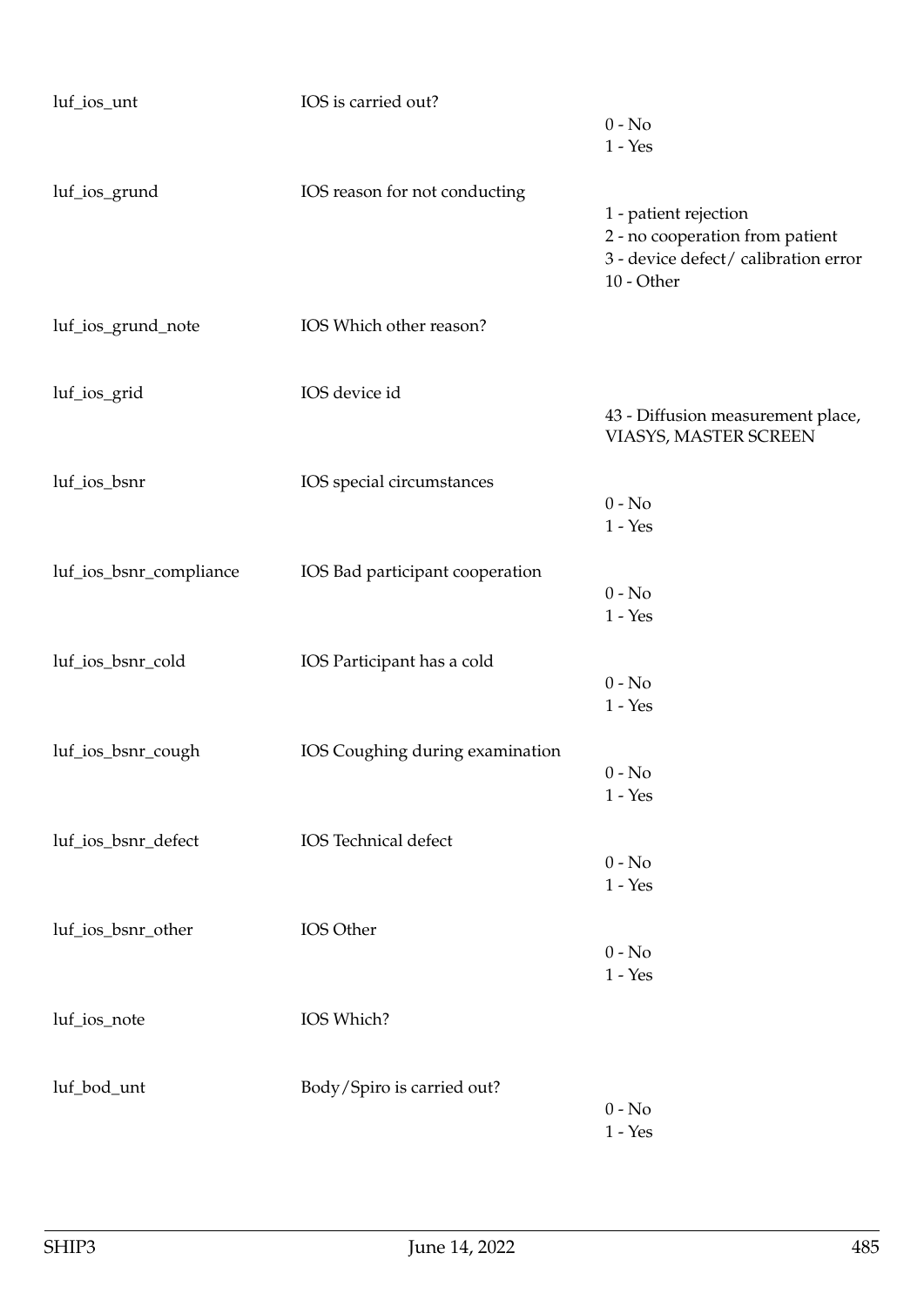| | | |
|---|---|---|
| luf_ios_unt | IOS is carried out? | 0 - No<br>1 - Yes |
| luf_ios_grund | IOS reason for not conducting | 1 - patient rejection<br>2 - no cooperation from patient<br>3 - device defect/ calibration error<br>10 - Other |
| luf_ios_grund_note | IOS Which other reason? | |
| luf_ios_grid | IOS device id | 43 - Diffusion measurement place, VIASYS, MASTER SCREEN |
| luf_ios_bsnr | IOS special circumstances | 0 - No<br>1 - Yes |
| luf_ios_bsnr_compliance | IOS Bad participant cooperation | 0 - No<br>1 - Yes |
| luf_ios_bsnr_cold | IOS Participant has a cold | 0 - No<br>1 - Yes |
| luf_ios_bsnr_cough | IOS Coughing during examination | 0 - No<br>1 - Yes |
| luf_ios_bsnr_defect | IOS Technical defect | 0 - No<br>1 - Yes |
| luf_ios_bsnr_other | IOS Other | 0 - No<br>1 - Yes |
| luf_ios_note | IOS Which? | |
| luf_bod_unt | Body/Spiro is carried out? | 0 - No<br>1 - Yes |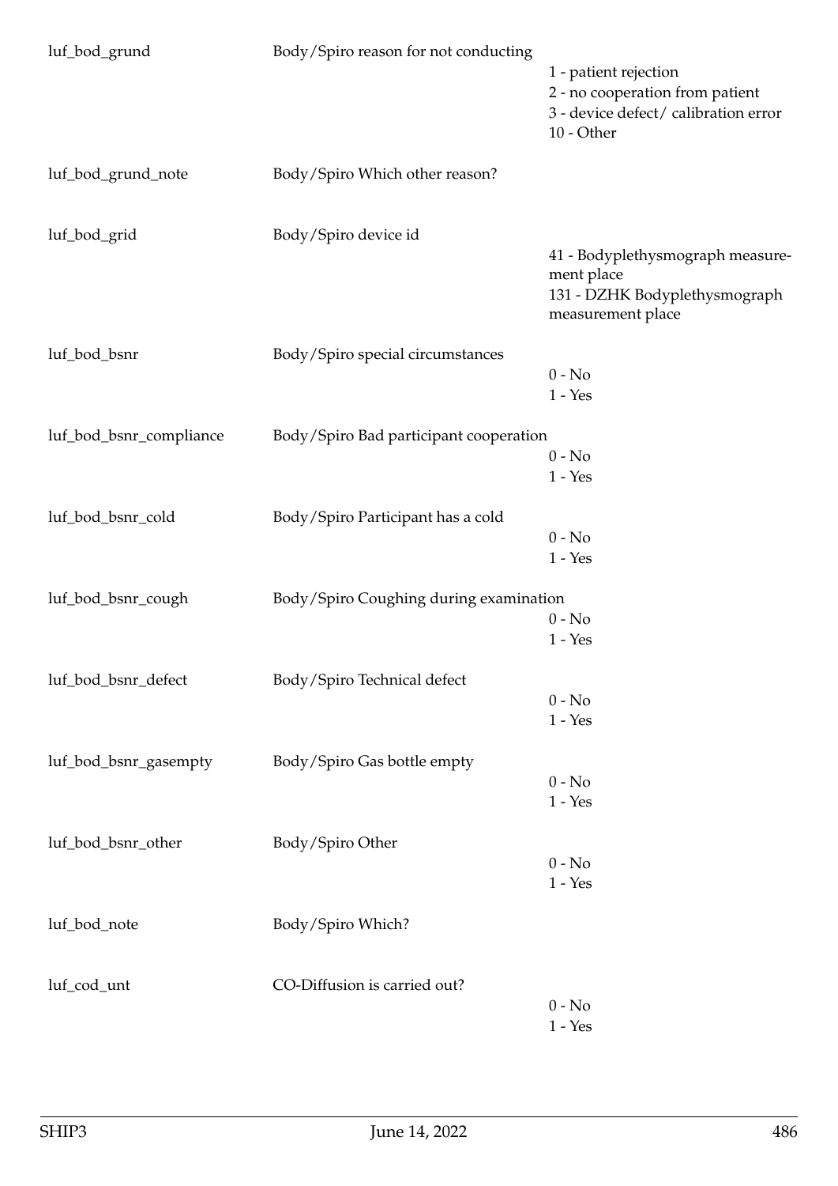| | | |
|---|---|---|
| luf_bod_grund | Body/Spiro reason for not conducting | 1 - patient rejection<br>2 - no cooperation from patient<br>3 - device defect/ calibration error<br>10 - Other |
| luf_bod_grund_note | Body/Spiro Which other reason? | |
| luf_bod_grid | Body/Spiro device id | 41 - Bodyplethysmograph measurement place<br>131 - DZHK Bodyplethysmograph measurement place |
| luf_bod_bsnr | Body/Spiro special circumstances | 0 - No<br>1 - Yes |
| luf_bod_bsnr_compliance | Body/Spiro Bad participant cooperation | 0 - No<br>1 - Yes |
| luf_bod_bsnr_cold | Body/Spiro Participant has a cold | 0 - No<br>1 - Yes |
| luf_bod_bsnr_cough | Body/Spiro Coughing during examination | 0 - No<br>1 - Yes |
| luf_bod_bsnr_defect | Body/Spiro Technical defect | 0 - No<br>1 - Yes |
| luf_bod_bsnr_gasempty | Body/Spiro Gas bottle empty | 0 - No<br>1 - Yes |
| luf_bod_bsnr_other | Body/Spiro Other | 0 - No<br>1 - Yes |
| luf_bod_note | Body/Spiro Which? | |
| luf_cod_unt | CO-Diffusion is carried out? | 0 - No<br>1 - Yes |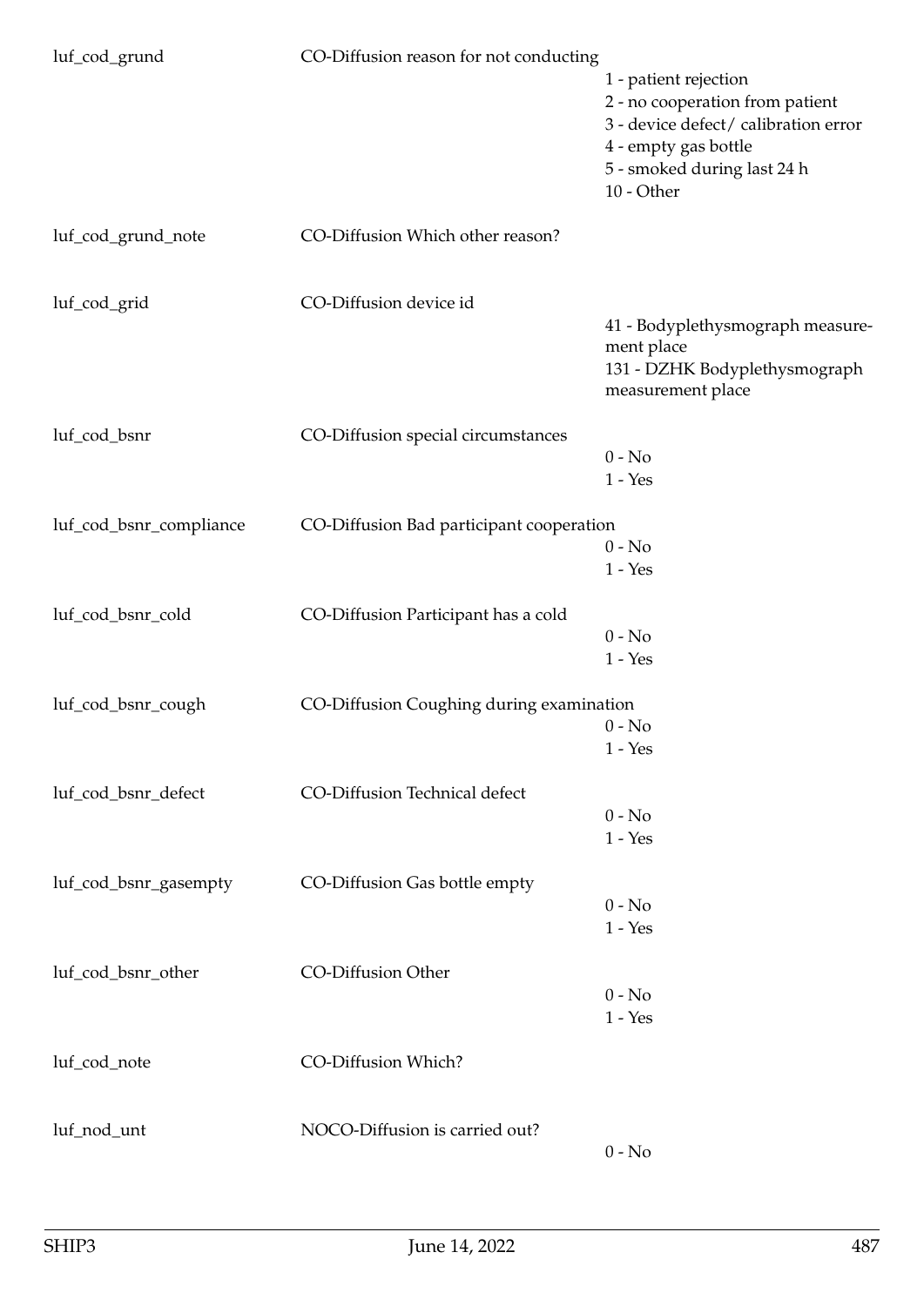| | | |
|---|---|---|
| luf_cod_grund | CO-Diffusion reason for not conducting | 1 - patient rejection<br>2 - no cooperation from patient<br>3 - device defect/ calibration error<br>4 - empty gas bottle<br>5 - smoked during last 24 h<br>10 - Other |
| luf_cod_grund_note | CO-Diffusion Which other reason? | |
| luf_cod_grid | CO-Diffusion device id | 41 - Bodyplethysmograph measurement place<br>131 - DZHK Bodyplethysmograph measurement place |
| luf_cod_bsnr | CO-Diffusion special circumstances | 0 - No<br>1 - Yes |
| luf_cod_bsnr_compliance | CO-Diffusion Bad participant cooperation | 0 - No<br>1 - Yes |
| luf_cod_bsnr_cold | CO-Diffusion Participant has a cold | 0 - No<br>1 - Yes |
| luf_cod_bsnr_cough | CO-Diffusion Coughing during examination | 0 - No<br>1 - Yes |
| luf_cod_bsnr_defect | CO-Diffusion Technical defect | 0 - No<br>1 - Yes |
| luf_cod_bsnr_gasempty | CO-Diffusion Gas bottle empty | 0 - No<br>1 - Yes |
| luf_cod_bsnr_other | CO-Diffusion Other | 0 - No<br>1 - Yes |
| luf_cod_note | CO-Diffusion Which? | |
| luf_nod_unt | NOCO-Diffusion is carried out? | 0 - No |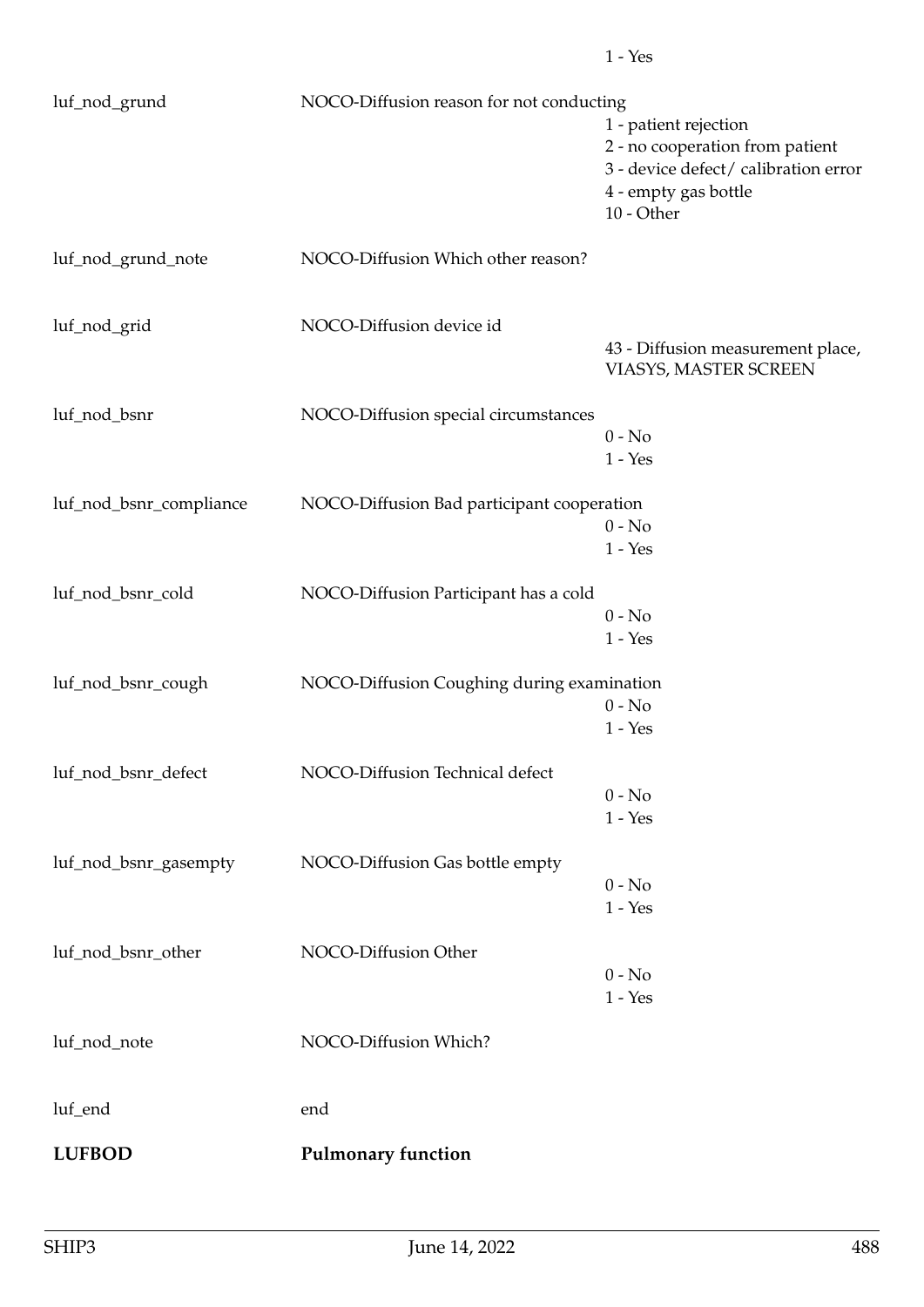| | | |
|---|---|---|
| | | 1 - Yes |
| luf_nod_grund | NOCO-Diffusion reason for not conducting | 1 - patient rejection<br>2 - no cooperation from patient<br>3 - device defect/ calibration error<br>4 - empty gas bottle<br>10 - Other |
| luf_nod_grund_note | NOCO-Diffusion Which other reason? | |
| luf_nod_grid | NOCO-Diffusion device id | 43 - Diffusion measurement place, VIASYS, MASTER SCREEN |
| luf_nod_bsnr | NOCO-Diffusion special circumstances | 0 - No<br>1 - Yes |
| luf_nod_bsnr_compliance | NOCO-Diffusion Bad participant cooperation | 0 - No<br>1 - Yes |
| luf_nod_bsnr_cold | NOCO-Diffusion Participant has a cold | 0 - No<br>1 - Yes |
| luf_nod_bsnr_cough | NOCO-Diffusion Coughing during examination | 0 - No<br>1 - Yes |
| luf_nod_bsnr_defect | NOCO-Diffusion Technical defect | 0 - No<br>1 - Yes |
| luf_nod_bsnr_gasempty | NOCO-Diffusion Gas bottle empty | 0 - No<br>1 - Yes |
| luf_nod_bsnr_other | NOCO-Diffusion Other | 0 - No<br>1 - Yes |
| luf_nod_note | NOCO-Diffusion Which? | |
| luf_end | end | |

## LUFBOD Pulmonary function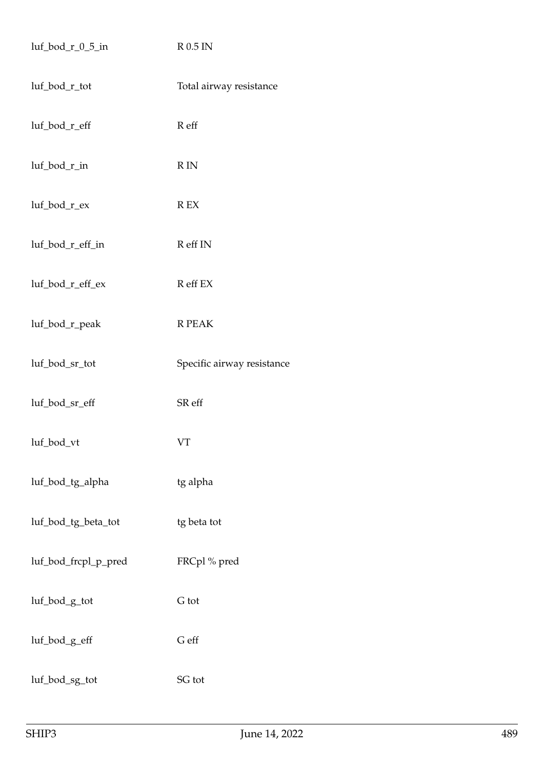| | |
|---|---|
| luf_bod_r_0_5_in | R 0.5 IN |
| luf_bod_r_tot | Total airway resistance |
| luf_bod_r_eff | R eff |
| luf_bod_r_in | R IN |
| luf_bod_r_ex | R EX |
| luf_bod_r_eff_in | R eff IN |
| luf_bod_r_eff_ex | R eff EX |
| luf_bod_r_peak | R PEAK |
| luf_bod_sr_tot | Specific airway resistance |
| luf_bod_sr_eff | SR eff |
| luf_bod_vt | VT |
| luf_bod_tg_alpha | tg alpha |
| luf_bod_tg_beta_tot | tg beta tot |
| luf_bod_frcpl_p_pred | FRCpl % pred |
| luf_bod_g_tot | G tot |
| luf_bod_g_eff | G eff |
| luf_bod_sg_tot | SG tot |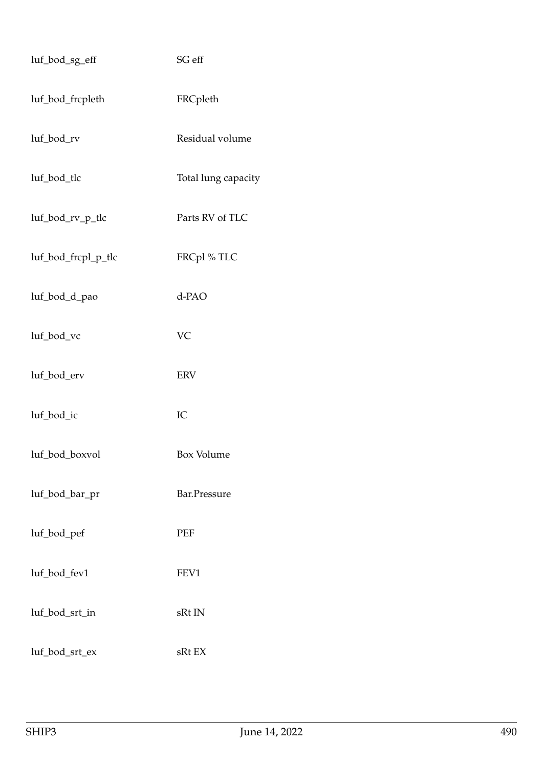| | |
|---|---|
| luf_bod_sg_eff | SG eff |
| luf_bod_frcpleth | FRCpleth |
| luf_bod_rv | Residual volume |
| luf_bod_tlc | Total lung capacity |
| luf_bod_rv_p_tlc | Parts RV of TLC |
| luf_bod_frcpl_p_tlc | FRCpl % TLC |
| luf_bod_d_pao | d-PAO |
| luf_bod_vc | VC |
| luf_bod_erv | ERV |
| luf_bod_ic | IC |
| luf_bod_boxvol | Box Volume |
| luf_bod_bar_pr | Bar.Pressure |
| luf_bod_pef | PEF |
| luf_bod_fev1 | FEV1 |
| luf_bod_srt_in | sRt IN |
| luf_bod_srt_ex | sRt EX |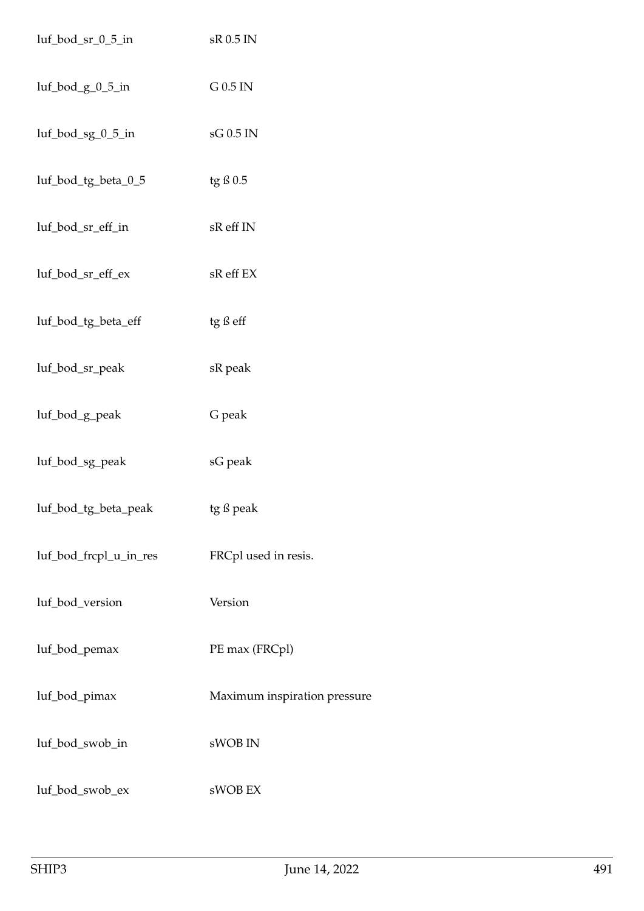| | |
|---|---|
| luf_bod_sr_0_5_in | sR 0.5 IN |
| luf_bod_g_0_5_in | G 0.5 IN |
| luf_bod_sg_0_5_in | sG 0.5 IN |
| luf_bod_tg_beta_0_5 | tg ß 0.5 |
| luf_bod_sr_eff_in | sR eff IN |
| luf_bod_sr_eff_ex | sR eff EX |
| luf_bod_tg_beta_eff | tg ß eff |
| luf_bod_sr_peak | sR peak |
| luf_bod_g_peak | G peak |
| luf_bod_sg_peak | sG peak |
| luf_bod_tg_beta_peak | tg ß peak |
| luf_bod_frcpl_u_in_res | FRCpl used in resis. |
| luf_bod_version | Version |
| luf_bod_pemax | PE max (FRCpl) |
| luf_bod_pimax | Maximum inspiration pressure |
| luf_bod_swob_in | sWOB IN |
| luf_bod_swob_ex | sWOB EX |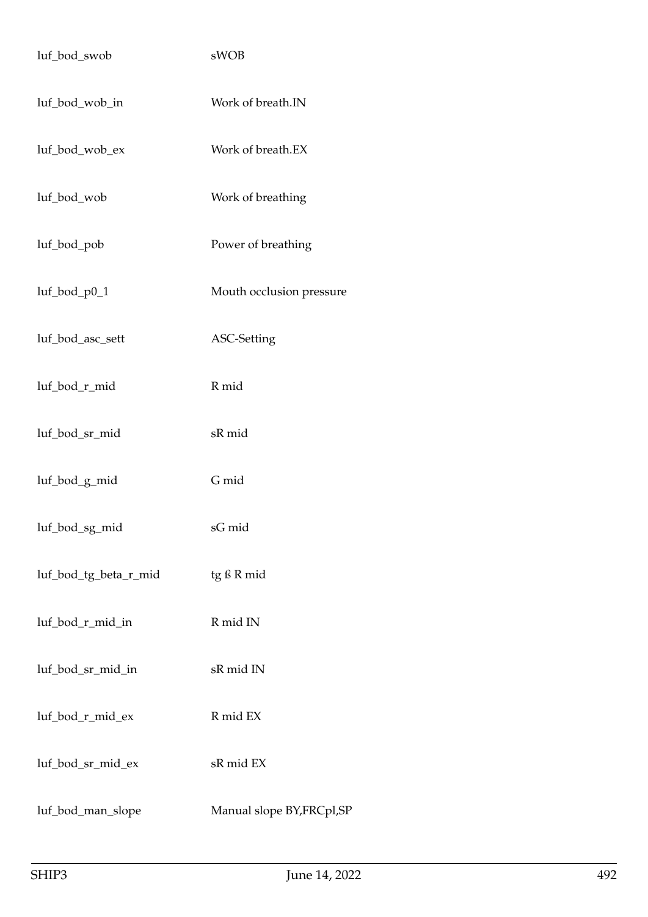| | |
|---|---|
| luf_bod_swob | sWOB |
| luf_bod_wob_in | Work of breath.IN |
| luf_bod_wob_ex | Work of breath.EX |
| luf_bod_wob | Work of breathing |
| luf_bod_pob | Power of breathing |
| luf_bod_p0_1 | Mouth occlusion pressure |
| luf_bod_asc_sett | ASC-Setting |
| luf_bod_r_mid | R mid |
| luf_bod_sr_mid | sR mid |
| luf_bod_g_mid | G mid |
| luf_bod_sg_mid | sG mid |
| luf_bod_tg_beta_r_mid | tg ß R mid |
| luf_bod_r_mid_in | R mid IN |
| luf_bod_sr_mid_in | sR mid IN |
| luf_bod_r_mid_ex | R mid EX |
| luf_bod_sr_mid_ex | sR mid EX |
| luf_bod_man_slope | Manual slope BY,FRCpl,SP |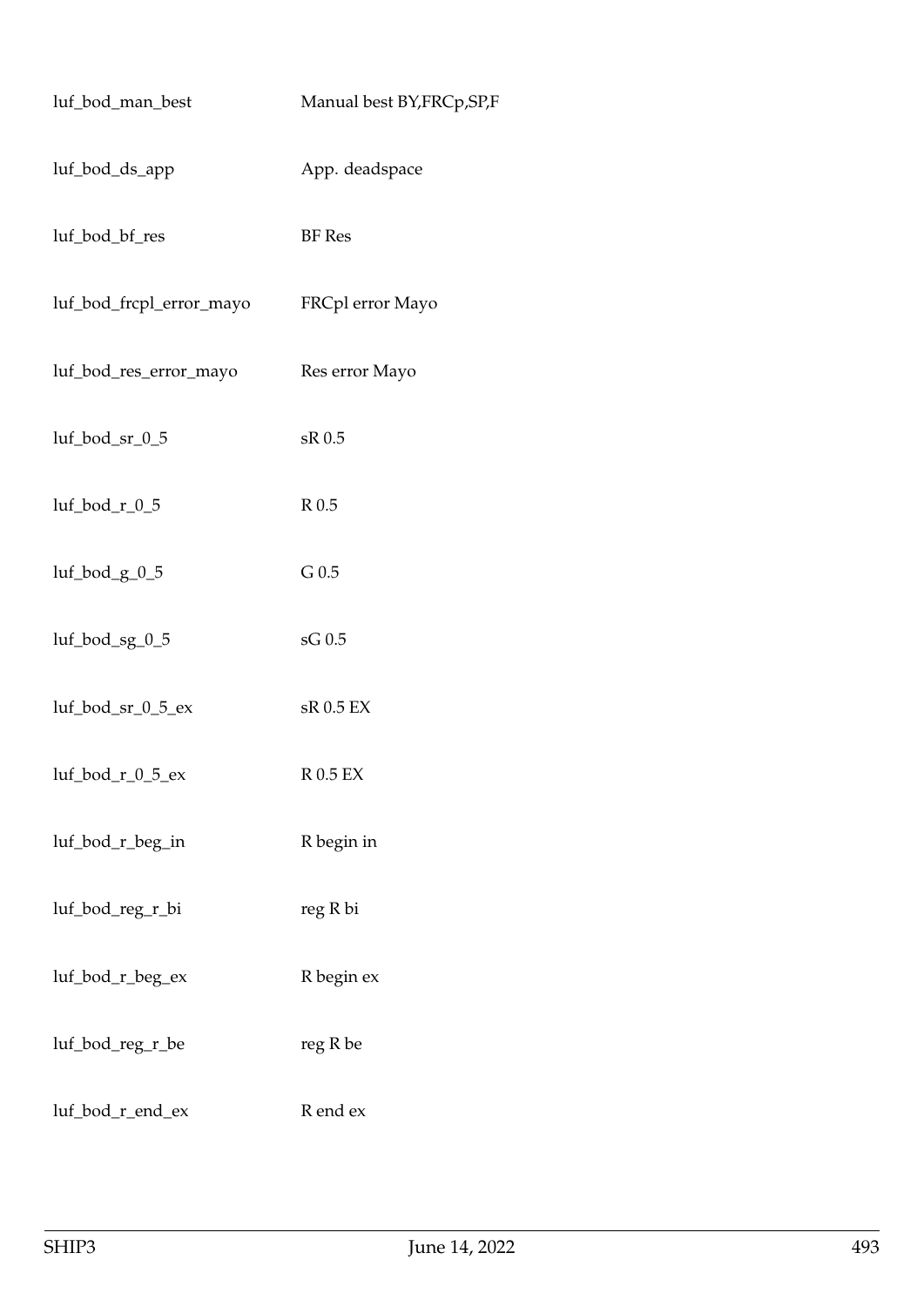| | |
|---|---|
| luf_bod_man_best | Manual best BY,FRCp,SP,F |
| luf_bod_ds_app | App. deadspace |
| luf_bod_bf_res | BF Res |
| luf_bod_frcpl_error_mayo | FRCpl error Mayo |
| luf_bod_res_error_mayo | Res error Mayo |
| luf_bod_sr_0_5 | sR 0.5 |
| luf_bod_r_0_5 | R 0.5 |
| luf_bod_g_0_5 | G 0.5 |
| luf_bod_sg_0_5 | sG 0.5 |
| luf_bod_sr_0_5_ex | sR 0.5 EX |
| luf_bod_r_0_5_ex | R 0.5 EX |
| luf_bod_r_beg_in | R begin in |
| luf_bod_reg_r_bi | reg R bi |
| luf_bod_r_beg_ex | R begin ex |
| luf_bod_reg_r_be | reg R be |
| luf_bod_r_end_ex | R end ex |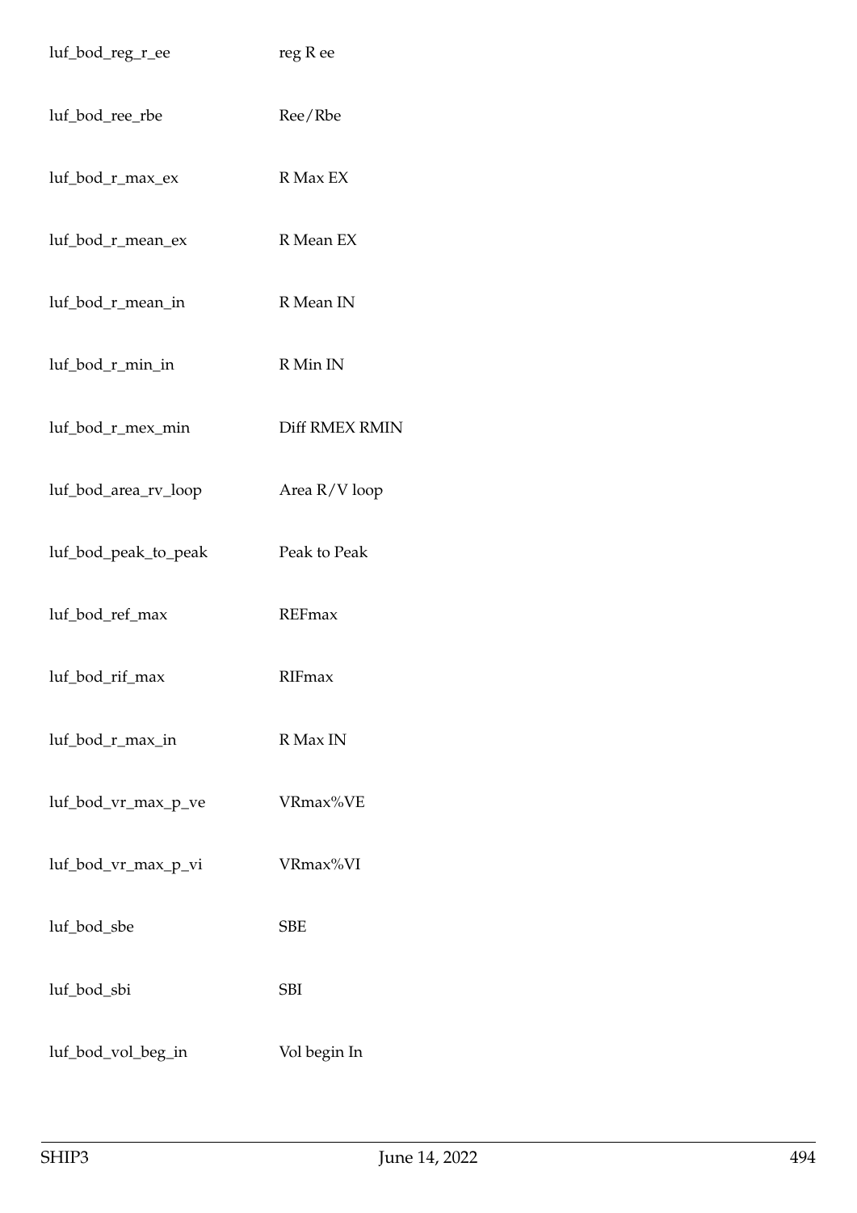| | |
|---|---|
| luf_bod_reg_r_ee | reg R ee |
| luf_bod_ree_rbe | Ree/Rbe |
| luf_bod_r_max_ex | R Max EX |
| luf_bod_r_mean_ex | R Mean EX |
| luf_bod_r_mean_in | R Mean IN |
| luf_bod_r_min_in | R Min IN |
| luf_bod_r_mex_min | Diff RMEX RMIN |
| luf_bod_area_rv_loop | Area R/V loop |
| luf_bod_peak_to_peak | Peak to Peak |
| luf_bod_ref_max | REFmax |
| luf_bod_rif_max | RIFmax |
| luf_bod_r_max_in | R Max IN |
| luf_bod_vr_max_p_ve | VRmax%VE |
| luf_bod_vr_max_p_vi | VRmax%VI |
| luf_bod_sbe | SBE |
| luf_bod_sbi | SBI |
| luf_bod_vol_beg_in | Vol begin In |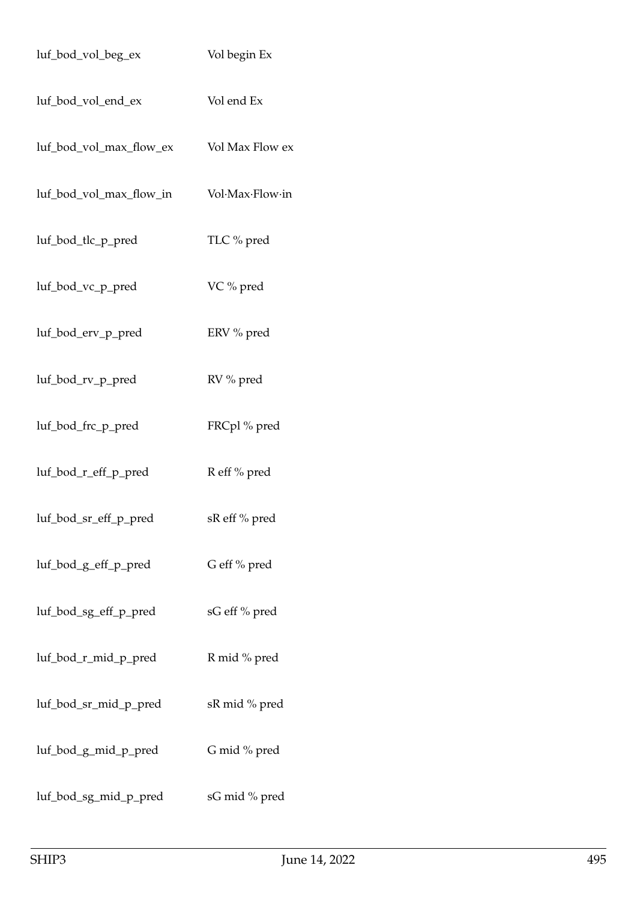| | |
|---|---|
| luf_bod_vol_beg_ex | Vol begin Ex |
| luf_bod_vol_end_ex | Vol end Ex |
| luf_bod_vol_max_flow_ex | Vol Max Flow ex |
| luf_bod_vol_max_flow_in | Vol·Max·Flow·in |
| luf_bod_tlc_p_pred | TLC % pred |
| luf_bod_vc_p_pred | VC % pred |
| luf_bod_erv_p_pred | ERV % pred |
| luf_bod_rv_p_pred | RV % pred |
| luf_bod_frc_p_pred | FRCpl % pred |
| luf_bod_r_eff_p_pred | R eff % pred |
| luf_bod_sr_eff_p_pred | sR eff % pred |
| luf_bod_g_eff_p_pred | G eff % pred |
| luf_bod_sg_eff_p_pred | sG eff % pred |
| luf_bod_r_mid_p_pred | R mid % pred |
| luf_bod_sr_mid_p_pred | sR mid % pred |
| luf_bod_g_mid_p_pred | G mid % pred |
| luf_bod_sg_mid_p_pred | sG mid % pred |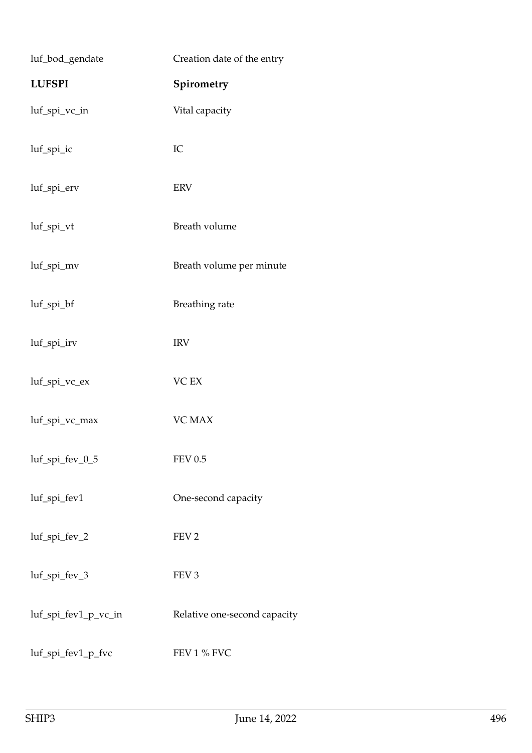| | |
|---|---|
| luf_bod_gendate | Creation date of the entry |
| **LUFSPI** | **Spirometry** |
| luf_spi_vc_in | Vital capacity |
| luf_spi_ic | IC |
| luf_spi_erv | ERV |
| luf_spi_vt | Breath volume |
| luf_spi_mv | Breath volume per minute |
| luf_spi_bf | Breathing rate |
| luf_spi_irv | IRV |
| luf_spi_vc_ex | VC EX |
| luf_spi_vc_max | VC MAX |
| luf_spi_fev_0_5 | FEV 0.5 |
| luf_spi_fev1 | One-second capacity |
| luf_spi_fev_2 | FEV 2 |
| luf_spi_fev_3 | FEV 3 |
| luf_spi_fev1_p_vc_in | Relative one-second capacity |
| luf_spi_fev1_p_fvc | FEV 1 % FVC |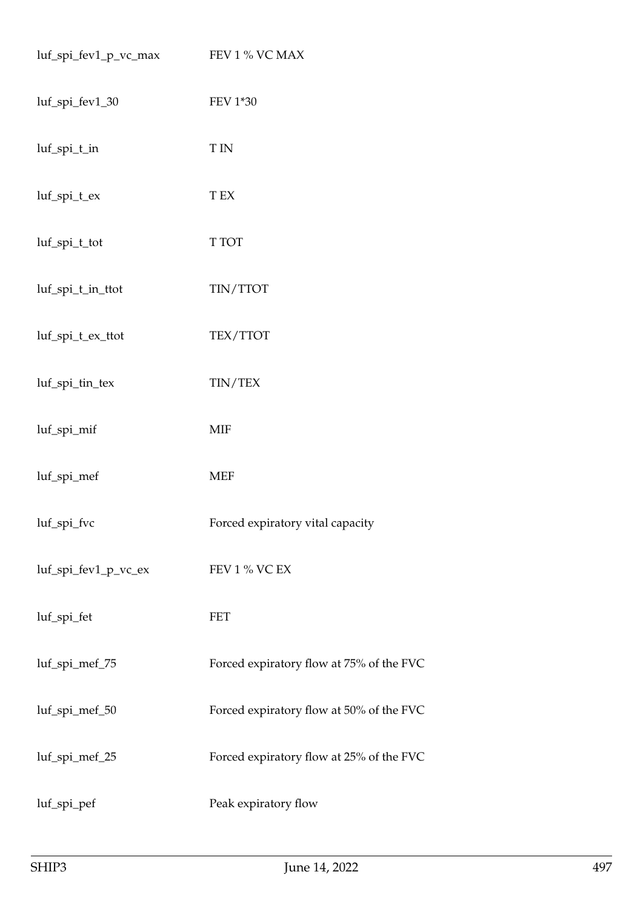| | |
|---|---|
| luf_spi_fev1_p_vc_max | FEV 1 % VC MAX |
| luf_spi_fev1_30 | FEV 1*30 |
| luf_spi_t_in | T IN |
| luf_spi_t_ex | T EX |
| luf_spi_t_tot | T TOT |
| luf_spi_t_in_ttot | TIN/TTOT |
| luf_spi_t_ex_ttot | TEX/TTOT |
| luf_spi_tin_tex | TIN/TEX |
| luf_spi_mif | MIF |
| luf_spi_mef | MEF |
| luf_spi_fvc | Forced expiratory vital capacity |
| luf_spi_fev1_p_vc_ex | FEV 1 % VC EX |
| luf_spi_fet | FET |
| luf_spi_mef_75 | Forced expiratory flow at 75% of the FVC |
| luf_spi_mef_50 | Forced expiratory flow at 50% of the FVC |
| luf_spi_mef_25 | Forced expiratory flow at 25% of the FVC |
| luf_spi_pef | Peak expiratory flow |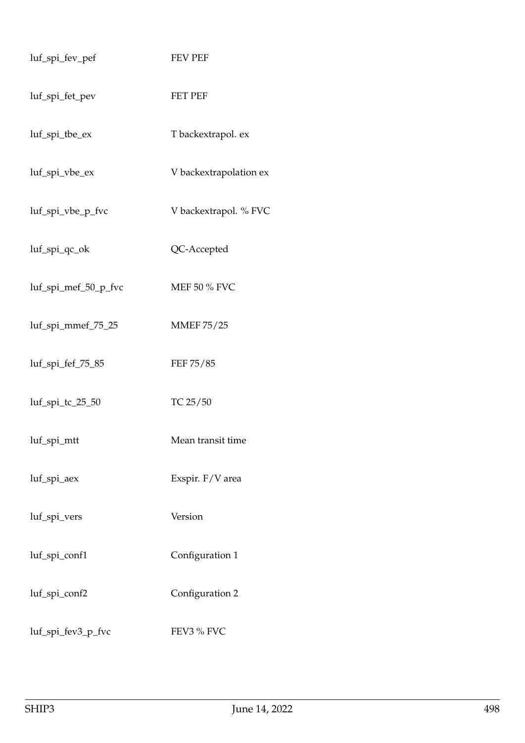| | |
|---|---|
| luf_spi_fev_pef | FEV PEF |
| luf_spi_fet_pev | FET PEF |
| luf_spi_tbe_ex | T backextrapol. ex |
| luf_spi_vbe_ex | V backextrapolation ex |
| luf_spi_vbe_p_fvc | V backextrapol. % FVC |
| luf_spi_qc_ok | QC-Accepted |
| luf_spi_mef_50_p_fvc | MEF 50 % FVC |
| luf_spi_mmef_75_25 | MMEF 75/25 |
| luf_spi_fef_75_85 | FEF 75/85 |
| luf_spi_tc_25_50 | TC 25/50 |
| luf_spi_mtt | Mean transit time |
| luf_spi_aex | Exspir. F/V area |
| luf_spi_vers | Version |
| luf_spi_conf1 | Configuration 1 |
| luf_spi_conf2 | Configuration 2 |
| luf_spi_fev3_p_fvc | FEV3 % FVC |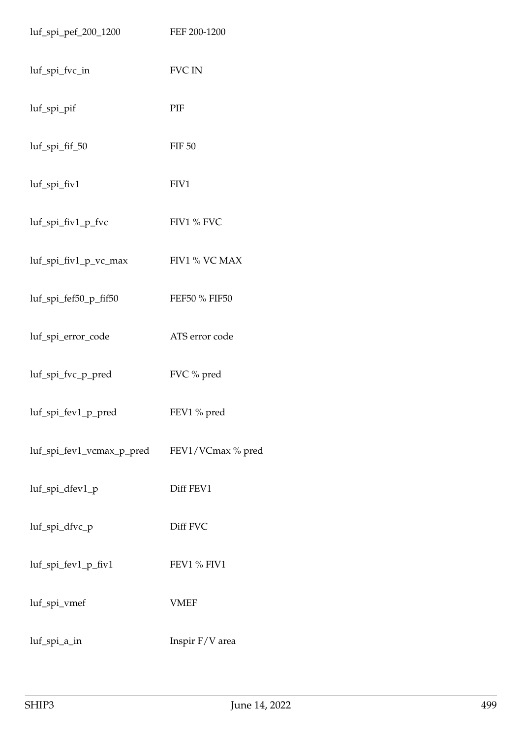| | |
|---|---|
| luf_spi_pef_200_1200 | FEF 200-1200 |
| luf_spi_fvc_in | FVC IN |
| luf_spi_pif | PIF |
| luf_spi_fif_50 | FIF 50 |
| luf_spi_fiv1 | FIV1 |
| luf_spi_fiv1_p_fvc | FIV1 % FVC |
| luf_spi_fiv1_p_vc_max | FIV1 % VC MAX |
| luf_spi_fef50_p_fif50 | FEF50 % FIF50 |
| luf_spi_error_code | ATS error code |
| luf_spi_fvc_p_pred | FVC % pred |
| luf_spi_fev1_p_pred | FEV1 % pred |
| luf_spi_fev1_vcmax_p_pred | FEV1/VCmax % pred |
| luf_spi_dfev1_p | Diff FEV1 |
| luf_spi_dfvc_p | Diff FVC |
| luf_spi_fev1_p_fiv1 | FEV1 % FIV1 |
| luf_spi_vmef | VMEF |
| luf_spi_a_in | Inspir F/V area |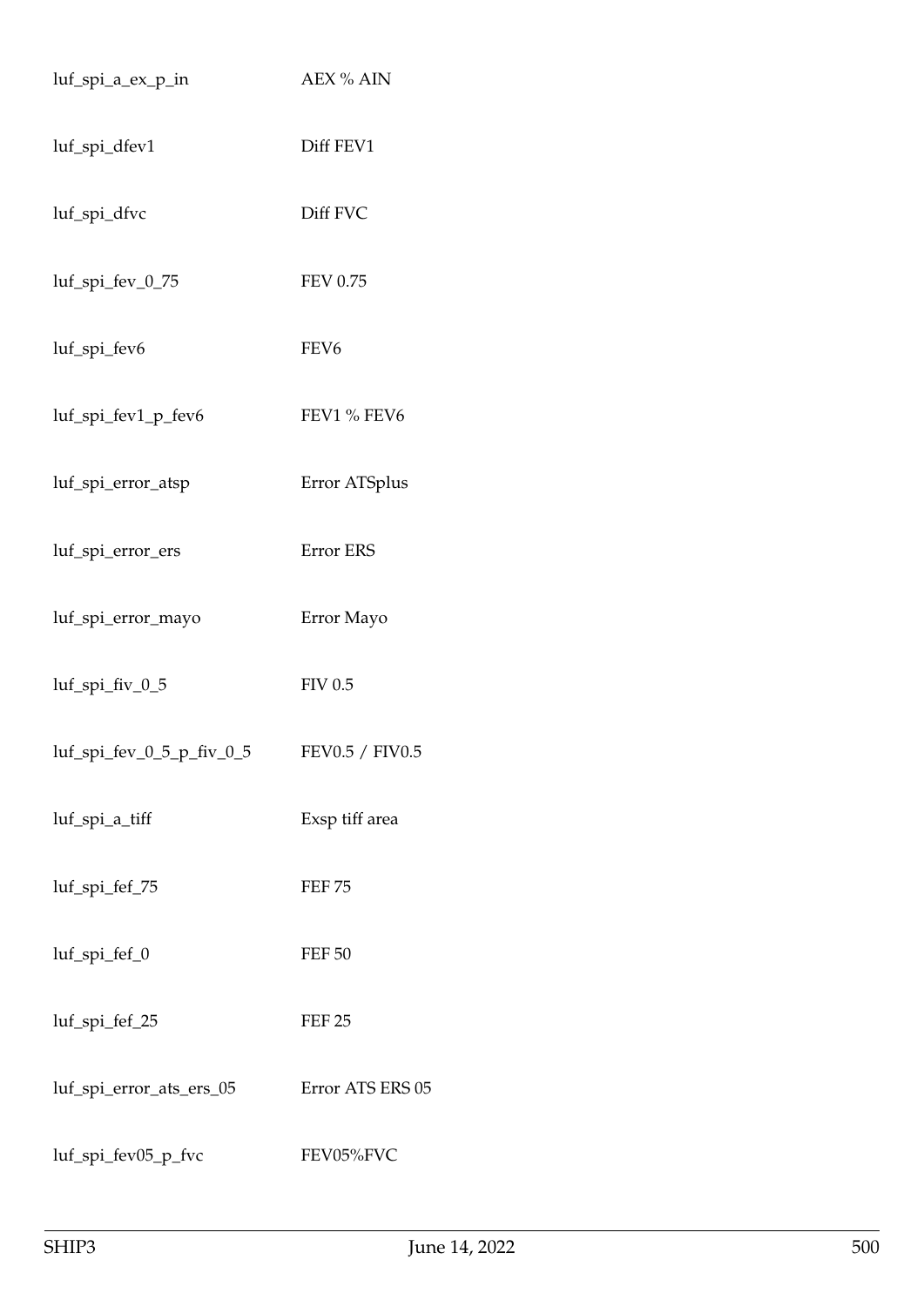| | |
|---|---|
| luf_spi_a_ex_p_in | AEX % AIN |
| luf_spi_dfev1 | Diff FEV1 |
| luf_spi_dfvc | Diff FVC |
| luf_spi_fev_0_75 | FEV 0.75 |
| luf_spi_fev6 | FEV6 |
| luf_spi_fev1_p_fev6 | FEV1 % FEV6 |
| luf_spi_error_atsp | Error ATSplus |
| luf_spi_error_ers | Error ERS |
| luf_spi_error_mayo | Error Mayo |
| luf_spi_fiv_0_5 | FIV 0.5 |
| luf_spi_fev_0_5_p_fiv_0_5 | FEV0.5 / FIV0.5 |
| luf_spi_a_tiff | Exsp tiff area |
| luf_spi_fef_75 | FEF 75 |
| luf_spi_fef_0 | FEF 50 |
| luf_spi_fef_25 | FEF 25 |
| luf_spi_error_ats_ers_05 | Error ATS ERS 05 |
| luf_spi_fev05_p_fvc | FEV05%FVC |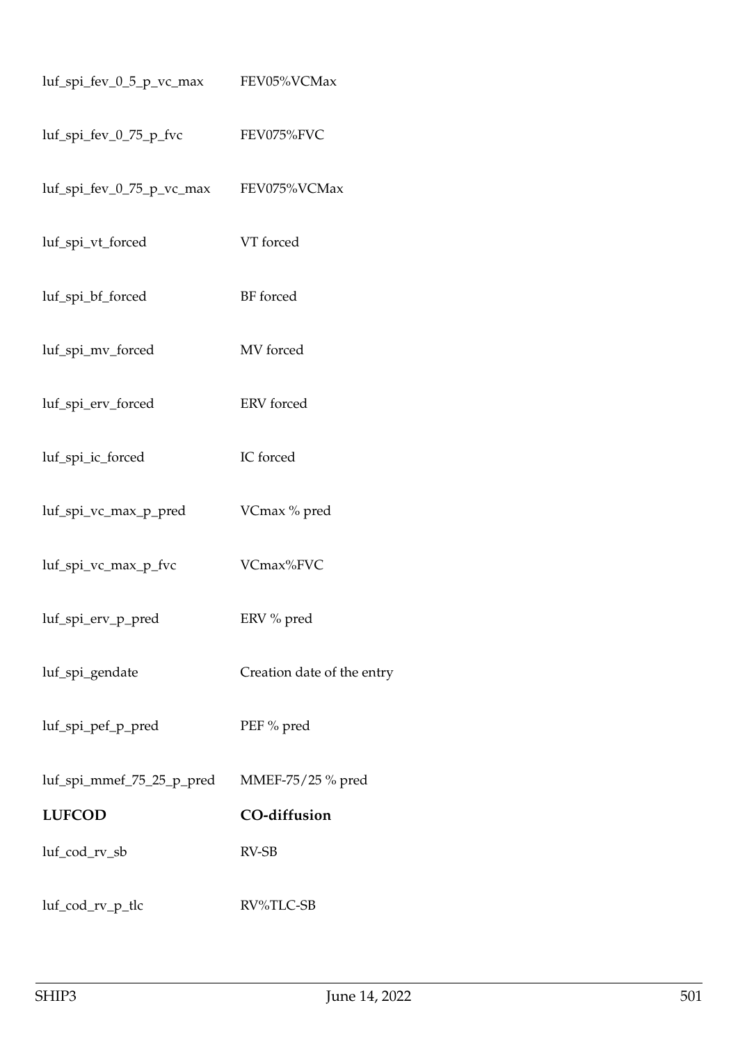| | |
|---|---|
| luf_spi_fev_0_5_p_vc_max | FEV05%VCMax |
| luf_spi_fev_0_75_p_fvc | FEV075%FVC |
| luf_spi_fev_0_75_p_vc_max | FEV075%VCMax |
| luf_spi_vt_forced | VT forced |
| luf_spi_bf_forced | BF forced |
| luf_spi_mv_forced | MV forced |
| luf_spi_erv_forced | ERV forced |
| luf_spi_ic_forced | IC forced |
| luf_spi_vc_max_p_pred | VCmax % pred |
| luf_spi_vc_max_p_fvc | VCmax%FVC |
| luf_spi_erv_p_pred | ERV % pred |
| luf_spi_gendate | Creation date of the entry |
| luf_spi_pef_p_pred | PEF % pred |
| luf_spi_mmef_75_25_p_pred | MMEF-75/25 % pred |

| **LUFCOD** | **CO-diffusion** |
|---|---|
| luf_cod_rv_sb | RV-SB |
| luf_cod_rv_p_tlc | RV%TLC-SB |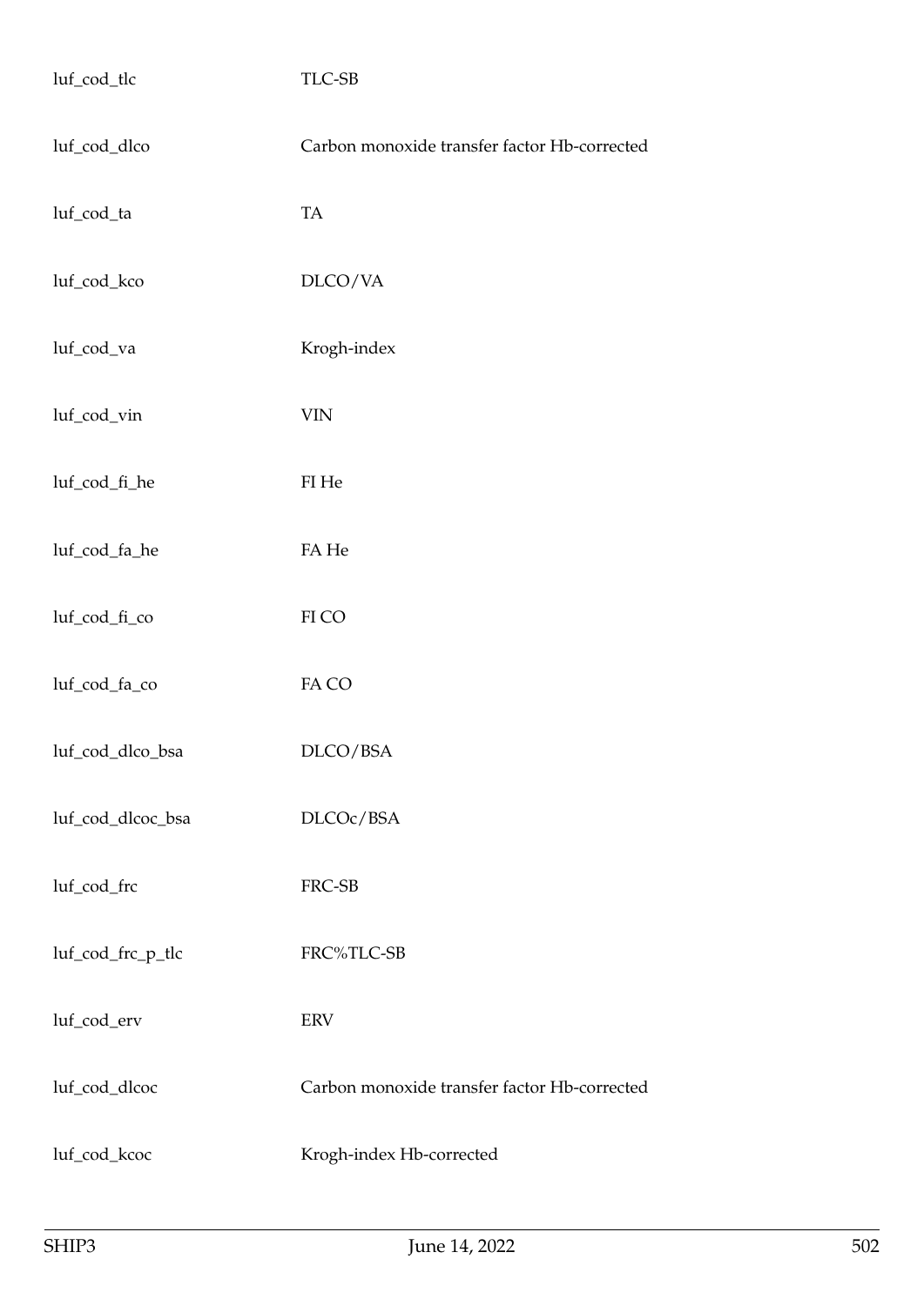| | |
|---|---|
| luf_cod_tlc | TLC-SB |
| luf_cod_dlco | Carbon monoxide transfer factor Hb-corrected |
| luf_cod_ta | TA |
| luf_cod_kco | DLCO/VA |
| luf_cod_va | Krogh-index |
| luf_cod_vin | VIN |
| luf_cod_fi_he | FI He |
| luf_cod_fa_he | FA He |
| luf_cod_fi_co | FI CO |
| luf_cod_fa_co | FA CO |
| luf_cod_dlco_bsa | DLCO/BSA |
| luf_cod_dlcoc_bsa | DLCOc/BSA |
| luf_cod_frc | FRC-SB |
| luf_cod_frc_p_tlc | FRC%TLC-SB |
| luf_cod_erv | ERV |
| luf_cod_dlcoc | Carbon monoxide transfer factor Hb-corrected |
| luf_cod_kcoc | Krogh-index Hb-corrected |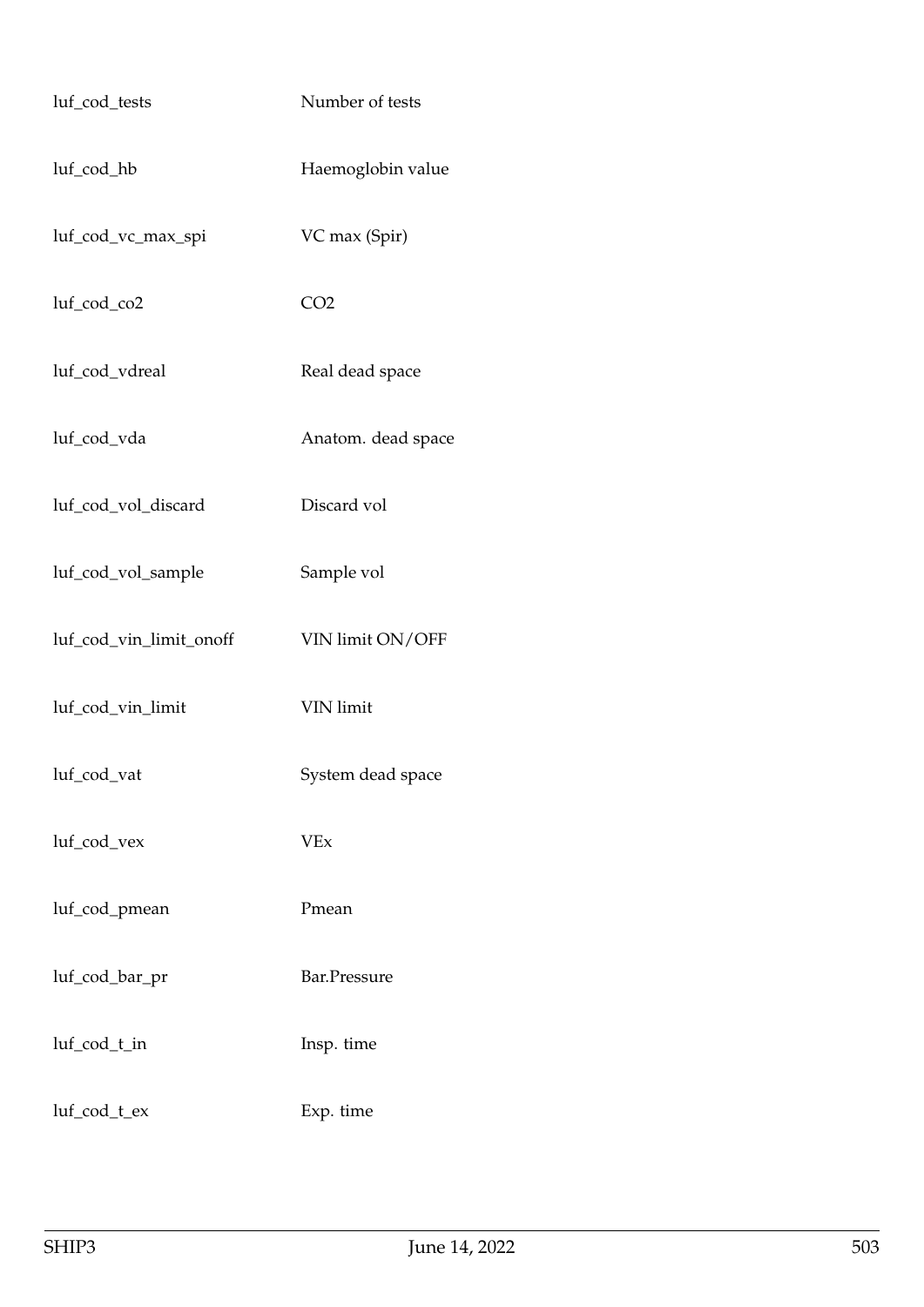| | |
|---|---|
| luf_cod_tests | Number of tests |
| luf_cod_hb | Haemoglobin value |
| luf_cod_vc_max_spi | VC max (Spir) |
| luf_cod_co2 | CO2 |
| luf_cod_vdreal | Real dead space |
| luf_cod_vda | Anatom. dead space |
| luf_cod_vol_discard | Discard vol |
| luf_cod_vol_sample | Sample vol |
| luf_cod_vin_limit_onoff | VIN limit ON/OFF |
| luf_cod_vin_limit | VIN limit |
| luf_cod_vat | System dead space |
| luf_cod_vex | VEx |
| luf_cod_pmean | Pmean |
| luf_cod_bar_pr | Bar.Pressure |
| luf_cod_t_in | Insp. time |
| luf_cod_t_ex | Exp. time |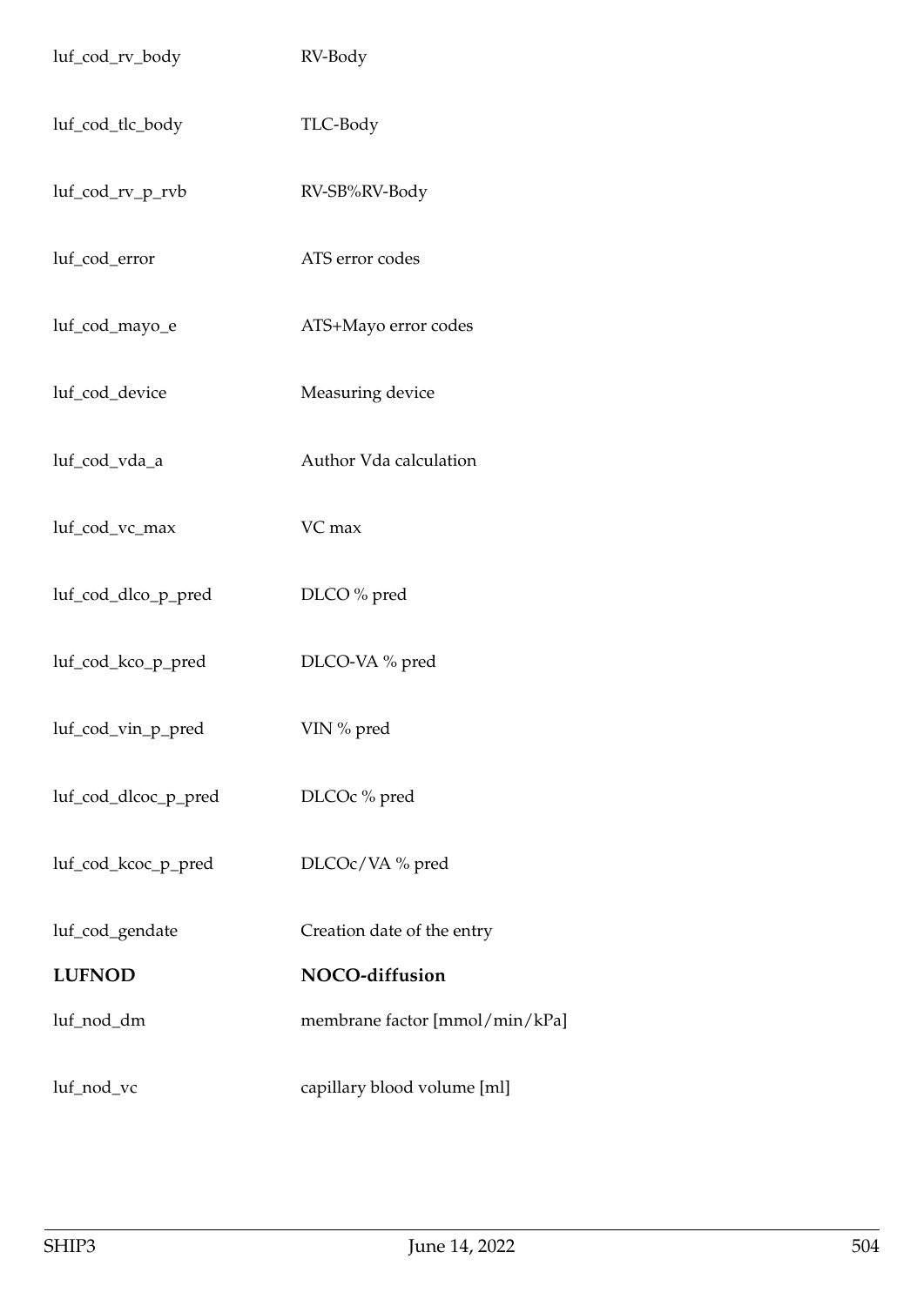| | |
|---|---|
| luf_cod_rv_body | RV-Body |
| luf_cod_tlc_body | TLC-Body |
| luf_cod_rv_p_rvb | RV-SB%RV-Body |
| luf_cod_error | ATS error codes |
| luf_cod_mayo_e | ATS+Mayo error codes |
| luf_cod_device | Measuring device |
| luf_cod_vda_a | Author Vda calculation |
| luf_cod_vc_max | VC max |
| luf_cod_dlco_p_pred | DLCO % pred |
| luf_cod_kco_p_pred | DLCO-VA % pred |
| luf_cod_vin_p_pred | VIN % pred |
| luf_cod_dlcoc_p_pred | DLCOc % pred |
| luf_cod_kcoc_p_pred | DLCOc/VA % pred |
| luf_cod_gendate | Creation date of the entry |
| **LUFNOD** | **NOCO-diffusion** |
| luf_nod_dm | membrane factor [mmol/min/kPa] |
| luf_nod_vc | capillary blood volume [ml] |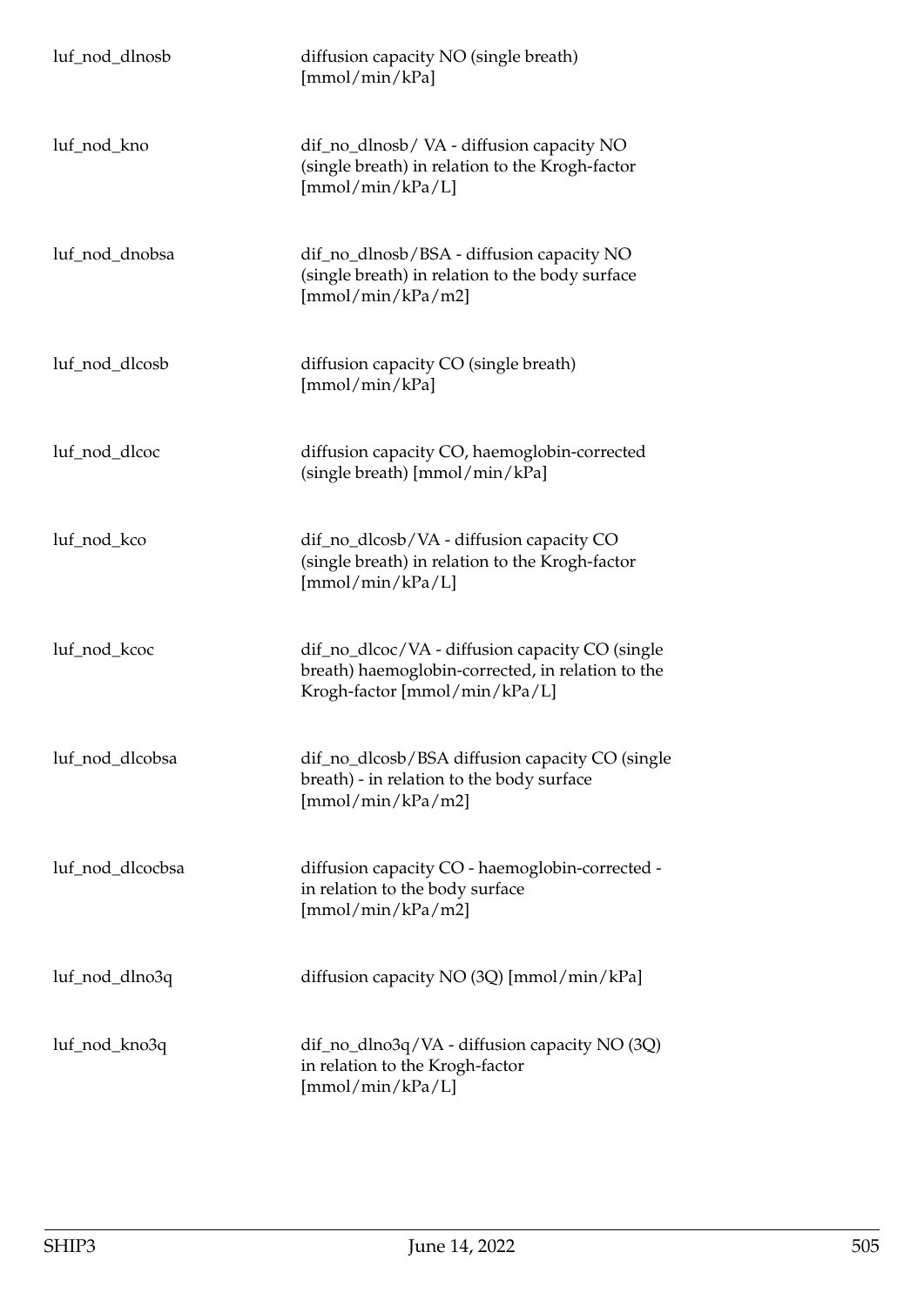| | |
|---|---|
| luf_nod_dlnosb | diffusion capacity NO (single breath) [mmol/min/kPa] |
| luf_nod_kno | dif_no_dlnosb/ VA - diffusion capacity NO (single breath) in relation to the Krogh-factor [mmol/min/kPa/L] |
| luf_nod_dnobsa | dif_no_dlnosb/BSA - diffusion capacity NO (single breath) in relation to the body surface [mmol/min/kPa/m2] |
| luf_nod_dlcosb | diffusion capacity CO (single breath) [mmol/min/kPa] |
| luf_nod_dlcoc | diffusion capacity CO, haemoglobin-corrected (single breath) [mmol/min/kPa] |
| luf_nod_kco | dif_no_dlcosb/VA - diffusion capacity CO (single breath) in relation to the Krogh-factor [mmol/min/kPa/L] |
| luf_nod_kcoc | dif_no_dlcoc/VA - diffusion capacity CO (single breath) haemoglobin-corrected, in relation to the Krogh-factor [mmol/min/kPa/L] |
| luf_nod_dlcobsa | dif_no_dlcosb/BSA diffusion capacity CO (single breath) - in relation to the body surface [mmol/min/kPa/m2] |
| luf_nod_dlcocbsa | diffusion capacity CO - haemoglobin-corrected - in relation to the body surface [mmol/min/kPa/m2] |
| luf_nod_dlno3q | diffusion capacity NO (3Q) [mmol/min/kPa] |
| luf_nod_kno3q | dif_no_dlno3q/VA - diffusion capacity NO (3Q) in relation to the Krogh-factor [mmol/min/kPa/L] |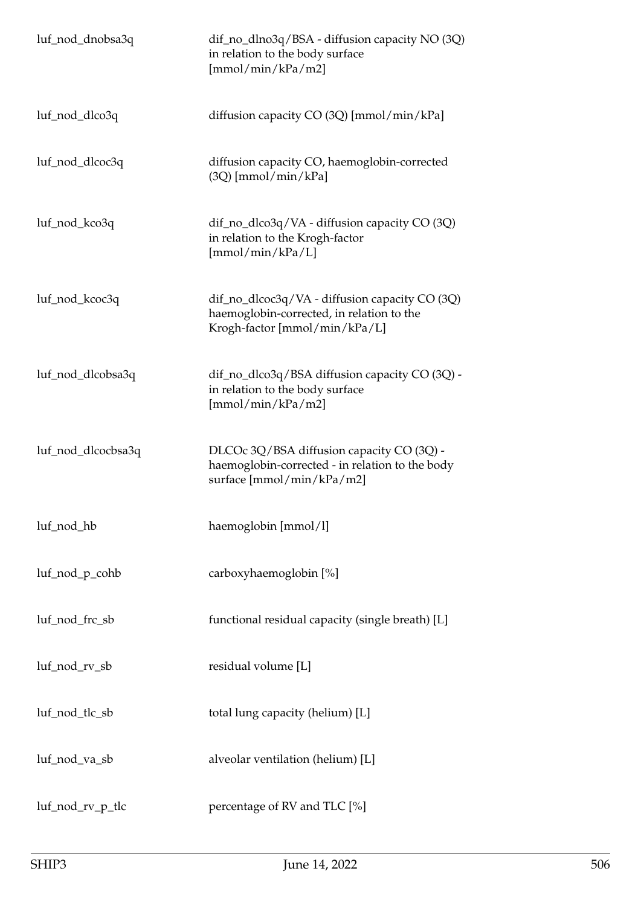| | |
|---|---|
| luf_nod_dnobsa3q | dif_no_dlno3q/BSA - diffusion capacity NO (3Q) in relation to the body surface [mmol/min/kPa/m2] |
| luf_nod_dlco3q | diffusion capacity CO (3Q) [mmol/min/kPa] |
| luf_nod_dlcoc3q | diffusion capacity CO, haemoglobin-corrected (3Q) [mmol/min/kPa] |
| luf_nod_kco3q | dif_no_dlco3q/VA - diffusion capacity CO (3Q) in relation to the Krogh-factor [mmol/min/kPa/L] |
| luf_nod_kcoc3q | dif_no_dlcoc3q/VA - diffusion capacity CO (3Q) haemoglobin-corrected, in relation to the Krogh-factor [mmol/min/kPa/L] |
| luf_nod_dlcobsa3q | dif_no_dlco3q/BSA diffusion capacity CO (3Q) - in relation to the body surface [mmol/min/kPa/m2] |
| luf_nod_dlcocbsa3q | DLCOc 3Q/BSA diffusion capacity CO (3Q) - haemoglobin-corrected - in relation to the body surface [mmol/min/kPa/m2] |
| luf_nod_hb | haemoglobin [mmol/l] |
| luf_nod_p_cohb | carboxyhaemoglobin [%] |
| luf_nod_frc_sb | functional residual capacity (single breath) [L] |
| luf_nod_rv_sb | residual volume [L] |
| luf_nod_tlc_sb | total lung capacity (helium) [L] |
| luf_nod_va_sb | alveolar ventilation (helium) [L] |
| luf_nod_rv_p_tlc | percentage of RV and TLC [%] |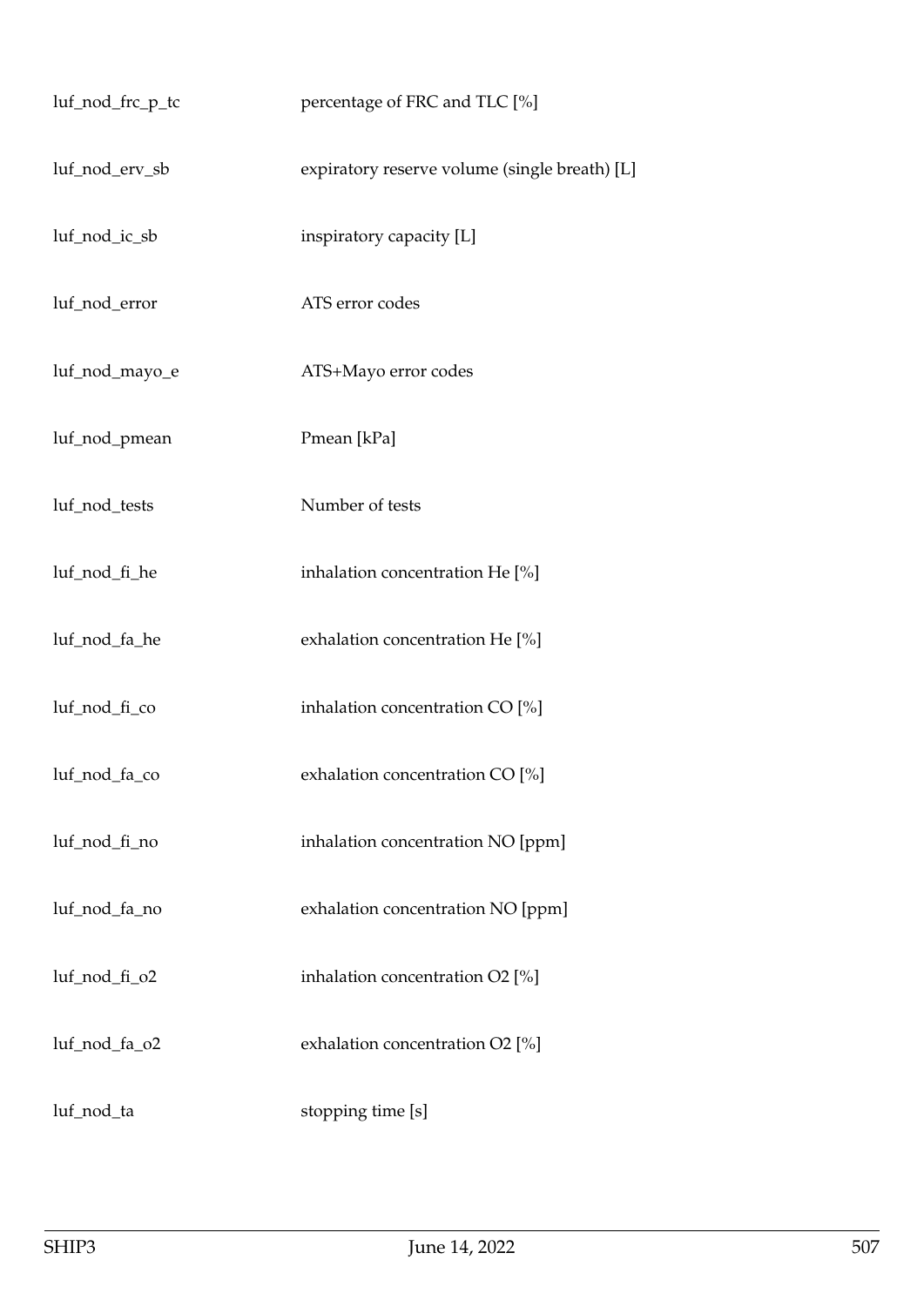| | |
|---|---|
| luf_nod_frc_p_tc | percentage of FRC and TLC [%] |
| luf_nod_erv_sb | expiratory reserve volume (single breath) [L] |
| luf_nod_ic_sb | inspiratory capacity [L] |
| luf_nod_error | ATS error codes |
| luf_nod_mayo_e | ATS+Mayo error codes |
| luf_nod_pmean | Pmean [kPa] |
| luf_nod_tests | Number of tests |
| luf_nod_fi_he | inhalation concentration He [%] |
| luf_nod_fa_he | exhalation concentration He [%] |
| luf_nod_fi_co | inhalation concentration CO [%] |
| luf_nod_fa_co | exhalation concentration CO [%] |
| luf_nod_fi_no | inhalation concentration NO [ppm] |
| luf_nod_fa_no | exhalation concentration NO [ppm] |
| luf_nod_fi_o2 | inhalation concentration O2 [%] |
| luf_nod_fa_o2 | exhalation concentration O2 [%] |
| luf_nod_ta | stopping time [s] |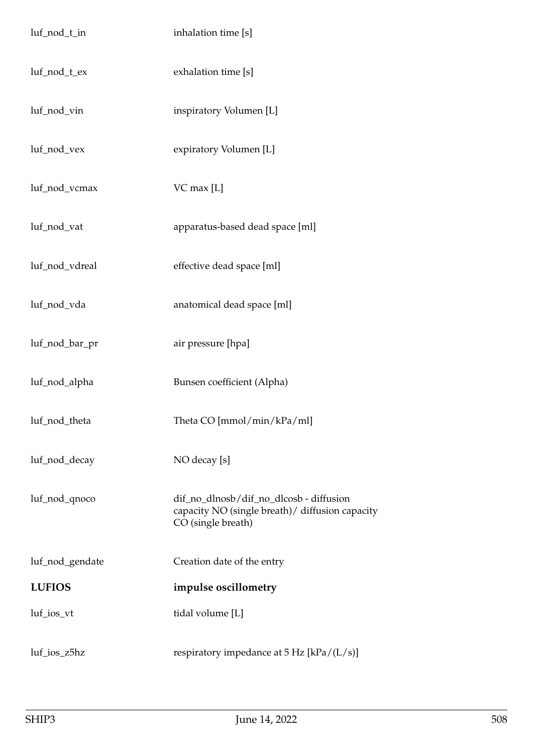| | |
|---|---|
| luf_nod_t_in | inhalation time [s] |
| luf_nod_t_ex | exhalation time [s] |
| luf_nod_vin | inspiratory Volumen [L] |
| luf_nod_vex | expiratory Volumen [L] |
| luf_nod_vcmax | VC max [L] |
| luf_nod_vat | apparatus-based dead space [ml] |
| luf_nod_vdreal | effective dead space [ml] |
| luf_nod_vda | anatomical dead space [ml] |
| luf_nod_bar_pr | air pressure [hpa] |
| luf_nod_alpha | Bunsen coefficient (Alpha) |
| luf_nod_theta | Theta CO [mmol/min/kPa/ml] |
| luf_nod_decay | NO decay [s] |
| luf_nod_qnoco | dif_no_dlnosb/dif_no_dlcosb - diffusion capacity NO (single breath)/ diffusion capacity CO (single breath) |
| luf_nod_gendate | Creation date of the entry |
| **LUFIOS** | **impulse oscillometry** |
| luf_ios_vt | tidal volume [L] |
| luf_ios_z5hz | respiratory impedance at 5 Hz [kPa/(L/s)] |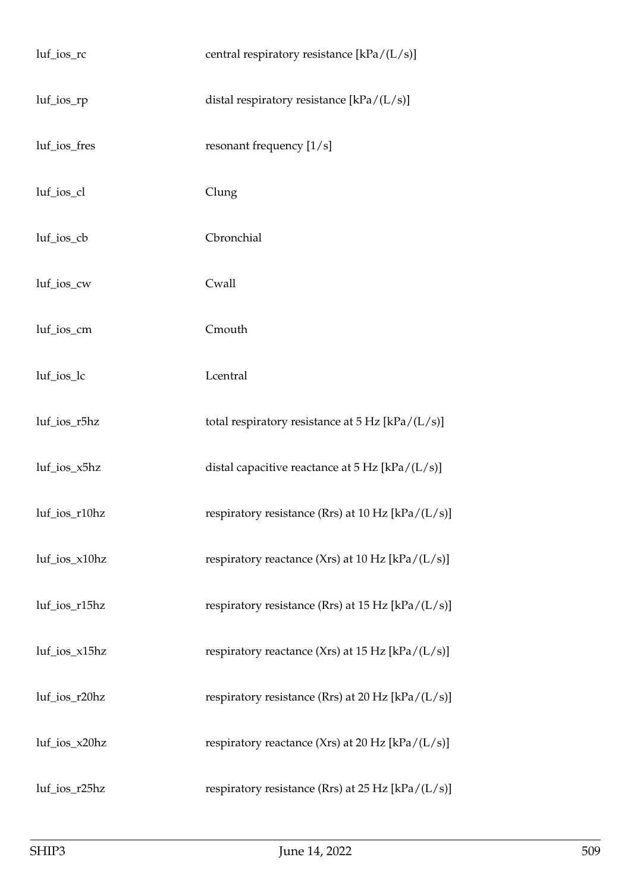| | |
|---|---|
| luf_ios_rc | central respiratory resistance [kPa/(L/s)] |
| luf_ios_rp | distal respiratory resistance [kPa/(L/s)] |
| luf_ios_fres | resonant frequency [1/s] |
| luf_ios_cl | Clung |
| luf_ios_cb | Cbronchial |
| luf_ios_cw | Cwall |
| luf_ios_cm | Cmouth |
| luf_ios_lc | Lcentral |
| luf_ios_r5hz | total respiratory resistance at 5 Hz [kPa/(L/s)] |
| luf_ios_x5hz | distal capacitive reactance at 5 Hz [kPa/(L/s)] |
| luf_ios_r10hz | respiratory resistance (Rrs) at 10 Hz [kPa/(L/s)] |
| luf_ios_x10hz | respiratory reactance (Xrs) at 10 Hz [kPa/(L/s)] |
| luf_ios_r15hz | respiratory resistance (Rrs) at 15 Hz [kPa/(L/s)] |
| luf_ios_x15hz | respiratory reactance (Xrs) at 15 Hz [kPa/(L/s)] |
| luf_ios_r20hz | respiratory resistance (Rrs) at 20 Hz [kPa/(L/s)] |
| luf_ios_x20hz | respiratory reactance (Xrs) at 20 Hz [kPa/(L/s)] |
| luf_ios_r25hz | respiratory resistance (Rrs) at 25 Hz [kPa/(L/s)] |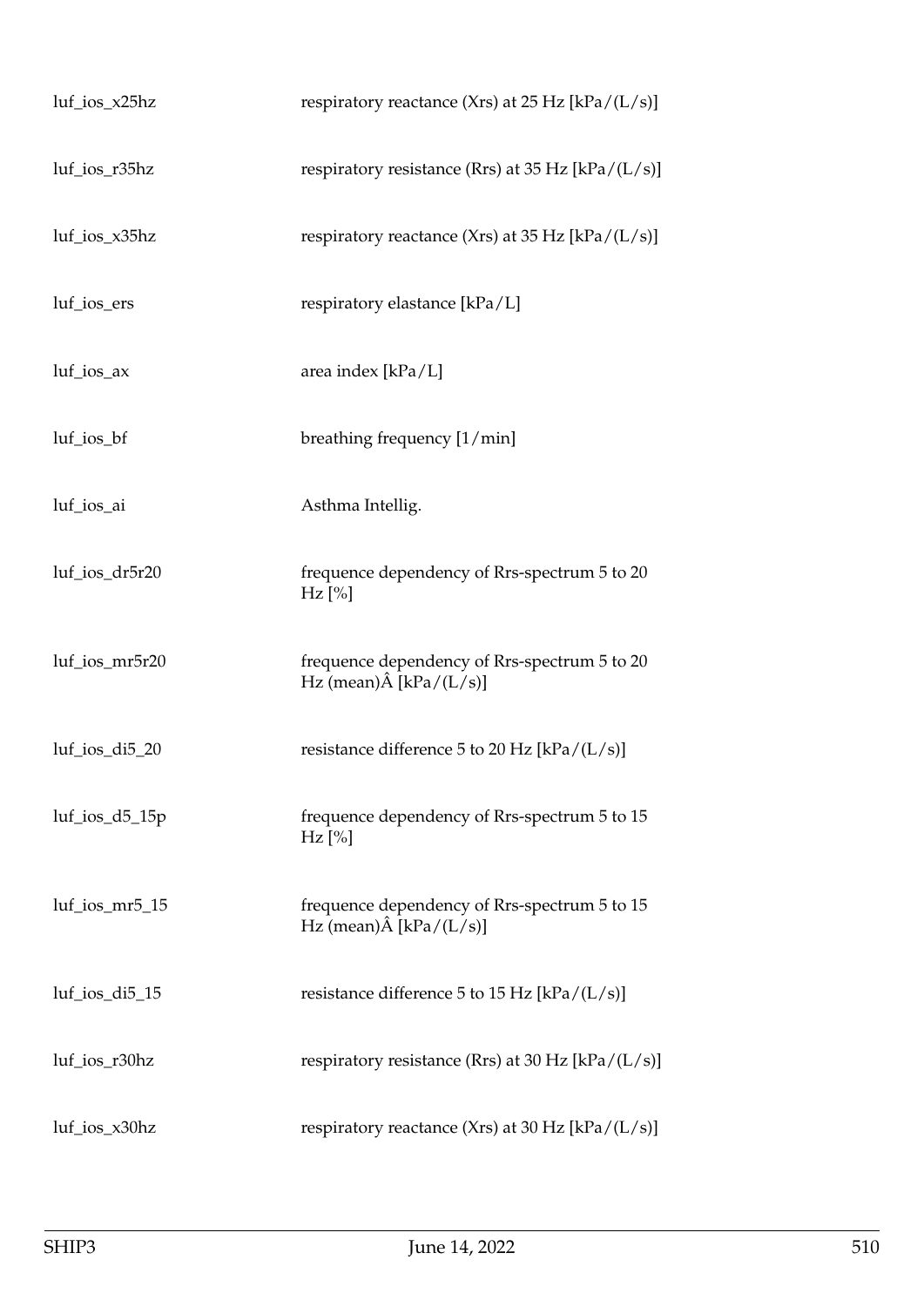| | |
|---|---|
| luf_ios_x25hz | respiratory reactance (Xrs) at 25 Hz [kPa/(L/s)] |
| luf_ios_r35hz | respiratory resistance (Rrs) at 35 Hz [kPa/(L/s)] |
| luf_ios_x35hz | respiratory reactance (Xrs) at 35 Hz [kPa/(L/s)] |
| luf_ios_ers | respiratory elastance [kPa/L] |
| luf_ios_ax | area index [kPa/L] |
| luf_ios_bf | breathing frequency [1/min] |
| luf_ios_ai | Asthma Intellig. |
| luf_ios_dr5r20 | frequence dependency of Rrs-spectrum 5 to 20 Hz [%] |
| luf_ios_mr5r20 | frequence dependency of Rrs-spectrum 5 to 20 Hz (mean)Â [kPa/(L/s)] |
| luf_ios_di5_20 | resistance difference 5 to 20 Hz [kPa/(L/s)] |
| luf_ios_d5_15p | frequence dependency of Rrs-spectrum 5 to 15 Hz [%] |
| luf_ios_mr5_15 | frequence dependency of Rrs-spectrum 5 to 15 Hz (mean)Â [kPa/(L/s)] |
| luf_ios_di5_15 | resistance difference 5 to 15 Hz [kPa/(L/s)] |
| luf_ios_r30hz | respiratory resistance (Rrs) at 30 Hz [kPa/(L/s)] |
| luf_ios_x30hz | respiratory reactance (Xrs) at 30 Hz [kPa/(L/s)] |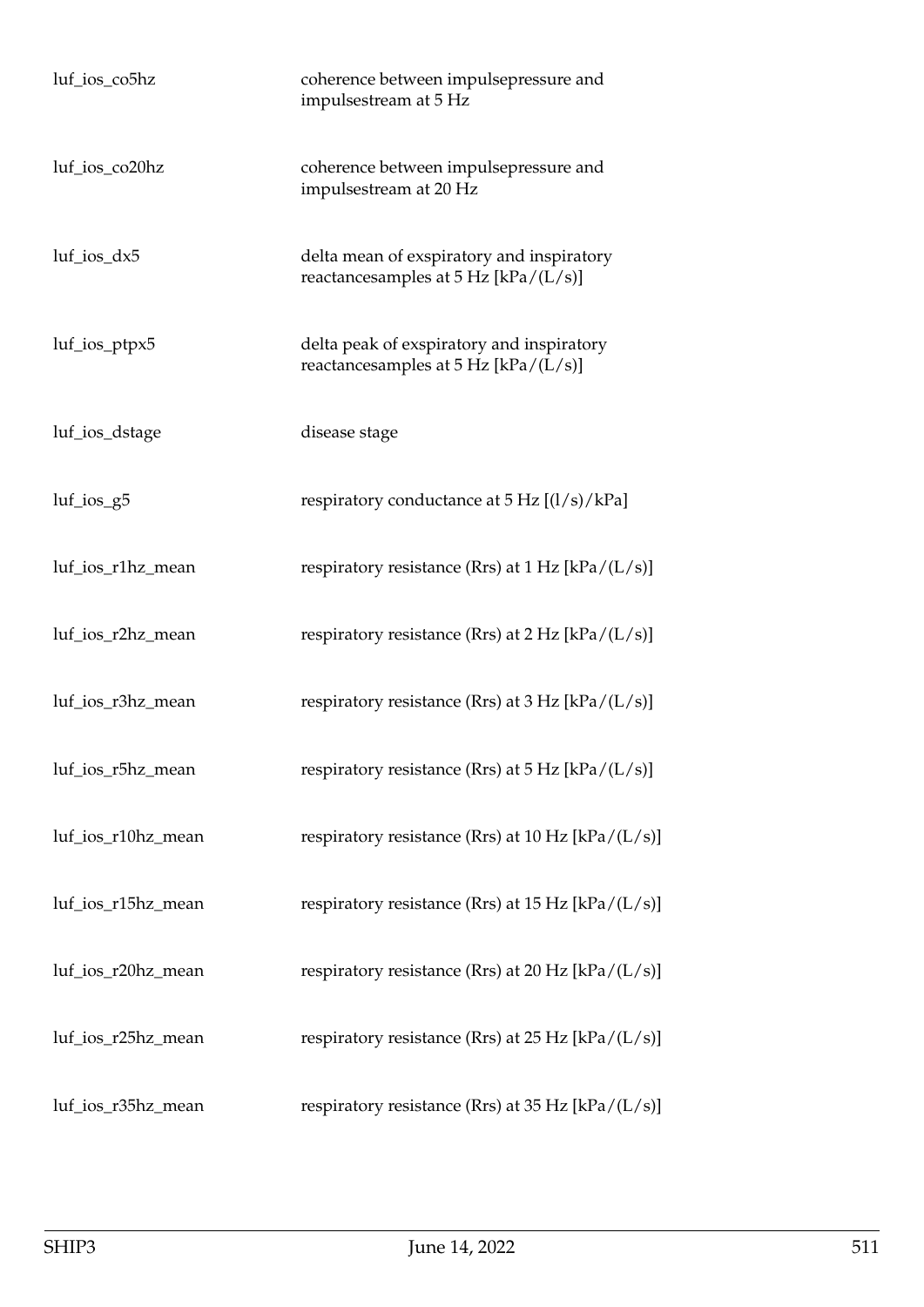| | |
|---|---|
| luf_ios_co5hz | coherence between impulsepressure and impulsestream at 5 Hz |
| luf_ios_co20hz | coherence between impulsepressure and impulsestream at 20 Hz |
| luf_ios_dx5 | delta mean of exspiratory and inspiratory reactancesamples at 5 Hz [kPa/(L/s)] |
| luf_ios_ptpx5 | delta peak of exspiratory and inspiratory reactancesamples at 5 Hz [kPa/(L/s)] |
| luf_ios_dstage | disease stage |
| luf_ios_g5 | respiratory conductance at 5 Hz [(l/s)/kPa] |
| luf_ios_r1hz_mean | respiratory resistance (Rrs) at 1 Hz [kPa/(L/s)] |
| luf_ios_r2hz_mean | respiratory resistance (Rrs) at 2 Hz [kPa/(L/s)] |
| luf_ios_r3hz_mean | respiratory resistance (Rrs) at 3 Hz [kPa/(L/s)] |
| luf_ios_r5hz_mean | respiratory resistance (Rrs) at 5 Hz [kPa/(L/s)] |
| luf_ios_r10hz_mean | respiratory resistance (Rrs) at 10 Hz [kPa/(L/s)] |
| luf_ios_r15hz_mean | respiratory resistance (Rrs) at 15 Hz [kPa/(L/s)] |
| luf_ios_r20hz_mean | respiratory resistance (Rrs) at 20 Hz [kPa/(L/s)] |
| luf_ios_r25hz_mean | respiratory resistance (Rrs) at 25 Hz [kPa/(L/s)] |
| luf_ios_r35hz_mean | respiratory resistance (Rrs) at 35 Hz [kPa/(L/s)] |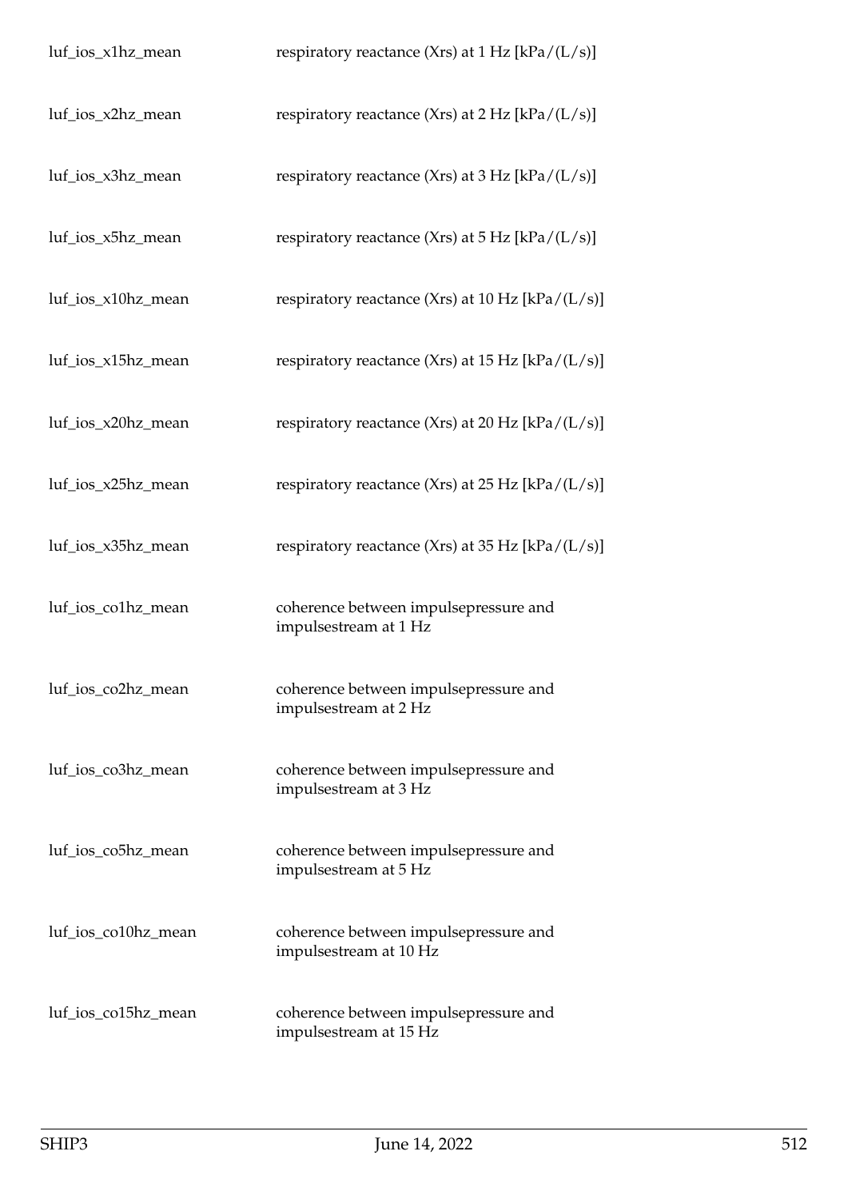| | |
|---|---|
| luf_ios_x1hz_mean | respiratory reactance (Xrs) at 1 Hz [kPa/(L/s)] |
| luf_ios_x2hz_mean | respiratory reactance (Xrs) at 2 Hz [kPa/(L/s)] |
| luf_ios_x3hz_mean | respiratory reactance (Xrs) at 3 Hz [kPa/(L/s)] |
| luf_ios_x5hz_mean | respiratory reactance (Xrs) at 5 Hz [kPa/(L/s)] |
| luf_ios_x10hz_mean | respiratory reactance (Xrs) at 10 Hz [kPa/(L/s)] |
| luf_ios_x15hz_mean | respiratory reactance (Xrs) at 15 Hz [kPa/(L/s)] |
| luf_ios_x20hz_mean | respiratory reactance (Xrs) at 20 Hz [kPa/(L/s)] |
| luf_ios_x25hz_mean | respiratory reactance (Xrs) at 25 Hz [kPa/(L/s)] |
| luf_ios_x35hz_mean | respiratory reactance (Xrs) at 35 Hz [kPa/(L/s)] |
| luf_ios_co1hz_mean | coherence between impulsepressure and impulsestream at 1 Hz |
| luf_ios_co2hz_mean | coherence between impulsepressure and impulsestream at 2 Hz |
| luf_ios_co3hz_mean | coherence between impulsepressure and impulsestream at 3 Hz |
| luf_ios_co5hz_mean | coherence between impulsepressure and impulsestream at 5 Hz |
| luf_ios_co10hz_mean | coherence between impulsepressure and impulsestream at 10 Hz |
| luf_ios_co15hz_mean | coherence between impulsepressure and impulsestream at 15 Hz |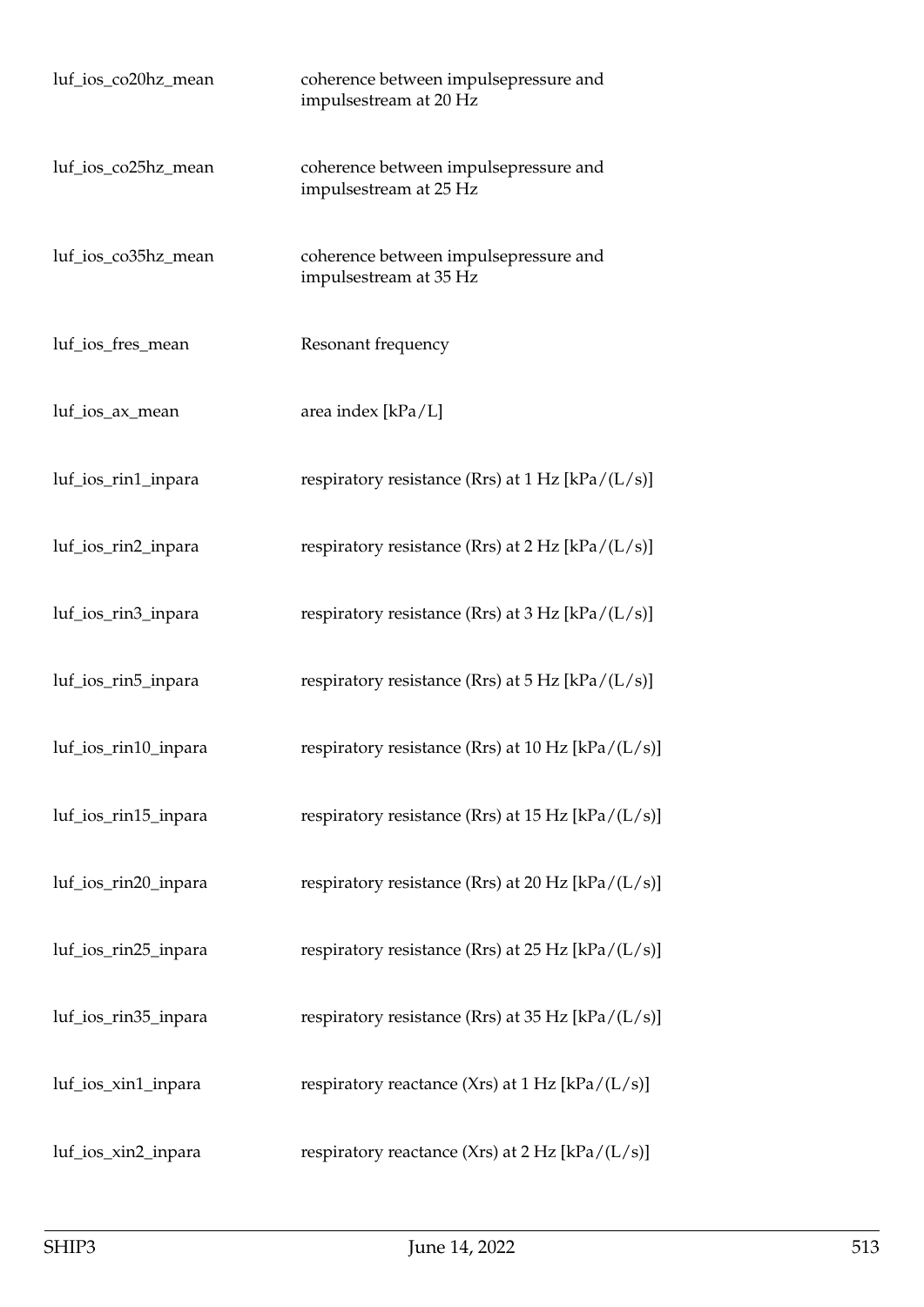| | |
|---|---|
| luf_ios_co20hz_mean | coherence between impulsepressure and impulsestream at 20 Hz |
| luf_ios_co25hz_mean | coherence between impulsepressure and impulsestream at 25 Hz |
| luf_ios_co35hz_mean | coherence between impulsepressure and impulsestream at 35 Hz |
| luf_ios_fres_mean | Resonant frequency |
| luf_ios_ax_mean | area index [kPa/L] |
| luf_ios_rin1_inpara | respiratory resistance (Rrs) at 1 Hz [kPa/(L/s)] |
| luf_ios_rin2_inpara | respiratory resistance (Rrs) at 2 Hz [kPa/(L/s)] |
| luf_ios_rin3_inpara | respiratory resistance (Rrs) at 3 Hz [kPa/(L/s)] |
| luf_ios_rin5_inpara | respiratory resistance (Rrs) at 5 Hz [kPa/(L/s)] |
| luf_ios_rin10_inpara | respiratory resistance (Rrs) at 10 Hz [kPa/(L/s)] |
| luf_ios_rin15_inpara | respiratory resistance (Rrs) at 15 Hz [kPa/(L/s)] |
| luf_ios_rin20_inpara | respiratory resistance (Rrs) at 20 Hz [kPa/(L/s)] |
| luf_ios_rin25_inpara | respiratory resistance (Rrs) at 25 Hz [kPa/(L/s)] |
| luf_ios_rin35_inpara | respiratory resistance (Rrs) at 35 Hz [kPa/(L/s)] |
| luf_ios_xin1_inpara | respiratory reactance (Xrs) at 1 Hz [kPa/(L/s)] |
| luf_ios_xin2_inpara | respiratory reactance (Xrs) at 2 Hz [kPa/(L/s)] |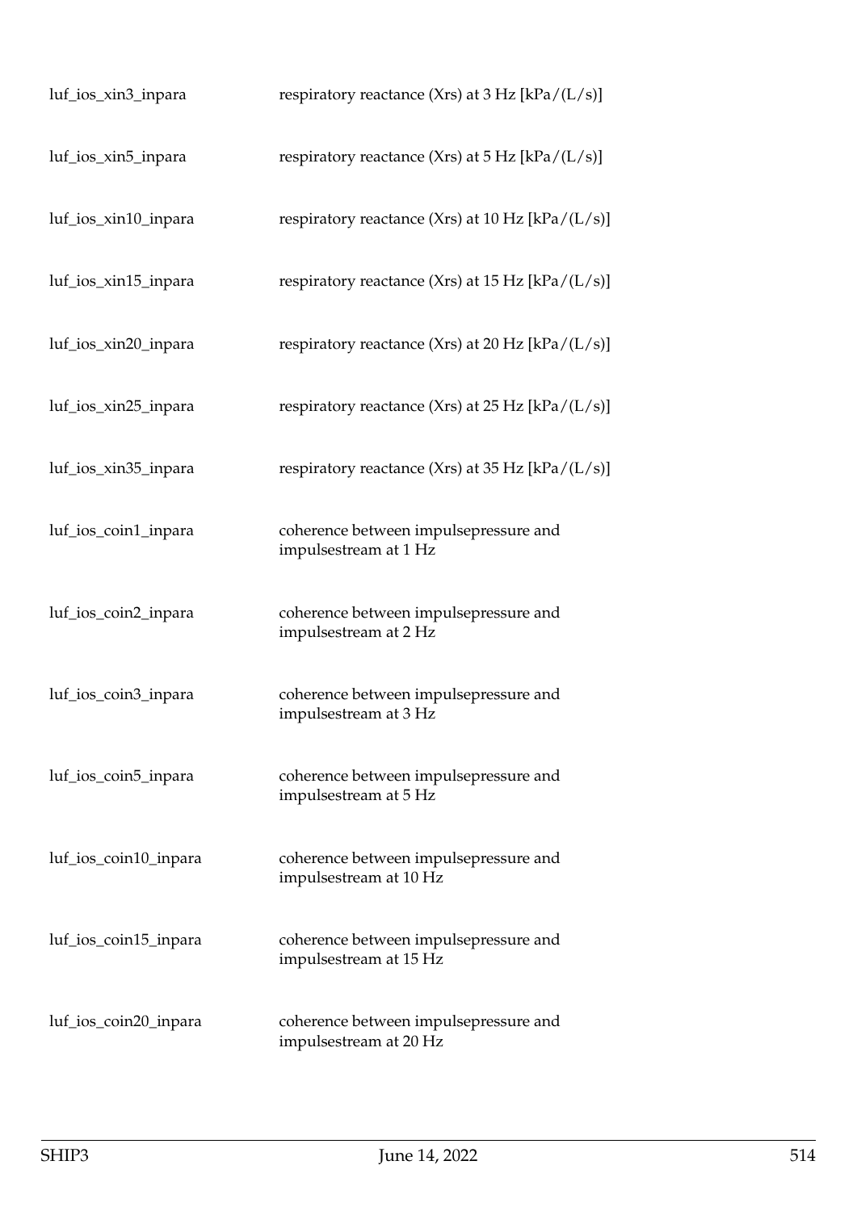| | |
|---|---|
| luf_ios_xin3_inpara | respiratory reactance (Xrs) at 3 Hz [kPa/(L/s)] |
| luf_ios_xin5_inpara | respiratory reactance (Xrs) at 5 Hz [kPa/(L/s)] |
| luf_ios_xin10_inpara | respiratory reactance (Xrs) at 10 Hz [kPa/(L/s)] |
| luf_ios_xin15_inpara | respiratory reactance (Xrs) at 15 Hz [kPa/(L/s)] |
| luf_ios_xin20_inpara | respiratory reactance (Xrs) at 20 Hz [kPa/(L/s)] |
| luf_ios_xin25_inpara | respiratory reactance (Xrs) at 25 Hz [kPa/(L/s)] |
| luf_ios_xin35_inpara | respiratory reactance (Xrs) at 35 Hz [kPa/(L/s)] |
| luf_ios_coin1_inpara | coherence between impulsepressure and impulsestream at 1 Hz |
| luf_ios_coin2_inpara | coherence between impulsepressure and impulsestream at 2 Hz |
| luf_ios_coin3_inpara | coherence between impulsepressure and impulsestream at 3 Hz |
| luf_ios_coin5_inpara | coherence between impulsepressure and impulsestream at 5 Hz |
| luf_ios_coin10_inpara | coherence between impulsepressure and impulsestream at 10 Hz |
| luf_ios_coin15_inpara | coherence between impulsepressure and impulsestream at 15 Hz |
| luf_ios_coin20_inpara | coherence between impulsepressure and impulsestream at 20 Hz |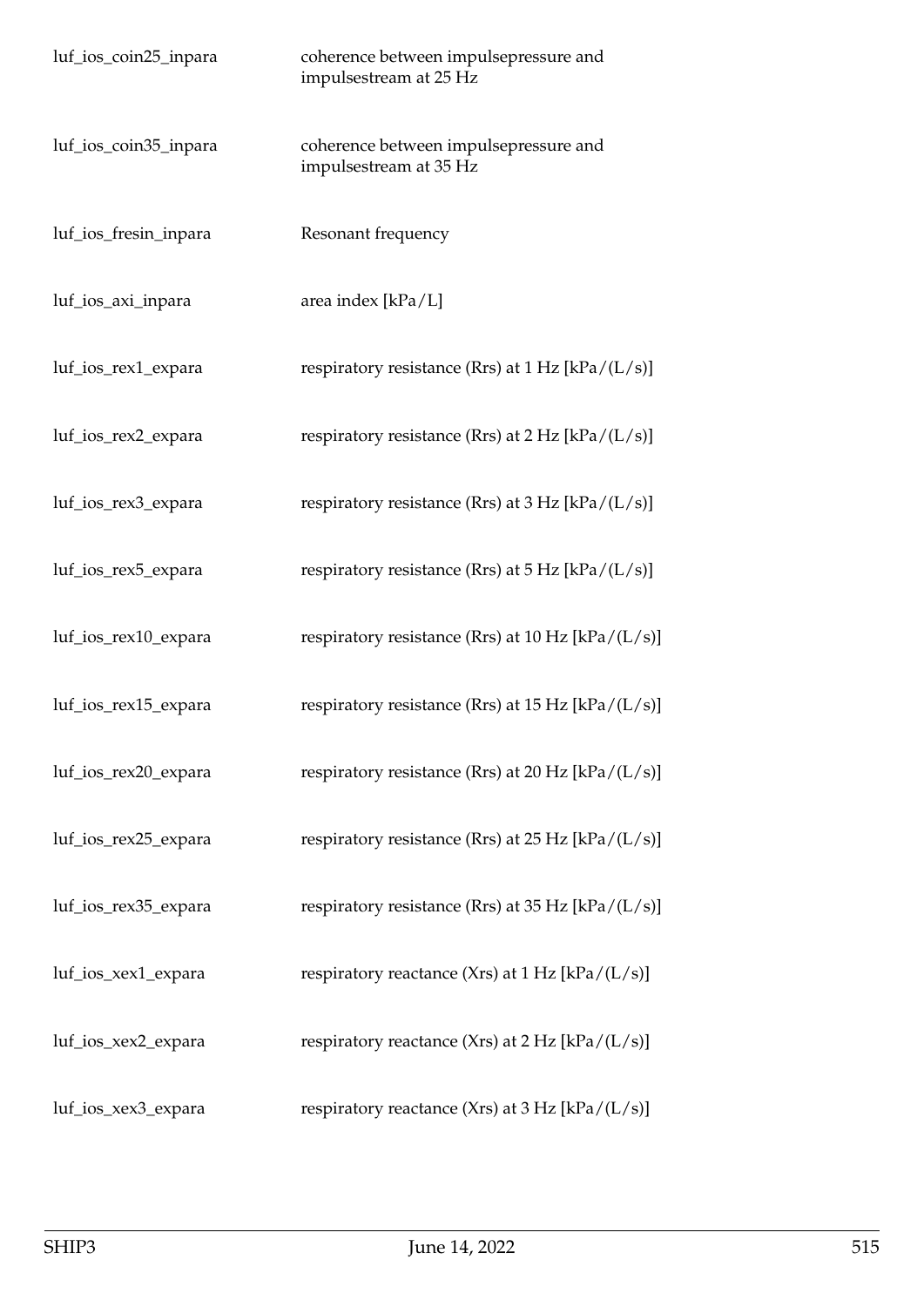| | |
|---|---|
| luf_ios_coin25_inpara | coherence between impulsepressure and impulsestream at 25 Hz |
| luf_ios_coin35_inpara | coherence between impulsepressure and impulsestream at 35 Hz |
| luf_ios_fresin_inpara | Resonant frequency |
| luf_ios_axi_inpara | area index [kPa/L] |
| luf_ios_rex1_expara | respiratory resistance (Rrs) at 1 Hz [kPa/(L/s)] |
| luf_ios_rex2_expara | respiratory resistance (Rrs) at 2 Hz [kPa/(L/s)] |
| luf_ios_rex3_expara | respiratory resistance (Rrs) at 3 Hz [kPa/(L/s)] |
| luf_ios_rex5_expara | respiratory resistance (Rrs) at 5 Hz [kPa/(L/s)] |
| luf_ios_rex10_expara | respiratory resistance (Rrs) at 10 Hz [kPa/(L/s)] |
| luf_ios_rex15_expara | respiratory resistance (Rrs) at 15 Hz [kPa/(L/s)] |
| luf_ios_rex20_expara | respiratory resistance (Rrs) at 20 Hz [kPa/(L/s)] |
| luf_ios_rex25_expara | respiratory resistance (Rrs) at 25 Hz [kPa/(L/s)] |
| luf_ios_rex35_expara | respiratory resistance (Rrs) at 35 Hz [kPa/(L/s)] |
| luf_ios_xex1_expara | respiratory reactance (Xrs) at 1 Hz [kPa/(L/s)] |
| luf_ios_xex2_expara | respiratory reactance (Xrs) at 2 Hz [kPa/(L/s)] |
| luf_ios_xex3_expara | respiratory reactance (Xrs) at 3 Hz [kPa/(L/s)] |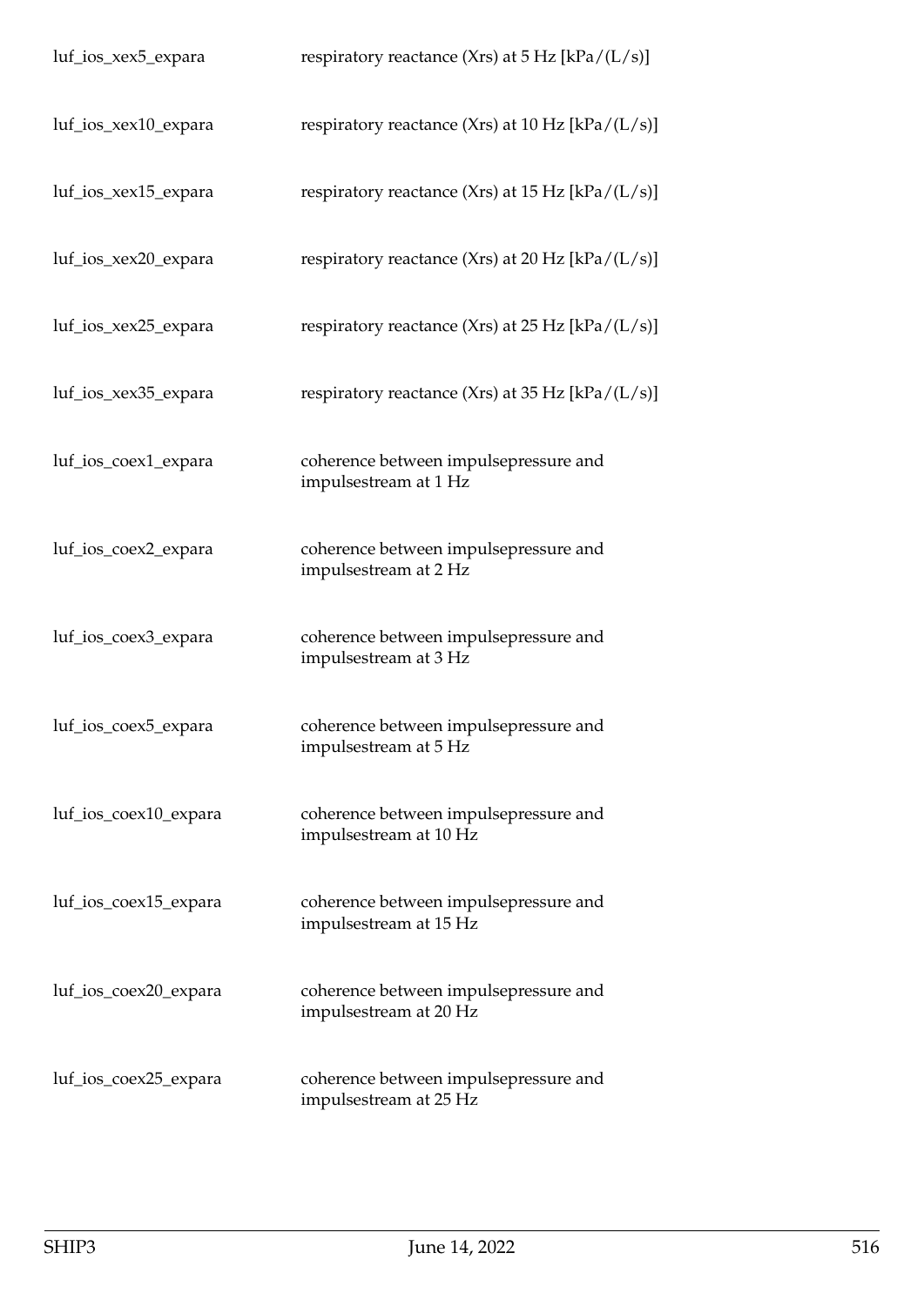| | |
|---|---|
| luf_ios_xex5_expara | respiratory reactance (Xrs) at 5 Hz [kPa/(L/s)] |
| luf_ios_xex10_expara | respiratory reactance (Xrs) at 10 Hz [kPa/(L/s)] |
| luf_ios_xex15_expara | respiratory reactance (Xrs) at 15 Hz [kPa/(L/s)] |
| luf_ios_xex20_expara | respiratory reactance (Xrs) at 20 Hz [kPa/(L/s)] |
| luf_ios_xex25_expara | respiratory reactance (Xrs) at 25 Hz [kPa/(L/s)] |
| luf_ios_xex35_expara | respiratory reactance (Xrs) at 35 Hz [kPa/(L/s)] |
| luf_ios_coex1_expara | coherence between impulsepressure and impulsestream at 1 Hz |
| luf_ios_coex2_expara | coherence between impulsepressure and impulsestream at 2 Hz |
| luf_ios_coex3_expara | coherence between impulsepressure and impulsestream at 3 Hz |
| luf_ios_coex5_expara | coherence between impulsepressure and impulsestream at 5 Hz |
| luf_ios_coex10_expara | coherence between impulsepressure and impulsestream at 10 Hz |
| luf_ios_coex15_expara | coherence between impulsepressure and impulsestream at 15 Hz |
| luf_ios_coex20_expara | coherence between impulsepressure and impulsestream at 20 Hz |
| luf_ios_coex25_expara | coherence between impulsepressure and impulsestream at 25 Hz |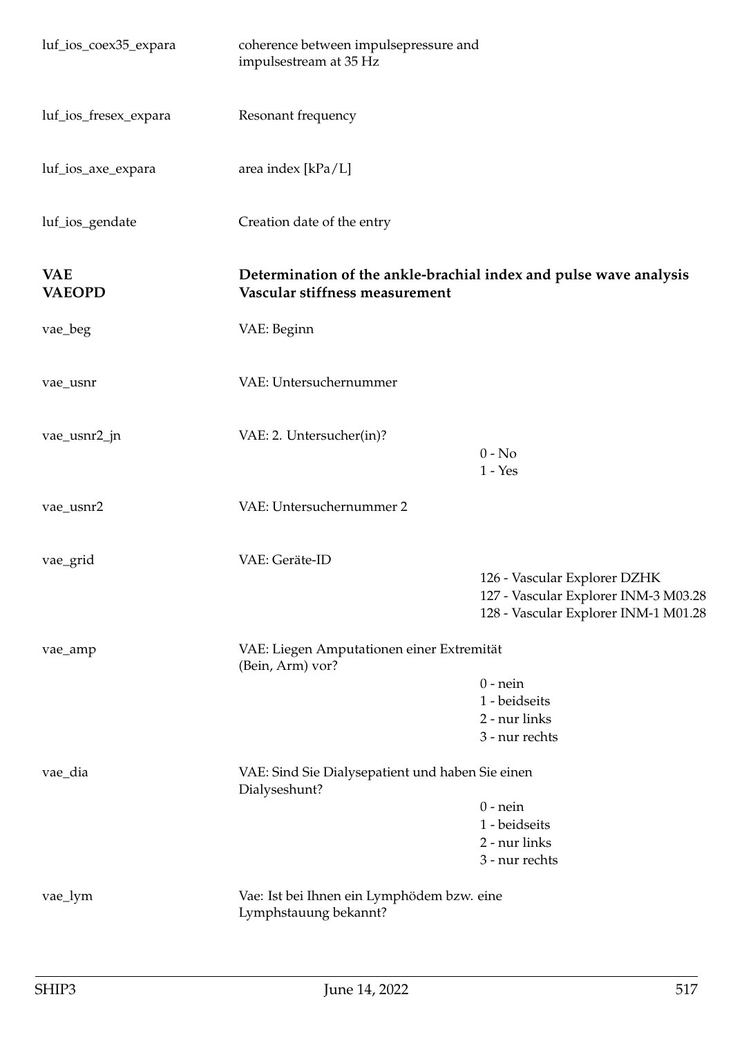luf_ios_coex35_expara — coherence between impulsepressure and impulsestream at 35 Hz

luf_ios_fresex_expara — Resonant frequency

luf_ios_axe_expara — area index [kPa/L]

luf_ios_gendate — Creation date of the entry

**VAE**
**VAEOPD**

**Determination of the ankle-brachial index and pulse wave analysis**
**Vascular stiffness measurement**

vae_beg — VAE: Beginn

vae_usnr — VAE: Untersuchernummer

vae_usnr2_jn — VAE: 2. Untersucher(in)?
- 0 - No
- 1 - Yes

vae_usnr2 — VAE: Untersuchernummer 2

vae_grid — VAE: Geräte-ID
- 126 - Vascular Explorer DZHK
- 127 - Vascular Explorer INM-3 M03.28
- 128 - Vascular Explorer INM-1 M01.28

vae_amp — VAE: Liegen Amputationen einer Extremität (Bein, Arm) vor?
- 0 - nein
- 1 - beidseits
- 2 - nur links
- 3 - nur rechts

vae_dia — VAE: Sind Sie Dialysepatient und haben Sie einen Dialyseshunt?
- 0 - nein
- 1 - beidseits
- 2 - nur links
- 3 - nur rechts

vae_lym — Vae: Ist bei Ihnen ein Lymphödem bzw. eine Lymphstauung bekannt?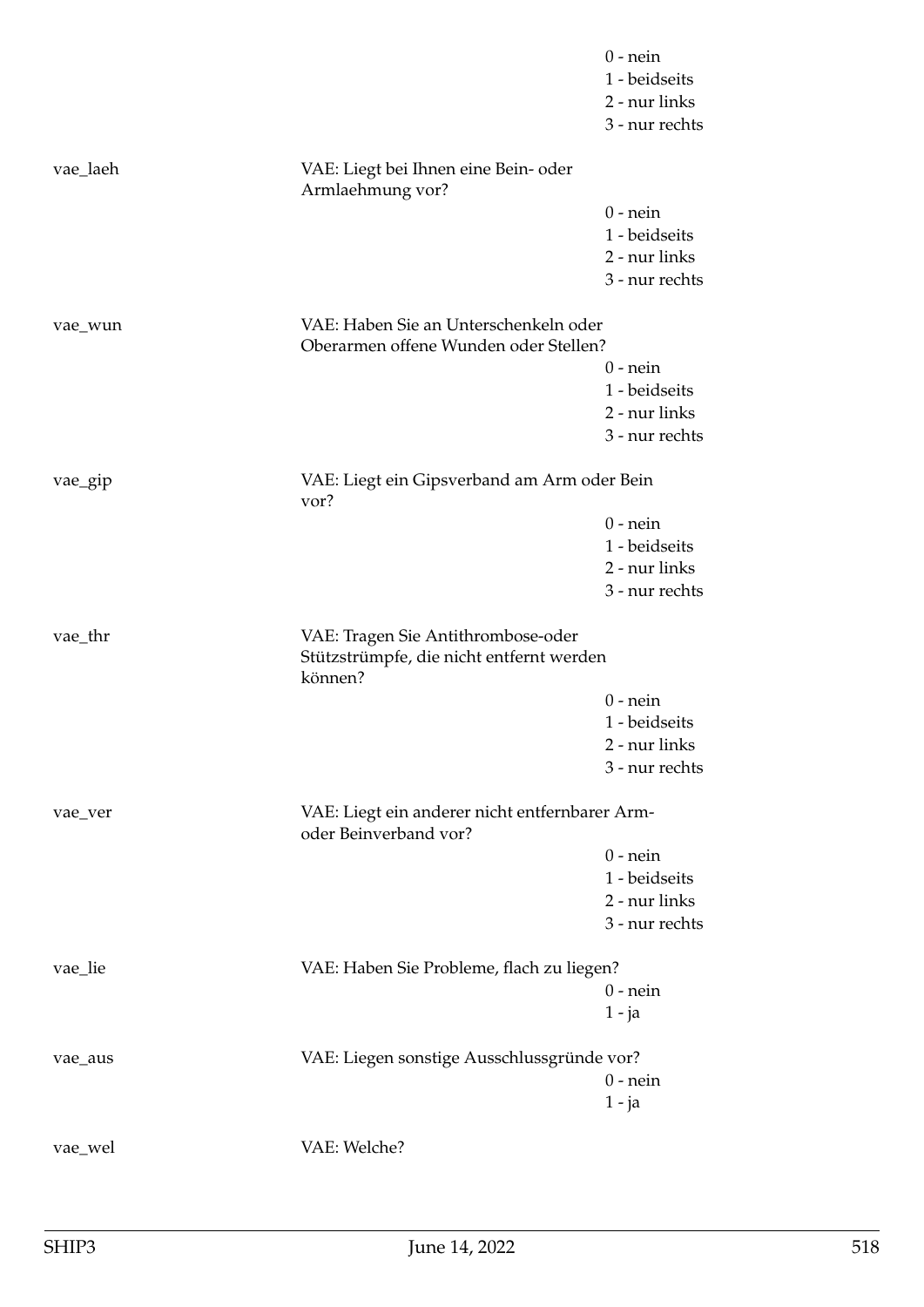0 - nein
1 - beidseits
2 - nur links
3 - nur rechts

vae_laeh VAE: Liegt bei Ihnen eine Bein- oder Armlaehmung vor?

0 - nein
1 - beidseits
2 - nur links
3 - nur rechts

vae_wun VAE: Haben Sie an Unterschenkeln oder Oberarmen offene Wunden oder Stellen?

0 - nein
1 - beidseits
2 - nur links
3 - nur rechts

vae_gip VAE: Liegt ein Gipsverband am Arm oder Bein vor?

0 - nein
1 - beidseits
2 - nur links
3 - nur rechts

vae_thr VAE: Tragen Sie Antithrombose-oder Stützstrümpfe, die nicht entfernt werden können?

0 - nein
1 - beidseits
2 - nur links
3 - nur rechts

vae_ver VAE: Liegt ein anderer nicht entfernbarer Arm- oder Beinverband vor?

0 - nein
1 - beidseits
2 - nur links
3 - nur rechts

vae_lie VAE: Haben Sie Probleme, flach zu liegen?

0 - nein
1 - ja

vae_aus VAE: Liegen sonstige Ausschlussgründe vor?

0 - nein
1 - ja

vae_wel VAE: Welche?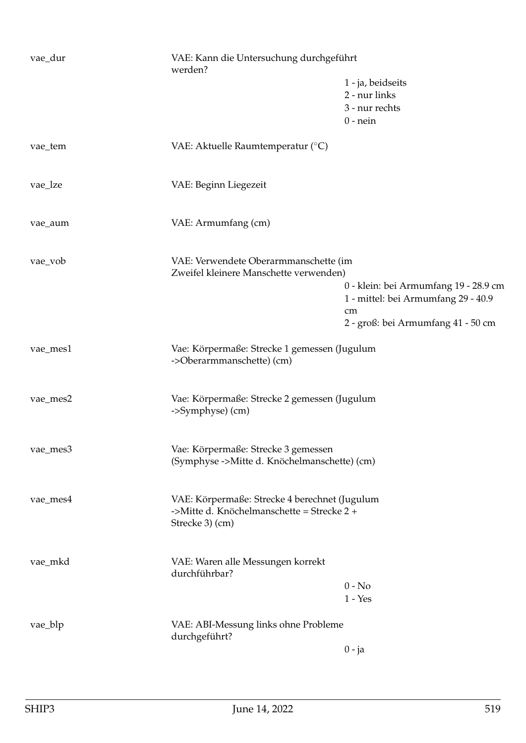| | | |
|---|---|---|
| vae_dur | VAE: Kann die Untersuchung durchgeführt werden? | 1 - ja, beidseits |
| | | 2 - nur links |
| | | 3 - nur rechts |
| | | 0 - nein |
| vae_tem | VAE: Aktuelle Raumtemperatur (°C) | |
| vae_lze | VAE: Beginn Liegezeit | |
| vae_aum | VAE: Armumfang (cm) | |
| vae_vob | VAE: Verwendete Oberarmmanschette (im Zweifel kleinere Manschette verwenden) | 0 - klein: bei Armumfang 19 - 28.9 cm |
| | | 1 - mittel: bei Armumfang 29 - 40.9 cm |
| | | 2 - groß: bei Armumfang 41 - 50 cm |
| vae_mes1 | Vae: Körpermaße: Strecke 1 gemessen (Jugulum ->Oberarmmanschette) (cm) | |
| vae_mes2 | Vae: Körpermaße: Strecke 2 gemessen (Jugulum ->Symphyse) (cm) | |
| vae_mes3 | Vae: Körpermaße: Strecke 3 gemessen (Symphyse ->Mitte d. Knöchelmanschette) (cm) | |
| vae_mes4 | VAE: Körpermaße: Strecke 4 berechnet (Jugulum ->Mitte d. Knöchelmanschette = Strecke 2 + Strecke 3) (cm) | |
| vae_mkd | VAE: Waren alle Messungen korrekt durchführbar? | 0 - No |
| | | 1 - Yes |
| vae_blp | VAE: ABI-Messung links ohne Probleme durchgeführt? | 0 - ja |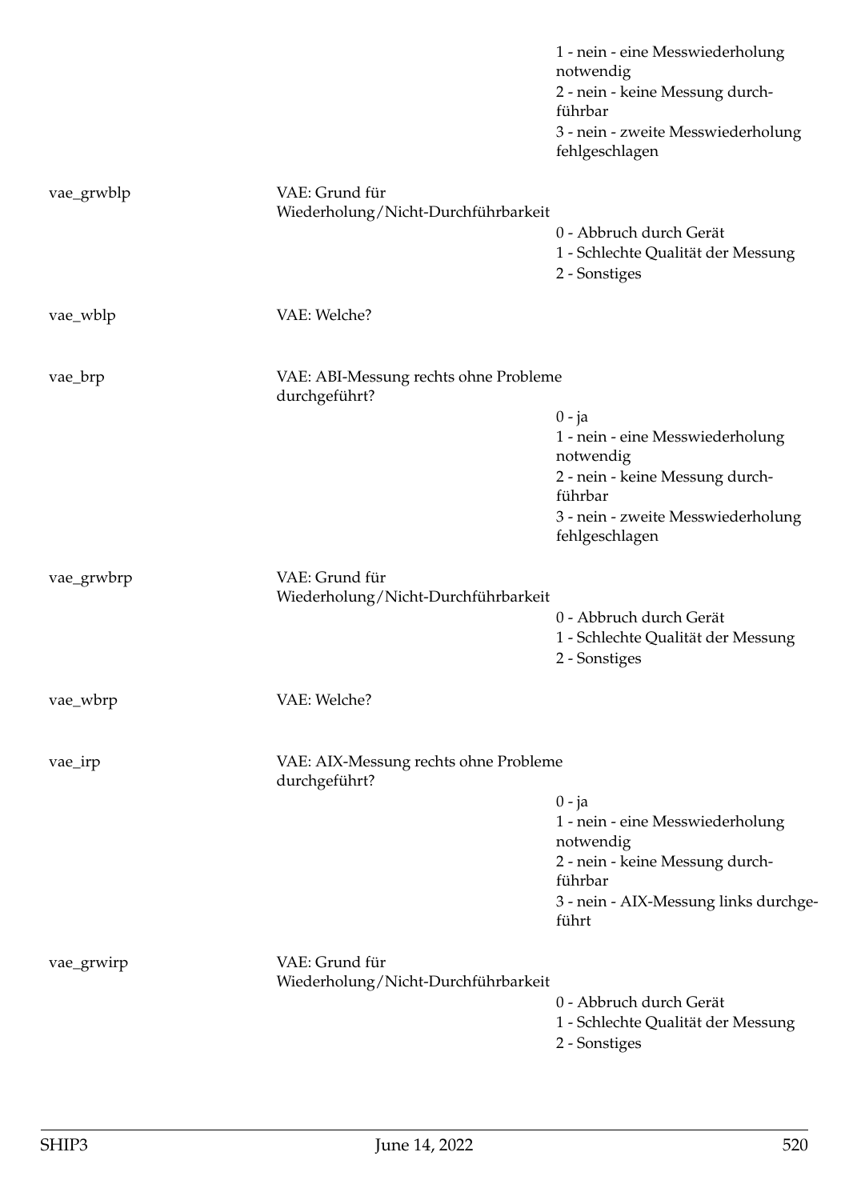| | | |
|---|---|---|
| | | 1 - nein - eine Messwiederholung notwendig |
| | | 2 - nein - keine Messung durchführbar |
| | | 3 - nein - zweite Messwiederholung fehlgeschlagen |
| vae_grwblp | VAE: Grund für Wiederholung/Nicht-Durchführbarkeit | |
| | | 0 - Abbruch durch Gerät |
| | | 1 - Schlechte Qualität der Messung |
| | | 2 - Sonstiges |
| vae_wblp | VAE: Welche? | |
| vae_brp | VAE: ABI-Messung rechts ohne Probleme durchgeführt? | |
| | | 0 - ja |
| | | 1 - nein - eine Messwiederholung notwendig |
| | | 2 - nein - keine Messung durchführbar |
| | | 3 - nein - zweite Messwiederholung fehlgeschlagen |
| vae_grwbrp | VAE: Grund für Wiederholung/Nicht-Durchführbarkeit | |
| | | 0 - Abbruch durch Gerät |
| | | 1 - Schlechte Qualität der Messung |
| | | 2 - Sonstiges |
| vae_wbrp | VAE: Welche? | |
| vae_irp | VAE: AIX-Messung rechts ohne Probleme durchgeführt? | |
| | | 0 - ja |
| | | 1 - nein - eine Messwiederholung notwendig |
| | | 2 - nein - keine Messung durchführbar |
| | | 3 - nein - AIX-Messung links durchgeführt |
| vae_grwirp | VAE: Grund für Wiederholung/Nicht-Durchführbarkeit | |
| | | 0 - Abbruch durch Gerät |
| | | 1 - Schlechte Qualität der Messung |
| | | 2 - Sonstiges |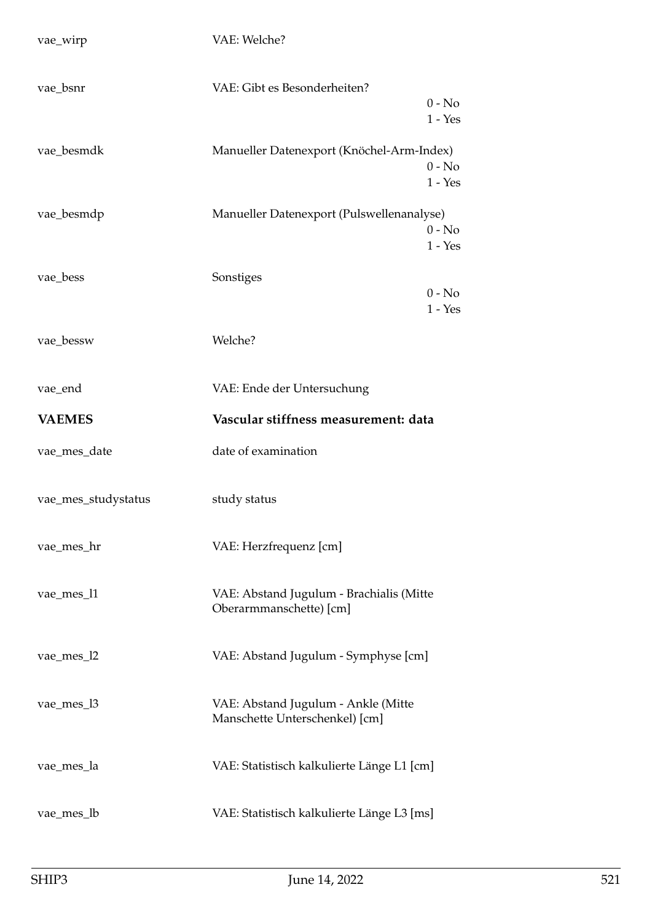| | |
|---|---|
| vae_wirp | VAE: Welche? |
| vae_bsnr | VAE: Gibt es Besonderheiten?<br>0 - No<br>1 - Yes |
| vae_besmdk | Manueller Datenexport (Knöchel-Arm-Index)<br>0 - No<br>1 - Yes |
| vae_besmdp | Manueller Datenexport (Pulswellenanalyse)<br>0 - No<br>1 - Yes |
| vae_bess | Sonstiges<br>0 - No<br>1 - Yes |
| vae_bessw | Welche? |
| vae_end | VAE: Ende der Untersuchung |

| | |
|---|---|
| **VAEMES** | **Vascular stiffness measurement: data** |
| vae_mes_date | date of examination |
| vae_mes_studystatus | study status |
| vae_mes_hr | VAE: Herzfrequenz [cm] |
| vae_mes_l1 | VAE: Abstand Jugulum - Brachialis (Mitte Oberarmmanschette) [cm] |
| vae_mes_l2 | VAE: Abstand Jugulum - Symphyse [cm] |
| vae_mes_l3 | VAE: Abstand Jugulum - Ankle (Mitte Manschette Unterschenkel) [cm] |
| vae_mes_la | VAE: Statistisch kalkulierte Länge L1 [cm] |
| vae_mes_lb | VAE: Statistisch kalkulierte Länge L3 [ms] |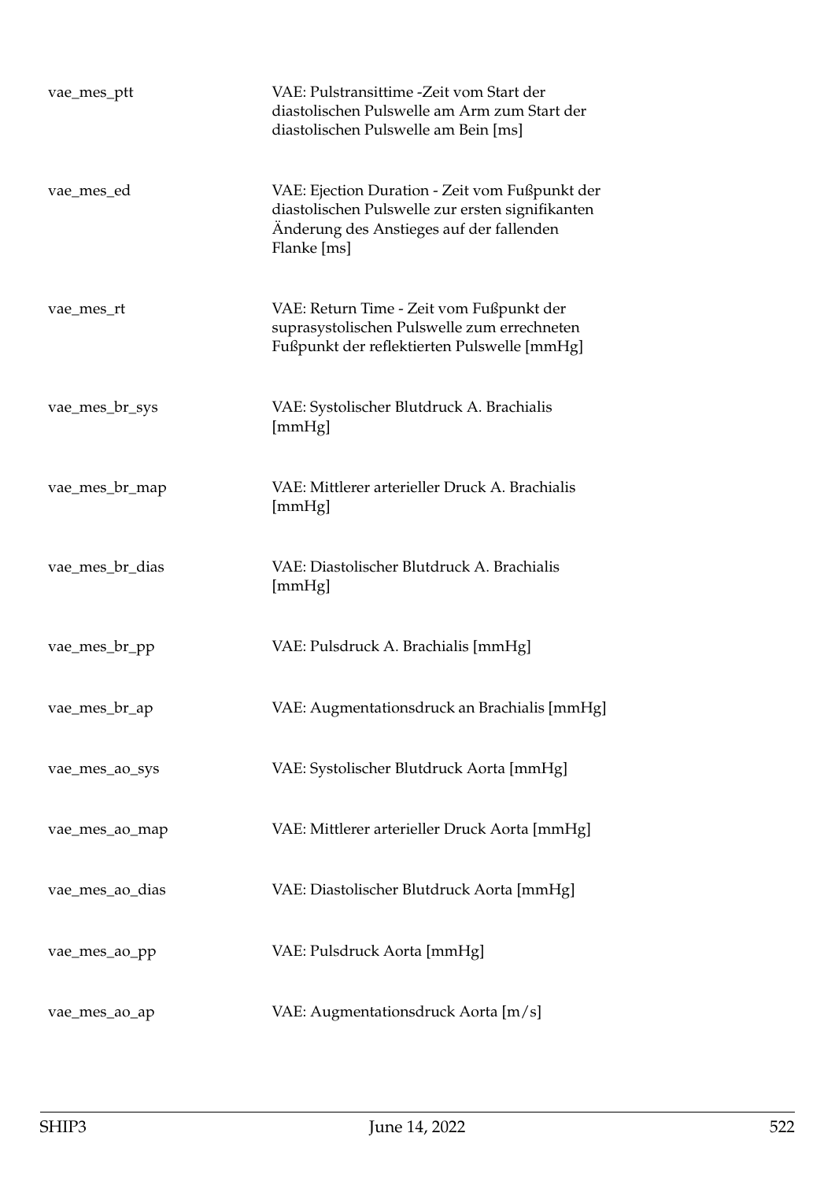| | |
|---|---|
| vae_mes_ptt | VAE: Pulstransittime -Zeit vom Start der diastolischen Pulswelle am Arm zum Start der diastolischen Pulswelle am Bein [ms] |
| vae_mes_ed | VAE: Ejection Duration - Zeit vom Fußpunkt der diastolischen Pulswelle zur ersten signifikanten Änderung des Anstieges auf der fallenden Flanke [ms] |
| vae_mes_rt | VAE: Return Time - Zeit vom Fußpunkt der suprasystolischen Pulswelle zum errechneten Fußpunkt der reflektierten Pulswelle [mmHg] |
| vae_mes_br_sys | VAE: Systolischer Blutdruck A. Brachialis [mmHg] |
| vae_mes_br_map | VAE: Mittlerer arterieller Druck A. Brachialis [mmHg] |
| vae_mes_br_dias | VAE: Diastolischer Blutdruck A. Brachialis [mmHg] |
| vae_mes_br_pp | VAE: Pulsdruck A. Brachialis [mmHg] |
| vae_mes_br_ap | VAE: Augmentationsdruck an Brachialis [mmHg] |
| vae_mes_ao_sys | VAE: Systolischer Blutdruck Aorta [mmHg] |
| vae_mes_ao_map | VAE: Mittlerer arterieller Druck Aorta [mmHg] |
| vae_mes_ao_dias | VAE: Diastolischer Blutdruck Aorta [mmHg] |
| vae_mes_ao_pp | VAE: Pulsdruck Aorta [mmHg] |
| vae_mes_ao_ap | VAE: Augmentationsdruck Aorta [m/s] |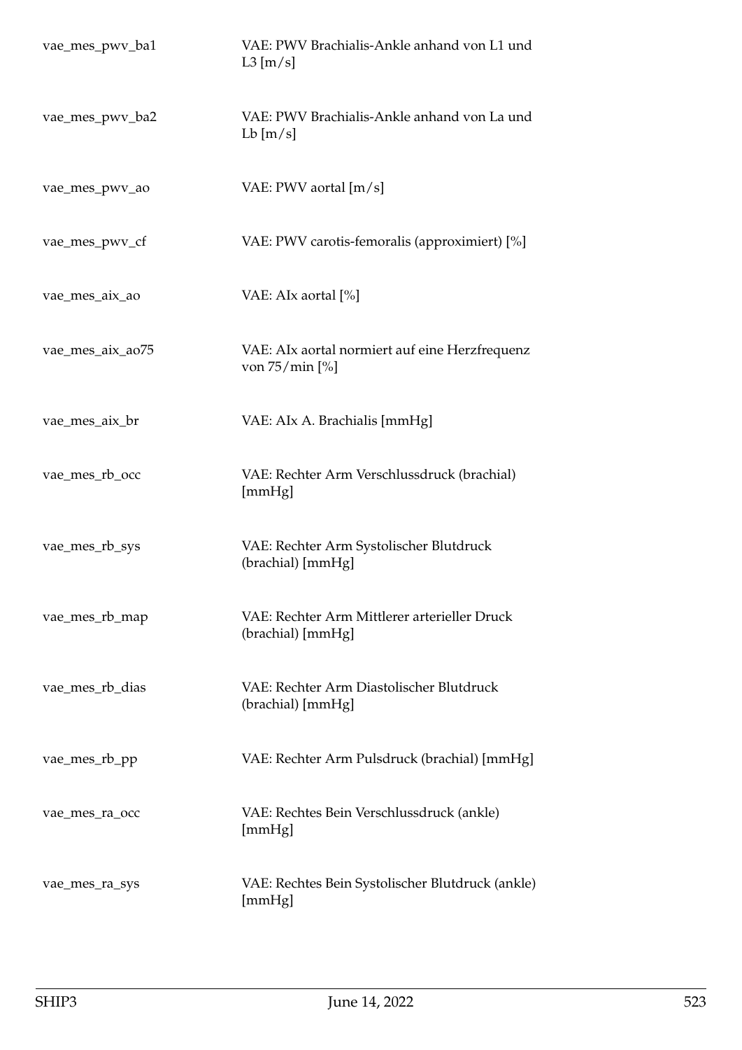| | |
|---|---|
| vae_mes_pwv_ba1 | VAE: PWV Brachialis-Ankle anhand von L1 und L3 [m/s] |
| vae_mes_pwv_ba2 | VAE: PWV Brachialis-Ankle anhand von La und Lb [m/s] |
| vae_mes_pwv_ao | VAE: PWV aortal [m/s] |
| vae_mes_pwv_cf | VAE: PWV carotis-femoralis (approximiert) [%] |
| vae_mes_aix_ao | VAE: AIx aortal [%] |
| vae_mes_aix_ao75 | VAE: AIx aortal normiert auf eine Herzfrequenz von 75/min [%] |
| vae_mes_aix_br | VAE: AIx A. Brachialis [mmHg] |
| vae_mes_rb_occ | VAE: Rechter Arm Verschlussdruck (brachial) [mmHg] |
| vae_mes_rb_sys | VAE: Rechter Arm Systolischer Blutdruck (brachial) [mmHg] |
| vae_mes_rb_map | VAE: Rechter Arm Mittlerer arterieller Druck (brachial) [mmHg] |
| vae_mes_rb_dias | VAE: Rechter Arm Diastolischer Blutdruck (brachial) [mmHg] |
| vae_mes_rb_pp | VAE: Rechter Arm Pulsdruck (brachial) [mmHg] |
| vae_mes_ra_occ | VAE: Rechtes Bein Verschlussdruck (ankle) [mmHg] |
| vae_mes_ra_sys | VAE: Rechtes Bein Systolischer Blutdruck (ankle) [mmHg] |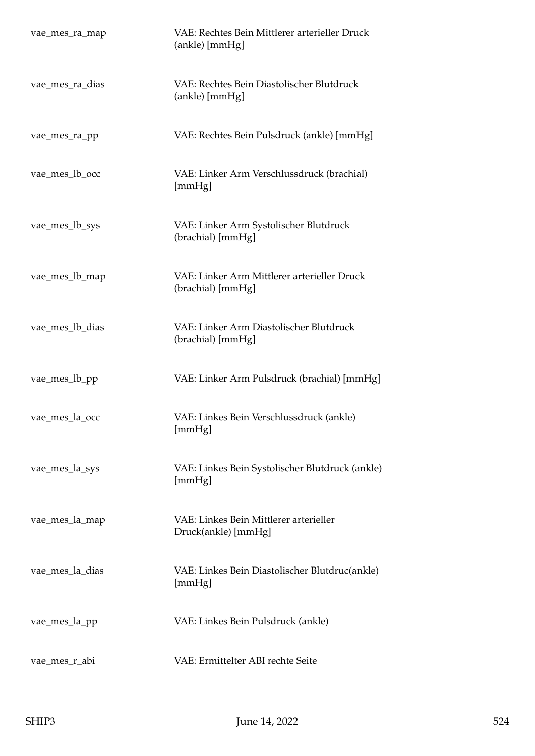| | |
|---|---|
| vae_mes_ra_map | VAE: Rechtes Bein Mittlerer arterieller Druck (ankle) [mmHg] |
| vae_mes_ra_dias | VAE: Rechtes Bein Diastolischer Blutdruck (ankle) [mmHg] |
| vae_mes_ra_pp | VAE: Rechtes Bein Pulsdruck (ankle) [mmHg] |
| vae_mes_lb_occ | VAE: Linker Arm Verschlussdruck (brachial) [mmHg] |
| vae_mes_lb_sys | VAE: Linker Arm Systolischer Blutdruck (brachial) [mmHg] |
| vae_mes_lb_map | VAE: Linker Arm Mittlerer arterieller Druck (brachial) [mmHg] |
| vae_mes_lb_dias | VAE: Linker Arm Diastolischer Blutdruck (brachial) [mmHg] |
| vae_mes_lb_pp | VAE: Linker Arm Pulsdruck (brachial) [mmHg] |
| vae_mes_la_occ | VAE: Linkes Bein Verschlussdruck (ankle) [mmHg] |
| vae_mes_la_sys | VAE: Linkes Bein Systolischer Blutdruck (ankle) [mmHg] |
| vae_mes_la_map | VAE: Linkes Bein Mittlerer arterieller Druck(ankle) [mmHg] |
| vae_mes_la_dias | VAE: Linkes Bein Diastolischer Blutdruc(ankle) [mmHg] |
| vae_mes_la_pp | VAE: Linkes Bein Pulsdruck (ankle) |
| vae_mes_r_abi | VAE: Ermittelter ABI rechte Seite |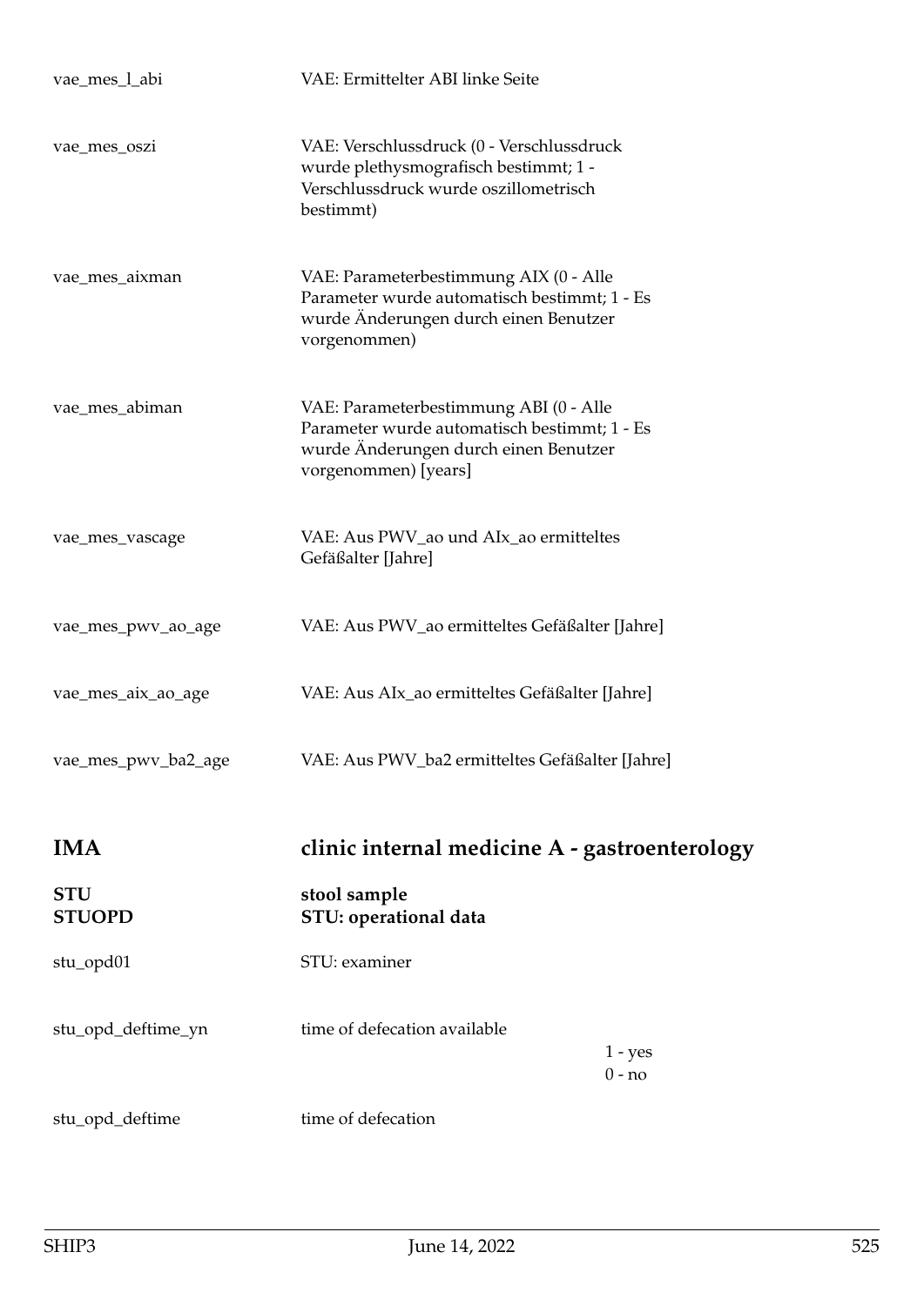| | |
|---|---|
| vae_mes_l_abi | VAE: Ermittelter ABI linke Seite |
| vae_mes_oszi | VAE: Verschlussdruck (0 - Verschlussdruck wurde plethysmografisch bestimmt; 1 - Verschlussdruck wurde oszillometrisch bestimmt) |
| vae_mes_aixman | VAE: Parameterbestimmung AIX (0 - Alle Parameter wurde automatisch bestimmt; 1 - Es wurde Änderungen durch einen Benutzer vorgenommen) |
| vae_mes_abiman | VAE: Parameterbestimmung ABI (0 - Alle Parameter wurde automatisch bestimmt; 1 - Es wurde Änderungen durch einen Benutzer vorgenommen) [years] |
| vae_mes_vascage | VAE: Aus PWV_ao und AIx_ao ermitteltes Gefäßalter [Jahre] |
| vae_mes_pwv_ao_age | VAE: Aus PWV_ao ermitteltes Gefäßalter [Jahre] |
| vae_mes_aix_ao_age | VAE: Aus AIx_ao ermitteltes Gefäßalter [Jahre] |
| vae_mes_pwv_ba2_age | VAE: Aus PWV_ba2 ermitteltes Gefäßalter [Jahre] |

# IMA clinic internal medicine A - gastroenterology

## STU stool sample

### STUOPD STU: operational data

| | | |
|---|---|---|
| stu_opd01 | STU: examiner | |
| stu_opd_deftime_yn | time of defecation available | 1 - yes<br>0 - no |
| stu_opd_deftime | time of defecation | |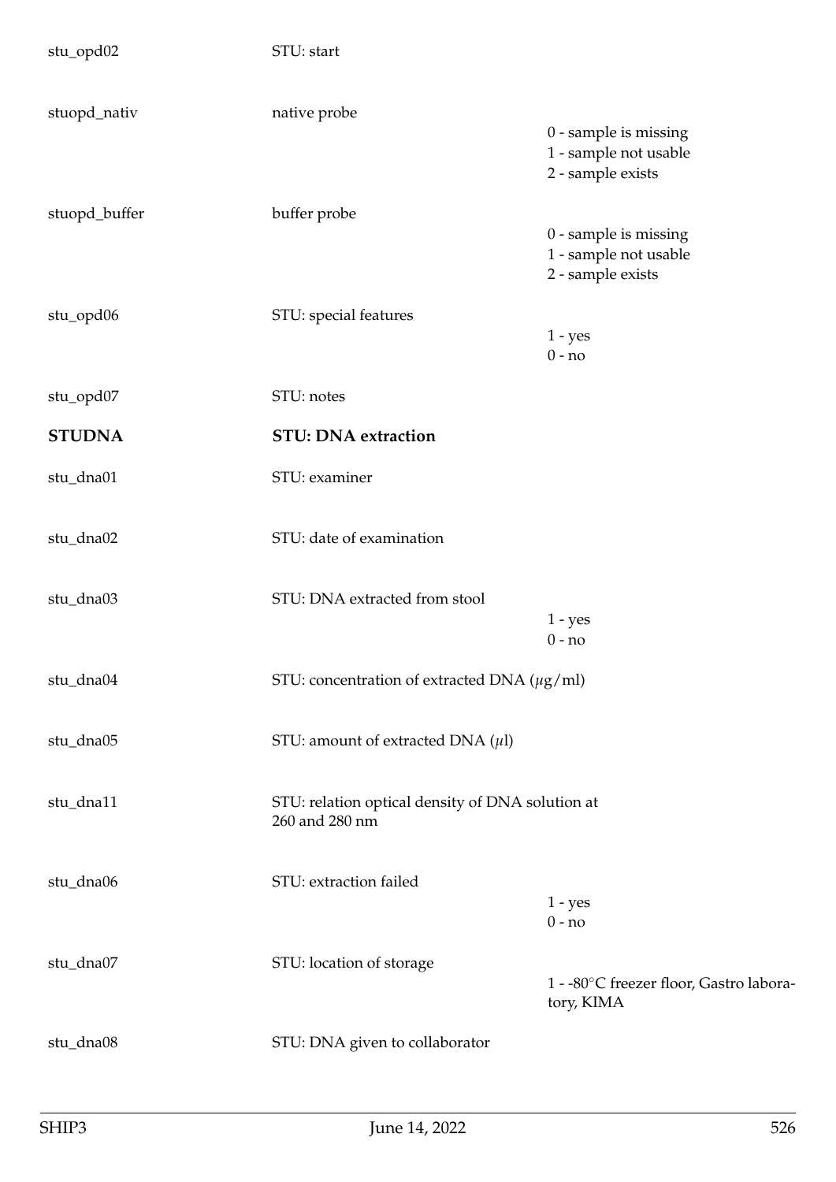| | | |
|---|---|---|
| stu_opd02 | STU: start | |
| stuopd_nativ | native probe | 0 - sample is missing<br>1 - sample not usable<br>2 - sample exists |
| stuopd_buffer | buffer probe | 0 - sample is missing<br>1 - sample not usable<br>2 - sample exists |
| stu_opd06 | STU: special features | 1 - yes<br>0 - no |
| stu_opd07 | STU: notes | |

## STUDNA STU: DNA extraction

| | | |
|---|---|---|
| stu_dna01 | STU: examiner | |
| stu_dna02 | STU: date of examination | |
| stu_dna03 | STU: DNA extracted from stool | 1 - yes<br>0 - no |
| stu_dna04 | STU: concentration of extracted DNA ($\mu$g/ml) | |
| stu_dna05 | STU: amount of extracted DNA ($\mu$l) | |
| stu_dna11 | STU: relation optical density of DNA solution at 260 and 280 nm | |
| stu_dna06 | STU: extraction failed | 1 - yes<br>0 - no |
| stu_dna07 | STU: location of storage | 1 - -80°C freezer floor, Gastro laboratory, KIMA |
| stu_dna08 | STU: DNA given to collaborator | |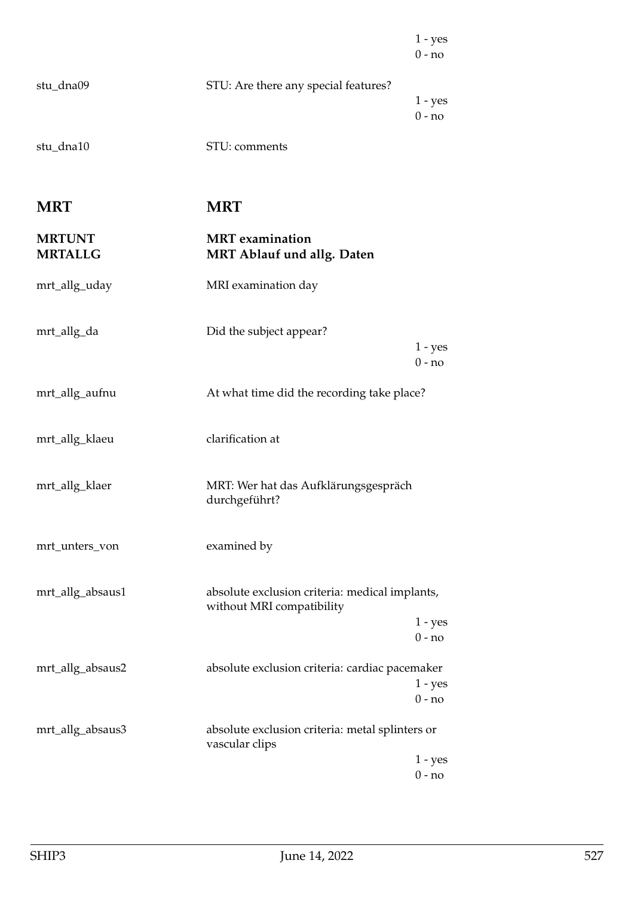1 - yes
0 - no

stu_dna09 STU: Are there any special features?
1 - yes
0 - no

stu_dna10 STU: comments

# MRT MRT

## MRTUNT MRT examination
## MRTALLG MRT Ablauf und allg. Daten

mrt_allg_uday MRI examination day

mrt_allg_da Did the subject appear?
1 - yes
0 - no

mrt_allg_aufnu At what time did the recording take place?

mrt_allg_klaeu clarification at

mrt_allg_klaer MRT: Wer hat das Aufklärungsgespräch durchgeführt?

mrt_unters_von examined by

mrt_allg_absaus1 absolute exclusion criteria: medical implants, without MRI compatibility
1 - yes
0 - no

mrt_allg_absaus2 absolute exclusion criteria: cardiac pacemaker
1 - yes
0 - no

mrt_allg_absaus3 absolute exclusion criteria: metal splinters or vascular clips
1 - yes
0 - no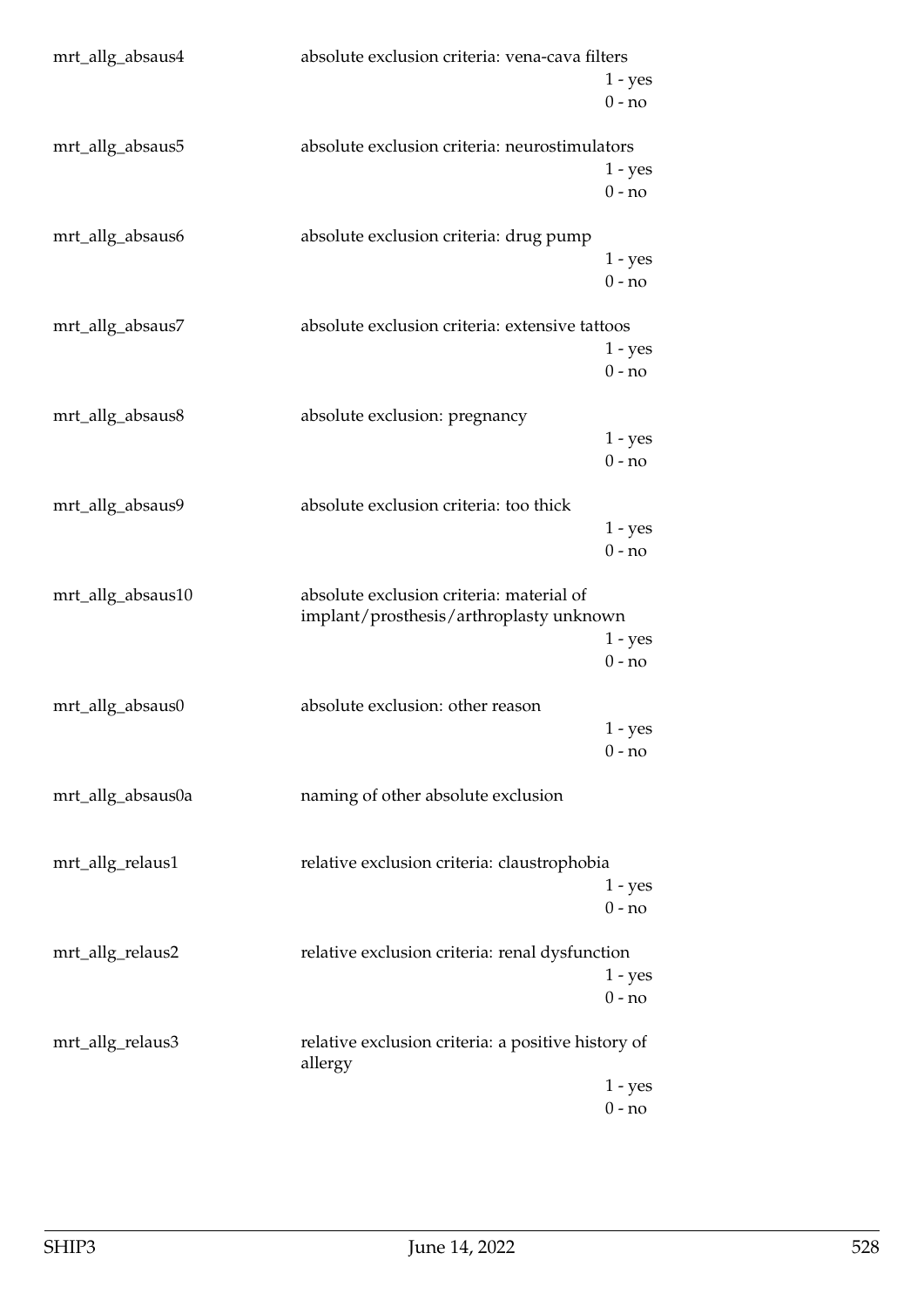| | | |
|---|---|---|
| mrt_allg_absaus4 | absolute exclusion criteria: vena-cava filters | 1 - yes<br>0 - no |
| mrt_allg_absaus5 | absolute exclusion criteria: neurostimulators | 1 - yes<br>0 - no |
| mrt_allg_absaus6 | absolute exclusion criteria: drug pump | 1 - yes<br>0 - no |
| mrt_allg_absaus7 | absolute exclusion criteria: extensive tattoos | 1 - yes<br>0 - no |
| mrt_allg_absaus8 | absolute exclusion: pregnancy | 1 - yes<br>0 - no |
| mrt_allg_absaus9 | absolute exclusion criteria: too thick | 1 - yes<br>0 - no |
| mrt_allg_absaus10 | absolute exclusion criteria: material of implant/prosthesis/arthroplasty unknown | 1 - yes<br>0 - no |
| mrt_allg_absaus0 | absolute exclusion: other reason | 1 - yes<br>0 - no |
| mrt_allg_absaus0a | naming of other absolute exclusion | |
| mrt_allg_relaus1 | relative exclusion criteria: claustrophobia | 1 - yes<br>0 - no |
| mrt_allg_relaus2 | relative exclusion criteria: renal dysfunction | 1 - yes<br>0 - no |
| mrt_allg_relaus3 | relative exclusion criteria: a positive history of allergy | 1 - yes<br>0 - no |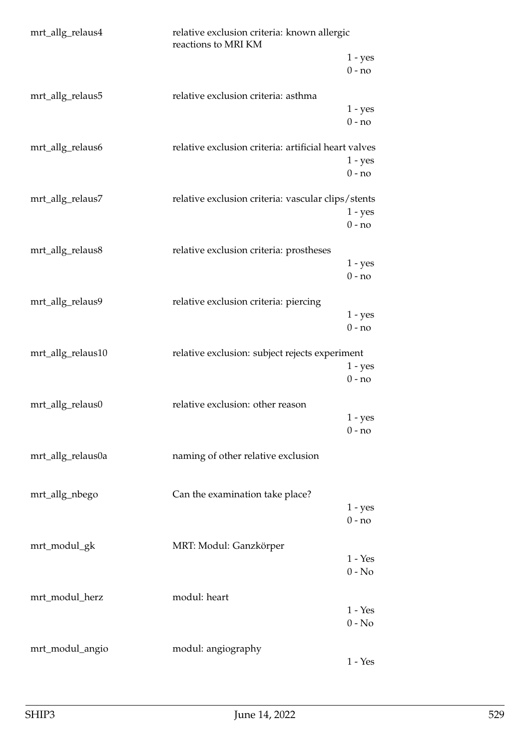| Variable | Description | Values |
|---|---|---|
| mrt_allg_relaus4 | relative exclusion criteria: known allergic reactions to MRI KM | 1 - yes<br>0 - no |
| mrt_allg_relaus5 | relative exclusion criteria: asthma | 1 - yes<br>0 - no |
| mrt_allg_relaus6 | relative exclusion criteria: artificial heart valves | 1 - yes<br>0 - no |
| mrt_allg_relaus7 | relative exclusion criteria: vascular clips/stents | 1 - yes<br>0 - no |
| mrt_allg_relaus8 | relative exclusion criteria: prostheses | 1 - yes<br>0 - no |
| mrt_allg_relaus9 | relative exclusion criteria: piercing | 1 - yes<br>0 - no |
| mrt_allg_relaus10 | relative exclusion: subject rejects experiment | 1 - yes<br>0 - no |
| mrt_allg_relaus0 | relative exclusion: other reason | 1 - yes<br>0 - no |
| mrt_allg_relaus0a | naming of other relative exclusion | |
| mrt_allg_nbego | Can the examination take place? | 1 - yes<br>0 - no |
| mrt_modul_gk | MRT: Modul: Ganzkörper | 1 - Yes<br>0 - No |
| mrt_modul_herz | modul: heart | 1 - Yes<br>0 - No |
| mrt_modul_angio | modul: angiography | 1 - Yes |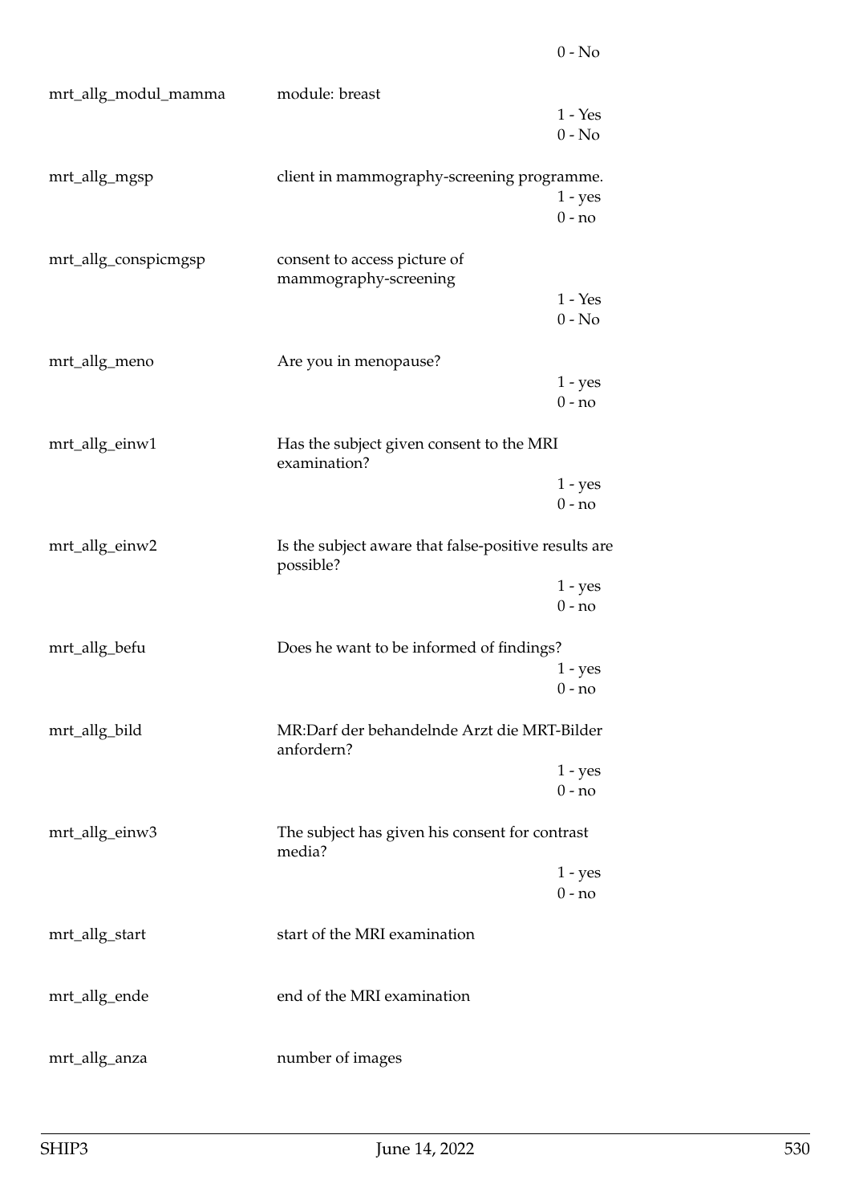0 - No

| | | |
|---|---|---|
| mrt_allg_modul_mamma | module: breast | |
| | | 1 - Yes |
| | | 0 - No |
| mrt_allg_mgsp | client in mammography-screening programme. | |
| | | 1 - yes |
| | | 0 - no |
| mrt_allg_conspicmgsp | consent to access picture of mammography-screening | |
| | | 1 - Yes |
| | | 0 - No |
| mrt_allg_meno | Are you in menopause? | |
| | | 1 - yes |
| | | 0 - no |
| mrt_allg_einw1 | Has the subject given consent to the MRI examination? | |
| | | 1 - yes |
| | | 0 - no |
| mrt_allg_einw2 | Is the subject aware that false-positive results are possible? | |
| | | 1 - yes |
| | | 0 - no |
| mrt_allg_befu | Does he want to be informed of findings? | |
| | | 1 - yes |
| | | 0 - no |
| mrt_allg_bild | MR:Darf der behandelnde Arzt die MRT-Bilder anfordern? | |
| | | 1 - yes |
| | | 0 - no |
| mrt_allg_einw3 | The subject has given his consent for contrast media? | |
| | | 1 - yes |
| | | 0 - no |
| mrt_allg_start | start of the MRI examination | |
| mrt_allg_ende | end of the MRI examination | |
| mrt_allg_anza | number of images | |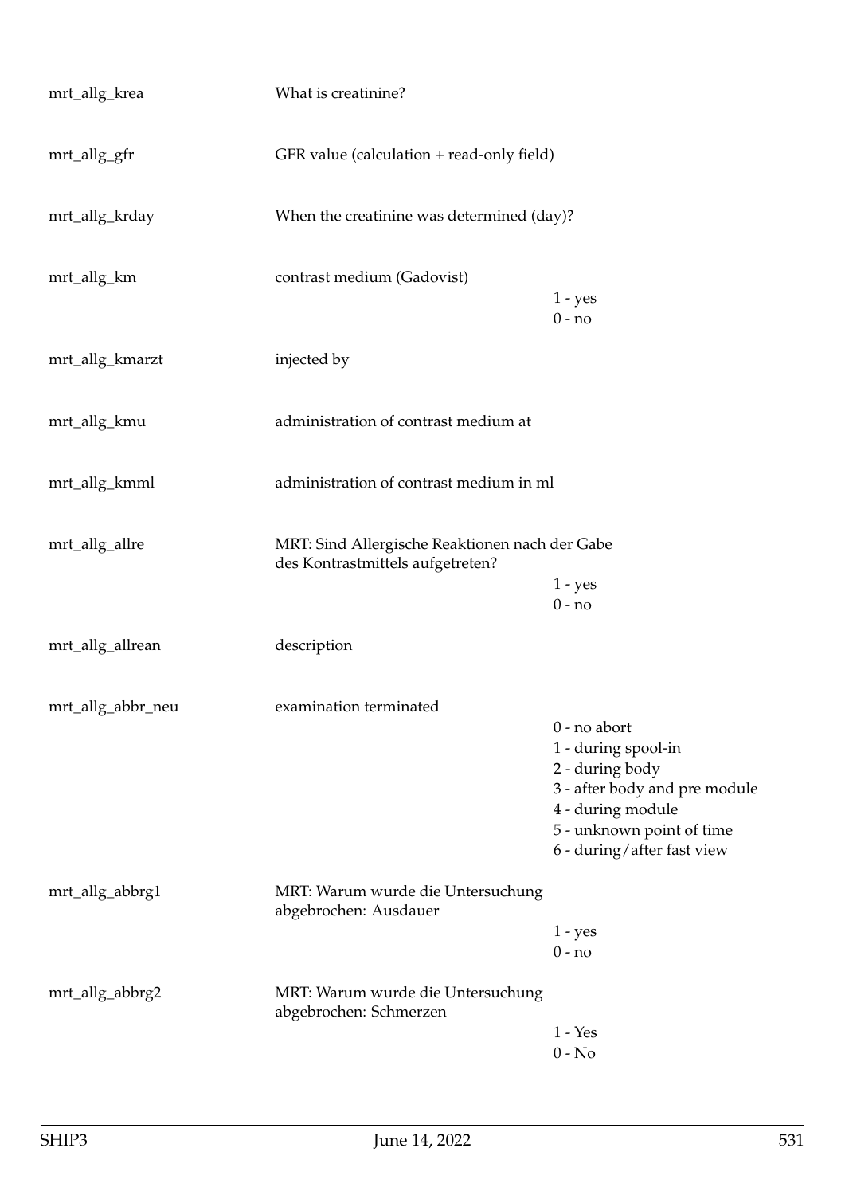| Variable | Description | Values |
|---|---|---|
| mrt_allg_krea | What is creatinine? | |
| mrt_allg_gfr | GFR value (calculation + read-only field) | |
| mrt_allg_krday | When the creatinine was determined (day)? | |
| mrt_allg_km | contrast medium (Gadovist) | 1 - yes<br>0 - no |
| mrt_allg_kmarzt | injected by | |
| mrt_allg_kmu | administration of contrast medium at | |
| mrt_allg_kmml | administration of contrast medium in ml | |
| mrt_allg_allre | MRT: Sind Allergische Reaktionen nach der Gabe des Kontrastmittels aufgetreten? | 1 - yes<br>0 - no |
| mrt_allg_allrean | description | |
| mrt_allg_abbr_neu | examination terminated | 0 - no abort<br>1 - during spool-in<br>2 - during body<br>3 - after body and pre module<br>4 - during module<br>5 - unknown point of time<br>6 - during/after fast view |
| mrt_allg_abbrg1 | MRT: Warum wurde die Untersuchung abgebrochen: Ausdauer | 1 - yes<br>0 - no |
| mrt_allg_abbrg2 | MRT: Warum wurde die Untersuchung abgebrochen: Schmerzen | 1 - Yes<br>0 - No |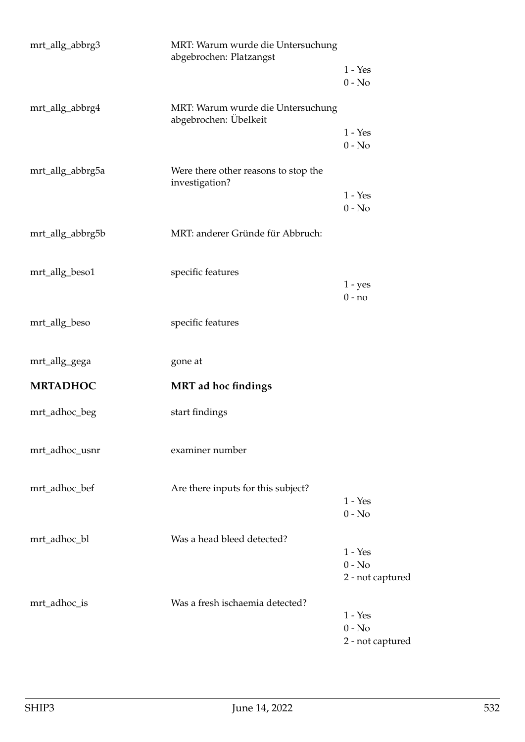| | | |
|---|---|---|
| mrt_allg_abbrg3 | MRT: Warum wurde die Untersuchung abgebrochen: Platzangst | 1 - Yes<br>0 - No |
| mrt_allg_abbrg4 | MRT: Warum wurde die Untersuchung abgebrochen: Übelkeit | 1 - Yes<br>0 - No |
| mrt_allg_abbrg5a | Were there other reasons to stop the investigation? | 1 - Yes<br>0 - No |
| mrt_allg_abbrg5b | MRT: anderer Gründe für Abbruch: | |
| mrt_allg_beso1 | specific features | 1 - yes<br>0 - no |
| mrt_allg_beso | specific features | |
| mrt_allg_gega | gone at | |

## MRTADHOC — MRT ad hoc findings

| | | |
|---|---|---|
| mrt_adhoc_beg | start findings | |
| mrt_adhoc_usnr | examiner number | |
| mrt_adhoc_bef | Are there inputs for this subject? | 1 - Yes<br>0 - No |
| mrt_adhoc_bl | Was a head bleed detected? | 1 - Yes<br>0 - No<br>2 - not captured |
| mrt_adhoc_is | Was a fresh ischaemia detected? | 1 - Yes<br>0 - No<br>2 - not captured |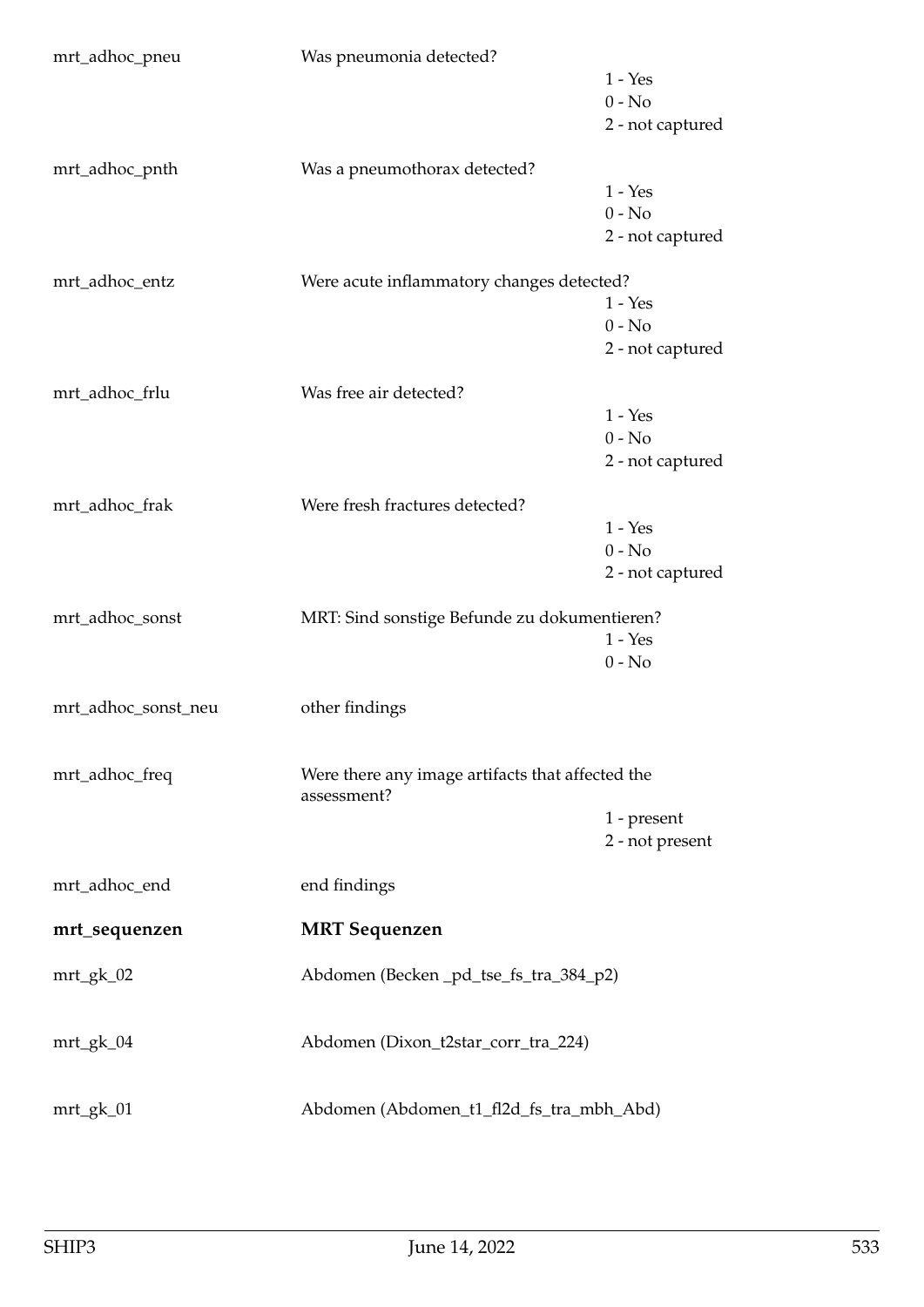| | | |
|---|---|---|
| mrt_adhoc_pneu | Was pneumonia detected? | 1 - Yes<br>0 - No<br>2 - not captured |
| mrt_adhoc_pnth | Was a pneumothorax detected? | 1 - Yes<br>0 - No<br>2 - not captured |
| mrt_adhoc_entz | Were acute inflammatory changes detected? | 1 - Yes<br>0 - No<br>2 - not captured |
| mrt_adhoc_frlu | Was free air detected? | 1 - Yes<br>0 - No<br>2 - not captured |
| mrt_adhoc_frak | Were fresh fractures detected? | 1 - Yes<br>0 - No<br>2 - not captured |
| mrt_adhoc_sonst | MRT: Sind sonstige Befunde zu dokumentieren? | 1 - Yes<br>0 - No |
| mrt_adhoc_sonst_neu | other findings | |
| mrt_adhoc_freq | Were there any image artifacts that affected the assessment? | 1 - present<br>2 - not present |
| mrt_adhoc_end | end findings | |

**mrt_sequenzen** **MRT Sequenzen**

| | |
|---|---|
| mrt_gk_02 | Abdomen (Becken _pd_tse_fs_tra_384_p2) |
| mrt_gk_04 | Abdomen (Dixon_t2star_corr_tra_224) |
| mrt_gk_01 | Abdomen (Abdomen_t1_fl2d_fs_tra_mbh_Abd) |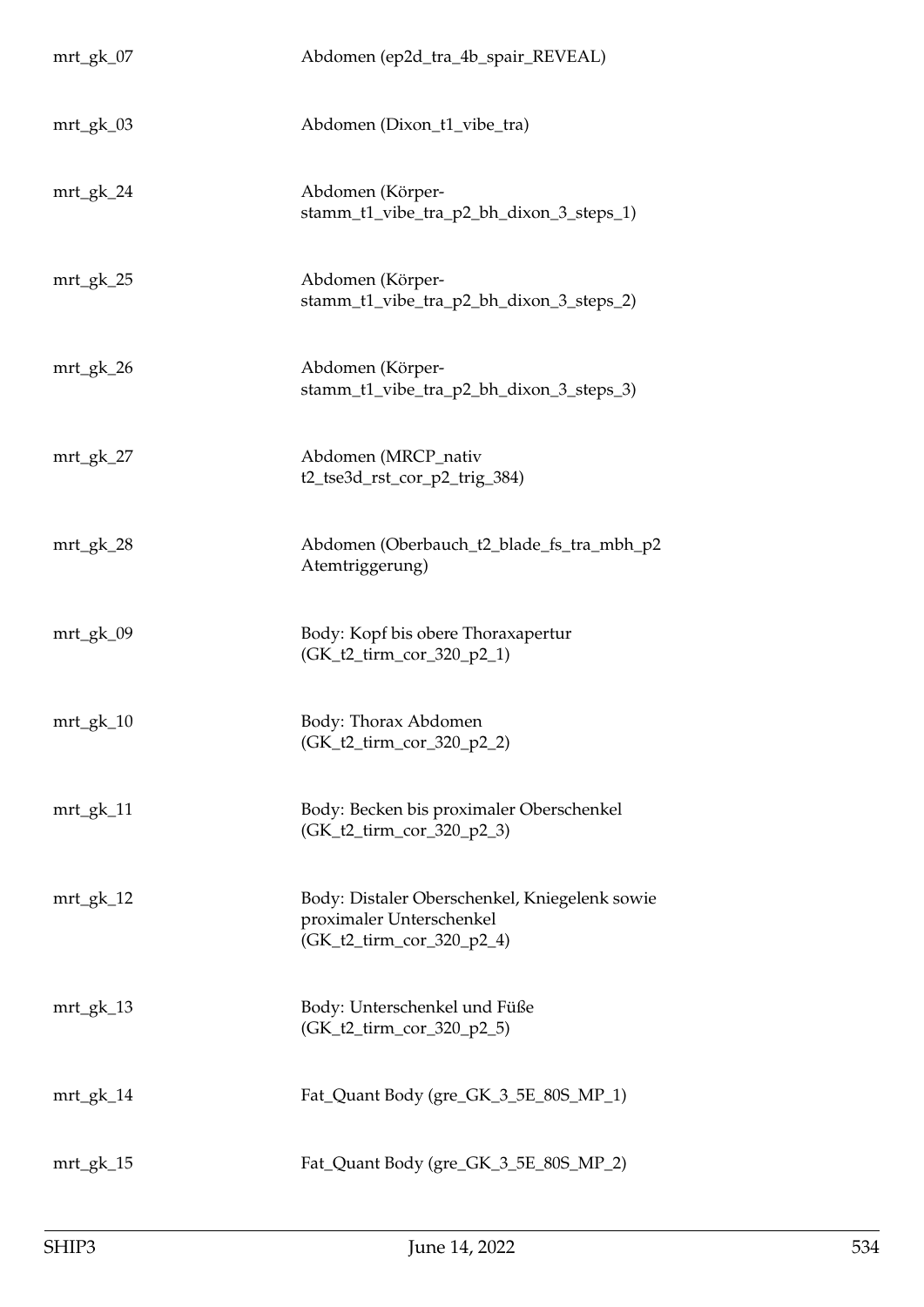| | |
|---|---|
| mrt_gk_07 | Abdomen (ep2d_tra_4b_spair_REVEAL) |
| mrt_gk_03 | Abdomen (Dixon_t1_vibe_tra) |
| mrt_gk_24 | Abdomen (Körper-stamm_t1_vibe_tra_p2_bh_dixon_3_steps_1) |
| mrt_gk_25 | Abdomen (Körper-stamm_t1_vibe_tra_p2_bh_dixon_3_steps_2) |
| mrt_gk_26 | Abdomen (Körper-stamm_t1_vibe_tra_p2_bh_dixon_3_steps_3) |
| mrt_gk_27 | Abdomen (MRCP_nativ t2_tse3d_rst_cor_p2_trig_384) |
| mrt_gk_28 | Abdomen (Oberbauch_t2_blade_fs_tra_mbh_p2 Atemtriggerung) |
| mrt_gk_09 | Body: Kopf bis obere Thoraxapertur (GK_t2_tirm_cor_320_p2_1) |
| mrt_gk_10 | Body: Thorax Abdomen (GK_t2_tirm_cor_320_p2_2) |
| mrt_gk_11 | Body: Becken bis proximaler Oberschenkel (GK_t2_tirm_cor_320_p2_3) |
| mrt_gk_12 | Body: Distaler Oberschenkel, Kniegelenk sowie proximaler Unterschenkel (GK_t2_tirm_cor_320_p2_4) |
| mrt_gk_13 | Body: Unterschenkel und Füße (GK_t2_tirm_cor_320_p2_5) |
| mrt_gk_14 | Fat_Quant Body (gre_GK_3_5E_80S_MP_1) |
| mrt_gk_15 | Fat_Quant Body (gre_GK_3_5E_80S_MP_2) |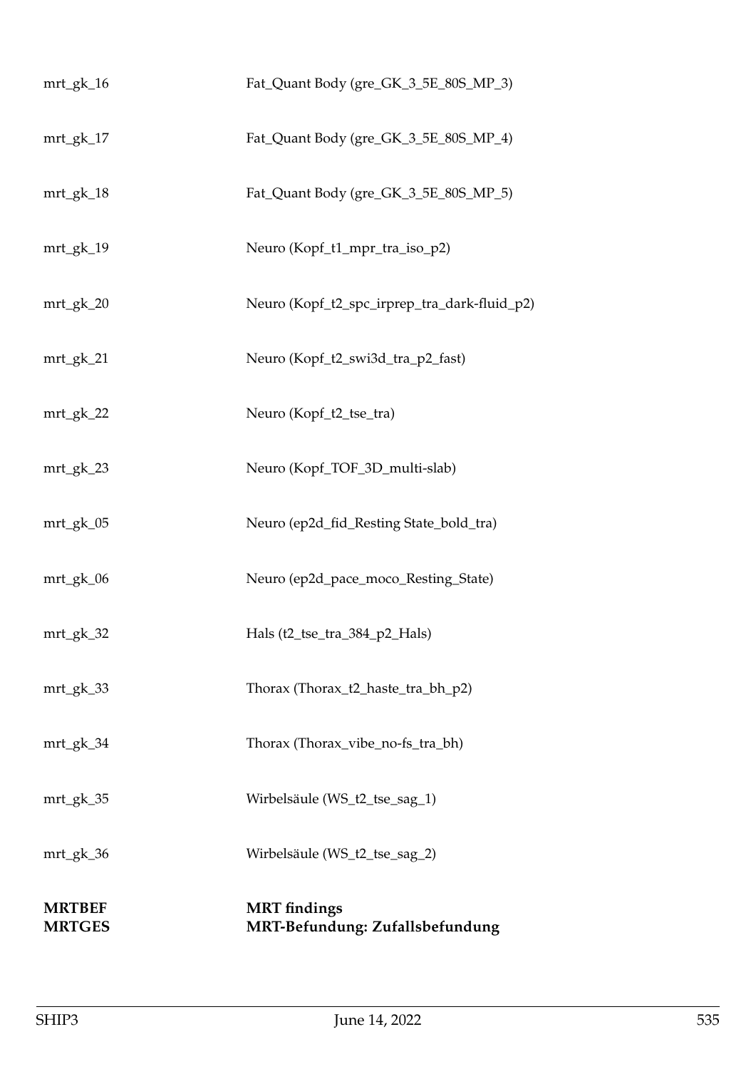| | |
|---|---|
| mrt_gk_16 | Fat_Quant Body (gre_GK_3_5E_80S_MP_3) |
| mrt_gk_17 | Fat_Quant Body (gre_GK_3_5E_80S_MP_4) |
| mrt_gk_18 | Fat_Quant Body (gre_GK_3_5E_80S_MP_5) |
| mrt_gk_19 | Neuro (Kopf_t1_mpr_tra_iso_p2) |
| mrt_gk_20 | Neuro (Kopf_t2_spc_irprep_tra_dark-fluid_p2) |
| mrt_gk_21 | Neuro (Kopf_t2_swi3d_tra_p2_fast) |
| mrt_gk_22 | Neuro (Kopf_t2_tse_tra) |
| mrt_gk_23 | Neuro (Kopf_TOF_3D_multi-slab) |
| mrt_gk_05 | Neuro (ep2d_fid_Resting State_bold_tra) |
| mrt_gk_06 | Neuro (ep2d_pace_moco_Resting_State) |
| mrt_gk_32 | Hals (t2_tse_tra_384_p2_Hals) |
| mrt_gk_33 | Thorax (Thorax_t2_haste_tra_bh_p2) |
| mrt_gk_34 | Thorax (Thorax_vibe_no-fs_tra_bh) |
| mrt_gk_35 | Wirbelsäule (WS_t2_tse_sag_1) |
| mrt_gk_36 | Wirbelsäule (WS_t2_tse_sag_2) |

**MRTBEF** **MRT findings**

**MRTGES** **MRT-Befundung: Zufallsbefundung**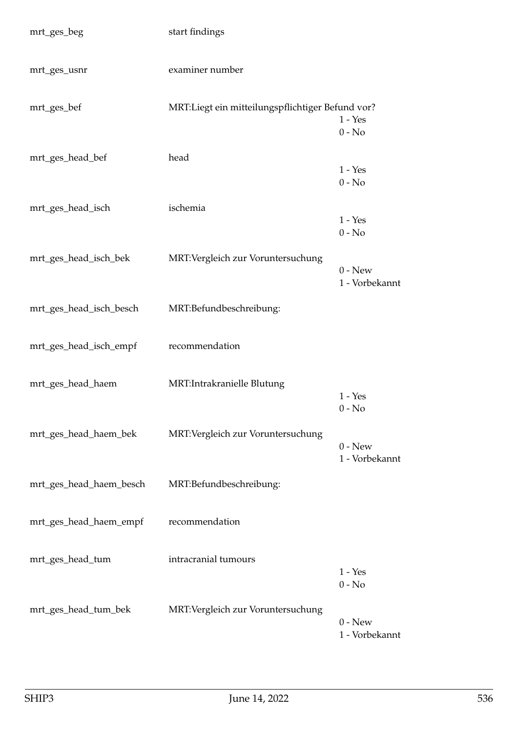| | | |
|---|---|---|
| mrt_ges_beg | start findings | |
| mrt_ges_usnr | examiner number | |
| mrt_ges_bef | MRT:Liegt ein mitteilungspflichtiger Befund vor? | 1 - Yes<br>0 - No |
| mrt_ges_head_bef | head | 1 - Yes<br>0 - No |
| mrt_ges_head_isch | ischemia | 1 - Yes<br>0 - No |
| mrt_ges_head_isch_bek | MRT:Vergleich zur Voruntersuchung | 0 - New<br>1 - Vorbekannt |
| mrt_ges_head_isch_besch | MRT:Befundbeschreibung: | |
| mrt_ges_head_isch_empf | recommendation | |
| mrt_ges_head_haem | MRT:Intrakranielle Blutung | 1 - Yes<br>0 - No |
| mrt_ges_head_haem_bek | MRT:Vergleich zur Voruntersuchung | 0 - New<br>1 - Vorbekannt |
| mrt_ges_head_haem_besch | MRT:Befundbeschreibung: | |
| mrt_ges_head_haem_empf | recommendation | |
| mrt_ges_head_tum | intracranial tumours | 1 - Yes<br>0 - No |
| mrt_ges_head_tum_bek | MRT:Vergleich zur Voruntersuchung | 0 - New<br>1 - Vorbekannt |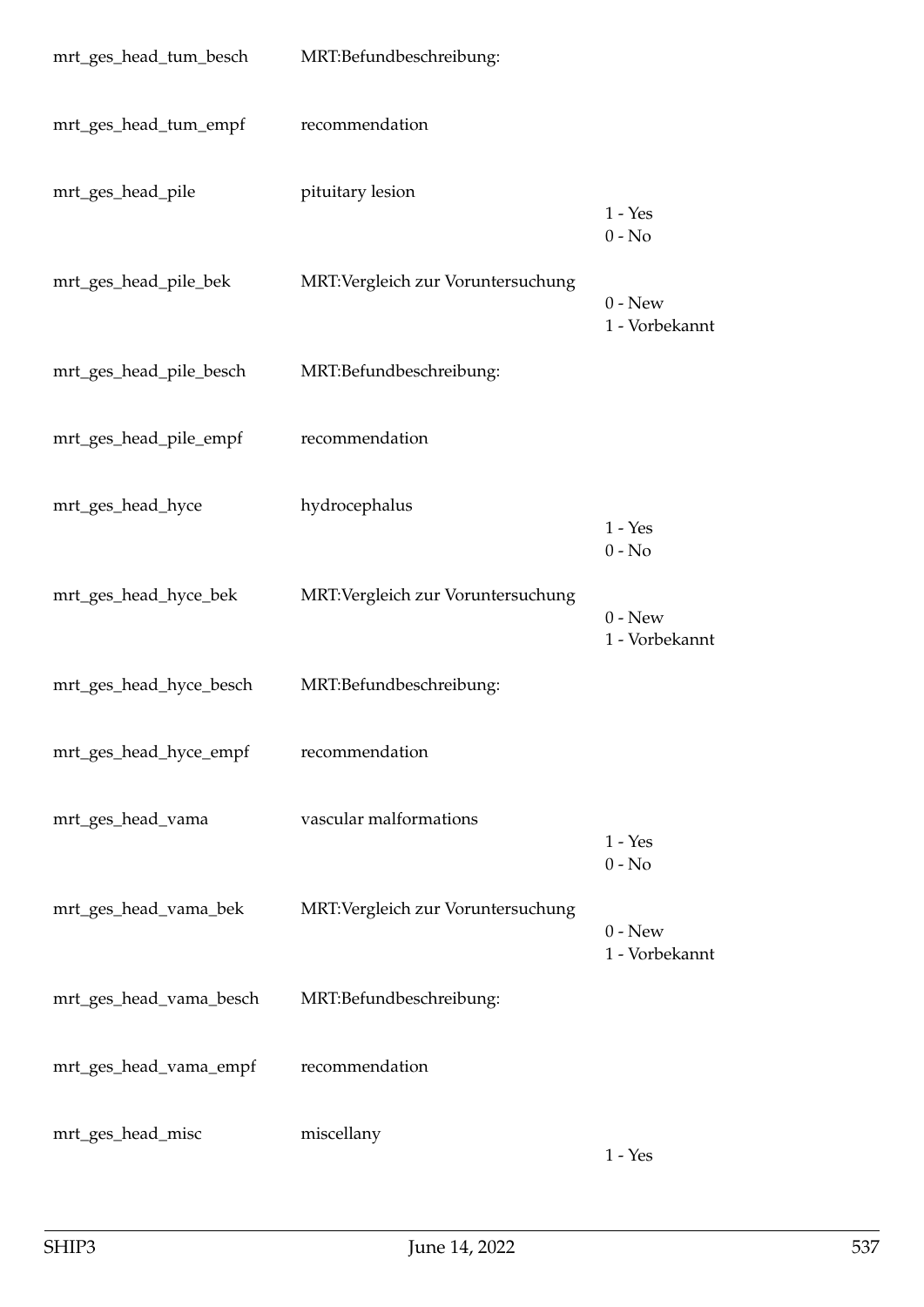| | | |
|---|---|---|
| mrt_ges_head_tum_besch | MRT:Befundbeschreibung: | |
| mrt_ges_head_tum_empf | recommendation | |
| mrt_ges_head_pile | pituitary lesion | 1 - Yes<br>0 - No |
| mrt_ges_head_pile_bek | MRT:Vergleich zur Voruntersuchung | 0 - New<br>1 - Vorbekannt |
| mrt_ges_head_pile_besch | MRT:Befundbeschreibung: | |
| mrt_ges_head_pile_empf | recommendation | |
| mrt_ges_head_hyce | hydrocephalus | 1 - Yes<br>0 - No |
| mrt_ges_head_hyce_bek | MRT:Vergleich zur Voruntersuchung | 0 - New<br>1 - Vorbekannt |
| mrt_ges_head_hyce_besch | MRT:Befundbeschreibung: | |
| mrt_ges_head_hyce_empf | recommendation | |
| mrt_ges_head_vama | vascular malformations | 1 - Yes<br>0 - No |
| mrt_ges_head_vama_bek | MRT:Vergleich zur Voruntersuchung | 0 - New<br>1 - Vorbekannt |
| mrt_ges_head_vama_besch | MRT:Befundbeschreibung: | |
| mrt_ges_head_vama_empf | recommendation | |
| mrt_ges_head_misc | miscellany | 1 - Yes |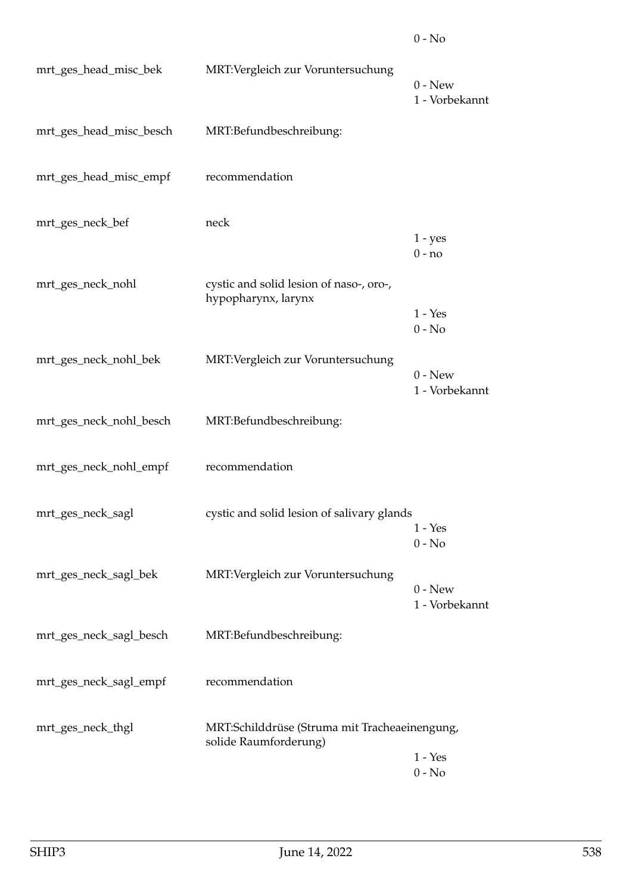| | | |
|---|---|---|
| | | 0 - No |
| mrt_ges_head_misc_bek | MRT:Vergleich zur Voruntersuchung | 0 - New<br>1 - Vorbekannt |
| mrt_ges_head_misc_besch | MRT:Befundbeschreibung: | |
| mrt_ges_head_misc_empf | recommendation | |
| mrt_ges_neck_bef | neck | 1 - yes<br>0 - no |
| mrt_ges_neck_nohl | cystic and solid lesion of naso-, oro-, hypopharynx, larynx | 1 - Yes<br>0 - No |
| mrt_ges_neck_nohl_bek | MRT:Vergleich zur Voruntersuchung | 0 - New<br>1 - Vorbekannt |
| mrt_ges_neck_nohl_besch | MRT:Befundbeschreibung: | |
| mrt_ges_neck_nohl_empf | recommendation | |
| mrt_ges_neck_sagl | cystic and solid lesion of salivary glands | 1 - Yes<br>0 - No |
| mrt_ges_neck_sagl_bek | MRT:Vergleich zur Voruntersuchung | 0 - New<br>1 - Vorbekannt |
| mrt_ges_neck_sagl_besch | MRT:Befundbeschreibung: | |
| mrt_ges_neck_sagl_empf | recommendation | |
| mrt_ges_neck_thgl | MRT:Schilddrüse (Struma mit Tracheaeinengung, solide Raumforderung) | 1 - Yes<br>0 - No |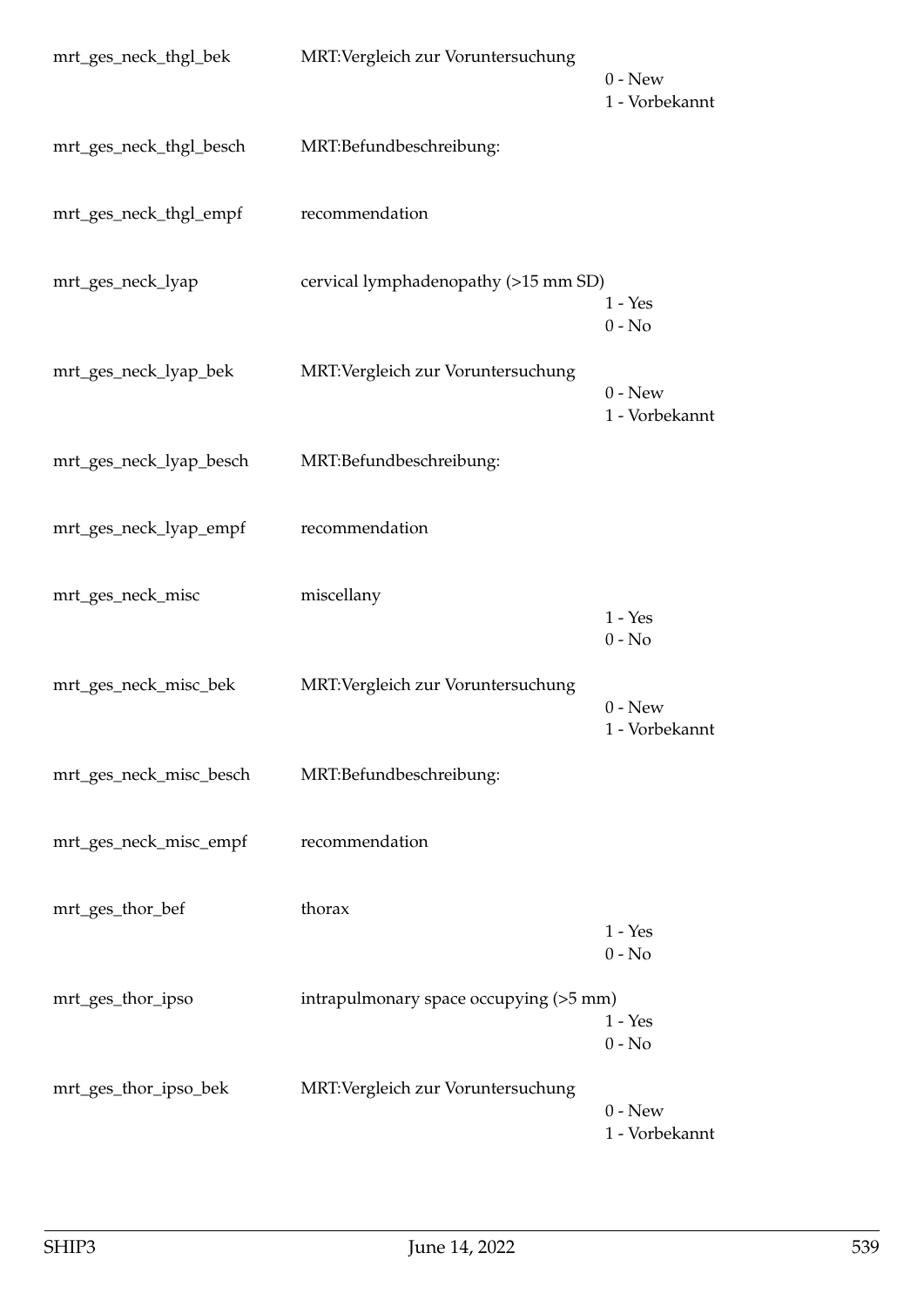| | | |
|---|---|---|
| mrt_ges_neck_thgl_bek | MRT:Vergleich zur Voruntersuchung | 0 - New<br>1 - Vorbekannt |
| mrt_ges_neck_thgl_besch | MRT:Befundbeschreibung: | |
| mrt_ges_neck_thgl_empf | recommendation | |
| mrt_ges_neck_lyap | cervical lymphadenopathy (>15 mm SD) | 1 - Yes<br>0 - No |
| mrt_ges_neck_lyap_bek | MRT:Vergleich zur Voruntersuchung | 0 - New<br>1 - Vorbekannt |
| mrt_ges_neck_lyap_besch | MRT:Befundbeschreibung: | |
| mrt_ges_neck_lyap_empf | recommendation | |
| mrt_ges_neck_misc | miscellany | 1 - Yes<br>0 - No |
| mrt_ges_neck_misc_bek | MRT:Vergleich zur Voruntersuchung | 0 - New<br>1 - Vorbekannt |
| mrt_ges_neck_misc_besch | MRT:Befundbeschreibung: | |
| mrt_ges_neck_misc_empf | recommendation | |
| mrt_ges_thor_bef | thorax | 1 - Yes<br>0 - No |
| mrt_ges_thor_ipso | intrapulmonary space occupying (>5 mm) | 1 - Yes<br>0 - No |
| mrt_ges_thor_ipso_bek | MRT:Vergleich zur Voruntersuchung | 0 - New<br>1 - Vorbekannt |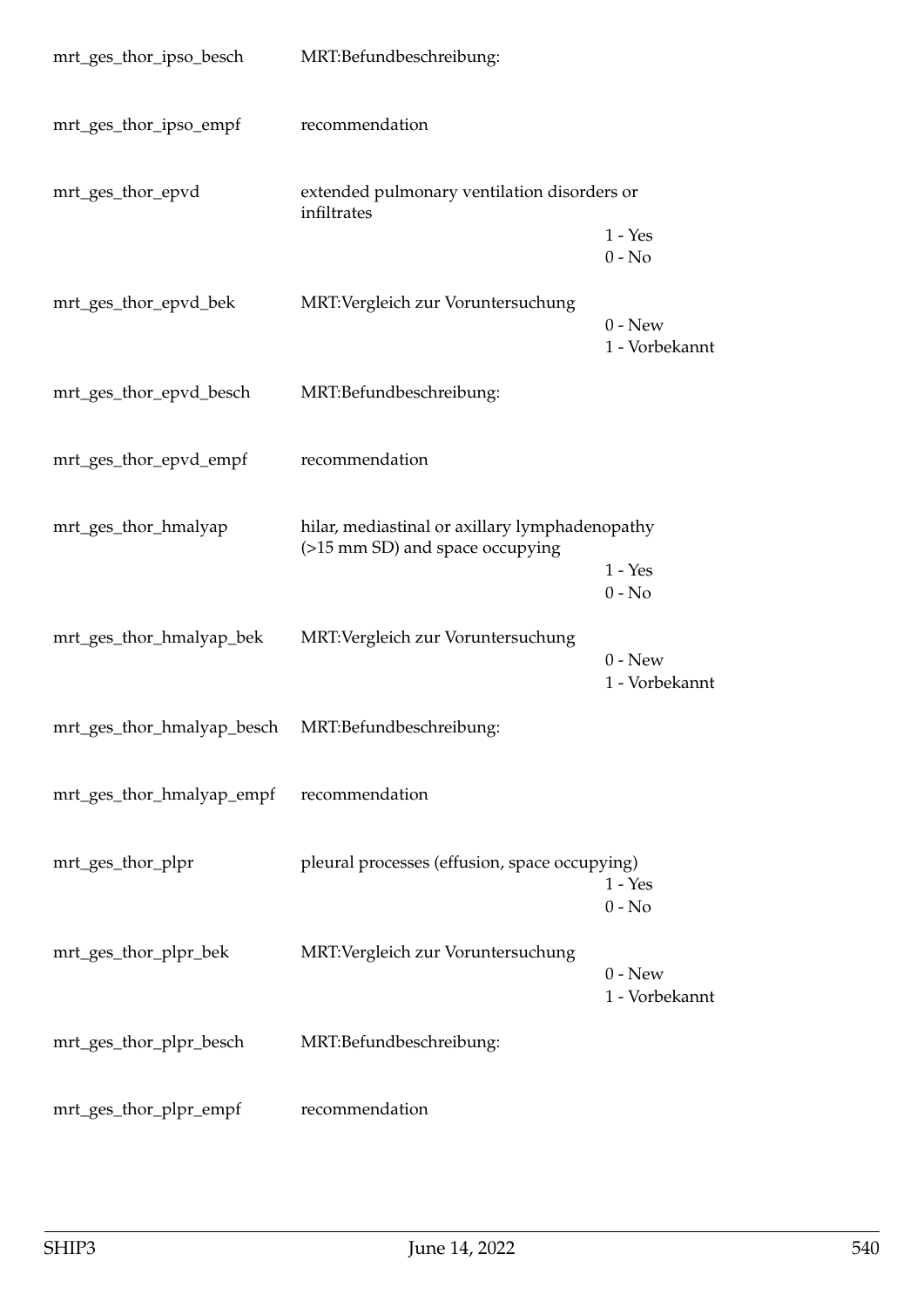| | | |
|---|---|---|
| mrt_ges_thor_ipso_besch | MRT:Befundbeschreibung: | |
| mrt_ges_thor_ipso_empf | recommendation | |
| mrt_ges_thor_epvd | extended pulmonary ventilation disorders or infiltrates | 1 - Yes<br>0 - No |
| mrt_ges_thor_epvd_bek | MRT:Vergleich zur Voruntersuchung | 0 - New<br>1 - Vorbekannt |
| mrt_ges_thor_epvd_besch | MRT:Befundbeschreibung: | |
| mrt_ges_thor_epvd_empf | recommendation | |
| mrt_ges_thor_hmalyap | hilar, mediastinal or axillary lymphadenopathy (>15 mm SD) and space occupying | 1 - Yes<br>0 - No |
| mrt_ges_thor_hmalyap_bek | MRT:Vergleich zur Voruntersuchung | 0 - New<br>1 - Vorbekannt |
| mrt_ges_thor_hmalyap_besch | MRT:Befundbeschreibung: | |
| mrt_ges_thor_hmalyap_empf | recommendation | |
| mrt_ges_thor_plpr | pleural processes (effusion, space occupying) | 1 - Yes<br>0 - No |
| mrt_ges_thor_plpr_bek | MRT:Vergleich zur Voruntersuchung | 0 - New<br>1 - Vorbekannt |
| mrt_ges_thor_plpr_besch | MRT:Befundbeschreibung: | |
| mrt_ges_thor_plpr_empf | recommendation | |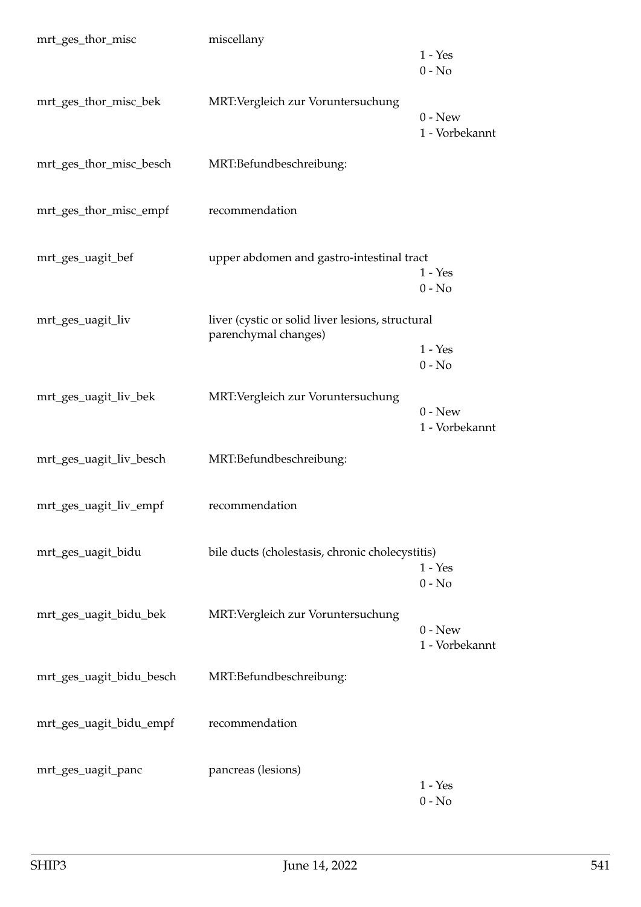| | | |
|---|---|---|
| mrt_ges_thor_misc | miscellany | 1 - Yes<br>0 - No |
| mrt_ges_thor_misc_bek | MRT:Vergleich zur Voruntersuchung | 0 - New<br>1 - Vorbekannt |
| mrt_ges_thor_misc_besch | MRT:Befundbeschreibung: | |
| mrt_ges_thor_misc_empf | recommendation | |
| mrt_ges_uagit_bef | upper abdomen and gastro-intestinal tract | 1 - Yes<br>0 - No |
| mrt_ges_uagit_liv | liver (cystic or solid liver lesions, structural parenchymal changes) | 1 - Yes<br>0 - No |
| mrt_ges_uagit_liv_bek | MRT:Vergleich zur Voruntersuchung | 0 - New<br>1 - Vorbekannt |
| mrt_ges_uagit_liv_besch | MRT:Befundbeschreibung: | |
| mrt_ges_uagit_liv_empf | recommendation | |
| mrt_ges_uagit_bidu | bile ducts (cholestasis, chronic cholecystitis) | 1 - Yes<br>0 - No |
| mrt_ges_uagit_bidu_bek | MRT:Vergleich zur Voruntersuchung | 0 - New<br>1 - Vorbekannt |
| mrt_ges_uagit_bidu_besch | MRT:Befundbeschreibung: | |
| mrt_ges_uagit_bidu_empf | recommendation | |
| mrt_ges_uagit_panc | pancreas (lesions) | 1 - Yes<br>0 - No |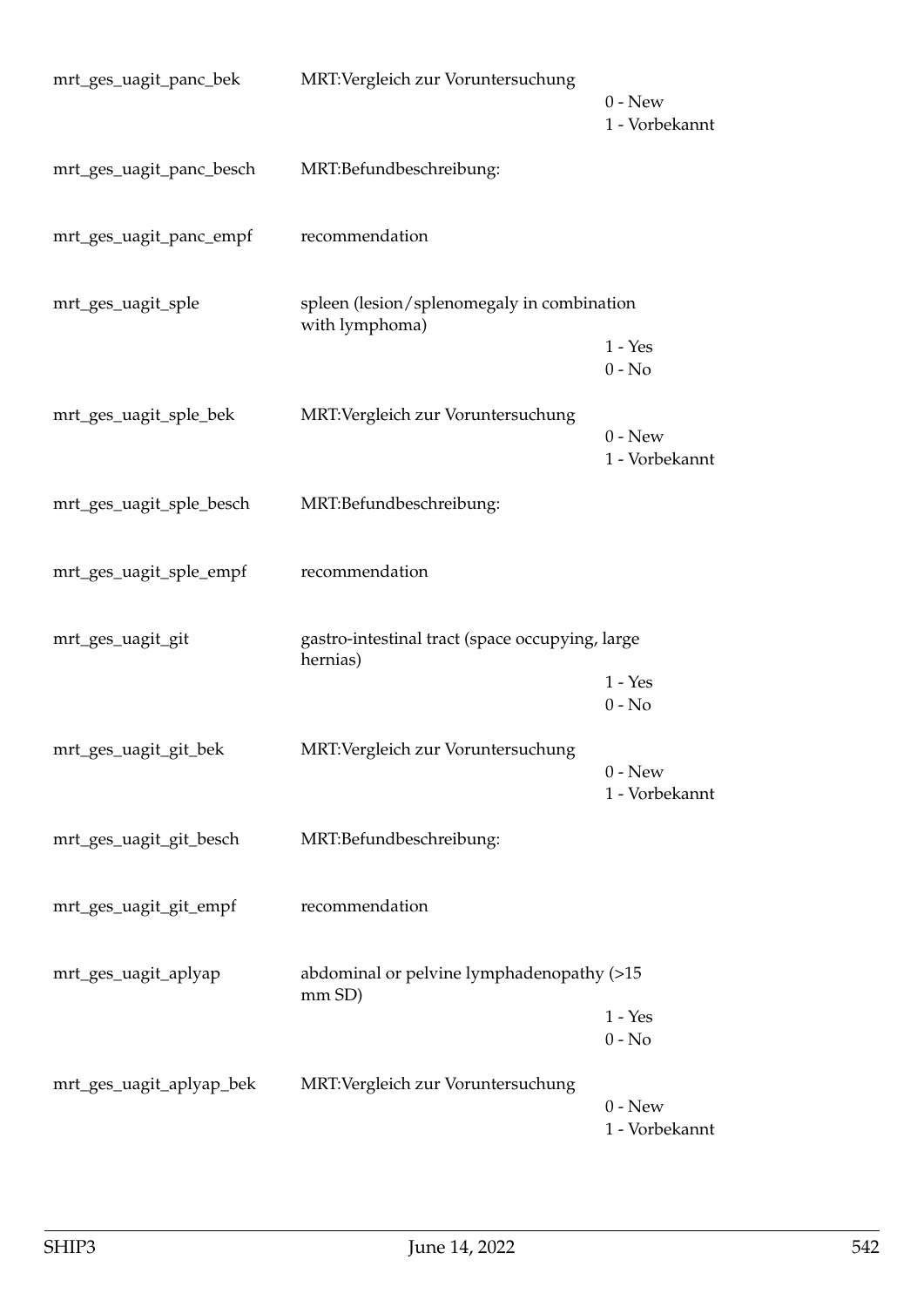| | | |
|---|---|---|
| mrt_ges_uagit_panc_bek | MRT:Vergleich zur Voruntersuchung | 0 - New<br>1 - Vorbekannt |
| mrt_ges_uagit_panc_besch | MRT:Befundbeschreibung: | |
| mrt_ges_uagit_panc_empf | recommendation | |
| mrt_ges_uagit_sple | spleen (lesion/splenomegaly in combination with lymphoma) | 1 - Yes<br>0 - No |
| mrt_ges_uagit_sple_bek | MRT:Vergleich zur Voruntersuchung | 0 - New<br>1 - Vorbekannt |
| mrt_ges_uagit_sple_besch | MRT:Befundbeschreibung: | |
| mrt_ges_uagit_sple_empf | recommendation | |
| mrt_ges_uagit_git | gastro-intestinal tract (space occupying, large hernias) | 1 - Yes<br>0 - No |
| mrt_ges_uagit_git_bek | MRT:Vergleich zur Voruntersuchung | 0 - New<br>1 - Vorbekannt |
| mrt_ges_uagit_git_besch | MRT:Befundbeschreibung: | |
| mrt_ges_uagit_git_empf | recommendation | |
| mrt_ges_uagit_aplyap | abdominal or pelvine lymphadenopathy (>15 mm SD) | 1 - Yes<br>0 - No |
| mrt_ges_uagit_aplyap_bek | MRT:Vergleich zur Voruntersuchung | 0 - New<br>1 - Vorbekannt |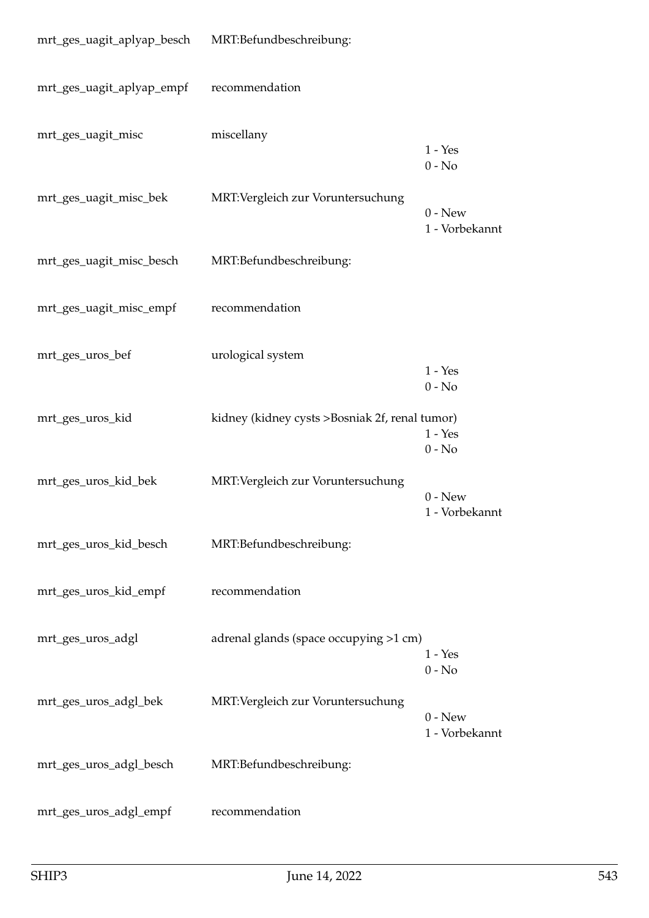| Variable | Label | Values |
|---|---|---|
| mrt_ges_uagit_aplyap_besch | MRT:Befundbeschreibung: | |
| mrt_ges_uagit_aplyap_empf | recommendation | |
| mrt_ges_uagit_misc | miscellany | 1 - Yes<br>0 - No |
| mrt_ges_uagit_misc_bek | MRT:Vergleich zur Voruntersuchung | 0 - New<br>1 - Vorbekannt |
| mrt_ges_uagit_misc_besch | MRT:Befundbeschreibung: | |
| mrt_ges_uagit_misc_empf | recommendation | |
| mrt_ges_uros_bef | urological system | 1 - Yes<br>0 - No |
| mrt_ges_uros_kid | kidney (kidney cysts >Bosniak 2f, renal tumor) | 1 - Yes<br>0 - No |
| mrt_ges_uros_kid_bek | MRT:Vergleich zur Voruntersuchung | 0 - New<br>1 - Vorbekannt |
| mrt_ges_uros_kid_besch | MRT:Befundbeschreibung: | |
| mrt_ges_uros_kid_empf | recommendation | |
| mrt_ges_uros_adgl | adrenal glands (space occupying >1 cm) | 1 - Yes<br>0 - No |
| mrt_ges_uros_adgl_bek | MRT:Vergleich zur Voruntersuchung | 0 - New<br>1 - Vorbekannt |
| mrt_ges_uros_adgl_besch | MRT:Befundbeschreibung: | |
| mrt_ges_uros_adgl_empf | recommendation | |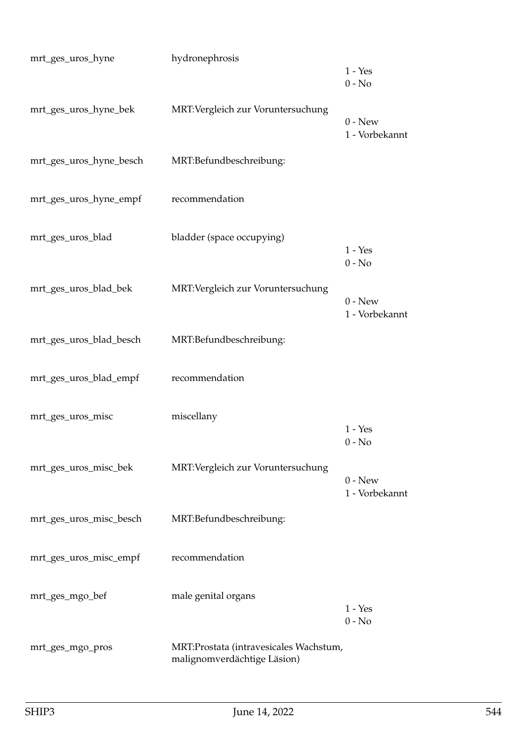| | | |
|---|---|---|
| mrt_ges_uros_hyne | hydronephrosis | 1 - Yes<br>0 - No |
| mrt_ges_uros_hyne_bek | MRT:Vergleich zur Voruntersuchung | 0 - New<br>1 - Vorbekannt |
| mrt_ges_uros_hyne_besch | MRT:Befundbeschreibung: | |
| mrt_ges_uros_hyne_empf | recommendation | |
| mrt_ges_uros_blad | bladder (space occupying) | 1 - Yes<br>0 - No |
| mrt_ges_uros_blad_bek | MRT:Vergleich zur Voruntersuchung | 0 - New<br>1 - Vorbekannt |
| mrt_ges_uros_blad_besch | MRT:Befundbeschreibung: | |
| mrt_ges_uros_blad_empf | recommendation | |
| mrt_ges_uros_misc | miscellany | 1 - Yes<br>0 - No |
| mrt_ges_uros_misc_bek | MRT:Vergleich zur Voruntersuchung | 0 - New<br>1 - Vorbekannt |
| mrt_ges_uros_misc_besch | MRT:Befundbeschreibung: | |
| mrt_ges_uros_misc_empf | recommendation | |
| mrt_ges_mgo_bef | male genital organs | 1 - Yes<br>0 - No |
| mrt_ges_mgo_pros | MRT:Prostata (intravesicales Wachstum, malignomverdächtige Läsion) | |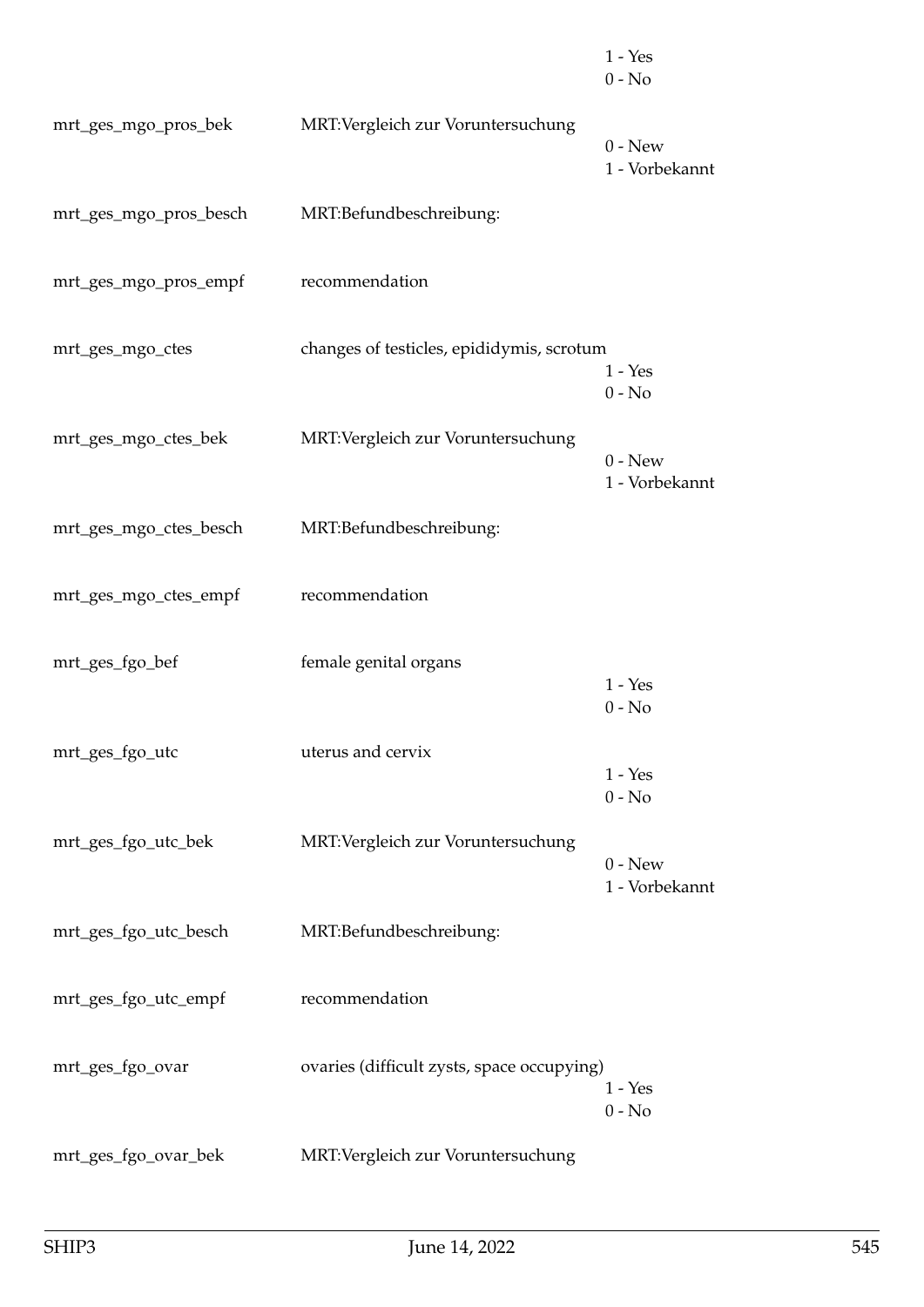| | | |
|---|---|---|
| | | 1 - Yes<br>0 - No |
| mrt_ges_mgo_pros_bek | MRT:Vergleich zur Voruntersuchung | 0 - New<br>1 - Vorbekannt |
| mrt_ges_mgo_pros_besch | MRT:Befundbeschreibung: | |
| mrt_ges_mgo_pros_empf | recommendation | |
| mrt_ges_mgo_ctes | changes of testicles, epididymis, scrotum | 1 - Yes<br>0 - No |
| mrt_ges_mgo_ctes_bek | MRT:Vergleich zur Voruntersuchung | 0 - New<br>1 - Vorbekannt |
| mrt_ges_mgo_ctes_besch | MRT:Befundbeschreibung: | |
| mrt_ges_mgo_ctes_empf | recommendation | |
| mrt_ges_fgo_bef | female genital organs | 1 - Yes<br>0 - No |
| mrt_ges_fgo_utc | uterus and cervix | 1 - Yes<br>0 - No |
| mrt_ges_fgo_utc_bek | MRT:Vergleich zur Voruntersuchung | 0 - New<br>1 - Vorbekannt |
| mrt_ges_fgo_utc_besch | MRT:Befundbeschreibung: | |
| mrt_ges_fgo_utc_empf | recommendation | |
| mrt_ges_fgo_ovar | ovaries (difficult zysts, space occupying) | 1 - Yes<br>0 - No |
| mrt_ges_fgo_ovar_bek | MRT:Vergleich zur Voruntersuchung | |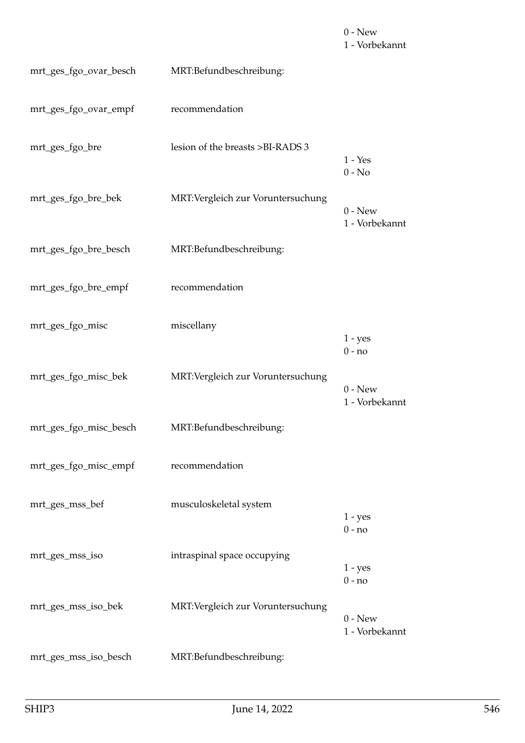| | | |
|---|---|---|
| | | 0 - New<br>1 - Vorbekannt |
| mrt_ges_fgo_ovar_besch | MRT:Befundbeschreibung: | |
| mrt_ges_fgo_ovar_empf | recommendation | |
| mrt_ges_fgo_bre | lesion of the breasts >BI-RADS 3 | 1 - Yes<br>0 - No |
| mrt_ges_fgo_bre_bek | MRT:Vergleich zur Voruntersuchung | 0 - New<br>1 - Vorbekannt |
| mrt_ges_fgo_bre_besch | MRT:Befundbeschreibung: | |
| mrt_ges_fgo_bre_empf | recommendation | |
| mrt_ges_fgo_misc | miscellany | 1 - yes<br>0 - no |
| mrt_ges_fgo_misc_bek | MRT:Vergleich zur Voruntersuchung | 0 - New<br>1 - Vorbekannt |
| mrt_ges_fgo_misc_besch | MRT:Befundbeschreibung: | |
| mrt_ges_fgo_misc_empf | recommendation | |
| mrt_ges_mss_bef | musculoskeletal system | 1 - yes<br>0 - no |
| mrt_ges_mss_iso | intraspinal space occupying | 1 - yes<br>0 - no |
| mrt_ges_mss_iso_bek | MRT:Vergleich zur Voruntersuchung | 0 - New<br>1 - Vorbekannt |
| mrt_ges_mss_iso_besch | MRT:Befundbeschreibung: | |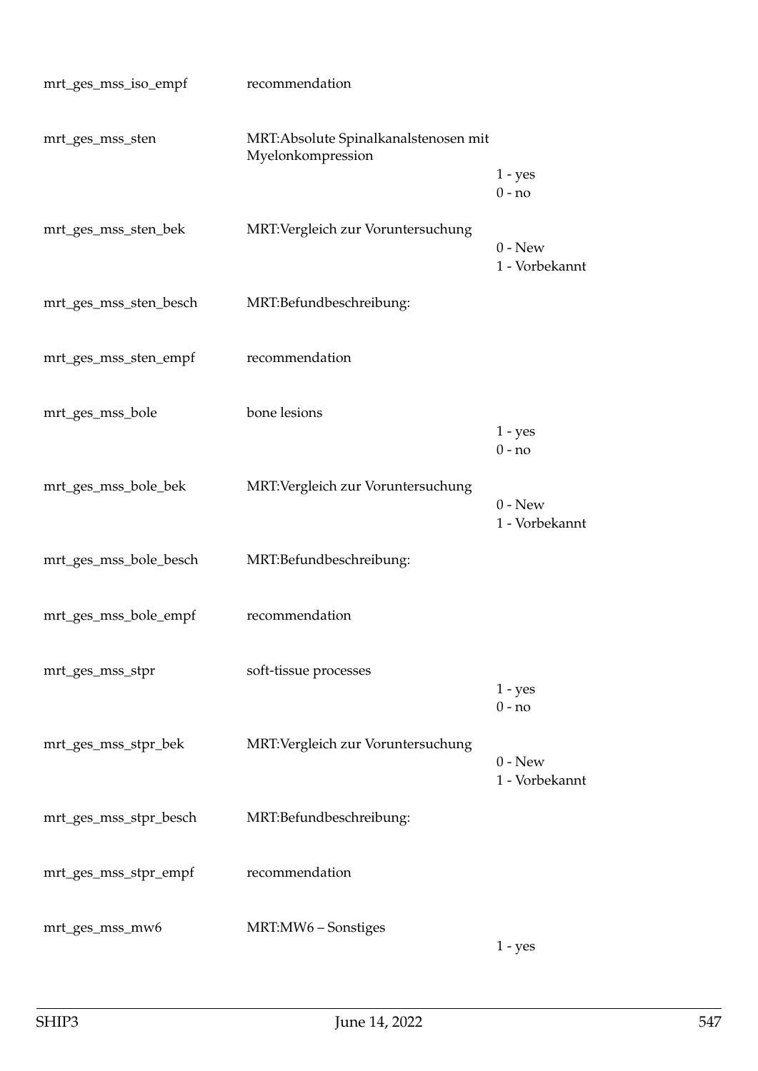| | | |
|---|---|---|
| mrt_ges_mss_iso_empf | recommendation | |
| mrt_ges_mss_sten | MRT:Absolute Spinalkanalstenosen mit Myelonkompression | 1 - yes<br>0 - no |
| mrt_ges_mss_sten_bek | MRT:Vergleich zur Voruntersuchung | 0 - New<br>1 - Vorbekannt |
| mrt_ges_mss_sten_besch | MRT:Befundbeschreibung: | |
| mrt_ges_mss_sten_empf | recommendation | |
| mrt_ges_mss_bole | bone lesions | 1 - yes<br>0 - no |
| mrt_ges_mss_bole_bek | MRT:Vergleich zur Voruntersuchung | 0 - New<br>1 - Vorbekannt |
| mrt_ges_mss_bole_besch | MRT:Befundbeschreibung: | |
| mrt_ges_mss_bole_empf | recommendation | |
| mrt_ges_mss_stpr | soft-tissue processes | 1 - yes<br>0 - no |
| mrt_ges_mss_stpr_bek | MRT:Vergleich zur Voruntersuchung | 0 - New<br>1 - Vorbekannt |
| mrt_ges_mss_stpr_besch | MRT:Befundbeschreibung: | |
| mrt_ges_mss_stpr_empf | recommendation | |
| mrt_ges_mss_mw6 | MRT:MW6 – Sonstiges | 1 - yes |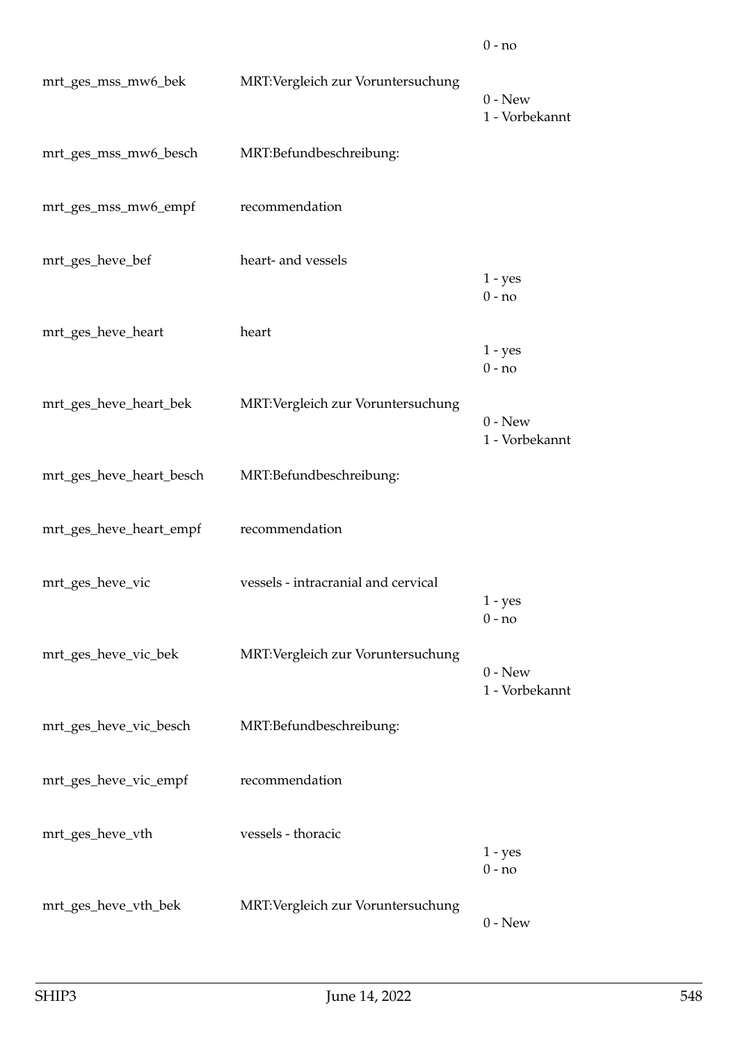| | | |
|---|---|---|
| | | 0 - no |
| mrt_ges_mss_mw6_bek | MRT:Vergleich zur Voruntersuchung | 0 - New<br>1 - Vorbekannt |
| mrt_ges_mss_mw6_besch | MRT:Befundbeschreibung: | |
| mrt_ges_mss_mw6_empf | recommendation | |
| mrt_ges_heve_bef | heart- and vessels | 1 - yes<br>0 - no |
| mrt_ges_heve_heart | heart | 1 - yes<br>0 - no |
| mrt_ges_heve_heart_bek | MRT:Vergleich zur Voruntersuchung | 0 - New<br>1 - Vorbekannt |
| mrt_ges_heve_heart_besch | MRT:Befundbeschreibung: | |
| mrt_ges_heve_heart_empf | recommendation | |
| mrt_ges_heve_vic | vessels - intracranial and cervical | 1 - yes<br>0 - no |
| mrt_ges_heve_vic_bek | MRT:Vergleich zur Voruntersuchung | 0 - New<br>1 - Vorbekannt |
| mrt_ges_heve_vic_besch | MRT:Befundbeschreibung: | |
| mrt_ges_heve_vic_empf | recommendation | |
| mrt_ges_heve_vth | vessels - thoracic | 1 - yes<br>0 - no |
| mrt_ges_heve_vth_bek | MRT:Vergleich zur Voruntersuchung | 0 - New |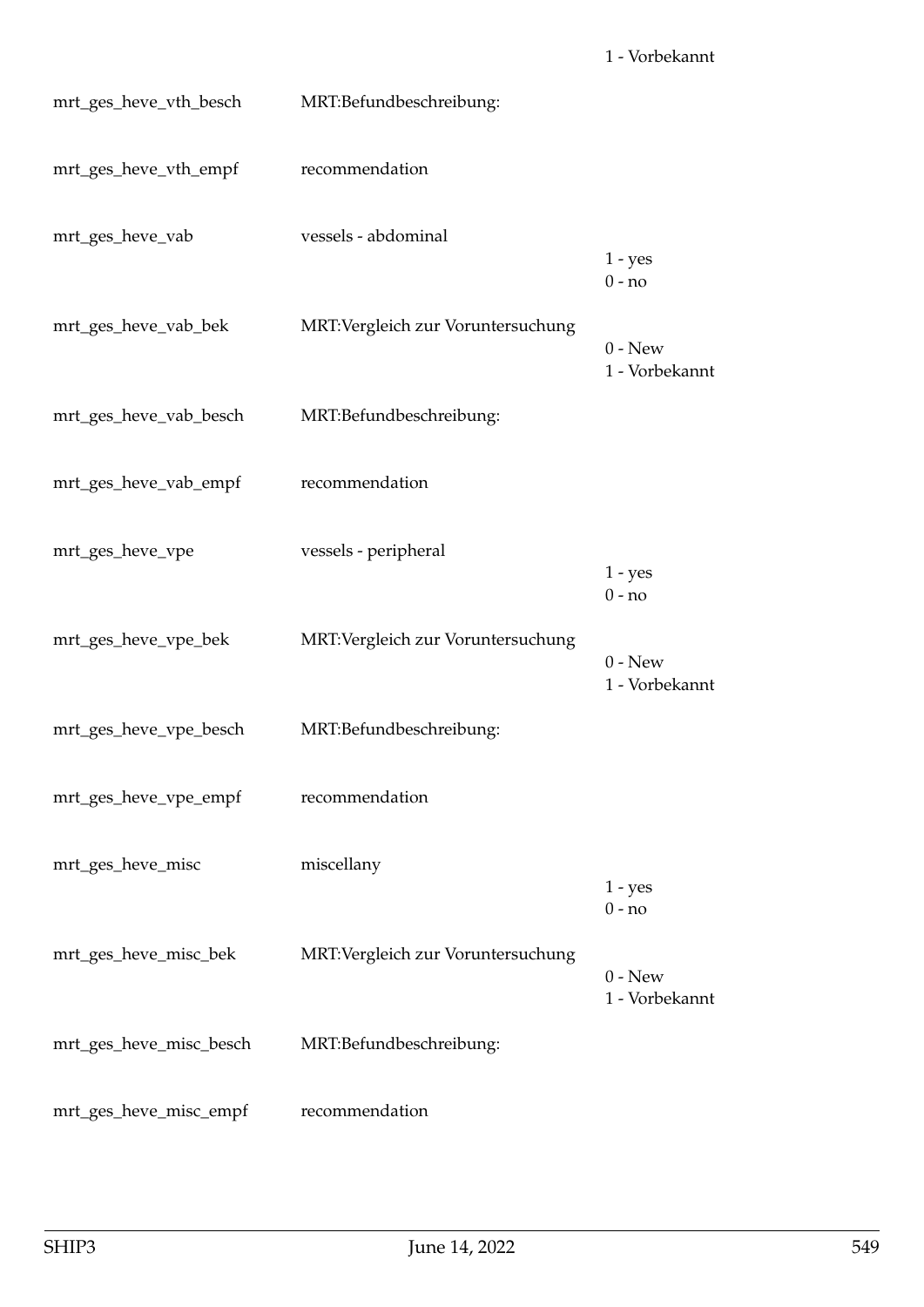| | | |
|---|---|---|
| | | 1 - Vorbekannt |
| mrt_ges_heve_vth_besch | MRT:Befundbeschreibung: | |
| mrt_ges_heve_vth_empf | recommendation | |
| mrt_ges_heve_vab | vessels - abdominal | 1 - yes<br>0 - no |
| mrt_ges_heve_vab_bek | MRT:Vergleich zur Voruntersuchung | 0 - New<br>1 - Vorbekannt |
| mrt_ges_heve_vab_besch | MRT:Befundbeschreibung: | |
| mrt_ges_heve_vab_empf | recommendation | |
| mrt_ges_heve_vpe | vessels - peripheral | 1 - yes<br>0 - no |
| mrt_ges_heve_vpe_bek | MRT:Vergleich zur Voruntersuchung | 0 - New<br>1 - Vorbekannt |
| mrt_ges_heve_vpe_besch | MRT:Befundbeschreibung: | |
| mrt_ges_heve_vpe_empf | recommendation | |
| mrt_ges_heve_misc | miscellany | 1 - yes<br>0 - no |
| mrt_ges_heve_misc_bek | MRT:Vergleich zur Voruntersuchung | 0 - New<br>1 - Vorbekannt |
| mrt_ges_heve_misc_besch | MRT:Befundbeschreibung: | |
| mrt_ges_heve_misc_empf | recommendation | |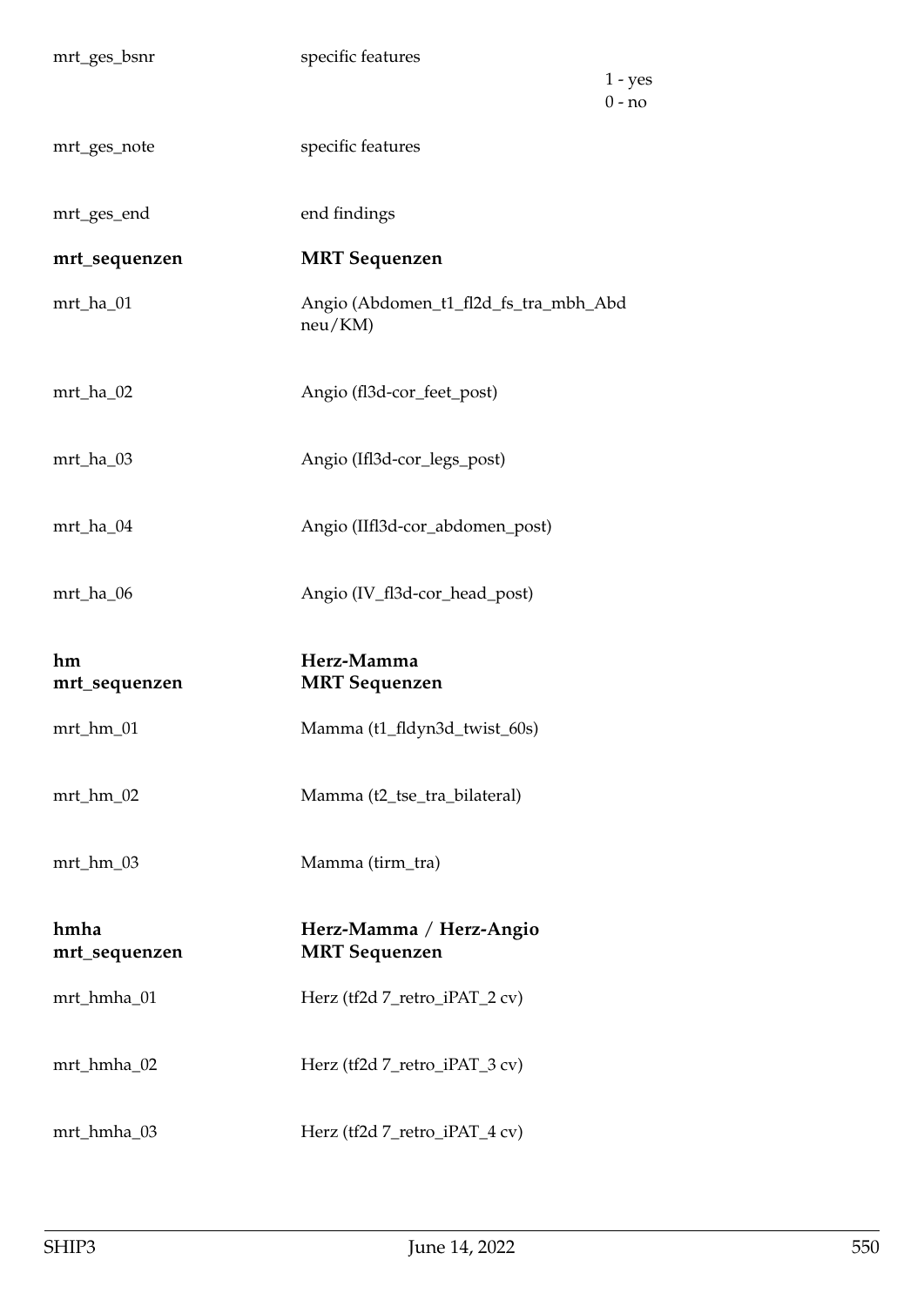| | | |
|---|---|---|
| mrt_ges_bsnr | specific features | 1 - yes<br>0 - no |
| mrt_ges_note | specific features | |
| mrt_ges_end | end findings | |
| **mrt_sequenzen** | **MRT Sequenzen** | |
| mrt_ha_01 | Angio (Abdomen_t1_fl2d_fs_tra_mbh_Abd neu/KM) | |
| mrt_ha_02 | Angio (fl3d-cor_feet_post) | |
| mrt_ha_03 | Angio (Ifl3d-cor_legs_post) | |
| mrt_ha_04 | Angio (IIfl3d-cor_abdomen_post) | |
| mrt_ha_06 | Angio (IV_fl3d-cor_head_post) | |
| **hm mrt_sequenzen** | **Herz-Mamma MRT Sequenzen** | |
| mrt_hm_01 | Mamma (t1_fldyn3d_twist_60s) | |
| mrt_hm_02 | Mamma (t2_tse_tra_bilateral) | |
| mrt_hm_03 | Mamma (tirm_tra) | |
| **hmha mrt_sequenzen** | **Herz-Mamma / Herz-Angio MRT Sequenzen** | |
| mrt_hmha_01 | Herz (tf2d 7_retro_iPAT_2 cv) | |
| mrt_hmha_02 | Herz (tf2d 7_retro_iPAT_3 cv) | |
| mrt_hmha_03 | Herz (tf2d 7_retro_iPAT_4 cv) | |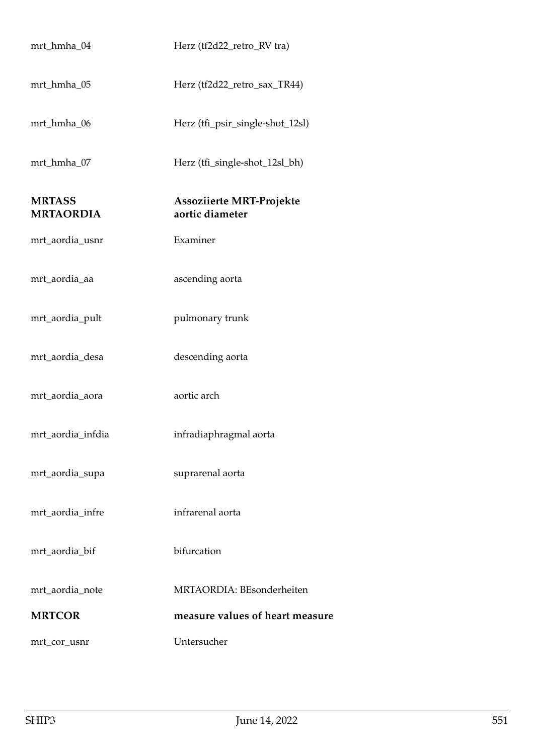| | |
|---|---|
| mrt_hmha_04 | Herz (tf2d22_retro_RV tra) |
| mrt_hmha_05 | Herz (tf2d22_retro_sax_TR44) |
| mrt_hmha_06 | Herz (tfi_psir_single-shot_12sl) |
| mrt_hmha_07 | Herz (tfi_single-shot_12sl_bh) |
| **MRTASS** | **Assoziierte MRT-Projekte** |
| **MRTAORDIA** | **aortic diameter** |
| mrt_aordia_usnr | Examiner |
| mrt_aordia_aa | ascending aorta |
| mrt_aordia_pult | pulmonary trunk |
| mrt_aordia_desa | descending aorta |
| mrt_aordia_aora | aortic arch |
| mrt_aordia_infdia | infradiaphragmal aorta |
| mrt_aordia_supa | suprarenal aorta |
| mrt_aordia_infre | infrarenal aorta |
| mrt_aordia_bif | bifurcation |
| mrt_aordia_note | MRTAORDIA: BEsonderheiten |
| **MRTCOR** | **measure values of heart measure** |
| mrt_cor_usnr | Untersucher |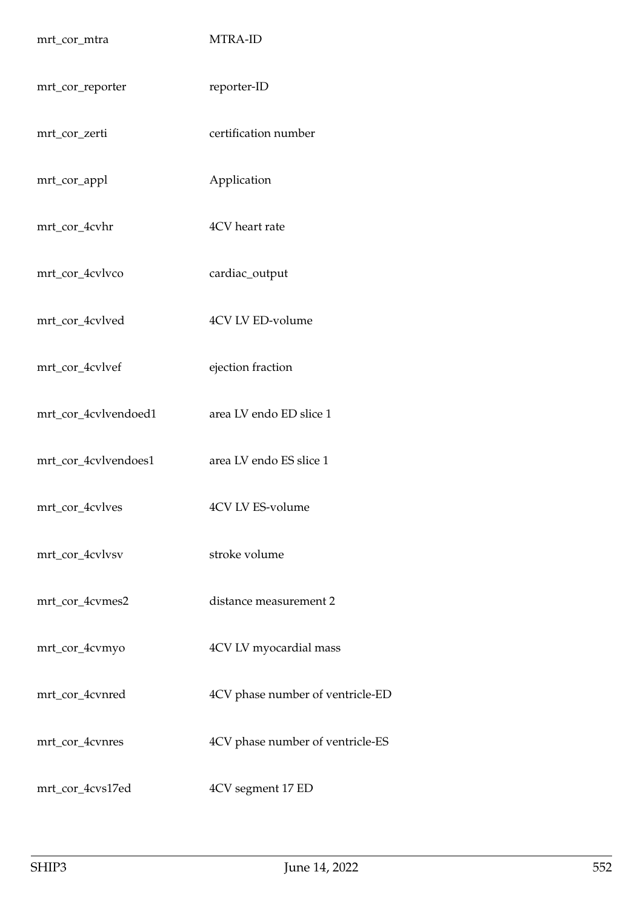| | |
|---|---|
| mrt_cor_mtra | MTRA-ID |
| mrt_cor_reporter | reporter-ID |
| mrt_cor_zerti | certification number |
| mrt_cor_appl | Application |
| mrt_cor_4cvhr | 4CV heart rate |
| mrt_cor_4cvlvco | cardiac_output |
| mrt_cor_4cvlved | 4CV LV ED-volume |
| mrt_cor_4cvlvef | ejection fraction |
| mrt_cor_4cvlvendoed1 | area LV endo ED slice 1 |
| mrt_cor_4cvlvendoes1 | area LV endo ES slice 1 |
| mrt_cor_4cvlves | 4CV LV ES-volume |
| mrt_cor_4cvlvsv | stroke volume |
| mrt_cor_4cvmes2 | distance measurement 2 |
| mrt_cor_4cvmyo | 4CV LV myocardial mass |
| mrt_cor_4cvnred | 4CV phase number of ventricle-ED |
| mrt_cor_4cvnres | 4CV phase number of ventricle-ES |
| mrt_cor_4cvs17ed | 4CV segment 17 ED |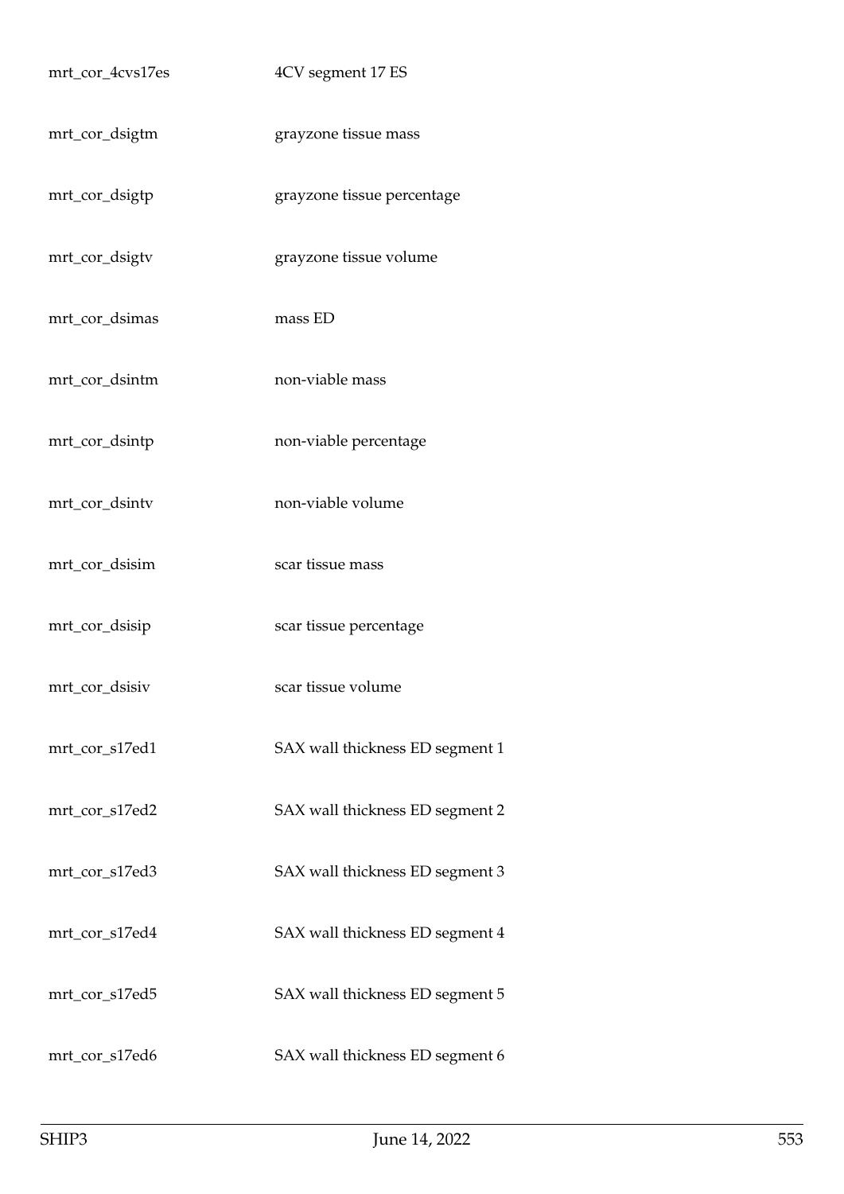| | |
|---|---|
| mrt_cor_4cvs17es | 4CV segment 17 ES |
| mrt_cor_dsigtm | grayzone tissue mass |
| mrt_cor_dsigtp | grayzone tissue percentage |
| mrt_cor_dsigtv | grayzone tissue volume |
| mrt_cor_dsimas | mass ED |
| mrt_cor_dsintm | non-viable mass |
| mrt_cor_dsintp | non-viable percentage |
| mrt_cor_dsintv | non-viable volume |
| mrt_cor_dsisim | scar tissue mass |
| mrt_cor_dsisip | scar tissue percentage |
| mrt_cor_dsisiv | scar tissue volume |
| mrt_cor_s17ed1 | SAX wall thickness ED segment 1 |
| mrt_cor_s17ed2 | SAX wall thickness ED segment 2 |
| mrt_cor_s17ed3 | SAX wall thickness ED segment 3 |
| mrt_cor_s17ed4 | SAX wall thickness ED segment 4 |
| mrt_cor_s17ed5 | SAX wall thickness ED segment 5 |
| mrt_cor_s17ed6 | SAX wall thickness ED segment 6 |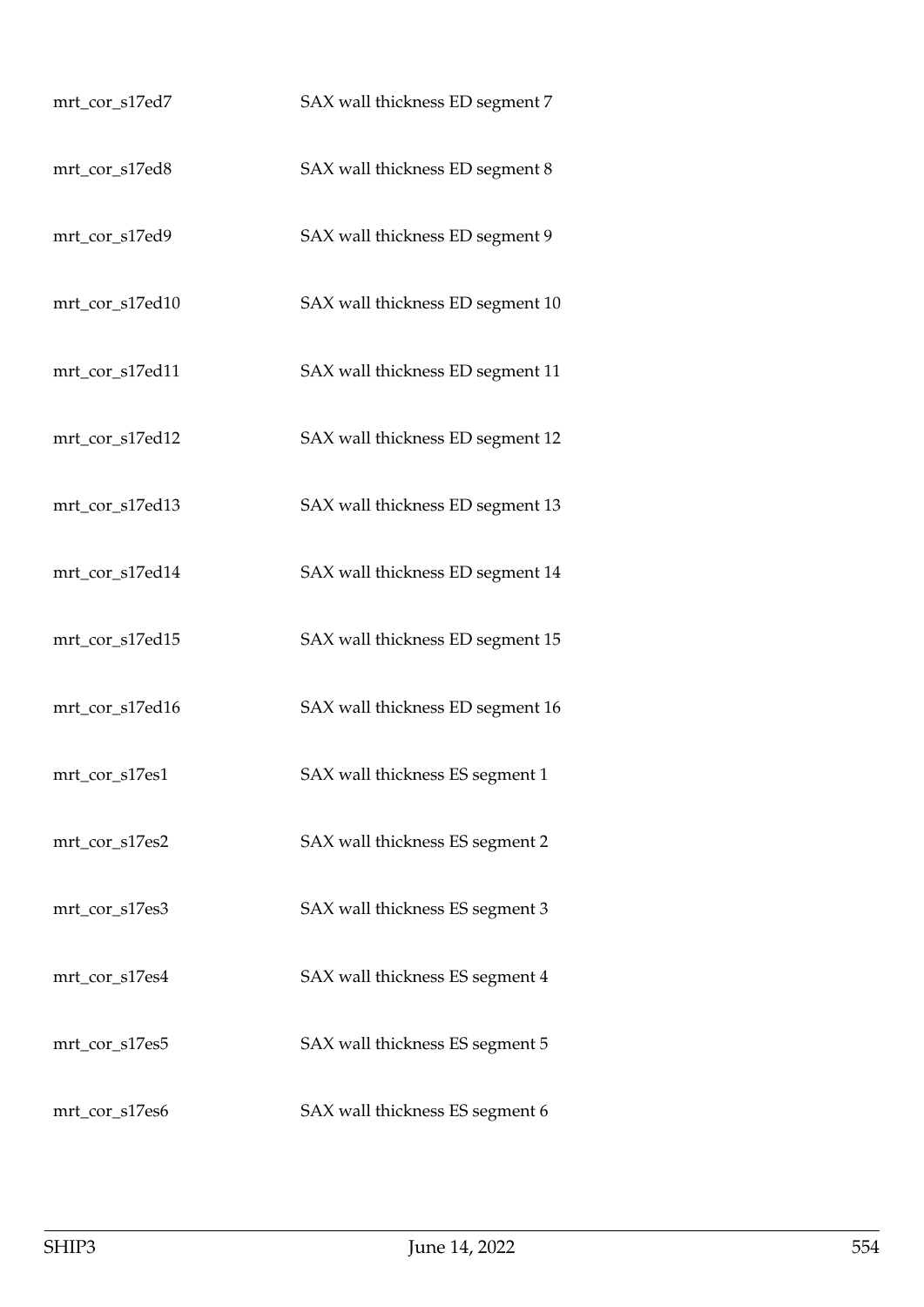| | |
|---|---|
| mrt_cor_s17ed7 | SAX wall thickness ED segment 7 |
| mrt_cor_s17ed8 | SAX wall thickness ED segment 8 |
| mrt_cor_s17ed9 | SAX wall thickness ED segment 9 |
| mrt_cor_s17ed10 | SAX wall thickness ED segment 10 |
| mrt_cor_s17ed11 | SAX wall thickness ED segment 11 |
| mrt_cor_s17ed12 | SAX wall thickness ED segment 12 |
| mrt_cor_s17ed13 | SAX wall thickness ED segment 13 |
| mrt_cor_s17ed14 | SAX wall thickness ED segment 14 |
| mrt_cor_s17ed15 | SAX wall thickness ED segment 15 |
| mrt_cor_s17ed16 | SAX wall thickness ED segment 16 |
| mrt_cor_s17es1 | SAX wall thickness ES segment 1 |
| mrt_cor_s17es2 | SAX wall thickness ES segment 2 |
| mrt_cor_s17es3 | SAX wall thickness ES segment 3 |
| mrt_cor_s17es4 | SAX wall thickness ES segment 4 |
| mrt_cor_s17es5 | SAX wall thickness ES segment 5 |
| mrt_cor_s17es6 | SAX wall thickness ES segment 6 |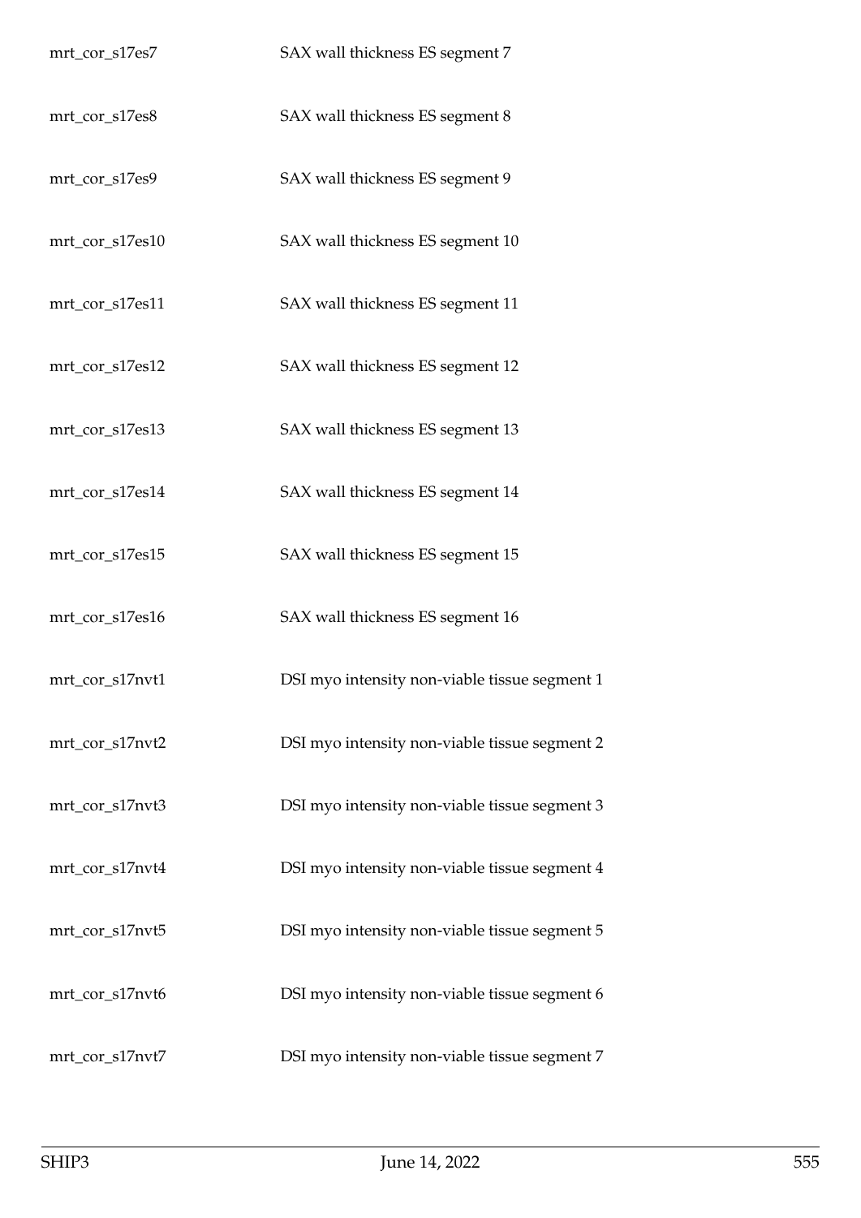| | |
|---|---|
| mrt_cor_s17es7 | SAX wall thickness ES segment 7 |
| mrt_cor_s17es8 | SAX wall thickness ES segment 8 |
| mrt_cor_s17es9 | SAX wall thickness ES segment 9 |
| mrt_cor_s17es10 | SAX wall thickness ES segment 10 |
| mrt_cor_s17es11 | SAX wall thickness ES segment 11 |
| mrt_cor_s17es12 | SAX wall thickness ES segment 12 |
| mrt_cor_s17es13 | SAX wall thickness ES segment 13 |
| mrt_cor_s17es14 | SAX wall thickness ES segment 14 |
| mrt_cor_s17es15 | SAX wall thickness ES segment 15 |
| mrt_cor_s17es16 | SAX wall thickness ES segment 16 |
| mrt_cor_s17nvt1 | DSI myo intensity non-viable tissue segment 1 |
| mrt_cor_s17nvt2 | DSI myo intensity non-viable tissue segment 2 |
| mrt_cor_s17nvt3 | DSI myo intensity non-viable tissue segment 3 |
| mrt_cor_s17nvt4 | DSI myo intensity non-viable tissue segment 4 |
| mrt_cor_s17nvt5 | DSI myo intensity non-viable tissue segment 5 |
| mrt_cor_s17nvt6 | DSI myo intensity non-viable tissue segment 6 |
| mrt_cor_s17nvt7 | DSI myo intensity non-viable tissue segment 7 |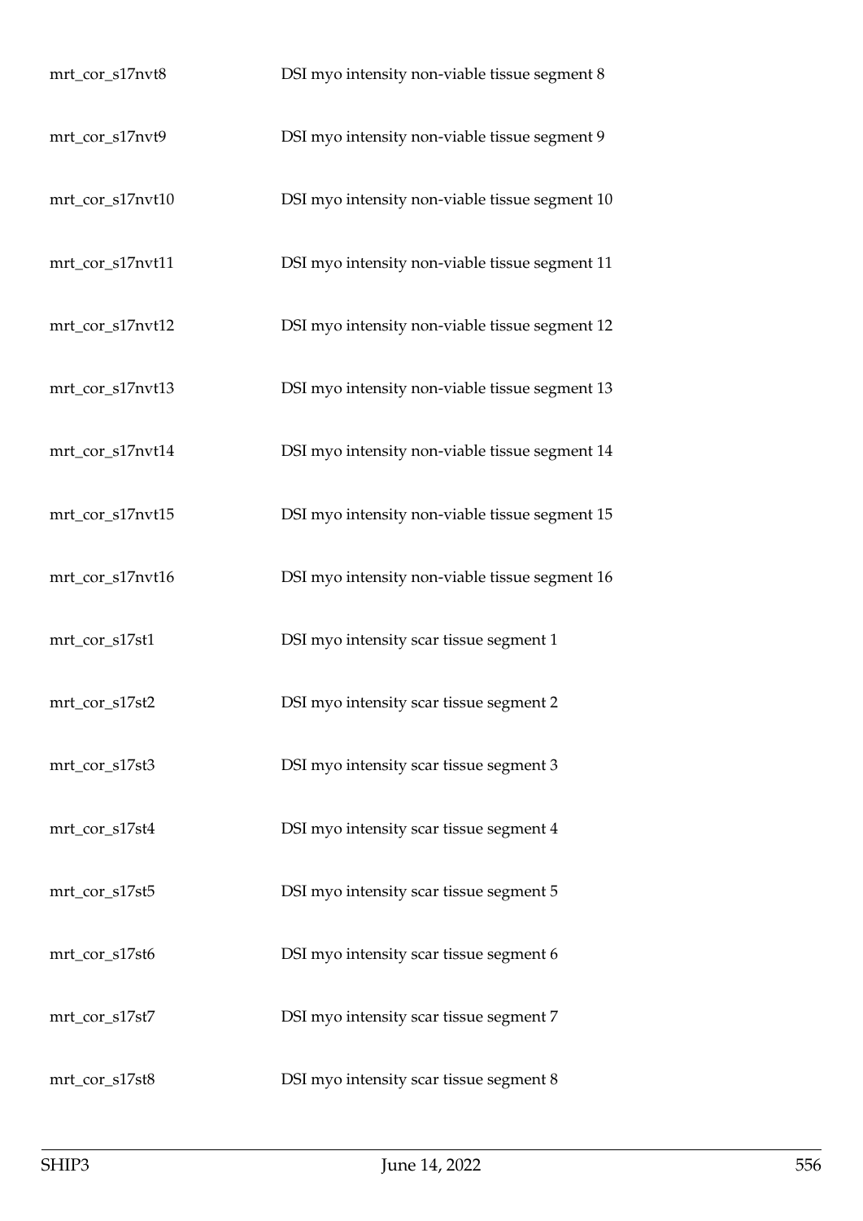| | |
|---|---|
| mrt_cor_s17nvt8 | DSI myo intensity non-viable tissue segment 8 |
| mrt_cor_s17nvt9 | DSI myo intensity non-viable tissue segment 9 |
| mrt_cor_s17nvt10 | DSI myo intensity non-viable tissue segment 10 |
| mrt_cor_s17nvt11 | DSI myo intensity non-viable tissue segment 11 |
| mrt_cor_s17nvt12 | DSI myo intensity non-viable tissue segment 12 |
| mrt_cor_s17nvt13 | DSI myo intensity non-viable tissue segment 13 |
| mrt_cor_s17nvt14 | DSI myo intensity non-viable tissue segment 14 |
| mrt_cor_s17nvt15 | DSI myo intensity non-viable tissue segment 15 |
| mrt_cor_s17nvt16 | DSI myo intensity non-viable tissue segment 16 |
| mrt_cor_s17st1 | DSI myo intensity scar tissue segment 1 |
| mrt_cor_s17st2 | DSI myo intensity scar tissue segment 2 |
| mrt_cor_s17st3 | DSI myo intensity scar tissue segment 3 |
| mrt_cor_s17st4 | DSI myo intensity scar tissue segment 4 |
| mrt_cor_s17st5 | DSI myo intensity scar tissue segment 5 |
| mrt_cor_s17st6 | DSI myo intensity scar tissue segment 6 |
| mrt_cor_s17st7 | DSI myo intensity scar tissue segment 7 |
| mrt_cor_s17st8 | DSI myo intensity scar tissue segment 8 |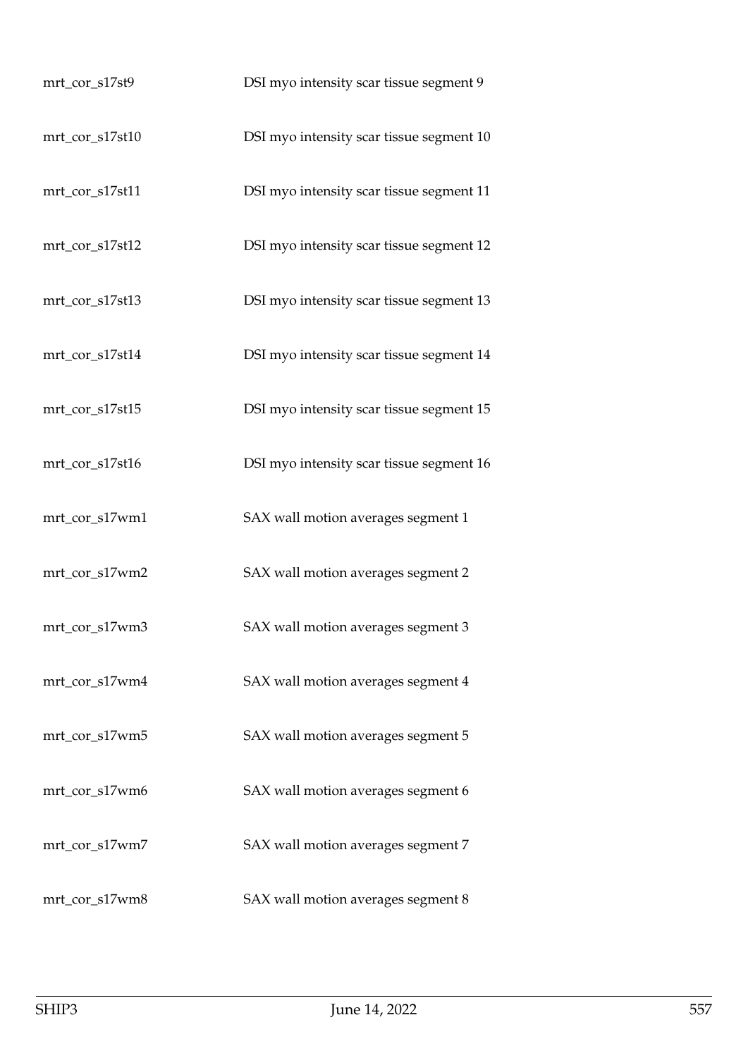| | |
|---|---|
| mrt_cor_s17st9 | DSI myo intensity scar tissue segment 9 |
| mrt_cor_s17st10 | DSI myo intensity scar tissue segment 10 |
| mrt_cor_s17st11 | DSI myo intensity scar tissue segment 11 |
| mrt_cor_s17st12 | DSI myo intensity scar tissue segment 12 |
| mrt_cor_s17st13 | DSI myo intensity scar tissue segment 13 |
| mrt_cor_s17st14 | DSI myo intensity scar tissue segment 14 |
| mrt_cor_s17st15 | DSI myo intensity scar tissue segment 15 |
| mrt_cor_s17st16 | DSI myo intensity scar tissue segment 16 |
| mrt_cor_s17wm1 | SAX wall motion averages segment 1 |
| mrt_cor_s17wm2 | SAX wall motion averages segment 2 |
| mrt_cor_s17wm3 | SAX wall motion averages segment 3 |
| mrt_cor_s17wm4 | SAX wall motion averages segment 4 |
| mrt_cor_s17wm5 | SAX wall motion averages segment 5 |
| mrt_cor_s17wm6 | SAX wall motion averages segment 6 |
| mrt_cor_s17wm7 | SAX wall motion averages segment 7 |
| mrt_cor_s17wm8 | SAX wall motion averages segment 8 |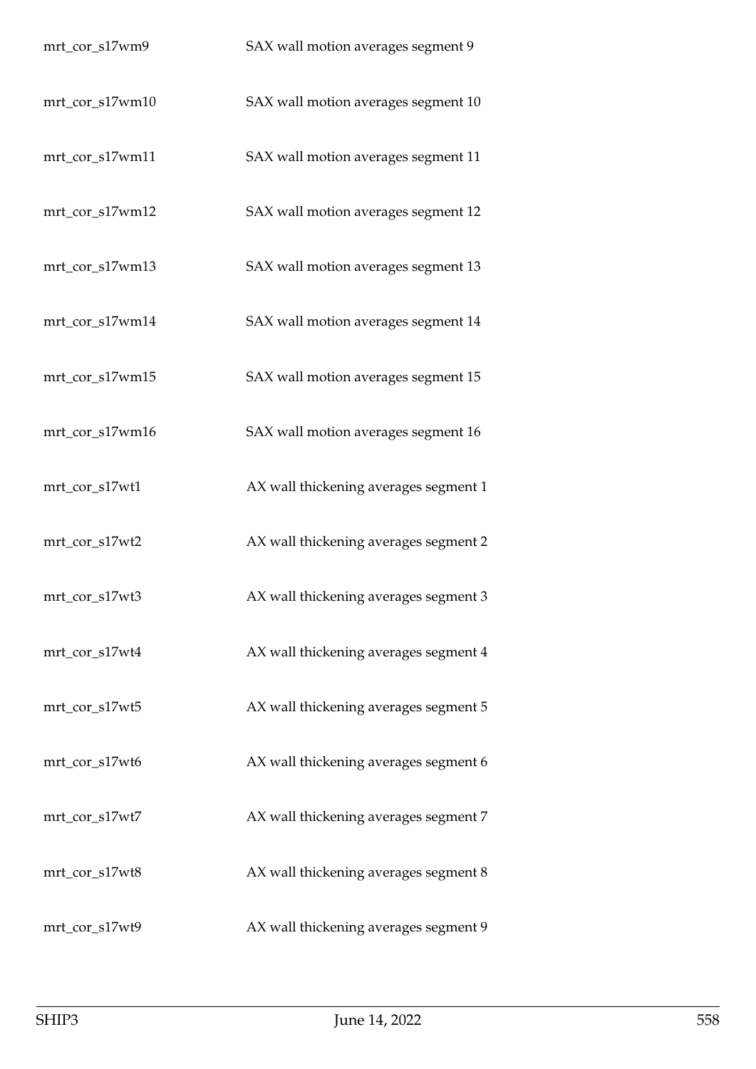| | |
|---|---|
| mrt_cor_s17wm9 | SAX wall motion averages segment 9 |
| mrt_cor_s17wm10 | SAX wall motion averages segment 10 |
| mrt_cor_s17wm11 | SAX wall motion averages segment 11 |
| mrt_cor_s17wm12 | SAX wall motion averages segment 12 |
| mrt_cor_s17wm13 | SAX wall motion averages segment 13 |
| mrt_cor_s17wm14 | SAX wall motion averages segment 14 |
| mrt_cor_s17wm15 | SAX wall motion averages segment 15 |
| mrt_cor_s17wm16 | SAX wall motion averages segment 16 |
| mrt_cor_s17wt1 | AX wall thickening averages segment 1 |
| mrt_cor_s17wt2 | AX wall thickening averages segment 2 |
| mrt_cor_s17wt3 | AX wall thickening averages segment 3 |
| mrt_cor_s17wt4 | AX wall thickening averages segment 4 |
| mrt_cor_s17wt5 | AX wall thickening averages segment 5 |
| mrt_cor_s17wt6 | AX wall thickening averages segment 6 |
| mrt_cor_s17wt7 | AX wall thickening averages segment 7 |
| mrt_cor_s17wt8 | AX wall thickening averages segment 8 |
| mrt_cor_s17wt9 | AX wall thickening averages segment 9 |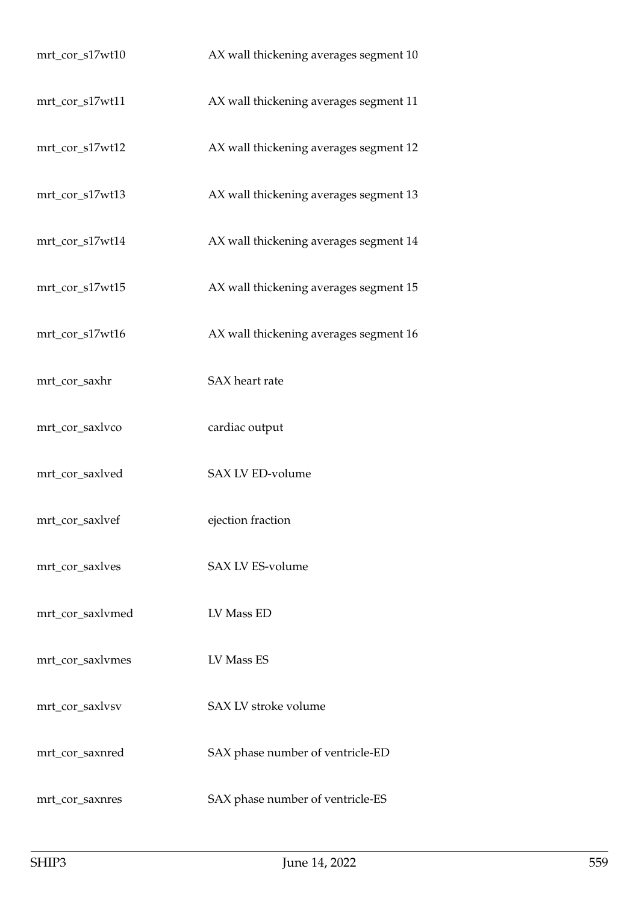| | |
|---|---|
| mrt_cor_s17wt10 | AX wall thickening averages segment 10 |
| mrt_cor_s17wt11 | AX wall thickening averages segment 11 |
| mrt_cor_s17wt12 | AX wall thickening averages segment 12 |
| mrt_cor_s17wt13 | AX wall thickening averages segment 13 |
| mrt_cor_s17wt14 | AX wall thickening averages segment 14 |
| mrt_cor_s17wt15 | AX wall thickening averages segment 15 |
| mrt_cor_s17wt16 | AX wall thickening averages segment 16 |
| mrt_cor_saxhr | SAX heart rate |
| mrt_cor_saxlvco | cardiac output |
| mrt_cor_saxlved | SAX LV ED-volume |
| mrt_cor_saxlvef | ejection fraction |
| mrt_cor_saxlves | SAX LV ES-volume |
| mrt_cor_saxlvmed | LV Mass ED |
| mrt_cor_saxlvmes | LV Mass ES |
| mrt_cor_saxlvsv | SAX LV stroke volume |
| mrt_cor_saxnred | SAX phase number of ventricle-ED |
| mrt_cor_saxnres | SAX phase number of ventricle-ES |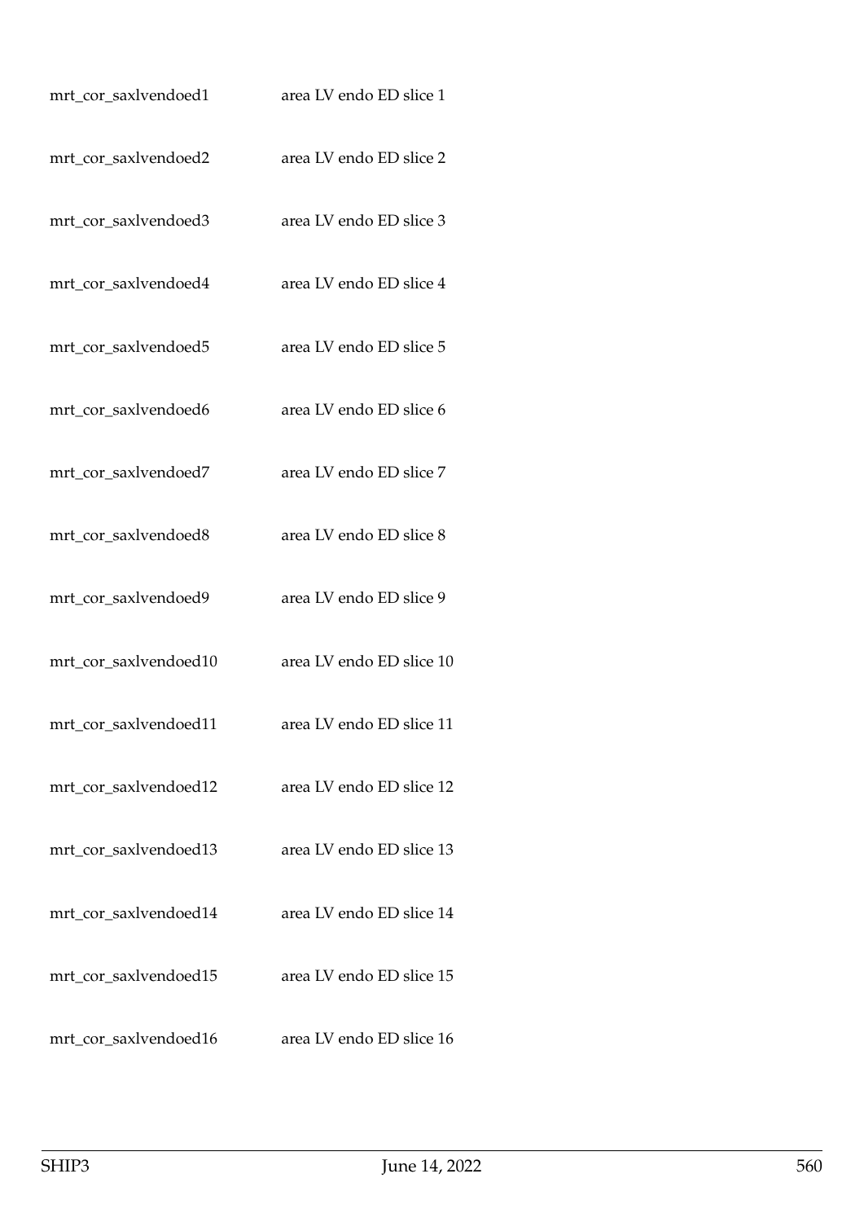| | |
|---|---|
| mrt_cor_saxlvendoed1 | area LV endo ED slice 1 |
| mrt_cor_saxlvendoed2 | area LV endo ED slice 2 |
| mrt_cor_saxlvendoed3 | area LV endo ED slice 3 |
| mrt_cor_saxlvendoed4 | area LV endo ED slice 4 |
| mrt_cor_saxlvendoed5 | area LV endo ED slice 5 |
| mrt_cor_saxlvendoed6 | area LV endo ED slice 6 |
| mrt_cor_saxlvendoed7 | area LV endo ED slice 7 |
| mrt_cor_saxlvendoed8 | area LV endo ED slice 8 |
| mrt_cor_saxlvendoed9 | area LV endo ED slice 9 |
| mrt_cor_saxlvendoed10 | area LV endo ED slice 10 |
| mrt_cor_saxlvendoed11 | area LV endo ED slice 11 |
| mrt_cor_saxlvendoed12 | area LV endo ED slice 12 |
| mrt_cor_saxlvendoed13 | area LV endo ED slice 13 |
| mrt_cor_saxlvendoed14 | area LV endo ED slice 14 |
| mrt_cor_saxlvendoed15 | area LV endo ED slice 15 |
| mrt_cor_saxlvendoed16 | area LV endo ED slice 16 |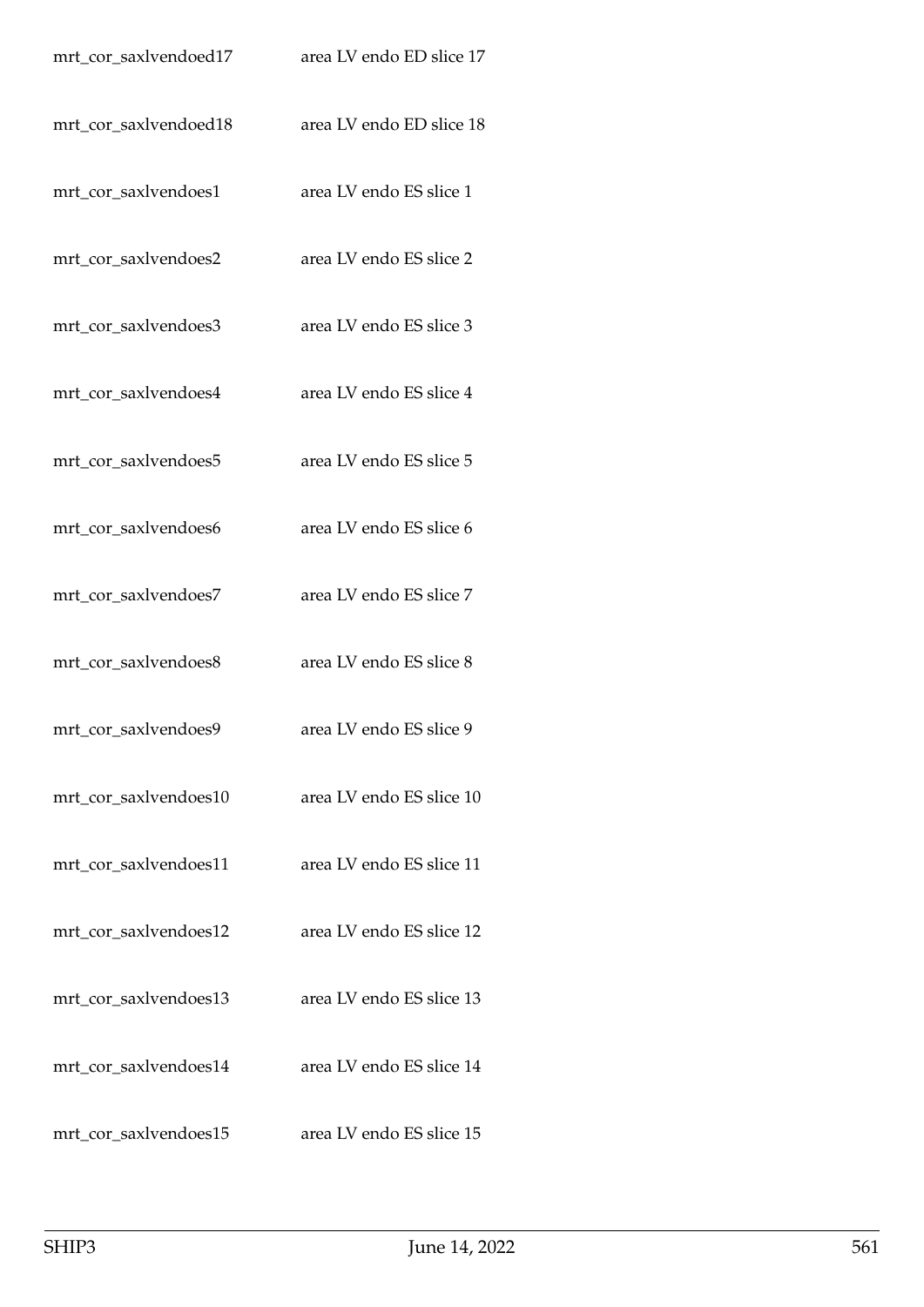| | |
|---|---|
| mrt_cor_saxlvendoed17 | area LV endo ED slice 17 |
| mrt_cor_saxlvendoed18 | area LV endo ED slice 18 |
| mrt_cor_saxlvendoes1 | area LV endo ES slice 1 |
| mrt_cor_saxlvendoes2 | area LV endo ES slice 2 |
| mrt_cor_saxlvendoes3 | area LV endo ES slice 3 |
| mrt_cor_saxlvendoes4 | area LV endo ES slice 4 |
| mrt_cor_saxlvendoes5 | area LV endo ES slice 5 |
| mrt_cor_saxlvendoes6 | area LV endo ES slice 6 |
| mrt_cor_saxlvendoes7 | area LV endo ES slice 7 |
| mrt_cor_saxlvendoes8 | area LV endo ES slice 8 |
| mrt_cor_saxlvendoes9 | area LV endo ES slice 9 |
| mrt_cor_saxlvendoes10 | area LV endo ES slice 10 |
| mrt_cor_saxlvendoes11 | area LV endo ES slice 11 |
| mrt_cor_saxlvendoes12 | area LV endo ES slice 12 |
| mrt_cor_saxlvendoes13 | area LV endo ES slice 13 |
| mrt_cor_saxlvendoes14 | area LV endo ES slice 14 |
| mrt_cor_saxlvendoes15 | area LV endo ES slice 15 |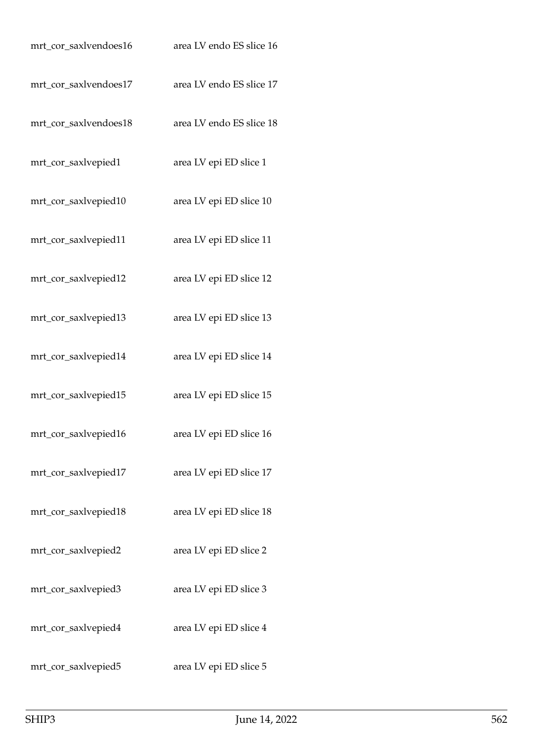| | |
|---|---|
| mrt_cor_saxlvendoes16 | area LV endo ES slice 16 |
| mrt_cor_saxlvendoes17 | area LV endo ES slice 17 |
| mrt_cor_saxlvendoes18 | area LV endo ES slice 18 |
| mrt_cor_saxlvepied1 | area LV epi ED slice 1 |
| mrt_cor_saxlvepied10 | area LV epi ED slice 10 |
| mrt_cor_saxlvepied11 | area LV epi ED slice 11 |
| mrt_cor_saxlvepied12 | area LV epi ED slice 12 |
| mrt_cor_saxlvepied13 | area LV epi ED slice 13 |
| mrt_cor_saxlvepied14 | area LV epi ED slice 14 |
| mrt_cor_saxlvepied15 | area LV epi ED slice 15 |
| mrt_cor_saxlvepied16 | area LV epi ED slice 16 |
| mrt_cor_saxlvepied17 | area LV epi ED slice 17 |
| mrt_cor_saxlvepied18 | area LV epi ED slice 18 |
| mrt_cor_saxlvepied2 | area LV epi ED slice 2 |
| mrt_cor_saxlvepied3 | area LV epi ED slice 3 |
| mrt_cor_saxlvepied4 | area LV epi ED slice 4 |
| mrt_cor_saxlvepied5 | area LV epi ED slice 5 |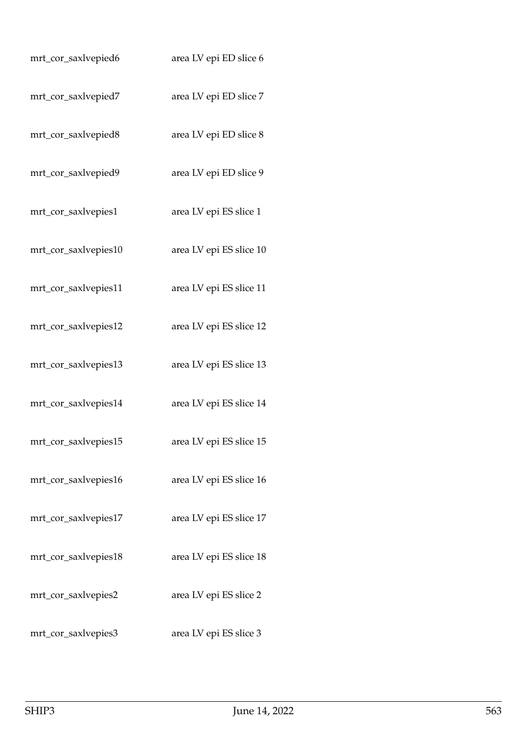| | |
|---|---|
| mrt_cor_saxlvepied6 | area LV epi ED slice 6 |
| mrt_cor_saxlvepied7 | area LV epi ED slice 7 |
| mrt_cor_saxlvepied8 | area LV epi ED slice 8 |
| mrt_cor_saxlvepied9 | area LV epi ED slice 9 |
| mrt_cor_saxlvepies1 | area LV epi ES slice 1 |
| mrt_cor_saxlvepies10 | area LV epi ES slice 10 |
| mrt_cor_saxlvepies11 | area LV epi ES slice 11 |
| mrt_cor_saxlvepies12 | area LV epi ES slice 12 |
| mrt_cor_saxlvepies13 | area LV epi ES slice 13 |
| mrt_cor_saxlvepies14 | area LV epi ES slice 14 |
| mrt_cor_saxlvepies15 | area LV epi ES slice 15 |
| mrt_cor_saxlvepies16 | area LV epi ES slice 16 |
| mrt_cor_saxlvepies17 | area LV epi ES slice 17 |
| mrt_cor_saxlvepies18 | area LV epi ES slice 18 |
| mrt_cor_saxlvepies2 | area LV epi ES slice 2 |
| mrt_cor_saxlvepies3 | area LV epi ES slice 3 |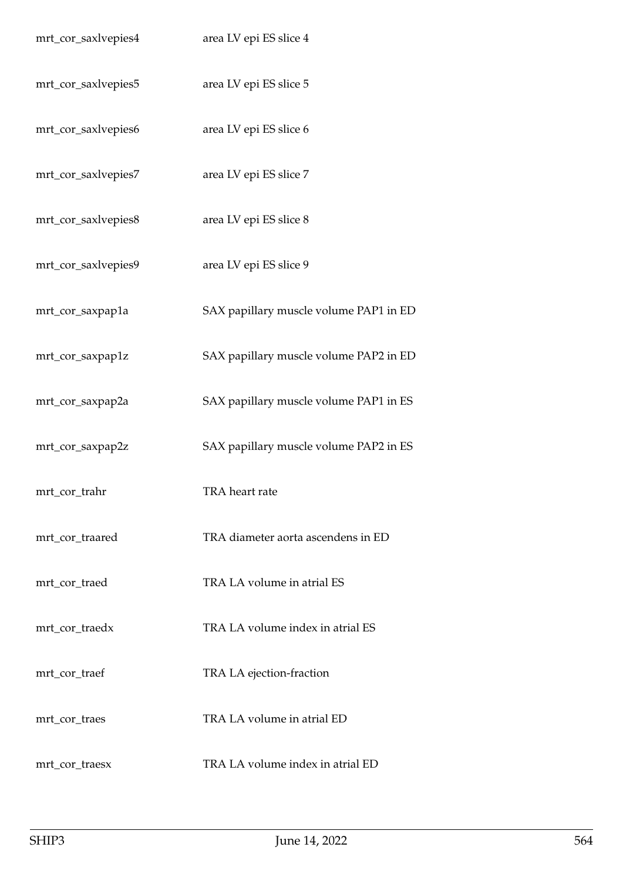| | |
|---|---|
| mrt_cor_saxlvepies4 | area LV epi ES slice 4 |
| mrt_cor_saxlvepies5 | area LV epi ES slice 5 |
| mrt_cor_saxlvepies6 | area LV epi ES slice 6 |
| mrt_cor_saxlvepies7 | area LV epi ES slice 7 |
| mrt_cor_saxlvepies8 | area LV epi ES slice 8 |
| mrt_cor_saxlvepies9 | area LV epi ES slice 9 |
| mrt_cor_saxpap1a | SAX papillary muscle volume PAP1 in ED |
| mrt_cor_saxpap1z | SAX papillary muscle volume PAP2 in ED |
| mrt_cor_saxpap2a | SAX papillary muscle volume PAP1 in ES |
| mrt_cor_saxpap2z | SAX papillary muscle volume PAP2 in ES |
| mrt_cor_trahr | TRA heart rate |
| mrt_cor_traared | TRA diameter aorta ascendens in ED |
| mrt_cor_traed | TRA LA volume in atrial ES |
| mrt_cor_traedx | TRA LA volume index in atrial ES |
| mrt_cor_traef | TRA LA ejection-fraction |
| mrt_cor_traes | TRA LA volume in atrial ED |
| mrt_cor_traesx | TRA LA volume index in atrial ED |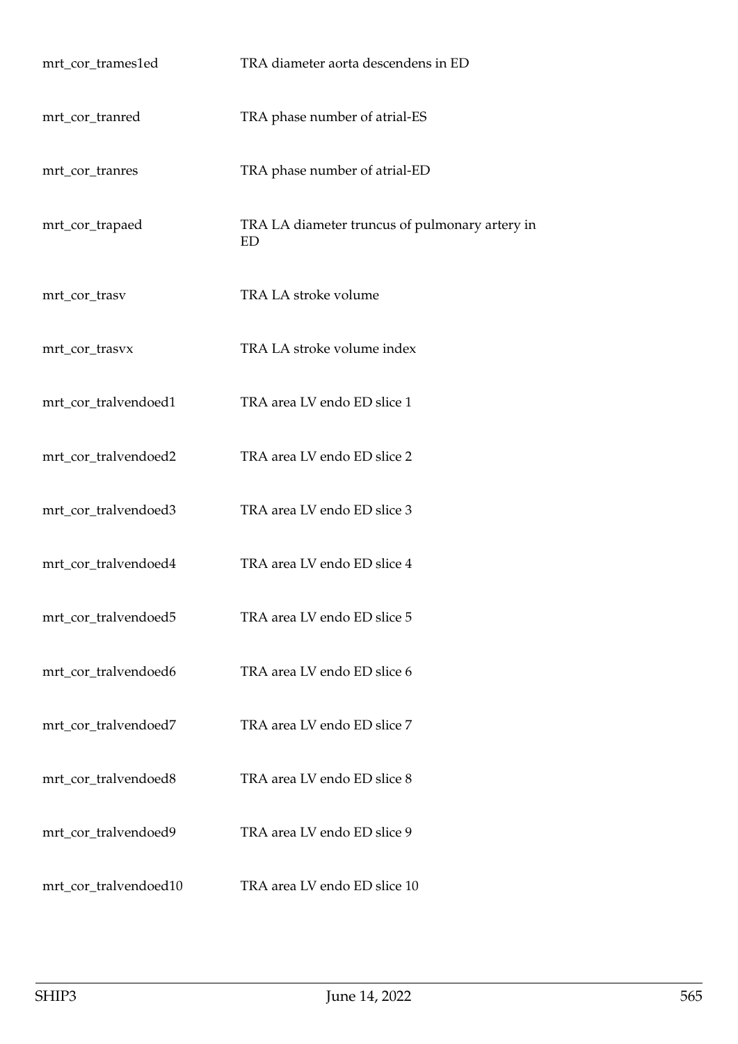| | |
|---|---|
| mrt_cor_trames1ed | TRA diameter aorta descendens in ED |
| mrt_cor_tranred | TRA phase number of atrial-ES |
| mrt_cor_tranres | TRA phase number of atrial-ED |
| mrt_cor_trapaed | TRA LA diameter truncus of pulmonary artery in ED |
| mrt_cor_trasv | TRA LA stroke volume |
| mrt_cor_trasvx | TRA LA stroke volume index |
| mrt_cor_tralvendoed1 | TRA area LV endo ED slice 1 |
| mrt_cor_tralvendoed2 | TRA area LV endo ED slice 2 |
| mrt_cor_tralvendoed3 | TRA area LV endo ED slice 3 |
| mrt_cor_tralvendoed4 | TRA area LV endo ED slice 4 |
| mrt_cor_tralvendoed5 | TRA area LV endo ED slice 5 |
| mrt_cor_tralvendoed6 | TRA area LV endo ED slice 6 |
| mrt_cor_tralvendoed7 | TRA area LV endo ED slice 7 |
| mrt_cor_tralvendoed8 | TRA area LV endo ED slice 8 |
| mrt_cor_tralvendoed9 | TRA area LV endo ED slice 9 |
| mrt_cor_tralvendoed10 | TRA area LV endo ED slice 10 |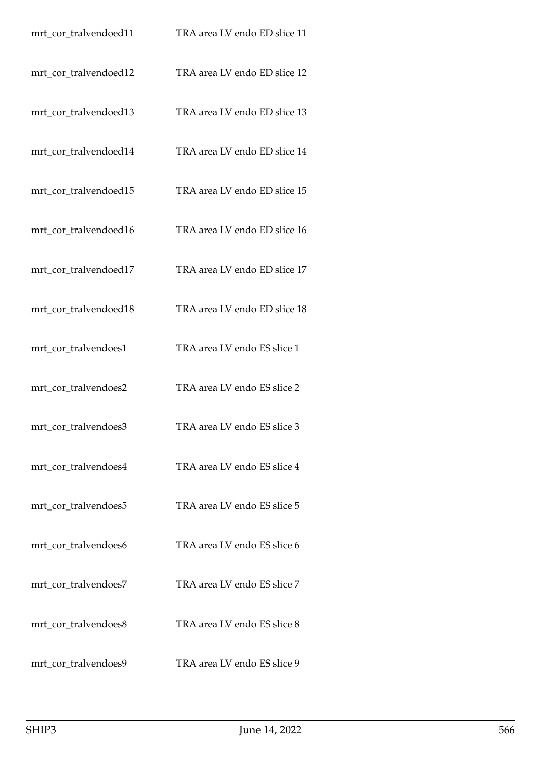| | |
|---|---|
| mrt_cor_tralvendoed11 | TRA area LV endo ED slice 11 |
| mrt_cor_tralvendoed12 | TRA area LV endo ED slice 12 |
| mrt_cor_tralvendoed13 | TRA area LV endo ED slice 13 |
| mrt_cor_tralvendoed14 | TRA area LV endo ED slice 14 |
| mrt_cor_tralvendoed15 | TRA area LV endo ED slice 15 |
| mrt_cor_tralvendoed16 | TRA area LV endo ED slice 16 |
| mrt_cor_tralvendoed17 | TRA area LV endo ED slice 17 |
| mrt_cor_tralvendoed18 | TRA area LV endo ED slice 18 |
| mrt_cor_tralvendoes1 | TRA area LV endo ES slice 1 |
| mrt_cor_tralvendoes2 | TRA area LV endo ES slice 2 |
| mrt_cor_tralvendoes3 | TRA area LV endo ES slice 3 |
| mrt_cor_tralvendoes4 | TRA area LV endo ES slice 4 |
| mrt_cor_tralvendoes5 | TRA area LV endo ES slice 5 |
| mrt_cor_tralvendoes6 | TRA area LV endo ES slice 6 |
| mrt_cor_tralvendoes7 | TRA area LV endo ES slice 7 |
| mrt_cor_tralvendoes8 | TRA area LV endo ES slice 8 |
| mrt_cor_tralvendoes9 | TRA area LV endo ES slice 9 |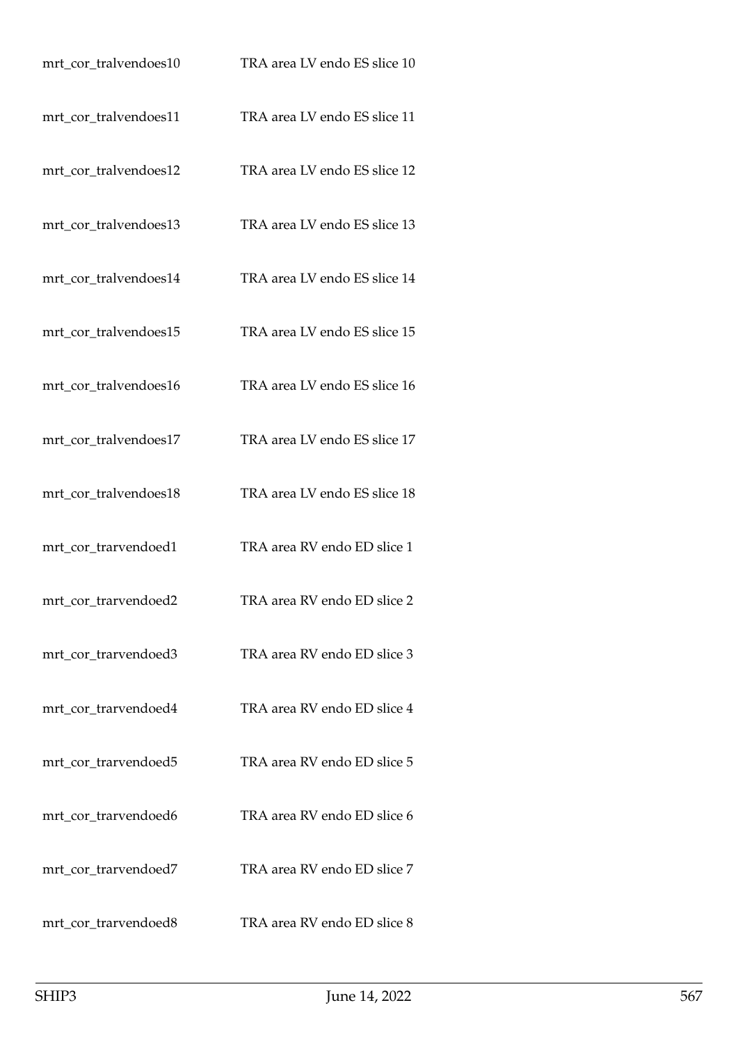| | |
|---|---|
| mrt_cor_tralvendoes10 | TRA area LV endo ES slice 10 |
| mrt_cor_tralvendoes11 | TRA area LV endo ES slice 11 |
| mrt_cor_tralvendoes12 | TRA area LV endo ES slice 12 |
| mrt_cor_tralvendoes13 | TRA area LV endo ES slice 13 |
| mrt_cor_tralvendoes14 | TRA area LV endo ES slice 14 |
| mrt_cor_tralvendoes15 | TRA area LV endo ES slice 15 |
| mrt_cor_tralvendoes16 | TRA area LV endo ES slice 16 |
| mrt_cor_tralvendoes17 | TRA area LV endo ES slice 17 |
| mrt_cor_tralvendoes18 | TRA area LV endo ES slice 18 |
| mrt_cor_trarvendoed1 | TRA area RV endo ED slice 1 |
| mrt_cor_trarvendoed2 | TRA area RV endo ED slice 2 |
| mrt_cor_trarvendoed3 | TRA area RV endo ED slice 3 |
| mrt_cor_trarvendoed4 | TRA area RV endo ED slice 4 |
| mrt_cor_trarvendoed5 | TRA area RV endo ED slice 5 |
| mrt_cor_trarvendoed6 | TRA area RV endo ED slice 6 |
| mrt_cor_trarvendoed7 | TRA area RV endo ED slice 7 |
| mrt_cor_trarvendoed8 | TRA area RV endo ED slice 8 |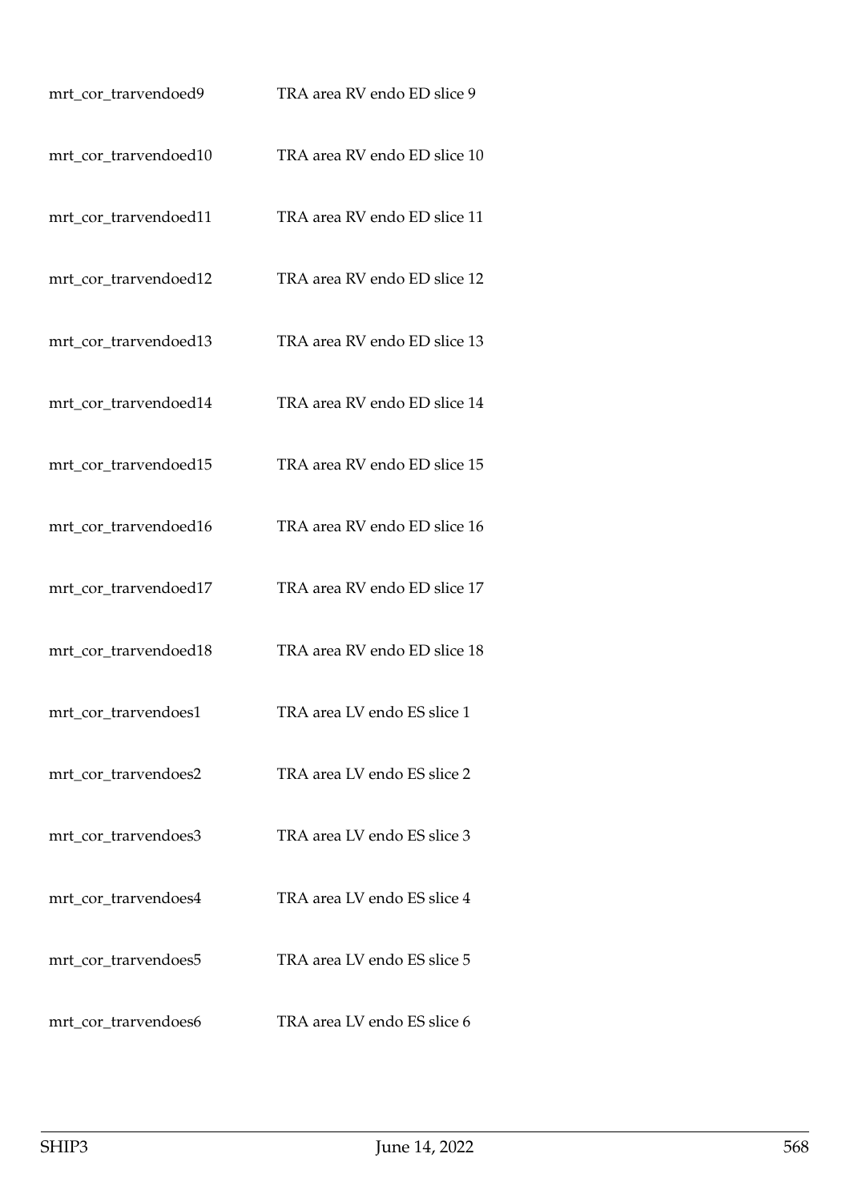| | |
|---|---|
| mrt_cor_trarvendoed9 | TRA area RV endo ED slice 9 |
| mrt_cor_trarvendoed10 | TRA area RV endo ED slice 10 |
| mrt_cor_trarvendoed11 | TRA area RV endo ED slice 11 |
| mrt_cor_trarvendoed12 | TRA area RV endo ED slice 12 |
| mrt_cor_trarvendoed13 | TRA area RV endo ED slice 13 |
| mrt_cor_trarvendoed14 | TRA area RV endo ED slice 14 |
| mrt_cor_trarvendoed15 | TRA area RV endo ED slice 15 |
| mrt_cor_trarvendoed16 | TRA area RV endo ED slice 16 |
| mrt_cor_trarvendoed17 | TRA area RV endo ED slice 17 |
| mrt_cor_trarvendoed18 | TRA area RV endo ED slice 18 |
| mrt_cor_trarvendoes1 | TRA area LV endo ES slice 1 |
| mrt_cor_trarvendoes2 | TRA area LV endo ES slice 2 |
| mrt_cor_trarvendoes3 | TRA area LV endo ES slice 3 |
| mrt_cor_trarvendoes4 | TRA area LV endo ES slice 4 |
| mrt_cor_trarvendoes5 | TRA area LV endo ES slice 5 |
| mrt_cor_trarvendoes6 | TRA area LV endo ES slice 6 |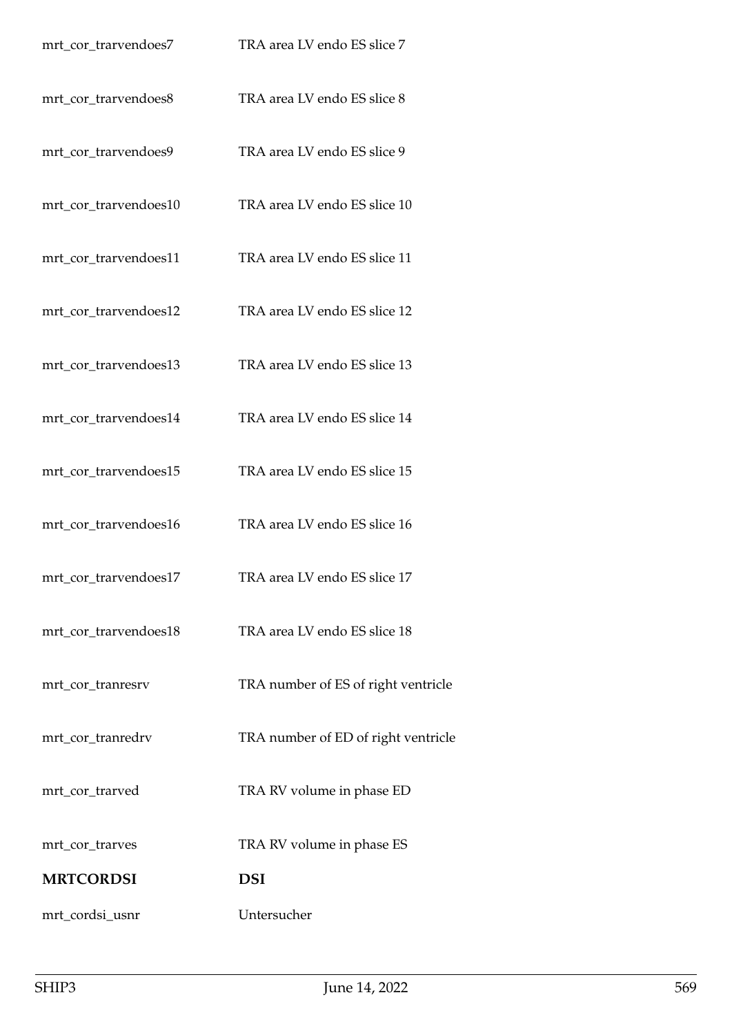| | |
|---|---|
| mrt_cor_trarvendoes7 | TRA area LV endo ES slice 7 |
| mrt_cor_trarvendoes8 | TRA area LV endo ES slice 8 |
| mrt_cor_trarvendoes9 | TRA area LV endo ES slice 9 |
| mrt_cor_trarvendoes10 | TRA area LV endo ES slice 10 |
| mrt_cor_trarvendoes11 | TRA area LV endo ES slice 11 |
| mrt_cor_trarvendoes12 | TRA area LV endo ES slice 12 |
| mrt_cor_trarvendoes13 | TRA area LV endo ES slice 13 |
| mrt_cor_trarvendoes14 | TRA area LV endo ES slice 14 |
| mrt_cor_trarvendoes15 | TRA area LV endo ES slice 15 |
| mrt_cor_trarvendoes16 | TRA area LV endo ES slice 16 |
| mrt_cor_trarvendoes17 | TRA area LV endo ES slice 17 |
| mrt_cor_trarvendoes18 | TRA area LV endo ES slice 18 |
| mrt_cor_tranresrv | TRA number of ES of right ventricle |
| mrt_cor_tranredrv | TRA number of ED of right ventricle |
| mrt_cor_trarved | TRA RV volume in phase ED |
| mrt_cor_trarves | TRA RV volume in phase ES |
| **MRTCORDSI** | **DSI** |
| mrt_cordsi_usnr | Untersucher |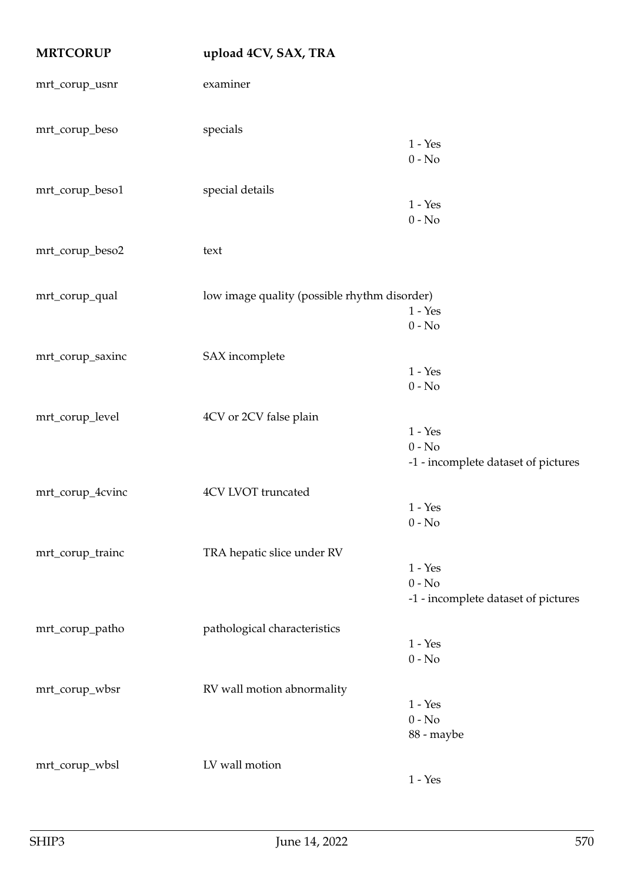| **MRTCORUP** | **upload 4CV, SAX, TRA** | |
|---|---|---|
| mrt_corup_usnr | examiner | |
| mrt_corup_beso | specials | 1 - Yes<br>0 - No |
| mrt_corup_beso1 | special details | 1 - Yes<br>0 - No |
| mrt_corup_beso2 | text | |
| mrt_corup_qual | low image quality (possible rhythm disorder) | 1 - Yes<br>0 - No |
| mrt_corup_saxinc | SAX incomplete | 1 - Yes<br>0 - No |
| mrt_corup_level | 4CV or 2CV false plain | 1 - Yes<br>0 - No<br>-1 - incomplete dataset of pictures |
| mrt_corup_4cvinc | 4CV LVOT truncated | 1 - Yes<br>0 - No |
| mrt_corup_trainc | TRA hepatic slice under RV | 1 - Yes<br>0 - No<br>-1 - incomplete dataset of pictures |
| mrt_corup_patho | pathological characteristics | 1 - Yes<br>0 - No |
| mrt_corup_wbsr | RV wall motion abnormality | 1 - Yes<br>0 - No<br>88 - maybe |
| mrt_corup_wbsl | LV wall motion | 1 - Yes |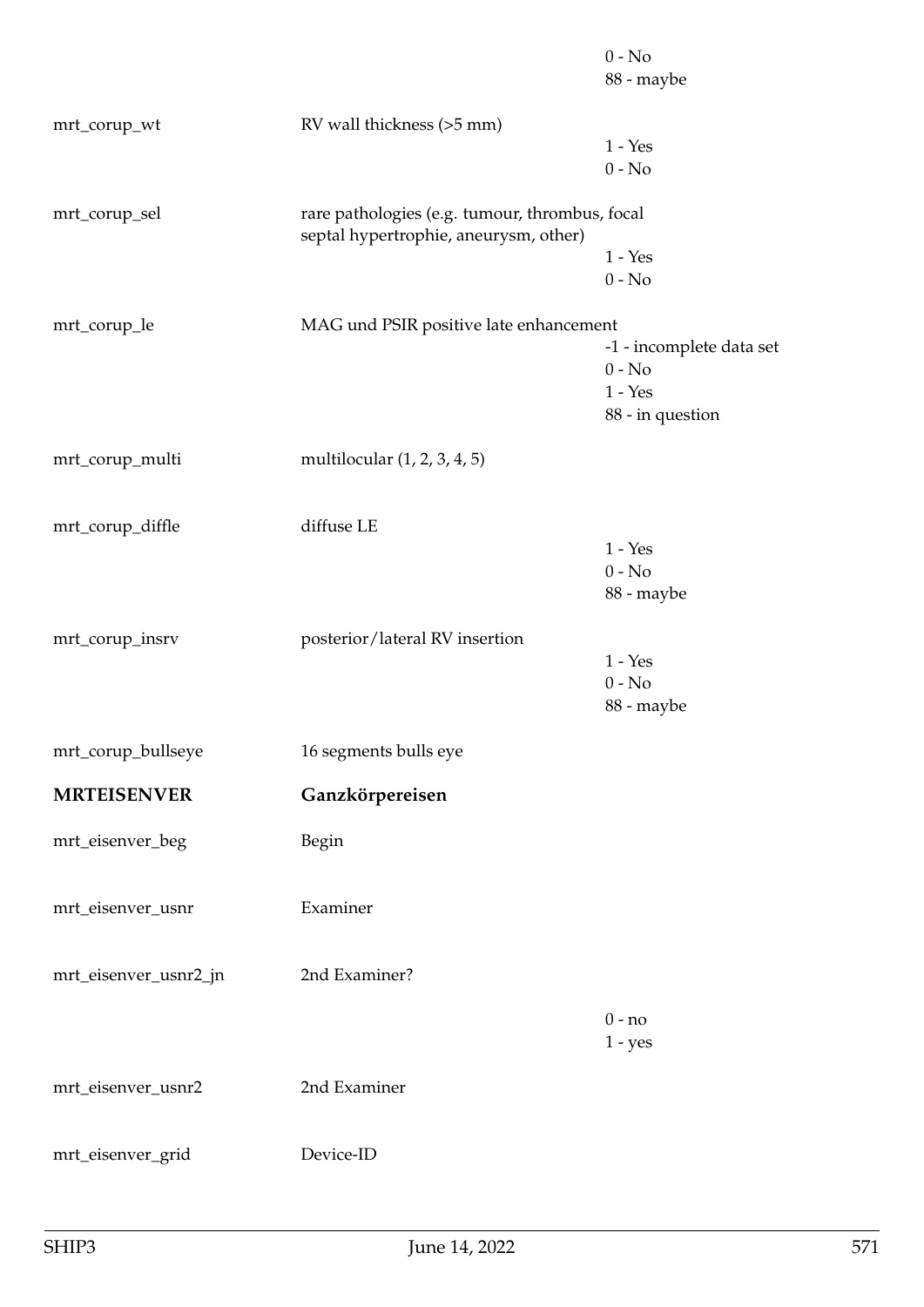| | | |
|---|---|---|
| | | 0 - No |
| | | 88 - maybe |
| mrt_corup_wt | RV wall thickness (>5 mm) | |
| | | 1 - Yes |
| | | 0 - No |
| mrt_corup_sel | rare pathologies (e.g. tumour, thrombus, focal septal hypertrophie, aneurysm, other) | |
| | | 1 - Yes |
| | | 0 - No |
| mrt_corup_le | MAG und PSIR positive late enhancement | |
| | | -1 - incomplete data set |
| | | 0 - No |
| | | 1 - Yes |
| | | 88 - in question |
| mrt_corup_multi | multilocular (1, 2, 3, 4, 5) | |
| mrt_corup_diffle | diffuse LE | |
| | | 1 - Yes |
| | | 0 - No |
| | | 88 - maybe |
| mrt_corup_insrv | posterior/lateral RV insertion | |
| | | 1 - Yes |
| | | 0 - No |
| | | 88 - maybe |
| mrt_corup_bullseye | 16 segments bulls eye | |
| **MRTEISENVER** | **Ganzkörpereisen** | |
| mrt_eisenver_beg | Begin | |
| mrt_eisenver_usnr | Examiner | |
| mrt_eisenver_usnr2_jn | 2nd Examiner? | |
| | | 0 - no |
| | | 1 - yes |
| mrt_eisenver_usnr2 | 2nd Examiner | |
| mrt_eisenver_grid | Device-ID | |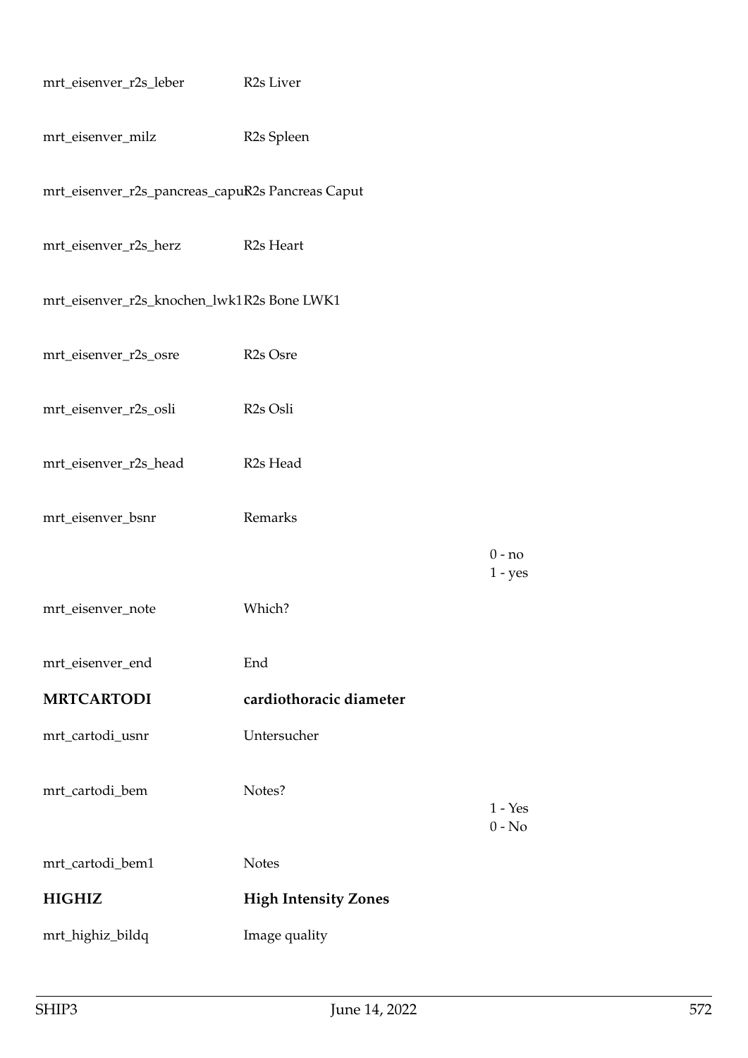| | | |
|---|---|---|
| mrt_eisenver_r2s_leber | R2s Liver | |
| mrt_eisenver_milz | R2s Spleen | |
| mrt_eisenver_r2s_pancreas_caput | R2s Pancreas Caput | |
| mrt_eisenver_r2s_herz | R2s Heart | |
| mrt_eisenver_r2s_knochen_lwk1 | R2s Bone LWK1 | |
| mrt_eisenver_r2s_osre | R2s Osre | |
| mrt_eisenver_r2s_osli | R2s Osli | |
| mrt_eisenver_r2s_head | R2s Head | |
| mrt_eisenver_bsnr | Remarks | 0 - no<br>1 - yes |
| mrt_eisenver_note | Which? | |
| mrt_eisenver_end | End | |
| **MRTCARTODI** | **cardiothoracic diameter** | |
| mrt_cartodi_usnr | Untersucher | |
| mrt_cartodi_bem | Notes? | 1 - Yes<br>0 - No |
| mrt_cartodi_bem1 | Notes | |
| **HIGHIZ** | **High Intensity Zones** | |
| mrt_highiz_bildq | Image quality | |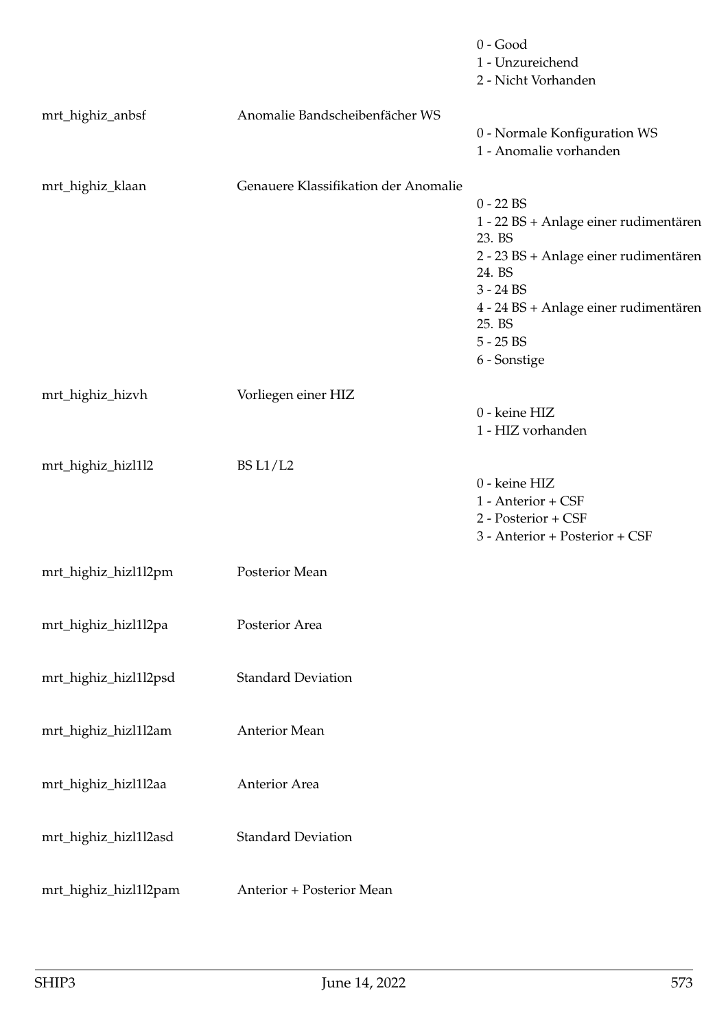| | | |
|---|---|---|
| | | 0 - Good<br>1 - Unzureichend<br>2 - Nicht Vorhanden |
| mrt_highiz_anbsf | Anomalie Bandscheibenfächer WS | 0 - Normale Konfiguration WS<br>1 - Anomalie vorhanden |
| mrt_highiz_klaan | Genauere Klassifikation der Anomalie | 0 - 22 BS<br>1 - 22 BS + Anlage einer rudimentären 23. BS<br>2 - 23 BS + Anlage einer rudimentären 24. BS<br>3 - 24 BS<br>4 - 24 BS + Anlage einer rudimentären 25. BS<br>5 - 25 BS<br>6 - Sonstige |
| mrt_highiz_hizvh | Vorliegen einer HIZ | 0 - keine HIZ<br>1 - HIZ vorhanden |
| mrt_highiz_hizl1l2 | BS L1/L2 | 0 - keine HIZ<br>1 - Anterior + CSF<br>2 - Posterior + CSF<br>3 - Anterior + Posterior + CSF |
| mrt_highiz_hizl1l2pm | Posterior Mean | |
| mrt_highiz_hizl1l2pa | Posterior Area | |
| mrt_highiz_hizl1l2psd | Standard Deviation | |
| mrt_highiz_hizl1l2am | Anterior Mean | |
| mrt_highiz_hizl1l2aa | Anterior Area | |
| mrt_highiz_hizl1l2asd | Standard Deviation | |
| mrt_highiz_hizl1l2pam | Anterior + Posterior Mean | |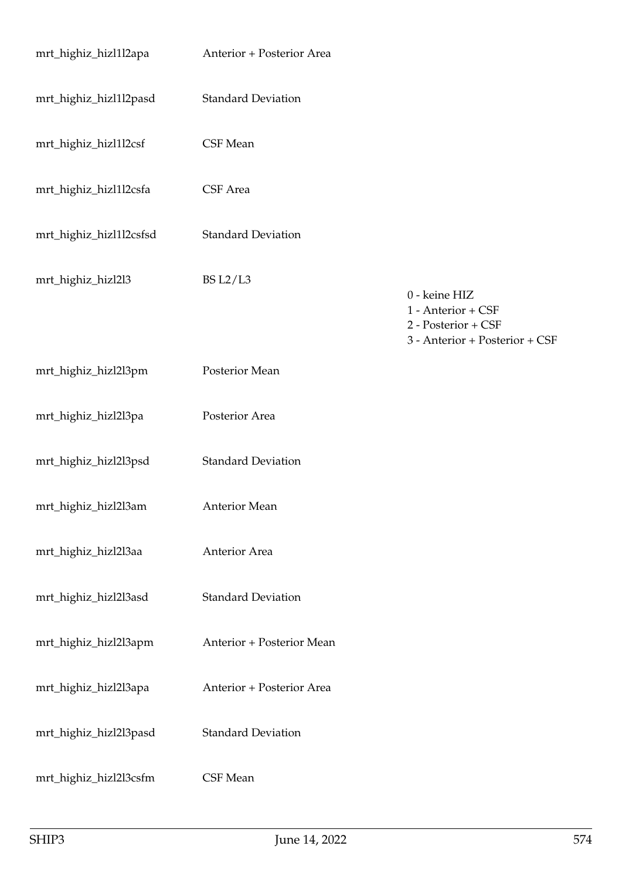| | | |
|---|---|---|
| mrt_highiz_hizl1l2apa | Anterior + Posterior Area | |
| mrt_highiz_hizl1l2pasd | Standard Deviation | |
| mrt_highiz_hizl1l2csf | CSF Mean | |
| mrt_highiz_hizl1l2csfa | CSF Area | |
| mrt_highiz_hizl1l2csfsd | Standard Deviation | |
| mrt_highiz_hizl2l3 | BS L2/L3 | 0 - keine HIZ<br>1 - Anterior + CSF<br>2 - Posterior + CSF<br>3 - Anterior + Posterior + CSF |
| mrt_highiz_hizl2l3pm | Posterior Mean | |
| mrt_highiz_hizl2l3pa | Posterior Area | |
| mrt_highiz_hizl2l3psd | Standard Deviation | |
| mrt_highiz_hizl2l3am | Anterior Mean | |
| mrt_highiz_hizl2l3aa | Anterior Area | |
| mrt_highiz_hizl2l3asd | Standard Deviation | |
| mrt_highiz_hizl2l3apm | Anterior + Posterior Mean | |
| mrt_highiz_hizl2l3apa | Anterior + Posterior Area | |
| mrt_highiz_hizl2l3pasd | Standard Deviation | |
| mrt_highiz_hizl2l3csfm | CSF Mean | |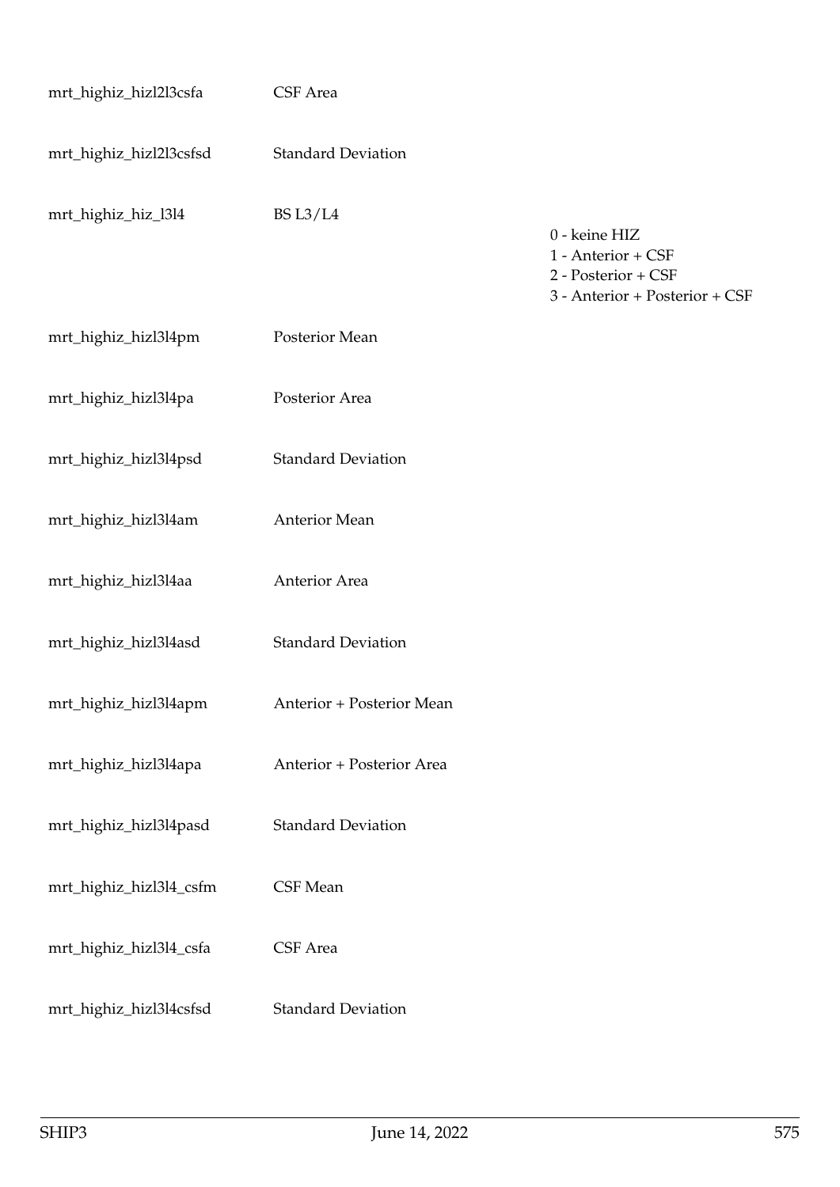| | | |
|---|---|---|
| mrt_highiz_hizl2l3csfa | CSF Area | |
| mrt_highiz_hizl2l3csfsd | Standard Deviation | |
| mrt_highiz_hiz_l3l4 | BS L3/L4 | 0 - keine HIZ<br>1 - Anterior + CSF<br>2 - Posterior + CSF<br>3 - Anterior + Posterior + CSF |
| mrt_highiz_hizl3l4pm | Posterior Mean | |
| mrt_highiz_hizl3l4pa | Posterior Area | |
| mrt_highiz_hizl3l4psd | Standard Deviation | |
| mrt_highiz_hizl3l4am | Anterior Mean | |
| mrt_highiz_hizl3l4aa | Anterior Area | |
| mrt_highiz_hizl3l4asd | Standard Deviation | |
| mrt_highiz_hizl3l4apm | Anterior + Posterior Mean | |
| mrt_highiz_hizl3l4apa | Anterior + Posterior Area | |
| mrt_highiz_hizl3l4pasd | Standard Deviation | |
| mrt_highiz_hizl3l4_csfm | CSF Mean | |
| mrt_highiz_hizl3l4_csfa | CSF Area | |
| mrt_highiz_hizl3l4csfsd | Standard Deviation | |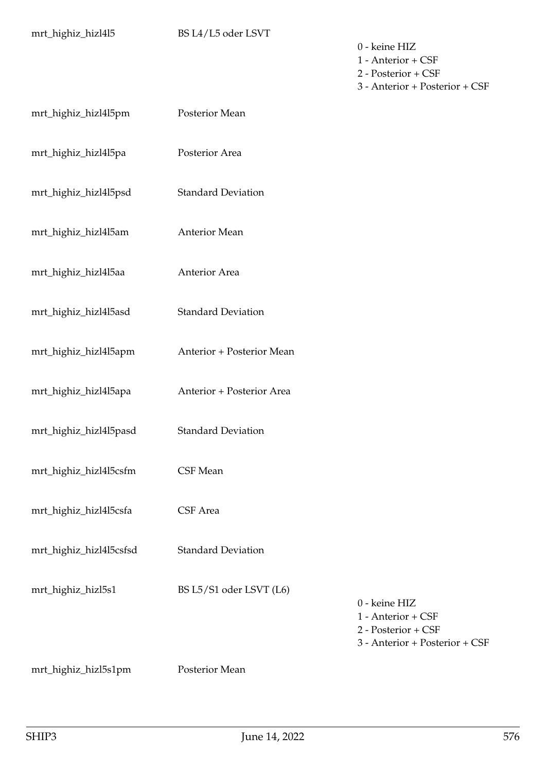| | | |
|---|---|---|
| mrt_highiz_hizl4l5 | BS L4/L5 oder LSVT | 0 - keine HIZ<br>1 - Anterior + CSF<br>2 - Posterior + CSF<br>3 - Anterior + Posterior + CSF |
| mrt_highiz_hizl4l5pm | Posterior Mean | |
| mrt_highiz_hizl4l5pa | Posterior Area | |
| mrt_highiz_hizl4l5psd | Standard Deviation | |
| mrt_highiz_hizl4l5am | Anterior Mean | |
| mrt_highiz_hizl4l5aa | Anterior Area | |
| mrt_highiz_hizl4l5asd | Standard Deviation | |
| mrt_highiz_hizl4l5apm | Anterior + Posterior Mean | |
| mrt_highiz_hizl4l5apa | Anterior + Posterior Area | |
| mrt_highiz_hizl4l5pasd | Standard Deviation | |
| mrt_highiz_hizl4l5csfm | CSF Mean | |
| mrt_highiz_hizl4l5csfa | CSF Area | |
| mrt_highiz_hizl4l5csfsd | Standard Deviation | |
| mrt_highiz_hizl5s1 | BS L5/S1 oder LSVT (L6) | 0 - keine HIZ<br>1 - Anterior + CSF<br>2 - Posterior + CSF<br>3 - Anterior + Posterior + CSF |
| mrt_highiz_hizl5s1pm | Posterior Mean | |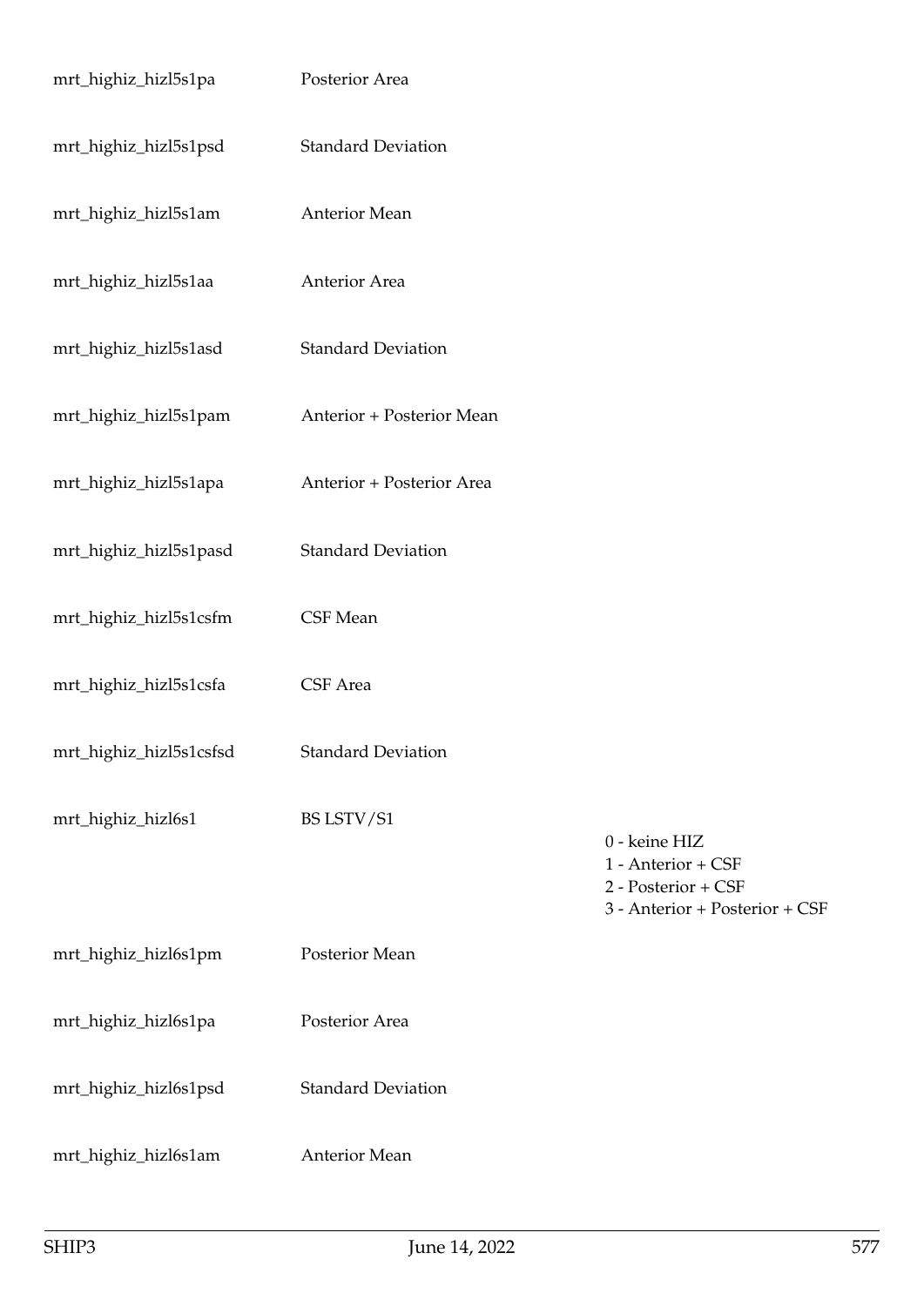| | | |
|---|---|---|
| mrt_highiz_hizl5s1pa | Posterior Area | |
| mrt_highiz_hizl5s1psd | Standard Deviation | |
| mrt_highiz_hizl5s1am | Anterior Mean | |
| mrt_highiz_hizl5s1aa | Anterior Area | |
| mrt_highiz_hizl5s1asd | Standard Deviation | |
| mrt_highiz_hizl5s1pam | Anterior + Posterior Mean | |
| mrt_highiz_hizl5s1apa | Anterior + Posterior Area | |
| mrt_highiz_hizl5s1pasd | Standard Deviation | |
| mrt_highiz_hizl5s1csfm | CSF Mean | |
| mrt_highiz_hizl5s1csfa | CSF Area | |
| mrt_highiz_hizl5s1csfsd | Standard Deviation | |
| mrt_highiz_hizl6s1 | BS LSTV/S1 | 0 - keine HIZ<br>1 - Anterior + CSF<br>2 - Posterior + CSF<br>3 - Anterior + Posterior + CSF |
| mrt_highiz_hizl6s1pm | Posterior Mean | |
| mrt_highiz_hizl6s1pa | Posterior Area | |
| mrt_highiz_hizl6s1psd | Standard Deviation | |
| mrt_highiz_hizl6s1am | Anterior Mean | |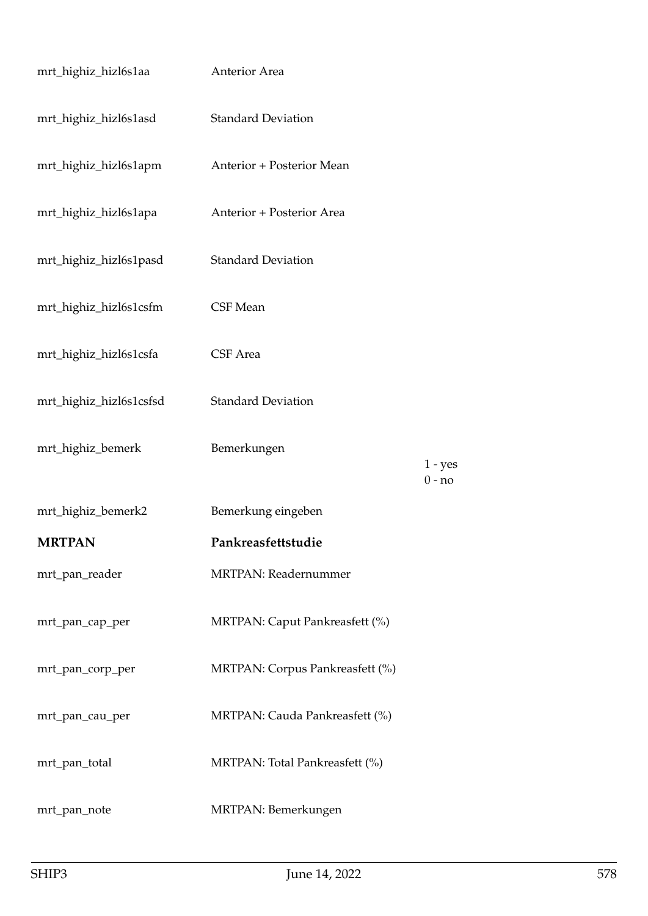| | | |
|---|---|---|
| mrt_highiz_hizl6s1aa | Anterior Area | |
| mrt_highiz_hizl6s1asd | Standard Deviation | |
| mrt_highiz_hizl6s1apm | Anterior + Posterior Mean | |
| mrt_highiz_hizl6s1apa | Anterior + Posterior Area | |
| mrt_highiz_hizl6s1pasd | Standard Deviation | |
| mrt_highiz_hizl6s1csfm | CSF Mean | |
| mrt_highiz_hizl6s1csfa | CSF Area | |
| mrt_highiz_hizl6s1csfsd | Standard Deviation | |
| mrt_highiz_bemerk | Bemerkungen | 1 - yes<br>0 - no |
| mrt_highiz_bemerk2 | Bemerkung eingeben | |
| **MRTPAN** | **Pankreasfettstudie** | |
| mrt_pan_reader | MRTPAN: Readernummer | |
| mrt_pan_cap_per | MRTPAN: Caput Pankreasfett (%) | |
| mrt_pan_corp_per | MRTPAN: Corpus Pankreasfett (%) | |
| mrt_pan_cau_per | MRTPAN: Cauda Pankreasfett (%) | |
| mrt_pan_total | MRTPAN: Total Pankreasfett (%) | |
| mrt_pan_note | MRTPAN: Bemerkungen | |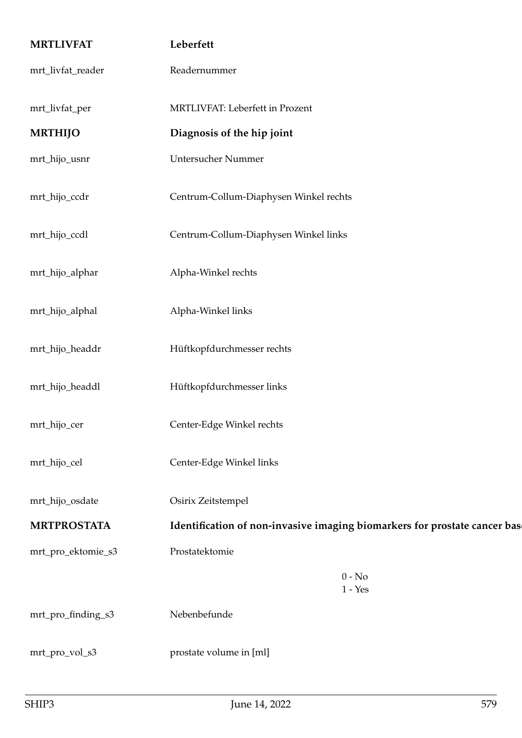| | |
|---|---|
| **MRTLIVFAT** | **Leberfett** |
| mrt_livfat_reader | Readernummer |
| mrt_livfat_per | MRTLIVFAT: Leberfett in Prozent |
| **MRTHIJO** | **Diagnosis of the hip joint** |
| mrt_hijo_usnr | Untersucher Nummer |
| mrt_hijo_ccdr | Centrum-Collum-Diaphysen Winkel rechts |
| mrt_hijo_ccdl | Centrum-Collum-Diaphysen Winkel links |
| mrt_hijo_alphar | Alpha-Winkel rechts |
| mrt_hijo_alphal | Alpha-Winkel links |
| mrt_hijo_headdr | Hüftkopfdurchmesser rechts |
| mrt_hijo_headdl | Hüftkopfdurchmesser links |
| mrt_hijo_cer | Center-Edge Winkel rechts |
| mrt_hijo_cel | Center-Edge Winkel links |
| mrt_hijo_osdate | Osirix Zeitstempel |
| **MRTPROSTATA** | **Identification of non-invasive imaging biomarkers for prostate cancer bas** |
| mrt_pro_ektomie_s3 | Prostatektomie<br>0 - No<br>1 - Yes |
| mrt_pro_finding_s3 | Nebenbefunde |
| mrt_pro_vol_s3 | prostate volume in [ml] |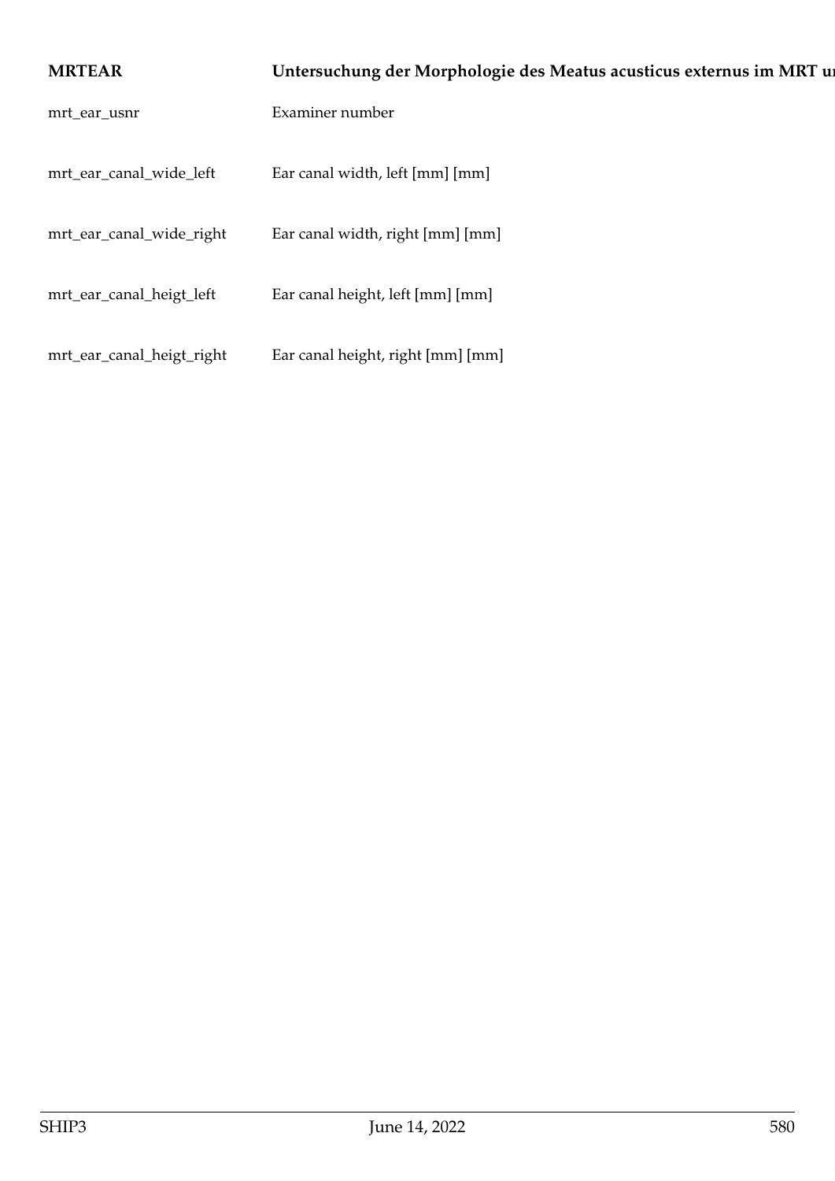| MRTEAR | Untersuchung der Morphologie des Meatus acusticus externus im MRT u |
|---|---|
| mrt_ear_usnr | Examiner number |
| mrt_ear_canal_wide_left | Ear canal width, left [mm] [mm] |
| mrt_ear_canal_wide_right | Ear canal width, right [mm] [mm] |
| mrt_ear_canal_heigt_left | Ear canal height, left [mm] [mm] |
| mrt_ear_canal_heigt_right | Ear canal height, right [mm] [mm] |